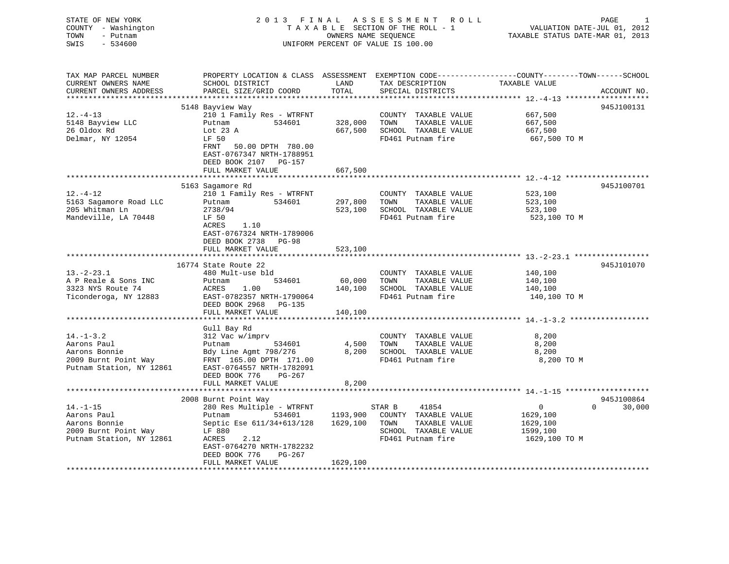STATE OF NEW YORK
COUNTY - Washington
TOWN - Putnam
SWIS - 534600

# 2013 FINAL ASSESSMENT ROLL

TAXABLE SECTION OF THE ROLL - 1
OWNERS NAME SEQUENCE
UNIFORM PERCENT OF VALUE IS 100.00

VALUATION DATE-JUL 01, 2012
TAXABLE STATUS DATE-MAR 01, 2013

| TAX MAP PARCEL NUMBER / CURRENT OWNERS NAME / CURRENT OWNERS ADDRESS | PROPERTY LOCATION & CLASS / SCHOOL DISTRICT / PARCEL SIZE/GRID COORD | ASSESSMENT LAND / TOTAL | EXEMPTION CODE / TAX DESCRIPTION / SPECIAL DISTRICTS | COUNTY / TOWN / SCHOOL TAXABLE VALUE | ACCOUNT NO. |
|---|---|---|---|---|---|
| **12.-4-13** | 5148 Bayview Way | | | | 945J100131 |
| 12.-4-13 | 210 1 Family Res - WTRFNT | | COUNTY TAXABLE VALUE | 667,500 | |
| 5148 Bayview LLC | Putnam 534601 | 328,000 | TOWN TAXABLE VALUE | 667,500 | |
| 26 Oldox Rd | Lot 23 A | 667,500 | SCHOOL TAXABLE VALUE | 667,500 | |
| Delmar, NY 12054 | LF 50 | | FD461 Putnam fire | 667,500 TO M | |
| | FRNT 50.00 DPTH 780.00 | | | | |
| | EAST-0767347 NRTH-1788951 | | | | |
| | DEED BOOK 2107 PG-157 | | | | |
| | FULL MARKET VALUE | 667,500 | | | |
| **12.-4-12** | 5163 Sagamore Rd | | | | 945J100701 |
| 12.-4-12 | 210 1 Family Res - WTRFNT | | COUNTY TAXABLE VALUE | 523,100 | |
| 5163 Sagamore Road LLC | Putnam 534601 | 297,800 | TOWN TAXABLE VALUE | 523,100 | |
| 205 Whitman Ln | 2738/94 | 523,100 | SCHOOL TAXABLE VALUE | 523,100 | |
| Mandeville, LA 70448 | LF 50 | | FD461 Putnam fire | 523,100 TO M | |
| | ACRES 1.10 | | | | |
| | EAST-0767324 NRTH-1789006 | | | | |
| | DEED BOOK 2738 PG-98 | | | | |
| | FULL MARKET VALUE | 523,100 | | | |
| **13.-2-23.1** | 16774 State Route 22 | | | | 945J101070 |
| 13.-2-23.1 | 480 Mult-use bld | | COUNTY TAXABLE VALUE | 140,100 | |
| A P Reale & Sons INC | Putnam 534601 | 60,000 | TOWN TAXABLE VALUE | 140,100 | |
| 3323 NYS Route 74 | ACRES 1.00 | 140,100 | SCHOOL TAXABLE VALUE | 140,100 | |
| Ticonderoga, NY 12883 | EAST-0782357 NRTH-1790064 | | FD461 Putnam fire | 140,100 TO M | |
| | DEED BOOK 2968 PG-135 | | | | |
| | FULL MARKET VALUE | 140,100 | | | |
| **14.-1-3.2** | Gull Bay Rd | | | | |
| 14.-1-3.2 | 312 Vac w/imprv | | COUNTY TAXABLE VALUE | 8,200 | |
| Aarons Paul | Putnam 534601 | 4,500 | TOWN TAXABLE VALUE | 8,200 | |
| Aarons Bonnie | Bdy Line Agmt 798/276 | 8,200 | SCHOOL TAXABLE VALUE | 8,200 | |
| 2009 Burnt Point Way | FRNT 165.00 DPTH 171.00 | | FD461 Putnam fire | 8,200 TO M | |
| Putnam Station, NY 12861 | EAST-0764557 NRTH-1782091 | | | | |
| | DEED BOOK 776 PG-267 | | | | |
| | FULL MARKET VALUE | 8,200 | | | |
| **14.-1-15** | 2008 Burnt Point Way | | | | 945J100864 |
| 14.-1-15 | 280 Res Multiple - WTRFNT | | STAR B 41854 | 0 / 0 / 30,000 | |
| Aarons Paul | Putnam 534601 | 1193,900 | COUNTY TAXABLE VALUE | 1629,100 | |
| Aarons Bonnie | Septic Ese 611/34+613/128 | 1629,100 | TOWN TAXABLE VALUE | 1629,100 | |
| 2009 Burnt Point Way | LF 880 | | SCHOOL TAXABLE VALUE | 1599,100 | |
| Putnam Station, NY 12861 | ACRES 2.12 | | FD461 Putnam fire | 1629,100 TO M | |
| | EAST-0764270 NRTH-1782232 | | | | |
| | DEED BOOK 776 PG-267 | | | | |
| | FULL MARKET VALUE | 1629,100 | | | |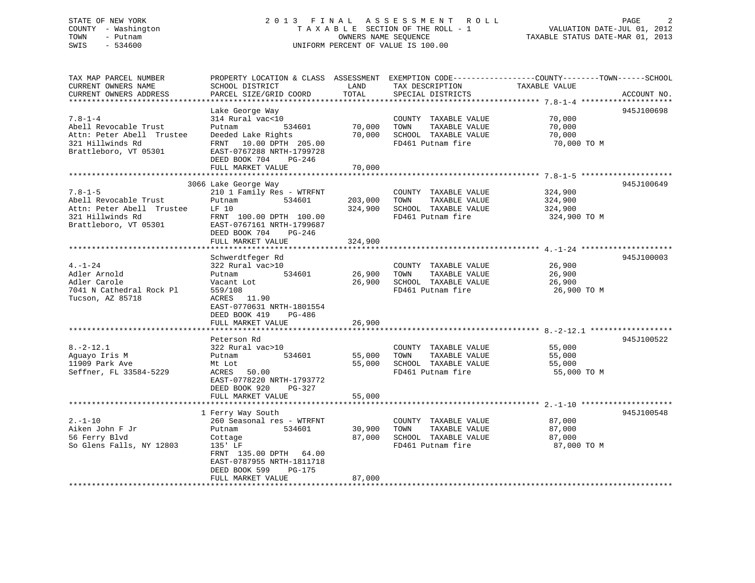STATE OF NEW YORK — 2013 FINAL ASSESSMENT ROLL
COUNTY - Washington — TAXABLE SECTION OF THE ROLL - 1 — VALUATION DATE-JUL 01, 2012
TOWN - Putnam — OWNERS NAME SEQUENCE — TAXABLE STATUS DATE-MAR 01, 2013
SWIS - 534600 — UNIFORM PERCENT OF VALUE IS 100.00

| TAX MAP PARCEL NUMBER / CURRENT OWNERS NAME / CURRENT OWNERS ADDRESS | PROPERTY LOCATION & CLASS / SCHOOL DISTRICT / PARCEL SIZE/GRID COORD | ASSESSMENT LAND | ASSESSMENT TOTAL | EXEMPTION CODE / TAX DESCRIPTION / SPECIAL DISTRICTS | TAXABLE VALUE | ACCOUNT NO. |
|---|---|---|---|---|---|---|
| 7.8-1-4 | Lake George Way | | | | | 945J100698 |
| | 314 Rural vac<10 | | | COUNTY TAXABLE VALUE | 70,000 | |
| Abell Revocable Trust | Putnam 534601 | 70,000 | | TOWN TAXABLE VALUE | 70,000 | |
| Attn: Peter Abell Trustee | Deeded Lake Rights | | 70,000 | SCHOOL TAXABLE VALUE | 70,000 | |
| 321 Hillwinds Rd | FRNT 10.00 DPTH 205.00 | | | FD461 Putnam fire | 70,000 TO M | |
| Brattleboro, VT 05301 | EAST-0767288 NRTH-1799728 | | | | | |
| | DEED BOOK 704 PG-246 | | | | | |
| | FULL MARKET VALUE | | 70,000 | | | |
| 7.8-1-5 | 3066 Lake George Way | | | | | 945J100649 |
| | 210 1 Family Res - WTRFNT | | | COUNTY TAXABLE VALUE | 324,900 | |
| Abell Revocable Trust | Putnam 534601 | 203,000 | | TOWN TAXABLE VALUE | 324,900 | |
| Attn: Peter Abell Trustee | LF 10 | | 324,900 | SCHOOL TAXABLE VALUE | 324,900 | |
| 321 Hillwinds Rd | FRNT 100.00 DPTH 100.00 | | | FD461 Putnam fire | 324,900 TO M | |
| Brattleboro, VT 05301 | EAST-0767161 NRTH-1799687 | | | | | |
| | DEED BOOK 704 PG-246 | | | | | |
| | FULL MARKET VALUE | | 324,900 | | | |
| 4.-1-24 | Schwerdtfeger Rd | | | | | 945J100003 |
| | 322 Rural vac>10 | | | COUNTY TAXABLE VALUE | 26,900 | |
| Adler Arnold | Putnam 534601 | 26,900 | | TOWN TAXABLE VALUE | 26,900 | |
| Adler Carole | Vacant Lot | | 26,900 | SCHOOL TAXABLE VALUE | 26,900 | |
| 7041 N Cathedral Rock Pl | 559/108 | | | FD461 Putnam fire | 26,900 TO M | |
| Tucson, AZ 85718 | ACRES 11.90 | | | | | |
| | EAST-0770631 NRTH-1801554 | | | | | |
| | DEED BOOK 419 PG-486 | | | | | |
| | FULL MARKET VALUE | | 26,900 | | | |
| 8.-2-12.1 | Peterson Rd | | | | | 945J100522 |
| | 322 Rural vac>10 | | | COUNTY TAXABLE VALUE | 55,000 | |
| Aguayo Iris M | Putnam 534601 | 55,000 | | TOWN TAXABLE VALUE | 55,000 | |
| 11909 Park Ave | Mt Lot | | 55,000 | SCHOOL TAXABLE VALUE | 55,000 | |
| Seffner, FL 33584-5229 | ACRES 50.00 | | | FD461 Putnam fire | 55,000 TO M | |
| | EAST-0778220 NRTH-1793772 | | | | | |
| | DEED BOOK 920 PG-327 | | | | | |
| | FULL MARKET VALUE | | 55,000 | | | |
| 2.-1-10 | 1 Ferry Way South | | | | | 945J100548 |
| | 260 Seasonal res - WTRFNT | | | COUNTY TAXABLE VALUE | 87,000 | |
| Aiken John F Jr | Putnam 534601 | 30,900 | | TOWN TAXABLE VALUE | 87,000 | |
| 56 Ferry Blvd | Cottage | | 87,000 | SCHOOL TAXABLE VALUE | 87,000 | |
| So Glens Falls, NY 12803 | 135' LF | | | FD461 Putnam fire | 87,000 TO M | |
| | FRNT 135.00 DPTH 64.00 | | | | | |
| | EAST-0787955 NRTH-1811718 | | | | | |
| | DEED BOOK 599 PG-175 | | | | | |
| | FULL MARKET VALUE | | 87,000 | | | |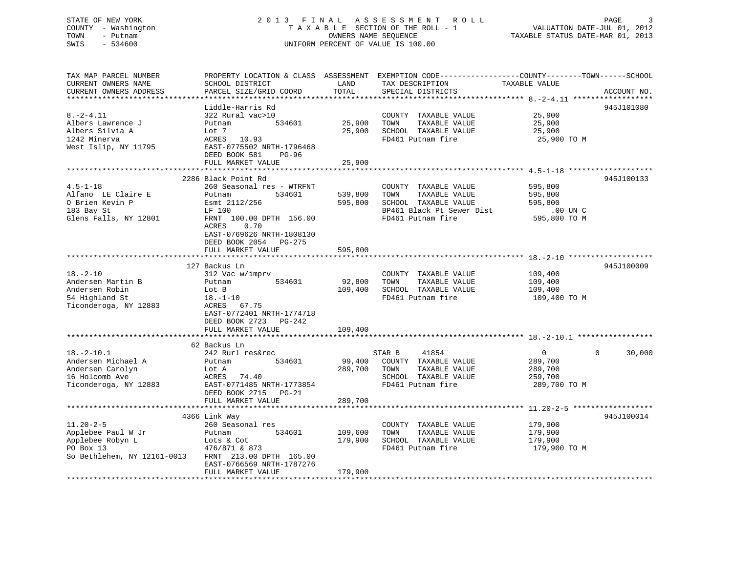STATE OF NEW YORK
COUNTY - Washington
TOWN - Putnam
SWIS - 534600

2013 FINAL ASSESSMENT ROLL
TAXABLE SECTION OF THE ROLL - 1
OWNERS NAME SEQUENCE
UNIFORM PERCENT OF VALUE IS 100.00

VALUATION DATE-JUL 01, 2012
TAXABLE STATUS DATE-MAR 01, 2013

```
TAX MAP PARCEL NUMBER          PROPERTY LOCATION & CLASS  ASSESSMENT  EXEMPTION CODE------------------COUNTY--------TOWN------SCHOOL
CURRENT OWNERS NAME            SCHOOL DISTRICT               LAND      TAX DESCRIPTION            TAXABLE VALUE
CURRENT OWNERS ADDRESS         PARCEL SIZE/GRID COORD        TOTAL     SPECIAL DISTRICTS                                   ACCOUNT NO.
******************************************************************************************************* 8.-2-4.11 ******************
                               Liddle-Harris Rd                                                                         945J101080
8.-2-4.11                      322 Rural vac>10                        COUNTY  TAXABLE VALUE            25,900
Albers Lawrence J              Putnam        534601         25,900     TOWN    TAXABLE VALUE            25,900
Albers Silvia A                Lot 7                        25,900     SCHOOL  TAXABLE VALUE            25,900
1242 Minerva                   ACRES   10.93                           FD461 Putnam fire                 25,900 TO M
West Islip, NY 11795           EAST-0775502 NRTH-1796468
                               DEED BOOK 581    PG-96
                               FULL MARKET VALUE            25,900
******************************************************************************************************* 4.5-1-18 *******************
                               2286 Black Point Rd                                                                      945J100133
4.5-1-18                       260 Seasonal res - WTRFNT               COUNTY  TAXABLE VALUE           595,800
Alfano  LE Claire E            Putnam        534601        539,800     TOWN    TAXABLE VALUE           595,800
O Brien Kevin P                Esmt 2112/256               595,800     SCHOOL  TAXABLE VALUE           595,800
183 Bay St                     LF 100                                  BP461 Black Pt Sewer Dist            .00 UN C
Glens Falls, NY 12801          FRNT 100.00 DPTH 156.00                 FD461 Putnam fire                595,800 TO M
                               ACRES    0.70
                               EAST-0769626 NRTH-1808130
                               DEED BOOK 2054   PG-275
                               FULL MARKET VALUE           595,800
******************************************************************************************************* 18.-2-10 *******************
                               127 Backus Ln                                                                            945J100009
18.-2-10                       312 Vac w/imprv                         COUNTY  TAXABLE VALUE           109,400
Andersen Martin B              Putnam        534601         92,800     TOWN    TAXABLE VALUE           109,400
Andersen Robin                 Lot B                       109,400     SCHOOL  TAXABLE VALUE           109,400
54 Highland St                 18.-1-10                                FD461 Putnam fire                109,400 TO M
Ticonderoga, NY 12883          ACRES   67.75
                               EAST-0772401 NRTH-1774718
                               DEED BOOK 2723   PG-242
                               FULL MARKET VALUE           109,400
******************************************************************************************************* 18.-2-10.1 *****************
                               62 Backus Ln
18.-2-10.1                     242 Rurl res&rec                        STAR B     41854                   0          0      30,000
Andersen Michael A             Putnam        534601         99,400     COUNTY  TAXABLE VALUE           289,700
Andersen Carolyn               Lot A                       289,700     TOWN    TAXABLE VALUE           289,700
16 Holcomb Ave                 ACRES   74.40                           SCHOOL  TAXABLE VALUE           259,700
Ticonderoga, NY 12883          EAST-0771485 NRTH-1773854               FD461 Putnam fire                289,700 TO M
                               DEED BOOK 2715   PG-21
                               FULL MARKET VALUE           289,700
******************************************************************************************************* 11.20-2-5 ******************
                               4366 Link Way                                                                            945J100014
11.20-2-5                      260 Seasonal res                        COUNTY  TAXABLE VALUE           179,900
Applebee Paul W Jr             Putnam        534601        109,600     TOWN    TAXABLE VALUE           179,900
Applebee Robyn L               Lots & Cot                  179,900     SCHOOL  TAXABLE VALUE           179,900
PO Box 13                      476/871 & 873                           FD461 Putnam fire                179,900 TO M
So Bethlehem, NY 12161-0013    FRNT 213.00 DPTH 165.00
                               EAST-0766569 NRTH-1787276
                               FULL MARKET VALUE           179,900
************************************************************************************************************************************
```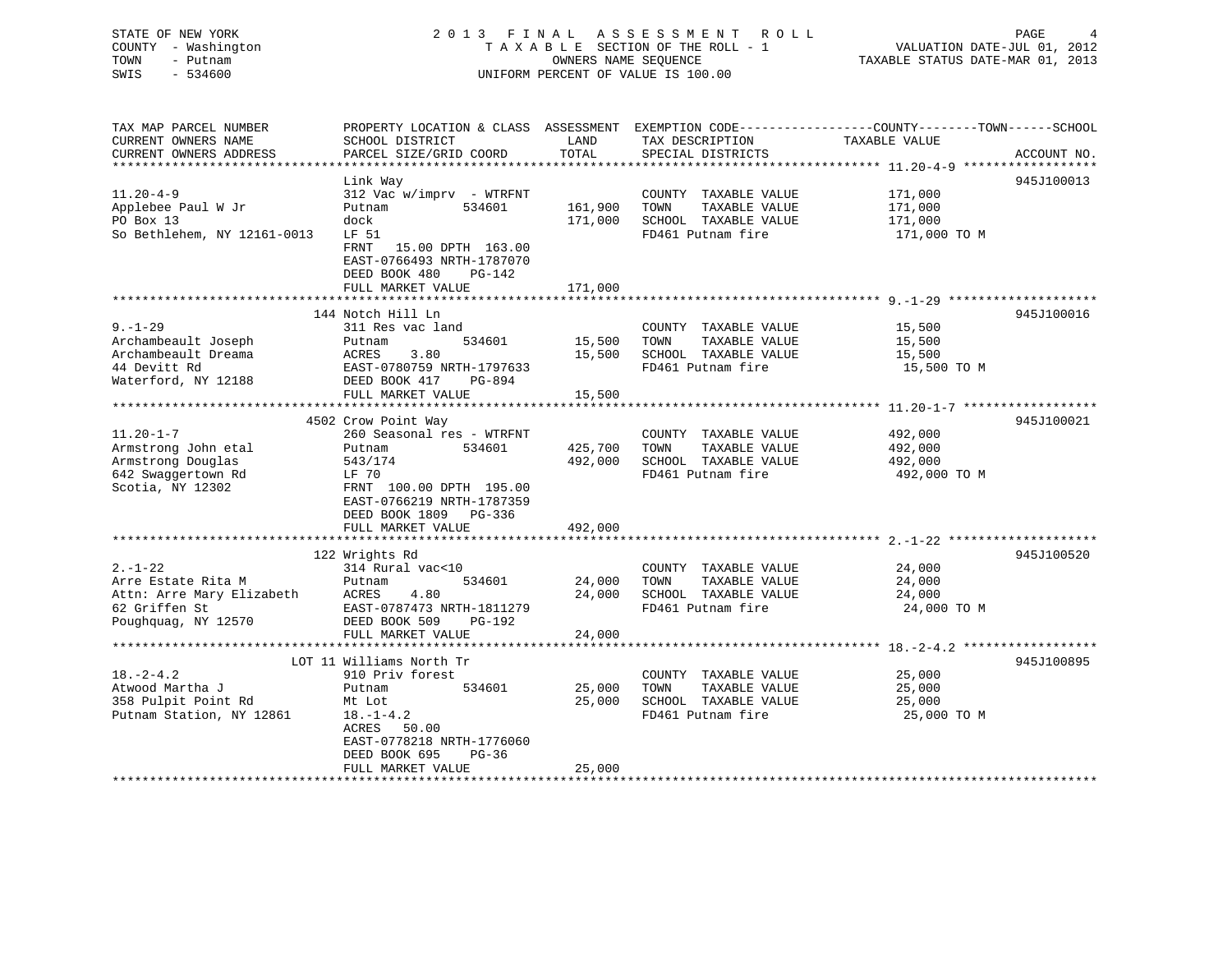STATE OF NEW YORK
COUNTY - Washington
TOWN - Putnam
SWIS - 534600

# 2013 FINAL ASSESSMENT ROLL

TAXABLE SECTION OF THE ROLL - 1
OWNERS NAME SEQUENCE
UNIFORM PERCENT OF VALUE IS 100.00

VALUATION DATE-JUL 01, 2012
TAXABLE STATUS DATE-MAR 01, 2013

| TAX MAP PARCEL NUMBER / CURRENT OWNERS NAME / CURRENT OWNERS ADDRESS | PROPERTY LOCATION & CLASS / SCHOOL DISTRICT / PARCEL SIZE/GRID COORD | ASSESSMENT LAND | ASSESSMENT TOTAL | EXEMPTION CODE / TAX DESCRIPTION / SPECIAL DISTRICTS | TAXABLE VALUE (COUNTY--TOWN--SCHOOL) | ACCOUNT NO. |
|---|---|---|---|---|---|---|
| 11.20-4-9 | Link Way | | | | | 945J100013 |
| | 312 Vac w/imprv - WTRFNT | | | COUNTY TAXABLE VALUE | 171,000 | |
| Applebee Paul W Jr | Putnam 534601 | 161,900 | | TOWN TAXABLE VALUE | 171,000 | |
| PO Box 13 | dock | | 171,000 | SCHOOL TAXABLE VALUE | 171,000 | |
| So Bethlehem, NY 12161-0013 | LF 51 | | | FD461 Putnam fire | 171,000 TO M | |
| | FRNT 15.00 DPTH 163.00 | | | | | |
| | EAST-0766493 NRTH-1787070 | | | | | |
| | DEED BOOK 480 PG-142 | | | | | |
| | FULL MARKET VALUE | | 171,000 | | | |
| 9.-1-29 | 144 Notch Hill Ln | | | | | 945J100016 |
| | 311 Res vac land | | | COUNTY TAXABLE VALUE | 15,500 | |
| Archambeault Joseph | Putnam 534601 | 15,500 | | TOWN TAXABLE VALUE | 15,500 | |
| Archambeault Dreama | ACRES 3.80 | | 15,500 | SCHOOL TAXABLE VALUE | 15,500 | |
| 44 Devitt Rd | EAST-0780759 NRTH-1797633 | | | FD461 Putnam fire | 15,500 TO M | |
| Waterford, NY 12188 | DEED BOOK 417 PG-894 | | | | | |
| | FULL MARKET VALUE | | 15,500 | | | |
| 11.20-1-7 | 4502 Crow Point Way | | | | | 945J100021 |
| | 260 Seasonal res - WTRFNT | | | COUNTY TAXABLE VALUE | 492,000 | |
| Armstrong John etal | Putnam 534601 | 425,700 | | TOWN TAXABLE VALUE | 492,000 | |
| Armstrong Douglas | 543/174 | | 492,000 | SCHOOL TAXABLE VALUE | 492,000 | |
| 642 Swaggertown Rd | LF 70 | | | FD461 Putnam fire | 492,000 TO M | |
| Scotia, NY 12302 | FRNT 100.00 DPTH 195.00 | | | | | |
| | EAST-0766219 NRTH-1787359 | | | | | |
| | DEED BOOK 1809 PG-336 | | | | | |
| | FULL MARKET VALUE | | 492,000 | | | |
| 2.-1-22 | 122 Wrights Rd | | | | | 945J100520 |
| | 314 Rural vac<10 | | | COUNTY TAXABLE VALUE | 24,000 | |
| Arre Estate Rita M | Putnam 534601 | 24,000 | | TOWN TAXABLE VALUE | 24,000 | |
| Attn: Arre Mary Elizabeth | ACRES 4.80 | | 24,000 | SCHOOL TAXABLE VALUE | 24,000 | |
| 62 Griffen St | EAST-0787473 NRTH-1811279 | | | FD461 Putnam fire | 24,000 TO M | |
| Poughquag, NY 12570 | DEED BOOK 509 PG-192 | | | | | |
| | FULL MARKET VALUE | | 24,000 | | | |
| 18.-2-4.2 | LOT 11 Williams North Tr | | | | | 945J100895 |
| | 910 Priv forest | | | COUNTY TAXABLE VALUE | 25,000 | |
| Atwood Martha J | Putnam 534601 | 25,000 | | TOWN TAXABLE VALUE | 25,000 | |
| 358 Pulpit Point Rd | Mt Lot | | 25,000 | SCHOOL TAXABLE VALUE | 25,000 | |
| Putnam Station, NY 12861 | 18.-1-4.2 | | | FD461 Putnam fire | 25,000 TO M | |
| | ACRES 50.00 | | | | | |
| | EAST-0778218 NRTH-1776060 | | | | | |
| | DEED BOOK 695 PG-36 | | | | | |
| | FULL MARKET VALUE | | 25,000 | | | |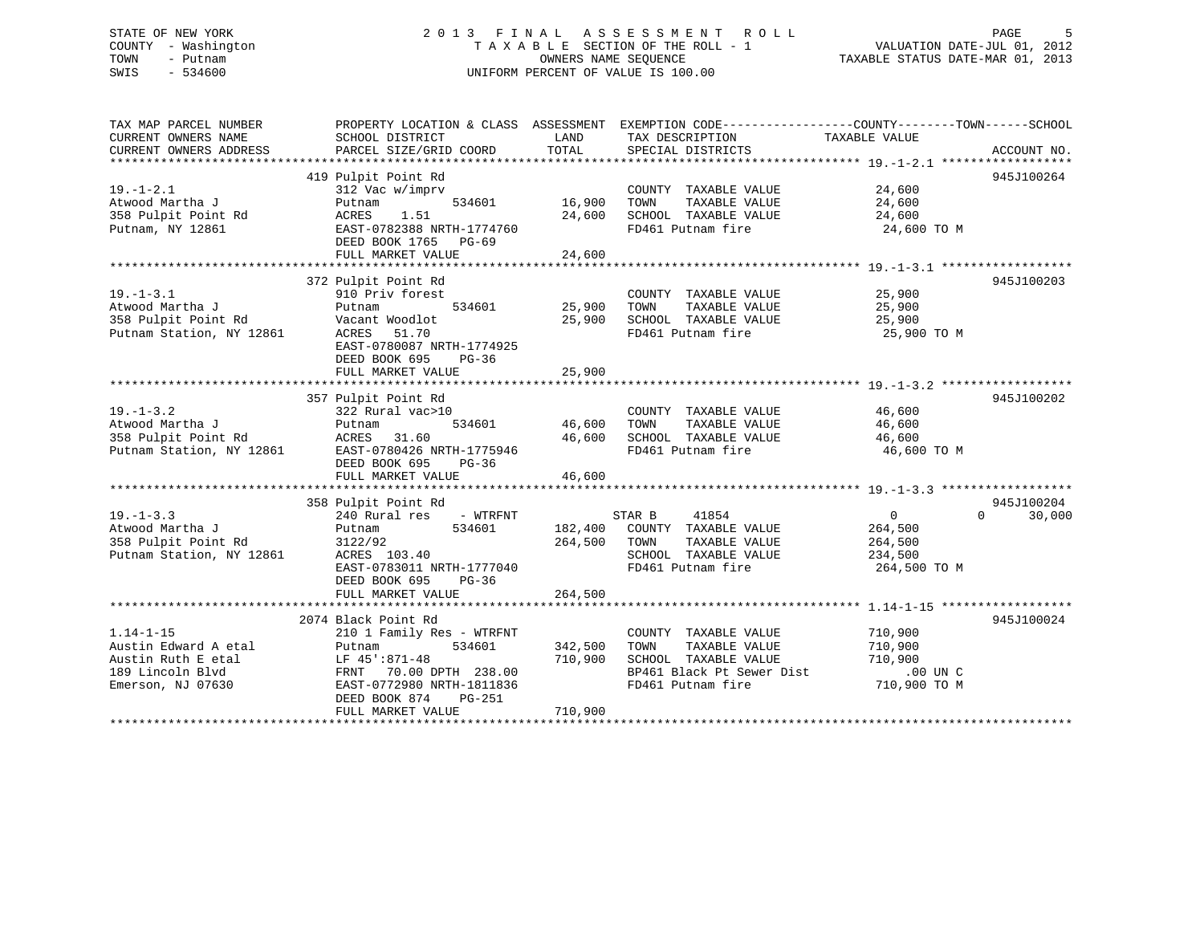STATE OF NEW YORK — 2013 FINAL ASSESSMENT ROLL
COUNTY - Washington — TAXABLE SECTION OF THE ROLL - 1 — VALUATION DATE-JUL 01, 2012
TOWN - Putnam — OWNERS NAME SEQUENCE — TAXABLE STATUS DATE-MAR 01, 2013
SWIS - 534600 — UNIFORM PERCENT OF VALUE IS 100.00

| TAX MAP PARCEL NUMBER / CURRENT OWNERS NAME / CURRENT OWNERS ADDRESS | PROPERTY LOCATION & CLASS / SCHOOL DISTRICT / PARCEL SIZE/GRID COORD | ASSESSMENT LAND / TOTAL | EXEMPTION CODE / TAX DESCRIPTION / SPECIAL DISTRICTS | COUNTY / TOWN / SCHOOL TAXABLE VALUE | ACCOUNT NO. |
|---|---|---|---|---|---|
| **19.-1-2.1** | 419 Pulpit Point Rd | | | | 945J100264 |
| Atwood Martha J | 312 Vac w/imprv | | COUNTY TAXABLE VALUE | 24,600 | |
| 358 Pulpit Point Rd | Putnam 534601 | 16,900 | TOWN TAXABLE VALUE | 24,600 | |
| Putnam, NY 12861 | ACRES 1.51 | 24,600 | SCHOOL TAXABLE VALUE | 24,600 | |
| | EAST-0782388 NRTH-1774760 | | FD461 Putnam fire | 24,600 TO M | |
| | DEED BOOK 1765 PG-69 | | | | |
| | FULL MARKET VALUE | 24,600 | | | |
| **19.-1-3.1** | 372 Pulpit Point Rd | | | | 945J100203 |
| Atwood Martha J | 910 Priv forest | | COUNTY TAXABLE VALUE | 25,900 | |
| 358 Pulpit Point Rd | Putnam 534601 | 25,900 | TOWN TAXABLE VALUE | 25,900 | |
| Putnam Station, NY 12861 | Vacant Woodlot | 25,900 | SCHOOL TAXABLE VALUE | 25,900 | |
| | ACRES 51.70 | | FD461 Putnam fire | 25,900 TO M | |
| | EAST-0780087 NRTH-1774925 | | | | |
| | DEED BOOK 695 PG-36 | | | | |
| | FULL MARKET VALUE | 25,900 | | | |
| **19.-1-3.2** | 357 Pulpit Point Rd | | | | 945J100202 |
| Atwood Martha J | 322 Rural vac>10 | | COUNTY TAXABLE VALUE | 46,600 | |
| 358 Pulpit Point Rd | Putnam 534601 | 46,600 | TOWN TAXABLE VALUE | 46,600 | |
| Putnam Station, NY 12861 | ACRES 31.60 | 46,600 | SCHOOL TAXABLE VALUE | 46,600 | |
| | EAST-0780426 NRTH-1775946 | | FD461 Putnam fire | 46,600 TO M | |
| | DEED BOOK 695 PG-36 | | | | |
| | FULL MARKET VALUE | 46,600 | | | |
| **19.-1-3.3** | 358 Pulpit Point Rd | | | | 945J100204 |
| Atwood Martha J | 240 Rural res - WTRFNT | | STAR B 41854 | 0 / 0 / 30,000 | |
| 358 Pulpit Point Rd | Putnam 534601 | 182,400 | COUNTY TAXABLE VALUE | 264,500 | |
| Putnam Station, NY 12861 | 3122/92 | 264,500 | TOWN TAXABLE VALUE | 264,500 | |
| | ACRES 103.40 | | SCHOOL TAXABLE VALUE | 234,500 | |
| | EAST-0783011 NRTH-1777040 | | FD461 Putnam fire | 264,500 TO M | |
| | DEED BOOK 695 PG-36 | | | | |
| | FULL MARKET VALUE | 264,500 | | | |
| **1.14-1-15** | 2074 Black Point Rd | | | | 945J100024 |
| Austin Edward A etal | 210 1 Family Res - WTRFNT | | COUNTY TAXABLE VALUE | 710,900 | |
| Austin Ruth E etal | Putnam 534601 | 342,500 | TOWN TAXABLE VALUE | 710,900 | |
| 189 Lincoln Blvd | LF 45':871-48 | 710,900 | SCHOOL TAXABLE VALUE | 710,900 | |
| Emerson, NJ 07630 | FRNT 70.00 DPTH 238.00 | | BP461 Black Pt Sewer Dist | .00 UN C | |
| | EAST-0772980 NRTH-1811836 | | FD461 Putnam fire | 710,900 TO M | |
| | DEED BOOK 874 PG-251 | | | | |
| | FULL MARKET VALUE | 710,900 | | | |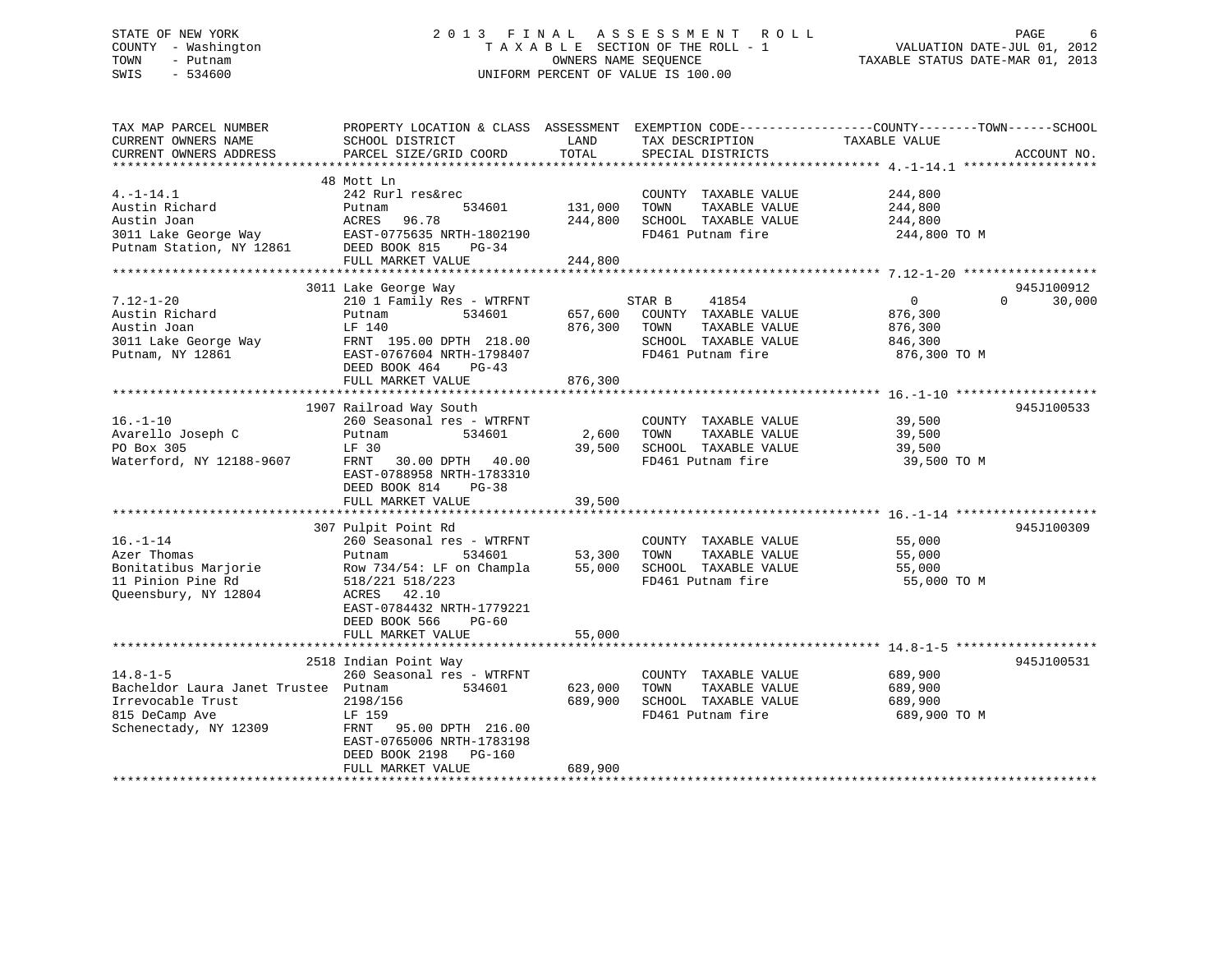STATE OF NEW YORK
COUNTY - Washington
TOWN - Putnam
SWIS - 534600

# 2013 FINAL ASSESSMENT ROLL

TAXABLE SECTION OF THE ROLL - 1
OWNERS NAME SEQUENCE
UNIFORM PERCENT OF VALUE IS 100.00

VALUATION DATE-JUL 01, 2012
TAXABLE STATUS DATE-MAR 01, 2013

| TAX MAP PARCEL NUMBER / CURRENT OWNERS NAME / CURRENT OWNERS ADDRESS | PROPERTY LOCATION & CLASS / SCHOOL DISTRICT / PARCEL SIZE/GRID COORD | ASSESSMENT LAND | TOTAL | EXEMPTION CODE / TAX DESCRIPTION / SPECIAL DISTRICTS | COUNTY TAXABLE VALUE | TOWN | SCHOOL | ACCOUNT NO. |
|---|---|---|---|---|---|---|---|---|
| 4.-1-14.1 | 48 Mott Ln | | | | | | | |
| Austin Richard | 242 Rurl res&rec | | | COUNTY TAXABLE VALUE | 244,800 | | | |
| Austin Joan | Putnam 534601 | 131,000 | | TOWN TAXABLE VALUE | 244,800 | | | |
| 3011 Lake George Way | ACRES 96.78 | | 244,800 | SCHOOL TAXABLE VALUE | 244,800 | | | |
| Putnam Station, NY 12861 | EAST-0775635 NRTH-1802190 | | | FD461 Putnam fire | 244,800 TO M | | | |
| | DEED BOOK 815 PG-34 | | | | | | | |
| | FULL MARKET VALUE | | 244,800 | | | | | |
| 7.12-1-20 | 3011 Lake George Way | | | | | | | 945J100912 |
| Austin Richard | 210 1 Family Res - WTRFNT | | | STAR B 41854 | 0 | 0 | 30,000 | |
| Austin Joan | Putnam 534601 | 657,600 | | COUNTY TAXABLE VALUE | 876,300 | | | |
| 3011 Lake George Way | LF 140 | | 876,300 | TOWN TAXABLE VALUE | 876,300 | | | |
| Putnam, NY 12861 | FRNT 195.00 DPTH 218.00 | | | SCHOOL TAXABLE VALUE | 846,300 | | | |
| | EAST-0767604 NRTH-1798407 | | | FD461 Putnam fire | 876,300 TO M | | | |
| | DEED BOOK 464 PG-43 | | | | | | | |
| | FULL MARKET VALUE | | 876,300 | | | | | |
| 16.-1-10 | 1907 Railroad Way South | | | | | | | 945J100533 |
| Avarello Joseph C | 260 Seasonal res - WTRFNT | | | COUNTY TAXABLE VALUE | 39,500 | | | |
| PO Box 305 | Putnam 534601 | 2,600 | | TOWN TAXABLE VALUE | 39,500 | | | |
| Waterford, NY 12188-9607 | LF 30 | | 39,500 | SCHOOL TAXABLE VALUE | 39,500 | | | |
| | FRNT 30.00 DPTH 40.00 | | | FD461 Putnam fire | 39,500 TO M | | | |
| | EAST-0788958 NRTH-1783310 | | | | | | | |
| | DEED BOOK 814 PG-38 | | | | | | | |
| | FULL MARKET VALUE | | 39,500 | | | | | |
| 16.-1-14 | 307 Pulpit Point Rd | | | | | | | 945J100309 |
| Azer Thomas | 260 Seasonal res - WTRFNT | | | COUNTY TAXABLE VALUE | 55,000 | | | |
| Bonitatibus Marjorie | Putnam 534601 | 53,300 | | TOWN TAXABLE VALUE | 55,000 | | | |
| 11 Pinion Pine Rd | Row 734/54: LF on Champla | | 55,000 | SCHOOL TAXABLE VALUE | 55,000 | | | |
| Queensbury, NY 12804 | 518/221 518/223 | | | FD461 Putnam fire | 55,000 TO M | | | |
| | ACRES 42.10 | | | | | | | |
| | EAST-0784432 NRTH-1779221 | | | | | | | |
| | DEED BOOK 566 PG-60 | | | | | | | |
| | FULL MARKET VALUE | | 55,000 | | | | | |
| 14.8-1-5 | 2518 Indian Point Way | | | | | | | 945J100531 |
| Bacheldor Laura Janet Trustee | 260 Seasonal res - WTRFNT | | | COUNTY TAXABLE VALUE | 689,900 | | | |
| Irrevocable Trust | Putnam 534601 | 623,000 | | TOWN TAXABLE VALUE | 689,900 | | | |
| 815 DeCamp Ave | 2198/156 | | 689,900 | SCHOOL TAXABLE VALUE | 689,900 | | | |
| Schenectady, NY 12309 | LF 159 | | | FD461 Putnam fire | 689,900 TO M | | | |
| | FRNT 95.00 DPTH 216.00 | | | | | | | |
| | EAST-0765006 NRTH-1783198 | | | | | | | |
| | DEED BOOK 2198 PG-160 | | | | | | | |
| | FULL MARKET VALUE | | 689,900 | | | | | |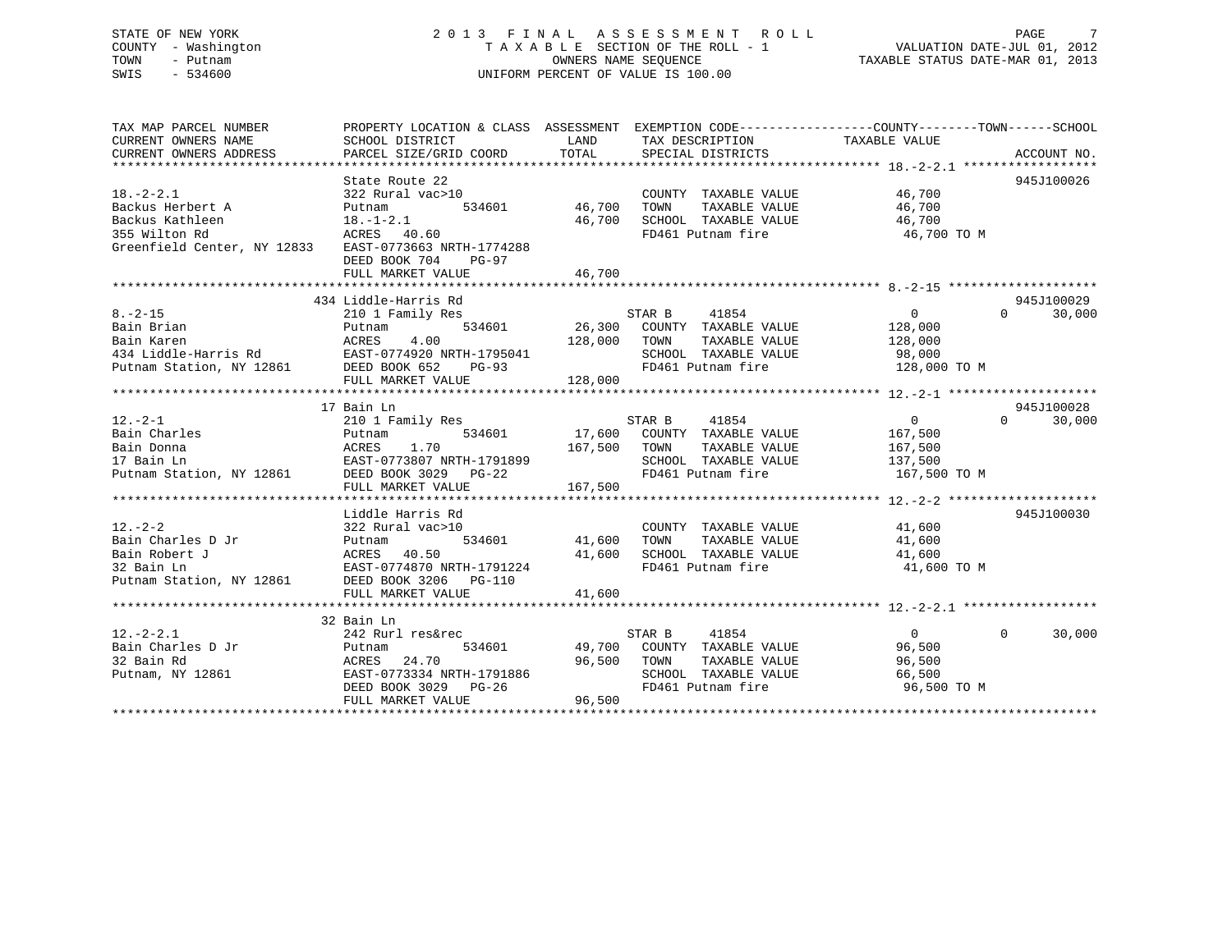STATE OF NEW YORK
COUNTY - Washington
TOWN - Putnam
SWIS - 534600

# 2013 FINAL ASSESSMENT ROLL

TAXABLE SECTION OF THE ROLL - 1
OWNERS NAME SEQUENCE
UNIFORM PERCENT OF VALUE IS 100.00

VALUATION DATE-JUL 01, 2012
TAXABLE STATUS DATE-MAR 01, 2013

| TAX MAP PARCEL NUMBER / CURRENT OWNERS NAME / CURRENT OWNERS ADDRESS | PROPERTY LOCATION & CLASS / SCHOOL DISTRICT / PARCEL SIZE/GRID COORD | ASSESSMENT LAND / TOTAL | EXEMPTION CODE / TAX DESCRIPTION / SPECIAL DISTRICTS | COUNTY TAXABLE VALUE | TOWN | SCHOOL | ACCOUNT NO. |
|---|---|---|---|---|---|---|---|
| **18.-2-2.1** | State Route 22 | | | | | | 945J100026 |
| 18.-2-2.1 | 322 Rural vac>10 | | COUNTY TAXABLE VALUE | 46,700 | | | |
| Backus Herbert A | Putnam 534601 | 46,700 | TOWN TAXABLE VALUE | 46,700 | | | |
| Backus Kathleen | 18.-1-2.1 | 46,700 | SCHOOL TAXABLE VALUE | 46,700 | | | |
| 355 Wilton Rd | ACRES 40.60 | | FD461 Putnam fire | 46,700 TO M | | | |
| Greenfield Center, NY 12833 | EAST-0773663 NRTH-1774288 | | | | | | |
| | DEED BOOK 704 PG-97 | | | | | | |
| | FULL MARKET VALUE | 46,700 | | | | | |
| **8.-2-15** | 434 Liddle-Harris Rd | | | | | | 945J100029 |
| 8.-2-15 | 210 1 Family Res | | STAR B 41854 | 0 | 0 | 30,000 | |
| Bain Brian | Putnam 534601 | 26,300 | COUNTY TAXABLE VALUE | 128,000 | | | |
| Bain Karen | ACRES 4.00 | 128,000 | TOWN TAXABLE VALUE | 128,000 | | | |
| 434 Liddle-Harris Rd | EAST-0774920 NRTH-1795041 | | SCHOOL TAXABLE VALUE | 98,000 | | | |
| Putnam Station, NY 12861 | DEED BOOK 652 PG-93 | | FD461 Putnam fire | 128,000 TO M | | | |
| | FULL MARKET VALUE | 128,000 | | | | | |
| **12.-2-1** | 17 Bain Ln | | | | | | 945J100028 |
| 12.-2-1 | 210 1 Family Res | | STAR B 41854 | 0 | 0 | 30,000 | |
| Bain Charles | Putnam 534601 | 17,600 | COUNTY TAXABLE VALUE | 167,500 | | | |
| Bain Donna | ACRES 1.70 | 167,500 | TOWN TAXABLE VALUE | 167,500 | | | |
| 17 Bain Ln | EAST-0773807 NRTH-1791899 | | SCHOOL TAXABLE VALUE | 137,500 | | | |
| Putnam Station, NY 12861 | DEED BOOK 3029 PG-22 | | FD461 Putnam fire | 167,500 TO M | | | |
| | FULL MARKET VALUE | 167,500 | | | | | |
| **12.-2-2** | Liddle Harris Rd | | | | | | 945J100030 |
| 12.-2-2 | 322 Rural vac>10 | | COUNTY TAXABLE VALUE | 41,600 | | | |
| Bain Charles D Jr | Putnam 534601 | 41,600 | TOWN TAXABLE VALUE | 41,600 | | | |
| Bain Robert J | ACRES 40.50 | 41,600 | SCHOOL TAXABLE VALUE | 41,600 | | | |
| 32 Bain Ln | EAST-0774870 NRTH-1791224 | | FD461 Putnam fire | 41,600 TO M | | | |
| Putnam Station, NY 12861 | DEED BOOK 3206 PG-110 | | | | | | |
| | FULL MARKET VALUE | 41,600 | | | | | |
| **12.-2-2.1** | 32 Bain Ln | | | | | | |
| 12.-2-2.1 | 242 Rurl res&rec | | STAR B 41854 | 0 | 0 | 30,000 | |
| Bain Charles D Jr | Putnam 534601 | 49,700 | COUNTY TAXABLE VALUE | 96,500 | | | |
| 32 Bain Rd | ACRES 24.70 | 96,500 | TOWN TAXABLE VALUE | 96,500 | | | |
| Putnam, NY 12861 | EAST-0773334 NRTH-1791886 | | SCHOOL TAXABLE VALUE | 66,500 | | | |
| | DEED BOOK 3029 PG-26 | | FD461 Putnam fire | 96,500 TO M | | | |
| | FULL MARKET VALUE | 96,500 | | | | | |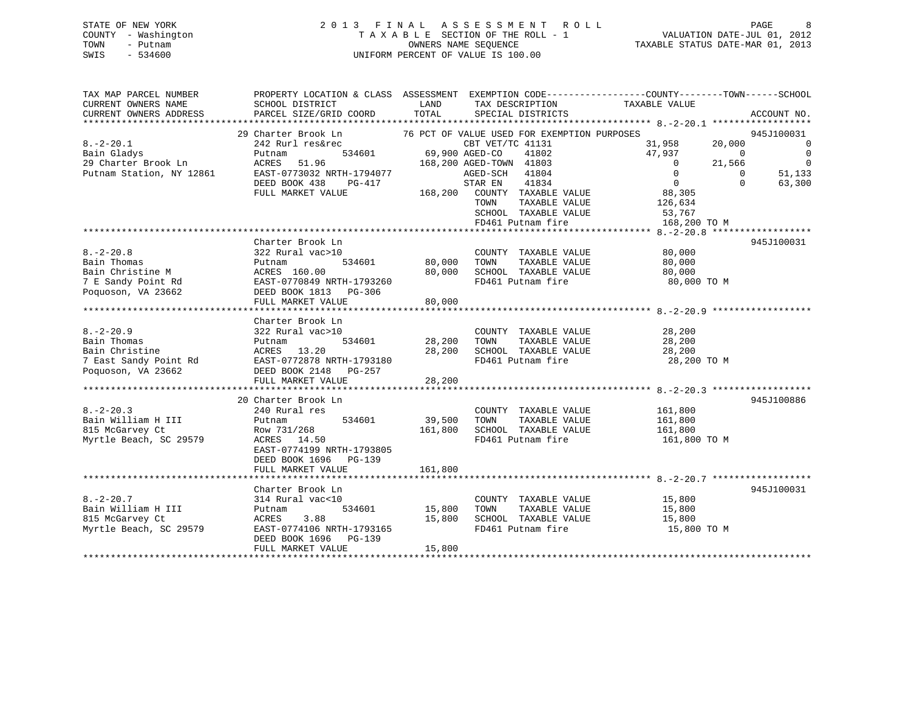STATE OF NEW YORK
COUNTY - Washington
TOWN - Putnam
SWIS - 534600

2013 FINAL ASSESSMENT ROLL
TAXABLE SECTION OF THE ROLL - 1
OWNERS NAME SEQUENCE
UNIFORM PERCENT OF VALUE IS 100.00

VALUATION DATE-JUL 01, 2012
TAXABLE STATUS DATE-MAR 01, 2013

| TAX MAP PARCEL NUMBER / CURRENT OWNERS NAME / CURRENT OWNERS ADDRESS | PROPERTY LOCATION & CLASS / SCHOOL DISTRICT / PARCEL SIZE/GRID COORD | ASSESSMENT LAND / TOTAL | EXEMPTION CODE / TAX DESCRIPTION / SPECIAL DISTRICTS | COUNTY TAXABLE VALUE | TOWN | SCHOOL | ACCOUNT NO. |
|---|---|---|---|---|---|---|---|
| **8.-2-20.1** | 29 Charter Brook Ln | | 76 PCT OF VALUE USED FOR EXEMPTION PURPOSES | | | | 945J100031 |
| 8.-2-20.1 | 242 Rurl res&rec | | CBT VET/TC 41131 | 31,958 | 20,000 | 0 | |
| Bain Gladys | Putnam 534601 | 69,900 | AGED-CO 41802 | 47,937 | 0 | 0 | |
| 29 Charter Brook Ln | ACRES 51.96 | 168,200 | AGED-TOWN 41803 | 0 | 21,566 | 0 | |
| Putnam Station, NY 12861 | EAST-0773032 NRTH-1794077 | | AGED-SCH 41804 | 0 | 0 | 51,133 | |
| | DEED BOOK 438 PG-417 | | STAR EN 41834 | 0 | 0 | 63,300 | |
| | FULL MARKET VALUE | 168,200 | COUNTY TAXABLE VALUE | 88,305 | | | |
| | | | TOWN TAXABLE VALUE | 126,634 | | | |
| | | | SCHOOL TAXABLE VALUE | 53,767 | | | |
| | | | FD461 Putnam fire | 168,200 TO M | | | |
| **8.-2-20.8** | Charter Brook Ln | | | | | | 945J100031 |
| 8.-2-20.8 | 322 Rural vac>10 | | COUNTY TAXABLE VALUE | 80,000 | | | |
| Bain Thomas | Putnam 534601 | 80,000 | TOWN TAXABLE VALUE | 80,000 | | | |
| Bain Christine M | ACRES 160.00 | 80,000 | SCHOOL TAXABLE VALUE | 80,000 | | | |
| 7 E Sandy Point Rd | EAST-0770849 NRTH-1793260 | | FD461 Putnam fire | 80,000 TO M | | | |
| Poquoson, VA 23662 | DEED BOOK 1813 PG-306 | | | | | | |
| | FULL MARKET VALUE | 80,000 | | | | | |
| **8.-2-20.9** | Charter Brook Ln | | | | | | |
| 8.-2-20.9 | 322 Rural vac>10 | | COUNTY TAXABLE VALUE | 28,200 | | | |
| Bain Thomas | Putnam 534601 | 28,200 | TOWN TAXABLE VALUE | 28,200 | | | |
| Bain Christine | ACRES 13.20 | 28,200 | SCHOOL TAXABLE VALUE | 28,200 | | | |
| 7 East Sandy Point Rd | EAST-0772878 NRTH-1793180 | | FD461 Putnam fire | 28,200 TO M | | | |
| Poquoson, VA 23662 | DEED BOOK 2148 PG-257 | | | | | | |
| | FULL MARKET VALUE | 28,200 | | | | | |
| **8.-2-20.3** | 20 Charter Brook Ln | | | | | | 945J100886 |
| 8.-2-20.3 | 240 Rural res | | COUNTY TAXABLE VALUE | 161,800 | | | |
| Bain William H III | Putnam 534601 | 39,500 | TOWN TAXABLE VALUE | 161,800 | | | |
| 815 McGarvey Ct | Row 731/268 | 161,800 | SCHOOL TAXABLE VALUE | 161,800 | | | |
| Myrtle Beach, SC 29579 | ACRES 14.50 | | FD461 Putnam fire | 161,800 TO M | | | |
| | EAST-0774199 NRTH-1793805 | | | | | | |
| | DEED BOOK 1696 PG-139 | | | | | | |
| | FULL MARKET VALUE | 161,800 | | | | | |
| **8.-2-20.7** | Charter Brook Ln | | | | | | 945J100031 |
| 8.-2-20.7 | 314 Rural vac<10 | | COUNTY TAXABLE VALUE | 15,800 | | | |
| Bain William H III | Putnam 534601 | 15,800 | TOWN TAXABLE VALUE | 15,800 | | | |
| 815 McGarvey Ct | ACRES 3.88 | 15,800 | SCHOOL TAXABLE VALUE | 15,800 | | | |
| Myrtle Beach, SC 29579 | EAST-0774106 NRTH-1793165 | | FD461 Putnam fire | 15,800 TO M | | | |
| | DEED BOOK 1696 PG-139 | | | | | | |
| | FULL MARKET VALUE | 15,800 | | | | | |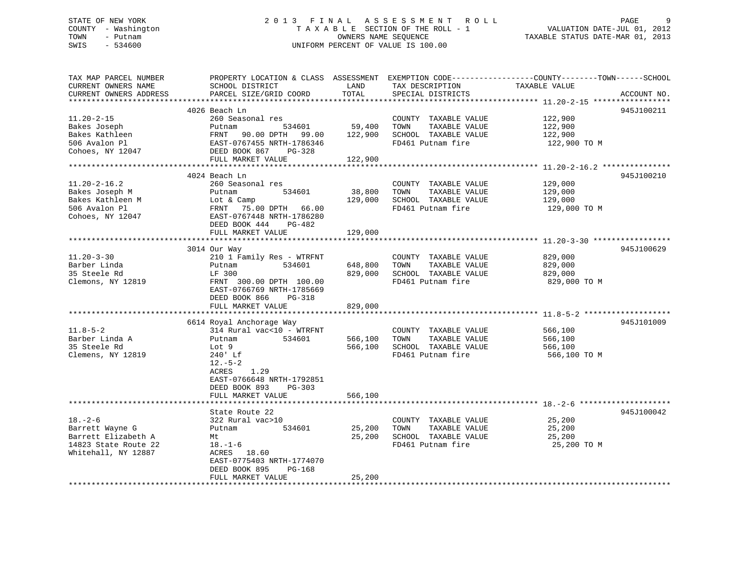STATE OF NEW YORK
COUNTY - Washington
TOWN - Putnam
SWIS - 534600

2013 FINAL ASSESSMENT ROLL
TAXABLE SECTION OF THE ROLL - 1
OWNERS NAME SEQUENCE
UNIFORM PERCENT OF VALUE IS 100.00

VALUATION DATE-JUL 01, 2012
TAXABLE STATUS DATE-MAR 01, 2013

| TAX MAP PARCEL NUMBER / CURRENT OWNERS NAME / CURRENT OWNERS ADDRESS | PROPERTY LOCATION & CLASS / SCHOOL DISTRICT / PARCEL SIZE/GRID COORD | ASSESSMENT LAND | ASSESSMENT TOTAL | EXEMPTION CODE / TAX DESCRIPTION / SPECIAL DISTRICTS | TAXABLE VALUE (COUNTY / TOWN / SCHOOL) | ACCOUNT NO. |
|---|---|---|---|---|---|---|
| 11.20-2-15 | 4026 Beach Ln | | | | | 945J100211 |
| Bakes Joseph | 260 Seasonal res | | | COUNTY TAXABLE VALUE | 122,900 | |
| Bakes Kathleen | Putnam 534601 | 59,400 | | TOWN TAXABLE VALUE | 122,900 | |
| 506 Avalon Pl | FRNT 90.00 DPTH 99.00 | | 122,900 | SCHOOL TAXABLE VALUE | 122,900 | |
| Cohoes, NY 12047 | EAST-0767455 NRTH-1786346 | | | FD461 Putnam fire | 122,900 TO M | |
| | DEED BOOK 867 PG-328 | | | | | |
| | FULL MARKET VALUE | | 122,900 | | | |
| 11.20-2-16.2 | 4024 Beach Ln | | | | | 945J100210 |
| Bakes Joseph M | 260 Seasonal res | | | COUNTY TAXABLE VALUE | 129,000 | |
| Bakes Kathleen M | Putnam 534601 | 38,800 | | TOWN TAXABLE VALUE | 129,000 | |
| 506 Avalon Pl | Lot & Camp | | 129,000 | SCHOOL TAXABLE VALUE | 129,000 | |
| Cohoes, NY 12047 | FRNT 75.00 DPTH 66.00 | | | FD461 Putnam fire | 129,000 TO M | |
| | EAST-0767448 NRTH-1786280 | | | | | |
| | DEED BOOK 444 PG-482 | | | | | |
| | FULL MARKET VALUE | | 129,000 | | | |
| 11.20-3-30 | 3014 Our Way | | | | | 945J100629 |
| Barber Linda | 210 1 Family Res - WTRFNT | | | COUNTY TAXABLE VALUE | 829,000 | |
| 35 Steele Rd | Putnam 534601 | 648,800 | | TOWN TAXABLE VALUE | 829,000 | |
| Clemons, NY 12819 | LF 300 | | 829,000 | SCHOOL TAXABLE VALUE | 829,000 | |
| | FRNT 300.00 DPTH 100.00 | | | FD461 Putnam fire | 829,000 TO M | |
| | EAST-0766769 NRTH-1785669 | | | | | |
| | DEED BOOK 866 PG-318 | | | | | |
| | FULL MARKET VALUE | | 829,000 | | | |
| 11.8-5-2 | 6614 Royal Anchorage Way | | | | | 945J101009 |
| Barber Linda A | 314 Rural vac<10 - WTRFNT | | | COUNTY TAXABLE VALUE | 566,100 | |
| 35 Steele Rd | Putnam 534601 | 566,100 | | TOWN TAXABLE VALUE | 566,100 | |
| Clemens, NY 12819 | Lot 9 | | 566,100 | SCHOOL TAXABLE VALUE | 566,100 | |
| | 240' Lf | | | FD461 Putnam fire | 566,100 TO M | |
| | 12.-5-2 | | | | | |
| | ACRES 1.29 | | | | | |
| | EAST-0766648 NRTH-1792851 | | | | | |
| | DEED BOOK 893 PG-303 | | | | | |
| | FULL MARKET VALUE | | 566,100 | | | |
| 18.-2-6 | State Route 22 | | | | | 945J100042 |
| Barrett Wayne G | 322 Rural vac>10 | | | COUNTY TAXABLE VALUE | 25,200 | |
| Barrett Elizabeth A | Putnam 534601 | 25,200 | | TOWN TAXABLE VALUE | 25,200 | |
| 14823 State Route 22 | Mt | | 25,200 | SCHOOL TAXABLE VALUE | 25,200 | |
| Whitehall, NY 12887 | 18.-1-6 | | | FD461 Putnam fire | 25,200 TO M | |
| | ACRES 18.60 | | | | | |
| | EAST-0775403 NRTH-1774070 | | | | | |
| | DEED BOOK 895 PG-168 | | | | | |
| | FULL MARKET VALUE | | 25,200 | | | |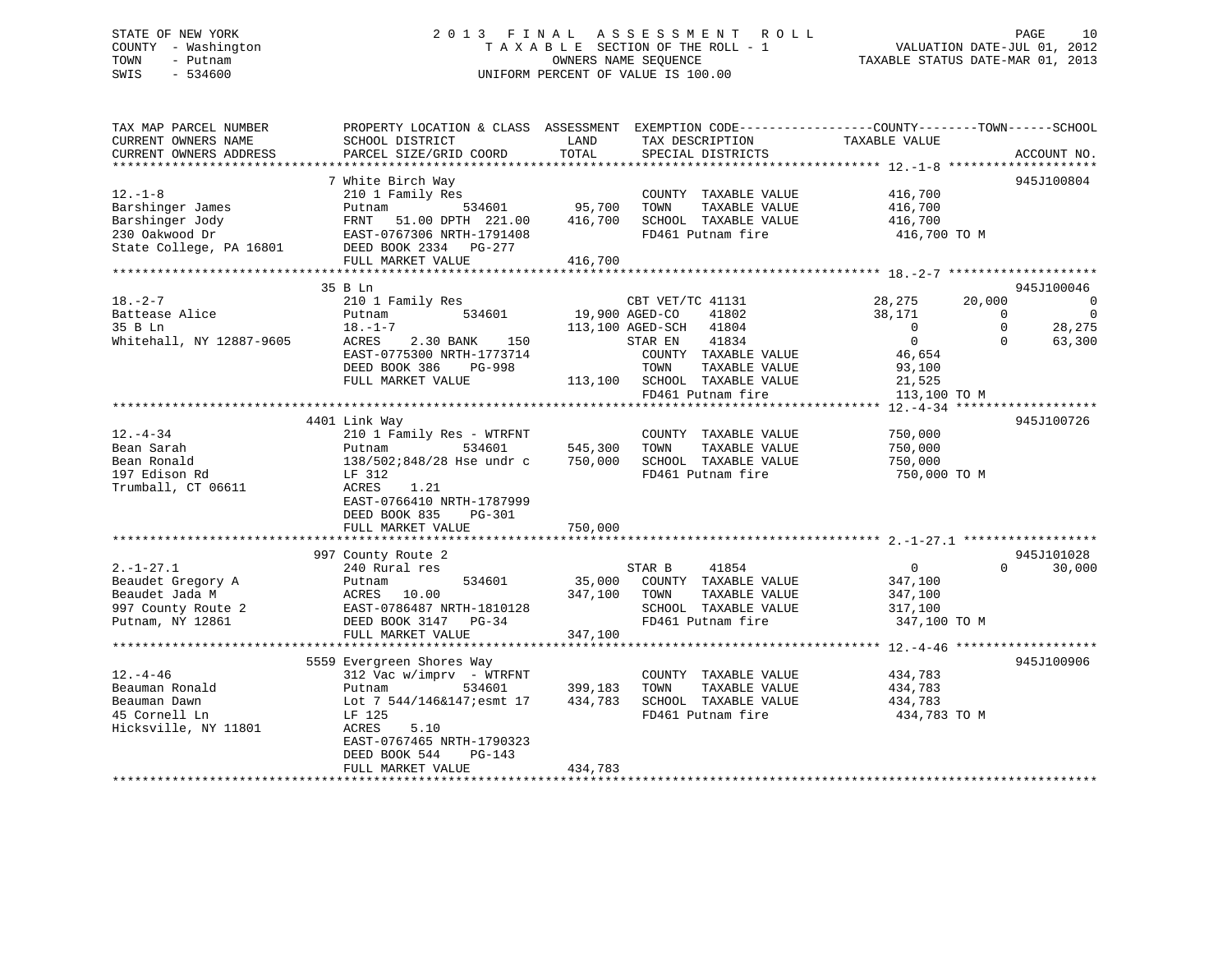STATE OF NEW YORK
COUNTY - Washington
TOWN - Putnam
SWIS - 534600

2 0 1 3 F I N A L A S S E S S M E N T R O L L
T A X A B L E SECTION OF THE ROLL - 1
OWNERS NAME SEQUENCE
UNIFORM PERCENT OF VALUE IS 100.00

VALUATION DATE-JUL 01, 2012
TAXABLE STATUS DATE-MAR 01, 2013

```
TAX MAP PARCEL NUMBER          PROPERTY LOCATION & CLASS  ASSESSMENT  EXEMPTION CODE------------------COUNTY--------TOWN------SCHOOL
CURRENT OWNERS NAME            SCHOOL DISTRICT               LAND      TAX DESCRIPTION            TAXABLE VALUE
CURRENT OWNERS ADDRESS         PARCEL SIZE/GRID COORD        TOTAL     SPECIAL DISTRICTS                                   ACCOUNT NO.
******************************************************************************************************* 12.-1-8 ********************
                               7 White Birch Way                                                                         945J100804
12.-1-8                        210 1 Family Res                        COUNTY  TAXABLE VALUE          416,700
Barshinger James               Putnam          534601       95,700     TOWN    TAXABLE VALUE          416,700
Barshinger Jody                FRNT  51.00 DPTH 221.00     416,700     SCHOOL  TAXABLE VALUE          416,700
230 Oakwood Dr                 EAST-0767306 NRTH-1791408               FD461 Putnam fire               416,700 TO M
State College, PA 16801        DEED BOOK 2334  PG-277
                               FULL MARKET VALUE           416,700
******************************************************************************************************* 18.-2-7 ********************
                               35 B Ln                                                                                   945J100046
18.-2-7                        210 1 Family Res                    CBT VET/TC 41131               28,275      20,000            0
Battease Alice                 Putnam          534601       19,900 AGED-CO    41802               38,171           0            0
35 B Ln                        18.-1-7                     113,100 AGED-SCH   41804                    0           0       28,275
Whitehall, NY 12887-9605       ACRES    2.30 BANK   150            STAR EN    41834                    0           0       63,300
                               EAST-0775300 NRTH-1773714               COUNTY  TAXABLE VALUE           46,654
                               DEED BOOK 386    PG-998                 TOWN    TAXABLE VALUE           93,100
                               FULL MARKET VALUE           113,100     SCHOOL  TAXABLE VALUE           21,525
                                                                       FD461 Putnam fire               113,100 TO M
******************************************************************************************************* 12.-4-34 *******************
                               4401 Link Way                                                                             945J100726
12.-4-34                       210 1 Family Res - WTRFNT               COUNTY  TAXABLE VALUE          750,000
Bean Sarah                     Putnam          534601      545,300     TOWN    TAXABLE VALUE          750,000
Bean Ronald                    138/502;848/28 Hse undr c   750,000     SCHOOL  TAXABLE VALUE          750,000
197 Edison Rd                  LF 312                                  FD461 Putnam fire               750,000 TO M
Trumball, CT 06611             ACRES    1.21
                               EAST-0766410 NRTH-1787999
                               DEED BOOK 835    PG-301
                               FULL MARKET VALUE           750,000
******************************************************************************************************* 2.-1-27.1 ******************
                               997 County Route 2                                                                        945J101028
2.-1-27.1                      240 Rural res                       STAR B     41854                    0           0       30,000
Beaudet Gregory A              Putnam          534601       35,000     COUNTY  TAXABLE VALUE          347,100
Beaudet Jada M                 ACRES   10.00               347,100     TOWN    TAXABLE VALUE          347,100
997 County Route 2             EAST-0786487 NRTH-1810128               SCHOOL  TAXABLE VALUE          317,100
Putnam, NY 12861               DEED BOOK 3147   PG-34                  FD461 Putnam fire               347,100 TO M
                               FULL MARKET VALUE           347,100
******************************************************************************************************* 12.-4-46 *******************
                               5559 Evergreen Shores Way                                                                 945J100906
12.-4-46                       312 Vac w/imprv  - WTRFNT               COUNTY  TAXABLE VALUE          434,783
Beauman Ronald                 Putnam          534601      399,183     TOWN    TAXABLE VALUE          434,783
Beauman Dawn                   Lot 7 544/146&147;esmt 17   434,783     SCHOOL  TAXABLE VALUE          434,783
45 Cornell Ln                  LF 125                                  FD461 Putnam fire               434,783 TO M
Hicksville, NY 11801           ACRES    5.10
                               EAST-0767465 NRTH-1790323
                               DEED BOOK 544    PG-143
                               FULL MARKET VALUE           434,783
************************************************************************************************************************************
```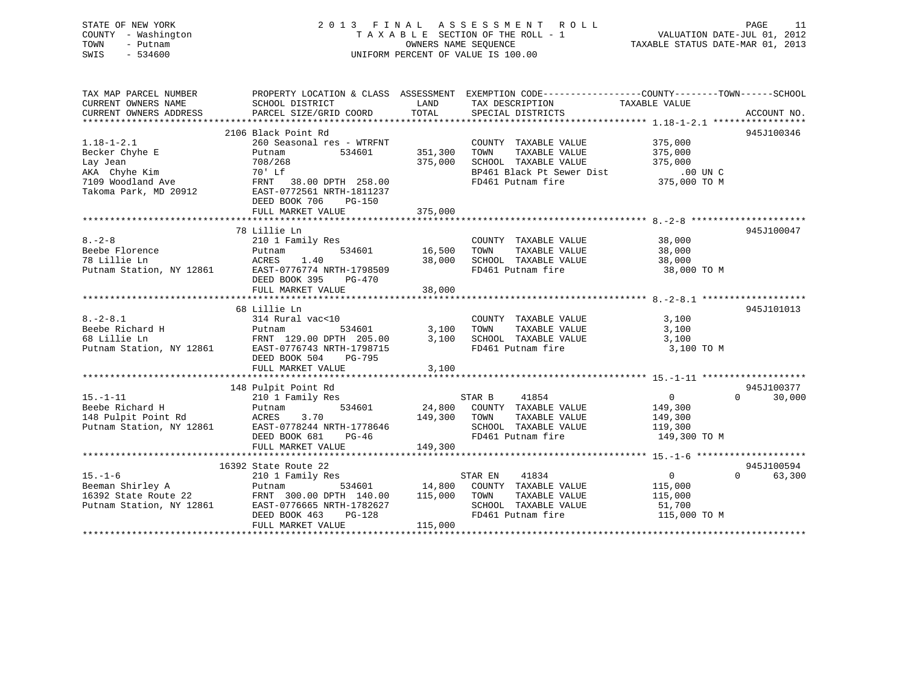STATE OF NEW YORK
COUNTY - Washington
TOWN - Putnam
SWIS - 534600

# 2013 FINAL ASSESSMENT ROLL

TAXABLE SECTION OF THE ROLL - 1
OWNERS NAME SEQUENCE
UNIFORM PERCENT OF VALUE IS 100.00

VALUATION DATE-JUL 01, 2012
TAXABLE STATUS DATE-MAR 01, 2013

```
TAX MAP PARCEL NUMBER          PROPERTY LOCATION & CLASS  ASSESSMENT  EXEMPTION CODE------------------COUNTY--------TOWN------SCHOOL
CURRENT OWNERS NAME            SCHOOL DISTRICT              LAND       TAX DESCRIPTION            TAXABLE VALUE
CURRENT OWNERS ADDRESS         PARCEL SIZE/GRID COORD       TOTAL      SPECIAL DISTRICTS                                    ACCOUNT NO.
*********************************************************************************************************** 1.18-1-2.1 *****************
                               2106 Black Point Rd                                                                           945J100346
1.18-1-2.1                     260 Seasonal res - WTRFNT            COUNTY  TAXABLE VALUE            375,000
Becker Chyhe E                 Putnam            534601    351,300  TOWN    TAXABLE VALUE            375,000
Lay Jean                       708/268                     375,000  SCHOOL  TAXABLE VALUE            375,000
AKA  Chyhe Kim                 70' Lf                               BP461 Black Pt Sewer Dist            .00 UN C
7109 Woodland Ave              FRNT   38.00 DPTH 258.00             FD461 Putnam fire                 375,000 TO M
Takoma Park, MD 20912          EAST-0772561 NRTH-1811237
                               DEED BOOK 706    PG-150
                               FULL MARKET VALUE           375,000
*********************************************************************************************************** 8.-2-8 *********************
                               78 Lillie Ln                                                                                  945J100047
8.-2-8                         210 1 Family Res                     COUNTY  TAXABLE VALUE             38,000
Beebe Florence                 Putnam            534601     16,500  TOWN    TAXABLE VALUE             38,000
78 Lillie Ln                   ACRES    1.40                38,000  SCHOOL  TAXABLE VALUE             38,000
Putnam Station, NY 12861       EAST-0776774 NRTH-1798509            FD461 Putnam fire                  38,000 TO M
                               DEED BOOK 395    PG-470
                               FULL MARKET VALUE            38,000
*********************************************************************************************************** 8.-2-8.1 *******************
                               68 Lillie Ln                                                                                  945J101013
8.-2-8.1                       314 Rural vac<10                     COUNTY  TAXABLE VALUE              3,100
Beebe Richard H                Putnam            534601      3,100  TOWN    TAXABLE VALUE              3,100
68 Lillie Ln                   FRNT  129.00 DPTH 205.00      3,100  SCHOOL  TAXABLE VALUE              3,100
Putnam Station, NY 12861       EAST-0776743 NRTH-1798715            FD461 Putnam fire                   3,100 TO M
                               DEED BOOK 504    PG-795
                               FULL MARKET VALUE             3,100
*********************************************************************************************************** 15.-1-11 *******************
                               148 Pulpit Point Rd                                                                           945J100377
15.-1-11                       210 1 Family Res                     STAR B     41854                   0             0      30,000
Beebe Richard H                Putnam            534601     24,800  COUNTY  TAXABLE VALUE            149,300
148 Pulpit Point Rd            ACRES    3.70               149,300  TOWN    TAXABLE VALUE            149,300
Putnam Station, NY 12861       EAST-0778244 NRTH-1778646            SCHOOL  TAXABLE VALUE            119,300
                               DEED BOOK 681    PG-46               FD461 Putnam fire                 149,300 TO M
                               FULL MARKET VALUE           149,300
*********************************************************************************************************** 15.-1-6 ********************
                               16392 State Route 22                                                                          945J100594
15.-1-6                        210 1 Family Res                     STAR EN    41834                   0             0      63,300
Beeman Shirley A               Putnam            534601     14,800  COUNTY  TAXABLE VALUE            115,000
16392 State Route 22           FRNT  300.00 DPTH 140.00    115,000  TOWN    TAXABLE VALUE            115,000
Putnam Station, NY 12861       EAST-0776665 NRTH-1782627            SCHOOL  TAXABLE VALUE             51,700
                               DEED BOOK 463    PG-128              FD461 Putnam fire                 115,000 TO M
                               FULL MARKET VALUE           115,000
****************************************************************************************************************************************
```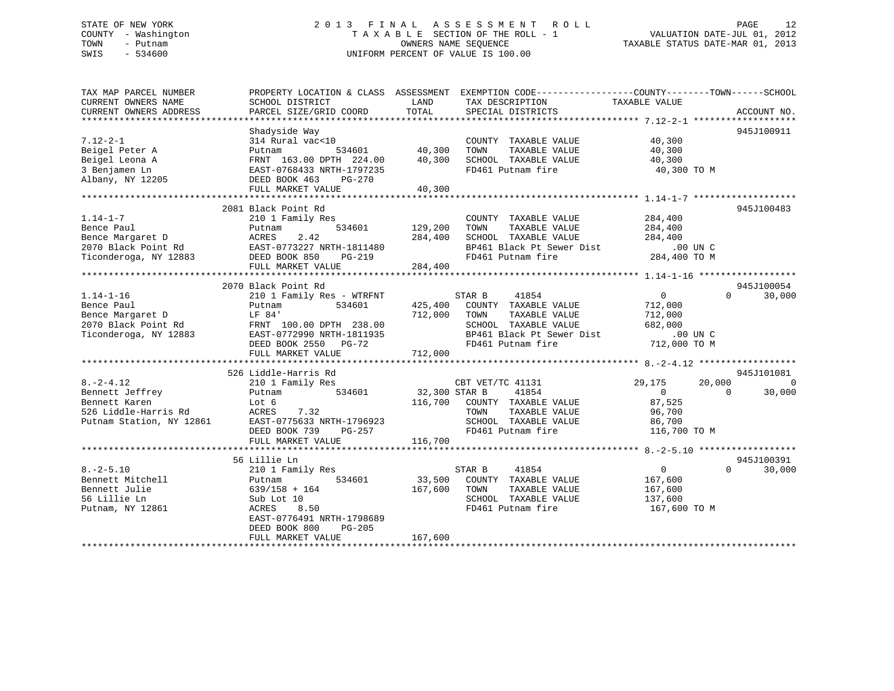STATE OF NEW YORK
COUNTY - Washington
TOWN - Putnam
SWIS - 534600

# 2013 FINAL ASSESSMENT ROLL
TAXABLE SECTION OF THE ROLL - 1
OWNERS NAME SEQUENCE
UNIFORM PERCENT OF VALUE IS 100.00

VALUATION DATE-JUL 01, 2012
TAXABLE STATUS DATE-MAR 01, 2013

| TAX MAP PARCEL NUMBER / CURRENT OWNERS NAME / CURRENT OWNERS ADDRESS | PROPERTY LOCATION & CLASS / SCHOOL DISTRICT / PARCEL SIZE/GRID COORD | ASSESSMENT LAND | ASSESSMENT TOTAL | EXEMPTION CODE / TAX DESCRIPTION / SPECIAL DISTRICTS | COUNTY TAXABLE VALUE | TOWN | SCHOOL | ACCOUNT NO. |
|---|---|---|---|---|---|---|---|---|
| 7.12-2-1 | Shadyside Way | | | | | | | 945J100911 |
| 7.12-2-1 | 314 Rural vac<10 | | | COUNTY TAXABLE VALUE | 40,300 | | | |
| Beigel Peter A | Putnam 534601 | 40,300 | | TOWN TAXABLE VALUE | 40,300 | | | |
| Beigel Leona A | FRNT 163.00 DPTH 224.00 | | 40,300 | SCHOOL TAXABLE VALUE | 40,300 | | | |
| 3 Benjamen Ln | EAST-0768433 NRTH-1797235 | | | FD461 Putnam fire | 40,300 TO M | | | |
| Albany, NY 12205 | DEED BOOK 463 PG-270 | | | | | | | |
| | FULL MARKET VALUE | | 40,300 | | | | | |
| 1.14-1-7 | 2081 Black Point Rd | | | | | | | 945J100483 |
| 1.14-1-7 | 210 1 Family Res | | | COUNTY TAXABLE VALUE | 284,400 | | | |
| Bence Paul | Putnam 534601 | 129,200 | | TOWN TAXABLE VALUE | 284,400 | | | |
| Bence Margaret D | ACRES 2.42 | | 284,400 | SCHOOL TAXABLE VALUE | 284,400 | | | |
| 2070 Black Point Rd | EAST-0773227 NRTH-1811480 | | | BP461 Black Pt Sewer Dist | .00 UN C | | | |
| Ticonderoga, NY 12883 | DEED BOOK 850 PG-219 | | | FD461 Putnam fire | 284,400 TO M | | | |
| | FULL MARKET VALUE | | 284,400 | | | | | |
| 1.14-1-16 | 2070 Black Point Rd | | | | | | | 945J100054 |
| 1.14-1-16 | 210 1 Family Res - WTRFNT | | | STAR B 41854 | 0 | 0 | 30,000 | |
| Bence Paul | Putnam 534601 | 425,400 | | COUNTY TAXABLE VALUE | 712,000 | | | |
| Bence Margaret D | LF 84' | | 712,000 | TOWN TAXABLE VALUE | 712,000 | | | |
| 2070 Black Point Rd | FRNT 100.00 DPTH 238.00 | | | SCHOOL TAXABLE VALUE | 682,000 | | | |
| Ticonderoga, NY 12883 | EAST-0772990 NRTH-1811935 | | | BP461 Black Pt Sewer Dist | .00 UN C | | | |
| | DEED BOOK 2550 PG-72 | | | FD461 Putnam fire | 712,000 TO M | | | |
| | FULL MARKET VALUE | | 712,000 | | | | | |
| 8.-2-4.12 | 526 Liddle-Harris Rd | | | | | | | 945J101081 |
| 8.-2-4.12 | 210 1 Family Res | | | CBT VET/TC 41131 | 29,175 | 20,000 | 0 | |
| Bennett Jeffrey | Putnam 534601 | 32,300 | | STAR B 41854 | 0 | 0 | 30,000 | |
| Bennett Karen | Lot 6 | | 116,700 | COUNTY TAXABLE VALUE | 87,525 | | | |
| 526 Liddle-Harris Rd | ACRES 7.32 | | | TOWN TAXABLE VALUE | 96,700 | | | |
| Putnam Station, NY 12861 | EAST-0775633 NRTH-1796923 | | | SCHOOL TAXABLE VALUE | 86,700 | | | |
| | DEED BOOK 739 PG-257 | | | FD461 Putnam fire | 116,700 TO M | | | |
| | FULL MARKET VALUE | | 116,700 | | | | | |
| 8.-2-5.10 | 56 Lillie Ln | | | | | | | 945J100391 |
| 8.-2-5.10 | 210 1 Family Res | | | STAR B 41854 | 0 | 0 | 30,000 | |
| Bennett Mitchell | Putnam 534601 | 33,500 | | COUNTY TAXABLE VALUE | 167,600 | | | |
| Bennett Julie | 639/158 + 164 | | 167,600 | TOWN TAXABLE VALUE | 167,600 | | | |
| 56 Lillie Ln | Sub Lot 10 | | | SCHOOL TAXABLE VALUE | 137,600 | | | |
| Putnam, NY 12861 | ACRES 8.50 | | | FD461 Putnam fire | 167,600 TO M | | | |
| | EAST-0776491 NRTH-1798689 | | | | | | | |
| | DEED BOOK 800 PG-205 | | | | | | | |
| | FULL MARKET VALUE | | 167,600 | | | | | |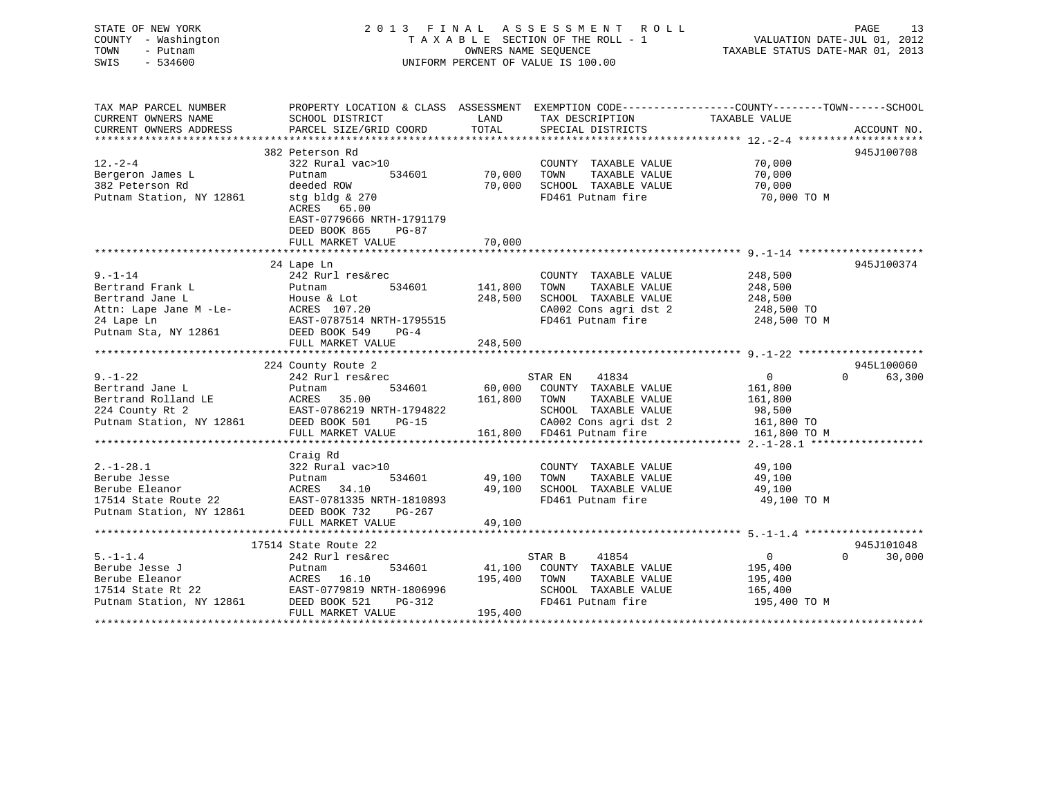STATE OF NEW YORK
COUNTY - Washington
TOWN - Putnam
SWIS - 534600

2013 FINAL ASSESSMENT ROLL
TAXABLE SECTION OF THE ROLL - 1
OWNERS NAME SEQUENCE
UNIFORM PERCENT OF VALUE IS 100.00

VALUATION DATE-JUL 01, 2012
TAXABLE STATUS DATE-MAR 01, 2013

```
TAX MAP PARCEL NUMBER          PROPERTY LOCATION & CLASS  ASSESSMENT  EXEMPTION CODE------------------COUNTY--------TOWN------SCHOOL
CURRENT OWNERS NAME            SCHOOL DISTRICT               LAND      TAX DESCRIPTION             TAXABLE VALUE
CURRENT OWNERS ADDRESS         PARCEL SIZE/GRID COORD        TOTAL     SPECIAL DISTRICTS                                    ACCOUNT NO.
******************************************************************************************************* 12.-2-4 ********************
                               382 Peterson Rd                                                                          945J100708
12.-2-4                        322 Rural vac>10                        COUNTY  TAXABLE VALUE            70,000
Bergeron James L               Putnam          534601       70,000     TOWN    TAXABLE VALUE            70,000
382 Peterson Rd                deeded ROW                   70,000     SCHOOL  TAXABLE VALUE            70,000
Putnam Station, NY 12861       stg bldg & 270                          FD461 Putnam fire                 70,000 TO M
                               ACRES   65.00
                               EAST-0779666 NRTH-1791179
                               DEED BOOK 865     PG-87
                               FULL MARKET VALUE            70,000
******************************************************************************************************* 9.-1-14 ********************
                               24 Lape Ln                                                                               945J100374
9.-1-14                        242 Rurl res&rec                        COUNTY  TAXABLE VALUE           248,500
Bertrand Frank L               Putnam          534601      141,800     TOWN    TAXABLE VALUE           248,500
Bertrand Jane L                House & Lot                 248,500     SCHOOL  TAXABLE VALUE           248,500
Attn: Lape Jane M -Le-         ACRES  107.20                           CA002 Cons agri dst 2            248,500 TO
24 Lape Ln                     EAST-0787514 NRTH-1795515               FD461 Putnam fire                248,500 TO M
Putnam Sta, NY 12861           DEED BOOK 549     PG-4
                               FULL MARKET VALUE           248,500
******************************************************************************************************* 9.-1-22 ********************
                               224 County Route 2                                                                       945L100060
9.-1-22                        242 Rurl res&rec                        STAR EN    41834                  0            0      63,300
Bertrand Jane L                Putnam          534601       60,000     COUNTY  TAXABLE VALUE           161,800
Bertrand Rolland LE            ACRES   35.00               161,800     TOWN    TAXABLE VALUE           161,800
224 County Rt 2                EAST-0786219 NRTH-1794822               SCHOOL  TAXABLE VALUE            98,500
Putnam Station, NY 12861       DEED BOOK 501     PG-15                 CA002 Cons agri dst 2            161,800 TO
                               FULL MARKET VALUE           161,800     FD461 Putnam fire                161,800 TO M
******************************************************************************************************* 2.-1-28.1 ******************
                               Craig Rd
2.-1-28.1                      322 Rural vac>10                        COUNTY  TAXABLE VALUE            49,100
Berube Jesse                   Putnam          534601       49,100     TOWN    TAXABLE VALUE            49,100
Berube Eleanor                 ACRES   34.10                49,100     SCHOOL  TAXABLE VALUE            49,100
17514 State Route 22           EAST-0781335 NRTH-1810893               FD461 Putnam fire                 49,100 TO M
Putnam Station, NY 12861       DEED BOOK 732     PG-267
                               FULL MARKET VALUE            49,100
******************************************************************************************************* 5.-1-1.4 *******************
                               17514 State Route 22                                                                     945J101048
5.-1-1.4                       242 Rurl res&rec                        STAR B     41854                  0            0      30,000
Berube Jesse J                 Putnam          534601       41,100     COUNTY  TAXABLE VALUE           195,400
Berube Eleanor                 ACRES   16.10               195,400     TOWN    TAXABLE VALUE           195,400
17514 State Rt 22              EAST-0779819 NRTH-1806996               SCHOOL  TAXABLE VALUE           165,400
Putnam Station, NY 12861       DEED BOOK 521     PG-312                FD461 Putnam fire                195,400 TO M
                               FULL MARKET VALUE           195,400
************************************************************************************************************************************
```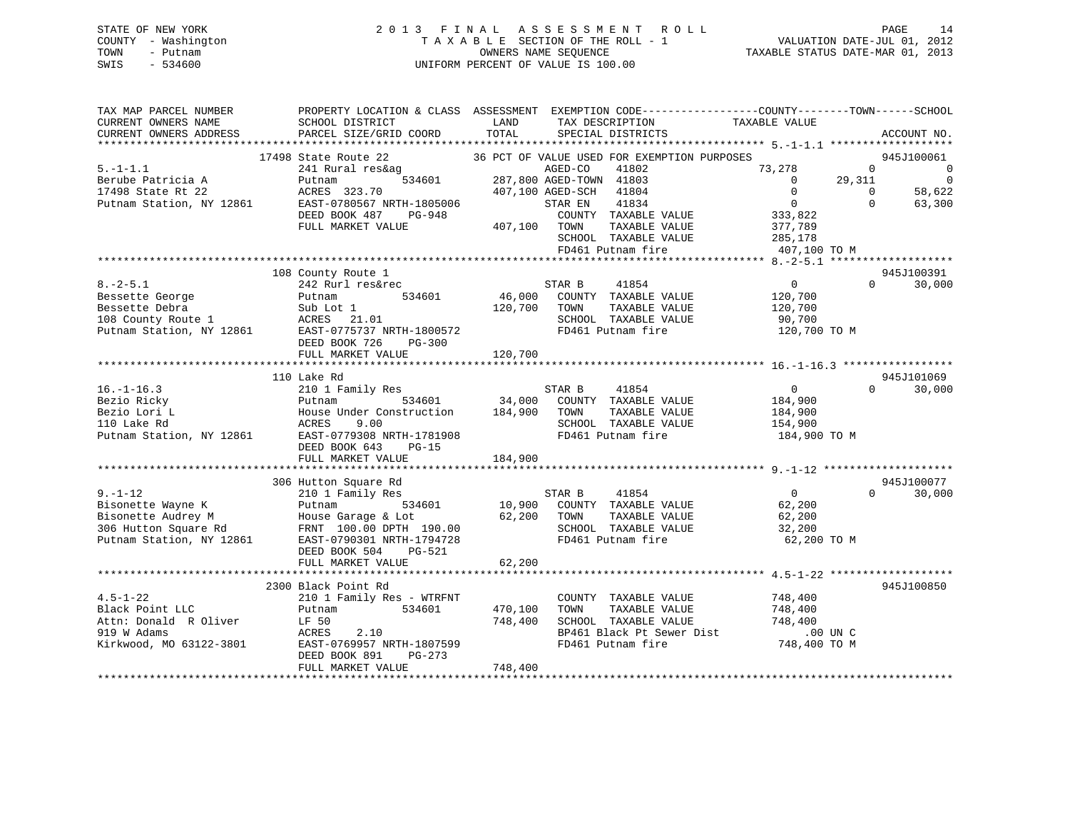STATE OF NEW YORK
COUNTY - Washington
TOWN - Putnam
SWIS - 534600

2013 FINAL ASSESSMENT ROLL
TAXABLE SECTION OF THE ROLL - 1
OWNERS NAME SEQUENCE
UNIFORM PERCENT OF VALUE IS 100.00

VALUATION DATE-JUL 01, 2012
TAXABLE STATUS DATE-MAR 01, 2013

```
TAX MAP PARCEL NUMBER      PROPERTY LOCATION & CLASS  ASSESSMENT  EXEMPTION CODE------------------COUNTY--------TOWN------SCHOOL
CURRENT OWNERS NAME        SCHOOL DISTRICT               LAND      TAX DESCRIPTION            TAXABLE VALUE
CURRENT OWNERS ADDRESS     PARCEL SIZE/GRID COORD        TOTAL     SPECIAL DISTRICTS                                    ACCOUNT NO.
******************************************************************************************************* 5.-1-1.1 *******************
                    17498 State Route 22          36 PCT OF VALUE USED FOR EXEMPTION PURPOSES                           945J100061
5.-1-1.1                   241 Rural res&ag                   AGED-CO     41802             73,278          0            0
Berube Patricia A          Putnam          534601     287,800 AGED-TOWN  41803                  0     29,311            0
17498 State Rt 22          ACRES  323.70              407,100 AGED-SCH   41804                  0          0       58,622
Putnam Station, NY 12861   EAST-0780567 NRTH-1805006           STAR EN    41834                  0          0       63,300
                           DEED BOOK 487    PG-948               COUNTY  TAXABLE VALUE        333,822
                           FULL MARKET VALUE          407,100   TOWN    TAXABLE VALUE        377,789
                                                                SCHOOL  TAXABLE VALUE        285,178
                                                                FD461 Putnam fire            407,100 TO M
******************************************************************************************************* 8.-2-5.1 *******************
                    108 County Route 1                                                                                  945J100391
8.-2-5.1                   242 Rurl res&rec                   STAR B     41854                  0          0       30,000
Bessette George            Putnam          534601      46,000   COUNTY  TAXABLE VALUE        120,700
Bessette Debra             Sub Lot 1                  120,700   TOWN    TAXABLE VALUE        120,700
108 County Route 1         ACRES   21.01                        SCHOOL  TAXABLE VALUE         90,700
Putnam Station, NY 12861   EAST-0775737 NRTH-1800572            FD461 Putnam fire            120,700 TO M
                           DEED BOOK 726    PG-300
                           FULL MARKET VALUE          120,700
******************************************************************************************************* 16.-1-16.3 *****************
                    110 Lake Rd                                                                                         945J101069
16.-1-16.3                 210 1 Family Res                   STAR B     41854                  0          0       30,000
Bezio Ricky                Putnam          534601      34,000   COUNTY  TAXABLE VALUE        184,900
Bezio Lori L               House Under Construction   184,900   TOWN    TAXABLE VALUE        184,900
110 Lake Rd                ACRES    9.00                        SCHOOL  TAXABLE VALUE        154,900
Putnam Station, NY 12861   EAST-0779308 NRTH-1781908            FD461 Putnam fire            184,900 TO M
                           DEED BOOK 643    PG-15
                           FULL MARKET VALUE          184,900
******************************************************************************************************* 9.-1-12 ********************
                    306 Hutton Square Rd                                                                                945J100077
9.-1-12                    210 1 Family Res                   STAR B     41854                  0          0       30,000
Bisonette Wayne K          Putnam          534601      10,900   COUNTY  TAXABLE VALUE         62,200
Bisonette Audrey M         House Garage & Lot          62,200   TOWN    TAXABLE VALUE         62,200
306 Hutton Square Rd       FRNT 100.00 DPTH 190.00              SCHOOL  TAXABLE VALUE         32,200
Putnam Station, NY 12861   EAST-0790301 NRTH-1794728            FD461 Putnam fire             62,200 TO M
                           DEED BOOK 504    PG-521
                           FULL MARKET VALUE           62,200
******************************************************************************************************* 4.5-1-22 *******************
                    2300 Black Point Rd                                                                                 945J100850
4.5-1-22                   210 1 Family Res - WTRFNT            COUNTY  TAXABLE VALUE        748,400
Black Point LLC            Putnam          534601     470,100   TOWN    TAXABLE VALUE        748,400
Attn: Donald  R Oliver     LF 50                      748,400   SCHOOL  TAXABLE VALUE        748,400
919 W Adams                ACRES    2.10                        BP461 Black Pt Sewer Dist         .00 UN C
Kirkwood, MO 63122-3801    EAST-0769957 NRTH-1807599            FD461 Putnam fire            748,400 TO M
                           DEED BOOK 891    PG-273
                           FULL MARKET VALUE          748,400
************************************************************************************************************************************
```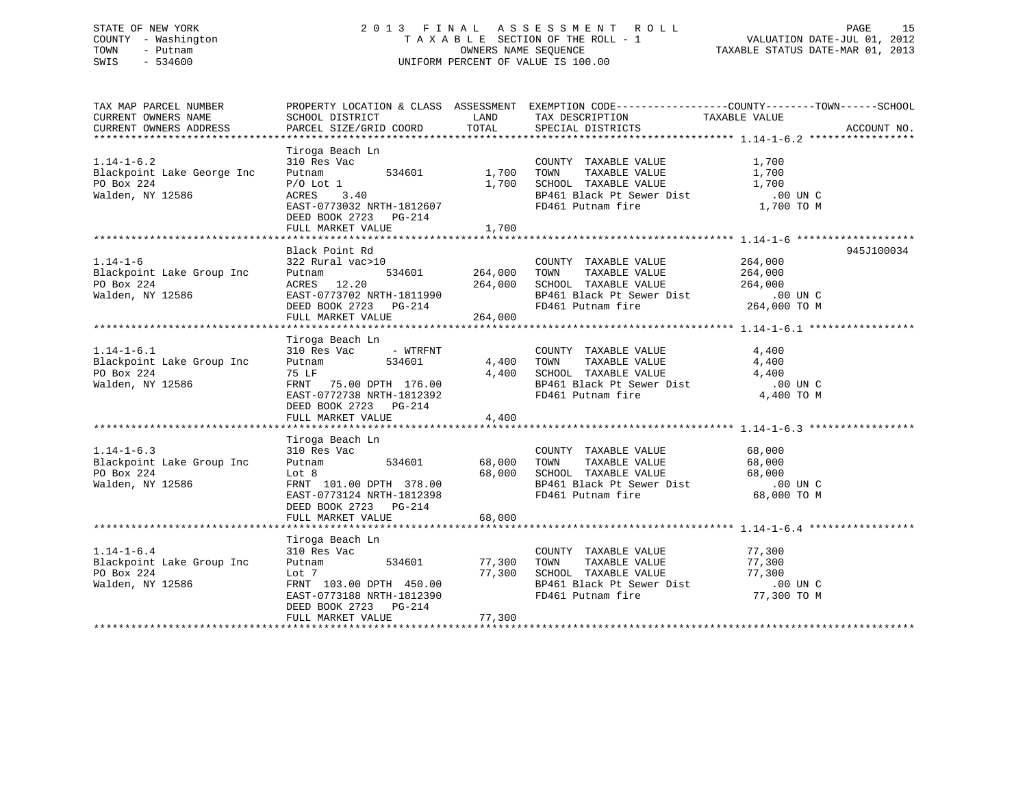STATE OF NEW YORK
COUNTY - Washington
TOWN - Putnam
SWIS - 534600

2013 FINAL ASSESSMENT ROLL
TAXABLE SECTION OF THE ROLL - 1
OWNERS NAME SEQUENCE
UNIFORM PERCENT OF VALUE IS 100.00

VALUATION DATE-JUL 01, 2012
TAXABLE STATUS DATE-MAR 01, 2013

| TAX MAP PARCEL NUMBER / CURRENT OWNERS NAME / CURRENT OWNERS ADDRESS | PROPERTY LOCATION & CLASS / SCHOOL DISTRICT / PARCEL SIZE/GRID COORD | ASSESSMENT LAND | TOTAL | EXEMPTION CODE / TAX DESCRIPTION / SPECIAL DISTRICTS | COUNTY--------TOWN------SCHOOL TAXABLE VALUE | ACCOUNT NO. |
|---|---|---|---|---|---|---|
| 1.14-1-6.2 | Tiroga Beach Ln | | | | | |
| | 310 Res Vac | | | COUNTY TAXABLE VALUE | 1,700 | |
| Blackpoint Lake George Inc | Putnam 534601 | 1,700 | | TOWN TAXABLE VALUE | 1,700 | |
| PO Box 224 | P/O Lot 1 | | 1,700 | SCHOOL TAXABLE VALUE | 1,700 | |
| Walden, NY 12586 | ACRES 3.40 | | | BP461 Black Pt Sewer Dist | .00 UN C | |
| | EAST-0773032 NRTH-1812607 | | | FD461 Putnam fire | 1,700 TO M | |
| | DEED BOOK 2723 PG-214 | | | | | |
| | FULL MARKET VALUE | | 1,700 | | | |
| 1.14-1-6 | Black Point Rd | | | | | 945J100034 |
| | 322 Rural vac>10 | | | COUNTY TAXABLE VALUE | 264,000 | |
| Blackpoint Lake Group Inc | Putnam 534601 | 264,000 | | TOWN TAXABLE VALUE | 264,000 | |
| PO Box 224 | ACRES 12.20 | | 264,000 | SCHOOL TAXABLE VALUE | 264,000 | |
| Walden, NY 12586 | EAST-0773702 NRTH-1811990 | | | BP461 Black Pt Sewer Dist | .00 UN C | |
| | DEED BOOK 2723 PG-214 | | | FD461 Putnam fire | 264,000 TO M | |
| | FULL MARKET VALUE | | 264,000 | | | |
| 1.14-1-6.1 | Tiroga Beach Ln | | | | | |
| | 310 Res Vac - WTRFNT | | | COUNTY TAXABLE VALUE | 4,400 | |
| Blackpoint Lake Group Inc | Putnam 534601 | 4,400 | | TOWN TAXABLE VALUE | 4,400 | |
| PO Box 224 | 75 LF | | 4,400 | SCHOOL TAXABLE VALUE | 4,400 | |
| Walden, NY 12586 | FRNT 75.00 DPTH 176.00 | | | BP461 Black Pt Sewer Dist | .00 UN C | |
| | EAST-0772738 NRTH-1812392 | | | FD461 Putnam fire | 4,400 TO M | |
| | DEED BOOK 2723 PG-214 | | | | | |
| | FULL MARKET VALUE | | 4,400 | | | |
| 1.14-1-6.3 | Tiroga Beach Ln | | | | | |
| | 310 Res Vac | | | COUNTY TAXABLE VALUE | 68,000 | |
| Blackpoint Lake Group Inc | Putnam 534601 | 68,000 | | TOWN TAXABLE VALUE | 68,000 | |
| PO Box 224 | Lot 8 | | 68,000 | SCHOOL TAXABLE VALUE | 68,000 | |
| Walden, NY 12586 | FRNT 101.00 DPTH 378.00 | | | BP461 Black Pt Sewer Dist | .00 UN C | |
| | EAST-0773124 NRTH-1812398 | | | FD461 Putnam fire | 68,000 TO M | |
| | DEED BOOK 2723 PG-214 | | | | | |
| | FULL MARKET VALUE | | 68,000 | | | |
| 1.14-1-6.4 | Tiroga Beach Ln | | | | | |
| | 310 Res Vac | | | COUNTY TAXABLE VALUE | 77,300 | |
| Blackpoint Lake Group Inc | Putnam 534601 | 77,300 | | TOWN TAXABLE VALUE | 77,300 | |
| PO Box 224 | Lot 7 | | 77,300 | SCHOOL TAXABLE VALUE | 77,300 | |
| Walden, NY 12586 | FRNT 103.00 DPTH 450.00 | | | BP461 Black Pt Sewer Dist | .00 UN C | |
| | EAST-0773188 NRTH-1812390 | | | FD461 Putnam fire | 77,300 TO M | |
| | DEED BOOK 2723 PG-214 | | | | | |
| | FULL MARKET VALUE | | 77,300 | | | |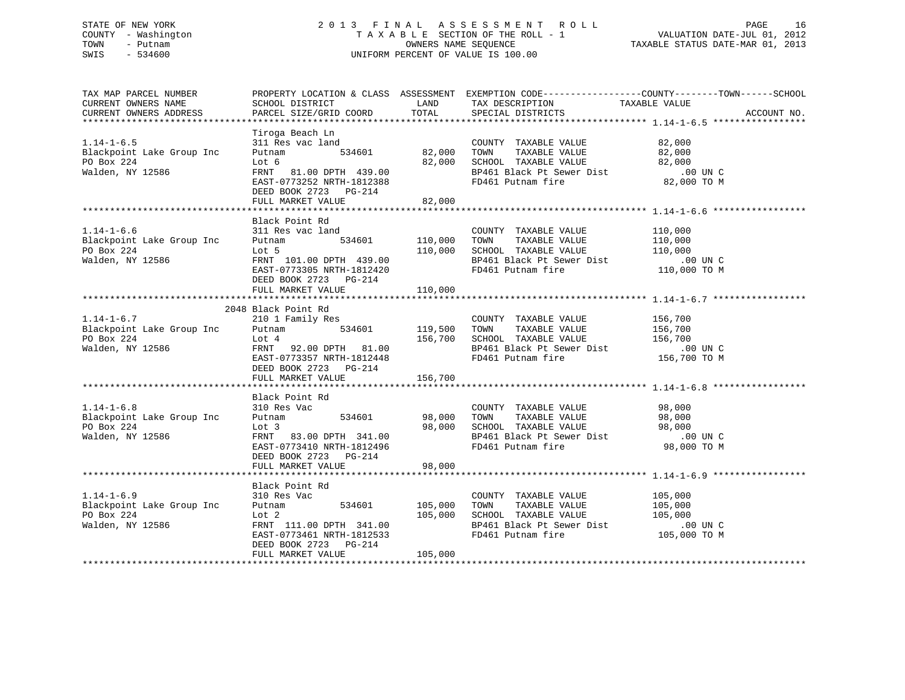STATE OF NEW YORK
COUNTY - Washington
TOWN - Putnam
SWIS - 534600

2 0 1 3 F I N A L A S S E S S M E N T R O L L
T A X A B L E SECTION OF THE ROLL - 1
OWNERS NAME SEQUENCE
UNIFORM PERCENT OF VALUE IS 100.00

VALUATION DATE-JUL 01, 2012
TAXABLE STATUS DATE-MAR 01, 2013

| TAX MAP PARCEL NUMBER / CURRENT OWNERS NAME / CURRENT OWNERS ADDRESS | PROPERTY LOCATION & CLASS / SCHOOL DISTRICT / PARCEL SIZE/GRID COORD | ASSESSMENT LAND / TOTAL | EXEMPTION CODE / TAX DESCRIPTION / SPECIAL DISTRICTS | COUNTY--------TOWN------SCHOOL TAXABLE VALUE | ACCOUNT NO. |
|---|---|---|---|---|---|
| 1.14-1-6.5 | Tiroga Beach Ln | | | | |
| | 311 Res vac land | | COUNTY TAXABLE VALUE | 82,000 | |
| Blackpoint Lake Group Inc | Putnam 534601 | 82,000 | TOWN TAXABLE VALUE | 82,000 | |
| PO Box 224 | Lot 6 | 82,000 | SCHOOL TAXABLE VALUE | 82,000 | |
| Walden, NY 12586 | FRNT 81.00 DPTH 439.00 | | BP461 Black Pt Sewer Dist | .00 UN C | |
| | EAST-0773252 NRTH-1812388 | | FD461 Putnam fire | 82,000 TO M | |
| | DEED BOOK 2723 PG-214 | | | | |
| | FULL MARKET VALUE | 82,000 | | | |
| 1.14-1-6.6 | Black Point Rd | | | | |
| | 311 Res vac land | | COUNTY TAXABLE VALUE | 110,000 | |
| Blackpoint Lake Group Inc | Putnam 534601 | 110,000 | TOWN TAXABLE VALUE | 110,000 | |
| PO Box 224 | Lot 5 | 110,000 | SCHOOL TAXABLE VALUE | 110,000 | |
| Walden, NY 12586 | FRNT 101.00 DPTH 439.00 | | BP461 Black Pt Sewer Dist | .00 UN C | |
| | EAST-0773305 NRTH-1812420 | | FD461 Putnam fire | 110,000 TO M | |
| | DEED BOOK 2723 PG-214 | | | | |
| | FULL MARKET VALUE | 110,000 | | | |
| 1.14-1-6.7 | 2048 Black Point Rd | | | | |
| | 210 1 Family Res | | COUNTY TAXABLE VALUE | 156,700 | |
| Blackpoint Lake Group Inc | Putnam 534601 | 119,500 | TOWN TAXABLE VALUE | 156,700 | |
| PO Box 224 | Lot 4 | 156,700 | SCHOOL TAXABLE VALUE | 156,700 | |
| Walden, NY 12586 | FRNT 92.00 DPTH 81.00 | | BP461 Black Pt Sewer Dist | .00 UN C | |
| | EAST-0773357 NRTH-1812448 | | FD461 Putnam fire | 156,700 TO M | |
| | DEED BOOK 2723 PG-214 | | | | |
| | FULL MARKET VALUE | 156,700 | | | |
| 1.14-1-6.8 | Black Point Rd | | | | |
| | 310 Res Vac | | COUNTY TAXABLE VALUE | 98,000 | |
| Blackpoint Lake Group Inc | Putnam 534601 | 98,000 | TOWN TAXABLE VALUE | 98,000 | |
| PO Box 224 | Lot 3 | 98,000 | SCHOOL TAXABLE VALUE | 98,000 | |
| Walden, NY 12586 | FRNT 83.00 DPTH 341.00 | | BP461 Black Pt Sewer Dist | .00 UN C | |
| | EAST-0773410 NRTH-1812496 | | FD461 Putnam fire | 98,000 TO M | |
| | DEED BOOK 2723 PG-214 | | | | |
| | FULL MARKET VALUE | 98,000 | | | |
| 1.14-1-6.9 | Black Point Rd | | | | |
| | 310 Res Vac | | COUNTY TAXABLE VALUE | 105,000 | |
| Blackpoint Lake Group Inc | Putnam 534601 | 105,000 | TOWN TAXABLE VALUE | 105,000 | |
| PO Box 224 | Lot 2 | 105,000 | SCHOOL TAXABLE VALUE | 105,000 | |
| Walden, NY 12586 | FRNT 111.00 DPTH 341.00 | | BP461 Black Pt Sewer Dist | .00 UN C | |
| | EAST-0773461 NRTH-1812533 | | FD461 Putnam fire | 105,000 TO M | |
| | DEED BOOK 2723 PG-214 | | | | |
| | FULL MARKET VALUE | 105,000 | | | |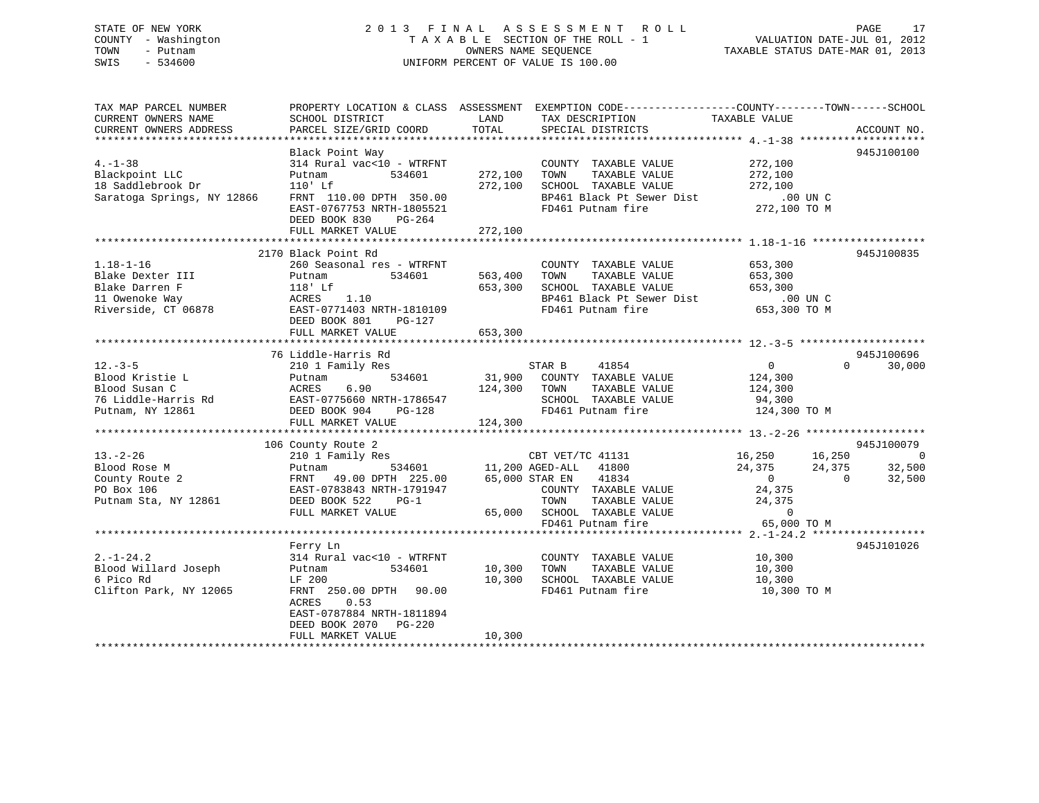STATE OF NEW YORK
COUNTY - Washington
TOWN - Putnam
SWIS - 534600

2 0 1 3 F I N A L A S S E S S M E N T R O L L
T A X A B L E SECTION OF THE ROLL - 1
OWNERS NAME SEQUENCE
UNIFORM PERCENT OF VALUE IS 100.00

VALUATION DATE-JUL 01, 2012
TAXABLE STATUS DATE-MAR 01, 2013

```
TAX MAP PARCEL NUMBER          PROPERTY LOCATION & CLASS  ASSESSMENT  EXEMPTION CODE------------------COUNTY--------TOWN------SCHOOL
CURRENT OWNERS NAME            SCHOOL DISTRICT              LAND      TAX DESCRIPTION             TAXABLE VALUE
CURRENT OWNERS ADDRESS         PARCEL SIZE/GRID COORD       TOTAL     SPECIAL DISTRICTS                                       ACCOUNT NO.
******************************************************************************************************* 4.-1-38 ********************
                               Black Point Way                                                                                945J100100
4.-1-38                        314 Rural vac<10 - WTRFNT              COUNTY  TAXABLE VALUE          272,100
Blackpoint LLC                 Putnam          534601       272,100   TOWN    TAXABLE VALUE          272,100
18 Saddlebrook Dr              110' Lf                      272,100   SCHOOL  TAXABLE VALUE          272,100
Saratoga Springs, NY 12866     FRNT 110.00 DPTH 350.00                BP461 Black Pt Sewer Dist          .00 UN C
                               EAST-0767753 NRTH-1805521              FD461 Putnam fire              272,100 TO M
                               DEED BOOK 830    PG-264
                               FULL MARKET VALUE            272,100
******************************************************************************************************* 1.18-1-16 ******************
                          2170 Black Point Rd                                                                                 945J100835
1.18-1-16                      260 Seasonal res - WTRFNT              COUNTY  TAXABLE VALUE          653,300
Blake Dexter III               Putnam          534601       563,400   TOWN    TAXABLE VALUE          653,300
Blake Darren F                 118' Lf                      653,300   SCHOOL  TAXABLE VALUE          653,300
11 Owenoke Way                 ACRES    1.10                          BP461 Black Pt Sewer Dist          .00 UN C
Riverside, CT 06878            EAST-0771403 NRTH-1810109              FD461 Putnam fire              653,300 TO M
                               DEED BOOK 801    PG-127
                               FULL MARKET VALUE            653,300
******************************************************************************************************* 12.-3-5 ********************
                            76 Liddle-Harris Rd                                                                               945J100696
12.-3-5                        210 1 Family Res                       STAR B     41854                   0          0       30,000
Blood Kristie L                Putnam          534601        31,900   COUNTY  TAXABLE VALUE          124,300
Blood Susan C                  ACRES    6.90                124,300   TOWN    TAXABLE VALUE          124,300
76 Liddle-Harris Rd            EAST-0775660 NRTH-1786547              SCHOOL  TAXABLE VALUE           94,300
Putnam, NY 12861               DEED BOOK 904    PG-128                FD461 Putnam fire              124,300 TO M
                               FULL MARKET VALUE            124,300
******************************************************************************************************* 13.-2-26 *******************
                           106 County Route 2                                                                                 945J100079
13.-2-26                       210 1 Family Res                       CBT VET/TC 41131                16,250     16,250          0
Blood Rose M                   Putnam          534601        11,200 AGED-ALL   41800                24,375     24,375     32,500
County Route 2                 FRNT  49.00 DPTH 225.00       65,000 STAR EN    41834                     0          0     32,500
PO Box 106                     EAST-0783843 NRTH-1791947              COUNTY  TAXABLE VALUE           24,375
Putnam Sta, NY 12861           DEED BOOK 522    PG-1                  TOWN    TAXABLE VALUE           24,375
                               FULL MARKET VALUE             65,000   SCHOOL  TAXABLE VALUE                0
                                                                      FD461 Putnam fire               65,000 TO M
******************************************************************************************************* 2.-1-24.2 ******************
                               Ferry Ln                                                                                       945J101026
2.-1-24.2                      314 Rural vac<10 - WTRFNT              COUNTY  TAXABLE VALUE           10,300
Blood Willard Joseph           Putnam          534601        10,300   TOWN    TAXABLE VALUE           10,300
6 Pico Rd                      LF 200                        10,300   SCHOOL  TAXABLE VALUE           10,300
Clifton Park, NY 12065         FRNT 250.00 DPTH  90.00                FD461 Putnam fire               10,300 TO M
                               ACRES    0.53
                               EAST-0787884 NRTH-1811894
                               DEED BOOK 2070   PG-220
                               FULL MARKET VALUE             10,300
************************************************************************************************************************************
```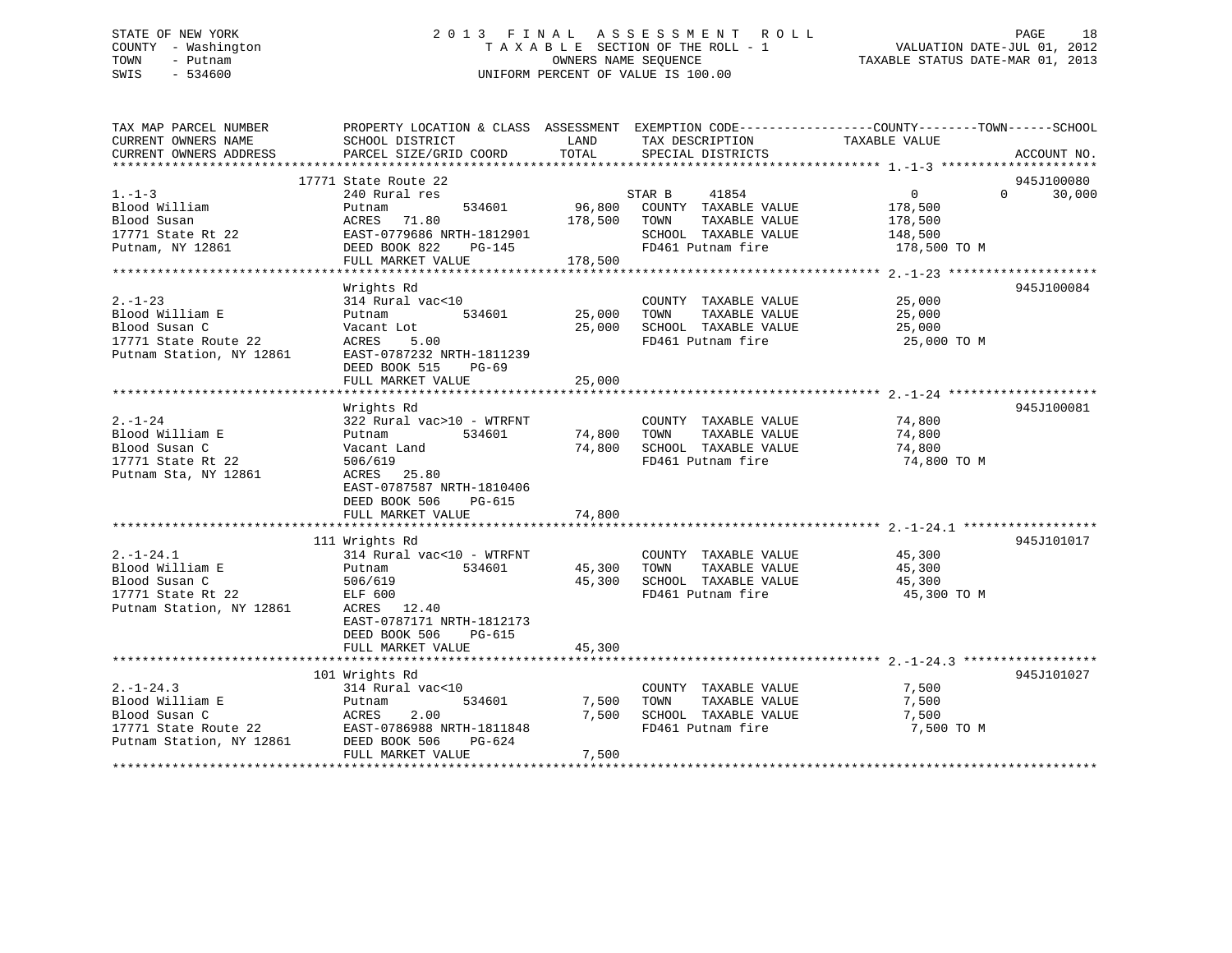STATE OF NEW YORK
COUNTY - Washington
TOWN - Putnam
SWIS - 534600

2 0 1 3 F I N A L A S S E S S M E N T R O L L
T A X A B L E SECTION OF THE ROLL - 1
OWNERS NAME SEQUENCE
UNIFORM PERCENT OF VALUE IS 100.00

VALUATION DATE-JUL 01, 2012
TAXABLE STATUS DATE-MAR 01, 2013

| TAX MAP PARCEL NUMBER / CURRENT OWNERS NAME / CURRENT OWNERS ADDRESS | PROPERTY LOCATION & CLASS / SCHOOL DISTRICT / PARCEL SIZE/GRID COORD | ASSESSMENT LAND / TOTAL | EXEMPTION CODE / TAX DESCRIPTION / SPECIAL DISTRICTS | COUNTY TAXABLE VALUE | TOWN | SCHOOL / ACCOUNT NO. |
|---|---|---|---|---|---|---|
| **1.-1-3** | 17771 State Route 22 | | | | | 945J100080 |
| 1.-1-3 | 240 Rural res | | STAR B 41854 | 0 | 0 | 30,000 |
| Blood William | Putnam 534601 | 96,800 | COUNTY TAXABLE VALUE | 178,500 | | |
| Blood Susan | ACRES 71.80 | 178,500 | TOWN TAXABLE VALUE | 178,500 | | |
| 17771 State Rt 22 | EAST-0779686 NRTH-1812901 | | SCHOOL TAXABLE VALUE | 148,500 | | |
| Putnam, NY 12861 | DEED BOOK 822 PG-145 | | FD461 Putnam fire | 178,500 TO M | | |
| | FULL MARKET VALUE | 178,500 | | | | |
| **2.-1-23** | Wrights Rd | | | | | 945J100084 |
| 2.-1-23 | 314 Rural vac<10 | | COUNTY TAXABLE VALUE | 25,000 | | |
| Blood William E | Putnam 534601 | 25,000 | TOWN TAXABLE VALUE | 25,000 | | |
| Blood Susan C | Vacant Lot | 25,000 | SCHOOL TAXABLE VALUE | 25,000 | | |
| 17771 State Route 22 | ACRES 5.00 | | FD461 Putnam fire | 25,000 TO M | | |
| Putnam Station, NY 12861 | EAST-0787232 NRTH-1811239 | | | | | |
| | DEED BOOK 515 PG-69 | | | | | |
| | FULL MARKET VALUE | 25,000 | | | | |
| **2.-1-24** | Wrights Rd | | | | | 945J100081 |
| 2.-1-24 | 322 Rural vac>10 - WTRFNT | | COUNTY TAXABLE VALUE | 74,800 | | |
| Blood William E | Putnam 534601 | 74,800 | TOWN TAXABLE VALUE | 74,800 | | |
| Blood Susan C | Vacant Land | 74,800 | SCHOOL TAXABLE VALUE | 74,800 | | |
| 17771 State Rt 22 | 506/619 | | FD461 Putnam fire | 74,800 TO M | | |
| Putnam Sta, NY 12861 | ACRES 25.80 | | | | | |
| | EAST-0787587 NRTH-1810406 | | | | | |
| | DEED BOOK 506 PG-615 | | | | | |
| | FULL MARKET VALUE | 74,800 | | | | |
| **2.-1-24.1** | 111 Wrights Rd | | | | | 945J101017 |
| 2.-1-24.1 | 314 Rural vac<10 - WTRFNT | | COUNTY TAXABLE VALUE | 45,300 | | |
| Blood William E | Putnam 534601 | 45,300 | TOWN TAXABLE VALUE | 45,300 | | |
| Blood Susan C | 506/619 | 45,300 | SCHOOL TAXABLE VALUE | 45,300 | | |
| 17771 State Rt 22 | ELF 600 | | FD461 Putnam fire | 45,300 TO M | | |
| Putnam Station, NY 12861 | ACRES 12.40 | | | | | |
| | EAST-0787171 NRTH-1812173 | | | | | |
| | DEED BOOK 506 PG-615 | | | | | |
| | FULL MARKET VALUE | 45,300 | | | | |
| **2.-1-24.3** | 101 Wrights Rd | | | | | 945J101027 |
| 2.-1-24.3 | 314 Rural vac<10 | | COUNTY TAXABLE VALUE | 7,500 | | |
| Blood William E | Putnam 534601 | 7,500 | TOWN TAXABLE VALUE | 7,500 | | |
| Blood Susan C | ACRES 2.00 | 7,500 | SCHOOL TAXABLE VALUE | 7,500 | | |
| 17771 State Route 22 | EAST-0786988 NRTH-1811848 | | FD461 Putnam fire | 7,500 TO M | | |
| Putnam Station, NY 12861 | DEED BOOK 506 PG-624 | | | | | |
| | FULL MARKET VALUE | 7,500 | | | | |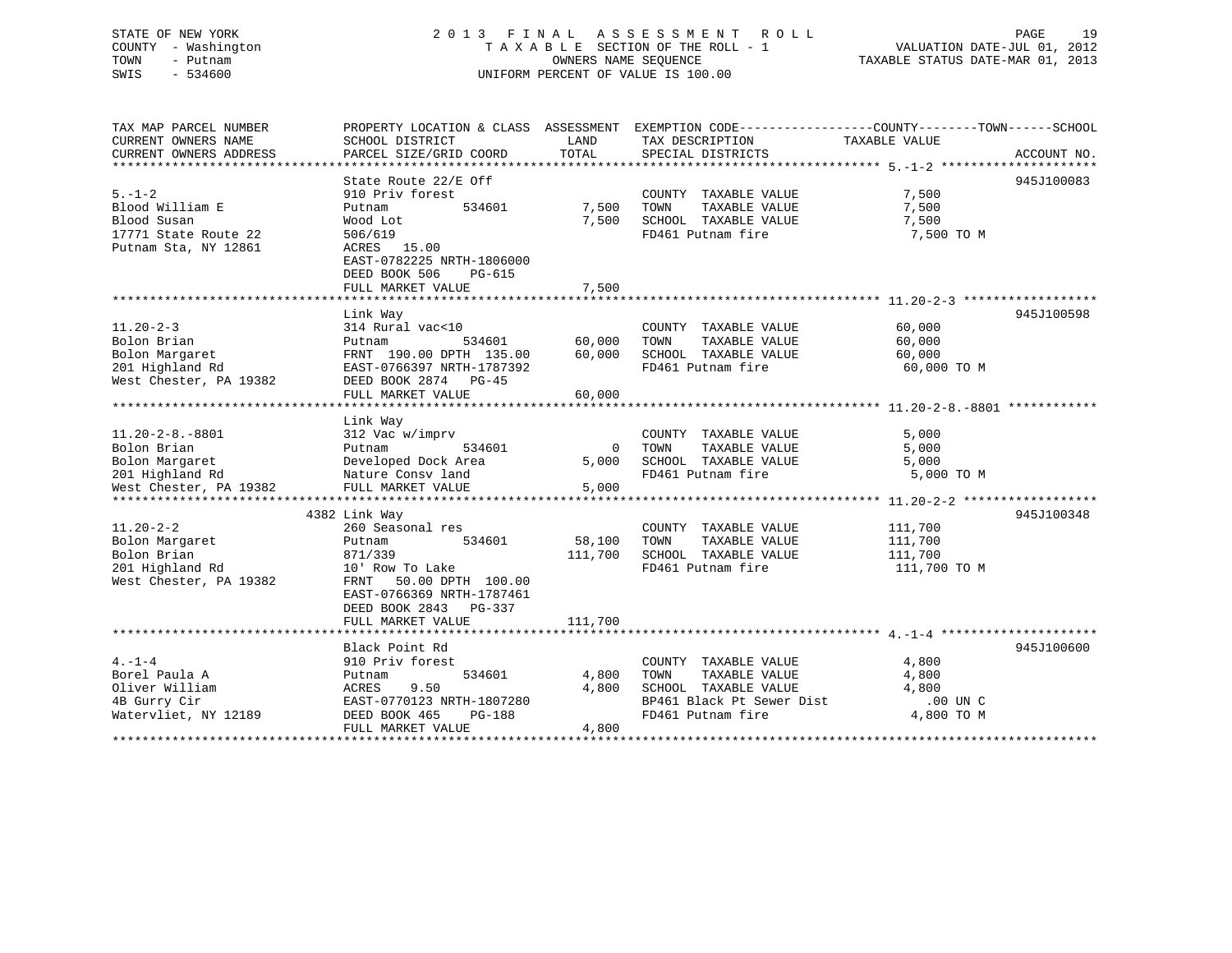STATE OF NEW YORK
COUNTY - Washington
TOWN - Putnam
SWIS - 534600

# 2013 FINAL ASSESSMENT ROLL

TAXABLE SECTION OF THE ROLL - 1
OWNERS NAME SEQUENCE
UNIFORM PERCENT OF VALUE IS 100.00

VALUATION DATE-JUL 01, 2012
TAXABLE STATUS DATE-MAR 01, 2013

| TAX MAP PARCEL NUMBER / CURRENT OWNERS NAME / CURRENT OWNERS ADDRESS | PROPERTY LOCATION & CLASS / SCHOOL DISTRICT / PARCEL SIZE/GRID COORD | ASSESSMENT LAND | TOTAL | EXEMPTION CODE / TAX DESCRIPTION / SPECIAL DISTRICTS | TAXABLE VALUE (COUNTY--------TOWN------SCHOOL) | ACCOUNT NO. |
|---|---|---|---|---|---|---|
| 5.-1-2 | State Route 22/E Off | | | | | 945J100083 |
| 5.-1-2 | 910 Priv forest | | | COUNTY TAXABLE VALUE | 7,500 | |
| Blood William E | Putnam 534601 | 7,500 | | TOWN TAXABLE VALUE | 7,500 | |
| Blood Susan | Wood Lot | | 7,500 | SCHOOL TAXABLE VALUE | 7,500 | |
| 17771 State Route 22 | 506/619 | | | FD461 Putnam fire | 7,500 TO M | |
| Putnam Sta, NY 12861 | ACRES 15.00 | | | | | |
| | EAST-0782225 NRTH-1806000 | | | | | |
| | DEED BOOK 506 PG-615 | | | | | |
| | FULL MARKET VALUE | | 7,500 | | | |
| 11.20-2-3 | Link Way | | | | | 945J100598 |
| 11.20-2-3 | 314 Rural vac<10 | | | COUNTY TAXABLE VALUE | 60,000 | |
| Bolon Brian | Putnam 534601 | 60,000 | | TOWN TAXABLE VALUE | 60,000 | |
| Bolon Margaret | FRNT 190.00 DPTH 135.00 | | 60,000 | SCHOOL TAXABLE VALUE | 60,000 | |
| 201 Highland Rd | EAST-0766397 NRTH-1787392 | | | FD461 Putnam fire | 60,000 TO M | |
| West Chester, PA 19382 | DEED BOOK 2874 PG-45 | | | | | |
| | FULL MARKET VALUE | | 60,000 | | | |
| 11.20-2-8.-8801 | Link Way | | | | | |
| 11.20-2-8.-8801 | 312 Vac w/imprv | | | COUNTY TAXABLE VALUE | 5,000 | |
| Bolon Brian | Putnam 534601 | 0 | | TOWN TAXABLE VALUE | 5,000 | |
| Bolon Margaret | Developed Dock Area | | 5,000 | SCHOOL TAXABLE VALUE | 5,000 | |
| 201 Highland Rd | Nature Consv land | | | FD461 Putnam fire | 5,000 TO M | |
| West Chester, PA 19382 | FULL MARKET VALUE | | 5,000 | | | |
| 11.20-2-2 | 4382 Link Way | | | | | 945J100348 |
| 11.20-2-2 | 260 Seasonal res | | | COUNTY TAXABLE VALUE | 111,700 | |
| Bolon Margaret | Putnam 534601 | 58,100 | | TOWN TAXABLE VALUE | 111,700 | |
| Bolon Brian | 871/339 | | 111,700 | SCHOOL TAXABLE VALUE | 111,700 | |
| 201 Highland Rd | 10' Row To Lake | | | FD461 Putnam fire | 111,700 TO M | |
| West Chester, PA 19382 | FRNT 50.00 DPTH 100.00 | | | | | |
| | EAST-0766369 NRTH-1787461 | | | | | |
| | DEED BOOK 2843 PG-337 | | | | | |
| | FULL MARKET VALUE | | 111,700 | | | |
| 4.-1-4 | Black Point Rd | | | | | 945J100600 |
| 4.-1-4 | 910 Priv forest | | | COUNTY TAXABLE VALUE | 4,800 | |
| Borel Paula A | Putnam 534601 | 4,800 | | TOWN TAXABLE VALUE | 4,800 | |
| Oliver William | ACRES 9.50 | | 4,800 | SCHOOL TAXABLE VALUE | 4,800 | |
| 4B Gurry Cir | EAST-0770123 NRTH-1807280 | | | BP461 Black Pt Sewer Dist | .00 UN C | |
| Watervliet, NY 12189 | DEED BOOK 465 PG-188 | | | FD461 Putnam fire | 4,800 TO M | |
| | FULL MARKET VALUE | | 4,800 | | | |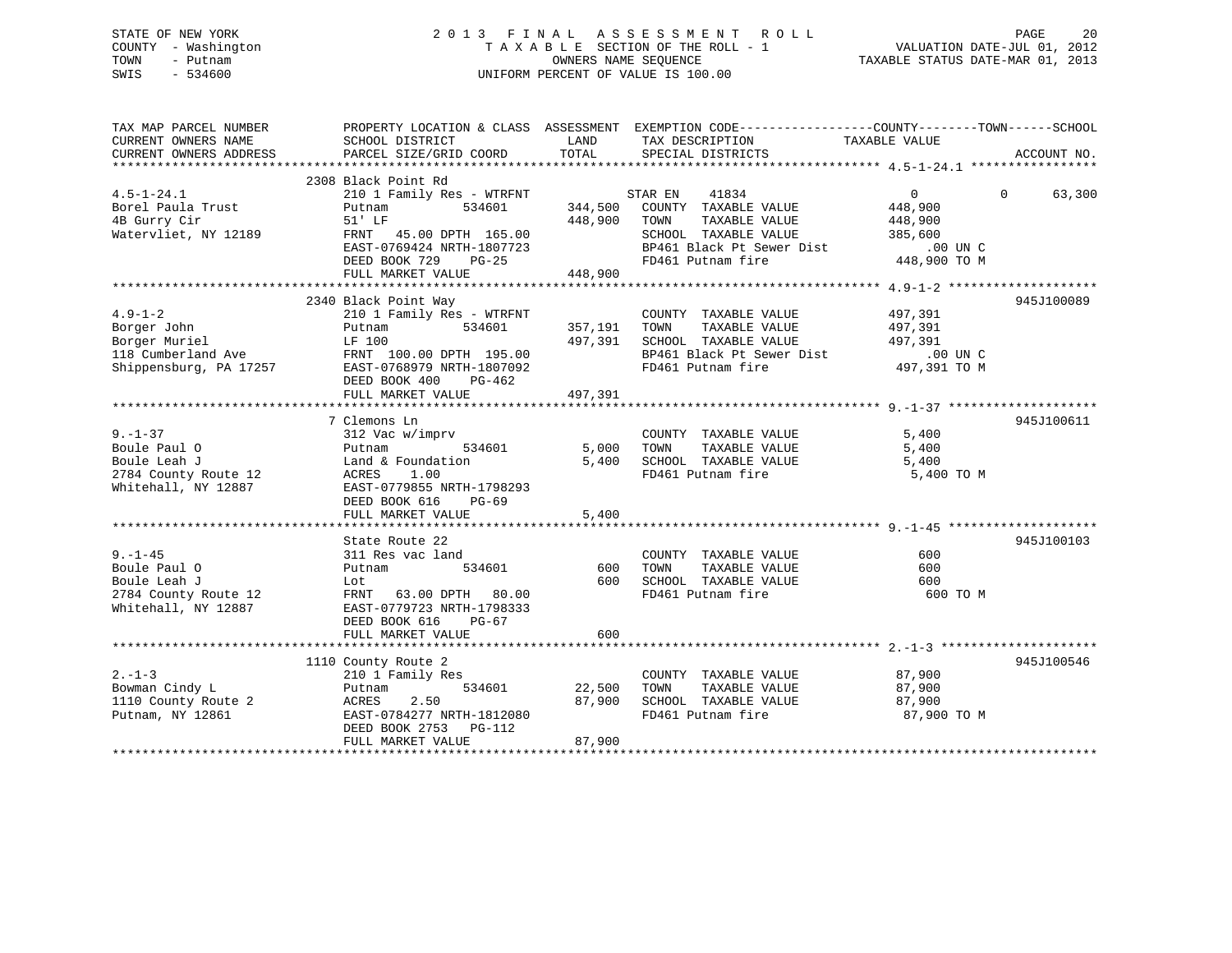STATE OF NEW YORK
COUNTY - Washington
TOWN - Putnam
SWIS - 534600

# 2013 FINAL ASSESSMENT ROLL
TAXABLE SECTION OF THE ROLL - 1
OWNERS NAME SEQUENCE
UNIFORM PERCENT OF VALUE IS 100.00

VALUATION DATE-JUL 01, 2012
TAXABLE STATUS DATE-MAR 01, 2013

| TAX MAP PARCEL NUMBER / CURRENT OWNERS NAME / CURRENT OWNERS ADDRESS | PROPERTY LOCATION & CLASS / SCHOOL DISTRICT / PARCEL SIZE/GRID COORD | ASSESSMENT LAND / TOTAL | EXEMPTION CODE / TAX DESCRIPTION / SPECIAL DISTRICTS | COUNTY TAXABLE VALUE | TOWN | SCHOOL | ACCOUNT NO. |
|---|---|---|---|---|---|---|---|
| **4.5-1-24.1** | 2308 Black Point Rd | | | | | | |
| 4.5-1-24.1 | 210 1 Family Res - WTRFNT | | STAR EN 41834 | 0 | 0 | 63,300 | |
| Borel Paula Trust | Putnam 534601 | 344,500 | COUNTY TAXABLE VALUE | 448,900 | | | |
| 4B Gurry Cir | 51' LF | 448,900 | TOWN TAXABLE VALUE | 448,900 | | | |
| Watervliet, NY 12189 | FRNT 45.00 DPTH 165.00 | | SCHOOL TAXABLE VALUE | 385,600 | | | |
| | EAST-0769424 NRTH-1807723 | | BP461 Black Pt Sewer Dist | .00 UN C | | | |
| | DEED BOOK 729 PG-25 | | FD461 Putnam fire | 448,900 TO M | | | |
| | FULL MARKET VALUE | 448,900 | | | | | |
| **4.9-1-2** | 2340 Black Point Way | | | | | | 945J100089 |
| 4.9-1-2 | 210 1 Family Res - WTRFNT | | COUNTY TAXABLE VALUE | 497,391 | | | |
| Borger John | Putnam 534601 | 357,191 | TOWN TAXABLE VALUE | 497,391 | | | |
| Borger Muriel | LF 100 | 497,391 | SCHOOL TAXABLE VALUE | 497,391 | | | |
| 118 Cumberland Ave | FRNT 100.00 DPTH 195.00 | | BP461 Black Pt Sewer Dist | .00 UN C | | | |
| Shippensburg, PA 17257 | EAST-0768979 NRTH-1807092 | | FD461 Putnam fire | 497,391 TO M | | | |
| | DEED BOOK 400 PG-462 | | | | | | |
| | FULL MARKET VALUE | 497,391 | | | | | |
| **9.-1-37** | 7 Clemons Ln | | | | | | 945J100611 |
| 9.-1-37 | 312 Vac w/imprv | | COUNTY TAXABLE VALUE | 5,400 | | | |
| Boule Paul O | Putnam 534601 | 5,000 | TOWN TAXABLE VALUE | 5,400 | | | |
| Boule Leah J | Land & Foundation | 5,400 | SCHOOL TAXABLE VALUE | 5,400 | | | |
| 2784 County Route 12 | ACRES 1.00 | | FD461 Putnam fire | 5,400 TO M | | | |
| Whitehall, NY 12887 | EAST-0779855 NRTH-1798293 | | | | | | |
| | DEED BOOK 616 PG-69 | | | | | | |
| | FULL MARKET VALUE | 5,400 | | | | | |
| **9.-1-45** | State Route 22 | | | | | | 945J100103 |
| 9.-1-45 | 311 Res vac land | | COUNTY TAXABLE VALUE | 600 | | | |
| Boule Paul O | Putnam 534601 | 600 | TOWN TAXABLE VALUE | 600 | | | |
| Boule Leah J | Lot | 600 | SCHOOL TAXABLE VALUE | 600 | | | |
| 2784 County Route 12 | FRNT 63.00 DPTH 80.00 | | FD461 Putnam fire | 600 TO M | | | |
| Whitehall, NY 12887 | EAST-0779723 NRTH-1798333 | | | | | | |
| | DEED BOOK 616 PG-67 | | | | | | |
| | FULL MARKET VALUE | 600 | | | | | |
| **2.-1-3** | 1110 County Route 2 | | | | | | 945J100546 |
| 2.-1-3 | 210 1 Family Res | | COUNTY TAXABLE VALUE | 87,900 | | | |
| Bowman Cindy L | Putnam 534601 | 22,500 | TOWN TAXABLE VALUE | 87,900 | | | |
| 1110 County Route 2 | ACRES 2.50 | 87,900 | SCHOOL TAXABLE VALUE | 87,900 | | | |
| Putnam, NY 12861 | EAST-0784277 NRTH-1812080 | | FD461 Putnam fire | 87,900 TO M | | | |
| | DEED BOOK 2753 PG-112 | | | | | | |
| | FULL MARKET VALUE | 87,900 | | | | | |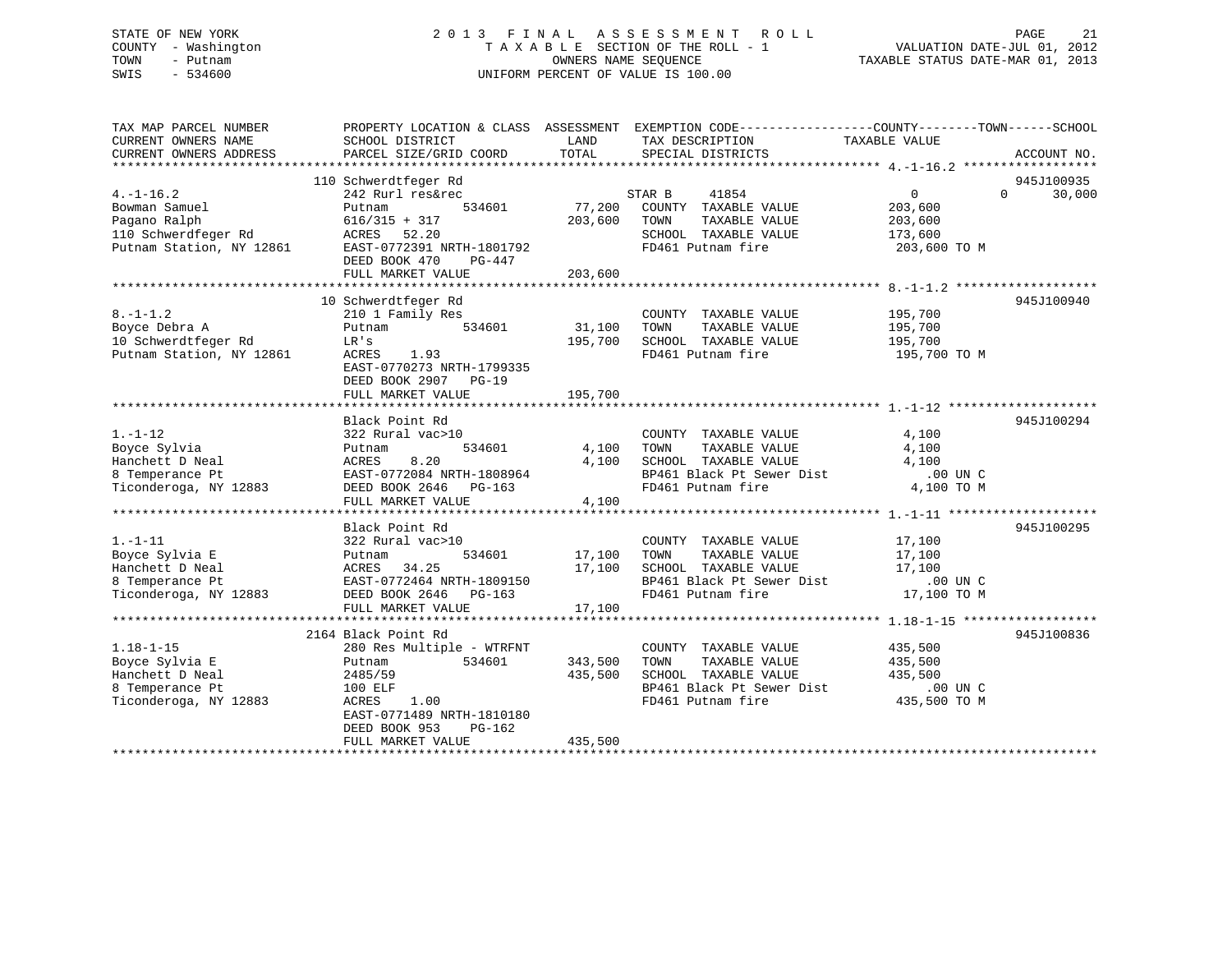STATE OF NEW YORK
COUNTY - Washington
TOWN - Putnam
SWIS - 534600

2013 FINAL ASSESSMENT ROLL
TAXABLE SECTION OF THE ROLL - 1
OWNERS NAME SEQUENCE
UNIFORM PERCENT OF VALUE IS 100.00

VALUATION DATE-JUL 01, 2012
TAXABLE STATUS DATE-MAR 01, 2013

```
TAX MAP PARCEL NUMBER          PROPERTY LOCATION & CLASS  ASSESSMENT  EXEMPTION CODE------------------COUNTY--------TOWN------SCHOOL
CURRENT OWNERS NAME            SCHOOL DISTRICT            LAND        TAX DESCRIPTION            TAXABLE VALUE
CURRENT OWNERS ADDRESS         PARCEL SIZE/GRID COORD     TOTAL       SPECIAL DISTRICTS                                    ACCOUNT NO.
******************************************************************************************************* 4.-1-16.2 *****************
                               110 Schwerdtfeger Rd                                                                          945J100935
4.-1-16.2                      242 Rurl res&rec                       STAR B     41854                 0            0      30,000
Bowman Samuel                  Putnam         534601       77,200     COUNTY  TAXABLE VALUE        203,600
Pagano Ralph                   616/315 + 317               203,600    TOWN    TAXABLE VALUE        203,600
110 Schwerdtfeger Rd           ACRES   52.20                          SCHOOL  TAXABLE VALUE        173,600
Putnam Station, NY 12861       EAST-0772391 NRTH-1801792              FD461 Putnam fire            203,600 TO M
                               DEED BOOK 470    PG-447
                               FULL MARKET VALUE           203,600
******************************************************************************************************* 8.-1-1.2 ******************
                               10 Schwerdtfeger Rd                                                                           945J100940
8.-1-1.2                       210 1 Family Res                       COUNTY  TAXABLE VALUE        195,700
Boyce Debra A                  Putnam         534601       31,100     TOWN    TAXABLE VALUE        195,700
10 Schwerdtfeger Rd            LR's                        195,700    SCHOOL  TAXABLE VALUE        195,700
Putnam Station, NY 12861       ACRES    1.93                          FD461 Putnam fire            195,700 TO M
                               EAST-0770273 NRTH-1799335
                               DEED BOOK 2907   PG-19
                               FULL MARKET VALUE           195,700
******************************************************************************************************* 1.-1-12 *******************
                               Black Point Rd                                                                                945J100294
1.-1-12                        322 Rural vac>10                       COUNTY  TAXABLE VALUE          4,100
Boyce Sylvia                   Putnam         534601        4,100     TOWN    TAXABLE VALUE          4,100
Hanchett D Neal                ACRES    8.20                4,100     SCHOOL  TAXABLE VALUE          4,100
8 Temperance Pt                EAST-0772084 NRTH-1808964              BP461 Black Pt Sewer Dist          .00 UN C
Ticonderoga, NY 12883          DEED BOOK 2646   PG-163                FD461 Putnam fire              4,100 TO M
                               FULL MARKET VALUE             4,100
******************************************************************************************************* 1.-1-11 *******************
                               Black Point Rd                                                                                945J100295
1.-1-11                        322 Rural vac>10                       COUNTY  TAXABLE VALUE         17,100
Boyce Sylvia E                 Putnam         534601       17,100     TOWN    TAXABLE VALUE         17,100
Hanchett D Neal                ACRES   34.25               17,100     SCHOOL  TAXABLE VALUE         17,100
8 Temperance Pt                EAST-0772464 NRTH-1809150              BP461 Black Pt Sewer Dist          .00 UN C
Ticonderoga, NY 12883          DEED BOOK 2646   PG-163                FD461 Putnam fire             17,100 TO M
                               FULL MARKET VALUE            17,100
******************************************************************************************************* 1.18-1-15 *****************
                               2164 Black Point Rd                                                                           945J100836
1.18-1-15                      280 Res Multiple - WTRFNT              COUNTY  TAXABLE VALUE        435,500
Boyce Sylvia E                 Putnam         534601      343,500     TOWN    TAXABLE VALUE        435,500
Hanchett D Neal                2485/59                    435,500     SCHOOL  TAXABLE VALUE        435,500
8 Temperance Pt                100 ELF                                BP461 Black Pt Sewer Dist          .00 UN C
Ticonderoga, NY 12883          ACRES    1.00                          FD461 Putnam fire            435,500 TO M
                               EAST-0771489 NRTH-1810180
                               DEED BOOK 953    PG-162
                               FULL MARKET VALUE           435,500
************************************************************************************************************************************
```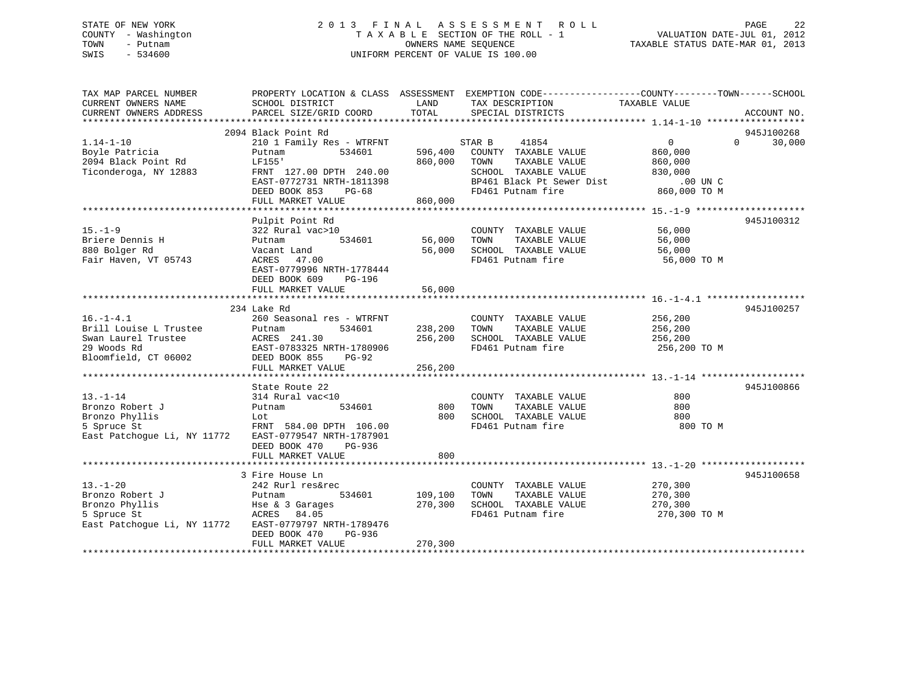STATE OF NEW YORK
COUNTY - Washington
TOWN - Putnam
SWIS - 534600

2 0 1 3 F I N A L A S S E S S M E N T R O L L
T A X A B L E SECTION OF THE ROLL - 1
OWNERS NAME SEQUENCE
UNIFORM PERCENT OF VALUE IS 100.00

VALUATION DATE-JUL 01, 2012
TAXABLE STATUS DATE-MAR 01, 2013

```
TAX MAP PARCEL NUMBER          PROPERTY LOCATION & CLASS  ASSESSMENT  EXEMPTION CODE------------------COUNTY--------TOWN------SCHOOL
CURRENT OWNERS NAME            SCHOOL DISTRICT               LAND      TAX DESCRIPTION              TAXABLE VALUE
CURRENT OWNERS ADDRESS         PARCEL SIZE/GRID COORD        TOTAL     SPECIAL DISTRICTS                                     ACCOUNT NO.
*********************************************************************************************************** 1.14-1-10 ******************
                               2094 Black Point Rd                                                                          945J100268
1.14-1-10                      210 1 Family Res - WTRFNT           STAR B     41854              0              0     30,000
Boyle Patricia                 Putnam           534601     596,400   COUNTY  TAXABLE VALUE         860,000
2094 Black Point Rd            LF155'                      860,000   TOWN    TAXABLE VALUE         860,000
Ticonderoga, NY 12883          FRNT 127.00 DPTH 240.00               SCHOOL  TAXABLE VALUE         830,000
                               EAST-0772731 NRTH-1811398             BP461 Black Pt Sewer Dist          .00 UN C
                               DEED BOOK 853    PG-68                FD461 Putnam fire             860,000 TO M
                               FULL MARKET VALUE           860,000
*********************************************************************************************************** 15.-1-9 ********************
                               Pulpit Point Rd                                                                              945J100312
15.-1-9                        322 Rural vac>10                      COUNTY  TAXABLE VALUE          56,000
Briere Dennis H                Putnam           534601      56,000   TOWN    TAXABLE VALUE          56,000
880 Bolger Rd                  Vacant Land                  56,000   SCHOOL  TAXABLE VALUE          56,000
Fair Haven, VT 05743           ACRES  47.00                          FD461 Putnam fire              56,000 TO M
                               EAST-0779996 NRTH-1778444
                               DEED BOOK 609    PG-196
                               FULL MARKET VALUE            56,000
*********************************************************************************************************** 16.-1-4.1 ******************
                               234 Lake Rd                                                                                  945J100257
16.-1-4.1                      260 Seasonal res - WTRFNT             COUNTY  TAXABLE VALUE         256,200
Brill Louise L Trustee         Putnam           534601     238,200   TOWN    TAXABLE VALUE         256,200
Swan Laurel Trustee            ACRES 241.30                256,200   SCHOOL  TAXABLE VALUE         256,200
29 Woods Rd                    EAST-0783325 NRTH-1780906             FD461 Putnam fire             256,200 TO M
Bloomfield, CT 06002           DEED BOOK 855    PG-92
                               FULL MARKET VALUE           256,200
*********************************************************************************************************** 13.-1-14 *******************
                               State Route 22                                                                               945J100866
13.-1-14                       314 Rural vac<10                      COUNTY  TAXABLE VALUE             800
Bronzo Robert J                Putnam           534601         800   TOWN    TAXABLE VALUE             800
Bronzo Phyllis                 Lot                             800   SCHOOL  TAXABLE VALUE             800
5 Spruce St                    FRNT 584.00 DPTH 106.00               FD461 Putnam fire                 800 TO M
East Patchogue Li, NY 11772    EAST-0779547 NRTH-1787901
                               DEED BOOK 470    PG-936
                               FULL MARKET VALUE               800
*********************************************************************************************************** 13.-1-20 *******************
                               3 Fire House Ln                                                                              945J100658
13.-1-20                       242 Rurl res&rec                      COUNTY  TAXABLE VALUE         270,300
Bronzo Robert J                Putnam           534601     109,100   TOWN    TAXABLE VALUE         270,300
Bronzo Phyllis                 Hse & 3 Garages             270,300   SCHOOL  TAXABLE VALUE         270,300
5 Spruce St                    ACRES  84.05                          FD461 Putnam fire             270,300 TO M
East Patchogue Li, NY 11772    EAST-0779797 NRTH-1789476
                               DEED BOOK 470    PG-936
                               FULL MARKET VALUE           270,300
************************************************************************************************************************************
```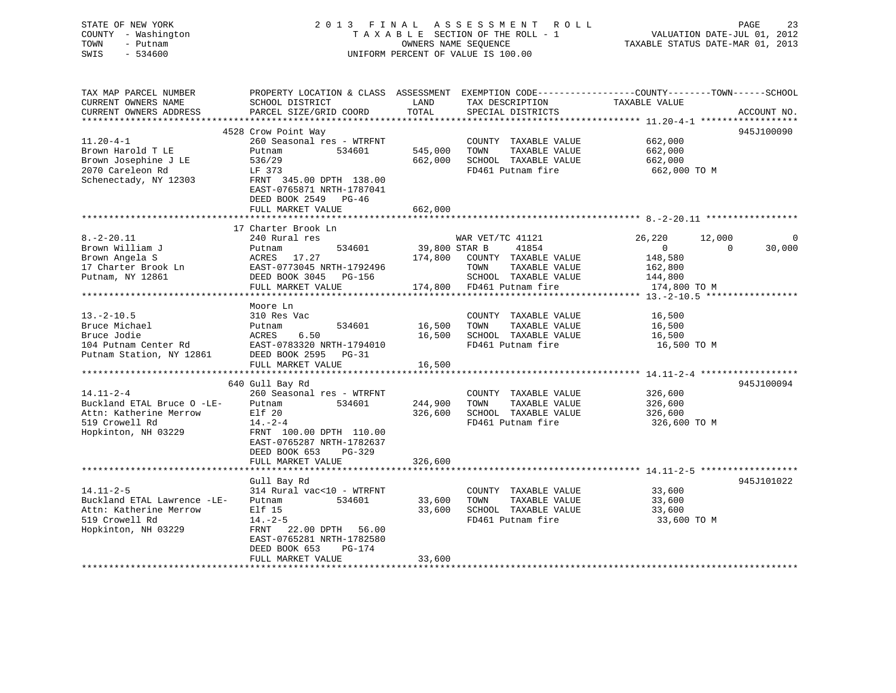STATE OF NEW YORK
COUNTY - Washington
TOWN - Putnam
SWIS - 534600

2 0 1 3 F I N A L A S S E S S M E N T R O L L
T A X A B L E SECTION OF THE ROLL - 1
OWNERS NAME SEQUENCE
UNIFORM PERCENT OF VALUE IS 100.00

VALUATION DATE-JUL 01, 2012
TAXABLE STATUS DATE-MAR 01, 2013

```
TAX MAP PARCEL NUMBER          PROPERTY LOCATION & CLASS  ASSESSMENT  EXEMPTION CODE------------------COUNTY--------TOWN------SCHOOL
CURRENT OWNERS NAME            SCHOOL DISTRICT               LAND      TAX DESCRIPTION            TAXABLE VALUE
CURRENT OWNERS ADDRESS         PARCEL SIZE/GRID COORD        TOTAL     SPECIAL DISTRICTS                                    ACCOUNT NO.
******************************************************************************************************* 11.20-4-1 ******************
                               4528 Crow Point Way                                                                          945J100090
11.20-4-1                      260 Seasonal res - WTRFNT              COUNTY  TAXABLE VALUE           662,000
Brown Harold T LE              Putnam          534601     545,000     TOWN    TAXABLE VALUE           662,000
Brown Josephine J LE           536/29                     662,000     SCHOOL  TAXABLE VALUE           662,000
2070 Careleon Rd               LF 373                                 FD461 Putnam fire                 662,000 TO M
Schenectady, NY 12303          FRNT 345.00 DPTH 138.00
                               EAST-0765871 NRTH-1787041
                               DEED BOOK 2549   PG-46
                               FULL MARKET VALUE          662,000
******************************************************************************************************* 8.-2-20.11 *****************
                               17 Charter Brook Ln
8.-2-20.11                     240 Rural res                          WAR VET/TC 41121             26,220     12,000          0
Brown William J                Putnam          534601      39,800 STAR B      41854                     0          0     30,000
Brown Angela S                 ACRES  17.27               174,800     COUNTY  TAXABLE VALUE           148,580
17 Charter Brook Ln            EAST-0773045 NRTH-1792496              TOWN    TAXABLE VALUE           162,800
Putnam, NY 12861               DEED BOOK 3045   PG-156                SCHOOL  TAXABLE VALUE           144,800
                               FULL MARKET VALUE          174,800     FD461 Putnam fire                 174,800 TO M
******************************************************************************************************* 13.-2-10.5 *****************
                               Moore Ln
13.-2-10.5                     310 Res Vac                            COUNTY  TAXABLE VALUE            16,500
Bruce Michael                  Putnam          534601      16,500     TOWN    TAXABLE VALUE            16,500
Bruce Jodie                    ACRES   6.50                16,500     SCHOOL  TAXABLE VALUE            16,500
104 Putnam Center Rd           EAST-0783320 NRTH-1794010              FD461 Putnam fire                  16,500 TO M
Putnam Station, NY 12861       DEED BOOK 2595   PG-31
                               FULL MARKET VALUE           16,500
******************************************************************************************************* 14.11-2-4 ******************
                               640 Gull Bay Rd                                                                              945J100094
14.11-2-4                      260 Seasonal res - WTRFNT              COUNTY  TAXABLE VALUE           326,600
Buckland ETAL Bruce O -LE-     Putnam          534601     244,900     TOWN    TAXABLE VALUE           326,600
Attn: Katherine Merrow         Elf 20                     326,600     SCHOOL  TAXABLE VALUE           326,600
519 Crowell Rd                 14.-2-4                                FD461 Putnam fire                 326,600 TO M
Hopkinton, NH 03229            FRNT 100.00 DPTH 110.00
                               EAST-0765287 NRTH-1782637
                               DEED BOOK 653    PG-329
                               FULL MARKET VALUE          326,600
******************************************************************************************************* 14.11-2-5 ******************
                               Gull Bay Rd                                                                                  945J101022
14.11-2-5                      314 Rural vac<10 - WTRFNT              COUNTY  TAXABLE VALUE            33,600
Buckland ETAL Lawrence -LE-    Putnam          534601      33,600     TOWN    TAXABLE VALUE            33,600
Attn: Katherine Merrow         Elf 15                      33,600     SCHOOL  TAXABLE VALUE            33,600
519 Crowell Rd                 14.-2-5                                FD461 Putnam fire                  33,600 TO M
Hopkinton, NH 03229            FRNT  22.00 DPTH  56.00
                               EAST-0765281 NRTH-1782580
                               DEED BOOK 653    PG-174
                               FULL MARKET VALUE           33,600
************************************************************************************************************************************
```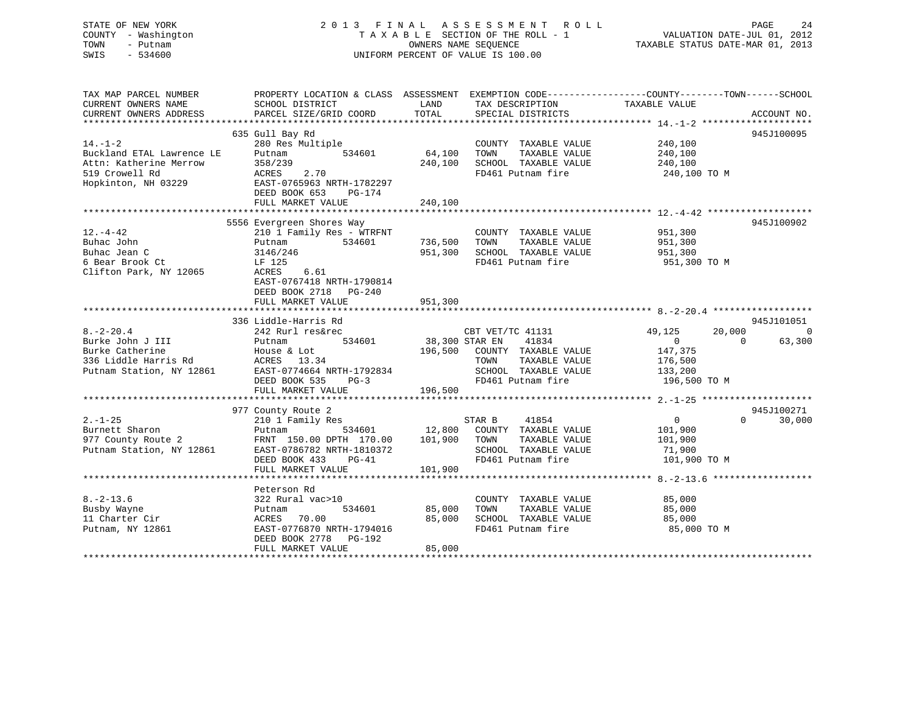STATE OF NEW YORK
COUNTY - Washington
TOWN - Putnam
SWIS - 534600

2013 FINAL ASSESSMENT ROLL
TAXABLE SECTION OF THE ROLL - 1
OWNERS NAME SEQUENCE
UNIFORM PERCENT OF VALUE IS 100.00

VALUATION DATE-JUL 01, 2012
TAXABLE STATUS DATE-MAR 01, 2013

```
TAX MAP PARCEL NUMBER          PROPERTY LOCATION & CLASS  ASSESSMENT  EXEMPTION CODE------------------COUNTY--------TOWN------SCHOOL
CURRENT OWNERS NAME            SCHOOL DISTRICT              LAND       TAX DESCRIPTION              TAXABLE VALUE
CURRENT OWNERS ADDRESS         PARCEL SIZE/GRID COORD       TOTAL      SPECIAL DISTRICTS                                        ACCOUNT NO.
******************************************************************************************************* 14.-1-2 ********************
                               635 Gull Bay Rd                                                                              945J100095
14.-1-2                        280 Res Multiple                        COUNTY  TAXABLE VALUE            240,100
Buckland ETAL Lawrence LE      Putnam          534601       64,100    TOWN    TAXABLE VALUE            240,100
Attn: Katherine Merrow         358/239                     240,100    SCHOOL  TAXABLE VALUE            240,100
519 Crowell Rd                 ACRES    2.70                          FD461 Putnam fire                 240,100 TO M
Hopkinton, NH 03229            EAST-0765963 NRTH-1782297
                               DEED BOOK 653    PG-174
                               FULL MARKET VALUE           240,100
******************************************************************************************************* 12.-4-42 *******************
                               5556 Evergreen Shores Way                                                                    945J100902
12.-4-42                       210 1 Family Res - WTRFNT               COUNTY  TAXABLE VALUE            951,300
Buhac John                     Putnam          534601      736,500    TOWN    TAXABLE VALUE            951,300
Buhac Jean C                   3146/246                    951,300    SCHOOL  TAXABLE VALUE            951,300
6 Bear Brook Ct                LF 125                                 FD461 Putnam fire                 951,300 TO M
Clifton Park, NY 12065         ACRES    6.61
                               EAST-0767418 NRTH-1790814
                               DEED BOOK 2718   PG-240
                               FULL MARKET VALUE           951,300
******************************************************************************************************* 8.-2-20.4 ******************
                               336 Liddle-Harris Rd                                                                         945J101051
8.-2-20.4                      242 Rurl res&rec                        CBT VET/TC 41131                 49,125      20,000           0
Burke John J III               Putnam          534601       38,300 STAR EN     41834                         0           0      63,300
Burke Catherine                House & Lot                 196,500    COUNTY  TAXABLE VALUE            147,375
336 Liddle Harris Rd           ACRES   13.34                          TOWN    TAXABLE VALUE            176,500
Putnam Station, NY 12861       EAST-0774664 NRTH-1792834              SCHOOL  TAXABLE VALUE            133,200
                               DEED BOOK 535    PG-3                  FD461 Putnam fire                 196,500 TO M
                               FULL MARKET VALUE           196,500
******************************************************************************************************* 2.-1-25 ********************
                               977 County Route 2                                                                           945J100271
2.-1-25                        210 1 Family Res                        STAR B      41854                         0           0      30,000
Burnett Sharon                 Putnam          534601       12,800    COUNTY  TAXABLE VALUE            101,900
977 County Route 2             FRNT 150.00 DPTH 170.00     101,900    TOWN    TAXABLE VALUE            101,900
Putnam Station, NY 12861       EAST-0786782 NRTH-1810372              SCHOOL  TAXABLE VALUE             71,900
                               DEED BOOK 433    PG-41                 FD461 Putnam fire                 101,900 TO M
                               FULL MARKET VALUE           101,900
******************************************************************************************************* 8.-2-13.6 ******************
                               Peterson Rd
8.-2-13.6                      322 Rural vac>10                        COUNTY  TAXABLE VALUE             85,000
Busby Wayne                    Putnam          534601       85,000    TOWN    TAXABLE VALUE             85,000
11 Charter Cir                 ACRES   70.00                85,000    SCHOOL  TAXABLE VALUE             85,000
Putnam, NY 12861               EAST-0776870 NRTH-1794016              FD461 Putnam fire                  85,000 TO M
                               DEED BOOK 2778   PG-192
                               FULL MARKET VALUE            85,000
************************************************************************************************************************************
```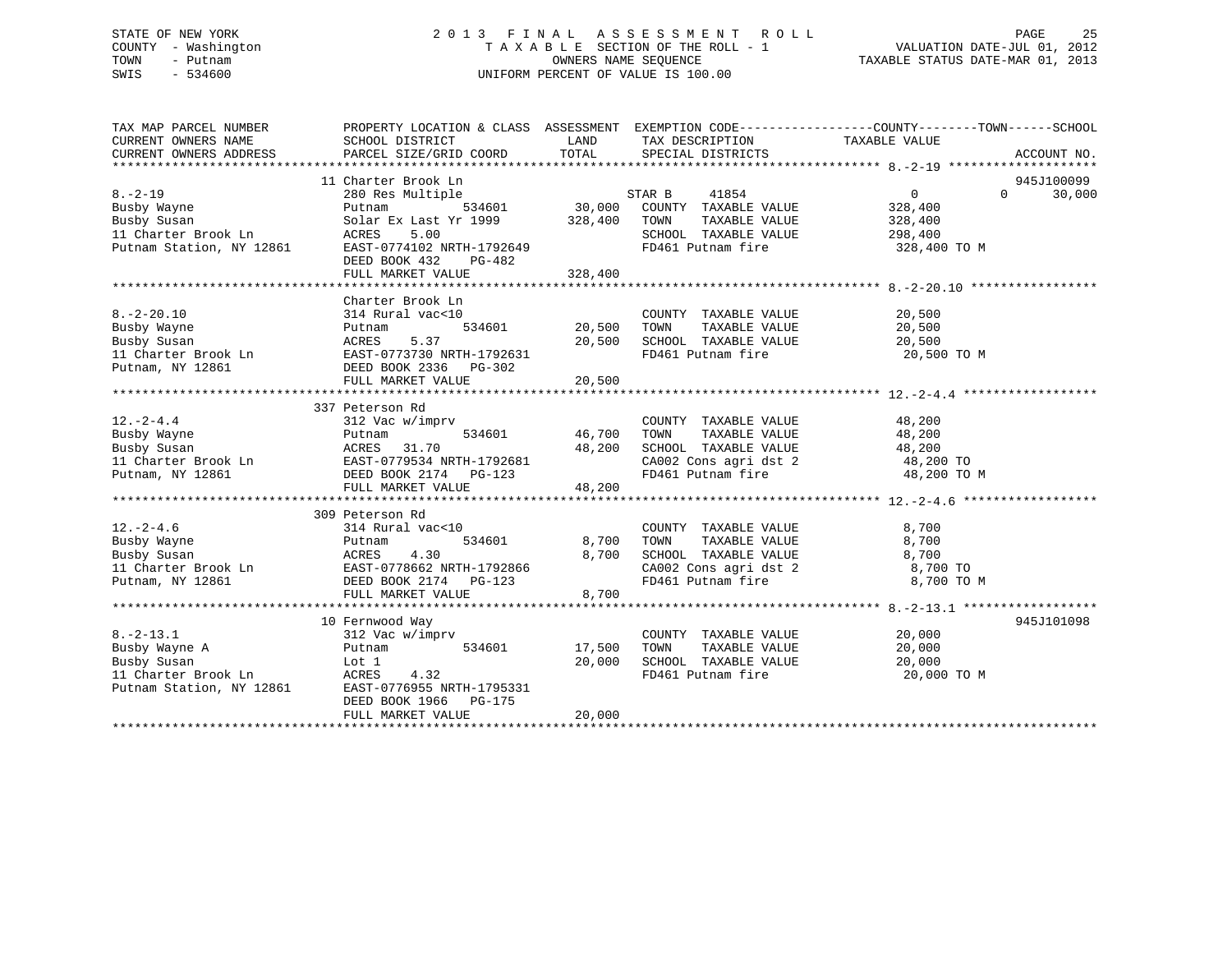STATE OF NEW YORK
COUNTY - Washington
TOWN - Putnam
SWIS - 534600

# 2013 FINAL ASSESSMENT ROLL

TAXABLE SECTION OF THE ROLL - 1
OWNERS NAME SEQUENCE
UNIFORM PERCENT OF VALUE IS 100.00

VALUATION DATE-JUL 01, 2012
TAXABLE STATUS DATE-MAR 01, 2013

| TAX MAP PARCEL NUMBER / CURRENT OWNERS NAME / CURRENT OWNERS ADDRESS | PROPERTY LOCATION & CLASS / SCHOOL DISTRICT / PARCEL SIZE/GRID COORD | ASSESSMENT LAND | TOTAL | EXEMPTION CODE / TAX DESCRIPTION / SPECIAL DISTRICTS | COUNTY TAXABLE VALUE | TOWN | SCHOOL | ACCOUNT NO. |
|---|---|---|---|---|---|---|---|---|
| **8.-2-19** | 11 Charter Brook Ln | | | | | | | 945J100099 |
| | 280 Res Multiple | | | STAR B 41854 | 0 | 0 | 30,000 | |
| Busby Wayne | Putnam 534601 | 30,000 | | COUNTY TAXABLE VALUE | 328,400 | | | |
| Busby Susan | Solar Ex Last Yr 1999 | | 328,400 | TOWN TAXABLE VALUE | 328,400 | | | |
| 11 Charter Brook Ln | ACRES 5.00 | | | SCHOOL TAXABLE VALUE | 298,400 | | | |
| Putnam Station, NY 12861 | EAST-0774102 NRTH-1792649 | | | FD461 Putnam fire | 328,400 TO M | | | |
| | DEED BOOK 432 PG-482 | | | | | | | |
| | FULL MARKET VALUE | | 328,400 | | | | | |
| **8.-2-20.10** | Charter Brook Ln | | | | | | | |
| | 314 Rural vac<10 | | | COUNTY TAXABLE VALUE | 20,500 | | | |
| Busby Wayne | Putnam 534601 | 20,500 | | TOWN TAXABLE VALUE | 20,500 | | | |
| Busby Susan | ACRES 5.37 | | 20,500 | SCHOOL TAXABLE VALUE | 20,500 | | | |
| 11 Charter Brook Ln | EAST-0773730 NRTH-1792631 | | | FD461 Putnam fire | 20,500 TO M | | | |
| Putnam, NY 12861 | DEED BOOK 2336 PG-302 | | | | | | | |
| | FULL MARKET VALUE | | 20,500 | | | | | |
| **12.-2-4.4** | 337 Peterson Rd | | | | | | | |
| | 312 Vac w/imprv | | | COUNTY TAXABLE VALUE | 48,200 | | | |
| Busby Wayne | Putnam 534601 | 46,700 | | TOWN TAXABLE VALUE | 48,200 | | | |
| Busby Susan | ACRES 31.70 | | 48,200 | SCHOOL TAXABLE VALUE | 48,200 | | | |
| 11 Charter Brook Ln | EAST-0779534 NRTH-1792681 | | | CA002 Cons agri dst 2 | 48,200 TO | | | |
| Putnam, NY 12861 | DEED BOOK 2174 PG-123 | | | FD461 Putnam fire | 48,200 TO M | | | |
| | FULL MARKET VALUE | | 48,200 | | | | | |
| **12.-2-4.6** | 309 Peterson Rd | | | | | | | |
| | 314 Rural vac<10 | | | COUNTY TAXABLE VALUE | 8,700 | | | |
| Busby Wayne | Putnam 534601 | 8,700 | | TOWN TAXABLE VALUE | 8,700 | | | |
| Busby Susan | ACRES 4.30 | | 8,700 | SCHOOL TAXABLE VALUE | 8,700 | | | |
| 11 Charter Brook Ln | EAST-0778662 NRTH-1792866 | | | CA002 Cons agri dst 2 | 8,700 TO | | | |
| Putnam, NY 12861 | DEED BOOK 2174 PG-123 | | | FD461 Putnam fire | 8,700 TO M | | | |
| | FULL MARKET VALUE | | 8,700 | | | | | |
| **8.-2-13.1** | 10 Fernwood Way | | | | | | | 945J101098 |
| | 312 Vac w/imprv | | | COUNTY TAXABLE VALUE | 20,000 | | | |
| Busby Wayne A | Putnam 534601 | 17,500 | | TOWN TAXABLE VALUE | 20,000 | | | |
| Busby Susan | Lot 1 | | 20,000 | SCHOOL TAXABLE VALUE | 20,000 | | | |
| 11 Charter Brook Ln | ACRES 4.32 | | | FD461 Putnam fire | 20,000 TO M | | | |
| Putnam Station, NY 12861 | EAST-0776955 NRTH-1795331 | | | | | | | |
| | DEED BOOK 1966 PG-175 | | | | | | | |
| | FULL MARKET VALUE | | 20,000 | | | | | |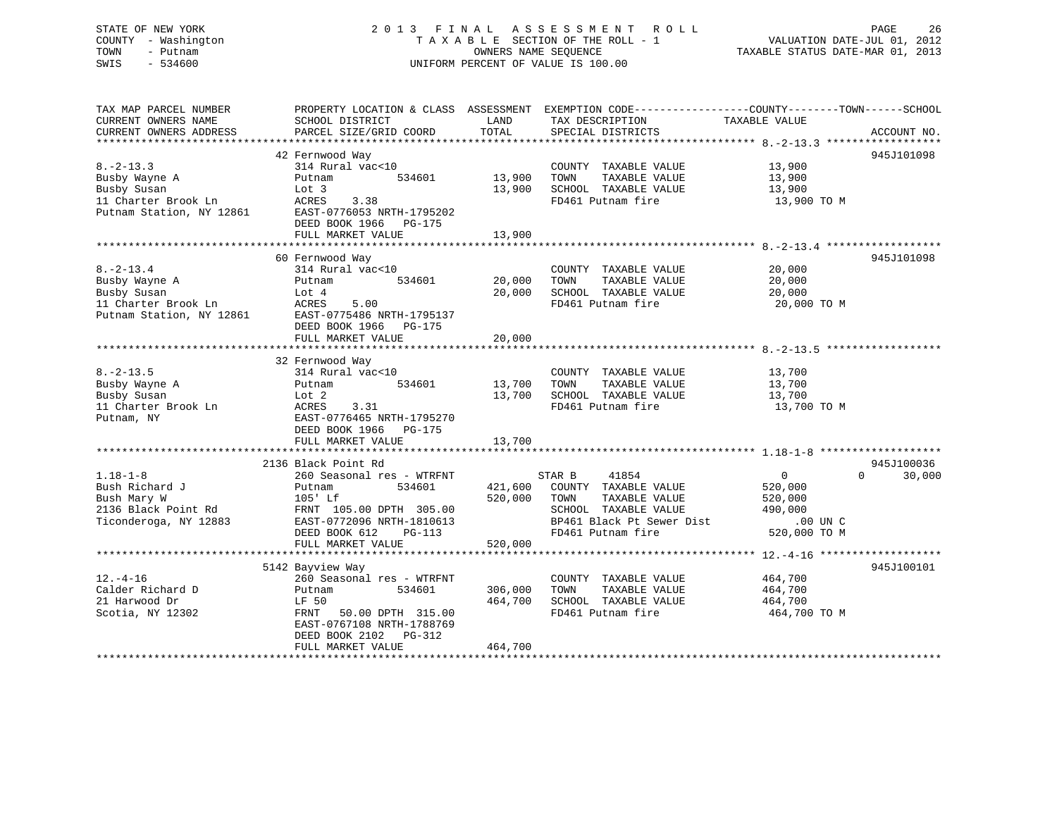STATE OF NEW YORK
COUNTY - Washington
TOWN - Putnam
SWIS - 534600

# 2013 FINAL ASSESSMENT ROLL
TAXABLE SECTION OF THE ROLL - 1
OWNERS NAME SEQUENCE
UNIFORM PERCENT OF VALUE IS 100.00

VALUATION DATE-JUL 01, 2012
TAXABLE STATUS DATE-MAR 01, 2013

```
TAX MAP PARCEL NUMBER         PROPERTY LOCATION & CLASS  ASSESSMENT  EXEMPTION CODE------------------COUNTY--------TOWN------SCHOOL
CURRENT OWNERS NAME           SCHOOL DISTRICT               LAND      TAX DESCRIPTION            TAXABLE VALUE
CURRENT OWNERS ADDRESS        PARCEL SIZE/GRID COORD        TOTAL     SPECIAL DISTRICTS                                    ACCOUNT NO.
******************************************************************************************************* 8.-2-13.3 ******************
                             42 Fernwood Way                                                                               945J101098
8.-2-13.3                    314 Rural vac<10                         COUNTY  TAXABLE VALUE           13,900
Busby Wayne A                Putnam          534601       13,900      TOWN    TAXABLE VALUE           13,900
Busby Susan                  Lot 3                        13,900      SCHOOL  TAXABLE VALUE           13,900
11 Charter Brook Ln          ACRES    3.38                            FD461 Putnam fire                13,900 TO M
Putnam Station, NY 12861     EAST-0776053 NRTH-1795202
                             DEED BOOK 1966   PG-175
                             FULL MARKET VALUE            13,900
******************************************************************************************************* 8.-2-13.4 ******************
                             60 Fernwood Way                                                                               945J101098
8.-2-13.4                    314 Rural vac<10                         COUNTY  TAXABLE VALUE           20,000
Busby Wayne A                Putnam          534601       20,000      TOWN    TAXABLE VALUE           20,000
Busby Susan                  Lot 4                        20,000      SCHOOL  TAXABLE VALUE           20,000
11 Charter Brook Ln          ACRES    5.00                            FD461 Putnam fire                20,000 TO M
Putnam Station, NY 12861     EAST-0775486 NRTH-1795137
                             DEED BOOK 1966   PG-175
                             FULL MARKET VALUE            20,000
******************************************************************************************************* 8.-2-13.5 ******************
                             32 Fernwood Way
8.-2-13.5                    314 Rural vac<10                         COUNTY  TAXABLE VALUE           13,700
Busby Wayne A                Putnam          534601       13,700      TOWN    TAXABLE VALUE           13,700
Busby Susan                  Lot 2                        13,700      SCHOOL  TAXABLE VALUE           13,700
11 Charter Brook Ln          ACRES    3.31                            FD461 Putnam fire                13,700 TO M
Putnam, NY                   EAST-0776465 NRTH-1795270
                             DEED BOOK 1966   PG-175
                             FULL MARKET VALUE            13,700
******************************************************************************************************* 1.18-1-8 *******************
                             2136 Black Point Rd                                                                           945J100036
1.18-1-8                     260 Seasonal res - WTRFNT               STAR B     41854                   0           0       30,000
Bush Richard J               Putnam          534601      421,600      COUNTY  TAXABLE VALUE          520,000
Bush Mary W                  105' Lf                     520,000      TOWN    TAXABLE VALUE          520,000
2136 Black Point Rd          FRNT 105.00 DPTH 305.00                  SCHOOL  TAXABLE VALUE          490,000
Ticonderoga, NY 12883        EAST-0772096 NRTH-1810613                BP461 Black Pt Sewer Dist           .00 UN C
                             DEED BOOK 612    PG-113                  FD461 Putnam fire               520,000 TO M
                             FULL MARKET VALUE           520,000
******************************************************************************************************* 12.-4-16 *******************
                             5142 Bayview Way                                                                              945J100101
12.-4-16                     260 Seasonal res - WTRFNT                COUNTY  TAXABLE VALUE          464,700
Calder Richard D             Putnam          534601      306,000      TOWN    TAXABLE VALUE          464,700
21 Harwood Dr                LF 50                       464,700      SCHOOL  TAXABLE VALUE          464,700
Scotia, NY 12302             FRNT  50.00 DPTH 315.00                  FD461 Putnam fire               464,700 TO M
                             EAST-0767108 NRTH-1788769
                             DEED BOOK 2102   PG-312
                             FULL MARKET VALUE           464,700
************************************************************************************************************************************
```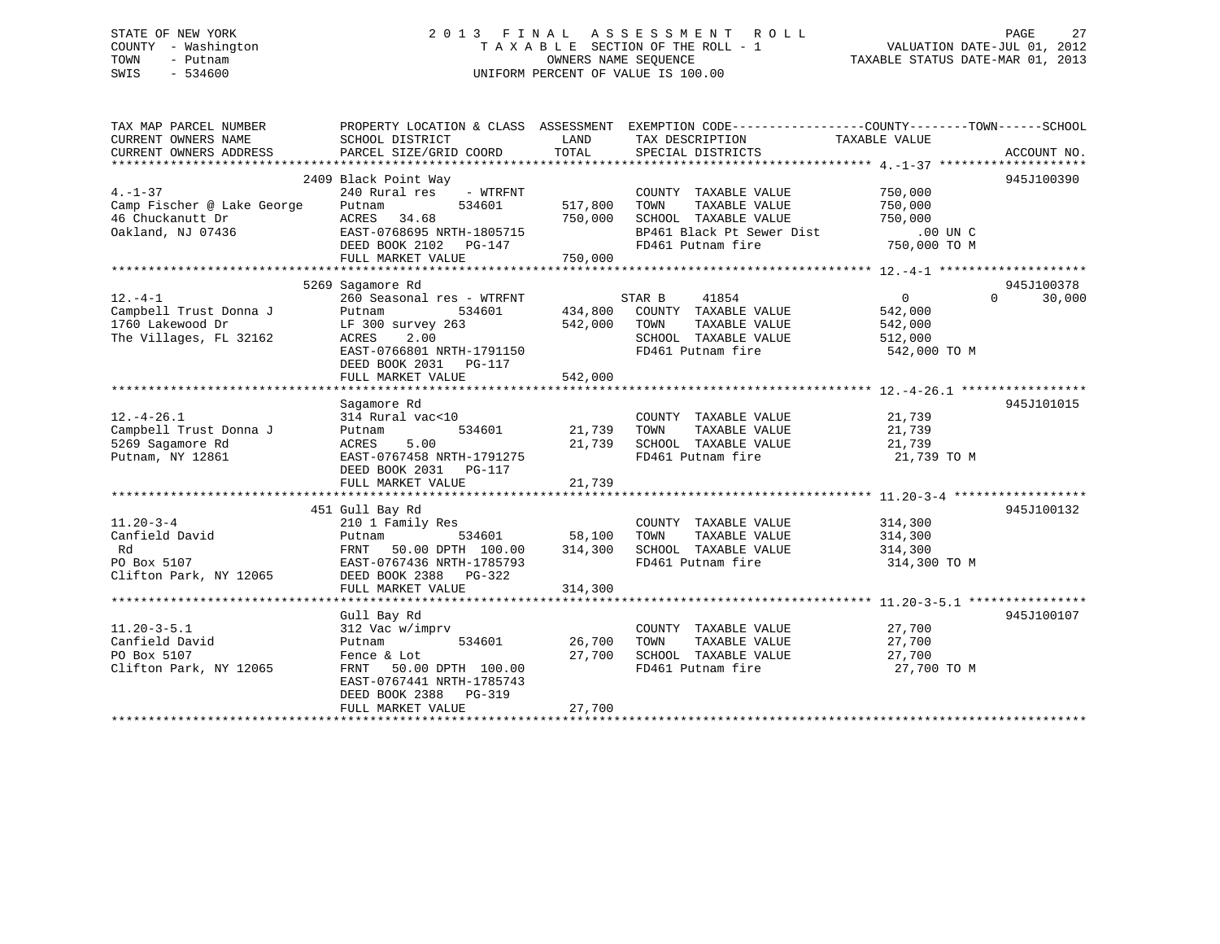STATE OF NEW YORK
COUNTY - Washington
TOWN - Putnam
SWIS - 534600

# 2013 FINAL ASSESSMENT ROLL

TAXABLE SECTION OF THE ROLL - 1
OWNERS NAME SEQUENCE
UNIFORM PERCENT OF VALUE IS 100.00

VALUATION DATE-JUL 01, 2012
TAXABLE STATUS DATE-MAR 01, 2013

| TAX MAP PARCEL NUMBER / CURRENT OWNERS NAME / CURRENT OWNERS ADDRESS | PROPERTY LOCATION & CLASS / SCHOOL DISTRICT / PARCEL SIZE/GRID COORD | ASSESSMENT LAND / TOTAL | EXEMPTION CODE / TAX DESCRIPTION / SPECIAL DISTRICTS | COUNTY / TAXABLE VALUE | TOWN | SCHOOL / ACCOUNT NO. |
|---|---|---|---|---|---|---|
| 4.-1-37 | 2409 Black Point Way | | | | | 945J100390 |
| 4.-1-37 | 240 Rural res - WTRFNT | | COUNTY TAXABLE VALUE | 750,000 | | |
| Camp Fischer @ Lake George | Putnam 534601 | 517,800 | TOWN TAXABLE VALUE | 750,000 | | |
| 46 Chuckanutt Dr | ACRES 34.68 | 750,000 | SCHOOL TAXABLE VALUE | 750,000 | | |
| Oakland, NJ 07436 | EAST-0768695 NRTH-1805715 | | BP461 Black Pt Sewer Dist | .00 UN C | | |
| | DEED BOOK 2102 PG-147 | | FD461 Putnam fire | 750,000 TO M | | |
| | FULL MARKET VALUE | 750,000 | | | | |
| 12.-4-1 | 5269 Sagamore Rd | | | | | 945J100378 |
| 12.-4-1 | 260 Seasonal res - WTRFNT | | STAR B 41854 | 0 | 0 | 30,000 |
| Campbell Trust Donna J | Putnam 534601 | 434,800 | COUNTY TAXABLE VALUE | 542,000 | | |
| 1760 Lakewood Dr | LF 300 survey 263 | 542,000 | TOWN TAXABLE VALUE | 542,000 | | |
| The Villages, FL 32162 | ACRES 2.00 | | SCHOOL TAXABLE VALUE | 512,000 | | |
| | EAST-0766801 NRTH-1791150 | | FD461 Putnam fire | 542,000 TO M | | |
| | DEED BOOK 2031 PG-117 | | | | | |
| | FULL MARKET VALUE | 542,000 | | | | |
| 12.-4-26.1 | Sagamore Rd | | | | | 945J101015 |
| 12.-4-26.1 | 314 Rural vac<10 | | COUNTY TAXABLE VALUE | 21,739 | | |
| Campbell Trust Donna J | Putnam 534601 | 21,739 | TOWN TAXABLE VALUE | 21,739 | | |
| 5269 Sagamore Rd | ACRES 5.00 | 21,739 | SCHOOL TAXABLE VALUE | 21,739 | | |
| Putnam, NY 12861 | EAST-0767458 NRTH-1791275 | | FD461 Putnam fire | 21,739 TO M | | |
| | DEED BOOK 2031 PG-117 | | | | | |
| | FULL MARKET VALUE | 21,739 | | | | |
| 11.20-3-4 | 451 Gull Bay Rd | | | | | 945J100132 |
| 11.20-3-4 | 210 1 Family Res | | COUNTY TAXABLE VALUE | 314,300 | | |
| Canfield David | Putnam 534601 | 58,100 | TOWN TAXABLE VALUE | 314,300 | | |
| Rd | FRNT 50.00 DPTH 100.00 | 314,300 | SCHOOL TAXABLE VALUE | 314,300 | | |
| PO Box 5107 | EAST-0767436 NRTH-1785793 | | FD461 Putnam fire | 314,300 TO M | | |
| Clifton Park, NY 12065 | DEED BOOK 2388 PG-322 | | | | | |
| | FULL MARKET VALUE | 314,300 | | | | |
| 11.20-3-5.1 | Gull Bay Rd | | | | | 945J100107 |
| 11.20-3-5.1 | 312 Vac w/imprv | | COUNTY TAXABLE VALUE | 27,700 | | |
| Canfield David | Putnam 534601 | 26,700 | TOWN TAXABLE VALUE | 27,700 | | |
| PO Box 5107 | Fence & Lot | 27,700 | SCHOOL TAXABLE VALUE | 27,700 | | |
| Clifton Park, NY 12065 | FRNT 50.00 DPTH 100.00 | | FD461 Putnam fire | 27,700 TO M | | |
| | EAST-0767441 NRTH-1785743 | | | | | |
| | DEED BOOK 2388 PG-319 | | | | | |
| | FULL MARKET VALUE | 27,700 | | | | |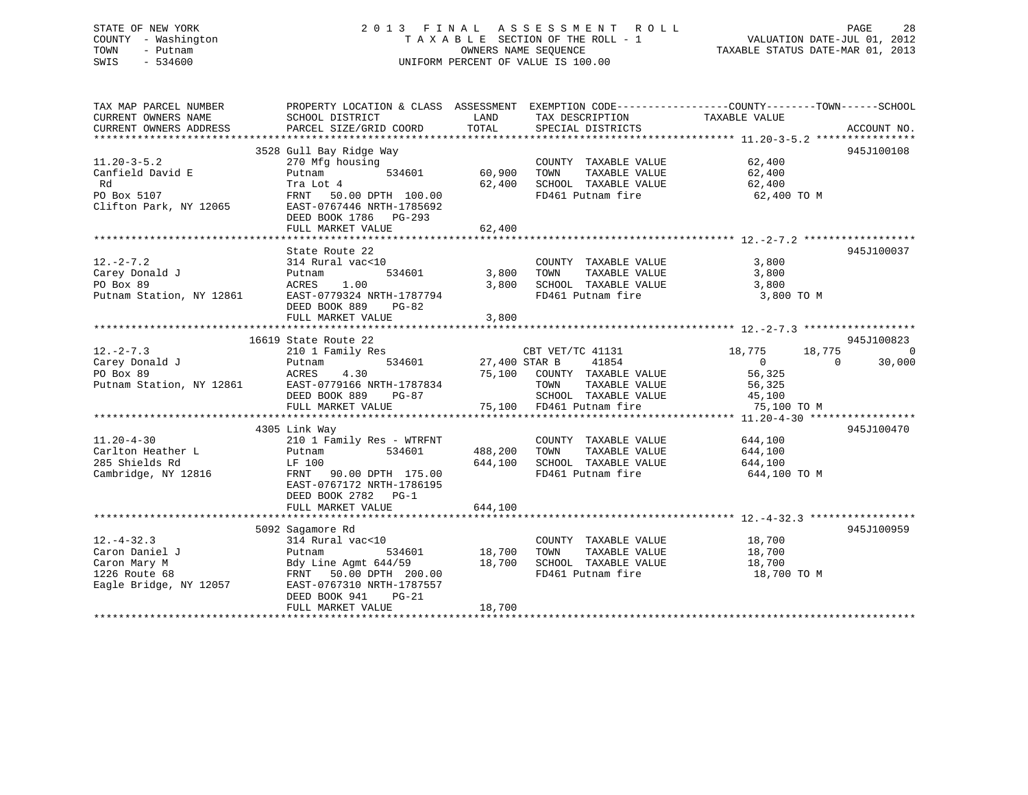STATE OF NEW YORK
COUNTY - Washington
TOWN - Putnam
SWIS - 534600

# 2013 FINAL ASSESSMENT ROLL

TAXABLE SECTION OF THE ROLL - 1
OWNERS NAME SEQUENCE
UNIFORM PERCENT OF VALUE IS 100.00

VALUATION DATE-JUL 01, 2012
TAXABLE STATUS DATE-MAR 01, 2013

| TAX MAP PARCEL NUMBER / CURRENT OWNERS NAME / CURRENT OWNERS ADDRESS | PROPERTY LOCATION & CLASS / SCHOOL DISTRICT / PARCEL SIZE/GRID COORD | ASSESSMENT LAND / TOTAL | EXEMPTION CODE / TAX DESCRIPTION / SPECIAL DISTRICTS | COUNTY | TOWN | SCHOOL | ACCOUNT NO. |
|---|---|---|---|---|---|---|---|
| **11.20-3-5.2** | 3528 Gull Bay Ridge Way | | | | | | 945J100108 |
| 11.20-3-5.2 | 270 Mfg housing | | COUNTY TAXABLE VALUE | 62,400 | | | |
| Canfield David E | Putnam 534601 | 60,900 | TOWN TAXABLE VALUE | | 62,400 | | |
| Rd | Tra Lot 4 | 62,400 | SCHOOL TAXABLE VALUE | | | 62,400 | |
| PO Box 5107 | FRNT 50.00 DPTH 100.00 | | FD461 Putnam fire | 62,400 TO M | | | |
| Clifton Park, NY 12065 | EAST-0767446 NRTH-1785692 | | | | | | |
| | DEED BOOK 1786 PG-293 | | | | | | |
| | FULL MARKET VALUE | 62,400 | | | | | |
| **12.-2-7.2** | State Route 22 | | | | | | 945J100037 |
| 12.-2-7.2 | 314 Rural vac<10 | | COUNTY TAXABLE VALUE | 3,800 | | | |
| Carey Donald J | Putnam 534601 | 3,800 | TOWN TAXABLE VALUE | | 3,800 | | |
| PO Box 89 | ACRES 1.00 | 3,800 | SCHOOL TAXABLE VALUE | | | 3,800 | |
| Putnam Station, NY 12861 | EAST-0779324 NRTH-1787794 | | FD461 Putnam fire | 3,800 TO M | | | |
| | DEED BOOK 889 PG-82 | | | | | | |
| | FULL MARKET VALUE | 3,800 | | | | | |
| **12.-2-7.3** | 16619 State Route 22 | | | | | | 945J100823 |
| 12.-2-7.3 | 210 1 Family Res | | CBT VET/TC 41131 | 18,775 | 18,775 | 0 | |
| Carey Donald J | Putnam 534601 | 27,400 | STAR B 41854 | 0 | 0 | 30,000 | |
| PO Box 89 | ACRES 4.30 | 75,100 | COUNTY TAXABLE VALUE | 56,325 | | | |
| Putnam Station, NY 12861 | EAST-0779166 NRTH-1787834 | | TOWN TAXABLE VALUE | | 56,325 | | |
| | DEED BOOK 889 PG-87 | | SCHOOL TAXABLE VALUE | | | 45,100 | |
| | FULL MARKET VALUE | 75,100 | FD461 Putnam fire | 75,100 TO M | | | |
| **11.20-4-30** | 4305 Link Way | | | | | | 945J100470 |
| 11.20-4-30 | 210 1 Family Res - WTRFNT | | COUNTY TAXABLE VALUE | 644,100 | | | |
| Carlton Heather L | Putnam 534601 | 488,200 | TOWN TAXABLE VALUE | | 644,100 | | |
| 285 Shields Rd | LF 100 | 644,100 | SCHOOL TAXABLE VALUE | | | 644,100 | |
| Cambridge, NY 12816 | FRNT 90.00 DPTH 175.00 | | FD461 Putnam fire | 644,100 TO M | | | |
| | EAST-0767172 NRTH-1786195 | | | | | | |
| | DEED BOOK 2782 PG-1 | | | | | | |
| | FULL MARKET VALUE | 644,100 | | | | | |
| **12.-4-32.3** | 5092 Sagamore Rd | | | | | | 945J100959 |
| 12.-4-32.3 | 314 Rural vac<10 | | COUNTY TAXABLE VALUE | 18,700 | | | |
| Caron Daniel J | Putnam 534601 | 18,700 | TOWN TAXABLE VALUE | | 18,700 | | |
| Caron Mary M | Bdy Line Agmt 644/59 | 18,700 | SCHOOL TAXABLE VALUE | | | 18,700 | |
| 1226 Route 68 | FRNT 50.00 DPTH 200.00 | | FD461 Putnam fire | 18,700 TO M | | | |
| Eagle Bridge, NY 12057 | EAST-0767310 NRTH-1787557 | | | | | | |
| | DEED BOOK 941 PG-21 | | | | | | |
| | FULL MARKET VALUE | 18,700 | | | | | |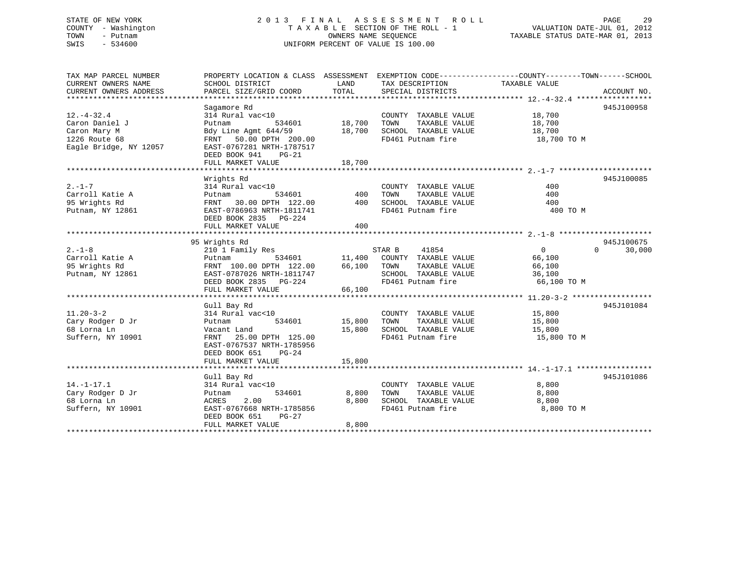STATE OF NEW YORK
COUNTY - Washington
TOWN - Putnam
SWIS - 534600

2 0 1 3 F I N A L A S S E S S M E N T R O L L
T A X A B L E SECTION OF THE ROLL - 1
OWNERS NAME SEQUENCE
UNIFORM PERCENT OF VALUE IS 100.00

VALUATION DATE-JUL 01, 2012
TAXABLE STATUS DATE-MAR 01, 2013

```
TAX MAP PARCEL NUMBER      PROPERTY LOCATION & CLASS  ASSESSMENT  EXEMPTION CODE------------------COUNTY--------TOWN------SCHOOL
CURRENT OWNERS NAME        SCHOOL DISTRICT              LAND      TAX DESCRIPTION             TAXABLE VALUE
CURRENT OWNERS ADDRESS     PARCEL SIZE/GRID COORD      TOTAL      SPECIAL DISTRICTS                                       ACCOUNT NO.
******************************************************************************************************* 12.-4-32.4 *****************
                           Sagamore Rd                                                                                  945J100958
12.-4-32.4                 314 Rural vac<10                      COUNTY  TAXABLE VALUE            18,700
Caron Daniel J             Putnam          534601       18,700   TOWN    TAXABLE VALUE            18,700
Caron Mary M               Bdy Line Agmt 644/59         18,700   SCHOOL  TAXABLE VALUE            18,700
1226 Route 68              FRNT   50.00 DPTH 200.00              FD461 Putnam fire                 18,700 TO M
Eagle Bridge, NY 12057     EAST-0767281 NRTH-1787517
                           DEED BOOK 941    PG-21
                           FULL MARKET VALUE            18,700
******************************************************************************************************* 2.-1-7 *********************
                           Wrights Rd                                                                                   945J100085
2.-1-7                     314 Rural vac<10                      COUNTY  TAXABLE VALUE               400
Carroll Katie A            Putnam          534601          400   TOWN    TAXABLE VALUE               400
95 Wrights Rd              FRNT   30.00 DPTH 122.00        400   SCHOOL  TAXABLE VALUE               400
Putnam, NY 12861           EAST-0786963 NRTH-1811741             FD461 Putnam fire                    400 TO M
                           DEED BOOK 2835   PG-224
                           FULL MARKET VALUE               400
******************************************************************************************************* 2.-1-8 *********************
                        95 Wrights Rd                                                                                   945J100675
2.-1-8                     210 1 Family Res                      STAR B     41854                    0          0       30,000
Carroll Katie A            Putnam          534601       11,400   COUNTY  TAXABLE VALUE            66,100
95 Wrights Rd              FRNT  100.00 DPTH 122.00     66,100   TOWN    TAXABLE VALUE            66,100
Putnam, NY 12861           EAST-0787026 NRTH-1811747             SCHOOL  TAXABLE VALUE            36,100
                           DEED BOOK 2835   PG-224               FD461 Putnam fire                 66,100 TO M
                           FULL MARKET VALUE            66,100
******************************************************************************************************* 11.20-3-2 ******************
                           Gull Bay Rd                                                                                  945J101084
11.20-3-2                  314 Rural vac<10                      COUNTY  TAXABLE VALUE            15,800
Cary Rodger D Jr           Putnam          534601       15,800   TOWN    TAXABLE VALUE            15,800
68 Lorna Ln                Vacant Land                  15,800   SCHOOL  TAXABLE VALUE            15,800
Suffern, NY 10901          FRNT   25.00 DPTH 125.00              FD461 Putnam fire                 15,800 TO M
                           EAST-0767537 NRTH-1785956
                           DEED BOOK 651    PG-24
                           FULL MARKET VALUE            15,800
******************************************************************************************************* 14.-1-17.1 *****************
                           Gull Bay Rd                                                                                  945J101086
14.-1-17.1                 314 Rural vac<10                      COUNTY  TAXABLE VALUE             8,800
Cary Rodger D Jr           Putnam          534601        8,800   TOWN    TAXABLE VALUE             8,800
68 Lorna Ln                ACRES    2.00                 8,800   SCHOOL  TAXABLE VALUE             8,800
Suffern, NY 10901          EAST-0767668 NRTH-1785856             FD461 Putnam fire                  8,800 TO M
                           DEED BOOK 651    PG-27
                           FULL MARKET VALUE             8,800
************************************************************************************************************************************
```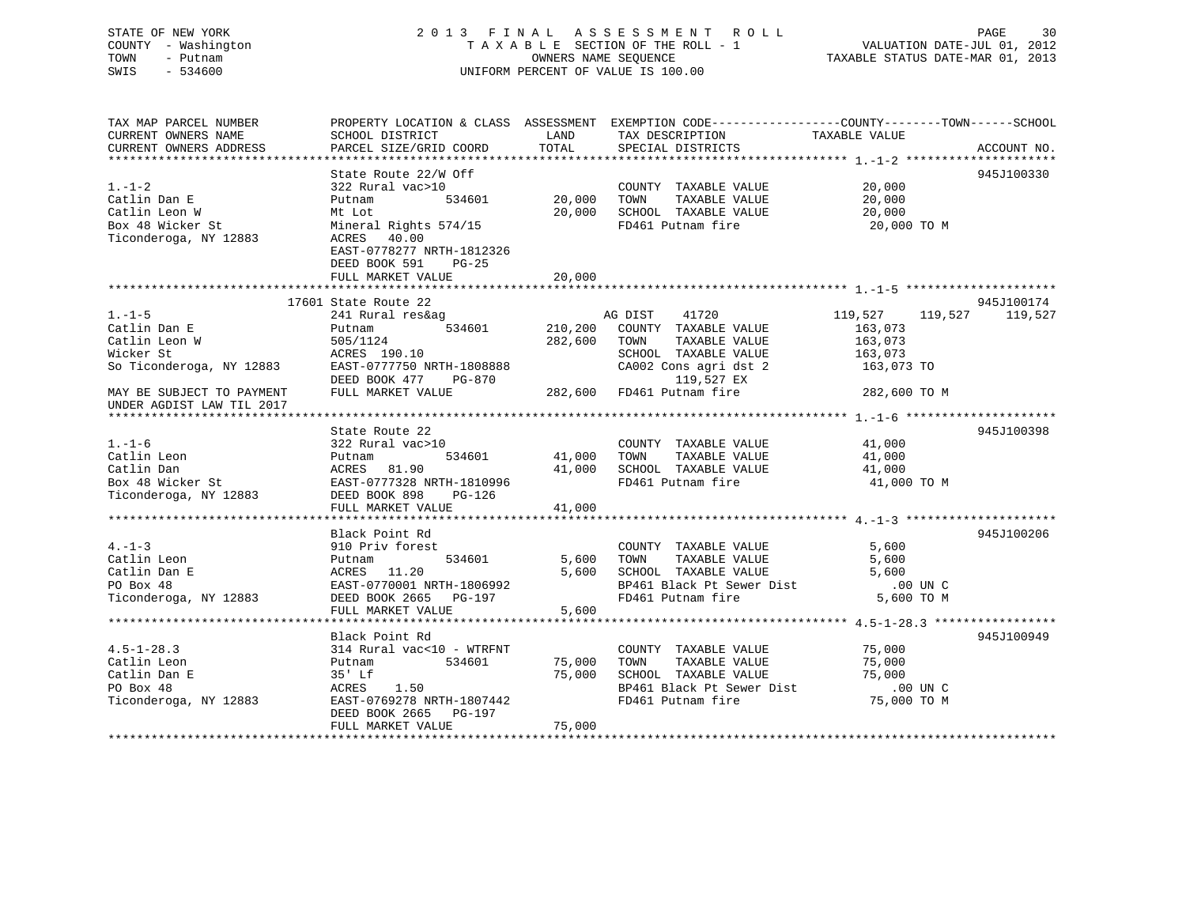STATE OF NEW YORK
COUNTY - Washington
TOWN - Putnam
SWIS - 534600

2 0 1 3 F I N A L A S S E S S M E N T R O L L
T A X A B L E SECTION OF THE ROLL - 1
OWNERS NAME SEQUENCE
UNIFORM PERCENT OF VALUE IS 100.00

VALUATION DATE-JUL 01, 2012
TAXABLE STATUS DATE-MAR 01, 2013

```
TAX MAP PARCEL NUMBER          PROPERTY LOCATION & CLASS  ASSESSMENT  EXEMPTION CODE------------------COUNTY--------TOWN------SCHOOL
CURRENT OWNERS NAME            SCHOOL DISTRICT               LAND      TAX DESCRIPTION            TAXABLE VALUE
CURRENT OWNERS ADDRESS         PARCEL SIZE/GRID COORD        TOTAL     SPECIAL DISTRICTS                                    ACCOUNT NO.
******************************************************************************************************* 1.-1-2 ********************
                               State Route 22/W Off                                                                          945J100330
1.-1-2                         322 Rural vac>10                        COUNTY  TAXABLE VALUE             20,000
Catlin Dan E                   Putnam         534601         20,000    TOWN    TAXABLE VALUE             20,000
Catlin Leon W                  Mt Lot                        20,000    SCHOOL  TAXABLE VALUE             20,000
Box 48 Wicker St               Mineral Rights 574/15                   FD461 Putnam fire                  20,000 TO M
Ticonderoga, NY 12883          ACRES   40.00
                               EAST-0778277 NRTH-1812326
                               DEED BOOK 591     PG-25
                               FULL MARKET VALUE             20,000
******************************************************************************************************* 1.-1-5 ********************
                         17601 State Route 22                                                                                945J100174
1.-1-5                         241 Rural res&ag                    AG DIST    41720             119,527     119,527     119,527
Catlin Dan E                   Putnam         534601        210,200   COUNTY  TAXABLE VALUE            163,073
Catlin Leon W                  505/1124                     282,600   TOWN    TAXABLE VALUE            163,073
Wicker St                      ACRES  190.10                           SCHOOL  TAXABLE VALUE            163,073
So Ticonderoga, NY 12883       EAST-0777750 NRTH-1808888               CA002 Cons agri dst 2             163,073 TO
                               DEED BOOK 477     PG-870                      119,527 EX
MAY BE SUBJECT TO PAYMENT      FULL MARKET VALUE            282,600   FD461 Putnam fire                 282,600 TO M
UNDER AGDIST LAW TIL 2017
******************************************************************************************************* 1.-1-6 ********************
                               State Route 22                                                                                945J100398
1.-1-6                         322 Rural vac>10                        COUNTY  TAXABLE VALUE             41,000
Catlin Leon                    Putnam         534601         41,000    TOWN    TAXABLE VALUE             41,000
Catlin Dan                     ACRES   81.90                 41,000    SCHOOL  TAXABLE VALUE             41,000
Box 48 Wicker St               EAST-0777328 NRTH-1810996               FD461 Putnam fire                  41,000 TO M
Ticonderoga, NY 12883          DEED BOOK 898     PG-126
                               FULL MARKET VALUE             41,000
******************************************************************************************************* 4.-1-3 ********************
                               Black Point Rd                                                                                945J100206
4.-1-3                         910 Priv forest                         COUNTY  TAXABLE VALUE              5,600
Catlin Leon                    Putnam         534601          5,600    TOWN    TAXABLE VALUE              5,600
Catlin Dan E                   ACRES   11.20                  5,600    SCHOOL  TAXABLE VALUE              5,600
PO Box 48                      EAST-0770001 NRTH-1806992               BP461 Black Pt Sewer Dist            .00 UN C
Ticonderoga, NY 12883          DEED BOOK 2665    PG-197                FD461 Putnam fire                   5,600 TO M
                               FULL MARKET VALUE              5,600
******************************************************************************************************* 4.5-1-28.3 ****************
                               Black Point Rd                                                                                945J100949
4.5-1-28.3                     314 Rural vac<10 - WTRFNT               COUNTY  TAXABLE VALUE             75,000
Catlin Leon                    Putnam         534601         75,000    TOWN    TAXABLE VALUE             75,000
Catlin Dan E                   35' Lf                        75,000    SCHOOL  TAXABLE VALUE             75,000
PO Box 48                      ACRES    1.50                           BP461 Black Pt Sewer Dist            .00 UN C
Ticonderoga, NY 12883          EAST-0769278 NRTH-1807442               FD461 Putnam fire                  75,000 TO M
                               DEED BOOK 2665    PG-197
                               FULL MARKET VALUE             75,000
************************************************************************************************************************************
```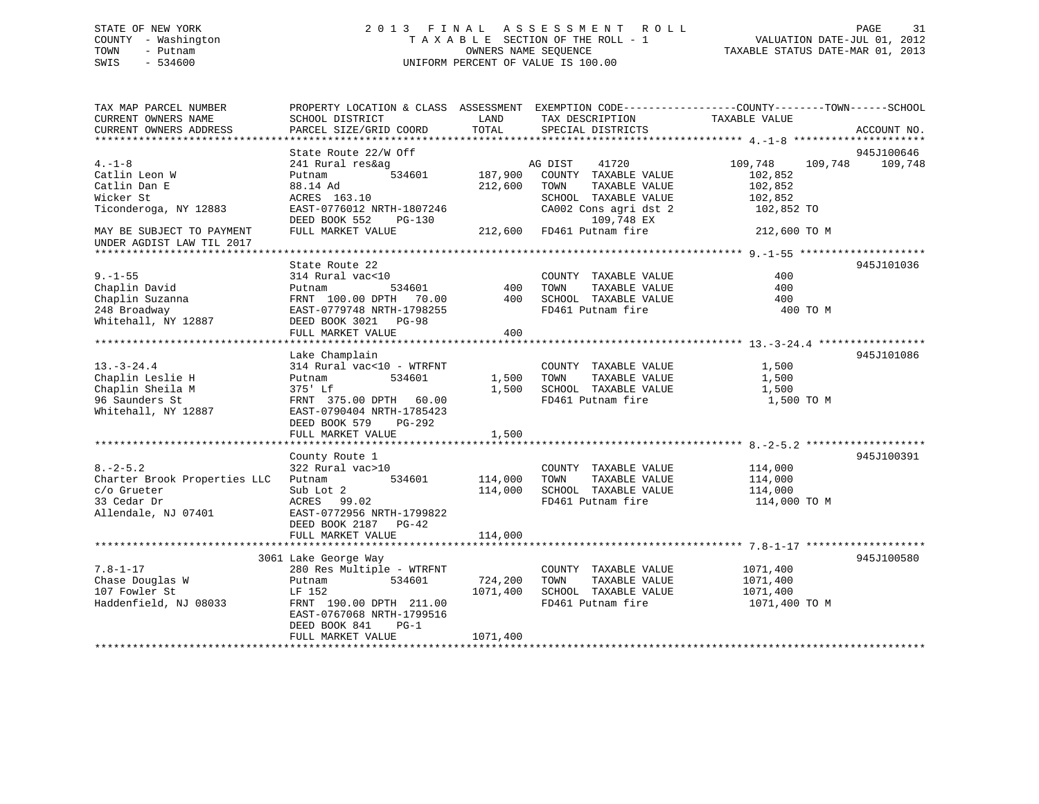STATE OF NEW YORK
COUNTY - Washington
TOWN - Putnam
SWIS - 534600

2 0 1 3 F I N A L A S S E S S M E N T R O L L
T A X A B L E SECTION OF THE ROLL - 1
OWNERS NAME SEQUENCE
UNIFORM PERCENT OF VALUE IS 100.00

VALUATION DATE-JUL 01, 2012
TAXABLE STATUS DATE-MAR 01, 2013

```
TAX MAP PARCEL NUMBER          PROPERTY LOCATION & CLASS  ASSESSMENT  EXEMPTION CODE------------------COUNTY--------TOWN------SCHOOL
CURRENT OWNERS NAME            SCHOOL DISTRICT               LAND      TAX DESCRIPTION              TAXABLE VALUE
CURRENT OWNERS ADDRESS         PARCEL SIZE/GRID COORD        TOTAL     SPECIAL DISTRICTS                                         ACCOUNT NO.
******************************************************************************************************* 4.-1-8 *********************
                               State Route 22/W Off                                                                           945J100646
4.-1-8                         241 Rural res&ag                        AG DIST     41720          109,748     109,748     109,748
Catlin Leon W                  Putnam            534601       187,900  COUNTY  TAXABLE VALUE           102,852
Catlin Dan E                   88.14 Ad                       212,600  TOWN    TAXABLE VALUE           102,852
Wicker St                      ACRES 163.10                            SCHOOL  TAXABLE VALUE           102,852
Ticonderoga, NY 12883          EAST-0776012 NRTH-1807246               CA002 Cons agri dst 2           102,852 TO
                               DEED BOOK 552    PG-130                      109,748 EX
MAY BE SUBJECT TO PAYMENT      FULL MARKET VALUE              212,600  FD461 Putnam fire               212,600 TO M
UNDER AGDIST LAW TIL 2017
******************************************************************************************************* 9.-1-55 ********************
                               State Route 22                                                                                 945J101036
9.-1-55                        314 Rural vac<10                        COUNTY  TAXABLE VALUE               400
Chaplin David                  Putnam            534601           400  TOWN    TAXABLE VALUE               400
Chaplin Suzanna                FRNT 100.00 DPTH  70.00            400  SCHOOL  TAXABLE VALUE               400
248 Broadway                   EAST-0779748 NRTH-1798255               FD461 Putnam fire                   400 TO M
Whitehall, NY 12887            DEED BOOK 3021   PG-98
                               FULL MARKET VALUE                  400
******************************************************************************************************* 13.-3-24.4 *****************
                               Lake Champlain                                                                                 945J101086
13.-3-24.4                     314 Rural vac<10 - WTRFNT               COUNTY  TAXABLE VALUE             1,500
Chaplin Leslie H               Putnam            534601         1,500  TOWN    TAXABLE VALUE             1,500
Chaplin Sheila M               375' Lf                          1,500  SCHOOL  TAXABLE VALUE             1,500
96 Saunders St                 FRNT 375.00 DPTH  60.00                 FD461 Putnam fire                 1,500 TO M
Whitehall, NY 12887            EAST-0790404 NRTH-1785423
                               DEED BOOK 579    PG-292
                               FULL MARKET VALUE                1,500
******************************************************************************************************* 8.-2-5.2 *******************
                               County Route 1                                                                                 945J100391
8.-2-5.2                       322 Rural vac>10                        COUNTY  TAXABLE VALUE           114,000
Charter Brook Properties LLC   Putnam            534601       114,000  TOWN    TAXABLE VALUE           114,000
c/o Grueter                    Sub Lot 2                      114,000  SCHOOL  TAXABLE VALUE           114,000
33 Cedar Dr                    ACRES  99.02                            FD461 Putnam fire               114,000 TO M
Allendale, NJ 07401            EAST-0772956 NRTH-1799822
                               DEED BOOK 2187   PG-42
                               FULL MARKET VALUE              114,000
******************************************************************************************************* 7.8-1-17 *******************
                          3061 Lake George Way                                                                                945J100580
7.8-1-17                       280 Res Multiple - WTRFNT               COUNTY  TAXABLE VALUE          1071,400
Chase Douglas W                Putnam            534601       724,200  TOWN    TAXABLE VALUE          1071,400
107 Fowler St                  LF 152                        1071,400  SCHOOL  TAXABLE VALUE          1071,400
Haddenfield, NJ 08033          FRNT 190.00 DPTH 211.00                 FD461 Putnam fire              1071,400 TO M
                               EAST-0767068 NRTH-1799516
                               DEED BOOK 841    PG-1
                               FULL MARKET VALUE             1071,400
************************************************************************************************************************************
```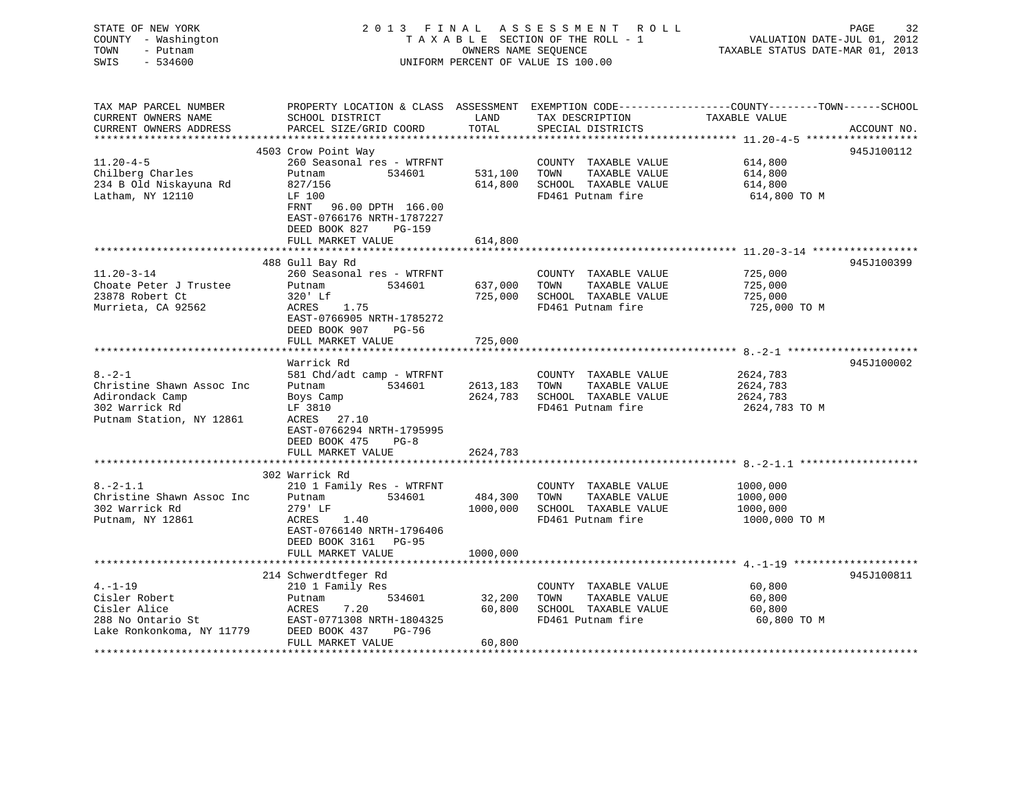STATE OF NEW YORK
COUNTY - Washington
TOWN - Putnam
SWIS - 534600

2013 FINAL ASSESSMENT ROLL
TAXABLE SECTION OF THE ROLL - 1
OWNERS NAME SEQUENCE
UNIFORM PERCENT OF VALUE IS 100.00

VALUATION DATE-JUL 01, 2012
TAXABLE STATUS DATE-MAR 01, 2013

| TAX MAP PARCEL NUMBER<br>CURRENT OWNERS NAME<br>CURRENT OWNERS ADDRESS | PROPERTY LOCATION & CLASS<br>SCHOOL DISTRICT<br>PARCEL SIZE/GRID COORD | ASSESSMENT<br>LAND<br>TOTAL | EXEMPTION CODE<br>TAX DESCRIPTION<br>SPECIAL DISTRICTS | COUNTY--------TOWN------SCHOOL<br>TAXABLE VALUE | ACCOUNT NO. |
|---|---|---|---|---|---|
| 11.20-4-5 | 4503 Crow Point Way | | | | 945J100112 |
| 11.20-4-5 | 260 Seasonal res - WTRFNT | | COUNTY TAXABLE VALUE | 614,800 | |
| Chilberg Charles | Putnam 534601 | 531,100 | TOWN TAXABLE VALUE | 614,800 | |
| 234 B Old Niskayuna Rd | 827/156 | 614,800 | SCHOOL TAXABLE VALUE | 614,800 | |
| Latham, NY 12110 | LF 100 | | FD461 Putnam fire | 614,800 TO M | |
| | FRNT 96.00 DPTH 166.00 | | | | |
| | EAST-0766176 NRTH-1787227 | | | | |
| | DEED BOOK 827 PG-159 | | | | |
| | FULL MARKET VALUE | 614,800 | | | |
| 11.20-3-14 | 488 Gull Bay Rd | | | | 945J100399 |
| 11.20-3-14 | 260 Seasonal res - WTRFNT | | COUNTY TAXABLE VALUE | 725,000 | |
| Choate Peter J Trustee | Putnam 534601 | 637,000 | TOWN TAXABLE VALUE | 725,000 | |
| 23878 Robert Ct | 320' Lf | 725,000 | SCHOOL TAXABLE VALUE | 725,000 | |
| Murrieta, CA 92562 | ACRES 1.75 | | FD461 Putnam fire | 725,000 TO M | |
| | EAST-0766905 NRTH-1785272 | | | | |
| | DEED BOOK 907 PG-56 | | | | |
| | FULL MARKET VALUE | 725,000 | | | |
| 8.-2-1 | Warrick Rd | | | | 945J100002 |
| 8.-2-1 | 581 Chd/adt camp - WTRFNT | | COUNTY TAXABLE VALUE | 2624,783 | |
| Christine Shawn Assoc Inc | Putnam 534601 | 2613,183 | TOWN TAXABLE VALUE | 2624,783 | |
| Adirondack Camp | Boys Camp | 2624,783 | SCHOOL TAXABLE VALUE | 2624,783 | |
| 302 Warrick Rd | LF 3810 | | FD461 Putnam fire | 2624,783 TO M | |
| Putnam Station, NY 12861 | ACRES 27.10 | | | | |
| | EAST-0766294 NRTH-1795995 | | | | |
| | DEED BOOK 475 PG-8 | | | | |
| | FULL MARKET VALUE | 2624,783 | | | |
| 8.-2-1.1 | 302 Warrick Rd | | | | |
| 8.-2-1.1 | 210 1 Family Res - WTRFNT | | COUNTY TAXABLE VALUE | 1000,000 | |
| Christine Shawn Assoc Inc | Putnam 534601 | 484,300 | TOWN TAXABLE VALUE | 1000,000 | |
| 302 Warrick Rd | 279' LF | 1000,000 | SCHOOL TAXABLE VALUE | 1000,000 | |
| Putnam, NY 12861 | ACRES 1.40 | | FD461 Putnam fire | 1000,000 TO M | |
| | EAST-0766140 NRTH-1796406 | | | | |
| | DEED BOOK 3161 PG-95 | | | | |
| | FULL MARKET VALUE | 1000,000 | | | |
| 4.-1-19 | 214 Schwerdtfeger Rd | | | | 945J100811 |
| 4.-1-19 | 210 1 Family Res | | COUNTY TAXABLE VALUE | 60,800 | |
| Cisler Robert | Putnam 534601 | 32,200 | TOWN TAXABLE VALUE | 60,800 | |
| Cisler Alice | ACRES 7.20 | 60,800 | SCHOOL TAXABLE VALUE | 60,800 | |
| 288 No Ontario St | EAST-0771308 NRTH-1804325 | | FD461 Putnam fire | 60,800 TO M | |
| Lake Ronkonkoma, NY 11779 | DEED BOOK 437 PG-796 | | | | |
| | FULL MARKET VALUE | 60,800 | | | |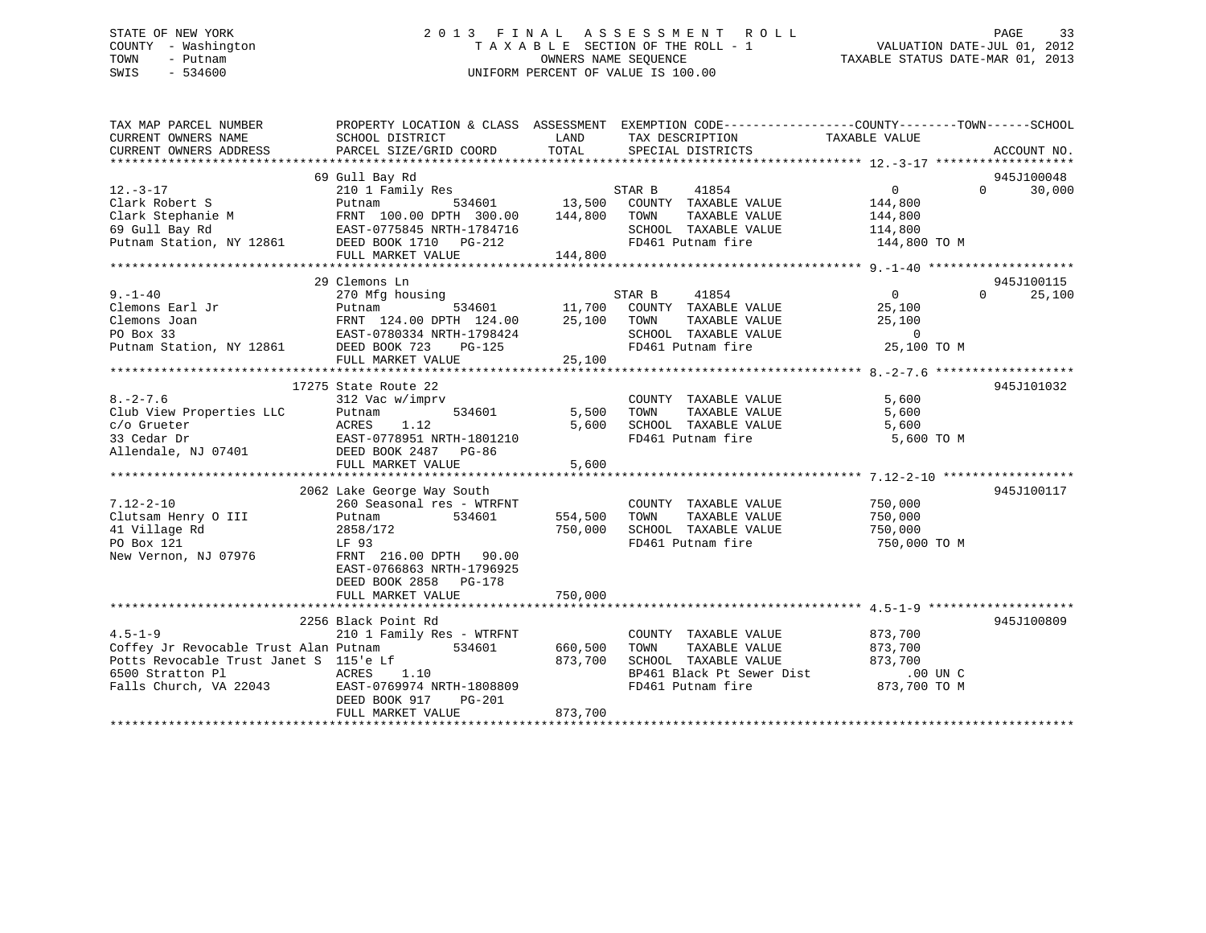STATE OF NEW YORK
COUNTY - Washington
TOWN - Putnam
SWIS - 534600

2 0 1 3 F I N A L A S S E S S M E N T R O L L
T A X A B L E SECTION OF THE ROLL - 1
OWNERS NAME SEQUENCE
UNIFORM PERCENT OF VALUE IS 100.00

VALUATION DATE-JUL 01, 2012
TAXABLE STATUS DATE-MAR 01, 2013

```
TAX MAP PARCEL NUMBER          PROPERTY LOCATION & CLASS  ASSESSMENT  EXEMPTION CODE------------------COUNTY--------TOWN------SCHOOL
CURRENT OWNERS NAME            SCHOOL DISTRICT              LAND      TAX DESCRIPTION              TAXABLE VALUE
CURRENT OWNERS ADDRESS         PARCEL SIZE/GRID COORD       TOTAL     SPECIAL DISTRICTS                                 ACCOUNT NO.
******************************************************************************************************* 12.-3-17 *******************
                              69 Gull Bay Rd                                                                            945J100048
12.-3-17                       210 1 Family Res                       STAR B     41854               0          0      30,000
Clark Robert S                 Putnam          534601       13,500    COUNTY  TAXABLE VALUE        144,800
Clark Stephanie M              FRNT 100.00 DPTH 300.00     144,800    TOWN    TAXABLE VALUE        144,800
69 Gull Bay Rd                 EAST-0775845 NRTH-1784716              SCHOOL  TAXABLE VALUE        114,800
Putnam Station, NY 12861       DEED BOOK 1710   PG-212                FD461 Putnam fire            144,800 TO M
                               FULL MARKET VALUE           144,800
******************************************************************************************************* 9.-1-40 ********************
                              29 Clemons Ln                                                                             945J100115
9.-1-40                        270 Mfg housing                        STAR B     41854               0          0      25,100
Clemons Earl Jr                Putnam          534601       11,700    COUNTY  TAXABLE VALUE         25,100
Clemons Joan                   FRNT 124.00 DPTH 124.00      25,100    TOWN    TAXABLE VALUE         25,100
PO Box 33                      EAST-0780334 NRTH-1798424              SCHOOL  TAXABLE VALUE              0
Putnam Station, NY 12861       DEED BOOK 723    PG-125                FD461 Putnam fire             25,100 TO M
                               FULL MARKET VALUE            25,100
******************************************************************************************************* 8.-2-7.6 *******************
                           17275 State Route 22                                                                         945J101032
8.-2-7.6                       312 Vac w/imprv                        COUNTY  TAXABLE VALUE          5,600
Club View Properties LLC       Putnam          534601        5,500    TOWN    TAXABLE VALUE          5,600
c/o Grueter                    ACRES    1.12                 5,600    SCHOOL  TAXABLE VALUE          5,600
33 Cedar Dr                    EAST-0778951 NRTH-1801210              FD461 Putnam fire              5,600 TO M
Allendale, NJ 07401            DEED BOOK 2487   PG-86
                               FULL MARKET VALUE             5,600
******************************************************************************************************* 7.12-2-10 ******************
                            2062 Lake George Way South                                                                  945J100117
7.12-2-10                      260 Seasonal res - WTRFNT              COUNTY  TAXABLE VALUE        750,000
Clutsam Henry O III            Putnam          534601      554,500    TOWN    TAXABLE VALUE        750,000
41 Village Rd                  2858/172                    750,000    SCHOOL  TAXABLE VALUE        750,000
PO Box 121                     LF 93                                  FD461 Putnam fire            750,000 TO M
New Vernon, NJ 07976           FRNT 216.00 DPTH  90.00
                               EAST-0766863 NRTH-1796925
                               DEED BOOK 2858   PG-178
                               FULL MARKET VALUE           750,000
******************************************************************************************************* 4.5-1-9 ********************
                            2256 Black Point Rd                                                                         945J100809
4.5-1-9                        210 1 Family Res - WTRFNT              COUNTY  TAXABLE VALUE        873,700
Coffey Jr Revocable Trust Alan Putnam          534601      660,500    TOWN    TAXABLE VALUE        873,700
Potts Revocable Trust Janet S  115'e Lf                    873,700    SCHOOL  TAXABLE VALUE        873,700
6500 Stratton Pl               ACRES    1.10                          BP461 Black Pt Sewer Dist        .00 UN C
Falls Church, VA 22043         EAST-0769974 NRTH-1808809              FD461 Putnam fire            873,700 TO M
                               DEED BOOK 917    PG-201
                               FULL MARKET VALUE           873,700
************************************************************************************************************************************
```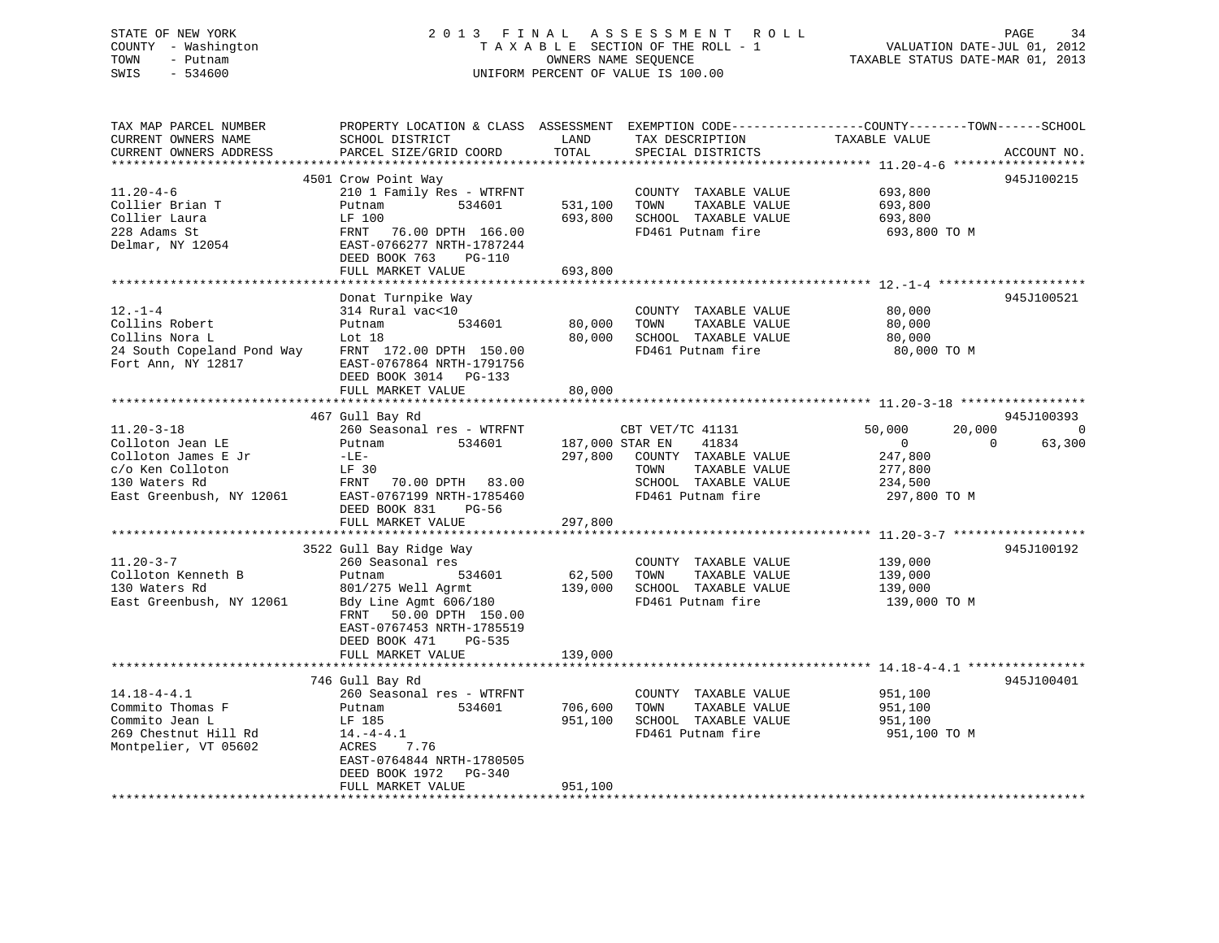STATE OF NEW YORK
COUNTY - Washington
TOWN - Putnam
SWIS - 534600

2 0 1 3 F I N A L A S S E S S M E N T R O L L
T A X A B L E SECTION OF THE ROLL - 1
OWNERS NAME SEQUENCE
UNIFORM PERCENT OF VALUE IS 100.00

VALUATION DATE-JUL 01, 2012
TAXABLE STATUS DATE-MAR 01, 2013

| TAX MAP PARCEL NUMBER / CURRENT OWNERS NAME / CURRENT OWNERS ADDRESS | PROPERTY LOCATION & CLASS / SCHOOL DISTRICT / PARCEL SIZE/GRID COORD | ASSESSMENT LAND / TOTAL | EXEMPTION CODE / TAX DESCRIPTION / SPECIAL DISTRICTS | COUNTY | TOWN | SCHOOL | ACCOUNT NO. |
|---|---|---|---|---|---|---|---|
| **11.20-4-6** | 4501 Crow Point Way | | | | | | 945J100215 |
| Collier Brian T | 210 1 Family Res - WTRFNT | | COUNTY TAXABLE VALUE | 693,800 | | | |
| Collier Laura | Putnam 534601 | 531,100 | TOWN TAXABLE VALUE | | 693,800 | | |
| 228 Adams St | LF 100 | 693,800 | SCHOOL TAXABLE VALUE | | | 693,800 | |
| Delmar, NY 12054 | FRNT 76.00 DPTH 166.00 | | FD461 Putnam fire | 693,800 TO M | | | |
| | EAST-0766277 NRTH-1787244 | | | | | | |
| | DEED BOOK 763 PG-110 | | | | | | |
| | FULL MARKET VALUE | 693,800 | | | | | |
| **12.-1-4** | Donat Turnpike Way | | | | | | 945J100521 |
| Collins Robert | 314 Rural vac<10 | | COUNTY TAXABLE VALUE | 80,000 | | | |
| Collins Nora L | Putnam 534601 | 80,000 | TOWN TAXABLE VALUE | | 80,000 | | |
| 24 South Copeland Pond Way | Lot 18 | 80,000 | SCHOOL TAXABLE VALUE | | | 80,000 | |
| Fort Ann, NY 12817 | FRNT 172.00 DPTH 150.00 | | FD461 Putnam fire | 80,000 TO M | | | |
| | EAST-0767864 NRTH-1791756 | | | | | | |
| | DEED BOOK 3014 PG-133 | | | | | | |
| | FULL MARKET VALUE | 80,000 | | | | | |
| **11.20-3-18** | 467 Gull Bay Rd | | | | | | 945J100393 |
| Colloton Jean LE | 260 Seasonal res - WTRFNT | | CBT VET/TC 41131 | 50,000 | 20,000 | 0 | |
| Colloton James E Jr | Putnam 534601 | 187,000 | STAR EN 41834 | 0 | 0 | 63,300 | |
| c/o Ken Colloton | -LE- | 297,800 | COUNTY TAXABLE VALUE | 247,800 | | | |
| 130 Waters Rd | LF 30 | | TOWN TAXABLE VALUE | | 277,800 | | |
| East Greenbush, NY 12061 | FRNT 70.00 DPTH 83.00 | | SCHOOL TAXABLE VALUE | | | 234,500 | |
| | EAST-0767199 NRTH-1785460 | | FD461 Putnam fire | 297,800 TO M | | | |
| | DEED BOOK 831 PG-56 | | | | | | |
| | FULL MARKET VALUE | 297,800 | | | | | |
| **11.20-3-7** | 3522 Gull Bay Ridge Way | | | | | | 945J100192 |
| Colloton Kenneth B | 260 Seasonal res | | COUNTY TAXABLE VALUE | 139,000 | | | |
| 130 Waters Rd | Putnam 534601 | 62,500 | TOWN TAXABLE VALUE | | 139,000 | | |
| East Greenbush, NY 12061 | 801/275 Well Agrmt | 139,000 | SCHOOL TAXABLE VALUE | | | 139,000 | |
| | Bdy Line Agmt 606/180 | | FD461 Putnam fire | 139,000 TO M | | | |
| | FRNT 50.00 DPTH 150.00 | | | | | | |
| | EAST-0767453 NRTH-1785519 | | | | | | |
| | DEED BOOK 471 PG-535 | | | | | | |
| | FULL MARKET VALUE | 139,000 | | | | | |
| **14.18-4-4.1** | 746 Gull Bay Rd | | | | | | 945J100401 |
| Commito Thomas F | 260 Seasonal res - WTRFNT | | COUNTY TAXABLE VALUE | 951,100 | | | |
| Commito Jean L | Putnam 534601 | 706,600 | TOWN TAXABLE VALUE | | 951,100 | | |
| 269 Chestnut Hill Rd | LF 185 | 951,100 | SCHOOL TAXABLE VALUE | | | 951,100 | |
| Montpelier, VT 05602 | 14.-4-4.1 | | FD461 Putnam fire | 951,100 TO M | | | |
| | ACRES 7.76 | | | | | | |
| | EAST-0764844 NRTH-1780505 | | | | | | |
| | DEED BOOK 1972 PG-340 | | | | | | |
| | FULL MARKET VALUE | 951,100 | | | | | |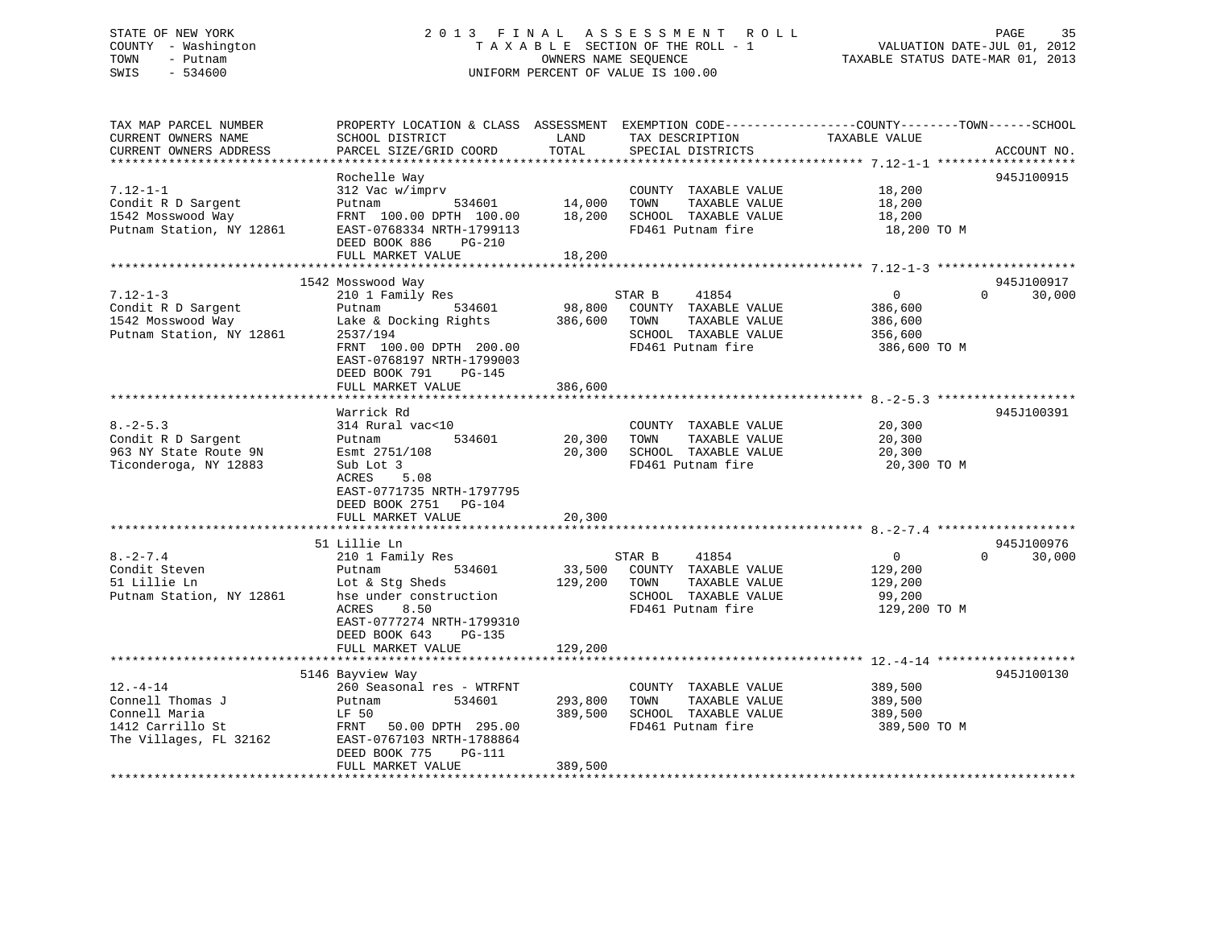STATE OF NEW YORK
COUNTY - Washington
TOWN - Putnam
SWIS - 534600

2013 FINAL ASSESSMENT ROLL
TAXABLE SECTION OF THE ROLL - 1
OWNERS NAME SEQUENCE
UNIFORM PERCENT OF VALUE IS 100.00

VALUATION DATE-JUL 01, 2012
TAXABLE STATUS DATE-MAR 01, 2013

| TAX MAP PARCEL NUMBER / CURRENT OWNERS NAME / CURRENT OWNERS ADDRESS | PROPERTY LOCATION & CLASS / SCHOOL DISTRICT / PARCEL SIZE/GRID COORD | ASSESSMENT LAND | TOTAL | EXEMPTION CODE / TAX DESCRIPTION / SPECIAL DISTRICTS | COUNTY TAXABLE VALUE | TOWN | SCHOOL | ACCOUNT NO. |
|---|---|---|---|---|---|---|---|---|
| 7.12-1-1 | Rochelle Way | | | | | | | 945J100915 |
| Condit R D Sargent | 312 Vac w/imprv | | | COUNTY TAXABLE VALUE | 18,200 | | | |
| 1542 Mosswood Way | Putnam 534601 | 14,000 | | TOWN TAXABLE VALUE | 18,200 | | | |
| Putnam Station, NY 12861 | FRNT 100.00 DPTH 100.00 | | 18,200 | SCHOOL TAXABLE VALUE | 18,200 | | | |
| | EAST-0768334 NRTH-1799113 | | | FD461 Putnam fire | 18,200 TO M | | | |
| | DEED BOOK 886 PG-210 | | | | | | | |
| | FULL MARKET VALUE | | 18,200 | | | | | |
| 7.12-1-3 | 1542 Mosswood Way | | | | | | | 945J100917 |
| Condit R D Sargent | 210 1 Family Res | | | STAR B 41854 | 0 | 0 | 30,000 | |
| 1542 Mosswood Way | Putnam 534601 | 98,800 | | COUNTY TAXABLE VALUE | 386,600 | | | |
| Putnam Station, NY 12861 | Lake & Docking Rights | | 386,600 | TOWN TAXABLE VALUE | 386,600 | | | |
| | 2537/194 | | | SCHOOL TAXABLE VALUE | 356,600 | | | |
| | FRNT 100.00 DPTH 200.00 | | | FD461 Putnam fire | 386,600 TO M | | | |
| | EAST-0768197 NRTH-1799003 | | | | | | | |
| | DEED BOOK 791 PG-145 | | | | | | | |
| | FULL MARKET VALUE | | 386,600 | | | | | |
| 8.-2-5.3 | Warrick Rd | | | | | | | 945J100391 |
| Condit R D Sargent | 314 Rural vac<10 | | | COUNTY TAXABLE VALUE | 20,300 | | | |
| 963 NY State Route 9N | Putnam 534601 | 20,300 | | TOWN TAXABLE VALUE | 20,300 | | | |
| Ticonderoga, NY 12883 | Esmt 2751/108 | | 20,300 | SCHOOL TAXABLE VALUE | 20,300 | | | |
| | Sub Lot 3 | | | FD461 Putnam fire | 20,300 TO M | | | |
| | ACRES 5.08 | | | | | | | |
| | EAST-0771735 NRTH-1797795 | | | | | | | |
| | DEED BOOK 2751 PG-104 | | | | | | | |
| | FULL MARKET VALUE | | 20,300 | | | | | |
| 8.-2-7.4 | 51 Lillie Ln | | | | | | | 945J100976 |
| Condit Steven | 210 1 Family Res | | | STAR B 41854 | 0 | 0 | 30,000 | |
| 51 Lillie Ln | Putnam 534601 | 33,500 | | COUNTY TAXABLE VALUE | 129,200 | | | |
| Putnam Station, NY 12861 | Lot & Stg Sheds | | 129,200 | TOWN TAXABLE VALUE | 129,200 | | | |
| | hse under construction | | | SCHOOL TAXABLE VALUE | 99,200 | | | |
| | ACRES 8.50 | | | FD461 Putnam fire | 129,200 TO M | | | |
| | EAST-0777274 NRTH-1799310 | | | | | | | |
| | DEED BOOK 643 PG-135 | | | | | | | |
| | FULL MARKET VALUE | | 129,200 | | | | | |
| 12.-4-14 | 5146 Bayview Way | | | | | | | 945J100130 |
| Connell Thomas J | 260 Seasonal res - WTRFNT | | | COUNTY TAXABLE VALUE | 389,500 | | | |
| Connell Maria | Putnam 534601 | 293,800 | | TOWN TAXABLE VALUE | 389,500 | | | |
| 1412 Carrillo St | LF 50 | | 389,500 | SCHOOL TAXABLE VALUE | 389,500 | | | |
| The Villages, FL 32162 | FRNT 50.00 DPTH 295.00 | | | FD461 Putnam fire | 389,500 TO M | | | |
| | EAST-0767103 NRTH-1788864 | | | | | | | |
| | DEED BOOK 775 PG-111 | | | | | | | |
| | FULL MARKET VALUE | | 389,500 | | | | | |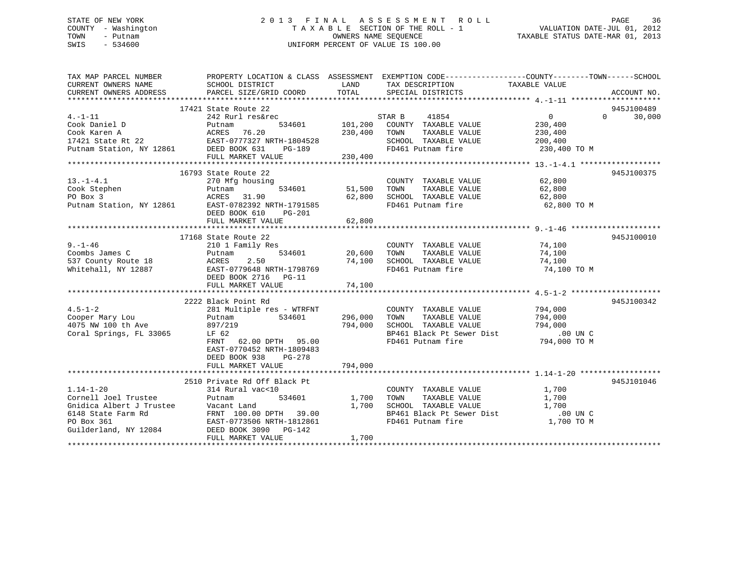STATE OF NEW YORK
COUNTY - Washington
TOWN - Putnam
SWIS - 534600

# 2013 FINAL ASSESSMENT ROLL

TAXABLE SECTION OF THE ROLL - 1
OWNERS NAME SEQUENCE
UNIFORM PERCENT OF VALUE IS 100.00

VALUATION DATE-JUL 01, 2012
TAXABLE STATUS DATE-MAR 01, 2013

| TAX MAP PARCEL NUMBER / CURRENT OWNERS NAME / CURRENT OWNERS ADDRESS | PROPERTY LOCATION & CLASS / SCHOOL DISTRICT / PARCEL SIZE/GRID COORD | ASSESSMENT LAND | TOTAL | EXEMPTION CODE / TAX DESCRIPTION / SPECIAL DISTRICTS | COUNTY / TOWN / SCHOOL TAXABLE VALUE | ACCOUNT NO. |
|---|---|---|---|---|---|---|
| 4.-1-11 | 17421 State Route 22 | | | | | 945J100489 |
| Cook Daniel D | 242 Rurl res&rec | | | STAR B 41854 | 0 0 30,000 | |
| Cook Karen A | Putnam 534601 | 101,200 | | COUNTY TAXABLE VALUE | 230,400 | |
| 17421 State Rt 22 | ACRES 76.20 | | 230,400 | TOWN TAXABLE VALUE | 230,400 | |
| Putnam Station, NY 12861 | EAST-0777327 NRTH-1804528 | | | SCHOOL TAXABLE VALUE | 200,400 | |
| | DEED BOOK 631 PG-189 | | | FD461 Putnam fire | 230,400 TO M | |
| | FULL MARKET VALUE | | 230,400 | | | |
| 13.-1-4.1 | 16793 State Route 22 | | | | | 945J100375 |
| Cook Stephen | 270 Mfg housing | | | COUNTY TAXABLE VALUE | 62,800 | |
| PO Box 3 | Putnam 534601 | 51,500 | | TOWN TAXABLE VALUE | 62,800 | |
| Putnam Station, NY 12861 | ACRES 31.90 | | 62,800 | SCHOOL TAXABLE VALUE | 62,800 | |
| | EAST-0782392 NRTH-1791585 | | | FD461 Putnam fire | 62,800 TO M | |
| | DEED BOOK 610 PG-201 | | | | | |
| | FULL MARKET VALUE | | 62,800 | | | |
| 9.-1-46 | 17168 State Route 22 | | | | | 945J100010 |
| Coombs James C | 210 1 Family Res | | | COUNTY TAXABLE VALUE | 74,100 | |
| 537 County Route 18 | Putnam 534601 | 20,600 | | TOWN TAXABLE VALUE | 74,100 | |
| Whitehall, NY 12887 | ACRES 2.50 | | 74,100 | SCHOOL TAXABLE VALUE | 74,100 | |
| | EAST-0779648 NRTH-1798769 | | | FD461 Putnam fire | 74,100 TO M | |
| | DEED BOOK 2716 PG-11 | | | | | |
| | FULL MARKET VALUE | | 74,100 | | | |
| 4.5-1-2 | 2222 Black Point Rd | | | | | 945J100342 |
| Cooper Mary Lou | 281 Multiple res - WTRFNT | | | COUNTY TAXABLE VALUE | 794,000 | |
| 4075 NW 100 th Ave | Putnam 534601 | 296,000 | | TOWN TAXABLE VALUE | 794,000 | |
| Coral Springs, FL 33065 | 897/219 | | 794,000 | SCHOOL TAXABLE VALUE | 794,000 | |
| | LF 62 | | | BP461 Black Pt Sewer Dist | .00 UN C | |
| | FRNT 62.00 DPTH 95.00 | | | FD461 Putnam fire | 794,000 TO M | |
| | EAST-0770452 NRTH-1809483 | | | | | |
| | DEED BOOK 938 PG-278 | | | | | |
| | FULL MARKET VALUE | | 794,000 | | | |
| 1.14-1-20 | 2510 Private Rd Off Black Pt | | | | | 945J101046 |
| Cornell Joel Trustee | 314 Rural vac<10 | | | COUNTY TAXABLE VALUE | 1,700 | |
| Gnidica Albert J Trustee | Putnam 534601 | 1,700 | | TOWN TAXABLE VALUE | 1,700 | |
| 6148 State Farm Rd | Vacant Land | | 1,700 | SCHOOL TAXABLE VALUE | 1,700 | |
| PO Box 361 | FRNT 100.00 DPTH 39.00 | | | BP461 Black Pt Sewer Dist | .00 UN C | |
| Guilderland, NY 12084 | EAST-0773506 NRTH-1812861 | | | FD461 Putnam fire | 1,700 TO M | |
| | DEED BOOK 3090 PG-142 | | | | | |
| | FULL MARKET VALUE | | 1,700 | | | |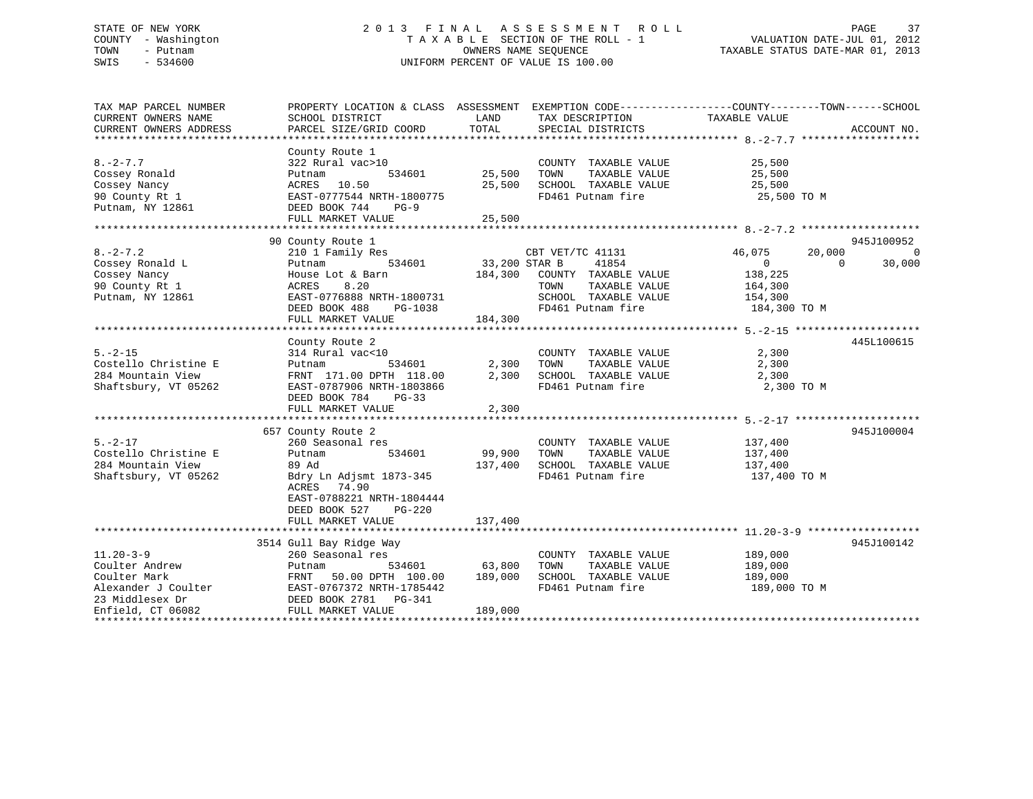STATE OF NEW YORK
COUNTY - Washington
TOWN - Putnam
SWIS - 534600

2 0 1 3 F I N A L A S S E S S M E N T R O L L
T A X A B L E SECTION OF THE ROLL - 1
OWNERS NAME SEQUENCE
UNIFORM PERCENT OF VALUE IS 100.00

VALUATION DATE-JUL 01, 2012
TAXABLE STATUS DATE-MAR 01, 2013

```
TAX MAP PARCEL NUMBER      PROPERTY LOCATION & CLASS  ASSESSMENT  EXEMPTION CODE------------------COUNTY--------TOWN------SCHOOL
CURRENT OWNERS NAME        SCHOOL DISTRICT              LAND      TAX DESCRIPTION              TAXABLE VALUE
CURRENT OWNERS ADDRESS     PARCEL SIZE/GRID COORD       TOTAL     SPECIAL DISTRICTS                                  ACCOUNT NO.
****************************************************************************************************** 8.-2-7.7 *******************
                           County Route 1
8.-2-7.7                   322 Rural vac>10                        COUNTY  TAXABLE VALUE          25,500
Cossey Ronald              Putnam           534601      25,500     TOWN    TAXABLE VALUE          25,500
Cossey Nancy               ACRES   10.50                25,500     SCHOOL  TAXABLE VALUE          25,500
90 County Rt 1             EAST-0777544 NRTH-1800775               FD461 Putnam fire               25,500 TO M
Putnam, NY 12861           DEED BOOK 744    PG-9
                           FULL MARKET VALUE            25,500
****************************************************************************************************** 8.-2-7.2 *******************
                        90 County Route 1                                                                          945J100952
8.-2-7.2                   210 1 Family Res                   CBT VET/TC 41131            46,075      20,000             0
Cossey Ronald L            Putnam           534601      33,200 STAR B      41854                0           0        30,000
Cossey Nancy               House Lot & Barn            184,300    COUNTY  TAXABLE VALUE         138,225
90 County Rt 1             ACRES    8.20                           TOWN    TAXABLE VALUE         164,300
Putnam, NY 12861           EAST-0776888 NRTH-1800731               SCHOOL  TAXABLE VALUE         154,300
                           DEED BOOK 488    PG-1038                FD461 Putnam fire              184,300 TO M
                           FULL MARKET VALUE           184,300
****************************************************************************************************** 5.-2-15 ********************
                           County Route 2                                                                          445L100615
5.-2-15                    314 Rural vac<10                        COUNTY  TAXABLE VALUE           2,300
Costello Christine E       Putnam           534601       2,300     TOWN    TAXABLE VALUE           2,300
284 Mountain View          FRNT 171.00 DPTH 118.00       2,300     SCHOOL  TAXABLE VALUE           2,300
Shaftsbury, VT 05262       EAST-0787906 NRTH-1803866               FD461 Putnam fire                2,300 TO M
                           DEED BOOK 784    PG-33
                           FULL MARKET VALUE             2,300
****************************************************************************************************** 5.-2-17 ********************
                       657 County Route 2                                                                          945J100004
5.-2-17                    260 Seasonal res                        COUNTY  TAXABLE VALUE         137,400
Costello Christine E       Putnam           534601      99,900     TOWN    TAXABLE VALUE         137,400
284 Mountain View          89 Ad                       137,400     SCHOOL  TAXABLE VALUE         137,400
Shaftsbury, VT 05262       Bdry Ln Adjsmt 1873-345                 FD461 Putnam fire              137,400 TO M
                           ACRES   74.90
                           EAST-0788221 NRTH-1804444
                           DEED BOOK 527    PG-220
                           FULL MARKET VALUE           137,400
****************************************************************************************************** 11.20-3-9 ******************
                      3514 Gull Bay Ridge Way                                                                      945J100142
11.20-3-9                  260 Seasonal res                        COUNTY  TAXABLE VALUE         189,000
Coulter Andrew             Putnam           534601      63,800     TOWN    TAXABLE VALUE         189,000
Coulter Mark               FRNT  50.00 DPTH 100.00     189,000     SCHOOL  TAXABLE VALUE         189,000
Alexander J Coulter        EAST-0767372 NRTH-1785442               FD461 Putnam fire              189,000 TO M
23 Middlesex Dr            DEED BOOK 2781   PG-341
Enfield, CT 06082          FULL MARKET VALUE           189,000
************************************************************************************************************************************
```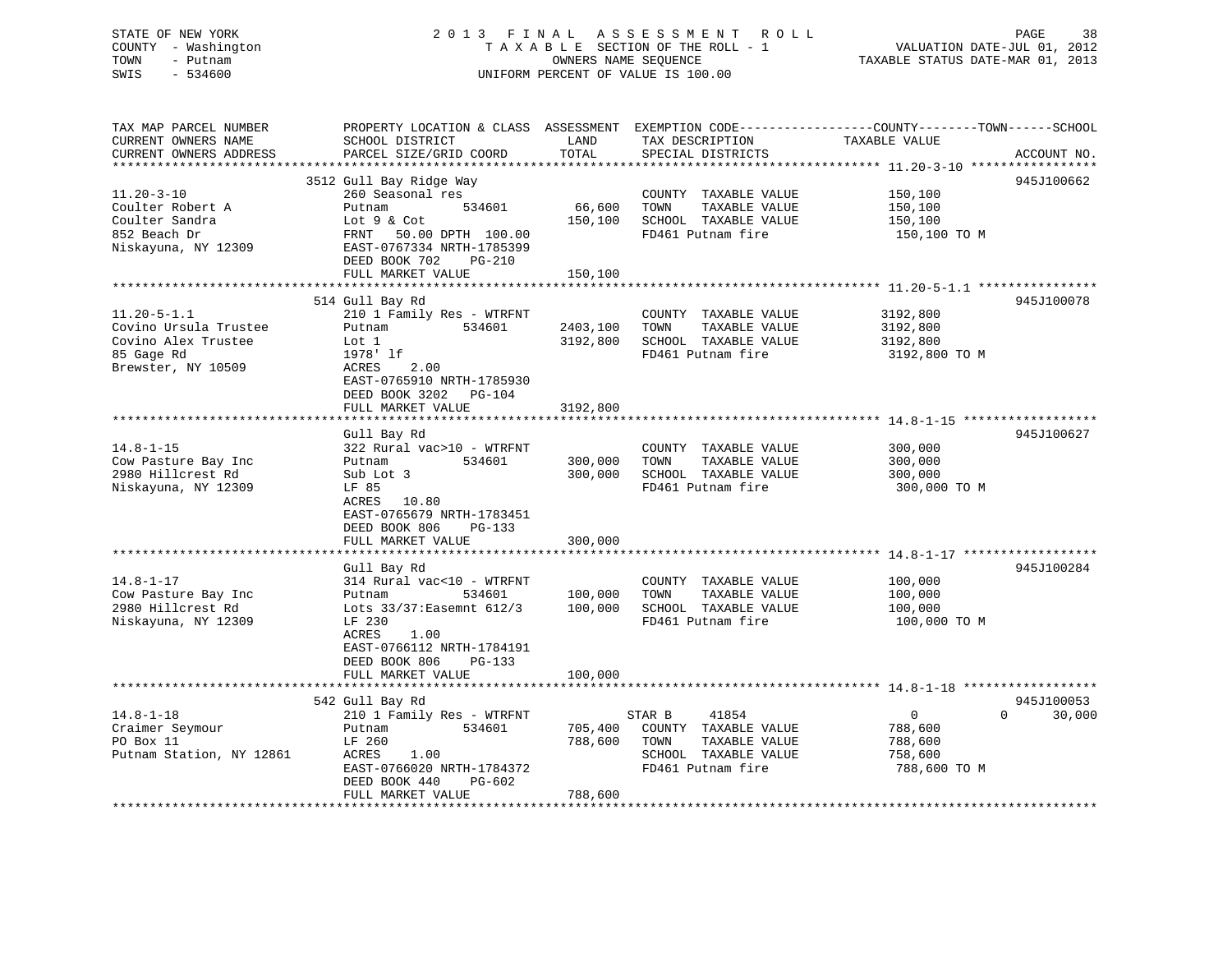STATE OF NEW YORK
COUNTY - Washington
TOWN - Putnam
SWIS - 534600

2013 FINAL ASSESSMENT ROLL
TAXABLE SECTION OF THE ROLL - 1
OWNERS NAME SEQUENCE
UNIFORM PERCENT OF VALUE IS 100.00

VALUATION DATE-JUL 01, 2012
TAXABLE STATUS DATE-MAR 01, 2013

| TAX MAP PARCEL NUMBER / CURRENT OWNERS NAME / CURRENT OWNERS ADDRESS | PROPERTY LOCATION & CLASS / SCHOOL DISTRICT / PARCEL SIZE/GRID COORD | ASSESSMENT LAND | ASSESSMENT TOTAL | EXEMPTION CODE / TAX DESCRIPTION / SPECIAL DISTRICTS | COUNTY | TOWN | SCHOOL | ACCOUNT NO. |
|---|---|---|---|---|---|---|---|---|
| **11.20-3-10** | 3512 Gull Bay Ridge Way | | | | | | | 945J100662 |
| 11.20-3-10 | 260 Seasonal res | | | COUNTY TAXABLE VALUE | 150,100 | | | |
| Coulter Robert A | Putnam 534601 | 66,600 | | TOWN TAXABLE VALUE | | 150,100 | | |
| Coulter Sandra | Lot 9 & Cot | | 150,100 | SCHOOL TAXABLE VALUE | | | 150,100 | |
| 852 Beach Dr | FRNT 50.00 DPTH 100.00 | | | FD461 Putnam fire | 150,100 TO M | | | |
| Niskayuna, NY 12309 | EAST-0767334 NRTH-1785399 | | | | | | | |
| | DEED BOOK 702 PG-210 | | | | | | | |
| | FULL MARKET VALUE | | 150,100 | | | | | |
| **11.20-5-1.1** | 514 Gull Bay Rd | | | | | | | 945J100078 |
| 11.20-5-1.1 | 210 1 Family Res - WTRFNT | | | COUNTY TAXABLE VALUE | 3192,800 | | | |
| Covino Ursula Trustee | Putnam 534601 | 2403,100 | | TOWN TAXABLE VALUE | | 3192,800 | | |
| Covino Alex Trustee | Lot 1 | | 3192,800 | SCHOOL TAXABLE VALUE | | | 3192,800 | |
| 85 Gage Rd | 1978' lf | | | FD461 Putnam fire | 3192,800 TO M | | | |
| Brewster, NY 10509 | ACRES 2.00 | | | | | | | |
| | EAST-0765910 NRTH-1785930 | | | | | | | |
| | DEED BOOK 3202 PG-104 | | | | | | | |
| | FULL MARKET VALUE | | 3192,800 | | | | | |
| **14.8-1-15** | Gull Bay Rd | | | | | | | 945J100627 |
| 14.8-1-15 | 322 Rural vac>10 - WTRFNT | | | COUNTY TAXABLE VALUE | 300,000 | | | |
| Cow Pasture Bay Inc | Putnam 534601 | 300,000 | | TOWN TAXABLE VALUE | | 300,000 | | |
| 2980 Hillcrest Rd | Sub Lot 3 | | 300,000 | SCHOOL TAXABLE VALUE | | | 300,000 | |
| Niskayuna, NY 12309 | LF 85 | | | FD461 Putnam fire | 300,000 TO M | | | |
| | ACRES 10.80 | | | | | | | |
| | EAST-0765679 NRTH-1783451 | | | | | | | |
| | DEED BOOK 806 PG-133 | | | | | | | |
| | FULL MARKET VALUE | | 300,000 | | | | | |
| **14.8-1-17** | Gull Bay Rd | | | | | | | 945J100284 |
| 14.8-1-17 | 314 Rural vac<10 - WTRFNT | | | COUNTY TAXABLE VALUE | 100,000 | | | |
| Cow Pasture Bay Inc | Putnam 534601 | 100,000 | | TOWN TAXABLE VALUE | | 100,000 | | |
| 2980 Hillcrest Rd | Lots 33/37:Easemnt 612/3 | | 100,000 | SCHOOL TAXABLE VALUE | | | 100,000 | |
| Niskayuna, NY 12309 | LF 230 | | | FD461 Putnam fire | 100,000 TO M | | | |
| | ACRES 1.00 | | | | | | | |
| | EAST-0766112 NRTH-1784191 | | | | | | | |
| | DEED BOOK 806 PG-133 | | | | | | | |
| | FULL MARKET VALUE | | 100,000 | | | | | |
| **14.8-1-18** | 542 Gull Bay Rd | | | | | | | 945J100053 |
| 14.8-1-18 | 210 1 Family Res - WTRFNT | | | STAR B 41854 | 0 | 0 | 30,000 | |
| Craimer Seymour | Putnam 534601 | 705,400 | | COUNTY TAXABLE VALUE | 788,600 | | | |
| PO Box 11 | LF 260 | | 788,600 | TOWN TAXABLE VALUE | | 788,600 | | |
| Putnam Station, NY 12861 | ACRES 1.00 | | | SCHOOL TAXABLE VALUE | | | 758,600 | |
| | EAST-0766020 NRTH-1784372 | | | FD461 Putnam fire | 788,600 TO M | | | |
| | DEED BOOK 440 PG-602 | | | | | | | |
| | FULL MARKET VALUE | | 788,600 | | | | | |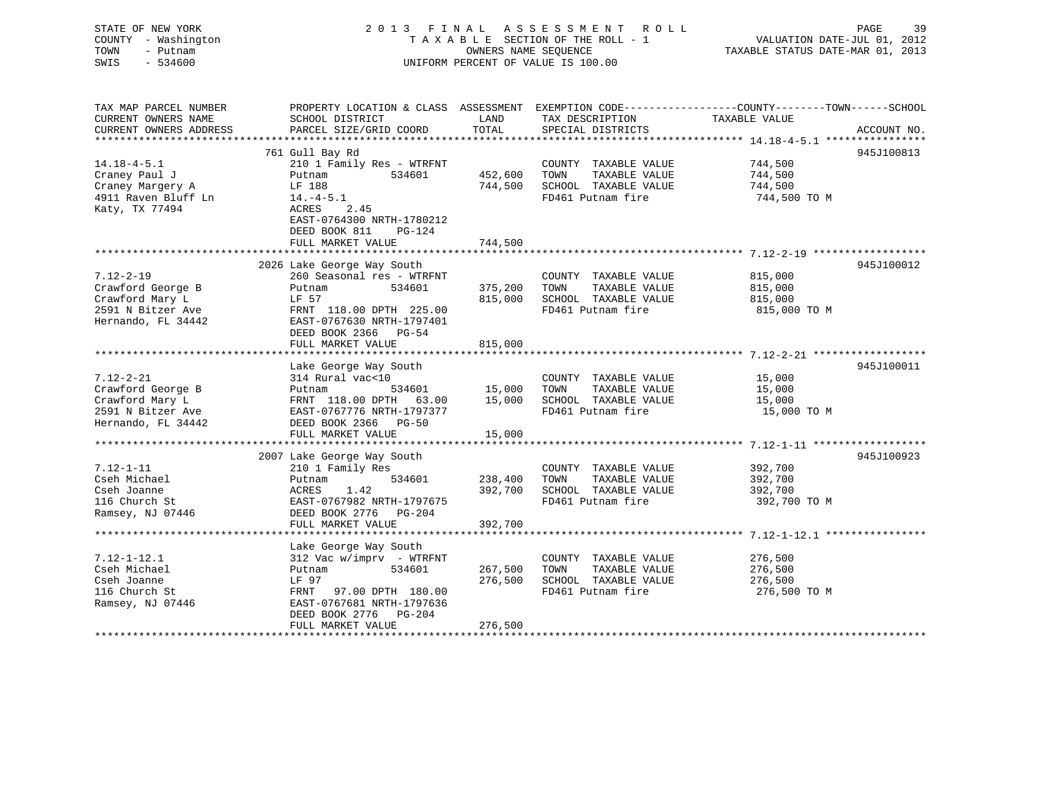STATE OF NEW YORK
COUNTY - Washington
TOWN - Putnam
SWIS - 534600

# 2013 FINAL ASSESSMENT ROLL

TAXABLE SECTION OF THE ROLL - 1
OWNERS NAME SEQUENCE
UNIFORM PERCENT OF VALUE IS 100.00

VALUATION DATE-JUL 01, 2012
TAXABLE STATUS DATE-MAR 01, 2013

| TAX MAP PARCEL NUMBER / CURRENT OWNERS NAME / CURRENT OWNERS ADDRESS | PROPERTY LOCATION & CLASS / SCHOOL DISTRICT / PARCEL SIZE/GRID COORD | ASSESSMENT LAND | TOTAL | EXEMPTION CODE / TAX DESCRIPTION / SPECIAL DISTRICTS | TAXABLE VALUE (COUNTY--TOWN--SCHOOL) | ACCOUNT NO. |
|---|---|---|---|---|---|---|
| 14.18-4-5.1 | 761 Gull Bay Rd | | | | | 945J100813 |
| 14.18-4-5.1 | 210 1 Family Res - WTRFNT | | | COUNTY TAXABLE VALUE | 744,500 | |
| Craney Paul J | Putnam 534601 | 452,600 | | TOWN TAXABLE VALUE | 744,500 | |
| Craney Margery A | LF 188 | | 744,500 | SCHOOL TAXABLE VALUE | 744,500 | |
| 4911 Raven Bluff Ln | 14.-4-5.1 | | | FD461 Putnam fire | 744,500 TO M | |
| Katy, TX 77494 | ACRES 2.45 | | | | | |
| | EAST-0764300 NRTH-1780212 | | | | | |
| | DEED BOOK 811 PG-124 | | | | | |
| | FULL MARKET VALUE | | 744,500 | | | |
| 7.12-2-19 | 2026 Lake George Way South | | | | | 945J100012 |
| 7.12-2-19 | 260 Seasonal res - WTRFNT | | | COUNTY TAXABLE VALUE | 815,000 | |
| Crawford George B | Putnam 534601 | 375,200 | | TOWN TAXABLE VALUE | 815,000 | |
| Crawford Mary L | LF 57 | | 815,000 | SCHOOL TAXABLE VALUE | 815,000 | |
| 2591 N Bitzer Ave | FRNT 118.00 DPTH 225.00 | | | FD461 Putnam fire | 815,000 TO M | |
| Hernando, FL 34442 | EAST-0767630 NRTH-1797401 | | | | | |
| | DEED BOOK 2366 PG-54 | | | | | |
| | FULL MARKET VALUE | | 815,000 | | | |
| 7.12-2-21 | Lake George Way South | | | | | 945J100011 |
| 7.12-2-21 | 314 Rural vac<10 | | | COUNTY TAXABLE VALUE | 15,000 | |
| Crawford George B | Putnam 534601 | 15,000 | | TOWN TAXABLE VALUE | 15,000 | |
| Crawford Mary L | FRNT 118.00 DPTH 63.00 | | 15,000 | SCHOOL TAXABLE VALUE | 15,000 | |
| 2591 N Bitzer Ave | EAST-0767776 NRTH-1797377 | | | FD461 Putnam fire | 15,000 TO M | |
| Hernando, FL 34442 | DEED BOOK 2366 PG-50 | | | | | |
| | FULL MARKET VALUE | | 15,000 | | | |
| 7.12-1-11 | 2007 Lake George Way South | | | | | 945J100923 |
| 7.12-1-11 | 210 1 Family Res | | | COUNTY TAXABLE VALUE | 392,700 | |
| Cseh Michael | Putnam 534601 | 238,400 | | TOWN TAXABLE VALUE | 392,700 | |
| Cseh Joanne | ACRES 1.42 | | 392,700 | SCHOOL TAXABLE VALUE | 392,700 | |
| 116 Church St | EAST-0767982 NRTH-1797675 | | | FD461 Putnam fire | 392,700 TO M | |
| Ramsey, NJ 07446 | DEED BOOK 2776 PG-204 | | | | | |
| | FULL MARKET VALUE | | 392,700 | | | |
| 7.12-1-12.1 | Lake George Way South | | | | | |
| 7.12-1-12.1 | 312 Vac w/imprv - WTRFNT | | | COUNTY TAXABLE VALUE | 276,500 | |
| Cseh Michael | Putnam 534601 | 267,500 | | TOWN TAXABLE VALUE | 276,500 | |
| Cseh Joanne | LF 97 | | 276,500 | SCHOOL TAXABLE VALUE | 276,500 | |
| 116 Church St | FRNT 97.00 DPTH 180.00 | | | FD461 Putnam fire | 276,500 TO M | |
| Ramsey, NJ 07446 | EAST-0767681 NRTH-1797636 | | | | | |
| | DEED BOOK 2776 PG-204 | | | | | |
| | FULL MARKET VALUE | | 276,500 | | | |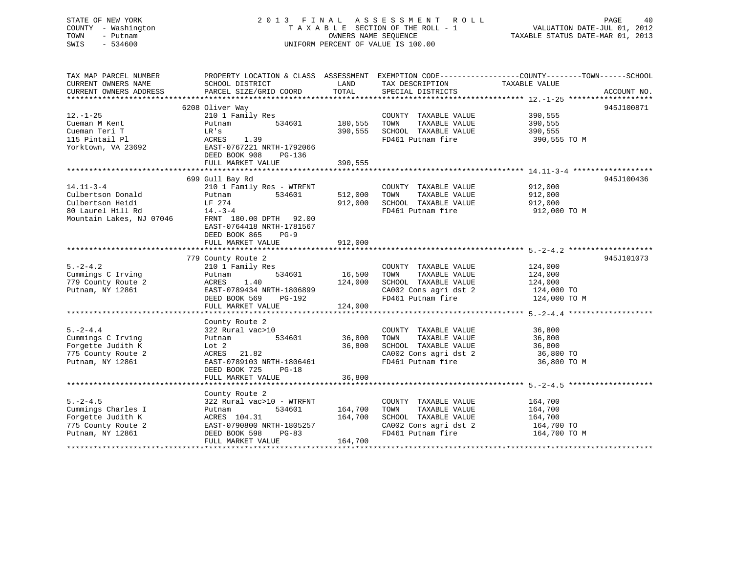STATE OF NEW YORK
COUNTY - Washington
TOWN - Putnam
SWIS - 534600

# 2013 FINAL ASSESSMENT ROLL

TAXABLE SECTION OF THE ROLL - 1
OWNERS NAME SEQUENCE
UNIFORM PERCENT OF VALUE IS 100.00

VALUATION DATE-JUL 01, 2012
TAXABLE STATUS DATE-MAR 01, 2013

| TAX MAP PARCEL NUMBER / CURRENT OWNERS NAME / CURRENT OWNERS ADDRESS | PROPERTY LOCATION & CLASS / SCHOOL DISTRICT / PARCEL SIZE/GRID COORD | ASSESSMENT LAND | TOTAL | EXEMPTION CODE / TAX DESCRIPTION / SPECIAL DISTRICTS | TAXABLE VALUE (COUNTY / TOWN / SCHOOL) | ACCOUNT NO. |
|---|---|---|---|---|---|---|
| 12.-1-25 | 6208 Oliver Way | | | | | 945J100871 |
| | 210 1 Family Res | | | COUNTY TAXABLE VALUE | 390,555 | |
| Cueman M Kent | Putnam 534601 | 180,555 | | TOWN TAXABLE VALUE | 390,555 | |
| Cueman Teri T | LR's | | 390,555 | SCHOOL TAXABLE VALUE | 390,555 | |
| 115 Pintail Pl | ACRES 1.39 | | | FD461 Putnam fire | 390,555 TO M | |
| Yorktown, VA 23692 | EAST-0767221 NRTH-1792066 | | | | | |
| | DEED BOOK 908 PG-136 | | | | | |
| | FULL MARKET VALUE | | 390,555 | | | |
| 14.11-3-4 | 699 Gull Bay Rd | | | | | 945J100436 |
| | 210 1 Family Res - WTRFNT | | | COUNTY TAXABLE VALUE | 912,000 | |
| Culbertson Donald | Putnam 534601 | 512,000 | | TOWN TAXABLE VALUE | 912,000 | |
| Culbertson Heidi | LF 274 | | 912,000 | SCHOOL TAXABLE VALUE | 912,000 | |
| 80 Laurel Hill Rd | 14.-3-4 | | | FD461 Putnam fire | 912,000 TO M | |
| Mountain Lakes, NJ 07046 | FRNT 180.00 DPTH 92.00 | | | | | |
| | EAST-0764418 NRTH-1781567 | | | | | |
| | DEED BOOK 865 PG-9 | | | | | |
| | FULL MARKET VALUE | | 912,000 | | | |
| 5.-2-4.2 | 779 County Route 2 | | | | | 945J101073 |
| | 210 1 Family Res | | | COUNTY TAXABLE VALUE | 124,000 | |
| Cummings C Irving | Putnam 534601 | 16,500 | | TOWN TAXABLE VALUE | 124,000 | |
| 779 County Route 2 | ACRES 1.40 | | 124,000 | SCHOOL TAXABLE VALUE | 124,000 | |
| Putnam, NY 12861 | EAST-0789434 NRTH-1806899 | | | CA002 Cons agri dst 2 | 124,000 TO | |
| | DEED BOOK 569 PG-192 | | | FD461 Putnam fire | 124,000 TO M | |
| | FULL MARKET VALUE | | 124,000 | | | |
| 5.-2-4.4 | County Route 2 | | | | | |
| | 322 Rural vac>10 | | | COUNTY TAXABLE VALUE | 36,800 | |
| Cummings C Irving | Putnam 534601 | 36,800 | | TOWN TAXABLE VALUE | 36,800 | |
| Forgette Judith K | Lot 2 | | 36,800 | SCHOOL TAXABLE VALUE | 36,800 | |
| 775 County Route 2 | ACRES 21.82 | | | CA002 Cons agri dst 2 | 36,800 TO | |
| Putnam, NY 12861 | EAST-0789103 NRTH-1806461 | | | FD461 Putnam fire | 36,800 TO M | |
| | DEED BOOK 725 PG-18 | | | | | |
| | FULL MARKET VALUE | | 36,800 | | | |
| 5.-2-4.5 | County Route 2 | | | | | |
| | 322 Rural vac>10 - WTRFNT | | | COUNTY TAXABLE VALUE | 164,700 | |
| Cummings Charles I | Putnam 534601 | 164,700 | | TOWN TAXABLE VALUE | 164,700 | |
| Forgette Judith K | ACRES 104.31 | | 164,700 | SCHOOL TAXABLE VALUE | 164,700 | |
| 775 County Route 2 | EAST-0790800 NRTH-1805257 | | | CA002 Cons agri dst 2 | 164,700 TO | |
| Putnam, NY 12861 | DEED BOOK 598 PG-83 | | | FD461 Putnam fire | 164,700 TO M | |
| | FULL MARKET VALUE | | 164,700 | | | |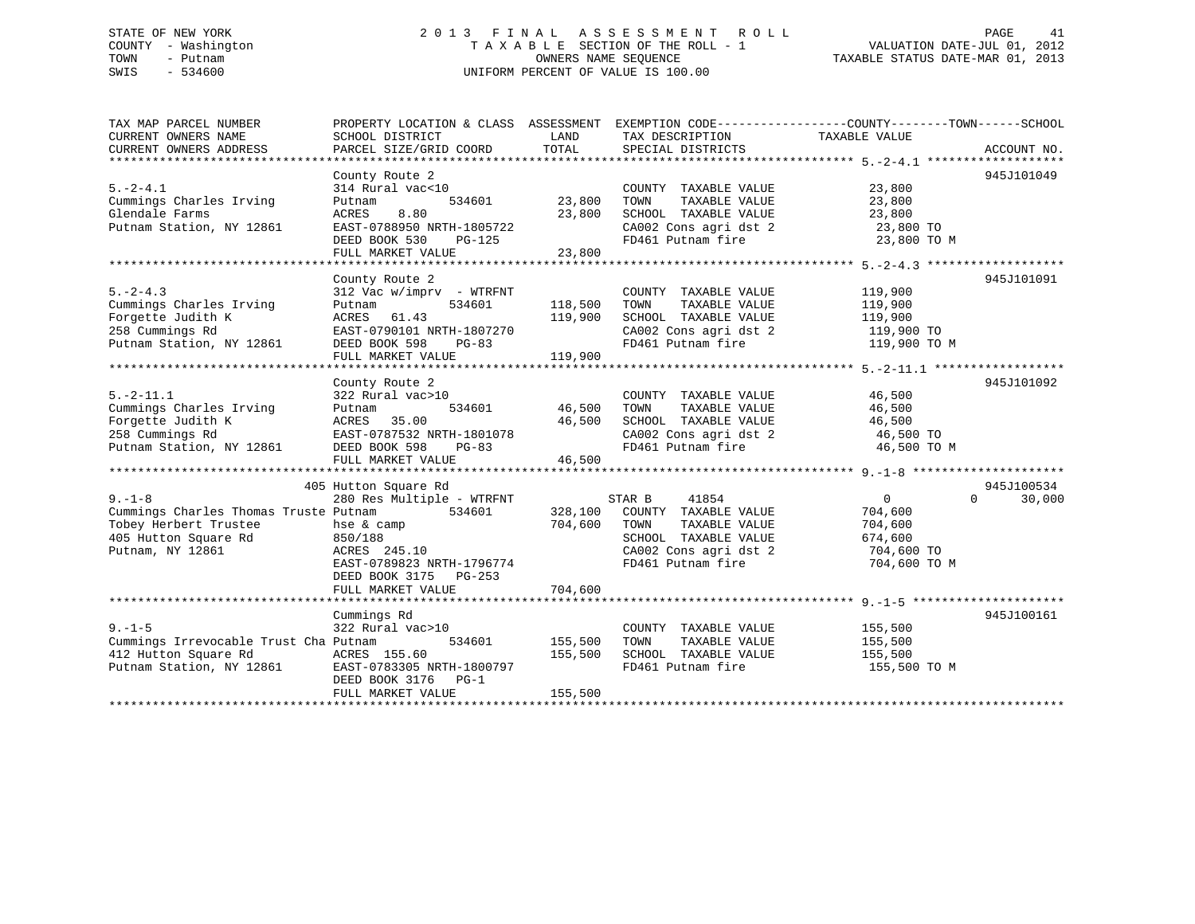STATE OF NEW YORK
COUNTY - Washington
TOWN - Putnam
SWIS - 534600

2 0 1 3 F I N A L A S S E S S M E N T R O L L
T A X A B L E SECTION OF THE ROLL - 1
OWNERS NAME SEQUENCE
UNIFORM PERCENT OF VALUE IS 100.00

VALUATION DATE-JUL 01, 2012
TAXABLE STATUS DATE-MAR 01, 2013

| TAX MAP PARCEL NUMBER / CURRENT OWNERS NAME / CURRENT OWNERS ADDRESS | PROPERTY LOCATION & CLASS / SCHOOL DISTRICT / PARCEL SIZE/GRID COORD | ASSESSMENT LAND | TOTAL | EXEMPTION CODE / TAX DESCRIPTION / SPECIAL DISTRICTS | COUNTY / TOWN / SCHOOL TAXABLE VALUE | ACCOUNT NO. |
|---|---|---|---|---|---|---|
| **5.-2-4.1** | County Route 2 | | | | | 945J101049 |
| 5.-2-4.1 | 314 Rural vac<10 | | | COUNTY TAXABLE VALUE | 23,800 | |
| Cummings Charles Irving | Putnam 534601 | 23,800 | | TOWN TAXABLE VALUE | 23,800 | |
| Glendale Farms | ACRES 8.80 | | 23,800 | SCHOOL TAXABLE VALUE | 23,800 | |
| Putnam Station, NY 12861 | EAST-0788950 NRTH-1805722 | | | CA002 Cons agri dst 2 | 23,800 TO | |
| | DEED BOOK 530 PG-125 | | | FD461 Putnam fire | 23,800 TO M | |
| | FULL MARKET VALUE | | 23,800 | | | |
| **5.-2-4.3** | County Route 2 | | | | | 945J101091 |
| 5.-2-4.3 | 312 Vac w/imprv - WTRFNT | | | COUNTY TAXABLE VALUE | 119,900 | |
| Cummings Charles Irving | Putnam 534601 | 118,500 | | TOWN TAXABLE VALUE | 119,900 | |
| Forgette Judith K | ACRES 61.43 | | 119,900 | SCHOOL TAXABLE VALUE | 119,900 | |
| 258 Cummings Rd | EAST-0790101 NRTH-1807270 | | | CA002 Cons agri dst 2 | 119,900 TO | |
| Putnam Station, NY 12861 | DEED BOOK 598 PG-83 | | | FD461 Putnam fire | 119,900 TO M | |
| | FULL MARKET VALUE | | 119,900 | | | |
| **5.-2-11.1** | County Route 2 | | | | | 945J101092 |
| 5.-2-11.1 | 322 Rural vac>10 | | | COUNTY TAXABLE VALUE | 46,500 | |
| Cummings Charles Irving | Putnam 534601 | 46,500 | | TOWN TAXABLE VALUE | 46,500 | |
| Forgette Judith K | ACRES 35.00 | | 46,500 | SCHOOL TAXABLE VALUE | 46,500 | |
| 258 Cummings Rd | EAST-0787532 NRTH-1801078 | | | CA002 Cons agri dst 2 | 46,500 TO | |
| Putnam Station, NY 12861 | DEED BOOK 598 PG-83 | | | FD461 Putnam fire | 46,500 TO M | |
| | FULL MARKET VALUE | | 46,500 | | | |
| **9.-1-8** | 405 Hutton Square Rd | | | | | 945J100534 |
| 9.-1-8 | 280 Res Multiple - WTRFNT | | | STAR B 41854 | 0 0 30,000 | |
| Cummings Charles Thomas Truste | Putnam 534601 | 328,100 | | COUNTY TAXABLE VALUE | 704,600 | |
| Tobey Herbert Trustee | hse & camp | | 704,600 | TOWN TAXABLE VALUE | 704,600 | |
| 405 Hutton Square Rd | 850/188 | | | SCHOOL TAXABLE VALUE | 674,600 | |
| Putnam, NY 12861 | ACRES 245.10 | | | CA002 Cons agri dst 2 | 704,600 TO | |
| | EAST-0789823 NRTH-1796774 | | | FD461 Putnam fire | 704,600 TO M | |
| | DEED BOOK 3175 PG-253 | | | | | |
| | FULL MARKET VALUE | | 704,600 | | | |
| **9.-1-5** | Cummings Rd | | | | | 945J100161 |
| 9.-1-5 | 322 Rural vac>10 | | | COUNTY TAXABLE VALUE | 155,500 | |
| Cummings Irrevocable Trust Cha | Putnam 534601 | 155,500 | | TOWN TAXABLE VALUE | 155,500 | |
| 412 Hutton Square Rd | ACRES 155.60 | | 155,500 | SCHOOL TAXABLE VALUE | 155,500 | |
| Putnam Station, NY 12861 | EAST-0783305 NRTH-1800797 | | | FD461 Putnam fire | 155,500 TO M | |
| | DEED BOOK 3176 PG-1 | | | | | |
| | FULL MARKET VALUE | | 155,500 | | | |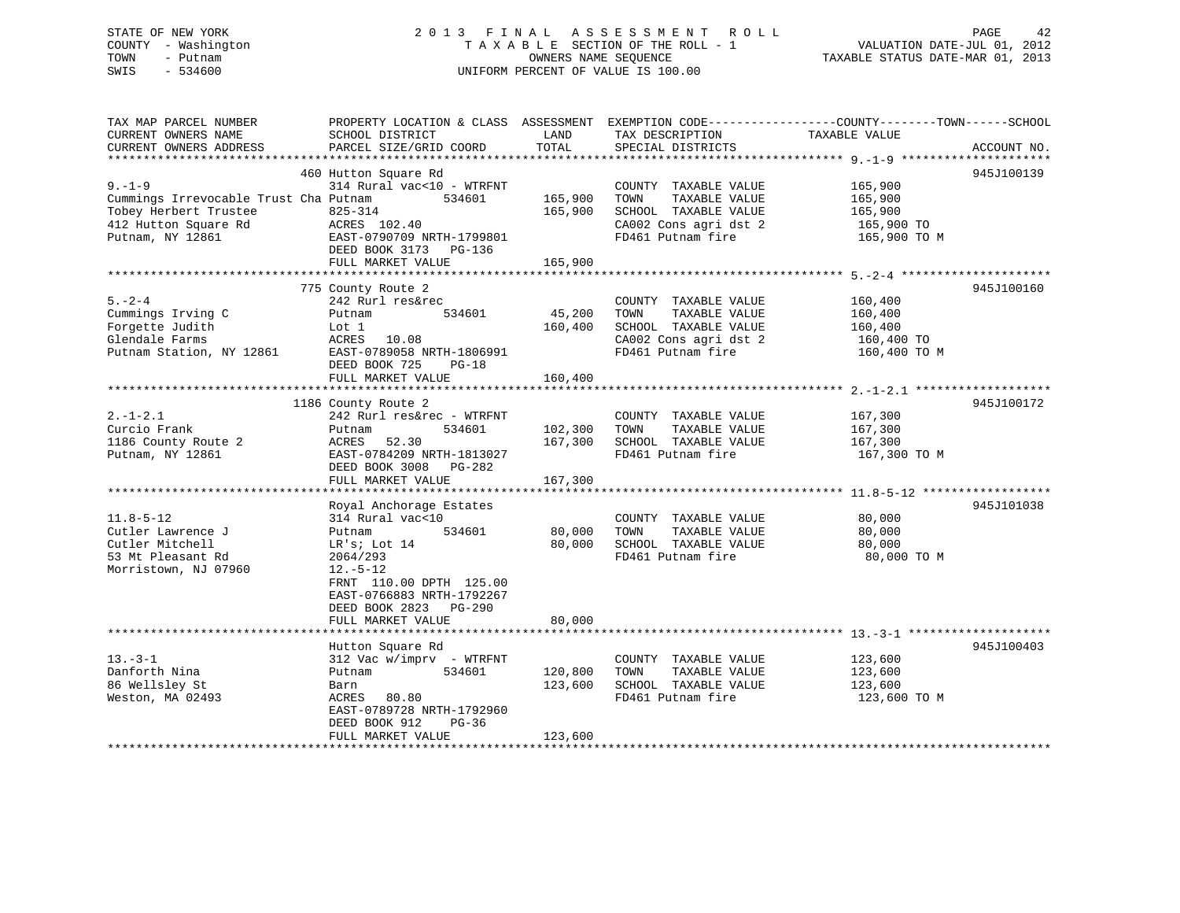STATE OF NEW YORK
COUNTY - Washington
TOWN - Putnam
SWIS - 534600

# 2013 FINAL ASSESSMENT ROLL
TAXABLE SECTION OF THE ROLL - 1
OWNERS NAME SEQUENCE
UNIFORM PERCENT OF VALUE IS 100.00

VALUATION DATE-JUL 01, 2012
TAXABLE STATUS DATE-MAR 01, 2013

| TAX MAP PARCEL NUMBER / CURRENT OWNERS NAME / CURRENT OWNERS ADDRESS | PROPERTY LOCATION & CLASS / SCHOOL DISTRICT / PARCEL SIZE/GRID COORD | ASSESSMENT LAND | ASSESSMENT TOTAL | EXEMPTION CODE / TAX DESCRIPTION / SPECIAL DISTRICTS | COUNTY--------TOWN------SCHOOL TAXABLE VALUE | ACCOUNT NO. |
|---|---|---|---|---|---|---|
| 9.-1-9 | 460 Hutton Square Rd | | | | | 945J100139 |
| | 314 Rural vac<10 - WTRFNT | | | COUNTY TAXABLE VALUE | 165,900 | |
| Cummings Irrevocable Trust Cha | Putnam 534601 | 165,900 | | TOWN TAXABLE VALUE | 165,900 | |
| Tobey Herbert Trustee | 825-314 | | 165,900 | SCHOOL TAXABLE VALUE | 165,900 | |
| 412 Hutton Square Rd | ACRES 102.40 | | | CA002 Cons agri dst 2 | 165,900 TO | |
| Putnam, NY 12861 | EAST-0790709 NRTH-1799801 | | | FD461 Putnam fire | 165,900 TO M | |
| | DEED BOOK 3173 PG-136 | | | | | |
| | FULL MARKET VALUE | | 165,900 | | | |
| 5.-2-4 | 775 County Route 2 | | | | | 945J100160 |
| | 242 Rurl res&rec | | | COUNTY TAXABLE VALUE | 160,400 | |
| Cummings Irving C | Putnam 534601 | 45,200 | | TOWN TAXABLE VALUE | 160,400 | |
| Forgette Judith | Lot 1 | | 160,400 | SCHOOL TAXABLE VALUE | 160,400 | |
| Glendale Farms | ACRES 10.08 | | | CA002 Cons agri dst 2 | 160,400 TO | |
| Putnam Station, NY 12861 | EAST-0789058 NRTH-1806991 | | | FD461 Putnam fire | 160,400 TO M | |
| | DEED BOOK 725 PG-18 | | | | | |
| | FULL MARKET VALUE | | 160,400 | | | |
| 2.-1-2.1 | 1186 County Route 2 | | | | | 945J100172 |
| | 242 Rurl res&rec - WTRFNT | | | COUNTY TAXABLE VALUE | 167,300 | |
| Curcio Frank | Putnam 534601 | 102,300 | | TOWN TAXABLE VALUE | 167,300 | |
| 1186 County Route 2 | ACRES 52.30 | | 167,300 | SCHOOL TAXABLE VALUE | 167,300 | |
| Putnam, NY 12861 | EAST-0784209 NRTH-1813027 | | | FD461 Putnam fire | 167,300 TO M | |
| | DEED BOOK 3008 PG-282 | | | | | |
| | FULL MARKET VALUE | | 167,300 | | | |
| 11.8-5-12 | Royal Anchorage Estates | | | | | 945J101038 |
| | 314 Rural vac<10 | | | COUNTY TAXABLE VALUE | 80,000 | |
| Cutler Lawrence J | Putnam 534601 | 80,000 | | TOWN TAXABLE VALUE | 80,000 | |
| Cutler Mitchell | LR's; Lot 14 | | 80,000 | SCHOOL TAXABLE VALUE | 80,000 | |
| 53 Mt Pleasant Rd | 2064/293 | | | FD461 Putnam fire | 80,000 TO M | |
| Morristown, NJ 07960 | 12.-5-12 | | | | | |
| | FRNT 110.00 DPTH 125.00 | | | | | |
| | EAST-0766883 NRTH-1792267 | | | | | |
| | DEED BOOK 2823 PG-290 | | | | | |
| | FULL MARKET VALUE | | 80,000 | | | |
| 13.-3-1 | Hutton Square Rd | | | | | 945J100403 |
| | 312 Vac w/imprv - WTRFNT | | | COUNTY TAXABLE VALUE | 123,600 | |
| Danforth Nina | Putnam 534601 | 120,800 | | TOWN TAXABLE VALUE | 123,600 | |
| 86 Wellsley St | Barn | | 123,600 | SCHOOL TAXABLE VALUE | 123,600 | |
| Weston, MA 02493 | ACRES 80.80 | | | FD461 Putnam fire | 123,600 TO M | |
| | EAST-0789728 NRTH-1792960 | | | | | |
| | DEED BOOK 912 PG-36 | | | | | |
| | FULL MARKET VALUE | | 123,600 | | | |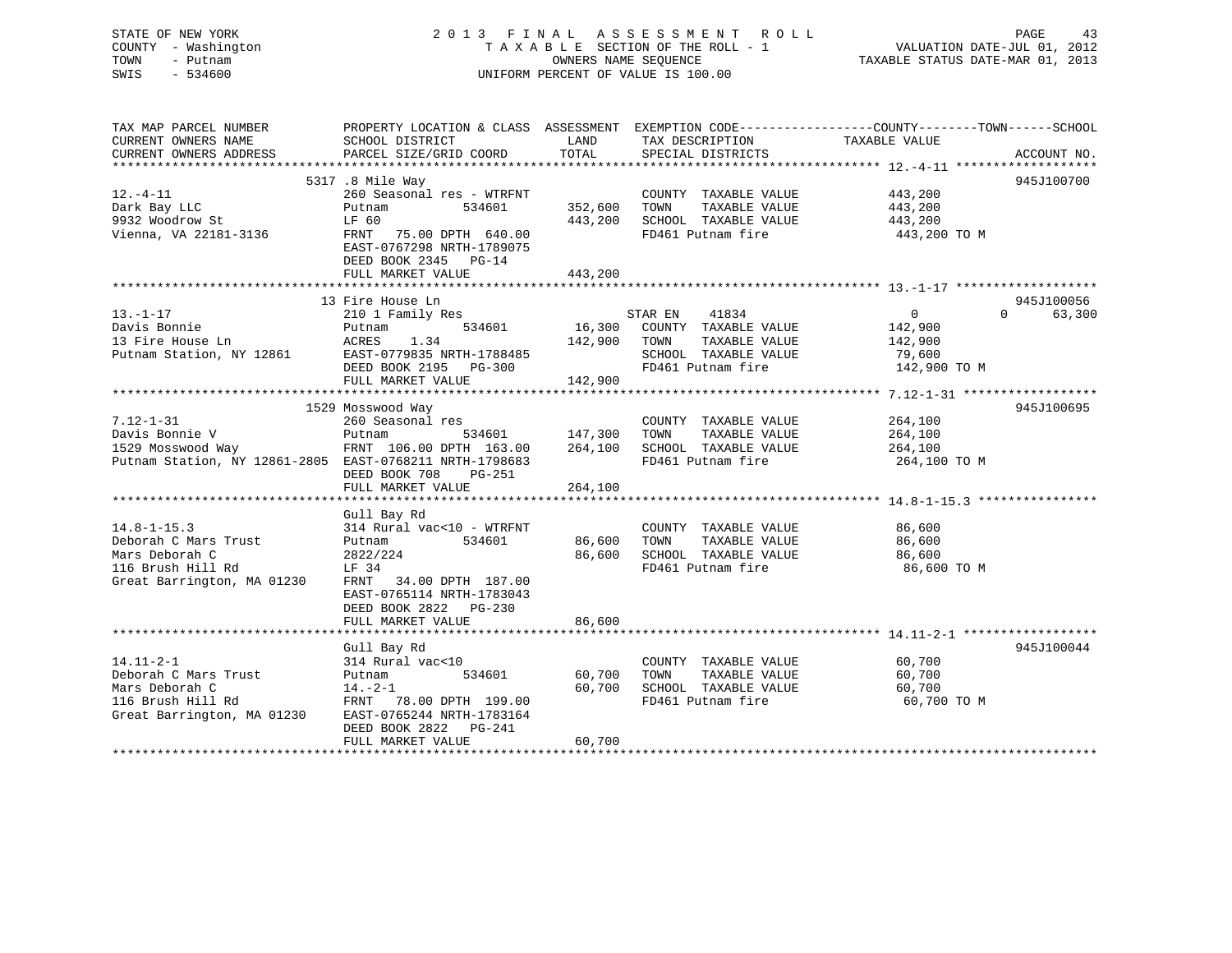STATE OF NEW YORK
COUNTY - Washington
TOWN - Putnam
SWIS - 534600

# 2013 FINAL ASSESSMENT ROLL
TAXABLE SECTION OF THE ROLL - 1
OWNERS NAME SEQUENCE
UNIFORM PERCENT OF VALUE IS 100.00

VALUATION DATE-JUL 01, 2012
TAXABLE STATUS DATE-MAR 01, 2013

| TAX MAP PARCEL NUMBER / CURRENT OWNERS NAME / CURRENT OWNERS ADDRESS | PROPERTY LOCATION & CLASS / SCHOOL DISTRICT / PARCEL SIZE/GRID COORD | ASSESSMENT LAND | TOTAL | EXEMPTION CODE / TAX DESCRIPTION / SPECIAL DISTRICTS | COUNTY | TOWN | SCHOOL | ACCOUNT NO. |
|---|---|---|---|---|---|---|---|---|
| 12.-4-11 | 5317 .8 Mile Way | | | | | | | 945J100700 |
| | 260 Seasonal res - WTRFNT | | | COUNTY TAXABLE VALUE | 443,200 | | | |
| Dark Bay LLC | Putnam 534601 | 352,600 | | TOWN TAXABLE VALUE | | 443,200 | | |
| 9932 Woodrow St | LF 60 | | 443,200 | SCHOOL TAXABLE VALUE | | | 443,200 | |
| Vienna, VA 22181-3136 | FRNT 75.00 DPTH 640.00 | | | FD461 Putnam fire | 443,200 TO M | | | |
| | EAST-0767298 NRTH-1789075 | | | | | | | |
| | DEED BOOK 2345 PG-14 | | | | | | | |
| | FULL MARKET VALUE | | 443,200 | | | | | |
| 13.-1-17 | 13 Fire House Ln | | | | | | | 945J100056 |
| | 210 1 Family Res | | | STAR EN 41834 | 0 | 0 | 63,300 | |
| Davis Bonnie | Putnam 534601 | 16,300 | | COUNTY TAXABLE VALUE | 142,900 | | | |
| 13 Fire House Ln | ACRES 1.34 | | 142,900 | TOWN TAXABLE VALUE | | 142,900 | | |
| Putnam Station, NY 12861 | EAST-0779835 NRTH-1788485 | | | SCHOOL TAXABLE VALUE | | | 79,600 | |
| | DEED BOOK 2195 PG-300 | | | FD461 Putnam fire | 142,900 TO M | | | |
| | FULL MARKET VALUE | | 142,900 | | | | | |
| 7.12-1-31 | 1529 Mosswood Way | | | | | | | 945J100695 |
| | 260 Seasonal res | | | COUNTY TAXABLE VALUE | 264,100 | | | |
| Davis Bonnie V | Putnam 534601 | 147,300 | | TOWN TAXABLE VALUE | | 264,100 | | |
| 1529 Mosswood Way | FRNT 106.00 DPTH 163.00 | | 264,100 | SCHOOL TAXABLE VALUE | | | 264,100 | |
| Putnam Station, NY 12861-2805 | EAST-0768211 NRTH-1798683 | | | FD461 Putnam fire | 264,100 TO M | | | |
| | DEED BOOK 708 PG-251 | | | | | | | |
| | FULL MARKET VALUE | | 264,100 | | | | | |
| 14.8-1-15.3 | Gull Bay Rd | | | | | | | |
| | 314 Rural vac<10 - WTRFNT | | | COUNTY TAXABLE VALUE | 86,600 | | | |
| Deborah C Mars Trust | Putnam 534601 | 86,600 | | TOWN TAXABLE VALUE | | 86,600 | | |
| Mars Deborah C | 2822/224 | | 86,600 | SCHOOL TAXABLE VALUE | | | 86,600 | |
| 116 Brush Hill Rd | LF 34 | | | FD461 Putnam fire | 86,600 TO M | | | |
| Great Barrington, MA 01230 | FRNT 34.00 DPTH 187.00 | | | | | | | |
| | EAST-0765114 NRTH-1783043 | | | | | | | |
| | DEED BOOK 2822 PG-230 | | | | | | | |
| | FULL MARKET VALUE | | 86,600 | | | | | |
| 14.11-2-1 | Gull Bay Rd | | | | | | | 945J100044 |
| | 314 Rural vac<10 | | | COUNTY TAXABLE VALUE | 60,700 | | | |
| Deborah C Mars Trust | Putnam 534601 | 60,700 | | TOWN TAXABLE VALUE | | 60,700 | | |
| Mars Deborah C | 14.-2-1 | | 60,700 | SCHOOL TAXABLE VALUE | | | 60,700 | |
| 116 Brush Hill Rd | FRNT 78.00 DPTH 199.00 | | | FD461 Putnam fire | 60,700 TO M | | | |
| Great Barrington, MA 01230 | EAST-0765244 NRTH-1783164 | | | | | | | |
| | DEED BOOK 2822 PG-241 | | | | | | | |
| | FULL MARKET VALUE | | 60,700 | | | | | |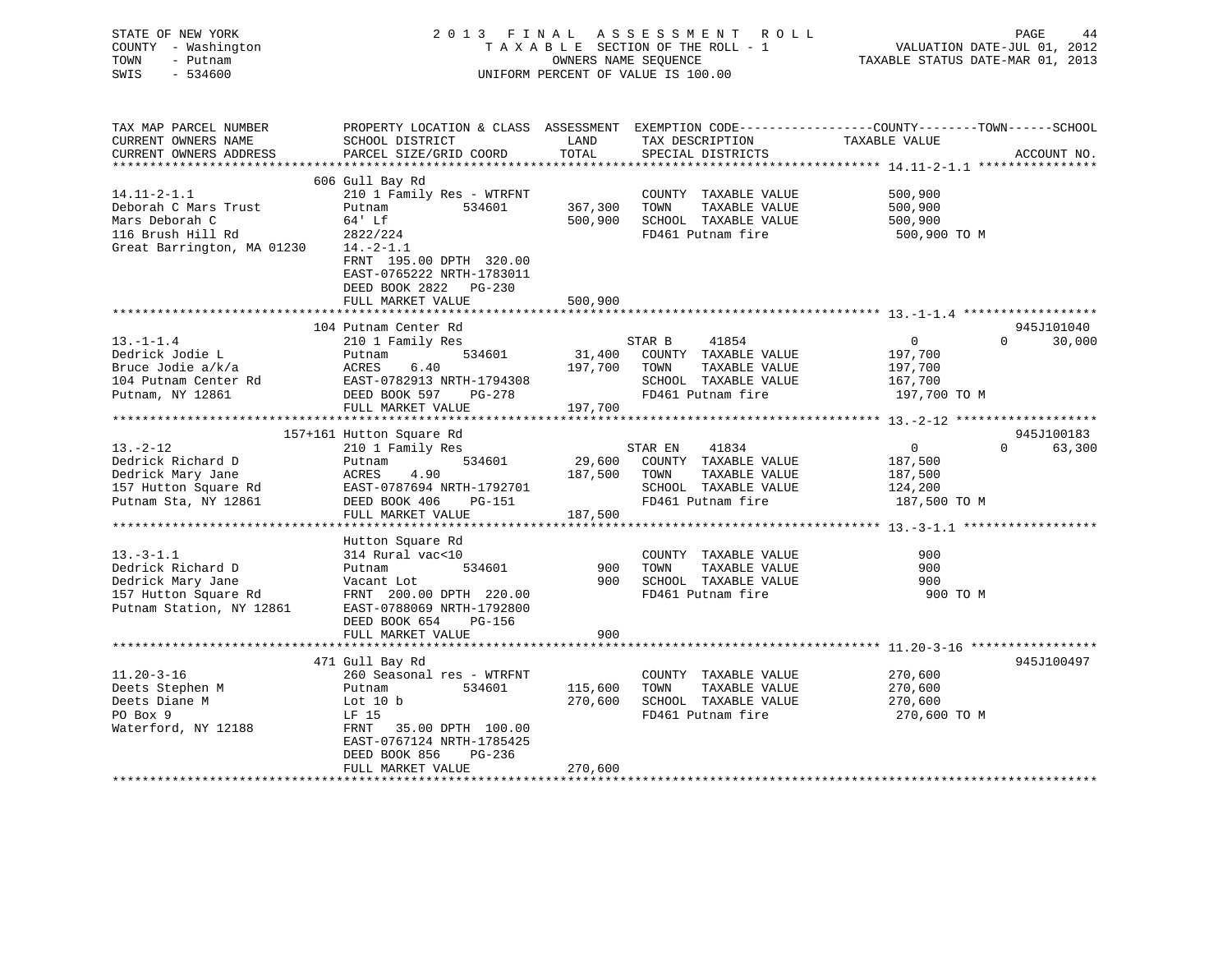STATE OF NEW YORK
COUNTY - Washington
TOWN - Putnam
SWIS - 534600

2013 FINAL ASSESSMENT ROLL
TAXABLE SECTION OF THE ROLL - 1
OWNERS NAME SEQUENCE
UNIFORM PERCENT OF VALUE IS 100.00

VALUATION DATE-JUL 01, 2012
TAXABLE STATUS DATE-MAR 01, 2013

```
TAX MAP PARCEL NUMBER          PROPERTY LOCATION & CLASS  ASSESSMENT  EXEMPTION CODE------------------COUNTY--------TOWN------SCHOOL
CURRENT OWNERS NAME            SCHOOL DISTRICT               LAND      TAX DESCRIPTION            TAXABLE VALUE
CURRENT OWNERS ADDRESS         PARCEL SIZE/GRID COORD        TOTAL     SPECIAL DISTRICTS                                    ACCOUNT NO.
******************************************************************************************************* 14.11-2-1.1 ****************
                               606 Gull Bay Rd
14.11-2-1.1                    210 1 Family Res - WTRFNT               COUNTY  TAXABLE VALUE          500,900
Deborah C Mars Trust           Putnam          534601      367,300     TOWN    TAXABLE VALUE          500,900
Mars Deborah C                 64' Lf                      500,900     SCHOOL  TAXABLE VALUE          500,900
116 Brush Hill Rd              2822/224                                FD461 Putnam fire               500,900 TO M
Great Barrington, MA 01230     14.-2-1.1
                               FRNT 195.00 DPTH 320.00
                               EAST-0765222 NRTH-1783011
                               DEED BOOK 2822   PG-230
                               FULL MARKET VALUE           500,900
******************************************************************************************************* 13.-1-1.4 ******************
                               104 Putnam Center Rd                                                                     945J101040
13.-1-1.4                      210 1 Family Res                        STAR B     41854               0            0      30,000
Dedrick Jodie L                Putnam          534601       31,400     COUNTY  TAXABLE VALUE          197,700
Bruce Jodie a/k/a              ACRES    6.40               197,700     TOWN    TAXABLE VALUE          197,700
104 Putnam Center Rd           EAST-0782913 NRTH-1794308               SCHOOL  TAXABLE VALUE          167,700
Putnam, NY 12861               DEED BOOK 597    PG-278                 FD461 Putnam fire               197,700 TO M
                               FULL MARKET VALUE           197,700
******************************************************************************************************* 13.-2-12 *******************
                               157+161 Hutton Square Rd                                                                 945J100183
13.-2-12                       210 1 Family Res                        STAR EN    41834               0            0      63,300
Dedrick Richard D              Putnam          534601       29,600     COUNTY  TAXABLE VALUE          187,500
Dedrick Mary Jane              ACRES    4.90               187,500     TOWN    TAXABLE VALUE          187,500
157 Hutton Square Rd           EAST-0787694 NRTH-1792701               SCHOOL  TAXABLE VALUE          124,200
Putnam Sta, NY 12861           DEED BOOK 406    PG-151                 FD461 Putnam fire               187,500 TO M
                               FULL MARKET VALUE           187,500
******************************************************************************************************* 13.-3-1.1 ******************
                               Hutton Square Rd
13.-3-1.1                      314 Rural vac<10                        COUNTY  TAXABLE VALUE              900
Dedrick Richard D              Putnam          534601          900     TOWN    TAXABLE VALUE              900
Dedrick Mary Jane              Vacant Lot                      900     SCHOOL  TAXABLE VALUE              900
157 Hutton Square Rd           FRNT 200.00 DPTH 220.00                 FD461 Putnam fire                   900 TO M
Putnam Station, NY 12861       EAST-0788069 NRTH-1792800
                               DEED BOOK 654    PG-156
                               FULL MARKET VALUE               900
******************************************************************************************************* 11.20-3-16 *****************
                               471 Gull Bay Rd                                                                          945J100497
11.20-3-16                     260 Seasonal res - WTRFNT               COUNTY  TAXABLE VALUE          270,600
Deets Stephen M                Putnam          534601      115,600     TOWN    TAXABLE VALUE          270,600
Deets Diane M                  Lot 10 b                    270,600     SCHOOL  TAXABLE VALUE          270,600
PO Box 9                       LF 15                                   FD461 Putnam fire               270,600 TO M
Waterford, NY 12188            FRNT  35.00 DPTH 100.00
                               EAST-0767124 NRTH-1785425
                               DEED BOOK 856    PG-236
                               FULL MARKET VALUE           270,600
************************************************************************************************************************************
```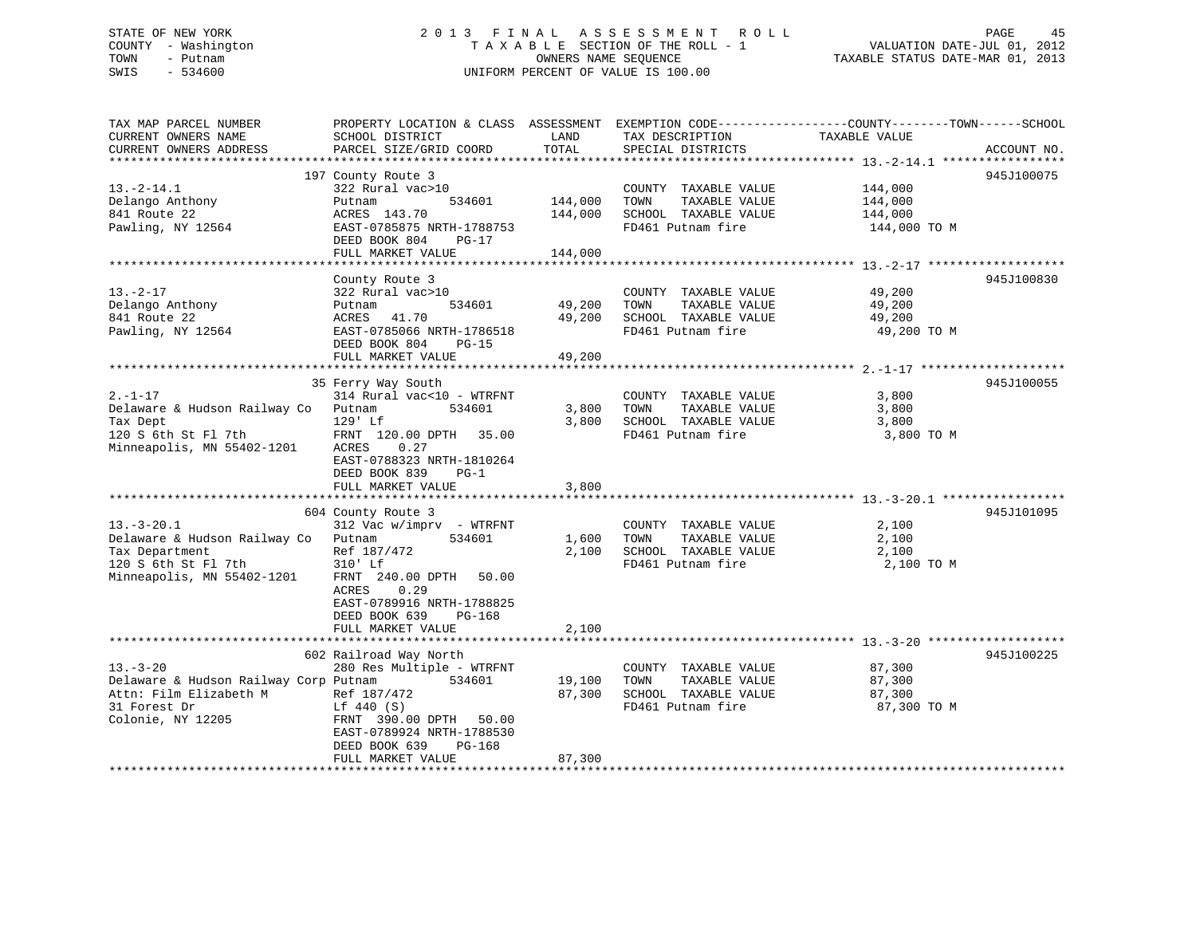STATE OF NEW YORK
COUNTY - Washington
TOWN - Putnam
SWIS - 534600

2 0 1 3 F I N A L A S S E S S M E N T R O L L
T A X A B L E SECTION OF THE ROLL - 1
OWNERS NAME SEQUENCE
UNIFORM PERCENT OF VALUE IS 100.00

VALUATION DATE-JUL 01, 2012
TAXABLE STATUS DATE-MAR 01, 2013

| TAX MAP PARCEL NUMBER / CURRENT OWNERS NAME / CURRENT OWNERS ADDRESS | PROPERTY LOCATION & CLASS / SCHOOL DISTRICT / PARCEL SIZE/GRID COORD | ASSESSMENT LAND / TOTAL | EXEMPTION CODE / TAX DESCRIPTION / SPECIAL DISTRICTS | COUNTY / TOWN / SCHOOL TAXABLE VALUE | ACCOUNT NO. |
|---|---|---|---|---|---|
| 13.-2-14.1 | 197 County Route 3 | | | | 945J100075 |
| 13.-2-14.1 | 322 Rural vac>10 | | COUNTY TAXABLE VALUE | 144,000 | |
| Delango Anthony | Putnam 534601 | 144,000 | TOWN TAXABLE VALUE | 144,000 | |
| 841 Route 22 | ACRES 143.70 | 144,000 | SCHOOL TAXABLE VALUE | 144,000 | |
| Pawling, NY 12564 | EAST-0785875 NRTH-1788753 | | FD461 Putnam fire | 144,000 TO M | |
| | DEED BOOK 804 PG-17 | | | | |
| | FULL MARKET VALUE | 144,000 | | | |
| 13.-2-17 | County Route 3 | | | | 945J100830 |
| 13.-2-17 | 322 Rural vac>10 | | COUNTY TAXABLE VALUE | 49,200 | |
| Delango Anthony | Putnam 534601 | 49,200 | TOWN TAXABLE VALUE | 49,200 | |
| 841 Route 22 | ACRES 41.70 | 49,200 | SCHOOL TAXABLE VALUE | 49,200 | |
| Pawling, NY 12564 | EAST-0785066 NRTH-1786518 | | FD461 Putnam fire | 49,200 TO M | |
| | DEED BOOK 804 PG-15 | | | | |
| | FULL MARKET VALUE | 49,200 | | | |
| 2.-1-17 | 35 Ferry Way South | | | | 945J100055 |
| 2.-1-17 | 314 Rural vac<10 - WTRFNT | | COUNTY TAXABLE VALUE | 3,800 | |
| Delaware & Hudson Railway Co | Putnam 534601 | 3,800 | TOWN TAXABLE VALUE | 3,800 | |
| Tax Dept | 129' Lf | 3,800 | SCHOOL TAXABLE VALUE | 3,800 | |
| 120 S 6th St Fl 7th | FRNT 120.00 DPTH 35.00 | | FD461 Putnam fire | 3,800 TO M | |
| Minneapolis, MN 55402-1201 | ACRES 0.27 | | | | |
| | EAST-0788323 NRTH-1810264 | | | | |
| | DEED BOOK 839 PG-1 | | | | |
| | FULL MARKET VALUE | 3,800 | | | |
| 13.-3-20.1 | 604 County Route 3 | | | | 945J101095 |
| 13.-3-20.1 | 312 Vac w/imprv - WTRFNT | | COUNTY TAXABLE VALUE | 2,100 | |
| Delaware & Hudson Railway Co | Putnam 534601 | 1,600 | TOWN TAXABLE VALUE | 2,100 | |
| Tax Department | Ref 187/472 | 2,100 | SCHOOL TAXABLE VALUE | 2,100 | |
| 120 S 6th St Fl 7th | 310' Lf | | FD461 Putnam fire | 2,100 TO M | |
| Minneapolis, MN 55402-1201 | FRNT 240.00 DPTH 50.00 | | | | |
| | ACRES 0.29 | | | | |
| | EAST-0789916 NRTH-1788825 | | | | |
| | DEED BOOK 639 PG-168 | | | | |
| | FULL MARKET VALUE | 2,100 | | | |
| 13.-3-20 | 602 Railroad Way North | | | | 945J100225 |
| 13.-3-20 | 280 Res Multiple - WTRFNT | | COUNTY TAXABLE VALUE | 87,300 | |
| Delaware & Hudson Railway Corp | Putnam 534601 | 19,100 | TOWN TAXABLE VALUE | 87,300 | |
| Attn: Film Elizabeth M | Ref 187/472 | 87,300 | SCHOOL TAXABLE VALUE | 87,300 | |
| 31 Forest Dr | Lf 440 (S) | | FD461 Putnam fire | 87,300 TO M | |
| Colonie, NY 12205 | FRNT 390.00 DPTH 50.00 | | | | |
| | EAST-0789924 NRTH-1788530 | | | | |
| | DEED BOOK 639 PG-168 | | | | |
| | FULL MARKET VALUE | 87,300 | | | |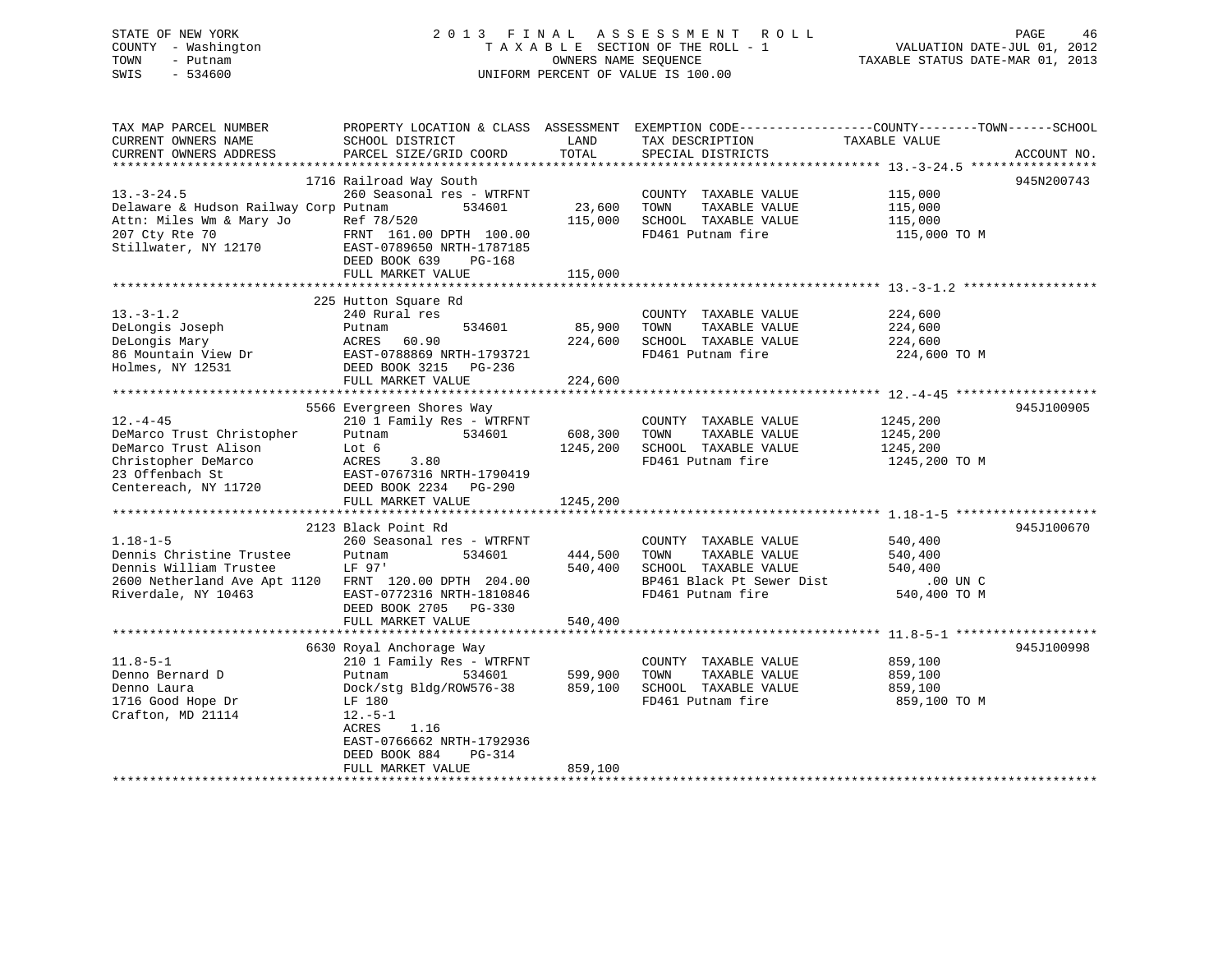STATE OF NEW YORK
COUNTY - Washington
TOWN - Putnam
SWIS - 534600

2013 FINAL ASSESSMENT ROLL
TAXABLE SECTION OF THE ROLL - 1
OWNERS NAME SEQUENCE
UNIFORM PERCENT OF VALUE IS 100.00

VALUATION DATE-JUL 01, 2012
TAXABLE STATUS DATE-MAR 01, 2013

| TAX MAP PARCEL NUMBER / CURRENT OWNERS NAME / CURRENT OWNERS ADDRESS | PROPERTY LOCATION & CLASS / SCHOOL DISTRICT / PARCEL SIZE/GRID COORD | ASSESSMENT LAND / TOTAL | EXEMPTION CODE / TAX DESCRIPTION / SPECIAL DISTRICTS | TAXABLE VALUE (COUNTY / TOWN / SCHOOL) | ACCOUNT NO. |
|---|---|---|---|---|---|
| **13.-3-24.5** | 1716 Railroad Way South | | | | 945N200743 |
| 13.-3-24.5 | 260 Seasonal res - WTRFNT | | COUNTY TAXABLE VALUE | 115,000 | |
| Delaware & Hudson Railway Corp | Putnam 534601 | 23,600 | TOWN TAXABLE VALUE | 115,000 | |
| Attn: Miles Wm & Mary Jo | Ref 78/520 | 115,000 | SCHOOL TAXABLE VALUE | 115,000 | |
| 207 Cty Rte 70 | FRNT 161.00 DPTH 100.00 | | FD461 Putnam fire | 115,000 TO M | |
| Stillwater, NY 12170 | EAST-0789650 NRTH-1787185 | | | | |
| | DEED BOOK 639 PG-168 | | | | |
| | FULL MARKET VALUE | 115,000 | | | |
| **13.-3-1.2** | 225 Hutton Square Rd | | | | |
| 13.-3-1.2 | 240 Rural res | | COUNTY TAXABLE VALUE | 224,600 | |
| DeLongis Joseph | Putnam 534601 | 85,900 | TOWN TAXABLE VALUE | 224,600 | |
| DeLongis Mary | ACRES 60.90 | 224,600 | SCHOOL TAXABLE VALUE | 224,600 | |
| 86 Mountain View Dr | EAST-0788869 NRTH-1793721 | | FD461 Putnam fire | 224,600 TO M | |
| Holmes, NY 12531 | DEED BOOK 3215 PG-236 | | | | |
| | FULL MARKET VALUE | 224,600 | | | |
| **12.-4-45** | 5566 Evergreen Shores Way | | | | 945J100905 |
| 12.-4-45 | 210 1 Family Res - WTRFNT | | COUNTY TAXABLE VALUE | 1245,200 | |
| DeMarco Trust Christopher | Putnam 534601 | 608,300 | TOWN TAXABLE VALUE | 1245,200 | |
| DeMarco Trust Alison | Lot 6 | 1245,200 | SCHOOL TAXABLE VALUE | 1245,200 | |
| Christopher DeMarco | ACRES 3.80 | | FD461 Putnam fire | 1245,200 TO M | |
| 23 Offenbach St | EAST-0767316 NRTH-1790419 | | | | |
| Centereach, NY 11720 | DEED BOOK 2234 PG-290 | | | | |
| | FULL MARKET VALUE | 1245,200 | | | |
| **1.18-1-5** | 2123 Black Point Rd | | | | 945J100670 |
| 1.18-1-5 | 260 Seasonal res - WTRFNT | | COUNTY TAXABLE VALUE | 540,400 | |
| Dennis Christine Trustee | Putnam 534601 | 444,500 | TOWN TAXABLE VALUE | 540,400 | |
| Dennis William Trustee | LF 97' | 540,400 | SCHOOL TAXABLE VALUE | 540,400 | |
| 2600 Netherland Ave Apt 1120 | FRNT 120.00 DPTH 204.00 | | BP461 Black Pt Sewer Dist | .00 UN C | |
| Riverdale, NY 10463 | EAST-0772316 NRTH-1810846 | | FD461 Putnam fire | 540,400 TO M | |
| | DEED BOOK 2705 PG-330 | | | | |
| | FULL MARKET VALUE | 540,400 | | | |
| **11.8-5-1** | 6630 Royal Anchorage Way | | | | 945J100998 |
| 11.8-5-1 | 210 1 Family Res - WTRFNT | | COUNTY TAXABLE VALUE | 859,100 | |
| Denno Bernard D | Putnam 534601 | 599,900 | TOWN TAXABLE VALUE | 859,100 | |
| Denno Laura | Dock/stg Bldg/ROW576-38 | 859,100 | SCHOOL TAXABLE VALUE | 859,100 | |
| 1716 Good Hope Dr | LF 180 | | FD461 Putnam fire | 859,100 TO M | |
| Crafton, MD 21114 | 12.-5-1 | | | | |
| | ACRES 1.16 | | | | |
| | EAST-0766662 NRTH-1792936 | | | | |
| | DEED BOOK 884 PG-314 | | | | |
| | FULL MARKET VALUE | 859,100 | | | |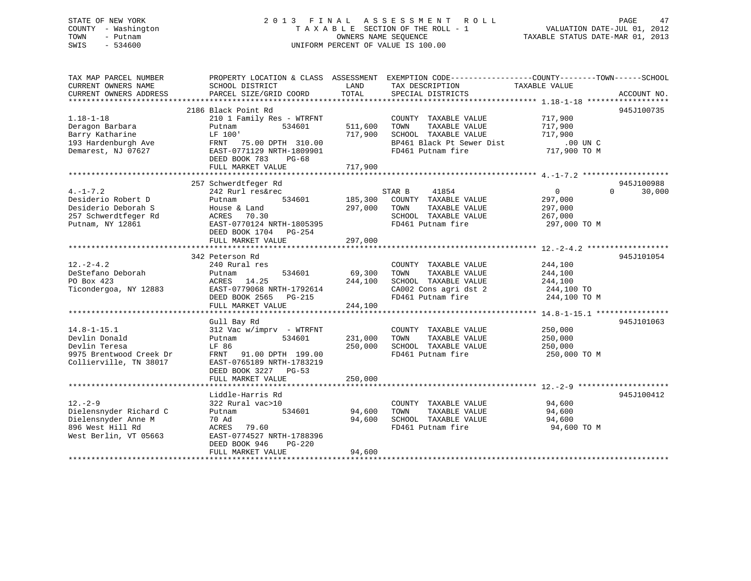STATE OF NEW YORK
COUNTY - Washington
TOWN - Putnam
SWIS - 534600

# 2013 FINAL ASSESSMENT ROLL

TAXABLE SECTION OF THE ROLL - 1
OWNERS NAME SEQUENCE
UNIFORM PERCENT OF VALUE IS 100.00

VALUATION DATE-JUL 01, 2012
TAXABLE STATUS DATE-MAR 01, 2013

| TAX MAP PARCEL NUMBER / CURRENT OWNERS NAME / CURRENT OWNERS ADDRESS | PROPERTY LOCATION & CLASS / SCHOOL DISTRICT / PARCEL SIZE/GRID COORD | ASSESSMENT LAND | TOTAL | EXEMPTION CODE / TAX DESCRIPTION / SPECIAL DISTRICTS | COUNTY TAXABLE VALUE | TOWN | SCHOOL | ACCOUNT NO. |
|---|---|---|---|---|---|---|---|---|
| **1.18-1-18** | 2186 Black Point Rd | | | | | | | 945J100735 |
| 1.18-1-18 | 210 1 Family Res - WTRFNT | | | COUNTY TAXABLE VALUE | 717,900 | | | |
| Deragon Barbara | Putnam 534601 | 511,600 | | TOWN TAXABLE VALUE | 717,900 | | | |
| Barry Katharine | LF 100' | | 717,900 | SCHOOL TAXABLE VALUE | 717,900 | | | |
| 193 Hardenburgh Ave | FRNT 75.00 DPTH 310.00 | | | BP461 Black Pt Sewer Dist | .00 UN C | | | |
| Demarest, NJ 07627 | EAST-0771129 NRTH-1809901 | | | FD461 Putnam fire | 717,900 TO M | | | |
| | DEED BOOK 783 PG-68 | | | | | | | |
| | FULL MARKET VALUE | | 717,900 | | | | | |
| **4.-1-7.2** | 257 Schwerdtfeger Rd | | | | | | | 945J100988 |
| 4.-1-7.2 | 242 Rurl res&rec | | | STAR B 41854 | 0 | 0 | 30,000 | |
| Desiderio Robert D | Putnam 534601 | 185,300 | | COUNTY TAXABLE VALUE | 297,000 | | | |
| Desiderio Deborah S | House & Land | | 297,000 | TOWN TAXABLE VALUE | 297,000 | | | |
| 257 Schwerdtfeger Rd | ACRES 70.30 | | | SCHOOL TAXABLE VALUE | 267,000 | | | |
| Putnam, NY 12861 | EAST-0770124 NRTH-1805395 | | | FD461 Putnam fire | 297,000 TO M | | | |
| | DEED BOOK 1704 PG-254 | | | | | | | |
| | FULL MARKET VALUE | | 297,000 | | | | | |
| **12.-2-4.2** | 342 Peterson Rd | | | | | | | 945J101054 |
| 12.-2-4.2 | 240 Rural res | | | COUNTY TAXABLE VALUE | 244,100 | | | |
| DeStefano Deborah | Putnam 534601 | 69,300 | | TOWN TAXABLE VALUE | 244,100 | | | |
| PO Box 423 | ACRES 14.25 | | 244,100 | SCHOOL TAXABLE VALUE | 244,100 | | | |
| Ticondergoa, NY 12883 | EAST-0779068 NRTH-1792614 | | | CA002 Cons agri dst 2 | 244,100 TO | | | |
| | DEED BOOK 2565 PG-215 | | | FD461 Putnam fire | 244,100 TO M | | | |
| | FULL MARKET VALUE | | 244,100 | | | | | |
| **14.8-1-15.1** | Gull Bay Rd | | | | | | | 945J101063 |
| 14.8-1-15.1 | 312 Vac w/imprv - WTRFNT | | | COUNTY TAXABLE VALUE | 250,000 | | | |
| Devlin Donald | Putnam 534601 | 231,000 | | TOWN TAXABLE VALUE | 250,000 | | | |
| Devlin Teresa | LF 86 | | 250,000 | SCHOOL TAXABLE VALUE | 250,000 | | | |
| 9975 Brentwood Creek Dr | FRNT 91.00 DPTH 199.00 | | | FD461 Putnam fire | 250,000 TO M | | | |
| Collierville, TN 38017 | EAST-0765189 NRTH-1783219 | | | | | | | |
| | DEED BOOK 3227 PG-53 | | | | | | | |
| | FULL MARKET VALUE | | 250,000 | | | | | |
| **12.-2-9** | Liddle-Harris Rd | | | | | | | 945J100412 |
| 12.-2-9 | 322 Rural vac>10 | | | COUNTY TAXABLE VALUE | 94,600 | | | |
| Dielensnyder Richard C | Putnam 534601 | 94,600 | | TOWN TAXABLE VALUE | 94,600 | | | |
| Dielensnyder Anne M | 70 Ad | | 94,600 | SCHOOL TAXABLE VALUE | 94,600 | | | |
| 896 West Hill Rd | ACRES 79.60 | | | FD461 Putnam fire | 94,600 TO M | | | |
| West Berlin, VT 05663 | EAST-0774527 NRTH-1788396 | | | | | | | |
| | DEED BOOK 946 PG-220 | | | | | | | |
| | FULL MARKET VALUE | | 94,600 | | | | | |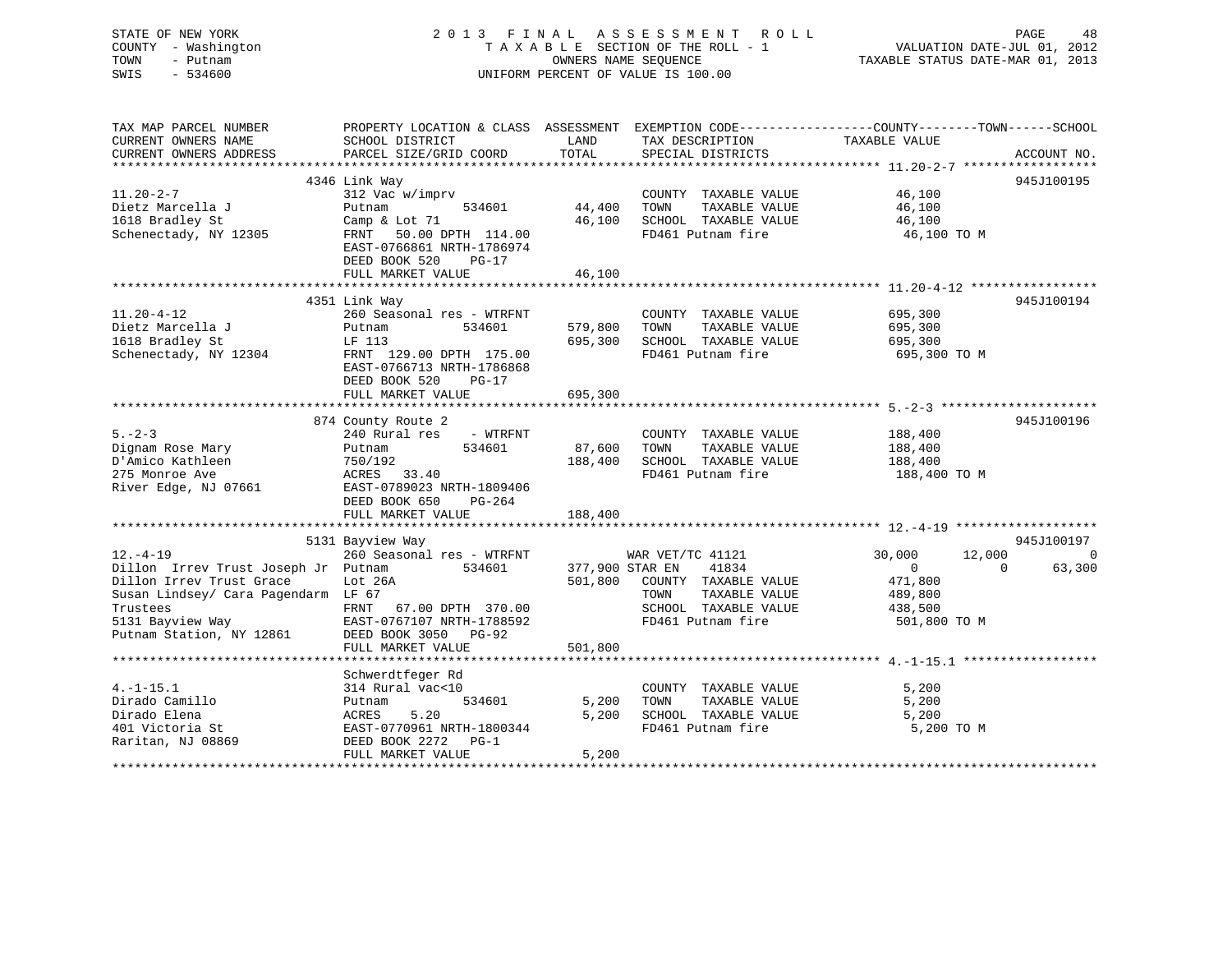STATE OF NEW YORK
COUNTY - Washington
TOWN - Putnam
SWIS - 534600

2013 FINAL ASSESSMENT ROLL
TAXABLE SECTION OF THE ROLL - 1
OWNERS NAME SEQUENCE
UNIFORM PERCENT OF VALUE IS 100.00

VALUATION DATE-JUL 01, 2012
TAXABLE STATUS DATE-MAR 01, 2013

| TAX MAP PARCEL NUMBER / CURRENT OWNERS NAME / CURRENT OWNERS ADDRESS | PROPERTY LOCATION & CLASS / SCHOOL DISTRICT / PARCEL SIZE/GRID COORD | ASSESSMENT LAND / TOTAL | EXEMPTION CODE / TAX DESCRIPTION / SPECIAL DISTRICTS | COUNTY | TOWN | SCHOOL | ACCOUNT NO. |
|---|---|---|---|---|---|---|---|
| 11.20-2-7 | 4346 Link Way | | | | | | 945J100195 |
| Dietz Marcella J | 312 Vac w/imprv | | COUNTY TAXABLE VALUE | 46,100 | | | |
| 1618 Bradley St | Putnam 534601 | 44,400 | TOWN TAXABLE VALUE | | 46,100 | | |
| Schenectady, NY 12305 | Camp & Lot 71 | 46,100 | SCHOOL TAXABLE VALUE | | | 46,100 | |
| | FRNT 50.00 DPTH 114.00 | | FD461 Putnam fire | 46,100 TO M | | | |
| | EAST-0766861 NRTH-1786974 | | | | | | |
| | DEED BOOK 520 PG-17 | | | | | | |
| | FULL MARKET VALUE | 46,100 | | | | | |
| 11.20-4-12 | 4351 Link Way | | | | | | 945J100194 |
| Dietz Marcella J | 260 Seasonal res - WTRFNT | | COUNTY TAXABLE VALUE | 695,300 | | | |
| 1618 Bradley St | Putnam 534601 | 579,800 | TOWN TAXABLE VALUE | | 695,300 | | |
| Schenectady, NY 12304 | LF 113 | 695,300 | SCHOOL TAXABLE VALUE | | | 695,300 | |
| | FRNT 129.00 DPTH 175.00 | | FD461 Putnam fire | 695,300 TO M | | | |
| | EAST-0766713 NRTH-1786868 | | | | | | |
| | DEED BOOK 520 PG-17 | | | | | | |
| | FULL MARKET VALUE | 695,300 | | | | | |
| 5.-2-3 | 874 County Route 2 | | | | | | 945J100196 |
| Dignam Rose Mary | 240 Rural res - WTRFNT | | COUNTY TAXABLE VALUE | 188,400 | | | |
| D'Amico Kathleen | Putnam 534601 | 87,600 | TOWN TAXABLE VALUE | | 188,400 | | |
| 275 Monroe Ave | 750/192 | 188,400 | SCHOOL TAXABLE VALUE | | | 188,400 | |
| River Edge, NJ 07661 | ACRES 33.40 | | FD461 Putnam fire | 188,400 TO M | | | |
| | EAST-0789023 NRTH-1809406 | | | | | | |
| | DEED BOOK 650 PG-264 | | | | | | |
| | FULL MARKET VALUE | 188,400 | | | | | |
| 12.-4-19 | 5131 Bayview Way | | | | | | 945J100197 |
| Dillon Irrev Trust Joseph Jr | 260 Seasonal res - WTRFNT | | WAR VET/TC 41121 | 30,000 | 12,000 | 0 | |
| Dillon Irrev Trust Grace | Putnam 534601 | 377,900 | STAR EN 41834 | 0 | 0 | 63,300 | |
| Susan Lindsey/ Cara Pagendarm | Lot 26A | 501,800 | COUNTY TAXABLE VALUE | 471,800 | | | |
| Trustees | LF 67 | | TOWN TAXABLE VALUE | | 489,800 | | |
| 5131 Bayview Way | FRNT 67.00 DPTH 370.00 | | SCHOOL TAXABLE VALUE | | | 438,500 | |
| Putnam Station, NY 12861 | EAST-0767107 NRTH-1788592 | | FD461 Putnam fire | 501,800 TO M | | | |
| | DEED BOOK 3050 PG-92 | | | | | | |
| | FULL MARKET VALUE | 501,800 | | | | | |
| 4.-1-15.1 | Schwerdtfeger Rd | | | | | | |
| Dirado Camillo | 314 Rural vac<10 | | COUNTY TAXABLE VALUE | 5,200 | | | |
| Dirado Elena | Putnam 534601 | 5,200 | TOWN TAXABLE VALUE | | 5,200 | | |
| 401 Victoria St | ACRES 5.20 | 5,200 | SCHOOL TAXABLE VALUE | | | 5,200 | |
| Raritan, NJ 08869 | EAST-0770961 NRTH-1800344 | | FD461 Putnam fire | 5,200 TO M | | | |
| | DEED BOOK 2272 PG-1 | | | | | | |
| | FULL MARKET VALUE | 5,200 | | | | | |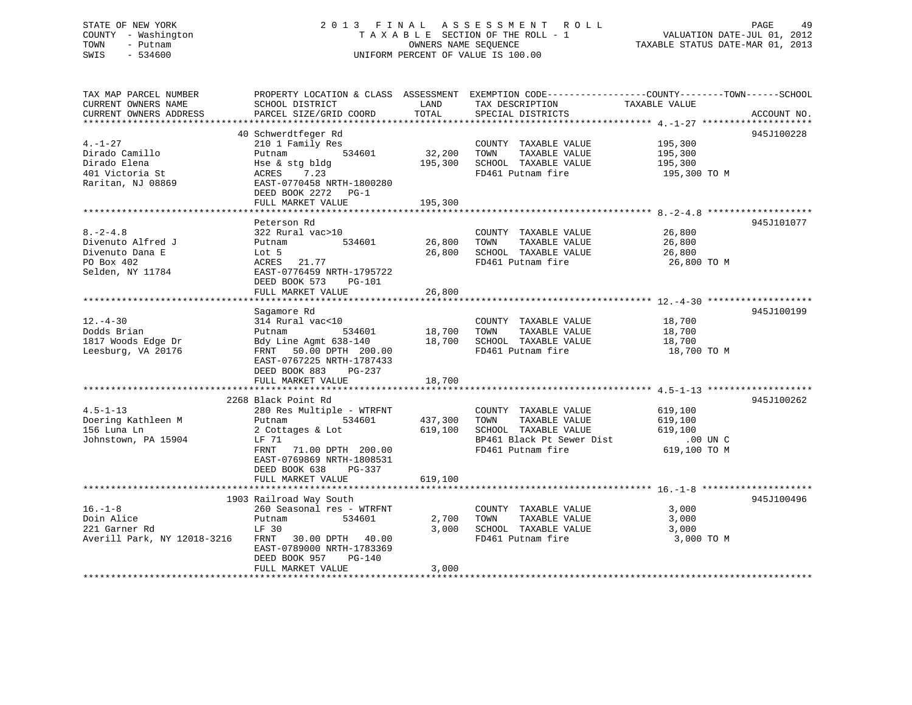STATE OF NEW YORK
COUNTY - Washington
TOWN - Putnam
SWIS - 534600

2 0 1 3 F I N A L A S S E S S M E N T R O L L
T A X A B L E SECTION OF THE ROLL - 1
OWNERS NAME SEQUENCE
UNIFORM PERCENT OF VALUE IS 100.00

VALUATION DATE-JUL 01, 2012
TAXABLE STATUS DATE-MAR 01, 2013

| TAX MAP PARCEL NUMBER / CURRENT OWNERS NAME / CURRENT OWNERS ADDRESS | PROPERTY LOCATION & CLASS / SCHOOL DISTRICT / PARCEL SIZE/GRID COORD | ASSESSMENT LAND | TOTAL | EXEMPTION CODE / TAX DESCRIPTION / SPECIAL DISTRICTS | COUNTY--------TOWN------SCHOOL TAXABLE VALUE | ACCOUNT NO. |
|---|---|---|---|---|---|---|
| **4.-1-27** | 40 Schwerdtfeger Rd | | | | | 945J100228 |
| 4.-1-27 | 210 1 Family Res | | | COUNTY TAXABLE VALUE | 195,300 | |
| Dirado Camillo | Putnam 534601 | 32,200 | | TOWN TAXABLE VALUE | 195,300 | |
| Dirado Elena | Hse & stg bldg | | 195,300 | SCHOOL TAXABLE VALUE | 195,300 | |
| 401 Victoria St | ACRES 7.23 | | | FD461 Putnam fire | 195,300 TO M | |
| Raritan, NJ 08869 | EAST-0770458 NRTH-1800280 | | | | | |
| | DEED BOOK 2272 PG-1 | | | | | |
| | FULL MARKET VALUE | | 195,300 | | | |
| **8.-2-4.8** | Peterson Rd | | | | | 945J101077 |
| 8.-2-4.8 | 322 Rural vac>10 | | | COUNTY TAXABLE VALUE | 26,800 | |
| Divenuto Alfred J | Putnam 534601 | 26,800 | | TOWN TAXABLE VALUE | 26,800 | |
| Divenuto Dana E | Lot 5 | | 26,800 | SCHOOL TAXABLE VALUE | 26,800 | |
| PO Box 402 | ACRES 21.77 | | | FD461 Putnam fire | 26,800 TO M | |
| Selden, NY 11784 | EAST-0776459 NRTH-1795722 | | | | | |
| | DEED BOOK 573 PG-101 | | | | | |
| | FULL MARKET VALUE | | 26,800 | | | |
| **12.-4-30** | Sagamore Rd | | | | | 945J100199 |
| 12.-4-30 | 314 Rural vac<10 | | | COUNTY TAXABLE VALUE | 18,700 | |
| Dodds Brian | Putnam 534601 | 18,700 | | TOWN TAXABLE VALUE | 18,700 | |
| 1817 Woods Edge Dr | Bdy Line Agmt 638-140 | | 18,700 | SCHOOL TAXABLE VALUE | 18,700 | |
| Leesburg, VA 20176 | FRNT 50.00 DPTH 200.00 | | | FD461 Putnam fire | 18,700 TO M | |
| | EAST-0767225 NRTH-1787433 | | | | | |
| | DEED BOOK 883 PG-237 | | | | | |
| | FULL MARKET VALUE | | 18,700 | | | |
| **4.5-1-13** | 2268 Black Point Rd | | | | | 945J100262 |
| 4.5-1-13 | 280 Res Multiple - WTRFNT | | | COUNTY TAXABLE VALUE | 619,100 | |
| Doering Kathleen M | Putnam 534601 | 437,300 | | TOWN TAXABLE VALUE | 619,100 | |
| 156 Luna Ln | 2 Cottages & Lot | | 619,100 | SCHOOL TAXABLE VALUE | 619,100 | |
| Johnstown, PA 15904 | LF 71 | | | BP461 Black Pt Sewer Dist | .00 UN C | |
| | FRNT 71.00 DPTH 200.00 | | | FD461 Putnam fire | 619,100 TO M | |
| | EAST-0769869 NRTH-1808531 | | | | | |
| | DEED BOOK 638 PG-337 | | | | | |
| | FULL MARKET VALUE | | 619,100 | | | |
| **16.-1-8** | 1903 Railroad Way South | | | | | 945J100496 |
| 16.-1-8 | 260 Seasonal res - WTRFNT | | | COUNTY TAXABLE VALUE | 3,000 | |
| Doin Alice | Putnam 534601 | 2,700 | | TOWN TAXABLE VALUE | 3,000 | |
| 221 Garner Rd | LF 30 | | 3,000 | SCHOOL TAXABLE VALUE | 3,000 | |
| Averill Park, NY 12018-3216 | FRNT 30.00 DPTH 40.00 | | | FD461 Putnam fire | 3,000 TO M | |
| | EAST-0789000 NRTH-1783369 | | | | | |
| | DEED BOOK 957 PG-140 | | | | | |
| | FULL MARKET VALUE | | 3,000 | | | |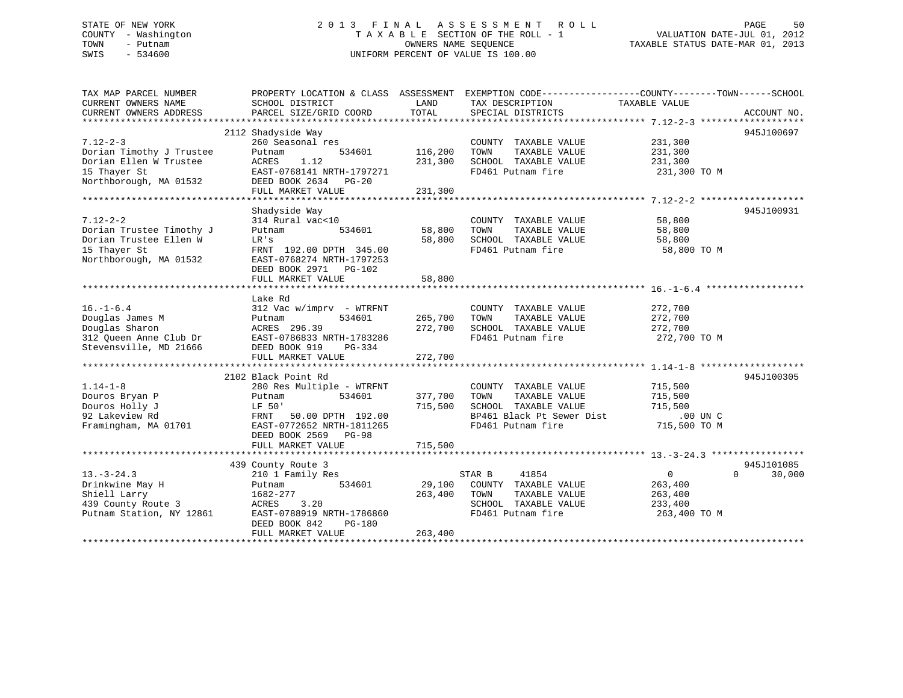STATE OF NEW YORK
COUNTY - Washington
TOWN - Putnam
SWIS - 534600

# 2013 FINAL ASSESSMENT ROLL
TAXABLE SECTION OF THE ROLL - 1
OWNERS NAME SEQUENCE
UNIFORM PERCENT OF VALUE IS 100.00

VALUATION DATE-JUL 01, 2012
TAXABLE STATUS DATE-MAR 01, 2013

| TAX MAP PARCEL NUMBER / CURRENT OWNERS NAME / CURRENT OWNERS ADDRESS | PROPERTY LOCATION & CLASS / SCHOOL DISTRICT / PARCEL SIZE/GRID COORD | ASSESSMENT LAND | TOTAL | EXEMPTION CODE / TAX DESCRIPTION / SPECIAL DISTRICTS | COUNTY | TOWN | SCHOOL / TAXABLE VALUE | ACCOUNT NO. |
|---|---|---|---|---|---|---|---|---|
| **7.12-2-3** | 2112 Shadyside Way | | | | | | | 945J100697 |
| 7.12-2-3 | 260 Seasonal res | | | COUNTY TAXABLE VALUE | | | 231,300 | |
| Dorian Timothy J Trustee | Putnam 534601 | 116,200 | | TOWN TAXABLE VALUE | | | 231,300 | |
| Dorian Ellen W Trustee | ACRES 1.12 | | 231,300 | SCHOOL TAXABLE VALUE | | | 231,300 | |
| 15 Thayer St | EAST-0768141 NRTH-1797271 | | | FD461 Putnam fire | | | 231,300 TO M | |
| Northborough, MA 01532 | DEED BOOK 2634 PG-20 | | | | | | | |
| | FULL MARKET VALUE | | 231,300 | | | | | |
| **7.12-2-2** | Shadyside Way | | | | | | | 945J100931 |
| 7.12-2-2 | 314 Rural vac<10 | | | COUNTY TAXABLE VALUE | | | 58,800 | |
| Dorian Trustee Timothy J | Putnam 534601 | 58,800 | | TOWN TAXABLE VALUE | | | 58,800 | |
| Dorian Trustee Ellen W | LR's | | 58,800 | SCHOOL TAXABLE VALUE | | | 58,800 | |
| 15 Thayer St | FRNT 192.00 DPTH 345.00 | | | FD461 Putnam fire | | | 58,800 TO M | |
| Northborough, MA 01532 | EAST-0768274 NRTH-1797253 | | | | | | | |
| | DEED BOOK 2971 PG-102 | | | | | | | |
| | FULL MARKET VALUE | | 58,800 | | | | | |
| **16.-1-6.4** | Lake Rd | | | | | | | |
| 16.-1-6.4 | 312 Vac w/imprv - WTRFNT | | | COUNTY TAXABLE VALUE | | | 272,700 | |
| Douglas James M | Putnam 534601 | 265,700 | | TOWN TAXABLE VALUE | | | 272,700 | |
| Douglas Sharon | ACRES 296.39 | | 272,700 | SCHOOL TAXABLE VALUE | | | 272,700 | |
| 312 Queen Anne Club Dr | EAST-0786833 NRTH-1783286 | | | FD461 Putnam fire | | | 272,700 TO M | |
| Stevensville, MD 21666 | DEED BOOK 919 PG-334 | | | | | | | |
| | FULL MARKET VALUE | | 272,700 | | | | | |
| **1.14-1-8** | 2102 Black Point Rd | | | | | | | 945J100305 |
| 1.14-1-8 | 280 Res Multiple - WTRFNT | | | COUNTY TAXABLE VALUE | | | 715,500 | |
| Douros Bryan P | Putnam 534601 | 377,700 | | TOWN TAXABLE VALUE | | | 715,500 | |
| Douros Holly J | LF 50' | | 715,500 | SCHOOL TAXABLE VALUE | | | 715,500 | |
| 92 Lakeview Rd | FRNT 50.00 DPTH 192.00 | | | BP461 Black Pt Sewer Dist | | | .00 UN C | |
| Framingham, MA 01701 | EAST-0772652 NRTH-1811265 | | | FD461 Putnam fire | | | 715,500 TO M | |
| | DEED BOOK 2569 PG-98 | | | | | | | |
| | FULL MARKET VALUE | | 715,500 | | | | | |
| **13.-3-24.3** | 439 County Route 3 | | | | | | | 945J101085 |
| 13.-3-24.3 | 210 1 Family Res | | | STAR B 41854 | 0 | 0 | 30,000 | |
| Drinkwine May H | Putnam 534601 | 29,100 | | COUNTY TAXABLE VALUE | | | 263,400 | |
| Shiell Larry | 1682-277 | | 263,400 | TOWN TAXABLE VALUE | | | 263,400 | |
| 439 County Route 3 | ACRES 3.20 | | | SCHOOL TAXABLE VALUE | | | 233,400 | |
| Putnam Station, NY 12861 | EAST-0788919 NRTH-1786860 | | | FD461 Putnam fire | | | 263,400 TO M | |
| | DEED BOOK 842 PG-180 | | | | | | | |
| | FULL MARKET VALUE | | 263,400 | | | | | |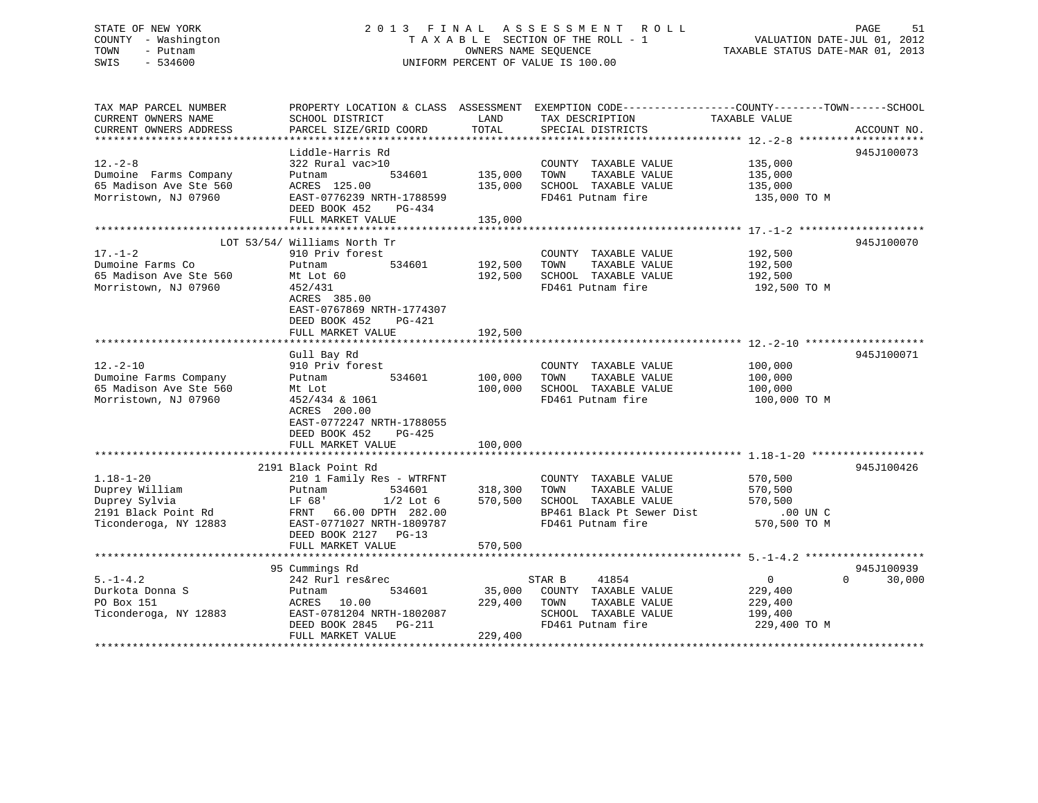STATE OF NEW YORK 2 0 1 3 F I N A L A S S E S S M E N T R O L L
COUNTY - Washington T A X A B L E SECTION OF THE ROLL - 1 VALUATION DATE-JUL 01, 2012
TOWN - Putnam OWNERS NAME SEQUENCE TAXABLE STATUS DATE-MAR 01, 2013
SWIS - 534600 UNIFORM PERCENT OF VALUE IS 100.00

```
TAX MAP PARCEL NUMBER          PROPERTY LOCATION & CLASS  ASSESSMENT  EXEMPTION CODE------------------COUNTY--------TOWN------SCHOOL
CURRENT OWNERS NAME            SCHOOL DISTRICT             LAND        TAX DESCRIPTION             TAXABLE VALUE
CURRENT OWNERS ADDRESS         PARCEL SIZE/GRID COORD      TOTAL       SPECIAL DISTRICTS                                       ACCOUNT NO.
****************************************************************************************************** 12.-2-8 ********************
                               Liddle-Harris Rd                                                                             945J100073
12.-2-8                        322 Rural vac>10                        COUNTY  TAXABLE VALUE         135,000
Dumoine  Farms Company         Putnam          534601      135,000     TOWN    TAXABLE VALUE         135,000
65 Madison Ave Ste 560         ACRES  125.00               135,000     SCHOOL  TAXABLE VALUE         135,000
Morristown, NJ 07960           EAST-0776239 NRTH-1788599               FD461 Putnam fire              135,000 TO M
                               DEED BOOK 452    PG-434
                               FULL MARKET VALUE           135,000
****************************************************************************************************** 17.-1-2 ********************
                        LOT 53/54/ Williams North Tr                                                                        945J100070
17.-1-2                        910 Priv forest                         COUNTY  TAXABLE VALUE         192,500
Dumoine Farms Co               Putnam          534601      192,500     TOWN    TAXABLE VALUE         192,500
65 Madison Ave Ste 560         Mt Lot 60                   192,500     SCHOOL  TAXABLE VALUE         192,500
Morristown, NJ 07960           452/431                                 FD461 Putnam fire              192,500 TO M
                               ACRES  385.00
                               EAST-0767869 NRTH-1774307
                               DEED BOOK 452    PG-421
                               FULL MARKET VALUE           192,500
****************************************************************************************************** 12.-2-10 *******************
                               Gull Bay Rd                                                                                  945J100071
12.-2-10                       910 Priv forest                         COUNTY  TAXABLE VALUE         100,000
Dumoine Farms Company          Putnam          534601      100,000     TOWN    TAXABLE VALUE         100,000
65 Madison Ave Ste 560         Mt Lot                      100,000     SCHOOL  TAXABLE VALUE         100,000
Morristown, NJ 07960           452/434 & 1061                          FD461 Putnam fire              100,000 TO M
                               ACRES  200.00
                               EAST-0772247 NRTH-1788055
                               DEED BOOK 452    PG-425
                               FULL MARKET VALUE           100,000
****************************************************************************************************** 1.18-1-20 ******************
                          2191 Black Point Rd                                                                               945J100426
1.18-1-20                      210 1 Family Res - WTRFNT               COUNTY  TAXABLE VALUE         570,500
Duprey William                 Putnam          534601      318,300     TOWN    TAXABLE VALUE         570,500
Duprey Sylvia                  LF 68'          1/2 Lot 6   570,500     SCHOOL  TAXABLE VALUE         570,500
2191 Black Point Rd            FRNT   66.00 DPTH 282.00                BP461 Black Pt Sewer Dist          .00 UN C
Ticonderoga, NY 12883          EAST-0771027 NRTH-1809787               FD461 Putnam fire              570,500 TO M
                               DEED BOOK 2127   PG-13
                               FULL MARKET VALUE           570,500
****************************************************************************************************** 5.-1-4.2 *******************
                            95 Cummings Rd                                                                                  945J100939
5.-1-4.2                       242 Rurl res&rec                        STAR B      41854                  0          0       30,000
Durkota Donna S                Putnam          534601       35,000     COUNTY  TAXABLE VALUE         229,400
PO Box 151                     ACRES   10.00               229,400     TOWN    TAXABLE VALUE         229,400
Ticonderoga, NY 12883          EAST-0781204 NRTH-1802087               SCHOOL  TAXABLE VALUE         199,400
                               DEED BOOK 2845   PG-211                 FD461 Putnam fire              229,400 TO M
                               FULL MARKET VALUE           229,400
************************************************************************************************************************************
```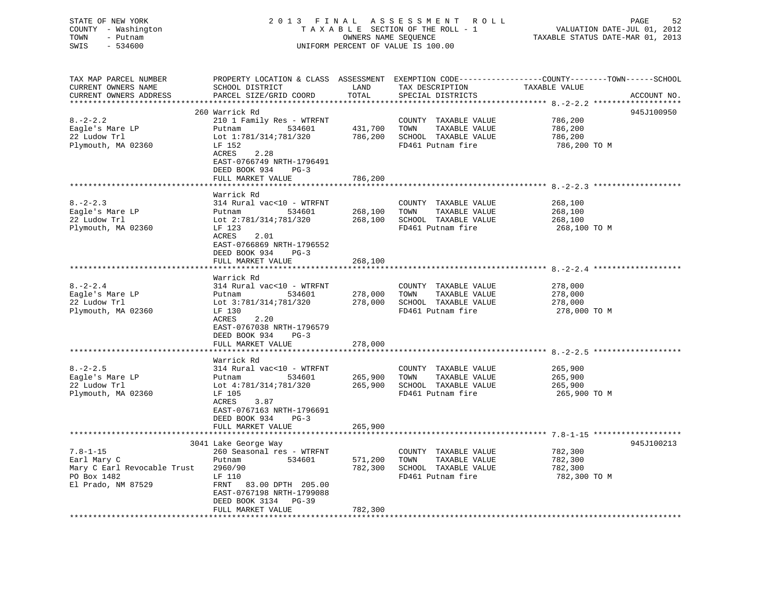STATE OF NEW YORK
COUNTY - Washington
TOWN - Putnam
SWIS - 534600

2013 FINAL ASSESSMENT ROLL
TAXABLE SECTION OF THE ROLL - 1
OWNERS NAME SEQUENCE
UNIFORM PERCENT OF VALUE IS 100.00

VALUATION DATE-JUL 01, 2012
TAXABLE STATUS DATE-MAR 01, 2013

| TAX MAP PARCEL NUMBER / CURRENT OWNERS NAME / CURRENT OWNERS ADDRESS | PROPERTY LOCATION & CLASS / SCHOOL DISTRICT / PARCEL SIZE/GRID COORD | ASSESSMENT LAND | TOTAL | EXEMPTION CODE / TAX DESCRIPTION / SPECIAL DISTRICTS | TAXABLE VALUE (COUNTY / TOWN / SCHOOL) | ACCOUNT NO. |
|---|---|---|---|---|---|---|
| 8.-2-2.2 | 260 Warrick Rd | | | | | 945J100950 |
| Eagle's Mare LP | 210 1 Family Res - WTRFNT | | | COUNTY TAXABLE VALUE | 786,200 | |
| 22 Ludow Trl | Putnam 534601 | 431,700 | | TOWN TAXABLE VALUE | 786,200 | |
| Plymouth, MA 02360 | Lot 1:781/314;781/320 | | 786,200 | SCHOOL TAXABLE VALUE | 786,200 | |
| | LF 152 | | | FD461 Putnam fire | 786,200 TO M | |
| | ACRES 2.28 | | | | | |
| | EAST-0766749 NRTH-1796491 | | | | | |
| | DEED BOOK 934 PG-3 | | | | | |
| | FULL MARKET VALUE | | 786,200 | | | |
| 8.-2-2.3 | Warrick Rd | | | | | |
| Eagle's Mare LP | 314 Rural vac<10 - WTRFNT | | | COUNTY TAXABLE VALUE | 268,100 | |
| 22 Ludow Trl | Putnam 534601 | 268,100 | | TOWN TAXABLE VALUE | 268,100 | |
| Plymouth, MA 02360 | Lot 2:781/314;781/320 | | 268,100 | SCHOOL TAXABLE VALUE | 268,100 | |
| | LF 123 | | | FD461 Putnam fire | 268,100 TO M | |
| | ACRES 2.01 | | | | | |
| | EAST-0766869 NRTH-1796552 | | | | | |
| | DEED BOOK 934 PG-3 | | | | | |
| | FULL MARKET VALUE | | 268,100 | | | |
| 8.-2-2.4 | Warrick Rd | | | | | |
| Eagle's Mare LP | 314 Rural vac<10 - WTRFNT | | | COUNTY TAXABLE VALUE | 278,000 | |
| 22 Ludow Trl | Putnam 534601 | 278,000 | | TOWN TAXABLE VALUE | 278,000 | |
| Plymouth, MA 02360 | Lot 3:781/314;781/320 | | 278,000 | SCHOOL TAXABLE VALUE | 278,000 | |
| | LF 130 | | | FD461 Putnam fire | 278,000 TO M | |
| | ACRES 2.20 | | | | | |
| | EAST-0767038 NRTH-1796579 | | | | | |
| | DEED BOOK 934 PG-3 | | | | | |
| | FULL MARKET VALUE | | 278,000 | | | |
| 8.-2-2.5 | Warrick Rd | | | | | |
| Eagle's Mare LP | 314 Rural vac<10 - WTRFNT | | | COUNTY TAXABLE VALUE | 265,900 | |
| 22 Ludow Trl | Putnam 534601 | 265,900 | | TOWN TAXABLE VALUE | 265,900 | |
| Plymouth, MA 02360 | Lot 4:781/314;781/320 | | 265,900 | SCHOOL TAXABLE VALUE | 265,900 | |
| | LF 105 | | | FD461 Putnam fire | 265,900 TO M | |
| | ACRES 3.87 | | | | | |
| | EAST-0767163 NRTH-1796691 | | | | | |
| | DEED BOOK 934 PG-3 | | | | | |
| | FULL MARKET VALUE | | 265,900 | | | |
| 7.8-1-15 | 3041 Lake George Way | | | | | 945J100213 |
| Earl Mary C | 260 Seasonal res - WTRFNT | | | COUNTY TAXABLE VALUE | 782,300 | |
| Mary C Earl Revocable Trust | Putnam 534601 | 571,200 | | TOWN TAXABLE VALUE | 782,300 | |
| PO Box 1482 | 2960/90 | | 782,300 | SCHOOL TAXABLE VALUE | 782,300 | |
| El Prado, NM 87529 | LF 110 | | | FD461 Putnam fire | 782,300 TO M | |
| | FRNT 83.00 DPTH 205.00 | | | | | |
| | EAST-0767198 NRTH-1799088 | | | | | |
| | DEED BOOK 3134 PG-39 | | | | | |
| | FULL MARKET VALUE | | 782,300 | | | |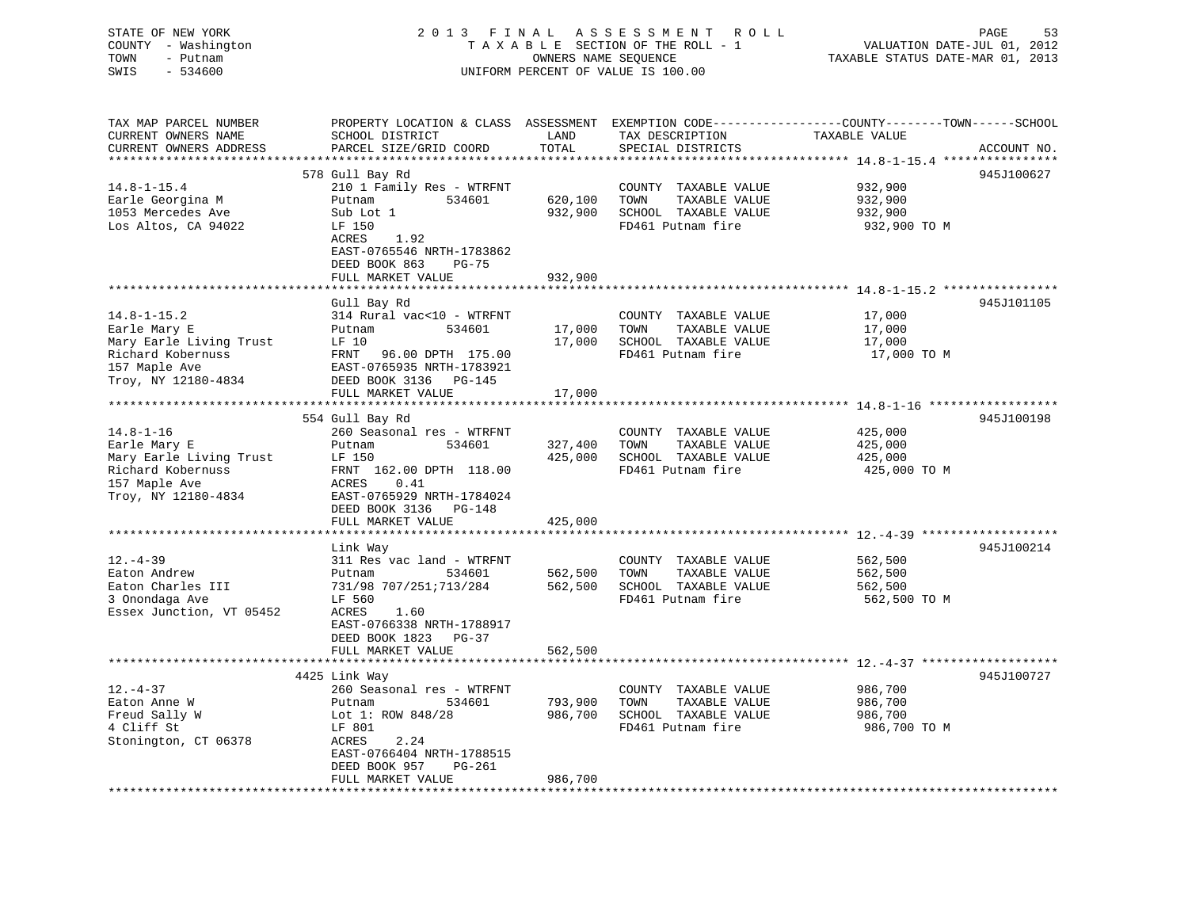STATE OF NEW YORK
COUNTY - Washington
TOWN - Putnam
SWIS - 534600

2 0 1 3 F I N A L A S S E S S M E N T R O L L
T A X A B L E SECTION OF THE ROLL - 1
OWNERS NAME SEQUENCE
UNIFORM PERCENT OF VALUE IS 100.00

VALUATION DATE-JUL 01, 2012
TAXABLE STATUS DATE-MAR 01, 2013

| TAX MAP PARCEL NUMBER / CURRENT OWNERS NAME / CURRENT OWNERS ADDRESS | PROPERTY LOCATION & CLASS / SCHOOL DISTRICT / PARCEL SIZE/GRID COORD | ASSESSMENT LAND | TOTAL | EXEMPTION CODE / TAX DESCRIPTION / SPECIAL DISTRICTS | COUNTY--------TOWN------SCHOOL TAXABLE VALUE | ACCOUNT NO. |
|---|---|---|---|---|---|---|
| **14.8-1-15.4** | 578 Gull Bay Rd | | | | | 945J100627 |
| 14.8-1-15.4 | 210 1 Family Res - WTRFNT | | | COUNTY TAXABLE VALUE | 932,900 | |
| Earle Georgina M | Putnam 534601 | 620,100 | | TOWN TAXABLE VALUE | 932,900 | |
| 1053 Mercedes Ave | Sub Lot 1 | | 932,900 | SCHOOL TAXABLE VALUE | 932,900 | |
| Los Altos, CA 94022 | LF 150 | | | FD461 Putnam fire | 932,900 TO M | |
| | ACRES 1.92 | | | | | |
| | EAST-0765546 NRTH-1783862 | | | | | |
| | DEED BOOK 863 PG-75 | | | | | |
| | FULL MARKET VALUE | | 932,900 | | | |
| **14.8-1-15.2** | Gull Bay Rd | | | | | 945J101105 |
| 14.8-1-15.2 | 314 Rural vac<10 - WTRFNT | | | COUNTY TAXABLE VALUE | 17,000 | |
| Earle Mary E | Putnam 534601 | 17,000 | | TOWN TAXABLE VALUE | 17,000 | |
| Mary Earle Living Trust | LF 10 | | 17,000 | SCHOOL TAXABLE VALUE | 17,000 | |
| Richard Kobernuss | FRNT 96.00 DPTH 175.00 | | | FD461 Putnam fire | 17,000 TO M | |
| 157 Maple Ave | EAST-0765935 NRTH-1783921 | | | | | |
| Troy, NY 12180-4834 | DEED BOOK 3136 PG-145 | | | | | |
| | FULL MARKET VALUE | | 17,000 | | | |
| **14.8-1-16** | 554 Gull Bay Rd | | | | | 945J100198 |
| 14.8-1-16 | 260 Seasonal res - WTRFNT | | | COUNTY TAXABLE VALUE | 425,000 | |
| Earle Mary E | Putnam 534601 | 327,400 | | TOWN TAXABLE VALUE | 425,000 | |
| Mary Earle Living Trust | LF 150 | | 425,000 | SCHOOL TAXABLE VALUE | 425,000 | |
| Richard Kobernuss | FRNT 162.00 DPTH 118.00 | | | FD461 Putnam fire | 425,000 TO M | |
| 157 Maple Ave | ACRES 0.41 | | | | | |
| Troy, NY 12180-4834 | EAST-0765929 NRTH-1784024 | | | | | |
| | DEED BOOK 3136 PG-148 | | | | | |
| | FULL MARKET VALUE | | 425,000 | | | |
| **12.-4-39** | Link Way | | | | | 945J100214 |
| 12.-4-39 | 311 Res vac land - WTRFNT | | | COUNTY TAXABLE VALUE | 562,500 | |
| Eaton Andrew | Putnam 534601 | 562,500 | | TOWN TAXABLE VALUE | 562,500 | |
| Eaton Charles III | 731/98 707/251;713/284 | | 562,500 | SCHOOL TAXABLE VALUE | 562,500 | |
| 3 Onondaga Ave | LF 560 | | | FD461 Putnam fire | 562,500 TO M | |
| Essex Junction, VT 05452 | ACRES 1.60 | | | | | |
| | EAST-0766338 NRTH-1788917 | | | | | |
| | DEED BOOK 1823 PG-37 | | | | | |
| | FULL MARKET VALUE | | 562,500 | | | |
| **12.-4-37** | 4425 Link Way | | | | | 945J100727 |
| 12.-4-37 | 260 Seasonal res - WTRFNT | | | COUNTY TAXABLE VALUE | 986,700 | |
| Eaton Anne W | Putnam 534601 | 793,900 | | TOWN TAXABLE VALUE | 986,700 | |
| Freud Sally W | Lot 1: ROW 848/28 | | 986,700 | SCHOOL TAXABLE VALUE | 986,700 | |
| 4 Cliff St | LF 801 | | | FD461 Putnam fire | 986,700 TO M | |
| Stonington, CT 06378 | ACRES 2.24 | | | | | |
| | EAST-0766404 NRTH-1788515 | | | | | |
| | DEED BOOK 957 PG-261 | | | | | |
| | FULL MARKET VALUE | | 986,700 | | | |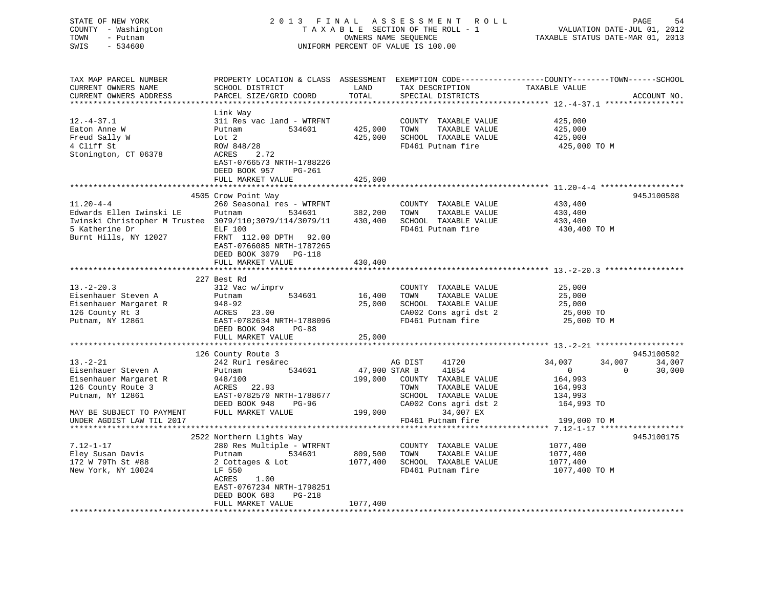STATE OF NEW YORK
COUNTY - Washington
TOWN - Putnam
SWIS - 534600

# 2013 FINAL ASSESSMENT ROLL
TAXABLE SECTION OF THE ROLL - 1
OWNERS NAME SEQUENCE
UNIFORM PERCENT OF VALUE IS 100.00

VALUATION DATE-JUL 01, 2012
TAXABLE STATUS DATE-MAR 01, 2013

| TAX MAP PARCEL NUMBER / CURRENT OWNERS NAME / CURRENT OWNERS ADDRESS | PROPERTY LOCATION & CLASS / SCHOOL DISTRICT / PARCEL SIZE/GRID COORD | ASSESSMENT LAND / TOTAL | EXEMPTION CODE / TAX DESCRIPTION / SPECIAL DISTRICTS | COUNTY TAXABLE VALUE | TOWN | SCHOOL | ACCOUNT NO. |
|---|---|---|---|---|---|---|---|
| **12.-4-37.1** | Link Way | | | | | | |
| 12.-4-37.1 | 311 Res vac land - WTRFNT | | COUNTY TAXABLE VALUE | 425,000 | | | |
| Eaton Anne W | Putnam 534601 | 425,000 | TOWN TAXABLE VALUE | 425,000 | | | |
| Freud Sally W | Lot 2 | 425,000 | SCHOOL TAXABLE VALUE | 425,000 | | | |
| 4 Cliff St | ROW 848/28 | | FD461 Putnam fire | 425,000 TO M | | | |
| Stonington, CT 06378 | ACRES 2.72 | | | | | | |
| | EAST-0766573 NRTH-1788226 | | | | | | |
| | DEED BOOK 957 PG-261 | | | | | | |
| | FULL MARKET VALUE | 425,000 | | | | | |
| **11.20-4-4** | 4505 Crow Point Way | | | | | | 945J100508 |
| 11.20-4-4 | 260 Seasonal res - WTRFNT | | COUNTY TAXABLE VALUE | 430,400 | | | |
| Edwards Ellen Iwinski LE | Putnam 534601 | 382,200 | TOWN TAXABLE VALUE | 430,400 | | | |
| Iwinski Christopher M Trustee | 3079/110;3079/114/3079/11 | 430,400 | SCHOOL TAXABLE VALUE | 430,400 | | | |
| 5 Katherine Dr | ELF 100 | | FD461 Putnam fire | 430,400 TO M | | | |
| Burnt Hills, NY 12027 | FRNT 112.00 DPTH 92.00 | | | | | | |
| | EAST-0766085 NRTH-1787265 | | | | | | |
| | DEED BOOK 3079 PG-118 | | | | | | |
| | FULL MARKET VALUE | 430,400 | | | | | |
| **13.-2-20.3** | 227 Best Rd | | | | | | |
| 13.-2-20.3 | 312 Vac w/imprv | | COUNTY TAXABLE VALUE | 25,000 | | | |
| Eisenhauer Steven A | Putnam 534601 | 16,400 | TOWN TAXABLE VALUE | 25,000 | | | |
| Eisenhauer Margaret R | 948-92 | 25,000 | SCHOOL TAXABLE VALUE | 25,000 | | | |
| 126 County Rt 3 | ACRES 23.00 | | CA002 Cons agri dst 2 | 25,000 TO | | | |
| Putnam, NY 12861 | EAST-0782634 NRTH-1788096 | | FD461 Putnam fire | 25,000 TO M | | | |
| | DEED BOOK 948 PG-88 | | | | | | |
| | FULL MARKET VALUE | 25,000 | | | | | |
| **13.-2-21** | 126 County Route 3 | | | | | | 945J100592 |
| 13.-2-21 | 242 Rurl res&rec | | AG DIST 41720 | 34,007 | 34,007 | 34,007 | |
| Eisenhauer Steven A | Putnam 534601 | 47,900 | STAR B 41854 | 0 | 0 | 30,000 | |
| Eisenhauer Margaret R | 948/100 | 199,000 | COUNTY TAXABLE VALUE | 164,993 | | | |
| 126 County Route 3 | ACRES 22.93 | | TOWN TAXABLE VALUE | 164,993 | | | |
| Putnam, NY 12861 | EAST-0782570 NRTH-1788677 | | SCHOOL TAXABLE VALUE | 134,993 | | | |
| | DEED BOOK 948 PG-96 | | CA002 Cons agri dst 2 | 164,993 TO | | | |
| MAY BE SUBJECT TO PAYMENT | FULL MARKET VALUE | 199,000 | 34,007 EX | | | | |
| UNDER AGDIST LAW TIL 2017 | | | FD461 Putnam fire | 199,000 TO M | | | |
| **7.12-1-17** | 2522 Northern Lights Way | | | | | | 945J100175 |
| 7.12-1-17 | 280 Res Multiple - WTRFNT | | COUNTY TAXABLE VALUE | 1077,400 | | | |
| Eley Susan Davis | Putnam 534601 | 809,500 | TOWN TAXABLE VALUE | 1077,400 | | | |
| 172 W 79Th St #88 | 2 Cottages & Lot | 1077,400 | SCHOOL TAXABLE VALUE | 1077,400 | | | |
| New York, NY 10024 | LF 550 | | FD461 Putnam fire | 1077,400 TO M | | | |
| | ACRES 1.00 | | | | | | |
| | EAST-0767234 NRTH-1798251 | | | | | | |
| | DEED BOOK 683 PG-218 | | | | | | |
| | FULL MARKET VALUE | 1077,400 | | | | | |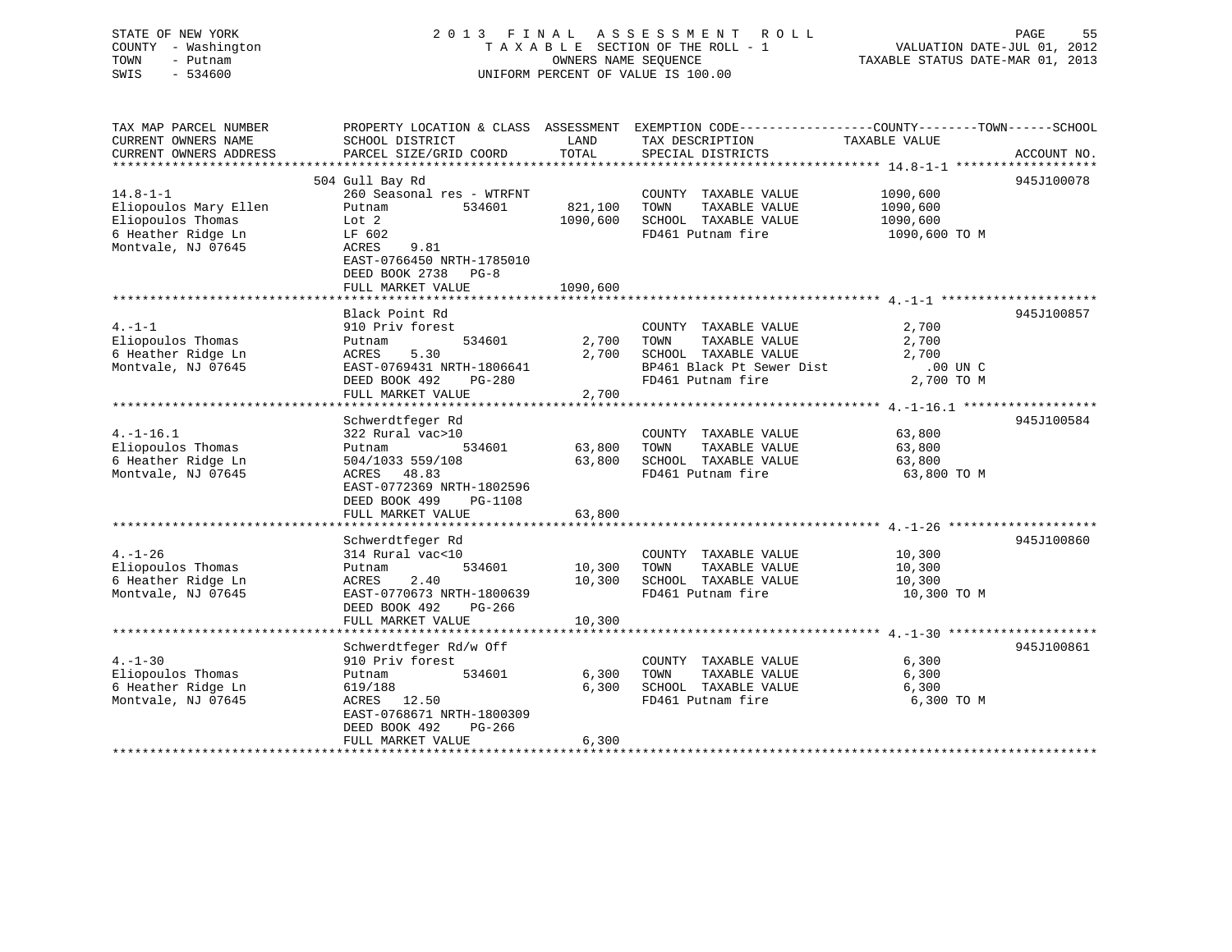STATE OF NEW YORK
COUNTY - Washington
TOWN - Putnam
SWIS - 534600

2013 FINAL ASSESSMENT ROLL
TAXABLE SECTION OF THE ROLL - 1
OWNERS NAME SEQUENCE
UNIFORM PERCENT OF VALUE IS 100.00

VALUATION DATE-JUL 01, 2012
TAXABLE STATUS DATE-MAR 01, 2013

| TAX MAP PARCEL NUMBER / CURRENT OWNERS NAME / CURRENT OWNERS ADDRESS | PROPERTY LOCATION & CLASS / SCHOOL DISTRICT / PARCEL SIZE/GRID COORD | ASSESSMENT LAND | TOTAL | EXEMPTION CODE / TAX DESCRIPTION / SPECIAL DISTRICTS | TAXABLE VALUE | ACCOUNT NO. |
|---|---|---|---|---|---|---|
| **14.8-1-1** | 504 Gull Bay Rd | | | | | 945J100078 |
| Eliopoulos Mary Ellen | 260 Seasonal res - WTRFNT | | | COUNTY TAXABLE VALUE | 1090,600 | |
| Eliopoulos Thomas | Putnam 534601 | 821,100 | | TOWN TAXABLE VALUE | 1090,600 | |
| 6 Heather Ridge Ln | Lot 2 | | 1090,600 | SCHOOL TAXABLE VALUE | 1090,600 | |
| Montvale, NJ 07645 | LF 602 | | | FD461 Putnam fire | 1090,600 TO M | |
| | ACRES 9.81 | | | | | |
| | EAST-0766450 NRTH-1785010 | | | | | |
| | DEED BOOK 2738 PG-8 | | | | | |
| | FULL MARKET VALUE | | 1090,600 | | | |
| **4.-1-1** | Black Point Rd | | | | | 945J100857 |
| Eliopoulos Thomas | 910 Priv forest | | | COUNTY TAXABLE VALUE | 2,700 | |
| 6 Heather Ridge Ln | Putnam 534601 | 2,700 | | TOWN TAXABLE VALUE | 2,700 | |
| Montvale, NJ 07645 | ACRES 5.30 | | 2,700 | SCHOOL TAXABLE VALUE | 2,700 | |
| | EAST-0769431 NRTH-1806641 | | | BP461 Black Pt Sewer Dist | .00 UN C | |
| | DEED BOOK 492 PG-280 | | | FD461 Putnam fire | 2,700 TO M | |
| | FULL MARKET VALUE | | 2,700 | | | |
| **4.-1-16.1** | Schwerdtfeger Rd | | | | | 945J100584 |
| Eliopoulos Thomas | 322 Rural vac>10 | | | COUNTY TAXABLE VALUE | 63,800 | |
| 6 Heather Ridge Ln | Putnam 534601 | 63,800 | | TOWN TAXABLE VALUE | 63,800 | |
| Montvale, NJ 07645 | 504/1033 559/108 | | 63,800 | SCHOOL TAXABLE VALUE | 63,800 | |
| | ACRES 48.83 | | | FD461 Putnam fire | 63,800 TO M | |
| | EAST-0772369 NRTH-1802596 | | | | | |
| | DEED BOOK 499 PG-1108 | | | | | |
| | FULL MARKET VALUE | | 63,800 | | | |
| **4.-1-26** | Schwerdtfeger Rd | | | | | 945J100860 |
| Eliopoulos Thomas | 314 Rural vac<10 | | | COUNTY TAXABLE VALUE | 10,300 | |
| 6 Heather Ridge Ln | Putnam 534601 | 10,300 | | TOWN TAXABLE VALUE | 10,300 | |
| Montvale, NJ 07645 | ACRES 2.40 | | 10,300 | SCHOOL TAXABLE VALUE | 10,300 | |
| | EAST-0770673 NRTH-1800639 | | | FD461 Putnam fire | 10,300 TO M | |
| | DEED BOOK 492 PG-266 | | | | | |
| | FULL MARKET VALUE | | 10,300 | | | |
| **4.-1-30** | Schwerdtfeger Rd/w Off | | | | | 945J100861 |
| Eliopoulos Thomas | 910 Priv forest | | | COUNTY TAXABLE VALUE | 6,300 | |
| 6 Heather Ridge Ln | Putnam 534601 | 6,300 | | TOWN TAXABLE VALUE | 6,300 | |
| Montvale, NJ 07645 | 619/188 | | 6,300 | SCHOOL TAXABLE VALUE | 6,300 | |
| | ACRES 12.50 | | | FD461 Putnam fire | 6,300 TO M | |
| | EAST-0768671 NRTH-1800309 | | | | | |
| | DEED BOOK 492 PG-266 | | | | | |
| | FULL MARKET VALUE | | 6,300 | | | |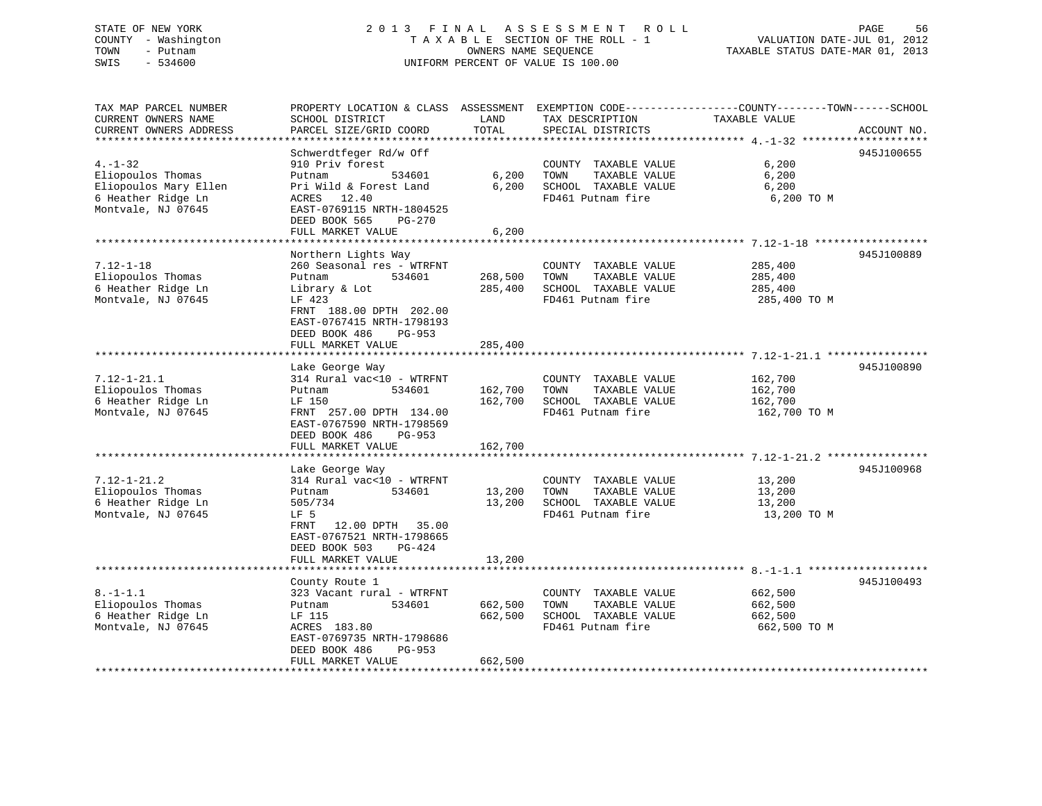STATE OF NEW YORK
COUNTY - Washington
TOWN - Putnam
SWIS - 534600

2 0 1 3 F I N A L A S S E S S M E N T R O L L
T A X A B L E SECTION OF THE ROLL - 1
OWNERS NAME SEQUENCE
UNIFORM PERCENT OF VALUE IS 100.00

VALUATION DATE-JUL 01, 2012
TAXABLE STATUS DATE-MAR 01, 2013

| TAX MAP PARCEL NUMBER / CURRENT OWNERS NAME / CURRENT OWNERS ADDRESS | PROPERTY LOCATION & CLASS / SCHOOL DISTRICT / PARCEL SIZE/GRID COORD | ASSESSMENT LAND | ASSESSMENT TOTAL | EXEMPTION CODE / TAX DESCRIPTION / SPECIAL DISTRICTS | TAXABLE VALUE (COUNTY--TOWN--SCHOOL) | ACCOUNT NO. |
|---|---|---|---|---|---|---|
| 4.-1-32 | Schwerdtfeger Rd/w Off | | | | | 945J100655 |
| Eliopoulos Thomas | 910 Priv forest | | | COUNTY TAXABLE VALUE | 6,200 | |
| Eliopoulos Mary Ellen | Putnam 534601 | 6,200 | | TOWN TAXABLE VALUE | 6,200 | |
| 6 Heather Ridge Ln | Pri Wild & Forest Land | | 6,200 | SCHOOL TAXABLE VALUE | 6,200 | |
| Montvale, NJ 07645 | ACRES 12.40 | | | FD461 Putnam fire | 6,200 TO M | |
| | EAST-0769115 NRTH-1804525 | | | | | |
| | DEED BOOK 565 PG-270 | | | | | |
| | FULL MARKET VALUE | | 6,200 | | | |
| 7.12-1-18 | Northern Lights Way | | | | | 945J100889 |
| Eliopoulos Thomas | 260 Seasonal res - WTRFNT | | | COUNTY TAXABLE VALUE | 285,400 | |
| 6 Heather Ridge Ln | Putnam 534601 | 268,500 | | TOWN TAXABLE VALUE | 285,400 | |
| Montvale, NJ 07645 | Library & Lot | | 285,400 | SCHOOL TAXABLE VALUE | 285,400 | |
| | LF 423 | | | FD461 Putnam fire | 285,400 TO M | |
| | FRNT 188.00 DPTH 202.00 | | | | | |
| | EAST-0767415 NRTH-1798193 | | | | | |
| | DEED BOOK 486 PG-953 | | | | | |
| | FULL MARKET VALUE | | 285,400 | | | |
| 7.12-1-21.1 | Lake George Way | | | | | 945J100890 |
| Eliopoulos Thomas | 314 Rural vac<10 - WTRFNT | | | COUNTY TAXABLE VALUE | 162,700 | |
| 6 Heather Ridge Ln | Putnam 534601 | 162,700 | | TOWN TAXABLE VALUE | 162,700 | |
| Montvale, NJ 07645 | LF 150 | | 162,700 | SCHOOL TAXABLE VALUE | 162,700 | |
| | FRNT 257.00 DPTH 134.00 | | | FD461 Putnam fire | 162,700 TO M | |
| | EAST-0767590 NRTH-1798569 | | | | | |
| | DEED BOOK 486 PG-953 | | | | | |
| | FULL MARKET VALUE | | 162,700 | | | |
| 7.12-1-21.2 | Lake George Way | | | | | 945J100968 |
| Eliopoulos Thomas | 314 Rural vac<10 - WTRFNT | | | COUNTY TAXABLE VALUE | 13,200 | |
| 6 Heather Ridge Ln | Putnam 534601 | 13,200 | | TOWN TAXABLE VALUE | 13,200 | |
| Montvale, NJ 07645 | 505/734 | | 13,200 | SCHOOL TAXABLE VALUE | 13,200 | |
| | LF 5 | | | FD461 Putnam fire | 13,200 TO M | |
| | FRNT 12.00 DPTH 35.00 | | | | | |
| | EAST-0767521 NRTH-1798665 | | | | | |
| | DEED BOOK 503 PG-424 | | | | | |
| | FULL MARKET VALUE | | 13,200 | | | |
| 8.-1-1.1 | County Route 1 | | | | | 945J100493 |
| Eliopoulos Thomas | 323 Vacant rural - WTRFNT | | | COUNTY TAXABLE VALUE | 662,500 | |
| 6 Heather Ridge Ln | Putnam 534601 | 662,500 | | TOWN TAXABLE VALUE | 662,500 | |
| Montvale, NJ 07645 | LF 115 | | 662,500 | SCHOOL TAXABLE VALUE | 662,500 | |
| | ACRES 183.80 | | | FD461 Putnam fire | 662,500 TO M | |
| | EAST-0769735 NRTH-1798686 | | | | | |
| | DEED BOOK 486 PG-953 | | | | | |
| | FULL MARKET VALUE | | 662,500 | | | |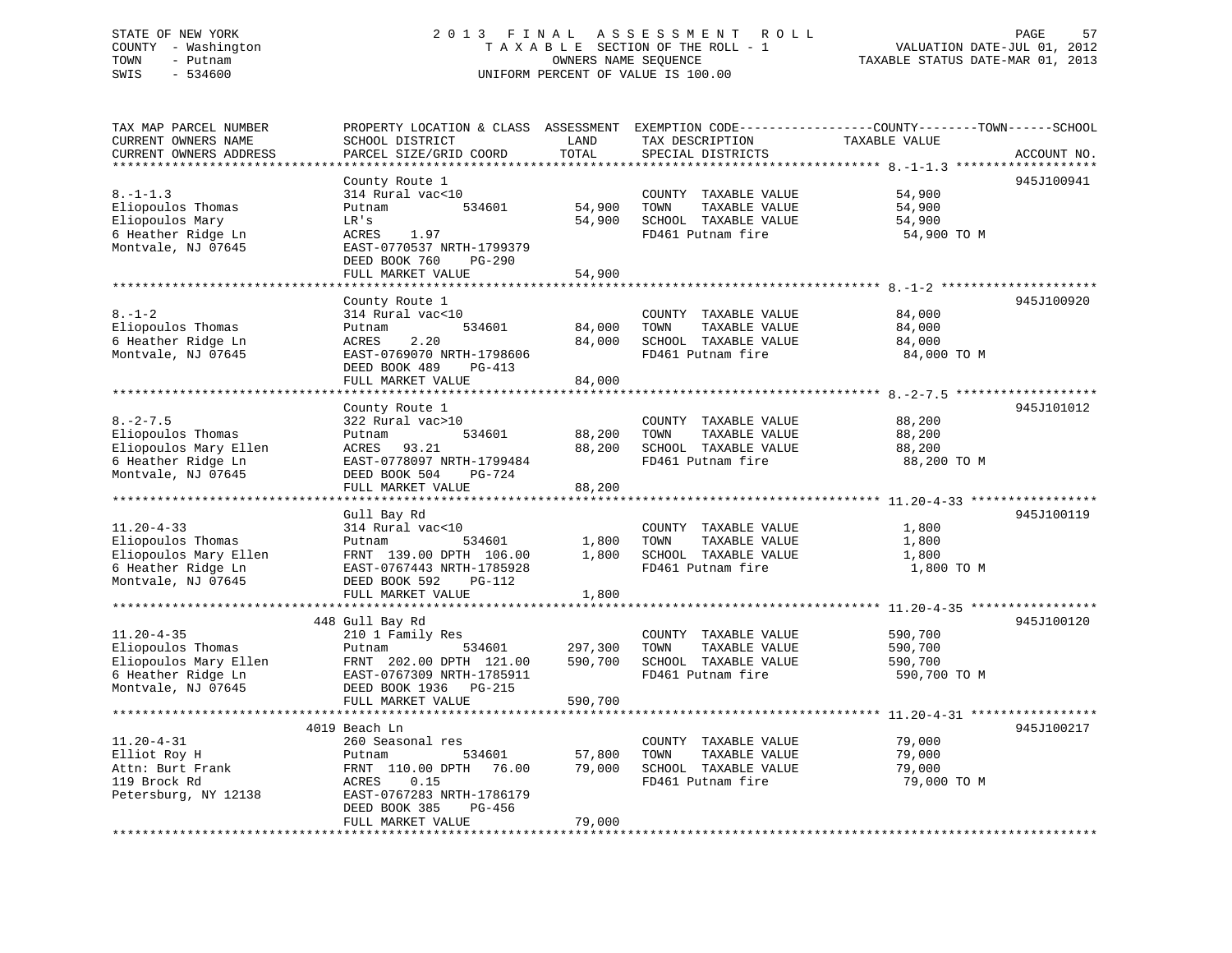STATE OF NEW YORK
COUNTY - Washington
TOWN - Putnam
SWIS - 534600

2 0 1 3 F I N A L A S S E S S M E N T R O L L
T A X A B L E SECTION OF THE ROLL - 1
OWNERS NAME SEQUENCE
UNIFORM PERCENT OF VALUE IS 100.00

VALUATION DATE-JUL 01, 2012
TAXABLE STATUS DATE-MAR 01, 2013

| TAX MAP PARCEL NUMBER / CURRENT OWNERS NAME / CURRENT OWNERS ADDRESS | PROPERTY LOCATION & CLASS / SCHOOL DISTRICT / PARCEL SIZE/GRID COORD | ASSESSMENT LAND | TOTAL | EXEMPTION CODE / TAX DESCRIPTION / SPECIAL DISTRICTS | COUNTY--------TOWN------SCHOOL TAXABLE VALUE | ACCOUNT NO. |
|---|---|---|---|---|---|---|
| **8.-1-1.3** | County Route 1 | | | | | 945J100941 |
| 8.-1-1.3 | 314 Rural vac<10 | | | COUNTY TAXABLE VALUE | 54,900 | |
| Eliopoulos Thomas | Putnam 534601 | 54,900 | | TOWN TAXABLE VALUE | 54,900 | |
| Eliopoulos Mary | LR's | | 54,900 | SCHOOL TAXABLE VALUE | 54,900 | |
| 6 Heather Ridge Ln | ACRES 1.97 | | | FD461 Putnam fire | 54,900 TO M | |
| Montvale, NJ 07645 | EAST-0770537 NRTH-1799379 | | | | | |
| | DEED BOOK 760 PG-290 | | | | | |
| | FULL MARKET VALUE | | 54,900 | | | |
| **8.-1-2** | County Route 1 | | | | | 945J100920 |
| 8.-1-2 | 314 Rural vac<10 | | | COUNTY TAXABLE VALUE | 84,000 | |
| Eliopoulos Thomas | Putnam 534601 | 84,000 | | TOWN TAXABLE VALUE | 84,000 | |
| 6 Heather Ridge Ln | ACRES 2.20 | | 84,000 | SCHOOL TAXABLE VALUE | 84,000 | |
| Montvale, NJ 07645 | EAST-0769070 NRTH-1798606 | | | FD461 Putnam fire | 84,000 TO M | |
| | DEED BOOK 489 PG-413 | | | | | |
| | FULL MARKET VALUE | | 84,000 | | | |
| **8.-2-7.5** | County Route 1 | | | | | 945J101012 |
| 8.-2-7.5 | 322 Rural vac>10 | | | COUNTY TAXABLE VALUE | 88,200 | |
| Eliopoulos Thomas | Putnam 534601 | 88,200 | | TOWN TAXABLE VALUE | 88,200 | |
| Eliopoulos Mary Ellen | ACRES 93.21 | | 88,200 | SCHOOL TAXABLE VALUE | 88,200 | |
| 6 Heather Ridge Ln | EAST-0778097 NRTH-1799484 | | | FD461 Putnam fire | 88,200 TO M | |
| Montvale, NJ 07645 | DEED BOOK 504 PG-724 | | | | | |
| | FULL MARKET VALUE | | 88,200 | | | |
| **11.20-4-33** | Gull Bay Rd | | | | | 945J100119 |
| 11.20-4-33 | 314 Rural vac<10 | | | COUNTY TAXABLE VALUE | 1,800 | |
| Eliopoulos Thomas | Putnam 534601 | 1,800 | | TOWN TAXABLE VALUE | 1,800 | |
| Eliopoulos Mary Ellen | FRNT 139.00 DPTH 106.00 | | 1,800 | SCHOOL TAXABLE VALUE | 1,800 | |
| 6 Heather Ridge Ln | EAST-0767443 NRTH-1785928 | | | FD461 Putnam fire | 1,800 TO M | |
| Montvale, NJ 07645 | DEED BOOK 592 PG-112 | | | | | |
| | FULL MARKET VALUE | | 1,800 | | | |
| **11.20-4-35** | 448 Gull Bay Rd | | | | | 945J100120 |
| 11.20-4-35 | 210 1 Family Res | | | COUNTY TAXABLE VALUE | 590,700 | |
| Eliopoulos Thomas | Putnam 534601 | 297,300 | | TOWN TAXABLE VALUE | 590,700 | |
| Eliopoulos Mary Ellen | FRNT 202.00 DPTH 121.00 | | 590,700 | SCHOOL TAXABLE VALUE | 590,700 | |
| 6 Heather Ridge Ln | EAST-0767309 NRTH-1785911 | | | FD461 Putnam fire | 590,700 TO M | |
| Montvale, NJ 07645 | DEED BOOK 1936 PG-215 | | | | | |
| | FULL MARKET VALUE | | 590,700 | | | |
| **11.20-4-31** | 4019 Beach Ln | | | | | 945J100217 |
| 11.20-4-31 | 260 Seasonal res | | | COUNTY TAXABLE VALUE | 79,000 | |
| Elliot Roy H | Putnam 534601 | 57,800 | | TOWN TAXABLE VALUE | 79,000 | |
| Attn: Burt Frank | FRNT 110.00 DPTH 76.00 | | 79,000 | SCHOOL TAXABLE VALUE | 79,000 | |
| 119 Brock Rd | ACRES 0.15 | | | FD461 Putnam fire | 79,000 TO M | |
| Petersburg, NY 12138 | EAST-0767283 NRTH-1786179 | | | | | |
| | DEED BOOK 385 PG-456 | | | | | |
| | FULL MARKET VALUE | | 79,000 | | | |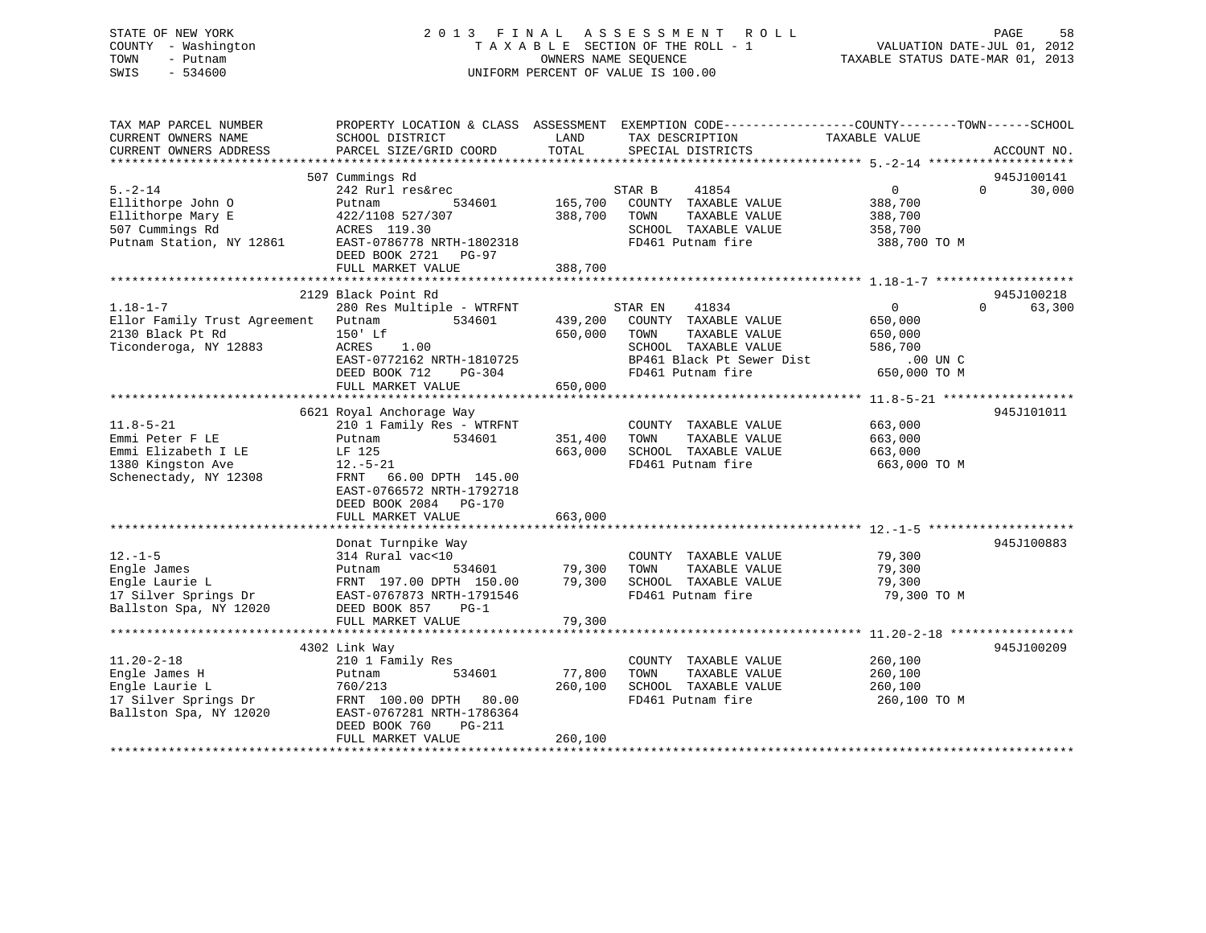STATE OF NEW YORK  
COUNTY - Washington  
TOWN - Putnam  
SWIS - 534600

2 0 1 3 F I N A L A S S E S S M E N T R O L L  
T A X A B L E SECTION OF THE ROLL - 1  
OWNERS NAME SEQUENCE  
UNIFORM PERCENT OF VALUE IS 100.00

VALUATION DATE-JUL 01, 2012  
TAXABLE STATUS DATE-MAR 01, 2013

| TAX MAP PARCEL NUMBER / CURRENT OWNERS NAME / CURRENT OWNERS ADDRESS | PROPERTY LOCATION & CLASS / SCHOOL DISTRICT / PARCEL SIZE/GRID COORD | ASSESSMENT LAND / TOTAL | EXEMPTION CODE / TAX DESCRIPTION / SPECIAL DISTRICTS | COUNTY / TAXABLE VALUE | TOWN | SCHOOL / ACCOUNT NO. |
|---|---|---|---|---|---|---|
| **5.-2-14** | 507 Cummings Rd | | | | | 945J100141 |
| 5.-2-14 | 242 Rurl res&rec | | STAR B 41854 | 0 | 0 | 30,000 |
| Ellithorpe John O | Putnam 534601 | 165,700 | COUNTY TAXABLE VALUE | 388,700 | | |
| Ellithorpe Mary E | 422/1108 527/307 | 388,700 | TOWN TAXABLE VALUE | 388,700 | | |
| 507 Cummings Rd | ACRES 119.30 | | SCHOOL TAXABLE VALUE | 358,700 | | |
| Putnam Station, NY 12861 | EAST-0786778 NRTH-1802318 | | FD461 Putnam fire | 388,700 TO M | | |
| | DEED BOOK 2721 PG-97 | | | | | |
| | FULL MARKET VALUE | 388,700 | | | | |
| **1.18-1-7** | 2129 Black Point Rd | | | | | 945J100218 |
| 1.18-1-7 | 280 Res Multiple - WTRFNT | | STAR EN 41834 | 0 | 0 | 63,300 |
| Ellor Family Trust Agreement | Putnam 534601 | 439,200 | COUNTY TAXABLE VALUE | 650,000 | | |
| 2130 Black Pt Rd | 150' Lf | 650,000 | TOWN TAXABLE VALUE | 650,000 | | |
| Ticonderoga, NY 12883 | ACRES 1.00 | | SCHOOL TAXABLE VALUE | 586,700 | | |
| | EAST-0772162 NRTH-1810725 | | BP461 Black Pt Sewer Dist | .00 UN C | | |
| | DEED BOOK 712 PG-304 | | FD461 Putnam fire | 650,000 TO M | | |
| | FULL MARKET VALUE | 650,000 | | | | |
| **11.8-5-21** | 6621 Royal Anchorage Way | | | | | 945J101011 |
| 11.8-5-21 | 210 1 Family Res - WTRFNT | | COUNTY TAXABLE VALUE | 663,000 | | |
| Emmi Peter F LE | Putnam 534601 | 351,400 | TOWN TAXABLE VALUE | 663,000 | | |
| Emmi Elizabeth I LE | LF 125 | 663,000 | SCHOOL TAXABLE VALUE | 663,000 | | |
| 1380 Kingston Ave | 12.-5-21 | | FD461 Putnam fire | 663,000 TO M | | |
| Schenectady, NY 12308 | FRNT 66.00 DPTH 145.00 | | | | | |
| | EAST-0766572 NRTH-1792718 | | | | | |
| | DEED BOOK 2084 PG-170 | | | | | |
| | FULL MARKET VALUE | 663,000 | | | | |
| **12.-1-5** | Donat Turnpike Way | | | | | 945J100883 |
| 12.-1-5 | 314 Rural vac<10 | | COUNTY TAXABLE VALUE | 79,300 | | |
| Engle James | Putnam 534601 | 79,300 | TOWN TAXABLE VALUE | 79,300 | | |
| Engle Laurie L | FRNT 197.00 DPTH 150.00 | 79,300 | SCHOOL TAXABLE VALUE | 79,300 | | |
| 17 Silver Springs Dr | EAST-0767873 NRTH-1791546 | | FD461 Putnam fire | 79,300 TO M | | |
| Ballston Spa, NY 12020 | DEED BOOK 857 PG-1 | | | | | |
| | FULL MARKET VALUE | 79,300 | | | | |
| **11.20-2-18** | 4302 Link Way | | | | | 945J100209 |
| 11.20-2-18 | 210 1 Family Res | | COUNTY TAXABLE VALUE | 260,100 | | |
| Engle James H | Putnam 534601 | 77,800 | TOWN TAXABLE VALUE | 260,100 | | |
| Engle Laurie L | 760/213 | 260,100 | SCHOOL TAXABLE VALUE | 260,100 | | |
| 17 Silver Springs Dr | FRNT 100.00 DPTH 80.00 | | FD461 Putnam fire | 260,100 TO M | | |
| Ballston Spa, NY 12020 | EAST-0767281 NRTH-1786364 | | | | | |
| | DEED BOOK 760 PG-211 | | | | | |
| | FULL MARKET VALUE | 260,100 | | | | |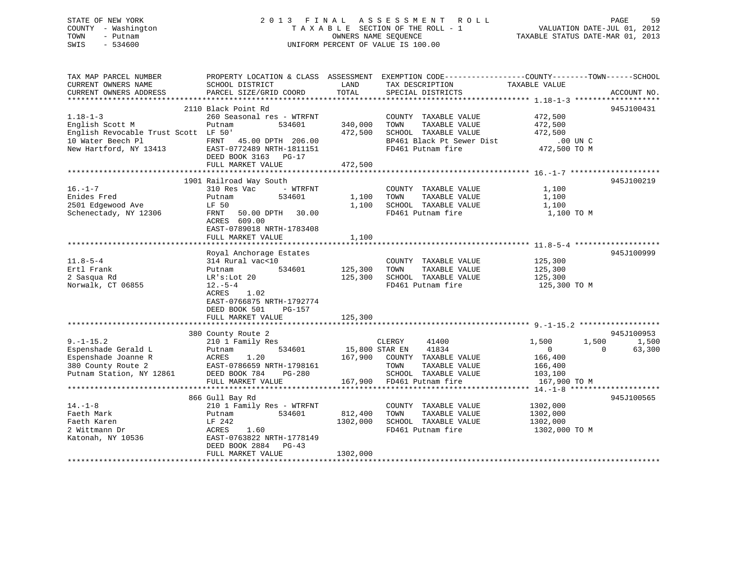STATE OF NEW YORK
COUNTY - Washington
TOWN - Putnam
SWIS - 534600

# 2013 FINAL ASSESSMENT ROLL

TAXABLE SECTION OF THE ROLL - 1
OWNERS NAME SEQUENCE
UNIFORM PERCENT OF VALUE IS 100.00

VALUATION DATE-JUL 01, 2012
TAXABLE STATUS DATE-MAR 01, 2013

```
TAX MAP PARCEL NUMBER          PROPERTY LOCATION & CLASS  ASSESSMENT  EXEMPTION CODE------------------COUNTY--------TOWN------SCHOOL
CURRENT OWNERS NAME            SCHOOL DISTRICT               LAND      TAX DESCRIPTION             TAXABLE VALUE
CURRENT OWNERS ADDRESS         PARCEL SIZE/GRID COORD        TOTAL     SPECIAL DISTRICTS                                   ACCOUNT NO.
******************************************************************************************************* 1.18-1-3 *******************
                               2110 Black Point Rd                                                                         945J100431
1.18-1-3                       260 Seasonal res - WTRFNT              COUNTY  TAXABLE VALUE           472,500
English Scott M                Putnam          534601      340,000    TOWN    TAXABLE VALUE           472,500
English Revocable Trust Scott  LF 50'                      472,500    SCHOOL  TAXABLE VALUE           472,500
10 Water Beech Pl              FRNT   45.00 DPTH 206.00               BP461 Black Pt Sewer Dist            .00 UN C
New Hartford, NY 13413         EAST-0772489 NRTH-1811151              FD461 Putnam fire                472,500 TO M
                               DEED BOOK 3163   PG-17
                               FULL MARKET VALUE           472,500
******************************************************************************************************* 16.-1-7 ********************
                               1901 Railroad Way South                                                                     945J100219
16.-1-7                        310 Res Vac      - WTRFNT              COUNTY  TAXABLE VALUE             1,100
Enides Fred                    Putnam          534601        1,100    TOWN    TAXABLE VALUE             1,100
2501 Edgewood Ave              LF 50                         1,100    SCHOOL  TAXABLE VALUE             1,100
Schenectady, NY 12306          FRNT   50.00 DPTH  30.00               FD461 Putnam fire                  1,100 TO M
                               ACRES  609.00
                               EAST-0789018 NRTH-1783408
                               FULL MARKET VALUE             1,100
******************************************************************************************************* 11.8-5-4 *******************
                               Royal Anchorage Estates                                                                     945J100999
11.8-5-4                       314 Rural vac<10                       COUNTY  TAXABLE VALUE           125,300
Ertl Frank                     Putnam          534601      125,300    TOWN    TAXABLE VALUE           125,300
2 Sasqua Rd                    LR's:Lot 20                 125,300    SCHOOL  TAXABLE VALUE           125,300
Norwalk, CT 06855              12.-5-4                                FD461 Putnam fire                125,300 TO M
                               ACRES    1.02
                               EAST-0766875 NRTH-1792774
                               DEED BOOK 501    PG-157
                               FULL MARKET VALUE           125,300
******************************************************************************************************* 9.-1-15.2 ******************
                               380 County Route 2                                                                          945J100953
9.-1-15.2                      210 1 Family Res                      CLERGY      41400               1,500      1,500      1,500
Espenshade Gerald L            Putnam          534601       15,800 STAR EN     41834                   0          0     63,300
Espenshade Joanne R            ACRES    1.20               167,900   COUNTY  TAXABLE VALUE           166,400
380 County Route 2             EAST-0786659 NRTH-1798161              TOWN    TAXABLE VALUE           166,400
Putnam Station, NY 12861       DEED BOOK 784    PG-280                SCHOOL  TAXABLE VALUE           103,100
                               FULL MARKET VALUE           167,900   FD461 Putnam fire                167,900 TO M
******************************************************************************************************* 14.-1-8 ********************
                               866 Gull Bay Rd                                                                             945J100565
14.-1-8                        210 1 Family Res - WTRFNT              COUNTY  TAXABLE VALUE          1302,000
Faeth Mark                     Putnam          534601      812,400    TOWN    TAXABLE VALUE          1302,000
Faeth Karen                    LF 242                     1302,000    SCHOOL  TAXABLE VALUE          1302,000
2 Wittmann Dr                  ACRES    1.60                          FD461 Putnam fire               1302,000 TO M
Katonah, NY 10536              EAST-0763822 NRTH-1778149
                               DEED BOOK 2884   PG-43
                               FULL MARKET VALUE          1302,000
************************************************************************************************************************************
```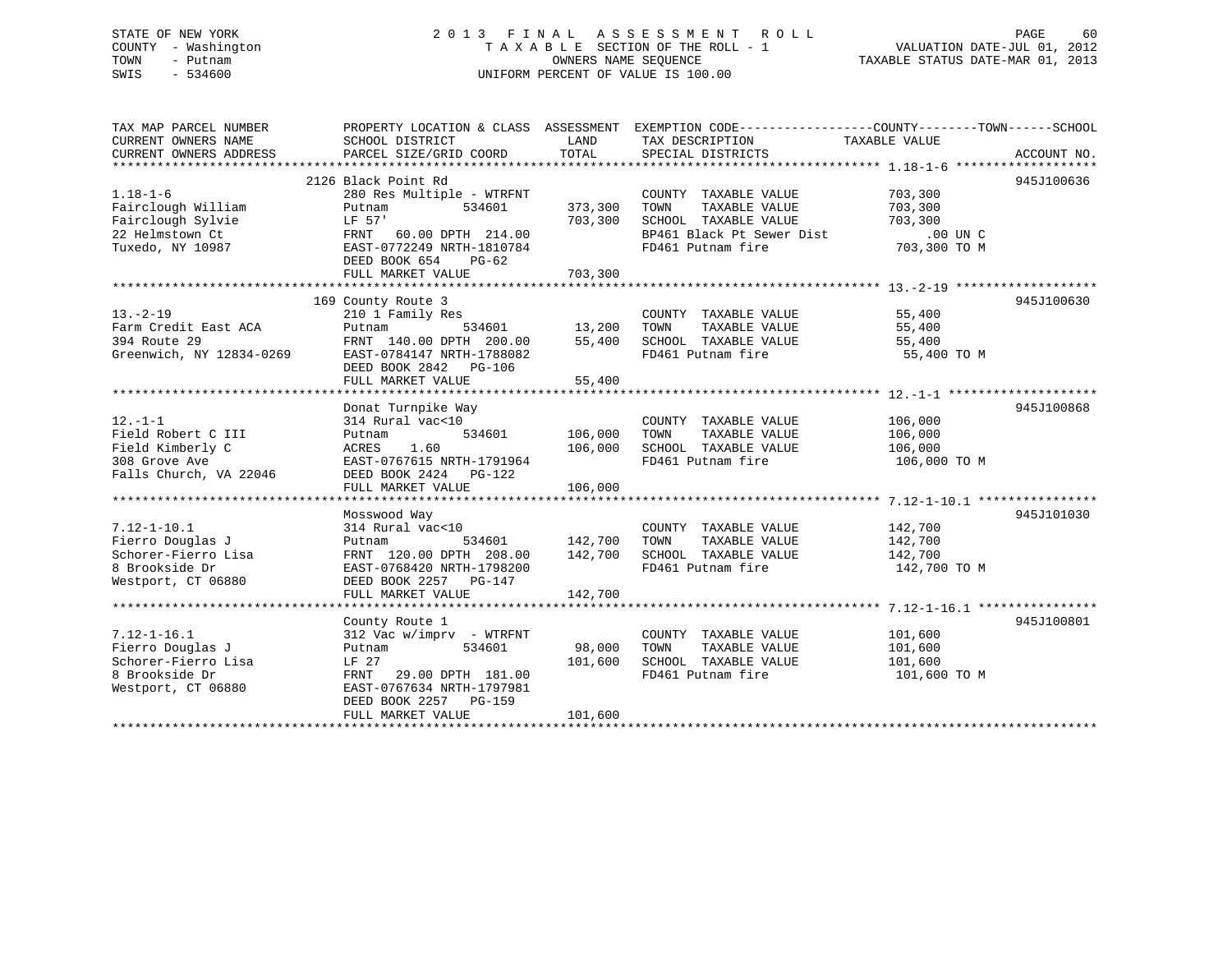STATE OF NEW YORK
COUNTY - Washington
TOWN - Putnam
SWIS - 534600

2 0 1 3 F I N A L A S S E S S M E N T R O L L
T A X A B L E SECTION OF THE ROLL - 1
OWNERS NAME SEQUENCE
UNIFORM PERCENT OF VALUE IS 100.00

VALUATION DATE-JUL 01, 2012
TAXABLE STATUS DATE-MAR 01, 2013

| TAX MAP PARCEL NUMBER / CURRENT OWNERS NAME / CURRENT OWNERS ADDRESS | PROPERTY LOCATION & CLASS / SCHOOL DISTRICT / PARCEL SIZE/GRID COORD | ASSESSMENT LAND / TOTAL | EXEMPTION CODE / TAX DESCRIPTION / SPECIAL DISTRICTS | COUNTY / TOWN / SCHOOL TAXABLE VALUE | ACCOUNT NO. |
|---|---|---|---|---|---|
| | 2126 Black Point Rd | | | | 945J100636 |
| 1.18-1-6 | 280 Res Multiple - WTRFNT | | COUNTY TAXABLE VALUE | 703,300 | |
| Fairclough William | Putnam 534601 | 373,300 | TOWN TAXABLE VALUE | 703,300 | |
| Fairclough Sylvie | LF 57' | 703,300 | SCHOOL TAXABLE VALUE | 703,300 | |
| 22 Helmstown Ct | FRNT 60.00 DPTH 214.00 | | BP461 Black Pt Sewer Dist | .00 UN C | |
| Tuxedo, NY 10987 | EAST-0772249 NRTH-1810784 | | FD461 Putnam fire | 703,300 TO M | |
| | DEED BOOK 654 PG-62 | | | | |
| | FULL MARKET VALUE | 703,300 | | | |
| | 169 County Route 3 | | | | 945J100630 |
| 13.-2-19 | 210 1 Family Res | | COUNTY TAXABLE VALUE | 55,400 | |
| Farm Credit East ACA | Putnam 534601 | 13,200 | TOWN TAXABLE VALUE | 55,400 | |
| 394 Route 29 | FRNT 140.00 DPTH 200.00 | 55,400 | SCHOOL TAXABLE VALUE | 55,400 | |
| Greenwich, NY 12834-0269 | EAST-0784147 NRTH-1788082 | | FD461 Putnam fire | 55,400 TO M | |
| | DEED BOOK 2842 PG-106 | | | | |
| | FULL MARKET VALUE | 55,400 | | | |
| | Donat Turnpike Way | | | | 945J100868 |
| 12.-1-1 | 314 Rural vac<10 | | COUNTY TAXABLE VALUE | 106,000 | |
| Field Robert C III | Putnam 534601 | 106,000 | TOWN TAXABLE VALUE | 106,000 | |
| Field Kimberly C | ACRES 1.60 | 106,000 | SCHOOL TAXABLE VALUE | 106,000 | |
| 308 Grove Ave | EAST-0767615 NRTH-1791964 | | FD461 Putnam fire | 106,000 TO M | |
| Falls Church, VA 22046 | DEED BOOK 2424 PG-122 | | | | |
| | FULL MARKET VALUE | 106,000 | | | |
| | Mosswood Way | | | | 945J101030 |
| 7.12-1-10.1 | 314 Rural vac<10 | | COUNTY TAXABLE VALUE | 142,700 | |
| Fierro Douglas J | Putnam 534601 | 142,700 | TOWN TAXABLE VALUE | 142,700 | |
| Schorer-Fierro Lisa | FRNT 120.00 DPTH 208.00 | 142,700 | SCHOOL TAXABLE VALUE | 142,700 | |
| 8 Brookside Dr | EAST-0768420 NRTH-1798200 | | FD461 Putnam fire | 142,700 TO M | |
| Westport, CT 06880 | DEED BOOK 2257 PG-147 | | | | |
| | FULL MARKET VALUE | 142,700 | | | |
| | County Route 1 | | | | 945J100801 |
| 7.12-1-16.1 | 312 Vac w/imprv - WTRFNT | | COUNTY TAXABLE VALUE | 101,600 | |
| Fierro Douglas J | Putnam 534601 | 98,000 | TOWN TAXABLE VALUE | 101,600 | |
| Schorer-Fierro Lisa | LF 27 | 101,600 | SCHOOL TAXABLE VALUE | 101,600 | |
| 8 Brookside Dr | FRNT 29.00 DPTH 181.00 | | FD461 Putnam fire | 101,600 TO M | |
| Westport, CT 06880 | EAST-0767634 NRTH-1797981 | | | | |
| | DEED BOOK 2257 PG-159 | | | | |
| | FULL MARKET VALUE | 101,600 | | | |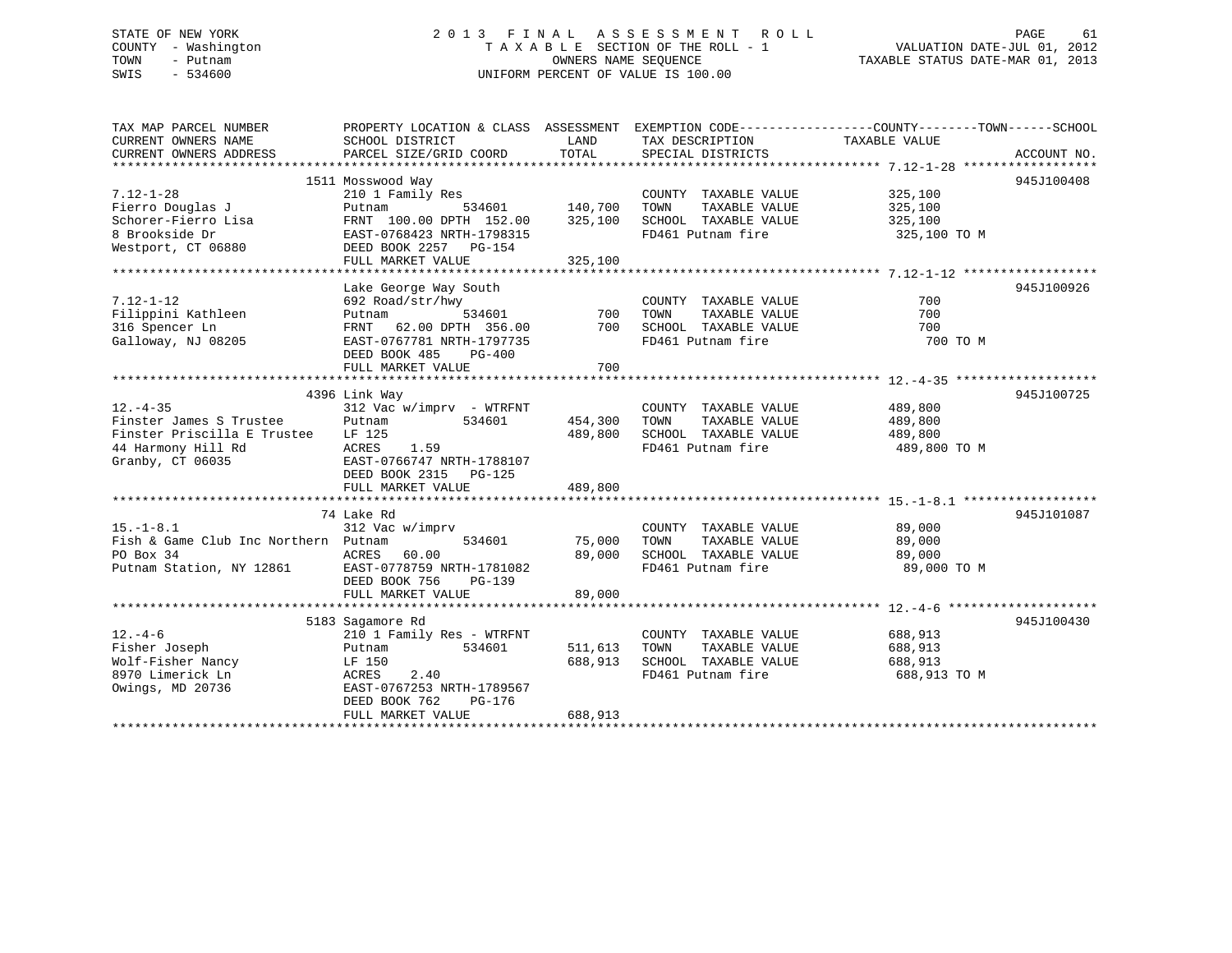STATE OF NEW YORK
COUNTY - Washington
TOWN - Putnam
SWIS - 534600

# 2013 FINAL ASSESSMENT ROLL

TAXABLE SECTION OF THE ROLL - 1
OWNERS NAME SEQUENCE
UNIFORM PERCENT OF VALUE IS 100.00

VALUATION DATE-JUL 01, 2012
TAXABLE STATUS DATE-MAR 01, 2013

| TAX MAP PARCEL NUMBER / CURRENT OWNERS NAME / CURRENT OWNERS ADDRESS | PROPERTY LOCATION & CLASS / SCHOOL DISTRICT / PARCEL SIZE/GRID COORD | ASSESSMENT LAND / TOTAL | EXEMPTION CODE / TAX DESCRIPTION / SPECIAL DISTRICTS | TAXABLE VALUE (COUNTY / TOWN / SCHOOL) | ACCOUNT NO. |
|---|---|---|---|---|---|
| 7.12-1-28 | 1511 Mosswood Way | | | | 945J100408 |
| Fierro Douglas J | 210 1 Family Res | | COUNTY TAXABLE VALUE | 325,100 | |
| Schorer-Fierro Lisa | Putnam 534601 | 140,700 | TOWN TAXABLE VALUE | 325,100 | |
| 8 Brookside Dr | FRNT 100.00 DPTH 152.00 | 325,100 | SCHOOL TAXABLE VALUE | 325,100 | |
| Westport, CT 06880 | EAST-0768423 NRTH-1798315 | | FD461 Putnam fire | 325,100 TO M | |
| | DEED BOOK 2257 PG-154 | | | | |
| | FULL MARKET VALUE | 325,100 | | | |
| 7.12-1-12 | Lake George Way South | | | | 945J100926 |
| Filippini Kathleen | 692 Road/str/hwy | | COUNTY TAXABLE VALUE | 700 | |
| 316 Spencer Ln | Putnam 534601 | 700 | TOWN TAXABLE VALUE | 700 | |
| Galloway, NJ 08205 | FRNT 62.00 DPTH 356.00 | 700 | SCHOOL TAXABLE VALUE | 700 | |
| | EAST-0767781 NRTH-1797735 | | FD461 Putnam fire | 700 TO M | |
| | DEED BOOK 485 PG-400 | | | | |
| | FULL MARKET VALUE | 700 | | | |
| 12.-4-35 | 4396 Link Way | | | | 945J100725 |
| Finster James S Trustee | 312 Vac w/imprv - WTRFNT | | COUNTY TAXABLE VALUE | 489,800 | |
| Finster Priscilla E Trustee | Putnam 534601 | 454,300 | TOWN TAXABLE VALUE | 489,800 | |
| 44 Harmony Hill Rd | LF 125 | 489,800 | SCHOOL TAXABLE VALUE | 489,800 | |
| Granby, CT 06035 | ACRES 1.59 | | FD461 Putnam fire | 489,800 TO M | |
| | EAST-0766747 NRTH-1788107 | | | | |
| | DEED BOOK 2315 PG-125 | | | | |
| | FULL MARKET VALUE | 489,800 | | | |
| 15.-1-8.1 | 74 Lake Rd | | | | 945J101087 |
| Fish & Game Club Inc Northern | 312 Vac w/imprv | | COUNTY TAXABLE VALUE | 89,000 | |
| PO Box 34 | Putnam 534601 | 75,000 | TOWN TAXABLE VALUE | 89,000 | |
| Putnam Station, NY 12861 | ACRES 60.00 | 89,000 | SCHOOL TAXABLE VALUE | 89,000 | |
| | EAST-0778759 NRTH-1781082 | | FD461 Putnam fire | 89,000 TO M | |
| | DEED BOOK 756 PG-139 | | | | |
| | FULL MARKET VALUE | 89,000 | | | |
| 12.-4-6 | 5183 Sagamore Rd | | | | 945J100430 |
| Fisher Joseph | 210 1 Family Res - WTRFNT | | COUNTY TAXABLE VALUE | 688,913 | |
| Wolf-Fisher Nancy | Putnam 534601 | 511,613 | TOWN TAXABLE VALUE | 688,913 | |
| 8970 Limerick Ln | LF 150 | 688,913 | SCHOOL TAXABLE VALUE | 688,913 | |
| Owings, MD 20736 | ACRES 2.40 | | FD461 Putnam fire | 688,913 TO M | |
| | EAST-0767253 NRTH-1789567 | | | | |
| | DEED BOOK 762 PG-176 | | | | |
| | FULL MARKET VALUE | 688,913 | | | |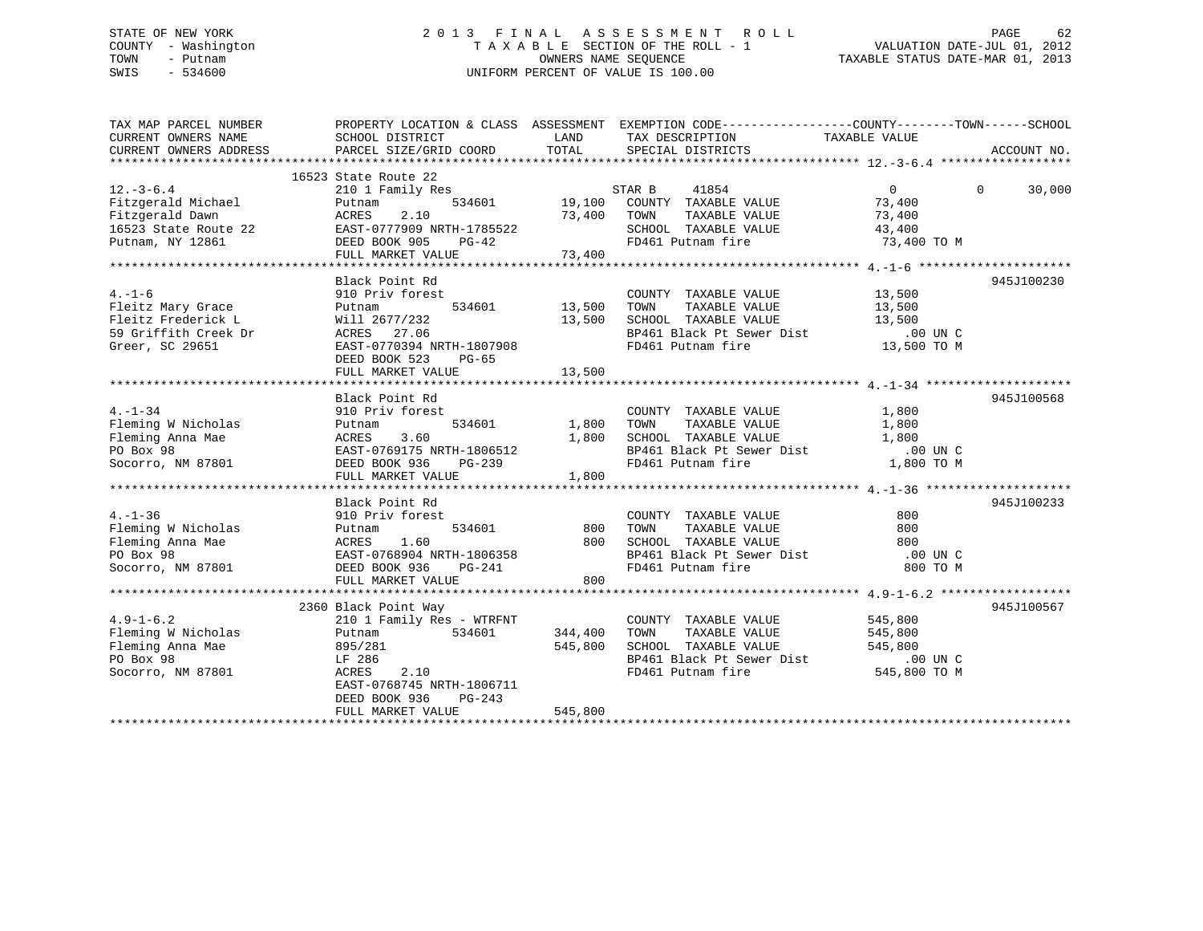STATE OF NEW YORK
COUNTY - Washington
TOWN - Putnam
SWIS - 534600

2013 FINAL ASSESSMENT ROLL
TAXABLE SECTION OF THE ROLL - 1
OWNERS NAME SEQUENCE
UNIFORM PERCENT OF VALUE IS 100.00

VALUATION DATE-JUL 01, 2012
TAXABLE STATUS DATE-MAR 01, 2013

| TAX MAP PARCEL NUMBER / CURRENT OWNERS NAME / CURRENT OWNERS ADDRESS | PROPERTY LOCATION & CLASS / SCHOOL DISTRICT / PARCEL SIZE/GRID COORD | ASSESSMENT LAND | TOTAL | EXEMPTION CODE / TAX DESCRIPTION / SPECIAL DISTRICTS | COUNTY / TOWN / SCHOOL TAXABLE VALUE | ACCOUNT NO. |
|---|---|---|---|---|---|---|
| 12.-3-6.4 | 16523 State Route 22 | | | | | |
| 12.-3-6.4 | 210 1 Family Res | | | STAR B 41854 | 0 0 30,000 | |
| Fitzgerald Michael | Putnam 534601 | 19,100 | | COUNTY TAXABLE VALUE | 73,400 | |
| Fitzgerald Dawn | ACRES 2.10 | | 73,400 | TOWN TAXABLE VALUE | 73,400 | |
| 16523 State Route 22 | EAST-0777909 NRTH-1785522 | | | SCHOOL TAXABLE VALUE | 43,400 | |
| Putnam, NY 12861 | DEED BOOK 905 PG-42 | | | FD461 Putnam fire | 73,400 TO M | |
| | FULL MARKET VALUE | | 73,400 | | | |
| 4.-1-6 | Black Point Rd | | | | | 945J100230 |
| 4.-1-6 | 910 Priv forest | | | COUNTY TAXABLE VALUE | 13,500 | |
| Fleitz Mary Grace | Putnam 534601 | 13,500 | | TOWN TAXABLE VALUE | 13,500 | |
| Fleitz Frederick L | Will 2677/232 | | 13,500 | SCHOOL TAXABLE VALUE | 13,500 | |
| 59 Griffith Creek Dr | ACRES 27.06 | | | BP461 Black Pt Sewer Dist | .00 UN C | |
| Greer, SC 29651 | EAST-0770394 NRTH-1807908 | | | FD461 Putnam fire | 13,500 TO M | |
| | DEED BOOK 523 PG-65 | | | | | |
| | FULL MARKET VALUE | | 13,500 | | | |
| 4.-1-34 | Black Point Rd | | | | | 945J100568 |
| 4.-1-34 | 910 Priv forest | | | COUNTY TAXABLE VALUE | 1,800 | |
| Fleming W Nicholas | Putnam 534601 | 1,800 | | TOWN TAXABLE VALUE | 1,800 | |
| Fleming Anna Mae | ACRES 3.60 | | 1,800 | SCHOOL TAXABLE VALUE | 1,800 | |
| PO Box 98 | EAST-0769175 NRTH-1806512 | | | BP461 Black Pt Sewer Dist | .00 UN C | |
| Socorro, NM 87801 | DEED BOOK 936 PG-239 | | | FD461 Putnam fire | 1,800 TO M | |
| | FULL MARKET VALUE | | 1,800 | | | |
| 4.-1-36 | Black Point Rd | | | | | 945J100233 |
| 4.-1-36 | 910 Priv forest | | | COUNTY TAXABLE VALUE | 800 | |
| Fleming W Nicholas | Putnam 534601 | 800 | | TOWN TAXABLE VALUE | 800 | |
| Fleming Anna Mae | ACRES 1.60 | | 800 | SCHOOL TAXABLE VALUE | 800 | |
| PO Box 98 | EAST-0768904 NRTH-1806358 | | | BP461 Black Pt Sewer Dist | .00 UN C | |
| Socorro, NM 87801 | DEED BOOK 936 PG-241 | | | FD461 Putnam fire | 800 TO M | |
| | FULL MARKET VALUE | | 800 | | | |
| 4.9-1-6.2 | 2360 Black Point Way | | | | | 945J100567 |
| 4.9-1-6.2 | 210 1 Family Res - WTRFNT | | | COUNTY TAXABLE VALUE | 545,800 | |
| Fleming W Nicholas | Putnam 534601 | 344,400 | | TOWN TAXABLE VALUE | 545,800 | |
| Fleming Anna Mae | 895/281 | | 545,800 | SCHOOL TAXABLE VALUE | 545,800 | |
| PO Box 98 | LF 286 | | | BP461 Black Pt Sewer Dist | .00 UN C | |
| Socorro, NM 87801 | ACRES 2.10 | | | FD461 Putnam fire | 545,800 TO M | |
| | EAST-0768745 NRTH-1806711 | | | | | |
| | DEED BOOK 936 PG-243 | | | | | |
| | FULL MARKET VALUE | | 545,800 | | | |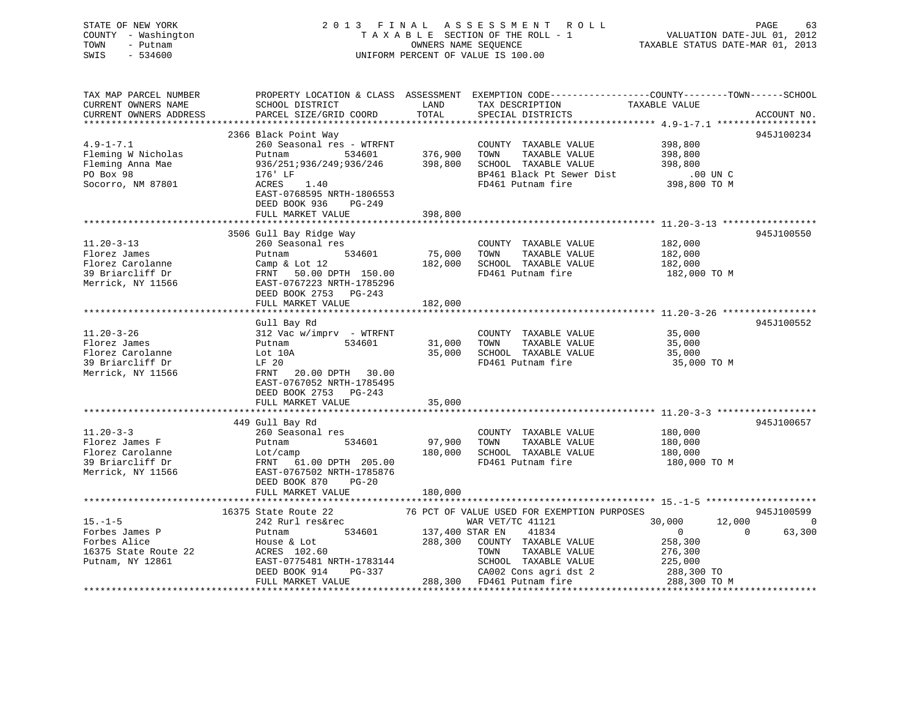STATE OF NEW YORK
COUNTY - Washington
TOWN - Putnam
SWIS - 534600

# 2013 FINAL ASSESSMENT ROLL
TAXABLE SECTION OF THE ROLL - 1
OWNERS NAME SEQUENCE
UNIFORM PERCENT OF VALUE IS 100.00

VALUATION DATE-JUL 01, 2012
TAXABLE STATUS DATE-MAR 01, 2013

```
TAX MAP PARCEL NUMBER          PROPERTY LOCATION & CLASS  ASSESSMENT  EXEMPTION CODE------------------COUNTY--------TOWN------SCHOOL
CURRENT OWNERS NAME            SCHOOL DISTRICT               LAND      TAX DESCRIPTION            TAXABLE VALUE
CURRENT OWNERS ADDRESS         PARCEL SIZE/GRID COORD        TOTAL     SPECIAL DISTRICTS                                   ACCOUNT NO.
******************************************************************************************************* 4.9-1-7.1 ******************
                               2366 Black Point Way                                                                          945J100234
4.9-1-7.1                      260 Seasonal res - WTRFNT            COUNTY  TAXABLE VALUE            398,800
Fleming W Nicholas             Putnam         534601     376,900    TOWN    TAXABLE VALUE            398,800
Fleming Anna Mae               936/251;936/249;936/246   398,800    SCHOOL  TAXABLE VALUE            398,800
PO Box 98                      176' LF                              BP461 Black Pt Sewer Dist             .00 UN C
Socorro, NM 87801              ACRES    1.40                        FD461 Putnam fire                398,800 TO M
                               EAST-0768595 NRTH-1806553
                               DEED BOOK 936    PG-249
                               FULL MARKET VALUE         398,800
******************************************************************************************************* 11.20-3-13 *****************
                               3506 Gull Bay Ridge Way                                                                       945J100550
11.20-3-13                     260 Seasonal res                     COUNTY  TAXABLE VALUE            182,000
Florez James                   Putnam         534601      75,000    TOWN    TAXABLE VALUE            182,000
Florez Carolanne               Camp & Lot 12             182,000    SCHOOL  TAXABLE VALUE            182,000
39 Briarcliff Dr               FRNT   50.00 DPTH 150.00             FD461 Putnam fire                182,000 TO M
Merrick, NY 11566              EAST-0767223 NRTH-1785296
                               DEED BOOK 2753   PG-243
                               FULL MARKET VALUE         182,000
******************************************************************************************************* 11.20-3-26 *****************
                               Gull Bay Rd                                                                                   945J100552
11.20-3-26                     312 Vac w/imprv  - WTRFNT            COUNTY  TAXABLE VALUE             35,000
Florez James                   Putnam         534601      31,000    TOWN    TAXABLE VALUE             35,000
Florez Carolanne               Lot 10A                    35,000    SCHOOL  TAXABLE VALUE             35,000
39 Briarcliff Dr               LF 20                                FD461 Putnam fire                 35,000 TO M
Merrick, NY 11566              FRNT   20.00 DPTH  30.00
                               EAST-0767052 NRTH-1785495
                               DEED BOOK 2753   PG-243
                               FULL MARKET VALUE          35,000
******************************************************************************************************* 11.20-3-3 ******************
                               449 Gull Bay Rd                                                                               945J100657
11.20-3-3                      260 Seasonal res                     COUNTY  TAXABLE VALUE            180,000
Florez James F                 Putnam         534601      97,900    TOWN    TAXABLE VALUE            180,000
Florez Carolanne               Lot/camp                  180,000    SCHOOL  TAXABLE VALUE            180,000
39 Briarcliff Dr               FRNT   61.00 DPTH 205.00             FD461 Putnam fire                180,000 TO M
Merrick, NY 11566              EAST-0767502 NRTH-1785876
                               DEED BOOK 870    PG-20
                               FULL MARKET VALUE         180,000
******************************************************************************************************* 15.-1-5 ********************
                               16375 State Route 22           76 PCT OF VALUE USED FOR EXEMPTION PURPOSES                    945J100599
15.-1-5                        242 Rurl res&rec                     WAR VET/TC 41121            30,000       12,000            0
Forbes James P                 Putnam         534601     137,400 STAR EN     41834                  0            0       63,300
Forbes Alice                   House & Lot               288,300    COUNTY  TAXABLE VALUE            258,300
16375 State Route 22           ACRES  102.60                        TOWN    TAXABLE VALUE            276,300
Putnam, NY 12861               EAST-0775481 NRTH-1783144            SCHOOL  TAXABLE VALUE            225,000
                               DEED BOOK 914    PG-337              CA002 Cons agri dst 2            288,300 TO
                               FULL MARKET VALUE         288,300    FD461 Putnam fire                288,300 TO M
************************************************************************************************************************************
```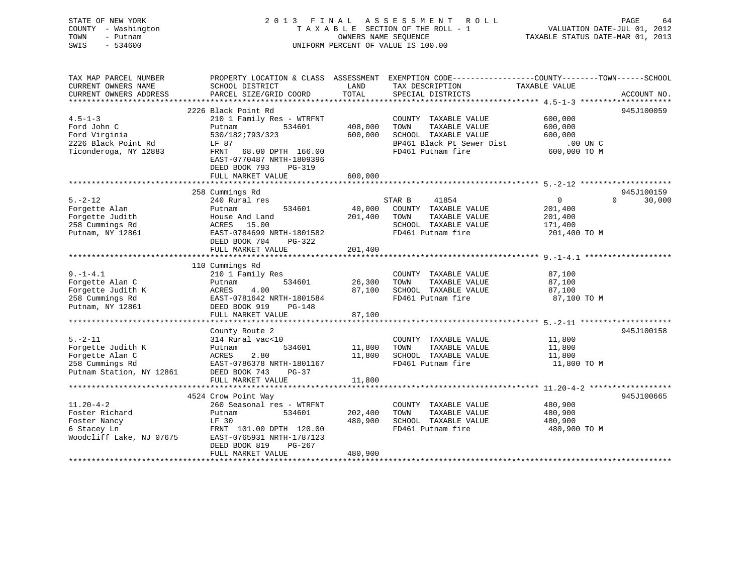STATE OF NEW YORK — COUNTY - Washington — TOWN - Putnam — SWIS - 534600

# 2013 FINAL ASSESSMENT ROLL

TAXABLE SECTION OF THE ROLL - 1
OWNERS NAME SEQUENCE
UNIFORM PERCENT OF VALUE IS 100.00

VALUATION DATE-JUL 01, 2012
TAXABLE STATUS DATE-MAR 01, 2013

| TAX MAP PARCEL NUMBER / CURRENT OWNERS NAME / CURRENT OWNERS ADDRESS | PROPERTY LOCATION & CLASS / SCHOOL DISTRICT / PARCEL SIZE/GRID COORD | ASSESSMENT LAND / TOTAL | EXEMPTION CODE / TAX DESCRIPTION / SPECIAL DISTRICTS | COUNTY / TOWN / SCHOOL TAXABLE VALUE | ACCOUNT NO. |
|---|---|---|---|---|---|
| 4.5-1-3 | 2226 Black Point Rd | | | | 945J100059 |
| Ford John C | 210 1 Family Res - WTRFNT | | COUNTY TAXABLE VALUE | 600,000 | |
| Ford Virginia | Putnam 534601 | 408,000 | TOWN TAXABLE VALUE | 600,000 | |
| 2226 Black Point Rd | 530/182;793/323 | 600,000 | SCHOOL TAXABLE VALUE | 600,000 | |
| Ticonderoga, NY 12883 | LF 87 | | BP461 Black Pt Sewer Dist | .00 UN C | |
| | FRNT 68.00 DPTH 166.00 | | FD461 Putnam fire | 600,000 TO M | |
| | EAST-0770487 NRTH-1809396 | | | | |
| | DEED BOOK 793 PG-319 | | | | |
| | FULL MARKET VALUE | 600,000 | | | |
| 5.-2-12 | 258 Cummings Rd | | | | 945J100159 |
| Forgette Alan | 240 Rural res | | STAR B 41854 | 0 0 30,000 | |
| Forgette Judith | Putnam 534601 | 40,000 | COUNTY TAXABLE VALUE | 201,400 | |
| 258 Cummings Rd | House And Land | 201,400 | TOWN TAXABLE VALUE | 201,400 | |
| Putnam, NY 12861 | ACRES 15.00 | | SCHOOL TAXABLE VALUE | 171,400 | |
| | EAST-0784699 NRTH-1801582 | | FD461 Putnam fire | 201,400 TO M | |
| | DEED BOOK 704 PG-322 | | | | |
| | FULL MARKET VALUE | 201,400 | | | |
| 9.-1-4.1 | 110 Cummings Rd | | | | |
| Forgette Alan C | 210 1 Family Res | | COUNTY TAXABLE VALUE | 87,100 | |
| Forgette Judith K | Putnam 534601 | 26,300 | TOWN TAXABLE VALUE | 87,100 | |
| 258 Cummings Rd | ACRES 4.00 | 87,100 | SCHOOL TAXABLE VALUE | 87,100 | |
| Putnam, NY 12861 | EAST-0781642 NRTH-1801584 | | FD461 Putnam fire | 87,100 TO M | |
| | DEED BOOK 919 PG-148 | | | | |
| | FULL MARKET VALUE | 87,100 | | | |
| 5.-2-11 | County Route 2 | | | | 945J100158 |
| Forgette Judith K | 314 Rural vac<10 | | COUNTY TAXABLE VALUE | 11,800 | |
| Forgette Alan C | Putnam 534601 | 11,800 | TOWN TAXABLE VALUE | 11,800 | |
| 258 Cummings Rd | ACRES 2.80 | 11,800 | SCHOOL TAXABLE VALUE | 11,800 | |
| Putnam Station, NY 12861 | EAST-0786378 NRTH-1801167 | | FD461 Putnam fire | 11,800 TO M | |
| | DEED BOOK 743 PG-37 | | | | |
| | FULL MARKET VALUE | 11,800 | | | |
| 11.20-4-2 | 4524 Crow Point Way | | | | 945J100665 |
| Foster Richard | 260 Seasonal res - WTRFNT | | COUNTY TAXABLE VALUE | 480,900 | |
| Foster Nancy | Putnam 534601 | 202,400 | TOWN TAXABLE VALUE | 480,900 | |
| 6 Stacey Ln | LF 30 | 480,900 | SCHOOL TAXABLE VALUE | 480,900 | |
| Woodcliff Lake, NJ 07675 | FRNT 101.00 DPTH 120.00 | | FD461 Putnam fire | 480,900 TO M | |
| | EAST-0765931 NRTH-1787123 | | | | |
| | DEED BOOK 819 PG-267 | | | | |
| | FULL MARKET VALUE | 480,900 | | | |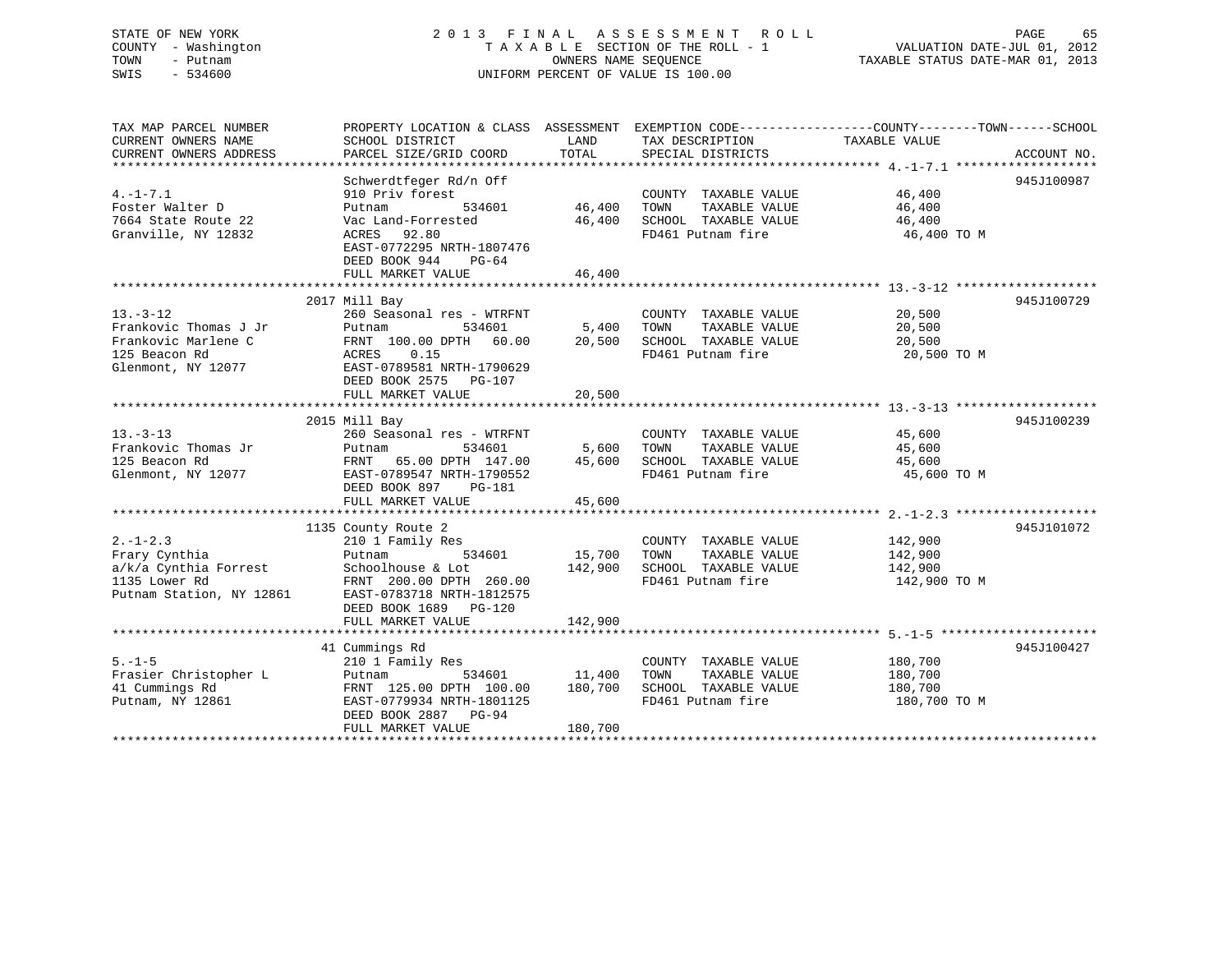STATE OF NEW YORK
COUNTY - Washington
TOWN - Putnam
SWIS - 534600

2 0 1 3 F I N A L A S S E S S M E N T R O L L
T A X A B L E SECTION OF THE ROLL - 1
OWNERS NAME SEQUENCE
UNIFORM PERCENT OF VALUE IS 100.00

VALUATION DATE-JUL 01, 2012
TAXABLE STATUS DATE-MAR 01, 2013

```
TAX MAP PARCEL NUMBER          PROPERTY LOCATION & CLASS  ASSESSMENT  EXEMPTION CODE------------------COUNTY--------TOWN------SCHOOL
CURRENT OWNERS NAME            SCHOOL DISTRICT               LAND      TAX DESCRIPTION              TAXABLE VALUE
CURRENT OWNERS ADDRESS         PARCEL SIZE/GRID COORD        TOTAL     SPECIAL DISTRICTS                                   ACCOUNT NO.
******************************************************************************************************* 4.-1-7.1 *******************
                               Schwerdtfeger Rd/n Off                                                                      945J100987
4.-1-7.1                       910 Priv forest                          COUNTY  TAXABLE VALUE            46,400
Foster Walter D                Putnam            534601       46,400    TOWN    TAXABLE VALUE            46,400
7664 State Route 22            Vac Land-Forrested             46,400    SCHOOL  TAXABLE VALUE            46,400
Granville, NY 12832            ACRES   92.80                            FD461 Putnam fire                 46,400 TO M
                               EAST-0772295 NRTH-1807476
                               DEED BOOK 944    PG-64
                               FULL MARKET VALUE              46,400
******************************************************************************************************* 13.-3-12 *******************
                               2017 Mill Bay                                                                               945J100729
13.-3-12                       260 Seasonal res - WTRFNT                COUNTY  TAXABLE VALUE            20,500
Frankovic Thomas J Jr          Putnam            534601        5,400    TOWN    TAXABLE VALUE            20,500
Frankovic Marlene C            FRNT 100.00 DPTH  60.00        20,500    SCHOOL  TAXABLE VALUE            20,500
125 Beacon Rd                  ACRES    0.15                            FD461 Putnam fire                 20,500 TO M
Glenmont, NY 12077             EAST-0789581 NRTH-1790629
                               DEED BOOK 2575   PG-107
                               FULL MARKET VALUE              20,500
******************************************************************************************************* 13.-3-13 *******************
                               2015 Mill Bay                                                                               945J100239
13.-3-13                       260 Seasonal res - WTRFNT                COUNTY  TAXABLE VALUE            45,600
Frankovic Thomas Jr            Putnam            534601        5,600    TOWN    TAXABLE VALUE            45,600
125 Beacon Rd                  FRNT  65.00 DPTH 147.00        45,600    SCHOOL  TAXABLE VALUE            45,600
Glenmont, NY 12077             EAST-0789547 NRTH-1790552                FD461 Putnam fire                 45,600 TO M
                               DEED BOOK 897    PG-181
                               FULL MARKET VALUE              45,600
******************************************************************************************************* 2.-1-2.3 *******************
                               1135 County Route 2                                                                         945J101072
2.-1-2.3                       210 1 Family Res                         COUNTY  TAXABLE VALUE           142,900
Frary Cynthia                  Putnam            534601       15,700    TOWN    TAXABLE VALUE           142,900
a/k/a Cynthia Forrest          Schoolhouse & Lot             142,900    SCHOOL  TAXABLE VALUE           142,900
1135 Lower Rd                  FRNT 200.00 DPTH 260.00                  FD461 Putnam fire                142,900 TO M
Putnam Station, NY 12861       EAST-0783718 NRTH-1812575
                               DEED BOOK 1689   PG-120
                               FULL MARKET VALUE             142,900
******************************************************************************************************* 5.-1-5 *********************
                               41 Cummings Rd                                                                              945J100427
5.-1-5                         210 1 Family Res                         COUNTY  TAXABLE VALUE           180,700
Frasier Christopher L          Putnam            534601       11,400    TOWN    TAXABLE VALUE           180,700
41 Cummings Rd                 FRNT 125.00 DPTH 100.00       180,700    SCHOOL  TAXABLE VALUE           180,700
Putnam, NY 12861               EAST-0779934 NRTH-1801125                FD461 Putnam fire                180,700 TO M
                               DEED BOOK 2887   PG-94
                               FULL MARKET VALUE             180,700
************************************************************************************************************************************
```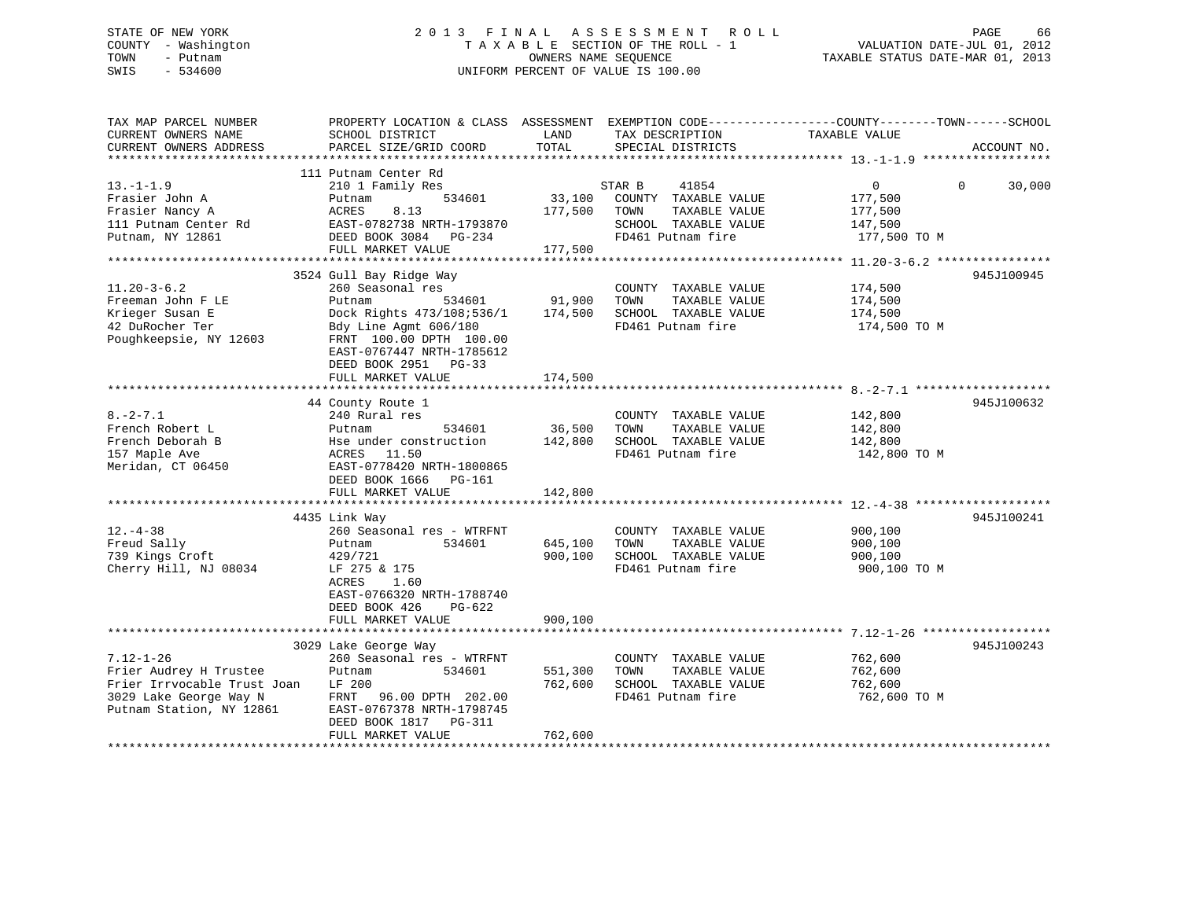STATE OF NEW YORK — 2013 FINAL ASSESSMENT ROLL
COUNTY - Washington — TAXABLE SECTION OF THE ROLL - 1 — VALUATION DATE-JUL 01, 2012
TOWN - Putnam — OWNERS NAME SEQUENCE — TAXABLE STATUS DATE-MAR 01, 2013
SWIS - 534600 — UNIFORM PERCENT OF VALUE IS 100.00

| TAX MAP PARCEL NUMBER / CURRENT OWNERS NAME / CURRENT OWNERS ADDRESS | PROPERTY LOCATION & CLASS / SCHOOL DISTRICT / PARCEL SIZE/GRID COORD | ASSESSMENT LAND / TOTAL | EXEMPTION CODE / TAX DESCRIPTION / SPECIAL DISTRICTS | COUNTY TAXABLE VALUE | TOWN | SCHOOL | ACCOUNT NO. |
|---|---|---|---|---|---|---|---|
| 13.-1-1.9 | 111 Putnam Center Rd | | | | | | |
| | 210 1 Family Res | | STAR B 41854 | 0 | 0 | 30,000 | |
| Frasier John A | Putnam 534601 | 33,100 | COUNTY TAXABLE VALUE | 177,500 | | | |
| Frasier Nancy A | ACRES 8.13 | 177,500 | TOWN TAXABLE VALUE | 177,500 | | | |
| 111 Putnam Center Rd | EAST-0782738 NRTH-1793870 | | SCHOOL TAXABLE VALUE | 147,500 | | | |
| Putnam, NY 12861 | DEED BOOK 3084 PG-234 | | FD461 Putnam fire | 177,500 TO M | | | |
| | FULL MARKET VALUE | 177,500 | | | | | |
| 11.20-3-6.2 | 3524 Gull Bay Ridge Way | | | | | | 945J100945 |
| | 260 Seasonal res | | COUNTY TAXABLE VALUE | 174,500 | | | |
| Freeman John F LE | Putnam 534601 | 91,900 | TOWN TAXABLE VALUE | 174,500 | | | |
| Krieger Susan E | Dock Rights 473/108;536/1 | 174,500 | SCHOOL TAXABLE VALUE | 174,500 | | | |
| 42 DuRocher Ter | Bdy Line Agmt 606/180 | | FD461 Putnam fire | 174,500 TO M | | | |
| Poughkeepsie, NY 12603 | FRNT 100.00 DPTH 100.00 | | | | | | |
| | EAST-0767447 NRTH-1785612 | | | | | | |
| | DEED BOOK 2951 PG-33 | | | | | | |
| | FULL MARKET VALUE | 174,500 | | | | | |
| 8.-2-7.1 | 44 County Route 1 | | | | | | 945J100632 |
| | 240 Rural res | | COUNTY TAXABLE VALUE | 142,800 | | | |
| French Robert L | Putnam 534601 | 36,500 | TOWN TAXABLE VALUE | 142,800 | | | |
| French Deborah B | Hse under construction | 142,800 | SCHOOL TAXABLE VALUE | 142,800 | | | |
| 157 Maple Ave | ACRES 11.50 | | FD461 Putnam fire | 142,800 TO M | | | |
| Meridan, CT 06450 | EAST-0778420 NRTH-1800865 | | | | | | |
| | DEED BOOK 1666 PG-161 | | | | | | |
| | FULL MARKET VALUE | 142,800 | | | | | |
| 12.-4-38 | 4435 Link Way | | | | | | 945J100241 |
| | 260 Seasonal res - WTRFNT | | COUNTY TAXABLE VALUE | 900,100 | | | |
| Freud Sally | Putnam 534601 | 645,100 | TOWN TAXABLE VALUE | 900,100 | | | |
| 739 Kings Croft | 429/721 | 900,100 | SCHOOL TAXABLE VALUE | 900,100 | | | |
| Cherry Hill, NJ 08034 | LF 275 & 175 | | FD461 Putnam fire | 900,100 TO M | | | |
| | ACRES 1.60 | | | | | | |
| | EAST-0766320 NRTH-1788740 | | | | | | |
| | DEED BOOK 426 PG-622 | | | | | | |
| | FULL MARKET VALUE | 900,100 | | | | | |
| 7.12-1-26 | 3029 Lake George Way | | | | | | 945J100243 |
| | 260 Seasonal res - WTRFNT | | COUNTY TAXABLE VALUE | 762,600 | | | |
| Frier Audrey H Trustee | Putnam 534601 | 551,300 | TOWN TAXABLE VALUE | 762,600 | | | |
| Frier Irrvocable Trust Joan | LF 200 | 762,600 | SCHOOL TAXABLE VALUE | 762,600 | | | |
| 3029 Lake George Way N | FRNT 96.00 DPTH 202.00 | | FD461 Putnam fire | 762,600 TO M | | | |
| Putnam Station, NY 12861 | EAST-0767378 NRTH-1798745 | | | | | | |
| | DEED BOOK 1817 PG-311 | | | | | | |
| | FULL MARKET VALUE | 762,600 | | | | | |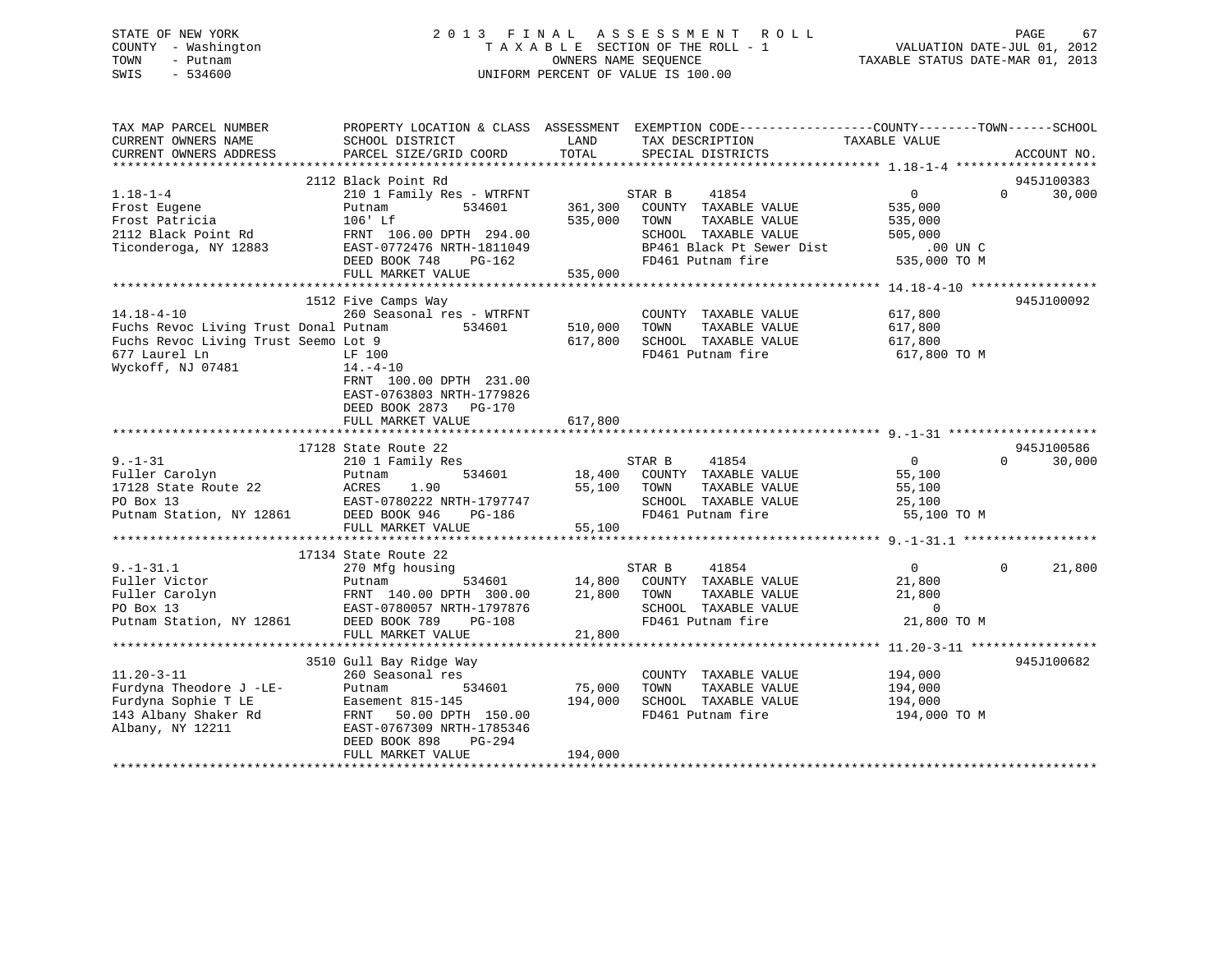STATE OF NEW YORK
COUNTY - Washington
TOWN - Putnam
SWIS - 534600

2 0 1 3 F I N A L A S S E S S M E N T R O L L
T A X A B L E SECTION OF THE ROLL - 1
OWNERS NAME SEQUENCE
UNIFORM PERCENT OF VALUE IS 100.00

VALUATION DATE-JUL 01, 2012
TAXABLE STATUS DATE-MAR 01, 2013

```
TAX MAP PARCEL NUMBER          PROPERTY LOCATION & CLASS  ASSESSMENT  EXEMPTION CODE------------------COUNTY--------TOWN------SCHOOL
CURRENT OWNERS NAME            SCHOOL DISTRICT              LAND       TAX DESCRIPTION            TAXABLE VALUE
CURRENT OWNERS ADDRESS         PARCEL SIZE/GRID COORD       TOTAL      SPECIAL DISTRICTS                                    ACCOUNT NO.
******************************************************************************************************* 1.18-1-4 *******************
                               2112 Black Point Rd                                                                          945J100383
1.18-1-4                       210 1 Family Res - WTRFNT            STAR B     41854                  0             0       30,000
Frost Eugene                   Putnam            534601     361,300   COUNTY  TAXABLE VALUE         535,000
Frost Patricia                 106' Lf                      535,000   TOWN    TAXABLE VALUE         535,000
2112 Black Point Rd            FRNT 106.00 DPTH 294.00                SCHOOL  TAXABLE VALUE         505,000
Ticonderoga, NY 12883          EAST-0772476 NRTH-1811049              BP461 Black Pt Sewer Dist           .00 UN C
                               DEED BOOK 748    PG-162                FD461 Putnam fire              535,000 TO M
                               FULL MARKET VALUE            535,000
******************************************************************************************************* 14.18-4-10 *****************
                               1512 Five Camps Way                                                                          945J100092
14.18-4-10                     260 Seasonal res - WTRFNT              COUNTY  TAXABLE VALUE         617,800
Fuchs Revoc Living Trust Donal Putnam            534601     510,000   TOWN    TAXABLE VALUE         617,800
Fuchs Revoc Living Trust Seemo Lot 9                        617,800   SCHOOL  TAXABLE VALUE         617,800
677 Laurel Ln                  LF 100                                 FD461 Putnam fire              617,800 TO M
Wyckoff, NJ 07481              14.-4-10
                               FRNT 100.00 DPTH 231.00
                               EAST-0763803 NRTH-1779826
                               DEED BOOK 2873   PG-170
                               FULL MARKET VALUE            617,800
******************************************************************************************************* 9.-1-31 ********************
                               17128 State Route 22                                                                         945J100586
9.-1-31                        210 1 Family Res                     STAR B     41854                  0             0       30,000
Fuller Carolyn                 Putnam            534601      18,400   COUNTY  TAXABLE VALUE          55,100
17128 State Route 22           ACRES    1.90                 55,100   TOWN    TAXABLE VALUE          55,100
PO Box 13                      EAST-0780222 NRTH-1797747              SCHOOL  TAXABLE VALUE          25,100
Putnam Station, NY 12861       DEED BOOK 946    PG-186                FD461 Putnam fire               55,100 TO M
                               FULL MARKET VALUE             55,100
******************************************************************************************************* 9.-1-31.1 ******************
                               17134 State Route 22
9.-1-31.1                      270 Mfg housing                      STAR B     41854                  0             0       21,800
Fuller Victor                  Putnam            534601      14,800   COUNTY  TAXABLE VALUE          21,800
Fuller Carolyn                 FRNT 140.00 DPTH 300.00       21,800   TOWN    TAXABLE VALUE          21,800
PO Box 13                      EAST-0780057 NRTH-1797876              SCHOOL  TAXABLE VALUE               0
Putnam Station, NY 12861       DEED BOOK 789    PG-108                FD461 Putnam fire               21,800 TO M
                               FULL MARKET VALUE             21,800
******************************************************************************************************* 11.20-3-11 *****************
                               3510 Gull Bay Ridge Way                                                                      945J100682
11.20-3-11                     260 Seasonal res                       COUNTY  TAXABLE VALUE         194,000
Furdyna Theodore J -LE-        Putnam            534601      75,000   TOWN    TAXABLE VALUE         194,000
Furdyna Sophie T LE            Easement 815-145             194,000   SCHOOL  TAXABLE VALUE         194,000
143 Albany Shaker Rd           FRNT  50.00 DPTH 150.00                FD461 Putnam fire              194,000 TO M
Albany, NY 12211               EAST-0767309 NRTH-1785346
                               DEED BOOK 898    PG-294
                               FULL MARKET VALUE            194,000
************************************************************************************************************************************
```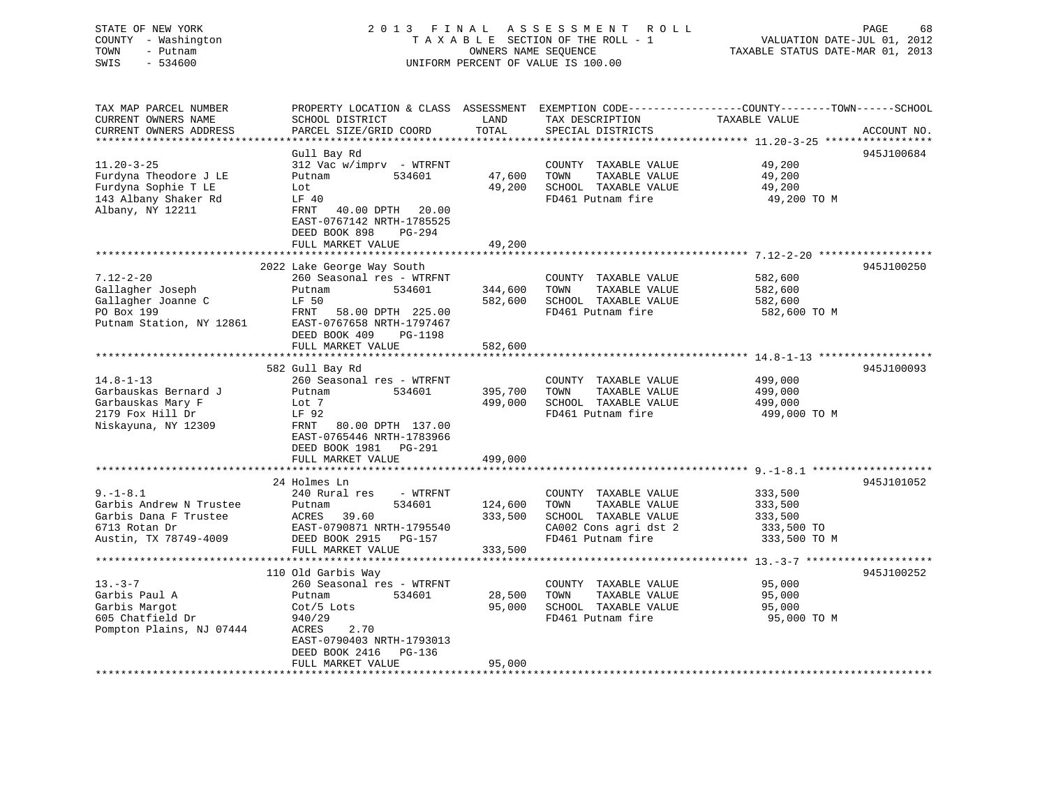STATE OF NEW YORK                2013 FINAL ASSESSMENT ROLL
COUNTY - Washington              TAXABLE SECTION OF THE ROLL - 1        VALUATION DATE-JUL 01, 2012
TOWN - Putnam                    OWNERS NAME SEQUENCE                   TAXABLE STATUS DATE-MAR 01, 2013
SWIS - 534600                    UNIFORM PERCENT OF VALUE IS 100.00

| TAX MAP PARCEL NUMBER / CURRENT OWNERS NAME / CURRENT OWNERS ADDRESS | PROPERTY LOCATION & CLASS / SCHOOL DISTRICT / PARCEL SIZE/GRID COORD | ASSESSMENT LAND | TOTAL | EXEMPTION CODE / TAX DESCRIPTION / SPECIAL DISTRICTS | COUNTY--------TOWN------SCHOOL TAXABLE VALUE | ACCOUNT NO. |
|---|---|---|---|---|---|---|
| 11.20-3-25 | Gull Bay Rd | | | | | 945J100684 |
| Furdyna Theodore J LE | 312 Vac w/imprv - WTRFNT | | | COUNTY TAXABLE VALUE | 49,200 | |
| Furdyna Sophie T LE | Putnam 534601 | 47,600 | | TOWN TAXABLE VALUE | 49,200 | |
| 143 Albany Shaker Rd | Lot | | 49,200 | SCHOOL TAXABLE VALUE | 49,200 | |
| Albany, NY 12211 | LF 40 | | | FD461 Putnam fire | 49,200 TO M | |
| | FRNT 40.00 DPTH 20.00 | | | | | |
| | EAST-0767142 NRTH-1785525 | | | | | |
| | DEED BOOK 898 PG-294 | | | | | |
| | FULL MARKET VALUE | | 49,200 | | | |
| 7.12-2-20 | 2022 Lake George Way South | | | | | 945J100250 |
| Gallagher Joseph | 260 Seasonal res - WTRFNT | | | COUNTY TAXABLE VALUE | 582,600 | |
| Gallagher Joanne C | Putnam 534601 | 344,600 | | TOWN TAXABLE VALUE | 582,600 | |
| PO Box 199 | LF 50 | | 582,600 | SCHOOL TAXABLE VALUE | 582,600 | |
| Putnam Station, NY 12861 | FRNT 58.00 DPTH 225.00 | | | FD461 Putnam fire | 582,600 TO M | |
| | EAST-0767658 NRTH-1797467 | | | | | |
| | DEED BOOK 409 PG-1198 | | | | | |
| | FULL MARKET VALUE | | 582,600 | | | |
| 14.8-1-13 | 582 Gull Bay Rd | | | | | 945J100093 |
| Garbauskas Bernard J | 260 Seasonal res - WTRFNT | | | COUNTY TAXABLE VALUE | 499,000 | |
| Garbauskas Mary F | Putnam 534601 | 395,700 | | TOWN TAXABLE VALUE | 499,000 | |
| 2179 Fox Hill Dr | Lot 7 | | 499,000 | SCHOOL TAXABLE VALUE | 499,000 | |
| Niskayuna, NY 12309 | LF 92 | | | FD461 Putnam fire | 499,000 TO M | |
| | FRNT 80.00 DPTH 137.00 | | | | | |
| | EAST-0765446 NRTH-1783966 | | | | | |
| | DEED BOOK 1981 PG-291 | | | | | |
| | FULL MARKET VALUE | | 499,000 | | | |
| 9.-1-8.1 | 24 Holmes Ln | | | | | 945J101052 |
| Garbis Andrew N Trustee | 240 Rural res - WTRFNT | | | COUNTY TAXABLE VALUE | 333,500 | |
| Garbis Dana F Trustee | Putnam 534601 | 124,600 | | TOWN TAXABLE VALUE | 333,500 | |
| 6713 Rotan Dr | ACRES 39.60 | | 333,500 | SCHOOL TAXABLE VALUE | 333,500 | |
| Austin, TX 78749-4009 | EAST-0790871 NRTH-1795540 | | | CA002 Cons agri dst 2 | 333,500 TO | |
| | DEED BOOK 2915 PG-157 | | | FD461 Putnam fire | 333,500 TO M | |
| | FULL MARKET VALUE | | 333,500 | | | |
| 13.-3-7 | 110 Old Garbis Way | | | | | 945J100252 |
| Garbis Paul A | 260 Seasonal res - WTRFNT | | | COUNTY TAXABLE VALUE | 95,000 | |
| Garbis Margot | Putnam 534601 | 28,500 | | TOWN TAXABLE VALUE | 95,000 | |
| 605 Chatfield Dr | Cot/5 Lots | | 95,000 | SCHOOL TAXABLE VALUE | 95,000 | |
| Pompton Plains, NJ 07444 | 940/29 | | | FD461 Putnam fire | 95,000 TO M | |
| | ACRES 2.70 | | | | | |
| | EAST-0790403 NRTH-1793013 | | | | | |
| | DEED BOOK 2416 PG-136 | | | | | |
| | FULL MARKET VALUE | | 95,000 | | | |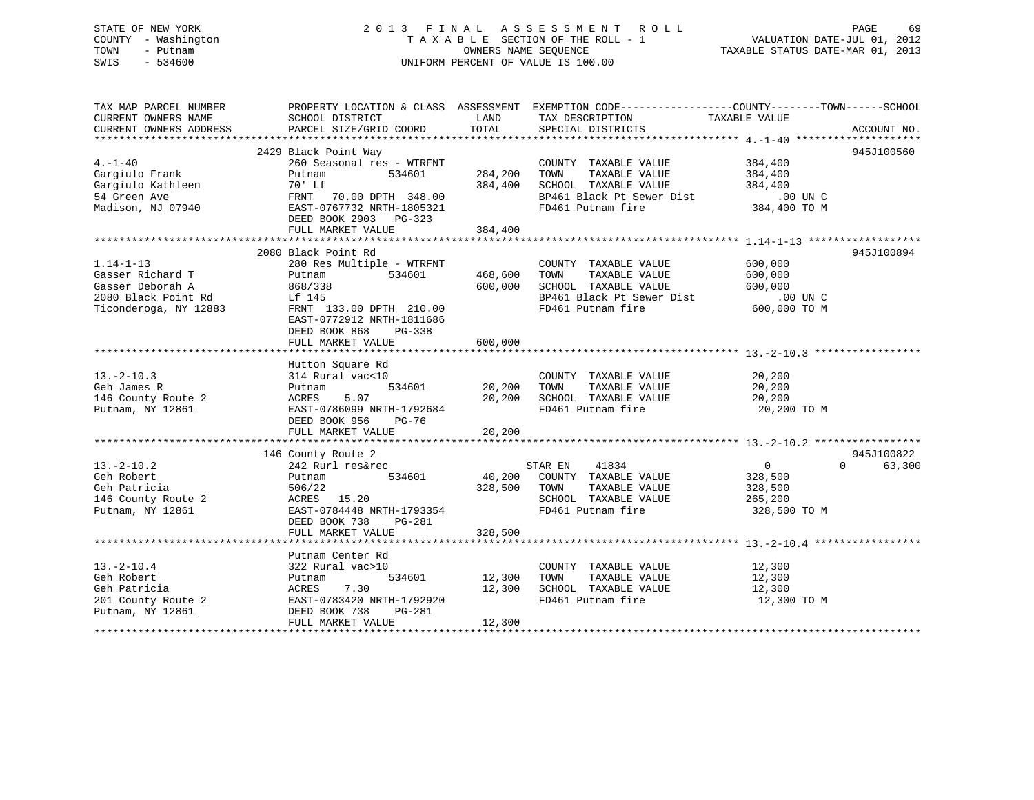STATE OF NEW YORK — 2013 FINAL ASSESSMENT ROLL
COUNTY - Washington — TAXABLE SECTION OF THE ROLL - 1 — VALUATION DATE-JUL 01, 2012
TOWN - Putnam — OWNERS NAME SEQUENCE — TAXABLE STATUS DATE-MAR 01, 2013
SWIS - 534600 — UNIFORM PERCENT OF VALUE IS 100.00

```
TAX MAP PARCEL NUMBER          PROPERTY LOCATION & CLASS  ASSESSMENT  EXEMPTION CODE------------------COUNTY--------TOWN------SCHOOL
CURRENT OWNERS NAME            SCHOOL DISTRICT               LAND      TAX DESCRIPTION              TAXABLE VALUE
CURRENT OWNERS ADDRESS         PARCEL SIZE/GRID COORD        TOTAL     SPECIAL DISTRICTS                                    ACCOUNT NO.
******************************************************************************************************* 4.-1-40 ********************
                               2429 Black Point Way                                                                        945J100560
4.-1-40                        260 Seasonal res - WTRFNT            COUNTY  TAXABLE VALUE           384,400
Gargiulo Frank                 Putnam            534601   284,200   TOWN    TAXABLE VALUE           384,400
Gargiulo Kathleen              70' Lf                     384,400   SCHOOL  TAXABLE VALUE           384,400
54 Green Ave                   FRNT   70.00 DPTH 348.00             BP461 Black Pt Sewer Dist            .00 UN C
Madison, NJ 07940              EAST-0767732 NRTH-1805321            FD461 Putnam fire               384,400 TO M
                               DEED BOOK 2903   PG-323
                               FULL MARKET VALUE          384,400
******************************************************************************************************* 1.14-1-13 ******************
                               2080 Black Point Rd                                                                         945J100894
1.14-1-13                      280 Res Multiple - WTRFNT            COUNTY  TAXABLE VALUE           600,000
Gasser Richard T               Putnam            534601   468,600   TOWN    TAXABLE VALUE           600,000
Gasser Deborah A               868/338                    600,000   SCHOOL  TAXABLE VALUE           600,000
2080 Black Point Rd            Lf 145                               BP461 Black Pt Sewer Dist            .00 UN C
Ticonderoga, NY 12883          FRNT  133.00 DPTH 210.00             FD461 Putnam fire               600,000 TO M
                               EAST-0772912 NRTH-1811686
                               DEED BOOK 868    PG-338
                               FULL MARKET VALUE          600,000
******************************************************************************************************* 13.-2-10.3 *****************
                               Hutton Square Rd
13.-2-10.3                     314 Rural vac<10                     COUNTY  TAXABLE VALUE            20,200
Geh James R                    Putnam            534601    20,200   TOWN    TAXABLE VALUE            20,200
146 County Route 2             ACRES    5.07               20,200   SCHOOL  TAXABLE VALUE            20,200
Putnam, NY 12861               EAST-0786099 NRTH-1792684            FD461 Putnam fire                20,200 TO M
                               DEED BOOK 956    PG-76
                               FULL MARKET VALUE           20,200
******************************************************************************************************* 13.-2-10.2 *****************
                               146 County Route 2                                                                          945J100822
13.-2-10.2                     242 Rurl res&rec                     STAR EN    41834                  0             0      63,300
Geh Robert                     Putnam            534601    40,200   COUNTY  TAXABLE VALUE           328,500
Geh Patricia                   506/22                     328,500   TOWN    TAXABLE VALUE           328,500
146 County Route 2             ACRES   15.20                        SCHOOL  TAXABLE VALUE           265,200
Putnam, NY 12861               EAST-0784448 NRTH-1793354            FD461 Putnam fire               328,500 TO M
                               DEED BOOK 738    PG-281
                               FULL MARKET VALUE          328,500
******************************************************************************************************* 13.-2-10.4 *****************
                               Putnam Center Rd
13.-2-10.4                     322 Rural vac>10                     COUNTY  TAXABLE VALUE            12,300
Geh Robert                     Putnam            534601    12,300   TOWN    TAXABLE VALUE            12,300
Geh Patricia                   ACRES    7.30               12,300   SCHOOL  TAXABLE VALUE            12,300
201 County Route 2             EAST-0783420 NRTH-1792920            FD461 Putnam fire                12,300 TO M
Putnam, NY 12861               DEED BOOK 738    PG-281
                               FULL MARKET VALUE           12,300
************************************************************************************************************************************
```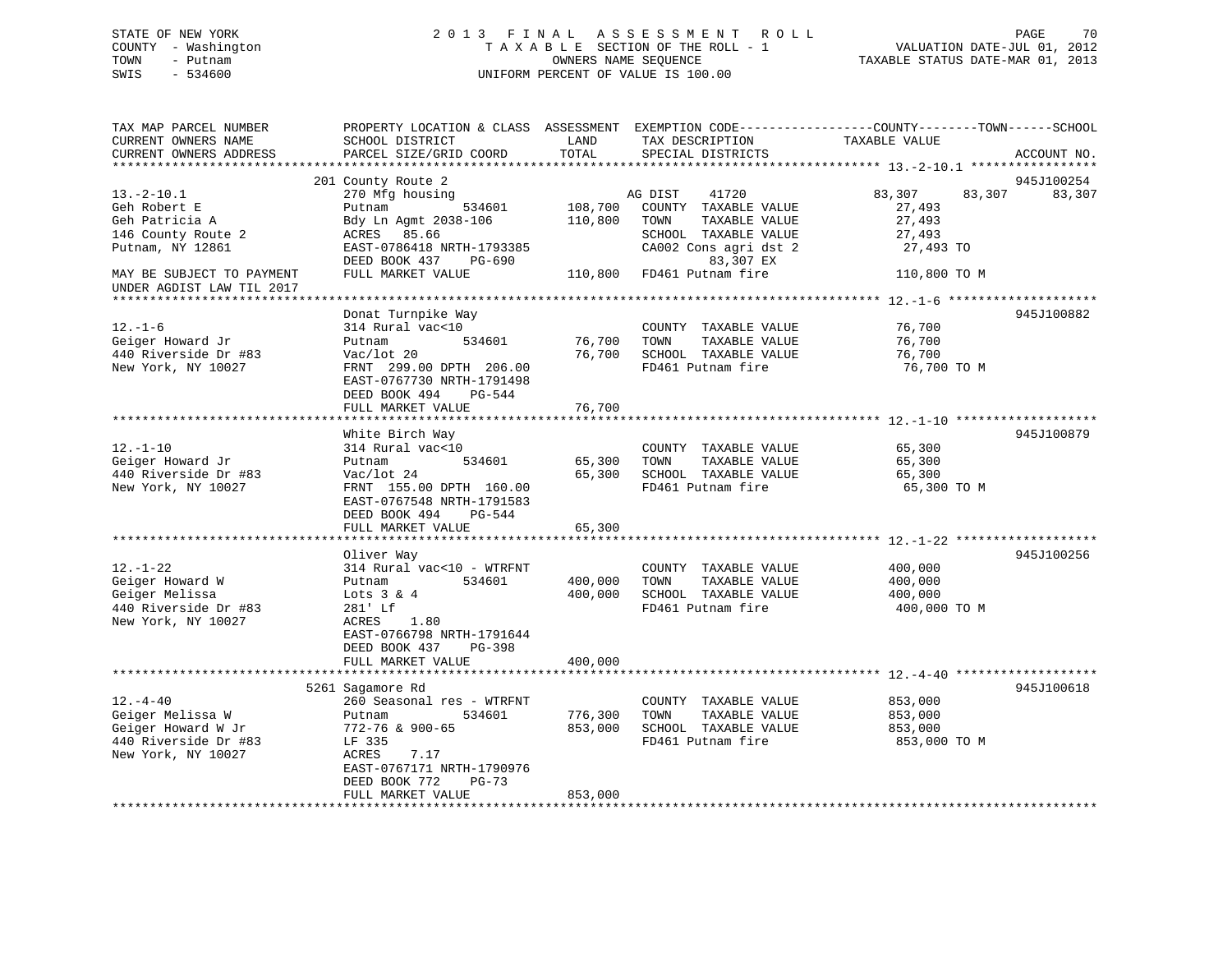STATE OF NEW YORK
COUNTY - Washington
TOWN - Putnam
SWIS - 534600

2013 FINAL ASSESSMENT ROLL
TAXABLE SECTION OF THE ROLL - 1
OWNERS NAME SEQUENCE
UNIFORM PERCENT OF VALUE IS 100.00

VALUATION DATE-JUL 01, 2012
TAXABLE STATUS DATE-MAR 01, 2013

| TAX MAP PARCEL NUMBER / CURRENT OWNERS NAME / CURRENT OWNERS ADDRESS | PROPERTY LOCATION & CLASS / SCHOOL DISTRICT / PARCEL SIZE/GRID COORD | ASSESSMENT LAND / TOTAL | EXEMPTION CODE / TAX DESCRIPTION / SPECIAL DISTRICTS | COUNTY / TOWN / SCHOOL TAXABLE VALUE | ACCOUNT NO. |
|---|---|---|---|---|---|
| 13.-2-10.1 | 201 County Route 2 | | | | 945J100254 |
| 13.-2-10.1 | 270 Mfg housing | | AG DIST 41720 | 83,307 83,307 83,307 | |
| Geh Robert E | Putnam 534601 | 108,700 | COUNTY TAXABLE VALUE | 27,493 | |
| Geh Patricia A | Bdy Ln Agmt 2038-106 | 110,800 | TOWN TAXABLE VALUE | 27,493 | |
| 146 County Route 2 | ACRES 85.66 | | SCHOOL TAXABLE VALUE | 27,493 | |
| Putnam, NY 12861 | EAST-0786418 NRTH-1793385 | | CA002 Cons agri dst 2 | 27,493 TO | |
| | DEED BOOK 437 PG-690 | | 83,307 EX | | |
| MAY BE SUBJECT TO PAYMENT | FULL MARKET VALUE | 110,800 | FD461 Putnam fire | 110,800 TO M | |
| UNDER AGDIST LAW TIL 2017 | | | | | |
| 12.-1-6 | Donat Turnpike Way | | | | 945J100882 |
| 12.-1-6 | 314 Rural vac<10 | | COUNTY TAXABLE VALUE | 76,700 | |
| Geiger Howard Jr | Putnam 534601 | 76,700 | TOWN TAXABLE VALUE | 76,700 | |
| 440 Riverside Dr #83 | Vac/lot 20 | 76,700 | SCHOOL TAXABLE VALUE | 76,700 | |
| New York, NY 10027 | FRNT 299.00 DPTH 206.00 | | FD461 Putnam fire | 76,700 TO M | |
| | EAST-0767730 NRTH-1791498 | | | | |
| | DEED BOOK 494 PG-544 | | | | |
| | FULL MARKET VALUE | 76,700 | | | |
| 12.-1-10 | White Birch Way | | | | 945J100879 |
| 12.-1-10 | 314 Rural vac<10 | | COUNTY TAXABLE VALUE | 65,300 | |
| Geiger Howard Jr | Putnam 534601 | 65,300 | TOWN TAXABLE VALUE | 65,300 | |
| 440 Riverside Dr #83 | Vac/lot 24 | 65,300 | SCHOOL TAXABLE VALUE | 65,300 | |
| New York, NY 10027 | FRNT 155.00 DPTH 160.00 | | FD461 Putnam fire | 65,300 TO M | |
| | EAST-0767548 NRTH-1791583 | | | | |
| | DEED BOOK 494 PG-544 | | | | |
| | FULL MARKET VALUE | 65,300 | | | |
| 12.-1-22 | Oliver Way | | | | 945J100256 |
| 12.-1-22 | 314 Rural vac<10 - WTRFNT | | COUNTY TAXABLE VALUE | 400,000 | |
| Geiger Howard W | Putnam 534601 | 400,000 | TOWN TAXABLE VALUE | 400,000 | |
| Geiger Melissa | Lots 3 & 4 | 400,000 | SCHOOL TAXABLE VALUE | 400,000 | |
| 440 Riverside Dr #83 | 281' Lf | | FD461 Putnam fire | 400,000 TO M | |
| New York, NY 10027 | ACRES 1.80 | | | | |
| | EAST-0766798 NRTH-1791644 | | | | |
| | DEED BOOK 437 PG-398 | | | | |
| | FULL MARKET VALUE | 400,000 | | | |
| 12.-4-40 | 5261 Sagamore Rd | | | | 945J100618 |
| 12.-4-40 | 260 Seasonal res - WTRFNT | | COUNTY TAXABLE VALUE | 853,000 | |
| Geiger Melissa W | Putnam 534601 | 776,300 | TOWN TAXABLE VALUE | 853,000 | |
| Geiger Howard W Jr | 772-76 & 900-65 | 853,000 | SCHOOL TAXABLE VALUE | 853,000 | |
| 440 Riverside Dr #83 | LF 335 | | FD461 Putnam fire | 853,000 TO M | |
| New York, NY 10027 | ACRES 7.17 | | | | |
| | EAST-0767171 NRTH-1790976 | | | | |
| | DEED BOOK 772 PG-73 | | | | |
| | FULL MARKET VALUE | 853,000 | | | |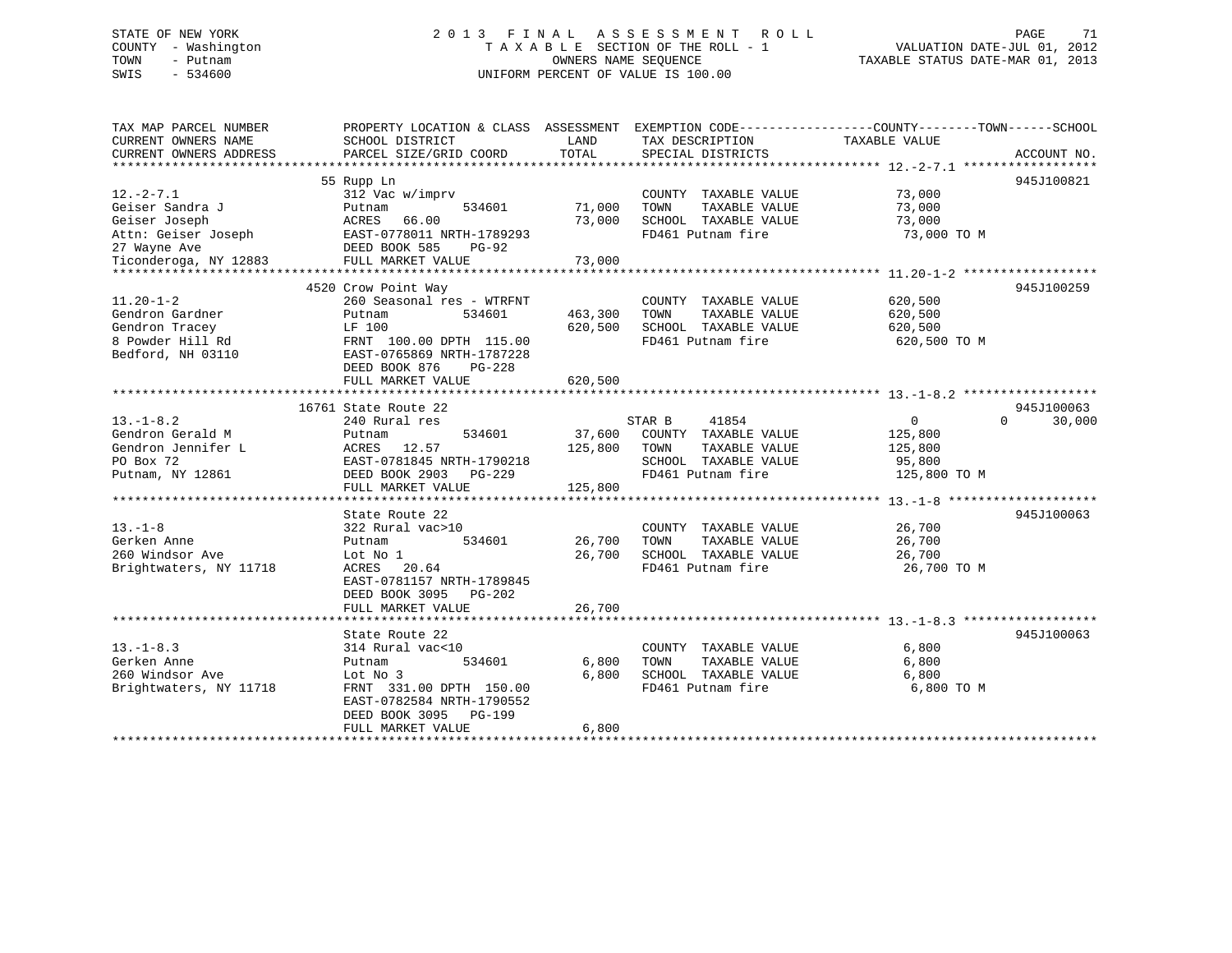STATE OF NEW YORK
COUNTY - Washington
TOWN - Putnam
SWIS - 534600

# 2013 FINAL ASSESSMENT ROLL

TAXABLE SECTION OF THE ROLL - 1
OWNERS NAME SEQUENCE
UNIFORM PERCENT OF VALUE IS 100.00

VALUATION DATE-JUL 01, 2012
TAXABLE STATUS DATE-MAR 01, 2013

| TAX MAP PARCEL NUMBER / CURRENT OWNERS NAME / CURRENT OWNERS ADDRESS | PROPERTY LOCATION & CLASS / SCHOOL DISTRICT / PARCEL SIZE/GRID COORD | ASSESSMENT LAND | TOTAL | EXEMPTION CODE / TAX DESCRIPTION / SPECIAL DISTRICTS | COUNTY / TOWN / SCHOOL TAXABLE VALUE | ACCOUNT NO. |
|---|---|---|---|---|---|---|
| **12.-2-7.1** | 55 Rupp Ln | | | | | 945J100821 |
| 12.-2-7.1 | 312 Vac w/imprv | | | COUNTY TAXABLE VALUE | 73,000 | |
| Geiser Sandra J | Putnam 534601 | 71,000 | | TOWN TAXABLE VALUE | 73,000 | |
| Geiser Joseph | ACRES 66.00 | | 73,000 | SCHOOL TAXABLE VALUE | 73,000 | |
| Attn: Geiser Joseph | EAST-0778011 NRTH-1789293 | | | FD461 Putnam fire | 73,000 TO M | |
| 27 Wayne Ave | DEED BOOK 585 PG-92 | | | | | |
| Ticonderoga, NY 12883 | FULL MARKET VALUE | | 73,000 | | | |
| **11.20-1-2** | 4520 Crow Point Way | | | | | 945J100259 |
| 11.20-1-2 | 260 Seasonal res - WTRFNT | | | COUNTY TAXABLE VALUE | 620,500 | |
| Gendron Gardner | Putnam 534601 | 463,300 | | TOWN TAXABLE VALUE | 620,500 | |
| Gendron Tracey | LF 100 | | 620,500 | SCHOOL TAXABLE VALUE | 620,500 | |
| 8 Powder Hill Rd | FRNT 100.00 DPTH 115.00 | | | FD461 Putnam fire | 620,500 TO M | |
| Bedford, NH 03110 | EAST-0765869 NRTH-1787228 | | | | | |
| | DEED BOOK 876 PG-228 | | | | | |
| | FULL MARKET VALUE | | 620,500 | | | |
| **13.-1-8.2** | 16761 State Route 22 | | | | | 945J100063 |
| 13.-1-8.2 | 240 Rural res | | | STAR B 41854 | 0 0 30,000 | |
| Gendron Gerald M | Putnam 534601 | 37,600 | | COUNTY TAXABLE VALUE | 125,800 | |
| Gendron Jennifer L | ACRES 12.57 | | 125,800 | TOWN TAXABLE VALUE | 125,800 | |
| PO Box 72 | EAST-0781845 NRTH-1790218 | | | SCHOOL TAXABLE VALUE | 95,800 | |
| Putnam, NY 12861 | DEED BOOK 2903 PG-229 | | | FD461 Putnam fire | 125,800 TO M | |
| | FULL MARKET VALUE | | 125,800 | | | |
| **13.-1-8** | State Route 22 | | | | | 945J100063 |
| 13.-1-8 | 322 Rural vac>10 | | | COUNTY TAXABLE VALUE | 26,700 | |
| Gerken Anne | Putnam 534601 | 26,700 | | TOWN TAXABLE VALUE | 26,700 | |
| 260 Windsor Ave | Lot No 1 | | 26,700 | SCHOOL TAXABLE VALUE | 26,700 | |
| Brightwaters, NY 11718 | ACRES 20.64 | | | FD461 Putnam fire | 26,700 TO M | |
| | EAST-0781157 NRTH-1789845 | | | | | |
| | DEED BOOK 3095 PG-202 | | | | | |
| | FULL MARKET VALUE | | 26,700 | | | |
| **13.-1-8.3** | State Route 22 | | | | | 945J100063 |
| 13.-1-8.3 | 314 Rural vac<10 | | | COUNTY TAXABLE VALUE | 6,800 | |
| Gerken Anne | Putnam 534601 | 6,800 | | TOWN TAXABLE VALUE | 6,800 | |
| 260 Windsor Ave | Lot No 3 | | 6,800 | SCHOOL TAXABLE VALUE | 6,800 | |
| Brightwaters, NY 11718 | FRNT 331.00 DPTH 150.00 | | | FD461 Putnam fire | 6,800 TO M | |
| | EAST-0782584 NRTH-1790552 | | | | | |
| | DEED BOOK 3095 PG-199 | | | | | |
| | FULL MARKET VALUE | | 6,800 | | | |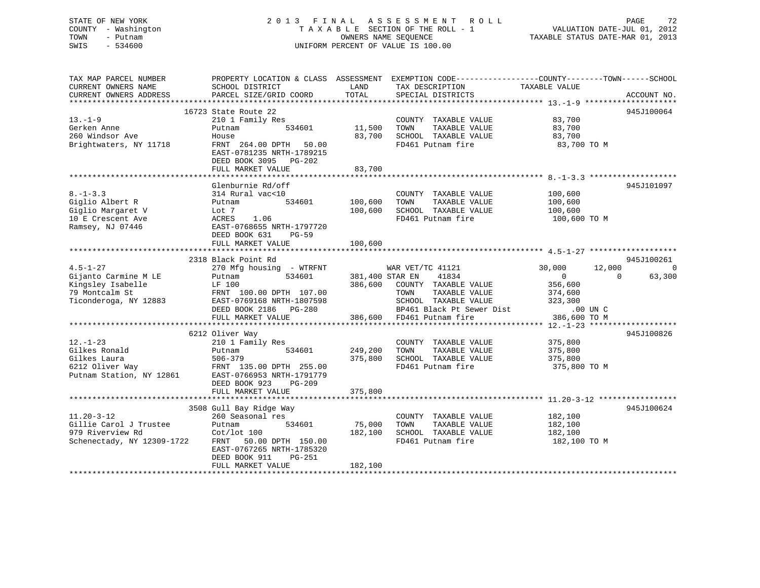STATE OF NEW YORK
COUNTY - Washington
TOWN - Putnam
SWIS - 534600

2 0 1 3 F I N A L A S S E S S M E N T R O L L
T A X A B L E SECTION OF THE ROLL - 1
OWNERS NAME SEQUENCE
UNIFORM PERCENT OF VALUE IS 100.00

VALUATION DATE-JUL 01, 2012
TAXABLE STATUS DATE-MAR 01, 2013

| TAX MAP PARCEL NUMBER<br>CURRENT OWNERS NAME<br>CURRENT OWNERS ADDRESS | PROPERTY LOCATION & CLASS<br>SCHOOL DISTRICT<br>PARCEL SIZE/GRID COORD | ASSESSMENT LAND | TOTAL | EXEMPTION CODE / TAX DESCRIPTION / SPECIAL DISTRICTS | COUNTY TAXABLE VALUE | TOWN | SCHOOL | ACCOUNT NO. |
|---|---|---|---|---|---|---|---|---|
| **13.-1-9** | 16723 State Route 22 | | | | | | | 945J100064 |
| 13.-1-9 | 210 1 Family Res | | | COUNTY TAXABLE VALUE | 83,700 | | | |
| Gerken Anne | Putnam 534601 | 11,500 | | TOWN TAXABLE VALUE | 83,700 | | | |
| 260 Windsor Ave | House | | 83,700 | SCHOOL TAXABLE VALUE | 83,700 | | | |
| Brightwaters, NY 11718 | FRNT 264.00 DPTH 50.00 | | | FD461 Putnam fire | 83,700 TO M | | | |
| | EAST-0781235 NRTH-1789215 | | | | | | | |
| | DEED BOOK 3095 PG-202 | | | | | | | |
| | FULL MARKET VALUE | | 83,700 | | | | | |
| **8.-1-3.3** | Glenburnie Rd/off | | | | | | | 945J101097 |
| 8.-1-3.3 | 314 Rural vac<10 | | | COUNTY TAXABLE VALUE | 100,600 | | | |
| Giglio Albert R | Putnam 534601 | 100,600 | | TOWN TAXABLE VALUE | 100,600 | | | |
| Giglio Margaret V | Lot 7 | | 100,600 | SCHOOL TAXABLE VALUE | 100,600 | | | |
| 10 E Crescent Ave | ACRES 1.06 | | | FD461 Putnam fire | 100,600 TO M | | | |
| Ramsey, NJ 07446 | EAST-0768655 NRTH-1797720 | | | | | | | |
| | DEED BOOK 631 PG-59 | | | | | | | |
| | FULL MARKET VALUE | | 100,600 | | | | | |
| **4.5-1-27** | 2318 Black Point Rd | | | | | | | 945J100261 |
| 4.5-1-27 | 270 Mfg housing - WTRFNT | | | WAR VET/TC 41121 | 30,000 | 12,000 | 0 | |
| Gijanto Carmine M LE | Putnam 534601 | 381,400 | | STAR EN 41834 | 0 | 0 | 63,300 | |
| Kingsley Isabelle | LF 100 | | 386,600 | COUNTY TAXABLE VALUE | 356,600 | | | |
| 79 Montcalm St | FRNT 100.00 DPTH 107.00 | | | TOWN TAXABLE VALUE | 374,600 | | | |
| Ticonderoga, NY 12883 | EAST-0769168 NRTH-1807598 | | | SCHOOL TAXABLE VALUE | 323,300 | | | |
| | DEED BOOK 2186 PG-280 | | | BP461 Black Pt Sewer Dist | .00 UN C | | | |
| | FULL MARKET VALUE | | 386,600 | FD461 Putnam fire | 386,600 TO M | | | |
| **12.-1-23** | 6212 Oliver Way | | | | | | | 945J100826 |
| 12.-1-23 | 210 1 Family Res | | | COUNTY TAXABLE VALUE | 375,800 | | | |
| Gilkes Ronald | Putnam 534601 | 249,200 | | TOWN TAXABLE VALUE | 375,800 | | | |
| Gilkes Laura | 506-379 | | 375,800 | SCHOOL TAXABLE VALUE | 375,800 | | | |
| 6212 Oliver Way | FRNT 135.00 DPTH 255.00 | | | FD461 Putnam fire | 375,800 TO M | | | |
| Putnam Station, NY 12861 | EAST-0766953 NRTH-1791779 | | | | | | | |
| | DEED BOOK 923 PG-209 | | | | | | | |
| | FULL MARKET VALUE | | 375,800 | | | | | |
| **11.20-3-12** | 3508 Gull Bay Ridge Way | | | | | | | 945J100624 |
| 11.20-3-12 | 260 Seasonal res | | | COUNTY TAXABLE VALUE | 182,100 | | | |
| Gillie Carol J Trustee | Putnam 534601 | 75,000 | | TOWN TAXABLE VALUE | 182,100 | | | |
| 979 Riverview Rd | Cot/lot 100 | | 182,100 | SCHOOL TAXABLE VALUE | 182,100 | | | |
| Schenectady, NY 12309-1722 | FRNT 50.00 DPTH 150.00 | | | FD461 Putnam fire | 182,100 TO M | | | |
| | EAST-0767265 NRTH-1785320 | | | | | | | |
| | DEED BOOK 911 PG-251 | | | | | | | |
| | FULL MARKET VALUE | | 182,100 | | | | | |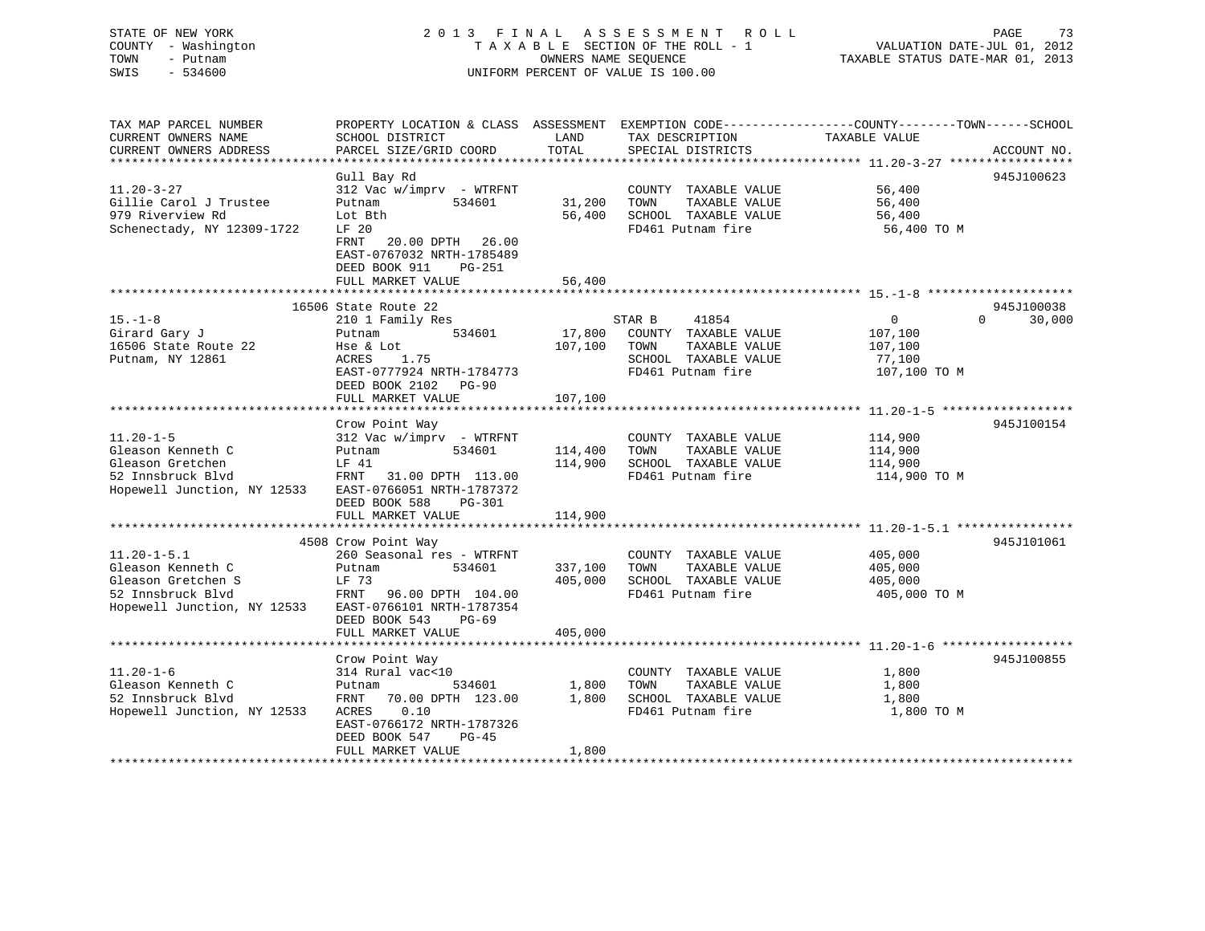STATE OF NEW YORK
COUNTY - Washington
TOWN - Putnam
SWIS - 534600

# 2013 FINAL ASSESSMENT ROLL

TAXABLE SECTION OF THE ROLL - 1
OWNERS NAME SEQUENCE
UNIFORM PERCENT OF VALUE IS 100.00

VALUATION DATE-JUL 01, 2012
TAXABLE STATUS DATE-MAR 01, 2013

| TAX MAP PARCEL NUMBER / CURRENT OWNERS NAME / CURRENT OWNERS ADDRESS | PROPERTY LOCATION & CLASS / SCHOOL DISTRICT / PARCEL SIZE/GRID COORD | ASSESSMENT LAND | TOTAL | EXEMPTION CODE / TAX DESCRIPTION / SPECIAL DISTRICTS | COUNTY TAXABLE VALUE | TOWN | SCHOOL | ACCOUNT NO. |
|---|---|---|---|---|---|---|---|---|
| **11.20-3-27** | Gull Bay Rd | | | | | | | 945J100623 |
| 11.20-3-27 | 312 Vac w/imprv - WTRFNT | | | COUNTY TAXABLE VALUE | 56,400 | | | |
| Gillie Carol J Trustee | Putnam 534601 | 31,200 | | TOWN TAXABLE VALUE | 56,400 | | | |
| 979 Riverview Rd | Lot Bth | | 56,400 | SCHOOL TAXABLE VALUE | 56,400 | | | |
| Schenectady, NY 12309-1722 | LF 20 | | | FD461 Putnam fire | 56,400 TO M | | | |
| | FRNT 20.00 DPTH 26.00 | | | | | | | |
| | EAST-0767032 NRTH-1785489 | | | | | | | |
| | DEED BOOK 911 PG-251 | | | | | | | |
| | FULL MARKET VALUE | | 56,400 | | | | | |
| **15.-1-8** | 16506 State Route 22 | | | | | | | 945J100038 |
| 15.-1-8 | 210 1 Family Res | | | STAR B 41854 | 0 | 0 | 30,000 | |
| Girard Gary J | Putnam 534601 | 17,800 | | COUNTY TAXABLE VALUE | 107,100 | | | |
| 16506 State Route 22 | Hse & Lot | | 107,100 | TOWN TAXABLE VALUE | 107,100 | | | |
| Putnam, NY 12861 | ACRES 1.75 | | | SCHOOL TAXABLE VALUE | 77,100 | | | |
| | EAST-0777924 NRTH-1784773 | | | FD461 Putnam fire | 107,100 TO M | | | |
| | DEED BOOK 2102 PG-90 | | | | | | | |
| | FULL MARKET VALUE | | 107,100 | | | | | |
| **11.20-1-5** | Crow Point Way | | | | | | | 945J100154 |
| 11.20-1-5 | 312 Vac w/imprv - WTRFNT | | | COUNTY TAXABLE VALUE | 114,900 | | | |
| Gleason Kenneth C | Putnam 534601 | 114,400 | | TOWN TAXABLE VALUE | 114,900 | | | |
| Gleason Gretchen | LF 41 | | 114,900 | SCHOOL TAXABLE VALUE | 114,900 | | | |
| 52 Innsbruck Blvd | FRNT 31.00 DPTH 113.00 | | | FD461 Putnam fire | 114,900 TO M | | | |
| Hopewell Junction, NY 12533 | EAST-0766051 NRTH-1787372 | | | | | | | |
| | DEED BOOK 588 PG-301 | | | | | | | |
| | FULL MARKET VALUE | | 114,900 | | | | | |
| **11.20-1-5.1** | 4508 Crow Point Way | | | | | | | 945J101061 |
| 11.20-1-5.1 | 260 Seasonal res - WTRFNT | | | COUNTY TAXABLE VALUE | 405,000 | | | |
| Gleason Kenneth C | Putnam 534601 | 337,100 | | TOWN TAXABLE VALUE | 405,000 | | | |
| Gleason Gretchen S | LF 73 | | 405,000 | SCHOOL TAXABLE VALUE | 405,000 | | | |
| 52 Innsbruck Blvd | FRNT 96.00 DPTH 104.00 | | | FD461 Putnam fire | 405,000 TO M | | | |
| Hopewell Junction, NY 12533 | EAST-0766101 NRTH-1787354 | | | | | | | |
| | DEED BOOK 543 PG-69 | | | | | | | |
| | FULL MARKET VALUE | | 405,000 | | | | | |
| **11.20-1-6** | Crow Point Way | | | | | | | 945J100855 |
| 11.20-1-6 | 314 Rural vac<10 | | | COUNTY TAXABLE VALUE | 1,800 | | | |
| Gleason Kenneth C | Putnam 534601 | 1,800 | | TOWN TAXABLE VALUE | 1,800 | | | |
| 52 Innsbruck Blvd | FRNT 70.00 DPTH 123.00 | | 1,800 | SCHOOL TAXABLE VALUE | 1,800 | | | |
| Hopewell Junction, NY 12533 | ACRES 0.10 | | | FD461 Putnam fire | 1,800 TO M | | | |
| | EAST-0766172 NRTH-1787326 | | | | | | | |
| | DEED BOOK 547 PG-45 | | | | | | | |
| | FULL MARKET VALUE | | 1,800 | | | | | |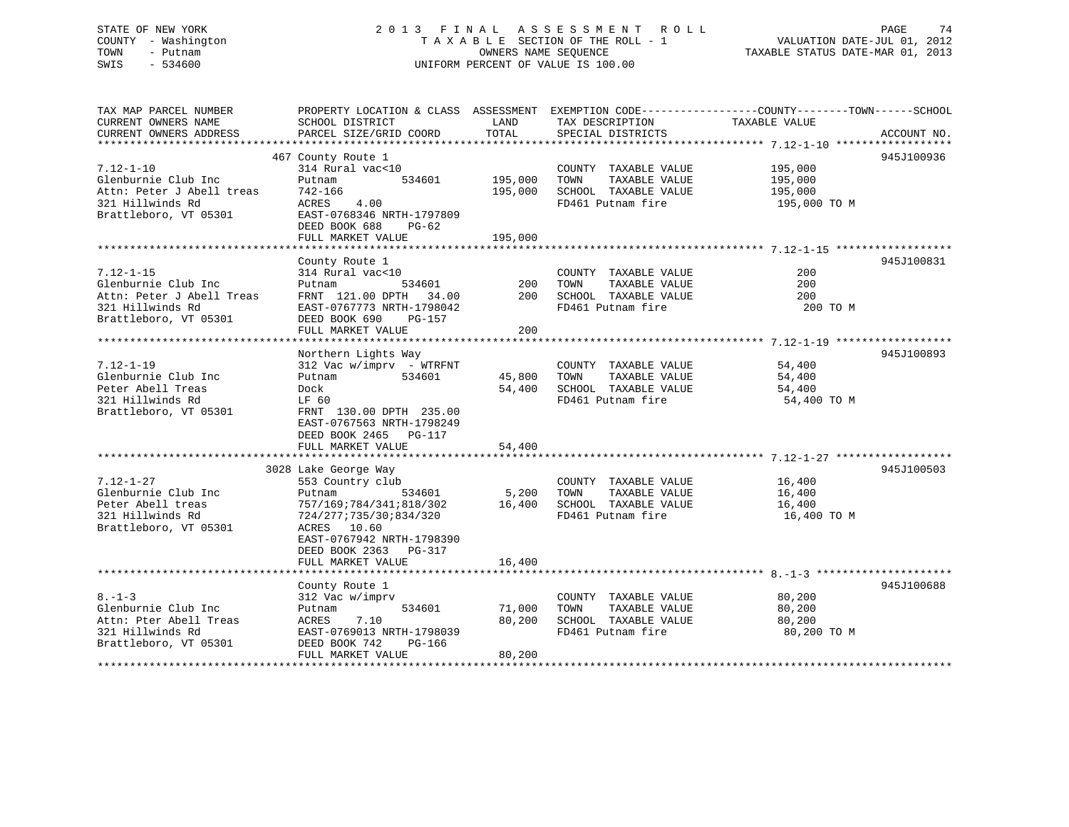STATE OF NEW YORK
COUNTY - Washington
TOWN - Putnam
SWIS - 534600

2013 FINAL ASSESSMENT ROLL
TAXABLE SECTION OF THE ROLL - 1
OWNERS NAME SEQUENCE
UNIFORM PERCENT OF VALUE IS 100.00

VALUATION DATE-JUL 01, 2012
TAXABLE STATUS DATE-MAR 01, 2013

| TAX MAP PARCEL NUMBER / CURRENT OWNERS NAME / CURRENT OWNERS ADDRESS | PROPERTY LOCATION & CLASS / SCHOOL DISTRICT / PARCEL SIZE/GRID COORD | ASSESSMENT LAND | TOTAL | EXEMPTION CODE / TAX DESCRIPTION / SPECIAL DISTRICTS | TAXABLE VALUE (COUNTY / TOWN / SCHOOL) | ACCOUNT NO. |
|---|---|---|---|---|---|---|
| 7.12-1-10 | 467 County Route 1 | | | | | 945J100936 |
| 7.12-1-10 | 314 Rural vac<10 | | | COUNTY TAXABLE VALUE | 195,000 | |
| Glenburnie Club Inc | Putnam 534601 | 195,000 | | TOWN TAXABLE VALUE | 195,000 | |
| Attn: Peter J Abell treas | 742-166 | | 195,000 | SCHOOL TAXABLE VALUE | 195,000 | |
| 321 Hillwinds Rd | ACRES 4.00 | | | FD461 Putnam fire | 195,000 TO M | |
| Brattleboro, VT 05301 | EAST-0768346 NRTH-1797809 | | | | | |
| | DEED BOOK 688 PG-62 | | | | | |
| | FULL MARKET VALUE | | 195,000 | | | |
| 7.12-1-15 | County Route 1 | | | | | 945J100831 |
| 7.12-1-15 | 314 Rural vac<10 | | | COUNTY TAXABLE VALUE | 200 | |
| Glenburnie Club Inc | Putnam 534601 | 200 | | TOWN TAXABLE VALUE | 200 | |
| Attn: Peter J Abell Treas | FRNT 121.00 DPTH 34.00 | | 200 | SCHOOL TAXABLE VALUE | 200 | |
| 321 Hillwinds Rd | EAST-0767773 NRTH-1798042 | | | FD461 Putnam fire | 200 TO M | |
| Brattleboro, VT 05301 | DEED BOOK 690 PG-157 | | | | | |
| | FULL MARKET VALUE | | 200 | | | |
| 7.12-1-19 | Northern Lights Way | | | | | 945J100893 |
| 7.12-1-19 | 312 Vac w/imprv - WTRFNT | | | COUNTY TAXABLE VALUE | 54,400 | |
| Glenburnie Club Inc | Putnam 534601 | 45,800 | | TOWN TAXABLE VALUE | 54,400 | |
| Peter Abell Treas | Dock | | 54,400 | SCHOOL TAXABLE VALUE | 54,400 | |
| 321 Hillwinds Rd | LF 60 | | | FD461 Putnam fire | 54,400 TO M | |
| Brattleboro, VT 05301 | FRNT 130.00 DPTH 235.00 | | | | | |
| | EAST-0767563 NRTH-1798249 | | | | | |
| | DEED BOOK 2465 PG-117 | | | | | |
| | FULL MARKET VALUE | | 54,400 | | | |
| 7.12-1-27 | 3028 Lake George Way | | | | | 945J100503 |
| 7.12-1-27 | 553 Country club | | | COUNTY TAXABLE VALUE | 16,400 | |
| Glenburnie Club Inc | Putnam 534601 | 5,200 | | TOWN TAXABLE VALUE | 16,400 | |
| Peter Abell treas | 757/169;784/341;818/302 | | 16,400 | SCHOOL TAXABLE VALUE | 16,400 | |
| 321 Hillwinds Rd | 724/277;735/30;834/320 | | | FD461 Putnam fire | 16,400 TO M | |
| Brattleboro, VT 05301 | ACRES 10.60 | | | | | |
| | EAST-0767942 NRTH-1798390 | | | | | |
| | DEED BOOK 2363 PG-317 | | | | | |
| | FULL MARKET VALUE | | 16,400 | | | |
| 8.-1-3 | County Route 1 | | | | | 945J100688 |
| 8.-1-3 | 312 Vac w/imprv | | | COUNTY TAXABLE VALUE | 80,200 | |
| Glenburnie Club Inc | Putnam 534601 | 71,000 | | TOWN TAXABLE VALUE | 80,200 | |
| Attn: Pter Abell Treas | ACRES 7.10 | | 80,200 | SCHOOL TAXABLE VALUE | 80,200 | |
| 321 Hillwinds Rd | EAST-0769013 NRTH-1798039 | | | FD461 Putnam fire | 80,200 TO M | |
| Brattleboro, VT 05301 | DEED BOOK 742 PG-166 | | | | | |
| | FULL MARKET VALUE | | 80,200 | | | |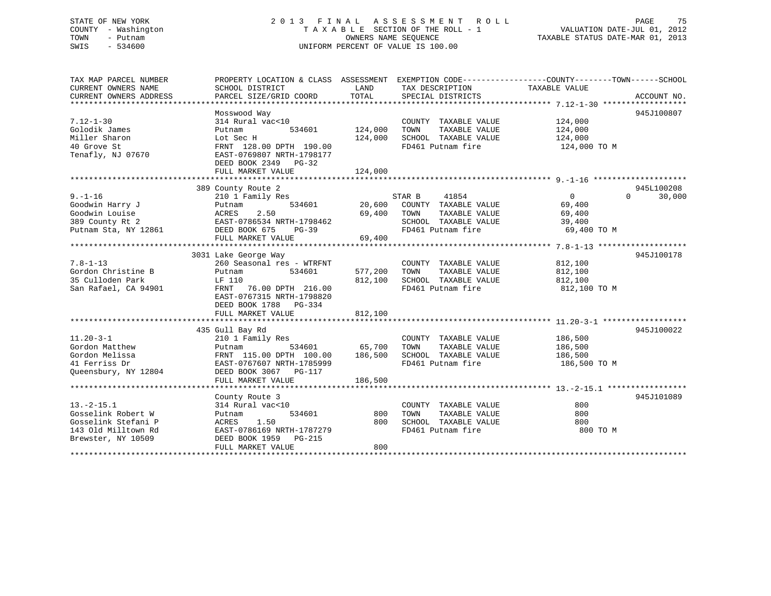STATE OF NEW YORK
COUNTY - Washington
TOWN - Putnam
SWIS - 534600

2013 FINAL ASSESSMENT ROLL
TAXABLE SECTION OF THE ROLL - 1
OWNERS NAME SEQUENCE
UNIFORM PERCENT OF VALUE IS 100.00

VALUATION DATE-JUL 01, 2012
TAXABLE STATUS DATE-MAR 01, 2013

| TAX MAP PARCEL NUMBER / CURRENT OWNERS NAME / CURRENT OWNERS ADDRESS | PROPERTY LOCATION & CLASS / SCHOOL DISTRICT / PARCEL SIZE/GRID COORD | ASSESSMENT LAND | TOTAL | EXEMPTION CODE / TAX DESCRIPTION / SPECIAL DISTRICTS | COUNTY TAXABLE VALUE | TOWN | SCHOOL | ACCOUNT NO. |
|---|---|---|---|---|---|---|---|---|
| 7.12-1-30 | Mosswood Way | | | | | | | 945J100807 |
| Golodik James | 314 Rural vac<10 | | | COUNTY TAXABLE VALUE | 124,000 | | | |
| Miller Sharon | Putnam 534601 | 124,000 | | TOWN TAXABLE VALUE | 124,000 | | | |
| 40 Grove St | Lot Sec H | | 124,000 | SCHOOL TAXABLE VALUE | 124,000 | | | |
| Tenafly, NJ 07670 | FRNT 128.00 DPTH 190.00 | | | FD461 Putnam fire | 124,000 TO M | | | |
| | EAST-0769807 NRTH-1798177 | | | | | | | |
| | DEED BOOK 2349 PG-32 | | | | | | | |
| | FULL MARKET VALUE | | 124,000 | | | | | |
| 9.-1-16 | 389 County Route 2 | | | | | | | 945L100208 |
| Goodwin Harry J | 210 1 Family Res | | | STAR B 41854 | 0 | 0 | 30,000 | |
| Goodwin Louise | Putnam 534601 | 20,600 | | COUNTY TAXABLE VALUE | 69,400 | | | |
| 389 County Rt 2 | ACRES 2.50 | | 69,400 | TOWN TAXABLE VALUE | 69,400 | | | |
| Putnam Sta, NY 12861 | EAST-0786534 NRTH-1798462 | | | SCHOOL TAXABLE VALUE | 39,400 | | | |
| | DEED BOOK 675 PG-39 | | | FD461 Putnam fire | 69,400 TO M | | | |
| | FULL MARKET VALUE | | 69,400 | | | | | |
| 7.8-1-13 | 3031 Lake George Way | | | | | | | 945J100178 |
| Gordon Christine B | 260 Seasonal res - WTRFNT | | | COUNTY TAXABLE VALUE | 812,100 | | | |
| 35 Culloden Park | Putnam 534601 | 577,200 | | TOWN TAXABLE VALUE | 812,100 | | | |
| San Rafael, CA 94901 | LF 110 | | 812,100 | SCHOOL TAXABLE VALUE | 812,100 | | | |
| | FRNT 76.00 DPTH 216.00 | | | FD461 Putnam fire | 812,100 TO M | | | |
| | EAST-0767315 NRTH-1798820 | | | | | | | |
| | DEED BOOK 1788 PG-334 | | | | | | | |
| | FULL MARKET VALUE | | 812,100 | | | | | |
| 11.20-3-1 | 435 Gull Bay Rd | | | | | | | 945J100022 |
| Gordon Matthew | 210 1 Family Res | | | COUNTY TAXABLE VALUE | 186,500 | | | |
| Gordon Melissa | Putnam 534601 | 65,700 | | TOWN TAXABLE VALUE | 186,500 | | | |
| 41 Ferriss Dr | FRNT 115.00 DPTH 100.00 | | 186,500 | SCHOOL TAXABLE VALUE | 186,500 | | | |
| Queensbury, NY 12804 | EAST-0767607 NRTH-1785999 | | | FD461 Putnam fire | 186,500 TO M | | | |
| | DEED BOOK 3067 PG-117 | | | | | | | |
| | FULL MARKET VALUE | | 186,500 | | | | | |
| 13.-2-15.1 | County Route 3 | | | | | | | 945J101089 |
| Gosselink Robert W | 314 Rural vac<10 | | | COUNTY TAXABLE VALUE | 800 | | | |
| Gosselink Stefani P | Putnam 534601 | 800 | | TOWN TAXABLE VALUE | 800 | | | |
| 143 Old Milltown Rd | ACRES 1.50 | | 800 | SCHOOL TAXABLE VALUE | 800 | | | |
| Brewster, NY 10509 | EAST-0786169 NRTH-1787279 | | | FD461 Putnam fire | 800 TO M | | | |
| | DEED BOOK 1959 PG-215 | | | | | | | |
| | FULL MARKET VALUE | | 800 | | | | | |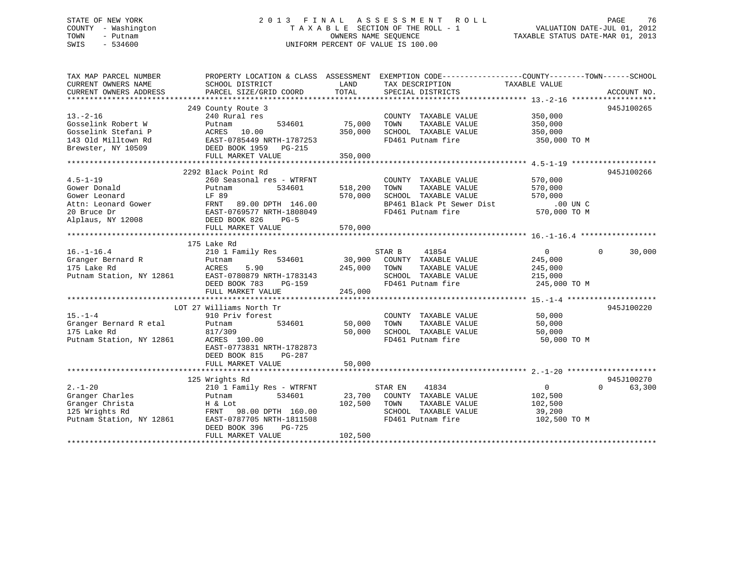STATE OF NEW YORK
COUNTY - Washington
TOWN - Putnam
SWIS - 534600

# 2013 FINAL ASSESSMENT ROLL
TAXABLE SECTION OF THE ROLL - 1
OWNERS NAME SEQUENCE
UNIFORM PERCENT OF VALUE IS 100.00

VALUATION DATE-JUL 01, 2012
TAXABLE STATUS DATE-MAR 01, 2013

| TAX MAP PARCEL NUMBER / CURRENT OWNERS NAME / CURRENT OWNERS ADDRESS | PROPERTY LOCATION & CLASS / SCHOOL DISTRICT / PARCEL SIZE/GRID COORD | ASSESSMENT LAND | TOTAL | EXEMPTION CODE / TAX DESCRIPTION / SPECIAL DISTRICTS | COUNTY | TOWN | SCHOOL | ACCOUNT NO. |
|---|---|---|---|---|---|---|---|---|
| 13.-2-16 | 249 County Route 3 | | | | | | | 945J100265 |
| Gosselink Robert W | 240 Rural res | | | COUNTY TAXABLE VALUE | 350,000 | | | |
| Gosselink Stefani P | Putnam 534601 | 75,000 | | TOWN TAXABLE VALUE | | 350,000 | | |
| 143 Old Milltown Rd | ACRES 10.00 | | 350,000 | SCHOOL TAXABLE VALUE | | | 350,000 | |
| Brewster, NY 10509 | EAST-0785449 NRTH-1787253 | | | FD461 Putnam fire | 350,000 TO M | | | |
| | DEED BOOK 1959 PG-215 | | | | | | | |
| | FULL MARKET VALUE | | 350,000 | | | | | |
| 4.5-1-19 | 2292 Black Point Rd | | | | | | | 945J100266 |
| Gower Donald | 260 Seasonal res - WTRFNT | | | COUNTY TAXABLE VALUE | 570,000 | | | |
| Gower Leonard | Putnam 534601 | 518,200 | | TOWN TAXABLE VALUE | | 570,000 | | |
| Attn: Leonard Gower | LF 89 | | 570,000 | SCHOOL TAXABLE VALUE | | | 570,000 | |
| 20 Bruce Dr | FRNT 89.00 DPTH 146.00 | | | BP461 Black Pt Sewer Dist | .00 UN C | | | |
| Alplaus, NY 12008 | EAST-0769577 NRTH-1808049 | | | FD461 Putnam fire | 570,000 TO M | | | |
| | DEED BOOK 826 PG-5 | | | | | | | |
| | FULL MARKET VALUE | | 570,000 | | | | | |
| 16.-1-16.4 | 175 Lake Rd | | | | | | | |
| Granger Bernard R | 210 1 Family Res | | | STAR B 41854 | 0 | 0 | 30,000 | |
| 175 Lake Rd | Putnam 534601 | 30,900 | | COUNTY TAXABLE VALUE | 245,000 | | | |
| Putnam Station, NY 12861 | ACRES 5.90 | | 245,000 | TOWN TAXABLE VALUE | | 245,000 | | |
| | EAST-0780879 NRTH-1783143 | | | SCHOOL TAXABLE VALUE | | | 215,000 | |
| | DEED BOOK 783 PG-159 | | | FD461 Putnam fire | 245,000 TO M | | | |
| | FULL MARKET VALUE | | 245,000 | | | | | |
| 15.-1-4 | LOT 27 Williams North Tr | | | | | | | 945J100220 |
| Granger Bernard R etal | 910 Priv forest | | | COUNTY TAXABLE VALUE | 50,000 | | | |
| 175 Lake Rd | Putnam 534601 | 50,000 | | TOWN TAXABLE VALUE | | 50,000 | | |
| Putnam Station, NY 12861 | 817/309 | | 50,000 | SCHOOL TAXABLE VALUE | | | 50,000 | |
| | ACRES 100.00 | | | FD461 Putnam fire | 50,000 TO M | | | |
| | EAST-0773831 NRTH-1782873 | | | | | | | |
| | DEED BOOK 815 PG-287 | | | | | | | |
| | FULL MARKET VALUE | | 50,000 | | | | | |
| 2.-1-20 | 125 Wrights Rd | | | | | | | 945J100270 |
| Granger Charles | 210 1 Family Res - WTRFNT | | | STAR EN 41834 | 0 | 0 | 63,300 | |
| Granger Christa | Putnam 534601 | 23,700 | | COUNTY TAXABLE VALUE | 102,500 | | | |
| 125 Wrights Rd | H & Lot | | 102,500 | TOWN TAXABLE VALUE | | 102,500 | | |
| Putnam Station, NY 12861 | FRNT 98.00 DPTH 160.00 | | | SCHOOL TAXABLE VALUE | | | 39,200 | |
| | EAST-0787705 NRTH-1811508 | | | FD461 Putnam fire | 102,500 TO M | | | |
| | DEED BOOK 396 PG-725 | | | | | | | |
| | FULL MARKET VALUE | | 102,500 | | | | | |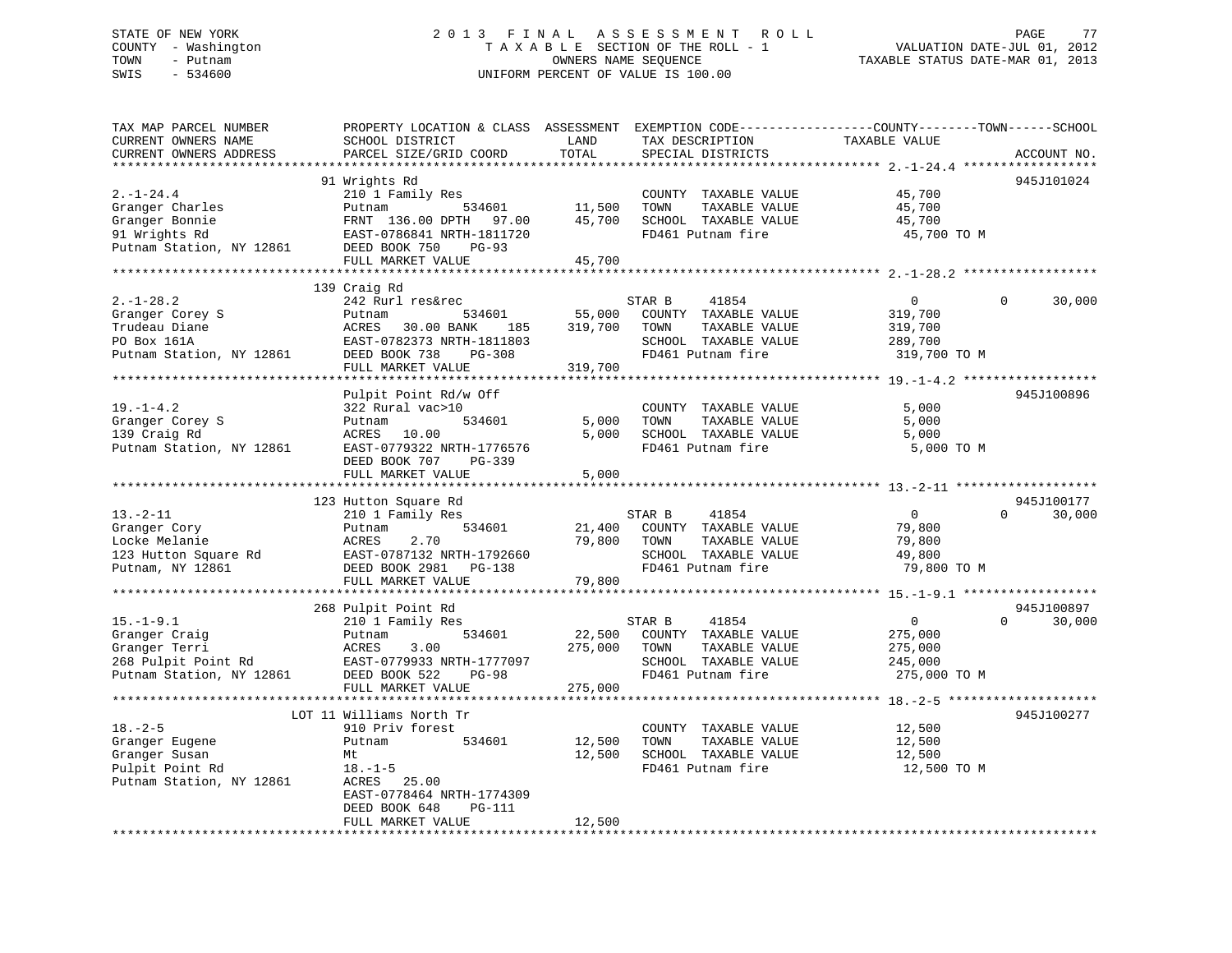STATE OF NEW YORK
COUNTY - Washington
TOWN - Putnam
SWIS - 534600

# 2013 FINAL ASSESSMENT ROLL

TAXABLE SECTION OF THE ROLL - 1
OWNERS NAME SEQUENCE
UNIFORM PERCENT OF VALUE IS 100.00

VALUATION DATE-JUL 01, 2012
TAXABLE STATUS DATE-MAR 01, 2013

| TAX MAP PARCEL NUMBER / CURRENT OWNERS NAME / CURRENT OWNERS ADDRESS | PROPERTY LOCATION & CLASS / SCHOOL DISTRICT / PARCEL SIZE/GRID COORD | ASSESSMENT LAND | TOTAL | EXEMPTION CODE / TAX DESCRIPTION / SPECIAL DISTRICTS | COUNTY / TOWN TAXABLE VALUE | SCHOOL | ACCOUNT NO. |
|---|---|---|---|---|---|---|---|
| **2.-1-24.4** | 91 Wrights Rd | | | | | | 945J101024 |
| 2.-1-24.4 | 210 1 Family Res | | | COUNTY TAXABLE VALUE | 45,700 | | |
| Granger Charles | Putnam 534601 | 11,500 | | TOWN TAXABLE VALUE | 45,700 | | |
| Granger Bonnie | FRNT 136.00 DPTH 97.00 | | 45,700 | SCHOOL TAXABLE VALUE | 45,700 | | |
| 91 Wrights Rd | EAST-0786841 NRTH-1811720 | | | FD461 Putnam fire | 45,700 TO M | | |
| Putnam Station, NY 12861 | DEED BOOK 750 PG-93 | | | | | | |
| | FULL MARKET VALUE | | 45,700 | | | | |
| **2.-1-28.2** | 139 Craig Rd | | | | | | |
| 2.-1-28.2 | 242 Rurl res&rec | | | STAR B 41854 | 0 | 0 30,000 | |
| Granger Corey S | Putnam 534601 | 55,000 | | COUNTY TAXABLE VALUE | 319,700 | | |
| Trudeau Diane | ACRES 30.00 BANK 185 | | 319,700 | TOWN TAXABLE VALUE | 319,700 | | |
| PO Box 161A | EAST-0782373 NRTH-1811803 | | | SCHOOL TAXABLE VALUE | 289,700 | | |
| Putnam Station, NY 12861 | DEED BOOK 738 PG-308 | | | FD461 Putnam fire | 319,700 TO M | | |
| | FULL MARKET VALUE | | 319,700 | | | | |
| **19.-1-4.2** | Pulpit Point Rd/w Off | | | | | | 945J100896 |
| 19.-1-4.2 | 322 Rural vac>10 | | | COUNTY TAXABLE VALUE | 5,000 | | |
| Granger Corey S | Putnam 534601 | 5,000 | | TOWN TAXABLE VALUE | 5,000 | | |
| 139 Craig Rd | ACRES 10.00 | | 5,000 | SCHOOL TAXABLE VALUE | 5,000 | | |
| Putnam Station, NY 12861 | EAST-0779322 NRTH-1776576 | | | FD461 Putnam fire | 5,000 TO M | | |
| | DEED BOOK 707 PG-339 | | | | | | |
| | FULL MARKET VALUE | | 5,000 | | | | |
| **13.-2-11** | 123 Hutton Square Rd | | | | | | 945J100177 |
| 13.-2-11 | 210 1 Family Res | | | STAR B 41854 | 0 | 0 30,000 | |
| Granger Cory | Putnam 534601 | 21,400 | | COUNTY TAXABLE VALUE | 79,800 | | |
| Locke Melanie | ACRES 2.70 | | 79,800 | TOWN TAXABLE VALUE | 79,800 | | |
| 123 Hutton Square Rd | EAST-0787132 NRTH-1792660 | | | SCHOOL TAXABLE VALUE | 49,800 | | |
| Putnam, NY 12861 | DEED BOOK 2981 PG-138 | | | FD461 Putnam fire | 79,800 TO M | | |
| | FULL MARKET VALUE | | 79,800 | | | | |
| **15.-1-9.1** | 268 Pulpit Point Rd | | | | | | 945J100897 |
| 15.-1-9.1 | 210 1 Family Res | | | STAR B 41854 | 0 | 0 30,000 | |
| Granger Craig | Putnam 534601 | 22,500 | | COUNTY TAXABLE VALUE | 275,000 | | |
| Granger Terri | ACRES 3.00 | | 275,000 | TOWN TAXABLE VALUE | 275,000 | | |
| 268 Pulpit Point Rd | EAST-0779933 NRTH-1777097 | | | SCHOOL TAXABLE VALUE | 245,000 | | |
| Putnam Station, NY 12861 | DEED BOOK 522 PG-98 | | | FD461 Putnam fire | 275,000 TO M | | |
| | FULL MARKET VALUE | | 275,000 | | | | |
| **18.-2-5** | LOT 11 Williams North Tr | | | | | | 945J100277 |
| 18.-2-5 | 910 Priv forest | | | COUNTY TAXABLE VALUE | 12,500 | | |
| Granger Eugene | Putnam 534601 | 12,500 | | TOWN TAXABLE VALUE | 12,500 | | |
| Granger Susan | Mt | | 12,500 | SCHOOL TAXABLE VALUE | 12,500 | | |
| Pulpit Point Rd | 18.-1-5 | | | FD461 Putnam fire | 12,500 TO M | | |
| Putnam Station, NY 12861 | ACRES 25.00 | | | | | | |
| | EAST-0778464 NRTH-1774309 | | | | | | |
| | DEED BOOK 648 PG-111 | | | | | | |
| | FULL MARKET VALUE | | 12,500 | | | | |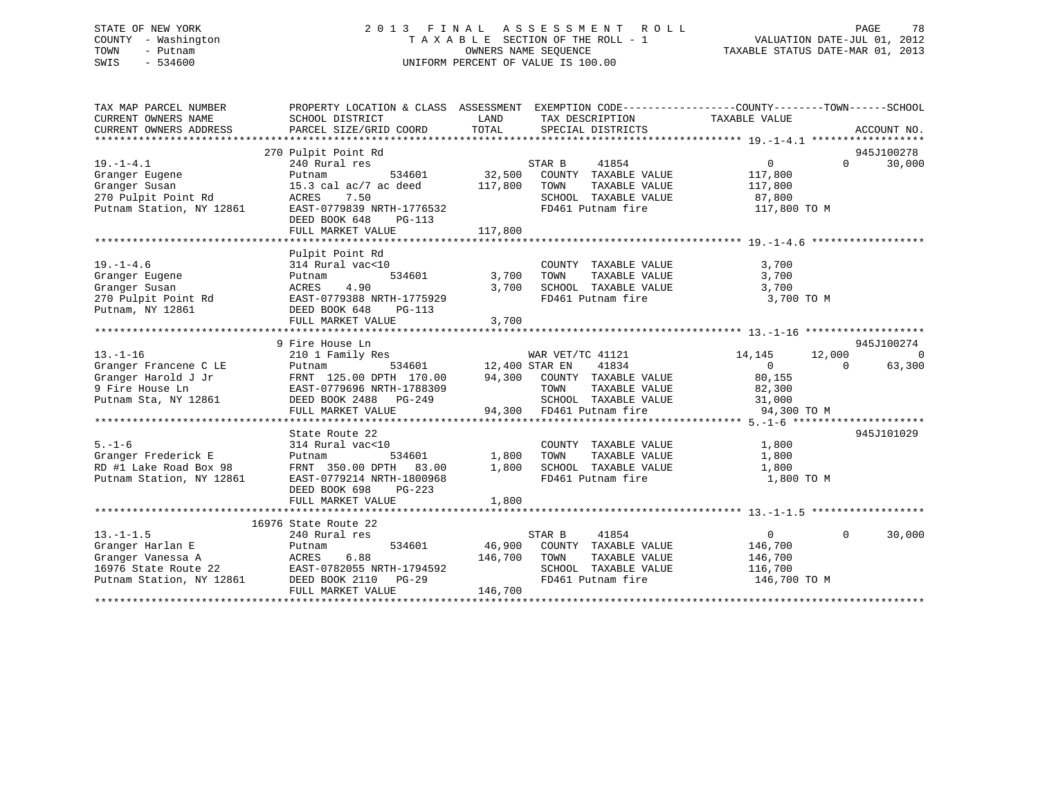STATE OF NEW YORK
COUNTY - Washington
TOWN - Putnam
SWIS - 534600

2 0 1 3 F I N A L A S S E S S M E N T R O L L
T A X A B L E SECTION OF THE ROLL - 1
OWNERS NAME SEQUENCE
UNIFORM PERCENT OF VALUE IS 100.00

VALUATION DATE-JUL 01, 2012
TAXABLE STATUS DATE-MAR 01, 2013

| TAX MAP PARCEL NUMBER / CURRENT OWNERS NAME / CURRENT OWNERS ADDRESS | PROPERTY LOCATION & CLASS / SCHOOL DISTRICT / PARCEL SIZE/GRID COORD | ASSESSMENT LAND / TOTAL | EXEMPTION CODE / TAX DESCRIPTION / SPECIAL DISTRICTS | COUNTY TAXABLE VALUE | TOWN | SCHOOL | ACCOUNT NO. |
|---|---|---|---|---|---|---|---|
| **19.-1-4.1** | 270 Pulpit Point Rd | | | | | | 945J100278 |
| 19.-1-4.1 | 240 Rural res | | STAR B 41854 | 0 | 0 | 30,000 | |
| Granger Eugene | Putnam 534601 | 32,500 | COUNTY TAXABLE VALUE | 117,800 | | | |
| Granger Susan | 15.3 cal ac/7 ac deed | 117,800 | TOWN TAXABLE VALUE | 117,800 | | | |
| 270 Pulpit Point Rd | ACRES 7.50 | | SCHOOL TAXABLE VALUE | 87,800 | | | |
| Putnam Station, NY 12861 | EAST-0779839 NRTH-1776532 | | FD461 Putnam fire | 117,800 TO M | | | |
| | DEED BOOK 648 PG-113 | | | | | | |
| | FULL MARKET VALUE | 117,800 | | | | | |
| **19.-1-4.6** | Pulpit Point Rd | | | | | | |
| 19.-1-4.6 | 314 Rural vac<10 | | COUNTY TAXABLE VALUE | 3,700 | | | |
| Granger Eugene | Putnam 534601 | 3,700 | TOWN TAXABLE VALUE | 3,700 | | | |
| Granger Susan | ACRES 4.90 | 3,700 | SCHOOL TAXABLE VALUE | 3,700 | | | |
| 270 Pulpit Point Rd | EAST-0779388 NRTH-1775929 | | FD461 Putnam fire | 3,700 TO M | | | |
| Putnam, NY 12861 | DEED BOOK 648 PG-113 | | | | | | |
| | FULL MARKET VALUE | 3,700 | | | | | |
| **13.-1-16** | 9 Fire House Ln | | | | | | 945J100274 |
| 13.-1-16 | 210 1 Family Res | | WAR VET/TC 41121 | 14,145 | 12,000 | 0 | |
| Granger Francene C LE | Putnam 534601 | 12,400 | STAR EN 41834 | 0 | 0 | 63,300 | |
| Granger Harold J Jr | FRNT 125.00 DPTH 170.00 | 94,300 | COUNTY TAXABLE VALUE | 80,155 | | | |
| 9 Fire House Ln | EAST-0779696 NRTH-1788309 | | TOWN TAXABLE VALUE | 82,300 | | | |
| Putnam Sta, NY 12861 | DEED BOOK 2488 PG-249 | | SCHOOL TAXABLE VALUE | 31,000 | | | |
| | FULL MARKET VALUE | 94,300 | FD461 Putnam fire | 94,300 TO M | | | |
| **5.-1-6** | State Route 22 | | | | | | 945J101029 |
| 5.-1-6 | 314 Rural vac<10 | | COUNTY TAXABLE VALUE | 1,800 | | | |
| Granger Frederick E | Putnam 534601 | 1,800 | TOWN TAXABLE VALUE | 1,800 | | | |
| RD #1 Lake Road Box 98 | FRNT 350.00 DPTH 83.00 | 1,800 | SCHOOL TAXABLE VALUE | 1,800 | | | |
| Putnam Station, NY 12861 | EAST-0779214 NRTH-1800968 | | FD461 Putnam fire | 1,800 TO M | | | |
| | DEED BOOK 698 PG-223 | | | | | | |
| | FULL MARKET VALUE | 1,800 | | | | | |
| **13.-1-1.5** | 16976 State Route 22 | | | | | | |
| 13.-1-1.5 | 240 Rural res | | STAR B 41854 | 0 | 0 | 30,000 | |
| Granger Harlan E | Putnam 534601 | 46,900 | COUNTY TAXABLE VALUE | 146,700 | | | |
| Granger Vanessa A | ACRES 6.88 | 146,700 | TOWN TAXABLE VALUE | 146,700 | | | |
| 16976 State Route 22 | EAST-0782055 NRTH-1794592 | | SCHOOL TAXABLE VALUE | 116,700 | | | |
| Putnam Station, NY 12861 | DEED BOOK 2110 PG-29 | | FD461 Putnam fire | 146,700 TO M | | | |
| | FULL MARKET VALUE | 146,700 | | | | | |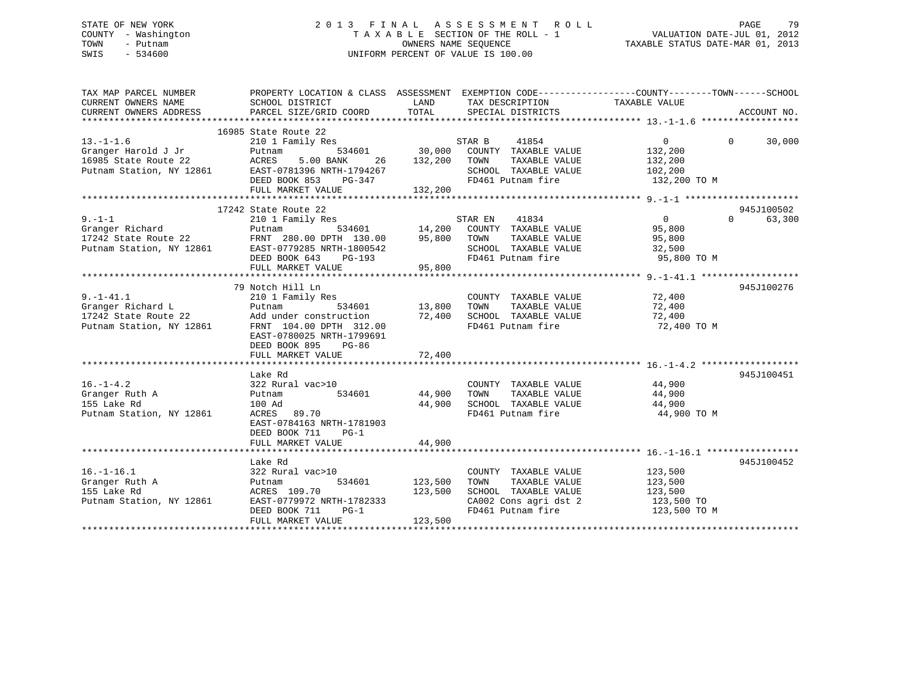STATE OF NEW YORK
COUNTY - Washington
TOWN - Putnam
SWIS - 534600

# 2013 FINAL ASSESSMENT ROLL
TAXABLE SECTION OF THE ROLL - 1
OWNERS NAME SEQUENCE
UNIFORM PERCENT OF VALUE IS 100.00

VALUATION DATE-JUL 01, 2012
TAXABLE STATUS DATE-MAR 01, 2013

| TAX MAP PARCEL NUMBER / CURRENT OWNERS NAME / CURRENT OWNERS ADDRESS | PROPERTY LOCATION & CLASS / SCHOOL DISTRICT / PARCEL SIZE/GRID COORD | ASSESSMENT LAND / TOTAL | EXEMPTION CODE / TAX DESCRIPTION / SPECIAL DISTRICTS | COUNTY / TAXABLE VALUE | TOWN | SCHOOL / ACCOUNT NO. |
|---|---|---|---|---|---|---|
| **13.-1-1.6** | 16985 State Route 22 | | | | | |
| 13.-1-1.6 | 210 1 Family Res | | STAR B 41854 | 0 | 0 | 30,000 |
| Granger Harold J Jr | Putnam 534601 | 30,000 | COUNTY TAXABLE VALUE | 132,200 | | |
| 16985 State Route 22 | ACRES 5.00 BANK 26 | 132,200 | TOWN TAXABLE VALUE | 132,200 | | |
| Putnam Station, NY 12861 | EAST-0781396 NRTH-1794267 | | SCHOOL TAXABLE VALUE | 102,200 | | |
| | DEED BOOK 853 PG-347 | | FD461 Putnam fire | 132,200 TO M | | |
| | FULL MARKET VALUE | 132,200 | | | | |
| **9.-1-1** | 17242 State Route 22 | | | | | 945J100502 |
| 9.-1-1 | 210 1 Family Res | | STAR EN 41834 | 0 | 0 | 63,300 |
| Granger Richard | Putnam 534601 | 14,200 | COUNTY TAXABLE VALUE | 95,800 | | |
| 17242 State Route 22 | FRNT 280.00 DPTH 130.00 | 95,800 | TOWN TAXABLE VALUE | 95,800 | | |
| Putnam Station, NY 12861 | EAST-0779285 NRTH-1800542 | | SCHOOL TAXABLE VALUE | 32,500 | | |
| | DEED BOOK 643 PG-193 | | FD461 Putnam fire | 95,800 TO M | | |
| | FULL MARKET VALUE | 95,800 | | | | |
| **9.-1-41.1** | 79 Notch Hill Ln | | | | | 945J100276 |
| 9.-1-41.1 | 210 1 Family Res | | COUNTY TAXABLE VALUE | 72,400 | | |
| Granger Richard L | Putnam 534601 | 13,800 | TOWN TAXABLE VALUE | 72,400 | | |
| 17242 State Route 22 | Add under construction | 72,400 | SCHOOL TAXABLE VALUE | 72,400 | | |
| Putnam Station, NY 12861 | FRNT 104.00 DPTH 312.00 | | FD461 Putnam fire | 72,400 TO M | | |
| | EAST-0780025 NRTH-1799691 | | | | | |
| | DEED BOOK 895 PG-86 | | | | | |
| | FULL MARKET VALUE | 72,400 | | | | |
| **16.-1-4.2** | Lake Rd | | | | | 945J100451 |
| 16.-1-4.2 | 322 Rural vac>10 | | COUNTY TAXABLE VALUE | 44,900 | | |
| Granger Ruth A | Putnam 534601 | 44,900 | TOWN TAXABLE VALUE | 44,900 | | |
| 155 Lake Rd | 100 Ad | 44,900 | SCHOOL TAXABLE VALUE | 44,900 | | |
| Putnam Station, NY 12861 | ACRES 89.70 | | FD461 Putnam fire | 44,900 TO M | | |
| | EAST-0784163 NRTH-1781903 | | | | | |
| | DEED BOOK 711 PG-1 | | | | | |
| | FULL MARKET VALUE | 44,900 | | | | |
| **16.-1-16.1** | Lake Rd | | | | | 945J100452 |
| 16.-1-16.1 | 322 Rural vac>10 | | COUNTY TAXABLE VALUE | 123,500 | | |
| Granger Ruth A | Putnam 534601 | 123,500 | TOWN TAXABLE VALUE | 123,500 | | |
| 155 Lake Rd | ACRES 109.70 | 123,500 | SCHOOL TAXABLE VALUE | 123,500 | | |
| Putnam Station, NY 12861 | EAST-0779972 NRTH-1782333 | | CA002 Cons agri dst 2 | 123,500 TO | | |
| | DEED BOOK 711 PG-1 | | FD461 Putnam fire | 123,500 TO M | | |
| | FULL MARKET VALUE | 123,500 | | | | |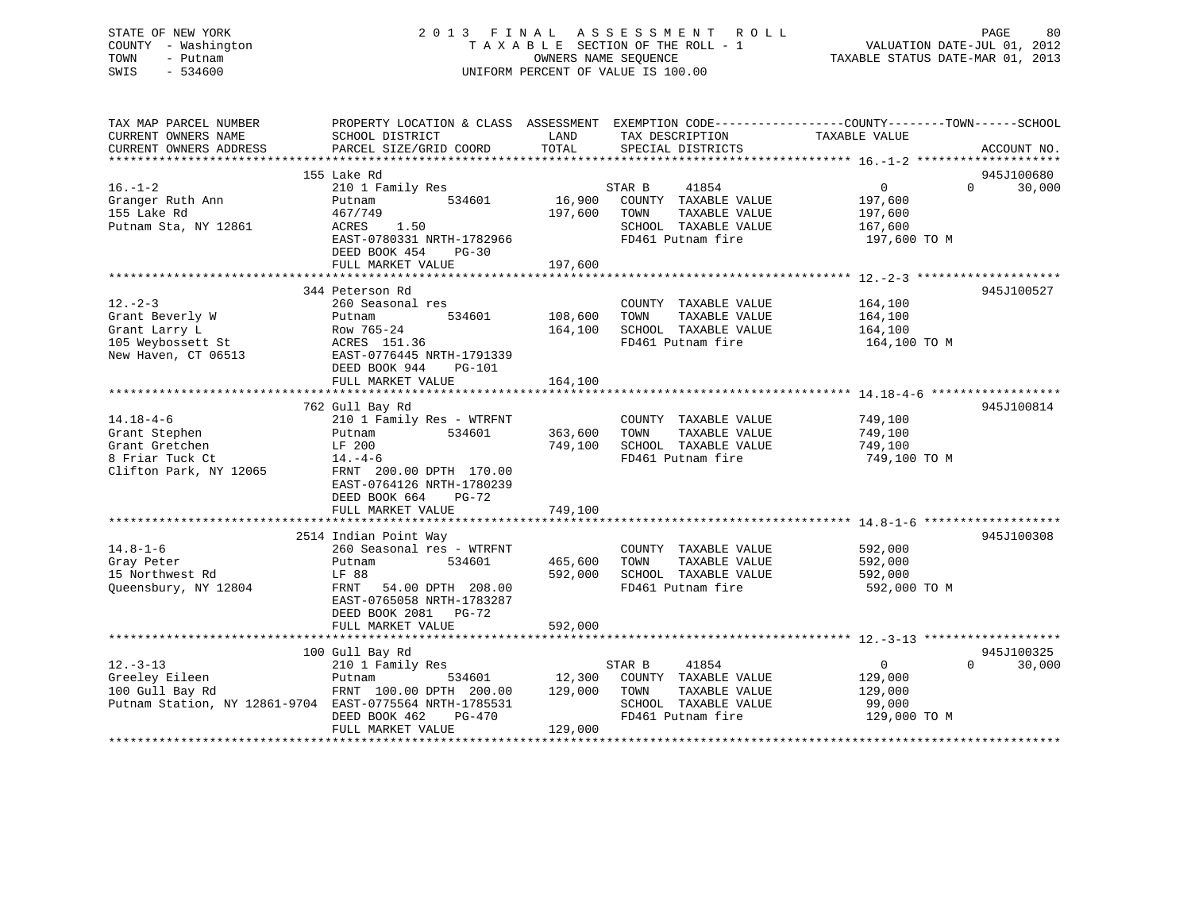STATE OF NEW YORK
COUNTY - Washington
TOWN - Putnam
SWIS - 534600

2 0 1 3 F I N A L A S S E S S M E N T R O L L
T A X A B L E SECTION OF THE ROLL - 1
OWNERS NAME SEQUENCE
UNIFORM PERCENT OF VALUE IS 100.00

VALUATION DATE-JUL 01, 2012
TAXABLE STATUS DATE-MAR 01, 2013

| TAX MAP PARCEL NUMBER<br>CURRENT OWNERS NAME<br>CURRENT OWNERS ADDRESS | PROPERTY LOCATION & CLASS<br>SCHOOL DISTRICT<br>PARCEL SIZE/GRID COORD | ASSESSMENT<br>LAND<br>TOTAL | EXEMPTION CODE<br>TAX DESCRIPTION<br>SPECIAL DISTRICTS | COUNTY TAXABLE VALUE | TOWN | SCHOOL<br>ACCOUNT NO. |
|---|---|---|---|---|---|---|
| 16.-1-2 | 155 Lake Rd | | | | | 945J100680 |
| Granger Ruth Ann | 210 1 Family Res | | STAR B 41854 | 0 | 0 | 30,000 |
| 155 Lake Rd | Putnam 534601 | 16,900 | COUNTY TAXABLE VALUE | 197,600 | | |
| Putnam Sta, NY 12861 | 467/749 | 197,600 | TOWN TAXABLE VALUE | 197,600 | | |
| | ACRES 1.50 | | SCHOOL TAXABLE VALUE | 167,600 | | |
| | EAST-0780331 NRTH-1782966 | | FD461 Putnam fire | 197,600 TO M | | |
| | DEED BOOK 454 PG-30 | | | | | |
| | FULL MARKET VALUE | 197,600 | | | | |
| 12.-2-3 | 344 Peterson Rd | | | | | 945J100527 |
| Grant Beverly W | 260 Seasonal res | | COUNTY TAXABLE VALUE | 164,100 | | |
| Grant Larry L | Putnam 534601 | 108,600 | TOWN TAXABLE VALUE | 164,100 | | |
| 105 Weybossett St | Row 765-24 | 164,100 | SCHOOL TAXABLE VALUE | 164,100 | | |
| New Haven, CT 06513 | ACRES 151.36 | | FD461 Putnam fire | 164,100 TO M | | |
| | EAST-0776445 NRTH-1791339 | | | | | |
| | DEED BOOK 944 PG-101 | | | | | |
| | FULL MARKET VALUE | 164,100 | | | | |
| 14.18-4-6 | 762 Gull Bay Rd | | | | | 945J100814 |
| Grant Stephen | 210 1 Family Res - WTRFNT | | COUNTY TAXABLE VALUE | 749,100 | | |
| Grant Gretchen | Putnam 534601 | 363,600 | TOWN TAXABLE VALUE | 749,100 | | |
| 8 Friar Tuck Ct | LF 200 | 749,100 | SCHOOL TAXABLE VALUE | 749,100 | | |
| Clifton Park, NY 12065 | 14.-4-6 | | FD461 Putnam fire | 749,100 TO M | | |
| | FRNT 200.00 DPTH 170.00 | | | | | |
| | EAST-0764126 NRTH-1780239 | | | | | |
| | DEED BOOK 664 PG-72 | | | | | |
| | FULL MARKET VALUE | 749,100 | | | | |
| 14.8-1-6 | 2514 Indian Point Way | | | | | 945J100308 |
| Gray Peter | 260 Seasonal res - WTRFNT | | COUNTY TAXABLE VALUE | 592,000 | | |
| 15 Northwest Rd | Putnam 534601 | 465,600 | TOWN TAXABLE VALUE | 592,000 | | |
| Queensbury, NY 12804 | LF 88 | 592,000 | SCHOOL TAXABLE VALUE | 592,000 | | |
| | FRNT 54.00 DPTH 208.00 | | FD461 Putnam fire | 592,000 TO M | | |
| | EAST-0765058 NRTH-1783287 | | | | | |
| | DEED BOOK 2081 PG-72 | | | | | |
| | FULL MARKET VALUE | 592,000 | | | | |
| 12.-3-13 | 100 Gull Bay Rd | | | | | 945J100325 |
| Greeley Eileen | 210 1 Family Res | | STAR B 41854 | 0 | 0 | 30,000 |
| 100 Gull Bay Rd | Putnam 534601 | 12,300 | COUNTY TAXABLE VALUE | 129,000 | | |
| Putnam Station, NY 12861-9704 | FRNT 100.00 DPTH 200.00 | 129,000 | TOWN TAXABLE VALUE | 129,000 | | |
| | EAST-0775564 NRTH-1785531 | | SCHOOL TAXABLE VALUE | 99,000 | | |
| | DEED BOOK 462 PG-470 | | FD461 Putnam fire | 129,000 TO M | | |
| | FULL MARKET VALUE | 129,000 | | | | |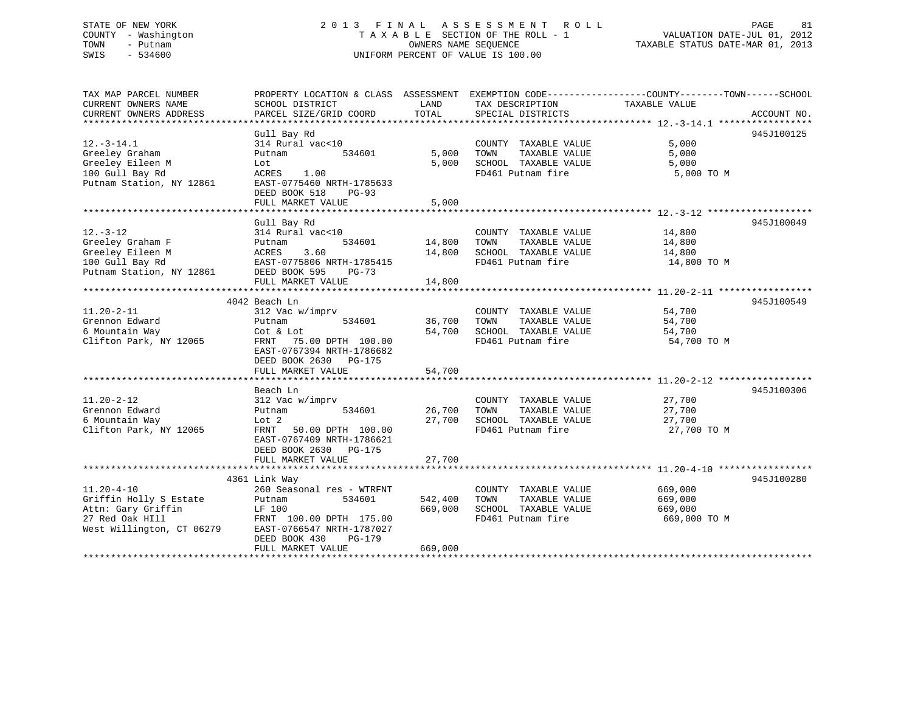STATE OF NEW YORK
COUNTY - Washington
TOWN - Putnam
SWIS - 534600

2 0 1 3 F I N A L A S S E S S M E N T R O L L
T A X A B L E SECTION OF THE ROLL - 1
OWNERS NAME SEQUENCE
UNIFORM PERCENT OF VALUE IS 100.00

VALUATION DATE-JUL 01, 2012
TAXABLE STATUS DATE-MAR 01, 2013

| TAX MAP PARCEL NUMBER / CURRENT OWNERS NAME / CURRENT OWNERS ADDRESS | PROPERTY LOCATION & CLASS / SCHOOL DISTRICT / PARCEL SIZE/GRID COORD | ASSESSMENT LAND / TOTAL | EXEMPTION CODE / TAX DESCRIPTION / SPECIAL DISTRICTS | COUNTY--------TOWN------SCHOOL TAXABLE VALUE | ACCOUNT NO. |
|---|---|---|---|---|---|
| 12.-3-14.1 | Gull Bay Rd | | | | 945J100125 |
| 12.-3-14.1 | 314 Rural vac<10 | | COUNTY TAXABLE VALUE | 5,000 | |
| Greeley Graham | Putnam 534601 | 5,000 | TOWN TAXABLE VALUE | 5,000 | |
| Greeley Eileen M | Lot | 5,000 | SCHOOL TAXABLE VALUE | 5,000 | |
| 100 Gull Bay Rd | ACRES 1.00 | | FD461 Putnam fire | 5,000 TO M | |
| Putnam Station, NY 12861 | EAST-0775460 NRTH-1785633 | | | | |
| | DEED BOOK 518 PG-93 | | | | |
| | FULL MARKET VALUE | 5,000 | | | |
| 12.-3-12 | Gull Bay Rd | | | | 945J100049 |
| 12.-3-12 | 314 Rural vac<10 | | COUNTY TAXABLE VALUE | 14,800 | |
| Greeley Graham F | Putnam 534601 | 14,800 | TOWN TAXABLE VALUE | 14,800 | |
| Greeley Eileen M | ACRES 3.60 | 14,800 | SCHOOL TAXABLE VALUE | 14,800 | |
| 100 Gull Bay Rd | EAST-0775806 NRTH-1785415 | | FD461 Putnam fire | 14,800 TO M | |
| Putnam Station, NY 12861 | DEED BOOK 595 PG-73 | | | | |
| | FULL MARKET VALUE | 14,800 | | | |
| 11.20-2-11 | 4042 Beach Ln | | | | 945J100549 |
| 11.20-2-11 | 312 Vac w/imprv | | COUNTY TAXABLE VALUE | 54,700 | |
| Grennon Edward | Putnam 534601 | 36,700 | TOWN TAXABLE VALUE | 54,700 | |
| 6 Mountain Way | Cot & Lot | 54,700 | SCHOOL TAXABLE VALUE | 54,700 | |
| Clifton Park, NY 12065 | FRNT 75.00 DPTH 100.00 | | FD461 Putnam fire | 54,700 TO M | |
| | EAST-0767394 NRTH-1786682 | | | | |
| | DEED BOOK 2630 PG-175 | | | | |
| | FULL MARKET VALUE | 54,700 | | | |
| 11.20-2-12 | Beach Ln | | | | 945J100306 |
| 11.20-2-12 | 312 Vac w/imprv | | COUNTY TAXABLE VALUE | 27,700 | |
| Grennon Edward | Putnam 534601 | 26,700 | TOWN TAXABLE VALUE | 27,700 | |
| 6 Mountain Way | Lot 2 | 27,700 | SCHOOL TAXABLE VALUE | 27,700 | |
| Clifton Park, NY 12065 | FRNT 50.00 DPTH 100.00 | | FD461 Putnam fire | 27,700 TO M | |
| | EAST-0767409 NRTH-1786621 | | | | |
| | DEED BOOK 2630 PG-175 | | | | |
| | FULL MARKET VALUE | 27,700 | | | |
| 11.20-4-10 | 4361 Link Way | | | | 945J100280 |
| 11.20-4-10 | 260 Seasonal res - WTRFNT | | COUNTY TAXABLE VALUE | 669,000 | |
| Griffin Holly S Estate | Putnam 534601 | 542,400 | TOWN TAXABLE VALUE | 669,000 | |
| Attn: Gary Griffin | LF 100 | 669,000 | SCHOOL TAXABLE VALUE | 669,000 | |
| 27 Red Oak HIll | FRNT 100.00 DPTH 175.00 | | FD461 Putnam fire | 669,000 TO M | |
| West Willington, CT 06279 | EAST-0766547 NRTH-1787027 | | | | |
| | DEED BOOK 430 PG-179 | | | | |
| | FULL MARKET VALUE | 669,000 | | | |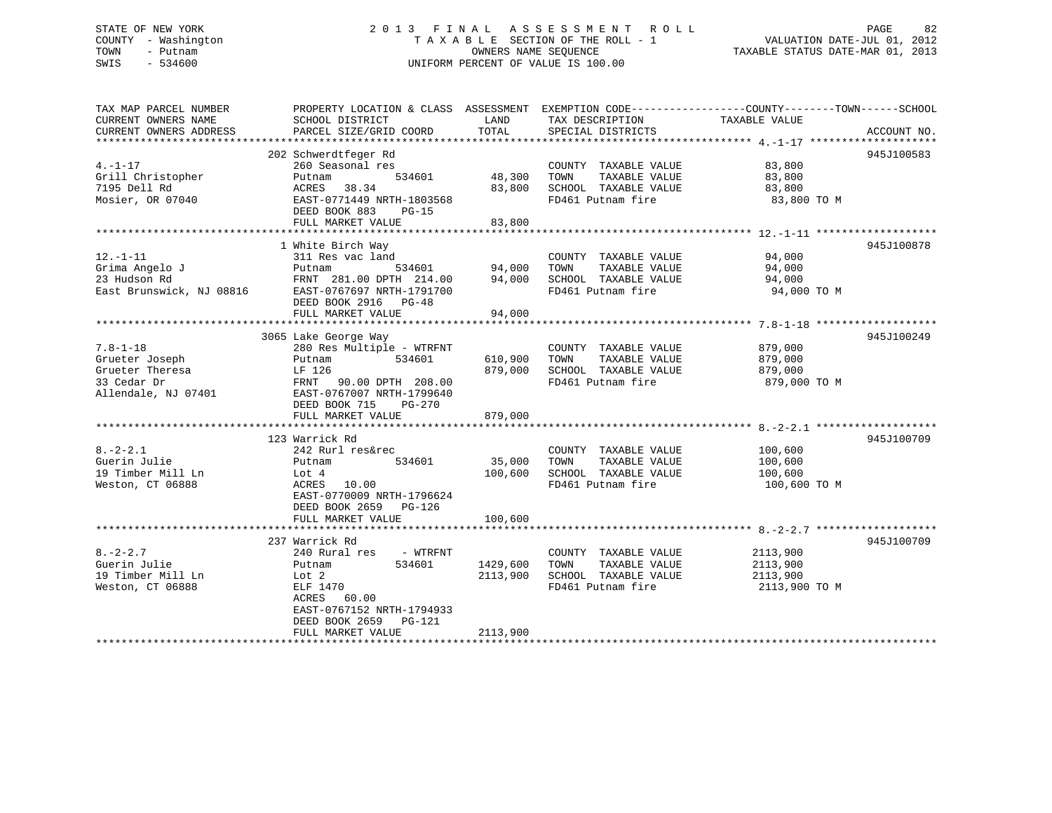STATE OF NEW YORK
COUNTY - Washington
TOWN - Putnam
SWIS - 534600

# 2013 FINAL ASSESSMENT ROLL

TAXABLE SECTION OF THE ROLL - 1
OWNERS NAME SEQUENCE
UNIFORM PERCENT OF VALUE IS 100.00

VALUATION DATE-JUL 01, 2012
TAXABLE STATUS DATE-MAR 01, 2013

| TAX MAP PARCEL NUMBER / CURRENT OWNERS NAME / CURRENT OWNERS ADDRESS | PROPERTY LOCATION & CLASS / SCHOOL DISTRICT / PARCEL SIZE/GRID COORD | ASSESSMENT LAND | TOTAL | EXEMPTION CODE / TAX DESCRIPTION / SPECIAL DISTRICTS | TAXABLE VALUE (COUNTY / TOWN / SCHOOL) | ACCOUNT NO. |
|---|---|---|---|---|---|---|
| 4.-1-17 | 202 Schwerdtfeger Rd | | | | | 945J100583 |
| | 260 Seasonal res | | | COUNTY TAXABLE VALUE | 83,800 | |
| Grill Christopher | Putnam 534601 | 48,300 | | TOWN TAXABLE VALUE | 83,800 | |
| 7195 Dell Rd | ACRES 38.34 | | 83,800 | SCHOOL TAXABLE VALUE | 83,800 | |
| Mosier, OR 07040 | EAST-0771449 NRTH-1803568 | | | FD461 Putnam fire | 83,800 TO M | |
| | DEED BOOK 883 PG-15 | | | | | |
| | FULL MARKET VALUE | | 83,800 | | | |
| 12.-1-11 | 1 White Birch Way | | | | | 945J100878 |
| | 311 Res vac land | | | COUNTY TAXABLE VALUE | 94,000 | |
| Grima Angelo J | Putnam 534601 | 94,000 | | TOWN TAXABLE VALUE | 94,000 | |
| 23 Hudson Rd | FRNT 281.00 DPTH 214.00 | | 94,000 | SCHOOL TAXABLE VALUE | 94,000 | |
| East Brunswick, NJ 08816 | EAST-0767697 NRTH-1791700 | | | FD461 Putnam fire | 94,000 TO M | |
| | DEED BOOK 2916 PG-48 | | | | | |
| | FULL MARKET VALUE | | 94,000 | | | |
| 7.8-1-18 | 3065 Lake George Way | | | | | 945J100249 |
| | 280 Res Multiple - WTRFNT | | | COUNTY TAXABLE VALUE | 879,000 | |
| Grueter Joseph | Putnam 534601 | 610,900 | | TOWN TAXABLE VALUE | 879,000 | |
| Grueter Theresa | LF 126 | | 879,000 | SCHOOL TAXABLE VALUE | 879,000 | |
| 33 Cedar Dr | FRNT 90.00 DPTH 208.00 | | | FD461 Putnam fire | 879,000 TO M | |
| Allendale, NJ 07401 | EAST-0767007 NRTH-1799640 | | | | | |
| | DEED BOOK 715 PG-270 | | | | | |
| | FULL MARKET VALUE | | 879,000 | | | |
| 8.-2-2.1 | 123 Warrick Rd | | | | | 945J100709 |
| | 242 Rurl res&rec | | | COUNTY TAXABLE VALUE | 100,600 | |
| Guerin Julie | Putnam 534601 | 35,000 | | TOWN TAXABLE VALUE | 100,600 | |
| 19 Timber Mill Ln | Lot 4 | | 100,600 | SCHOOL TAXABLE VALUE | 100,600 | |
| Weston, CT 06888 | ACRES 10.00 | | | FD461 Putnam fire | 100,600 TO M | |
| | EAST-0770009 NRTH-1796624 | | | | | |
| | DEED BOOK 2659 PG-126 | | | | | |
| | FULL MARKET VALUE | | 100,600 | | | |
| 8.-2-2.7 | 237 Warrick Rd | | | | | 945J100709 |
| | 240 Rural res - WTRFNT | | | COUNTY TAXABLE VALUE | 2113,900 | |
| Guerin Julie | Putnam 534601 | 1429,600 | | TOWN TAXABLE VALUE | 2113,900 | |
| 19 Timber Mill Ln | Lot 2 | | 2113,900 | SCHOOL TAXABLE VALUE | 2113,900 | |
| Weston, CT 06888 | ELF 1470 | | | FD461 Putnam fire | 2113,900 TO M | |
| | ACRES 60.00 | | | | | |
| | EAST-0767152 NRTH-1794933 | | | | | |
| | DEED BOOK 2659 PG-121 | | | | | |
| | FULL MARKET VALUE | | 2113,900 | | | |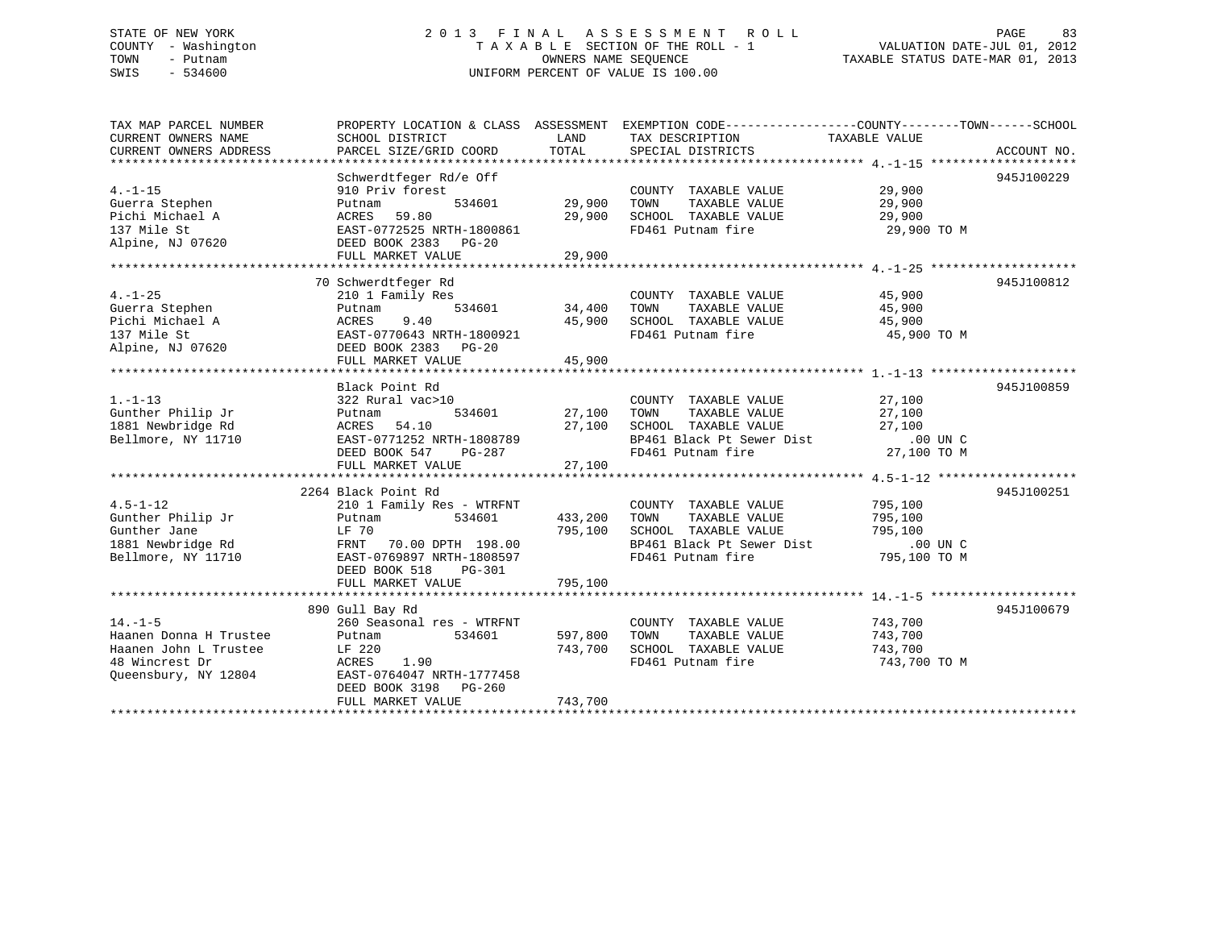STATE OF NEW YORK
COUNTY - Washington
TOWN - Putnam
SWIS - 534600

# 2013 FINAL ASSESSMENT ROLL

TAXABLE SECTION OF THE ROLL - 1
OWNERS NAME SEQUENCE
UNIFORM PERCENT OF VALUE IS 100.00

VALUATION DATE-JUL 01, 2012
TAXABLE STATUS DATE-MAR 01, 2013

| TAX MAP PARCEL NUMBER / CURRENT OWNERS NAME / CURRENT OWNERS ADDRESS | PROPERTY LOCATION & CLASS / SCHOOL DISTRICT / PARCEL SIZE/GRID COORD | ASSESSMENT LAND | ASSESSMENT TOTAL | EXEMPTION CODE / TAX DESCRIPTION / SPECIAL DISTRICTS | TAXABLE VALUE | ACCOUNT NO. |
|---|---|---|---|---|---|---|
| **4.-1-15** | Schwerdtfeger Rd/e Off | | | | | 945J100229 |
| 4.-1-15 | 910 Priv forest | | | COUNTY TAXABLE VALUE | 29,900 | |
| Guerra Stephen | Putnam 534601 | 29,900 | | TOWN TAXABLE VALUE | 29,900 | |
| Pichi Michael A | ACRES 59.80 | | 29,900 | SCHOOL TAXABLE VALUE | 29,900 | |
| 137 Mile St | EAST-0772525 NRTH-1800861 | | | FD461 Putnam fire | 29,900 TO M | |
| Alpine, NJ 07620 | DEED BOOK 2383 PG-20 | | | | | |
| | FULL MARKET VALUE | | 29,900 | | | |
| **4.-1-25** | 70 Schwerdtfeger Rd | | | | | 945J100812 |
| 4.-1-25 | 210 1 Family Res | | | COUNTY TAXABLE VALUE | 45,900 | |
| Guerra Stephen | Putnam 534601 | 34,400 | | TOWN TAXABLE VALUE | 45,900 | |
| Pichi Michael A | ACRES 9.40 | | 45,900 | SCHOOL TAXABLE VALUE | 45,900 | |
| 137 Mile St | EAST-0770643 NRTH-1800921 | | | FD461 Putnam fire | 45,900 TO M | |
| Alpine, NJ 07620 | DEED BOOK 2383 PG-20 | | | | | |
| | FULL MARKET VALUE | | 45,900 | | | |
| **1.-1-13** | Black Point Rd | | | | | 945J100859 |
| 1.-1-13 | 322 Rural vac>10 | | | COUNTY TAXABLE VALUE | 27,100 | |
| Gunther Philip Jr | Putnam 534601 | 27,100 | | TOWN TAXABLE VALUE | 27,100 | |
| 1881 Newbridge Rd | ACRES 54.10 | | 27,100 | SCHOOL TAXABLE VALUE | 27,100 | |
| Bellmore, NY 11710 | EAST-0771252 NRTH-1808789 | | | BP461 Black Pt Sewer Dist | .00 UN C | |
| | DEED BOOK 547 PG-287 | | | FD461 Putnam fire | 27,100 TO M | |
| | FULL MARKET VALUE | | 27,100 | | | |
| **4.5-1-12** | 2264 Black Point Rd | | | | | 945J100251 |
| 4.5-1-12 | 210 1 Family Res - WTRFNT | | | COUNTY TAXABLE VALUE | 795,100 | |
| Gunther Philip Jr | Putnam 534601 | 433,200 | | TOWN TAXABLE VALUE | 795,100 | |
| Gunther Jane | LF 70 | | 795,100 | SCHOOL TAXABLE VALUE | 795,100 | |
| 1881 Newbridge Rd | FRNT 70.00 DPTH 198.00 | | | BP461 Black Pt Sewer Dist | .00 UN C | |
| Bellmore, NY 11710 | EAST-0769897 NRTH-1808597 | | | FD461 Putnam fire | 795,100 TO M | |
| | DEED BOOK 518 PG-301 | | | | | |
| | FULL MARKET VALUE | | 795,100 | | | |
| **14.-1-5** | 890 Gull Bay Rd | | | | | 945J100679 |
| 14.-1-5 | 260 Seasonal res - WTRFNT | | | COUNTY TAXABLE VALUE | 743,700 | |
| Haanen Donna H Trustee | Putnam 534601 | 597,800 | | TOWN TAXABLE VALUE | 743,700 | |
| Haanen John L Trustee | LF 220 | | 743,700 | SCHOOL TAXABLE VALUE | 743,700 | |
| 48 Wincrest Dr | ACRES 1.90 | | | FD461 Putnam fire | 743,700 TO M | |
| Queensbury, NY 12804 | EAST-0764047 NRTH-1777458 | | | | | |
| | DEED BOOK 3198 PG-260 | | | | | |
| | FULL MARKET VALUE | | 743,700 | | | |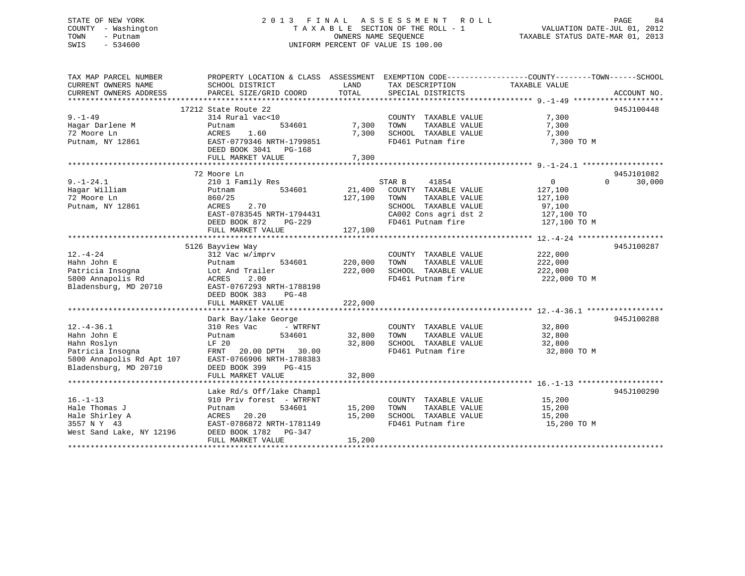STATE OF NEW YORK
COUNTY - Washington
TOWN - Putnam
SWIS - 534600

2013 FINAL ASSESSMENT ROLL
TAXABLE SECTION OF THE ROLL - 1
OWNERS NAME SEQUENCE
UNIFORM PERCENT OF VALUE IS 100.00

VALUATION DATE-JUL 01, 2012
TAXABLE STATUS DATE-MAR 01, 2013

| TAX MAP PARCEL NUMBER / CURRENT OWNERS NAME / CURRENT OWNERS ADDRESS | PROPERTY LOCATION & CLASS / SCHOOL DISTRICT / PARCEL SIZE/GRID COORD | ASSESSMENT LAND | TOTAL | EXEMPTION CODE / TAX DESCRIPTION / SPECIAL DISTRICTS | COUNTY TAXABLE VALUE | TOWN | SCHOOL | ACCOUNT NO. |
|---|---|---|---|---|---|---|---|---|
| 9.-1-49 | 17212 State Route 22 | | | | | | | 945J100448 |
| | 314 Rural vac<10 | | | COUNTY TAXABLE VALUE | 7,300 | | | |
| Hagar Darlene M | Putnam 534601 | 7,300 | | TOWN TAXABLE VALUE | 7,300 | | | |
| 72 Moore Ln | ACRES 1.60 | | 7,300 | SCHOOL TAXABLE VALUE | 7,300 | | | |
| Putnam, NY 12861 | EAST-0779346 NRTH-1799851 | | | FD461 Putnam fire | 7,300 TO M | | | |
| | DEED BOOK 3041 PG-168 | | | | | | | |
| | FULL MARKET VALUE | | 7,300 | | | | | |
| 9.-1-24.1 | 72 Moore Ln | | | | | | | 945J101082 |
| | 210 1 Family Res | | | STAR B 41854 | 0 | 0 | 30,000 | |
| Hagar William | Putnam 534601 | 21,400 | | COUNTY TAXABLE VALUE | 127,100 | | | |
| 72 Moore Ln | 860/25 | | 127,100 | TOWN TAXABLE VALUE | 127,100 | | | |
| Putnam, NY 12861 | ACRES 2.70 | | | SCHOOL TAXABLE VALUE | 97,100 | | | |
| | EAST-0783545 NRTH-1794431 | | | CA002 Cons agri dst 2 | 127,100 TO | | | |
| | DEED BOOK 872 PG-229 | | | FD461 Putnam fire | 127,100 TO M | | | |
| | FULL MARKET VALUE | | 127,100 | | | | | |
| 12.-4-24 | 5126 Bayview Way | | | | | | | 945J100287 |
| | 312 Vac w/imprv | | | COUNTY TAXABLE VALUE | 222,000 | | | |
| Hahn John E | Putnam 534601 | 220,000 | | TOWN TAXABLE VALUE | 222,000 | | | |
| Patricia Insogna | Lot And Trailer | | 222,000 | SCHOOL TAXABLE VALUE | 222,000 | | | |
| 5800 Annapolis Rd | ACRES 2.00 | | | FD461 Putnam fire | 222,000 TO M | | | |
| Bladensburg, MD 20710 | EAST-0767293 NRTH-1788198 | | | | | | | |
| | DEED BOOK 383 PG-48 | | | | | | | |
| | FULL MARKET VALUE | | 222,000 | | | | | |
| 12.-4-36.1 | Dark Bay/lake George | | | | | | | 945J100288 |
| | 310 Res Vac - WTRFNT | | | COUNTY TAXABLE VALUE | 32,800 | | | |
| Hahn John E | Putnam 534601 | 32,800 | | TOWN TAXABLE VALUE | 32,800 | | | |
| Hahn Roslyn | LF 20 | | 32,800 | SCHOOL TAXABLE VALUE | 32,800 | | | |
| Patricia Insogna | FRNT 20.00 DPTH 30.00 | | | FD461 Putnam fire | 32,800 TO M | | | |
| 5800 Annapolis Rd Apt 107 | EAST-0766906 NRTH-1788383 | | | | | | | |
| Bladensburg, MD 20710 | DEED BOOK 399 PG-415 | | | | | | | |
| | FULL MARKET VALUE | | 32,800 | | | | | |
| 16.-1-13 | Lake Rd/s Off/lake Champl | | | | | | | 945J100290 |
| | 910 Priv forest - WTRFNT | | | COUNTY TAXABLE VALUE | 15,200 | | | |
| Hale Thomas J | Putnam 534601 | 15,200 | | TOWN TAXABLE VALUE | 15,200 | | | |
| Hale Shirley A | ACRES 20.20 | | 15,200 | SCHOOL TAXABLE VALUE | 15,200 | | | |
| 3557 N Y 43 | EAST-0786872 NRTH-1781149 | | | FD461 Putnam fire | 15,200 TO M | | | |
| West Sand Lake, NY 12196 | DEED BOOK 1782 PG-347 | | | | | | | |
| | FULL MARKET VALUE | | 15,200 | | | | | |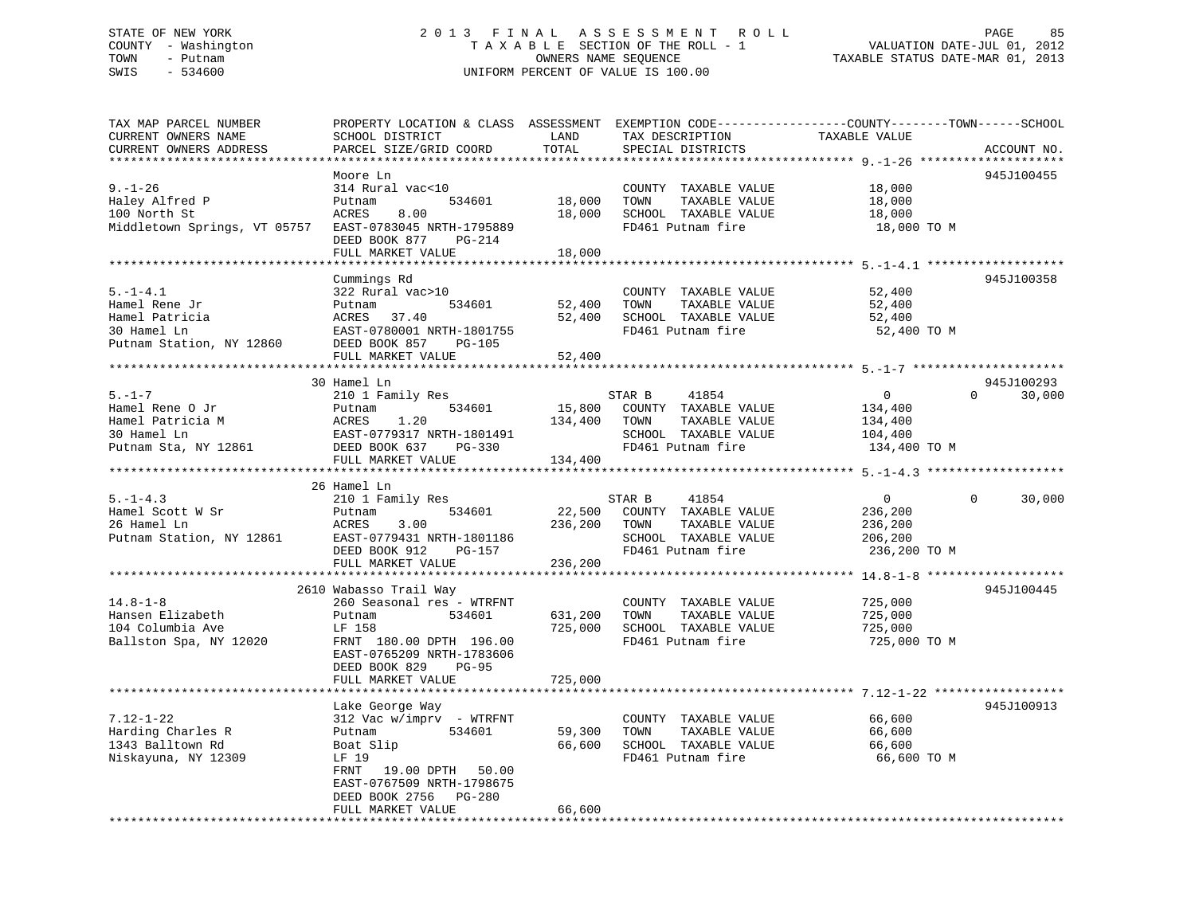STATE OF NEW YORK
COUNTY - Washington
TOWN - Putnam
SWIS - 534600

2 0 1 3 F I N A L A S S E S S M E N T R O L L
T A X A B L E SECTION OF THE ROLL - 1
OWNERS NAME SEQUENCE
UNIFORM PERCENT OF VALUE IS 100.00

VALUATION DATE-JUL 01, 2012
TAXABLE STATUS DATE-MAR 01, 2013

```
TAX MAP PARCEL NUMBER          PROPERTY LOCATION & CLASS  ASSESSMENT  EXEMPTION CODE------------------COUNTY--------TOWN------SCHOOL
CURRENT OWNERS NAME            SCHOOL DISTRICT               LAND      TAX DESCRIPTION            TAXABLE VALUE
CURRENT OWNERS ADDRESS         PARCEL SIZE/GRID COORD        TOTAL     SPECIAL DISTRICTS                                  ACCOUNT NO.
******************************************************************************************************* 9.-1-26 ********************
                               Moore Ln                                                                                945J100455
9.-1-26                        314 Rural vac<10                         COUNTY  TAXABLE VALUE            18,000
Haley Alfred P                 Putnam          534601        18,000     TOWN    TAXABLE VALUE            18,000
100 North St                   ACRES    8.00                 18,000     SCHOOL  TAXABLE VALUE            18,000
Middletown Springs, VT 05757   EAST-0783045 NRTH-1795889                FD461 Putnam fire                 18,000 TO M
                               DEED BOOK 877    PG-214
                               FULL MARKET VALUE             18,000
******************************************************************************************************* 5.-1-4.1 *******************
                               Cummings Rd                                                                             945J100358
5.-1-4.1                       322 Rural vac>10                         COUNTY  TAXABLE VALUE            52,400
Hamel Rene Jr                  Putnam          534601        52,400     TOWN    TAXABLE VALUE            52,400
Hamel Patricia                 ACRES   37.40                 52,400     SCHOOL  TAXABLE VALUE            52,400
30 Hamel Ln                    EAST-0780001 NRTH-1801755                FD461 Putnam fire                 52,400 TO M
Putnam Station, NY 12860       DEED BOOK 857    PG-105
                               FULL MARKET VALUE             52,400
******************************************************************************************************* 5.-1-7 *********************
                            30 Hamel Ln                                                                                945J100293
5.-1-7                         210 1 Family Res                         STAR B     41854                  0             0     30,000
Hamel Rene O Jr                Putnam          534601        15,800     COUNTY  TAXABLE VALUE           134,400
Hamel Patricia M               ACRES    1.20                134,400     TOWN    TAXABLE VALUE           134,400
30 Hamel Ln                    EAST-0779317 NRTH-1801491                SCHOOL  TAXABLE VALUE           104,400
Putnam Sta, NY 12861           DEED BOOK 637    PG-330                  FD461 Putnam fire                134,400 TO M
                               FULL MARKET VALUE            134,400
******************************************************************************************************* 5.-1-4.3 *******************
                            26 Hamel Ln
5.-1-4.3                       210 1 Family Res                         STAR B     41854                  0             0     30,000
Hamel Scott W Sr               Putnam          534601        22,500     COUNTY  TAXABLE VALUE           236,200
26 Hamel Ln                    ACRES    3.00                236,200     TOWN    TAXABLE VALUE           236,200
Putnam Station, NY 12861       EAST-0779431 NRTH-1801186                SCHOOL  TAXABLE VALUE           206,200
                               DEED BOOK 912    PG-157                  FD461 Putnam fire                236,200 TO M
                               FULL MARKET VALUE            236,200
******************************************************************************************************* 14.8-1-8 *******************
                          2610 Wabasso Trail Way                                                                       945J100445
14.8-1-8                       260 Seasonal res - WTRFNT                COUNTY  TAXABLE VALUE           725,000
Hansen Elizabeth               Putnam          534601       631,200     TOWN    TAXABLE VALUE           725,000
104 Columbia Ave               LF 158                       725,000     SCHOOL  TAXABLE VALUE           725,000
Ballston Spa, NY 12020         FRNT 180.00 DPTH 196.00                  FD461 Putnam fire                725,000 TO M
                               EAST-0765209 NRTH-1783606
                               DEED BOOK 829    PG-95
                               FULL MARKET VALUE            725,000
******************************************************************************************************* 7.12-1-22 ******************
                               Lake George Way                                                                         945J100913
7.12-1-22                      312 Vac w/imprv  - WTRFNT                COUNTY  TAXABLE VALUE            66,600
Harding Charles R              Putnam          534601        59,300     TOWN    TAXABLE VALUE            66,600
1343 Balltown Rd               Boat Slip                     66,600     SCHOOL  TAXABLE VALUE            66,600
Niskayuna, NY 12309            LF 19                                    FD461 Putnam fire                 66,600 TO M
                               FRNT   19.00 DPTH   50.00
                               EAST-0767509 NRTH-1798675
                               DEED BOOK 2756   PG-280
                               FULL MARKET VALUE             66,600
************************************************************************************************************************************
```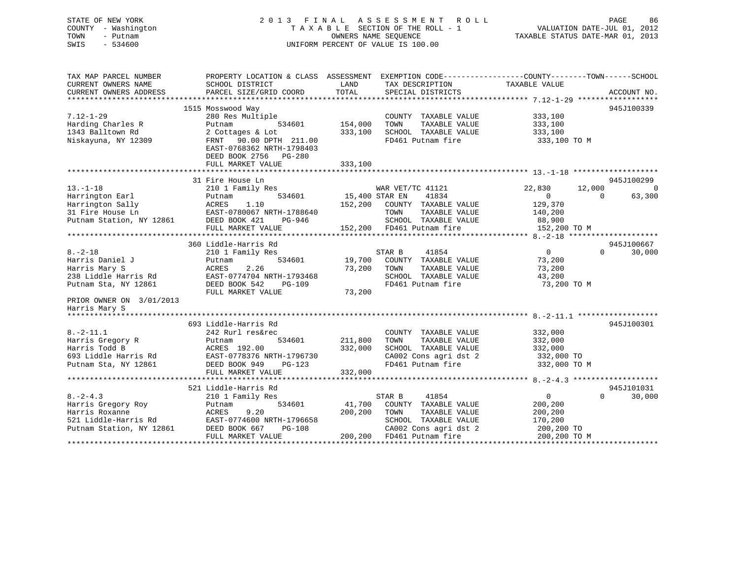STATE OF NEW YORK
COUNTY - Washington
TOWN - Putnam
SWIS - 534600

2013 FINAL ASSESSMENT ROLL
TAXABLE SECTION OF THE ROLL - 1
OWNERS NAME SEQUENCE
UNIFORM PERCENT OF VALUE IS 100.00

VALUATION DATE-JUL 01, 2012
TAXABLE STATUS DATE-MAR 01, 2013

| TAX MAP PARCEL NUMBER / CURRENT OWNERS NAME / CURRENT OWNERS ADDRESS | PROPERTY LOCATION & CLASS / SCHOOL DISTRICT / PARCEL SIZE/GRID COORD | ASSESSMENT LAND / TOTAL | EXEMPTION CODE / TAX DESCRIPTION / SPECIAL DISTRICTS | COUNTY TAXABLE VALUE | TOWN | SCHOOL | ACCOUNT NO. |
|---|---|---|---|---|---|---|---|
| **7.12-1-29** | 1515 Mosswood Way | | | | | | 945J100339 |
| Harding Charles R | 280 Res Multiple | | COUNTY TAXABLE VALUE | 333,100 | | | |
| 1343 Balltown Rd | Putnam 534601 | 154,000 | TOWN TAXABLE VALUE | 333,100 | | | |
| Niskayuna, NY 12309 | 2 Cottages & Lot | 333,100 | SCHOOL TAXABLE VALUE | 333,100 | | | |
| | FRNT 90.00 DPTH 211.00 | | FD461 Putnam fire | 333,100 TO M | | | |
| | EAST-0768362 NRTH-1798403 | | | | | | |
| | DEED BOOK 2756 PG-280 | | | | | | |
| | FULL MARKET VALUE | 333,100 | | | | | |
| **13.-1-18** | 31 Fire House Ln | | | | | | 945J100299 |
| Harrington Earl | 210 1 Family Res | | WAR VET/TC 41121 | 22,830 | 12,000 | 0 | |
| Harrington Sally | Putnam 534601 | 15,400 | STAR EN 41834 | 0 | 0 | 63,300 | |
| 31 Fire House Ln | ACRES 1.10 | 152,200 | COUNTY TAXABLE VALUE | 129,370 | | | |
| Putnam Station, NY 12861 | EAST-0780067 NRTH-1788640 | | TOWN TAXABLE VALUE | 140,200 | | | |
| | DEED BOOK 421 PG-946 | | SCHOOL TAXABLE VALUE | 88,900 | | | |
| | FULL MARKET VALUE | 152,200 | FD461 Putnam fire | 152,200 TO M | | | |
| **8.-2-18** | 360 Liddle-Harris Rd | | | | | | 945J100667 |
| Harris Daniel J | 210 1 Family Res | | STAR B 41854 | 0 | 0 | 30,000 | |
| Harris Mary S | Putnam 534601 | 19,700 | COUNTY TAXABLE VALUE | 73,200 | | | |
| 238 Liddle Harris Rd | ACRES 2.26 | 73,200 | TOWN TAXABLE VALUE | 73,200 | | | |
| Putnam Sta, NY 12861 | EAST-0774704 NRTH-1793468 | | SCHOOL TAXABLE VALUE | 43,200 | | | |
| | DEED BOOK 542 PG-109 | | FD461 Putnam fire | 73,200 TO M | | | |
| | FULL MARKET VALUE | 73,200 | | | | | |
| PRIOR OWNER ON 3/01/2013 | | | | | | | |
| Harris Mary S | | | | | | | |
| **8.-2-11.1** | 693 Liddle-Harris Rd | | | | | | 945J100301 |
| Harris Gregory R | 242 Rurl res&rec | | COUNTY TAXABLE VALUE | 332,000 | | | |
| Harris Todd B | Putnam 534601 | 211,800 | TOWN TAXABLE VALUE | 332,000 | | | |
| 693 Liddle Harris Rd | ACRES 192.00 | 332,000 | SCHOOL TAXABLE VALUE | 332,000 | | | |
| Putnam Sta, NY 12861 | EAST-0778376 NRTH-1796730 | | CA002 Cons agri dst 2 | 332,000 TO | | | |
| | DEED BOOK 949 PG-123 | | FD461 Putnam fire | 332,000 TO M | | | |
| | FULL MARKET VALUE | 332,000 | | | | | |
| **8.-2-4.3** | 521 Liddle-Harris Rd | | | | | | 945J101031 |
| Harris Gregory Roy | 210 1 Family Res | | STAR B 41854 | 0 | 0 | 30,000 | |
| Harris Roxanne | Putnam 534601 | 41,700 | COUNTY TAXABLE VALUE | 200,200 | | | |
| 521 Liddle-Harris Rd | ACRES 9.20 | 200,200 | TOWN TAXABLE VALUE | 200,200 | | | |
| Putnam Station, NY 12861 | EAST-0774600 NRTH-1796658 | | SCHOOL TAXABLE VALUE | 170,200 | | | |
| | DEED BOOK 667 PG-108 | | CA002 Cons agri dst 2 | 200,200 TO | | | |
| | FULL MARKET VALUE | 200,200 | FD461 Putnam fire | 200,200 TO M | | | |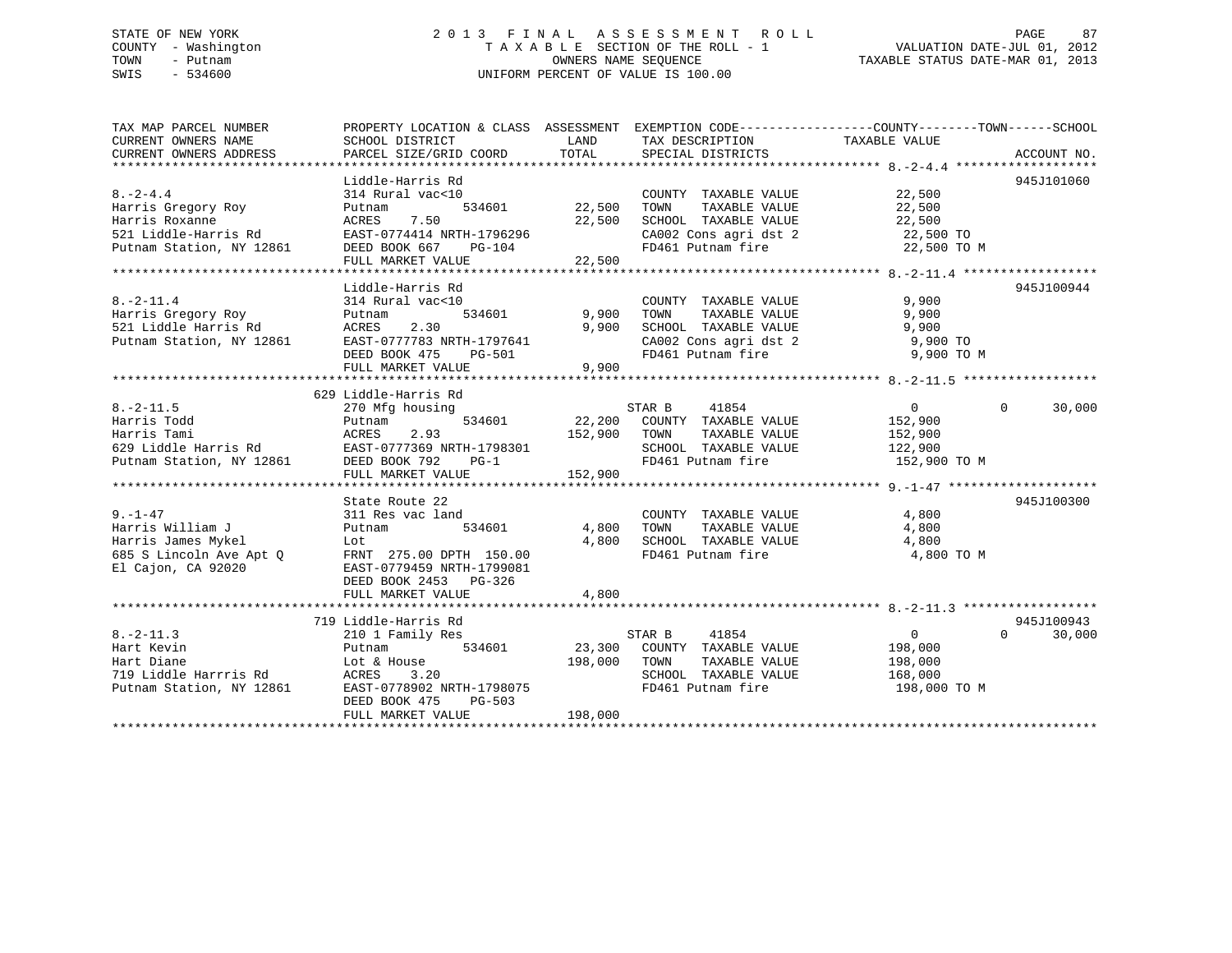STATE OF NEW YORK
COUNTY - Washington
TOWN - Putnam
SWIS - 534600

# 2013 FINAL ASSESSMENT ROLL
TAXABLE SECTION OF THE ROLL - 1
OWNERS NAME SEQUENCE
UNIFORM PERCENT OF VALUE IS 100.00

VALUATION DATE-JUL 01, 2012
TAXABLE STATUS DATE-MAR 01, 2013

```
TAX MAP PARCEL NUMBER          PROPERTY LOCATION & CLASS  ASSESSMENT  EXEMPTION CODE------------------COUNTY--------TOWN------SCHOOL
CURRENT OWNERS NAME            SCHOOL DISTRICT              LAND      TAX DESCRIPTION            TAXABLE VALUE
CURRENT OWNERS ADDRESS         PARCEL SIZE/GRID COORD       TOTAL     SPECIAL DISTRICTS                                     ACCOUNT NO.
******************************************************************************************************* 8.-2-4.4 *******************
                               Liddle-Harris Rd                                                                          945J101060
8.-2-4.4                       314 Rural vac<10                       COUNTY  TAXABLE VALUE             22,500
Harris Gregory Roy             Putnam          534601       22,500    TOWN    TAXABLE VALUE             22,500
Harris Roxanne                 ACRES    7.50                22,500    SCHOOL  TAXABLE VALUE             22,500
521 Liddle-Harris Rd           EAST-0774414 NRTH-1796296              CA002 Cons agri dst 2             22,500 TO
Putnam Station, NY 12861       DEED BOOK 667    PG-104                FD461 Putnam fire                 22,500 TO M
                               FULL MARKET VALUE            22,500
******************************************************************************************************* 8.-2-11.4 ******************
                               Liddle-Harris Rd                                                                          945J100944
8.-2-11.4                      314 Rural vac<10                       COUNTY  TAXABLE VALUE              9,900
Harris Gregory Roy             Putnam          534601        9,900    TOWN    TAXABLE VALUE              9,900
521 Liddle Harris Rd           ACRES    2.30                 9,900    SCHOOL  TAXABLE VALUE              9,900
Putnam Station, NY 12861       EAST-0777783 NRTH-1797641              CA002 Cons agri dst 2              9,900 TO
                               DEED BOOK 475    PG-501                FD461 Putnam fire                  9,900 TO M
                               FULL MARKET VALUE             9,900
******************************************************************************************************* 8.-2-11.5 ******************
                               629 Liddle-Harris Rd
8.-2-11.5                      270 Mfg housing                        STAR B     41854                   0            0      30,000
Harris Todd                    Putnam          534601       22,200    COUNTY  TAXABLE VALUE            152,900
Harris Tami                    ACRES    2.93               152,900    TOWN    TAXABLE VALUE            152,900
629 Liddle Harris Rd           EAST-0777369 NRTH-1798301              SCHOOL  TAXABLE VALUE            122,900
Putnam Station, NY 12861       DEED BOOK 792    PG-1                  FD461 Putnam fire                152,900 TO M
                               FULL MARKET VALUE           152,900
******************************************************************************************************* 9.-1-47 ********************
                               State Route 22                                                                            945J100300
9.-1-47                        311 Res vac land                       COUNTY  TAXABLE VALUE              4,800
Harris William J               Putnam          534601        4,800    TOWN    TAXABLE VALUE              4,800
Harris James Mykel             Lot                           4,800    SCHOOL  TAXABLE VALUE              4,800
685 S Lincoln Ave Apt Q        FRNT 275.00 DPTH 150.00                FD461 Putnam fire                  4,800 TO M
El Cajon, CA 92020             EAST-0779459 NRTH-1799081
                               DEED BOOK 2453   PG-326
                               FULL MARKET VALUE             4,800
******************************************************************************************************* 8.-2-11.3 ******************
                               719 Liddle-Harris Rd                                                                      945J100943
8.-2-11.3                      210 1 Family Res                       STAR B     41854                   0            0      30,000
Hart Kevin                     Putnam          534601       23,300    COUNTY  TAXABLE VALUE            198,000
Hart Diane                     Lot & House                 198,000    TOWN    TAXABLE VALUE            198,000
719 Liddle Harrris Rd          ACRES    3.20                          SCHOOL  TAXABLE VALUE            168,000
Putnam Station, NY 12861       EAST-0778902 NRTH-1798075              FD461 Putnam fire                198,000 TO M
                               DEED BOOK 475    PG-503
                               FULL MARKET VALUE           198,000
************************************************************************************************************************************
```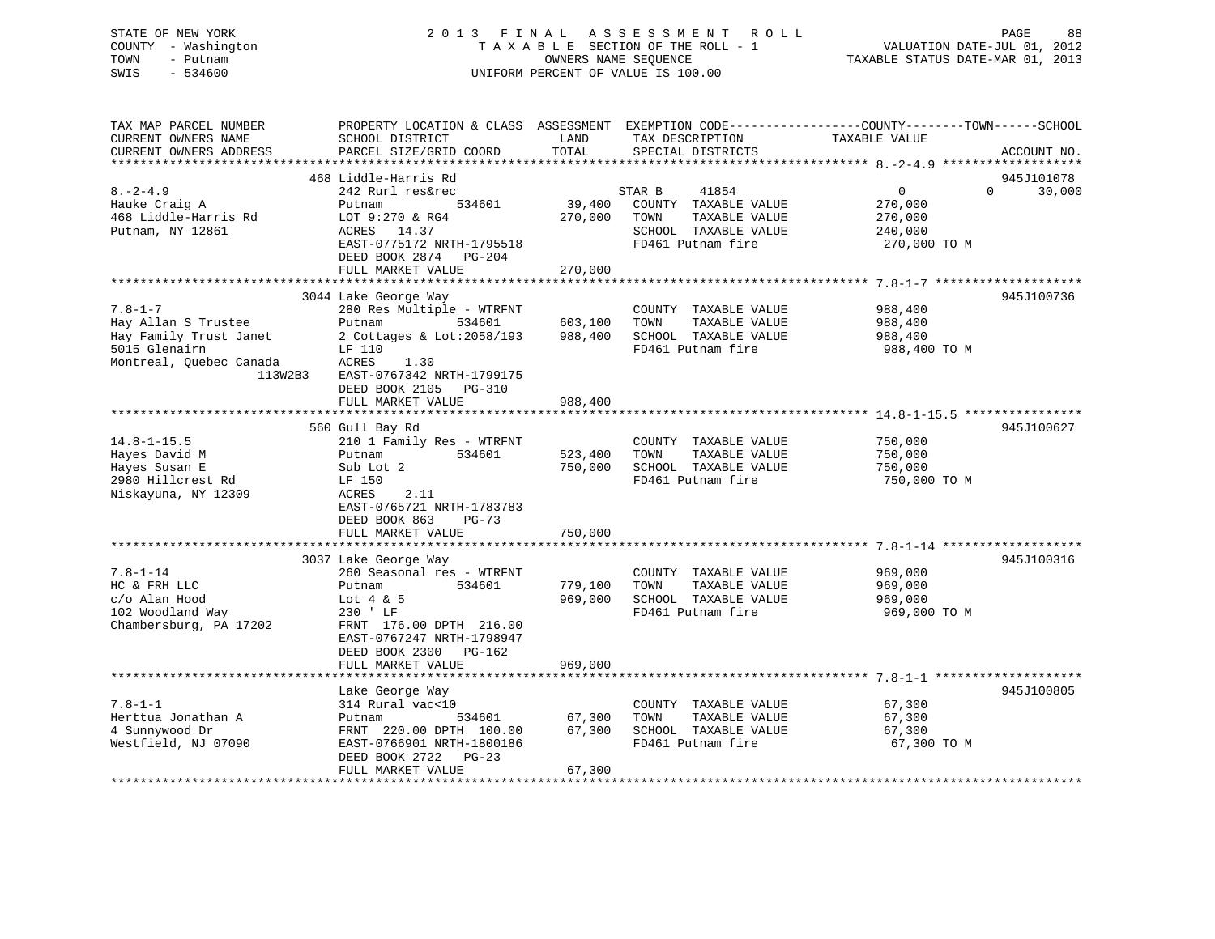STATE OF NEW YORK — 2013 FINAL ASSESSMENT ROLL
COUNTY - Washington — TAXABLE SECTION OF THE ROLL - 1 — VALUATION DATE-JUL 01, 2012
TOWN - Putnam — OWNERS NAME SEQUENCE — TAXABLE STATUS DATE-MAR 01, 2013
SWIS - 534600 — UNIFORM PERCENT OF VALUE IS 100.00

| TAX MAP PARCEL NUMBER / CURRENT OWNERS NAME / CURRENT OWNERS ADDRESS | PROPERTY LOCATION & CLASS / SCHOOL DISTRICT / PARCEL SIZE/GRID COORD | ASSESSMENT LAND / TOTAL | EXEMPTION CODE / TAX DESCRIPTION / SPECIAL DISTRICTS | COUNTY / TOWN / SCHOOL TAXABLE VALUE | ACCOUNT NO. |
|---|---|---|---|---|---|
| 8.-2-4.9 | 468 Liddle-Harris Rd | | | | 945J101078 |
| Hauke Craig A | 242 Rurl res&rec | | STAR B 41854 | 0 0 30,000 | |
| 468 Liddle-Harris Rd | Putnam 534601 | 39,400 | COUNTY TAXABLE VALUE | 270,000 | |
| Putnam, NY 12861 | LOT 9:270 & RG4 | 270,000 | TOWN TAXABLE VALUE | 270,000 | |
| | ACRES 14.37 | | SCHOOL TAXABLE VALUE | 240,000 | |
| | EAST-0775172 NRTH-1795518 | | FD461 Putnam fire | 270,000 TO M | |
| | DEED BOOK 2874 PG-204 | | | | |
| | FULL MARKET VALUE | 270,000 | | | |
| 7.8-1-7 | 3044 Lake George Way | | | | 945J100736 |
| Hay Allan S Trustee | 280 Res Multiple - WTRFNT | | COUNTY TAXABLE VALUE | 988,400 | |
| Hay Family Trust Janet | Putnam 534601 | 603,100 | TOWN TAXABLE VALUE | 988,400 | |
| 5015 Glenairn | 2 Cottages & Lot:2058/193 | 988,400 | SCHOOL TAXABLE VALUE | 988,400 | |
| Montreal, Quebec Canada | LF 110 | | FD461 Putnam fire | 988,400 TO M | |
| 113W2B3 | ACRES 1.30 | | | | |
| | EAST-0767342 NRTH-1799175 | | | | |
| | DEED BOOK 2105 PG-310 | | | | |
| | FULL MARKET VALUE | 988,400 | | | |
| 14.8-1-15.5 | 560 Gull Bay Rd | | | | 945J100627 |
| Hayes David M | 210 1 Family Res - WTRFNT | | COUNTY TAXABLE VALUE | 750,000 | |
| Hayes Susan E | Putnam 534601 | 523,400 | TOWN TAXABLE VALUE | 750,000 | |
| 2980 Hillcrest Rd | Sub Lot 2 | 750,000 | SCHOOL TAXABLE VALUE | 750,000 | |
| Niskayuna, NY 12309 | LF 150 | | FD461 Putnam fire | 750,000 TO M | |
| | ACRES 2.11 | | | | |
| | EAST-0765721 NRTH-1783783 | | | | |
| | DEED BOOK 863 PG-73 | | | | |
| | FULL MARKET VALUE | 750,000 | | | |
| 7.8-1-14 | 3037 Lake George Way | | | | 945J100316 |
| HC & FRH LLC | 260 Seasonal res - WTRFNT | | COUNTY TAXABLE VALUE | 969,000 | |
| c/o Alan Hood | Putnam 534601 | 779,100 | TOWN TAXABLE VALUE | 969,000 | |
| 102 Woodland Way | Lot 4 & 5 | 969,000 | SCHOOL TAXABLE VALUE | 969,000 | |
| Chambersburg, PA 17202 | 230 ' LF | | FD461 Putnam fire | 969,000 TO M | |
| | FRNT 176.00 DPTH 216.00 | | | | |
| | EAST-0767247 NRTH-1798947 | | | | |
| | DEED BOOK 2300 PG-162 | | | | |
| | FULL MARKET VALUE | 969,000 | | | |
| 7.8-1-1 | Lake George Way | | | | 945J100805 |
| Herttua Jonathan A | 314 Rural vac<10 | | COUNTY TAXABLE VALUE | 67,300 | |
| 4 Sunnywood Dr | Putnam 534601 | 67,300 | TOWN TAXABLE VALUE | 67,300 | |
| Westfield, NJ 07090 | FRNT 220.00 DPTH 100.00 | 67,300 | SCHOOL TAXABLE VALUE | 67,300 | |
| | EAST-0766901 NRTH-1800186 | | FD461 Putnam fire | 67,300 TO M | |
| | DEED BOOK 2722 PG-23 | | | | |
| | FULL MARKET VALUE | 67,300 | | | |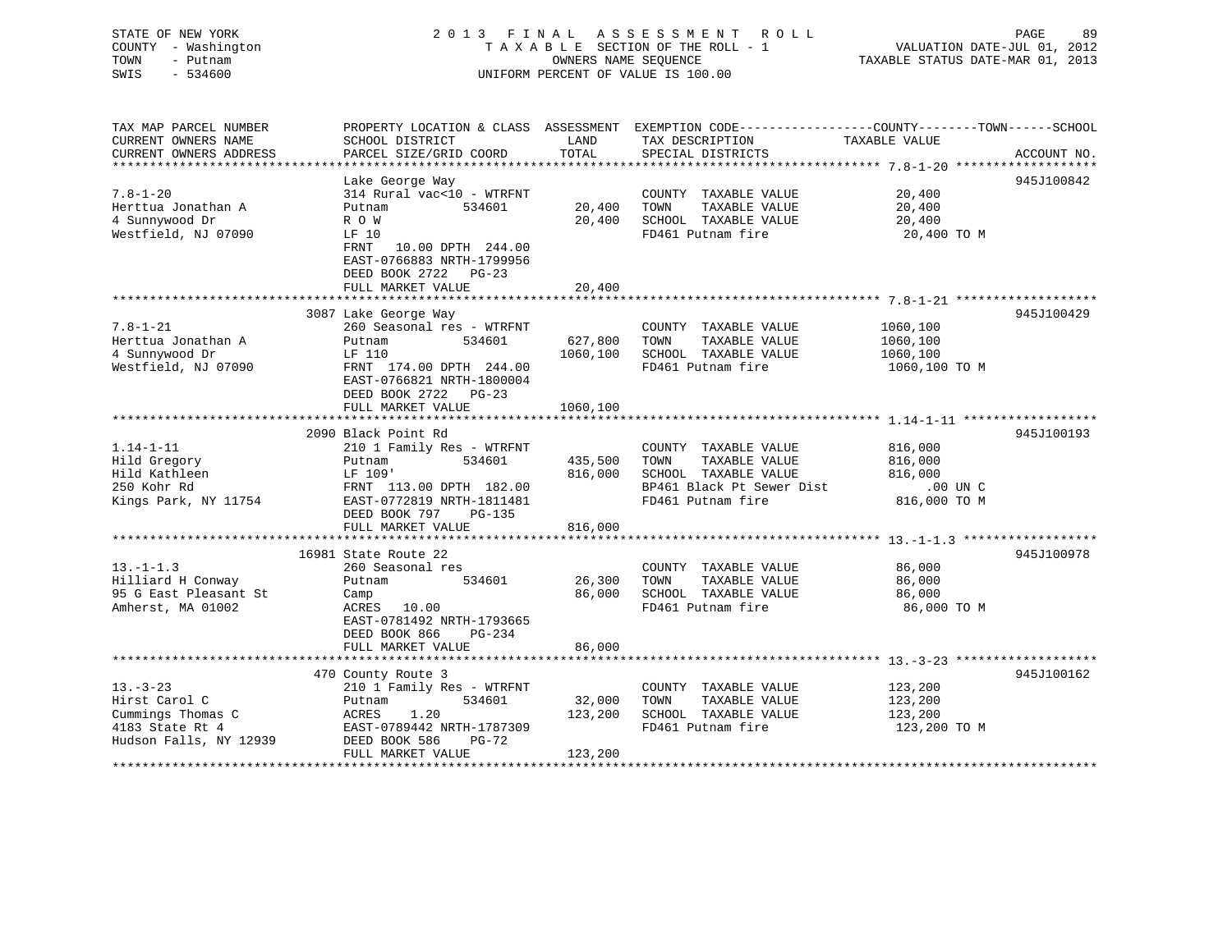STATE OF NEW YORK
COUNTY - Washington
TOWN - Putnam
SWIS - 534600

# 2013 FINAL ASSESSMENT ROLL

TAXABLE SECTION OF THE ROLL - 1
OWNERS NAME SEQUENCE
UNIFORM PERCENT OF VALUE IS 100.00

VALUATION DATE-JUL 01, 2012
TAXABLE STATUS DATE-MAR 01, 2013

| TAX MAP PARCEL NUMBER / CURRENT OWNERS NAME / CURRENT OWNERS ADDRESS | PROPERTY LOCATION & CLASS / SCHOOL DISTRICT / PARCEL SIZE/GRID COORD | ASSESSMENT LAND | TOTAL | EXEMPTION CODE / TAX DESCRIPTION / SPECIAL DISTRICTS | TAXABLE VALUE (COUNTY--------TOWN------SCHOOL) | ACCOUNT NO. |
|---|---|---|---|---|---|---|
| 7.8-1-20 | Lake George Way | | | | | 945J100842 |
| Herttua Jonathan A | 314 Rural vac<10 - WTRFNT | | | COUNTY TAXABLE VALUE | 20,400 | |
| 4 Sunnywood Dr | Putnam 534601 | 20,400 | | TOWN TAXABLE VALUE | 20,400 | |
| Westfield, NJ 07090 | R O W | | 20,400 | SCHOOL TAXABLE VALUE | 20,400 | |
| | LF 10 | | | FD461 Putnam fire | 20,400 TO M | |
| | FRNT 10.00 DPTH 244.00 | | | | | |
| | EAST-0766883 NRTH-1799956 | | | | | |
| | DEED BOOK 2722 PG-23 | | | | | |
| | FULL MARKET VALUE | | 20,400 | | | |
| 7.8-1-21 | 3087 Lake George Way | | | | | 945J100429 |
| Herttua Jonathan A | 260 Seasonal res - WTRFNT | | | COUNTY TAXABLE VALUE | 1060,100 | |
| 4 Sunnywood Dr | Putnam 534601 | 627,800 | | TOWN TAXABLE VALUE | 1060,100 | |
| Westfield, NJ 07090 | LF 110 | | 1060,100 | SCHOOL TAXABLE VALUE | 1060,100 | |
| | FRNT 174.00 DPTH 244.00 | | | FD461 Putnam fire | 1060,100 TO M | |
| | EAST-0766821 NRTH-1800004 | | | | | |
| | DEED BOOK 2722 PG-23 | | | | | |
| | FULL MARKET VALUE | | 1060,100 | | | |
| 1.14-1-11 | 2090 Black Point Rd | | | | | 945J100193 |
| Hild Gregory | 210 1 Family Res - WTRFNT | | | COUNTY TAXABLE VALUE | 816,000 | |
| Hild Kathleen | Putnam 534601 | 435,500 | | TOWN TAXABLE VALUE | 816,000 | |
| 250 Kohr Rd | LF 109' | | 816,000 | SCHOOL TAXABLE VALUE | 816,000 | |
| Kings Park, NY 11754 | FRNT 113.00 DPTH 182.00 | | | BP461 Black Pt Sewer Dist | .00 UN C | |
| | EAST-0772819 NRTH-1811481 | | | FD461 Putnam fire | 816,000 TO M | |
| | DEED BOOK 797 PG-135 | | | | | |
| | FULL MARKET VALUE | | 816,000 | | | |
| 13.-1-1.3 | 16981 State Route 22 | | | | | 945J100978 |
| Hilliard H Conway | 260 Seasonal res | | | COUNTY TAXABLE VALUE | 86,000 | |
| 95 G East Pleasant St | Putnam 534601 | 26,300 | | TOWN TAXABLE VALUE | 86,000 | |
| Amherst, MA 01002 | Camp | | 86,000 | SCHOOL TAXABLE VALUE | 86,000 | |
| | ACRES 10.00 | | | FD461 Putnam fire | 86,000 TO M | |
| | EAST-0781492 NRTH-1793665 | | | | | |
| | DEED BOOK 866 PG-234 | | | | | |
| | FULL MARKET VALUE | | 86,000 | | | |
| 13.-3-23 | 470 County Route 3 | | | | | 945J100162 |
| Hirst Carol C | 210 1 Family Res - WTRFNT | | | COUNTY TAXABLE VALUE | 123,200 | |
| Cummings Thomas C | Putnam 534601 | 32,000 | | TOWN TAXABLE VALUE | 123,200 | |
| 4183 State Rt 4 | ACRES 1.20 | | 123,200 | SCHOOL TAXABLE VALUE | 123,200 | |
| Hudson Falls, NY 12939 | EAST-0789442 NRTH-1787309 | | | FD461 Putnam fire | 123,200 TO M | |
| | DEED BOOK 586 PG-72 | | | | | |
| | FULL MARKET VALUE | | 123,200 | | | |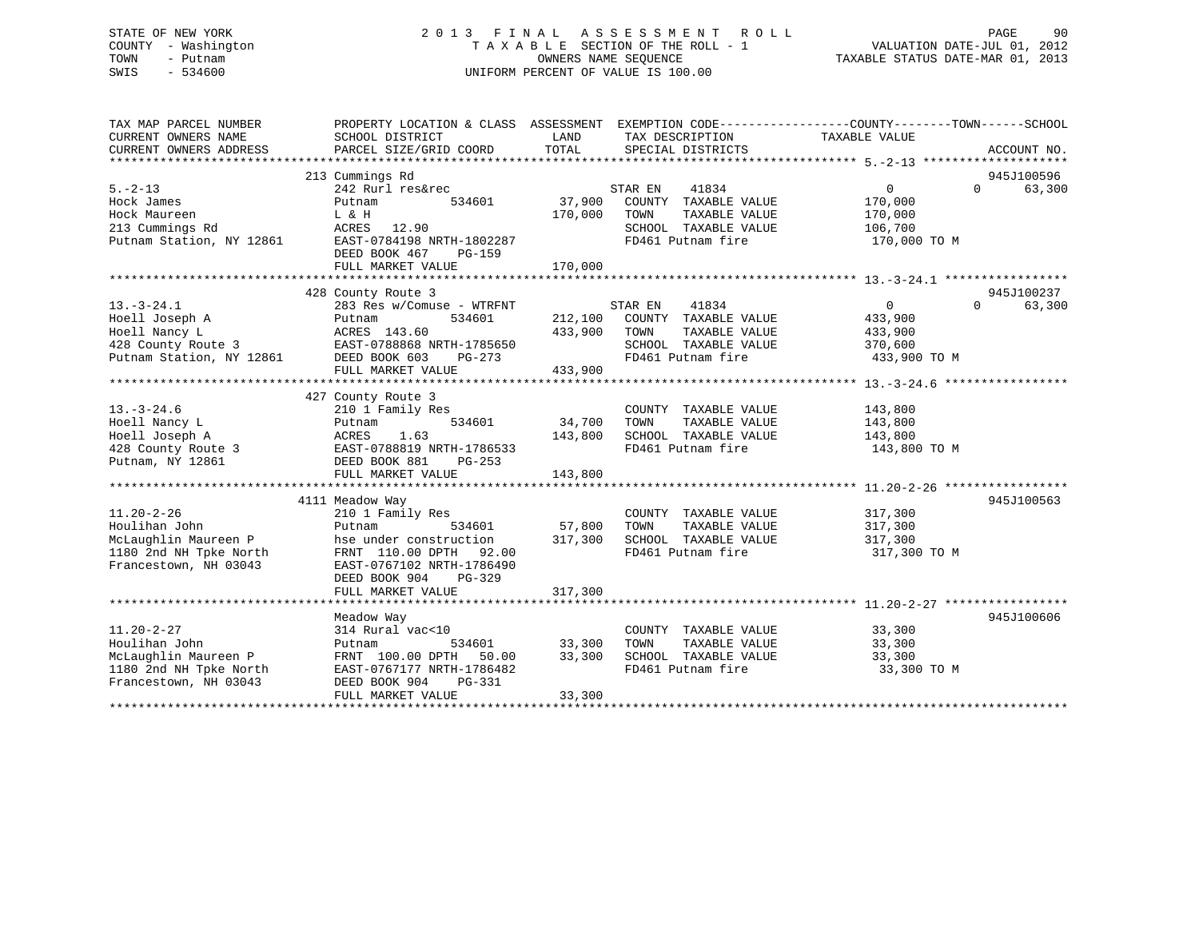STATE OF NEW YORK
COUNTY - Washington
TOWN - Putnam
SWIS - 534600

2 0 1 3 F I N A L A S S E S S M E N T R O L L
T A X A B L E SECTION OF THE ROLL - 1
OWNERS NAME SEQUENCE
UNIFORM PERCENT OF VALUE IS 100.00

VALUATION DATE-JUL 01, 2012
TAXABLE STATUS DATE-MAR 01, 2013

| TAX MAP PARCEL NUMBER / CURRENT OWNERS NAME / CURRENT OWNERS ADDRESS | PROPERTY LOCATION & CLASS / SCHOOL DISTRICT / PARCEL SIZE/GRID COORD | ASSESSMENT LAND | TOTAL | EXEMPTION CODE / TAX DESCRIPTION / SPECIAL DISTRICTS | COUNTY / TOWN TAXABLE VALUE | SCHOOL | ACCOUNT NO. |
|---|---|---|---|---|---|---|---|
| 5.-2-13 | 213 Cummings Rd | | | | | | 945J100596 |
| 5.-2-13 | 242 Rurl res&rec | | | STAR EN 41834 | 0 | 0 63,300 | |
| Hock James | Putnam 534601 | 37,900 | | COUNTY TAXABLE VALUE | 170,000 | | |
| Hock Maureen | L & H | | 170,000 | TOWN TAXABLE VALUE | 170,000 | | |
| 213 Cummings Rd | ACRES 12.90 | | | SCHOOL TAXABLE VALUE | 106,700 | | |
| Putnam Station, NY 12861 | EAST-0784198 NRTH-1802287 | | | FD461 Putnam fire | 170,000 TO M | | |
| | DEED BOOK 467 PG-159 | | | | | | |
| | FULL MARKET VALUE | | 170,000 | | | | |
| 13.-3-24.1 | 428 County Route 3 | | | | | | 945J100237 |
| 13.-3-24.1 | 283 Res w/Comuse - WTRFNT | | | STAR EN 41834 | 0 | 0 63,300 | |
| Hoell Joseph A | Putnam 534601 | 212,100 | | COUNTY TAXABLE VALUE | 433,900 | | |
| Hoell Nancy L | ACRES 143.60 | | 433,900 | TOWN TAXABLE VALUE | 433,900 | | |
| 428 County Route 3 | EAST-0788868 NRTH-1785650 | | | SCHOOL TAXABLE VALUE | 370,600 | | |
| Putnam Station, NY 12861 | DEED BOOK 603 PG-273 | | | FD461 Putnam fire | 433,900 TO M | | |
| | FULL MARKET VALUE | | 433,900 | | | | |
| 13.-3-24.6 | 427 County Route 3 | | | | | | |
| 13.-3-24.6 | 210 1 Family Res | | | COUNTY TAXABLE VALUE | 143,800 | | |
| Hoell Nancy L | Putnam 534601 | 34,700 | | TOWN TAXABLE VALUE | 143,800 | | |
| Hoell Joseph A | ACRES 1.63 | | 143,800 | SCHOOL TAXABLE VALUE | 143,800 | | |
| 428 County Route 3 | EAST-0788819 NRTH-1786533 | | | FD461 Putnam fire | 143,800 TO M | | |
| Putnam, NY 12861 | DEED BOOK 881 PG-253 | | | | | | |
| | FULL MARKET VALUE | | 143,800 | | | | |
| 11.20-2-26 | 4111 Meadow Way | | | | | | 945J100563 |
| 11.20-2-26 | 210 1 Family Res | | | COUNTY TAXABLE VALUE | 317,300 | | |
| Houlihan John | Putnam 534601 | 57,800 | | TOWN TAXABLE VALUE | 317,300 | | |
| McLaughlin Maureen P | hse under construction | | 317,300 | SCHOOL TAXABLE VALUE | 317,300 | | |
| 1180 2nd NH Tpke North | FRNT 110.00 DPTH 92.00 | | | FD461 Putnam fire | 317,300 TO M | | |
| Francestown, NH 03043 | EAST-0767102 NRTH-1786490 | | | | | | |
| | DEED BOOK 904 PG-329 | | | | | | |
| | FULL MARKET VALUE | | 317,300 | | | | |
| 11.20-2-27 | Meadow Way | | | | | | 945J100606 |
| 11.20-2-27 | 314 Rural vac<10 | | | COUNTY TAXABLE VALUE | 33,300 | | |
| Houlihan John | Putnam 534601 | 33,300 | | TOWN TAXABLE VALUE | 33,300 | | |
| McLaughlin Maureen P | FRNT 100.00 DPTH 50.00 | | 33,300 | SCHOOL TAXABLE VALUE | 33,300 | | |
| 1180 2nd NH Tpke North | EAST-0767177 NRTH-1786482 | | | FD461 Putnam fire | 33,300 TO M | | |
| Francestown, NH 03043 | DEED BOOK 904 PG-331 | | | | | | |
| | FULL MARKET VALUE | | 33,300 | | | | |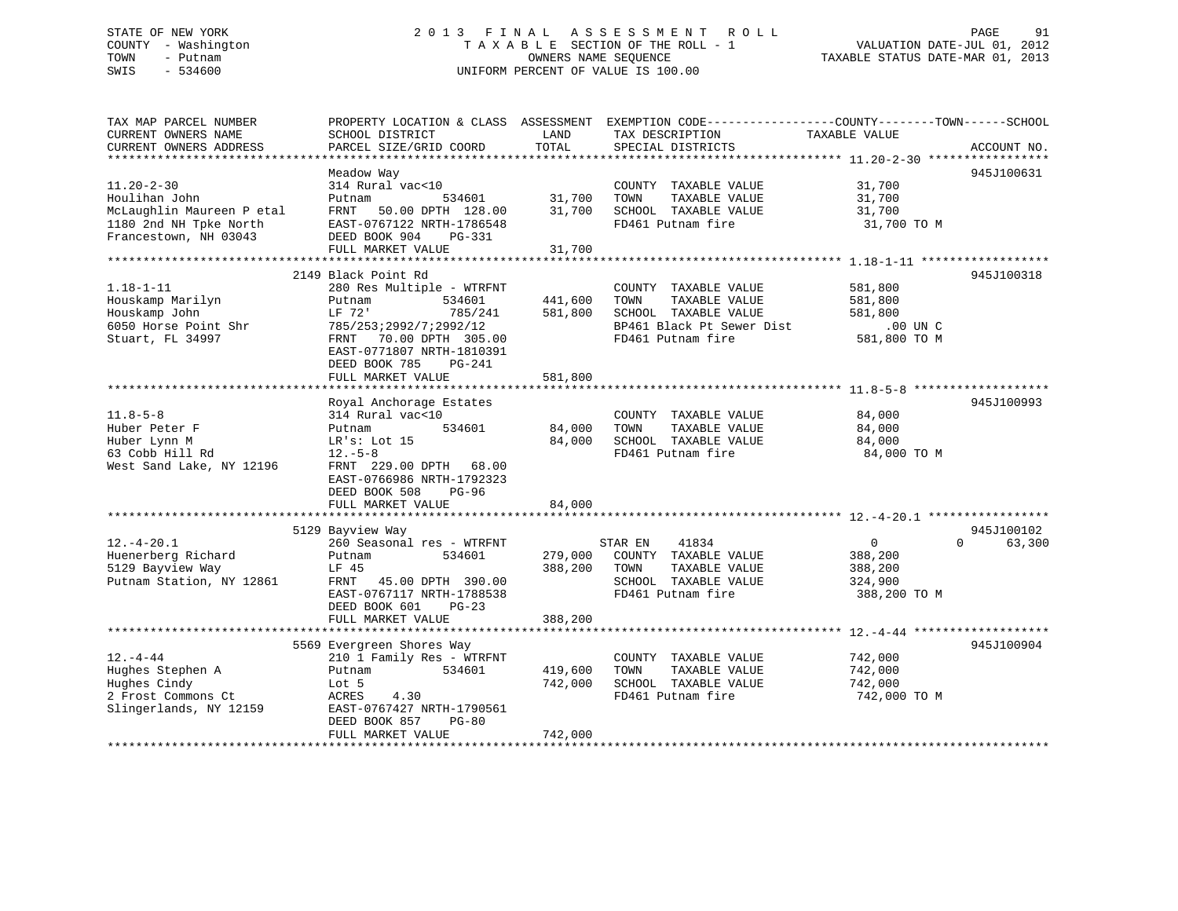STATE OF NEW YORK
COUNTY - Washington
TOWN - Putnam
SWIS - 534600

# 2013 FINAL ASSESSMENT ROLL
TAXABLE SECTION OF THE ROLL - 1
OWNERS NAME SEQUENCE
UNIFORM PERCENT OF VALUE IS 100.00

VALUATION DATE-JUL 01, 2012
TAXABLE STATUS DATE-MAR 01, 2013

```
TAX MAP PARCEL NUMBER          PROPERTY LOCATION & CLASS  ASSESSMENT  EXEMPTION CODE------------------COUNTY--------TOWN------SCHOOL
CURRENT OWNERS NAME            SCHOOL DISTRICT               LAND      TAX DESCRIPTION            TAXABLE VALUE
CURRENT OWNERS ADDRESS         PARCEL SIZE/GRID COORD        TOTAL     SPECIAL DISTRICTS                                  ACCOUNT NO.
******************************************************************************************************* 11.20-2-30 *****************
                               Meadow Way                                                                                945J100631
11.20-2-30                     314 Rural vac<10                        COUNTY  TAXABLE VALUE             31,700
Houlihan John                  Putnam            534601       31,700   TOWN    TAXABLE VALUE             31,700
McLaughlin Maureen P etal      FRNT   50.00 DPTH 128.00       31,700   SCHOOL  TAXABLE VALUE             31,700
1180 2nd NH Tpke North         EAST-0767122 NRTH-1786548               FD461 Putnam fire                  31,700 TO M
Francestown, NH 03043          DEED BOOK 904    PG-331
                               FULL MARKET VALUE              31,700
******************************************************************************************************* 1.18-1-11 ******************
                             2149 Black Point Rd                                                                         945J100318
1.18-1-11                      280 Res Multiple - WTRFNT               COUNTY  TAXABLE VALUE            581,800
Houskamp Marilyn               Putnam            534601      441,600   TOWN    TAXABLE VALUE            581,800
Houskamp John                  LF 72'            785/241     581,800   SCHOOL  TAXABLE VALUE            581,800
6050 Horse Point Shr           785/253;2992/7;2992/12                  BP461 Black Pt Sewer Dist            .00 UN C
Stuart, FL 34997               FRNT   70.00 DPTH 305.00                FD461 Putnam fire                 581,800 TO M
                               EAST-0771807 NRTH-1810391
                               DEED BOOK 785    PG-241
                               FULL MARKET VALUE             581,800
******************************************************************************************************* 11.8-5-8 *******************
                               Royal Anchorage Estates                                                                   945J100993
11.8-5-8                       314 Rural vac<10                        COUNTY  TAXABLE VALUE             84,000
Huber Peter F                  Putnam            534601       84,000   TOWN    TAXABLE VALUE             84,000
Huber Lynn M                   LR's: Lot 15                   84,000   SCHOOL  TAXABLE VALUE             84,000
63 Cobb Hill Rd                12.-5-8                                 FD461 Putnam fire                  84,000 TO M
West Sand Lake, NY 12196       FRNT  229.00 DPTH  68.00
                               EAST-0766986 NRTH-1792323
                               DEED BOOK 508    PG-96
                               FULL MARKET VALUE              84,000
******************************************************************************************************* 12.-4-20.1 *****************
                             5129 Bayview Way                                                                            945J100102
12.-4-20.1                     260 Seasonal res - WTRFNT               STAR EN    41834                   0             0     63,300
Huenerberg Richard             Putnam            534601      279,000   COUNTY  TAXABLE VALUE            388,200
5129 Bayview Way               LF 45                         388,200   TOWN    TAXABLE VALUE            388,200
Putnam Station, NY 12861       FRNT   45.00 DPTH 390.00                SCHOOL  TAXABLE VALUE            324,900
                               EAST-0767117 NRTH-1788538               FD461 Putnam fire                 388,200 TO M
                               DEED BOOK 601    PG-23
                               FULL MARKET VALUE             388,200
******************************************************************************************************* 12.-4-44 *******************
                             5569 Evergreen Shores Way                                                                   945J100904
12.-4-44                       210 1 Family Res - WTRFNT               COUNTY  TAXABLE VALUE            742,000
Hughes Stephen A               Putnam            534601      419,600   TOWN    TAXABLE VALUE            742,000
Hughes Cindy                   Lot 5                         742,000   SCHOOL  TAXABLE VALUE            742,000
2 Frost Commons Ct             ACRES    4.30                           FD461 Putnam fire                 742,000 TO M
Slingerlands, NY 12159         EAST-0767427 NRTH-1790561
                               DEED BOOK 857    PG-80
                               FULL MARKET VALUE             742,000
************************************************************************************************************************************
```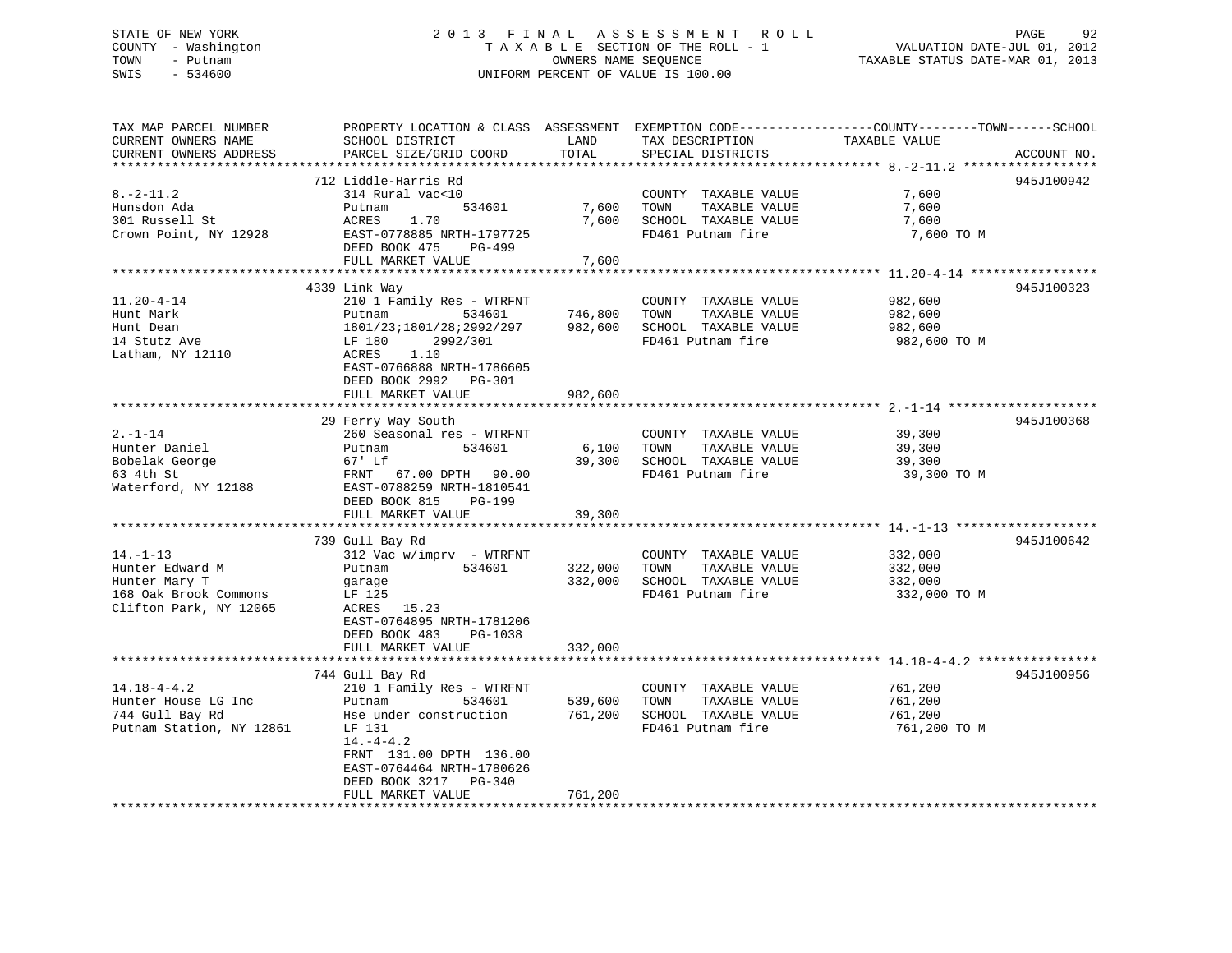STATE OF NEW YORK
COUNTY - Washington
TOWN - Putnam
SWIS - 534600

2013 FINAL ASSESSMENT ROLL
TAXABLE SECTION OF THE ROLL - 1
OWNERS NAME SEQUENCE
UNIFORM PERCENT OF VALUE IS 100.00

VALUATION DATE-JUL 01, 2012
TAXABLE STATUS DATE-MAR 01, 2013

| TAX MAP PARCEL NUMBER / CURRENT OWNERS NAME / CURRENT OWNERS ADDRESS | PROPERTY LOCATION & CLASS / SCHOOL DISTRICT / PARCEL SIZE/GRID COORD | ASSESSMENT LAND | TOTAL | EXEMPTION CODE / TAX DESCRIPTION / SPECIAL DISTRICTS | COUNTY--------TOWN------SCHOOL TAXABLE VALUE | ACCOUNT NO. |
|---|---|---|---|---|---|---|
| **8.-2-11.2** | 712 Liddle-Harris Rd | | | | | 945J100942 |
| 8.-2-11.2 | 314 Rural vac<10 | | | COUNTY TAXABLE VALUE | 7,600 | |
| Hunsdon Ada | Putnam 534601 | 7,600 | | TOWN TAXABLE VALUE | 7,600 | |
| 301 Russell St | ACRES 1.70 | | 7,600 | SCHOOL TAXABLE VALUE | 7,600 | |
| Crown Point, NY 12928 | EAST-0778885 NRTH-1797725 | | | FD461 Putnam fire | 7,600 TO M | |
| | DEED BOOK 475 PG-499 | | | | | |
| | FULL MARKET VALUE | | 7,600 | | | |
| **11.20-4-14** | 4339 Link Way | | | | | 945J100323 |
| 11.20-4-14 | 210 1 Family Res - WTRFNT | | | COUNTY TAXABLE VALUE | 982,600 | |
| Hunt Mark | Putnam 534601 | 746,800 | | TOWN TAXABLE VALUE | 982,600 | |
| Hunt Dean | 1801/23;1801/28;2992/297 | | 982,600 | SCHOOL TAXABLE VALUE | 982,600 | |
| 14 Stutz Ave | LF 180 2992/301 | | | FD461 Putnam fire | 982,600 TO M | |
| Latham, NY 12110 | ACRES 1.10 | | | | | |
| | EAST-0766888 NRTH-1786605 | | | | | |
| | DEED BOOK 2992 PG-301 | | | | | |
| | FULL MARKET VALUE | | 982,600 | | | |
| **2.-1-14** | 29 Ferry Way South | | | | | 945J100368 |
| 2.-1-14 | 260 Seasonal res - WTRFNT | | | COUNTY TAXABLE VALUE | 39,300 | |
| Hunter Daniel | Putnam 534601 | 6,100 | | TOWN TAXABLE VALUE | 39,300 | |
| Bobelak George | 67' Lf | | 39,300 | SCHOOL TAXABLE VALUE | 39,300 | |
| 63 4th St | FRNT 67.00 DPTH 90.00 | | | FD461 Putnam fire | 39,300 TO M | |
| Waterford, NY 12188 | EAST-0788259 NRTH-1810541 | | | | | |
| | DEED BOOK 815 PG-199 | | | | | |
| | FULL MARKET VALUE | | 39,300 | | | |
| **14.-1-13** | 739 Gull Bay Rd | | | | | 945J100642 |
| 14.-1-13 | 312 Vac w/imprv - WTRFNT | | | COUNTY TAXABLE VALUE | 332,000 | |
| Hunter Edward M | Putnam 534601 | 322,000 | | TOWN TAXABLE VALUE | 332,000 | |
| Hunter Mary T | garage | | 332,000 | SCHOOL TAXABLE VALUE | 332,000 | |
| 168 Oak Brook Commons | LF 125 | | | FD461 Putnam fire | 332,000 TO M | |
| Clifton Park, NY 12065 | ACRES 15.23 | | | | | |
| | EAST-0764895 NRTH-1781206 | | | | | |
| | DEED BOOK 483 PG-1038 | | | | | |
| | FULL MARKET VALUE | | 332,000 | | | |
| **14.18-4-4.2** | 744 Gull Bay Rd | | | | | 945J100956 |
| 14.18-4-4.2 | 210 1 Family Res - WTRFNT | | | COUNTY TAXABLE VALUE | 761,200 | |
| Hunter House LG Inc | Putnam 534601 | 539,600 | | TOWN TAXABLE VALUE | 761,200 | |
| 744 Gull Bay Rd | Hse under construction | | 761,200 | SCHOOL TAXABLE VALUE | 761,200 | |
| Putnam Station, NY 12861 | LF 131 | | | FD461 Putnam fire | 761,200 TO M | |
| | 14.-4-4.2 | | | | | |
| | FRNT 131.00 DPTH 136.00 | | | | | |
| | EAST-0764464 NRTH-1780626 | | | | | |
| | DEED BOOK 3217 PG-340 | | | | | |
| | FULL MARKET VALUE | | 761,200 | | | |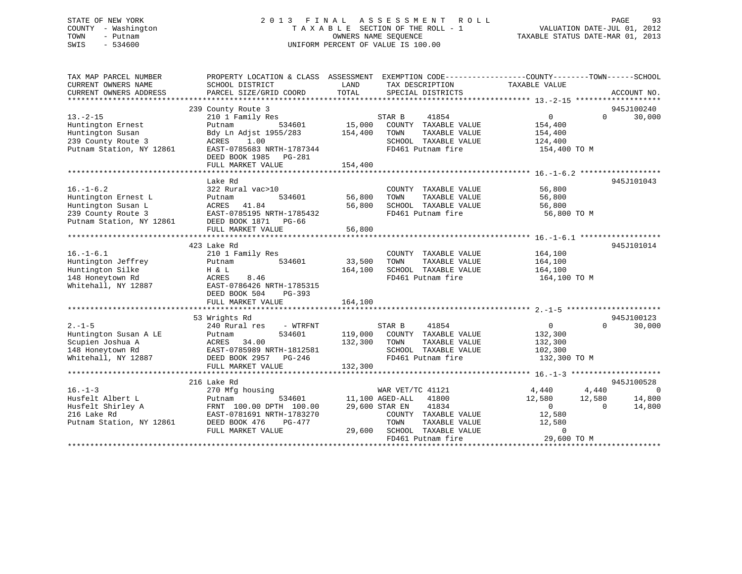STATE OF NEW YORK
COUNTY - Washington
TOWN - Putnam
SWIS - 534600

2013 FINAL ASSESSMENT ROLL
TAXABLE SECTION OF THE ROLL - 1
OWNERS NAME SEQUENCE
UNIFORM PERCENT OF VALUE IS 100.00

VALUATION DATE-JUL 01, 2012
TAXABLE STATUS DATE-MAR 01, 2013

```
TAX MAP PARCEL NUMBER          PROPERTY LOCATION & CLASS  ASSESSMENT  EXEMPTION CODE------------------COUNTY--------TOWN------SCHOOL
CURRENT OWNERS NAME            SCHOOL DISTRICT              LAND      TAX DESCRIPTION            TAXABLE VALUE
CURRENT OWNERS ADDRESS         PARCEL SIZE/GRID COORD       TOTAL     SPECIAL DISTRICTS                                    ACCOUNT NO.
******************************************************************************************************* 13.-2-15 *******************
                               239 County Route 3                                                                          945J100240
13.-2-15                       210 1 Family Res                      STAR B      41854              0           0       30,000
Huntington Ernest              Putnam           534601      15,000   COUNTY  TAXABLE VALUE        154,400
Huntington Susan               Bdy Ln Adjst 1955/283       154,400   TOWN    TAXABLE VALUE        154,400
239 County Route 3             ACRES    1.00                         SCHOOL  TAXABLE VALUE        124,400
Putnam Station, NY 12861       EAST-0785683 NRTH-1787344             FD461 Putnam fire             154,400 TO M
                               DEED BOOK 1985   PG-281
                               FULL MARKET VALUE           154,400
******************************************************************************************************* 16.-1-6.2 ******************
                               Lake Rd                                                                                     945J101043
16.-1-6.2                      322 Rural vac>10                      COUNTY  TAXABLE VALUE         56,800
Huntington Ernest L            Putnam           534601      56,800   TOWN    TAXABLE VALUE         56,800
Huntington Susan L             ACRES   41.84                56,800   SCHOOL  TAXABLE VALUE         56,800
239 County Route 3             EAST-0785195 NRTH-1785432             FD461 Putnam fire              56,800 TO M
Putnam Station, NY 12861       DEED BOOK 1871   PG-66
                               FULL MARKET VALUE            56,800
******************************************************************************************************* 16.-1-6.1 ******************
                               423 Lake Rd                                                                                 945J101014
16.-1-6.1                      210 1 Family Res                      COUNTY  TAXABLE VALUE        164,100
Huntington Jeffrey             Putnam           534601      33,500   TOWN    TAXABLE VALUE        164,100
Huntington Silke               H & L                       164,100   SCHOOL  TAXABLE VALUE        164,100
148 Honeytown Rd               ACRES    8.46                         FD461 Putnam fire             164,100 TO M
Whitehall, NY 12887            EAST-0786426 NRTH-1785315
                               DEED BOOK 504    PG-393
                               FULL MARKET VALUE           164,100
******************************************************************************************************* 2.-1-5 *********************
                               53 Wrights Rd                                                                               945J100123
2.-1-5                         240 Rural res    - WTRFNT             STAR B      41854              0           0       30,000
Huntington Susan A LE          Putnam           534601     119,000   COUNTY  TAXABLE VALUE        132,300
Scupien Joshua A               ACRES   34.00               132,300   TOWN    TAXABLE VALUE        132,300
148 Honeytown Rd               EAST-0785989 NRTH-1812581             SCHOOL  TAXABLE VALUE        102,300
Whitehall, NY 12887            DEED BOOK 2957   PG-246               FD461 Putnam fire             132,300 TO M
                               FULL MARKET VALUE           132,300
******************************************************************************************************* 16.-1-3 ********************
                               216 Lake Rd                                                                                 945J100528
16.-1-3                        270 Mfg housing                       WAR VET/TC 41121           4,440       4,440            0
Husfelt Albert L               Putnam           534601      11,100 AGED-ALL    41800           12,580      12,580       14,800
Husfelt Shirley A              FRNT 100.00 DPTH 100.00      29,600 STAR EN     41834                0           0       14,800
216 Lake Rd                    EAST-0781691 NRTH-1783270             COUNTY  TAXABLE VALUE         12,580
Putnam Station, NY 12861       DEED BOOK 476    PG-477               TOWN    TAXABLE VALUE         12,580
                               FULL MARKET VALUE            29,600   SCHOOL  TAXABLE VALUE              0
                                                                     FD461 Putnam fire              29,600 TO M
************************************************************************************************************************************
```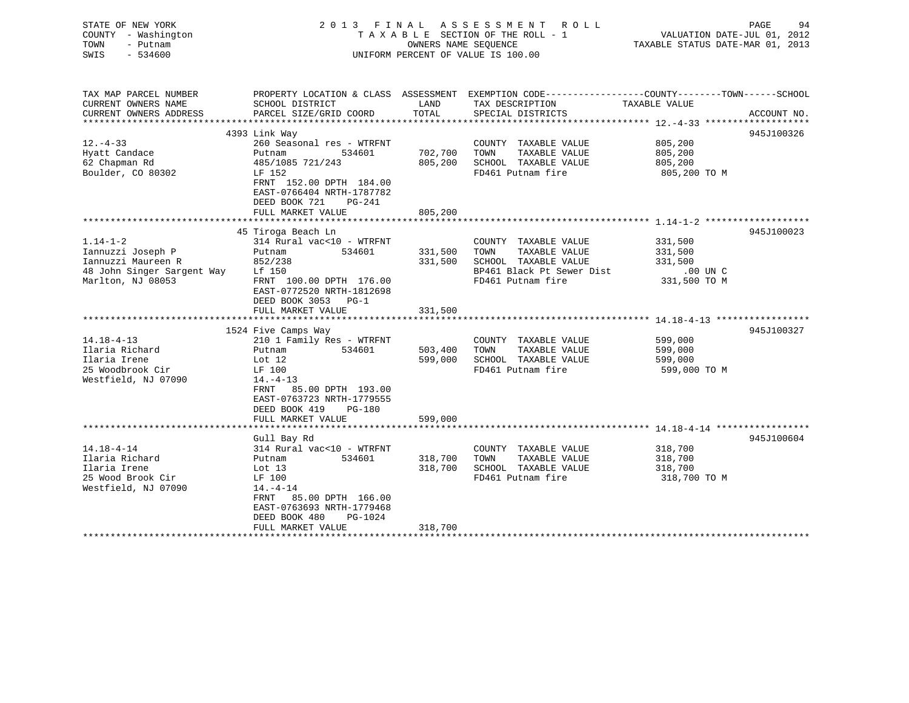STATE OF NEW YORK
COUNTY - Washington
TOWN - Putnam
SWIS - 534600

2 0 1 3 F I N A L A S S E S S M E N T R O L L
T A X A B L E SECTION OF THE ROLL - 1
OWNERS NAME SEQUENCE
UNIFORM PERCENT OF VALUE IS 100.00

VALUATION DATE-JUL 01, 2012
TAXABLE STATUS DATE-MAR 01, 2013

| TAX MAP PARCEL NUMBER / CURRENT OWNERS NAME / CURRENT OWNERS ADDRESS | PROPERTY LOCATION & CLASS / SCHOOL DISTRICT / PARCEL SIZE/GRID COORD | ASSESSMENT LAND / TOTAL | EXEMPTION CODE / TAX DESCRIPTION / SPECIAL DISTRICTS | COUNTY--------TOWN------SCHOOL TAXABLE VALUE | ACCOUNT NO. |
|---|---|---|---|---|---|
| 12.-4-33 | 4393 Link Way | | | | 945J100326 |
| 12.-4-33 | 260 Seasonal res - WTRFNT | | COUNTY TAXABLE VALUE | 805,200 | |
| Hyatt Candace | Putnam 534601 | 702,700 | TOWN TAXABLE VALUE | 805,200 | |
| 62 Chapman Rd | 485/1085 721/243 | 805,200 | SCHOOL TAXABLE VALUE | 805,200 | |
| Boulder, CO 80302 | LF 152 | | FD461 Putnam fire | 805,200 TO M | |
| | FRNT 152.00 DPTH 184.00 | | | | |
| | EAST-0766404 NRTH-1787782 | | | | |
| | DEED BOOK 721 PG-241 | | | | |
| | FULL MARKET VALUE | 805,200 | | | |
| 1.14-1-2 | 45 Tiroga Beach Ln | | | | 945J100023 |
| 1.14-1-2 | 314 Rural vac<10 - WTRFNT | | COUNTY TAXABLE VALUE | 331,500 | |
| Iannuzzi Joseph P | Putnam 534601 | 331,500 | TOWN TAXABLE VALUE | 331,500 | |
| Iannuzzi Maureen R | 852/238 | 331,500 | SCHOOL TAXABLE VALUE | 331,500 | |
| 48 John Singer Sargent Way | Lf 150 | | BP461 Black Pt Sewer Dist | .00 UN C | |
| Marlton, NJ 08053 | FRNT 100.00 DPTH 176.00 | | FD461 Putnam fire | 331,500 TO M | |
| | EAST-0772520 NRTH-1812698 | | | | |
| | DEED BOOK 3053 PG-1 | | | | |
| | FULL MARKET VALUE | 331,500 | | | |
| 14.18-4-13 | 1524 Five Camps Way | | | | 945J100327 |
| 14.18-4-13 | 210 1 Family Res - WTRFNT | | COUNTY TAXABLE VALUE | 599,000 | |
| Ilaria Richard | Putnam 534601 | 503,400 | TOWN TAXABLE VALUE | 599,000 | |
| Ilaria Irene | Lot 12 | 599,000 | SCHOOL TAXABLE VALUE | 599,000 | |
| 25 Woodbrook Cir | LF 100 | | FD461 Putnam fire | 599,000 TO M | |
| Westfield, NJ 07090 | 14.-4-13 | | | | |
| | FRNT 85.00 DPTH 193.00 | | | | |
| | EAST-0763723 NRTH-1779555 | | | | |
| | DEED BOOK 419 PG-180 | | | | |
| | FULL MARKET VALUE | 599,000 | | | |
| 14.18-4-14 | Gull Bay Rd | | | | 945J100604 |
| 14.18-4-14 | 314 Rural vac<10 - WTRFNT | | COUNTY TAXABLE VALUE | 318,700 | |
| Ilaria Richard | Putnam 534601 | 318,700 | TOWN TAXABLE VALUE | 318,700 | |
| Ilaria Irene | Lot 13 | 318,700 | SCHOOL TAXABLE VALUE | 318,700 | |
| 25 Wood Brook Cir | LF 100 | | FD461 Putnam fire | 318,700 TO M | |
| Westfield, NJ 07090 | 14.-4-14 | | | | |
| | FRNT 85.00 DPTH 166.00 | | | | |
| | EAST-0763693 NRTH-1779468 | | | | |
| | DEED BOOK 480 PG-1024 | | | | |
| | FULL MARKET VALUE | 318,700 | | | |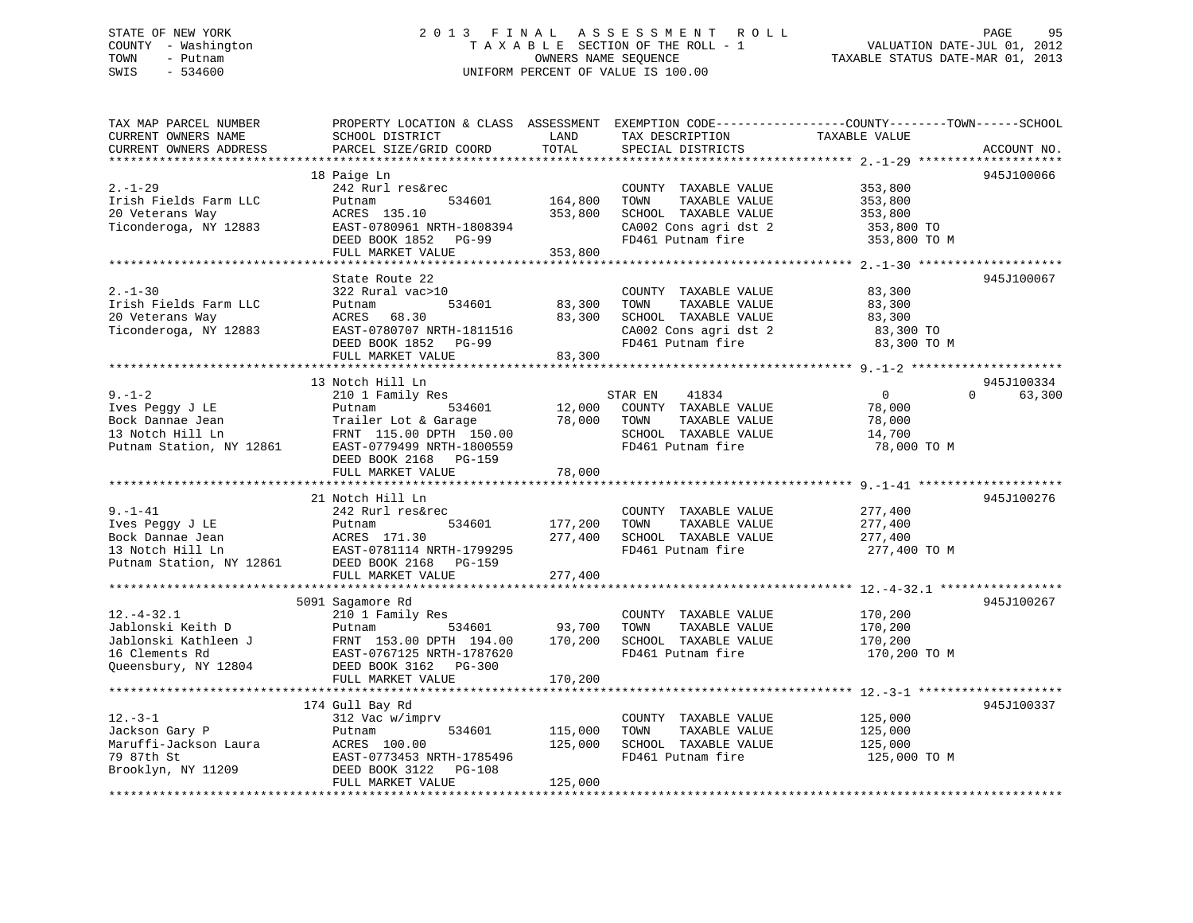STATE OF NEW YORK — COUNTY - Washington — TOWN - Putnam — SWIS - 534600

# 2013 FINAL ASSESSMENT ROLL

TAXABLE SECTION OF THE ROLL - 1
OWNERS NAME SEQUENCE
UNIFORM PERCENT OF VALUE IS 100.00

VALUATION DATE-JUL 01, 2012
TAXABLE STATUS DATE-MAR 01, 2013

| TAX MAP PARCEL NUMBER / CURRENT OWNERS NAME / CURRENT OWNERS ADDRESS | PROPERTY LOCATION & CLASS / SCHOOL DISTRICT / PARCEL SIZE/GRID COORD | ASSESSMENT LAND | TOTAL | EXEMPTION CODE / TAX DESCRIPTION / SPECIAL DISTRICTS | COUNTY TAXABLE VALUE | TOWN | SCHOOL | ACCOUNT NO. |
|---|---|---|---|---|---|---|---|---|
| 2.-1-29 | 18 Paige Ln | | | | | | | 945J100066 |
| Irish Fields Farm LLC | 242 Rurl res&rec | | | COUNTY TAXABLE VALUE | 353,800 | | | |
| 20 Veterans Way | Putnam 534601 | 164,800 | | TOWN TAXABLE VALUE | 353,800 | | | |
| Ticonderoga, NY 12883 | ACRES 135.10 | | 353,800 | SCHOOL TAXABLE VALUE | 353,800 | | | |
| | EAST-0780961 NRTH-1808394 | | | CA002 Cons agri dst 2 | 353,800 TO | | | |
| | DEED BOOK 1852 PG-99 | | | FD461 Putnam fire | 353,800 TO M | | | |
| | FULL MARKET VALUE | | 353,800 | | | | | |
| 2.-1-30 | State Route 22 | | | | | | | 945J100067 |
| Irish Fields Farm LLC | 322 Rural vac>10 | | | COUNTY TAXABLE VALUE | 83,300 | | | |
| 20 Veterans Way | Putnam 534601 | 83,300 | | TOWN TAXABLE VALUE | 83,300 | | | |
| Ticonderoga, NY 12883 | ACRES 68.30 | | 83,300 | SCHOOL TAXABLE VALUE | 83,300 | | | |
| | EAST-0780707 NRTH-1811516 | | | CA002 Cons agri dst 2 | 83,300 TO | | | |
| | DEED BOOK 1852 PG-99 | | | FD461 Putnam fire | 83,300 TO M | | | |
| | FULL MARKET VALUE | | 83,300 | | | | | |
| 9.-1-2 | 13 Notch Hill Ln | | | | | | | 945J100334 |
| Ives Peggy J LE | 210 1 Family Res | | | STAR EN 41834 | 0 | 0 | 63,300 | |
| Bock Dannae Jean | Putnam 534601 | 12,000 | | COUNTY TAXABLE VALUE | 78,000 | | | |
| 13 Notch Hill Ln | Trailer Lot & Garage | | 78,000 | TOWN TAXABLE VALUE | 78,000 | | | |
| Putnam Station, NY 12861 | FRNT 115.00 DPTH 150.00 | | | SCHOOL TAXABLE VALUE | 14,700 | | | |
| | EAST-0779499 NRTH-1800559 | | | FD461 Putnam fire | 78,000 TO M | | | |
| | DEED BOOK 2168 PG-159 | | | | | | | |
| | FULL MARKET VALUE | | 78,000 | | | | | |
| 9.-1-41 | 21 Notch Hill Ln | | | | | | | 945J100276 |
| Ives Peggy J LE | 242 Rurl res&rec | | | COUNTY TAXABLE VALUE | 277,400 | | | |
| Bock Dannae Jean | Putnam 534601 | 177,200 | | TOWN TAXABLE VALUE | 277,400 | | | |
| 13 Notch Hill Ln | ACRES 171.30 | | 277,400 | SCHOOL TAXABLE VALUE | 277,400 | | | |
| Putnam Station, NY 12861 | EAST-0781114 NRTH-1799295 | | | FD461 Putnam fire | 277,400 TO M | | | |
| | DEED BOOK 2168 PG-159 | | | | | | | |
| | FULL MARKET VALUE | | 277,400 | | | | | |
| 12.-4-32.1 | 5091 Sagamore Rd | | | | | | | 945J100267 |
| Jablonski Keith D | 210 1 Family Res | | | COUNTY TAXABLE VALUE | 170,200 | | | |
| Jablonski Kathleen J | Putnam 534601 | 93,700 | | TOWN TAXABLE VALUE | 170,200 | | | |
| 16 Clements Rd | FRNT 153.00 DPTH 194.00 | | 170,200 | SCHOOL TAXABLE VALUE | 170,200 | | | |
| Queensbury, NY 12804 | EAST-0767125 NRTH-1787620 | | | FD461 Putnam fire | 170,200 TO M | | | |
| | DEED BOOK 3162 PG-300 | | | | | | | |
| | FULL MARKET VALUE | | 170,200 | | | | | |
| 12.-3-1 | 174 Gull Bay Rd | | | | | | | 945J100337 |
| Jackson Gary P | 312 Vac w/imprv | | | COUNTY TAXABLE VALUE | 125,000 | | | |
| Maruffi-Jackson Laura | Putnam 534601 | 115,000 | | TOWN TAXABLE VALUE | 125,000 | | | |
| 79 87th St | ACRES 100.00 | | 125,000 | SCHOOL TAXABLE VALUE | 125,000 | | | |
| Brooklyn, NY 11209 | EAST-0773453 NRTH-1785496 | | | FD461 Putnam fire | 125,000 TO M | | | |
| | DEED BOOK 3122 PG-108 | | | | | | | |
| | FULL MARKET VALUE | | 125,000 | | | | | |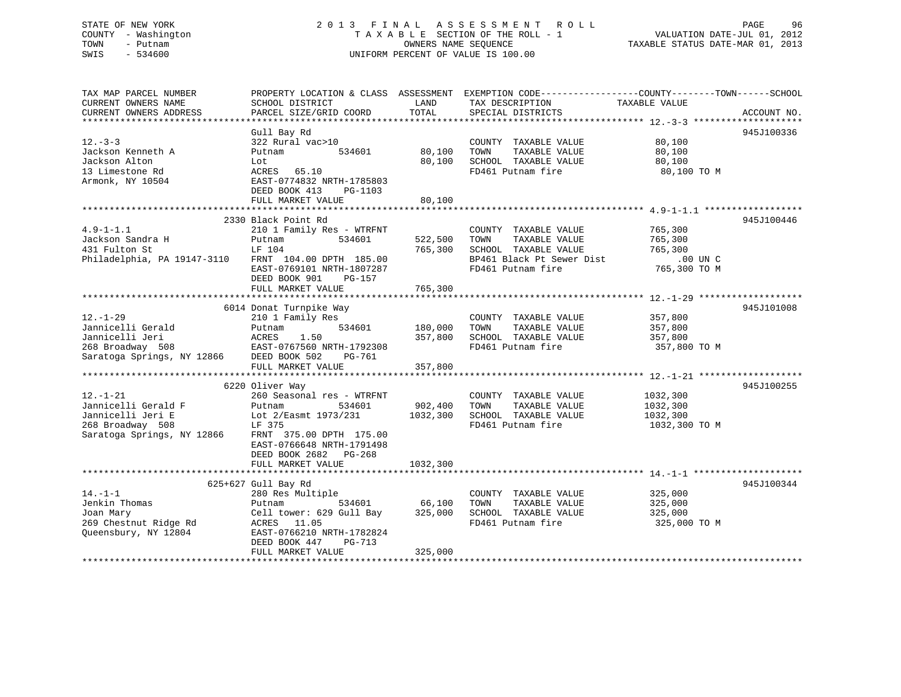STATE OF NEW YORK
COUNTY - Washington
TOWN - Putnam
SWIS - 534600

# 2013 FINAL ASSESSMENT ROLL
TAXABLE SECTION OF THE ROLL - 1
OWNERS NAME SEQUENCE
UNIFORM PERCENT OF VALUE IS 100.00

VALUATION DATE-JUL 01, 2012
TAXABLE STATUS DATE-MAR 01, 2013

| TAX MAP PARCEL NUMBER / CURRENT OWNERS NAME / CURRENT OWNERS ADDRESS | PROPERTY LOCATION & CLASS / SCHOOL DISTRICT / PARCEL SIZE/GRID COORD | ASSESSMENT LAND / TOTAL | EXEMPTION CODE / TAX DESCRIPTION / SPECIAL DISTRICTS | COUNTY--------TOWN------SCHOOL TAXABLE VALUE | ACCOUNT NO. |
|---|---|---|---|---|---|
| 12.-3-3 | Gull Bay Rd | | | | 945J100336 |
| | 322 Rural vac>10 | | COUNTY TAXABLE VALUE | 80,100 | |
| Jackson Kenneth A | Putnam 534601 | 80,100 | TOWN TAXABLE VALUE | 80,100 | |
| Jackson Alton | Lot | 80,100 | SCHOOL TAXABLE VALUE | 80,100 | |
| 13 Limestone Rd | ACRES 65.10 | | FD461 Putnam fire | 80,100 TO M | |
| Armonk, NY 10504 | EAST-0774832 NRTH-1785803 | | | | |
| | DEED BOOK 413 PG-1103 | | | | |
| | FULL MARKET VALUE | 80,100 | | | |
| 4.9-1-1.1 | 2330 Black Point Rd | | | | 945J100446 |
| | 210 1 Family Res - WTRFNT | | COUNTY TAXABLE VALUE | 765,300 | |
| Jackson Sandra H | Putnam 534601 | 522,500 | TOWN TAXABLE VALUE | 765,300 | |
| 431 Fulton St | LF 104 | 765,300 | SCHOOL TAXABLE VALUE | 765,300 | |
| Philadelphia, PA 19147-3110 | FRNT 104.00 DPTH 185.00 | | BP461 Black Pt Sewer Dist | .00 UN C | |
| | EAST-0769101 NRTH-1807287 | | FD461 Putnam fire | 765,300 TO M | |
| | DEED BOOK 901 PG-157 | | | | |
| | FULL MARKET VALUE | 765,300 | | | |
| 12.-1-29 | 6014 Donat Turnpike Way | | | | 945J101008 |
| | 210 1 Family Res | | COUNTY TAXABLE VALUE | 357,800 | |
| Jannicelli Gerald | Putnam 534601 | 180,000 | TOWN TAXABLE VALUE | 357,800 | |
| Jannicelli Jeri | ACRES 1.50 | 357,800 | SCHOOL TAXABLE VALUE | 357,800 | |
| 268 Broadway 508 | EAST-0767560 NRTH-1792308 | | FD461 Putnam fire | 357,800 TO M | |
| Saratoga Springs, NY 12866 | DEED BOOK 502 PG-761 | | | | |
| | FULL MARKET VALUE | 357,800 | | | |
| 12.-1-21 | 6220 Oliver Way | | | | 945J100255 |
| | 260 Seasonal res - WTRFNT | | COUNTY TAXABLE VALUE | 1032,300 | |
| Jannicelli Gerald F | Putnam 534601 | 902,400 | TOWN TAXABLE VALUE | 1032,300 | |
| Jannicelli Jeri E | Lot 2/Easmt 1973/231 | 1032,300 | SCHOOL TAXABLE VALUE | 1032,300 | |
| 268 Broadway 508 | LF 375 | | FD461 Putnam fire | 1032,300 TO M | |
| Saratoga Springs, NY 12866 | FRNT 375.00 DPTH 175.00 | | | | |
| | EAST-0766648 NRTH-1791498 | | | | |
| | DEED BOOK 2682 PG-268 | | | | |
| | FULL MARKET VALUE | 1032,300 | | | |
| 14.-1-1 | 625+627 Gull Bay Rd | | | | 945J100344 |
| | 280 Res Multiple | | COUNTY TAXABLE VALUE | 325,000 | |
| Jenkin Thomas | Putnam 534601 | 66,100 | TOWN TAXABLE VALUE | 325,000 | |
| Joan Mary | Cell tower: 629 Gull Bay | 325,000 | SCHOOL TAXABLE VALUE | 325,000 | |
| 269 Chestnut Ridge Rd | ACRES 11.05 | | FD461 Putnam fire | 325,000 TO M | |
| Queensbury, NY 12804 | EAST-0766210 NRTH-1782824 | | | | |
| | DEED BOOK 447 PG-713 | | | | |
| | FULL MARKET VALUE | 325,000 | | | |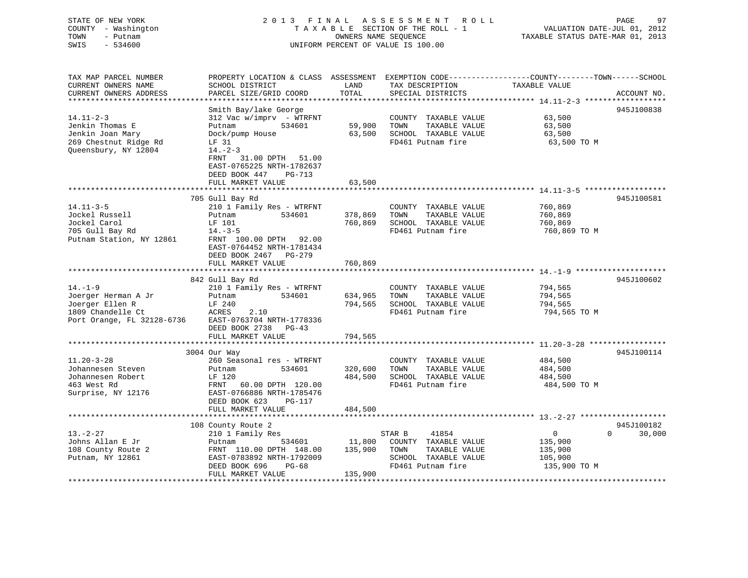STATE OF NEW YORK
COUNTY - Washington
TOWN - Putnam
SWIS - 534600

2 0 1 3 F I N A L A S S E S S M E N T R O L L
T A X A B L E SECTION OF THE ROLL - 1
OWNERS NAME SEQUENCE
UNIFORM PERCENT OF VALUE IS 100.00

VALUATION DATE-JUL 01, 2012
TAXABLE STATUS DATE-MAR 01, 2013

```
TAX MAP PARCEL NUMBER          PROPERTY LOCATION & CLASS  ASSESSMENT  EXEMPTION CODE------------------COUNTY--------TOWN------SCHOOL
CURRENT OWNERS NAME            SCHOOL DISTRICT              LAND      TAX DESCRIPTION            TAXABLE VALUE
CURRENT OWNERS ADDRESS         PARCEL SIZE/GRID COORD       TOTAL     SPECIAL DISTRICTS                                 ACCOUNT NO.
******************************************************************************************************* 14.11-2-3 *****************
                               Smith Bay/lake George                                                                945J100838
14.11-2-3                      312 Vac w/imprv  - WTRFNT              COUNTY  TAXABLE VALUE           63,500
Jenkin Thomas E                Putnam          534601       59,900    TOWN    TAXABLE VALUE           63,500
Jenkin Joan Mary               Dock/pump House              63,500    SCHOOL  TAXABLE VALUE           63,500
269 Chestnut Ridge Rd          LF 31                                  FD461 Putnam fire                63,500 TO M
Queensbury, NY 12804           14.-2-3
                               FRNT   31.00 DPTH   51.00
                               EAST-0765225 NRTH-1782637
                               DEED BOOK 447    PG-713
                               FULL MARKET VALUE            63,500
******************************************************************************************************* 14.11-3-5 *****************
                               705 Gull Bay Rd                                                                      945J100581
14.11-3-5                      210 1 Family Res - WTRFNT              COUNTY  TAXABLE VALUE          760,869
Jockel Russell                 Putnam          534601      378,869    TOWN    TAXABLE VALUE          760,869
Jockel Carol                   LF 101                      760,869    SCHOOL  TAXABLE VALUE          760,869
705 Gull Bay Rd                14.-3-5                                FD461 Putnam fire               760,869 TO M
Putnam Station, NY 12861       FRNT  100.00 DPTH   92.00
                               EAST-0764452 NRTH-1781434
                               DEED BOOK 2467   PG-279
                               FULL MARKET VALUE           760,869
******************************************************************************************************* 14.-1-9 *******************
                               842 Gull Bay Rd                                                                      945J100602
14.-1-9                        210 1 Family Res - WTRFNT              COUNTY  TAXABLE VALUE          794,565
Joerger Herman A Jr            Putnam          534601      634,965    TOWN    TAXABLE VALUE          794,565
Joerger Ellen R                LF 240                      794,565    SCHOOL  TAXABLE VALUE          794,565
1809 Chandelle Ct              ACRES    2.10                          FD461 Putnam fire               794,565 TO M
Port Orange, FL 32128-6736     EAST-0763704 NRTH-1778336
                               DEED BOOK 2738   PG-43
                               FULL MARKET VALUE           794,565
******************************************************************************************************* 11.20-3-28 ****************
                               3004 Our Way                                                                         945J100114
11.20-3-28                     260 Seasonal res - WTRFNT              COUNTY  TAXABLE VALUE          484,500
Johannesen Steven              Putnam          534601      320,600    TOWN    TAXABLE VALUE          484,500
Johannesen Robert              LF 120                      484,500    SCHOOL  TAXABLE VALUE          484,500
463 West Rd                    FRNT   60.00 DPTH  120.00              FD461 Putnam fire               484,500 TO M
Surprise, NY 12176             EAST-0766886 NRTH-1785476
                               DEED BOOK 623    PG-117
                               FULL MARKET VALUE           484,500
******************************************************************************************************* 13.-2-27 ******************
                               108 County Route 2                                                                   945J100182
13.-2-27                       210 1 Family Res                       STAR B     41854                 0             0     30,000
Johns Allan E Jr               Putnam          534601       11,800    COUNTY  TAXABLE VALUE          135,900
108 County Route 2             FRNT  110.00 DPTH  148.00   135,900    TOWN    TAXABLE VALUE          135,900
Putnam, NY 12861               EAST-0783892 NRTH-1792009              SCHOOL  TAXABLE VALUE          105,900
                               DEED BOOK 696    PG-68                 FD461 Putnam fire               135,900 TO M
                               FULL MARKET VALUE           135,900
************************************************************************************************************************************
```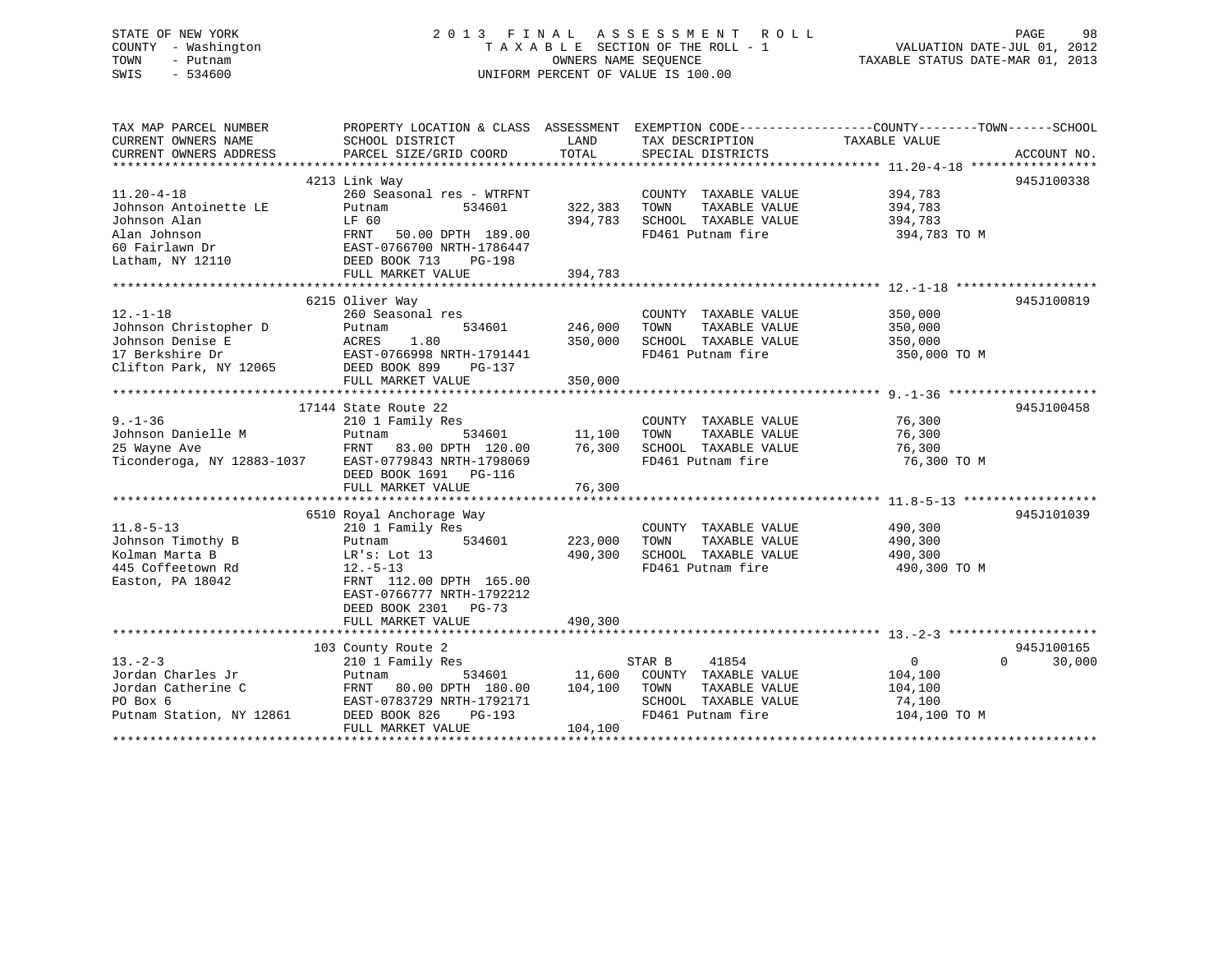STATE OF NEW YORK
COUNTY - Washington
TOWN - Putnam
SWIS - 534600

2 0 1 3 F I N A L A S S E S S M E N T R O L L
T A X A B L E SECTION OF THE ROLL - 1
OWNERS NAME SEQUENCE
UNIFORM PERCENT OF VALUE IS 100.00

VALUATION DATE-JUL 01, 2012
TAXABLE STATUS DATE-MAR 01, 2013

| TAX MAP PARCEL NUMBER / CURRENT OWNERS NAME / CURRENT OWNERS ADDRESS | PROPERTY LOCATION & CLASS / SCHOOL DISTRICT / PARCEL SIZE/GRID COORD | ASSESSMENT LAND | TOTAL | EXEMPTION CODE / TAX DESCRIPTION / SPECIAL DISTRICTS | COUNTY--------TOWN------SCHOOL TAXABLE VALUE | ACCOUNT NO. |
|---|---|---|---|---|---|---|
| 11.20-4-18 | 4213 Link Way | | | | | 945J100338 |
| 11.20-4-18 | 260 Seasonal res - WTRFNT | | | COUNTY TAXABLE VALUE | 394,783 | |
| Johnson Antoinette LE | Putnam 534601 | 322,383 | | TOWN TAXABLE VALUE | 394,783 | |
| Johnson Alan | LF 60 | | 394,783 | SCHOOL TAXABLE VALUE | 394,783 | |
| Alan Johnson | FRNT 50.00 DPTH 189.00 | | | FD461 Putnam fire | 394,783 TO M | |
| 60 Fairlawn Dr | EAST-0766700 NRTH-1786447 | | | | | |
| Latham, NY 12110 | DEED BOOK 713 PG-198 | | | | | |
| | FULL MARKET VALUE | | 394,783 | | | |
| 12.-1-18 | 6215 Oliver Way | | | | | 945J100819 |
| 12.-1-18 | 260 Seasonal res | | | COUNTY TAXABLE VALUE | 350,000 | |
| Johnson Christopher D | Putnam 534601 | 246,000 | | TOWN TAXABLE VALUE | 350,000 | |
| Johnson Denise E | ACRES 1.80 | | 350,000 | SCHOOL TAXABLE VALUE | 350,000 | |
| 17 Berkshire Dr | EAST-0766998 NRTH-1791441 | | | FD461 Putnam fire | 350,000 TO M | |
| Clifton Park, NY 12065 | DEED BOOK 899 PG-137 | | | | | |
| | FULL MARKET VALUE | | 350,000 | | | |
| 9.-1-36 | 17144 State Route 22 | | | | | 945J100458 |
| 9.-1-36 | 210 1 Family Res | | | COUNTY TAXABLE VALUE | 76,300 | |
| Johnson Danielle M | Putnam 534601 | 11,100 | | TOWN TAXABLE VALUE | 76,300 | |
| 25 Wayne Ave | FRNT 83.00 DPTH 120.00 | | 76,300 | SCHOOL TAXABLE VALUE | 76,300 | |
| Ticonderoga, NY 12883-1037 | EAST-0779843 NRTH-1798069 | | | FD461 Putnam fire | 76,300 TO M | |
| | DEED BOOK 1691 PG-116 | | | | | |
| | FULL MARKET VALUE | | 76,300 | | | |
| 11.8-5-13 | 6510 Royal Anchorage Way | | | | | 945J101039 |
| 11.8-5-13 | 210 1 Family Res | | | COUNTY TAXABLE VALUE | 490,300 | |
| Johnson Timothy B | Putnam 534601 | 223,000 | | TOWN TAXABLE VALUE | 490,300 | |
| Kolman Marta B | LR's: Lot 13 | | 490,300 | SCHOOL TAXABLE VALUE | 490,300 | |
| 445 Coffeetown Rd | 12.-5-13 | | | FD461 Putnam fire | 490,300 TO M | |
| Easton, PA 18042 | FRNT 112.00 DPTH 165.00 | | | | | |
| | EAST-0766777 NRTH-1792212 | | | | | |
| | DEED BOOK 2301 PG-73 | | | | | |
| | FULL MARKET VALUE | | 490,300 | | | |
| 13.-2-3 | 103 County Route 2 | | | | | 945J100165 |
| 13.-2-3 | 210 1 Family Res | | | STAR B 41854 | 0 0 30,000 | |
| Jordan Charles Jr | Putnam 534601 | 11,600 | | COUNTY TAXABLE VALUE | 104,100 | |
| Jordan Catherine C | FRNT 80.00 DPTH 180.00 | | 104,100 | TOWN TAXABLE VALUE | 104,100 | |
| PO Box 6 | EAST-0783729 NRTH-1792171 | | | SCHOOL TAXABLE VALUE | 74,100 | |
| Putnam Station, NY 12861 | DEED BOOK 826 PG-193 | | | FD461 Putnam fire | 104,100 TO M | |
| | FULL MARKET VALUE | | 104,100 | | | |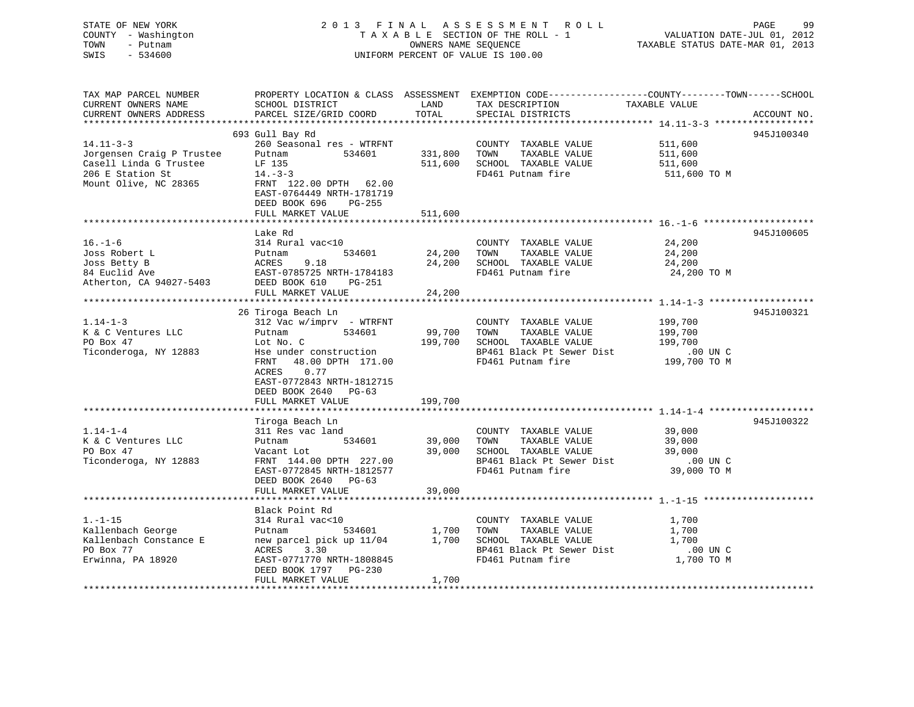STATE OF NEW YORK | 2 0 1 3 F I N A L A S S E S S M E N T R O L L
COUNTY - Washington | T A X A B L E SECTION OF THE ROLL - 1 | VALUATION DATE-JUL 01, 2012
TOWN - Putnam | OWNERS NAME SEQUENCE | TAXABLE STATUS DATE-MAR 01, 2013
SWIS - 534600 | UNIFORM PERCENT OF VALUE IS 100.00

```
TAX MAP PARCEL NUMBER          PROPERTY LOCATION & CLASS  ASSESSMENT  EXEMPTION CODE------------------COUNTY--------TOWN------SCHOOL
CURRENT OWNERS NAME            SCHOOL DISTRICT               LAND      TAX DESCRIPTION              TAXABLE VALUE
CURRENT OWNERS ADDRESS         PARCEL SIZE/GRID COORD        TOTAL     SPECIAL DISTRICTS                                  ACCOUNT NO.
******************************************************************************************************* 14.11-3-3 *****************
                               693 Gull Bay Rd                                                                           945J100340
14.11-3-3                      260 Seasonal res - WTRFNT              COUNTY  TAXABLE VALUE             511,600
Jorgensen Craig P Trustee      Putnam            534601     331,800   TOWN    TAXABLE VALUE             511,600
Casell Linda G Trustee         LF 135                       511,600   SCHOOL  TAXABLE VALUE             511,600
206 E Station St               14.-3-3                                FD461 Putnam fire                  511,600 TO M
Mount Olive, NC 28365          FRNT 122.00 DPTH  62.00
                               EAST-0764449 NRTH-1781719
                               DEED BOOK 696    PG-255
                               FULL MARKET VALUE            511,600
******************************************************************************************************* 16.-1-6 *******************
                               Lake Rd                                                                                   945J100605
16.-1-6                        314 Rural vac<10                       COUNTY  TAXABLE VALUE              24,200
Joss Robert L                  Putnam            534601      24,200   TOWN    TAXABLE VALUE              24,200
Joss Betty B                   ACRES    9.18                 24,200   SCHOOL  TAXABLE VALUE              24,200
84 Euclid Ave                  EAST-0785725 NRTH-1784183              FD461 Putnam fire                   24,200 TO M
Atherton, CA 94027-5403        DEED BOOK 610    PG-251
                               FULL MARKET VALUE             24,200
******************************************************************************************************* 1.14-1-3 ******************
                               26 Tiroga Beach Ln                                                                        945J100321
1.14-1-3                       312 Vac w/imprv  - WTRFNT              COUNTY  TAXABLE VALUE             199,700
K & C Ventures LLC             Putnam            534601      99,700   TOWN    TAXABLE VALUE             199,700
PO Box 47                      Lot No. C                    199,700   SCHOOL  TAXABLE VALUE             199,700
Ticonderoga, NY 12883          Hse under construction                 BP461 Black Pt Sewer Dist              .00 UN C
                               FRNT  48.00 DPTH 171.00                FD461 Putnam fire                  199,700 TO M
                               ACRES    0.77
                               EAST-0772843 NRTH-1812715
                               DEED BOOK 2640   PG-63
                               FULL MARKET VALUE            199,700
******************************************************************************************************* 1.14-1-4 ******************
                               Tiroga Beach Ln                                                                           945J100322
1.14-1-4                       311 Res vac land                       COUNTY  TAXABLE VALUE              39,000
K & C Ventures LLC             Putnam            534601      39,000   TOWN    TAXABLE VALUE              39,000
PO Box 47                      Vacant Lot                    39,000   SCHOOL  TAXABLE VALUE              39,000
Ticonderoga, NY 12883          FRNT 144.00 DPTH 227.00                BP461 Black Pt Sewer Dist              .00 UN C
                               EAST-0772845 NRTH-1812577              FD461 Putnam fire                   39,000 TO M
                               DEED BOOK 2640   PG-63
                               FULL MARKET VALUE             39,000
******************************************************************************************************* 1.-1-15 *******************
                               Black Point Rd
1.-1-15                        314 Rural vac<10                       COUNTY  TAXABLE VALUE               1,700
Kallenbach George              Putnam            534601       1,700   TOWN    TAXABLE VALUE               1,700
Kallenbach Constance E         new parcel pick up 11/04       1,700   SCHOOL  TAXABLE VALUE               1,700
PO Box 77                      ACRES    3.30                          BP461 Black Pt Sewer Dist              .00 UN C
Erwinna, PA 18920              EAST-0771770 NRTH-1808845              FD461 Putnam fire                    1,700 TO M
                               DEED BOOK 1797   PG-230
                               FULL MARKET VALUE              1,700
************************************************************************************************************************************
```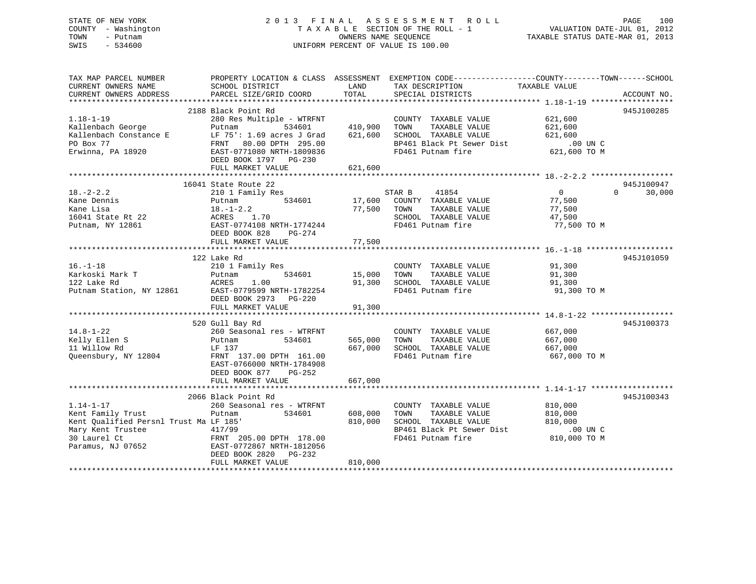STATE OF NEW YORK
COUNTY - Washington
TOWN - Putnam
SWIS - 534600

2013 FINAL ASSESSMENT ROLL
TAXABLE SECTION OF THE ROLL - 1
OWNERS NAME SEQUENCE
UNIFORM PERCENT OF VALUE IS 100.00

VALUATION DATE-JUL 01, 2012
TAXABLE STATUS DATE-MAR 01, 2013

| TAX MAP PARCEL NUMBER / CURRENT OWNERS NAME / CURRENT OWNERS ADDRESS | PROPERTY LOCATION & CLASS / SCHOOL DISTRICT / PARCEL SIZE/GRID COORD | ASSESSMENT LAND / TOTAL | EXEMPTION CODE / TAX DESCRIPTION / SPECIAL DISTRICTS | COUNTY | TOWN | SCHOOL / TAXABLE VALUE | ACCOUNT NO. |
|---|---|---|---|---|---|---|---|
| **1.18-1-19** | 2188 Black Point Rd | | | | | | 945J100285 |
| 1.18-1-19 | 280 Res Multiple - WTRFNT | | COUNTY TAXABLE VALUE | 621,600 | | | |
| Kallenbach George | Putnam 534601 | 410,900 | TOWN TAXABLE VALUE | | 621,600 | | |
| Kallenbach Constance E | LF 75': 1.69 acres J Grad | 621,600 | SCHOOL TAXABLE VALUE | | | 621,600 | |
| PO Box 77 | FRNT 80.00 DPTH 295.00 | | BP461 Black Pt Sewer Dist | .00 UN C | | | |
| Erwinna, PA 18920 | EAST-0771080 NRTH-1809836 | | FD461 Putnam fire | 621,600 TO M | | | |
| | DEED BOOK 1797 PG-230 | | | | | | |
| | FULL MARKET VALUE | 621,600 | | | | | |
| **18.-2-2.2** | 16041 State Route 22 | | | | | | 945J100947 |
| 18.-2-2.2 | 210 1 Family Res | | STAR B 41854 | 0 | 0 | 30,000 | |
| Kane Dennis | Putnam 534601 | 17,600 | COUNTY TAXABLE VALUE | 77,500 | | | |
| Kane Lisa | 18.-1-2.2 | 77,500 | TOWN TAXABLE VALUE | | 77,500 | | |
| 16041 State Rt 22 | ACRES 1.70 | | SCHOOL TAXABLE VALUE | | | 47,500 | |
| Putnam, NY 12861 | EAST-0774108 NRTH-1774244 | | FD461 Putnam fire | 77,500 TO M | | | |
| | DEED BOOK 828 PG-274 | | | | | | |
| | FULL MARKET VALUE | 77,500 | | | | | |
| **16.-1-18** | 122 Lake Rd | | | | | | 945J101059 |
| 16.-1-18 | 210 1 Family Res | | COUNTY TAXABLE VALUE | 91,300 | | | |
| Karkoski Mark T | Putnam 534601 | 15,000 | TOWN TAXABLE VALUE | | 91,300 | | |
| 122 Lake Rd | ACRES 1.00 | 91,300 | SCHOOL TAXABLE VALUE | | | 91,300 | |
| Putnam Station, NY 12861 | EAST-0779599 NRTH-1782254 | | FD461 Putnam fire | 91,300 TO M | | | |
| | DEED BOOK 2973 PG-220 | | | | | | |
| | FULL MARKET VALUE | 91,300 | | | | | |
| **14.8-1-22** | 520 Gull Bay Rd | | | | | | 945J100373 |
| 14.8-1-22 | 260 Seasonal res - WTRFNT | | COUNTY TAXABLE VALUE | 667,000 | | | |
| Kelly Ellen S | Putnam 534601 | 565,000 | TOWN TAXABLE VALUE | | 667,000 | | |
| 11 Willow Rd | LF 137 | 667,000 | SCHOOL TAXABLE VALUE | | | 667,000 | |
| Queensbury, NY 12804 | FRNT 137.00 DPTH 161.00 | | FD461 Putnam fire | 667,000 TO M | | | |
| | EAST-0766000 NRTH-1784908 | | | | | | |
| | DEED BOOK 877 PG-252 | | | | | | |
| | FULL MARKET VALUE | 667,000 | | | | | |
| **1.14-1-17** | 2066 Black Point Rd | | | | | | 945J100343 |
| 1.14-1-17 | 260 Seasonal res - WTRFNT | | COUNTY TAXABLE VALUE | 810,000 | | | |
| Kent Family Trust | Putnam 534601 | 608,000 | TOWN TAXABLE VALUE | | 810,000 | | |
| Kent Qualified Persnl Trust Ma | LF 185' | 810,000 | SCHOOL TAXABLE VALUE | | | 810,000 | |
| Mary Kent Trustee | 417/99 | | BP461 Black Pt Sewer Dist | .00 UN C | | | |
| 30 Laurel Ct | FRNT 205.00 DPTH 178.00 | | FD461 Putnam fire | 810,000 TO M | | | |
| Paramus, NJ 07652 | EAST-0772867 NRTH-1812056 | | | | | | |
| | DEED BOOK 2820 PG-232 | | | | | | |
| | FULL MARKET VALUE | 810,000 | | | | | |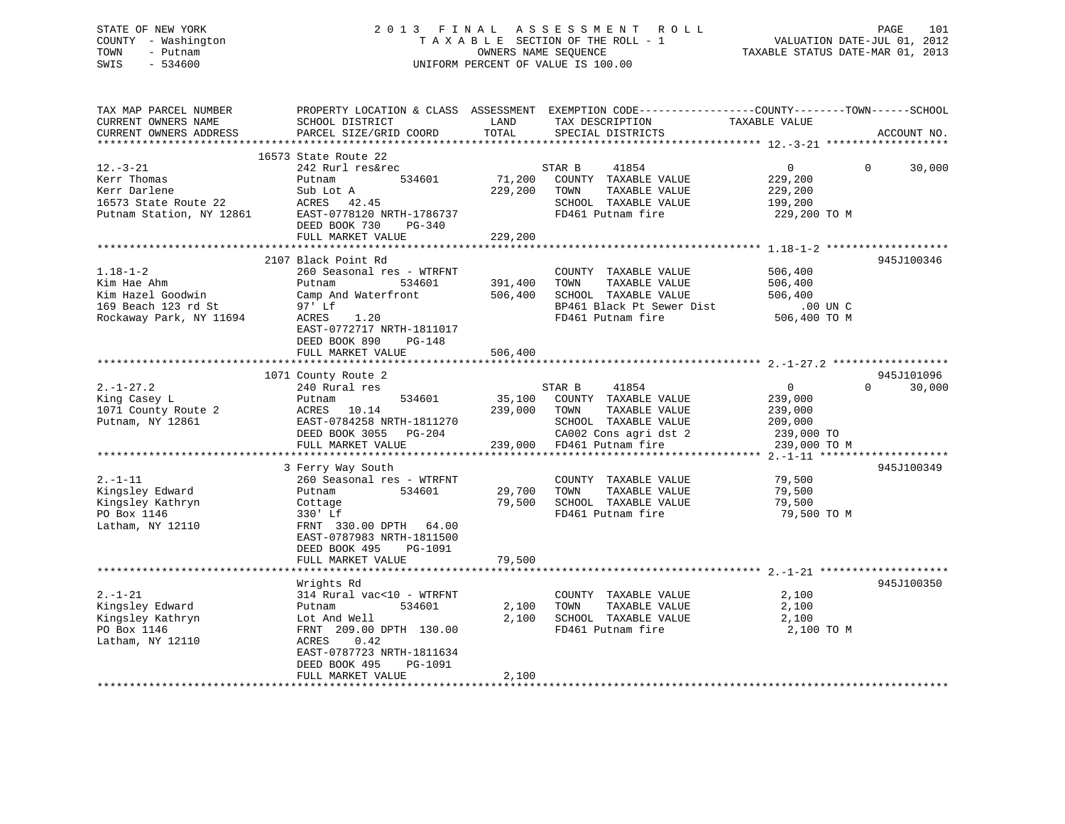STATE OF NEW YORK
COUNTY - Washington
TOWN - Putnam
SWIS - 534600

2013 FINAL ASSESSMENT ROLL
TAXABLE SECTION OF THE ROLL - 1
OWNERS NAME SEQUENCE
UNIFORM PERCENT OF VALUE IS 100.00

VALUATION DATE-JUL 01, 2012
TAXABLE STATUS DATE-MAR 01, 2013

| TAX MAP PARCEL NUMBER / CURRENT OWNERS NAME / CURRENT OWNERS ADDRESS | PROPERTY LOCATION & CLASS / SCHOOL DISTRICT / PARCEL SIZE/GRID COORD | ASSESSMENT LAND | ASSESSMENT TOTAL | EXEMPTION CODE / TAX DESCRIPTION / SPECIAL DISTRICTS | COUNTY TAXABLE VALUE | TOWN | SCHOOL | ACCOUNT NO. |
|---|---|---|---|---|---|---|---|---|
| **12.-3-21** | 16573 State Route 22 | | | | | | | |
| 12.-3-21 | 242 Rurl res&rec | | | STAR B 41854 | 0 | 0 | 30,000 | |
| Kerr Thomas | Putnam 534601 | 71,200 | | COUNTY TAXABLE VALUE | 229,200 | | | |
| Kerr Darlene | Sub Lot A | | 229,200 | TOWN TAXABLE VALUE | 229,200 | | | |
| 16573 State Route 22 | ACRES 42.45 | | | SCHOOL TAXABLE VALUE | 199,200 | | | |
| Putnam Station, NY 12861 | EAST-0778120 NRTH-1786737 | | | FD461 Putnam fire | 229,200 TO M | | | |
| | DEED BOOK 730 PG-340 | | | | | | | |
| | FULL MARKET VALUE | | 229,200 | | | | | |
| **1.18-1-2** | 2107 Black Point Rd | | | | | | | 945J100346 |
| 1.18-1-2 | 260 Seasonal res - WTRFNT | | | COUNTY TAXABLE VALUE | 506,400 | | | |
| Kim Hae Ahm | Putnam 534601 | 391,400 | | TOWN TAXABLE VALUE | 506,400 | | | |
| Kim Hazel Goodwin | Camp And Waterfront | | 506,400 | SCHOOL TAXABLE VALUE | 506,400 | | | |
| 169 Beach 123 rd St | 97' Lf | | | BP461 Black Pt Sewer Dist | .00 UN C | | | |
| Rockaway Park, NY 11694 | ACRES 1.20 | | | FD461 Putnam fire | 506,400 TO M | | | |
| | EAST-0772717 NRTH-1811017 | | | | | | | |
| | DEED BOOK 890 PG-148 | | | | | | | |
| | FULL MARKET VALUE | | 506,400 | | | | | |
| **2.-1-27.2** | 1071 County Route 2 | | | | | | | 945J101096 |
| 2.-1-27.2 | 240 Rural res | | | STAR B 41854 | 0 | 0 | 30,000 | |
| King Casey L | Putnam 534601 | 35,100 | | COUNTY TAXABLE VALUE | 239,000 | | | |
| 1071 County Route 2 | ACRES 10.14 | | 239,000 | TOWN TAXABLE VALUE | 239,000 | | | |
| Putnam, NY 12861 | EAST-0784258 NRTH-1811270 | | | SCHOOL TAXABLE VALUE | 209,000 | | | |
| | DEED BOOK 3055 PG-204 | | | CA002 Cons agri dst 2 | 239,000 TO | | | |
| | FULL MARKET VALUE | | 239,000 | FD461 Putnam fire | 239,000 TO M | | | |
| **2.-1-11** | 3 Ferry Way South | | | | | | | 945J100349 |
| 2.-1-11 | 260 Seasonal res - WTRFNT | | | COUNTY TAXABLE VALUE | 79,500 | | | |
| Kingsley Edward | Putnam 534601 | 29,700 | | TOWN TAXABLE VALUE | 79,500 | | | |
| Kingsley Kathryn | Cottage | | 79,500 | SCHOOL TAXABLE VALUE | 79,500 | | | |
| PO Box 1146 | 330' Lf | | | FD461 Putnam fire | 79,500 TO M | | | |
| Latham, NY 12110 | FRNT 330.00 DPTH 64.00 | | | | | | | |
| | EAST-0787983 NRTH-1811500 | | | | | | | |
| | DEED BOOK 495 PG-1091 | | | | | | | |
| | FULL MARKET VALUE | | 79,500 | | | | | |
| **2.-1-21** | Wrights Rd | | | | | | | 945J100350 |
| 2.-1-21 | 314 Rural vac<10 - WTRFNT | | | COUNTY TAXABLE VALUE | 2,100 | | | |
| Kingsley Edward | Putnam 534601 | 2,100 | | TOWN TAXABLE VALUE | 2,100 | | | |
| Kingsley Kathryn | Lot And Well | | 2,100 | SCHOOL TAXABLE VALUE | 2,100 | | | |
| PO Box 1146 | FRNT 209.00 DPTH 130.00 | | | FD461 Putnam fire | 2,100 TO M | | | |
| Latham, NY 12110 | ACRES 0.42 | | | | | | | |
| | EAST-0787723 NRTH-1811634 | | | | | | | |
| | DEED BOOK 495 PG-1091 | | | | | | | |
| | FULL MARKET VALUE | | 2,100 | | | | | |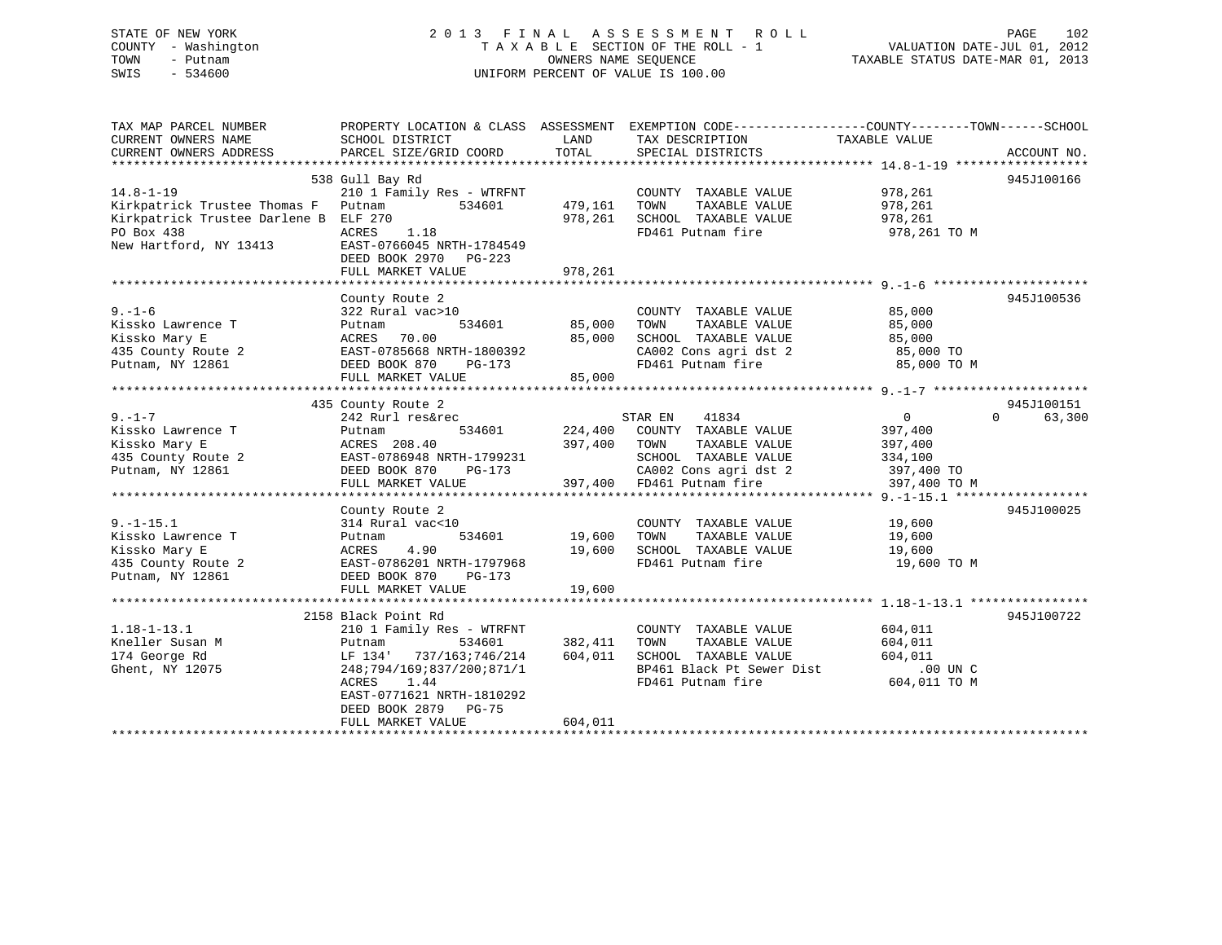STATE OF NEW YORK
COUNTY - Washington
TOWN - Putnam
SWIS - 534600

2 0 1 3 F I N A L A S S E S S M E N T R O L L
T A X A B L E SECTION OF THE ROLL - 1
OWNERS NAME SEQUENCE
UNIFORM PERCENT OF VALUE IS 100.00

VALUATION DATE-JUL 01, 2012
TAXABLE STATUS DATE-MAR 01, 2013

```
TAX MAP PARCEL NUMBER          PROPERTY LOCATION & CLASS  ASSESSMENT  EXEMPTION CODE------------------COUNTY--------TOWN------SCHOOL
CURRENT OWNERS NAME            SCHOOL DISTRICT               LAND      TAX DESCRIPTION              TAXABLE VALUE
CURRENT OWNERS ADDRESS         PARCEL SIZE/GRID COORD        TOTAL     SPECIAL DISTRICTS                                       ACCOUNT NO.
******************************************************************************************************* 14.8-1-19 ******************
                       538 Gull Bay Rd                                                                                    945J100166
14.8-1-19                      210 1 Family Res - WTRFNT            COUNTY  TAXABLE VALUE            978,261
Kirkpatrick Trustee Thomas F   Putnam            534601      479,161   TOWN    TAXABLE VALUE            978,261
Kirkpatrick Trustee Darlene B  ELF 270                       978,261   SCHOOL  TAXABLE VALUE            978,261
PO Box 438                     ACRES    1.18                           FD461 Putnam fire                 978,261 TO M
New Hartford, NY 13413         EAST-0766045 NRTH-1784549
                               DEED BOOK 2970   PG-223
                               FULL MARKET VALUE             978,261
******************************************************************************************************* 9.-1-6 *********************
                       County Route 2                                                                                     945J100536
9.-1-6                         322 Rural vac>10                     COUNTY  TAXABLE VALUE             85,000
Kissko Lawrence T              Putnam            534601       85,000   TOWN    TAXABLE VALUE             85,000
Kissko Mary E                  ACRES   70.00                  85,000   SCHOOL  TAXABLE VALUE             85,000
435 County Route 2             EAST-0785668 NRTH-1800392               CA002 Cons agri dst 2              85,000 TO
Putnam, NY 12861               DEED BOOK 870    PG-173                 FD461 Putnam fire                  85,000 TO M
                               FULL MARKET VALUE              85,000
******************************************************************************************************* 9.-1-7 *********************
                       435 County Route 2                                                                                 945J100151
9.-1-7                         242 Rurl res&rec                     STAR EN    41834                    0            0       63,300
Kissko Lawrence T              Putnam            534601      224,400   COUNTY  TAXABLE VALUE            397,400
Kissko Mary E                  ACRES  208.40                 397,400   TOWN    TAXABLE VALUE            397,400
435 County Route 2             EAST-0786948 NRTH-1799231               SCHOOL  TAXABLE VALUE            334,100
Putnam, NY 12861               DEED BOOK 870    PG-173                 CA002 Cons agri dst 2             397,400 TO
                               FULL MARKET VALUE             397,400   FD461 Putnam fire                 397,400 TO M
******************************************************************************************************* 9.-1-15.1 ******************
                       County Route 2                                                                                     945J100025
9.-1-15.1                      314 Rural vac<10                     COUNTY  TAXABLE VALUE             19,600
Kissko Lawrence T              Putnam            534601       19,600   TOWN    TAXABLE VALUE             19,600
Kissko Mary E                  ACRES    4.90                  19,600   SCHOOL  TAXABLE VALUE             19,600
435 County Route 2             EAST-0786201 NRTH-1797968               FD461 Putnam fire                  19,600 TO M
Putnam, NY 12861               DEED BOOK 870    PG-173
                               FULL MARKET VALUE              19,600
******************************************************************************************************* 1.18-1-13.1 ****************
                       2158 Black Point Rd                                                                                945J100722
1.18-1-13.1                    210 1 Family Res - WTRFNT            COUNTY  TAXABLE VALUE            604,011
Kneller Susan M                Putnam            534601      382,411   TOWN    TAXABLE VALUE            604,011
174 George Rd                  LF 134'   737/163;746/214     604,011   SCHOOL  TAXABLE VALUE            604,011
Ghent, NY 12075                248;794/169;837/200;871/1               BP461 Black Pt Sewer Dist              .00 UN C
                               ACRES    1.44                           FD461 Putnam fire                 604,011 TO M
                               EAST-0771621 NRTH-1810292
                               DEED BOOK 2879   PG-75
                               FULL MARKET VALUE             604,011
************************************************************************************************************************************
```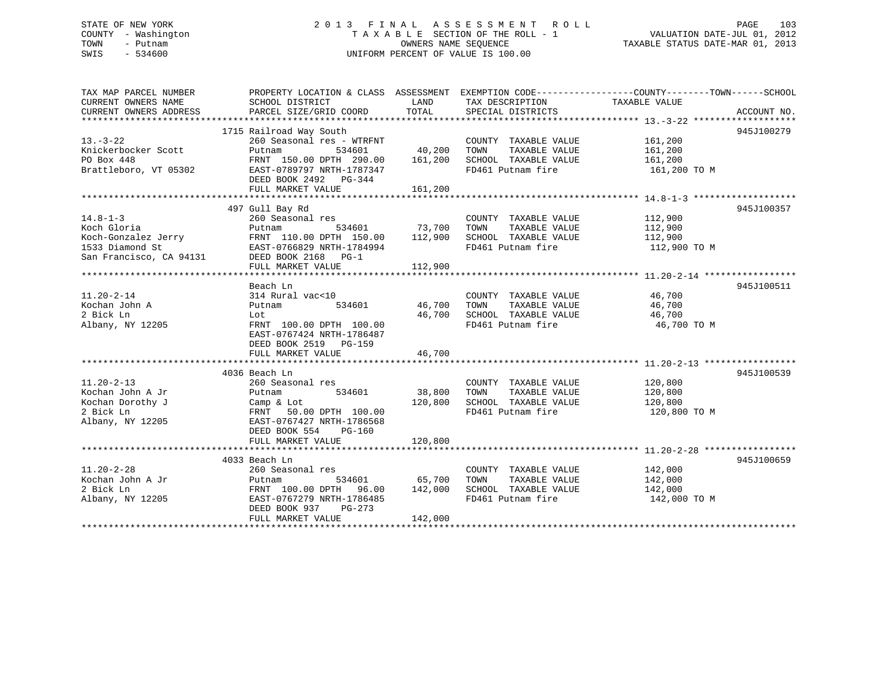STATE OF NEW YORK | COUNTY - Washington | TOWN - Putnam | SWIS - 534600

# 2013 FINAL ASSESSMENT ROLL

TAXABLE SECTION OF THE ROLL - 1
OWNERS NAME SEQUENCE
UNIFORM PERCENT OF VALUE IS 100.00

VALUATION DATE-JUL 01, 2012
TAXABLE STATUS DATE-MAR 01, 2013

| TAX MAP PARCEL NUMBER / CURRENT OWNERS NAME / CURRENT OWNERS ADDRESS | PROPERTY LOCATION & CLASS / SCHOOL DISTRICT / PARCEL SIZE/GRID COORD | ASSESSMENT LAND | TOTAL | EXEMPTION CODE / TAX DESCRIPTION / SPECIAL DISTRICTS | TAXABLE VALUE (COUNTY / TOWN / SCHOOL) | ACCOUNT NO. |
|---|---|---|---|---|---|---|
| 13.-3-22 | 1715 Railroad Way South | | | | | 945J100279 |
| Knickerbocker Scott | 260 Seasonal res - WTRFNT | | | COUNTY TAXABLE VALUE | 161,200 | |
| PO Box 448 | Putnam 534601 | 40,200 | | TOWN TAXABLE VALUE | 161,200 | |
| Brattleboro, VT 05302 | FRNT 150.00 DPTH 290.00 | | 161,200 | SCHOOL TAXABLE VALUE | 161,200 | |
| | EAST-0789797 NRTH-1787347 | | | FD461 Putnam fire | 161,200 TO M | |
| | DEED BOOK 2492 PG-344 | | | | | |
| | FULL MARKET VALUE | | 161,200 | | | |
| 14.8-1-3 | 497 Gull Bay Rd | | | | | 945J100357 |
| Koch Gloria | 260 Seasonal res | | | COUNTY TAXABLE VALUE | 112,900 | |
| Koch-Gonzalez Jerry | Putnam 534601 | 73,700 | | TOWN TAXABLE VALUE | 112,900 | |
| 1533 Diamond St | FRNT 110.00 DPTH 150.00 | | 112,900 | SCHOOL TAXABLE VALUE | 112,900 | |
| San Francisco, CA 94131 | EAST-0766829 NRTH-1784994 | | | FD461 Putnam fire | 112,900 TO M | |
| | DEED BOOK 2168 PG-1 | | | | | |
| | FULL MARKET VALUE | | 112,900 | | | |
| 11.20-2-14 | Beach Ln | | | | | 945J100511 |
| Kochan John A | 314 Rural vac<10 | | | COUNTY TAXABLE VALUE | 46,700 | |
| 2 Bick Ln | Putnam 534601 | 46,700 | | TOWN TAXABLE VALUE | 46,700 | |
| Albany, NY 12205 | Lot | | 46,700 | SCHOOL TAXABLE VALUE | 46,700 | |
| | FRNT 100.00 DPTH 100.00 | | | FD461 Putnam fire | 46,700 TO M | |
| | EAST-0767424 NRTH-1786487 | | | | | |
| | DEED BOOK 2519 PG-159 | | | | | |
| | FULL MARKET VALUE | | 46,700 | | | |
| 11.20-2-13 | 4036 Beach Ln | | | | | 945J100539 |
| Kochan John A Jr | 260 Seasonal res | | | COUNTY TAXABLE VALUE | 120,800 | |
| Kochan Dorothy J | Putnam 534601 | 38,800 | | TOWN TAXABLE VALUE | 120,800 | |
| 2 Bick Ln | Camp & Lot | | 120,800 | SCHOOL TAXABLE VALUE | 120,800 | |
| Albany, NY 12205 | FRNT 50.00 DPTH 100.00 | | | FD461 Putnam fire | 120,800 TO M | |
| | EAST-0767427 NRTH-1786568 | | | | | |
| | DEED BOOK 554 PG-160 | | | | | |
| | FULL MARKET VALUE | | 120,800 | | | |
| 11.20-2-28 | 4033 Beach Ln | | | | | 945J100659 |
| Kochan John A Jr | 260 Seasonal res | | | COUNTY TAXABLE VALUE | 142,000 | |
| 2 Bick Ln | Putnam 534601 | 65,700 | | TOWN TAXABLE VALUE | 142,000 | |
| Albany, NY 12205 | FRNT 100.00 DPTH 96.00 | | 142,000 | SCHOOL TAXABLE VALUE | 142,000 | |
| | EAST-0767279 NRTH-1786485 | | | FD461 Putnam fire | 142,000 TO M | |
| | DEED BOOK 937 PG-273 | | | | | |
| | FULL MARKET VALUE | | 142,000 | | | |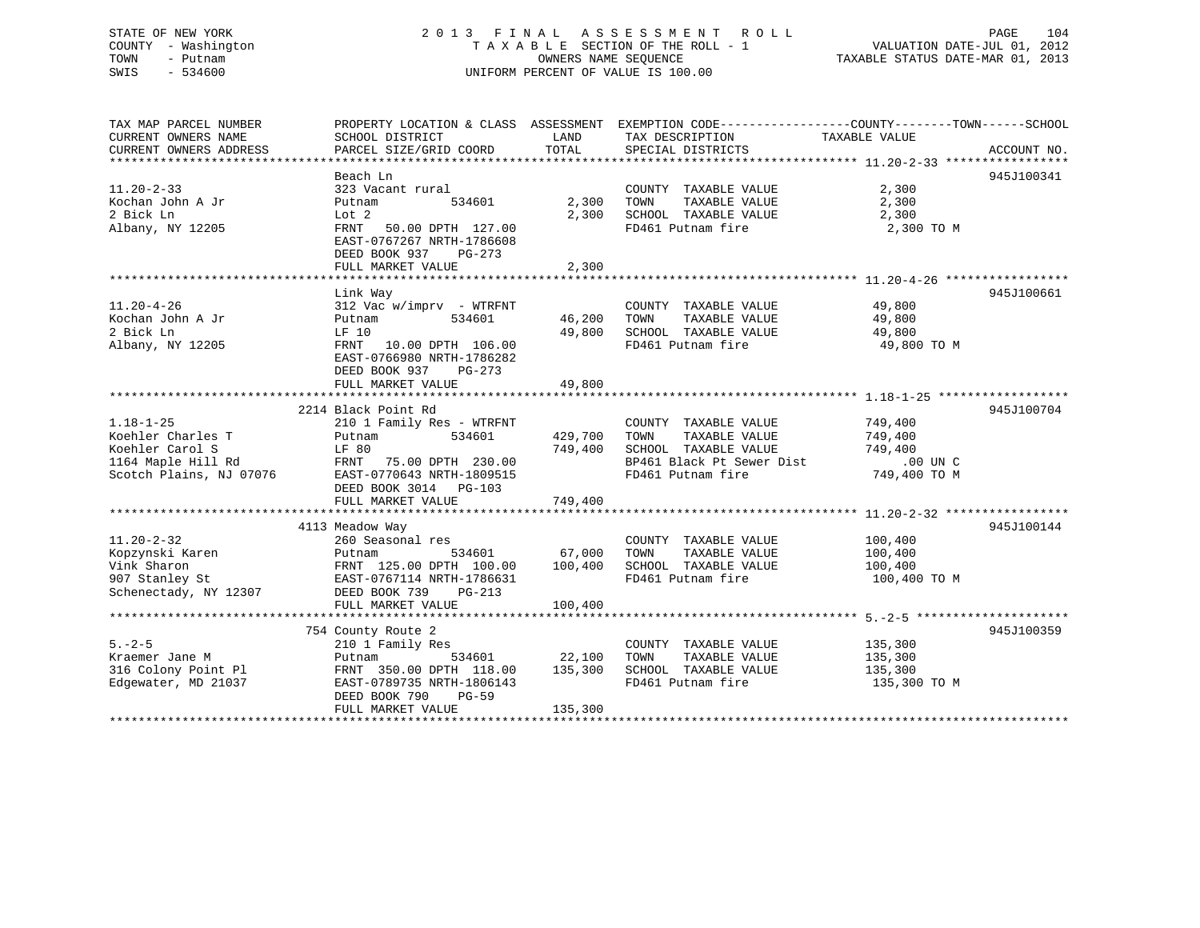STATE OF NEW YORK
COUNTY - Washington
TOWN - Putnam
SWIS - 534600

# 2013 FINAL ASSESSMENT ROLL

TAXABLE SECTION OF THE ROLL - 1
OWNERS NAME SEQUENCE
UNIFORM PERCENT OF VALUE IS 100.00

VALUATION DATE-JUL 01, 2012
TAXABLE STATUS DATE-MAR 01, 2013

| TAX MAP PARCEL NUMBER / CURRENT OWNERS NAME / CURRENT OWNERS ADDRESS | PROPERTY LOCATION & CLASS / SCHOOL DISTRICT / PARCEL SIZE/GRID COORD | ASSESSMENT LAND | TOTAL | EXEMPTION CODE / TAX DESCRIPTION / SPECIAL DISTRICTS | TAXABLE VALUE (COUNTY / TOWN / SCHOOL) | ACCOUNT NO. |
|---|---|---|---|---|---|---|
| 11.20-2-33 | Beach Ln | | | | | 945J100341 |
| 11.20-2-33 | 323 Vacant rural | | | COUNTY TAXABLE VALUE | 2,300 | |
| Kochan John A Jr | Putnam 534601 | 2,300 | | TOWN TAXABLE VALUE | 2,300 | |
| 2 Bick Ln | Lot 2 | | 2,300 | SCHOOL TAXABLE VALUE | 2,300 | |
| Albany, NY 12205 | FRNT 50.00 DPTH 127.00 | | | FD461 Putnam fire | 2,300 TO M | |
| | EAST-0767267 NRTH-1786608 | | | | | |
| | DEED BOOK 937 PG-273 | | | | | |
| | FULL MARKET VALUE | | 2,300 | | | |
| 11.20-4-26 | Link Way | | | | | 945J100661 |
| 11.20-4-26 | 312 Vac w/imprv - WTRFNT | | | COUNTY TAXABLE VALUE | 49,800 | |
| Kochan John A Jr | Putnam 534601 | 46,200 | | TOWN TAXABLE VALUE | 49,800 | |
| 2 Bick Ln | LF 10 | | 49,800 | SCHOOL TAXABLE VALUE | 49,800 | |
| Albany, NY 12205 | FRNT 10.00 DPTH 106.00 | | | FD461 Putnam fire | 49,800 TO M | |
| | EAST-0766980 NRTH-1786282 | | | | | |
| | DEED BOOK 937 PG-273 | | | | | |
| | FULL MARKET VALUE | | 49,800 | | | |
| 1.18-1-25 | 2214 Black Point Rd | | | | | 945J100704 |
| 1.18-1-25 | 210 1 Family Res - WTRFNT | | | COUNTY TAXABLE VALUE | 749,400 | |
| Koehler Charles T | Putnam 534601 | 429,700 | | TOWN TAXABLE VALUE | 749,400 | |
| Koehler Carol S | LF 80 | | 749,400 | SCHOOL TAXABLE VALUE | 749,400 | |
| 1164 Maple Hill Rd | FRNT 75.00 DPTH 230.00 | | | BP461 Black Pt Sewer Dist | .00 UN C | |
| Scotch Plains, NJ 07076 | EAST-0770643 NRTH-1809515 | | | FD461 Putnam fire | 749,400 TO M | |
| | DEED BOOK 3014 PG-103 | | | | | |
| | FULL MARKET VALUE | | 749,400 | | | |
| 11.20-2-32 | 4113 Meadow Way | | | | | 945J100144 |
| 11.20-2-32 | 260 Seasonal res | | | COUNTY TAXABLE VALUE | 100,400 | |
| Kopzynski Karen | Putnam 534601 | 67,000 | | TOWN TAXABLE VALUE | 100,400 | |
| Vink Sharon | FRNT 125.00 DPTH 100.00 | | 100,400 | SCHOOL TAXABLE VALUE | 100,400 | |
| 907 Stanley St | EAST-0767114 NRTH-1786631 | | | FD461 Putnam fire | 100,400 TO M | |
| Schenectady, NY 12307 | DEED BOOK 739 PG-213 | | | | | |
| | FULL MARKET VALUE | | 100,400 | | | |
| 5.-2-5 | 754 County Route 2 | | | | | 945J100359 |
| 5.-2-5 | 210 1 Family Res | | | COUNTY TAXABLE VALUE | 135,300 | |
| Kraemer Jane M | Putnam 534601 | 22,100 | | TOWN TAXABLE VALUE | 135,300 | |
| 316 Colony Point Pl | FRNT 350.00 DPTH 118.00 | | 135,300 | SCHOOL TAXABLE VALUE | 135,300 | |
| Edgewater, MD 21037 | EAST-0789735 NRTH-1806143 | | | FD461 Putnam fire | 135,300 TO M | |
| | DEED BOOK 790 PG-59 | | | | | |
| | FULL MARKET VALUE | | 135,300 | | | |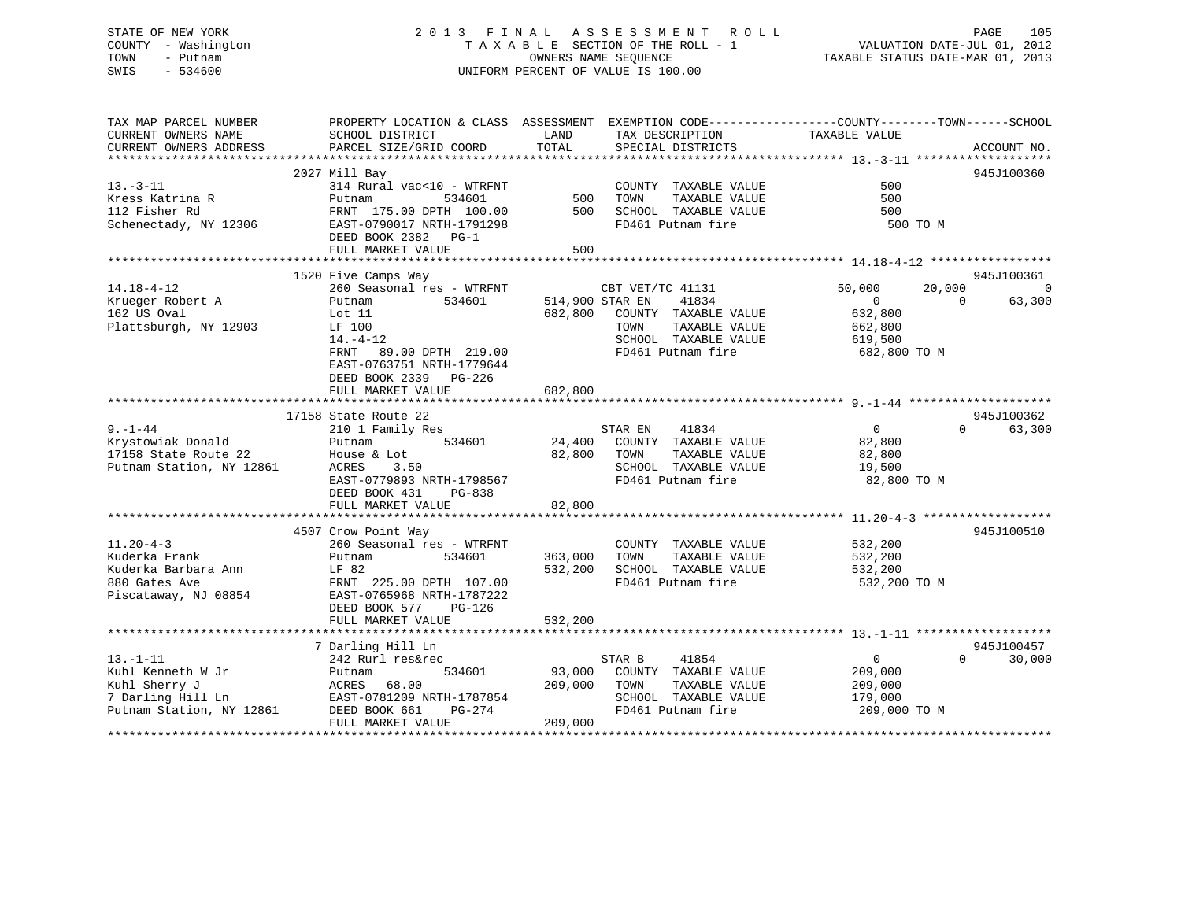STATE OF NEW YORK
COUNTY - Washington
TOWN - Putnam
SWIS - 534600

# 2013 FINAL ASSESSMENT ROLL
TAXABLE SECTION OF THE ROLL - 1
OWNERS NAME SEQUENCE
UNIFORM PERCENT OF VALUE IS 100.00

VALUATION DATE-JUL 01, 2012
TAXABLE STATUS DATE-MAR 01, 2013

| TAX MAP PARCEL NUMBER / CURRENT OWNERS NAME / CURRENT OWNERS ADDRESS | PROPERTY LOCATION & CLASS / SCHOOL DISTRICT / PARCEL SIZE/GRID COORD | ASSESSMENT LAND | TOTAL | EXEMPTION CODE / TAX DESCRIPTION / SPECIAL DISTRICTS | COUNTY TAXABLE VALUE | TOWN | SCHOOL | ACCOUNT NO. |
|---|---|---|---|---|---|---|---|---|
| 13.-3-11 | 2027 Mill Bay | | | | | | | 945J100360 |
| Kress Katrina R | 314 Rural vac<10 - WTRFNT | | | COUNTY TAXABLE VALUE | 500 | | | |
| 112 Fisher Rd | Putnam 534601 | 500 | | TOWN TAXABLE VALUE | 500 | | | |
| Schenectady, NY 12306 | FRNT 175.00 DPTH 100.00 | | 500 | SCHOOL TAXABLE VALUE | 500 | | | |
| | EAST-0790017 NRTH-1791298 | | | FD461 Putnam fire | 500 TO M | | | |
| | DEED BOOK 2382 PG-1 | | | | | | | |
| | FULL MARKET VALUE | | 500 | | | | | |
| 14.18-4-12 | 1520 Five Camps Way | | | | | | | 945J100361 |
| Krueger Robert A | 260 Seasonal res - WTRFNT | | | CBT VET/TC 41131 | 50,000 | 20,000 | 0 | |
| 162 US Oval | Putnam 534601 | 514,900 | | STAR EN 41834 | 0 | 0 | 63,300 | |
| Plattsburgh, NY 12903 | Lot 11 | | 682,800 | COUNTY TAXABLE VALUE | 632,800 | | | |
| | LF 100 | | | TOWN TAXABLE VALUE | 662,800 | | | |
| | 14.-4-12 | | | SCHOOL TAXABLE VALUE | 619,500 | | | |
| | FRNT 89.00 DPTH 219.00 | | | FD461 Putnam fire | 682,800 TO M | | | |
| | EAST-0763751 NRTH-1779644 | | | | | | | |
| | DEED BOOK 2339 PG-226 | | | | | | | |
| | FULL MARKET VALUE | | 682,800 | | | | | |
| 9.-1-44 | 17158 State Route 22 | | | | | | | 945J100362 |
| Krystowiak Donald | 210 1 Family Res | | | STAR EN 41834 | 0 | 0 | 63,300 | |
| 17158 State Route 22 | Putnam 534601 | 24,400 | | COUNTY TAXABLE VALUE | 82,800 | | | |
| Putnam Station, NY 12861 | House & Lot | | 82,800 | TOWN TAXABLE VALUE | 82,800 | | | |
| | ACRES 3.50 | | | SCHOOL TAXABLE VALUE | 19,500 | | | |
| | EAST-0779893 NRTH-1798567 | | | FD461 Putnam fire | 82,800 TO M | | | |
| | DEED BOOK 431 PG-838 | | | | | | | |
| | FULL MARKET VALUE | | 82,800 | | | | | |
| 11.20-4-3 | 4507 Crow Point Way | | | | | | | 945J100510 |
| Kuderka Frank | 260 Seasonal res - WTRFNT | | | COUNTY TAXABLE VALUE | 532,200 | | | |
| Kuderka Barbara Ann | Putnam 534601 | 363,000 | | TOWN TAXABLE VALUE | 532,200 | | | |
| 880 Gates Ave | LF 82 | | 532,200 | SCHOOL TAXABLE VALUE | 532,200 | | | |
| Piscataway, NJ 08854 | FRNT 225.00 DPTH 107.00 | | | FD461 Putnam fire | 532,200 TO M | | | |
| | EAST-0765968 NRTH-1787222 | | | | | | | |
| | DEED BOOK 577 PG-126 | | | | | | | |
| | FULL MARKET VALUE | | 532,200 | | | | | |
| 13.-1-11 | 7 Darling Hill Ln | | | | | | | 945J100457 |
| Kuhl Kenneth W Jr | 242 Rurl res&rec | | | STAR B 41854 | 0 | 0 | 30,000 | |
| Kuhl Sherry J | Putnam 534601 | 93,000 | | COUNTY TAXABLE VALUE | 209,000 | | | |
| 7 Darling Hill Ln | ACRES 68.00 | | 209,000 | TOWN TAXABLE VALUE | 209,000 | | | |
| Putnam Station, NY 12861 | EAST-0781209 NRTH-1787854 | | | SCHOOL TAXABLE VALUE | 179,000 | | | |
| | DEED BOOK 661 PG-274 | | | FD461 Putnam fire | 209,000 TO M | | | |
| | FULL MARKET VALUE | | 209,000 | | | | | |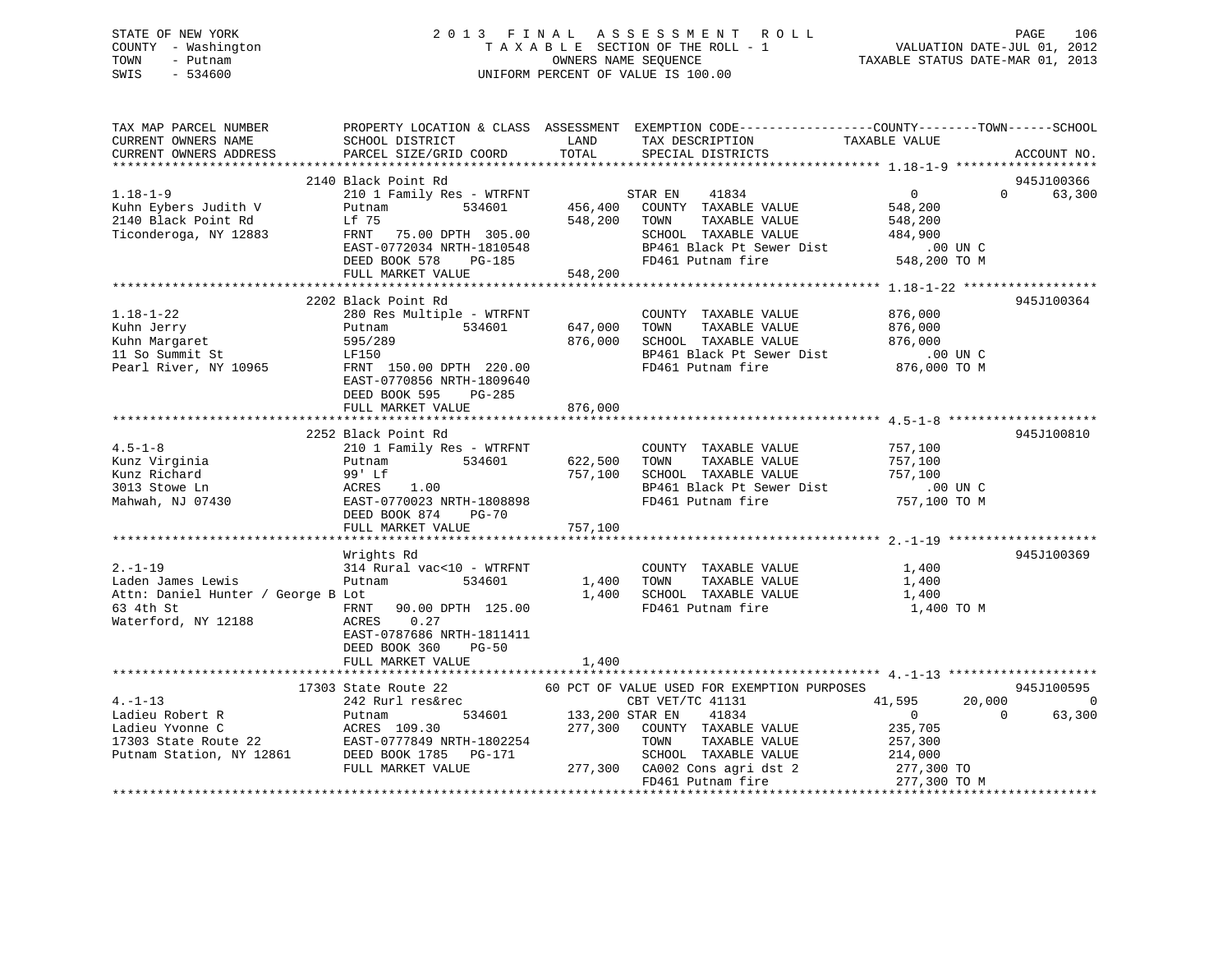STATE OF NEW YORK
COUNTY - Washington
TOWN - Putnam
SWIS - 534600

2 0 1 3 F I N A L A S S E S S M E N T R O L L
T A X A B L E SECTION OF THE ROLL - 1
OWNERS NAME SEQUENCE
UNIFORM PERCENT OF VALUE IS 100.00

VALUATION DATE-JUL 01, 2012
TAXABLE STATUS DATE-MAR 01, 2013

```
TAX MAP PARCEL NUMBER          PROPERTY LOCATION & CLASS  ASSESSMENT  EXEMPTION CODE------------------COUNTY--------TOWN------SCHOOL
CURRENT OWNERS NAME            SCHOOL DISTRICT              LAND      TAX DESCRIPTION             TAXABLE VALUE
CURRENT OWNERS ADDRESS         PARCEL SIZE/GRID COORD       TOTAL     SPECIAL DISTRICTS                                          ACCOUNT NO.
*********************************************************************************************************** 1.18-1-9 *******************
                     2140 Black Point Rd                                                                                    945J100366
1.18-1-9                       210 1 Family Res - WTRFNT            STAR EN    41834              0              0      63,300
Kuhn Eybers Judith V           Putnam          534601      456,400    COUNTY  TAXABLE VALUE          548,200
2140 Black Point Rd            Lf 75                       548,200    TOWN    TAXABLE VALUE          548,200
Ticonderoga, NY 12883          FRNT   75.00 DPTH 305.00                SCHOOL  TAXABLE VALUE          484,900
                               EAST-0772034 NRTH-1810548               BP461 Black Pt Sewer Dist           .00 UN C
                               DEED BOOK 578    PG-185                 FD461 Putnam fire              548,200 TO M
                               FULL MARKET VALUE           548,200
*********************************************************************************************************** 1.18-1-22 ******************
                     2202 Black Point Rd                                                                                    945J100364
1.18-1-22                      280 Res Multiple - WTRFNT             COUNTY  TAXABLE VALUE          876,000
Kuhn Jerry                     Putnam          534601      647,000    TOWN    TAXABLE VALUE          876,000
Kuhn Margaret                  595/289                     876,000    SCHOOL  TAXABLE VALUE          876,000
11 So Summit St                LF150                                  BP461 Black Pt Sewer Dist           .00 UN C
Pearl River, NY 10965          FRNT  150.00 DPTH 220.00                FD461 Putnam fire              876,000 TO M
                               EAST-0770856 NRTH-1809640
                               DEED BOOK 595    PG-285
                               FULL MARKET VALUE           876,000
*********************************************************************************************************** 4.5-1-8 ********************
                     2252 Black Point Rd                                                                                    945J100810
4.5-1-8                        210 1 Family Res - WTRFNT             COUNTY  TAXABLE VALUE          757,100
Kunz Virginia                  Putnam          534601      622,500    TOWN    TAXABLE VALUE          757,100
Kunz Richard                   99' Lf                      757,100    SCHOOL  TAXABLE VALUE          757,100
3013 Stowe Ln                  ACRES    1.00                          BP461 Black Pt Sewer Dist           .00 UN C
Mahwah, NJ 07430               EAST-0770023 NRTH-1808898               FD461 Putnam fire              757,100 TO M
                               DEED BOOK 874    PG-70
                               FULL MARKET VALUE           757,100
*********************************************************************************************************** 2.-1-19 ********************
                     Wrights Rd                                                                                             945J100369
2.-1-19                        314 Rural vac<10 - WTRFNT             COUNTY  TAXABLE VALUE            1,400
Laden James Lewis              Putnam          534601        1,400    TOWN    TAXABLE VALUE            1,400
Attn: Daniel Hunter / George B Lot                           1,400    SCHOOL  TAXABLE VALUE            1,400
63 4th St                      FRNT   90.00 DPTH 125.00                FD461 Putnam fire                1,400 TO M
Waterford, NY 12188            ACRES    0.27
                               EAST-0787686 NRTH-1811411
                               DEED BOOK 360    PG-50
                               FULL MARKET VALUE             1,400
*********************************************************************************************************** 4.-1-13 ********************
                     17303 State Route 22          60 PCT OF VALUE USED FOR EXEMPTION PURPOSES                              945J100595
4.-1-13                        242 Rurl res&rec                       CBT VET/TC 41131            41,595         20,000           0
Ladieu Robert R                Putnam          534601      133,200 STAR EN    41834                   0              0      63,300
Ladieu Yvonne C                ACRES  109.30               277,300    COUNTY  TAXABLE VALUE          235,705
17303 State Route 22           EAST-0777849 NRTH-1802254               TOWN    TAXABLE VALUE          257,300
Putnam Station, NY 12861       DEED BOOK 1785   PG-171                 SCHOOL  TAXABLE VALUE          214,000
                               FULL MARKET VALUE           277,300    CA002 Cons agri dst 2          277,300 TO
                                                                      FD461 Putnam fire              277,300 TO M
************************************************************************************************************************************
```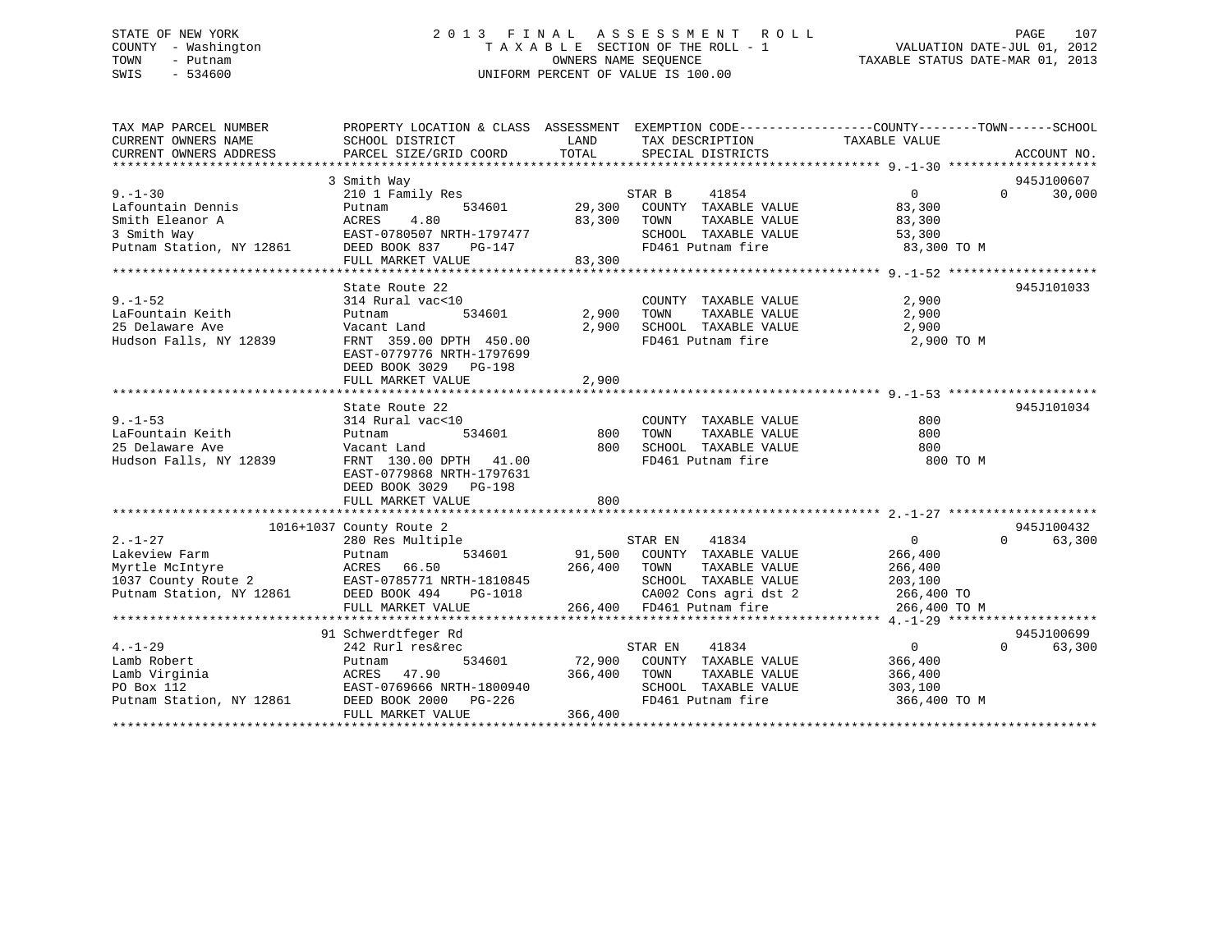STATE OF NEW YORK
COUNTY - Washington
TOWN - Putnam
SWIS - 534600

2 0 1 3 F I N A L A S S E S S M E N T R O L L
T A X A B L E SECTION OF THE ROLL - 1
OWNERS NAME SEQUENCE
UNIFORM PERCENT OF VALUE IS 100.00

VALUATION DATE-JUL 01, 2012
TAXABLE STATUS DATE-MAR 01, 2013

```
TAX MAP PARCEL NUMBER          PROPERTY LOCATION & CLASS  ASSESSMENT  EXEMPTION CODE------------------COUNTY--------TOWN------SCHOOL
CURRENT OWNERS NAME            SCHOOL DISTRICT              LAND      TAX DESCRIPTION              TAXABLE VALUE
CURRENT OWNERS ADDRESS         PARCEL SIZE/GRID COORD       TOTAL     SPECIAL DISTRICTS                                    ACCOUNT NO.
******************************************************************************************************* 9.-1-30 ********************
                               3 Smith Way                                                                                945J100607
9.-1-30                        210 1 Family Res                       STAR B     41854                  0            0      30,000
Lafountain Dennis              Putnam          534601        29,300   COUNTY  TAXABLE VALUE          83,300
Smith Eleanor A                ACRES    4.80                 83,300   TOWN    TAXABLE VALUE          83,300
3 Smith Way                    EAST-0780507 NRTH-1797477              SCHOOL  TAXABLE VALUE          53,300
Putnam Station, NY 12861       DEED BOOK 837    PG-147                FD461 Putnam fire               83,300 TO M
                               FULL MARKET VALUE             83,300
******************************************************************************************************* 9.-1-52 ********************
                               State Route 22                                                                             945J101033
9.-1-52                        314 Rural vac<10                       COUNTY  TAXABLE VALUE           2,900
LaFountain Keith               Putnam          534601         2,900   TOWN    TAXABLE VALUE           2,900
25 Delaware Ave                Vacant Land                    2,900   SCHOOL  TAXABLE VALUE           2,900
Hudson Falls, NY 12839         FRNT 359.00 DPTH 450.00                FD461 Putnam fire                2,900 TO M
                               EAST-0779776 NRTH-1797699
                               DEED BOOK 3029   PG-198
                               FULL MARKET VALUE              2,900
******************************************************************************************************* 9.-1-53 ********************
                               State Route 22                                                                             945J101034
9.-1-53                        314 Rural vac<10                       COUNTY  TAXABLE VALUE             800
LaFountain Keith               Putnam          534601           800   TOWN    TAXABLE VALUE             800
25 Delaware Ave                Vacant Land                      800   SCHOOL  TAXABLE VALUE             800
Hudson Falls, NY 12839         FRNT 130.00 DPTH  41.00                FD461 Putnam fire                  800 TO M
                               EAST-0779868 NRTH-1797631
                               DEED BOOK 3029   PG-198
                               FULL MARKET VALUE                800
******************************************************************************************************* 2.-1-27 ********************
                          1016+1037 County Route 2                                                                        945J100432
2.-1-27                        280 Res Multiple                       STAR EN    41834                  0            0      63,300
Lakeview Farm                  Putnam          534601        91,500   COUNTY  TAXABLE VALUE         266,400
Myrtle McIntyre                ACRES   66.50                266,400   TOWN    TAXABLE VALUE         266,400
1037 County Route 2            EAST-0785771 NRTH-1810845              SCHOOL  TAXABLE VALUE         203,100
Putnam Station, NY 12861       DEED BOOK 494    PG-1018               CA002 Cons agri dst 2          266,400 TO
                               FULL MARKET VALUE            266,400   FD461 Putnam fire              266,400 TO M
******************************************************************************************************* 4.-1-29 ********************
                               91 Schwerdtfeger Rd                                                                        945J100699
4.-1-29                        242 Rurl res&rec                       STAR EN    41834                  0            0      63,300
Lamb Robert                    Putnam          534601        72,900   COUNTY  TAXABLE VALUE         366,400
Lamb Virginia                  ACRES   47.90                366,400   TOWN    TAXABLE VALUE         366,400
PO Box 112                     EAST-0769666 NRTH-1800940              SCHOOL  TAXABLE VALUE         303,100
Putnam Station, NY 12861       DEED BOOK 2000   PG-226                FD461 Putnam fire              366,400 TO M
                               FULL MARKET VALUE            366,400
************************************************************************************************************************************
```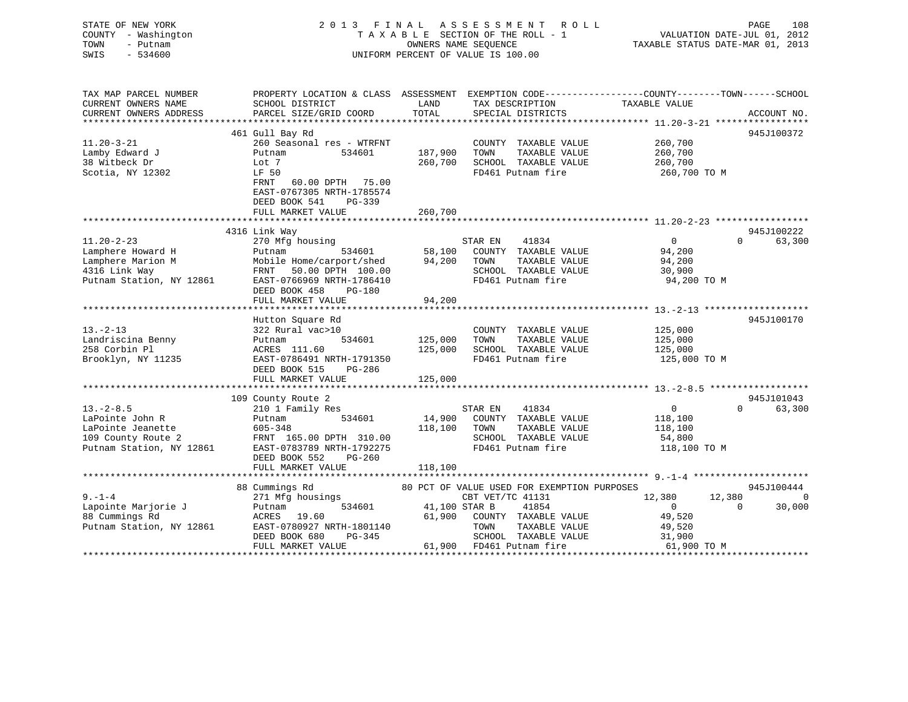STATE OF NEW YORK
COUNTY - Washington
TOWN - Putnam
SWIS - 534600

2 0 1 3 F I N A L A S S E S S M E N T R O L L
T A X A B L E SECTION OF THE ROLL - 1
OWNERS NAME SEQUENCE
UNIFORM PERCENT OF VALUE IS 100.00

VALUATION DATE-JUL 01, 2012
TAXABLE STATUS DATE-MAR 01, 2013

| TAX MAP PARCEL NUMBER / CURRENT OWNERS NAME / CURRENT OWNERS ADDRESS | PROPERTY LOCATION & CLASS / SCHOOL DISTRICT / PARCEL SIZE/GRID COORD | ASSESSMENT LAND / TOTAL | EXEMPTION CODE / TAX DESCRIPTION / SPECIAL DISTRICTS | COUNTY TAXABLE VALUE | TOWN | SCHOOL | ACCOUNT NO. |
|---|---|---|---|---|---|---|---|
| **11.20-3-21** | 461 Gull Bay Rd | | | | | | 945J100372 |
| Lamby Edward J | 260 Seasonal res - WTRFNT | | COUNTY TAXABLE VALUE | 260,700 | | | |
| 38 Witbeck Dr | Putnam 534601 | 187,900 | TOWN TAXABLE VALUE | 260,700 | | | |
| Scotia, NY 12302 | Lot 7 | 260,700 | SCHOOL TAXABLE VALUE | 260,700 | | | |
| | LF 50 | | FD461 Putnam fire | 260,700 TO M | | | |
| | FRNT 60.00 DPTH 75.00 | | | | | | |
| | EAST-0767305 NRTH-1785574 | | | | | | |
| | DEED BOOK 541 PG-339 | | | | | | |
| | FULL MARKET VALUE | 260,700 | | | | | |
| **11.20-2-23** | 4316 Link Way | | | | | | 945J100222 |
| Lamphere Howard H | 270 Mfg housing | | STAR EN 41834 | 0 | 0 | 63,300 | |
| Lamphere Marion M | Putnam 534601 | 58,100 | COUNTY TAXABLE VALUE | 94,200 | | | |
| 4316 Link Way | Mobile Home/carport/shed | 94,200 | TOWN TAXABLE VALUE | 94,200 | | | |
| Putnam Station, NY 12861 | FRNT 50.00 DPTH 100.00 | | SCHOOL TAXABLE VALUE | 30,900 | | | |
| | EAST-0766969 NRTH-1786410 | | FD461 Putnam fire | 94,200 TO M | | | |
| | DEED BOOK 458 PG-180 | | | | | | |
| | FULL MARKET VALUE | 94,200 | | | | | |
| **13.-2-13** | Hutton Square Rd | | | | | | 945J100170 |
| Landriscina Benny | 322 Rural vac>10 | | COUNTY TAXABLE VALUE | 125,000 | | | |
| 258 Corbin Pl | Putnam 534601 | 125,000 | TOWN TAXABLE VALUE | 125,000 | | | |
| Brooklyn, NY 11235 | ACRES 111.60 | 125,000 | SCHOOL TAXABLE VALUE | 125,000 | | | |
| | EAST-0786491 NRTH-1791350 | | FD461 Putnam fire | 125,000 TO M | | | |
| | DEED BOOK 515 PG-286 | | | | | | |
| | FULL MARKET VALUE | 125,000 | | | | | |
| **13.-2-8.5** | 109 County Route 2 | | | | | | 945J101043 |
| LaPointe John R | 210 1 Family Res | | STAR EN 41834 | 0 | 0 | 63,300 | |
| LaPointe Jeanette | Putnam 534601 | 14,900 | COUNTY TAXABLE VALUE | 118,100 | | | |
| 109 County Route 2 | 605-348 | 118,100 | TOWN TAXABLE VALUE | 118,100 | | | |
| Putnam Station, NY 12861 | FRNT 165.00 DPTH 310.00 | | SCHOOL TAXABLE VALUE | 54,800 | | | |
| | EAST-0783789 NRTH-1792275 | | FD461 Putnam fire | 118,100 TO M | | | |
| | DEED BOOK 552 PG-260 | | | | | | |
| | FULL MARKET VALUE | 118,100 | | | | | |
| **9.-1-4** | 88 Cummings Rd | | 80 PCT OF VALUE USED FOR EXEMPTION PURPOSES | | | | 945J100444 |
| Lapointe Marjorie J | 271 Mfg housings | | CBT VET/TC 41131 | 12,380 | 12,380 | 0 | |
| 88 Cummings Rd | Putnam 534601 | 41,100 | STAR B 41854 | 0 | 0 | 30,000 | |
| Putnam Station, NY 12861 | ACRES 19.60 | 61,900 | COUNTY TAXABLE VALUE | 49,520 | | | |
| | EAST-0780927 NRTH-1801140 | | TOWN TAXABLE VALUE | 49,520 | | | |
| | DEED BOOK 680 PG-345 | | SCHOOL TAXABLE VALUE | 31,900 | | | |
| | FULL MARKET VALUE | 61,900 | FD461 Putnam fire | 61,900 TO M | | | |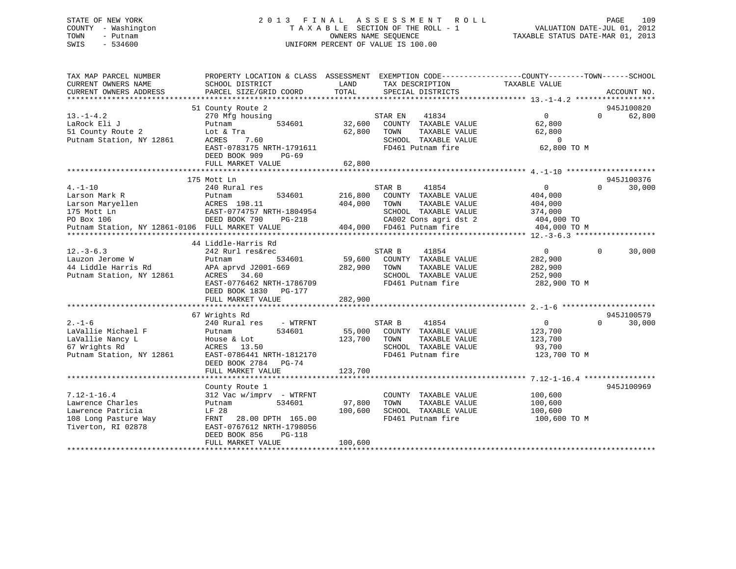STATE OF NEW YORK
COUNTY - Washington
TOWN - Putnam
SWIS - 534600

# 2013 FINAL ASSESSMENT ROLL
TAXABLE SECTION OF THE ROLL - 1
OWNERS NAME SEQUENCE
UNIFORM PERCENT OF VALUE IS 100.00

VALUATION DATE-JUL 01, 2012
TAXABLE STATUS DATE-MAR 01, 2013

```
TAX MAP PARCEL NUMBER          PROPERTY LOCATION & CLASS  ASSESSMENT  EXEMPTION CODE------------------COUNTY--------TOWN------SCHOOL
CURRENT OWNERS NAME            SCHOOL DISTRICT               LAND      TAX DESCRIPTION            TAXABLE VALUE
CURRENT OWNERS ADDRESS         PARCEL SIZE/GRID COORD        TOTAL     SPECIAL DISTRICTS                                   ACCOUNT NO.
******************************************************************************************************* 13.-1-4.2 ******************
                               51 County Route 2                                                                     945J100820
13.-1-4.2                      270 Mfg housing                         STAR EN    41834              0             0     62,800
LaRock Eli J                   Putnam         534601        32,600     COUNTY  TAXABLE VALUE          62,800
51 County Route 2              Lot & Tra                    62,800     TOWN    TAXABLE VALUE          62,800
Putnam Station, NY 12861       ACRES    7.60                           SCHOOL  TAXABLE VALUE               0
                               EAST-0783175 NRTH-1791611               FD461 Putnam fire              62,800 TO M
                               DEED BOOK 909    PG-69
                               FULL MARKET VALUE            62,800
******************************************************************************************************* 4.-1-10 ********************
                               175 Mott Ln                                                                           945J100376
4.-1-10                        240 Rural res                           STAR B     41854              0             0     30,000
Larson Mark R                  Putnam         534601       216,800     COUNTY  TAXABLE VALUE         404,000
Larson Maryellen               ACRES  198.11               404,000     TOWN    TAXABLE VALUE         404,000
175 Mott Ln                    EAST-0774757 NRTH-1804954               SCHOOL  TAXABLE VALUE         374,000
PO Box 106                     DEED BOOK 790    PG-218                 CA002 Cons agri dst 2         404,000 TO
Putnam Station, NY 12861-0106  FULL MARKET VALUE           404,000     FD461 Putnam fire             404,000 TO M
******************************************************************************************************* 12.-3-6.3 ******************
                               44 Liddle-Harris Rd
12.-3-6.3                      242 Rurl res&rec                        STAR B     41854              0             0     30,000
Lauzon Jerome W                Putnam         534601        59,600     COUNTY  TAXABLE VALUE         282,900
44 Liddle Harris Rd            APA aprvd J2001-669         282,900     TOWN    TAXABLE VALUE         282,900
Putnam Station, NY 12861       ACRES   34.60                           SCHOOL  TAXABLE VALUE         252,900
                               EAST-0776462 NRTH-1786709               FD461 Putnam fire             282,900 TO M
                               DEED BOOK 1830   PG-177
                               FULL MARKET VALUE           282,900
******************************************************************************************************* 2.-1-6 *********************
                               67 Wrights Rd                                                                         945J100579
2.-1-6                         240 Rural res    - WTRFNT               STAR B     41854              0             0     30,000
LaVallie Michael F             Putnam         534601        55,000     COUNTY  TAXABLE VALUE         123,700
LaVallie Nancy L               House & Lot                 123,700     TOWN    TAXABLE VALUE         123,700
67 Wrights Rd                  ACRES   13.50                           SCHOOL  TAXABLE VALUE          93,700
Putnam Station, NY 12861       EAST-0786441 NRTH-1812170               FD461 Putnam fire             123,700 TO M
                               DEED BOOK 2784   PG-74
                               FULL MARKET VALUE           123,700
******************************************************************************************************* 7.12-1-16.4 ****************
                               County Route 1                                                                        945J100969
7.12-1-16.4                    312 Vac w/imprv  - WTRFNT               COUNTY  TAXABLE VALUE         100,600
Lawrence Charles               Putnam         534601        97,800     TOWN    TAXABLE VALUE         100,600
Lawrence Patricia              LF 28                       100,600     SCHOOL  TAXABLE VALUE         100,600
108 Long Pasture Way           FRNT   28.00 DPTH 165.00                FD461 Putnam fire             100,600 TO M
Tiverton, RI 02878             EAST-0767612 NRTH-1798056
                               DEED BOOK 856    PG-118
                               FULL MARKET VALUE           100,600
************************************************************************************************************************************
```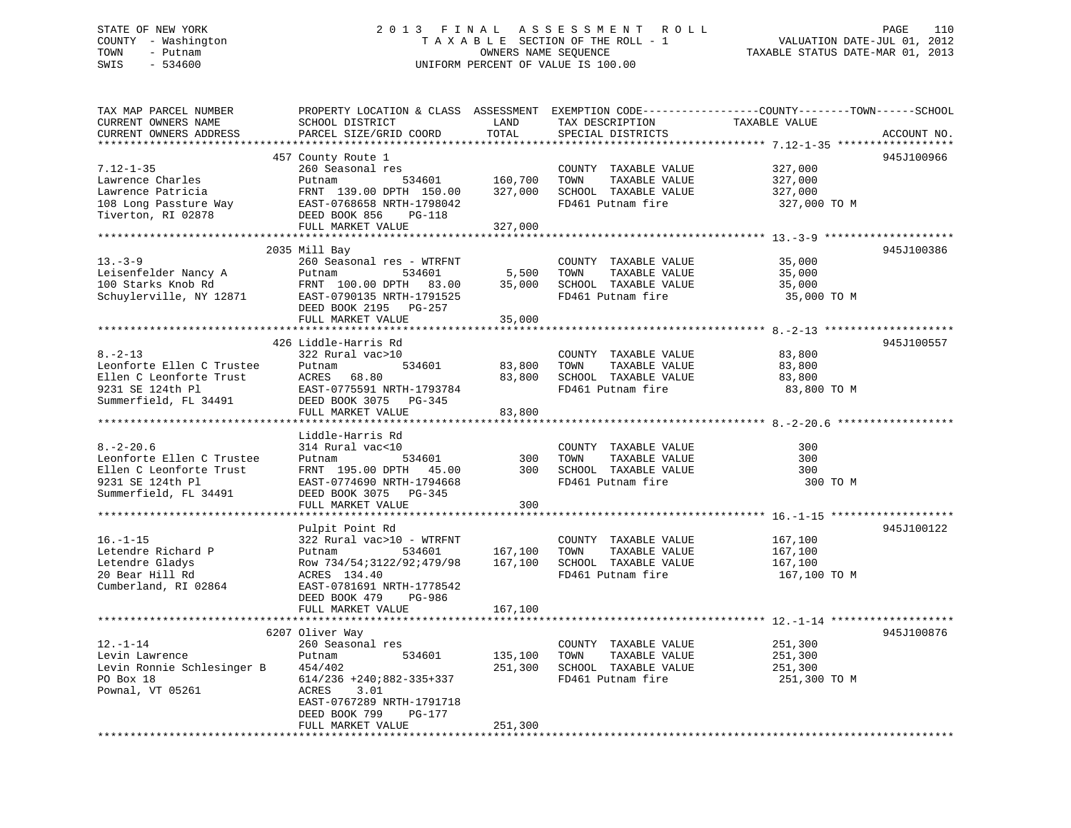STATE OF NEW YORK
COUNTY - Washington
TOWN - Putnam
SWIS - 534600

2013 FINAL ASSESSMENT ROLL
TAXABLE SECTION OF THE ROLL - 1
OWNERS NAME SEQUENCE
UNIFORM PERCENT OF VALUE IS 100.00

VALUATION DATE-JUL 01, 2012
TAXABLE STATUS DATE-MAR 01, 2013

| TAX MAP PARCEL NUMBER / CURRENT OWNERS NAME / CURRENT OWNERS ADDRESS | PROPERTY LOCATION & CLASS / SCHOOL DISTRICT / PARCEL SIZE/GRID COORD | ASSESSMENT LAND | TOTAL | EXEMPTION CODE / TAX DESCRIPTION / SPECIAL DISTRICTS | TAXABLE VALUE (COUNTY / TOWN / SCHOOL) | ACCOUNT NO. |
|---|---|---|---|---|---|---|
| 7.12-1-35 | 457 County Route 1 | | | | | 945J100966 |
| 7.12-1-35 | 260 Seasonal res | | | COUNTY TAXABLE VALUE | 327,000 | |
| Lawrence Charles | Putnam 534601 | 160,700 | | TOWN TAXABLE VALUE | 327,000 | |
| Lawrence Patricia | FRNT 139.00 DPTH 150.00 | | 327,000 | SCHOOL TAXABLE VALUE | 327,000 | |
| 108 Long Passture Way | EAST-0768658 NRTH-1798042 | | | FD461 Putnam fire | 327,000 TO M | |
| Tiverton, RI 02878 | DEED BOOK 856 PG-118 | | | | | |
| | FULL MARKET VALUE | | 327,000 | | | |
| 13.-3-9 | 2035 Mill Bay | | | | | 945J100386 |
| 13.-3-9 | 260 Seasonal res - WTRFNT | | | COUNTY TAXABLE VALUE | 35,000 | |
| Leisenfelder Nancy A | Putnam 534601 | 5,500 | | TOWN TAXABLE VALUE | 35,000 | |
| 100 Starks Knob Rd | FRNT 100.00 DPTH 83.00 | | 35,000 | SCHOOL TAXABLE VALUE | 35,000 | |
| Schuylerville, NY 12871 | EAST-0790135 NRTH-1791525 | | | FD461 Putnam fire | 35,000 TO M | |
| | DEED BOOK 2195 PG-257 | | | | | |
| | FULL MARKET VALUE | | 35,000 | | | |
| 8.-2-13 | 426 Liddle-Harris Rd | | | | | 945J100557 |
| 8.-2-13 | 322 Rural vac>10 | | | COUNTY TAXABLE VALUE | 83,800 | |
| Leonforte Ellen C Trustee | Putnam 534601 | 83,800 | | TOWN TAXABLE VALUE | 83,800 | |
| Ellen C Leonforte Trust | ACRES 68.80 | | 83,800 | SCHOOL TAXABLE VALUE | 83,800 | |
| 9231 SE 124th Pl | EAST-0775591 NRTH-1793784 | | | FD461 Putnam fire | 83,800 TO M | |
| Summerfield, FL 34491 | DEED BOOK 3075 PG-345 | | | | | |
| | FULL MARKET VALUE | | 83,800 | | | |
| 8.-2-20.6 | Liddle-Harris Rd | | | | | |
| 8.-2-20.6 | 314 Rural vac<10 | | | COUNTY TAXABLE VALUE | 300 | |
| Leonforte Ellen C Trustee | Putnam 534601 | 300 | | TOWN TAXABLE VALUE | 300 | |
| Ellen C Leonforte Trust | FRNT 195.00 DPTH 45.00 | | 300 | SCHOOL TAXABLE VALUE | 300 | |
| 9231 SE 124th Pl | EAST-0774690 NRTH-1794668 | | | FD461 Putnam fire | 300 TO M | |
| Summerfield, FL 34491 | DEED BOOK 3075 PG-345 | | | | | |
| | FULL MARKET VALUE | | 300 | | | |
| 16.-1-15 | Pulpit Point Rd | | | | | 945J100122 |
| 16.-1-15 | 322 Rural vac>10 - WTRFNT | | | COUNTY TAXABLE VALUE | 167,100 | |
| Letendre Richard P | Putnam 534601 | 167,100 | | TOWN TAXABLE VALUE | 167,100 | |
| Letendre Gladys | Row 734/54;3122/92;479/98 | | 167,100 | SCHOOL TAXABLE VALUE | 167,100 | |
| 20 Bear Hill Rd | ACRES 134.40 | | | FD461 Putnam fire | 167,100 TO M | |
| Cumberland, RI 02864 | EAST-0781691 NRTH-1778542 | | | | | |
| | DEED BOOK 479 PG-986 | | | | | |
| | FULL MARKET VALUE | | 167,100 | | | |
| 12.-1-14 | 6207 Oliver Way | | | | | 945J100876 |
| 12.-1-14 | 260 Seasonal res | | | COUNTY TAXABLE VALUE | 251,300 | |
| Levin Lawrence | Putnam 534601 | 135,100 | | TOWN TAXABLE VALUE | 251,300 | |
| Levin Ronnie Schlesinger B | 454/402 | | 251,300 | SCHOOL TAXABLE VALUE | 251,300 | |
| PO Box 18 | 614/236 +240;882-335+337 | | | FD461 Putnam fire | 251,300 TO M | |
| Pownal, VT 05261 | ACRES 3.01 | | | | | |
| | EAST-0767289 NRTH-1791718 | | | | | |
| | DEED BOOK 799 PG-177 | | | | | |
| | FULL MARKET VALUE | | 251,300 | | | |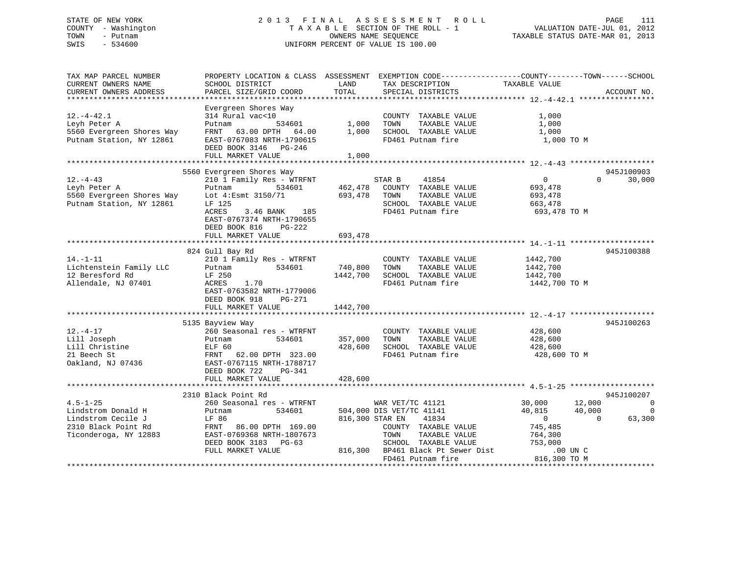STATE OF NEW YORK
COUNTY - Washington
TOWN - Putnam
SWIS - 534600

2 0 1 3 F I N A L A S S E S S M E N T R O L L
T A X A B L E SECTION OF THE ROLL - 1
OWNERS NAME SEQUENCE
UNIFORM PERCENT OF VALUE IS 100.00

VALUATION DATE-JUL 01, 2012
TAXABLE STATUS DATE-MAR 01, 2013

```
TAX MAP PARCEL NUMBER          PROPERTY LOCATION & CLASS  ASSESSMENT  EXEMPTION CODE------------------COUNTY--------TOWN------SCHOOL
CURRENT OWNERS NAME            SCHOOL DISTRICT               LAND      TAX DESCRIPTION            TAXABLE VALUE
CURRENT OWNERS ADDRESS         PARCEL SIZE/GRID COORD        TOTAL     SPECIAL DISTRICTS                                    ACCOUNT NO.
******************************************************************************************************* 12.-4-42.1 *****************
                               Evergreen Shores Way
12.-4-42.1                     314 Rural vac<10                         COUNTY  TAXABLE VALUE           1,000
Leyh Peter A                   Putnam            534601        1,000    TOWN    TAXABLE VALUE           1,000
5560 Evergreen Shores Way      FRNT   63.00 DPTH   64.00       1,000    SCHOOL  TAXABLE VALUE           1,000
Putnam Station, NY 12861       EAST-0767083 NRTH-1790615                FD461 Putnam fire                1,000 TO M
                               DEED BOOK 3146   PG-246
                               FULL MARKET VALUE               1,000
******************************************************************************************************* 12.-4-43 *******************
                               5560 Evergreen Shores Way                                                                  945J100903
12.-4-43                       210 1 Family Res - WTRFNT              STAR B      41854                 0             0      30,000
Leyh Peter A                   Putnam            534601      462,478    COUNTY  TAXABLE VALUE         693,478
5560 Evergreen Shores Way      Lot 4:Esmt 3150/71            693,478    TOWN    TAXABLE VALUE         693,478
Putnam Station, NY 12861       LF 125                                   SCHOOL  TAXABLE VALUE         663,478
                               ACRES    3.46 BANK    185                FD461 Putnam fire              693,478 TO M
                               EAST-0767374 NRTH-1790655
                               DEED BOOK 816    PG-222
                               FULL MARKET VALUE             693,478
******************************************************************************************************* 14.-1-11 *******************
                               824 Gull Bay Rd                                                                            945J100388
14.-1-11                       210 1 Family Res - WTRFNT                COUNTY  TAXABLE VALUE        1442,700
Lichtenstein Family LLC        Putnam            534601      740,800    TOWN    TAXABLE VALUE        1442,700
12 Beresford Rd                LF 250                       1442,700    SCHOOL  TAXABLE VALUE        1442,700
Allendale, NJ 07401            ACRES    1.70                            FD461 Putnam fire             1442,700 TO M
                               EAST-0763582 NRTH-1779006
                               DEED BOOK 918    PG-271
                               FULL MARKET VALUE            1442,700
******************************************************************************************************* 12.-4-17 *******************
                               5135 Bayview Way                                                                           945J100263
12.-4-17                       260 Seasonal res - WTRFNT                COUNTY  TAXABLE VALUE         428,600
Lill Joseph                    Putnam            534601      357,000    TOWN    TAXABLE VALUE         428,600
Lill Christine                 ELF 60                        428,600    SCHOOL  TAXABLE VALUE         428,600
21 Beech St                    FRNT   62.00 DPTH  323.00                FD461 Putnam fire              428,600 TO M
Oakland, NJ 07436              EAST-0767115 NRTH-1788717
                               DEED BOOK 722    PG-341
                               FULL MARKET VALUE             428,600
******************************************************************************************************* 4.5-1-25 *******************
                               2310 Black Point Rd                                                                        945J100207
4.5-1-25                       260 Seasonal res - WTRFNT              WAR VET/TC 41121              30,000        12,000           0
Lindstrom Donald H             Putnam            534601      504,000 DIS VET/TC 41141              40,815        40,000           0
Lindstrom Cecile J             LF 86                         816,300 STAR EN    41834                   0             0      63,300
2310 Black Point Rd            FRNT   86.00 DPTH  169.00                COUNTY  TAXABLE VALUE         745,485
Ticonderoga, NY 12883          EAST-0769368 NRTH-1807673                TOWN    TAXABLE VALUE         764,300
                               DEED BOOK 3183   PG-63                   SCHOOL  TAXABLE VALUE         753,000
                               FULL MARKET VALUE             816,300    BP461 Black Pt Sewer Dist          .00 UN C
                                                                        FD461 Putnam fire              816,300 TO M
************************************************************************************************************************************
```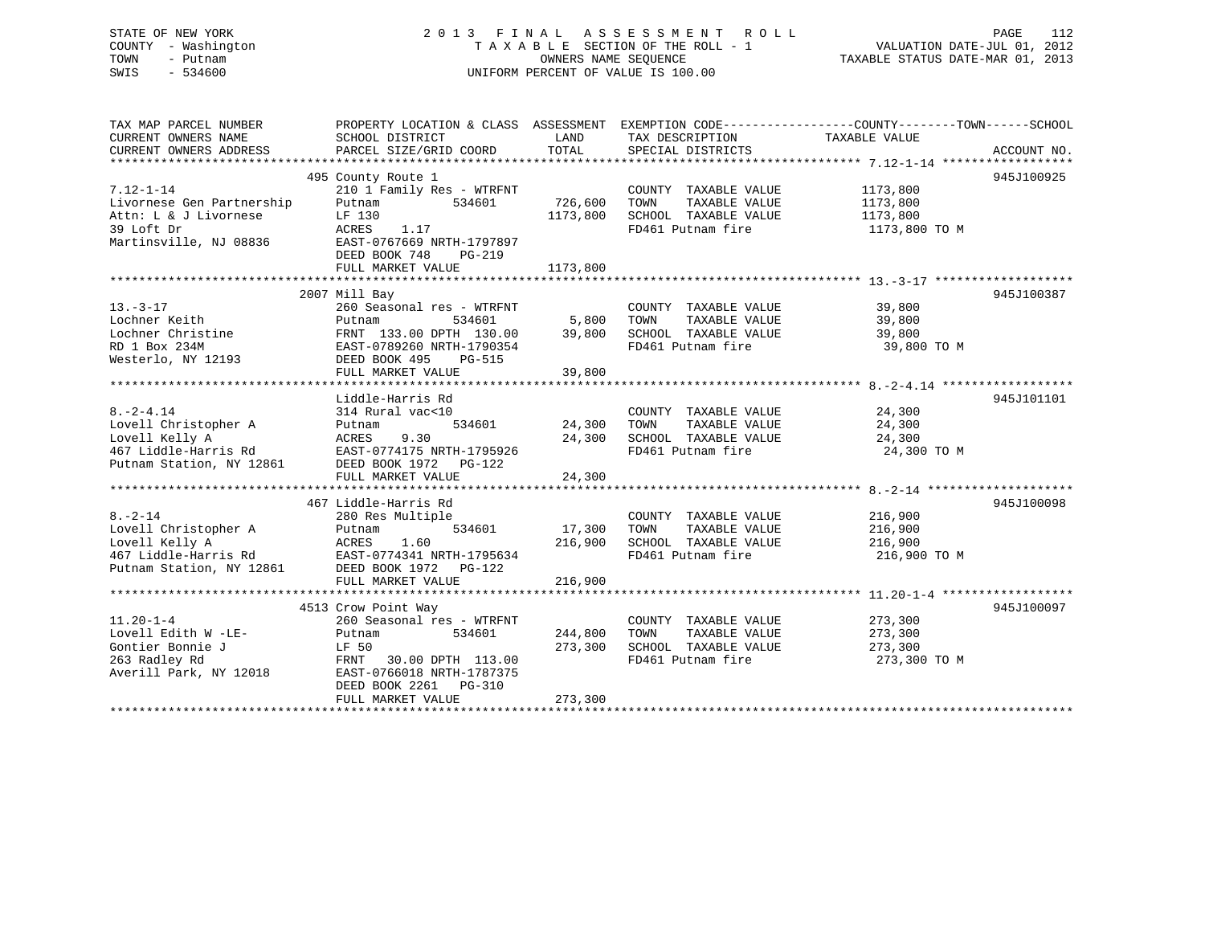STATE OF NEW YORK
COUNTY - Washington
TOWN - Putnam
SWIS - 534600

2 0 1 3 F I N A L A S S E S S M E N T R O L L
T A X A B L E SECTION OF THE ROLL - 1
OWNERS NAME SEQUENCE
UNIFORM PERCENT OF VALUE IS 100.00

VALUATION DATE-JUL 01, 2012
TAXABLE STATUS DATE-MAR 01, 2013

| TAX MAP PARCEL NUMBER / CURRENT OWNERS NAME / CURRENT OWNERS ADDRESS | PROPERTY LOCATION & CLASS / SCHOOL DISTRICT / PARCEL SIZE/GRID COORD | ASSESSMENT LAND | TOTAL | EXEMPTION CODE / TAX DESCRIPTION / SPECIAL DISTRICTS | COUNTY--------TOWN------SCHOOL TAXABLE VALUE | ACCOUNT NO. |
|---|---|---|---|---|---|---|
| **7.12-1-14** | 495 County Route 1 | | | | | 945J100925 |
| Livornese Gen Partnership | 210 1 Family Res - WTRFNT | | | COUNTY TAXABLE VALUE | 1173,800 | |
| Attn: L & J Livornese | Putnam 534601 | 726,600 | | TOWN TAXABLE VALUE | 1173,800 | |
| 39 Loft Dr | LF 130 | | 1173,800 | SCHOOL TAXABLE VALUE | 1173,800 | |
| Martinsville, NJ 08836 | ACRES 1.17 | | | FD461 Putnam fire | 1173,800 TO M | |
| | EAST-0767669 NRTH-1797897 | | | | | |
| | DEED BOOK 748 PG-219 | | | | | |
| | FULL MARKET VALUE | | 1173,800 | | | |
| **13.-3-17** | 2007 Mill Bay | | | | | 945J100387 |
| Lochner Keith | 260 Seasonal res - WTRFNT | | | COUNTY TAXABLE VALUE | 39,800 | |
| Lochner Christine | Putnam 534601 | 5,800 | | TOWN TAXABLE VALUE | 39,800 | |
| RD 1 Box 234M | FRNT 133.00 DPTH 130.00 | | 39,800 | SCHOOL TAXABLE VALUE | 39,800 | |
| Westerlo, NY 12193 | EAST-0789260 NRTH-1790354 | | | FD461 Putnam fire | 39,800 TO M | |
| | DEED BOOK 495 PG-515 | | | | | |
| | FULL MARKET VALUE | | 39,800 | | | |
| **8.-2-4.14** | Liddle-Harris Rd | | | | | 945J101101 |
| Lovell Christopher A | 314 Rural vac<10 | | | COUNTY TAXABLE VALUE | 24,300 | |
| Lovell Kelly A | Putnam 534601 | 24,300 | | TOWN TAXABLE VALUE | 24,300 | |
| 467 Liddle-Harris Rd | ACRES 9.30 | | 24,300 | SCHOOL TAXABLE VALUE | 24,300 | |
| Putnam Station, NY 12861 | EAST-0774175 NRTH-1795926 | | | FD461 Putnam fire | 24,300 TO M | |
| | DEED BOOK 1972 PG-122 | | | | | |
| | FULL MARKET VALUE | | 24,300 | | | |
| **8.-2-14** | 467 Liddle-Harris Rd | | | | | 945J100098 |
| Lovell Christopher A | 280 Res Multiple | | | COUNTY TAXABLE VALUE | 216,900 | |
| Lovell Kelly A | Putnam 534601 | 17,300 | | TOWN TAXABLE VALUE | 216,900 | |
| 467 Liddle-Harris Rd | ACRES 1.60 | | 216,900 | SCHOOL TAXABLE VALUE | 216,900 | |
| Putnam Station, NY 12861 | EAST-0774341 NRTH-1795634 | | | FD461 Putnam fire | 216,900 TO M | |
| | DEED BOOK 1972 PG-122 | | | | | |
| | FULL MARKET VALUE | | 216,900 | | | |
| **11.20-1-4** | 4513 Crow Point Way | | | | | 945J100097 |
| Lovell Edith W -LE- | 260 Seasonal res - WTRFNT | | | COUNTY TAXABLE VALUE | 273,300 | |
| Gontier Bonnie J | Putnam 534601 | 244,800 | | TOWN TAXABLE VALUE | 273,300 | |
| 263 Radley Rd | LF 50 | | 273,300 | SCHOOL TAXABLE VALUE | 273,300 | |
| Averill Park, NY 12018 | FRNT 30.00 DPTH 113.00 | | | FD461 Putnam fire | 273,300 TO M | |
| | EAST-0766018 NRTH-1787375 | | | | | |
| | DEED BOOK 2261 PG-310 | | | | | |
| | FULL MARKET VALUE | | 273,300 | | | |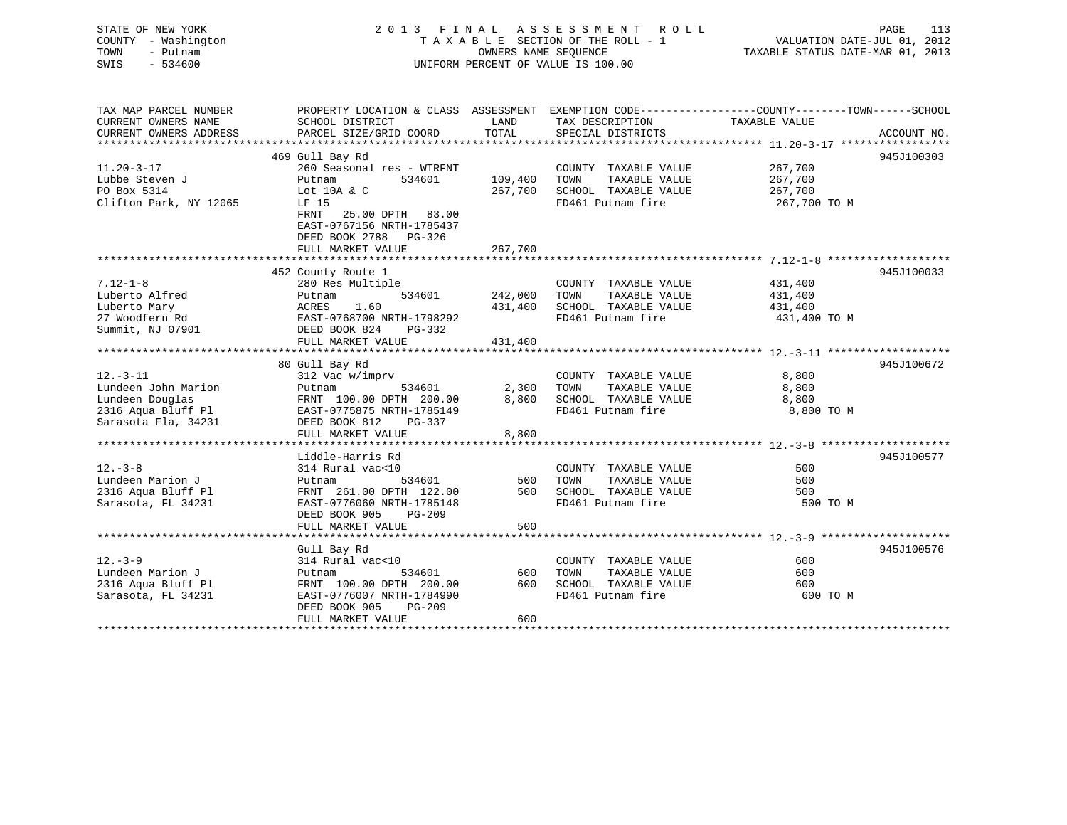STATE OF NEW YORK
COUNTY - Washington
TOWN - Putnam
SWIS - 534600

# 2 0 1 3 F I N A L A S S E S S M E N T R O L L

T A X A B L E SECTION OF THE ROLL - 1
OWNERS NAME SEQUENCE
UNIFORM PERCENT OF VALUE IS 100.00

VALUATION DATE-JUL 01, 2012
TAXABLE STATUS DATE-MAR 01, 2013

| TAX MAP PARCEL NUMBER / CURRENT OWNERS NAME / CURRENT OWNERS ADDRESS | PROPERTY LOCATION & CLASS / SCHOOL DISTRICT / PARCEL SIZE/GRID COORD | ASSESSMENT LAND | TOTAL | EXEMPTION CODE / TAX DESCRIPTION / SPECIAL DISTRICTS | COUNTY--------TOWN------SCHOOL TAXABLE VALUE | ACCOUNT NO. |
|---|---|---|---|---|---|---|
| **11.20-3-17** | 469 Gull Bay Rd | | | | | 945J100303 |
| 11.20-3-17 | 260 Seasonal res - WTRFNT | | | COUNTY TAXABLE VALUE | 267,700 | |
| Lubbe Steven J | Putnam 534601 | 109,400 | | TOWN TAXABLE VALUE | 267,700 | |
| PO Box 5314 | Lot 10A & C | | 267,700 | SCHOOL TAXABLE VALUE | 267,700 | |
| Clifton Park, NY 12065 | LF 15 | | | FD461 Putnam fire | 267,700 TO M | |
| | FRNT 25.00 DPTH 83.00 | | | | | |
| | EAST-0767156 NRTH-1785437 | | | | | |
| | DEED BOOK 2788 PG-326 | | | | | |
| | FULL MARKET VALUE | | 267,700 | | | |
| **7.12-1-8** | 452 County Route 1 | | | | | 945J100033 |
| 7.12-1-8 | 280 Res Multiple | | | COUNTY TAXABLE VALUE | 431,400 | |
| Luberto Alfred | Putnam 534601 | 242,000 | | TOWN TAXABLE VALUE | 431,400 | |
| Luberto Mary | ACRES 1.60 | | 431,400 | SCHOOL TAXABLE VALUE | 431,400 | |
| 27 Woodfern Rd | EAST-0768700 NRTH-1798292 | | | FD461 Putnam fire | 431,400 TO M | |
| Summit, NJ 07901 | DEED BOOK 824 PG-332 | | | | | |
| | FULL MARKET VALUE | | 431,400 | | | |
| **12.-3-11** | 80 Gull Bay Rd | | | | | 945J100672 |
| 12.-3-11 | 312 Vac w/imprv | | | COUNTY TAXABLE VALUE | 8,800 | |
| Lundeen John Marion | Putnam 534601 | 2,300 | | TOWN TAXABLE VALUE | 8,800 | |
| Lundeen Douglas | FRNT 100.00 DPTH 200.00 | | 8,800 | SCHOOL TAXABLE VALUE | 8,800 | |
| 2316 Aqua Bluff Pl | EAST-0775875 NRTH-1785149 | | | FD461 Putnam fire | 8,800 TO M | |
| Sarasota Fla, 34231 | DEED BOOK 812 PG-337 | | | | | |
| | FULL MARKET VALUE | | 8,800 | | | |
| **12.-3-8** | Liddle-Harris Rd | | | | | 945J100577 |
| 12.-3-8 | 314 Rural vac<10 | | | COUNTY TAXABLE VALUE | 500 | |
| Lundeen Marion J | Putnam 534601 | 500 | | TOWN TAXABLE VALUE | 500 | |
| 2316 Aqua Bluff Pl | FRNT 261.00 DPTH 122.00 | | 500 | SCHOOL TAXABLE VALUE | 500 | |
| Sarasota, FL 34231 | EAST-0776060 NRTH-1785148 | | | FD461 Putnam fire | 500 TO M | |
| | DEED BOOK 905 PG-209 | | | | | |
| | FULL MARKET VALUE | | 500 | | | |
| **12.-3-9** | Gull Bay Rd | | | | | 945J100576 |
| 12.-3-9 | 314 Rural vac<10 | | | COUNTY TAXABLE VALUE | 600 | |
| Lundeen Marion J | Putnam 534601 | 600 | | TOWN TAXABLE VALUE | 600 | |
| 2316 Aqua Bluff Pl | FRNT 100.00 DPTH 200.00 | | 600 | SCHOOL TAXABLE VALUE | 600 | |
| Sarasota, FL 34231 | EAST-0776007 NRTH-1784990 | | | FD461 Putnam fire | 600 TO M | |
| | DEED BOOK 905 PG-209 | | | | | |
| | FULL MARKET VALUE | | 600 | | | |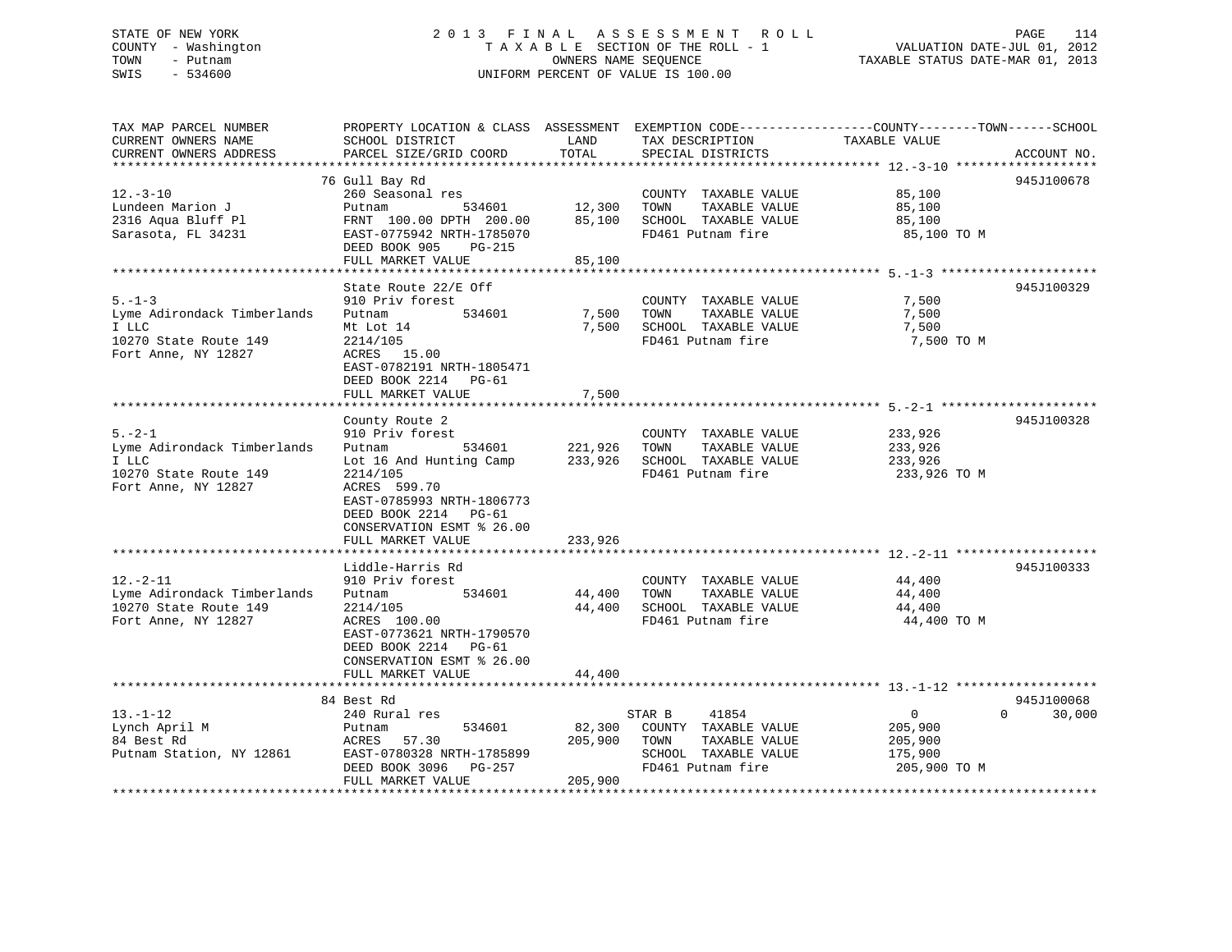STATE OF NEW YORK
COUNTY - Washington
TOWN - Putnam
SWIS - 534600

2 0 1 3 F I N A L A S S E S S M E N T R O L L
T A X A B L E SECTION OF THE ROLL - 1
OWNERS NAME SEQUENCE
UNIFORM PERCENT OF VALUE IS 100.00

VALUATION DATE-JUL 01, 2012
TAXABLE STATUS DATE-MAR 01, 2013

| TAX MAP PARCEL NUMBER / CURRENT OWNERS NAME / CURRENT OWNERS ADDRESS | PROPERTY LOCATION & CLASS / SCHOOL DISTRICT / PARCEL SIZE/GRID COORD | ASSESSMENT LAND / TOTAL | EXEMPTION CODE / TAX DESCRIPTION / SPECIAL DISTRICTS | COUNTY / TOWN / SCHOOL TAXABLE VALUE | ACCOUNT NO. |
|---|---|---|---|---|---|
| 12.-3-10 | 76 Gull Bay Rd | | | | 945J100678 |
| Lundeen Marion J | 260 Seasonal res | | COUNTY TAXABLE VALUE | 85,100 | |
| 2316 Aqua Bluff Pl | Putnam 534601 | 12,300 | TOWN TAXABLE VALUE | 85,100 | |
| Sarasota, FL 34231 | FRNT 100.00 DPTH 200.00 | 85,100 | SCHOOL TAXABLE VALUE | 85,100 | |
| | EAST-0775942 NRTH-1785070 | | FD461 Putnam fire | 85,100 TO M | |
| | DEED BOOK 905 PG-215 | | | | |
| | FULL MARKET VALUE | 85,100 | | | |
| 5.-1-3 | State Route 22/E Off | | | | 945J100329 |
| Lyme Adirondack Timberlands I LLC | 910 Priv forest | | COUNTY TAXABLE VALUE | 7,500 | |
| 10270 State Route 149 | Putnam 534601 | 7,500 | TOWN TAXABLE VALUE | 7,500 | |
| Fort Anne, NY 12827 | Mt Lot 14 | 7,500 | SCHOOL TAXABLE VALUE | 7,500 | |
| | 2214/105 | | FD461 Putnam fire | 7,500 TO M | |
| | ACRES 15.00 | | | | |
| | EAST-0782191 NRTH-1805471 | | | | |
| | DEED BOOK 2214 PG-61 | | | | |
| | FULL MARKET VALUE | 7,500 | | | |
| 5.-2-1 | County Route 2 | | | | 945J100328 |
| Lyme Adirondack Timberlands I LLC | 910 Priv forest | | COUNTY TAXABLE VALUE | 233,926 | |
| 10270 State Route 149 | Putnam 534601 | 221,926 | TOWN TAXABLE VALUE | 233,926 | |
| Fort Anne, NY 12827 | Lot 16 And Hunting Camp | 233,926 | SCHOOL TAXABLE VALUE | 233,926 | |
| | 2214/105 | | FD461 Putnam fire | 233,926 TO M | |
| | ACRES 599.70 | | | | |
| | EAST-0785993 NRTH-1806773 | | | | |
| | DEED BOOK 2214 PG-61 | | | | |
| | CONSERVATION ESMT % 26.00 | | | | |
| | FULL MARKET VALUE | 233,926 | | | |
| 12.-2-11 | Liddle-Harris Rd | | | | 945J100333 |
| Lyme Adirondack Timberlands | 910 Priv forest | | COUNTY TAXABLE VALUE | 44,400 | |
| 10270 State Route 149 | Putnam 534601 | 44,400 | TOWN TAXABLE VALUE | 44,400 | |
| Fort Anne, NY 12827 | 2214/105 | 44,400 | SCHOOL TAXABLE VALUE | 44,400 | |
| | ACRES 100.00 | | FD461 Putnam fire | 44,400 TO M | |
| | EAST-0773621 NRTH-1790570 | | | | |
| | DEED BOOK 2214 PG-61 | | | | |
| | CONSERVATION ESMT % 26.00 | | | | |
| | FULL MARKET VALUE | 44,400 | | | |
| 13.-1-12 | 84 Best Rd | | | | 945J100068 |
| Lynch April M | 240 Rural res | | STAR B 41854 | 0 0 30,000 | |
| 84 Best Rd | Putnam 534601 | 82,300 | COUNTY TAXABLE VALUE | 205,900 | |
| Putnam Station, NY 12861 | ACRES 57.30 | 205,900 | TOWN TAXABLE VALUE | 205,900 | |
| | EAST-0780328 NRTH-1785899 | | SCHOOL TAXABLE VALUE | 175,900 | |
| | DEED BOOK 3096 PG-257 | | FD461 Putnam fire | 205,900 TO M | |
| | FULL MARKET VALUE | 205,900 | | | |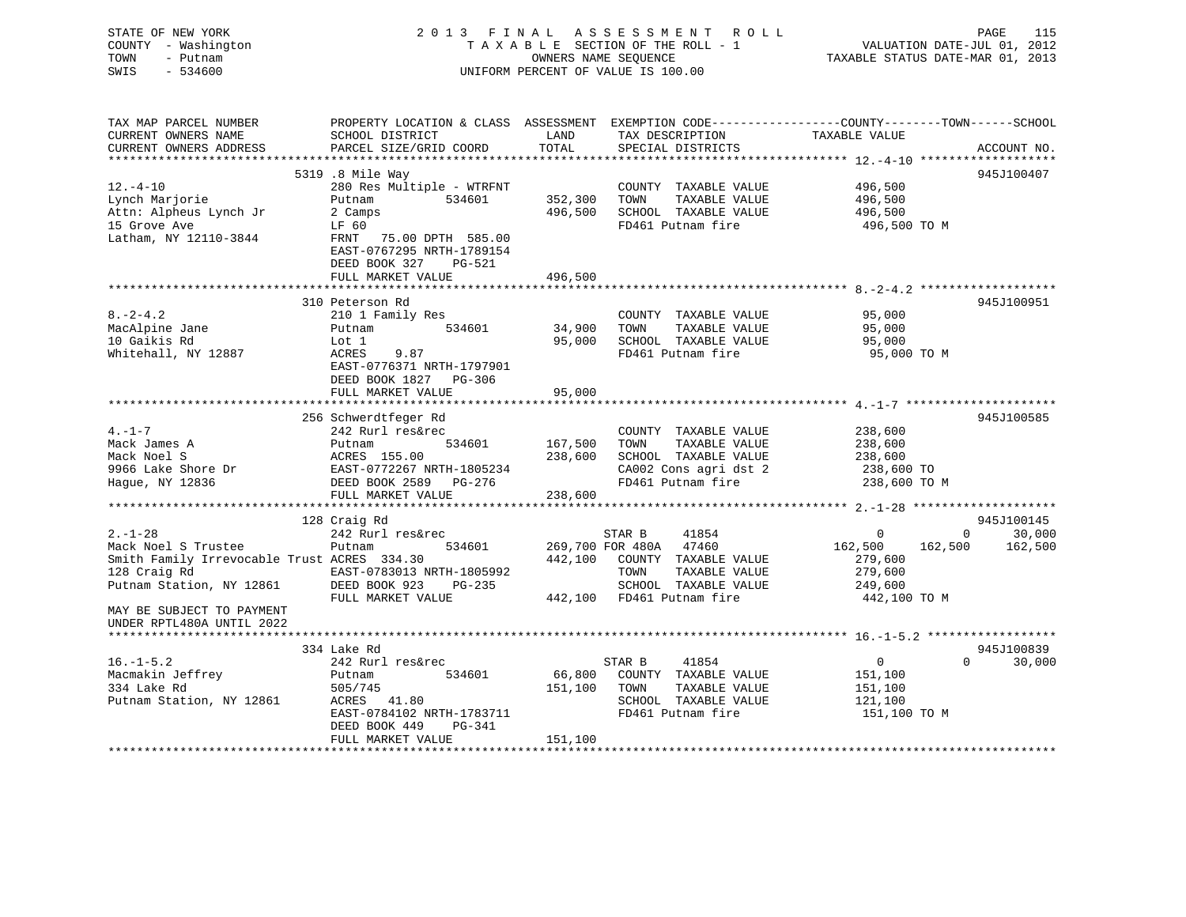STATE OF NEW YORK
COUNTY - Washington
TOWN - Putnam
SWIS - 534600

2013 FINAL ASSESSMENT ROLL
TAXABLE SECTION OF THE ROLL - 1
OWNERS NAME SEQUENCE
UNIFORM PERCENT OF VALUE IS 100.00

VALUATION DATE-JUL 01, 2012
TAXABLE STATUS DATE-MAR 01, 2013

| TAX MAP PARCEL NUMBER / CURRENT OWNERS NAME / CURRENT OWNERS ADDRESS | PROPERTY LOCATION & CLASS / SCHOOL DISTRICT / PARCEL SIZE/GRID COORD | ASSESSMENT LAND | ASSESSMENT TOTAL | EXEMPTION CODE / TAX DESCRIPTION / SPECIAL DISTRICTS | COUNTY TAXABLE VALUE | TOWN | SCHOOL | ACCOUNT NO. |
|---|---|---|---|---|---|---|---|---|
| 12.-4-10 | 5319 .8 Mile Way | | | | | | | 945J100407 |
| 12.-4-10 | 280 Res Multiple - WTRFNT | | | COUNTY TAXABLE VALUE | 496,500 | | | |
| Lynch Marjorie | Putnam 534601 | 352,300 | | TOWN TAXABLE VALUE | 496,500 | | | |
| Attn: Alpheus Lynch Jr | 2 Camps | | 496,500 | SCHOOL TAXABLE VALUE | 496,500 | | | |
| 15 Grove Ave | LF 60 | | | FD461 Putnam fire | 496,500 TO M | | | |
| Latham, NY 12110-3844 | FRNT 75.00 DPTH 585.00 | | | | | | | |
| | EAST-0767295 NRTH-1789154 | | | | | | | |
| | DEED BOOK 327 PG-521 | | | | | | | |
| | FULL MARKET VALUE | | 496,500 | | | | | |
| 8.-2-4.2 | 310 Peterson Rd | | | | | | | 945J100951 |
| 8.-2-4.2 | 210 1 Family Res | | | COUNTY TAXABLE VALUE | 95,000 | | | |
| MacAlpine Jane | Putnam 534601 | 34,900 | | TOWN TAXABLE VALUE | 95,000 | | | |
| 10 Gaikis Rd | Lot 1 | | 95,000 | SCHOOL TAXABLE VALUE | 95,000 | | | |
| Whitehall, NY 12887 | ACRES 9.87 | | | FD461 Putnam fire | 95,000 TO M | | | |
| | EAST-0776371 NRTH-1797901 | | | | | | | |
| | DEED BOOK 1827 PG-306 | | | | | | | |
| | FULL MARKET VALUE | | 95,000 | | | | | |
| 4.-1-7 | 256 Schwerdtfeger Rd | | | | | | | 945J100585 |
| 4.-1-7 | 242 Rurl res&rec | | | COUNTY TAXABLE VALUE | 238,600 | | | |
| Mack James A | Putnam 534601 | 167,500 | | TOWN TAXABLE VALUE | 238,600 | | | |
| Mack Noel S | ACRES 155.00 | | 238,600 | SCHOOL TAXABLE VALUE | 238,600 | | | |
| 9966 Lake Shore Dr | EAST-0772267 NRTH-1805234 | | | CA002 Cons agri dst 2 | 238,600 TO | | | |
| Hague, NY 12836 | DEED BOOK 2589 PG-276 | | | FD461 Putnam fire | 238,600 TO M | | | |
| | FULL MARKET VALUE | | 238,600 | | | | | |
| 2.-1-28 | 128 Craig Rd | | | | | | | 945J100145 |
| 2.-1-28 | 242 Rurl res&rec | | | STAR B 41854 | 0 | 0 | 30,000 | |
| Mack Noel S Trustee | Putnam 534601 | 269,700 | | FOR 480A 47460 | 162,500 | 162,500 | 162,500 | |
| Smith Family Irrevocable Trust | ACRES 334.30 | | 442,100 | COUNTY TAXABLE VALUE | 279,600 | | | |
| 128 Craig Rd | EAST-0783013 NRTH-1805992 | | | TOWN TAXABLE VALUE | 279,600 | | | |
| Putnam Station, NY 12861 | DEED BOOK 923 PG-235 | | | SCHOOL TAXABLE VALUE | 249,600 | | | |
| | FULL MARKET VALUE | | 442,100 | FD461 Putnam fire | 442,100 TO M | | | |
| MAY BE SUBJECT TO PAYMENT UNDER RPTL480A UNTIL 2022 | | | | | | | | |
| 16.-1-5.2 | 334 Lake Rd | | | | | | | 945J100839 |
| 16.-1-5.2 | 242 Rurl res&rec | | | STAR B 41854 | 0 | 0 | 30,000 | |
| Macmakin Jeffrey | Putnam 534601 | 66,800 | | COUNTY TAXABLE VALUE | 151,100 | | | |
| 334 Lake Rd | 505/745 | | 151,100 | TOWN TAXABLE VALUE | 151,100 | | | |
| Putnam Station, NY 12861 | ACRES 41.80 | | | SCHOOL TAXABLE VALUE | 121,100 | | | |
| | EAST-0784102 NRTH-1783711 | | | FD461 Putnam fire | 151,100 TO M | | | |
| | DEED BOOK 449 PG-341 | | | | | | | |
| | FULL MARKET VALUE | | 151,100 | | | | | |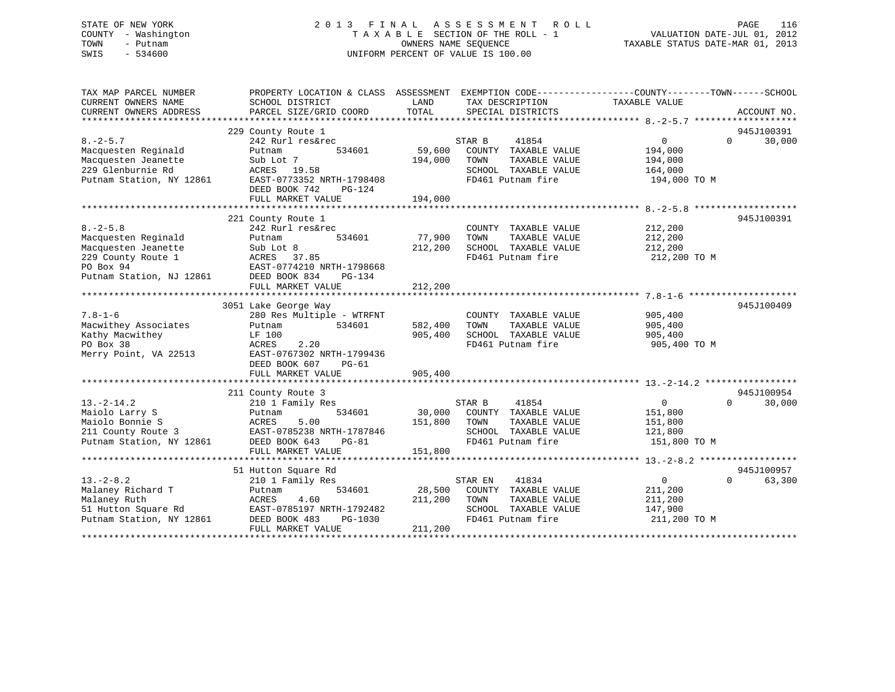STATE OF NEW YORK
COUNTY - Washington
TOWN - Putnam
SWIS - 534600

2 0 1 3 F I N A L A S S E S S M E N T R O L L
T A X A B L E SECTION OF THE ROLL - 1
OWNERS NAME SEQUENCE
UNIFORM PERCENT OF VALUE IS 100.00

VALUATION DATE-JUL 01, 2012
TAXABLE STATUS DATE-MAR 01, 2013

```
TAX MAP PARCEL NUMBER          PROPERTY LOCATION & CLASS  ASSESSMENT  EXEMPTION CODE------------------COUNTY--------TOWN------SCHOOL
CURRENT OWNERS NAME            SCHOOL DISTRICT               LAND      TAX DESCRIPTION             TAXABLE VALUE
CURRENT OWNERS ADDRESS         PARCEL SIZE/GRID COORD        TOTAL     SPECIAL DISTRICTS                                    ACCOUNT NO.
******************************************************************************************************* 8.-2-5.7 *******************
                               229 County Route 1                                                                           945J100391
8.-2-5.7                       242 Rurl res&rec                        STAR B     41854                0          0        30,000
Macquesten Reginald            Putnam            534601       59,600   COUNTY  TAXABLE VALUE          194,000
Macquesten Jeanette            Sub Lot 7                      194,000  TOWN    TAXABLE VALUE          194,000
229 Glenburnie Rd              ACRES   19.58                           SCHOOL  TAXABLE VALUE          164,000
Putnam Station, NY 12861       EAST-0773352 NRTH-1798408               FD461 Putnam fire               194,000 TO M
                               DEED BOOK 742     PG-124
                               FULL MARKET VALUE              194,000
******************************************************************************************************* 8.-2-5.8 *******************
                               221 County Route 1                                                                           945J100391
8.-2-5.8                       242 Rurl res&rec                        COUNTY  TAXABLE VALUE          212,200
Macquesten Reginald            Putnam            534601       77,900   TOWN    TAXABLE VALUE          212,200
Macquesten Jeanette            Sub Lot 8                      212,200  SCHOOL  TAXABLE VALUE          212,200
229 County Route 1             ACRES   37.85                           FD461 Putnam fire               212,200 TO M
PO Box 94                      EAST-0774210 NRTH-1798668
Putnam Station, NJ 12861       DEED BOOK 834     PG-134
                               FULL MARKET VALUE              212,200
******************************************************************************************************* 7.8-1-6 ********************
                               3051 Lake George Way                                                                         945J100409
7.8-1-6                        280 Res Multiple - WTRFNT               COUNTY  TAXABLE VALUE          905,400
Macwithey Associates           Putnam            534601      582,400   TOWN    TAXABLE VALUE          905,400
Kathy Macwithey                LF 100                         905,400  SCHOOL  TAXABLE VALUE          905,400
PO Box 38                      ACRES    2.20                           FD461 Putnam fire               905,400 TO M
Merry Point, VA 22513          EAST-0767302 NRTH-1799436
                               DEED BOOK 607     PG-61
                               FULL MARKET VALUE              905,400
******************************************************************************************************* 13.-2-14.2 *****************
                               211 County Route 3                                                                           945J100954
13.-2-14.2                     210 1 Family Res                        STAR B     41854                0          0        30,000
Maiolo Larry S                 Putnam            534601       30,000   COUNTY  TAXABLE VALUE          151,800
Maiolo Bonnie S                ACRES    5.00                  151,800  TOWN    TAXABLE VALUE          151,800
211 County Route 3             EAST-0785238 NRTH-1787846               SCHOOL  TAXABLE VALUE          121,800
Putnam Station, NY 12861       DEED BOOK 643     PG-81                 FD461 Putnam fire               151,800 TO M
                               FULL MARKET VALUE              151,800
******************************************************************************************************* 13.-2-8.2 ******************
                               51 Hutton Square Rd                                                                          945J100957
13.-2-8.2                      210 1 Family Res                        STAR EN    41834                0          0        63,300
Malaney Richard T              Putnam            534601       28,500   COUNTY  TAXABLE VALUE          211,200
Malaney Ruth                   ACRES    4.60                  211,200  TOWN    TAXABLE VALUE          211,200
51 Hutton Square Rd            EAST-0785197 NRTH-1792482               SCHOOL  TAXABLE VALUE          147,900
Putnam Station, NY 12861       DEED BOOK 483     PG-1030               FD461 Putnam fire               211,200 TO M
                               FULL MARKET VALUE              211,200
************************************************************************************************************************************
```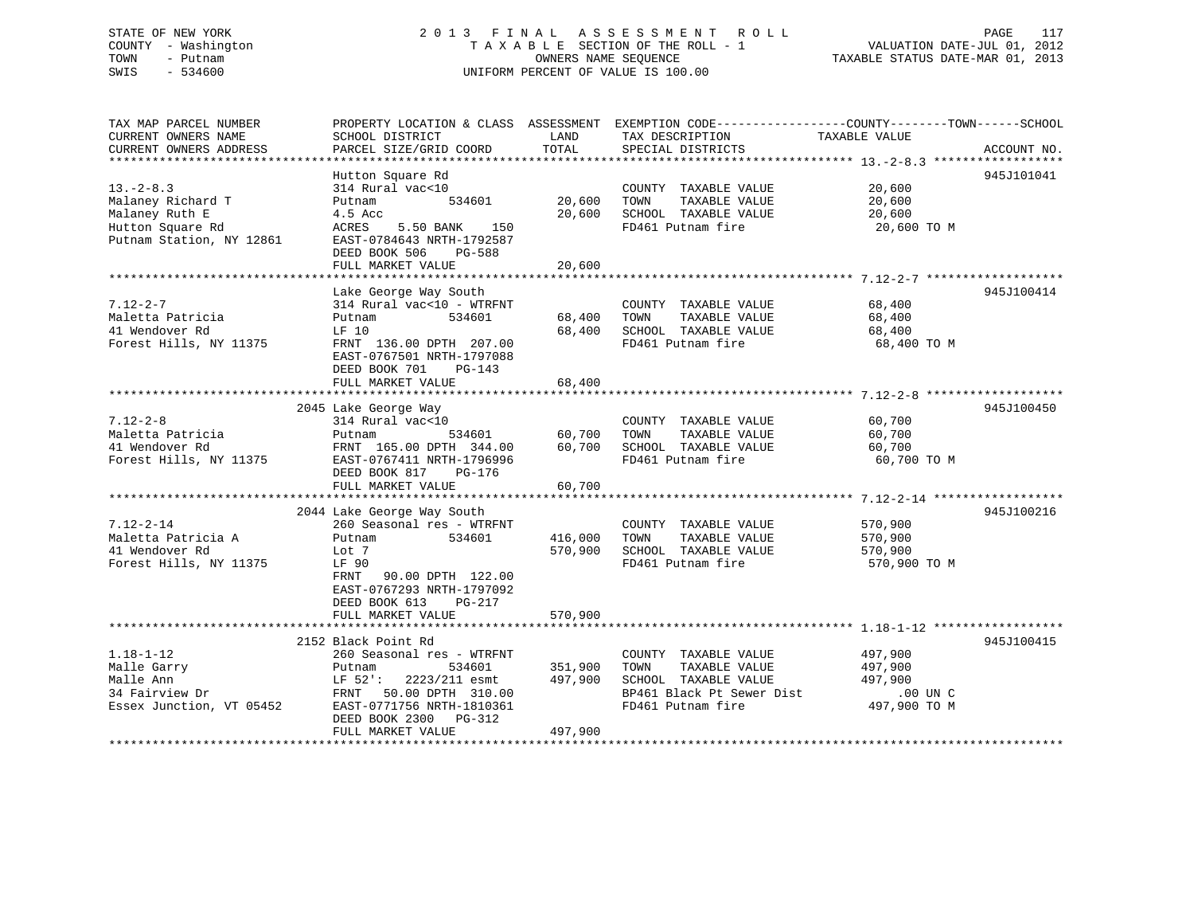STATE OF NEW YORK
COUNTY - Washington
TOWN - Putnam
SWIS - 534600

# 2013 FINAL ASSESSMENT ROLL

TAXABLE SECTION OF THE ROLL - 1
OWNERS NAME SEQUENCE
UNIFORM PERCENT OF VALUE IS 100.00

VALUATION DATE-JUL 01, 2012
TAXABLE STATUS DATE-MAR 01, 2013

| TAX MAP PARCEL NUMBER / CURRENT OWNERS NAME / CURRENT OWNERS ADDRESS | PROPERTY LOCATION & CLASS / SCHOOL DISTRICT / PARCEL SIZE/GRID COORD | ASSESSMENT LAND | TOTAL | EXEMPTION CODE / TAX DESCRIPTION / SPECIAL DISTRICTS | TAXABLE VALUE (COUNTY / TOWN / SCHOOL) | ACCOUNT NO. |
|---|---|---|---|---|---|---|
| 13.-2-8.3 | Hutton Square Rd | | | | | 945J101041 |
| 13.-2-8.3 | 314 Rural vac<10 | | | COUNTY TAXABLE VALUE | 20,600 | |
| Malaney Richard T | Putnam 534601 | 20,600 | | TOWN TAXABLE VALUE | 20,600 | |
| Malaney Ruth E | 4.5 Acc | | 20,600 | SCHOOL TAXABLE VALUE | 20,600 | |
| Hutton Square Rd | ACRES 5.50 BANK 150 | | | FD461 Putnam fire | 20,600 TO M | |
| Putnam Station, NY 12861 | EAST-0784643 NRTH-1792587 | | | | | |
| | DEED BOOK 506 PG-588 | | | | | |
| | FULL MARKET VALUE | | 20,600 | | | |
| 7.12-2-7 | Lake George Way South | | | | | 945J100414 |
| 7.12-2-7 | 314 Rural vac<10 - WTRFNT | | | COUNTY TAXABLE VALUE | 68,400 | |
| Maletta Patricia | Putnam 534601 | 68,400 | | TOWN TAXABLE VALUE | 68,400 | |
| 41 Wendover Rd | LF 10 | | 68,400 | SCHOOL TAXABLE VALUE | 68,400 | |
| Forest Hills, NY 11375 | FRNT 136.00 DPTH 207.00 | | | FD461 Putnam fire | 68,400 TO M | |
| | EAST-0767501 NRTH-1797088 | | | | | |
| | DEED BOOK 701 PG-143 | | | | | |
| | FULL MARKET VALUE | | 68,400 | | | |
| 7.12-2-8 | 2045 Lake George Way | | | | | 945J100450 |
| 7.12-2-8 | 314 Rural vac<10 | | | COUNTY TAXABLE VALUE | 60,700 | |
| Maletta Patricia | Putnam 534601 | 60,700 | | TOWN TAXABLE VALUE | 60,700 | |
| 41 Wendover Rd | FRNT 165.00 DPTH 344.00 | | 60,700 | SCHOOL TAXABLE VALUE | 60,700 | |
| Forest Hills, NY 11375 | EAST-0767411 NRTH-1796996 | | | FD461 Putnam fire | 60,700 TO M | |
| | DEED BOOK 817 PG-176 | | | | | |
| | FULL MARKET VALUE | | 60,700 | | | |
| 7.12-2-14 | 2044 Lake George Way South | | | | | 945J100216 |
| 7.12-2-14 | 260 Seasonal res - WTRFNT | | | COUNTY TAXABLE VALUE | 570,900 | |
| Maletta Patricia A | Putnam 534601 | 416,000 | | TOWN TAXABLE VALUE | 570,900 | |
| 41 Wendover Rd | Lot 7 | | 570,900 | SCHOOL TAXABLE VALUE | 570,900 | |
| Forest Hills, NY 11375 | LF 90 | | | FD461 Putnam fire | 570,900 TO M | |
| | FRNT 90.00 DPTH 122.00 | | | | | |
| | EAST-0767293 NRTH-1797092 | | | | | |
| | DEED BOOK 613 PG-217 | | | | | |
| | FULL MARKET VALUE | | 570,900 | | | |
| 1.18-1-12 | 2152 Black Point Rd | | | | | 945J100415 |
| 1.18-1-12 | 260 Seasonal res - WTRFNT | | | COUNTY TAXABLE VALUE | 497,900 | |
| Malle Garry | Putnam 534601 | 351,900 | | TOWN TAXABLE VALUE | 497,900 | |
| Malle Ann | LF 52': 2223/211 esmt | | 497,900 | SCHOOL TAXABLE VALUE | 497,900 | |
| 34 Fairview Dr | FRNT 50.00 DPTH 310.00 | | | BP461 Black Pt Sewer Dist | .00 UN C | |
| Essex Junction, VT 05452 | EAST-0771756 NRTH-1810361 | | | FD461 Putnam fire | 497,900 TO M | |
| | DEED BOOK 2300 PG-312 | | | | | |
| | FULL MARKET VALUE | | 497,900 | | | |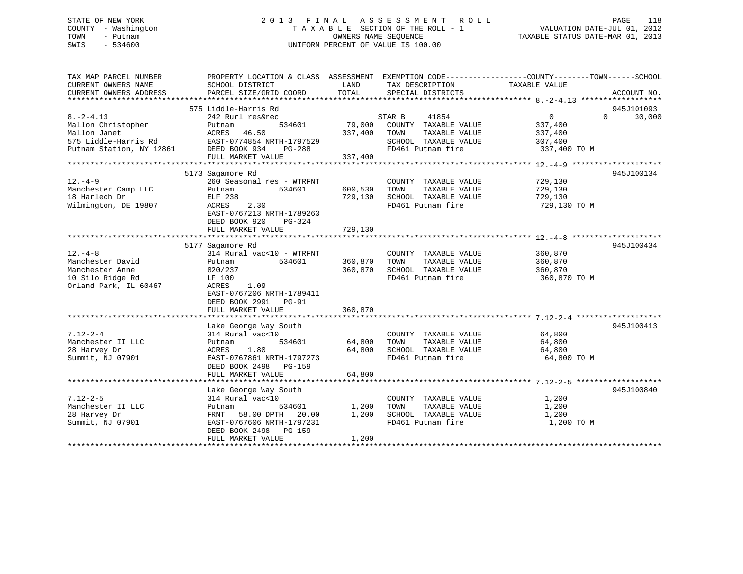STATE OF NEW YORK
COUNTY - Washington
TOWN - Putnam
SWIS - 534600

# 2013 FINAL ASSESSMENT ROLL
TAXABLE SECTION OF THE ROLL - 1
OWNERS NAME SEQUENCE
UNIFORM PERCENT OF VALUE IS 100.00

VALUATION DATE-JUL 01, 2012
TAXABLE STATUS DATE-MAR 01, 2013

```
TAX MAP PARCEL NUMBER          PROPERTY LOCATION & CLASS  ASSESSMENT  EXEMPTION CODE------------------COUNTY--------TOWN------SCHOOL
CURRENT OWNERS NAME            SCHOOL DISTRICT               LAND      TAX DESCRIPTION             TAXABLE VALUE
CURRENT OWNERS ADDRESS         PARCEL SIZE/GRID COORD        TOTAL     SPECIAL DISTRICTS                                   ACCOUNT NO.
******************************************************************************************************* 8.-2-4.13 ******************
                               575 Liddle-Harris Rd                                                                      945J101093
8.-2-4.13                      242 Rurl res&rec                     STAR B     41854                 0           0       30,000
Mallon Christopher             Putnam          534601      79,000   COUNTY  TAXABLE VALUE          337,400
Mallon Janet                   ACRES   46.50              337,400   TOWN    TAXABLE VALUE          337,400
575 Liddle-Harris Rd           EAST-0774854 NRTH-1797529            SCHOOL  TAXABLE VALUE          307,400
Putnam Station, NY 12861       DEED BOOK 934    PG-288              FD461 Putnam fire               337,400 TO M
                               FULL MARKET VALUE          337,400
******************************************************************************************************* 12.-4-9 ********************
                               5173 Sagamore Rd                                                                          945J100134
12.-4-9                        260 Seasonal res - WTRFNT            COUNTY  TAXABLE VALUE          729,130
Manchester Camp LLC            Putnam          534601     600,530   TOWN    TAXABLE VALUE          729,130
18 Harlech Dr                  ELF 238                    729,130   SCHOOL  TAXABLE VALUE          729,130
Wilmington, DE 19807           ACRES    2.30                        FD461 Putnam fire               729,130 TO M
                               EAST-0767213 NRTH-1789263
                               DEED BOOK 920    PG-324
                               FULL MARKET VALUE          729,130
******************************************************************************************************* 12.-4-8 ********************
                               5177 Sagamore Rd                                                                          945J100434
12.-4-8                        314 Rural vac<10 - WTRFNT            COUNTY  TAXABLE VALUE          360,870
Manchester David               Putnam          534601     360,870   TOWN    TAXABLE VALUE          360,870
Manchester Anne                820/237                    360,870   SCHOOL  TAXABLE VALUE          360,870
10 Silo Ridge Rd               LF 100                               FD461 Putnam fire               360,870 TO M
Orland Park, IL 60467          ACRES    1.09
                               EAST-0767206 NRTH-1789411
                               DEED BOOK 2991   PG-91
                               FULL MARKET VALUE          360,870
******************************************************************************************************* 7.12-2-4 *******************
                               Lake George Way South                                                                     945J100413
7.12-2-4                       314 Rural vac<10                     COUNTY  TAXABLE VALUE           64,800
Manchester II LLC              Putnam          534601      64,800   TOWN    TAXABLE VALUE           64,800
28 Harvey Dr                   ACRES    1.80               64,800   SCHOOL  TAXABLE VALUE           64,800
Summit, NJ 07901               EAST-0767861 NRTH-1797273            FD461 Putnam fire                64,800 TO M
                               DEED BOOK 2498   PG-159
                               FULL MARKET VALUE           64,800
******************************************************************************************************* 7.12-2-5 *******************
                               Lake George Way South                                                                     945J100840
7.12-2-5                       314 Rural vac<10                     COUNTY  TAXABLE VALUE            1,200
Manchester II LLC              Putnam          534601       1,200   TOWN    TAXABLE VALUE            1,200
28 Harvey Dr                   FRNT   58.00 DPTH  20.00     1,200   SCHOOL  TAXABLE VALUE            1,200
Summit, NJ 07901               EAST-0767606 NRTH-1797231            FD461 Putnam fire                 1,200 TO M
                               DEED BOOK 2498   PG-159
                               FULL MARKET VALUE            1,200
************************************************************************************************************************************
```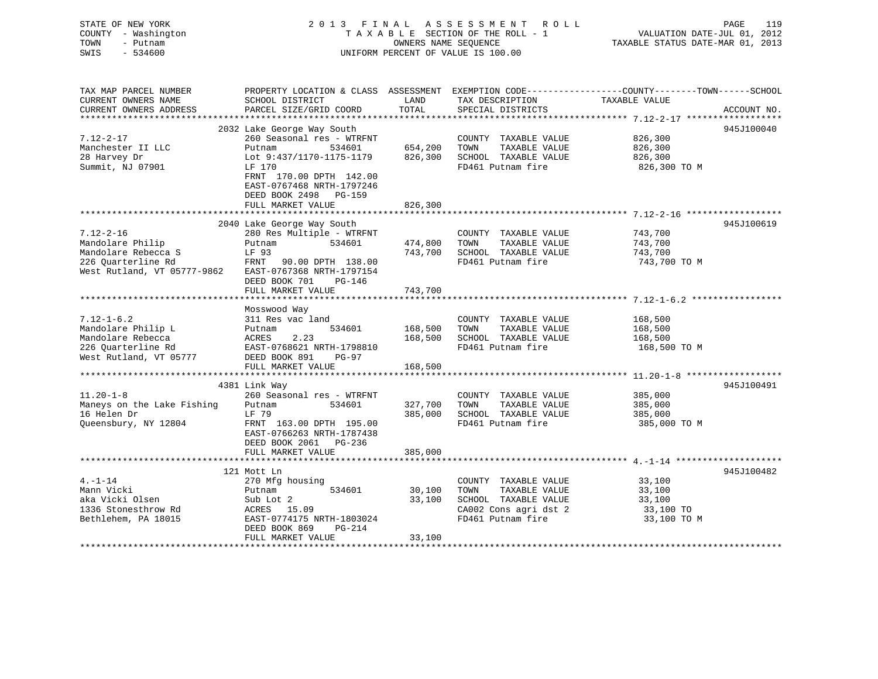STATE OF NEW YORK
COUNTY - Washington
TOWN - Putnam
SWIS - 534600

2 0 1 3 F I N A L A S S E S S M E N T R O L L
T A X A B L E SECTION OF THE ROLL - 1
OWNERS NAME SEQUENCE
UNIFORM PERCENT OF VALUE IS 100.00

VALUATION DATE-JUL 01, 2012
TAXABLE STATUS DATE-MAR 01, 2013

| TAX MAP PARCEL NUMBER / CURRENT OWNERS NAME / CURRENT OWNERS ADDRESS | PROPERTY LOCATION & CLASS / SCHOOL DISTRICT / PARCEL SIZE/GRID COORD | ASSESSMENT LAND | TOTAL | EXEMPTION CODE / TAX DESCRIPTION / SPECIAL DISTRICTS | TAXABLE VALUE (COUNTY / TOWN / SCHOOL) | ACCOUNT NO. |
|---|---|---|---|---|---|---|
| 7.12-2-17 | 2032 Lake George Way South | | | | | 945J100040 |
| | 260 Seasonal res - WTRFNT | | | COUNTY TAXABLE VALUE | 826,300 | |
| Manchester II LLC | Putnam 534601 | 654,200 | | TOWN TAXABLE VALUE | 826,300 | |
| 28 Harvey Dr | Lot 9:437/1170-1175-1179 | | 826,300 | SCHOOL TAXABLE VALUE | 826,300 | |
| Summit, NJ 07901 | LF 170 | | | FD461 Putnam fire | 826,300 TO M | |
| | FRNT 170.00 DPTH 142.00 | | | | | |
| | EAST-0767468 NRTH-1797246 | | | | | |
| | DEED BOOK 2498 PG-159 | | | | | |
| | FULL MARKET VALUE | | 826,300 | | | |
| 7.12-2-16 | 2040 Lake George Way South | | | | | 945J100619 |
| | 280 Res Multiple - WTRFNT | | | COUNTY TAXABLE VALUE | 743,700 | |
| Mandolare Philip | Putnam 534601 | 474,800 | | TOWN TAXABLE VALUE | 743,700 | |
| Mandolare Rebecca S | LF 93 | | 743,700 | SCHOOL TAXABLE VALUE | 743,700 | |
| 226 Quarterline Rd | FRNT 90.00 DPTH 138.00 | | | FD461 Putnam fire | 743,700 TO M | |
| West Rutland, VT 05777-9862 | EAST-0767368 NRTH-1797154 | | | | | |
| | DEED BOOK 701 PG-146 | | | | | |
| | FULL MARKET VALUE | | 743,700 | | | |
| 7.12-1-6.2 | Mosswood Way | | | | | |
| | 311 Res vac land | | | COUNTY TAXABLE VALUE | 168,500 | |
| Mandolare Philip L | Putnam 534601 | 168,500 | | TOWN TAXABLE VALUE | 168,500 | |
| Mandolare Rebecca | ACRES 2.23 | | 168,500 | SCHOOL TAXABLE VALUE | 168,500 | |
| 226 Quarterline Rd | EAST-0768621 NRTH-1798810 | | | FD461 Putnam fire | 168,500 TO M | |
| West Rutland, VT 05777 | DEED BOOK 891 PG-97 | | | | | |
| | FULL MARKET VALUE | | 168,500 | | | |
| 11.20-1-8 | 4381 Link Way | | | | | 945J100491 |
| | 260 Seasonal res - WTRFNT | | | COUNTY TAXABLE VALUE | 385,000 | |
| Maneys on the Lake Fishing | Putnam 534601 | 327,700 | | TOWN TAXABLE VALUE | 385,000 | |
| 16 Helen Dr | LF 79 | | 385,000 | SCHOOL TAXABLE VALUE | 385,000 | |
| Queensbury, NY 12804 | FRNT 163.00 DPTH 195.00 | | | FD461 Putnam fire | 385,000 TO M | |
| | EAST-0766263 NRTH-1787438 | | | | | |
| | DEED BOOK 2061 PG-236 | | | | | |
| | FULL MARKET VALUE | | 385,000 | | | |
| 4.-1-14 | 121 Mott Ln | | | | | 945J100482 |
| | 270 Mfg housing | | | COUNTY TAXABLE VALUE | 33,100 | |
| Mann Vicki | Putnam 534601 | 30,100 | | TOWN TAXABLE VALUE | 33,100 | |
| aka Vicki Olsen | Sub Lot 2 | | 33,100 | SCHOOL TAXABLE VALUE | 33,100 | |
| 1336 Stonesthrow Rd | ACRES 15.09 | | | CA002 Cons agri dst 2 | 33,100 TO | |
| Bethlehem, PA 18015 | EAST-0774175 NRTH-1803024 | | | FD461 Putnam fire | 33,100 TO M | |
| | DEED BOOK 869 PG-214 | | | | | |
| | FULL MARKET VALUE | | 33,100 | | | |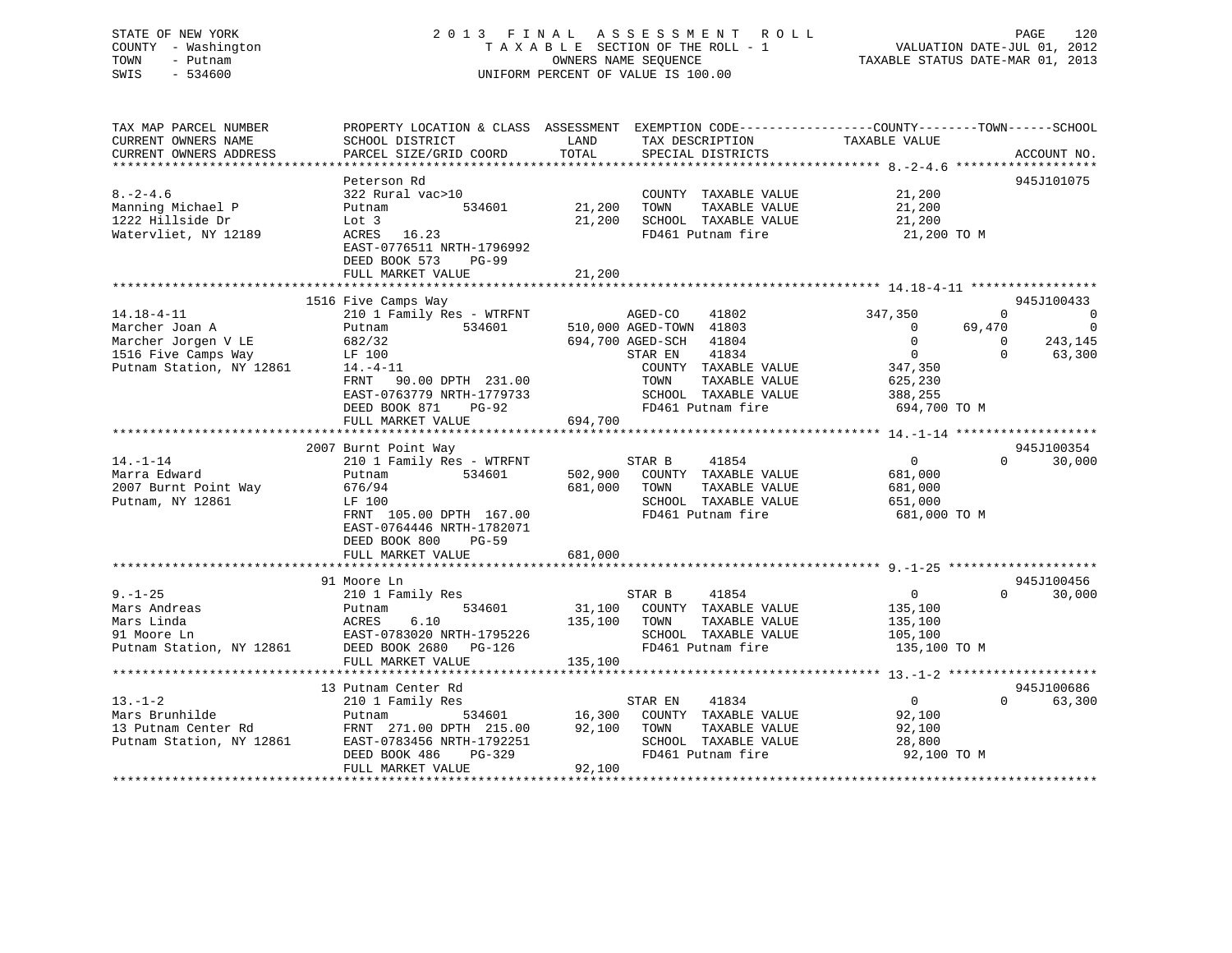STATE OF NEW YORK
COUNTY - Washington
TOWN - Putnam
SWIS - 534600

2 0 1 3 F I N A L A S S E S S M E N T R O L L
T A X A B L E SECTION OF THE ROLL - 1
OWNERS NAME SEQUENCE
UNIFORM PERCENT OF VALUE IS 100.00

VALUATION DATE-JUL 01, 2012
TAXABLE STATUS DATE-MAR 01, 2013

```
TAX MAP PARCEL NUMBER          PROPERTY LOCATION & CLASS  ASSESSMENT  EXEMPTION CODE------------------COUNTY--------TOWN------SCHOOL
CURRENT OWNERS NAME            SCHOOL DISTRICT               LAND      TAX DESCRIPTION              TAXABLE VALUE
CURRENT OWNERS ADDRESS         PARCEL SIZE/GRID COORD        TOTAL     SPECIAL DISTRICTS                                        ACCOUNT NO.
********************************************************************************************************* 8.-2-4.6 *******************
                               Peterson Rd                                                                                945J101075
8.-2-4.6                       322 Rural vac>10                       COUNTY  TAXABLE VALUE          21,200
Manning Michael P              Putnam          534601      21,200     TOWN    TAXABLE VALUE          21,200
1222 Hillside Dr               Lot 3                       21,200     SCHOOL  TAXABLE VALUE          21,200
Watervliet, NY 12189           ACRES   16.23                          FD461 Putnam fire               21,200 TO M
                               EAST-0776511 NRTH-1796992
                               DEED BOOK 573    PG-99
                               FULL MARKET VALUE           21,200
********************************************************************************************************* 14.18-4-11 *****************
                               1516 Five Camps Way                                                                        945J100433
14.18-4-11                     210 1 Family Res - WTRFNT              AGED-CO     41802          347,350            0            0
Marcher Joan A                 Putnam          534601     510,000 AGED-TOWN  41803                 0        69,470            0
Marcher Jorgen V LE            682/32                     694,700 AGED-SCH   41804                 0             0      243,145
1516 Five Camps Way            LF 100                                 STAR EN     41834                0             0       63,300
Putnam Station, NY 12861       14.-4-11                               COUNTY  TAXABLE VALUE         347,350
                               FRNT   90.00 DPTH 231.00               TOWN    TAXABLE VALUE         625,230
                               EAST-0763779 NRTH-1779733              SCHOOL  TAXABLE VALUE         388,255
                               DEED BOOK 871    PG-92                 FD461 Putnam fire              694,700 TO M
                               FULL MARKET VALUE          694,700
********************************************************************************************************* 14.-1-14 *******************
                               2007 Burnt Point Way                                                                       945J100354
14.-1-14                       210 1 Family Res - WTRFNT              STAR B      41854                0             0       30,000
Marra Edward                   Putnam          534601     502,900     COUNTY  TAXABLE VALUE         681,000
2007 Burnt Point Way           676/94                     681,000     TOWN    TAXABLE VALUE         681,000
Putnam, NY 12861               LF 100                                 SCHOOL  TAXABLE VALUE         651,000
                               FRNT 105.00 DPTH 167.00                FD461 Putnam fire              681,000 TO M
                               EAST-0764446 NRTH-1782071
                               DEED BOOK 800    PG-59
                               FULL MARKET VALUE          681,000
********************************************************************************************************* 9.-1-25 ********************
                               91 Moore Ln                                                                                945J100456
9.-1-25                        210 1 Family Res                       STAR B      41854                0             0       30,000
Mars Andreas                   Putnam          534601      31,100     COUNTY  TAXABLE VALUE         135,100
Mars Linda                     ACRES    6.10              135,100     TOWN    TAXABLE VALUE         135,100
91 Moore Ln                    EAST-0783020 NRTH-1795226              SCHOOL  TAXABLE VALUE         105,100
Putnam Station, NY 12861       DEED BOOK 2680   PG-126                FD461 Putnam fire              135,100 TO M
                               FULL MARKET VALUE          135,100
********************************************************************************************************* 13.-1-2 ********************
                               13 Putnam Center Rd                                                                        945J100686
13.-1-2                        210 1 Family Res                       STAR EN     41834                0             0       63,300
Mars Brunhilde                 Putnam          534601      16,300     COUNTY  TAXABLE VALUE          92,100
13 Putnam Center Rd            FRNT 271.00 DPTH 215.00     92,100     TOWN    TAXABLE VALUE          92,100
Putnam Station, NY 12861       EAST-0783456 NRTH-1792251              SCHOOL  TAXABLE VALUE          28,800
                               DEED BOOK 486    PG-329                FD461 Putnam fire               92,100 TO M
                               FULL MARKET VALUE           92,100
****************************************************************************************************************************************
```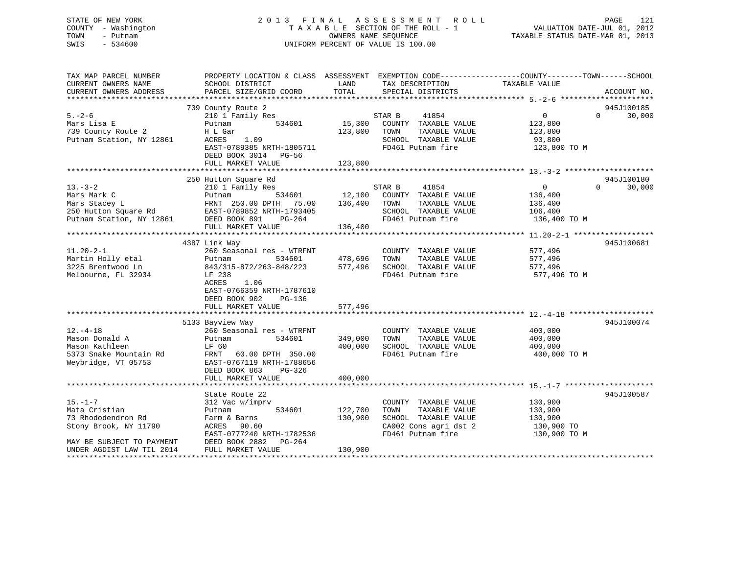STATE OF NEW YORK
COUNTY - Washington
TOWN - Putnam
SWIS - 534600

2013 FINAL ASSESSMENT ROLL
TAXABLE SECTION OF THE ROLL - 1
OWNERS NAME SEQUENCE
UNIFORM PERCENT OF VALUE IS 100.00

VALUATION DATE-JUL 01, 2012
TAXABLE STATUS DATE-MAR 01, 2013

| TAX MAP PARCEL NUMBER / CURRENT OWNERS NAME / CURRENT OWNERS ADDRESS | PROPERTY LOCATION & CLASS / SCHOOL DISTRICT / PARCEL SIZE/GRID COORD | ASSESSMENT LAND / TOTAL | EXEMPTION CODE / TAX DESCRIPTION / SPECIAL DISTRICTS | COUNTY | TOWN | SCHOOL | ACCOUNT NO. |
|---|---|---|---|---|---|---|---|
| 5.-2-6 | 739 County Route 2 | | | | | | 945J100185 |
| Mars Lisa E | 210 1 Family Res | | STAR B 41854 | 0 | 0 | 30,000 | |
| 739 County Route 2 | Putnam 534601 | 15,300 | COUNTY TAXABLE VALUE | 123,800 | | | |
| Putnam Station, NY 12861 | H L Gar | 123,800 | TOWN TAXABLE VALUE | | 123,800 | | |
| | ACRES 1.09 | | SCHOOL TAXABLE VALUE | | | 93,800 | |
| | EAST-0789385 NRTH-1805711 | | FD461 Putnam fire | 123,800 TO M | | | |
| | DEED BOOK 3014 PG-56 | | | | | | |
| | FULL MARKET VALUE | 123,800 | | | | | |
| 13.-3-2 | 250 Hutton Square Rd | | | | | | 945J100180 |
| Mars Mark C | 210 1 Family Res | | STAR B 41854 | 0 | 0 | 30,000 | |
| Mars Stacey L | Putnam 534601 | 12,100 | COUNTY TAXABLE VALUE | 136,400 | | | |
| 250 Hutton Square Rd | FRNT 250.00 DPTH 75.00 | 136,400 | TOWN TAXABLE VALUE | | 136,400 | | |
| Putnam Station, NY 12861 | EAST-0789852 NRTH-1793405 | | SCHOOL TAXABLE VALUE | | | 106,400 | |
| | DEED BOOK 891 PG-264 | | FD461 Putnam fire | 136,400 TO M | | | |
| | FULL MARKET VALUE | 136,400 | | | | | |
| 11.20-2-1 | 4387 Link Way | | | | | | 945J100681 |
| Martin Holly etal | 260 Seasonal res - WTRFNT | | COUNTY TAXABLE VALUE | 577,496 | | | |
| 3225 Brentwood Ln | Putnam 534601 | 478,696 | TOWN TAXABLE VALUE | | 577,496 | | |
| Melbourne, FL 32934 | 843/315-872/263-848/223 | 577,496 | SCHOOL TAXABLE VALUE | | | 577,496 | |
| | LF 238 | | FD461 Putnam fire | 577,496 TO M | | | |
| | ACRES 1.06 | | | | | | |
| | EAST-0766359 NRTH-1787610 | | | | | | |
| | DEED BOOK 902 PG-136 | | | | | | |
| | FULL MARKET VALUE | 577,496 | | | | | |
| 12.-4-18 | 5133 Bayview Way | | | | | | 945J100074 |
| Mason Donald A | 260 Seasonal res - WTRFNT | | COUNTY TAXABLE VALUE | 400,000 | | | |
| Mason Kathleen | Putnam 534601 | 349,000 | TOWN TAXABLE VALUE | | 400,000 | | |
| 5373 Snake Mountain Rd | LF 60 | 400,000 | SCHOOL TAXABLE VALUE | | | 400,000 | |
| Weybridge, VT 05753 | FRNT 60.00 DPTH 350.00 | | FD461 Putnam fire | 400,000 TO M | | | |
| | EAST-0767119 NRTH-1788656 | | | | | | |
| | DEED BOOK 863 PG-326 | | | | | | |
| | FULL MARKET VALUE | 400,000 | | | | | |
| 15.-1-7 | State Route 22 | | | | | | 945J100587 |
| Mata Cristian | 312 Vac w/imprv | | COUNTY TAXABLE VALUE | 130,900 | | | |
| 73 Rhododendron Rd | Putnam 534601 | 122,700 | TOWN TAXABLE VALUE | | 130,900 | | |
| Stony Brook, NY 11790 | Farm & Barns | 130,900 | SCHOOL TAXABLE VALUE | | | 130,900 | |
| | ACRES 90.60 | | CA002 Cons agri dst 2 | 130,900 TO | | | |
| | EAST-0777240 NRTH-1782536 | | FD461 Putnam fire | 130,900 TO M | | | |
| MAY BE SUBJECT TO PAYMENT | DEED BOOK 2882 PG-264 | | | | | | |
| UNDER AGDIST LAW TIL 2014 | FULL MARKET VALUE | 130,900 | | | | | |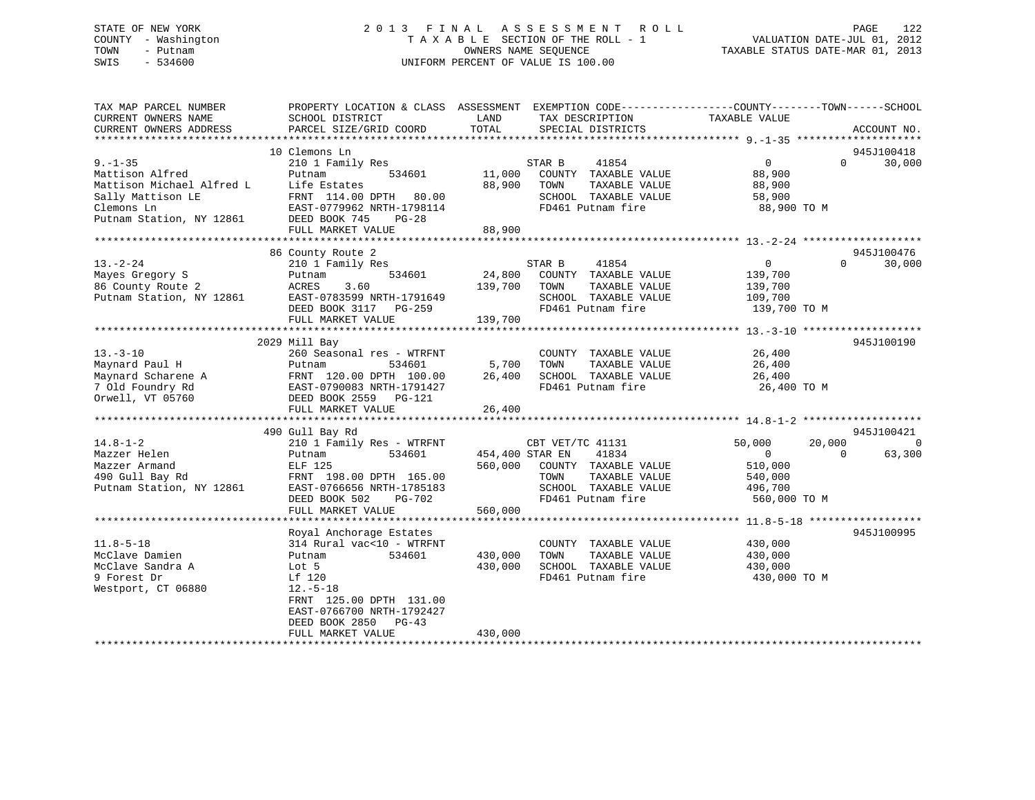STATE OF NEW YORK
COUNTY - Washington
TOWN - Putnam
SWIS - 534600

2013 FINAL ASSESSMENT ROLL
TAXABLE SECTION OF THE ROLL - 1
OWNERS NAME SEQUENCE
UNIFORM PERCENT OF VALUE IS 100.00

VALUATION DATE-JUL 01, 2012
TAXABLE STATUS DATE-MAR 01, 2013

```
TAX MAP PARCEL NUMBER          PROPERTY LOCATION & CLASS  ASSESSMENT  EXEMPTION CODE------------------COUNTY--------TOWN------SCHOOL
CURRENT OWNERS NAME            SCHOOL DISTRICT              LAND      TAX DESCRIPTION             TAXABLE VALUE
CURRENT OWNERS ADDRESS         PARCEL SIZE/GRID COORD       TOTAL     SPECIAL DISTRICTS                                      ACCOUNT NO.
******************************************************************************************************* 9.-1-35 *******************
                               10 Clemons Ln                                                                              945J100418
9.-1-35                        210 1 Family Res                       STAR B     41854              0            0        30,000
Mattison Alfred                Putnam         534601         11,000   COUNTY  TAXABLE VALUE          88,900
Mattison Michael Alfred L      Life Estates                  88,900   TOWN    TAXABLE VALUE          88,900
Sally Mattison LE              FRNT 114.00 DPTH  80.00                SCHOOL  TAXABLE VALUE          58,900
Clemons Ln                     EAST-0779962 NRTH-1798114              FD461 Putnam fire               88,900 TO M
Putnam Station, NY 12861       DEED BOOK 745    PG-28
                               FULL MARKET VALUE             88,900
******************************************************************************************************* 13.-2-24 ******************
                               86 County Route 2                                                                          945J100476
13.-2-24                       210 1 Family Res                       STAR B     41854              0            0        30,000
Mayes Gregory S                Putnam         534601         24,800   COUNTY  TAXABLE VALUE         139,700
86 County Route 2              ACRES    3.60                139,700   TOWN    TAXABLE VALUE         139,700
Putnam Station, NY 12861       EAST-0783599 NRTH-1791649              SCHOOL  TAXABLE VALUE         109,700
                               DEED BOOK 3117   PG-259                FD461 Putnam fire              139,700 TO M
                               FULL MARKET VALUE            139,700
******************************************************************************************************* 13.-3-10 ******************
                               2029 Mill Bay                                                                              945J100190
13.-3-10                       260 Seasonal res - WTRFNT              COUNTY  TAXABLE VALUE          26,400
Maynard Paul H                 Putnam         534601          5,700   TOWN    TAXABLE VALUE          26,400
Maynard Scharene A             FRNT 120.00 DPTH 100.00       26,400   SCHOOL  TAXABLE VALUE          26,400
7 Old Foundry Rd               EAST-0790083 NRTH-1791427              FD461 Putnam fire               26,400 TO M
Orwell, VT 05760               DEED BOOK 2559   PG-121
                               FULL MARKET VALUE             26,400
******************************************************************************************************* 14.8-1-2 ******************
                               490 Gull Bay Rd                                                                            945J100421
14.8-1-2                       210 1 Family Res - WTRFNT              CBT VET/TC 41131              50,000       20,000            0
Mazzer Helen                   Putnam         534601        454,400   STAR EN    41834                  0            0        63,300
Mazzer Armand                  ELF 125                      560,000   COUNTY  TAXABLE VALUE         510,000
490 Gull Bay Rd                FRNT 198.00 DPTH 165.00                TOWN    TAXABLE VALUE         540,000
Putnam Station, NY 12861       EAST-0766656 NRTH-1785183              SCHOOL  TAXABLE VALUE         496,700
                               DEED BOOK 502    PG-702                FD461 Putnam fire              560,000 TO M
                               FULL MARKET VALUE            560,000
******************************************************************************************************* 11.8-5-18 *****************
                               Royal Anchorage Estates                                                                    945J100995
11.8-5-18                      314 Rural vac<10 - WTRFNT              COUNTY  TAXABLE VALUE         430,000
McClave Damien                 Putnam         534601        430,000   TOWN    TAXABLE VALUE         430,000
McClave Sandra A               Lot 5                        430,000   SCHOOL  TAXABLE VALUE         430,000
9 Forest Dr                    Lf 120                                 FD461 Putnam fire              430,000 TO M
Westport, CT 06880             12.-5-18
                               FRNT 125.00 DPTH 131.00
                               EAST-0766700 NRTH-1792427
                               DEED BOOK 2850   PG-43
                               FULL MARKET VALUE            430,000
************************************************************************************************************************************
```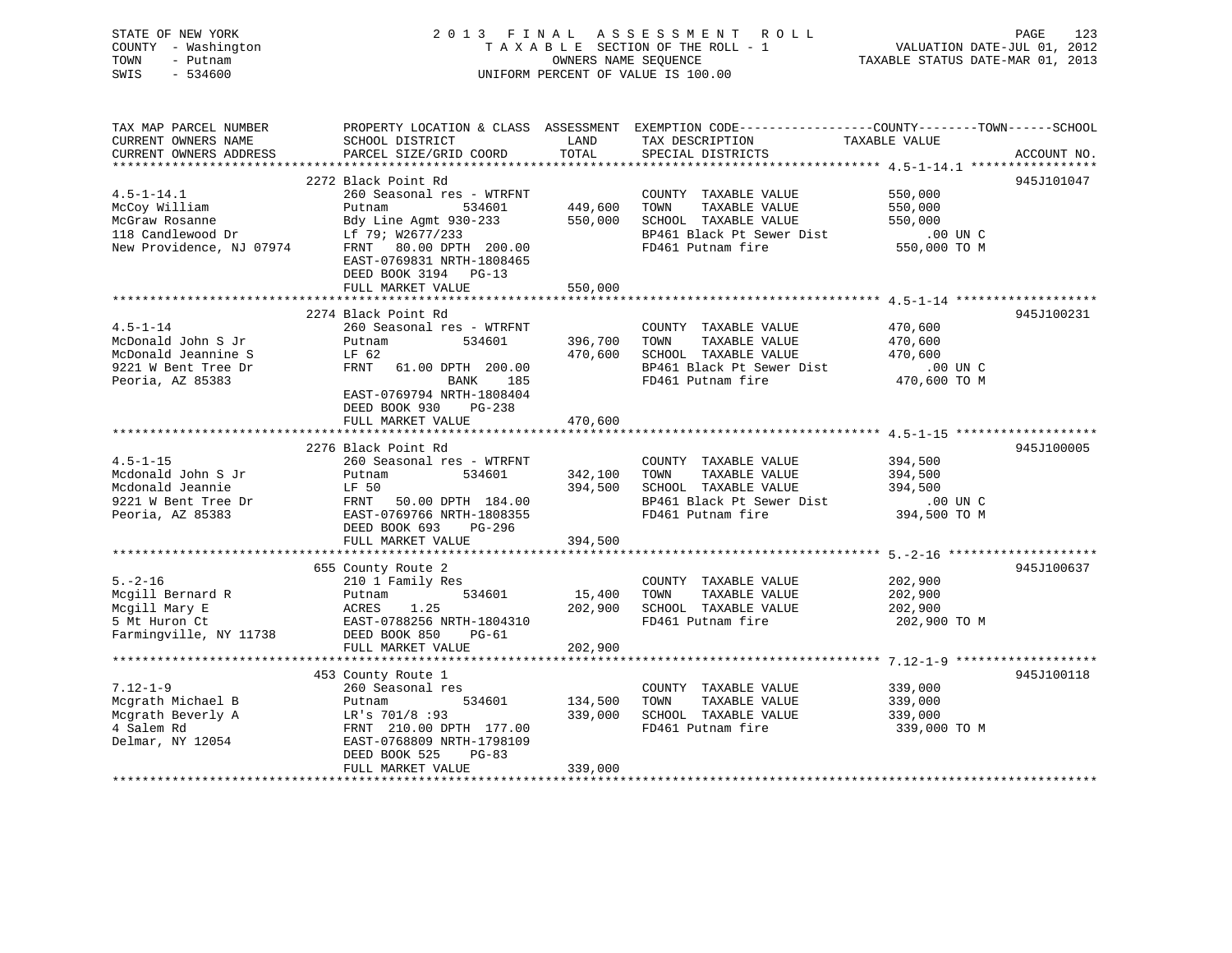STATE OF NEW YORK
COUNTY - Washington
TOWN - Putnam
SWIS - 534600

2013 FINAL ASSESSMENT ROLL
TAXABLE SECTION OF THE ROLL - 1
OWNERS NAME SEQUENCE
UNIFORM PERCENT OF VALUE IS 100.00

VALUATION DATE-JUL 01, 2012
TAXABLE STATUS DATE-MAR 01, 2013

| TAX MAP PARCEL NUMBER / CURRENT OWNERS NAME / CURRENT OWNERS ADDRESS | PROPERTY LOCATION & CLASS / SCHOOL DISTRICT / PARCEL SIZE/GRID COORD | ASSESSMENT LAND | TOTAL | EXEMPTION CODE / TAX DESCRIPTION / SPECIAL DISTRICTS | TAXABLE VALUE | ACCOUNT NO. |
|---|---|---|---|---|---|---|
| | 2272 Black Point Rd | | | | | 945J101047 |
| 4.5-1-14.1 | 260 Seasonal res - WTRFNT | | | COUNTY TAXABLE VALUE | 550,000 | |
| McCoy William | Putnam 534601 | 449,600 | | TOWN TAXABLE VALUE | 550,000 | |
| McGraw Rosanne | Bdy Line Agmt 930-233 | | 550,000 | SCHOOL TAXABLE VALUE | 550,000 | |
| 118 Candlewood Dr | Lf 79; W2677/233 | | | BP461 Black Pt Sewer Dist | .00 UN C | |
| New Providence, NJ 07974 | FRNT 80.00 DPTH 200.00 | | | FD461 Putnam fire | 550,000 TO M | |
| | EAST-0769831 NRTH-1808465 | | | | | |
| | DEED BOOK 3194 PG-13 | | | | | |
| | FULL MARKET VALUE | | 550,000 | | | |
| | 2274 Black Point Rd | | | | | 945J100231 |
| 4.5-1-14 | 260 Seasonal res - WTRFNT | | | COUNTY TAXABLE VALUE | 470,600 | |
| McDonald John S Jr | Putnam 534601 | 396,700 | | TOWN TAXABLE VALUE | 470,600 | |
| McDonald Jeannine S | LF 62 | | 470,600 | SCHOOL TAXABLE VALUE | 470,600 | |
| 9221 W Bent Tree Dr | FRNT 61.00 DPTH 200.00 | | | BP461 Black Pt Sewer Dist | .00 UN C | |
| Peoria, AZ 85383 | BANK 185 | | | FD461 Putnam fire | 470,600 TO M | |
| | EAST-0769794 NRTH-1808404 | | | | | |
| | DEED BOOK 930 PG-238 | | | | | |
| | FULL MARKET VALUE | | 470,600 | | | |
| | 2276 Black Point Rd | | | | | 945J100005 |
| 4.5-1-15 | 260 Seasonal res - WTRFNT | | | COUNTY TAXABLE VALUE | 394,500 | |
| Mcdonald John S Jr | Putnam 534601 | 342,100 | | TOWN TAXABLE VALUE | 394,500 | |
| Mcdonald Jeannie | LF 50 | | 394,500 | SCHOOL TAXABLE VALUE | 394,500 | |
| 9221 W Bent Tree Dr | FRNT 50.00 DPTH 184.00 | | | BP461 Black Pt Sewer Dist | .00 UN C | |
| Peoria, AZ 85383 | EAST-0769766 NRTH-1808355 | | | FD461 Putnam fire | 394,500 TO M | |
| | DEED BOOK 693 PG-296 | | | | | |
| | FULL MARKET VALUE | | 394,500 | | | |
| | 655 County Route 2 | | | | | 945J100637 |
| 5.-2-16 | 210 1 Family Res | | | COUNTY TAXABLE VALUE | 202,900 | |
| Mcgill Bernard R | Putnam 534601 | 15,400 | | TOWN TAXABLE VALUE | 202,900 | |
| Mcgill Mary E | ACRES 1.25 | | 202,900 | SCHOOL TAXABLE VALUE | 202,900 | |
| 5 Mt Huron Ct | EAST-0788256 NRTH-1804310 | | | FD461 Putnam fire | 202,900 TO M | |
| Farmingville, NY 11738 | DEED BOOK 850 PG-61 | | | | | |
| | FULL MARKET VALUE | | 202,900 | | | |
| | 453 County Route 1 | | | | | 945J100118 |
| 7.12-1-9 | 260 Seasonal res | | | COUNTY TAXABLE VALUE | 339,000 | |
| Mcgrath Michael B | Putnam 534601 | 134,500 | | TOWN TAXABLE VALUE | 339,000 | |
| Mcgrath Beverly A | LR's 701/8 :93 | | 339,000 | SCHOOL TAXABLE VALUE | 339,000 | |
| 4 Salem Rd | FRNT 210.00 DPTH 177.00 | | | FD461 Putnam fire | 339,000 TO M | |
| Delmar, NY 12054 | EAST-0768809 NRTH-1798109 | | | | | |
| | DEED BOOK 525 PG-83 | | | | | |
| | FULL MARKET VALUE | | 339,000 | | | |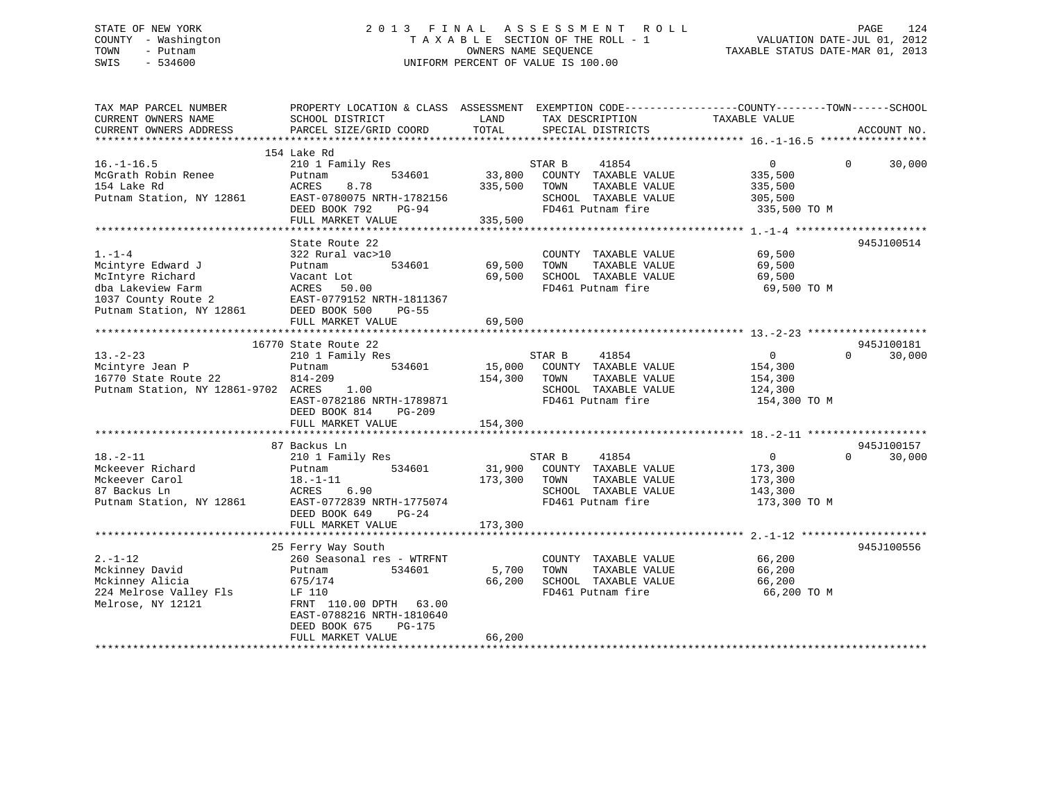STATE OF NEW YORK
COUNTY - Washington
TOWN - Putnam
SWIS - 534600

2 0 1 3 F I N A L A S S E S S M E N T R O L L
T A X A B L E SECTION OF THE ROLL - 1
OWNERS NAME SEQUENCE
UNIFORM PERCENT OF VALUE IS 100.00

VALUATION DATE-JUL 01, 2012
TAXABLE STATUS DATE-MAR 01, 2013

```
TAX MAP PARCEL NUMBER          PROPERTY LOCATION & CLASS  ASSESSMENT  EXEMPTION CODE------------------COUNTY--------TOWN------SCHOOL
CURRENT OWNERS NAME            SCHOOL DISTRICT               LAND      TAX DESCRIPTION             TAXABLE VALUE
CURRENT OWNERS ADDRESS         PARCEL SIZE/GRID COORD        TOTAL     SPECIAL DISTRICTS                                 ACCOUNT NO.
******************************************************************************************************* 16.-1-16.5 *****************
                               154 Lake Rd
16.-1-16.5                     210 1 Family Res                     STAR B     41854                  0             0     30,000
McGrath Robin Renee            Putnam          534601       33,800   COUNTY  TAXABLE VALUE            335,500
154 Lake Rd                    ACRES    8.78               335,500   TOWN    TAXABLE VALUE            335,500
Putnam Station, NY 12861       EAST-0780075 NRTH-1782156             SCHOOL  TAXABLE VALUE            305,500
                               DEED BOOK 792    PG-94                FD461 Putnam fire                 335,500 TO M
                               FULL MARKET VALUE           335,500
******************************************************************************************************* 1.-1-4 *********************
                               State Route 22                                                                        945J100514
1.-1-4                         322 Rural vac>10                      COUNTY  TAXABLE VALUE             69,500
Mcintyre Edward J              Putnam          534601       69,500   TOWN    TAXABLE VALUE             69,500
McIntyre Richard               Vacant Lot                   69,500   SCHOOL  TAXABLE VALUE             69,500
dba Lakeview Farm              ACRES   50.00                         FD461 Putnam fire                  69,500 TO M
1037 County Route 2            EAST-0779152 NRTH-1811367
Putnam Station, NY 12861       DEED BOOK 500    PG-55
                               FULL MARKET VALUE            69,500
******************************************************************************************************* 13.-2-23 *******************
                               16770 State Route 22                                                                  945J100181
13.-2-23                       210 1 Family Res                     STAR B     41854                  0             0     30,000
Mcintyre Jean P                Putnam          534601       15,000   COUNTY  TAXABLE VALUE            154,300
16770 State Route 22           814-209                     154,300   TOWN    TAXABLE VALUE            154,300
Putnam Station, NY 12861-9702  ACRES    1.00                         SCHOOL  TAXABLE VALUE            124,300
                               EAST-0782186 NRTH-1789871             FD461 Putnam fire                 154,300 TO M
                               DEED BOOK 814    PG-209
                               FULL MARKET VALUE           154,300
******************************************************************************************************* 18.-2-11 *******************
                               87 Backus Ln                                                                          945J100157
18.-2-11                       210 1 Family Res                     STAR B     41854                  0             0     30,000
Mckeever Richard               Putnam          534601       31,900   COUNTY  TAXABLE VALUE            173,300
Mckeever Carol                 18.-1-11                    173,300   TOWN    TAXABLE VALUE            173,300
87 Backus Ln                   ACRES    6.90                         SCHOOL  TAXABLE VALUE            143,300
Putnam Station, NY 12861       EAST-0772839 NRTH-1775074             FD461 Putnam fire                 173,300 TO M
                               DEED BOOK 649    PG-24
                               FULL MARKET VALUE           173,300
******************************************************************************************************* 2.-1-12 ********************
                               25 Ferry Way South                                                                    945J100556
2.-1-12                        260 Seasonal res - WTRFNT             COUNTY  TAXABLE VALUE             66,200
Mckinney David                 Putnam          534601        5,700   TOWN    TAXABLE VALUE             66,200
Mckinney Alicia                675/174                      66,200   SCHOOL  TAXABLE VALUE             66,200
224 Melrose Valley Fls         LF 110                                FD461 Putnam fire                  66,200 TO M
Melrose, NY 12121              FRNT  110.00 DPTH   63.00
                               EAST-0788216 NRTH-1810640
                               DEED BOOK 675    PG-175
                               FULL MARKET VALUE            66,200
************************************************************************************************************************************
```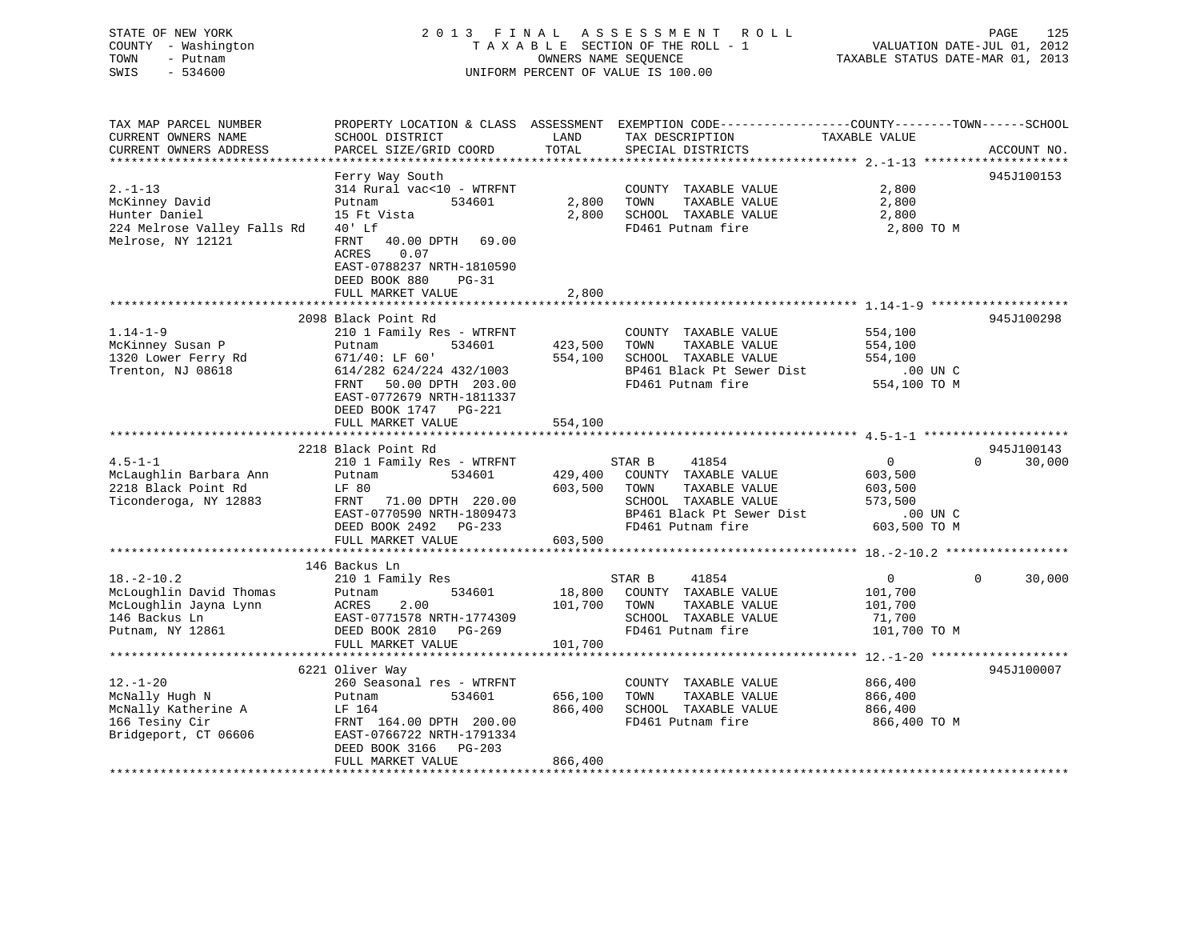STATE OF NEW YORK  
COUNTY - Washington  
TOWN - Putnam  
SWIS - 534600

2 0 1 3  F I N A L  A S S E S S M E N T  R O L L  
T A X A B L E SECTION OF THE ROLL - 1  
OWNERS NAME SEQUENCE  
UNIFORM PERCENT OF VALUE IS 100.00

VALUATION DATE-JUL 01, 2012  
TAXABLE STATUS DATE-MAR 01, 2013

```
TAX MAP PARCEL NUMBER          PROPERTY LOCATION & CLASS  ASSESSMENT  EXEMPTION CODE------------------COUNTY--------TOWN------SCHOOL
CURRENT OWNERS NAME            SCHOOL DISTRICT              LAND      TAX DESCRIPTION              TAXABLE VALUE
CURRENT OWNERS ADDRESS         PARCEL SIZE/GRID COORD       TOTAL     SPECIAL DISTRICTS                                    ACCOUNT NO.
******************************************************************************************************* 2.-1-13 ********************
                               Ferry Way South                                                                          945J100153
2.-1-13                        314 Rural vac<10 - WTRFNT               COUNTY  TAXABLE VALUE             2,800
McKinney David                 Putnam          534601        2,800     TOWN    TAXABLE VALUE             2,800
Hunter Daniel                  15 Ft Vista                   2,800     SCHOOL  TAXABLE VALUE             2,800
224 Melrose Valley Falls Rd    40' Lf                                  FD461 Putnam fire                  2,800 TO M
Melrose, NY 12121              FRNT   40.00 DPTH   69.00
                               ACRES    0.07
                               EAST-0788237 NRTH-1810590
                               DEED BOOK 880     PG-31
                               FULL MARKET VALUE             2,800
******************************************************************************************************* 1.14-1-9 *******************
                               2098 Black Point Rd                                                                      945J100298
1.14-1-9                       210 1 Family Res - WTRFNT               COUNTY  TAXABLE VALUE           554,100
McKinney Susan P               Putnam          534601      423,500     TOWN    TAXABLE VALUE           554,100
1320 Lower Ferry Rd            671/40: LF 60'              554,100     SCHOOL  TAXABLE VALUE           554,100
Trenton, NJ 08618              614/282 624/224 432/1003                BP461 Black Pt Sewer Dist              .00 UN C
                               FRNT   50.00 DPTH  203.00               FD461 Putnam fire                554,100 TO M
                               EAST-0772679 NRTH-1811337
                               DEED BOOK 1747   PG-221
                               FULL MARKET VALUE           554,100
******************************************************************************************************* 4.5-1-1 ********************
                               2218 Black Point Rd                                                                      945J100143
4.5-1-1                        210 1 Family Res - WTRFNT               STAR B      41854                  0             0      30,000
McLaughlin Barbara Ann         Putnam          534601      429,400     COUNTY  TAXABLE VALUE           603,500
2218 Black Point Rd            LF 80                       603,500     TOWN    TAXABLE VALUE           603,500
Ticonderoga, NY 12883          FRNT   71.00 DPTH  220.00               SCHOOL  TAXABLE VALUE           573,500
                               EAST-0770590 NRTH-1809473               BP461 Black Pt Sewer Dist              .00 UN C
                               DEED BOOK 2492   PG-233                 FD461 Putnam fire                603,500 TO M
                               FULL MARKET VALUE           603,500
******************************************************************************************************* 18.-2-10.2 *****************
                               146 Backus Ln
18.-2-10.2                     210 1 Family Res                        STAR B      41854                  0             0      30,000
McLoughlin David Thomas        Putnam          534601       18,800     COUNTY  TAXABLE VALUE           101,700
McLoughlin Jayna Lynn          ACRES    2.00               101,700     TOWN    TAXABLE VALUE           101,700
146 Backus Ln                  EAST-0771578 NRTH-1774309               SCHOOL  TAXABLE VALUE            71,700
Putnam, NY 12861               DEED BOOK 2810   PG-269                 FD461 Putnam fire                101,700 TO M
                               FULL MARKET VALUE           101,700
******************************************************************************************************* 12.-1-20 *******************
                               6221 Oliver Way                                                                          945J100007
12.-1-20                       260 Seasonal res - WTRFNT               COUNTY  TAXABLE VALUE           866,400
McNally Hugh N                 Putnam          534601      656,100     TOWN    TAXABLE VALUE           866,400
McNally Katherine A            LF 164                      866,400     SCHOOL  TAXABLE VALUE           866,400
166 Tesiny Cir                 FRNT  164.00 DPTH  200.00               FD461 Putnam fire                866,400 TO M
Bridgeport, CT 06606           EAST-0766722 NRTH-1791334
                               DEED BOOK 3166   PG-203
                               FULL MARKET VALUE           866,400
************************************************************************************************************************************
```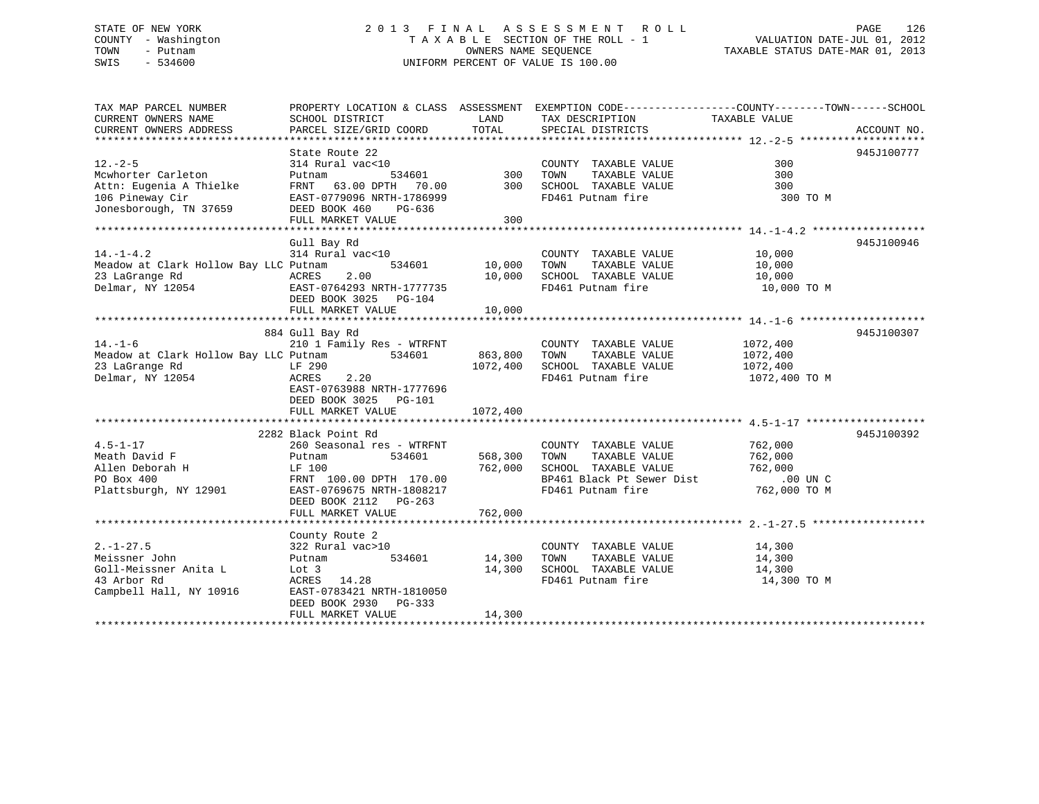STATE OF NEW YORK
COUNTY - Washington
TOWN - Putnam
SWIS - 534600

2 0 1 3 F I N A L A S S E S S M E N T R O L L
T A X A B L E SECTION OF THE ROLL - 1
OWNERS NAME SEQUENCE
UNIFORM PERCENT OF VALUE IS 100.00

VALUATION DATE-JUL 01, 2012
TAXABLE STATUS DATE-MAR 01, 2013

```
TAX MAP PARCEL NUMBER          PROPERTY LOCATION & CLASS  ASSESSMENT  EXEMPTION CODE------------------COUNTY--------TOWN------SCHOOL
CURRENT OWNERS NAME            SCHOOL DISTRICT               LAND      TAX DESCRIPTION            TAXABLE VALUE
CURRENT OWNERS ADDRESS         PARCEL SIZE/GRID COORD        TOTAL     SPECIAL DISTRICTS                                    ACCOUNT NO.
******************************************************************************************************* 12.-2-5 ********************
                               State Route 22                                                                              945J100777
12.-2-5                        314 Rural vac<10                        COUNTY  TAXABLE VALUE                300
Mcwhorter Carleton             Putnam           534601        300      TOWN    TAXABLE VALUE                300
Attn: Eugenia A Thielke        FRNT   63.00 DPTH   70.00      300      SCHOOL  TAXABLE VALUE                300
106 Pineway Cir                EAST-0779096 NRTH-1786999               FD461 Putnam fire                     300 TO M
Jonesborough, TN 37659         DEED BOOK 460     PG-636
                               FULL MARKET VALUE              300
******************************************************************************************************* 14.-1-4.2 ******************
                               Gull Bay Rd                                                                                 945J100946
14.-1-4.2                      314 Rural vac<10                        COUNTY  TAXABLE VALUE             10,000
Meadow at Clark Hollow Bay LLC Putnam           534601     10,000      TOWN    TAXABLE VALUE             10,000
23 LaGrange Rd                 ACRES    2.00               10,000      SCHOOL  TAXABLE VALUE             10,000
Delmar, NY 12054               EAST-0764293 NRTH-1777735               FD461 Putnam fire                  10,000 TO M
                               DEED BOOK 3025    PG-104
                               FULL MARKET VALUE           10,000
******************************************************************************************************* 14.-1-6 ********************
                           884 Gull Bay Rd                                                                                 945J100307
14.-1-6                        210 1 Family Res - WTRFNT               COUNTY  TAXABLE VALUE           1072,400
Meadow at Clark Hollow Bay LLC Putnam           534601    863,800      TOWN    TAXABLE VALUE           1072,400
23 LaGrange Rd                 LF 290                    1072,400      SCHOOL  TAXABLE VALUE           1072,400
Delmar, NY 12054               ACRES    2.20                           FD461 Putnam fire                1072,400 TO M
                               EAST-0763988 NRTH-1777696
                               DEED BOOK 3025    PG-101
                               FULL MARKET VALUE         1072,400
******************************************************************************************************* 4.5-1-17 *******************
                          2282 Black Point Rd                                                                              945J100392
4.5-1-17                       260 Seasonal res - WTRFNT               COUNTY  TAXABLE VALUE            762,000
Meath David F                  Putnam           534601    568,300      TOWN    TAXABLE VALUE            762,000
Allen Deborah H                LF 100                     762,000      SCHOOL  TAXABLE VALUE            762,000
PO Box 400                     FRNT  100.00 DPTH  170.00               BP461 Black Pt Sewer Dist               .00 UN C
Plattsburgh, NY 12901          EAST-0769675 NRTH-1808217               FD461 Putnam fire                 762,000 TO M
                               DEED BOOK 2112    PG-263
                               FULL MARKET VALUE          762,000
******************************************************************************************************* 2.-1-27.5 ******************
                               County Route 2
2.-1-27.5                      322 Rural vac>10                        COUNTY  TAXABLE VALUE             14,300
Meissner John                  Putnam           534601     14,300      TOWN    TAXABLE VALUE             14,300
Goll-Meissner Anita L          Lot 3                       14,300      SCHOOL  TAXABLE VALUE             14,300
43 Arbor Rd                    ACRES   14.28                           FD461 Putnam fire                  14,300 TO M
Campbell Hall, NY 10916        EAST-0783421 NRTH-1810050
                               DEED BOOK 2930    PG-333
                               FULL MARKET VALUE           14,300
************************************************************************************************************************************
```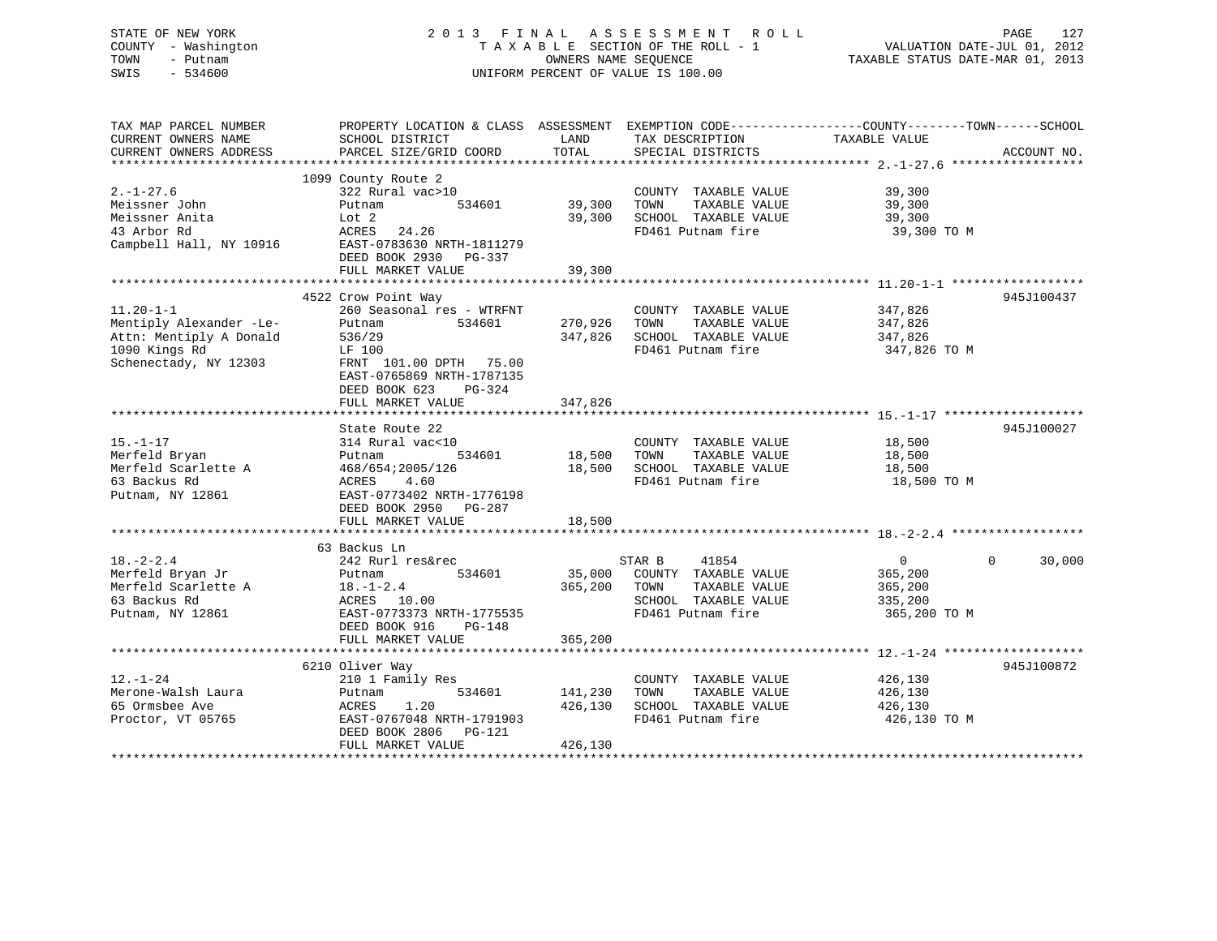STATE OF NEW YORK
COUNTY - Washington
TOWN - Putnam
SWIS - 534600

2 0 1 3 F I N A L A S S E S S M E N T R O L L
T A X A B L E SECTION OF THE ROLL - 1
OWNERS NAME SEQUENCE
UNIFORM PERCENT OF VALUE IS 100.00

VALUATION DATE-JUL 01, 2012
TAXABLE STATUS DATE-MAR 01, 2013

| TAX MAP PARCEL NUMBER<br>CURRENT OWNERS NAME<br>CURRENT OWNERS ADDRESS | PROPERTY LOCATION & CLASS<br>SCHOOL DISTRICT<br>PARCEL SIZE/GRID COORD | ASSESSMENT LAND | TOTAL | EXEMPTION CODE / TAX DESCRIPTION / SPECIAL DISTRICTS | COUNTY TAXABLE VALUE | TOWN | SCHOOL | ACCOUNT NO. |
|---|---|---|---|---|---|---|---|---|
| 2.-1-27.6 | 1099 County Route 2 | | | | | | | |
| 2.-1-27.6 | 322 Rural vac>10 | | | COUNTY TAXABLE VALUE | 39,300 | | | |
| Meissner John | Putnam 534601 | 39,300 | | TOWN TAXABLE VALUE | 39,300 | | | |
| Meissner Anita | Lot 2 | | 39,300 | SCHOOL TAXABLE VALUE | 39,300 | | | |
| 43 Arbor Rd | ACRES 24.26 | | | FD461 Putnam fire | 39,300 TO M | | | |
| Campbell Hall, NY 10916 | EAST-0783630 NRTH-1811279 | | | | | | | |
| | DEED BOOK 2930 PG-337 | | | | | | | |
| | FULL MARKET VALUE | | 39,300 | | | | | |
| 11.20-1-1 | 4522 Crow Point Way | | | | | | | 945J100437 |
| 11.20-1-1 | 260 Seasonal res - WTRFNT | | | COUNTY TAXABLE VALUE | 347,826 | | | |
| Mentiply Alexander -Le- | Putnam 534601 | 270,926 | | TOWN TAXABLE VALUE | 347,826 | | | |
| Attn: Mentiply A Donald | 536/29 | | 347,826 | SCHOOL TAXABLE VALUE | 347,826 | | | |
| 1090 Kings Rd | LF 100 | | | FD461 Putnam fire | 347,826 TO M | | | |
| Schenectady, NY 12303 | FRNT 101.00 DPTH 75.00 | | | | | | | |
| | EAST-0765869 NRTH-1787135 | | | | | | | |
| | DEED BOOK 623 PG-324 | | | | | | | |
| | FULL MARKET VALUE | | 347,826 | | | | | |
| 15.-1-17 | State Route 22 | | | | | | | 945J100027 |
| 15.-1-17 | 314 Rural vac<10 | | | COUNTY TAXABLE VALUE | 18,500 | | | |
| Merfeld Bryan | Putnam 534601 | 18,500 | | TOWN TAXABLE VALUE | 18,500 | | | |
| Merfeld Scarlette A | 468/654;2005/126 | | 18,500 | SCHOOL TAXABLE VALUE | 18,500 | | | |
| 63 Backus Rd | ACRES 4.60 | | | FD461 Putnam fire | 18,500 TO M | | | |
| Putnam, NY 12861 | EAST-0773402 NRTH-1776198 | | | | | | | |
| | DEED BOOK 2950 PG-287 | | | | | | | |
| | FULL MARKET VALUE | | 18,500 | | | | | |
| 18.-2-2.4 | 63 Backus Ln | | | | | | | |
| 18.-2-2.4 | 242 Rurl res&rec | | | STAR B 41854 | 0 | 0 | 30,000 | |
| Merfeld Bryan Jr | Putnam 534601 | 35,000 | | COUNTY TAXABLE VALUE | 365,200 | | | |
| Merfeld Scarlette A | 18.-1-2.4 | | 365,200 | TOWN TAXABLE VALUE | 365,200 | | | |
| 63 Backus Rd | ACRES 10.00 | | | SCHOOL TAXABLE VALUE | 335,200 | | | |
| Putnam, NY 12861 | EAST-0773373 NRTH-1775535 | | | FD461 Putnam fire | 365,200 TO M | | | |
| | DEED BOOK 916 PG-148 | | | | | | | |
| | FULL MARKET VALUE | | 365,200 | | | | | |
| 12.-1-24 | 6210 Oliver Way | | | | | | | 945J100872 |
| 12.-1-24 | 210 1 Family Res | | | COUNTY TAXABLE VALUE | 426,130 | | | |
| Merone-Walsh Laura | Putnam 534601 | 141,230 | | TOWN TAXABLE VALUE | 426,130 | | | |
| 65 Ormsbee Ave | ACRES 1.20 | | 426,130 | SCHOOL TAXABLE VALUE | 426,130 | | | |
| Proctor, VT 05765 | EAST-0767048 NRTH-1791903 | | | FD461 Putnam fire | 426,130 TO M | | | |
| | DEED BOOK 2806 PG-121 | | | | | | | |
| | FULL MARKET VALUE | | 426,130 | | | | | |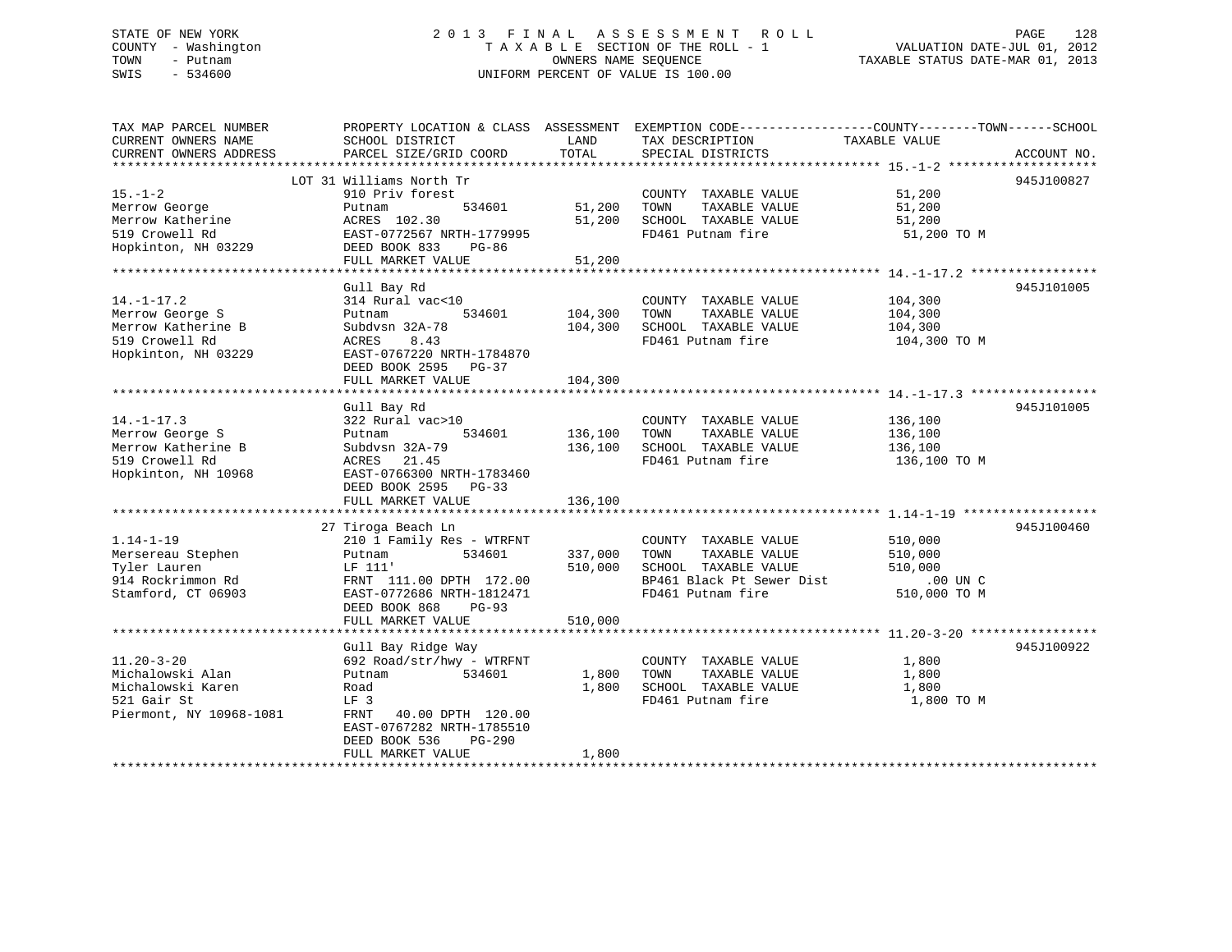STATE OF NEW YORK
COUNTY - Washington
TOWN - Putnam
SWIS - 534600

2013 FINAL ASSESSMENT ROLL
TAXABLE SECTION OF THE ROLL - 1
OWNERS NAME SEQUENCE
UNIFORM PERCENT OF VALUE IS 100.00

VALUATION DATE-JUL 01, 2012
TAXABLE STATUS DATE-MAR 01, 2013

| TAX MAP PARCEL NUMBER / CURRENT OWNERS NAME / CURRENT OWNERS ADDRESS | PROPERTY LOCATION & CLASS / SCHOOL DISTRICT / PARCEL SIZE/GRID COORD | ASSESSMENT LAND / TOTAL | EXEMPTION CODE / TAX DESCRIPTION / SPECIAL DISTRICTS | TAXABLE VALUE (COUNTY--TOWN--SCHOOL) | ACCOUNT NO. |
|---|---|---|---|---|---|
| **15.-1-2** | LOT 31 Williams North Tr | | | | 945J100827 |
| 15.-1-2 | 910 Priv forest | | COUNTY TAXABLE VALUE | 51,200 | |
| Merrow George | Putnam 534601 | 51,200 | TOWN TAXABLE VALUE | 51,200 | |
| Merrow Katherine | ACRES 102.30 | 51,200 | SCHOOL TAXABLE VALUE | 51,200 | |
| 519 Crowell Rd | EAST-0772567 NRTH-1779995 | | FD461 Putnam fire | 51,200 TO M | |
| Hopkinton, NH 03229 | DEED BOOK 833 PG-86 | | | | |
| | FULL MARKET VALUE | 51,200 | | | |
| **14.-1-17.2** | Gull Bay Rd | | | | 945J101005 |
| 14.-1-17.2 | 314 Rural vac<10 | | COUNTY TAXABLE VALUE | 104,300 | |
| Merrow George S | Putnam 534601 | 104,300 | TOWN TAXABLE VALUE | 104,300 | |
| Merrow Katherine B | Subdvsn 32A-78 | 104,300 | SCHOOL TAXABLE VALUE | 104,300 | |
| 519 Crowell Rd | ACRES 8.43 | | FD461 Putnam fire | 104,300 TO M | |
| Hopkinton, NH 03229 | EAST-0767220 NRTH-1784870 | | | | |
| | DEED BOOK 2595 PG-37 | | | | |
| | FULL MARKET VALUE | 104,300 | | | |
| **14.-1-17.3** | Gull Bay Rd | | | | 945J101005 |
| 14.-1-17.3 | 322 Rural vac>10 | | COUNTY TAXABLE VALUE | 136,100 | |
| Merrow George S | Putnam 534601 | 136,100 | TOWN TAXABLE VALUE | 136,100 | |
| Merrow Katherine B | Subdvsn 32A-79 | 136,100 | SCHOOL TAXABLE VALUE | 136,100 | |
| 519 Crowell Rd | ACRES 21.45 | | FD461 Putnam fire | 136,100 TO M | |
| Hopkinton, NH 10968 | EAST-0766300 NRTH-1783460 | | | | |
| | DEED BOOK 2595 PG-33 | | | | |
| | FULL MARKET VALUE | 136,100 | | | |
| **1.14-1-19** | 27 Tiroga Beach Ln | | | | 945J100460 |
| 1.14-1-19 | 210 1 Family Res - WTRFNT | | COUNTY TAXABLE VALUE | 510,000 | |
| Mersereau Stephen | Putnam 534601 | 337,000 | TOWN TAXABLE VALUE | 510,000 | |
| Tyler Lauren | LF 111' | 510,000 | SCHOOL TAXABLE VALUE | 510,000 | |
| 914 Rockrimmon Rd | FRNT 111.00 DPTH 172.00 | | BP461 Black Pt Sewer Dist | .00 UN C | |
| Stamford, CT 06903 | EAST-0772686 NRTH-1812471 | | FD461 Putnam fire | 510,000 TO M | |
| | DEED BOOK 868 PG-93 | | | | |
| | FULL MARKET VALUE | 510,000 | | | |
| **11.20-3-20** | Gull Bay Ridge Way | | | | 945J100922 |
| 11.20-3-20 | 692 Road/str/hwy - WTRFNT | | COUNTY TAXABLE VALUE | 1,800 | |
| Michalowski Alan | Putnam 534601 | 1,800 | TOWN TAXABLE VALUE | 1,800 | |
| Michalowski Karen | Road | 1,800 | SCHOOL TAXABLE VALUE | 1,800 | |
| 521 Gair St | LF 3 | | FD461 Putnam fire | 1,800 TO M | |
| Piermont, NY 10968-1081 | FRNT 40.00 DPTH 120.00 | | | | |
| | EAST-0767282 NRTH-1785510 | | | | |
| | DEED BOOK 536 PG-290 | | | | |
| | FULL MARKET VALUE | 1,800 | | | |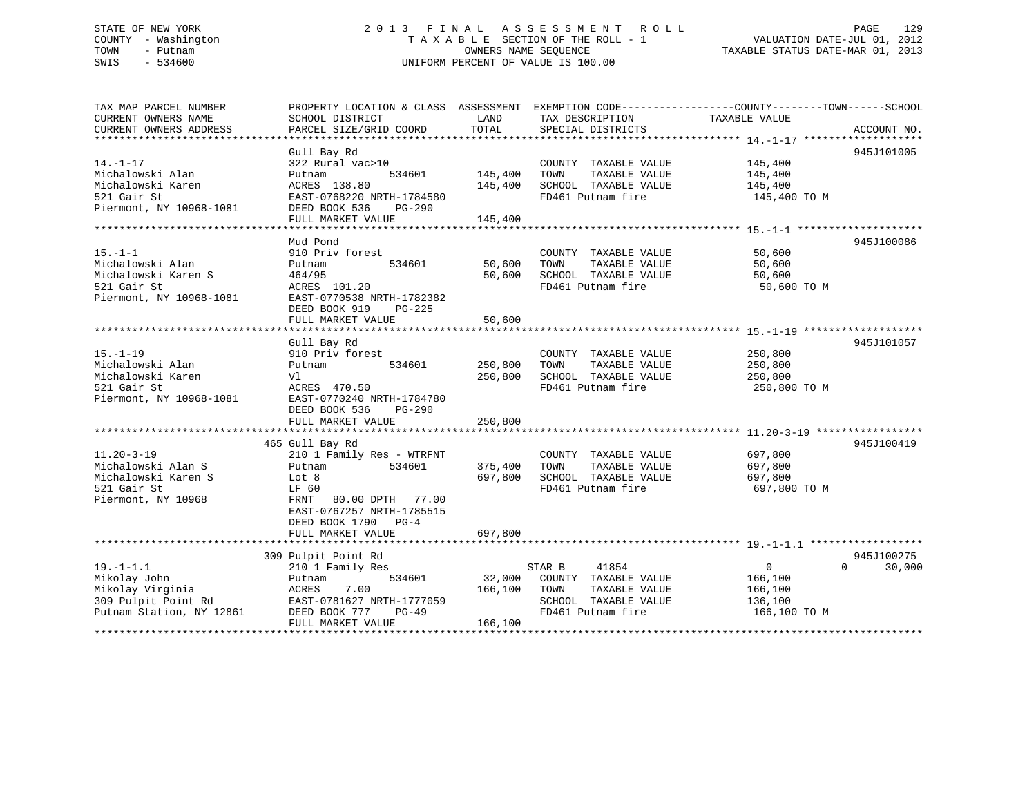STATE OF NEW YORK
COUNTY - Washington
TOWN - Putnam
SWIS - 534600

2013 FINAL ASSESSMENT ROLL
TAXABLE SECTION OF THE ROLL - 1
OWNERS NAME SEQUENCE
UNIFORM PERCENT OF VALUE IS 100.00

VALUATION DATE-JUL 01, 2012
TAXABLE STATUS DATE-MAR 01, 2013

| TAX MAP PARCEL NUMBER / CURRENT OWNERS NAME / CURRENT OWNERS ADDRESS | PROPERTY LOCATION & CLASS / SCHOOL DISTRICT / PARCEL SIZE/GRID COORD | ASSESSMENT LAND / TOTAL | EXEMPTION CODE / TAX DESCRIPTION / SPECIAL DISTRICTS | COUNTY / TOWN / SCHOOL TAXABLE VALUE | ACCOUNT NO. |
|---|---|---|---|---|---|
| 14.-1-17 | Gull Bay Rd | | | | 945J101005 |
| 14.-1-17 | 322 Rural vac>10 | | COUNTY TAXABLE VALUE | 145,400 | |
| Michalowski Alan | Putnam 534601 | 145,400 | TOWN TAXABLE VALUE | 145,400 | |
| Michalowski Karen | ACRES 138.80 | 145,400 | SCHOOL TAXABLE VALUE | 145,400 | |
| 521 Gair St | EAST-0768220 NRTH-1784580 | | FD461 Putnam fire | 145,400 TO M | |
| Piermont, NY 10968-1081 | DEED BOOK 536 PG-290 | | | | |
| | FULL MARKET VALUE | 145,400 | | | |
| 15.-1-1 | Mud Pond | | | | 945J100086 |
| 15.-1-1 | 910 Priv forest | | COUNTY TAXABLE VALUE | 50,600 | |
| Michalowski Alan | Putnam 534601 | 50,600 | TOWN TAXABLE VALUE | 50,600 | |
| Michalowski Karen S | 464/95 | 50,600 | SCHOOL TAXABLE VALUE | 50,600 | |
| 521 Gair St | ACRES 101.20 | | FD461 Putnam fire | 50,600 TO M | |
| Piermont, NY 10968-1081 | EAST-0770538 NRTH-1782382 | | | | |
| | DEED BOOK 919 PG-225 | | | | |
| | FULL MARKET VALUE | 50,600 | | | |
| 15.-1-19 | Gull Bay Rd | | | | 945J101057 |
| 15.-1-19 | 910 Priv forest | | COUNTY TAXABLE VALUE | 250,800 | |
| Michalowski Alan | Putnam 534601 | 250,800 | TOWN TAXABLE VALUE | 250,800 | |
| Michalowski Karen | Vl | 250,800 | SCHOOL TAXABLE VALUE | 250,800 | |
| 521 Gair St | ACRES 470.50 | | FD461 Putnam fire | 250,800 TO M | |
| Piermont, NY 10968-1081 | EAST-0770240 NRTH-1784780 | | | | |
| | DEED BOOK 536 PG-290 | | | | |
| | FULL MARKET VALUE | 250,800 | | | |
| 11.20-3-19 | 465 Gull Bay Rd | | | | 945J100419 |
| 11.20-3-19 | 210 1 Family Res - WTRFNT | | COUNTY TAXABLE VALUE | 697,800 | |
| Michalowski Alan S | Putnam 534601 | 375,400 | TOWN TAXABLE VALUE | 697,800 | |
| Michalowski Karen S | Lot 8 | 697,800 | SCHOOL TAXABLE VALUE | 697,800 | |
| 521 Gair St | LF 60 | | FD461 Putnam fire | 697,800 TO M | |
| Piermont, NY 10968 | FRNT 80.00 DPTH 77.00 | | | | |
| | EAST-0767257 NRTH-1785515 | | | | |
| | DEED BOOK 1790 PG-4 | | | | |
| | FULL MARKET VALUE | 697,800 | | | |
| 19.-1-1.1 | 309 Pulpit Point Rd | | | | 945J100275 |
| 19.-1-1.1 | 210 1 Family Res | | STAR B 41854 | 0 0 30,000 | |
| Mikolay John | Putnam 534601 | 32,000 | COUNTY TAXABLE VALUE | 166,100 | |
| Mikolay Virginia | ACRES 7.00 | 166,100 | TOWN TAXABLE VALUE | 166,100 | |
| 309 Pulpit Point Rd | EAST-0781627 NRTH-1777059 | | SCHOOL TAXABLE VALUE | 136,100 | |
| Putnam Station, NY 12861 | DEED BOOK 777 PG-49 | | FD461 Putnam fire | 166,100 TO M | |
| | FULL MARKET VALUE | 166,100 | | | |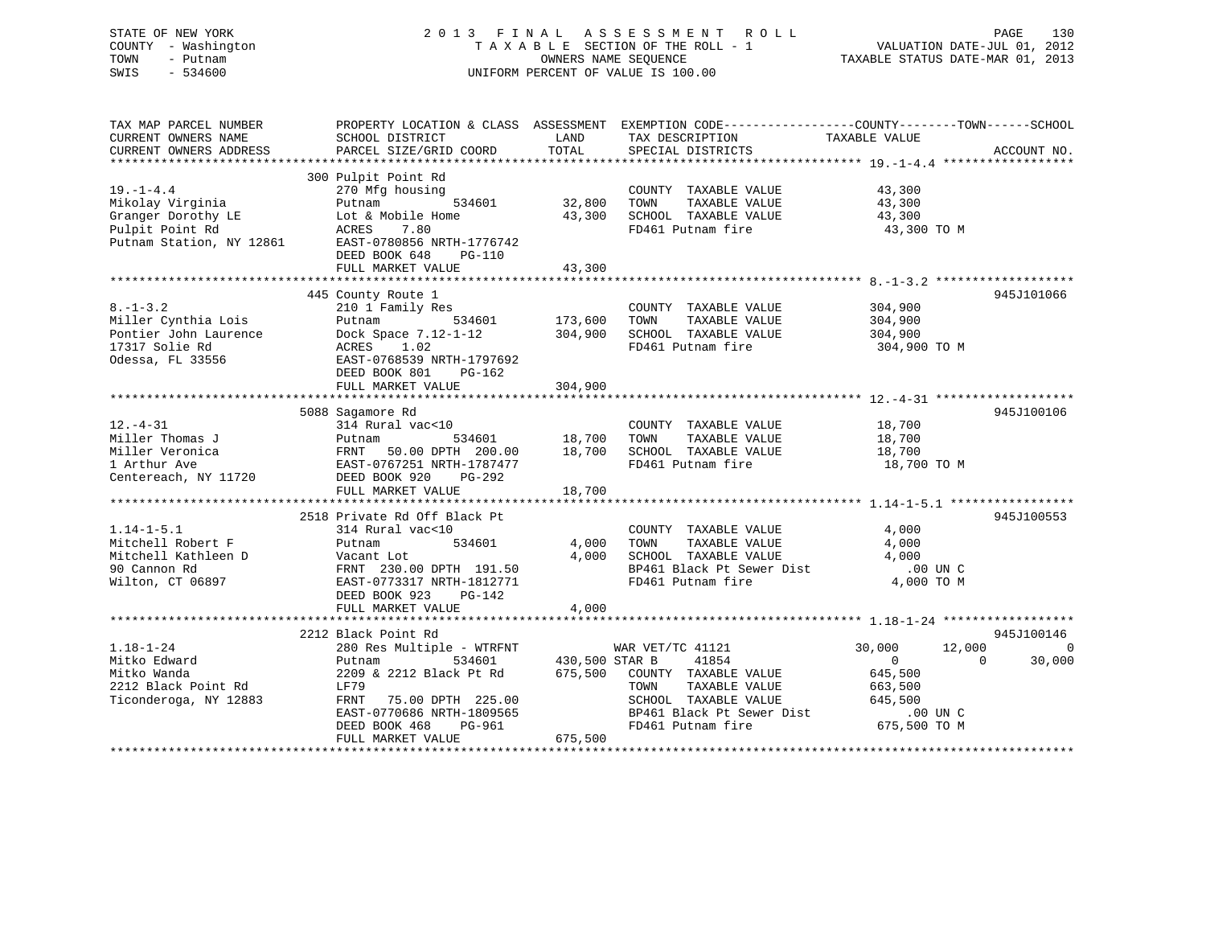STATE OF NEW YORK
COUNTY - Washington
TOWN - Putnam
SWIS - 534600

2 0 1 3 F I N A L A S S E S S M E N T R O L L
T A X A B L E SECTION OF THE ROLL - 1
OWNERS NAME SEQUENCE
UNIFORM PERCENT OF VALUE IS 100.00

VALUATION DATE-JUL 01, 2012
TAXABLE STATUS DATE-MAR 01, 2013

| TAX MAP PARCEL NUMBER / CURRENT OWNERS NAME / CURRENT OWNERS ADDRESS | PROPERTY LOCATION & CLASS / SCHOOL DISTRICT / PARCEL SIZE/GRID COORD | ASSESSMENT LAND | TOTAL | EXEMPTION CODE / TAX DESCRIPTION / SPECIAL DISTRICTS | COUNTY TAXABLE VALUE | TOWN | SCHOOL | ACCOUNT NO. |
|---|---|---|---|---|---|---|---|---|
| **19.-1-4.4** | 300 Pulpit Point Rd | | | | | | | |
| Mikolay Virginia | 270 Mfg housing | | | COUNTY TAXABLE VALUE | 43,300 | | | |
| Granger Dorothy LE | Putnam 534601 | 32,800 | | TOWN TAXABLE VALUE | 43,300 | | | |
| Pulpit Point Rd | Lot & Mobile Home | | 43,300 | SCHOOL TAXABLE VALUE | 43,300 | | | |
| Putnam Station, NY 12861 | ACRES 7.80 | | | FD461 Putnam fire | 43,300 TO M | | | |
| | EAST-0780856 NRTH-1776742 | | | | | | | |
| | DEED BOOK 648 PG-110 | | | | | | | |
| | FULL MARKET VALUE | | 43,300 | | | | | |
| **8.-1-3.2** | 445 County Route 1 | | | | | | | 945J101066 |
| Miller Cynthia Lois | 210 1 Family Res | | | COUNTY TAXABLE VALUE | 304,900 | | | |
| Pontier John Laurence | Putnam 534601 | 173,600 | | TOWN TAXABLE VALUE | 304,900 | | | |
| 17317 Solie Rd | Dock Space 7.12-1-12 | | 304,900 | SCHOOL TAXABLE VALUE | 304,900 | | | |
| Odessa, FL 33556 | ACRES 1.02 | | | FD461 Putnam fire | 304,900 TO M | | | |
| | EAST-0768539 NRTH-1797692 | | | | | | | |
| | DEED BOOK 801 PG-162 | | | | | | | |
| | FULL MARKET VALUE | | 304,900 | | | | | |
| **12.-4-31** | 5088 Sagamore Rd | | | | | | | 945J100106 |
| Miller Thomas J | 314 Rural vac<10 | | | COUNTY TAXABLE VALUE | 18,700 | | | |
| Miller Veronica | Putnam 534601 | 18,700 | | TOWN TAXABLE VALUE | 18,700 | | | |
| 1 Arthur Ave | FRNT 50.00 DPTH 200.00 | | 18,700 | SCHOOL TAXABLE VALUE | 18,700 | | | |
| Centereach, NY 11720 | EAST-0767251 NRTH-1787477 | | | FD461 Putnam fire | 18,700 TO M | | | |
| | DEED BOOK 920 PG-292 | | | | | | | |
| | FULL MARKET VALUE | | 18,700 | | | | | |
| **1.14-1-5.1** | 2518 Private Rd Off Black Pt | | | | | | | 945J100553 |
| Mitchell Robert F | 314 Rural vac<10 | | | COUNTY TAXABLE VALUE | 4,000 | | | |
| Mitchell Kathleen D | Putnam 534601 | 4,000 | | TOWN TAXABLE VALUE | 4,000 | | | |
| 90 Cannon Rd | Vacant Lot | | 4,000 | SCHOOL TAXABLE VALUE | 4,000 | | | |
| Wilton, CT 06897 | FRNT 230.00 DPTH 191.50 | | | BP461 Black Pt Sewer Dist | .00 UN C | | | |
| | EAST-0773317 NRTH-1812771 | | | FD461 Putnam fire | 4,000 TO M | | | |
| | DEED BOOK 923 PG-142 | | | | | | | |
| | FULL MARKET VALUE | | 4,000 | | | | | |
| **1.18-1-24** | 2212 Black Point Rd | | | | | | | 945J100146 |
| Mitko Edward | 280 Res Multiple - WTRFNT | | | WAR VET/TC 41121 | 30,000 | 12,000 | 0 | |
| Mitko Wanda | Putnam 534601 | 430,500 | | STAR B 41854 | 0 | 0 | 30,000 | |
| 2212 Black Point Rd | 2209 & 2212 Black Pt Rd | | 675,500 | COUNTY TAXABLE VALUE | 645,500 | | | |
| Ticonderoga, NY 12883 | LF79 | | | TOWN TAXABLE VALUE | 663,500 | | | |
| | FRNT 75.00 DPTH 225.00 | | | SCHOOL TAXABLE VALUE | 645,500 | | | |
| | EAST-0770686 NRTH-1809565 | | | BP461 Black Pt Sewer Dist | .00 UN C | | | |
| | DEED BOOK 468 PG-961 | | | FD461 Putnam fire | 675,500 TO M | | | |
| | FULL MARKET VALUE | | 675,500 | | | | | |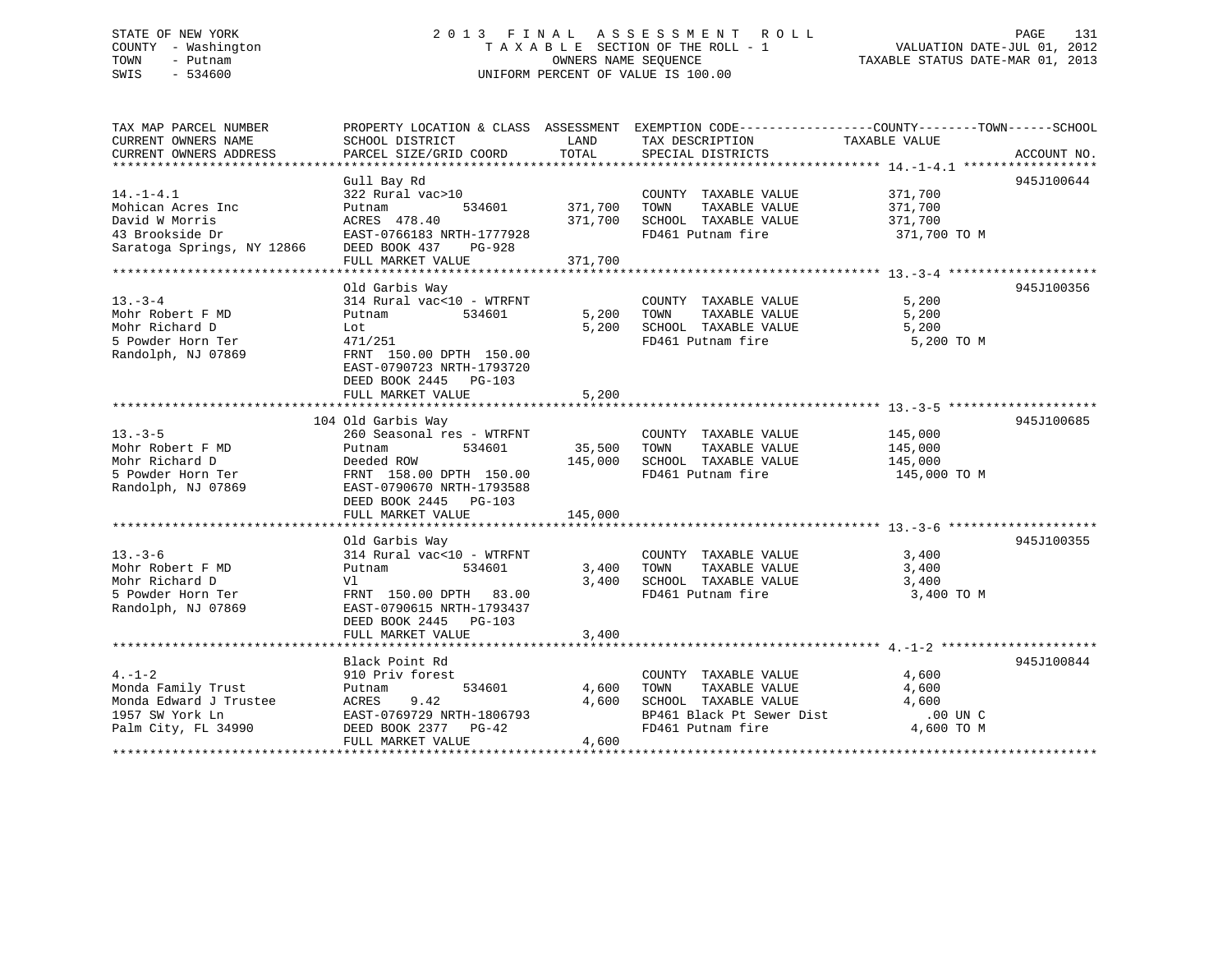STATE OF NEW YORK
COUNTY - Washington
TOWN - Putnam
SWIS - 534600

# 2013 FINAL ASSESSMENT ROLL

TAXABLE SECTION OF THE ROLL - 1
OWNERS NAME SEQUENCE
UNIFORM PERCENT OF VALUE IS 100.00

VALUATION DATE-JUL 01, 2012
TAXABLE STATUS DATE-MAR 01, 2013

| TAX MAP PARCEL NUMBER / CURRENT OWNERS NAME / CURRENT OWNERS ADDRESS | PROPERTY LOCATION & CLASS / SCHOOL DISTRICT / PARCEL SIZE/GRID COORD | ASSESSMENT LAND / TOTAL | EXEMPTION CODE / TAX DESCRIPTION / SPECIAL DISTRICTS | TAXABLE VALUE | ACCOUNT NO. |
|---|---|---|---|---|---|
| **14.-1-4.1** | Gull Bay Rd | | | | 945J100644 |
| 14.-1-4.1 | 322 Rural vac>10 | | COUNTY TAXABLE VALUE | 371,700 | |
| Mohican Acres Inc | Putnam 534601 | 371,700 | TOWN TAXABLE VALUE | 371,700 | |
| David W Morris | ACRES 478.40 | 371,700 | SCHOOL TAXABLE VALUE | 371,700 | |
| 43 Brookside Dr | EAST-0766183 NRTH-1777928 | | FD461 Putnam fire | 371,700 TO M | |
| Saratoga Springs, NY 12866 | DEED BOOK 437 PG-928 | | | | |
| | FULL MARKET VALUE | 371,700 | | | |
| **13.-3-4** | Old Garbis Way | | | | 945J100356 |
| 13.-3-4 | 314 Rural vac<10 - WTRFNT | | COUNTY TAXABLE VALUE | 5,200 | |
| Mohr Robert F MD | Putnam 534601 | 5,200 | TOWN TAXABLE VALUE | 5,200 | |
| Mohr Richard D | Lot | 5,200 | SCHOOL TAXABLE VALUE | 5,200 | |
| 5 Powder Horn Ter | 471/251 | | FD461 Putnam fire | 5,200 TO M | |
| Randolph, NJ 07869 | FRNT 150.00 DPTH 150.00 | | | | |
| | EAST-0790723 NRTH-1793720 | | | | |
| | DEED BOOK 2445 PG-103 | | | | |
| | FULL MARKET VALUE | 5,200 | | | |
| **13.-3-5** | 104 Old Garbis Way | | | | 945J100685 |
| 13.-3-5 | 260 Seasonal res - WTRFNT | | COUNTY TAXABLE VALUE | 145,000 | |
| Mohr Robert F MD | Putnam 534601 | 35,500 | TOWN TAXABLE VALUE | 145,000 | |
| Mohr Richard D | Deeded ROW | 145,000 | SCHOOL TAXABLE VALUE | 145,000 | |
| 5 Powder Horn Ter | FRNT 158.00 DPTH 150.00 | | FD461 Putnam fire | 145,000 TO M | |
| Randolph, NJ 07869 | EAST-0790670 NRTH-1793588 | | | | |
| | DEED BOOK 2445 PG-103 | | | | |
| | FULL MARKET VALUE | 145,000 | | | |
| **13.-3-6** | Old Garbis Way | | | | 945J100355 |
| 13.-3-6 | 314 Rural vac<10 - WTRFNT | | COUNTY TAXABLE VALUE | 3,400 | |
| Mohr Robert F MD | Putnam 534601 | 3,400 | TOWN TAXABLE VALUE | 3,400 | |
| Mohr Richard D | Vl | 3,400 | SCHOOL TAXABLE VALUE | 3,400 | |
| 5 Powder Horn Ter | FRNT 150.00 DPTH 83.00 | | FD461 Putnam fire | 3,400 TO M | |
| Randolph, NJ 07869 | EAST-0790615 NRTH-1793437 | | | | |
| | DEED BOOK 2445 PG-103 | | | | |
| | FULL MARKET VALUE | 3,400 | | | |
| **4.-1-2** | Black Point Rd | | | | 945J100844 |
| 4.-1-2 | 910 Priv forest | | COUNTY TAXABLE VALUE | 4,600 | |
| Monda Family Trust | Putnam 534601 | 4,600 | TOWN TAXABLE VALUE | 4,600 | |
| Monda Edward J Trustee | ACRES 9.42 | 4,600 | SCHOOL TAXABLE VALUE | 4,600 | |
| 1957 SW York Ln | EAST-0769729 NRTH-1806793 | | BP461 Black Pt Sewer Dist | .00 UN C | |
| Palm City, FL 34990 | DEED BOOK 2377 PG-42 | | FD461 Putnam fire | 4,600 TO M | |
| | FULL MARKET VALUE | 4,600 | | | |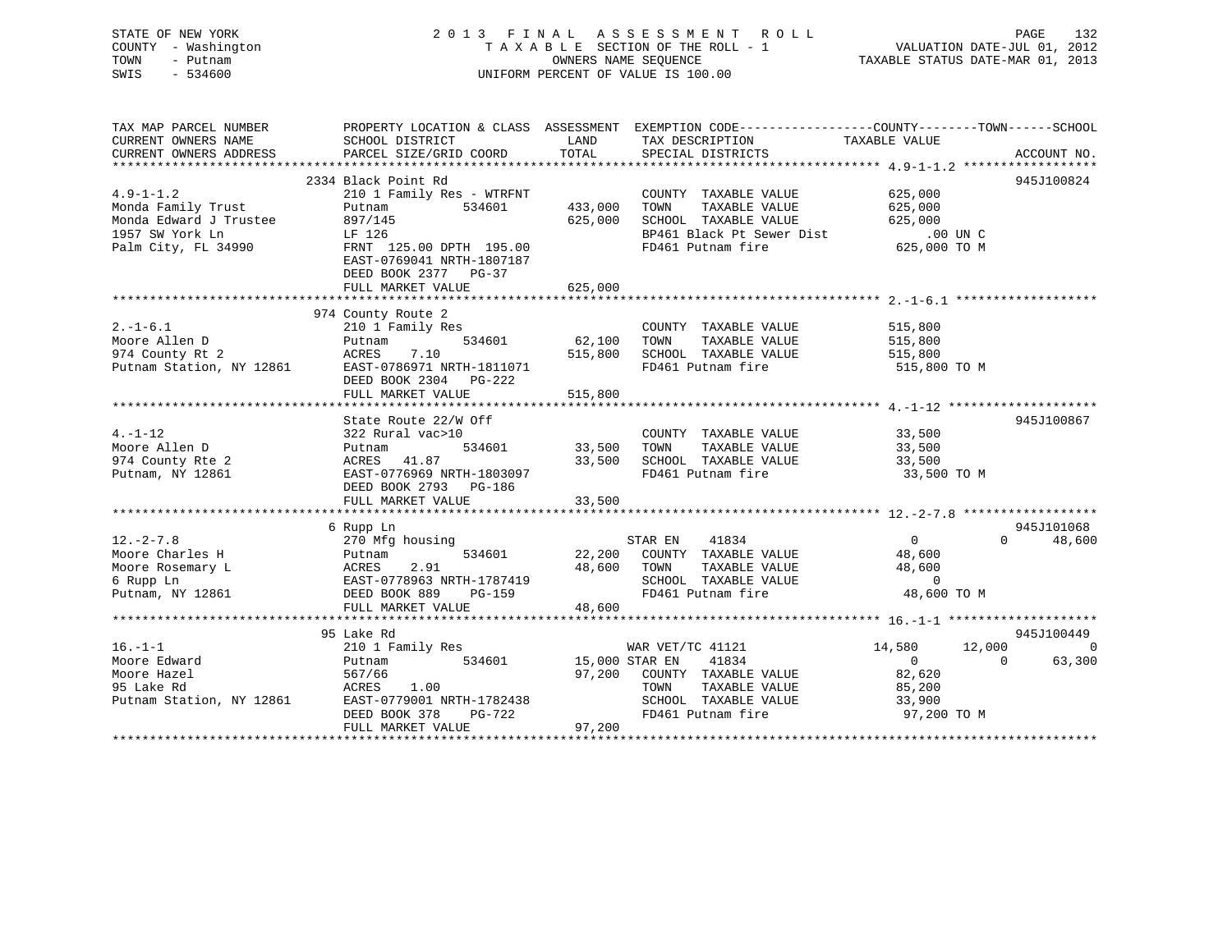STATE OF NEW YORK
COUNTY - Washington
TOWN - Putnam
SWIS - 534600

2 0 1 3 F I N A L A S S E S S M E N T R O L L
T A X A B L E SECTION OF THE ROLL - 1
OWNERS NAME SEQUENCE
UNIFORM PERCENT OF VALUE IS 100.00

VALUATION DATE-JUL 01, 2012
TAXABLE STATUS DATE-MAR 01, 2013

```
TAX MAP PARCEL NUMBER          PROPERTY LOCATION & CLASS  ASSESSMENT  EXEMPTION CODE-----------------COUNTY--------TOWN------SCHOOL
CURRENT OWNERS NAME            SCHOOL DISTRICT               LAND      TAX DESCRIPTION            TAXABLE VALUE
CURRENT OWNERS ADDRESS         PARCEL SIZE/GRID COORD        TOTAL     SPECIAL DISTRICTS                                    ACCOUNT NO.
******************************************************************************************************* 4.9-1-1.2 *****************
                               2334 Black Point Rd                                                                          945J100824
4.9-1-1.2                      210 1 Family Res - WTRFNT               COUNTY  TAXABLE VALUE             625,000
Monda Family Trust             Putnam         534601       433,000     TOWN    TAXABLE VALUE             625,000
Monda Edward J Trustee         897/145                     625,000     SCHOOL  TAXABLE VALUE             625,000
1957 SW York Ln                LF 126                                  BP461 Black Pt Sewer Dist              .00 UN C
Palm City, FL 34990            FRNT 125.00 DPTH 195.00                 FD461 Putnam fire                 625,000 TO M
                               EAST-0769041 NRTH-1807187
                               DEED BOOK 2377   PG-37
                               FULL MARKET VALUE           625,000
******************************************************************************************************* 2.-1-6.1 ******************
                               974 County Route 2
2.-1-6.1                       210 1 Family Res                        COUNTY  TAXABLE VALUE             515,800
Moore Allen D                  Putnam         534601        62,100     TOWN    TAXABLE VALUE             515,800
974 County Rt 2                ACRES    7.10               515,800     SCHOOL  TAXABLE VALUE             515,800
Putnam Station, NY 12861       EAST-0786971 NRTH-1811071               FD461 Putnam fire                 515,800 TO M
                               DEED BOOK 2304   PG-222
                               FULL MARKET VALUE           515,800
******************************************************************************************************* 4.-1-12 *******************
                               State Route 22/W Off                                                                         945J100867
4.-1-12                        322 Rural vac>10                        COUNTY  TAXABLE VALUE              33,500
Moore Allen D                  Putnam         534601        33,500     TOWN    TAXABLE VALUE              33,500
974 County Rte 2               ACRES   41.87                33,500     SCHOOL  TAXABLE VALUE              33,500
Putnam, NY 12861               EAST-0776969 NRTH-1803097               FD461 Putnam fire                  33,500 TO M
                               DEED BOOK 2793   PG-186
                               FULL MARKET VALUE            33,500
******************************************************************************************************* 12.-2-7.8 *****************
                               6 Rupp Ln                                                                                    945J101068
12.-2-7.8                      270 Mfg housing                         STAR EN    41834                   0           0      48,600
Moore Charles H                Putnam         534601        22,200     COUNTY  TAXABLE VALUE              48,600
Moore Rosemary L               ACRES    2.91                48,600     TOWN    TAXABLE VALUE              48,600
6 Rupp Ln                      EAST-0778963 NRTH-1787419               SCHOOL  TAXABLE VALUE                   0
Putnam, NY 12861               DEED BOOK 889    PG-159                 FD461 Putnam fire                  48,600 TO M
                               FULL MARKET VALUE            48,600
******************************************************************************************************* 16.-1-1 *******************
                               95 Lake Rd                                                                                   945J100449
16.-1-1                        210 1 Family Res                        WAR VET/TC 41121               14,580      12,000           0
Moore Edward                   Putnam         534601        15,000     STAR EN    41834                   0           0      63,300
Moore Hazel                    567/66                       97,200     COUNTY  TAXABLE VALUE              82,620
95 Lake Rd                     ACRES    1.00                           TOWN    TAXABLE VALUE              85,200
Putnam Station, NY 12861       EAST-0779001 NRTH-1782438               SCHOOL  TAXABLE VALUE              33,900
                               DEED BOOK 378    PG-722                 FD461 Putnam fire                  97,200 TO M
                               FULL MARKET VALUE            97,200
***********************************************************************************************************************************
```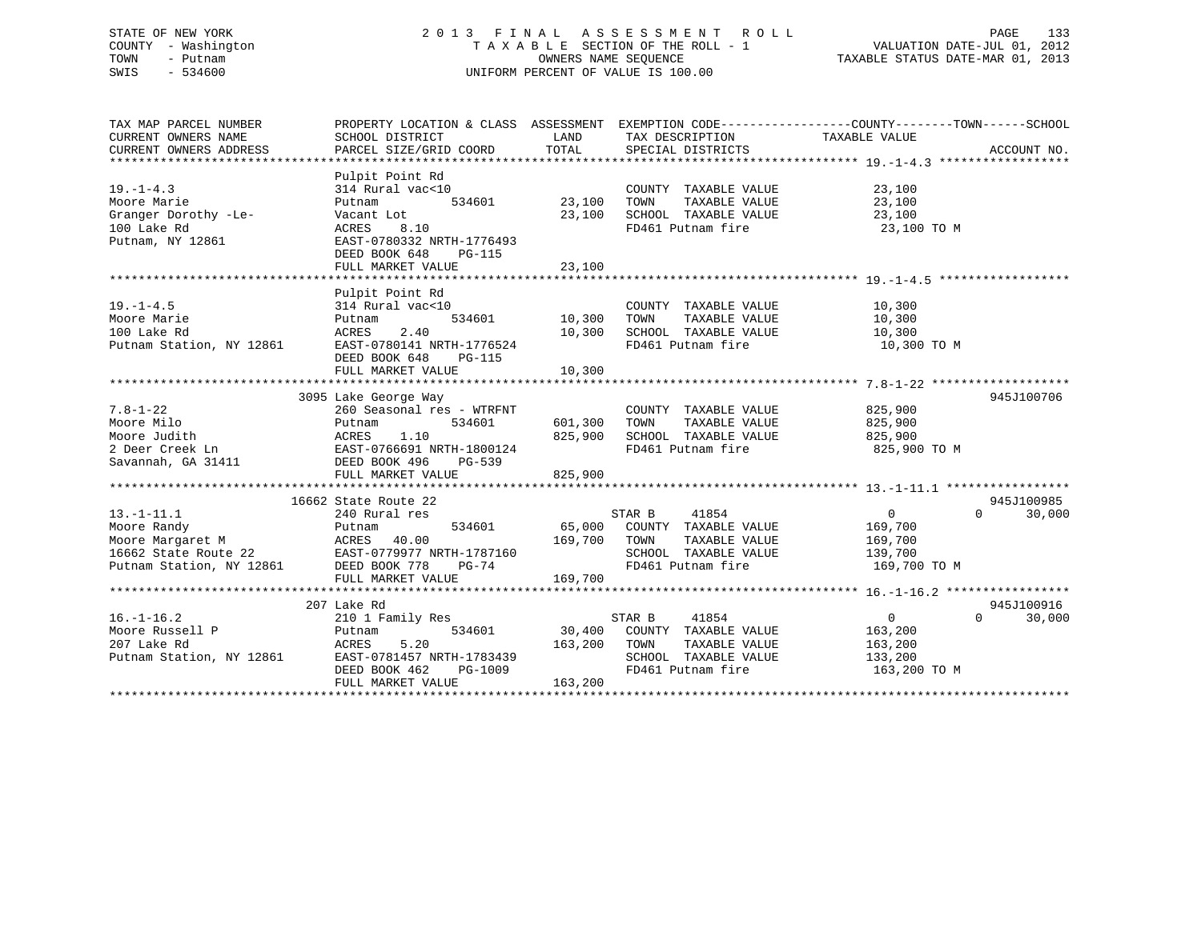STATE OF NEW YORK
COUNTY - Washington
TOWN - Putnam
SWIS - 534600

2 0 1 3 F I N A L A S S E S S M E N T R O L L
T A X A B L E SECTION OF THE ROLL - 1
OWNERS NAME SEQUENCE
UNIFORM PERCENT OF VALUE IS 100.00

VALUATION DATE-JUL 01, 2012
TAXABLE STATUS DATE-MAR 01, 2013

```
TAX MAP PARCEL NUMBER          PROPERTY LOCATION & CLASS  ASSESSMENT  EXEMPTION CODE------------------COUNTY--------TOWN------SCHOOL
CURRENT OWNERS NAME            SCHOOL DISTRICT               LAND      TAX DESCRIPTION             TAXABLE VALUE
CURRENT OWNERS ADDRESS         PARCEL SIZE/GRID COORD        TOTAL     SPECIAL DISTRICTS                                    ACCOUNT NO.
******************************************************************************************************* 19.-1-4.3 ******************
                               Pulpit Point Rd
19.-1-4.3                      314 Rural vac<10                        COUNTY  TAXABLE VALUE           23,100
Moore Marie                    Putnam          534601      23,100      TOWN    TAXABLE VALUE           23,100
Granger Dorothy -Le-           Vacant Lot                  23,100      SCHOOL  TAXABLE VALUE           23,100
100 Lake Rd                    ACRES    8.10                           FD461 Putnam fire                23,100 TO M
Putnam, NY 12861               EAST-0780332 NRTH-1776493
                               DEED BOOK 648    PG-115
                               FULL MARKET VALUE           23,100
******************************************************************************************************* 19.-1-4.5 ******************
                               Pulpit Point Rd
19.-1-4.5                      314 Rural vac<10                        COUNTY  TAXABLE VALUE           10,300
Moore Marie                    Putnam          534601      10,300      TOWN    TAXABLE VALUE           10,300
100 Lake Rd                    ACRES    2.40               10,300      SCHOOL  TAXABLE VALUE           10,300
Putnam Station, NY 12861       EAST-0780141 NRTH-1776524               FD461 Putnam fire                10,300 TO M
                               DEED BOOK 648    PG-115
                               FULL MARKET VALUE           10,300
******************************************************************************************************* 7.8-1-22 *******************
                             3095 Lake George Way                                                                   945J100706
7.8-1-22                       260 Seasonal res - WTRFNT               COUNTY  TAXABLE VALUE          825,900
Moore Milo                     Putnam          534601     601,300      TOWN    TAXABLE VALUE          825,900
Moore Judith                   ACRES    1.10              825,900      SCHOOL  TAXABLE VALUE          825,900
2 Deer Creek Ln                EAST-0766691 NRTH-1800124               FD461 Putnam fire               825,900 TO M
Savannah, GA 31411             DEED BOOK 496    PG-539
                               FULL MARKET VALUE          825,900
******************************************************************************************************* 13.-1-11.1 *****************
                            16662 State Route 22                                                                    945J100985
13.-1-11.1                     240 Rural res                      STAR B       41854                 0             0       30,000
Moore Randy                    Putnam          534601      65,000      COUNTY  TAXABLE VALUE          169,700
Moore Margaret M               ACRES   40.00              169,700      TOWN    TAXABLE VALUE          169,700
16662 State Route 22           EAST-0779977 NRTH-1787160               SCHOOL  TAXABLE VALUE          139,700
Putnam Station, NY 12861       DEED BOOK 778    PG-74                  FD461 Putnam fire               169,700 TO M
                               FULL MARKET VALUE          169,700
******************************************************************************************************* 16.-1-16.2 *****************
                               207 Lake Rd                                                                          945J100916
16.-1-16.2                     210 1 Family Res                   STAR B       41854                 0             0       30,000
Moore Russell P                Putnam          534601      30,400      COUNTY  TAXABLE VALUE          163,200
207 Lake Rd                    ACRES    5.20              163,200      TOWN    TAXABLE VALUE          163,200
Putnam Station, NY 12861       EAST-0781457 NRTH-1783439               SCHOOL  TAXABLE VALUE          133,200
                               DEED BOOK 462    PG-1009                FD461 Putnam fire               163,200 TO M
                               FULL MARKET VALUE          163,200
************************************************************************************************************************************
```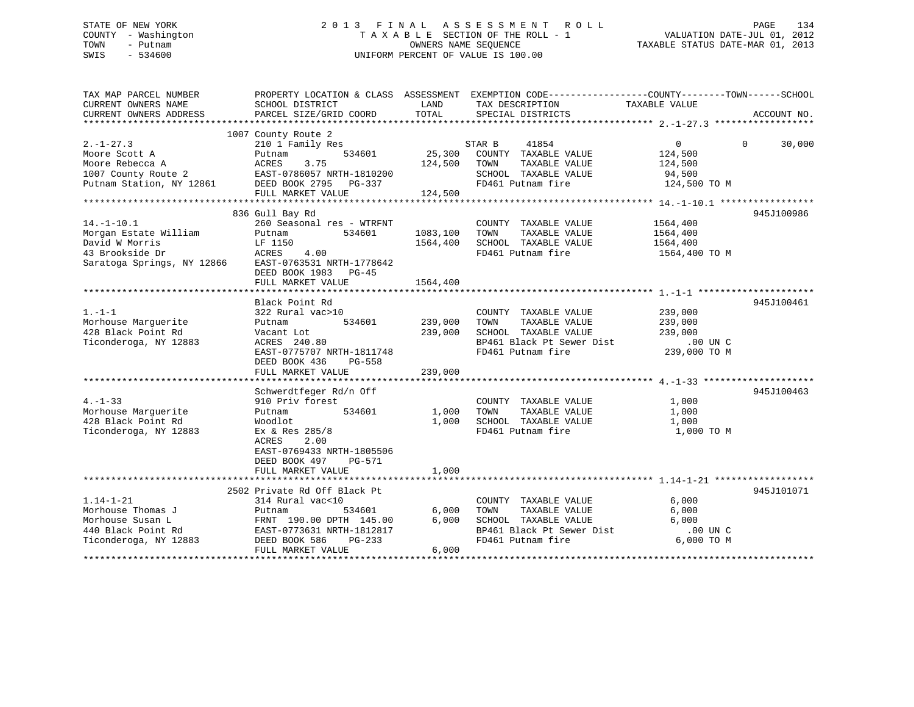STATE OF NEW YORK
COUNTY - Washington
TOWN - Putnam
SWIS - 534600

2013 FINAL ASSESSMENT ROLL
TAXABLE SECTION OF THE ROLL - 1
OWNERS NAME SEQUENCE
UNIFORM PERCENT OF VALUE IS 100.00

VALUATION DATE-JUL 01, 2012
TAXABLE STATUS DATE-MAR 01, 2013

| TAX MAP PARCEL NUMBER / CURRENT OWNERS NAME / CURRENT OWNERS ADDRESS | PROPERTY LOCATION & CLASS / SCHOOL DISTRICT / PARCEL SIZE/GRID COORD | ASSESSMENT LAND | TOTAL | EXEMPTION CODE / TAX DESCRIPTION / SPECIAL DISTRICTS | COUNTY TAXABLE VALUE | TOWN | SCHOOL | ACCOUNT NO. |
|---|---|---|---|---|---|---|---|---|
| 2.-1-27.3 | 1007 County Route 2 | | | | | | | |
| | 210 1 Family Res | | | STAR B 41854 | 0 | 0 | 30,000 | |
| Moore Scott A | Putnam 534601 | 25,300 | | COUNTY TAXABLE VALUE | 124,500 | | | |
| Moore Rebecca A | ACRES 3.75 | | 124,500 | TOWN TAXABLE VALUE | 124,500 | | | |
| 1007 County Route 2 | EAST-0786057 NRTH-1810200 | | | SCHOOL TAXABLE VALUE | 94,500 | | | |
| Putnam Station, NY 12861 | DEED BOOK 2795 PG-337 | | | FD461 Putnam fire | 124,500 TO M | | | |
| | FULL MARKET VALUE | | 124,500 | | | | | |
| 14.-1-10.1 | 836 Gull Bay Rd | | | | | | | 945J100986 |
| | 260 Seasonal res - WTRFNT | | | COUNTY TAXABLE VALUE | 1564,400 | | | |
| Morgan Estate William | Putnam 534601 | 1083,100 | | TOWN TAXABLE VALUE | 1564,400 | | | |
| David W Morris | LF 1150 | | 1564,400 | SCHOOL TAXABLE VALUE | 1564,400 | | | |
| 43 Brookside Dr | ACRES 4.00 | | | FD461 Putnam fire | 1564,400 TO M | | | |
| Saratoga Springs, NY 12866 | EAST-0763531 NRTH-1778642 | | | | | | | |
| | DEED BOOK 1983 PG-45 | | | | | | | |
| | FULL MARKET VALUE | | 1564,400 | | | | | |
| 1.-1-1 | Black Point Rd | | | | | | | 945J100461 |
| | 322 Rural vac>10 | | | COUNTY TAXABLE VALUE | 239,000 | | | |
| Morhouse Marguerite | Putnam 534601 | 239,000 | | TOWN TAXABLE VALUE | 239,000 | | | |
| 428 Black Point Rd | Vacant Lot | | 239,000 | SCHOOL TAXABLE VALUE | 239,000 | | | |
| Ticonderoga, NY 12883 | ACRES 240.80 | | | BP461 Black Pt Sewer Dist | .00 UN C | | | |
| | EAST-0775707 NRTH-1811748 | | | FD461 Putnam fire | 239,000 TO M | | | |
| | DEED BOOK 436 PG-558 | | | | | | | |
| | FULL MARKET VALUE | | 239,000 | | | | | |
| 4.-1-33 | Schwerdtfeger Rd/n Off | | | | | | | 945J100463 |
| | 910 Priv forest | | | COUNTY TAXABLE VALUE | 1,000 | | | |
| Morhouse Marguerite | Putnam 534601 | 1,000 | | TOWN TAXABLE VALUE | 1,000 | | | |
| 428 Black Point Rd | Woodlot | | 1,000 | SCHOOL TAXABLE VALUE | 1,000 | | | |
| Ticonderoga, NY 12883 | Ex & Res 285/8 | | | FD461 Putnam fire | 1,000 TO M | | | |
| | ACRES 2.00 | | | | | | | |
| | EAST-0769433 NRTH-1805506 | | | | | | | |
| | DEED BOOK 497 PG-571 | | | | | | | |
| | FULL MARKET VALUE | | 1,000 | | | | | |
| 1.14-1-21 | 2502 Private Rd Off Black Pt | | | | | | | 945J101071 |
| | 314 Rural vac<10 | | | COUNTY TAXABLE VALUE | 6,000 | | | |
| Morhouse Thomas J | Putnam 534601 | 6,000 | | TOWN TAXABLE VALUE | 6,000 | | | |
| Morhouse Susan L | FRNT 190.00 DPTH 145.00 | | 6,000 | SCHOOL TAXABLE VALUE | 6,000 | | | |
| 440 Black Point Rd | EAST-0773631 NRTH-1812817 | | | BP461 Black Pt Sewer Dist | .00 UN C | | | |
| Ticonderoga, NY 12883 | DEED BOOK 586 PG-233 | | | FD461 Putnam fire | 6,000 TO M | | | |
| | FULL MARKET VALUE | | 6,000 | | | | | |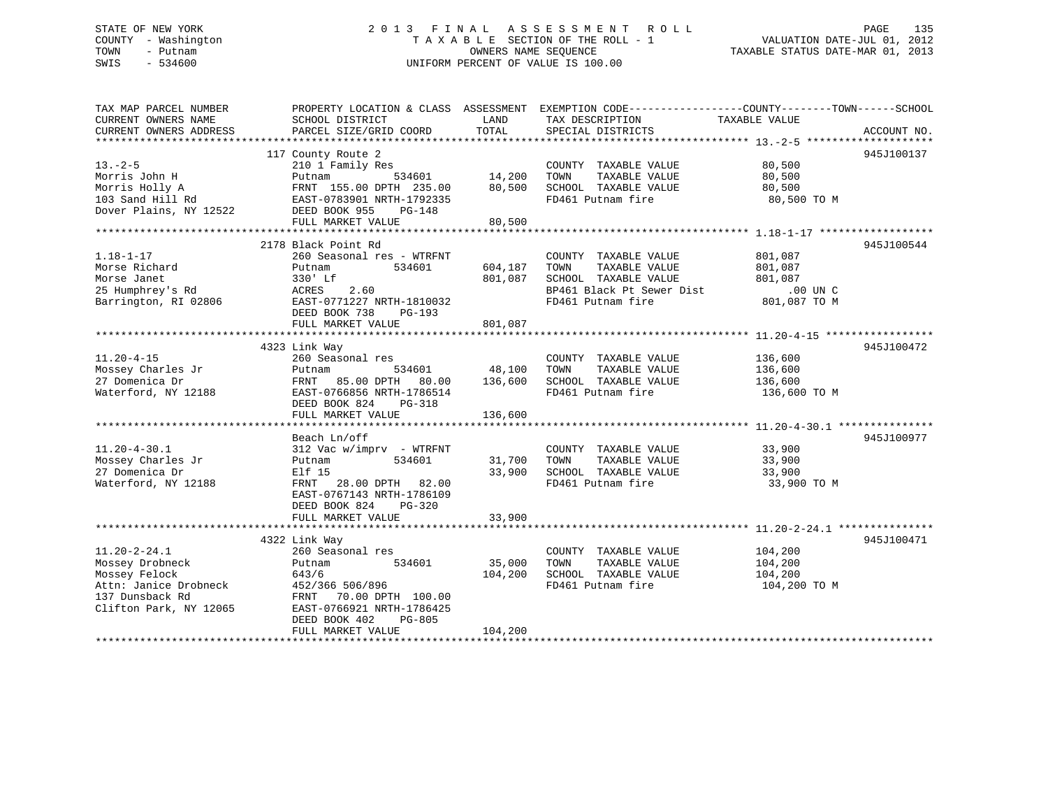STATE OF NEW YORK
COUNTY - Washington
TOWN - Putnam
SWIS - 534600

2013 FINAL ASSESSMENT ROLL
TAXABLE SECTION OF THE ROLL - 1
OWNERS NAME SEQUENCE
UNIFORM PERCENT OF VALUE IS 100.00

VALUATION DATE-JUL 01, 2012
TAXABLE STATUS DATE-MAR 01, 2013

| TAX MAP PARCEL NUMBER / CURRENT OWNERS NAME / CURRENT OWNERS ADDRESS | PROPERTY LOCATION & CLASS / SCHOOL DISTRICT / PARCEL SIZE/GRID COORD | ASSESSMENT LAND | ASSESSMENT TOTAL | EXEMPTION CODE / TAX DESCRIPTION / SPECIAL DISTRICTS | TAXABLE VALUE (COUNTY--TOWN--SCHOOL) | ACCOUNT NO. |
|---|---|---|---|---|---|---|
| 13.-2-5 | 117 County Route 2 | | | | | 945J100137 |
| Morris John H | 210 1 Family Res | | | COUNTY TAXABLE VALUE | 80,500 | |
| Morris Holly A | Putnam 534601 | 14,200 | | TOWN TAXABLE VALUE | 80,500 | |
| 103 Sand Hill Rd | FRNT 155.00 DPTH 235.00 | | 80,500 | SCHOOL TAXABLE VALUE | 80,500 | |
| Dover Plains, NY 12522 | EAST-0783901 NRTH-1792335 | | | FD461 Putnam fire | 80,500 TO M | |
| | DEED BOOK 955 PG-148 | | | | | |
| | FULL MARKET VALUE | | 80,500 | | | |
| 1.18-1-17 | 2178 Black Point Rd | | | | | 945J100544 |
| Morse Richard | 260 Seasonal res - WTRFNT | | | COUNTY TAXABLE VALUE | 801,087 | |
| Morse Janet | Putnam 534601 | 604,187 | | TOWN TAXABLE VALUE | 801,087 | |
| 25 Humphrey's Rd | 330' Lf | | 801,087 | SCHOOL TAXABLE VALUE | 801,087 | |
| Barrington, RI 02806 | ACRES 2.60 | | | BP461 Black Pt Sewer Dist | .00 UN C | |
| | EAST-0771227 NRTH-1810032 | | | FD461 Putnam fire | 801,087 TO M | |
| | DEED BOOK 738 PG-193 | | | | | |
| | FULL MARKET VALUE | | 801,087 | | | |
| 11.20-4-15 | 4323 Link Way | | | | | 945J100472 |
| Mossey Charles Jr | 260 Seasonal res | | | COUNTY TAXABLE VALUE | 136,600 | |
| 27 Domenica Dr | Putnam 534601 | 48,100 | | TOWN TAXABLE VALUE | 136,600 | |
| Waterford, NY 12188 | FRNT 85.00 DPTH 80.00 | | 136,600 | SCHOOL TAXABLE VALUE | 136,600 | |
| | EAST-0766856 NRTH-1786514 | | | FD461 Putnam fire | 136,600 TO M | |
| | DEED BOOK 824 PG-318 | | | | | |
| | FULL MARKET VALUE | | 136,600 | | | |
| 11.20-4-30.1 | Beach Ln/off | | | | | 945J100977 |
| Mossey Charles Jr | 312 Vac w/imprv - WTRFNT | | | COUNTY TAXABLE VALUE | 33,900 | |
| 27 Domenica Dr | Putnam 534601 | 31,700 | | TOWN TAXABLE VALUE | 33,900 | |
| Waterford, NY 12188 | Elf 15 | | 33,900 | SCHOOL TAXABLE VALUE | 33,900 | |
| | FRNT 28.00 DPTH 82.00 | | | FD461 Putnam fire | 33,900 TO M | |
| | EAST-0767143 NRTH-1786109 | | | | | |
| | DEED BOOK 824 PG-320 | | | | | |
| | FULL MARKET VALUE | | 33,900 | | | |
| 11.20-2-24.1 | 4322 Link Way | | | | | 945J100471 |
| Mossey Drobneck | 260 Seasonal res | | | COUNTY TAXABLE VALUE | 104,200 | |
| Mossey Felock | Putnam 534601 | 35,000 | | TOWN TAXABLE VALUE | 104,200 | |
| Attn: Janice Drobneck | 643/6 | | 104,200 | SCHOOL TAXABLE VALUE | 104,200 | |
| 137 Dunsback Rd | 452/366 506/896 | | | FD461 Putnam fire | 104,200 TO M | |
| Clifton Park, NY 12065 | FRNT 70.00 DPTH 100.00 | | | | | |
| | EAST-0766921 NRTH-1786425 | | | | | |
| | DEED BOOK 402 PG-805 | | | | | |
| | FULL MARKET VALUE | | 104,200 | | | |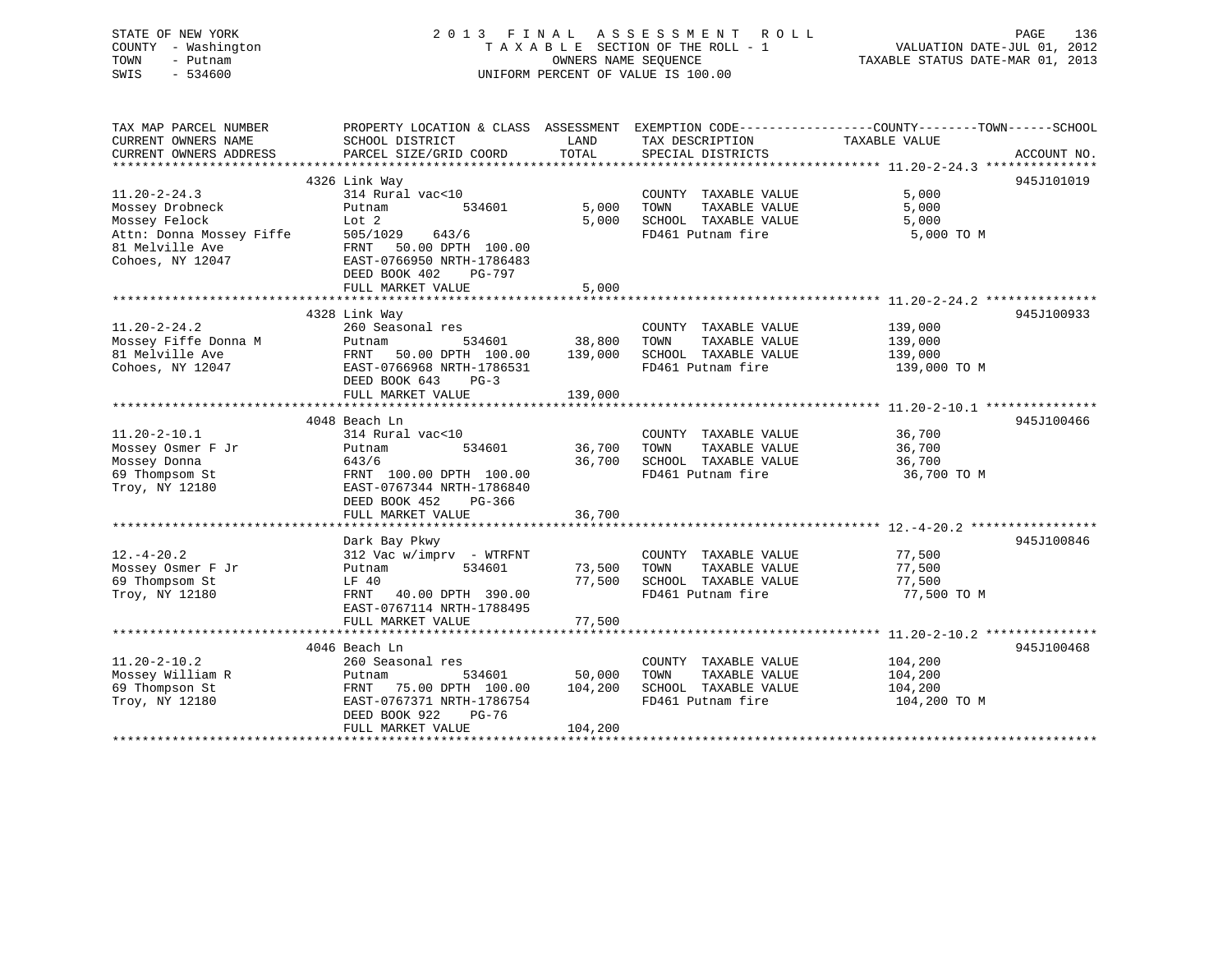STATE OF NEW YORK
COUNTY - Washington
TOWN - Putnam
SWIS - 534600

2 0 1 3 F I N A L A S S E S S M E N T R O L L
T A X A B L E SECTION OF THE ROLL - 1
OWNERS NAME SEQUENCE
UNIFORM PERCENT OF VALUE IS 100.00

VALUATION DATE-JUL 01, 2012
TAXABLE STATUS DATE-MAR 01, 2013

| TAX MAP PARCEL NUMBER / CURRENT OWNERS NAME / CURRENT OWNERS ADDRESS | PROPERTY LOCATION & CLASS / SCHOOL DISTRICT / PARCEL SIZE/GRID COORD | ASSESSMENT LAND / TOTAL | EXEMPTION CODE / TAX DESCRIPTION / SPECIAL DISTRICTS | COUNTY--------TOWN------SCHOOL TAXABLE VALUE | ACCOUNT NO. |
|---|---|---|---|---|---|
| 11.20-2-24.3 | 4326 Link Way | | | | 945J101019 |
| | 314 Rural vac<10 | | COUNTY TAXABLE VALUE | 5,000 | |
| Mossey Drobneck | Putnam 534601 | 5,000 | TOWN TAXABLE VALUE | 5,000 | |
| Mossey Felock | Lot 2 | 5,000 | SCHOOL TAXABLE VALUE | 5,000 | |
| Attn: Donna Mossey Fiffe | 505/1029 643/6 | | FD461 Putnam fire | 5,000 TO M | |
| 81 Melville Ave | FRNT 50.00 DPTH 100.00 | | | | |
| Cohoes, NY 12047 | EAST-0766950 NRTH-1786483 | | | | |
| | DEED BOOK 402 PG-797 | | | | |
| | FULL MARKET VALUE | 5,000 | | | |
| 11.20-2-24.2 | 4328 Link Way | | | | 945J100933 |
| | 260 Seasonal res | | COUNTY TAXABLE VALUE | 139,000 | |
| Mossey Fiffe Donna M | Putnam 534601 | 38,800 | TOWN TAXABLE VALUE | 139,000 | |
| 81 Melville Ave | FRNT 50.00 DPTH 100.00 | 139,000 | SCHOOL TAXABLE VALUE | 139,000 | |
| Cohoes, NY 12047 | EAST-0766968 NRTH-1786531 | | FD461 Putnam fire | 139,000 TO M | |
| | DEED BOOK 643 PG-3 | | | | |
| | FULL MARKET VALUE | 139,000 | | | |
| 11.20-2-10.1 | 4048 Beach Ln | | | | 945J100466 |
| | 314 Rural vac<10 | | COUNTY TAXABLE VALUE | 36,700 | |
| Mossey Osmer F Jr | Putnam 534601 | 36,700 | TOWN TAXABLE VALUE | 36,700 | |
| Mossey Donna | 643/6 | 36,700 | SCHOOL TAXABLE VALUE | 36,700 | |
| 69 Thompsom St | FRNT 100.00 DPTH 100.00 | | FD461 Putnam fire | 36,700 TO M | |
| Troy, NY 12180 | EAST-0767344 NRTH-1786840 | | | | |
| | DEED BOOK 452 PG-366 | | | | |
| | FULL MARKET VALUE | 36,700 | | | |
| 12.-4-20.2 | Dark Bay Pkwy | | | | 945J100846 |
| | 312 Vac w/imprv - WTRFNT | | COUNTY TAXABLE VALUE | 77,500 | |
| Mossey Osmer F Jr | Putnam 534601 | 73,500 | TOWN TAXABLE VALUE | 77,500 | |
| 69 Thompsom St | LF 40 | 77,500 | SCHOOL TAXABLE VALUE | 77,500 | |
| Troy, NY 12180 | FRNT 40.00 DPTH 390.00 | | FD461 Putnam fire | 77,500 TO M | |
| | EAST-0767114 NRTH-1788495 | | | | |
| | FULL MARKET VALUE | 77,500 | | | |
| 11.20-2-10.2 | 4046 Beach Ln | | | | 945J100468 |
| | 260 Seasonal res | | COUNTY TAXABLE VALUE | 104,200 | |
| Mossey William R | Putnam 534601 | 50,000 | TOWN TAXABLE VALUE | 104,200 | |
| 69 Thompson St | FRNT 75.00 DPTH 100.00 | 104,200 | SCHOOL TAXABLE VALUE | 104,200 | |
| Troy, NY 12180 | EAST-0767371 NRTH-1786754 | | FD461 Putnam fire | 104,200 TO M | |
| | DEED BOOK 922 PG-76 | | | | |
| | FULL MARKET VALUE | 104,200 | | | |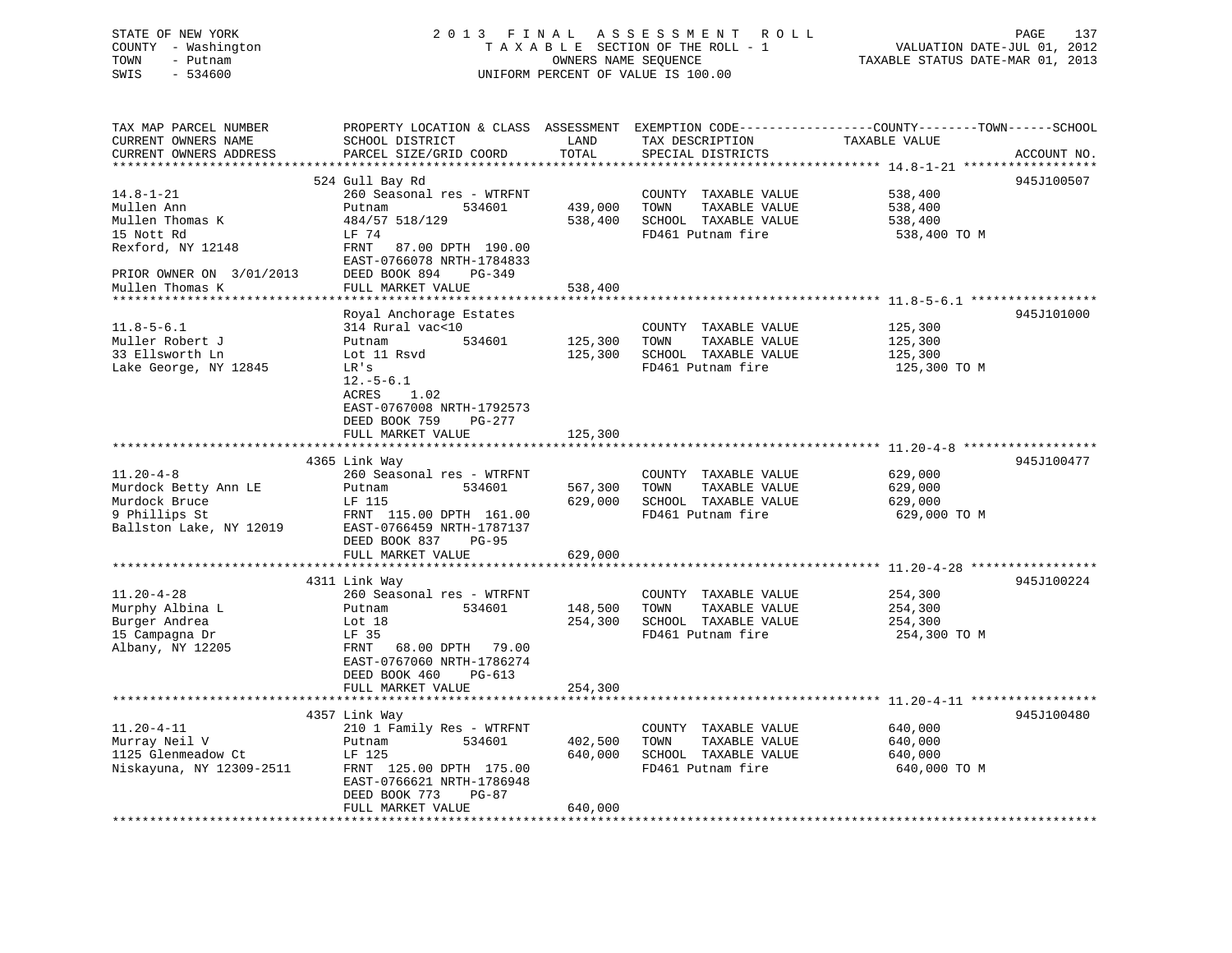STATE OF NEW YORK
COUNTY - Washington
TOWN - Putnam
SWIS - 534600

2013 FINAL ASSESSMENT ROLL
TAXABLE SECTION OF THE ROLL - 1
OWNERS NAME SEQUENCE
UNIFORM PERCENT OF VALUE IS 100.00

VALUATION DATE-JUL 01, 2012
TAXABLE STATUS DATE-MAR 01, 2013

| TAX MAP PARCEL NUMBER / CURRENT OWNERS NAME / CURRENT OWNERS ADDRESS | PROPERTY LOCATION & CLASS / SCHOOL DISTRICT / PARCEL SIZE/GRID COORD | ASSESSMENT LAND / TOTAL | EXEMPTION CODE / TAX DESCRIPTION / SPECIAL DISTRICTS | COUNTY--------TOWN------SCHOOL TAXABLE VALUE | ACCOUNT NO. |
|---|---|---|---|---|---|
| 14.8-1-21 | 524 Gull Bay Rd | | | | 945J100507 |
| 14.8-1-21 | 260 Seasonal res - WTRFNT | | COUNTY TAXABLE VALUE | 538,400 | |
| Mullen Ann | Putnam 534601 | 439,000 | TOWN TAXABLE VALUE | 538,400 | |
| Mullen Thomas K | 484/57 518/129 | 538,400 | SCHOOL TAXABLE VALUE | 538,400 | |
| 15 Nott Rd | LF 74 | | FD461 Putnam fire | 538,400 TO M | |
| Rexford, NY 12148 | FRNT 87.00 DPTH 190.00 | | | | |
| | EAST-0766078 NRTH-1784833 | | | | |
| PRIOR OWNER ON 3/01/2013 | DEED BOOK 894 PG-349 | | | | |
| Mullen Thomas K | FULL MARKET VALUE | 538,400 | | | |
| 11.8-5-6.1 | Royal Anchorage Estates | | | | 945J101000 |
| 11.8-5-6.1 | 314 Rural vac<10 | | COUNTY TAXABLE VALUE | 125,300 | |
| Muller Robert J | Putnam 534601 | 125,300 | TOWN TAXABLE VALUE | 125,300 | |
| 33 Ellsworth Ln | Lot 11 Rsvd | 125,300 | SCHOOL TAXABLE VALUE | 125,300 | |
| Lake George, NY 12845 | LR's | | FD461 Putnam fire | 125,300 TO M | |
| | 12.-5-6.1 | | | | |
| | ACRES 1.02 | | | | |
| | EAST-0767008 NRTH-1792573 | | | | |
| | DEED BOOK 759 PG-277 | | | | |
| | FULL MARKET VALUE | 125,300 | | | |
| 11.20-4-8 | 4365 Link Way | | | | 945J100477 |
| 11.20-4-8 | 260 Seasonal res - WTRFNT | | COUNTY TAXABLE VALUE | 629,000 | |
| Murdock Betty Ann LE | Putnam 534601 | 567,300 | TOWN TAXABLE VALUE | 629,000 | |
| Murdock Bruce | LF 115 | 629,000 | SCHOOL TAXABLE VALUE | 629,000 | |
| 9 Phillips St | FRNT 115.00 DPTH 161.00 | | FD461 Putnam fire | 629,000 TO M | |
| Ballston Lake, NY 12019 | EAST-0766459 NRTH-1787137 | | | | |
| | DEED BOOK 837 PG-95 | | | | |
| | FULL MARKET VALUE | 629,000 | | | |
| 11.20-4-28 | 4311 Link Way | | | | 945J100224 |
| 11.20-4-28 | 260 Seasonal res - WTRFNT | | COUNTY TAXABLE VALUE | 254,300 | |
| Murphy Albina L | Putnam 534601 | 148,500 | TOWN TAXABLE VALUE | 254,300 | |
| Burger Andrea | Lot 18 | 254,300 | SCHOOL TAXABLE VALUE | 254,300 | |
| 15 Campagna Dr | LF 35 | | FD461 Putnam fire | 254,300 TO M | |
| Albany, NY 12205 | FRNT 68.00 DPTH 79.00 | | | | |
| | EAST-0767060 NRTH-1786274 | | | | |
| | DEED BOOK 460 PG-613 | | | | |
| | FULL MARKET VALUE | 254,300 | | | |
| 11.20-4-11 | 4357 Link Way | | | | 945J100480 |
| 11.20-4-11 | 210 1 Family Res - WTRFNT | | COUNTY TAXABLE VALUE | 640,000 | |
| Murray Neil V | Putnam 534601 | 402,500 | TOWN TAXABLE VALUE | 640,000 | |
| 1125 Glenmeadow Ct | LF 125 | 640,000 | SCHOOL TAXABLE VALUE | 640,000 | |
| Niskayuna, NY 12309-2511 | FRNT 125.00 DPTH 175.00 | | FD461 Putnam fire | 640,000 TO M | |
| | EAST-0766621 NRTH-1786948 | | | | |
| | DEED BOOK 773 PG-87 | | | | |
| | FULL MARKET VALUE | 640,000 | | | |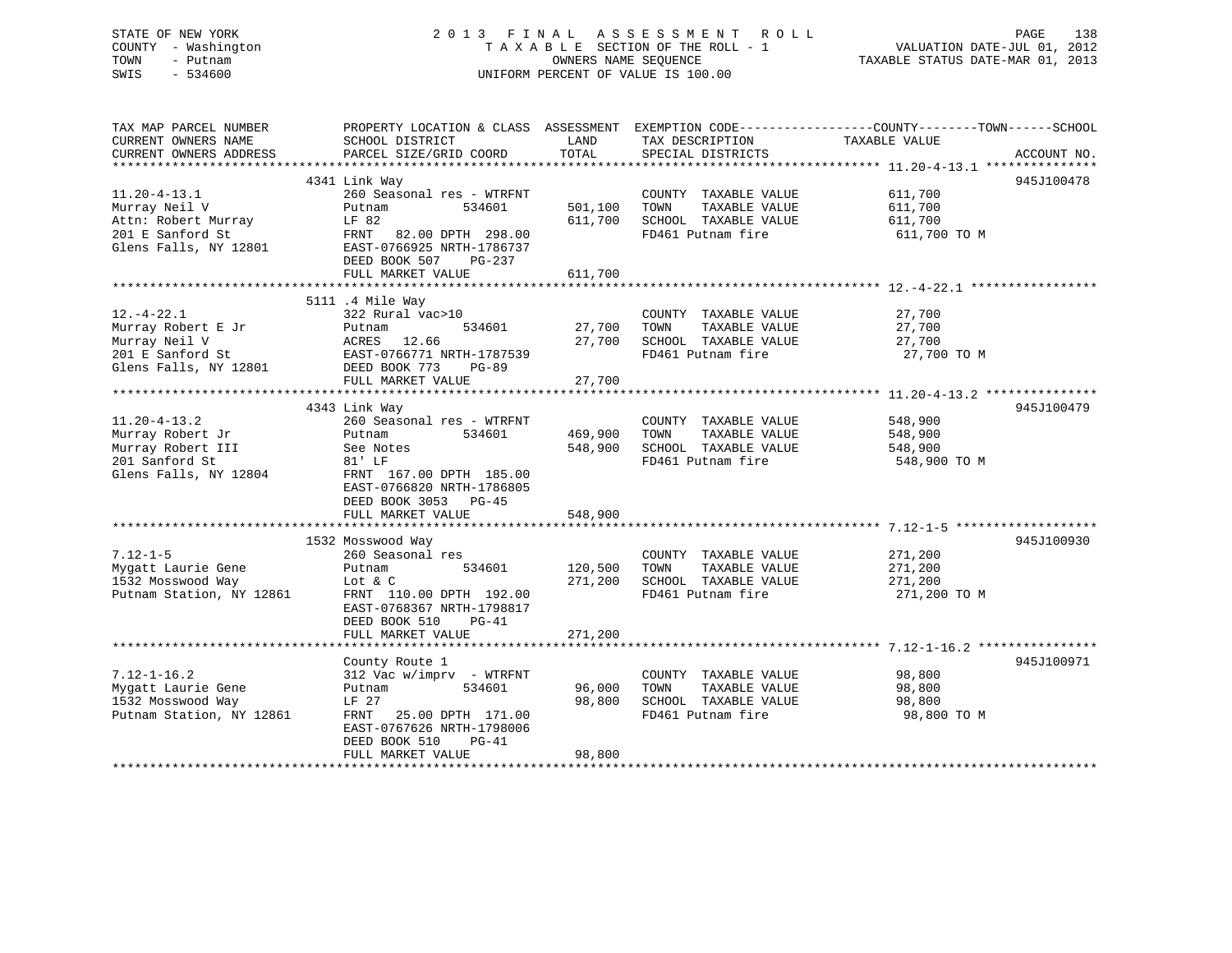STATE OF NEW YORK — 2013 FINAL ASSESSMENT ROLL
COUNTY - Washington — TAXABLE SECTION OF THE ROLL - 1 — VALUATION DATE-JUL 01, 2012
TOWN - Putnam — OWNERS NAME SEQUENCE — TAXABLE STATUS DATE-MAR 01, 2013
SWIS - 534600 — UNIFORM PERCENT OF VALUE IS 100.00

| TAX MAP PARCEL NUMBER / CURRENT OWNERS NAME / CURRENT OWNERS ADDRESS | PROPERTY LOCATION & CLASS / SCHOOL DISTRICT / PARCEL SIZE/GRID COORD | ASSESSMENT LAND | TOTAL | EXEMPTION CODE / TAX DESCRIPTION / SPECIAL DISTRICTS | TAXABLE VALUE (COUNTY / TOWN / SCHOOL) | ACCOUNT NO. |
|---|---|---|---|---|---|---|
| **11.20-4-13.1** | 4341 Link Way | | | | | 945J100478 |
| 11.20-4-13.1 | 260 Seasonal res - WTRFNT | | | COUNTY TAXABLE VALUE | 611,700 | |
| Murray Neil V | Putnam 534601 | 501,100 | | TOWN TAXABLE VALUE | 611,700 | |
| Attn: Robert Murray | LF 82 | | 611,700 | SCHOOL TAXABLE VALUE | 611,700 | |
| 201 E Sanford St | FRNT 82.00 DPTH 298.00 | | | FD461 Putnam fire | 611,700 TO M | |
| Glens Falls, NY 12801 | EAST-0766925 NRTH-1786737 | | | | | |
| | DEED BOOK 507 PG-237 | | | | | |
| | FULL MARKET VALUE | | 611,700 | | | |
| **12.-4-22.1** | 5111 .4 Mile Way | | | | | |
| 12.-4-22.1 | 322 Rural vac>10 | | | COUNTY TAXABLE VALUE | 27,700 | |
| Murray Robert E Jr | Putnam 534601 | 27,700 | | TOWN TAXABLE VALUE | 27,700 | |
| Murray Neil V | ACRES 12.66 | | 27,700 | SCHOOL TAXABLE VALUE | 27,700 | |
| 201 E Sanford St | EAST-0766771 NRTH-1787539 | | | FD461 Putnam fire | 27,700 TO M | |
| Glens Falls, NY 12801 | DEED BOOK 773 PG-89 | | | | | |
| | FULL MARKET VALUE | | 27,700 | | | |
| **11.20-4-13.2** | 4343 Link Way | | | | | 945J100479 |
| 11.20-4-13.2 | 260 Seasonal res - WTRFNT | | | COUNTY TAXABLE VALUE | 548,900 | |
| Murray Robert Jr | Putnam 534601 | 469,900 | | TOWN TAXABLE VALUE | 548,900 | |
| Murray Robert III | See Notes | | 548,900 | SCHOOL TAXABLE VALUE | 548,900 | |
| 201 Sanford St | 81' LF | | | FD461 Putnam fire | 548,900 TO M | |
| Glens Falls, NY 12804 | FRNT 167.00 DPTH 185.00 | | | | | |
| | EAST-0766820 NRTH-1786805 | | | | | |
| | DEED BOOK 3053 PG-45 | | | | | |
| | FULL MARKET VALUE | | 548,900 | | | |
| **7.12-1-5** | 1532 Mosswood Way | | | | | 945J100930 |
| 7.12-1-5 | 260 Seasonal res | | | COUNTY TAXABLE VALUE | 271,200 | |
| Mygatt Laurie Gene | Putnam 534601 | 120,500 | | TOWN TAXABLE VALUE | 271,200 | |
| 1532 Mosswood Way | Lot & C | | 271,200 | SCHOOL TAXABLE VALUE | 271,200 | |
| Putnam Station, NY 12861 | FRNT 110.00 DPTH 192.00 | | | FD461 Putnam fire | 271,200 TO M | |
| | EAST-0768367 NRTH-1798817 | | | | | |
| | DEED BOOK 510 PG-41 | | | | | |
| | FULL MARKET VALUE | | 271,200 | | | |
| **7.12-1-16.2** | County Route 1 | | | | | 945J100971 |
| 7.12-1-16.2 | 312 Vac w/imprv - WTRFNT | | | COUNTY TAXABLE VALUE | 98,800 | |
| Mygatt Laurie Gene | Putnam 534601 | 96,000 | | TOWN TAXABLE VALUE | 98,800 | |
| 1532 Mosswood Way | LF 27 | | 98,800 | SCHOOL TAXABLE VALUE | 98,800 | |
| Putnam Station, NY 12861 | FRNT 25.00 DPTH 171.00 | | | FD461 Putnam fire | 98,800 TO M | |
| | EAST-0767626 NRTH-1798006 | | | | | |
| | DEED BOOK 510 PG-41 | | | | | |
| | FULL MARKET VALUE | | 98,800 | | | |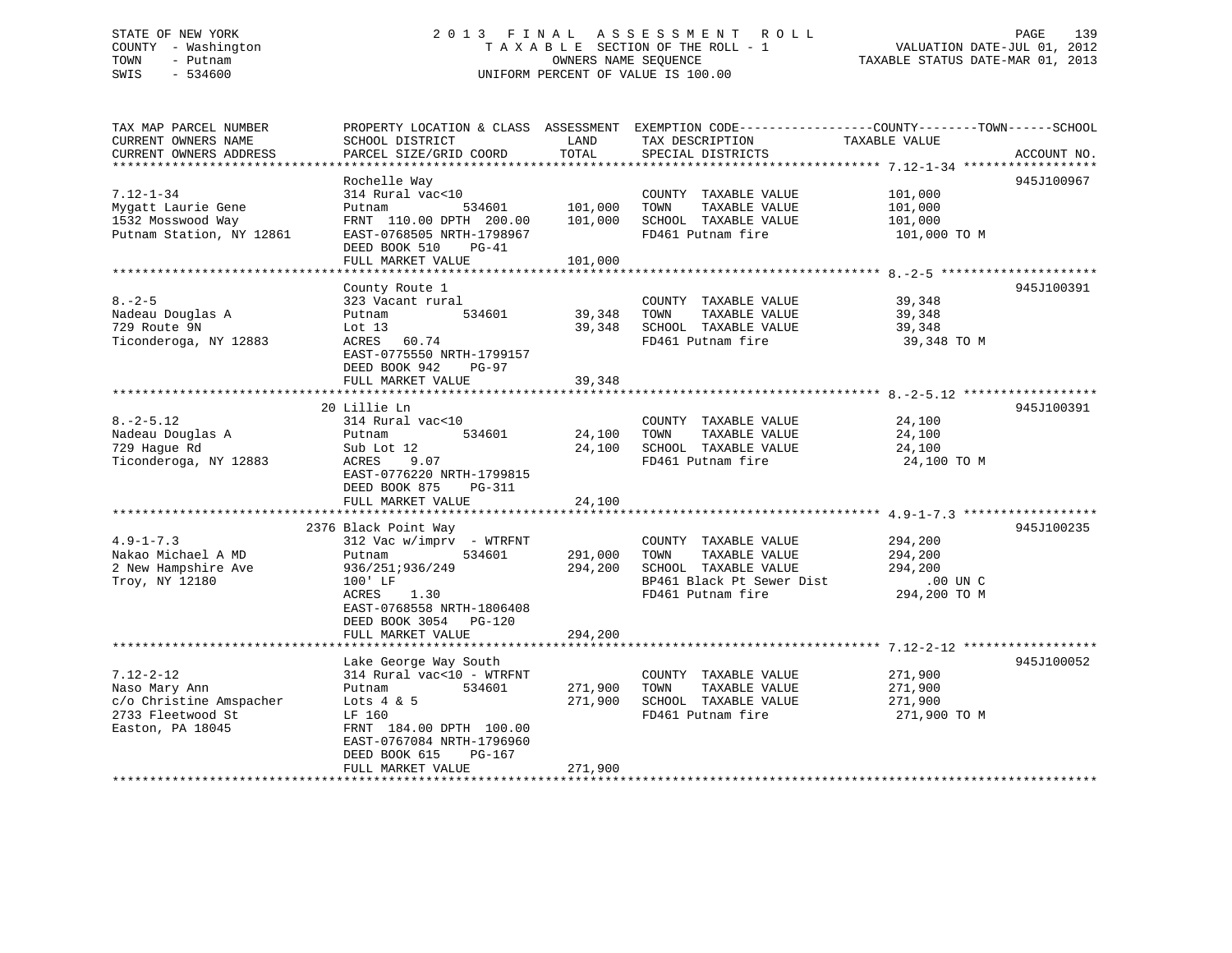STATE OF NEW YORK
COUNTY - Washington
TOWN - Putnam
SWIS - 534600

2013 FINAL ASSESSMENT ROLL
TAXABLE SECTION OF THE ROLL - 1
OWNERS NAME SEQUENCE
UNIFORM PERCENT OF VALUE IS 100.00

VALUATION DATE-JUL 01, 2012
TAXABLE STATUS DATE-MAR 01, 2013

| TAX MAP PARCEL NUMBER / CURRENT OWNERS NAME / CURRENT OWNERS ADDRESS | PROPERTY LOCATION & CLASS / SCHOOL DISTRICT / PARCEL SIZE/GRID COORD | ASSESSMENT LAND / TOTAL | EXEMPTION CODE / TAX DESCRIPTION / SPECIAL DISTRICTS | COUNTY--------TOWN------SCHOOL TAXABLE VALUE | ACCOUNT NO. |
|---|---|---|---|---|---|
| 7.12-1-34 | Rochelle Way | | | | 945J100967 |
| | 314 Rural vac<10 | | COUNTY TAXABLE VALUE | 101,000 | |
| Mygatt Laurie Gene | Putnam 534601 | 101,000 | TOWN TAXABLE VALUE | 101,000 | |
| 1532 Mosswood Way | FRNT 110.00 DPTH 200.00 | 101,000 | SCHOOL TAXABLE VALUE | 101,000 | |
| Putnam Station, NY 12861 | EAST-0768505 NRTH-1798967 | | FD461 Putnam fire | 101,000 TO M | |
| | DEED BOOK 510 PG-41 | | | | |
| | FULL MARKET VALUE | 101,000 | | | |
| 8.-2-5 | County Route 1 | | | | 945J100391 |
| | 323 Vacant rural | | COUNTY TAXABLE VALUE | 39,348 | |
| Nadeau Douglas A | Putnam 534601 | 39,348 | TOWN TAXABLE VALUE | 39,348 | |
| 729 Route 9N | Lot 13 | 39,348 | SCHOOL TAXABLE VALUE | 39,348 | |
| Ticonderoga, NY 12883 | ACRES 60.74 | | FD461 Putnam fire | 39,348 TO M | |
| | EAST-0775550 NRTH-1799157 | | | | |
| | DEED BOOK 942 PG-97 | | | | |
| | FULL MARKET VALUE | 39,348 | | | |
| 8.-2-5.12 | 20 Lillie Ln | | | | 945J100391 |
| | 314 Rural vac<10 | | COUNTY TAXABLE VALUE | 24,100 | |
| Nadeau Douglas A | Putnam 534601 | 24,100 | TOWN TAXABLE VALUE | 24,100 | |
| 729 Hague Rd | Sub Lot 12 | 24,100 | SCHOOL TAXABLE VALUE | 24,100 | |
| Ticonderoga, NY 12883 | ACRES 9.07 | | FD461 Putnam fire | 24,100 TO M | |
| | EAST-0776220 NRTH-1799815 | | | | |
| | DEED BOOK 875 PG-311 | | | | |
| | FULL MARKET VALUE | 24,100 | | | |
| 4.9-1-7.3 | 2376 Black Point Way | | | | 945J100235 |
| | 312 Vac w/imprv - WTRFNT | | COUNTY TAXABLE VALUE | 294,200 | |
| Nakao Michael A MD | Putnam 534601 | 291,000 | TOWN TAXABLE VALUE | 294,200 | |
| 2 New Hampshire Ave | 936/251;936/249 | 294,200 | SCHOOL TAXABLE VALUE | 294,200 | |
| Troy, NY 12180 | 100' LF | | BP461 Black Pt Sewer Dist | .00 UN C | |
| | ACRES 1.30 | | FD461 Putnam fire | 294,200 TO M | |
| | EAST-0768558 NRTH-1806408 | | | | |
| | DEED BOOK 3054 PG-120 | | | | |
| | FULL MARKET VALUE | 294,200 | | | |
| 7.12-2-12 | Lake George Way South | | | | 945J100052 |
| | 314 Rural vac<10 - WTRFNT | | COUNTY TAXABLE VALUE | 271,900 | |
| Naso Mary Ann | Putnam 534601 | 271,900 | TOWN TAXABLE VALUE | 271,900 | |
| c/o Christine Amspacher | Lots 4 & 5 | 271,900 | SCHOOL TAXABLE VALUE | 271,900 | |
| 2733 Fleetwood St | LF 160 | | FD461 Putnam fire | 271,900 TO M | |
| Easton, PA 18045 | FRNT 184.00 DPTH 100.00 | | | | |
| | EAST-0767084 NRTH-1796960 | | | | |
| | DEED BOOK 615 PG-167 | | | | |
| | FULL MARKET VALUE | 271,900 | | | |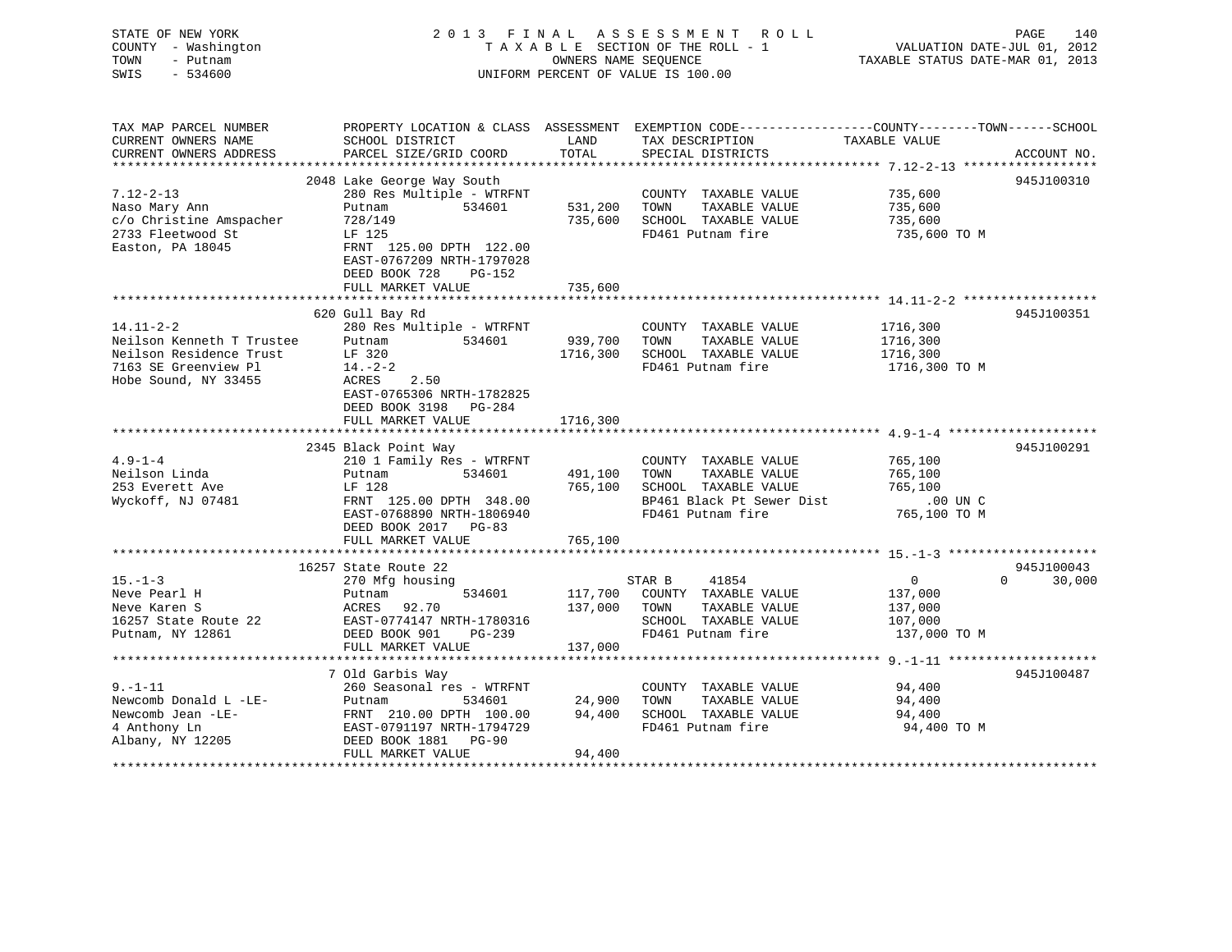STATE OF NEW YORK
COUNTY - Washington
TOWN - Putnam
SWIS - 534600

2 0 1 3 F I N A L A S S E S S M E N T R O L L
T A X A B L E SECTION OF THE ROLL - 1
OWNERS NAME SEQUENCE
UNIFORM PERCENT OF VALUE IS 100.00

VALUATION DATE-JUL 01, 2012
TAXABLE STATUS DATE-MAR 01, 2013

| TAX MAP PARCEL NUMBER / CURRENT OWNERS NAME / CURRENT OWNERS ADDRESS | PROPERTY LOCATION & CLASS / SCHOOL DISTRICT / PARCEL SIZE/GRID COORD | ASSESSMENT LAND / TOTAL | EXEMPTION CODE / TAX DESCRIPTION / SPECIAL DISTRICTS | COUNTY / TOWN / SCHOOL TAXABLE VALUE | ACCOUNT NO. |
|---|---|---|---|---|---|
| 7.12-2-13 | 2048 Lake George Way South | | | | 945J100310 |
| Naso Mary Ann | 280 Res Multiple - WTRFNT | | COUNTY TAXABLE VALUE | 735,600 | |
| c/o Christine Amspacher | Putnam 534601 | 531,200 | TOWN TAXABLE VALUE | 735,600 | |
| 2733 Fleetwood St | 728/149 | 735,600 | SCHOOL TAXABLE VALUE | 735,600 | |
| Easton, PA 18045 | LF 125 | | FD461 Putnam fire | 735,600 TO M | |
| | FRNT 125.00 DPTH 122.00 | | | | |
| | EAST-0767209 NRTH-1797028 | | | | |
| | DEED BOOK 728 PG-152 | | | | |
| | FULL MARKET VALUE | 735,600 | | | |
| 14.11-2-2 | 620 Gull Bay Rd | | | | 945J100351 |
| Neilson Kenneth T Trustee | 280 Res Multiple - WTRFNT | | COUNTY TAXABLE VALUE | 1716,300 | |
| Neilson Residence Trust | Putnam 534601 | 939,700 | TOWN TAXABLE VALUE | 1716,300 | |
| 7163 SE Greenview Pl | LF 320 | 1716,300 | SCHOOL TAXABLE VALUE | 1716,300 | |
| Hobe Sound, NY 33455 | 14.-2-2 | | FD461 Putnam fire | 1716,300 TO M | |
| | ACRES 2.50 | | | | |
| | EAST-0765306 NRTH-1782825 | | | | |
| | DEED BOOK 3198 PG-284 | | | | |
| | FULL MARKET VALUE | 1716,300 | | | |
| 4.9-1-4 | 2345 Black Point Way | | | | 945J100291 |
| Neilson Linda | 210 1 Family Res - WTRFNT | | COUNTY TAXABLE VALUE | 765,100 | |
| 253 Everett Ave | Putnam 534601 | 491,100 | TOWN TAXABLE VALUE | 765,100 | |
| Wyckoff, NJ 07481 | LF 128 | 765,100 | SCHOOL TAXABLE VALUE | 765,100 | |
| | FRNT 125.00 DPTH 348.00 | | BP461 Black Pt Sewer Dist | .00 UN C | |
| | EAST-0768890 NRTH-1806940 | | FD461 Putnam fire | 765,100 TO M | |
| | DEED BOOK 2017 PG-83 | | | | |
| | FULL MARKET VALUE | 765,100 | | | |
| 15.-1-3 | 16257 State Route 22 | | | | 945J100043 |
| Neve Pearl H | 270 Mfg housing | | STAR B 41854 | 0 0 30,000 | |
| Neve Karen S | Putnam 534601 | 117,700 | COUNTY TAXABLE VALUE | 137,000 | |
| 16257 State Route 22 | ACRES 92.70 | 137,000 | TOWN TAXABLE VALUE | 137,000 | |
| Putnam, NY 12861 | EAST-0774147 NRTH-1780316 | | SCHOOL TAXABLE VALUE | 107,000 | |
| | DEED BOOK 901 PG-239 | | FD461 Putnam fire | 137,000 TO M | |
| | FULL MARKET VALUE | 137,000 | | | |
| 9.-1-11 | 7 Old Garbis Way | | | | 945J100487 |
| Newcomb Donald L -LE- | 260 Seasonal res - WTRFNT | | COUNTY TAXABLE VALUE | 94,400 | |
| Newcomb Jean -LE- | Putnam 534601 | 24,900 | TOWN TAXABLE VALUE | 94,400 | |
| 4 Anthony Ln | FRNT 210.00 DPTH 100.00 | 94,400 | SCHOOL TAXABLE VALUE | 94,400 | |
| Albany, NY 12205 | EAST-0791197 NRTH-1794729 | | FD461 Putnam fire | 94,400 TO M | |
| | DEED BOOK 1881 PG-90 | | | | |
| | FULL MARKET VALUE | 94,400 | | | |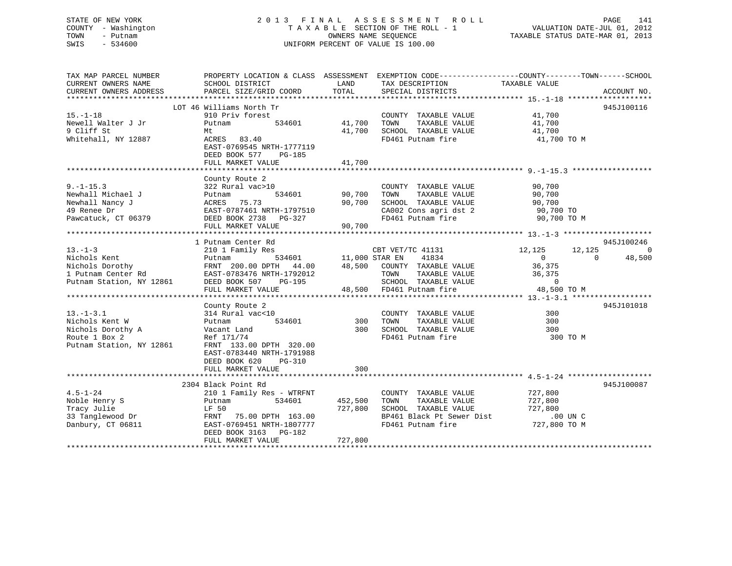STATE OF NEW YORK
COUNTY - Washington
TOWN - Putnam
SWIS - 534600

2 0 1 3 F I N A L A S S E S S M E N T R O L L
T A X A B L E SECTION OF THE ROLL - 1
OWNERS NAME SEQUENCE
UNIFORM PERCENT OF VALUE IS 100.00

VALUATION DATE-JUL 01, 2012
TAXABLE STATUS DATE-MAR 01, 2013

| TAX MAP PARCEL NUMBER / CURRENT OWNERS NAME / CURRENT OWNERS ADDRESS | PROPERTY LOCATION & CLASS / SCHOOL DISTRICT / PARCEL SIZE/GRID COORD | ASSESSMENT LAND | ASSESSMENT TOTAL | EXEMPTION CODE / TAX DESCRIPTION / SPECIAL DISTRICTS | COUNTY TAXABLE VALUE | TOWN | SCHOOL | ACCOUNT NO. |
|---|---|---|---|---|---|---|---|---|
| **15.-1-18** | LOT 46 Williams North Tr | | | | | | | 945J100116 |
| 15.-1-18 | 910 Priv forest | | | COUNTY TAXABLE VALUE | 41,700 | | | |
| Newell Walter J Jr | Putnam 534601 | 41,700 | | TOWN TAXABLE VALUE | 41,700 | | | |
| 9 Cliff St | Mt | | 41,700 | SCHOOL TAXABLE VALUE | 41,700 | | | |
| Whitehall, NY 12887 | ACRES 83.40 | | | FD461 Putnam fire | 41,700 TO M | | | |
| | EAST-0769545 NRTH-1777119 | | | | | | | |
| | DEED BOOK 577 PG-185 | | | | | | | |
| | FULL MARKET VALUE | | 41,700 | | | | | |
| **9.-1-15.3** | County Route 2 | | | | | | | |
| 9.-1-15.3 | 322 Rural vac>10 | | | COUNTY TAXABLE VALUE | 90,700 | | | |
| Newhall Michael J | Putnam 534601 | 90,700 | | TOWN TAXABLE VALUE | 90,700 | | | |
| Newhall Nancy J | ACRES 75.73 | | 90,700 | SCHOOL TAXABLE VALUE | 90,700 | | | |
| 49 Renee Dr | EAST-0787461 NRTH-1797510 | | | CA002 Cons agri dst 2 | 90,700 TO | | | |
| Pawcatuck, CT 06379 | DEED BOOK 2738 PG-327 | | | FD461 Putnam fire | 90,700 TO M | | | |
| | FULL MARKET VALUE | | 90,700 | | | | | |
| **13.-1-3** | 1 Putnam Center Rd | | | | | | | 945J100246 |
| 13.-1-3 | 210 1 Family Res | | | CBT VET/TC 41131 | 12,125 | 12,125 | 0 | |
| Nichols Kent | Putnam 534601 | 11,000 | | STAR EN 41834 | 0 | 0 | 48,500 | |
| Nichols Dorothy | FRNT 200.00 DPTH 44.00 | | 48,500 | COUNTY TAXABLE VALUE | 36,375 | | | |
| 1 Putnam Center Rd | EAST-0783476 NRTH-1792012 | | | TOWN TAXABLE VALUE | 36,375 | | | |
| Putnam Station, NY 12861 | DEED BOOK 507 PG-195 | | | SCHOOL TAXABLE VALUE | 0 | | | |
| | FULL MARKET VALUE | | 48,500 | FD461 Putnam fire | 48,500 TO M | | | |
| **13.-1-3.1** | County Route 2 | | | | | | | 945J101018 |
| 13.-1-3.1 | 314 Rural vac<10 | | | COUNTY TAXABLE VALUE | 300 | | | |
| Nichols Kent W | Putnam 534601 | 300 | | TOWN TAXABLE VALUE | 300 | | | |
| Nichols Dorothy A | Vacant Land | | 300 | SCHOOL TAXABLE VALUE | 300 | | | |
| Route 1 Box 2 | Ref 171/74 | | | FD461 Putnam fire | 300 TO M | | | |
| Putnam Station, NY 12861 | FRNT 133.00 DPTH 320.00 | | | | | | | |
| | EAST-0783440 NRTH-1791988 | | | | | | | |
| | DEED BOOK 620 PG-310 | | | | | | | |
| | FULL MARKET VALUE | | 300 | | | | | |
| **4.5-1-24** | 2304 Black Point Rd | | | | | | | 945J100087 |
| 4.5-1-24 | 210 1 Family Res - WTRFNT | | | COUNTY TAXABLE VALUE | 727,800 | | | |
| Noble Henry S | Putnam 534601 | 452,500 | | TOWN TAXABLE VALUE | 727,800 | | | |
| Tracy Julie | LF 50 | | 727,800 | SCHOOL TAXABLE VALUE | 727,800 | | | |
| 33 Tanglewood Dr | FRNT 75.00 DPTH 163.00 | | | BP461 Black Pt Sewer Dist | .00 UN C | | | |
| Danbury, CT 06811 | EAST-0769451 NRTH-1807777 | | | FD461 Putnam fire | 727,800 TO M | | | |
| | DEED BOOK 3163 PG-182 | | | | | | | |
| | FULL MARKET VALUE | | 727,800 | | | | | |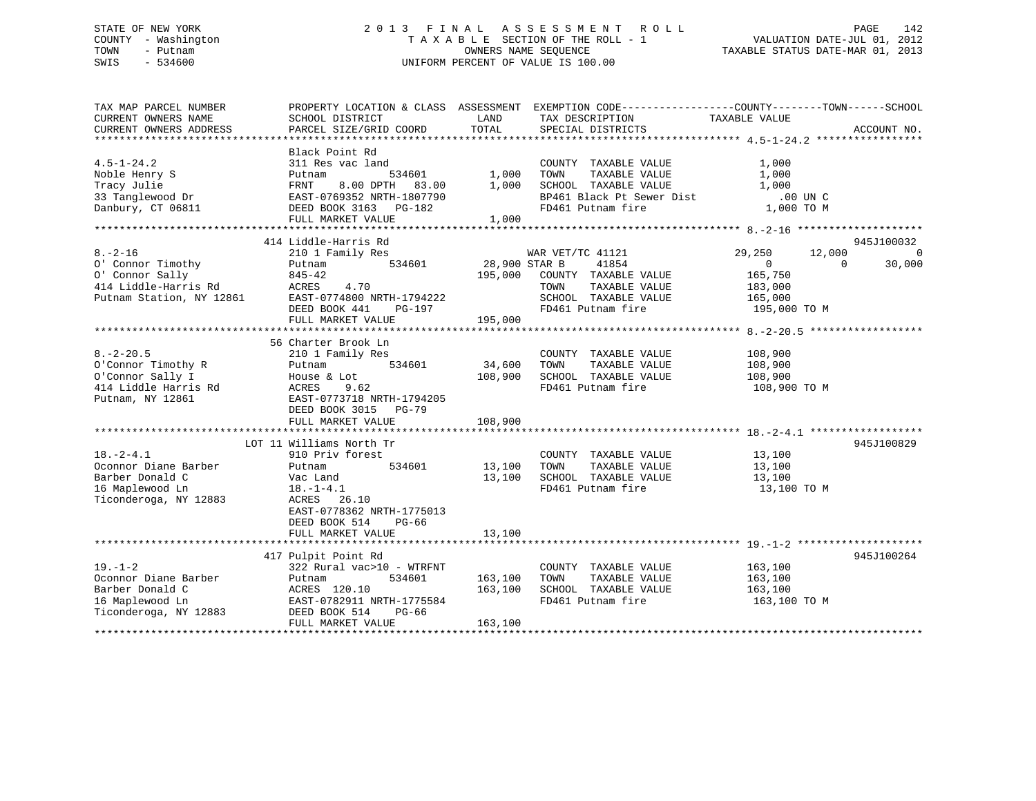STATE OF NEW YORK
COUNTY - Washington
TOWN - Putnam
SWIS - 534600

2013 FINAL ASSESSMENT ROLL
TAXABLE SECTION OF THE ROLL - 1
OWNERS NAME SEQUENCE
UNIFORM PERCENT OF VALUE IS 100.00

VALUATION DATE-JUL 01, 2012
TAXABLE STATUS DATE-MAR 01, 2013

| TAX MAP PARCEL NUMBER / CURRENT OWNERS NAME / CURRENT OWNERS ADDRESS | PROPERTY LOCATION & CLASS / SCHOOL DISTRICT / PARCEL SIZE/GRID COORD | ASSESSMENT LAND | TOTAL | EXEMPTION CODE / TAX DESCRIPTION / SPECIAL DISTRICTS | COUNTY TAXABLE VALUE | TOWN | SCHOOL | ACCOUNT NO. |
|---|---|---|---|---|---|---|---|---|
| **4.5-1-24.2** | Black Point Rd | | | | | | | |
| 4.5-1-24.2 | 311 Res vac land | | | COUNTY TAXABLE VALUE | 1,000 | | | |
| Noble Henry S | Putnam 534601 | 1,000 | | TOWN TAXABLE VALUE | 1,000 | | | |
| Tracy Julie | FRNT 8.00 DPTH 83.00 | | 1,000 | SCHOOL TAXABLE VALUE | 1,000 | | | |
| 33 Tanglewood Dr | EAST-0769352 NRTH-1807790 | | | BP461 Black Pt Sewer Dist | .00 UN C | | | |
| Danbury, CT 06811 | DEED BOOK 3163 PG-182 | | | FD461 Putnam fire | 1,000 TO M | | | |
| | FULL MARKET VALUE | | 1,000 | | | | | |
| **8.-2-16** | 414 Liddle-Harris Rd | | | | | | | 945J100032 |
| 8.-2-16 | 210 1 Family Res | | | WAR VET/TC 41121 | 29,250 | 12,000 | 0 | |
| O' Connor Timothy | Putnam 534601 | 28,900 | | STAR B 41854 | 0 | 0 | 30,000 | |
| O' Connor Sally | 845-42 | | 195,000 | COUNTY TAXABLE VALUE | 165,750 | | | |
| 414 Liddle-Harris Rd | ACRES 4.70 | | | TOWN TAXABLE VALUE | 183,000 | | | |
| Putnam Station, NY 12861 | EAST-0774800 NRTH-1794222 | | | SCHOOL TAXABLE VALUE | 165,000 | | | |
| | DEED BOOK 441 PG-197 | | | FD461 Putnam fire | 195,000 TO M | | | |
| | FULL MARKET VALUE | | 195,000 | | | | | |
| **8.-2-20.5** | 56 Charter Brook Ln | | | | | | | |
| 8.-2-20.5 | 210 1 Family Res | | | COUNTY TAXABLE VALUE | 108,900 | | | |
| O'Connor Timothy R | Putnam 534601 | 34,600 | | TOWN TAXABLE VALUE | 108,900 | | | |
| O'Connor Sally I | House & Lot | | 108,900 | SCHOOL TAXABLE VALUE | 108,900 | | | |
| 414 Liddle Harris Rd | ACRES 9.62 | | | FD461 Putnam fire | 108,900 TO M | | | |
| Putnam, NY 12861 | EAST-0773718 NRTH-1794205 | | | | | | | |
| | DEED BOOK 3015 PG-79 | | | | | | | |
| | FULL MARKET VALUE | | 108,900 | | | | | |
| **18.-2-4.1** | LOT 11 Williams North Tr | | | | | | | 945J100829 |
| 18.-2-4.1 | 910 Priv forest | | | COUNTY TAXABLE VALUE | 13,100 | | | |
| Oconnor Diane Barber | Putnam 534601 | 13,100 | | TOWN TAXABLE VALUE | 13,100 | | | |
| Barber Donald C | Vac Land | | 13,100 | SCHOOL TAXABLE VALUE | 13,100 | | | |
| 16 Maplewood Ln | 18.-1-4.1 | | | FD461 Putnam fire | 13,100 TO M | | | |
| Ticonderoga, NY 12883 | ACRES 26.10 | | | | | | | |
| | EAST-0778362 NRTH-1775013 | | | | | | | |
| | DEED BOOK 514 PG-66 | | | | | | | |
| | FULL MARKET VALUE | | 13,100 | | | | | |
| **19.-1-2** | 417 Pulpit Point Rd | | | | | | | 945J100264 |
| 19.-1-2 | 322 Rural vac>10 - WTRFNT | | | COUNTY TAXABLE VALUE | 163,100 | | | |
| Oconnor Diane Barber | Putnam 534601 | 163,100 | | TOWN TAXABLE VALUE | 163,100 | | | |
| Barber Donald C | ACRES 120.10 | | 163,100 | SCHOOL TAXABLE VALUE | 163,100 | | | |
| 16 Maplewood Ln | EAST-0782911 NRTH-1775584 | | | FD461 Putnam fire | 163,100 TO M | | | |
| Ticonderoga, NY 12883 | DEED BOOK 514 PG-66 | | | | | | | |
| | FULL MARKET VALUE | | 163,100 | | | | | |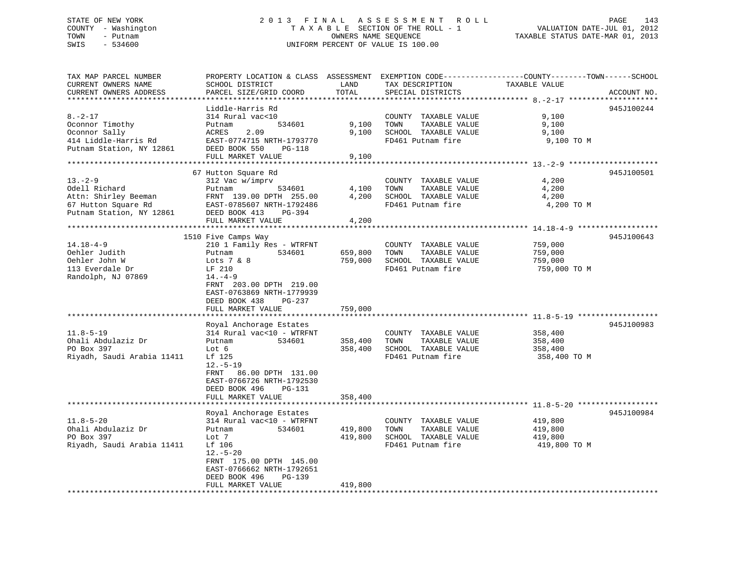STATE OF NEW YORK
COUNTY - Washington
TOWN - Putnam
SWIS - 534600

2 0 1 3 F I N A L A S S E S S M E N T R O L L
T A X A B L E SECTION OF THE ROLL - 1
OWNERS NAME SEQUENCE
UNIFORM PERCENT OF VALUE IS 100.00

VALUATION DATE-JUL 01, 2012
TAXABLE STATUS DATE-MAR 01, 2013

| TAX MAP PARCEL NUMBER / CURRENT OWNERS NAME / CURRENT OWNERS ADDRESS | PROPERTY LOCATION & CLASS / SCHOOL DISTRICT / PARCEL SIZE/GRID COORD | ASSESSMENT LAND / TOTAL | EXEMPTION CODE / TAX DESCRIPTION / SPECIAL DISTRICTS | TAXABLE VALUE (COUNTY / TOWN / SCHOOL) | ACCOUNT NO. |
|---|---|---|---|---|---|
| **8.-2-17** | Liddle-Harris Rd | | | | 945J100244 |
| Oconnor Timothy | 314 Rural vac<10 | | COUNTY TAXABLE VALUE | 9,100 | |
| Oconnor Sally | Putnam 534601 | 9,100 | TOWN TAXABLE VALUE | 9,100 | |
| 414 Liddle-Harris Rd | ACRES 2.09 | 9,100 | SCHOOL TAXABLE VALUE | 9,100 | |
| Putnam Station, NY 12861 | EAST-0774715 NRTH-1793770 | | FD461 Putnam fire | 9,100 TO M | |
| | DEED BOOK 550 PG-118 | | | | |
| | FULL MARKET VALUE | 9,100 | | | |
| **13.-2-9** | 67 Hutton Square Rd | | | | 945J100501 |
| Odell Richard | 312 Vac w/imprv | | COUNTY TAXABLE VALUE | 4,200 | |
| Attn: Shirley Beeman | Putnam 534601 | 4,100 | TOWN TAXABLE VALUE | 4,200 | |
| 67 Hutton Square Rd | FRNT 139.00 DPTH 255.00 | 4,200 | SCHOOL TAXABLE VALUE | 4,200 | |
| Putnam Station, NY 12861 | EAST-0785607 NRTH-1792486 | | FD461 Putnam fire | 4,200 TO M | |
| | DEED BOOK 413 PG-394 | | | | |
| | FULL MARKET VALUE | 4,200 | | | |
| **14.18-4-9** | 1510 Five Camps Way | | | | 945J100643 |
| Oehler Judith | 210 1 Family Res - WTRFNT | | COUNTY TAXABLE VALUE | 759,000 | |
| Oehler John W | Putnam 534601 | 659,800 | TOWN TAXABLE VALUE | 759,000 | |
| 113 Everdale Dr | Lots 7 & 8 | 759,000 | SCHOOL TAXABLE VALUE | 759,000 | |
| Randolph, NJ 07869 | LF 210 | | FD461 Putnam fire | 759,000 TO M | |
| | 14.-4-9 | | | | |
| | FRNT 203.00 DPTH 219.00 | | | | |
| | EAST-0763869 NRTH-1779939 | | | | |
| | DEED BOOK 438 PG-237 | | | | |
| | FULL MARKET VALUE | 759,000 | | | |
| **11.8-5-19** | Royal Anchorage Estates | | | | 945J100983 |
| Ohali Abdulaziz Dr | 314 Rural vac<10 - WTRFNT | | COUNTY TAXABLE VALUE | 358,400 | |
| PO Box 397 | Putnam 534601 | 358,400 | TOWN TAXABLE VALUE | 358,400 | |
| Riyadh, Saudi Arabia 11411 | Lot 6 | 358,400 | SCHOOL TAXABLE VALUE | 358,400 | |
| | Lf 125 | | FD461 Putnam fire | 358,400 TO M | |
| | 12.-5-19 | | | | |
| | FRNT 86.00 DPTH 131.00 | | | | |
| | EAST-0766726 NRTH-1792530 | | | | |
| | DEED BOOK 496 PG-131 | | | | |
| | FULL MARKET VALUE | 358,400 | | | |
| **11.8-5-20** | Royal Anchorage Estates | | | | 945J100984 |
| Ohali Abdulaziz Dr | 314 Rural vac<10 - WTRFNT | | COUNTY TAXABLE VALUE | 419,800 | |
| PO Box 397 | Putnam 534601 | 419,800 | TOWN TAXABLE VALUE | 419,800 | |
| Riyadh, Saudi Arabia 11411 | Lot 7 | 419,800 | SCHOOL TAXABLE VALUE | 419,800 | |
| | Lf 106 | | FD461 Putnam fire | 419,800 TO M | |
| | 12.-5-20 | | | | |
| | FRNT 175.00 DPTH 145.00 | | | | |
| | EAST-0766662 NRTH-1792651 | | | | |
| | DEED BOOK 496 PG-139 | | | | |
| | FULL MARKET VALUE | 419,800 | | | |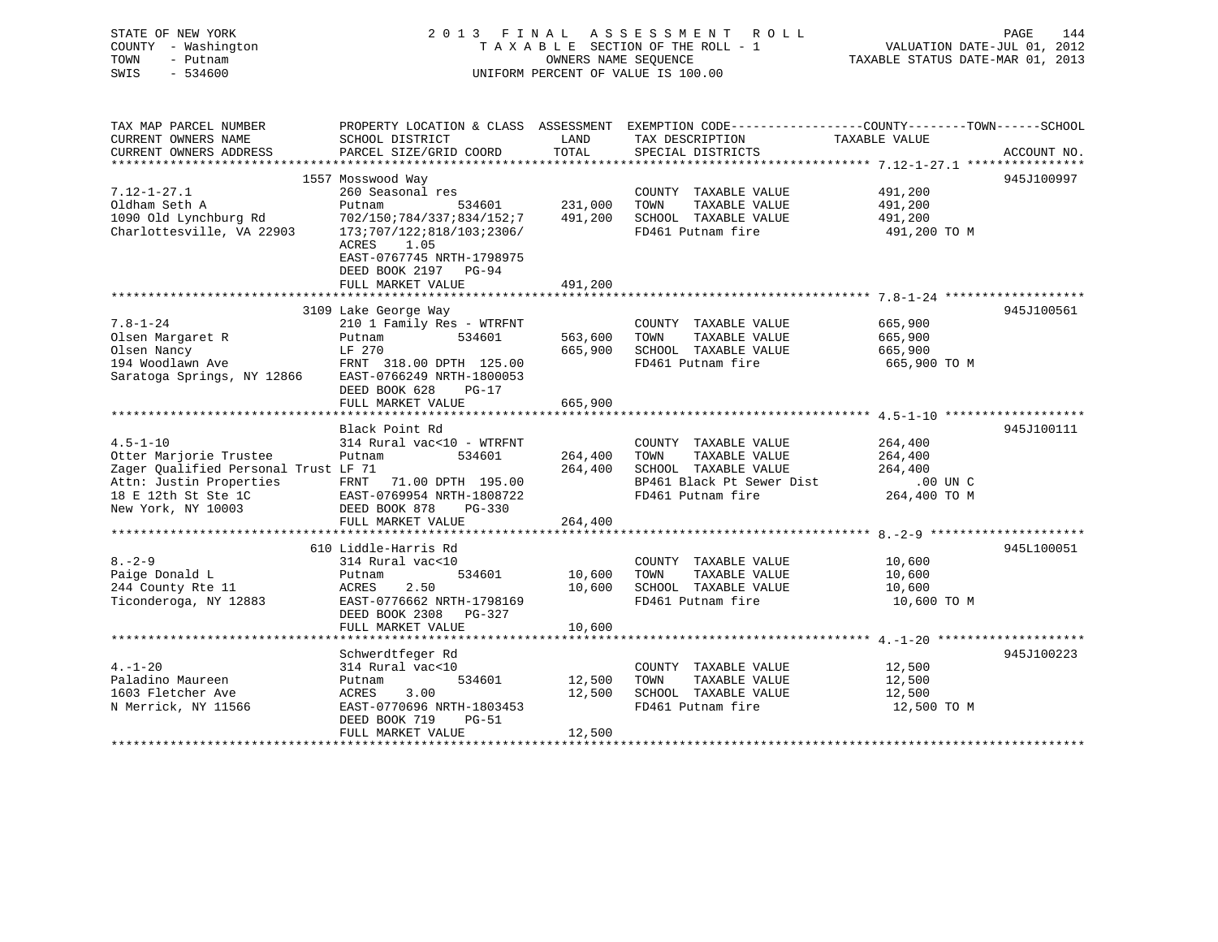STATE OF NEW YORK
COUNTY - Washington
TOWN - Putnam
SWIS - 534600

2 0 1 3 F I N A L A S S E S S M E N T R O L L
T A X A B L E SECTION OF THE ROLL - 1
OWNERS NAME SEQUENCE
UNIFORM PERCENT OF VALUE IS 100.00

VALUATION DATE-JUL 01, 2012
TAXABLE STATUS DATE-MAR 01, 2013

```
TAX MAP PARCEL NUMBER          PROPERTY LOCATION & CLASS  ASSESSMENT  EXEMPTION CODE------------------COUNTY--------TOWN------SCHOOL
CURRENT OWNERS NAME            SCHOOL DISTRICT               LAND      TAX DESCRIPTION            TAXABLE VALUE
CURRENT OWNERS ADDRESS         PARCEL SIZE/GRID COORD        TOTAL     SPECIAL DISTRICTS                                    ACCOUNT NO.
******************************************************************************************************* 7.12-1-27.1 ****************
                    1557 Mosswood Way                                                                                    945J100997
7.12-1-27.1                    260 Seasonal res                         COUNTY  TAXABLE VALUE           491,200
Oldham Seth A                  Putnam          534601      231,000      TOWN    TAXABLE VALUE           491,200
1090 Old Lynchburg Rd          702/150;784/337;834/152;7   491,200      SCHOOL  TAXABLE VALUE           491,200
Charlottesville, VA 22903      173;707/122;818/103;2306/                FD461 Putnam fire                491,200 TO M
                               ACRES    1.05
                               EAST-0767745 NRTH-1798975
                               DEED BOOK 2197   PG-94
                               FULL MARKET VALUE           491,200
******************************************************************************************************* 7.8-1-24 *******************
                    3109 Lake George Way                                                                                 945J100561
7.8-1-24                       210 1 Family Res - WTRFNT                COUNTY  TAXABLE VALUE           665,900
Olsen Margaret R               Putnam          534601      563,600      TOWN    TAXABLE VALUE           665,900
Olsen Nancy                    LF 270                      665,900      SCHOOL  TAXABLE VALUE           665,900
194 Woodlawn Ave               FRNT  318.00 DPTH 125.00                 FD461 Putnam fire                665,900 TO M
Saratoga Springs, NY 12866     EAST-0766249 NRTH-1800053
                               DEED BOOK 628    PG-17
                               FULL MARKET VALUE           665,900
******************************************************************************************************* 4.5-1-10 *******************
                    Black Point Rd                                                                                       945J100111
4.5-1-10                       314 Rural vac<10 - WTRFNT                COUNTY  TAXABLE VALUE           264,400
Otter Marjorie Trustee         Putnam          534601      264,400      TOWN    TAXABLE VALUE           264,400
Zager Qualified Personal Trust LF 71                       264,400      SCHOOL  TAXABLE VALUE           264,400
Attn: Justin Properties        FRNT   71.00 DPTH 195.00                 BP461 Black Pt Sewer Dist            .00 UN C
18 E 12th St Ste 1C            EAST-0769954 NRTH-1808722                FD461 Putnam fire                264,400 TO M
New York, NY 10003             DEED BOOK 878    PG-330
                               FULL MARKET VALUE           264,400
******************************************************************************************************* 8.-2-9 *********************
                    610 Liddle-Harris Rd                                                                                 945L100051
8.-2-9                         314 Rural vac<10                         COUNTY  TAXABLE VALUE            10,600
Paige Donald L                 Putnam          534601       10,600      TOWN    TAXABLE VALUE            10,600
244 County Rte 11              ACRES    2.50                10,600      SCHOOL  TAXABLE VALUE            10,600
Ticonderoga, NY 12883          EAST-0776662 NRTH-1798169                FD461 Putnam fire                 10,600 TO M
                               DEED BOOK 2308   PG-327
                               FULL MARKET VALUE            10,600
******************************************************************************************************* 4.-1-20 ********************
                    Schwerdtfeger Rd                                                                                     945J100223
4.-1-20                        314 Rural vac<10                         COUNTY  TAXABLE VALUE            12,500
Paladino Maureen               Putnam          534601       12,500      TOWN    TAXABLE VALUE            12,500
1603 Fletcher Ave              ACRES    3.00                12,500      SCHOOL  TAXABLE VALUE            12,500
N Merrick, NY 11566            EAST-0770696 NRTH-1803453                FD461 Putnam fire                 12,500 TO M
                               DEED BOOK 719    PG-51
                               FULL MARKET VALUE            12,500
************************************************************************************************************************************
```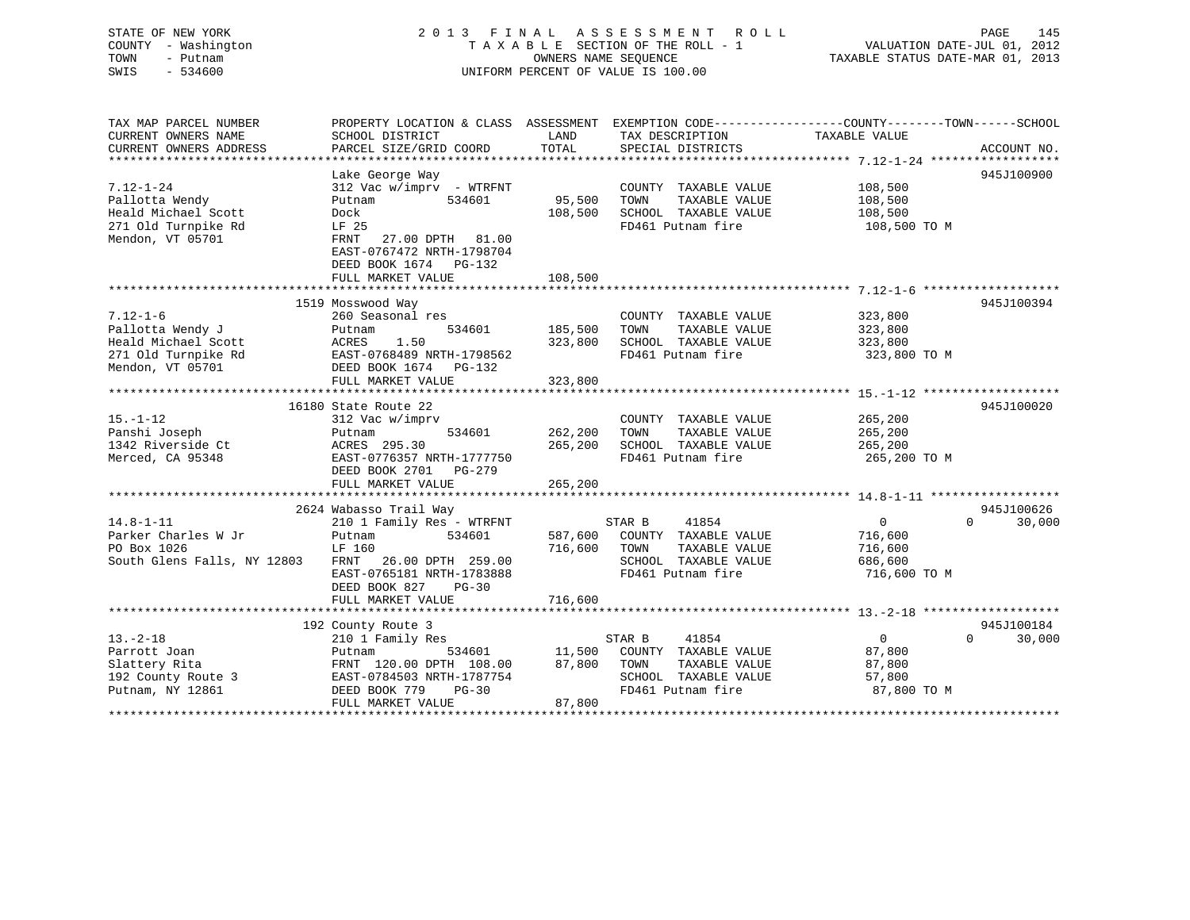STATE OF NEW YORK
COUNTY - Washington
TOWN - Putnam
SWIS - 534600

2 0 1 3 F I N A L A S S E S S M E N T R O L L
T A X A B L E SECTION OF THE ROLL - 1
OWNERS NAME SEQUENCE
UNIFORM PERCENT OF VALUE IS 100.00

VALUATION DATE-JUL 01, 2012
TAXABLE STATUS DATE-MAR 01, 2013

```
TAX MAP PARCEL NUMBER          PROPERTY LOCATION & CLASS  ASSESSMENT  EXEMPTION CODE------------------COUNTY--------TOWN------SCHOOL
CURRENT OWNERS NAME            SCHOOL DISTRICT               LAND      TAX DESCRIPTION            TAXABLE VALUE
CURRENT OWNERS ADDRESS         PARCEL SIZE/GRID COORD        TOTAL     SPECIAL DISTRICTS                                     ACCOUNT NO.
******************************************************************************************************* 7.12-1-24 ******************
                               Lake George Way                                                                              945J100900
7.12-1-24                      312 Vac w/imprv  - WTRFNT             COUNTY  TAXABLE VALUE          108,500
Pallotta Wendy                 Putnam           534601      95,500   TOWN    TAXABLE VALUE          108,500
Heald Michael Scott            Dock                        108,500   SCHOOL  TAXABLE VALUE          108,500
271 Old Turnpike Rd            LF 25                                 FD461 Putnam fire               108,500 TO M
Mendon, VT 05701               FRNT   27.00 DPTH   81.00
                               EAST-0767472 NRTH-1798704
                               DEED BOOK 1674   PG-132
                               FULL MARKET VALUE           108,500
******************************************************************************************************* 7.12-1-6 *******************
                               1519 Mosswood Way                                                                            945J100394
7.12-1-6                       260 Seasonal res                      COUNTY  TAXABLE VALUE          323,800
Pallotta Wendy J               Putnam           534601     185,500   TOWN    TAXABLE VALUE          323,800
Heald Michael Scott            ACRES    1.50               323,800   SCHOOL  TAXABLE VALUE          323,800
271 Old Turnpike Rd            EAST-0768489 NRTH-1798562             FD461 Putnam fire               323,800 TO M
Mendon, VT 05701               DEED BOOK 1674   PG-132
                               FULL MARKET VALUE           323,800
******************************************************************************************************* 15.-1-12 *******************
                               16180 State Route 22                                                                         945J100020
15.-1-12                       312 Vac w/imprv                       COUNTY  TAXABLE VALUE          265,200
Panshi Joseph                  Putnam           534601     262,200   TOWN    TAXABLE VALUE          265,200
1342 Riverside Ct              ACRES  295.30               265,200   SCHOOL  TAXABLE VALUE          265,200
Merced, CA 95348               EAST-0776357 NRTH-1777750             FD461 Putnam fire               265,200 TO M
                               DEED BOOK 2701   PG-279
                               FULL MARKET VALUE           265,200
******************************************************************************************************* 14.8-1-11 ******************
                               2624 Wabasso Trail Way                                                                       945J100626
14.8-1-11                      210 1 Family Res - WTRFNT             STAR B     41854                 0             0     30,000
Parker Charles W Jr            Putnam           534601     587,600   COUNTY  TAXABLE VALUE          716,600
PO Box 1026                    LF 160                      716,600   TOWN    TAXABLE VALUE          716,600
South Glens Falls, NY 12803    FRNT   26.00 DPTH  259.00             SCHOOL  TAXABLE VALUE          686,600
                               EAST-0765181 NRTH-1783888             FD461 Putnam fire               716,600 TO M
                               DEED BOOK 827    PG-30
                               FULL MARKET VALUE           716,600
******************************************************************************************************* 13.-2-18 *******************
                               192 County Route 3                                                                            945J100184
13.-2-18                       210 1 Family Res                      STAR B     41854                 0             0     30,000
Parrott Joan                   Putnam           534601      11,500   COUNTY  TAXABLE VALUE           87,800
Slattery Rita                  FRNT  120.00 DPTH  108.00    87,800   TOWN    TAXABLE VALUE           87,800
192 County Route 3             EAST-0784503 NRTH-1787754             SCHOOL  TAXABLE VALUE           57,800
Putnam, NY 12861               DEED BOOK 779    PG-30                FD461 Putnam fire                87,800 TO M
                               FULL MARKET VALUE            87,800
************************************************************************************************************************************
```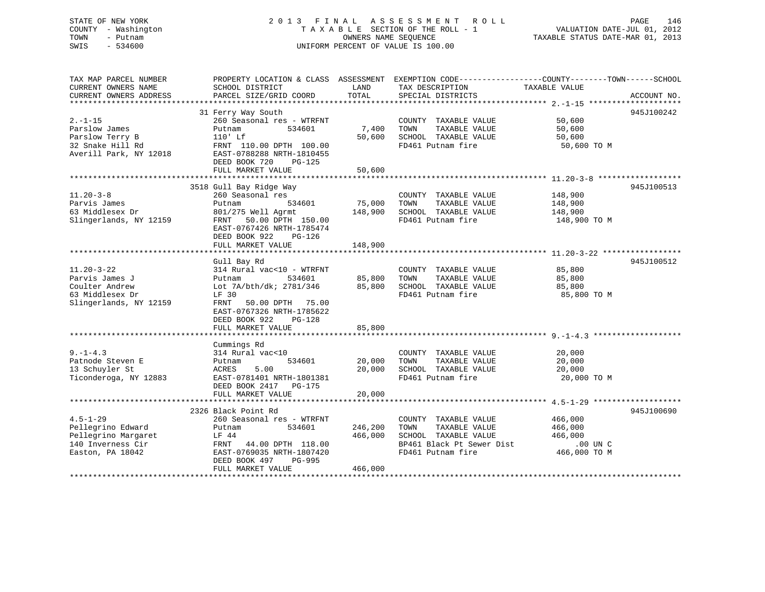STATE OF NEW YORK
COUNTY - Washington
TOWN - Putnam
SWIS - 534600

2 0 1 3 F I N A L A S S E S S M E N T R O L L
T A X A B L E SECTION OF THE ROLL - 1
OWNERS NAME SEQUENCE
UNIFORM PERCENT OF VALUE IS 100.00

VALUATION DATE-JUL 01, 2012
TAXABLE STATUS DATE-MAR 01, 2013

| TAX MAP PARCEL NUMBER / CURRENT OWNERS NAME / CURRENT OWNERS ADDRESS | PROPERTY LOCATION & CLASS / SCHOOL DISTRICT / PARCEL SIZE/GRID COORD | ASSESSMENT LAND / TOTAL | EXEMPTION CODE / TAX DESCRIPTION / SPECIAL DISTRICTS | COUNTY--------TOWN------SCHOOL TAXABLE VALUE | ACCOUNT NO. |
|---|---|---|---|---|---|
| 2.-1-15 | 31 Ferry Way South | | | | 945J100242 |
| | 260 Seasonal res - WTRFNT | | COUNTY TAXABLE VALUE | 50,600 | |
| Parslow James | Putnam 534601 | 7,400 | TOWN TAXABLE VALUE | 50,600 | |
| Parslow Terry B | 110' Lf | 50,600 | SCHOOL TAXABLE VALUE | 50,600 | |
| 32 Snake Hill Rd | FRNT 110.00 DPTH 100.00 | | FD461 Putnam fire | 50,600 TO M | |
| Averill Park, NY 12018 | EAST-0788288 NRTH-1810455 | | | | |
| | DEED BOOK 720 PG-125 | | | | |
| | FULL MARKET VALUE | 50,600 | | | |
| 11.20-3-8 | 3518 Gull Bay Ridge Way | | | | 945J100513 |
| | 260 Seasonal res | | COUNTY TAXABLE VALUE | 148,900 | |
| Parvis James | Putnam 534601 | 75,000 | TOWN TAXABLE VALUE | 148,900 | |
| 63 Middlesex Dr | 801/275 Well Agrmt | 148,900 | SCHOOL TAXABLE VALUE | 148,900 | |
| Slingerlands, NY 12159 | FRNT 50.00 DPTH 150.00 | | FD461 Putnam fire | 148,900 TO M | |
| | EAST-0767426 NRTH-1785474 | | | | |
| | DEED BOOK 922 PG-126 | | | | |
| | FULL MARKET VALUE | 148,900 | | | |
| 11.20-3-22 | Gull Bay Rd | | | | 945J100512 |
| | 314 Rural vac<10 - WTRFNT | | COUNTY TAXABLE VALUE | 85,800 | |
| Parvis James J | Putnam 534601 | 85,800 | TOWN TAXABLE VALUE | 85,800 | |
| Coulter Andrew | Lot 7A/bth/dk; 2781/346 | 85,800 | SCHOOL TAXABLE VALUE | 85,800 | |
| 63 Middlesex Dr | LF 30 | | FD461 Putnam fire | 85,800 TO M | |
| Slingerlands, NY 12159 | FRNT 50.00 DPTH 75.00 | | | | |
| | EAST-0767326 NRTH-1785622 | | | | |
| | DEED BOOK 922 PG-128 | | | | |
| | FULL MARKET VALUE | 85,800 | | | |
| 9.-1-4.3 | Cummings Rd | | | | |
| | 314 Rural vac<10 | | COUNTY TAXABLE VALUE | 20,000 | |
| Patnode Steven E | Putnam 534601 | 20,000 | TOWN TAXABLE VALUE | 20,000 | |
| 13 Schuyler St | ACRES 5.00 | 20,000 | SCHOOL TAXABLE VALUE | 20,000 | |
| Ticonderoga, NY 12883 | EAST-0781401 NRTH-1801381 | | FD461 Putnam fire | 20,000 TO M | |
| | DEED BOOK 2417 PG-175 | | | | |
| | FULL MARKET VALUE | 20,000 | | | |
| 4.5-1-29 | 2326 Black Point Rd | | | | 945J100690 |
| | 260 Seasonal res - WTRFNT | | COUNTY TAXABLE VALUE | 466,000 | |
| Pellegrino Edward | Putnam 534601 | 246,200 | TOWN TAXABLE VALUE | 466,000 | |
| Pellegrino Margaret | LF 44 | 466,000 | SCHOOL TAXABLE VALUE | 466,000 | |
| 140 Inverness Cir | FRNT 44.00 DPTH 118.00 | | BP461 Black Pt Sewer Dist | .00 UN C | |
| Easton, PA 18042 | EAST-0769035 NRTH-1807420 | | FD461 Putnam fire | 466,000 TO M | |
| | DEED BOOK 497 PG-995 | | | | |
| | FULL MARKET VALUE | 466,000 | | | |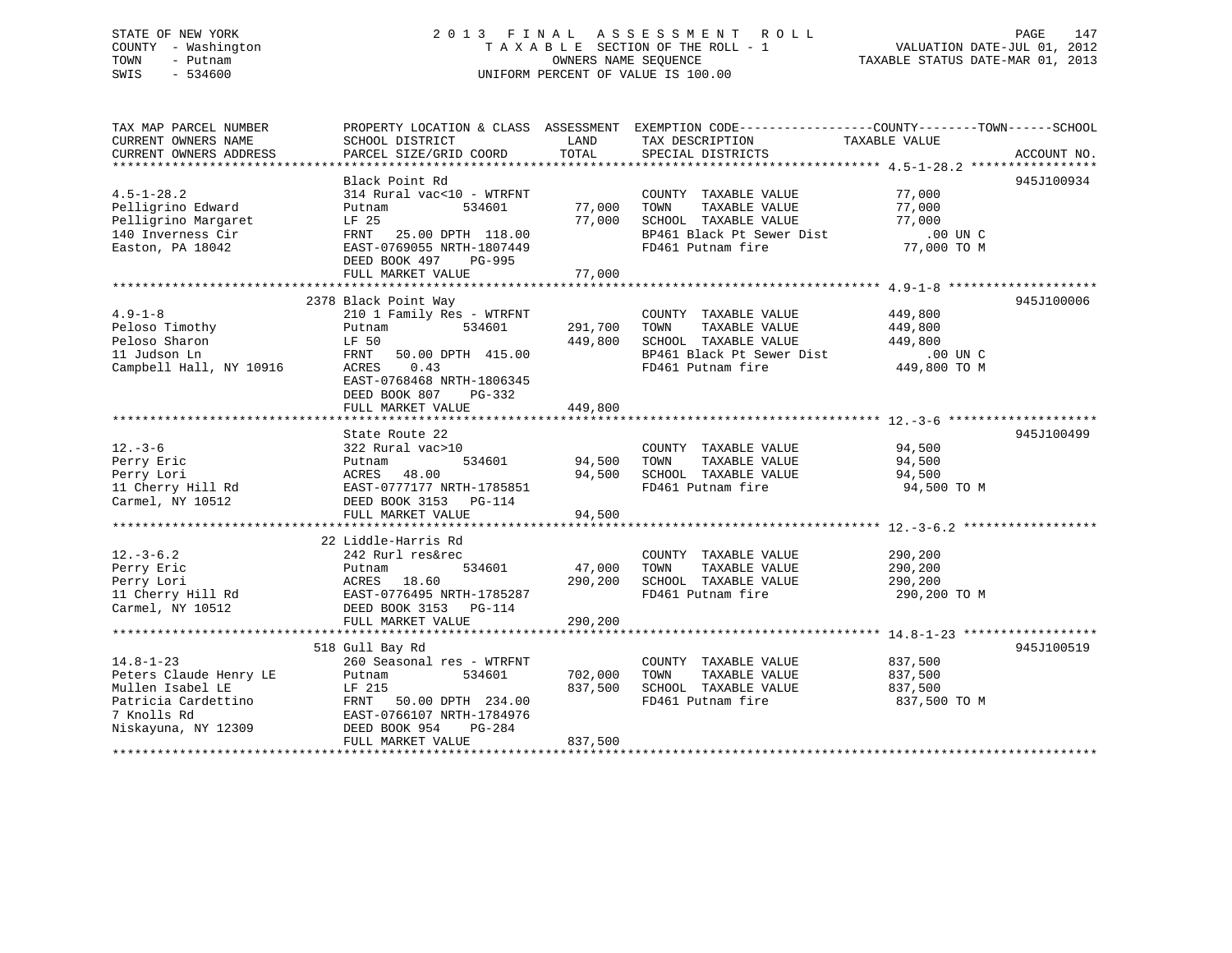STATE OF NEW YORK
COUNTY - Washington
TOWN - Putnam
SWIS - 534600

# 2013 FINAL ASSESSMENT ROLL

TAXABLE SECTION OF THE ROLL - 1
OWNERS NAME SEQUENCE
UNIFORM PERCENT OF VALUE IS 100.00

VALUATION DATE-JUL 01, 2012
TAXABLE STATUS DATE-MAR 01, 2013

| TAX MAP PARCEL NUMBER / CURRENT OWNERS NAME / CURRENT OWNERS ADDRESS | PROPERTY LOCATION & CLASS / SCHOOL DISTRICT / PARCEL SIZE/GRID COORD | ASSESSMENT LAND | ASSESSMENT TOTAL | EXEMPTION CODE / TAX DESCRIPTION / SPECIAL DISTRICTS | TAXABLE VALUE (COUNTY / TOWN / SCHOOL) | ACCOUNT NO. |
|---|---|---|---|---|---|---|
| **4.5-1-28.2** | Black Point Rd | | | | | 945J100934 |
| 4.5-1-28.2 | 314 Rural vac<10 - WTRFNT | | | COUNTY TAXABLE VALUE | 77,000 | |
| Pelligrino Edward | Putnam 534601 | 77,000 | | TOWN TAXABLE VALUE | 77,000 | |
| Pelligrino Margaret | LF 25 | | 77,000 | SCHOOL TAXABLE VALUE | 77,000 | |
| 140 Inverness Cir | FRNT 25.00 DPTH 118.00 | | | BP461 Black Pt Sewer Dist | .00 UN C | |
| Easton, PA 18042 | EAST-0769055 NRTH-1807449 | | | FD461 Putnam fire | 77,000 TO M | |
| | DEED BOOK 497 PG-995 | | | | | |
| | FULL MARKET VALUE | | 77,000 | | | |
| **4.9-1-8** | 2378 Black Point Way | | | | | 945J100006 |
| 4.9-1-8 | 210 1 Family Res - WTRFNT | | | COUNTY TAXABLE VALUE | 449,800 | |
| Peloso Timothy | Putnam 534601 | 291,700 | | TOWN TAXABLE VALUE | 449,800 | |
| Peloso Sharon | LF 50 | | 449,800 | SCHOOL TAXABLE VALUE | 449,800 | |
| 11 Judson Ln | FRNT 50.00 DPTH 415.00 | | | BP461 Black Pt Sewer Dist | .00 UN C | |
| Campbell Hall, NY 10916 | ACRES 0.43 | | | FD461 Putnam fire | 449,800 TO M | |
| | EAST-0768468 NRTH-1806345 | | | | | |
| | DEED BOOK 807 PG-332 | | | | | |
| | FULL MARKET VALUE | | 449,800 | | | |
| **12.-3-6** | State Route 22 | | | | | 945J100499 |
| 12.-3-6 | 322 Rural vac>10 | | | COUNTY TAXABLE VALUE | 94,500 | |
| Perry Eric | Putnam 534601 | 94,500 | | TOWN TAXABLE VALUE | 94,500 | |
| Perry Lori | ACRES 48.00 | | 94,500 | SCHOOL TAXABLE VALUE | 94,500 | |
| 11 Cherry Hill Rd | EAST-0777177 NRTH-1785851 | | | FD461 Putnam fire | 94,500 TO M | |
| Carmel, NY 10512 | DEED BOOK 3153 PG-114 | | | | | |
| | FULL MARKET VALUE | | 94,500 | | | |
| **12.-3-6.2** | 22 Liddle-Harris Rd | | | | | |
| 12.-3-6.2 | 242 Rurl res&rec | | | COUNTY TAXABLE VALUE | 290,200 | |
| Perry Eric | Putnam 534601 | 47,000 | | TOWN TAXABLE VALUE | 290,200 | |
| Perry Lori | ACRES 18.60 | | 290,200 | SCHOOL TAXABLE VALUE | 290,200 | |
| 11 Cherry Hill Rd | EAST-0776495 NRTH-1785287 | | | FD461 Putnam fire | 290,200 TO M | |
| Carmel, NY 10512 | DEED BOOK 3153 PG-114 | | | | | |
| | FULL MARKET VALUE | | 290,200 | | | |
| **14.8-1-23** | 518 Gull Bay Rd | | | | | 945J100519 |
| 14.8-1-23 | 260 Seasonal res - WTRFNT | | | COUNTY TAXABLE VALUE | 837,500 | |
| Peters Claude Henry LE | Putnam 534601 | 702,000 | | TOWN TAXABLE VALUE | 837,500 | |
| Mullen Isabel LE | LF 215 | | 837,500 | SCHOOL TAXABLE VALUE | 837,500 | |
| Patricia Cardettino | FRNT 50.00 DPTH 234.00 | | | FD461 Putnam fire | 837,500 TO M | |
| 7 Knolls Rd | EAST-0766107 NRTH-1784976 | | | | | |
| Niskayuna, NY 12309 | DEED BOOK 954 PG-284 | | | | | |
| | FULL MARKET VALUE | | 837,500 | | | |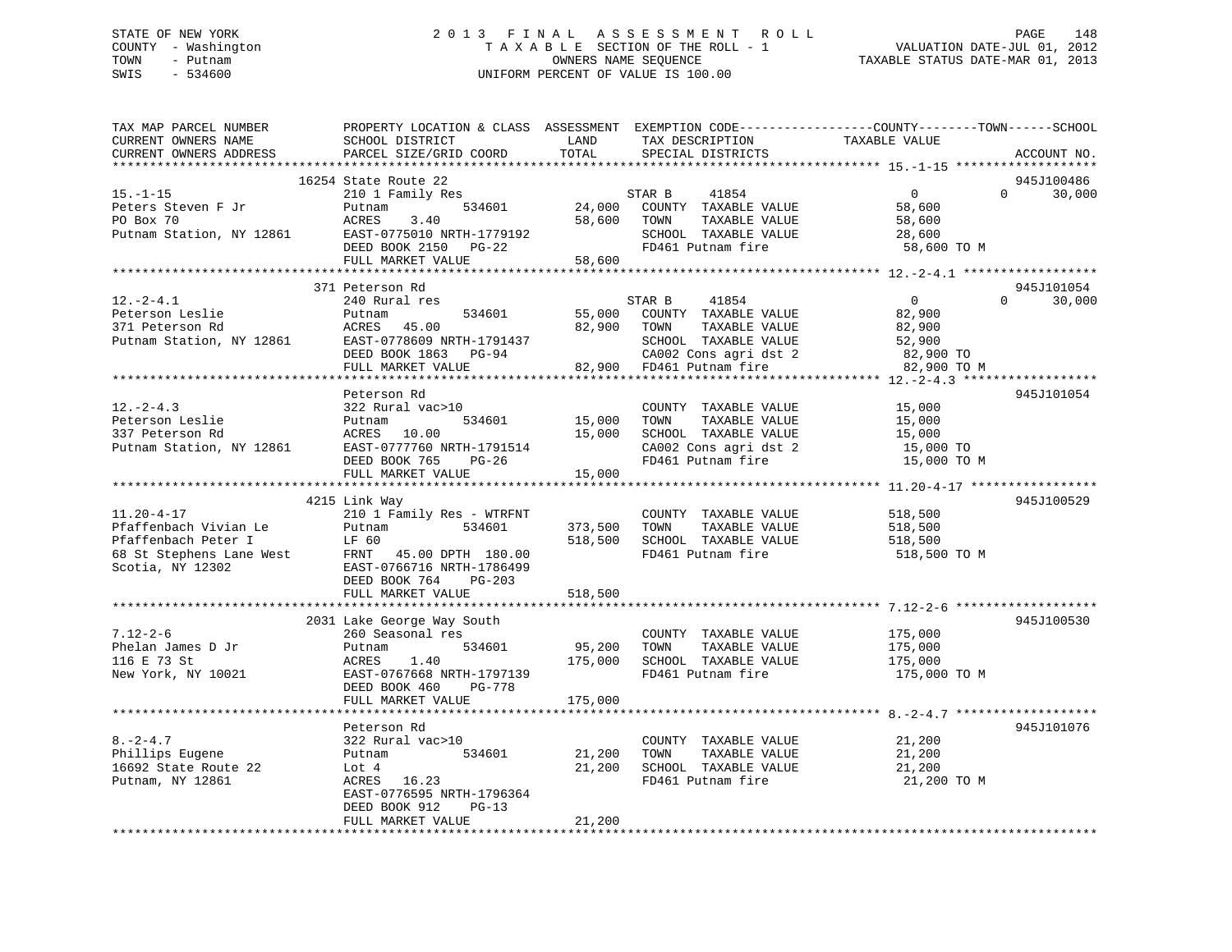STATE OF NEW YORK
COUNTY - Washington
TOWN - Putnam
SWIS - 534600

# 2013 FINAL ASSESSMENT ROLL
TAXABLE SECTION OF THE ROLL - 1
OWNERS NAME SEQUENCE
UNIFORM PERCENT OF VALUE IS 100.00

VALUATION DATE-JUL 01, 2012
TAXABLE STATUS DATE-MAR 01, 2013

| TAX MAP PARCEL NUMBER / CURRENT OWNERS NAME / CURRENT OWNERS ADDRESS | PROPERTY LOCATION & CLASS / SCHOOL DISTRICT / PARCEL SIZE/GRID COORD | ASSESSMENT LAND | TOTAL | EXEMPTION CODE / TAX DESCRIPTION / SPECIAL DISTRICTS | COUNTY TAXABLE VALUE | TOWN | SCHOOL | ACCOUNT NO. |
|---|---|---|---|---|---|---|---|---|
| 15.-1-15 | 16254 State Route 22 | | | | | | | 945J100486 |
| Peters Steven F Jr | 210 1 Family Res | | | STAR B 41854 | 0 | 0 | 30,000 | |
| PO Box 70 | Putnam 534601 | 24,000 | | COUNTY TAXABLE VALUE | 58,600 | | | |
| Putnam Station, NY 12861 | ACRES 3.40 | | 58,600 | TOWN TAXABLE VALUE | 58,600 | | | |
| | EAST-0775010 NRTH-1779192 | | | SCHOOL TAXABLE VALUE | 28,600 | | | |
| | DEED BOOK 2150 PG-22 | | | FD461 Putnam fire | 58,600 TO M | | | |
| | FULL MARKET VALUE | | 58,600 | | | | | |
| 12.-2-4.1 | 371 Peterson Rd | | | | | | | 945J101054 |
| Peterson Leslie | 240 Rural res | | | STAR B 41854 | 0 | 0 | 30,000 | |
| 371 Peterson Rd | Putnam 534601 | 55,000 | | COUNTY TAXABLE VALUE | 82,900 | | | |
| Putnam Station, NY 12861 | ACRES 45.00 | | 82,900 | TOWN TAXABLE VALUE | 82,900 | | | |
| | EAST-0778609 NRTH-1791437 | | | SCHOOL TAXABLE VALUE | 52,900 | | | |
| | DEED BOOK 1863 PG-94 | | | CA002 Cons agri dst 2 | 82,900 TO | | | |
| | FULL MARKET VALUE | | 82,900 | FD461 Putnam fire | 82,900 TO M | | | |
| 12.-2-4.3 | Peterson Rd | | | | | | | 945J101054 |
| Peterson Leslie | 322 Rural vac>10 | | | COUNTY TAXABLE VALUE | 15,000 | | | |
| 337 Peterson Rd | Putnam 534601 | 15,000 | | TOWN TAXABLE VALUE | 15,000 | | | |
| Putnam Station, NY 12861 | ACRES 10.00 | | 15,000 | SCHOOL TAXABLE VALUE | 15,000 | | | |
| | EAST-0777760 NRTH-1791514 | | | CA002 Cons agri dst 2 | 15,000 TO | | | |
| | DEED BOOK 765 PG-26 | | | FD461 Putnam fire | 15,000 TO M | | | |
| | FULL MARKET VALUE | | 15,000 | | | | | |
| 11.20-4-17 | 4215 Link Way | | | | | | | 945J100529 |
| Pfaffenbach Vivian Le | 210 1 Family Res - WTRFNT | | | COUNTY TAXABLE VALUE | 518,500 | | | |
| Pfaffenbach Peter I | Putnam 534601 | 373,500 | | TOWN TAXABLE VALUE | 518,500 | | | |
| 68 St Stephens Lane West | LF 60 | | 518,500 | SCHOOL TAXABLE VALUE | 518,500 | | | |
| Scotia, NY 12302 | FRNT 45.00 DPTH 180.00 | | | FD461 Putnam fire | 518,500 TO M | | | |
| | EAST-0766716 NRTH-1786499 | | | | | | | |
| | DEED BOOK 764 PG-203 | | | | | | | |
| | FULL MARKET VALUE | | 518,500 | | | | | |
| 7.12-2-6 | 2031 Lake George Way South | | | | | | | 945J100530 |
| Phelan James D Jr | 260 Seasonal res | | | COUNTY TAXABLE VALUE | 175,000 | | | |
| 116 E 73 St | Putnam 534601 | 95,200 | | TOWN TAXABLE VALUE | 175,000 | | | |
| New York, NY 10021 | ACRES 1.40 | | 175,000 | SCHOOL TAXABLE VALUE | 175,000 | | | |
| | EAST-0767668 NRTH-1797139 | | | FD461 Putnam fire | 175,000 TO M | | | |
| | DEED BOOK 460 PG-778 | | | | | | | |
| | FULL MARKET VALUE | | 175,000 | | | | | |
| 8.-2-4.7 | Peterson Rd | | | | | | | 945J101076 |
| Phillips Eugene | 322 Rural vac>10 | | | COUNTY TAXABLE VALUE | 21,200 | | | |
| 16692 State Route 22 | Putnam 534601 | 21,200 | | TOWN TAXABLE VALUE | 21,200 | | | |
| Putnam, NY 12861 | Lot 4 | | 21,200 | SCHOOL TAXABLE VALUE | 21,200 | | | |
| | ACRES 16.23 | | | FD461 Putnam fire | 21,200 TO M | | | |
| | EAST-0776595 NRTH-1796364 | | | | | | | |
| | DEED BOOK 912 PG-13 | | | | | | | |
| | FULL MARKET VALUE | | 21,200 | | | | | |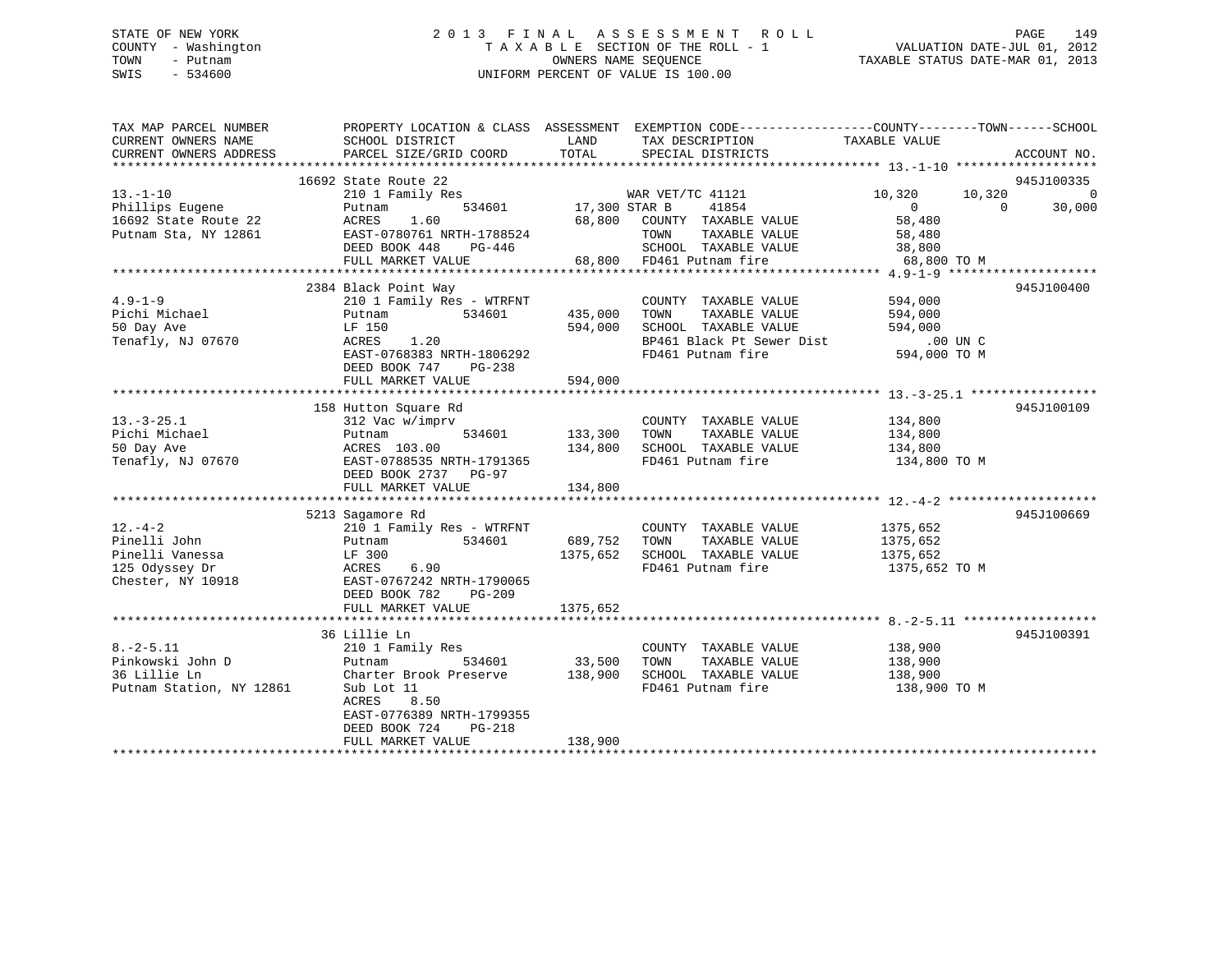STATE OF NEW YORK
COUNTY - Washington
TOWN - Putnam
SWIS - 534600

2 0 1 3 F I N A L A S S E S S M E N T R O L L
T A X A B L E SECTION OF THE ROLL - 1
OWNERS NAME SEQUENCE
UNIFORM PERCENT OF VALUE IS 100.00

VALUATION DATE-JUL 01, 2012
TAXABLE STATUS DATE-MAR 01, 2013

```
TAX MAP PARCEL NUMBER          PROPERTY LOCATION & CLASS  ASSESSMENT  EXEMPTION CODE------------------COUNTY--------TOWN------SCHOOL
CURRENT OWNERS NAME            SCHOOL DISTRICT              LAND       TAX DESCRIPTION            TAXABLE VALUE
CURRENT OWNERS ADDRESS         PARCEL SIZE/GRID COORD       TOTAL      SPECIAL DISTRICTS                                     ACCOUNT NO.
******************************************************************************************************* 13.-1-10 *******************
                    16692 State Route 22                                                                                  945J100335
13.-1-10                       210 1 Family Res                   WAR VET/TC 41121             10,320      10,320           0
Phillips Eugene                Putnam          534601       17,300 STAR B      41854               0           0       30,000
16692 State Route 22           ACRES    1.60                68,800   COUNTY  TAXABLE VALUE          58,480
Putnam Sta, NY 12861           EAST-0780761 NRTH-1788524             TOWN    TAXABLE VALUE          58,480
                               DEED BOOK 448    PG-446               SCHOOL  TAXABLE VALUE          38,800
                               FULL MARKET VALUE             68,800   FD461 Putnam fire              68,800 TO M
******************************************************************************************************* 4.9-1-9 ********************
                    2384 Black Point Way                                                                                  945J100400
4.9-1-9                        210 1 Family Res - WTRFNT              COUNTY  TAXABLE VALUE         594,000
Pichi Michael                  Putnam          534601      435,000   TOWN    TAXABLE VALUE         594,000
50 Day Ave                     LF 150                      594,000   SCHOOL  TAXABLE VALUE         594,000
Tenafly, NJ 07670              ACRES    1.20                         BP461 Black Pt Sewer Dist          .00 UN C
                               EAST-0768383 NRTH-1806292             FD461 Putnam fire             594,000 TO M
                               DEED BOOK 747    PG-238
                               FULL MARKET VALUE           594,000
******************************************************************************************************* 13.-3-25.1 *****************
                    158 Hutton Square Rd                                                                                  945J100109
13.-3-25.1                     312 Vac w/imprv                        COUNTY  TAXABLE VALUE         134,800
Pichi Michael                  Putnam          534601      133,300   TOWN    TAXABLE VALUE         134,800
50 Day Ave                     ACRES  103.00               134,800   SCHOOL  TAXABLE VALUE         134,800
Tenafly, NJ 07670              EAST-0788535 NRTH-1791365             FD461 Putnam fire             134,800 TO M
                               DEED BOOK 2737   PG-97
                               FULL MARKET VALUE           134,800
******************************************************************************************************* 12.-4-2 ********************
                    5213 Sagamore Rd                                                                                      945J100669
12.-4-2                        210 1 Family Res - WTRFNT              COUNTY  TAXABLE VALUE        1375,652
Pinelli John                   Putnam          534601      689,752   TOWN    TAXABLE VALUE        1375,652
Pinelli Vanessa                LF 300                     1375,652   SCHOOL  TAXABLE VALUE        1375,652
125 Odyssey Dr                 ACRES    6.90                         FD461 Putnam fire            1375,652 TO M
Chester, NY 10918              EAST-0767242 NRTH-1790065
                               DEED BOOK 782    PG-209
                               FULL MARKET VALUE          1375,652
******************************************************************************************************* 8.-2-5.11 ******************
                    36 Lillie Ln                                                                                          945J100391
8.-2-5.11                      210 1 Family Res                       COUNTY  TAXABLE VALUE         138,900
Pinkowski John D               Putnam          534601       33,500   TOWN    TAXABLE VALUE         138,900
36 Lillie Ln                   Charter Brook Preserve      138,900   SCHOOL  TAXABLE VALUE         138,900
Putnam Station, NY 12861       Sub Lot 11                            FD461 Putnam fire             138,900 TO M
                               ACRES    8.50
                               EAST-0776389 NRTH-1799355
                               DEED BOOK 724    PG-218
                               FULL MARKET VALUE           138,900
************************************************************************************************************************************
```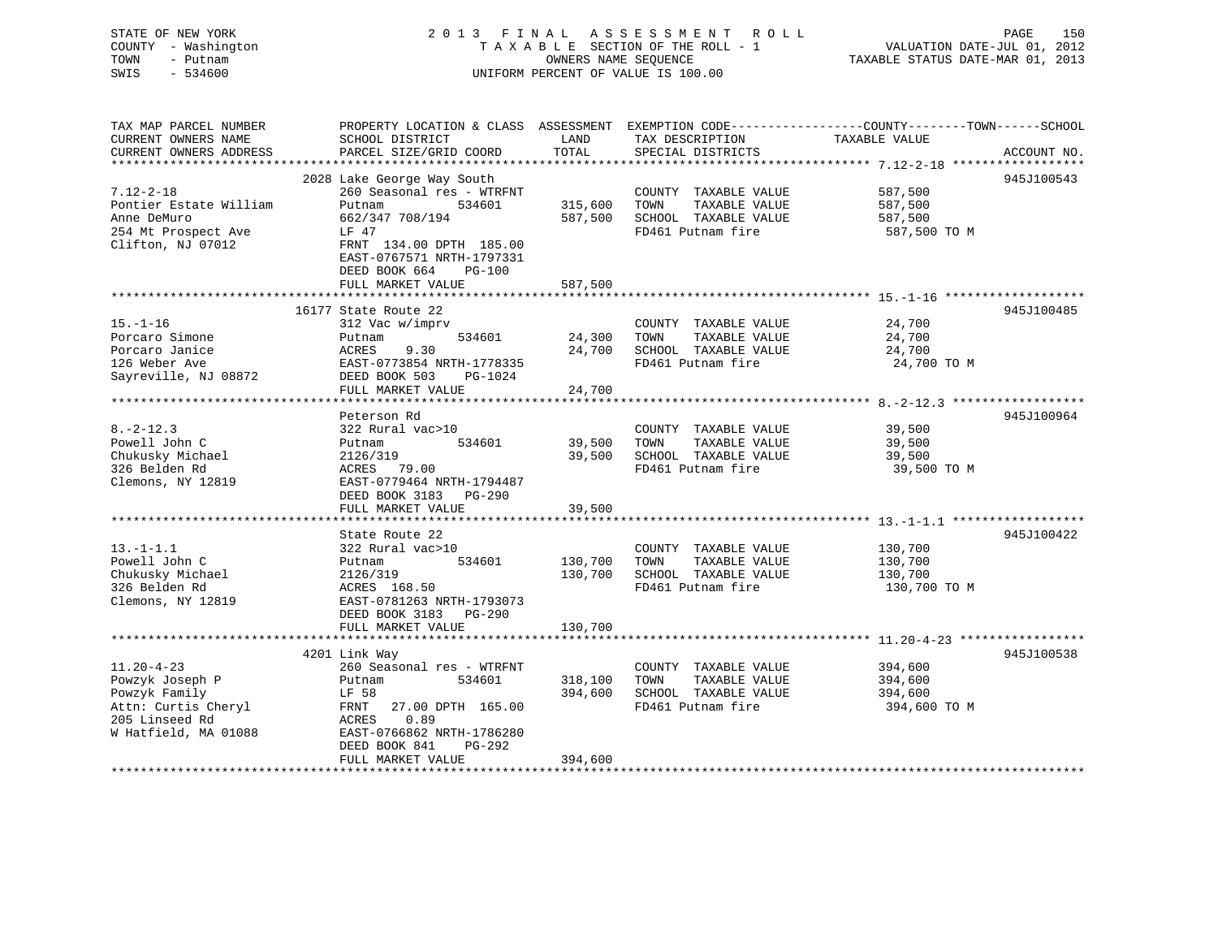STATE OF NEW YORK
COUNTY - Washington
TOWN - Putnam
SWIS - 534600

2 0 1 3 F I N A L A S S E S S M E N T R O L L
T A X A B L E SECTION OF THE ROLL - 1
OWNERS NAME SEQUENCE
UNIFORM PERCENT OF VALUE IS 100.00

VALUATION DATE-JUL 01, 2012
TAXABLE STATUS DATE-MAR 01, 2013

| TAX MAP PARCEL NUMBER<br>CURRENT OWNERS NAME<br>CURRENT OWNERS ADDRESS | PROPERTY LOCATION & CLASS<br>SCHOOL DISTRICT<br>PARCEL SIZE/GRID COORD | ASSESSMENT<br>LAND<br>TOTAL | EXEMPTION CODE-----COUNTY----TOWN----SCHOOL<br>TAX DESCRIPTION<br>SPECIAL DISTRICTS | TAXABLE VALUE | ACCOUNT NO. |
|---|---|---|---|---|---|
| 7.12-2-18<br>Pontier Estate William<br>Anne DeMuro<br>254 Mt Prospect Ave<br>Clifton, NJ 07012 | 2028 Lake George Way South<br>260 Seasonal res - WTRFNT<br>Putnam 534601<br>662/347 708/194<br>LF 47<br>FRNT 134.00 DPTH 185.00<br>EAST-0767571 NRTH-1797331<br>DEED BOOK 664 PG-100<br>FULL MARKET VALUE | <br><br>315,600<br>587,500<br><br><br><br><br>587,500 | COUNTY TAXABLE VALUE<br>TOWN TAXABLE VALUE<br>SCHOOL TAXABLE VALUE<br>FD461 Putnam fire | 587,500<br>587,500<br>587,500<br>587,500 TO M | 945J100543 |
| 15.-1-16<br>Porcaro Simone<br>Porcaro Janice<br>126 Weber Ave<br>Sayreville, NJ 08872 | 16177 State Route 22<br>312 Vac w/imprv<br>Putnam 534601<br>ACRES 9.30<br>EAST-0773854 NRTH-1778335<br>DEED BOOK 503 PG-1024<br>FULL MARKET VALUE | <br><br>24,300<br>24,700<br><br><br>24,700 | COUNTY TAXABLE VALUE<br>TOWN TAXABLE VALUE<br>SCHOOL TAXABLE VALUE<br>FD461 Putnam fire | 24,700<br>24,700<br>24,700<br>24,700 TO M | 945J100485 |
| 8.-2-12.3<br>Powell John C<br>Chukusky Michael<br>326 Belden Rd<br>Clemons, NY 12819 | Peterson Rd<br>322 Rural vac>10<br>Putnam 534601<br>2126/319<br>ACRES 79.00<br>EAST-0779464 NRTH-1794487<br>DEED BOOK 3183 PG-290<br>FULL MARKET VALUE | <br><br>39,500<br>39,500<br><br><br><br>39,500 | COUNTY TAXABLE VALUE<br>TOWN TAXABLE VALUE<br>SCHOOL TAXABLE VALUE<br>FD461 Putnam fire | 39,500<br>39,500<br>39,500<br>39,500 TO M | 945J100964 |
| 13.-1-1.1<br>Powell John C<br>Chukusky Michael<br>326 Belden Rd<br>Clemons, NY 12819 | State Route 22<br>322 Rural vac>10<br>Putnam 534601<br>2126/319<br>ACRES 168.50<br>EAST-0781263 NRTH-1793073<br>DEED BOOK 3183 PG-290<br>FULL MARKET VALUE | <br><br>130,700<br>130,700<br><br><br><br>130,700 | COUNTY TAXABLE VALUE<br>TOWN TAXABLE VALUE<br>SCHOOL TAXABLE VALUE<br>FD461 Putnam fire | 130,700<br>130,700<br>130,700<br>130,700 TO M | 945J100422 |
| 11.20-4-23<br>Powzyk Joseph P<br>Powzyk Family<br>Attn: Curtis Cheryl<br>205 Linseed Rd<br>W Hatfield, MA 01088 | 4201 Link Way<br>260 Seasonal res - WTRFNT<br>Putnam 534601<br>LF 58<br>FRNT 27.00 DPTH 165.00<br>ACRES 0.89<br>EAST-0766862 NRTH-1786280<br>DEED BOOK 841 PG-292<br>FULL MARKET VALUE | <br><br>318,100<br>394,600<br><br><br><br><br><br>394,600 | COUNTY TAXABLE VALUE<br>TOWN TAXABLE VALUE<br>SCHOOL TAXABLE VALUE<br>FD461 Putnam fire | 394,600<br>394,600<br>394,600<br>394,600 TO M | 945J100538 |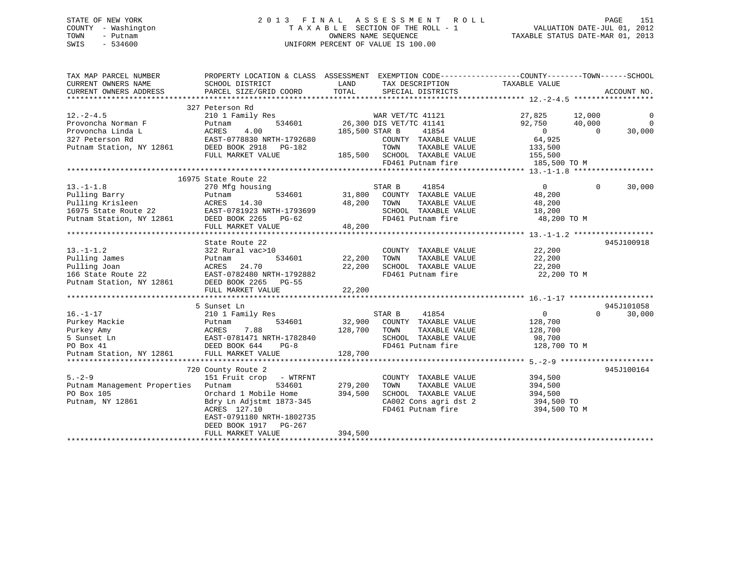STATE OF NEW YORK
COUNTY - Washington
TOWN - Putnam
SWIS - 534600

2 0 1 3 F I N A L A S S E S S M E N T R O L L
T A X A B L E SECTION OF THE ROLL - 1
OWNERS NAME SEQUENCE
UNIFORM PERCENT OF VALUE IS 100.00

VALUATION DATE-JUL 01, 2012
TAXABLE STATUS DATE-MAR 01, 2013

| TAX MAP PARCEL NUMBER / CURRENT OWNERS NAME / CURRENT OWNERS ADDRESS | PROPERTY LOCATION & CLASS / SCHOOL DISTRICT / PARCEL SIZE/GRID COORD | ASSESSMENT LAND | TOTAL | EXEMPTION CODE / TAX DESCRIPTION / SPECIAL DISTRICTS | COUNTY TAXABLE VALUE | TOWN | SCHOOL | ACCOUNT NO. |
|---|---|---|---|---|---|---|---|---|
| **12.-2-4.5** | 327 Peterson Rd | | | | | | | |
| 12.-2-4.5 | 210 1 Family Res | | | WAR VET/TC 41121 | 27,825 | 12,000 | 0 | |
| Provoncha Norman F | Putnam 534601 | 26,300 | | DIS VET/TC 41141 | 92,750 | 40,000 | 0 | |
| Provoncha Linda L | ACRES 4.00 | | 185,500 | STAR B 41854 | 0 | 0 | 30,000 | |
| 327 Peterson Rd | EAST-0778830 NRTH-1792680 | | | COUNTY TAXABLE VALUE | 64,925 | | | |
| Putnam Station, NY 12861 | DEED BOOK 2918 PG-182 | | | TOWN TAXABLE VALUE | 133,500 | | | |
| | FULL MARKET VALUE | | 185,500 | SCHOOL TAXABLE VALUE | 155,500 | | | |
| | | | | FD461 Putnam fire | 185,500 TO M | | | |
| **13.-1-1.8** | 16975 State Route 22 | | | | | | | |
| 13.-1-1.8 | 270 Mfg housing | | | STAR B 41854 | 0 | 0 | 30,000 | |
| Pulling Barry | Putnam 534601 | 31,800 | | COUNTY TAXABLE VALUE | 48,200 | | | |
| Pulling Krisleen | ACRES 14.30 | | 48,200 | TOWN TAXABLE VALUE | 48,200 | | | |
| 16975 State Route 22 | EAST-0781923 NRTH-1793699 | | | SCHOOL TAXABLE VALUE | 18,200 | | | |
| Putnam Station, NY 12861 | DEED BOOK 2265 PG-62 | | | FD461 Putnam fire | 48,200 TO M | | | |
| | FULL MARKET VALUE | | 48,200 | | | | | |
| **13.-1-1.2** | State Route 22 | | | | | | | 945J100918 |
| 13.-1-1.2 | 322 Rural vac>10 | | | COUNTY TAXABLE VALUE | 22,200 | | | |
| Pulling James | Putnam 534601 | 22,200 | | TOWN TAXABLE VALUE | 22,200 | | | |
| Pulling Joan | ACRES 24.70 | | 22,200 | SCHOOL TAXABLE VALUE | 22,200 | | | |
| 166 State Route 22 | EAST-0782480 NRTH-1792882 | | | FD461 Putnam fire | 22,200 TO M | | | |
| Putnam Station, NY 12861 | DEED BOOK 2265 PG-55 | | | | | | | |
| | FULL MARKET VALUE | | 22,200 | | | | | |
| **16.-1-17** | 5 Sunset Ln | | | | | | | 945J101058 |
| 16.-1-17 | 210 1 Family Res | | | STAR B 41854 | 0 | 0 | 30,000 | |
| Purkey Mackie | Putnam 534601 | 32,900 | | COUNTY TAXABLE VALUE | 128,700 | | | |
| Purkey Amy | ACRES 7.88 | | 128,700 | TOWN TAXABLE VALUE | 128,700 | | | |
| 5 Sunset Ln | EAST-0781471 NRTH-1782840 | | | SCHOOL TAXABLE VALUE | 98,700 | | | |
| PO Box 41 | DEED BOOK 644 PG-8 | | | FD461 Putnam fire | 128,700 TO M | | | |
| Putnam Station, NY 12861 | FULL MARKET VALUE | | 128,700 | | | | | |
| **5.-2-9** | 720 County Route 2 | | | | | | | 945J100164 |
| 5.-2-9 | 151 Fruit crop - WTRFNT | | | COUNTY TAXABLE VALUE | 394,500 | | | |
| Putnam Management Properties | Putnam 534601 | 279,200 | | TOWN TAXABLE VALUE | 394,500 | | | |
| PO Box 105 | Orchard 1 Mobile Home | | 394,500 | SCHOOL TAXABLE VALUE | 394,500 | | | |
| Putnam, NY 12861 | Bdry Ln Adjstmt 1873-345 | | | CA002 Cons agri dst 2 | 394,500 TO | | | |
| | ACRES 127.10 | | | FD461 Putnam fire | 394,500 TO M | | | |
| | EAST-0791180 NRTH-1802735 | | | | | | | |
| | DEED BOOK 1917 PG-267 | | | | | | | |
| | FULL MARKET VALUE | | 394,500 | | | | | |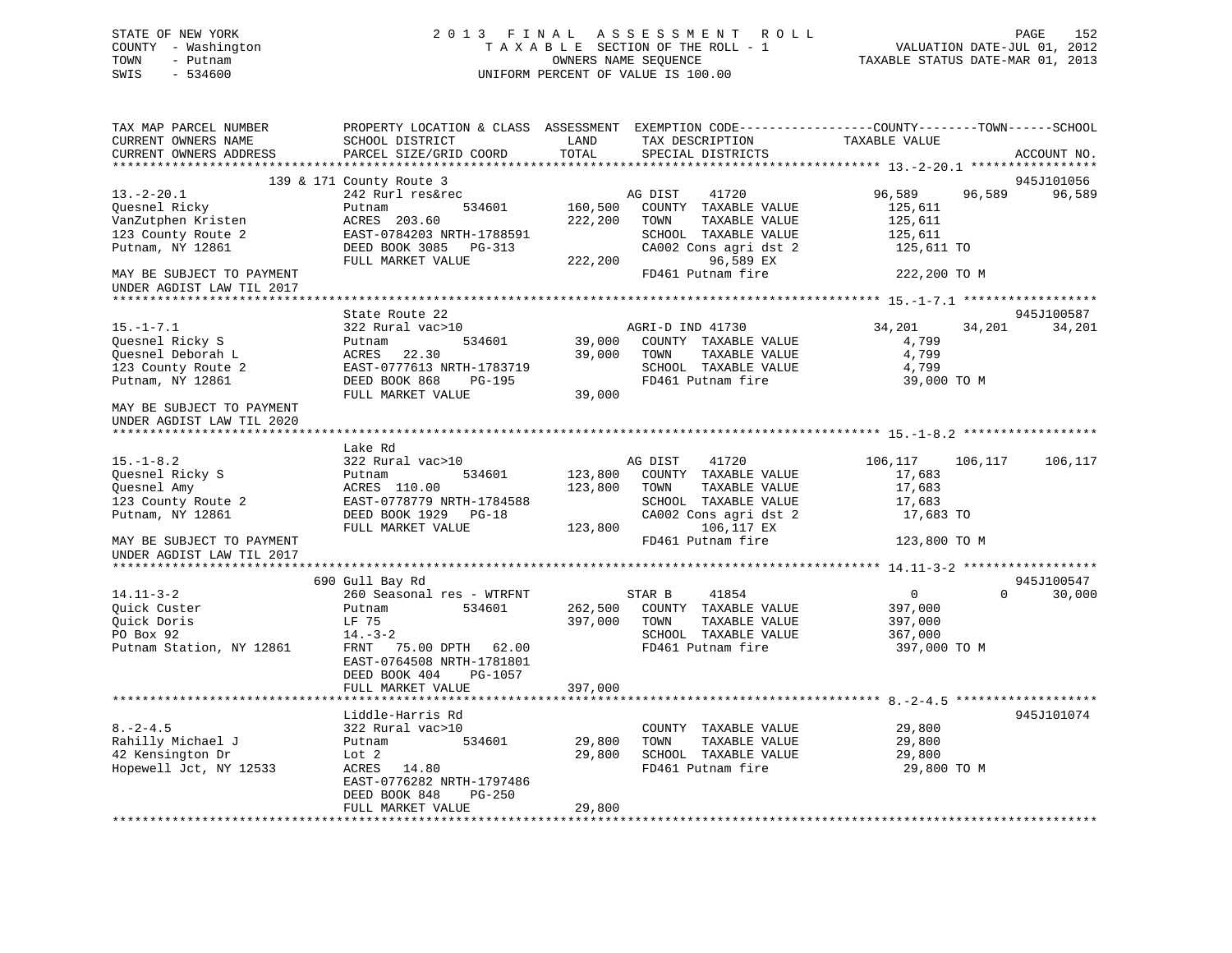STATE OF NEW YORK
COUNTY - Washington
TOWN - Putnam
SWIS - 534600

2013 FINAL ASSESSMENT ROLL
TAXABLE SECTION OF THE ROLL - 1
OWNERS NAME SEQUENCE
UNIFORM PERCENT OF VALUE IS 100.00

VALUATION DATE-JUL 01, 2012
TAXABLE STATUS DATE-MAR 01, 2013

```
TAX MAP PARCEL NUMBER          PROPERTY LOCATION & CLASS  ASSESSMENT  EXEMPTION CODE------------------COUNTY--------TOWN------SCHOOL
CURRENT OWNERS NAME            SCHOOL DISTRICT            LAND        TAX DESCRIPTION               TAXABLE VALUE
CURRENT OWNERS ADDRESS         PARCEL SIZE/GRID COORD     TOTAL       SPECIAL DISTRICTS                                        ACCOUNT NO.
******************************************************************************************************* 13.-2-20.1 *****************
                         139 & 171 County Route 3                                                                              945J101056
13.-2-20.1                     242 Rurl res&rec                       AG DIST     41720             96,589      96,589      96,589
Quesnel Ricky                  Putnam          534601      160,500    COUNTY  TAXABLE VALUE           125,611
VanZutphen Kristen             ACRES 203.60                222,200    TOWN    TAXABLE VALUE           125,611
123 County Route 2             EAST-0784203 NRTH-1788591              SCHOOL  TAXABLE VALUE           125,611
Putnam, NY 12861               DEED BOOK 3085   PG-313                CA002 Cons agri dst 2            125,611 TO
                               FULL MARKET VALUE           222,200         96,589 EX
MAY BE SUBJECT TO PAYMENT                                             FD461 Putnam fire                222,200 TO M
UNDER AGDIST LAW TIL 2017
******************************************************************************************************* 15.-1-7.1 ******************
                               State Route 22                                                                                  945J100587
15.-1-7.1                      322 Rural vac>10                       AGRI-D IND 41730              34,201      34,201      34,201
Quesnel Ricky S                Putnam          534601       39,000    COUNTY  TAXABLE VALUE             4,799
Quesnel Deborah L              ACRES  22.30                 39,000    TOWN    TAXABLE VALUE             4,799
123 County Route 2             EAST-0777613 NRTH-1783719              SCHOOL  TAXABLE VALUE             4,799
Putnam, NY 12861               DEED BOOK 868    PG-195                FD461 Putnam fire                 39,000 TO M
                               FULL MARKET VALUE            39,000
MAY BE SUBJECT TO PAYMENT
UNDER AGDIST LAW TIL 2020
******************************************************************************************************* 15.-1-8.2 ******************
                               Lake Rd
15.-1-8.2                      322 Rural vac>10                       AG DIST     41720            106,117     106,117     106,117
Quesnel Ricky S                Putnam          534601      123,800    COUNTY  TAXABLE VALUE            17,683
Quesnel Amy                    ACRES 110.00                123,800    TOWN    TAXABLE VALUE            17,683
123 County Route 2             EAST-0778779 NRTH-1784588              SCHOOL  TAXABLE VALUE            17,683
Putnam, NY 12861               DEED BOOK 1929   PG-18                 CA002 Cons agri dst 2             17,683 TO
                               FULL MARKET VALUE           123,800        106,117 EX
MAY BE SUBJECT TO PAYMENT                                             FD461 Putnam fire                123,800 TO M
UNDER AGDIST LAW TIL 2017
******************************************************************************************************* 14.11-3-2 ******************
                               690 Gull Bay Rd                                                                                 945J100547
14.11-3-2                      260 Seasonal res - WTRFNT              STAR B      41854                  0           0      30,000
Quick Custer                   Putnam          534601      262,500    COUNTY  TAXABLE VALUE           397,000
Quick Doris                    LF 75                       397,000    TOWN    TAXABLE VALUE           397,000
PO Box 92                      14.-3-2                                SCHOOL  TAXABLE VALUE           367,000
Putnam Station, NY 12861       FRNT  75.00 DPTH  62.00                FD461 Putnam fire                397,000 TO M
                               EAST-0764508 NRTH-1781801
                               DEED BOOK 404    PG-1057
                               FULL MARKET VALUE           397,000
******************************************************************************************************* 8.-2-4.5 *******************
                               Liddle-Harris Rd                                                                                945J101074
8.-2-4.5                       322 Rural vac>10                       COUNTY  TAXABLE VALUE            29,800
Rahilly Michael J              Putnam          534601       29,800    TOWN    TAXABLE VALUE            29,800
42 Kensington Dr               Lot 2                        29,800    SCHOOL  TAXABLE VALUE            29,800
Hopewell Jct, NY 12533         ACRES  14.80                           FD461 Putnam fire                 29,800 TO M
                               EAST-0776282 NRTH-1797486
                               DEED BOOK 848    PG-250
                               FULL MARKET VALUE            29,800
************************************************************************************************************************************
```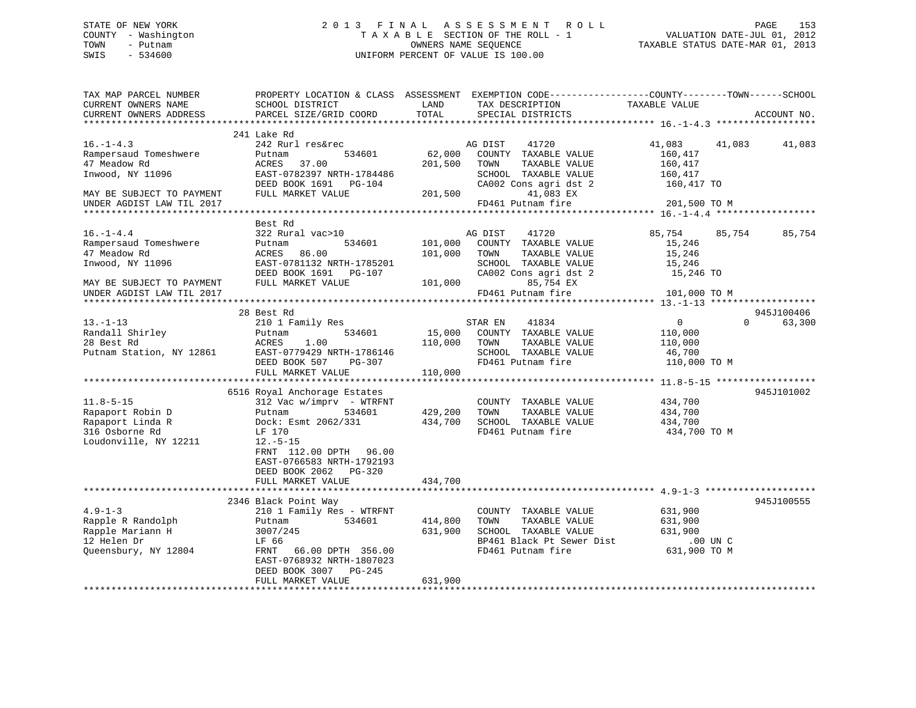STATE OF NEW YORK
COUNTY - Washington
TOWN - Putnam
SWIS - 534600

# 2013 FINAL ASSESSMENT ROLL

TAXABLE SECTION OF THE ROLL - 1
OWNERS NAME SEQUENCE
UNIFORM PERCENT OF VALUE IS 100.00

VALUATION DATE-JUL 01, 2012
TAXABLE STATUS DATE-MAR 01, 2013

```
TAX MAP PARCEL NUMBER          PROPERTY LOCATION & CLASS  ASSESSMENT  EXEMPTION CODE------------------COUNTY--------TOWN------SCHOOL
CURRENT OWNERS NAME            SCHOOL DISTRICT            LAND        TAX DESCRIPTION             TAXABLE VALUE
CURRENT OWNERS ADDRESS         PARCEL SIZE/GRID COORD     TOTAL       SPECIAL DISTRICTS                                      ACCOUNT NO.
******************************************************************************************************* 16.-1-4.3 ******************
                               241 Lake Rd
16.-1-4.3                      242 Rurl res&rec                       AG DIST    41720             41,083     41,083     41,083
Rampersaud Tomeshwere          Putnam          534601      62,000     COUNTY  TAXABLE VALUE         160,417
47 Meadow Rd                   ACRES   37.00              201,500     TOWN    TAXABLE VALUE         160,417
Inwood, NY 11096               EAST-0782397 NRTH-1784486              SCHOOL  TAXABLE VALUE         160,417
                               DEED BOOK 1691   PG-104                CA002 Cons agri dst 2          160,417 TO
MAY BE SUBJECT TO PAYMENT      FULL MARKET VALUE          201,500          41,083 EX
UNDER AGDIST LAW TIL 2017                                             FD461 Putnam fire              201,500 TO M
******************************************************************************************************* 16.-1-4.4 ******************
                               Best Rd
16.-1-4.4                      322 Rural vac>10                       AG DIST    41720             85,754     85,754     85,754
Rampersaud Tomeshwere          Putnam          534601     101,000     COUNTY  TAXABLE VALUE          15,246
47 Meadow Rd                   ACRES   86.00              101,000     TOWN    TAXABLE VALUE          15,246
Inwood, NY 11096               EAST-0781132 NRTH-1785201              SCHOOL  TAXABLE VALUE          15,246
                               DEED BOOK 1691   PG-107                CA002 Cons agri dst 2           15,246 TO
MAY BE SUBJECT TO PAYMENT      FULL MARKET VALUE          101,000          85,754 EX
UNDER AGDIST LAW TIL 2017                                             FD461 Putnam fire              101,000 TO M
******************************************************************************************************* 13.-1-13 *******************
                               28 Best Rd                                                                               945J100406
13.-1-13                       210 1 Family Res                       STAR EN    41834                  0          0     63,300
Randall Shirley                Putnam          534601      15,000     COUNTY  TAXABLE VALUE         110,000
28 Best Rd                     ACRES    1.00              110,000     TOWN    TAXABLE VALUE         110,000
Putnam Station, NY 12861       EAST-0779429 NRTH-1786146              SCHOOL  TAXABLE VALUE          46,700
                               DEED BOOK 507    PG-307                FD461 Putnam fire              110,000 TO M
                               FULL MARKET VALUE          110,000
******************************************************************************************************* 11.8-5-15 ******************
                               6516 Royal Anchorage Estates                                                             945J101002
11.8-5-15                      312 Vac w/imprv  - WTRFNT              COUNTY  TAXABLE VALUE         434,700
Rapaport Robin D               Putnam          534601     429,200     TOWN    TAXABLE VALUE         434,700
Rapaport Linda R               Dock: Esmt 2062/331        434,700     SCHOOL  TAXABLE VALUE         434,700
316 Osborne Rd                 LF 170                                 FD461 Putnam fire              434,700 TO M
Loudonville, NY 12211          12.-5-15
                               FRNT  112.00 DPTH   96.00
                               EAST-0766583 NRTH-1792193
                               DEED BOOK 2062   PG-320
                               FULL MARKET VALUE          434,700
******************************************************************************************************* 4.9-1-3 ********************
                               2346 Black Point Way                                                                     945J100555
4.9-1-3                        210 1 Family Res - WTRFNT              COUNTY  TAXABLE VALUE         631,900
Rapple R Randolph              Putnam          534601     414,800     TOWN    TAXABLE VALUE         631,900
Rapple Mariann H               3007/245                   631,900     SCHOOL  TAXABLE VALUE         631,900
12 Helen Dr                    LF 66                                  BP461 Black Pt Sewer Dist          .00 UN C
Queensbury, NY 12804           FRNT   66.00 DPTH  356.00              FD461 Putnam fire              631,900 TO M
                               EAST-0768932 NRTH-1807023
                               DEED BOOK 3007   PG-245
                               FULL MARKET VALUE          631,900
************************************************************************************************************************************
```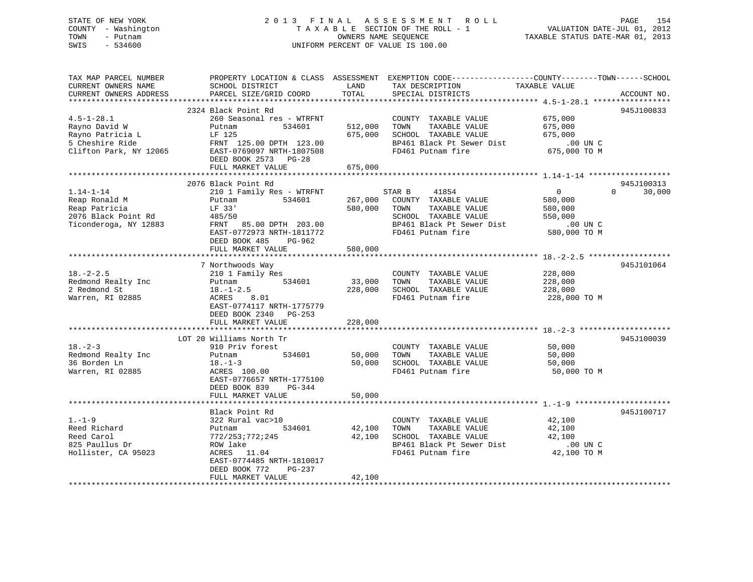STATE OF NEW YORK
COUNTY - Washington
TOWN - Putnam
SWIS - 534600

2 0 1 3 F I N A L A S S E S S M E N T R O L L
T A X A B L E SECTION OF THE ROLL - 1
OWNERS NAME SEQUENCE
UNIFORM PERCENT OF VALUE IS 100.00

VALUATION DATE-JUL 01, 2012
TAXABLE STATUS DATE-MAR 01, 2013

| TAX MAP PARCEL NUMBER / CURRENT OWNERS NAME / CURRENT OWNERS ADDRESS | PROPERTY LOCATION & CLASS / SCHOOL DISTRICT / PARCEL SIZE/GRID COORD | ASSESSMENT LAND / TOTAL | EXEMPTION CODE / TAX DESCRIPTION / SPECIAL DISTRICTS | COUNTY / TOWN / SCHOOL TAXABLE VALUE | ACCOUNT NO. |
|---|---|---|---|---|---|
| 4.5-1-28.1 | 2324 Black Point Rd | | | | 945J100833 |
| | 260 Seasonal res - WTRFNT | | COUNTY TAXABLE VALUE | 675,000 | |
| Rayno David W | Putnam 534601 | 512,000 | TOWN TAXABLE VALUE | 675,000 | |
| Rayno Patricia L | LF 125 | 675,000 | SCHOOL TAXABLE VALUE | 675,000 | |
| 5 Cheshire Ride | FRNT 125.00 DPTH 123.00 | | BP461 Black Pt Sewer Dist | .00 UN C | |
| Clifton Park, NY 12065 | EAST-0769097 NRTH-1807508 | | FD461 Putnam fire | 675,000 TO M | |
| | DEED BOOK 2573 PG-28 | | | | |
| | FULL MARKET VALUE | 675,000 | | | |
| 1.14-1-14 | 2076 Black Point Rd | | | | 945J100313 |
| | 210 1 Family Res - WTRFNT | | STAR B 41854 | 0 0 30,000 | |
| Reap Ronald M | Putnam 534601 | 267,000 | COUNTY TAXABLE VALUE | 580,000 | |
| Reap Patricia | LF 33' | 580,000 | TOWN TAXABLE VALUE | 580,000 | |
| 2076 Black Point Rd | 485/50 | | SCHOOL TAXABLE VALUE | 550,000 | |
| Ticonderoga, NY 12883 | FRNT 85.00 DPTH 203.00 | | BP461 Black Pt Sewer Dist | .00 UN C | |
| | EAST-0772973 NRTH-1811772 | | FD461 Putnam fire | 580,000 TO M | |
| | DEED BOOK 485 PG-962 | | | | |
| | FULL MARKET VALUE | 580,000 | | | |
| 18.-2-2.5 | 7 Northwoods Way | | | | 945J101064 |
| | 210 1 Family Res | | COUNTY TAXABLE VALUE | 228,000 | |
| Redmond Realty Inc | Putnam 534601 | 33,000 | TOWN TAXABLE VALUE | 228,000 | |
| 2 Redmond St | 18.-1-2.5 | 228,000 | SCHOOL TAXABLE VALUE | 228,000 | |
| Warren, RI 02885 | ACRES 8.01 | | FD461 Putnam fire | 228,000 TO M | |
| | EAST-0774117 NRTH-1775779 | | | | |
| | DEED BOOK 2340 PG-253 | | | | |
| | FULL MARKET VALUE | 228,000 | | | |
| 18.-2-3 | LOT 20 Williams North Tr | | | | 945J100039 |
| | 910 Priv forest | | COUNTY TAXABLE VALUE | 50,000 | |
| Redmond Realty Inc | Putnam 534601 | 50,000 | TOWN TAXABLE VALUE | 50,000 | |
| 36 Borden Ln | 18.-1-3 | 50,000 | SCHOOL TAXABLE VALUE | 50,000 | |
| Warren, RI 02885 | ACRES 100.00 | | FD461 Putnam fire | 50,000 TO M | |
| | EAST-0776657 NRTH-1775100 | | | | |
| | DEED BOOK 839 PG-344 | | | | |
| | FULL MARKET VALUE | 50,000 | | | |
| 1.-1-9 | Black Point Rd | | | | 945J100717 |
| | 322 Rural vac>10 | | COUNTY TAXABLE VALUE | 42,100 | |
| Reed Richard | Putnam 534601 | 42,100 | TOWN TAXABLE VALUE | 42,100 | |
| Reed Carol | 772/253;772;245 | 42,100 | SCHOOL TAXABLE VALUE | 42,100 | |
| 825 Paullus Dr | ROW lake | | BP461 Black Pt Sewer Dist | .00 UN C | |
| Hollister, CA 95023 | ACRES 11.04 | | FD461 Putnam fire | 42,100 TO M | |
| | EAST-0774485 NRTH-1810017 | | | | |
| | DEED BOOK 772 PG-237 | | | | |
| | FULL MARKET VALUE | 42,100 | | | |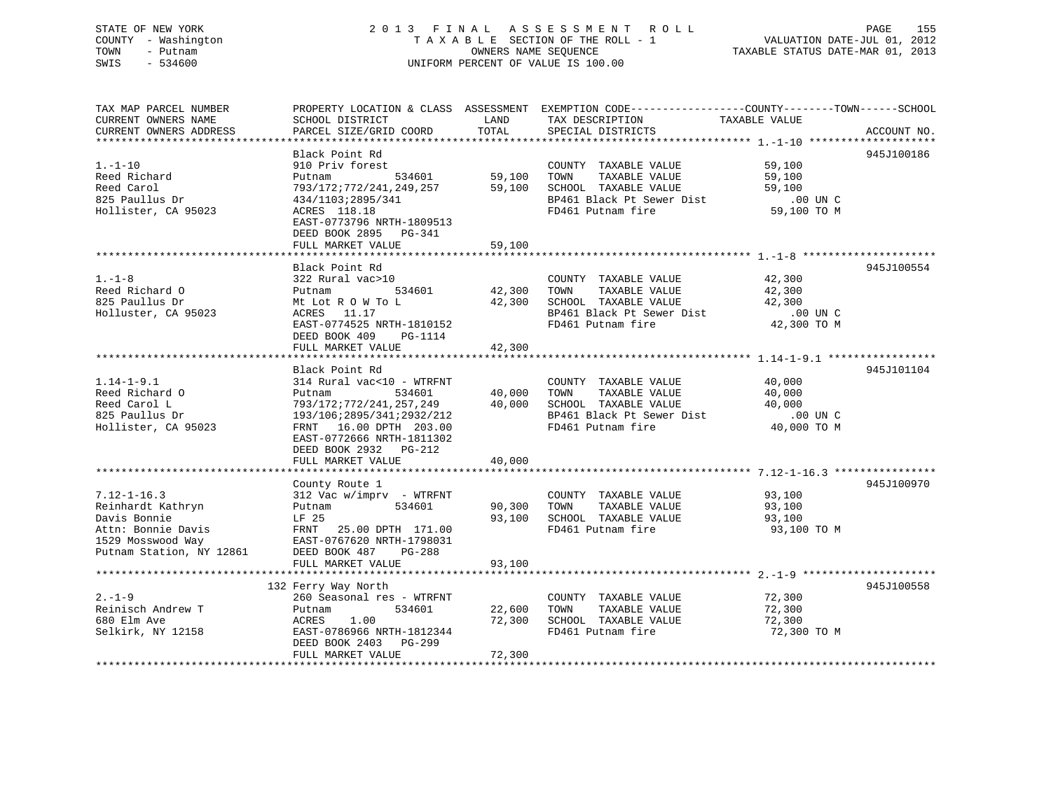STATE OF NEW YORK — 2013 FINAL ASSESSMENT ROLL
COUNTY - Washington — TAXABLE SECTION OF THE ROLL - 1 — VALUATION DATE-JUL 01, 2012
TOWN - Putnam — OWNERS NAME SEQUENCE — TAXABLE STATUS DATE-MAR 01, 2013
SWIS - 534600 — UNIFORM PERCENT OF VALUE IS 100.00

| TAX MAP PARCEL NUMBER / CURRENT OWNERS NAME / CURRENT OWNERS ADDRESS | PROPERTY LOCATION & CLASS / SCHOOL DISTRICT / PARCEL SIZE/GRID COORD | ASSESSMENT LAND / TOTAL | EXEMPTION CODE / TAX DESCRIPTION / SPECIAL DISTRICTS | COUNTY / TOWN / SCHOOL TAXABLE VALUE | ACCOUNT NO. |
|---|---|---|---|---|---|
| 1.-1-10 | Black Point Rd | | | | 945J100186 |
| | 910 Priv forest | | COUNTY TAXABLE VALUE | 59,100 | |
| Reed Richard | Putnam 534601 | 59,100 | TOWN TAXABLE VALUE | 59,100 | |
| Reed Carol | 793/172;772/241,249,257 | 59,100 | SCHOOL TAXABLE VALUE | 59,100 | |
| 825 Paullus Dr | 434/1103;2895/341 | | BP461 Black Pt Sewer Dist | .00 UN C | |
| Hollister, CA 95023 | ACRES 118.18 | | FD461 Putnam fire | 59,100 TO M | |
| | EAST-0773796 NRTH-1809513 | | | | |
| | DEED BOOK 2895 PG-341 | | | | |
| | FULL MARKET VALUE | 59,100 | | | |
| 1.-1-8 | Black Point Rd | | | | 945J100554 |
| | 322 Rural vac>10 | | COUNTY TAXABLE VALUE | 42,300 | |
| Reed Richard O | Putnam 534601 | 42,300 | TOWN TAXABLE VALUE | 42,300 | |
| 825 Paullus Dr | Mt Lot R O W To L | 42,300 | SCHOOL TAXABLE VALUE | 42,300 | |
| Holluster, CA 95023 | ACRES 11.17 | | BP461 Black Pt Sewer Dist | .00 UN C | |
| | EAST-0774525 NRTH-1810152 | | FD461 Putnam fire | 42,300 TO M | |
| | DEED BOOK 409 PG-1114 | | | | |
| | FULL MARKET VALUE | 42,300 | | | |
| 1.14-1-9.1 | Black Point Rd | | | | 945J101104 |
| | 314 Rural vac<10 - WTRFNT | | COUNTY TAXABLE VALUE | 40,000 | |
| Reed Richard O | Putnam 534601 | 40,000 | TOWN TAXABLE VALUE | 40,000 | |
| Reed Carol L | 793/172;772/241,257,249 | 40,000 | SCHOOL TAXABLE VALUE | 40,000 | |
| 825 Paullus Dr | 193/106;2895/341;2932/212 | | BP461 Black Pt Sewer Dist | .00 UN C | |
| Hollister, CA 95023 | FRNT 16.00 DPTH 203.00 | | FD461 Putnam fire | 40,000 TO M | |
| | EAST-0772666 NRTH-1811302 | | | | |
| | DEED BOOK 2932 PG-212 | | | | |
| | FULL MARKET VALUE | 40,000 | | | |
| 7.12-1-16.3 | County Route 1 | | | | 945J100970 |
| | 312 Vac w/imprv - WTRFNT | | COUNTY TAXABLE VALUE | 93,100 | |
| Reinhardt Kathryn | Putnam 534601 | 90,300 | TOWN TAXABLE VALUE | 93,100 | |
| Davis Bonnie | LF 25 | 93,100 | SCHOOL TAXABLE VALUE | 93,100 | |
| Attn: Bonnie Davis | FRNT 25.00 DPTH 171.00 | | FD461 Putnam fire | 93,100 TO M | |
| 1529 Mosswood Way | EAST-0767620 NRTH-1798031 | | | | |
| Putnam Station, NY 12861 | DEED BOOK 487 PG-288 | | | | |
| | FULL MARKET VALUE | 93,100 | | | |
| 2.-1-9 | 132 Ferry Way North | | | | 945J100558 |
| | 260 Seasonal res - WTRFNT | | COUNTY TAXABLE VALUE | 72,300 | |
| Reinisch Andrew T | Putnam 534601 | 22,600 | TOWN TAXABLE VALUE | 72,300 | |
| 680 Elm Ave | ACRES 1.00 | 72,300 | SCHOOL TAXABLE VALUE | 72,300 | |
| Selkirk, NY 12158 | EAST-0786966 NRTH-1812344 | | FD461 Putnam fire | 72,300 TO M | |
| | DEED BOOK 2403 PG-299 | | | | |
| | FULL MARKET VALUE | 72,300 | | | |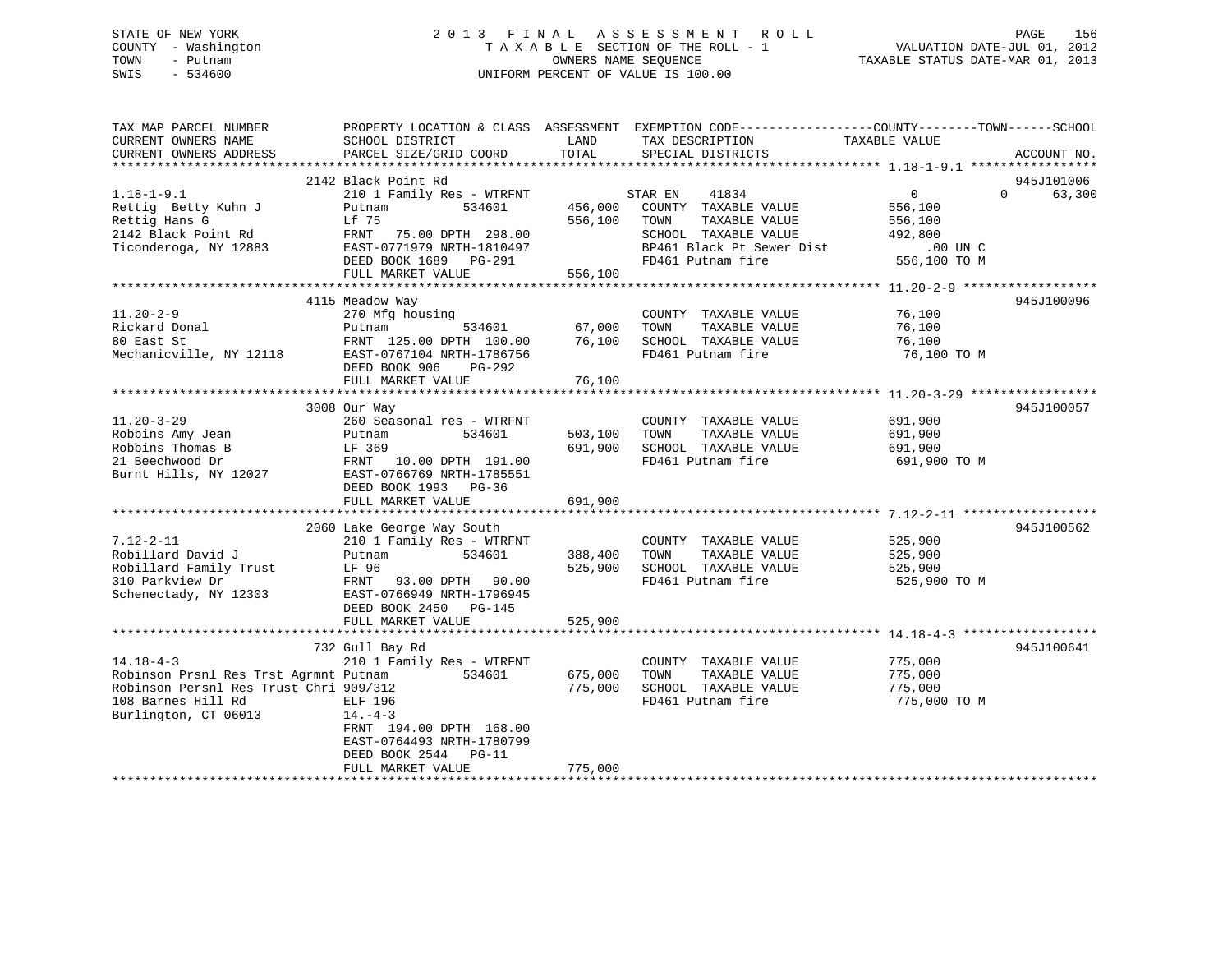STATE OF NEW YORK
COUNTY - Washington
TOWN - Putnam
SWIS - 534600

# 2013 FINAL ASSESSMENT ROLL
TAXABLE SECTION OF THE ROLL - 1
OWNERS NAME SEQUENCE
UNIFORM PERCENT OF VALUE IS 100.00

VALUATION DATE-JUL 01, 2012
TAXABLE STATUS DATE-MAR 01, 2013

| TAX MAP PARCEL NUMBER / CURRENT OWNERS NAME / CURRENT OWNERS ADDRESS | PROPERTY LOCATION & CLASS / SCHOOL DISTRICT / PARCEL SIZE/GRID COORD | ASSESSMENT LAND / TOTAL | EXEMPTION CODE / TAX DESCRIPTION / SPECIAL DISTRICTS | COUNTY / TOWN / SCHOOL TAXABLE VALUE | ACCOUNT NO. |
|---|---|---|---|---|---|
| 1.18-1-9.1 | 2142 Black Point Rd | | | | 945J101006 |
| Rettig Betty Kuhn J | 210 1 Family Res - WTRFNT | | STAR EN 41834 | 0 0 63,300 | |
| Rettig Hans G | Putnam 534601 | 456,000 | COUNTY TAXABLE VALUE | 556,100 | |
| 2142 Black Point Rd | Lf 75 | 556,100 | TOWN TAXABLE VALUE | 556,100 | |
| Ticonderoga, NY 12883 | FRNT 75.00 DPTH 298.00 | | SCHOOL TAXABLE VALUE | 492,800 | |
| | EAST-0771979 NRTH-1810497 | | BP461 Black Pt Sewer Dist | .00 UN C | |
| | DEED BOOK 1689 PG-291 | | FD461 Putnam fire | 556,100 TO M | |
| | FULL MARKET VALUE | 556,100 | | | |
| 11.20-2-9 | 4115 Meadow Way | | | | 945J100096 |
| Rickard Donal | 270 Mfg housing | | COUNTY TAXABLE VALUE | 76,100 | |
| 80 East St | Putnam 534601 | 67,000 | TOWN TAXABLE VALUE | 76,100 | |
| Mechanicville, NY 12118 | FRNT 125.00 DPTH 100.00 | 76,100 | SCHOOL TAXABLE VALUE | 76,100 | |
| | EAST-0767104 NRTH-1786756 | | FD461 Putnam fire | 76,100 TO M | |
| | DEED BOOK 906 PG-292 | | | | |
| | FULL MARKET VALUE | 76,100 | | | |
| 11.20-3-29 | 3008 Our Way | | | | 945J100057 |
| Robbins Amy Jean | 260 Seasonal res - WTRFNT | | COUNTY TAXABLE VALUE | 691,900 | |
| Robbins Thomas B | Putnam 534601 | 503,100 | TOWN TAXABLE VALUE | 691,900 | |
| 21 Beechwood Dr | LF 369 | 691,900 | SCHOOL TAXABLE VALUE | 691,900 | |
| Burnt Hills, NY 12027 | FRNT 10.00 DPTH 191.00 | | FD461 Putnam fire | 691,900 TO M | |
| | EAST-0766769 NRTH-1785551 | | | | |
| | DEED BOOK 1993 PG-36 | | | | |
| | FULL MARKET VALUE | 691,900 | | | |
| 7.12-2-11 | 2060 Lake George Way South | | | | 945J100562 |
| Robillard David J | 210 1 Family Res - WTRFNT | | COUNTY TAXABLE VALUE | 525,900 | |
| Robillard Family Trust | Putnam 534601 | 388,400 | TOWN TAXABLE VALUE | 525,900 | |
| 310 Parkview Dr | LF 96 | 525,900 | SCHOOL TAXABLE VALUE | 525,900 | |
| Schenectady, NY 12303 | FRNT 93.00 DPTH 90.00 | | FD461 Putnam fire | 525,900 TO M | |
| | EAST-0766949 NRTH-1796945 | | | | |
| | DEED BOOK 2450 PG-145 | | | | |
| | FULL MARKET VALUE | 525,900 | | | |
| 14.18-4-3 | 732 Gull Bay Rd | | | | 945J100641 |
| Robinson Prsnl Res Trst Agrmnt | 210 1 Family Res - WTRFNT | | COUNTY TAXABLE VALUE | 775,000 | |
| Robinson Persnl Res Trust Chri | Putnam 534601 | 675,000 | TOWN TAXABLE VALUE | 775,000 | |
| 108 Barnes Hill Rd | 909/312 | 775,000 | SCHOOL TAXABLE VALUE | 775,000 | |
| Burlington, CT 06013 | ELF 196 | | FD461 Putnam fire | 775,000 TO M | |
| | 14.-4-3 | | | | |
| | FRNT 194.00 DPTH 168.00 | | | | |
| | EAST-0764493 NRTH-1780799 | | | | |
| | DEED BOOK 2544 PG-11 | | | | |
| | FULL MARKET VALUE | 775,000 | | | |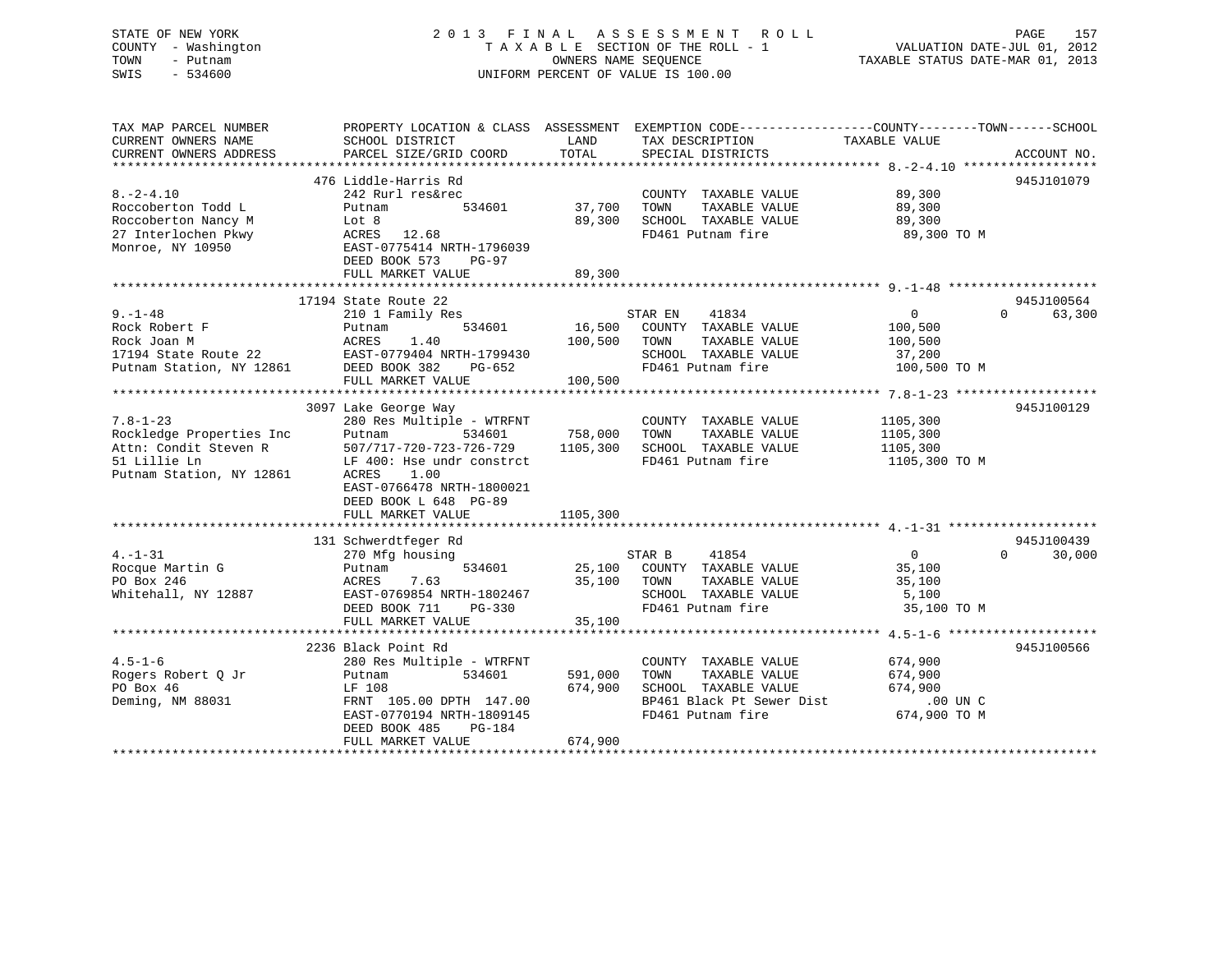STATE OF NEW YORK
COUNTY - Washington
TOWN - Putnam
SWIS - 534600

2013 FINAL ASSESSMENT ROLL
TAXABLE SECTION OF THE ROLL - 1
OWNERS NAME SEQUENCE
UNIFORM PERCENT OF VALUE IS 100.00

VALUATION DATE-JUL 01, 2012
TAXABLE STATUS DATE-MAR 01, 2013

| TAX MAP PARCEL NUMBER / CURRENT OWNERS NAME / CURRENT OWNERS ADDRESS | PROPERTY LOCATION & CLASS / SCHOOL DISTRICT / PARCEL SIZE/GRID COORD | ASSESSMENT LAND / TOTAL | EXEMPTION CODE / TAX DESCRIPTION / SPECIAL DISTRICTS | COUNTY / TOWN TAXABLE VALUE | SCHOOL / ACCOUNT NO. |
|---|---|---|---|---|---|
| 8.-2-4.10 | 476 Liddle-Harris Rd | | | | 945J101079 |
| 8.-2-4.10 | 242 Rurl res&rec | | COUNTY TAXABLE VALUE | 89,300 | |
| Roccoberton Todd L | Putnam 534601 | 37,700 | TOWN TAXABLE VALUE | 89,300 | |
| Roccoberton Nancy M | Lot 8 | 89,300 | SCHOOL TAXABLE VALUE | 89,300 | |
| 27 Interlochen Pkwy | ACRES 12.68 | | FD461 Putnam fire | 89,300 TO M | |
| Monroe, NY 10950 | EAST-0775414 NRTH-1796039 | | | | |
| | DEED BOOK 573 PG-97 | | | | |
| | FULL MARKET VALUE | 89,300 | | | |
| 9.-1-48 | 17194 State Route 22 | | | | 945J100564 |
| 9.-1-48 | 210 1 Family Res | | STAR EN 41834 | 0 | 0 63,300 |
| Rock Robert F | Putnam 534601 | 16,500 | COUNTY TAXABLE VALUE | 100,500 | |
| Rock Joan M | ACRES 1.40 | 100,500 | TOWN TAXABLE VALUE | 100,500 | |
| 17194 State Route 22 | EAST-0779404 NRTH-1799430 | | SCHOOL TAXABLE VALUE | 37,200 | |
| Putnam Station, NY 12861 | DEED BOOK 382 PG-652 | | FD461 Putnam fire | 100,500 TO M | |
| | FULL MARKET VALUE | 100,500 | | | |
| 7.8-1-23 | 3097 Lake George Way | | | | 945J100129 |
| 7.8-1-23 | 280 Res Multiple - WTRFNT | | COUNTY TAXABLE VALUE | 1105,300 | |
| Rockledge Properties Inc | Putnam 534601 | 758,000 | TOWN TAXABLE VALUE | 1105,300 | |
| Attn: Condit Steven R | 507/717-720-723-726-729 | 1105,300 | SCHOOL TAXABLE VALUE | 1105,300 | |
| 51 Lillie Ln | LF 400: Hse undr constrct | | FD461 Putnam fire | 1105,300 TO M | |
| Putnam Station, NY 12861 | ACRES 1.00 | | | | |
| | EAST-0766478 NRTH-1800021 | | | | |
| | DEED BOOK L 648 PG-89 | | | | |
| | FULL MARKET VALUE | 1105,300 | | | |
| 4.-1-31 | 131 Schwerdtfeger Rd | | | | 945J100439 |
| 4.-1-31 | 270 Mfg housing | | STAR B 41854 | 0 | 0 30,000 |
| Rocque Martin G | Putnam 534601 | 25,100 | COUNTY TAXABLE VALUE | 35,100 | |
| PO Box 246 | ACRES 7.63 | 35,100 | TOWN TAXABLE VALUE | 35,100 | |
| Whitehall, NY 12887 | EAST-0769854 NRTH-1802467 | | SCHOOL TAXABLE VALUE | 5,100 | |
| | DEED BOOK 711 PG-330 | | FD461 Putnam fire | 35,100 TO M | |
| | FULL MARKET VALUE | 35,100 | | | |
| 4.5-1-6 | 2236 Black Point Rd | | | | 945J100566 |
| 4.5-1-6 | 280 Res Multiple - WTRFNT | | COUNTY TAXABLE VALUE | 674,900 | |
| Rogers Robert Q Jr | Putnam 534601 | 591,000 | TOWN TAXABLE VALUE | 674,900 | |
| PO Box 46 | LF 108 | 674,900 | SCHOOL TAXABLE VALUE | 674,900 | |
| Deming, NM 88031 | FRNT 105.00 DPTH 147.00 | | BP461 Black Pt Sewer Dist | .00 UN C | |
| | EAST-0770194 NRTH-1809145 | | FD461 Putnam fire | 674,900 TO M | |
| | DEED BOOK 485 PG-184 | | | | |
| | FULL MARKET VALUE | 674,900 | | | |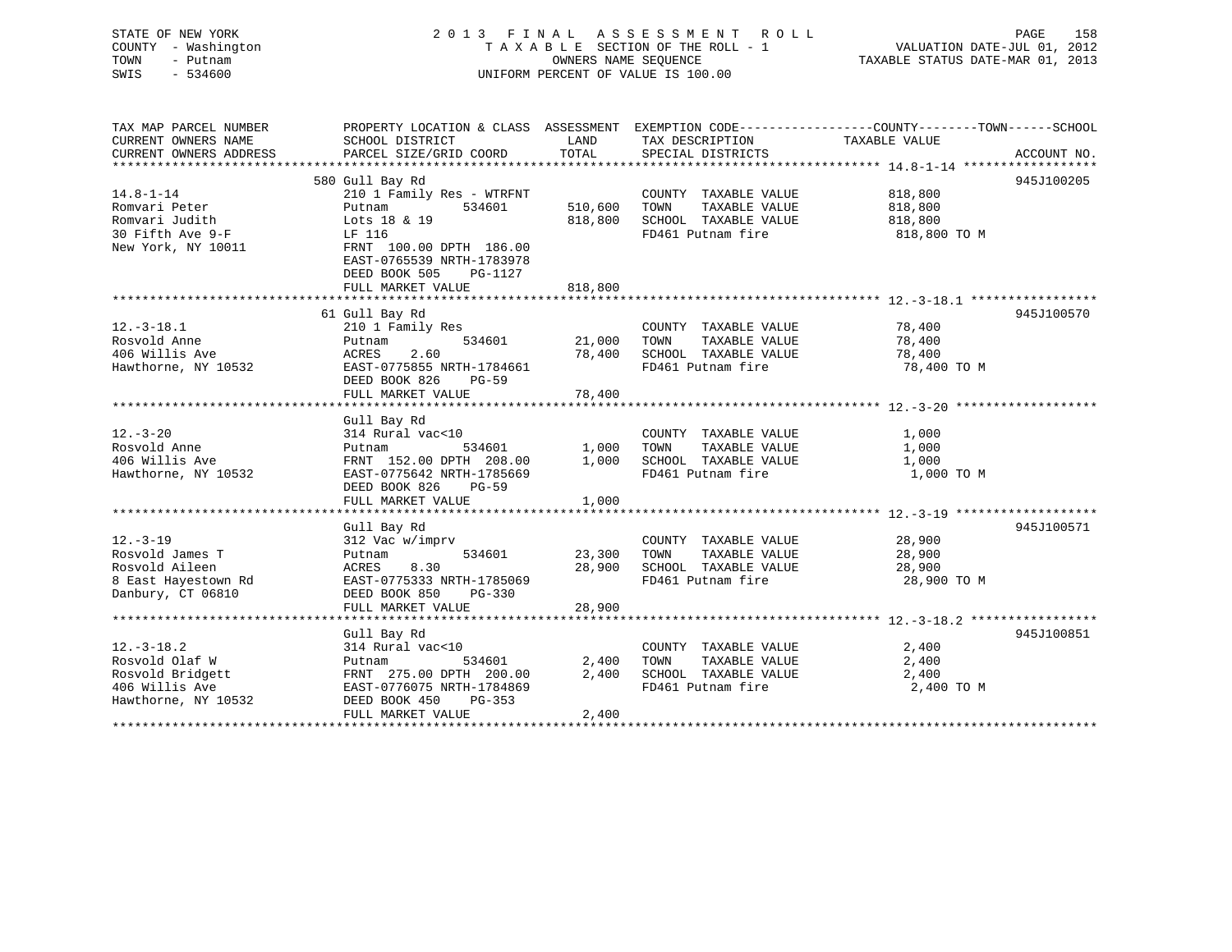STATE OF NEW YORK
COUNTY - Washington
TOWN - Putnam
SWIS - 534600

2013 FINAL ASSESSMENT ROLL
TAXABLE SECTION OF THE ROLL - 1
OWNERS NAME SEQUENCE
UNIFORM PERCENT OF VALUE IS 100.00

VALUATION DATE-JUL 01, 2012
TAXABLE STATUS DATE-MAR 01, 2013

| TAX MAP PARCEL NUMBER / CURRENT OWNERS NAME / CURRENT OWNERS ADDRESS | PROPERTY LOCATION & CLASS / SCHOOL DISTRICT / PARCEL SIZE/GRID COORD | ASSESSMENT LAND | TOTAL | EXEMPTION CODE / TAX DESCRIPTION / SPECIAL DISTRICTS | TAXABLE VALUE (COUNTY / TOWN / SCHOOL) | ACCOUNT NO. |
|---|---|---|---|---|---|---|
| 14.8-1-14 | 580 Gull Bay Rd | | | | | 945J100205 |
| | 210 1 Family Res - WTRFNT | | | COUNTY TAXABLE VALUE | 818,800 | |
| Romvari Peter | Putnam 534601 | 510,600 | | TOWN TAXABLE VALUE | 818,800 | |
| Romvari Judith | Lots 18 & 19 | | 818,800 | SCHOOL TAXABLE VALUE | 818,800 | |
| 30 Fifth Ave 9-F | LF 116 | | | FD461 Putnam fire | 818,800 TO M | |
| New York, NY 10011 | FRNT 100.00 DPTH 186.00 | | | | | |
| | EAST-0765539 NRTH-1783978 | | | | | |
| | DEED BOOK 505 PG-1127 | | | | | |
| | FULL MARKET VALUE | | 818,800 | | | |
| 12.-3-18.1 | 61 Gull Bay Rd | | | | | 945J100570 |
| | 210 1 Family Res | | | COUNTY TAXABLE VALUE | 78,400 | |
| Rosvold Anne | Putnam 534601 | 21,000 | | TOWN TAXABLE VALUE | 78,400 | |
| 406 Willis Ave | ACRES 2.60 | | 78,400 | SCHOOL TAXABLE VALUE | 78,400 | |
| Hawthorne, NY 10532 | EAST-0775855 NRTH-1784661 | | | FD461 Putnam fire | 78,400 TO M | |
| | DEED BOOK 826 PG-59 | | | | | |
| | FULL MARKET VALUE | | 78,400 | | | |
| 12.-3-20 | Gull Bay Rd | | | | | |
| | 314 Rural vac<10 | | | COUNTY TAXABLE VALUE | 1,000 | |
| Rosvold Anne | Putnam 534601 | 1,000 | | TOWN TAXABLE VALUE | 1,000 | |
| 406 Willis Ave | FRNT 152.00 DPTH 208.00 | | 1,000 | SCHOOL TAXABLE VALUE | 1,000 | |
| Hawthorne, NY 10532 | EAST-0775642 NRTH-1785669 | | | FD461 Putnam fire | 1,000 TO M | |
| | DEED BOOK 826 PG-59 | | | | | |
| | FULL MARKET VALUE | | 1,000 | | | |
| 12.-3-19 | Gull Bay Rd | | | | | 945J100571 |
| | 312 Vac w/imprv | | | COUNTY TAXABLE VALUE | 28,900 | |
| Rosvold James T | Putnam 534601 | 23,300 | | TOWN TAXABLE VALUE | 28,900 | |
| Rosvold Aileen | ACRES 8.30 | | 28,900 | SCHOOL TAXABLE VALUE | 28,900 | |
| 8 East Hayestown Rd | EAST-0775333 NRTH-1785069 | | | FD461 Putnam fire | 28,900 TO M | |
| Danbury, CT 06810 | DEED BOOK 850 PG-330 | | | | | |
| | FULL MARKET VALUE | | 28,900 | | | |
| 12.-3-18.2 | Gull Bay Rd | | | | | 945J100851 |
| | 314 Rural vac<10 | | | COUNTY TAXABLE VALUE | 2,400 | |
| Rosvold Olaf W | Putnam 534601 | 2,400 | | TOWN TAXABLE VALUE | 2,400 | |
| Rosvold Bridgett | FRNT 275.00 DPTH 200.00 | | 2,400 | SCHOOL TAXABLE VALUE | 2,400 | |
| 406 Willis Ave | EAST-0776075 NRTH-1784869 | | | FD461 Putnam fire | 2,400 TO M | |
| Hawthorne, NY 10532 | DEED BOOK 450 PG-353 | | | | | |
| | FULL MARKET VALUE | | 2,400 | | | |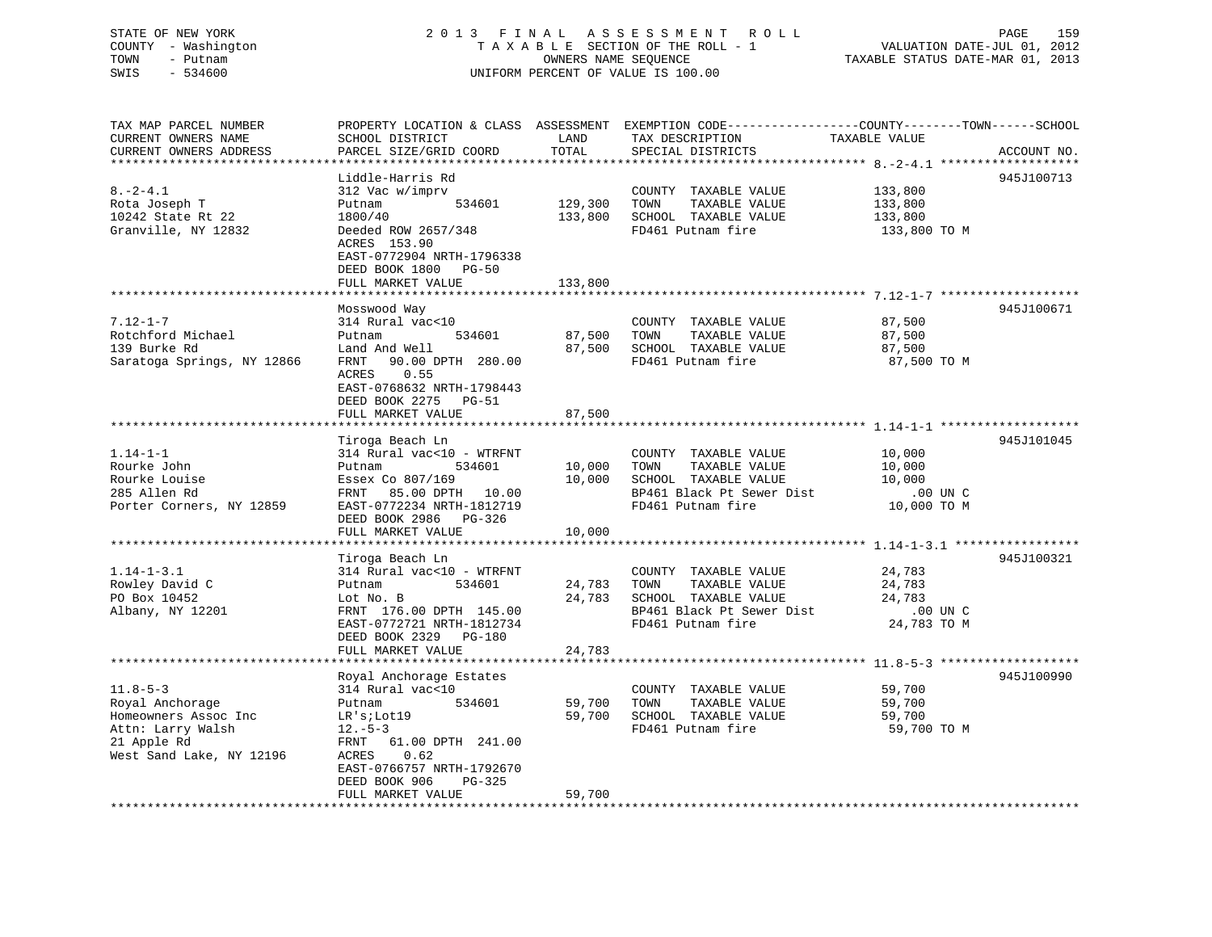STATE OF NEW YORK
COUNTY - Washington
TOWN - Putnam
SWIS - 534600

2 0 1 3 F I N A L A S S E S S M E N T R O L L
T A X A B L E SECTION OF THE ROLL - 1
OWNERS NAME SEQUENCE
UNIFORM PERCENT OF VALUE IS 100.00

VALUATION DATE-JUL 01, 2012
TAXABLE STATUS DATE-MAR 01, 2013

| TAX MAP PARCEL NUMBER / CURRENT OWNERS NAME / CURRENT OWNERS ADDRESS | PROPERTY LOCATION & CLASS / SCHOOL DISTRICT / PARCEL SIZE/GRID COORD | ASSESSMENT LAND | TOTAL | EXEMPTION CODE / TAX DESCRIPTION / SPECIAL DISTRICTS | COUNTY--------TOWN------SCHOOL TAXABLE VALUE | ACCOUNT NO. |
|---|---|---|---|---|---|---|
| 8.-2-4.1 | Liddle-Harris Rd | | | | | 945J100713 |
| | 312 Vac w/imprv | | | COUNTY TAXABLE VALUE | 133,800 | |
| Rota Joseph T | Putnam 534601 | 129,300 | | TOWN TAXABLE VALUE | 133,800 | |
| 10242 State Rt 22 | 1800/40 | | 133,800 | SCHOOL TAXABLE VALUE | 133,800 | |
| Granville, NY 12832 | Deeded ROW 2657/348 | | | FD461 Putnam fire | 133,800 TO M | |
| | ACRES 153.90 | | | | | |
| | EAST-0772904 NRTH-1796338 | | | | | |
| | DEED BOOK 1800 PG-50 | | | | | |
| | FULL MARKET VALUE | | 133,800 | | | |
| 7.12-1-7 | Mosswood Way | | | | | 945J100671 |
| | 314 Rural vac<10 | | | COUNTY TAXABLE VALUE | 87,500 | |
| Rotchford Michael | Putnam 534601 | 87,500 | | TOWN TAXABLE VALUE | 87,500 | |
| 139 Burke Rd | Land And Well | | 87,500 | SCHOOL TAXABLE VALUE | 87,500 | |
| Saratoga Springs, NY 12866 | FRNT 90.00 DPTH 280.00 | | | FD461 Putnam fire | 87,500 TO M | |
| | ACRES 0.55 | | | | | |
| | EAST-0768632 NRTH-1798443 | | | | | |
| | DEED BOOK 2275 PG-51 | | | | | |
| | FULL MARKET VALUE | | 87,500 | | | |
| 1.14-1-1 | Tiroga Beach Ln | | | | | 945J101045 |
| | 314 Rural vac<10 - WTRFNT | | | COUNTY TAXABLE VALUE | 10,000 | |
| Rourke John | Putnam 534601 | 10,000 | | TOWN TAXABLE VALUE | 10,000 | |
| Rourke Louise | Essex Co 807/169 | | 10,000 | SCHOOL TAXABLE VALUE | 10,000 | |
| 285 Allen Rd | FRNT 85.00 DPTH 10.00 | | | BP461 Black Pt Sewer Dist | .00 UN C | |
| Porter Corners, NY 12859 | EAST-0772234 NRTH-1812719 | | | FD461 Putnam fire | 10,000 TO M | |
| | DEED BOOK 2986 PG-326 | | | | | |
| | FULL MARKET VALUE | | 10,000 | | | |
| 1.14-1-3.1 | Tiroga Beach Ln | | | | | 945J100321 |
| | 314 Rural vac<10 - WTRFNT | | | COUNTY TAXABLE VALUE | 24,783 | |
| Rowley David C | Putnam 534601 | 24,783 | | TOWN TAXABLE VALUE | 24,783 | |
| PO Box 10452 | Lot No. B | | 24,783 | SCHOOL TAXABLE VALUE | 24,783 | |
| Albany, NY 12201 | FRNT 176.00 DPTH 145.00 | | | BP461 Black Pt Sewer Dist | .00 UN C | |
| | EAST-0772721 NRTH-1812734 | | | FD461 Putnam fire | 24,783 TO M | |
| | DEED BOOK 2329 PG-180 | | | | | |
| | FULL MARKET VALUE | | 24,783 | | | |
| 11.8-5-3 | Royal Anchorage Estates | | | | | 945J100990 |
| | 314 Rural vac<10 | | | COUNTY TAXABLE VALUE | 59,700 | |
| Royal Anchorage | Putnam 534601 | 59,700 | | TOWN TAXABLE VALUE | 59,700 | |
| Homeowners Assoc Inc | LR's;Lot19 | | 59,700 | SCHOOL TAXABLE VALUE | 59,700 | |
| Attn: Larry Walsh | 12.-5-3 | | | FD461 Putnam fire | 59,700 TO M | |
| 21 Apple Rd | FRNT 61.00 DPTH 241.00 | | | | | |
| West Sand Lake, NY 12196 | ACRES 0.62 | | | | | |
| | EAST-0766757 NRTH-1792670 | | | | | |
| | DEED BOOK 906 PG-325 | | | | | |
| | FULL MARKET VALUE | | 59,700 | | | |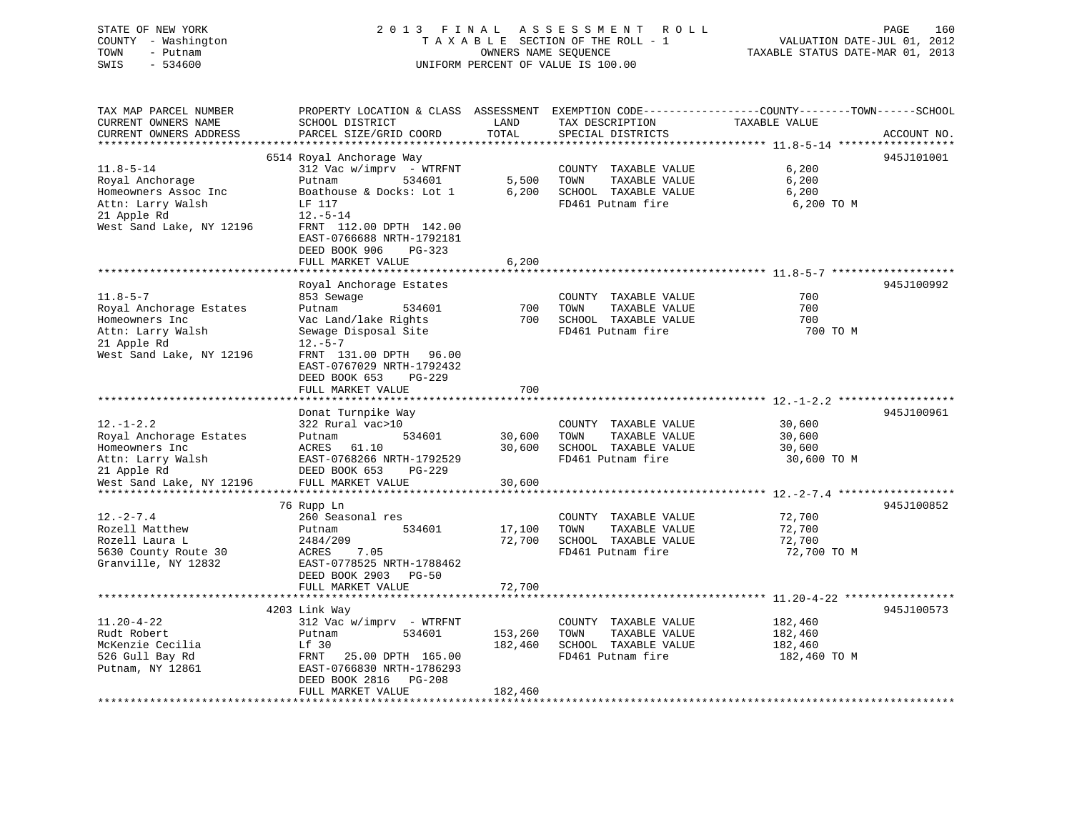STATE OF NEW YORK
COUNTY - Washington
TOWN - Putnam
SWIS - 534600

2 0 1 3 F I N A L A S S E S S M E N T R O L L
T A X A B L E SECTION OF THE ROLL - 1
OWNERS NAME SEQUENCE
UNIFORM PERCENT OF VALUE IS 100.00

VALUATION DATE-JUL 01, 2012
TAXABLE STATUS DATE-MAR 01, 2013

| TAX MAP PARCEL NUMBER / CURRENT OWNERS NAME / CURRENT OWNERS ADDRESS | PROPERTY LOCATION & CLASS / SCHOOL DISTRICT / PARCEL SIZE/GRID COORD | ASSESSMENT LAND / TOTAL | EXEMPTION CODE / TAX DESCRIPTION / SPECIAL DISTRICTS | COUNTY--------TOWN------SCHOOL TAXABLE VALUE | ACCOUNT NO. |
|---|---|---|---|---|---|
| 11.8-5-14 | 6514 Royal Anchorage Way | | | | 945J101001 |
| 11.8-5-14 | 312 Vac w/imprv - WTRFNT | | COUNTY TAXABLE VALUE | 6,200 | |
| Royal Anchorage | Putnam 534601 | 5,500 | TOWN TAXABLE VALUE | 6,200 | |
| Homeowners Assoc Inc | Boathouse & Docks: Lot 1 | 6,200 | SCHOOL TAXABLE VALUE | 6,200 | |
| Attn: Larry Walsh | LF 117 | | FD461 Putnam fire | 6,200 TO M | |
| 21 Apple Rd | 12.-5-14 | | | | |
| West Sand Lake, NY 12196 | FRNT 112.00 DPTH 142.00 | | | | |
| | EAST-0766688 NRTH-1792181 | | | | |
| | DEED BOOK 906 PG-323 | | | | |
| | FULL MARKET VALUE | 6,200 | | | |
| 11.8-5-7 | Royal Anchorage Estates | | | | 945J100992 |
| 11.8-5-7 | 853 Sewage | | COUNTY TAXABLE VALUE | 700 | |
| Royal Anchorage Estates | Putnam 534601 | 700 | TOWN TAXABLE VALUE | 700 | |
| Homeowners Inc | Vac Land/lake Rights | 700 | SCHOOL TAXABLE VALUE | 700 | |
| Attn: Larry Walsh | Sewage Disposal Site | | FD461 Putnam fire | 700 TO M | |
| 21 Apple Rd | 12.-5-7 | | | | |
| West Sand Lake, NY 12196 | FRNT 131.00 DPTH 96.00 | | | | |
| | EAST-0767029 NRTH-1792432 | | | | |
| | DEED BOOK 653 PG-229 | | | | |
| | FULL MARKET VALUE | 700 | | | |
| 12.-1-2.2 | Donat Turnpike Way | | | | 945J100961 |
| 12.-1-2.2 | 322 Rural vac>10 | | COUNTY TAXABLE VALUE | 30,600 | |
| Royal Anchorage Estates | Putnam 534601 | 30,600 | TOWN TAXABLE VALUE | 30,600 | |
| Homeowners Inc | ACRES 61.10 | 30,600 | SCHOOL TAXABLE VALUE | 30,600 | |
| Attn: Larry Walsh | EAST-0768266 NRTH-1792529 | | FD461 Putnam fire | 30,600 TO M | |
| 21 Apple Rd | DEED BOOK 653 PG-229 | | | | |
| West Sand Lake, NY 12196 | FULL MARKET VALUE | 30,600 | | | |
| 12.-2-7.4 | 76 Rupp Ln | | | | 945J100852 |
| 12.-2-7.4 | 260 Seasonal res | | COUNTY TAXABLE VALUE | 72,700 | |
| Rozell Matthew | Putnam 534601 | 17,100 | TOWN TAXABLE VALUE | 72,700 | |
| Rozell Laura L | 2484/209 | 72,700 | SCHOOL TAXABLE VALUE | 72,700 | |
| 5630 County Route 30 | ACRES 7.05 | | FD461 Putnam fire | 72,700 TO M | |
| Granville, NY 12832 | EAST-0778525 NRTH-1788462 | | | | |
| | DEED BOOK 2903 PG-50 | | | | |
| | FULL MARKET VALUE | 72,700 | | | |
| 11.20-4-22 | 4203 Link Way | | | | 945J100573 |
| 11.20-4-22 | 312 Vac w/imprv - WTRFNT | | COUNTY TAXABLE VALUE | 182,460 | |
| Rudt Robert | Putnam 534601 | 153,260 | TOWN TAXABLE VALUE | 182,460 | |
| McKenzie Cecilia | Lf 30 | 182,460 | SCHOOL TAXABLE VALUE | 182,460 | |
| 526 Gull Bay Rd | FRNT 25.00 DPTH 165.00 | | FD461 Putnam fire | 182,460 TO M | |
| Putnam, NY 12861 | EAST-0766830 NRTH-1786293 | | | | |
| | DEED BOOK 2816 PG-208 | | | | |
| | FULL MARKET VALUE | 182,460 | | | |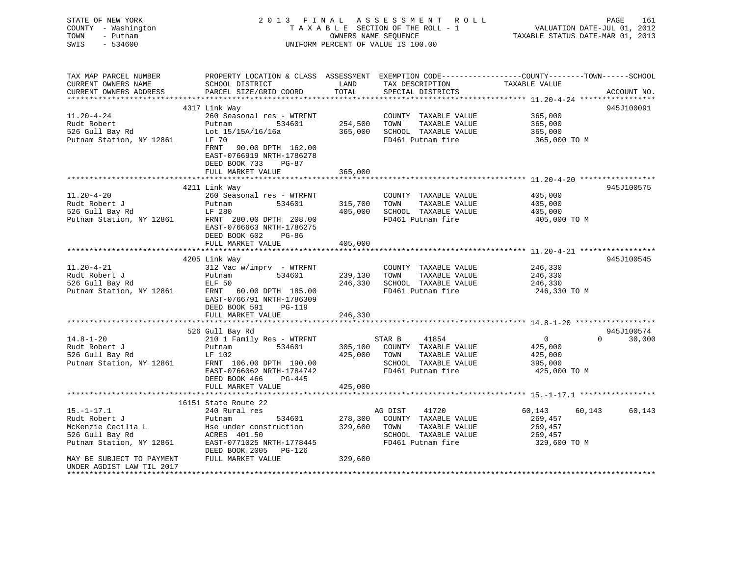STATE OF NEW YORK
COUNTY - Washington
TOWN - Putnam
SWIS - 534600

2013 FINAL ASSESSMENT ROLL
TAXABLE SECTION OF THE ROLL - 1
OWNERS NAME SEQUENCE
UNIFORM PERCENT OF VALUE IS 100.00

VALUATION DATE-JUL 01, 2012
TAXABLE STATUS DATE-MAR 01, 2013

| TAX MAP PARCEL NUMBER / CURRENT OWNERS NAME / CURRENT OWNERS ADDRESS | PROPERTY LOCATION & CLASS / SCHOOL DISTRICT / PARCEL SIZE/GRID COORD | ASSESSMENT LAND / TOTAL | EXEMPTION CODE / TAX DESCRIPTION / SPECIAL DISTRICTS | COUNTY TAXABLE VALUE | TOWN | SCHOOL | ACCOUNT NO. |
|---|---|---|---|---|---|---|---|
| 11.20-4-24 | 4317 Link Way | | | | | | 945J100091 |
| Rudt Robert | 260 Seasonal res - WTRFNT | | COUNTY TAXABLE VALUE | 365,000 | | | |
| 526 Gull Bay Rd | Putnam 534601 | 254,500 | TOWN TAXABLE VALUE | 365,000 | | | |
| Putnam Station, NY 12861 | Lot 15/15A/16/16a | 365,000 | SCHOOL TAXABLE VALUE | 365,000 | | | |
| | LF 70 | | FD461 Putnam fire | 365,000 TO M | | | |
| | FRNT 90.00 DPTH 162.00 | | | | | | |
| | EAST-0766919 NRTH-1786278 | | | | | | |
| | DEED BOOK 733 PG-87 | | | | | | |
| | FULL MARKET VALUE | 365,000 | | | | | |
| 11.20-4-20 | 4211 Link Way | | | | | | 945J100575 |
| Rudt Robert J | 260 Seasonal res - WTRFNT | | COUNTY TAXABLE VALUE | 405,000 | | | |
| 526 Gull Bay Rd | Putnam 534601 | 315,700 | TOWN TAXABLE VALUE | 405,000 | | | |
| Putnam Station, NY 12861 | LF 280 | 405,000 | SCHOOL TAXABLE VALUE | 405,000 | | | |
| | FRNT 280.00 DPTH 208.00 | | FD461 Putnam fire | 405,000 TO M | | | |
| | EAST-0766663 NRTH-1786275 | | | | | | |
| | DEED BOOK 602 PG-86 | | | | | | |
| | FULL MARKET VALUE | 405,000 | | | | | |
| 11.20-4-21 | 4205 Link Way | | | | | | 945J100545 |
| Rudt Robert J | 312 Vac w/imprv - WTRFNT | | COUNTY TAXABLE VALUE | 246,330 | | | |
| 526 Gull Bay Rd | Putnam 534601 | 239,130 | TOWN TAXABLE VALUE | 246,330 | | | |
| Putnam Station, NY 12861 | ELF 50 | 246,330 | SCHOOL TAXABLE VALUE | 246,330 | | | |
| | FRNT 60.00 DPTH 185.00 | | FD461 Putnam fire | 246,330 TO M | | | |
| | EAST-0766791 NRTH-1786309 | | | | | | |
| | DEED BOOK 591 PG-119 | | | | | | |
| | FULL MARKET VALUE | 246,330 | | | | | |
| 14.8-1-20 | 526 Gull Bay Rd | | | | | | 945J100574 |
| Rudt Robert J | 210 1 Family Res - WTRFNT | | STAR B 41854 | 0 | 0 | 30,000 | |
| 526 Gull Bay Rd | Putnam 534601 | 305,100 | COUNTY TAXABLE VALUE | 425,000 | | | |
| Putnam Station, NY 12861 | LF 102 | 425,000 | TOWN TAXABLE VALUE | 425,000 | | | |
| | FRNT 106.00 DPTH 190.00 | | SCHOOL TAXABLE VALUE | 395,000 | | | |
| | EAST-0766062 NRTH-1784742 | | FD461 Putnam fire | 425,000 TO M | | | |
| | DEED BOOK 466 PG-445 | | | | | | |
| | FULL MARKET VALUE | 425,000 | | | | | |
| 15.-1-17.1 | 16151 State Route 22 | | | | | | |
| Rudt Robert J | 240 Rural res | | AG DIST 41720 | 60,143 | 60,143 | 60,143 | |
| McKenzie Cecilia L | Putnam 534601 | 278,300 | COUNTY TAXABLE VALUE | 269,457 | | | |
| 526 Gull Bay Rd | Hse under construction | 329,600 | TOWN TAXABLE VALUE | 269,457 | | | |
| Putnam Station, NY 12861 | ACRES 401.50 | | SCHOOL TAXABLE VALUE | 269,457 | | | |
| | EAST-0771025 NRTH-1778445 | | FD461 Putnam fire | 329,600 TO M | | | |
| | DEED BOOK 2005 PG-126 | | | | | | |
| MAY BE SUBJECT TO PAYMENT UNDER AGDIST LAW TIL 2017 | FULL MARKET VALUE | 329,600 | | | | | |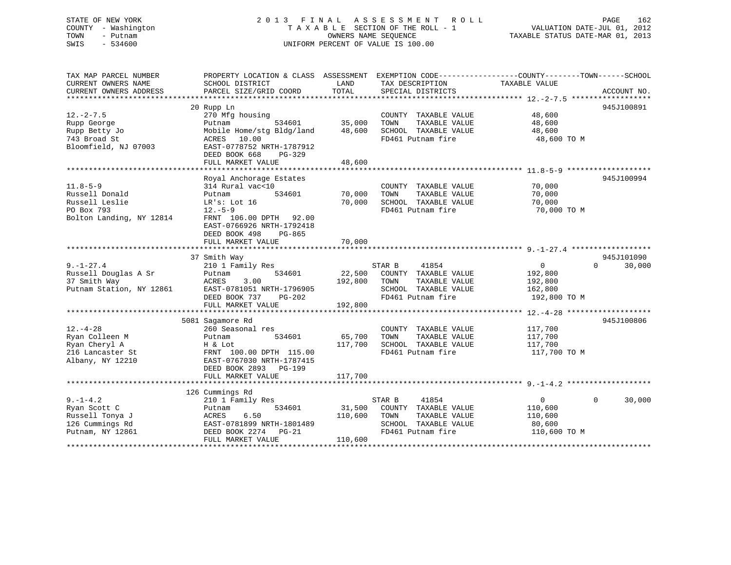STATE OF NEW YORK
COUNTY - Washington
TOWN - Putnam
SWIS - 534600

# 2013 FINAL ASSESSMENT ROLL

TAXABLE SECTION OF THE ROLL - 1
OWNERS NAME SEQUENCE
UNIFORM PERCENT OF VALUE IS 100.00

VALUATION DATE-JUL 01, 2012
TAXABLE STATUS DATE-MAR 01, 2013

| TAX MAP PARCEL NUMBER / CURRENT OWNERS NAME / CURRENT OWNERS ADDRESS | PROPERTY LOCATION & CLASS / SCHOOL DISTRICT / PARCEL SIZE/GRID COORD | ASSESSMENT LAND | TOTAL | EXEMPTION CODE / TAX DESCRIPTION / SPECIAL DISTRICTS | COUNTY TAXABLE VALUE | TOWN | SCHOOL | ACCOUNT NO. |
|---|---|---|---|---|---|---|---|---|
| 12.-2-7.5 | 20 Rupp Ln | | | | | | | 945J100891 |
| Rupp George | 270 Mfg housing | | | COUNTY TAXABLE VALUE | 48,600 | | | |
| Rupp Betty Jo | Putnam 534601 | 35,000 | | TOWN TAXABLE VALUE | 48,600 | | | |
| 743 Broad St | Mobile Home/stg Bldg/land | | 48,600 | SCHOOL TAXABLE VALUE | 48,600 | | | |
| Bloomfield, NJ 07003 | ACRES 10.00 | | | FD461 Putnam fire | 48,600 TO M | | | |
| | EAST-0778752 NRTH-1787912 | | | | | | | |
| | DEED BOOK 668 PG-329 | | | | | | | |
| | FULL MARKET VALUE | | 48,600 | | | | | |
| 11.8-5-9 | Royal Anchorage Estates | | | | | | | 945J100994 |
| Russell Donald | 314 Rural vac<10 | | | COUNTY TAXABLE VALUE | 70,000 | | | |
| Russell Leslie | Putnam 534601 | 70,000 | | TOWN TAXABLE VALUE | 70,000 | | | |
| PO Box 793 | LR's: Lot 16 | | 70,000 | SCHOOL TAXABLE VALUE | 70,000 | | | |
| Bolton Landing, NY 12814 | 12.-5-9 | | | FD461 Putnam fire | 70,000 TO M | | | |
| | FRNT 106.00 DPTH 92.00 | | | | | | | |
| | EAST-0766926 NRTH-1792418 | | | | | | | |
| | DEED BOOK 498 PG-865 | | | | | | | |
| | FULL MARKET VALUE | | 70,000 | | | | | |
| 9.-1-27.4 | 37 Smith Way | | | | | | | 945J101090 |
| Russell Douglas A Sr | 210 1 Family Res | | | STAR B 41854 | 0 | 0 | 30,000 | |
| 37 Smith Way | Putnam 534601 | 22,500 | | COUNTY TAXABLE VALUE | 192,800 | | | |
| Putnam Station, NY 12861 | ACRES 3.00 | | 192,800 | TOWN TAXABLE VALUE | 192,800 | | | |
| | EAST-0781051 NRTH-1796905 | | | SCHOOL TAXABLE VALUE | 162,800 | | | |
| | DEED BOOK 737 PG-202 | | | FD461 Putnam fire | 192,800 TO M | | | |
| | FULL MARKET VALUE | | 192,800 | | | | | |
| 12.-4-28 | 5081 Sagamore Rd | | | | | | | 945J100806 |
| Ryan Colleen M | 260 Seasonal res | | | COUNTY TAXABLE VALUE | 117,700 | | | |
| Ryan Cheryl A | Putnam 534601 | 65,700 | | TOWN TAXABLE VALUE | 117,700 | | | |
| 216 Lancaster St | H & Lot | | 117,700 | SCHOOL TAXABLE VALUE | 117,700 | | | |
| Albany, NY 12210 | FRNT 100.00 DPTH 115.00 | | | FD461 Putnam fire | 117,700 TO M | | | |
| | EAST-0767030 NRTH-1787415 | | | | | | | |
| | DEED BOOK 2893 PG-199 | | | | | | | |
| | FULL MARKET VALUE | | 117,700 | | | | | |
| 9.-1-4.2 | 126 Cummings Rd | | | | | | | |
| Ryan Scott C | 210 1 Family Res | | | STAR B 41854 | 0 | 0 | 30,000 | |
| Russell Tonya J | Putnam 534601 | 31,500 | | COUNTY TAXABLE VALUE | 110,600 | | | |
| 126 Cummings Rd | ACRES 6.50 | | 110,600 | TOWN TAXABLE VALUE | 110,600 | | | |
| Putnam, NY 12861 | EAST-0781899 NRTH-1801489 | | | SCHOOL TAXABLE VALUE | 80,600 | | | |
| | DEED BOOK 2274 PG-21 | | | FD461 Putnam fire | 110,600 TO M | | | |
| | FULL MARKET VALUE | | 110,600 | | | | | |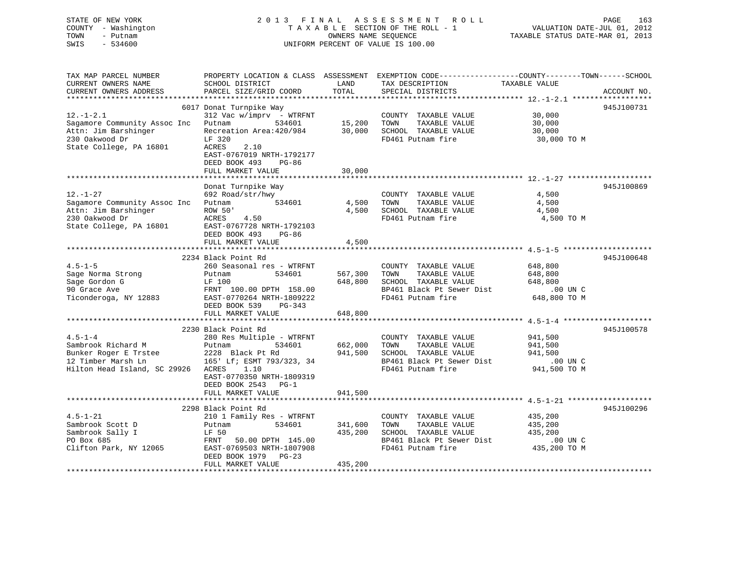STATE OF NEW YORK
COUNTY - Washington
TOWN - Putnam
SWIS - 534600

2 0 1 3 F I N A L A S S E S S M E N T R O L L
T A X A B L E SECTION OF THE ROLL - 1
OWNERS NAME SEQUENCE
UNIFORM PERCENT OF VALUE IS 100.00

VALUATION DATE-JUL 01, 2012
TAXABLE STATUS DATE-MAR 01, 2013

| TAX MAP PARCEL NUMBER / CURRENT OWNERS NAME / CURRENT OWNERS ADDRESS | PROPERTY LOCATION & CLASS / SCHOOL DISTRICT / PARCEL SIZE/GRID COORD | ASSESSMENT LAND / TOTAL | EXEMPTION CODE / TAX DESCRIPTION / SPECIAL DISTRICTS | COUNTY--------TOWN------SCHOOL TAXABLE VALUE | ACCOUNT NO. |
|---|---|---|---|---|---|
| **12.-1-2.1** | 6017 Donat Turnpike Way | | | | 945J100731 |
| 12.-1-2.1 | 312 Vac w/imprv - WTRFNT | | COUNTY TAXABLE VALUE | 30,000 | |
| Sagamore Community Assoc Inc | Putnam 534601 | 15,200 | TOWN TAXABLE VALUE | 30,000 | |
| Attn: Jim Barshinger | Recreation Area:420/984 | 30,000 | SCHOOL TAXABLE VALUE | 30,000 | |
| 230 Oakwood Dr | LF 320 | | FD461 Putnam fire | 30,000 TO M | |
| State College, PA 16801 | ACRES 2.10 | | | | |
| | EAST-0767019 NRTH-1792177 | | | | |
| | DEED BOOK 493 PG-86 | | | | |
| | FULL MARKET VALUE | 30,000 | | | |
| **12.-1-27** | Donat Turnpike Way | | | | 945J100869 |
| 12.-1-27 | 692 Road/str/hwy | | COUNTY TAXABLE VALUE | 4,500 | |
| Sagamore Community Assoc Inc | Putnam 534601 | 4,500 | TOWN TAXABLE VALUE | 4,500 | |
| Attn: Jim Barshinger | ROW 50' | 4,500 | SCHOOL TAXABLE VALUE | 4,500 | |
| 230 Oakwood Dr | ACRES 4.50 | | FD461 Putnam fire | 4,500 TO M | |
| State College, PA 16801 | EAST-0767728 NRTH-1792103 | | | | |
| | DEED BOOK 493 PG-86 | | | | |
| | FULL MARKET VALUE | 4,500 | | | |
| **4.5-1-5** | 2234 Black Point Rd | | | | 945J100648 |
| 4.5-1-5 | 260 Seasonal res - WTRFNT | | COUNTY TAXABLE VALUE | 648,800 | |
| Sage Norma Strong | Putnam 534601 | 567,300 | TOWN TAXABLE VALUE | 648,800 | |
| Sage Gordon G | LF 100 | 648,800 | SCHOOL TAXABLE VALUE | 648,800 | |
| 90 Grace Ave | FRNT 100.00 DPTH 158.00 | | BP461 Black Pt Sewer Dist | .00 UN C | |
| Ticonderoga, NY 12883 | EAST-0770264 NRTH-1809222 | | FD461 Putnam fire | 648,800 TO M | |
| | DEED BOOK 539 PG-343 | | | | |
| | FULL MARKET VALUE | 648,800 | | | |
| **4.5-1-4** | 2230 Black Point Rd | | | | 945J100578 |
| 4.5-1-4 | 280 Res Multiple - WTRFNT | | COUNTY TAXABLE VALUE | 941,500 | |
| Sambrook Richard M | Putnam 534601 | 662,000 | TOWN TAXABLE VALUE | 941,500 | |
| Bunker Roger E Trstee | 2228 Black Pt Rd | 941,500 | SCHOOL TAXABLE VALUE | 941,500 | |
| 12 Timber Marsh Ln | 165' Lf; ESMT 793/323, 34 | | BP461 Black Pt Sewer Dist | .00 UN C | |
| Hilton Head Island, SC 29926 | ACRES 1.10 | | FD461 Putnam fire | 941,500 TO M | |
| | EAST-0770350 NRTH-1809319 | | | | |
| | DEED BOOK 2543 PG-1 | | | | |
| | FULL MARKET VALUE | 941,500 | | | |
| **4.5-1-21** | 2298 Black Point Rd | | | | 945J100296 |
| 4.5-1-21 | 210 1 Family Res - WTRFNT | | COUNTY TAXABLE VALUE | 435,200 | |
| Sambrook Scott D | Putnam 534601 | 341,600 | TOWN TAXABLE VALUE | 435,200 | |
| Sambrook Sally I | LF 50 | 435,200 | SCHOOL TAXABLE VALUE | 435,200 | |
| PO Box 685 | FRNT 50.00 DPTH 145.00 | | BP461 Black Pt Sewer Dist | .00 UN C | |
| Clifton Park, NY 12065 | EAST-0769503 NRTH-1807908 | | FD461 Putnam fire | 435,200 TO M | |
| | DEED BOOK 1979 PG-23 | | | | |
| | FULL MARKET VALUE | 435,200 | | | |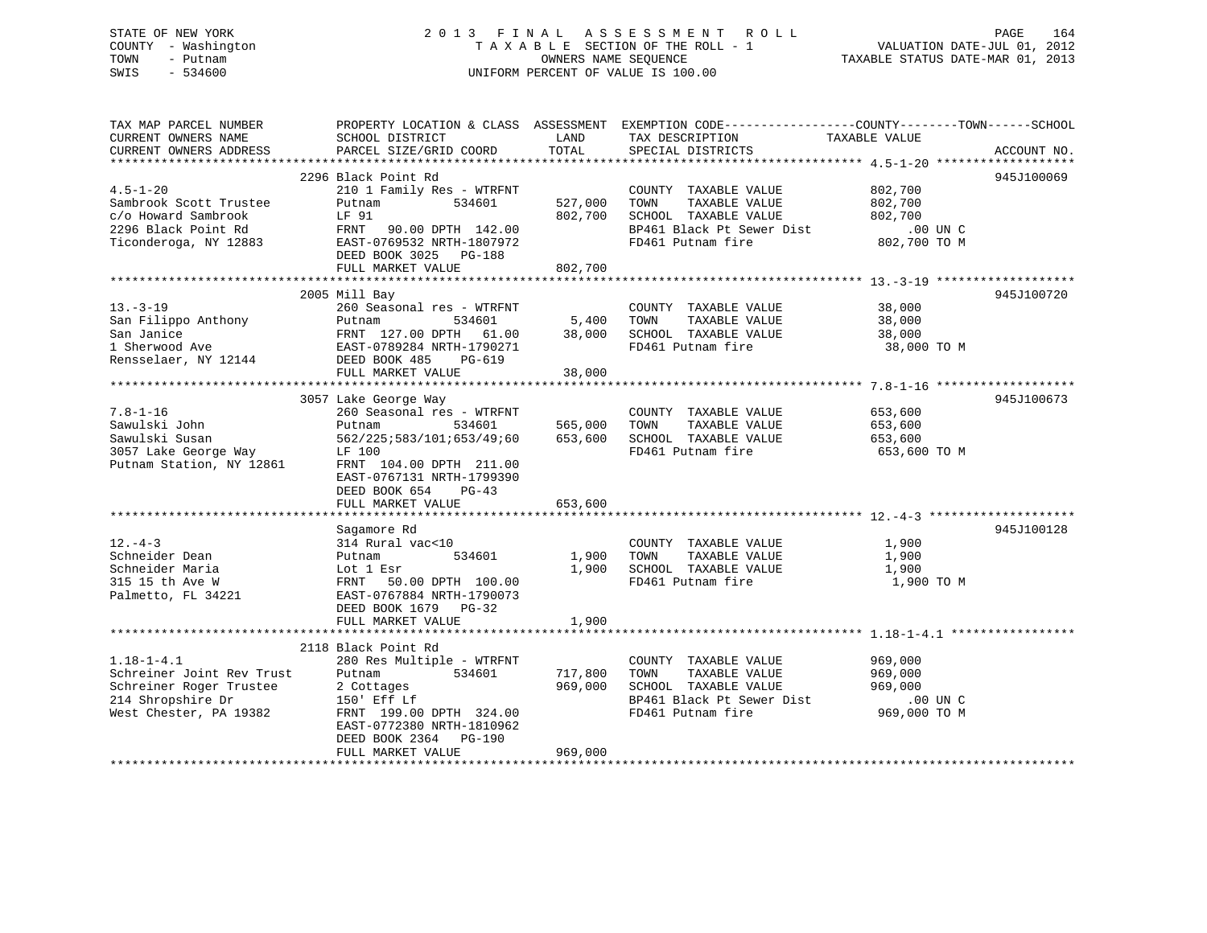STATE OF NEW YORK — 2013 FINAL ASSESSMENT ROLL
COUNTY - Washington — TAXABLE SECTION OF THE ROLL - 1 — VALUATION DATE-JUL 01, 2012
TOWN - Putnam — OWNERS NAME SEQUENCE — TAXABLE STATUS DATE-MAR 01, 2013
SWIS - 534600 — UNIFORM PERCENT OF VALUE IS 100.00

| TAX MAP PARCEL NUMBER / CURRENT OWNERS NAME / CURRENT OWNERS ADDRESS | PROPERTY LOCATION & CLASS / SCHOOL DISTRICT / PARCEL SIZE/GRID COORD | ASSESSMENT LAND | TOTAL | EXEMPTION CODE / TAX DESCRIPTION / SPECIAL DISTRICTS | TAXABLE VALUE (COUNTY--TOWN--SCHOOL) | ACCOUNT NO. |
|---|---|---|---|---|---|---|
| 4.5-1-20 | 2296 Black Point Rd | | | | | 945J100069 |
| | 210 1 Family Res - WTRFNT | | | COUNTY TAXABLE VALUE | 802,700 | |
| Sambrook Scott Trustee | Putnam 534601 | 527,000 | | TOWN TAXABLE VALUE | 802,700 | |
| c/o Howard Sambrook | LF 91 | | 802,700 | SCHOOL TAXABLE VALUE | 802,700 | |
| 2296 Black Point Rd | FRNT 90.00 DPTH 142.00 | | | BP461 Black Pt Sewer Dist | .00 UN C | |
| Ticonderoga, NY 12883 | EAST-0769532 NRTH-1807972 | | | FD461 Putnam fire | 802,700 TO M | |
| | DEED BOOK 3025 PG-188 | | | | | |
| | FULL MARKET VALUE | | 802,700 | | | |
| 13.-3-19 | 2005 Mill Bay | | | | | 945J100720 |
| | 260 Seasonal res - WTRFNT | | | COUNTY TAXABLE VALUE | 38,000 | |
| San Filippo Anthony | Putnam 534601 | 5,400 | | TOWN TAXABLE VALUE | 38,000 | |
| San Janice | FRNT 127.00 DPTH 61.00 | | 38,000 | SCHOOL TAXABLE VALUE | 38,000 | |
| 1 Sherwood Ave | EAST-0789284 NRTH-1790271 | | | FD461 Putnam fire | 38,000 TO M | |
| Rensselaer, NY 12144 | DEED BOOK 485 PG-619 | | | | | |
| | FULL MARKET VALUE | | 38,000 | | | |
| 7.8-1-16 | 3057 Lake George Way | | | | | 945J100673 |
| | 260 Seasonal res - WTRFNT | | | COUNTY TAXABLE VALUE | 653,600 | |
| Sawulski John | Putnam 534601 | 565,000 | | TOWN TAXABLE VALUE | 653,600 | |
| Sawulski Susan | 562/225;583/101;653/49;60 | | 653,600 | SCHOOL TAXABLE VALUE | 653,600 | |
| 3057 Lake George Way | LF 100 | | | FD461 Putnam fire | 653,600 TO M | |
| Putnam Station, NY 12861 | FRNT 104.00 DPTH 211.00 | | | | | |
| | EAST-0767131 NRTH-1799390 | | | | | |
| | DEED BOOK 654 PG-43 | | | | | |
| | FULL MARKET VALUE | | 653,600 | | | |
| 12.-4-3 | Sagamore Rd | | | | | 945J100128 |
| | 314 Rural vac<10 | | | COUNTY TAXABLE VALUE | 1,900 | |
| Schneider Dean | Putnam 534601 | 1,900 | | TOWN TAXABLE VALUE | 1,900 | |
| Schneider Maria | Lot 1 Esr | | 1,900 | SCHOOL TAXABLE VALUE | 1,900 | |
| 315 15 th Ave W | FRNT 50.00 DPTH 100.00 | | | FD461 Putnam fire | 1,900 TO M | |
| Palmetto, FL 34221 | EAST-0767884 NRTH-1790073 | | | | | |
| | DEED BOOK 1679 PG-32 | | | | | |
| | FULL MARKET VALUE | | 1,900 | | | |
| 1.18-1-4.1 | 2118 Black Point Rd | | | | | |
| | 280 Res Multiple - WTRFNT | | | COUNTY TAXABLE VALUE | 969,000 | |
| Schreiner Joint Rev Trust | Putnam 534601 | 717,800 | | TOWN TAXABLE VALUE | 969,000 | |
| Schreiner Roger Trustee | 2 Cottages | | 969,000 | SCHOOL TAXABLE VALUE | 969,000 | |
| 214 Shropshire Dr | 150' Eff Lf | | | BP461 Black Pt Sewer Dist | .00 UN C | |
| West Chester, PA 19382 | FRNT 199.00 DPTH 324.00 | | | FD461 Putnam fire | 969,000 TO M | |
| | EAST-0772380 NRTH-1810962 | | | | | |
| | DEED BOOK 2364 PG-190 | | | | | |
| | FULL MARKET VALUE | | 969,000 | | | |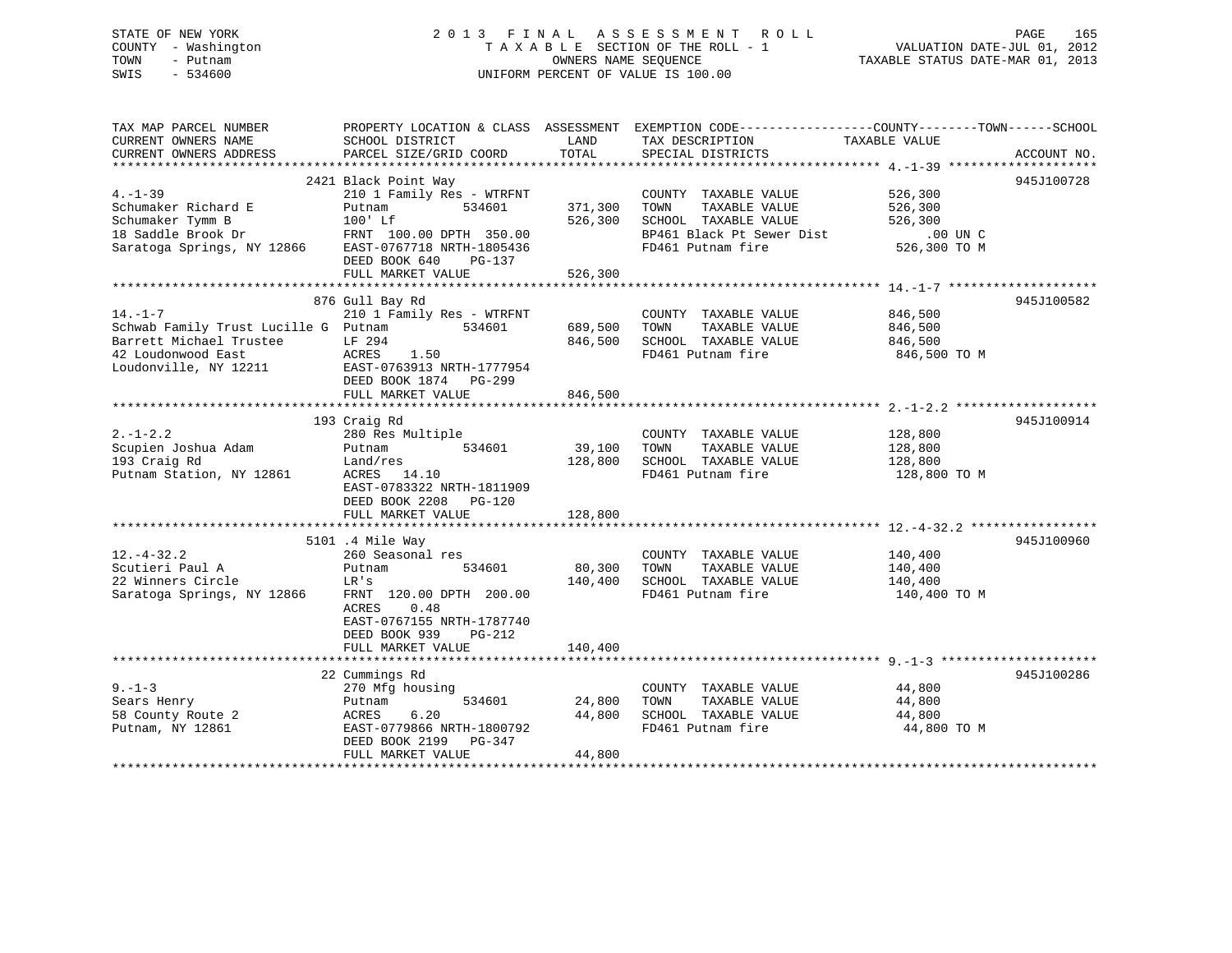STATE OF NEW YORK
COUNTY - Washington
TOWN - Putnam
SWIS - 534600

# 2013 FINAL ASSESSMENT ROLL
TAXABLE SECTION OF THE ROLL - 1
OWNERS NAME SEQUENCE
UNIFORM PERCENT OF VALUE IS 100.00

VALUATION DATE-JUL 01, 2012
TAXABLE STATUS DATE-MAR 01, 2013

```
TAX MAP PARCEL NUMBER          PROPERTY LOCATION & CLASS  ASSESSMENT  EXEMPTION CODE------------------COUNTY--------TOWN------SCHOOL
CURRENT OWNERS NAME            SCHOOL DISTRICT               LAND      TAX DESCRIPTION            TAXABLE VALUE
CURRENT OWNERS ADDRESS         PARCEL SIZE/GRID COORD        TOTAL     SPECIAL DISTRICTS                                    ACCOUNT NO.
******************************************************************************************************* 4.-1-39 ********************
                               2421 Black Point Way                                                                         945J100728
4.-1-39                        210 1 Family Res - WTRFNT              COUNTY  TAXABLE VALUE           526,300
Schumaker Richard E            Putnam          534601      371,300    TOWN    TAXABLE VALUE           526,300
Schumaker Tymm B               100' Lf                     526,300    SCHOOL  TAXABLE VALUE           526,300
18 Saddle Brook Dr             FRNT 100.00 DPTH 350.00                BP461 Black Pt Sewer Dist            .00 UN C
Saratoga Springs, NY 12866     EAST-0767718 NRTH-1805436              FD461 Putnam fire                526,300 TO M
                               DEED BOOK 640    PG-137
                               FULL MARKET VALUE           526,300
******************************************************************************************************* 14.-1-7 ********************
                               876 Gull Bay Rd                                                                              945J100582
14.-1-7                        210 1 Family Res - WTRFNT              COUNTY  TAXABLE VALUE           846,500
Schwab Family Trust Lucille G  Putnam          534601      689,500    TOWN    TAXABLE VALUE           846,500
Barrett Michael Trustee        LF 294                      846,500    SCHOOL  TAXABLE VALUE           846,500
42 Loudonwood East             ACRES    1.50                          FD461 Putnam fire                846,500 TO M
Loudonville, NY 12211          EAST-0763913 NRTH-1777954
                               DEED BOOK 1874   PG-299
                               FULL MARKET VALUE           846,500
******************************************************************************************************* 2.-1-2.2 *******************
                               193 Craig Rd                                                                                 945J100914
2.-1-2.2                       280 Res Multiple                       COUNTY  TAXABLE VALUE           128,800
Scupien Joshua Adam            Putnam          534601       39,100    TOWN    TAXABLE VALUE           128,800
193 Craig Rd                   Land/res                    128,800    SCHOOL  TAXABLE VALUE           128,800
Putnam Station, NY 12861       ACRES   14.10                          FD461 Putnam fire                128,800 TO M
                               EAST-0783322 NRTH-1811909
                               DEED BOOK 2208   PG-120
                               FULL MARKET VALUE           128,800
******************************************************************************************************* 12.-4-32.2 *****************
                               5101 .4 Mile Way                                                                             945J100960
12.-4-32.2                     260 Seasonal res                       COUNTY  TAXABLE VALUE           140,400
Scutieri Paul A                Putnam          534601       80,300    TOWN    TAXABLE VALUE           140,400
22 Winners Circle              LR's                        140,400    SCHOOL  TAXABLE VALUE           140,400
Saratoga Springs, NY 12866     FRNT 120.00 DPTH 200.00                FD461 Putnam fire                140,400 TO M
                               ACRES    0.48
                               EAST-0767155 NRTH-1787740
                               DEED BOOK 939    PG-212
                               FULL MARKET VALUE           140,400
******************************************************************************************************* 9.-1-3 *********************
                               22 Cummings Rd                                                                               945J100286
9.-1-3                         270 Mfg housing                        COUNTY  TAXABLE VALUE            44,800
Sears Henry                    Putnam          534601       24,800    TOWN    TAXABLE VALUE            44,800
58 County Route 2              ACRES    6.20                44,800    SCHOOL  TAXABLE VALUE            44,800
Putnam, NY 12861               EAST-0779866 NRTH-1800792              FD461 Putnam fire                 44,800 TO M
                               DEED BOOK 2199   PG-347
                               FULL MARKET VALUE            44,800
************************************************************************************************************************************
```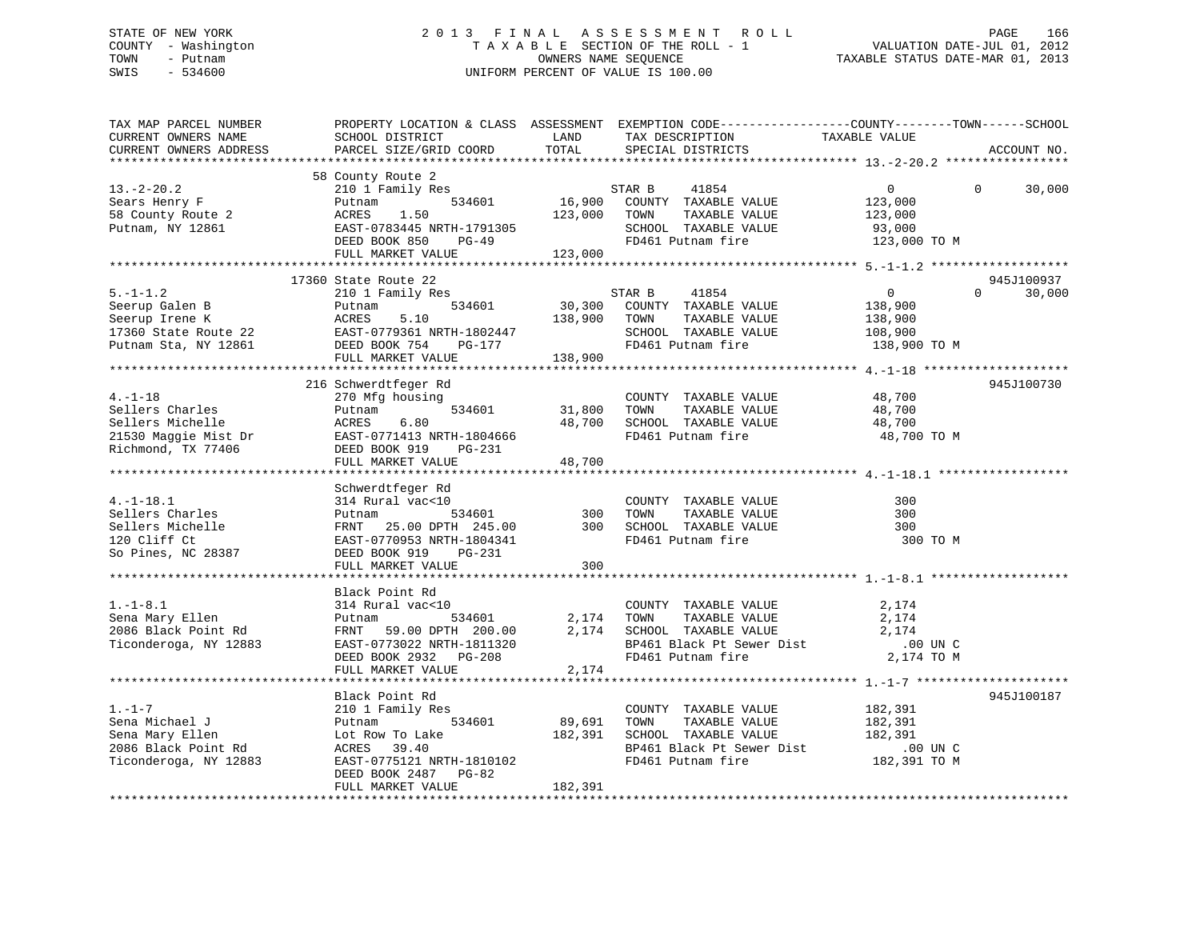STATE OF NEW YORK
COUNTY - Washington
TOWN - Putnam
SWIS - 534600

2013 FINAL ASSESSMENT ROLL
TAXABLE SECTION OF THE ROLL - 1
OWNERS NAME SEQUENCE
UNIFORM PERCENT OF VALUE IS 100.00

VALUATION DATE-JUL 01, 2012
TAXABLE STATUS DATE-MAR 01, 2013

```
TAX MAP PARCEL NUMBER          PROPERTY LOCATION & CLASS  ASSESSMENT  EXEMPTION CODE------------------COUNTY--------TOWN------SCHOOL
CURRENT OWNERS NAME            SCHOOL DISTRICT               LAND      TAX DESCRIPTION             TAXABLE VALUE
CURRENT OWNERS ADDRESS         PARCEL SIZE/GRID COORD        TOTAL     SPECIAL DISTRICTS                                    ACCOUNT NO.
******************************************************************************************************* 13.-2-20.2 *****************
                               58 County Route 2
13.-2-20.2                     210 1 Family Res                        STAR B     41854                  0            0      30,000
Sears Henry F                  Putnam          534601       16,900     COUNTY  TAXABLE VALUE           123,000
58 County Route 2              ACRES    1.50               123,000     TOWN    TAXABLE VALUE           123,000
Putnam, NY 12861               EAST-0783445 NRTH-1791305               SCHOOL  TAXABLE VALUE            93,000
                               DEED BOOK 850    PG-49                  FD461 Putnam fire               123,000 TO M
                               FULL MARKET VALUE           123,000
******************************************************************************************************* 5.-1-1.2 *******************
                               17360 State Route 22                                                                   945J100937
5.-1-1.2                       210 1 Family Res                        STAR B     41854                  0            0      30,000
Seerup Galen B                 Putnam          534601       30,300     COUNTY  TAXABLE VALUE           138,900
Seerup Irene K                 ACRES    5.10               138,900     TOWN    TAXABLE VALUE           138,900
17360 State Route 22           EAST-0779361 NRTH-1802447               SCHOOL  TAXABLE VALUE           108,900
Putnam Sta, NY 12861           DEED BOOK 754    PG-177                 FD461 Putnam fire               138,900 TO M
                               FULL MARKET VALUE           138,900
******************************************************************************************************* 4.-1-18 ********************
                               216 Schwerdtfeger Rd                                                                   945J100730
4.-1-18                        270 Mfg housing                         COUNTY  TAXABLE VALUE            48,700
Sellers Charles                Putnam          534601       31,800     TOWN    TAXABLE VALUE            48,700
Sellers Michelle               ACRES    6.80                48,700     SCHOOL  TAXABLE VALUE            48,700
21530 Maggie Mist Dr           EAST-0771413 NRTH-1804666               FD461 Putnam fire                48,700 TO M
Richmond, TX 77406             DEED BOOK 919    PG-231
                               FULL MARKET VALUE            48,700
******************************************************************************************************* 4.-1-18.1 ******************
                               Schwerdtfeger Rd
4.-1-18.1                      314 Rural vac<10                        COUNTY  TAXABLE VALUE               300
Sellers Charles                Putnam          534601          300     TOWN    TAXABLE VALUE               300
Sellers Michelle               FRNT   25.00 DPTH 245.00        300     SCHOOL  TAXABLE VALUE               300
120 Cliff Ct                   EAST-0770953 NRTH-1804341               FD461 Putnam fire                   300 TO M
So Pines, NC 28387             DEED BOOK 919    PG-231
                               FULL MARKET VALUE               300
******************************************************************************************************* 1.-1-8.1 *******************
                               Black Point Rd
1.-1-8.1                       314 Rural vac<10                        COUNTY  TAXABLE VALUE             2,174
Sena Mary Ellen                Putnam          534601        2,174     TOWN    TAXABLE VALUE             2,174
2086 Black Point Rd            FRNT   59.00 DPTH 200.00      2,174     SCHOOL  TAXABLE VALUE             2,174
Ticonderoga, NY 12883          EAST-0773022 NRTH-1811320               BP461 Black Pt Sewer Dist           .00 UN C
                               DEED BOOK 2932   PG-208                 FD461 Putnam fire                 2,174 TO M
                               FULL MARKET VALUE             2,174
******************************************************************************************************* 1.-1-7 *********************
                               Black Point Rd                                                                         945J100187
1.-1-7                         210 1 Family Res                        COUNTY  TAXABLE VALUE           182,391
Sena Michael J                 Putnam          534601       89,691     TOWN    TAXABLE VALUE           182,391
Sena Mary Ellen                Lot Row To Lake             182,391     SCHOOL  TAXABLE VALUE           182,391
2086 Black Point Rd            ACRES   39.40                           BP461 Black Pt Sewer Dist           .00 UN C
Ticonderoga, NY 12883          EAST-0775121 NRTH-1810102               FD461 Putnam fire               182,391 TO M
                               DEED BOOK 2487   PG-82
                               FULL MARKET VALUE           182,391
************************************************************************************************************************************
```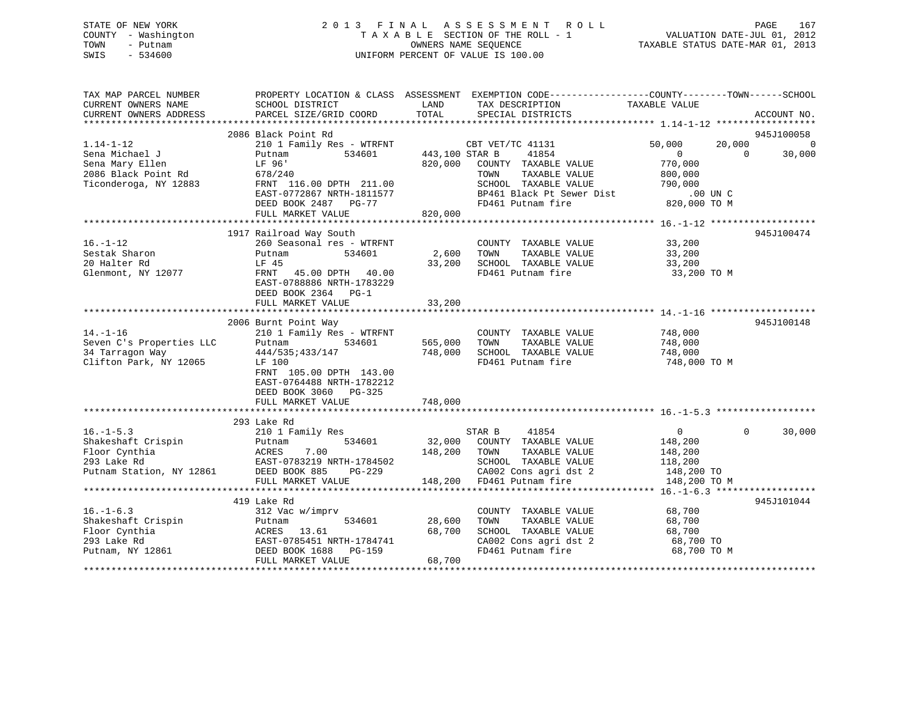STATE OF NEW YORK
COUNTY - Washington
TOWN - Putnam
SWIS - 534600

2 0 1 3 F I N A L A S S E S S M E N T R O L L
T A X A B L E SECTION OF THE ROLL - 1
OWNERS NAME SEQUENCE
UNIFORM PERCENT OF VALUE IS 100.00

VALUATION DATE-JUL 01, 2012
TAXABLE STATUS DATE-MAR 01, 2013

```
TAX MAP PARCEL NUMBER          PROPERTY LOCATION & CLASS  ASSESSMENT  EXEMPTION CODE------------------COUNTY--------TOWN------SCHOOL
CURRENT OWNERS NAME            SCHOOL DISTRICT              LAND      TAX DESCRIPTION            TAXABLE VALUE
CURRENT OWNERS ADDRESS         PARCEL SIZE/GRID COORD       TOTAL     SPECIAL DISTRICTS                                     ACCOUNT NO.
******************************************************************************************************* 1.14-1-12 ******************
                               2086 Black Point Rd                                                                          945J100058
1.14-1-12                      210 1 Family Res - WTRFNT          CBT VET/TC 41131          50,000       20,000            0
Sena Michael J                 Putnam          534601      443,100 STAR B       41854            0            0        30,000
Sena Mary Ellen                LF 96'                      820,000   COUNTY  TAXABLE VALUE      770,000
2086 Black Point Rd            678/240                               TOWN    TAXABLE VALUE      800,000
Ticonderoga, NY 12883          FRNT 116.00 DPTH 211.00               SCHOOL  TAXABLE VALUE      790,000
                               EAST-0772867 NRTH-1811577             BP461 Black Pt Sewer Dist         .00 UN C
                               DEED BOOK 2487   PG-77                FD461 Putnam fire           820,000 TO M
                               FULL MARKET VALUE           820,000
******************************************************************************************************* 16.-1-12 *******************
                               1917 Railroad Way South                                                                      945J100474
16.-1-12                       260 Seasonal res - WTRFNT             COUNTY  TAXABLE VALUE       33,200
Sestak Sharon                  Putnam          534601        2,600   TOWN    TAXABLE VALUE       33,200
20 Halter Rd                   LF 45                        33,200   SCHOOL  TAXABLE VALUE       33,200
Glenmont, NY 12077             FRNT  45.00 DPTH  40.00               FD461 Putnam fire            33,200 TO M
                               EAST-0788886 NRTH-1783229
                               DEED BOOK 2364   PG-1
                               FULL MARKET VALUE            33,200
******************************************************************************************************* 14.-1-16 *******************
                               2006 Burnt Point Way                                                                         945J100148
14.-1-16                       210 1 Family Res - WTRFNT             COUNTY  TAXABLE VALUE      748,000
Seven C's Properties LLC       Putnam          534601      565,000   TOWN    TAXABLE VALUE      748,000
34 Tarragon Way                444/535;433/147             748,000   SCHOOL  TAXABLE VALUE      748,000
Clifton Park, NY 12065         LF 100                                FD461 Putnam fire           748,000 TO M
                               FRNT 105.00 DPTH 143.00
                               EAST-0764488 NRTH-1782212
                               DEED BOOK 3060   PG-325
                               FULL MARKET VALUE           748,000
******************************************************************************************************* 16.-1-5.3 ******************
                               293 Lake Rd
16.-1-5.3                      210 1 Family Res                      STAR B       41854            0            0        30,000
Shakeshaft Crispin             Putnam          534601       32,000   COUNTY  TAXABLE VALUE      148,200
Floor Cynthia                  ACRES    7.00               148,200   TOWN    TAXABLE VALUE      148,200
293 Lake Rd                    EAST-0783219 NRTH-1784502             SCHOOL  TAXABLE VALUE      118,200
Putnam Station, NY 12861       DEED BOOK 885    PG-229               CA002 Cons agri dst 2       148,200 TO
                               FULL MARKET VALUE           148,200   FD461 Putnam fire           148,200 TO M
******************************************************************************************************* 16.-1-6.3 ******************
                               419 Lake Rd                                                                                  945J101044
16.-1-6.3                      312 Vac w/imprv                       COUNTY  TAXABLE VALUE       68,700
Shakeshaft Crispin             Putnam          534601       28,600   TOWN    TAXABLE VALUE       68,700
Floor Cynthia                  ACRES   13.61                68,700   SCHOOL  TAXABLE VALUE       68,700
293 Lake Rd                    EAST-0785451 NRTH-1784741             CA002 Cons agri dst 2        68,700 TO
Putnam, NY 12861               DEED BOOK 1688   PG-159               FD461 Putnam fire            68,700 TO M
                               FULL MARKET VALUE            68,700
************************************************************************************************************************************
```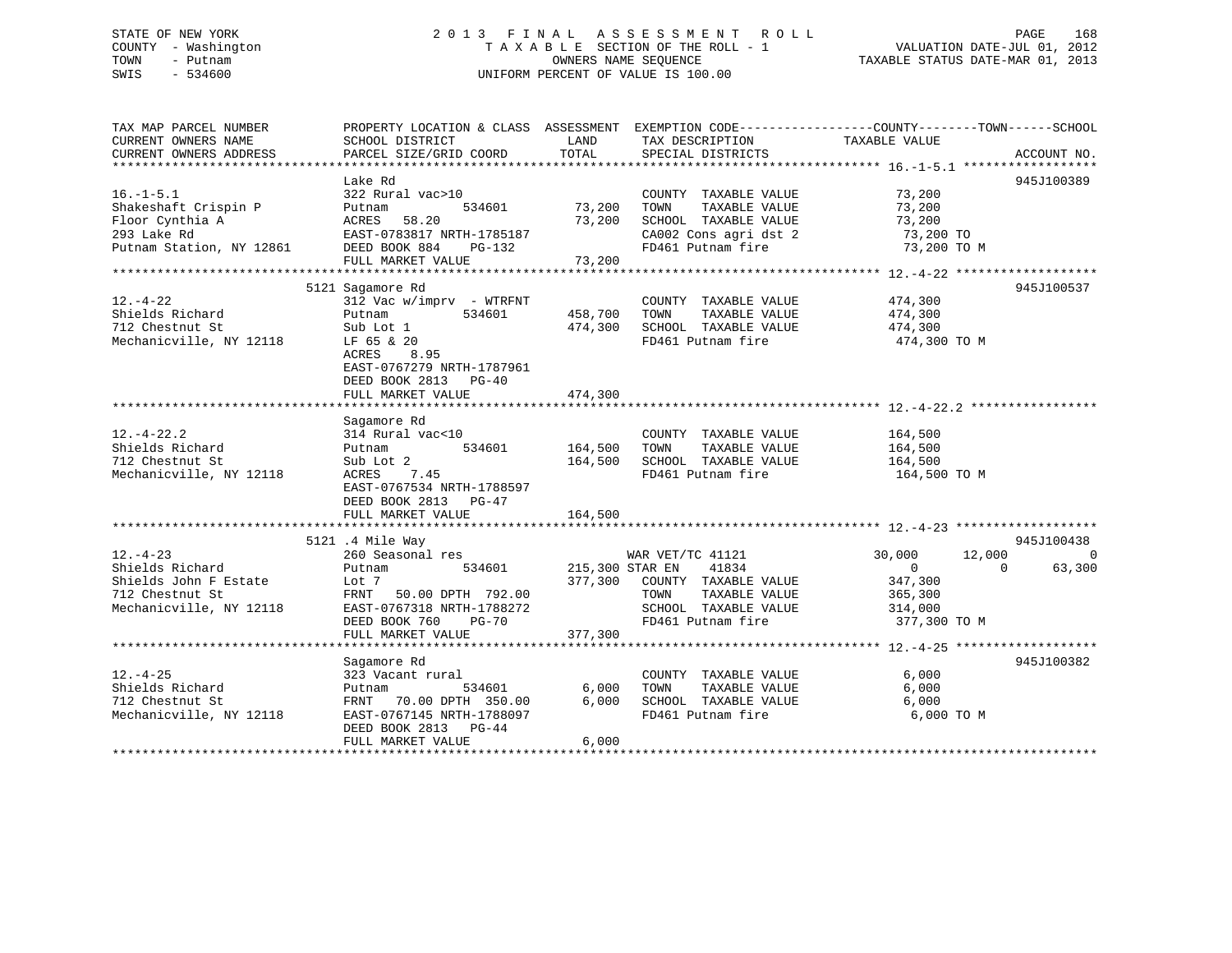STATE OF NEW YORK
COUNTY - Washington
TOWN - Putnam
SWIS - 534600

# 2013 FINAL ASSESSMENT ROLL
TAXABLE SECTION OF THE ROLL - 1
OWNERS NAME SEQUENCE
UNIFORM PERCENT OF VALUE IS 100.00

VALUATION DATE-JUL 01, 2012
TAXABLE STATUS DATE-MAR 01, 2013

```
TAX MAP PARCEL NUMBER          PROPERTY LOCATION & CLASS  ASSESSMENT  EXEMPTION CODE------------------COUNTY--------TOWN------SCHOOL
CURRENT OWNERS NAME            SCHOOL DISTRICT               LAND      TAX DESCRIPTION            TAXABLE VALUE
CURRENT OWNERS ADDRESS         PARCEL SIZE/GRID COORD        TOTAL     SPECIAL DISTRICTS                                  ACCOUNT NO.
******************************************************************************************************* 16.-1-5.1 ******************
                               Lake Rd                                                                                  945J100389
16.-1-5.1                      322 Rural vac>10                       COUNTY  TAXABLE VALUE           73,200
Shakeshaft Crispin P           Putnam         534601       73,200     TOWN    TAXABLE VALUE           73,200
Floor Cynthia A                ACRES   58.20               73,200     SCHOOL  TAXABLE VALUE           73,200
293 Lake Rd                    EAST-0783817 NRTH-1785187              CA002 Cons agri dst 2            73,200 TO
Putnam Station, NY 12861       DEED BOOK 884    PG-132                FD461 Putnam fire                73,200 TO M
                               FULL MARKET VALUE           73,200
******************************************************************************************************* 12.-4-22 *******************
                             5121 Sagamore Rd                                                                            945J100537
12.-4-22                       312 Vac w/imprv  - WTRFNT              COUNTY  TAXABLE VALUE          474,300
Shields Richard                Putnam         534601      458,700     TOWN    TAXABLE VALUE          474,300
712 Chestnut St                Sub Lot 1                  474,300     SCHOOL  TAXABLE VALUE          474,300
Mechanicville, NY 12118        LF 65 & 20                             FD461 Putnam fire               474,300 TO M
                               ACRES    8.95
                               EAST-0767279 NRTH-1787961
                               DEED BOOK 2813   PG-40
                               FULL MARKET VALUE          474,300
******************************************************************************************************* 12.-4-22.2 *****************
                               Sagamore Rd
12.-4-22.2                     314 Rural vac<10                       COUNTY  TAXABLE VALUE          164,500
Shields Richard                Putnam         534601      164,500     TOWN    TAXABLE VALUE          164,500
712 Chestnut St                Sub Lot 2                  164,500     SCHOOL  TAXABLE VALUE          164,500
Mechanicville, NY 12118        ACRES    7.45                          FD461 Putnam fire               164,500 TO M
                               EAST-0767534 NRTH-1788597
                               DEED BOOK 2813   PG-47
                               FULL MARKET VALUE          164,500
******************************************************************************************************* 12.-4-23 *******************
                             5121 .4 Mile Way                                                                            945J100438
12.-4-23                       260 Seasonal res                       WAR VET/TC 41121           30,000       12,000           0
Shields Richard                Putnam         534601      215,300 STAR EN    41834                   0            0       63,300
Shields John F Estate          Lot 7                      377,300     COUNTY  TAXABLE VALUE          347,300
712 Chestnut St                FRNT   50.00 DPTH 792.00               TOWN    TAXABLE VALUE          365,300
Mechanicville, NY 12118        EAST-0767318 NRTH-1788272              SCHOOL  TAXABLE VALUE          314,000
                               DEED BOOK 760    PG-70                 FD461 Putnam fire               377,300 TO M
                               FULL MARKET VALUE          377,300
******************************************************************************************************* 12.-4-25 *******************
                               Sagamore Rd                                                                               945J100382
12.-4-25                       323 Vacant rural                       COUNTY  TAXABLE VALUE            6,000
Shields Richard                Putnam         534601        6,000     TOWN    TAXABLE VALUE            6,000
712 Chestnut St                FRNT   70.00 DPTH 350.00     6,000     SCHOOL  TAXABLE VALUE            6,000
Mechanicville, NY 12118        EAST-0767145 NRTH-1788097              FD461 Putnam fire                 6,000 TO M
                               DEED BOOK 2813   PG-44
                               FULL MARKET VALUE            6,000
************************************************************************************************************************************
```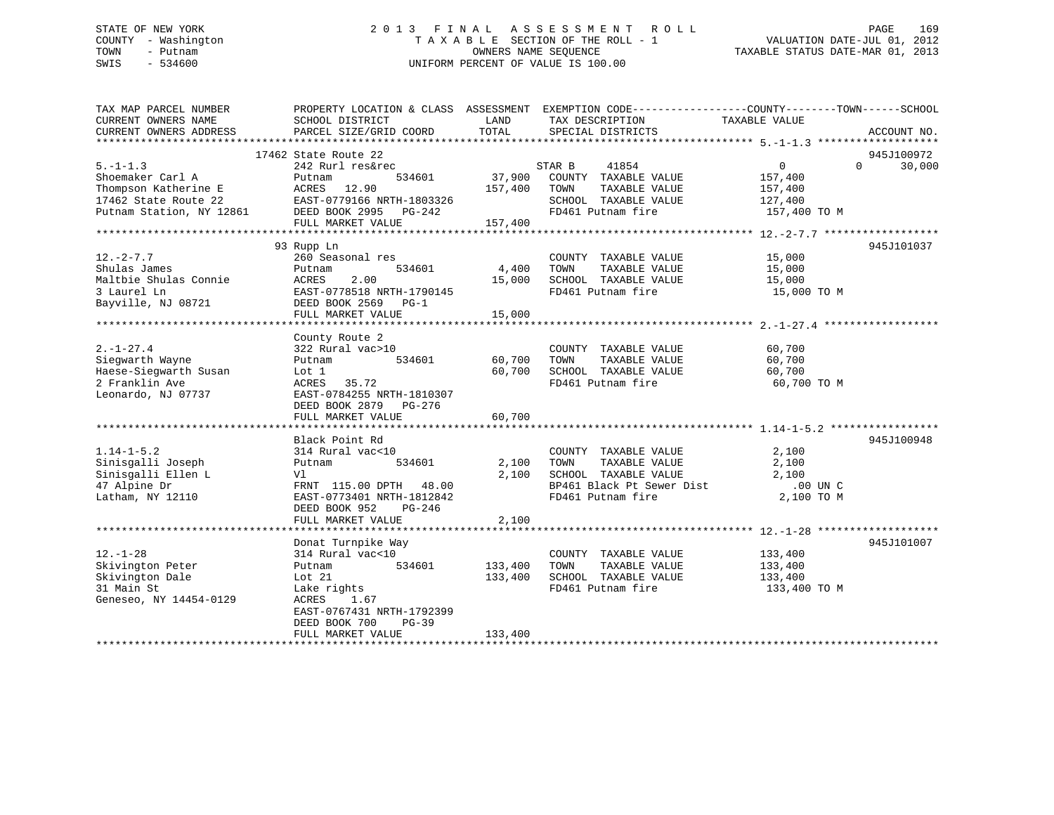STATE OF NEW YORK
COUNTY - Washington
TOWN - Putnam
SWIS - 534600

# 2013 FINAL ASSESSMENT ROLL
TAXABLE SECTION OF THE ROLL - 1
OWNERS NAME SEQUENCE
UNIFORM PERCENT OF VALUE IS 100.00

VALUATION DATE-JUL 01, 2012
TAXABLE STATUS DATE-MAR 01, 2013

| TAX MAP PARCEL NUMBER / CURRENT OWNERS NAME / CURRENT OWNERS ADDRESS | PROPERTY LOCATION & CLASS / SCHOOL DISTRICT / PARCEL SIZE/GRID COORD | ASSESSMENT LAND | TOTAL | EXEMPTION CODE / TAX DESCRIPTION / SPECIAL DISTRICTS | COUNTY / TOWN / SCHOOL TAXABLE VALUE | ACCOUNT NO. |
|---|---|---|---|---|---|---|
| 5.-1-1.3 | 17462 State Route 22 | | | | | 945J100972 |
| | 242 Rurl res&rec | | | STAR B 41854 | 0 0 30,000 | |
| Shoemaker Carl A | Putnam 534601 | 37,900 | | COUNTY TAXABLE VALUE | 157,400 | |
| Thompson Katherine E | ACRES 12.90 | | 157,400 | TOWN TAXABLE VALUE | 157,400 | |
| 17462 State Route 22 | EAST-0779166 NRTH-1803326 | | | SCHOOL TAXABLE VALUE | 127,400 | |
| Putnam Station, NY 12861 | DEED BOOK 2995 PG-242 | | | FD461 Putnam fire | 157,400 TO M | |
| | FULL MARKET VALUE | | 157,400 | | | |
| 12.-2-7.7 | 93 Rupp Ln | | | | | 945J101037 |
| | 260 Seasonal res | | | COUNTY TAXABLE VALUE | 15,000 | |
| Shulas James | Putnam 534601 | 4,400 | | TOWN TAXABLE VALUE | 15,000 | |
| Maltbie Shulas Connie | ACRES 2.00 | | 15,000 | SCHOOL TAXABLE VALUE | 15,000 | |
| 3 Laurel Ln | EAST-0778518 NRTH-1790145 | | | FD461 Putnam fire | 15,000 TO M | |
| Bayville, NJ 08721 | DEED BOOK 2569 PG-1 | | | | | |
| | FULL MARKET VALUE | | 15,000 | | | |
| 2.-1-27.4 | County Route 2 | | | | | |
| | 322 Rural vac>10 | | | COUNTY TAXABLE VALUE | 60,700 | |
| Siegwarth Wayne | Putnam 534601 | 60,700 | | TOWN TAXABLE VALUE | 60,700 | |
| Haese-Siegwarth Susan | Lot 1 | | 60,700 | SCHOOL TAXABLE VALUE | 60,700 | |
| 2 Franklin Ave | ACRES 35.72 | | | FD461 Putnam fire | 60,700 TO M | |
| Leonardo, NJ 07737 | EAST-0784255 NRTH-1810307 | | | | | |
| | DEED BOOK 2879 PG-276 | | | | | |
| | FULL MARKET VALUE | | 60,700 | | | |
| 1.14-1-5.2 | Black Point Rd | | | | | 945J100948 |
| | 314 Rural vac<10 | | | COUNTY TAXABLE VALUE | 2,100 | |
| Sinisgalli Joseph | Putnam 534601 | 2,100 | | TOWN TAXABLE VALUE | 2,100 | |
| Sinisgalli Ellen L | Vl | | 2,100 | SCHOOL TAXABLE VALUE | 2,100 | |
| 47 Alpine Dr | FRNT 115.00 DPTH 48.00 | | | BP461 Black Pt Sewer Dist | .00 UN C | |
| Latham, NY 12110 | EAST-0773401 NRTH-1812842 | | | FD461 Putnam fire | 2,100 TO M | |
| | DEED BOOK 952 PG-246 | | | | | |
| | FULL MARKET VALUE | | 2,100 | | | |
| 12.-1-28 | Donat Turnpike Way | | | | | 945J101007 |
| | 314 Rural vac<10 | | | COUNTY TAXABLE VALUE | 133,400 | |
| Skivington Peter | Putnam 534601 | 133,400 | | TOWN TAXABLE VALUE | 133,400 | |
| Skivington Dale | Lot 21 | | 133,400 | SCHOOL TAXABLE VALUE | 133,400 | |
| 31 Main St | Lake rights | | | FD461 Putnam fire | 133,400 TO M | |
| Geneseo, NY 14454-0129 | ACRES 1.67 | | | | | |
| | EAST-0767431 NRTH-1792399 | | | | | |
| | DEED BOOK 700 PG-39 | | | | | |
| | FULL MARKET VALUE | | 133,400 | | | |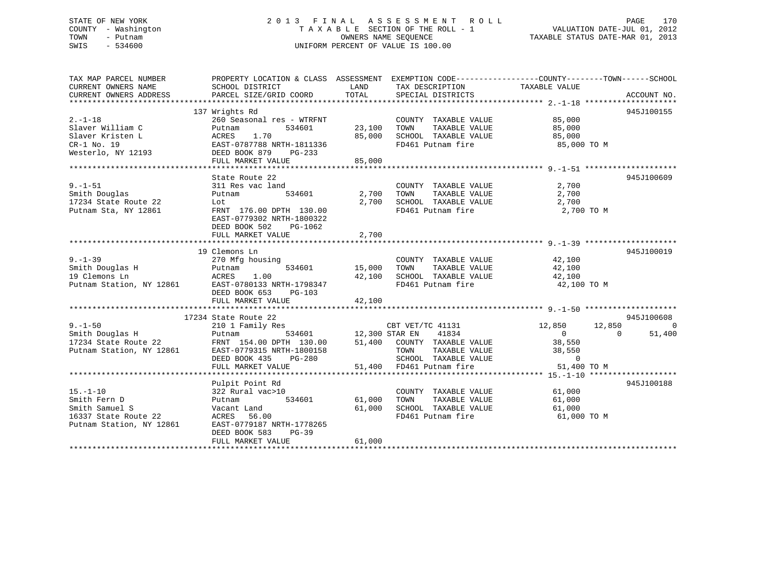STATE OF NEW YORK
COUNTY - Washington
TOWN - Putnam
SWIS - 534600

# 2013 FINAL ASSESSMENT ROLL
TAXABLE SECTION OF THE ROLL - 1
OWNERS NAME SEQUENCE
UNIFORM PERCENT OF VALUE IS 100.00

VALUATION DATE-JUL 01, 2012
TAXABLE STATUS DATE-MAR 01, 2013

| TAX MAP PARCEL NUMBER / CURRENT OWNERS NAME / CURRENT OWNERS ADDRESS | PROPERTY LOCATION & CLASS / SCHOOL DISTRICT / PARCEL SIZE/GRID COORD | ASSESSMENT LAND | TOTAL | EXEMPTION CODE / TAX DESCRIPTION / SPECIAL DISTRICTS | COUNTY TAXABLE VALUE | TOWN | SCHOOL | ACCOUNT NO. |
|---|---|---|---|---|---|---|---|---|
| 2.-1-18 | 137 Wrights Rd | | | | | | | 945J100155 |
| Slaver William C | 260 Seasonal res - WTRFNT | | | COUNTY TAXABLE VALUE | 85,000 | | | |
| Slaver Kristen L | Putnam 534601 | 23,100 | | TOWN TAXABLE VALUE | 85,000 | | | |
| CR-1 No. 19 | ACRES 1.70 | | 85,000 | SCHOOL TAXABLE VALUE | 85,000 | | | |
| Westerlo, NY 12193 | EAST-0787788 NRTH-1811336 | | | FD461 Putnam fire | 85,000 TO M | | | |
| | DEED BOOK 879 PG-233 | | | | | | | |
| | FULL MARKET VALUE | | 85,000 | | | | | |
| 9.-1-51 | State Route 22 | | | | | | | 945J100609 |
| Smith Douglas | 311 Res vac land | | | COUNTY TAXABLE VALUE | 2,700 | | | |
| 17234 State Route 22 | Putnam 534601 | 2,700 | | TOWN TAXABLE VALUE | 2,700 | | | |
| Putnam Sta, NY 12861 | Lot | | 2,700 | SCHOOL TAXABLE VALUE | 2,700 | | | |
| | FRNT 176.00 DPTH 130.00 | | | FD461 Putnam fire | 2,700 TO M | | | |
| | EAST-0779302 NRTH-1800322 | | | | | | | |
| | DEED BOOK 502 PG-1062 | | | | | | | |
| | FULL MARKET VALUE | | 2,700 | | | | | |
| 9.-1-39 | 19 Clemons Ln | | | | | | | 945J100019 |
| Smith Douglas H | 270 Mfg housing | | | COUNTY TAXABLE VALUE | 42,100 | | | |
| 19 Clemons Ln | Putnam 534601 | 15,000 | | TOWN TAXABLE VALUE | 42,100 | | | |
| Putnam Station, NY 12861 | ACRES 1.00 | | 42,100 | SCHOOL TAXABLE VALUE | 42,100 | | | |
| | EAST-0780133 NRTH-1798347 | | | FD461 Putnam fire | 42,100 TO M | | | |
| | DEED BOOK 653 PG-103 | | | | | | | |
| | FULL MARKET VALUE | | 42,100 | | | | | |
| 9.-1-50 | 17234 State Route 22 | | | | | | | 945J100608 |
| Smith Douglas H | 210 1 Family Res | | | CBT VET/TC 41131 | 12,850 | 12,850 | 0 | |
| 17234 State Route 22 | Putnam 534601 | 12,300 | | STAR EN 41834 | 0 | 0 | 51,400 | |
| Putnam Station, NY 12861 | FRNT 154.00 DPTH 130.00 | | 51,400 | COUNTY TAXABLE VALUE | 38,550 | | | |
| | EAST-0779315 NRTH-1800158 | | | TOWN TAXABLE VALUE | 38,550 | | | |
| | DEED BOOK 435 PG-280 | | | SCHOOL TAXABLE VALUE | 0 | | | |
| | FULL MARKET VALUE | | 51,400 | FD461 Putnam fire | 51,400 TO M | | | |
| 15.-1-10 | Pulpit Point Rd | | | | | | | 945J100188 |
| Smith Fern D | 322 Rural vac>10 | | | COUNTY TAXABLE VALUE | 61,000 | | | |
| Smith Samuel S | Putnam 534601 | 61,000 | | TOWN TAXABLE VALUE | 61,000 | | | |
| 16337 State Route 22 | Vacant Land | | 61,000 | SCHOOL TAXABLE VALUE | 61,000 | | | |
| Putnam Station, NY 12861 | ACRES 56.00 | | | FD461 Putnam fire | 61,000 TO M | | | |
| | EAST-0779187 NRTH-1778265 | | | | | | | |
| | DEED BOOK 583 PG-39 | | | | | | | |
| | FULL MARKET VALUE | | 61,000 | | | | | |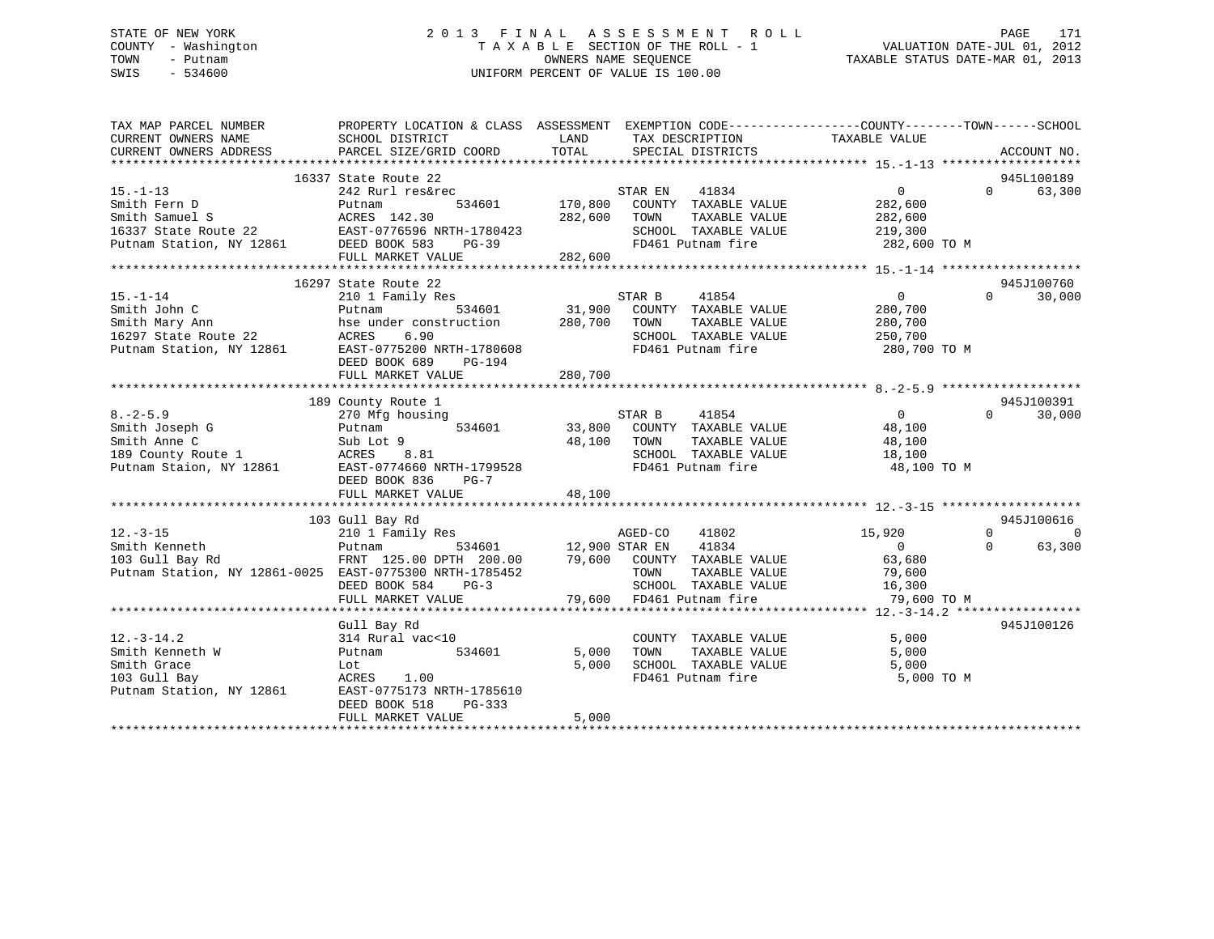STATE OF NEW YORK
COUNTY - Washington
TOWN - Putnam
SWIS - 534600

# 2013 FINAL ASSESSMENT ROLL

TAXABLE SECTION OF THE ROLL - 1
OWNERS NAME SEQUENCE
UNIFORM PERCENT OF VALUE IS 100.00

VALUATION DATE-JUL 01, 2012
TAXABLE STATUS DATE-MAR 01, 2013

| TAX MAP PARCEL NUMBER / CURRENT OWNERS NAME / CURRENT OWNERS ADDRESS | PROPERTY LOCATION & CLASS / SCHOOL DISTRICT / PARCEL SIZE/GRID COORD | ASSESSMENT LAND | TOTAL | EXEMPTION CODE / TAX DESCRIPTION / SPECIAL DISTRICTS | COUNTY TAXABLE VALUE | TOWN | SCHOOL | ACCOUNT NO. |
|---|---|---|---|---|---|---|---|---|
| 15.-1-13 | 16337 State Route 22 | | | | | | | 945L100189 |
| Smith Fern D | 242 Rurl res&rec | | | STAR EN 41834 | 0 | 0 | 63,300 | |
| Smith Samuel S | Putnam 534601 | 170,800 | | COUNTY TAXABLE VALUE | 282,600 | | | |
| 16337 State Route 22 | ACRES 142.30 | | 282,600 | TOWN TAXABLE VALUE | 282,600 | | | |
| Putnam Station, NY 12861 | EAST-0776596 NRTH-1780423 | | | SCHOOL TAXABLE VALUE | 219,300 | | | |
| | DEED BOOK 583 PG-39 | | | FD461 Putnam fire | 282,600 TO M | | | |
| | FULL MARKET VALUE | | 282,600 | | | | | |
| 15.-1-14 | 16297 State Route 22 | | | | | | | 945J100760 |
| Smith John C | 210 1 Family Res | | | STAR B 41854 | 0 | 0 | 30,000 | |
| Smith Mary Ann | Putnam 534601 | 31,900 | | COUNTY TAXABLE VALUE | 280,700 | | | |
| 16297 State Route 22 | hse under construction | | 280,700 | TOWN TAXABLE VALUE | 280,700 | | | |
| Putnam Station, NY 12861 | ACRES 6.90 | | | SCHOOL TAXABLE VALUE | 250,700 | | | |
| | EAST-0775200 NRTH-1780608 | | | FD461 Putnam fire | 280,700 TO M | | | |
| | DEED BOOK 689 PG-194 | | | | | | | |
| | FULL MARKET VALUE | | 280,700 | | | | | |
| 8.-2-5.9 | 189 County Route 1 | | | | | | | 945J100391 |
| Smith Joseph G | 270 Mfg housing | | | STAR B 41854 | 0 | 0 | 30,000 | |
| Smith Anne C | Putnam 534601 | 33,800 | | COUNTY TAXABLE VALUE | 48,100 | | | |
| 189 County Route 1 | Sub Lot 9 | | 48,100 | TOWN TAXABLE VALUE | 48,100 | | | |
| Putnam Staion, NY 12861 | ACRES 8.81 | | | SCHOOL TAXABLE VALUE | 18,100 | | | |
| | EAST-0774660 NRTH-1799528 | | | FD461 Putnam fire | 48,100 TO M | | | |
| | DEED BOOK 836 PG-7 | | | | | | | |
| | FULL MARKET VALUE | | 48,100 | | | | | |
| 12.-3-15 | 103 Gull Bay Rd | | | | | | | 945J100616 |
| Smith Kenneth | 210 1 Family Res | | | AGED-CO 41802 | 15,920 | 0 | 0 | |
| 103 Gull Bay Rd | Putnam 534601 | 12,900 | | STAR EN 41834 | 0 | 0 | 63,300 | |
| Putnam Station, NY 12861-0025 | FRNT 125.00 DPTH 200.00 | | 79,600 | COUNTY TAXABLE VALUE | 63,680 | | | |
| | EAST-0775300 NRTH-1785452 | | | TOWN TAXABLE VALUE | 79,600 | | | |
| | DEED BOOK 584 PG-3 | | | SCHOOL TAXABLE VALUE | 16,300 | | | |
| | FULL MARKET VALUE | | 79,600 | FD461 Putnam fire | 79,600 TO M | | | |
| 12.-3-14.2 | Gull Bay Rd | | | | | | | 945J100126 |
| Smith Kenneth W | 314 Rural vac<10 | | | COUNTY TAXABLE VALUE | 5,000 | | | |
| Smith Grace | Putnam 534601 | 5,000 | | TOWN TAXABLE VALUE | 5,000 | | | |
| 103 Gull Bay | Lot | | 5,000 | SCHOOL TAXABLE VALUE | 5,000 | | | |
| Putnam Station, NY 12861 | ACRES 1.00 | | | FD461 Putnam fire | 5,000 TO M | | | |
| | EAST-0775173 NRTH-1785610 | | | | | | | |
| | DEED BOOK 518 PG-333 | | | | | | | |
| | FULL MARKET VALUE | | 5,000 | | | | | |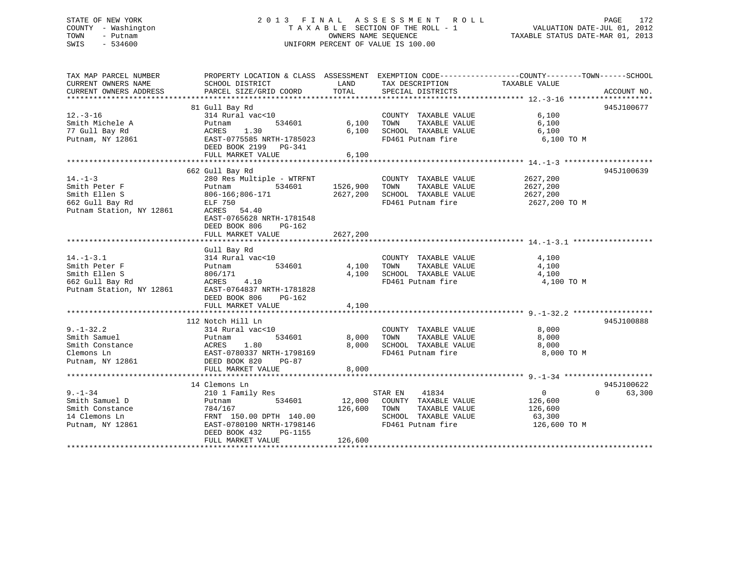STATE OF NEW YORK
COUNTY - Washington
TOWN - Putnam
SWIS - 534600

# 2013 FINAL ASSESSMENT ROLL

TAXABLE SECTION OF THE ROLL - 1
OWNERS NAME SEQUENCE
UNIFORM PERCENT OF VALUE IS 100.00

VALUATION DATE-JUL 01, 2012
TAXABLE STATUS DATE-MAR 01, 2013

| TAX MAP PARCEL NUMBER / CURRENT OWNERS NAME / CURRENT OWNERS ADDRESS | PROPERTY LOCATION & CLASS / SCHOOL DISTRICT / PARCEL SIZE/GRID COORD | ASSESSMENT LAND | ASSESSMENT TOTAL | EXEMPTION CODE / TAX DESCRIPTION / SPECIAL DISTRICTS | COUNTY / TOWN / SCHOOL TAXABLE VALUE | ACCOUNT NO. |
|---|---|---|---|---|---|---|
| 12.-3-16 | 81 Gull Bay Rd | | | | | 945J100677 |
| Smith Michele A | 314 Rural vac<10 | | | COUNTY TAXABLE VALUE | 6,100 | |
| 77 Gull Bay Rd | Putnam 534601 | 6,100 | | TOWN TAXABLE VALUE | 6,100 | |
| Putnam, NY 12861 | ACRES 1.30 | | 6,100 | SCHOOL TAXABLE VALUE | 6,100 | |
| | EAST-0775585 NRTH-1785023 | | | FD461 Putnam fire | 6,100 TO M | |
| | DEED BOOK 2199 PG-341 | | | | | |
| | FULL MARKET VALUE | | 6,100 | | | |
| 14.-1-3 | 662 Gull Bay Rd | | | | | 945J100639 |
| Smith Peter F | 280 Res Multiple - WTRFNT | | | COUNTY TAXABLE VALUE | 2627,200 | |
| Smith Ellen S | Putnam 534601 | 1526,900 | | TOWN TAXABLE VALUE | 2627,200 | |
| 662 Gull Bay Rd | 806-166;806-171 | | 2627,200 | SCHOOL TAXABLE VALUE | 2627,200 | |
| Putnam Station, NY 12861 | ELF 750 | | | FD461 Putnam fire | 2627,200 TO M | |
| | ACRES 54.40 | | | | | |
| | EAST-0765628 NRTH-1781548 | | | | | |
| | DEED BOOK 806 PG-162 | | | | | |
| | FULL MARKET VALUE | | 2627,200 | | | |
| 14.-1-3.1 | Gull Bay Rd | | | | | |
| Smith Peter F | 314 Rural vac<10 | | | COUNTY TAXABLE VALUE | 4,100 | |
| Smith Ellen S | Putnam 534601 | 4,100 | | TOWN TAXABLE VALUE | 4,100 | |
| 662 Gull Bay Rd | 806/171 | | 4,100 | SCHOOL TAXABLE VALUE | 4,100 | |
| Putnam Station, NY 12861 | ACRES 4.10 | | | FD461 Putnam fire | 4,100 TO M | |
| | EAST-0764837 NRTH-1781828 | | | | | |
| | DEED BOOK 806 PG-162 | | | | | |
| | FULL MARKET VALUE | | 4,100 | | | |
| 9.-1-32.2 | 112 Notch Hill Ln | | | | | 945J100888 |
| Smith Samuel | 314 Rural vac<10 | | | COUNTY TAXABLE VALUE | 8,000 | |
| Smith Constance | Putnam 534601 | 8,000 | | TOWN TAXABLE VALUE | 8,000 | |
| Clemons Ln | ACRES 1.80 | | 8,000 | SCHOOL TAXABLE VALUE | 8,000 | |
| Putnam, NY 12861 | EAST-0780337 NRTH-1798169 | | | FD461 Putnam fire | 8,000 TO M | |
| | DEED BOOK 820 PG-87 | | | | | |
| | FULL MARKET VALUE | | 8,000 | | | |
| 9.-1-34 | 14 Clemons Ln | | | | | 945J100622 |
| Smith Samuel D | 210 1 Family Res | | | STAR EN 41834 | 0 / 0 / 63,300 | |
| Smith Constance | Putnam 534601 | 12,000 | | COUNTY TAXABLE VALUE | 126,600 | |
| 14 Clemons Ln | 784/167 | | 126,600 | TOWN TAXABLE VALUE | 126,600 | |
| Putnam, NY 12861 | FRNT 150.00 DPTH 140.00 | | | SCHOOL TAXABLE VALUE | 63,300 | |
| | EAST-0780100 NRTH-1798146 | | | FD461 Putnam fire | 126,600 TO M | |
| | DEED BOOK 432 PG-1155 | | | | | |
| | FULL MARKET VALUE | | 126,600 | | | |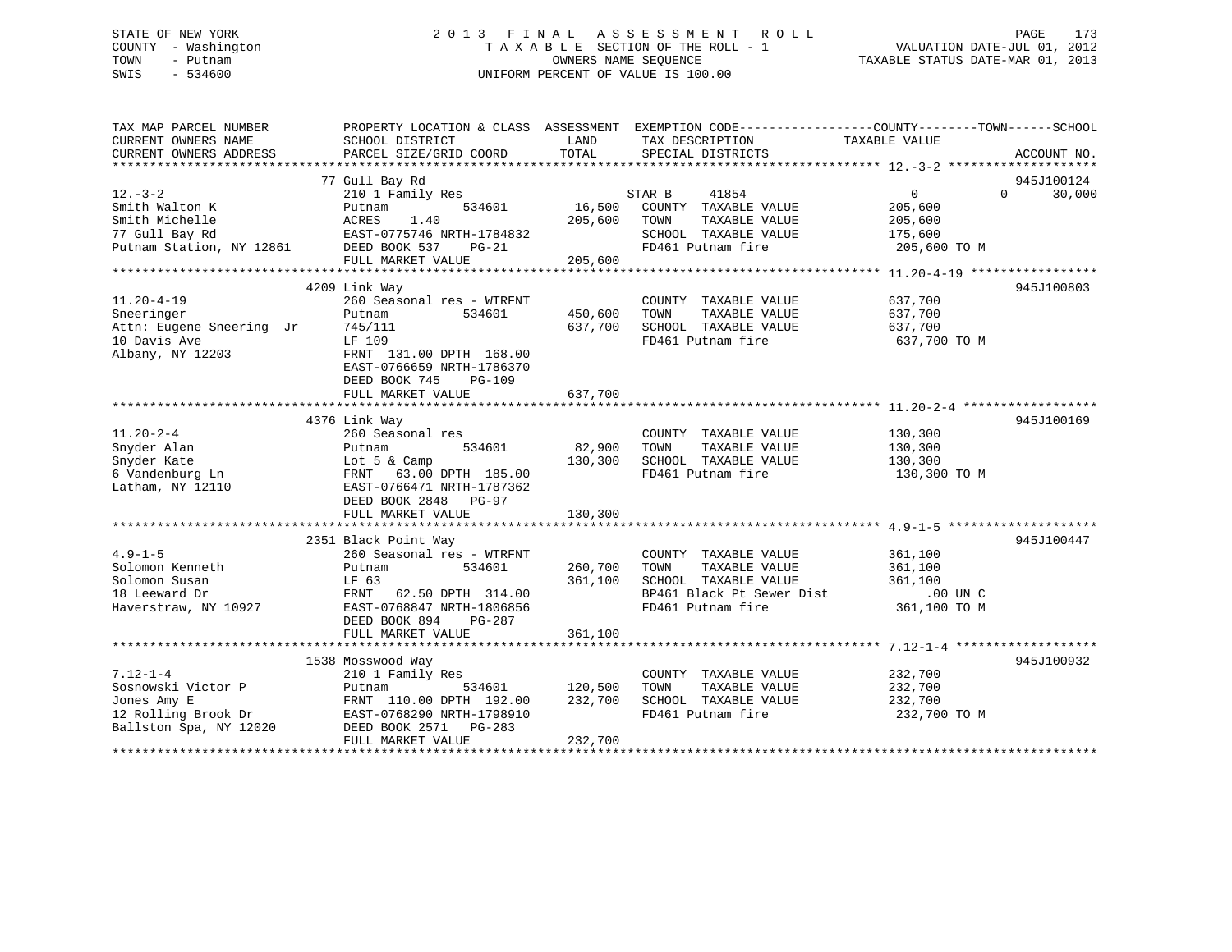STATE OF NEW YORK
COUNTY - Washington
TOWN - Putnam
SWIS - 534600

2 0 1 3 F I N A L A S S E S S M E N T R O L L
T A X A B L E SECTION OF THE ROLL - 1
OWNERS NAME SEQUENCE
UNIFORM PERCENT OF VALUE IS 100.00

VALUATION DATE-JUL 01, 2012
TAXABLE STATUS DATE-MAR 01, 2013

| TAX MAP PARCEL NUMBER / CURRENT OWNERS NAME / CURRENT OWNERS ADDRESS | PROPERTY LOCATION & CLASS / SCHOOL DISTRICT / PARCEL SIZE/GRID COORD | ASSESSMENT LAND / TOTAL | EXEMPTION CODE / TAX DESCRIPTION / SPECIAL DISTRICTS | COUNTY / TOWN / SCHOOL TAXABLE VALUE | ACCOUNT NO. |
|---|---|---|---|---|---|
| 12.-3-2 | 77 Gull Bay Rd | | | | 945J100124 |
| Smith Walton K | 210 1 Family Res | | STAR B 41854 | 0 0 30,000 | |
| Smith Michelle | Putnam 534601 | 16,500 | COUNTY TAXABLE VALUE | 205,600 | |
| 77 Gull Bay Rd | ACRES 1.40 | 205,600 | TOWN TAXABLE VALUE | 205,600 | |
| Putnam Station, NY 12861 | EAST-0775746 NRTH-1784832 | | SCHOOL TAXABLE VALUE | 175,600 | |
| | DEED BOOK 537 PG-21 | | FD461 Putnam fire | 205,600 TO M | |
| | FULL MARKET VALUE | 205,600 | | | |
| 11.20-4-19 | 4209 Link Way | | | | 945J100803 |
| Sneeringer | 260 Seasonal res - WTRFNT | | COUNTY TAXABLE VALUE | 637,700 | |
| Attn: Eugene Sneering Jr | Putnam 534601 | 450,600 | TOWN TAXABLE VALUE | 637,700 | |
| 10 Davis Ave | 745/111 | 637,700 | SCHOOL TAXABLE VALUE | 637,700 | |
| Albany, NY 12203 | LF 109 | | FD461 Putnam fire | 637,700 TO M | |
| | FRNT 131.00 DPTH 168.00 | | | | |
| | EAST-0766659 NRTH-1786370 | | | | |
| | DEED BOOK 745 PG-109 | | | | |
| | FULL MARKET VALUE | 637,700 | | | |
| 11.20-2-4 | 4376 Link Way | | | | 945J100169 |
| Snyder Alan | 260 Seasonal res | | COUNTY TAXABLE VALUE | 130,300 | |
| Snyder Kate | Putnam 534601 | 82,900 | TOWN TAXABLE VALUE | 130,300 | |
| 6 Vandenburg Ln | Lot 5 & Camp | 130,300 | SCHOOL TAXABLE VALUE | 130,300 | |
| Latham, NY 12110 | FRNT 63.00 DPTH 185.00 | | FD461 Putnam fire | 130,300 TO M | |
| | EAST-0766471 NRTH-1787362 | | | | |
| | DEED BOOK 2848 PG-97 | | | | |
| | FULL MARKET VALUE | 130,300 | | | |
| 4.9-1-5 | 2351 Black Point Way | | | | 945J100447 |
| Solomon Kenneth | 260 Seasonal res - WTRFNT | | COUNTY TAXABLE VALUE | 361,100 | |
| Solomon Susan | Putnam 534601 | 260,700 | TOWN TAXABLE VALUE | 361,100 | |
| 18 Leeward Dr | LF 63 | 361,100 | SCHOOL TAXABLE VALUE | 361,100 | |
| Haverstraw, NY 10927 | FRNT 62.50 DPTH 314.00 | | BP461 Black Pt Sewer Dist | .00 UN C | |
| | EAST-0768847 NRTH-1806856 | | FD461 Putnam fire | 361,100 TO M | |
| | DEED BOOK 894 PG-287 | | | | |
| | FULL MARKET VALUE | 361,100 | | | |
| 7.12-1-4 | 1538 Mosswood Way | | | | 945J100932 |
| Sosnowski Victor P | 210 1 Family Res | | COUNTY TAXABLE VALUE | 232,700 | |
| Jones Amy E | Putnam 534601 | 120,500 | TOWN TAXABLE VALUE | 232,700 | |
| 12 Rolling Brook Dr | FRNT 110.00 DPTH 192.00 | 232,700 | SCHOOL TAXABLE VALUE | 232,700 | |
| Ballston Spa, NY 12020 | EAST-0768290 NRTH-1798910 | | FD461 Putnam fire | 232,700 TO M | |
| | DEED BOOK 2571 PG-283 | | | | |
| | FULL MARKET VALUE | 232,700 | | | |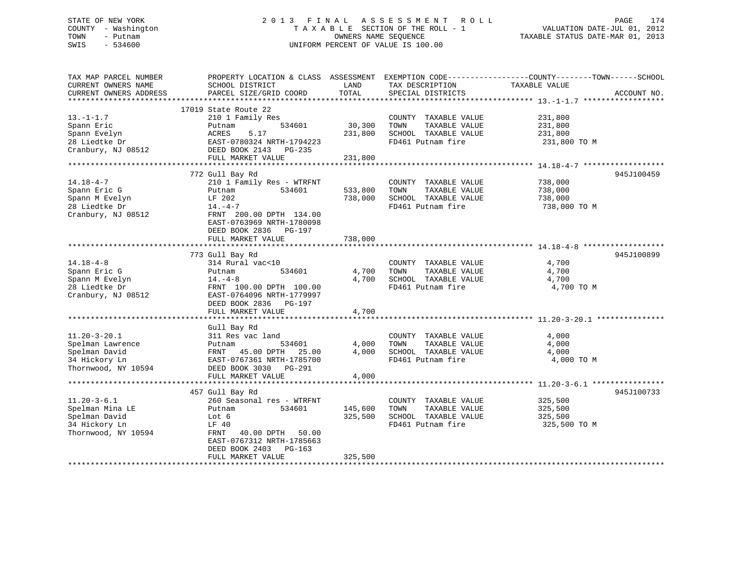STATE OF NEW YORK
COUNTY - Washington
TOWN - Putnam
SWIS - 534600

# 2013 FINAL ASSESSMENT ROLL
TAXABLE SECTION OF THE ROLL - 1
OWNERS NAME SEQUENCE
UNIFORM PERCENT OF VALUE IS 100.00

VALUATION DATE-JUL 01, 2012
TAXABLE STATUS DATE-MAR 01, 2013

| TAX MAP PARCEL NUMBER / CURRENT OWNERS NAME / CURRENT OWNERS ADDRESS | PROPERTY LOCATION & CLASS / SCHOOL DISTRICT / PARCEL SIZE/GRID COORD | ASSESSMENT LAND / TOTAL | EXEMPTION CODE / TAX DESCRIPTION / SPECIAL DISTRICTS | COUNTY--------TOWN------SCHOOL TAXABLE VALUE | ACCOUNT NO. |
|---|---|---|---|---|---|
| 13.-1-1.7 | 17019 State Route 22 | | | | |
| 13.-1-1.7 | 210 1 Family Res | | COUNTY TAXABLE VALUE | 231,800 | |
| Spann Eric | Putnam 534601 | 30,300 | TOWN TAXABLE VALUE | 231,800 | |
| Spann Evelyn | ACRES 5.17 | 231,800 | SCHOOL TAXABLE VALUE | 231,800 | |
| 28 Liedtke Dr | EAST-0780324 NRTH-1794223 | | FD461 Putnam fire | 231,800 TO M | |
| Cranbury, NJ 08512 | DEED BOOK 2143 PG-235 | | | | |
| | FULL MARKET VALUE | 231,800 | | | |
| 14.18-4-7 | 772 Gull Bay Rd | | | | 945J100459 |
| 14.18-4-7 | 210 1 Family Res - WTRFNT | | COUNTY TAXABLE VALUE | 738,000 | |
| Spann Eric G | Putnam 534601 | 533,800 | TOWN TAXABLE VALUE | 738,000 | |
| Spann M Evelyn | LF 202 | 738,000 | SCHOOL TAXABLE VALUE | 738,000 | |
| 28 Liedtke Dr | 14.-4-7 | | FD461 Putnam fire | 738,000 TO M | |
| Cranbury, NJ 08512 | FRNT 200.00 DPTH 134.00 | | | | |
| | EAST-0763969 NRTH-1780098 | | | | |
| | DEED BOOK 2836 PG-197 | | | | |
| | FULL MARKET VALUE | 738,000 | | | |
| 14.18-4-8 | 773 Gull Bay Rd | | | | 945J100899 |
| 14.18-4-8 | 314 Rural vac<10 | | COUNTY TAXABLE VALUE | 4,700 | |
| Spann Eric G | Putnam 534601 | 4,700 | TOWN TAXABLE VALUE | 4,700 | |
| Spann M Evelyn | 14.-4-8 | 4,700 | SCHOOL TAXABLE VALUE | 4,700 | |
| 28 Liedtke Dr | FRNT 100.00 DPTH 100.00 | | FD461 Putnam fire | 4,700 TO M | |
| Cranbury, NJ 08512 | EAST-0764096 NRTH-1779997 | | | | |
| | DEED BOOK 2836 PG-197 | | | | |
| | FULL MARKET VALUE | 4,700 | | | |
| 11.20-3-20.1 | Gull Bay Rd | | | | |
| 11.20-3-20.1 | 311 Res vac land | | COUNTY TAXABLE VALUE | 4,000 | |
| Spelman Lawrence | Putnam 534601 | 4,000 | TOWN TAXABLE VALUE | 4,000 | |
| Spelman David | FRNT 45.00 DPTH 25.00 | 4,000 | SCHOOL TAXABLE VALUE | 4,000 | |
| 34 Hickory Ln | EAST-0767361 NRTH-1785700 | | FD461 Putnam fire | 4,000 TO M | |
| Thornwood, NY 10594 | DEED BOOK 3030 PG-291 | | | | |
| | FULL MARKET VALUE | 4,000 | | | |
| 11.20-3-6.1 | 457 Gull Bay Rd | | | | 945J100733 |
| 11.20-3-6.1 | 260 Seasonal res - WTRFNT | | COUNTY TAXABLE VALUE | 325,500 | |
| Spelman Mina LE | Putnam 534601 | 145,600 | TOWN TAXABLE VALUE | 325,500 | |
| Spelman David | Lot 6 | 325,500 | SCHOOL TAXABLE VALUE | 325,500 | |
| 34 Hickory Ln | LF 40 | | FD461 Putnam fire | 325,500 TO M | |
| Thornwood, NY 10594 | FRNT 40.00 DPTH 50.00 | | | | |
| | EAST-0767312 NRTH-1785663 | | | | |
| | DEED BOOK 2403 PG-163 | | | | |
| | FULL MARKET VALUE | 325,500 | | | |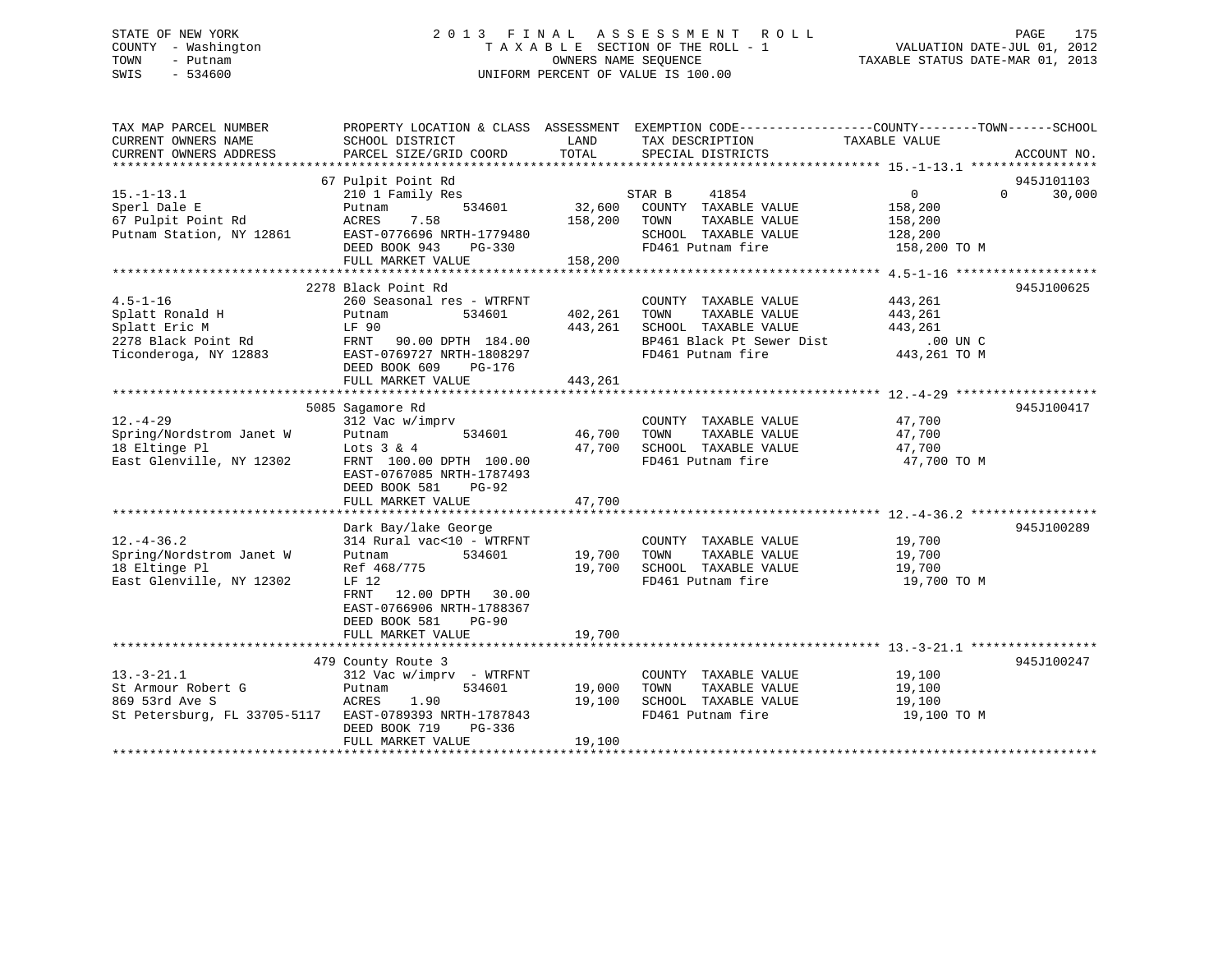STATE OF NEW YORK
COUNTY - Washington
TOWN - Putnam
SWIS - 534600

# 2013 FINAL ASSESSMENT ROLL
TAXABLE SECTION OF THE ROLL - 1
OWNERS NAME SEQUENCE
UNIFORM PERCENT OF VALUE IS 100.00

VALUATION DATE-JUL 01, 2012
TAXABLE STATUS DATE-MAR 01, 2013

| TAX MAP PARCEL NUMBER / CURRENT OWNERS NAME / CURRENT OWNERS ADDRESS | PROPERTY LOCATION & CLASS / SCHOOL DISTRICT / PARCEL SIZE/GRID COORD | ASSESSMENT LAND | TOTAL | EXEMPTION CODE / TAX DESCRIPTION / SPECIAL DISTRICTS | COUNTY TAXABLE VALUE | TOWN | SCHOOL | ACCOUNT NO. |
|---|---|---|---|---|---|---|---|---|
| 15.-1-13.1 | 67 Pulpit Point Rd | | | | | | | 945J101103 |
| | 210 1 Family Res | | | STAR B 41854 | 0 | 0 | 30,000 | |
| Sperl Dale E | Putnam 534601 | 32,600 | | COUNTY TAXABLE VALUE | 158,200 | | | |
| 67 Pulpit Point Rd | ACRES 7.58 | | 158,200 | TOWN TAXABLE VALUE | 158,200 | | | |
| Putnam Station, NY 12861 | EAST-0776696 NRTH-1779480 | | | SCHOOL TAXABLE VALUE | 128,200 | | | |
| | DEED BOOK 943 PG-330 | | | FD461 Putnam fire | 158,200 TO M | | | |
| | FULL MARKET VALUE | | 158,200 | | | | | |
| 4.5-1-16 | 2278 Black Point Rd | | | | | | | 945J100625 |
| | 260 Seasonal res - WTRFNT | | | COUNTY TAXABLE VALUE | 443,261 | | | |
| Splatt Ronald H | Putnam 534601 | 402,261 | | TOWN TAXABLE VALUE | 443,261 | | | |
| Splatt Eric M | LF 90 | | 443,261 | SCHOOL TAXABLE VALUE | 443,261 | | | |
| 2278 Black Point Rd | FRNT 90.00 DPTH 184.00 | | | BP461 Black Pt Sewer Dist | .00 UN C | | | |
| Ticonderoga, NY 12883 | EAST-0769727 NRTH-1808297 | | | FD461 Putnam fire | 443,261 TO M | | | |
| | DEED BOOK 609 PG-176 | | | | | | | |
| | FULL MARKET VALUE | | 443,261 | | | | | |
| 12.-4-29 | 5085 Sagamore Rd | | | | | | | 945J100417 |
| | 312 Vac w/imprv | | | COUNTY TAXABLE VALUE | 47,700 | | | |
| Spring/Nordstrom Janet W | Putnam 534601 | 46,700 | | TOWN TAXABLE VALUE | 47,700 | | | |
| 18 Eltinge Pl | Lots 3 & 4 | | 47,700 | SCHOOL TAXABLE VALUE | 47,700 | | | |
| East Glenville, NY 12302 | FRNT 100.00 DPTH 100.00 | | | FD461 Putnam fire | 47,700 TO M | | | |
| | EAST-0767085 NRTH-1787493 | | | | | | | |
| | DEED BOOK 581 PG-92 | | | | | | | |
| | FULL MARKET VALUE | | 47,700 | | | | | |
| 12.-4-36.2 | Dark Bay/lake George | | | | | | | 945J100289 |
| | 314 Rural vac<10 - WTRFNT | | | COUNTY TAXABLE VALUE | 19,700 | | | |
| Spring/Nordstrom Janet W | Putnam 534601 | 19,700 | | TOWN TAXABLE VALUE | 19,700 | | | |
| 18 Eltinge Pl | Ref 468/775 | | 19,700 | SCHOOL TAXABLE VALUE | 19,700 | | | |
| East Glenville, NY 12302 | LF 12 | | | FD461 Putnam fire | 19,700 TO M | | | |
| | FRNT 12.00 DPTH 30.00 | | | | | | | |
| | EAST-0766906 NRTH-1788367 | | | | | | | |
| | DEED BOOK 581 PG-90 | | | | | | | |
| | FULL MARKET VALUE | | 19,700 | | | | | |
| 13.-3-21.1 | 479 County Route 3 | | | | | | | 945J100247 |
| | 312 Vac w/imprv - WTRFNT | | | COUNTY TAXABLE VALUE | 19,100 | | | |
| St Armour Robert G | Putnam 534601 | 19,000 | | TOWN TAXABLE VALUE | 19,100 | | | |
| 869 53rd Ave S | ACRES 1.90 | | 19,100 | SCHOOL TAXABLE VALUE | 19,100 | | | |
| St Petersburg, FL 33705-5117 | EAST-0789393 NRTH-1787843 | | | FD461 Putnam fire | 19,100 TO M | | | |
| | DEED BOOK 719 PG-336 | | | | | | | |
| | FULL MARKET VALUE | | 19,100 | | | | | |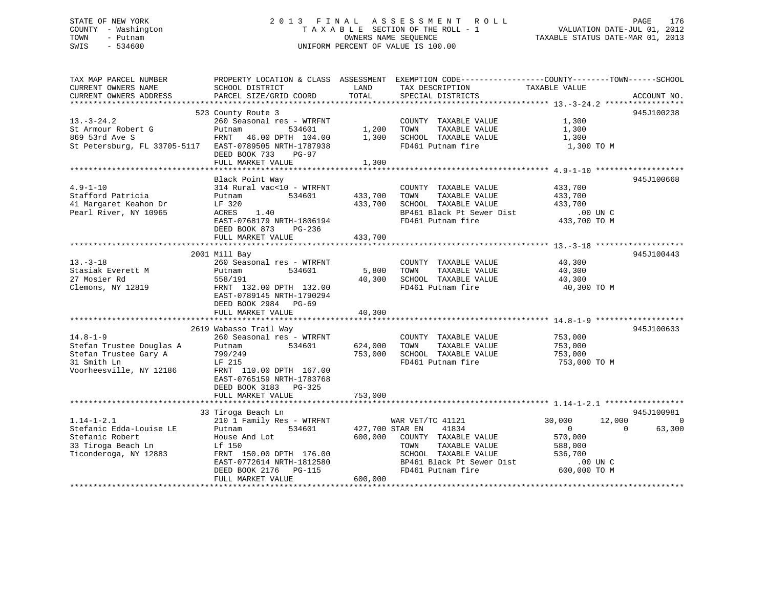STATE OF NEW YORK
COUNTY - Washington
TOWN - Putnam
SWIS - 534600

2 0 1 3 F I N A L A S S E S S M E N T R O L L
T A X A B L E SECTION OF THE ROLL - 1
OWNERS NAME SEQUENCE
UNIFORM PERCENT OF VALUE IS 100.00

VALUATION DATE-JUL 01, 2012
TAXABLE STATUS DATE-MAR 01, 2013

```
TAX MAP PARCEL NUMBER          PROPERTY LOCATION & CLASS  ASSESSMENT  EXEMPTION CODE------------------COUNTY--------TOWN------SCHOOL
CURRENT OWNERS NAME            SCHOOL DISTRICT               LAND      TAX DESCRIPTION            TAXABLE VALUE
CURRENT OWNERS ADDRESS         PARCEL SIZE/GRID COORD        TOTAL     SPECIAL DISTRICTS                                    ACCOUNT NO.
*********************************************************************************************** 13.-3-24.2 *****************
                               523 County Route 3                                                                      945J100238
13.-3-24.2                     260 Seasonal res - WTRFNT              COUNTY  TAXABLE VALUE            1,300
St Armour Robert G             Putnam          534601        1,200    TOWN    TAXABLE VALUE            1,300
869 53rd Ave S                 FRNT   46.00 DPTH 104.00      1,300    SCHOOL  TAXABLE VALUE            1,300
St Petersburg, FL 33705-5117   EAST-0789505 NRTH-1787938              FD461 Putnam fire                  1,300 TO M
                               DEED BOOK 733    PG-97
                               FULL MARKET VALUE             1,300
*********************************************************************************************** 4.9-1-10 *******************
                               Black Point Way                                                                         945J100668
4.9-1-10                       314 Rural vac<10 - WTRFNT              COUNTY  TAXABLE VALUE          433,700
Stafford Patricia              Putnam          534601      433,700    TOWN    TAXABLE VALUE          433,700
41 Margaret Keahon Dr          LF 320                      433,700    SCHOOL  TAXABLE VALUE          433,700
Pearl River, NY 10965          ACRES    1.40                          BP461 Black Pt Sewer Dist           .00 UN C
                               EAST-0768179 NRTH-1806194              FD461 Putnam fire                433,700 TO M
                               DEED BOOK 873    PG-236
                               FULL MARKET VALUE           433,700
*********************************************************************************************** 13.-3-18 *******************
                               2001 Mill Bay                                                                           945J100443
13.-3-18                       260 Seasonal res - WTRFNT              COUNTY  TAXABLE VALUE           40,300
Stasiak Everett M              Putnam          534601        5,800    TOWN    TAXABLE VALUE           40,300
27 Mosier Rd                   558/191                      40,300    SCHOOL  TAXABLE VALUE           40,300
Clemons, NY 12819              FRNT  132.00 DPTH 132.00               FD461 Putnam fire                 40,300 TO M
                               EAST-0789145 NRTH-1790294
                               DEED BOOK 2984   PG-69
                               FULL MARKET VALUE            40,300
*********************************************************************************************** 14.8-1-9 *******************
                               2619 Wabasso Trail Way                                                                  945J100633
14.8-1-9                       260 Seasonal res - WTRFNT              COUNTY  TAXABLE VALUE          753,000
Stefan Trustee Douglas A       Putnam          534601      624,000    TOWN    TAXABLE VALUE          753,000
Stefan Trustee Gary A          799/249                     753,000    SCHOOL  TAXABLE VALUE          753,000
31 Smith Ln                    LF 215                                 FD461 Putnam fire                753,000 TO M
Voorheesville, NY 12186        FRNT  110.00 DPTH 167.00
                               EAST-0765159 NRTH-1783768
                               DEED BOOK 3183   PG-325
                               FULL MARKET VALUE           753,000
*********************************************************************************************** 1.14-1-2.1 *****************
                               33 Tiroga Beach Ln                                                                      945J100981
1.14-1-2.1                     210 1 Family Res - WTRFNT              WAR VET/TC 41121              30,000      12,000           0
Stefanic Edda-Louise LE        Putnam          534601      427,700 STAR EN    41834                  0           0      63,300
Stefanic Robert                House And Lot               600,000    COUNTY  TAXABLE VALUE          570,000
33 Tiroga Beach Ln             Lf 150                                 TOWN    TAXABLE VALUE          588,000
Ticonderoga, NY 12883          FRNT  150.00 DPTH 176.00               SCHOOL  TAXABLE VALUE          536,700
                               EAST-0772614 NRTH-1812580              BP461 Black Pt Sewer Dist           .00 UN C
                               DEED BOOK 2176   PG-115                FD461 Putnam fire                600,000 TO M
                               FULL MARKET VALUE           600,000
****************************************************************************************************************************
```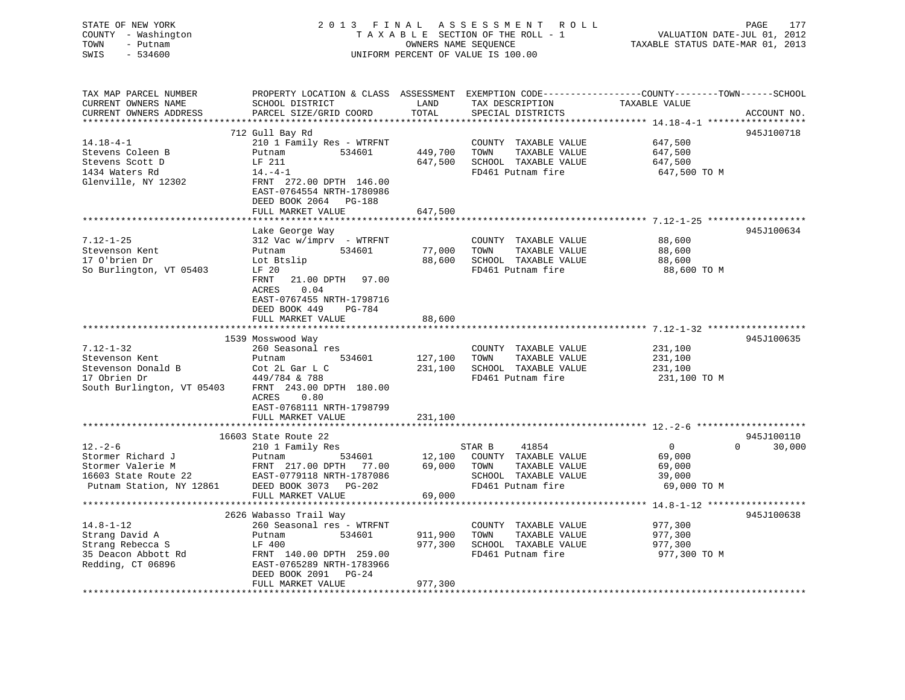STATE OF NEW YORK
COUNTY - Washington
TOWN - Putnam
SWIS - 534600

2013 FINAL ASSESSMENT ROLL
TAXABLE SECTION OF THE ROLL - 1
OWNERS NAME SEQUENCE
UNIFORM PERCENT OF VALUE IS 100.00

VALUATION DATE-JUL 01, 2012
TAXABLE STATUS DATE-MAR 01, 2013

| TAX MAP PARCEL NUMBER / CURRENT OWNERS NAME / CURRENT OWNERS ADDRESS | PROPERTY LOCATION & CLASS / SCHOOL DISTRICT / PARCEL SIZE/GRID COORD | ASSESSMENT LAND / TOTAL | EXEMPTION CODE / TAX DESCRIPTION / SPECIAL DISTRICTS | COUNTY / TOWN / SCHOOL TAXABLE VALUE | ACCOUNT NO. |
|---|---|---|---|---|---|
| 14.18-4-1 | 712 Gull Bay Rd | | | | 945J100718 |
| Stevens Coleen B | 210 1 Family Res - WTRFNT | | COUNTY TAXABLE VALUE | 647,500 | |
| Stevens Scott D | Putnam 534601 | 449,700 | TOWN TAXABLE VALUE | 647,500 | |
| 1434 Waters Rd | LF 211 | 647,500 | SCHOOL TAXABLE VALUE | 647,500 | |
| Glenville, NY 12302 | 14.-4-1 | | FD461 Putnam fire | 647,500 TO M | |
| | FRNT 272.00 DPTH 146.00 | | | | |
| | EAST-0764554 NRTH-1780986 | | | | |
| | DEED BOOK 2064 PG-188 | | | | |
| | FULL MARKET VALUE | 647,500 | | | |
| 7.12-1-25 | Lake George Way | | | | 945J100634 |
| Stevenson Kent | 312 Vac w/imprv - WTRFNT | | COUNTY TAXABLE VALUE | 88,600 | |
| 17 O'brien Dr | Putnam 534601 | 77,000 | TOWN TAXABLE VALUE | 88,600 | |
| So Burlington, VT 05403 | Lot Btslip | 88,600 | SCHOOL TAXABLE VALUE | 88,600 | |
| | LF 20 | | FD461 Putnam fire | 88,600 TO M | |
| | FRNT 21.00 DPTH 97.00 | | | | |
| | ACRES 0.04 | | | | |
| | EAST-0767455 NRTH-1798716 | | | | |
| | DEED BOOK 449 PG-784 | | | | |
| | FULL MARKET VALUE | 88,600 | | | |
| 7.12-1-32 | 1539 Mosswood Way | | | | 945J100635 |
| Stevenson Kent | 260 Seasonal res | | COUNTY TAXABLE VALUE | 231,100 | |
| Stevenson Donald B | Putnam 534601 | 127,100 | TOWN TAXABLE VALUE | 231,100 | |
| 17 Obrien Dr | Cot 2L Gar L C | 231,100 | SCHOOL TAXABLE VALUE | 231,100 | |
| South Burlington, VT 05403 | 449/784 & 788 | | FD461 Putnam fire | 231,100 TO M | |
| | FRNT 243.00 DPTH 180.00 | | | | |
| | ACRES 0.80 | | | | |
| | EAST-0768111 NRTH-1798799 | | | | |
| | FULL MARKET VALUE | 231,100 | | | |
| 12.-2-6 | 16603 State Route 22 | | | | 945J100110 |
| Stormer Richard J | 210 1 Family Res | | STAR B 41854 | 0 0 30,000 | |
| Stormer Valerie M | Putnam 534601 | 12,100 | COUNTY TAXABLE VALUE | 69,000 | |
| 16603 State Route 22 | FRNT 217.00 DPTH 77.00 | 69,000 | TOWN TAXABLE VALUE | 69,000 | |
| Putnam Station, NY 12861 | EAST-0779118 NRTH-1787086 | | SCHOOL TAXABLE VALUE | 39,000 | |
| | DEED BOOK 3073 PG-202 | | FD461 Putnam fire | 69,000 TO M | |
| | FULL MARKET VALUE | 69,000 | | | |
| 14.8-1-12 | 2626 Wabasso Trail Way | | | | 945J100638 |
| Strang David A | 260 Seasonal res - WTRFNT | | COUNTY TAXABLE VALUE | 977,300 | |
| Strang Rebecca S | Putnam 534601 | 911,900 | TOWN TAXABLE VALUE | 977,300 | |
| 35 Deacon Abbott Rd | LF 400 | 977,300 | SCHOOL TAXABLE VALUE | 977,300 | |
| Redding, CT 06896 | FRNT 140.00 DPTH 259.00 | | FD461 Putnam fire | 977,300 TO M | |
| | EAST-0765289 NRTH-1783966 | | | | |
| | DEED BOOK 2091 PG-24 | | | | |
| | FULL MARKET VALUE | 977,300 | | | |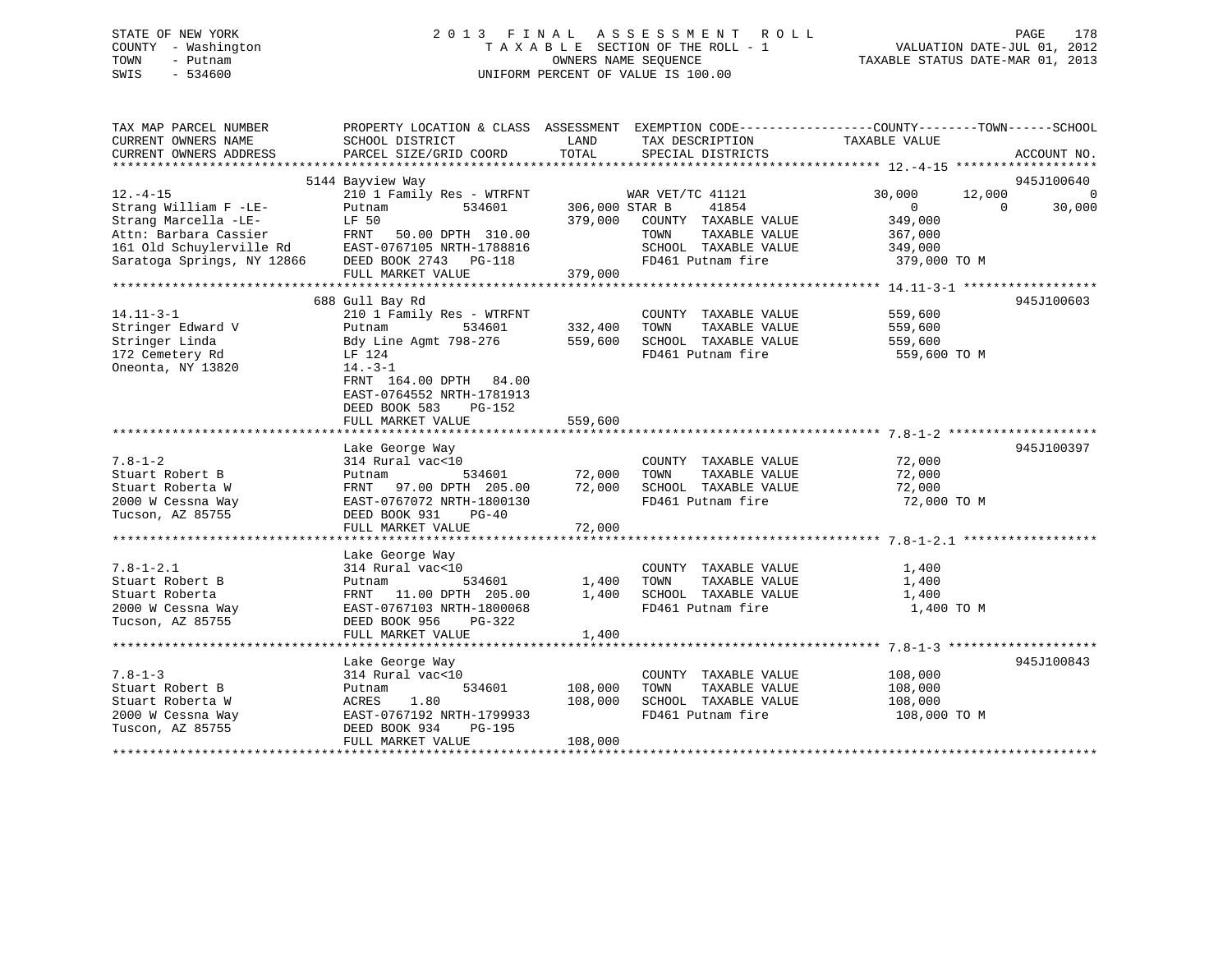STATE OF NEW YORK — 2013 FINAL ASSESSMENT ROLL
COUNTY - Washington — TAXABLE SECTION OF THE ROLL - 1 — VALUATION DATE-JUL 01, 2012
TOWN - Putnam — OWNERS NAME SEQUENCE — TAXABLE STATUS DATE-MAR 01, 2013
SWIS - 534600 — UNIFORM PERCENT OF VALUE IS 100.00

| TAX MAP PARCEL NUMBER / CURRENT OWNERS NAME / CURRENT OWNERS ADDRESS | PROPERTY LOCATION & CLASS / SCHOOL DISTRICT / PARCEL SIZE/GRID COORD | ASSESSMENT LAND / TOTAL | EXEMPTION CODE / TAX DESCRIPTION / SPECIAL DISTRICTS | COUNTY TAXABLE VALUE | TOWN | SCHOOL | ACCOUNT NO. |
|---|---|---|---|---|---|---|---|
| **12.-4-15** | 5144 Bayview Way | | | | | | 945J100640 |
| Strang William F -LE- | 210 1 Family Res - WTRFNT | | WAR VET/TC 41121 | 30,000 | 12,000 | 0 | |
| Strang Marcella -LE- | Putnam 534601 | 306,000 | STAR B 41854 | 0 | 0 | 30,000 | |
| Attn: Barbara Cassier | LF 50 | 379,000 | COUNTY TAXABLE VALUE | 349,000 | | | |
| 161 Old Schuylerville Rd | FRNT 50.00 DPTH 310.00 | | TOWN TAXABLE VALUE | 367,000 | | | |
| Saratoga Springs, NY 12866 | EAST-0767105 NRTH-1788816 | | SCHOOL TAXABLE VALUE | 349,000 | | | |
| | DEED BOOK 2743 PG-118 | | FD461 Putnam fire | 379,000 TO M | | | |
| | FULL MARKET VALUE | 379,000 | | | | | |
| **14.11-3-1** | 688 Gull Bay Rd | | | | | | 945J100603 |
| Stringer Edward V | 210 1 Family Res - WTRFNT | | COUNTY TAXABLE VALUE | 559,600 | | | |
| Stringer Linda | Putnam 534601 | 332,400 | TOWN TAXABLE VALUE | 559,600 | | | |
| 172 Cemetery Rd | Bdy Line Agmt 798-276 | 559,600 | SCHOOL TAXABLE VALUE | 559,600 | | | |
| Oneonta, NY 13820 | LF 124 | | FD461 Putnam fire | 559,600 TO M | | | |
| | 14.-3-1 | | | | | | |
| | FRNT 164.00 DPTH 84.00 | | | | | | |
| | EAST-0764552 NRTH-1781913 | | | | | | |
| | DEED BOOK 583 PG-152 | | | | | | |
| | FULL MARKET VALUE | 559,600 | | | | | |
| **7.8-1-2** | Lake George Way | | | | | | 945J100397 |
| Stuart Robert B | 314 Rural vac<10 | | COUNTY TAXABLE VALUE | 72,000 | | | |
| Stuart Roberta W | Putnam 534601 | 72,000 | TOWN TAXABLE VALUE | 72,000 | | | |
| 2000 W Cessna Way | FRNT 97.00 DPTH 205.00 | 72,000 | SCHOOL TAXABLE VALUE | 72,000 | | | |
| Tucson, AZ 85755 | EAST-0767072 NRTH-1800130 | | FD461 Putnam fire | 72,000 TO M | | | |
| | DEED BOOK 931 PG-40 | | | | | | |
| | FULL MARKET VALUE | 72,000 | | | | | |
| **7.8-1-2.1** | Lake George Way | | | | | | |
| Stuart Robert B | 314 Rural vac<10 | | COUNTY TAXABLE VALUE | 1,400 | | | |
| Stuart Roberta | Putnam 534601 | 1,400 | TOWN TAXABLE VALUE | 1,400 | | | |
| 2000 W Cessna Way | FRNT 11.00 DPTH 205.00 | 1,400 | SCHOOL TAXABLE VALUE | 1,400 | | | |
| Tucson, AZ 85755 | EAST-0767103 NRTH-1800068 | | FD461 Putnam fire | 1,400 TO M | | | |
| | DEED BOOK 956 PG-322 | | | | | | |
| | FULL MARKET VALUE | 1,400 | | | | | |
| **7.8-1-3** | Lake George Way | | | | | | 945J100843 |
| Stuart Robert B | 314 Rural vac<10 | | COUNTY TAXABLE VALUE | 108,000 | | | |
| Stuart Roberta W | Putnam 534601 | 108,000 | TOWN TAXABLE VALUE | 108,000 | | | |
| 2000 W Cessna Way | ACRES 1.80 | 108,000 | SCHOOL TAXABLE VALUE | 108,000 | | | |
| Tuscon, AZ 85755 | EAST-0767192 NRTH-1799933 | | FD461 Putnam fire | 108,000 TO M | | | |
| | DEED BOOK 934 PG-195 | | | | | | |
| | FULL MARKET VALUE | 108,000 | | | | | |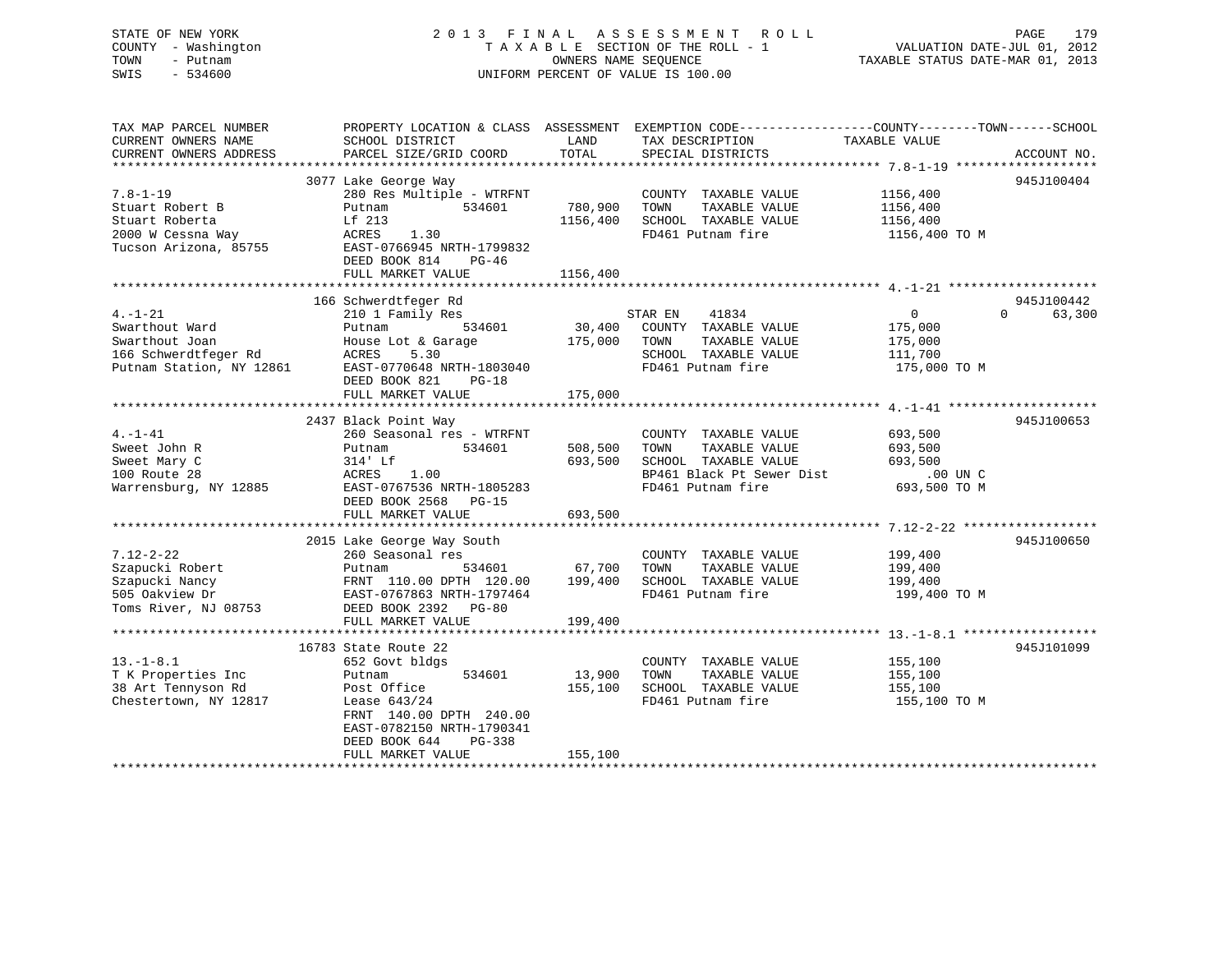STATE OF NEW YORK
COUNTY - Washington
TOWN - Putnam
SWIS - 534600

# 2013 FINAL ASSESSMENT ROLL

TAXABLE SECTION OF THE ROLL - 1
OWNERS NAME SEQUENCE
UNIFORM PERCENT OF VALUE IS 100.00

VALUATION DATE-JUL 01, 2012
TAXABLE STATUS DATE-MAR 01, 2013

| TAX MAP PARCEL NUMBER / CURRENT OWNERS NAME / CURRENT OWNERS ADDRESS | PROPERTY LOCATION & CLASS / SCHOOL DISTRICT / PARCEL SIZE/GRID COORD | ASSESSMENT LAND / TOTAL | EXEMPTION CODE / TAX DESCRIPTION / SPECIAL DISTRICTS | COUNTY / TOWN / SCHOOL TAXABLE VALUE | ACCOUNT NO. |
|---|---|---|---|---|---|
| 7.8-1-19 | 3077 Lake George Way | | | | 945J100404 |
| Stuart Robert B | 280 Res Multiple - WTRFNT | | COUNTY TAXABLE VALUE | 1156,400 | |
| Stuart Roberta | Putnam 534601 | 780,900 | TOWN TAXABLE VALUE | 1156,400 | |
| 2000 W Cessna Way | Lf 213 | 1156,400 | SCHOOL TAXABLE VALUE | 1156,400 | |
| Tucson Arizona, 85755 | ACRES 1.30 | | FD461 Putnam fire | 1156,400 TO M | |
| | EAST-0766945 NRTH-1799832 | | | | |
| | DEED BOOK 814 PG-46 | | | | |
| | FULL MARKET VALUE | 1156,400 | | | |
| 4.-1-21 | 166 Schwerdtfeger Rd | | | | 945J100442 |
| Swarthout Ward | 210 1 Family Res | | STAR EN 41834 | 0 0 63,300 | |
| Swarthout Joan | Putnam 534601 | 30,400 | COUNTY TAXABLE VALUE | 175,000 | |
| 166 Schwerdtfeger Rd | House Lot & Garage | 175,000 | TOWN TAXABLE VALUE | 175,000 | |
| Putnam Station, NY 12861 | ACRES 5.30 | | SCHOOL TAXABLE VALUE | 111,700 | |
| | EAST-0770648 NRTH-1803040 | | FD461 Putnam fire | 175,000 TO M | |
| | DEED BOOK 821 PG-18 | | | | |
| | FULL MARKET VALUE | 175,000 | | | |
| 4.-1-41 | 2437 Black Point Way | | | | 945J100653 |
| Sweet John R | 260 Seasonal res - WTRFNT | | COUNTY TAXABLE VALUE | 693,500 | |
| Sweet Mary C | Putnam 534601 | 508,500 | TOWN TAXABLE VALUE | 693,500 | |
| 100 Route 28 | 314' Lf | 693,500 | SCHOOL TAXABLE VALUE | 693,500 | |
| Warrensburg, NY 12885 | ACRES 1.00 | | BP461 Black Pt Sewer Dist | .00 UN C | |
| | EAST-0767536 NRTH-1805283 | | FD461 Putnam fire | 693,500 TO M | |
| | DEED BOOK 2568 PG-15 | | | | |
| | FULL MARKET VALUE | 693,500 | | | |
| 7.12-2-22 | 2015 Lake George Way South | | | | 945J100650 |
| Szapucki Robert | 260 Seasonal res | | COUNTY TAXABLE VALUE | 199,400 | |
| Szapucki Nancy | Putnam 534601 | 67,700 | TOWN TAXABLE VALUE | 199,400 | |
| 505 Oakview Dr | FRNT 110.00 DPTH 120.00 | 199,400 | SCHOOL TAXABLE VALUE | 199,400 | |
| Toms River, NJ 08753 | EAST-0767863 NRTH-1797464 | | FD461 Putnam fire | 199,400 TO M | |
| | DEED BOOK 2392 PG-80 | | | | |
| | FULL MARKET VALUE | 199,400 | | | |
| 13.-1-8.1 | 16783 State Route 22 | | | | 945J101099 |
| T K Properties Inc | 652 Govt bldgs | | COUNTY TAXABLE VALUE | 155,100 | |
| 38 Art Tennyson Rd | Putnam 534601 | 13,900 | TOWN TAXABLE VALUE | 155,100 | |
| Chestertown, NY 12817 | Post Office | 155,100 | SCHOOL TAXABLE VALUE | 155,100 | |
| | Lease 643/24 | | FD461 Putnam fire | 155,100 TO M | |
| | FRNT 140.00 DPTH 240.00 | | | | |
| | EAST-0782150 NRTH-1790341 | | | | |
| | DEED BOOK 644 PG-338 | | | | |
| | FULL MARKET VALUE | 155,100 | | | |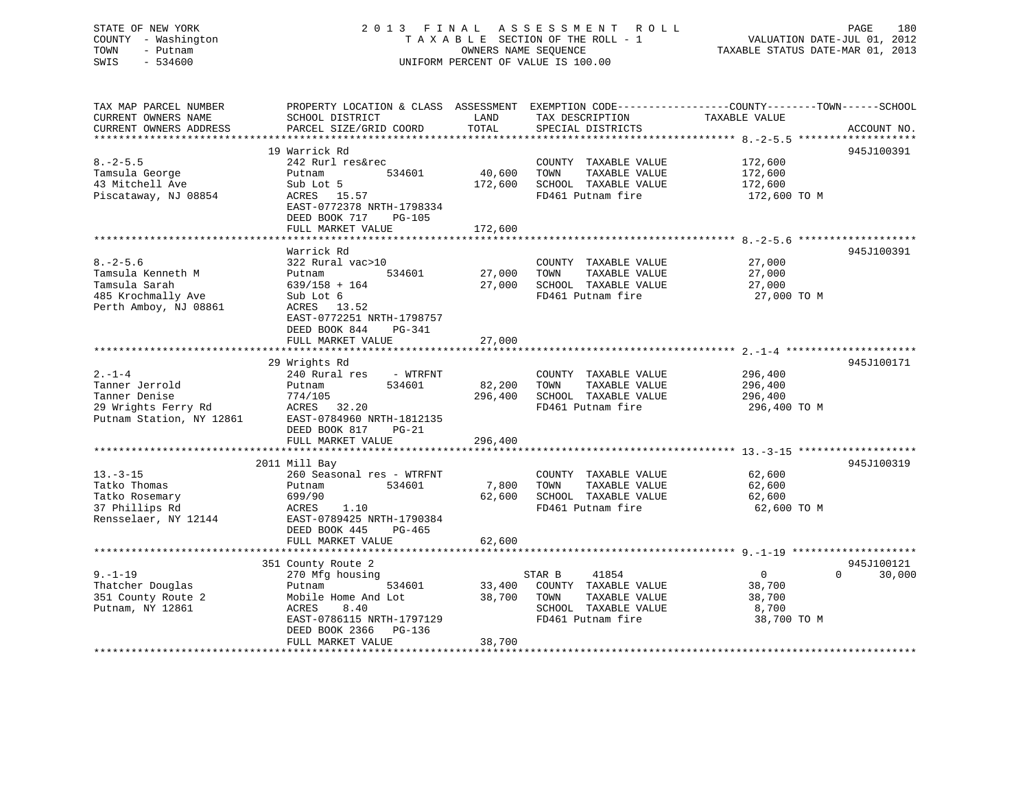STATE OF NEW YORK
COUNTY - Washington
TOWN - Putnam
SWIS - 534600

# 2013 FINAL ASSESSMENT ROLL

TAXABLE SECTION OF THE ROLL - 1
OWNERS NAME SEQUENCE
UNIFORM PERCENT OF VALUE IS 100.00

VALUATION DATE-JUL 01, 2012
TAXABLE STATUS DATE-MAR 01, 2013

| TAX MAP PARCEL NUMBER / CURRENT OWNERS NAME / CURRENT OWNERS ADDRESS | PROPERTY LOCATION & CLASS / SCHOOL DISTRICT / PARCEL SIZE/GRID COORD | ASSESSMENT LAND | TOTAL | EXEMPTION CODE / TAX DESCRIPTION / SPECIAL DISTRICTS | COUNTY / TOWN TAXABLE VALUE | SCHOOL | ACCOUNT NO. |
|---|---|---|---|---|---|---|---|
| 8.-2-5.5 | 19 Warrick Rd | | | | | | 945J100391 |
| Tamsula George | 242 Rurl res&rec | | | COUNTY TAXABLE VALUE | 172,600 | | |
| 43 Mitchell Ave | Putnam 534601 | 40,600 | | TOWN TAXABLE VALUE | 172,600 | | |
| Piscataway, NJ 08854 | Sub Lot 5 | | 172,600 | SCHOOL TAXABLE VALUE | 172,600 | | |
| | ACRES 15.57 | | | FD461 Putnam fire | 172,600 TO M | | |
| | EAST-0772378 NRTH-1798334 | | | | | | |
| | DEED BOOK 717 PG-105 | | | | | | |
| | FULL MARKET VALUE | | 172,600 | | | | |
| 8.-2-5.6 | Warrick Rd | | | | | | 945J100391 |
| Tamsula Kenneth M | 322 Rural vac>10 | | | COUNTY TAXABLE VALUE | 27,000 | | |
| Tamsula Sarah | Putnam 534601 | 27,000 | | TOWN TAXABLE VALUE | 27,000 | | |
| 485 Krochmally Ave | 639/158 + 164 | | 27,000 | SCHOOL TAXABLE VALUE | 27,000 | | |
| Perth Amboy, NJ 08861 | Sub Lot 6 | | | FD461 Putnam fire | 27,000 TO M | | |
| | ACRES 13.52 | | | | | | |
| | EAST-0772251 NRTH-1798757 | | | | | | |
| | DEED BOOK 844 PG-341 | | | | | | |
| | FULL MARKET VALUE | | 27,000 | | | | |
| 2.-1-4 | 29 Wrights Rd | | | | | | 945J100171 |
| Tanner Jerrold | 240 Rural res - WTRFNT | | | COUNTY TAXABLE VALUE | 296,400 | | |
| Tanner Denise | Putnam 534601 | 82,200 | | TOWN TAXABLE VALUE | 296,400 | | |
| 29 Wrights Ferry Rd | 774/105 | | 296,400 | SCHOOL TAXABLE VALUE | 296,400 | | |
| Putnam Station, NY 12861 | ACRES 32.20 | | | FD461 Putnam fire | 296,400 TO M | | |
| | EAST-0784960 NRTH-1812135 | | | | | | |
| | DEED BOOK 817 PG-21 | | | | | | |
| | FULL MARKET VALUE | | 296,400 | | | | |
| 13.-3-15 | 2011 Mill Bay | | | | | | 945J100319 |
| Tatko Thomas | 260 Seasonal res - WTRFNT | | | COUNTY TAXABLE VALUE | 62,600 | | |
| Tatko Rosemary | Putnam 534601 | 7,800 | | TOWN TAXABLE VALUE | 62,600 | | |
| 37 Phillips Rd | 699/90 | | 62,600 | SCHOOL TAXABLE VALUE | 62,600 | | |
| Rensselaer, NY 12144 | ACRES 1.10 | | | FD461 Putnam fire | 62,600 TO M | | |
| | EAST-0789425 NRTH-1790384 | | | | | | |
| | DEED BOOK 445 PG-465 | | | | | | |
| | FULL MARKET VALUE | | 62,600 | | | | |
| 9.-1-19 | 351 County Route 2 | | | | | | 945J100121 |
| Thatcher Douglas | 270 Mfg housing | | | STAR B 41854 | 0 / 0 | 30,000 | |
| 351 County Route 2 | Putnam 534601 | 33,400 | | COUNTY TAXABLE VALUE | 38,700 | | |
| Putnam, NY 12861 | Mobile Home And Lot | | 38,700 | TOWN TAXABLE VALUE | 38,700 | | |
| | ACRES 8.40 | | | SCHOOL TAXABLE VALUE | 8,700 | | |
| | EAST-0786115 NRTH-1797129 | | | FD461 Putnam fire | 38,700 TO M | | |
| | DEED BOOK 2366 PG-136 | | | | | | |
| | FULL MARKET VALUE | | 38,700 | | | | |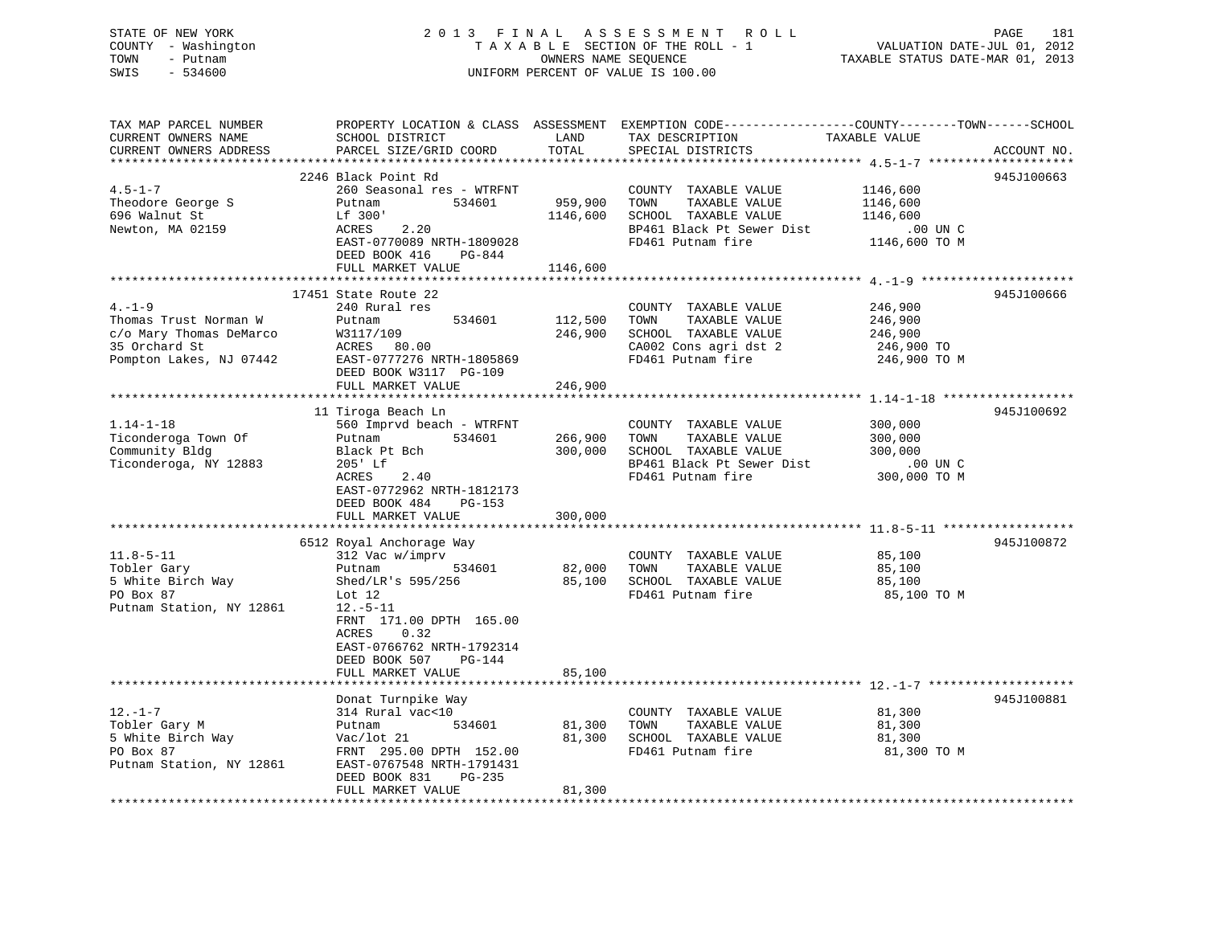STATE OF NEW YORK
COUNTY - Washington
TOWN - Putnam
SWIS - 534600

2 0 1 3 F I N A L A S S E S S M E N T R O L L
T A X A B L E SECTION OF THE ROLL - 1
OWNERS NAME SEQUENCE
UNIFORM PERCENT OF VALUE IS 100.00

VALUATION DATE-JUL 01, 2012
TAXABLE STATUS DATE-MAR 01, 2013

| TAX MAP PARCEL NUMBER / CURRENT OWNERS NAME / CURRENT OWNERS ADDRESS | PROPERTY LOCATION & CLASS / SCHOOL DISTRICT / PARCEL SIZE/GRID COORD | ASSESSMENT LAND / TOTAL | EXEMPTION CODE / TAX DESCRIPTION / SPECIAL DISTRICTS | TAXABLE VALUE (COUNTY--------TOWN------SCHOOL) | ACCOUNT NO. |
|---|---|---|---|---|---|
| 4.5-1-7 | 2246 Black Point Rd | | | | 945J100663 |
| 4.5-1-7 | 260 Seasonal res - WTRFNT | | COUNTY TAXABLE VALUE | 1146,600 | |
| Theodore George S | Putnam 534601 | 959,900 | TOWN TAXABLE VALUE | 1146,600 | |
| 696 Walnut St | Lf 300' | 1146,600 | SCHOOL TAXABLE VALUE | 1146,600 | |
| Newton, MA 02159 | ACRES 2.20 | | BP461 Black Pt Sewer Dist | .00 UN C | |
| | EAST-0770089 NRTH-1809028 | | FD461 Putnam fire | 1146,600 TO M | |
| | DEED BOOK 416 PG-844 | | | | |
| | FULL MARKET VALUE | 1146,600 | | | |
| 4.-1-9 | 17451 State Route 22 | | | | 945J100666 |
| 4.-1-9 | 240 Rural res | | COUNTY TAXABLE VALUE | 246,900 | |
| Thomas Trust Norman W | Putnam 534601 | 112,500 | TOWN TAXABLE VALUE | 246,900 | |
| c/o Mary Thomas DeMarco | W3117/109 | 246,900 | SCHOOL TAXABLE VALUE | 246,900 | |
| 35 Orchard St | ACRES 80.00 | | CA002 Cons agri dst 2 | 246,900 TO | |
| Pompton Lakes, NJ 07442 | EAST-0777276 NRTH-1805869 | | FD461 Putnam fire | 246,900 TO M | |
| | DEED BOOK W3117 PG-109 | | | | |
| | FULL MARKET VALUE | 246,900 | | | |
| 1.14-1-18 | 11 Tiroga Beach Ln | | | | 945J100692 |
| 1.14-1-18 | 560 Imprvd beach - WTRFNT | | COUNTY TAXABLE VALUE | 300,000 | |
| Ticonderoga Town Of | Putnam 534601 | 266,900 | TOWN TAXABLE VALUE | 300,000 | |
| Community Bldg | Black Pt Bch | 300,000 | SCHOOL TAXABLE VALUE | 300,000 | |
| Ticonderoga, NY 12883 | 205' Lf | | BP461 Black Pt Sewer Dist | .00 UN C | |
| | ACRES 2.40 | | FD461 Putnam fire | 300,000 TO M | |
| | EAST-0772962 NRTH-1812173 | | | | |
| | DEED BOOK 484 PG-153 | | | | |
| | FULL MARKET VALUE | 300,000 | | | |
| 11.8-5-11 | 6512 Royal Anchorage Way | | | | 945J100872 |
| 11.8-5-11 | 312 Vac w/imprv | | COUNTY TAXABLE VALUE | 85,100 | |
| Tobler Gary | Putnam 534601 | 82,000 | TOWN TAXABLE VALUE | 85,100 | |
| 5 White Birch Way | Shed/LR's 595/256 | 85,100 | SCHOOL TAXABLE VALUE | 85,100 | |
| PO Box 87 | Lot 12 | | FD461 Putnam fire | 85,100 TO M | |
| Putnam Station, NY 12861 | 12.-5-11 | | | | |
| | FRNT 171.00 DPTH 165.00 | | | | |
| | ACRES 0.32 | | | | |
| | EAST-0766762 NRTH-1792314 | | | | |
| | DEED BOOK 507 PG-144 | | | | |
| | FULL MARKET VALUE | 85,100 | | | |
| 12.-1-7 | Donat Turnpike Way | | | | 945J100881 |
| 12.-1-7 | 314 Rural vac<10 | | COUNTY TAXABLE VALUE | 81,300 | |
| Tobler Gary M | Putnam 534601 | 81,300 | TOWN TAXABLE VALUE | 81,300 | |
| 5 White Birch Way | Vac/lot 21 | 81,300 | SCHOOL TAXABLE VALUE | 81,300 | |
| PO Box 87 | FRNT 295.00 DPTH 152.00 | | FD461 Putnam fire | 81,300 TO M | |
| Putnam Station, NY 12861 | EAST-0767548 NRTH-1791431 | | | | |
| | DEED BOOK 831 PG-235 | | | | |
| | FULL MARKET VALUE | 81,300 | | | |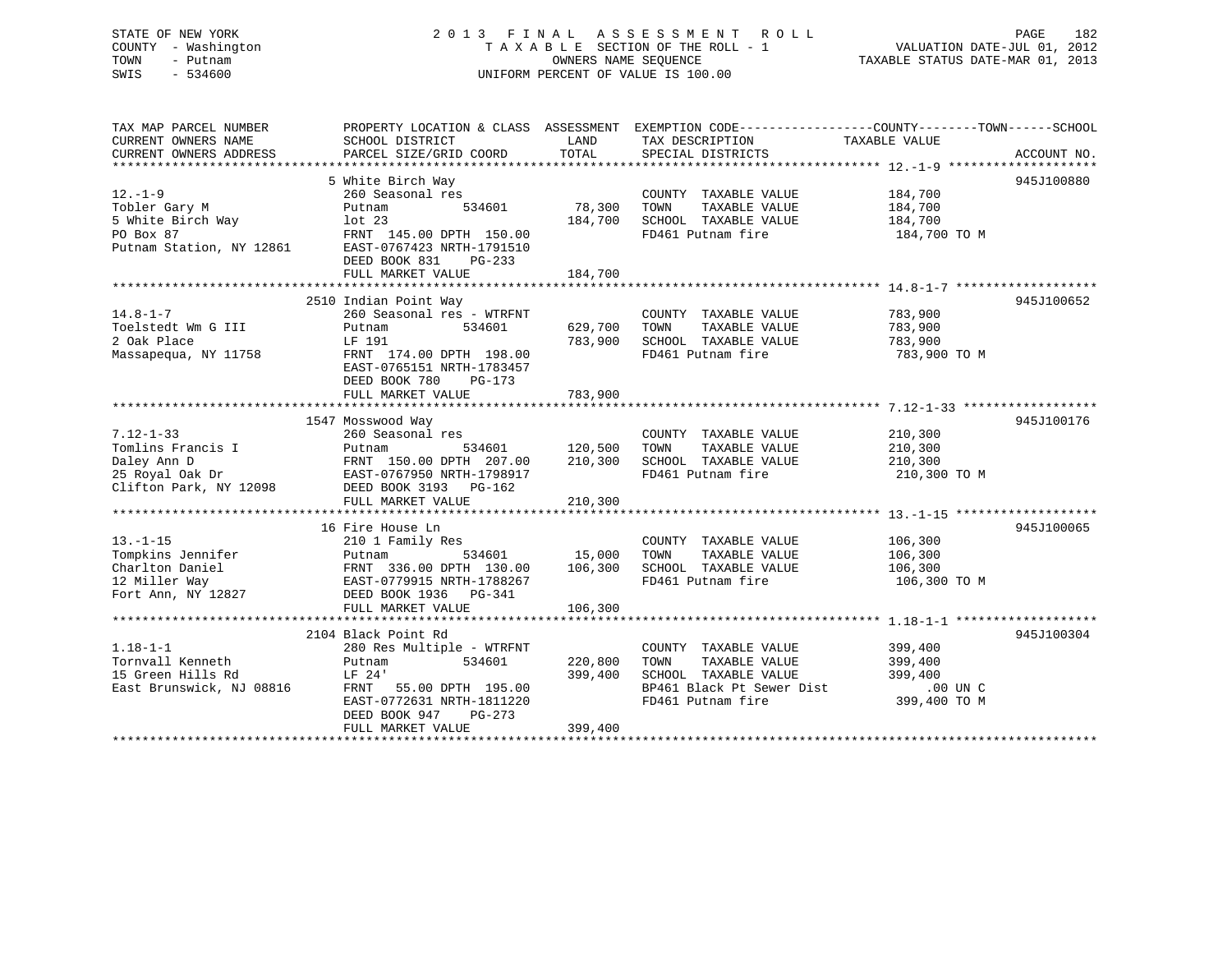STATE OF NEW YORK
COUNTY - Washington
TOWN - Putnam
SWIS - 534600

2 0 1 3 F I N A L A S S E S S M E N T R O L L
T A X A B L E SECTION OF THE ROLL - 1
OWNERS NAME SEQUENCE
UNIFORM PERCENT OF VALUE IS 100.00

VALUATION DATE-JUL 01, 2012
TAXABLE STATUS DATE-MAR 01, 2013

| TAX MAP PARCEL NUMBER / CURRENT OWNERS NAME / CURRENT OWNERS ADDRESS | PROPERTY LOCATION & CLASS / SCHOOL DISTRICT / PARCEL SIZE/GRID COORD | ASSESSMENT LAND / TOTAL | EXEMPTION CODE / TAX DESCRIPTION / SPECIAL DISTRICTS | COUNTY--------TOWN------SCHOOL TAXABLE VALUE | ACCOUNT NO. |
|---|---|---|---|---|---|
| **12.-1-9** | 5 White Birch Way | | | | 945J100880 |
| 12.-1-9 | 260 Seasonal res | | COUNTY TAXABLE VALUE | 184,700 | |
| Tobler Gary M | Putnam 534601 | 78,300 | TOWN TAXABLE VALUE | 184,700 | |
| 5 White Birch Way | lot 23 | 184,700 | SCHOOL TAXABLE VALUE | 184,700 | |
| PO Box 87 | FRNT 145.00 DPTH 150.00 | | FD461 Putnam fire | 184,700 TO M | |
| Putnam Station, NY 12861 | EAST-0767423 NRTH-1791510 | | | | |
| | DEED BOOK 831 PG-233 | | | | |
| | FULL MARKET VALUE | 184,700 | | | |
| **14.8-1-7** | 2510 Indian Point Way | | | | 945J100652 |
| 14.8-1-7 | 260 Seasonal res - WTRFNT | | COUNTY TAXABLE VALUE | 783,900 | |
| Toelstedt Wm G III | Putnam 534601 | 629,700 | TOWN TAXABLE VALUE | 783,900 | |
| 2 Oak Place | LF 191 | 783,900 | SCHOOL TAXABLE VALUE | 783,900 | |
| Massapequa, NY 11758 | FRNT 174.00 DPTH 198.00 | | FD461 Putnam fire | 783,900 TO M | |
| | EAST-0765151 NRTH-1783457 | | | | |
| | DEED BOOK 780 PG-173 | | | | |
| | FULL MARKET VALUE | 783,900 | | | |
| **7.12-1-33** | 1547 Mosswood Way | | | | 945J100176 |
| 7.12-1-33 | 260 Seasonal res | | COUNTY TAXABLE VALUE | 210,300 | |
| Tomlins Francis I | Putnam 534601 | 120,500 | TOWN TAXABLE VALUE | 210,300 | |
| Daley Ann D | FRNT 150.00 DPTH 207.00 | 210,300 | SCHOOL TAXABLE VALUE | 210,300 | |
| 25 Royal Oak Dr | EAST-0767950 NRTH-1798917 | | FD461 Putnam fire | 210,300 TO M | |
| Clifton Park, NY 12098 | DEED BOOK 3193 PG-162 | | | | |
| | FULL MARKET VALUE | 210,300 | | | |
| **13.-1-15** | 16 Fire House Ln | | | | 945J100065 |
| 13.-1-15 | 210 1 Family Res | | COUNTY TAXABLE VALUE | 106,300 | |
| Tompkins Jennifer | Putnam 534601 | 15,000 | TOWN TAXABLE VALUE | 106,300 | |
| Charlton Daniel | FRNT 336.00 DPTH 130.00 | 106,300 | SCHOOL TAXABLE VALUE | 106,300 | |
| 12 Miller Way | EAST-0779915 NRTH-1788267 | | FD461 Putnam fire | 106,300 TO M | |
| Fort Ann, NY 12827 | DEED BOOK 1936 PG-341 | | | | |
| | FULL MARKET VALUE | 106,300 | | | |
| **1.18-1-1** | 2104 Black Point Rd | | | | 945J100304 |
| 1.18-1-1 | 280 Res Multiple - WTRFNT | | COUNTY TAXABLE VALUE | 399,400 | |
| Tornvall Kenneth | Putnam 534601 | 220,800 | TOWN TAXABLE VALUE | 399,400 | |
| 15 Green Hills Rd | LF 24' | 399,400 | SCHOOL TAXABLE VALUE | 399,400 | |
| East Brunswick, NJ 08816 | FRNT 55.00 DPTH 195.00 | | BP461 Black Pt Sewer Dist | .00 UN C | |
| | EAST-0772631 NRTH-1811220 | | FD461 Putnam fire | 399,400 TO M | |
| | DEED BOOK 947 PG-273 | | | | |
| | FULL MARKET VALUE | 399,400 | | | |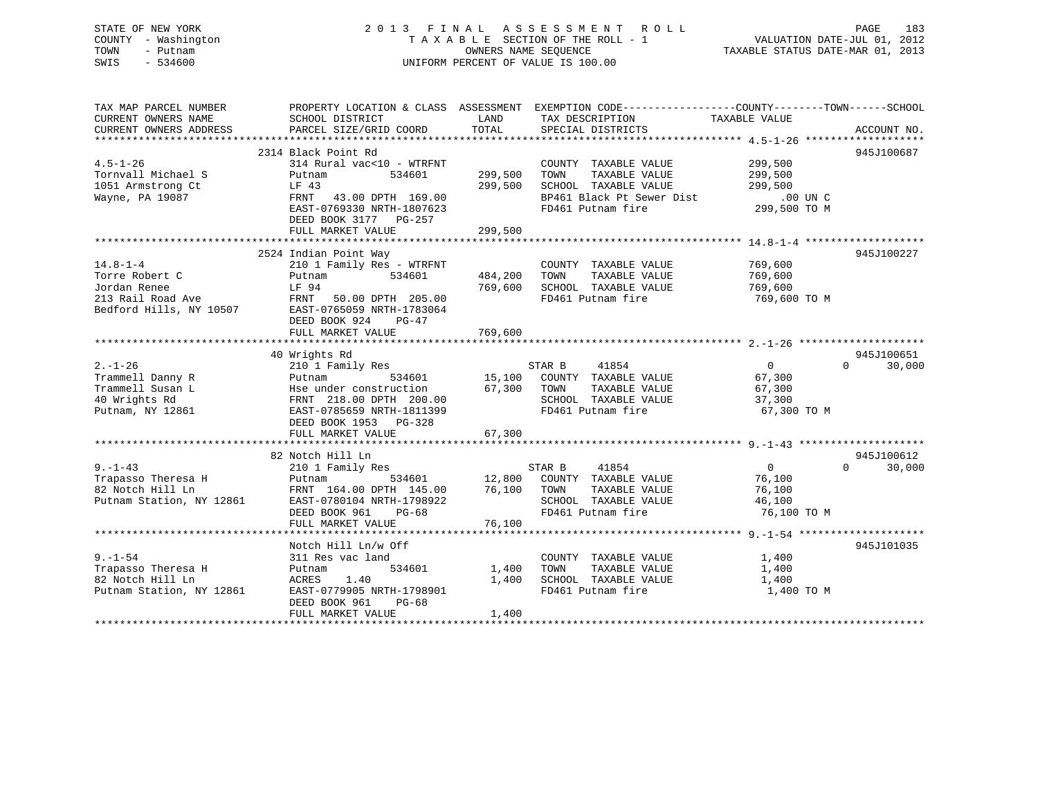STATE OF NEW YORK
COUNTY - Washington
TOWN - Putnam
SWIS - 534600

2 0 1 3 F I N A L A S S E S S M E N T R O L L
T A X A B L E SECTION OF THE ROLL - 1
OWNERS NAME SEQUENCE
UNIFORM PERCENT OF VALUE IS 100.00

VALUATION DATE-JUL 01, 2012
TAXABLE STATUS DATE-MAR 01, 2013

```
TAX MAP PARCEL NUMBER          PROPERTY LOCATION & CLASS  ASSESSMENT  EXEMPTION CODE------------------COUNTY--------TOWN------SCHOOL
CURRENT OWNERS NAME            SCHOOL DISTRICT               LAND      TAX DESCRIPTION            TAXABLE VALUE
CURRENT OWNERS ADDRESS         PARCEL SIZE/GRID COORD        TOTAL     SPECIAL DISTRICTS                                  ACCOUNT NO.
******************************************************************************************************* 4.5-1-26 *******************
                               2314 Black Point Rd                                                                       945J100687
4.5-1-26                       314 Rural vac<10 - WTRFNT              COUNTY  TAXABLE VALUE          299,500
Tornvall Michael S             Putnam           534601      299,500   TOWN    TAXABLE VALUE          299,500
1051 Armstrong Ct              LF 43                        299,500   SCHOOL  TAXABLE VALUE          299,500
Wayne, PA 19087                FRNT   43.00 DPTH 169.00               BP461 Black Pt Sewer Dist          .00 UN C
                               EAST-0769330 NRTH-1807623              FD461 Putnam fire               299,500 TO M
                               DEED BOOK 3177   PG-257
                               FULL MARKET VALUE            299,500
******************************************************************************************************* 14.8-1-4 *******************
                               2524 Indian Point Way                                                                     945J100227
14.8-1-4                       210 1 Family Res - WTRFNT              COUNTY  TAXABLE VALUE          769,600
Torre Robert C                 Putnam           534601      484,200   TOWN    TAXABLE VALUE          769,600
Jordan Renee                   LF 94                        769,600   SCHOOL  TAXABLE VALUE          769,600
213 Rail Road Ave              FRNT   50.00 DPTH 205.00               FD461 Putnam fire               769,600 TO M
Bedford Hills, NY 10507        EAST-0765059 NRTH-1783064
                               DEED BOOK 924    PG-47
                               FULL MARKET VALUE            769,600
******************************************************************************************************* 2.-1-26 ********************
                               40 Wrights Rd                                                                             945J100651
2.-1-26                        210 1 Family Res                       STAR B     41854                0           0      30,000
Trammell Danny R               Putnam           534601       15,100   COUNTY  TAXABLE VALUE           67,300
Trammell Susan L               Hse under construction        67,300   TOWN    TAXABLE VALUE           67,300
40 Wrights Rd                  FRNT  218.00 DPTH 200.00               SCHOOL  TAXABLE VALUE           37,300
Putnam, NY 12861               EAST-0785659 NRTH-1811399              FD461 Putnam fire                67,300 TO M
                               DEED BOOK 1953   PG-328
                               FULL MARKET VALUE             67,300
******************************************************************************************************* 9.-1-43 ********************
                               82 Notch Hill Ln                                                                          945J100612
9.-1-43                        210 1 Family Res                       STAR B     41854                0           0      30,000
Trapasso Theresa H             Putnam           534601       12,800   COUNTY  TAXABLE VALUE           76,100
82 Notch Hill Ln               FRNT  164.00 DPTH 145.00      76,100   TOWN    TAXABLE VALUE           76,100
Putnam Station, NY 12861       EAST-0780104 NRTH-1798922              SCHOOL  TAXABLE VALUE           46,100
                               DEED BOOK 961    PG-68                 FD461 Putnam fire                76,100 TO M
                               FULL MARKET VALUE             76,100
******************************************************************************************************* 9.-1-54 ********************
                               Notch Hill Ln/w Off                                                                       945J101035
9.-1-54                        311 Res vac land                       COUNTY  TAXABLE VALUE            1,400
Trapasso Theresa H             Putnam           534601        1,400   TOWN    TAXABLE VALUE            1,400
82 Notch Hill Ln               ACRES    1.40                  1,400   SCHOOL  TAXABLE VALUE            1,400
Putnam Station, NY 12861       EAST-0779905 NRTH-1798901              FD461 Putnam fire                 1,400 TO M
                               DEED BOOK 961    PG-68
                               FULL MARKET VALUE              1,400
************************************************************************************************************************************
```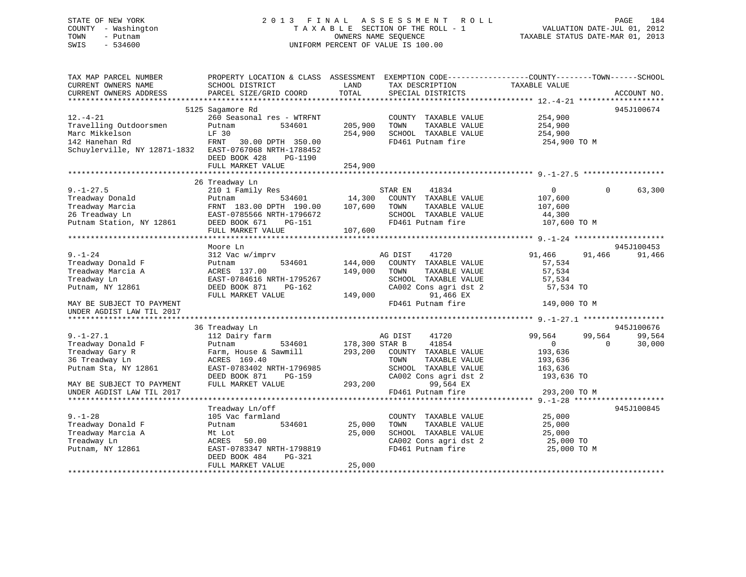STATE OF NEW YORK
COUNTY - Washington
TOWN - Putnam
SWIS - 534600

2 0 1 3 F I N A L A S S E S S M E N T R O L L
T A X A B L E SECTION OF THE ROLL - 1
OWNERS NAME SEQUENCE
UNIFORM PERCENT OF VALUE IS 100.00

VALUATION DATE-JUL 01, 2012
TAXABLE STATUS DATE-MAR 01, 2013

```
TAX MAP PARCEL NUMBER          PROPERTY LOCATION & CLASS  ASSESSMENT  EXEMPTION CODE------------------COUNTY--------TOWN------SCHOOL
CURRENT OWNERS NAME            SCHOOL DISTRICT             LAND        TAX DESCRIPTION             TAXABLE VALUE
CURRENT OWNERS ADDRESS         PARCEL SIZE/GRID COORD      TOTAL       SPECIAL DISTRICTS                                        ACCOUNT NO.
******************************************************************************************************* 12.-4-21 ******************
                  5125 Sagamore Rd                                                                                              945J100674
12.-4-21                       260 Seasonal res - WTRFNT              COUNTY  TAXABLE VALUE          254,900
Travelling Outdoorsmen         Putnam          534601      205,900    TOWN    TAXABLE VALUE          254,900
Marc Mikkelson                 LF 30                       254,900    SCHOOL  TAXABLE VALUE          254,900
142 Hanehan Rd                 FRNT   30.00 DPTH 350.00               FD461 Putnam fire               254,900 TO M
Schuylerville, NY 12871-1832   EAST-0767068 NRTH-1788452
                               DEED BOOK 428    PG-1190
                               FULL MARKET VALUE           254,900
******************************************************************************************************* 9.-1-27.5 ******************
                  26 Treadway Ln
9.-1-27.5                      210 1 Family Res                       STAR EN     41834                0          0      63,300
Treadway Donald                Putnam          534601       14,300    COUNTY  TAXABLE VALUE          107,600
Treadway Marcia                FRNT 183.00 DPTH 190.00     107,600    TOWN    TAXABLE VALUE          107,600
26 Treadway Ln                 EAST-0785566 NRTH-1796672              SCHOOL  TAXABLE VALUE           44,300
Putnam Station, NY 12861       DEED BOOK 671    PG-151                FD461 Putnam fire               107,600 TO M
                               FULL MARKET VALUE           107,600
******************************************************************************************************* 9.-1-24 ********************
                  Moore Ln                                                                                                      945J100453
9.-1-24                        312 Vac w/imprv                        AG DIST     41720           91,466     91,466      91,466
Treadway Donald F              Putnam          534601      144,000    COUNTY  TAXABLE VALUE           57,534
Treadway Marcia A              ACRES 137.00                149,000    TOWN    TAXABLE VALUE           57,534
Treadway Ln                    EAST-0784616 NRTH-1795267              SCHOOL  TAXABLE VALUE           57,534
Putnam, NY 12861               DEED BOOK 871    PG-162                CA002 Cons agri dst 2            57,534 TO
                               FULL MARKET VALUE           149,000          91,466 EX
MAY BE SUBJECT TO PAYMENT                                             FD461 Putnam fire               149,000 TO M
UNDER AGDIST LAW TIL 2017
******************************************************************************************************* 9.-1-27.1 ******************
                  36 Treadway Ln                                                                                                945J100676
9.-1-27.1                      112 Dairy farm                         AG DIST     41720           99,564     99,564      99,564
Treadway Donald F              Putnam          534601      178,300 STAR B     41854                    0          0      30,000
Treadway Gary R                Farm, House & Sawmill       293,200    COUNTY  TAXABLE VALUE          193,636
36 Treadway Ln                 ACRES 169.40                           TOWN    TAXABLE VALUE          193,636
Putnam Sta, NY 12861           EAST-0783402 NRTH-1796985              SCHOOL  TAXABLE VALUE          163,636
                               DEED BOOK 871    PG-159                CA002 Cons agri dst 2           193,636 TO
MAY BE SUBJECT TO PAYMENT      FULL MARKET VALUE           293,200          99,564 EX
UNDER AGDIST LAW TIL 2017                                             FD461 Putnam fire               293,200 TO M
******************************************************************************************************* 9.-1-28 ********************
                  Treadway Ln/off                                                                                               945J100845
9.-1-28                        105 Vac farmland                       COUNTY  TAXABLE VALUE           25,000
Treadway Donald F              Putnam          534601       25,000    TOWN    TAXABLE VALUE           25,000
Treadway Marcia A              Mt Lot                       25,000    SCHOOL  TAXABLE VALUE           25,000
Treadway Ln                    ACRES  50.00                           CA002 Cons agri dst 2            25,000 TO
Putnam, NY 12861               EAST-0783347 NRTH-1798819              FD461 Putnam fire                25,000 TO M
                               DEED BOOK 484    PG-321
                               FULL MARKET VALUE            25,000
************************************************************************************************************************************
```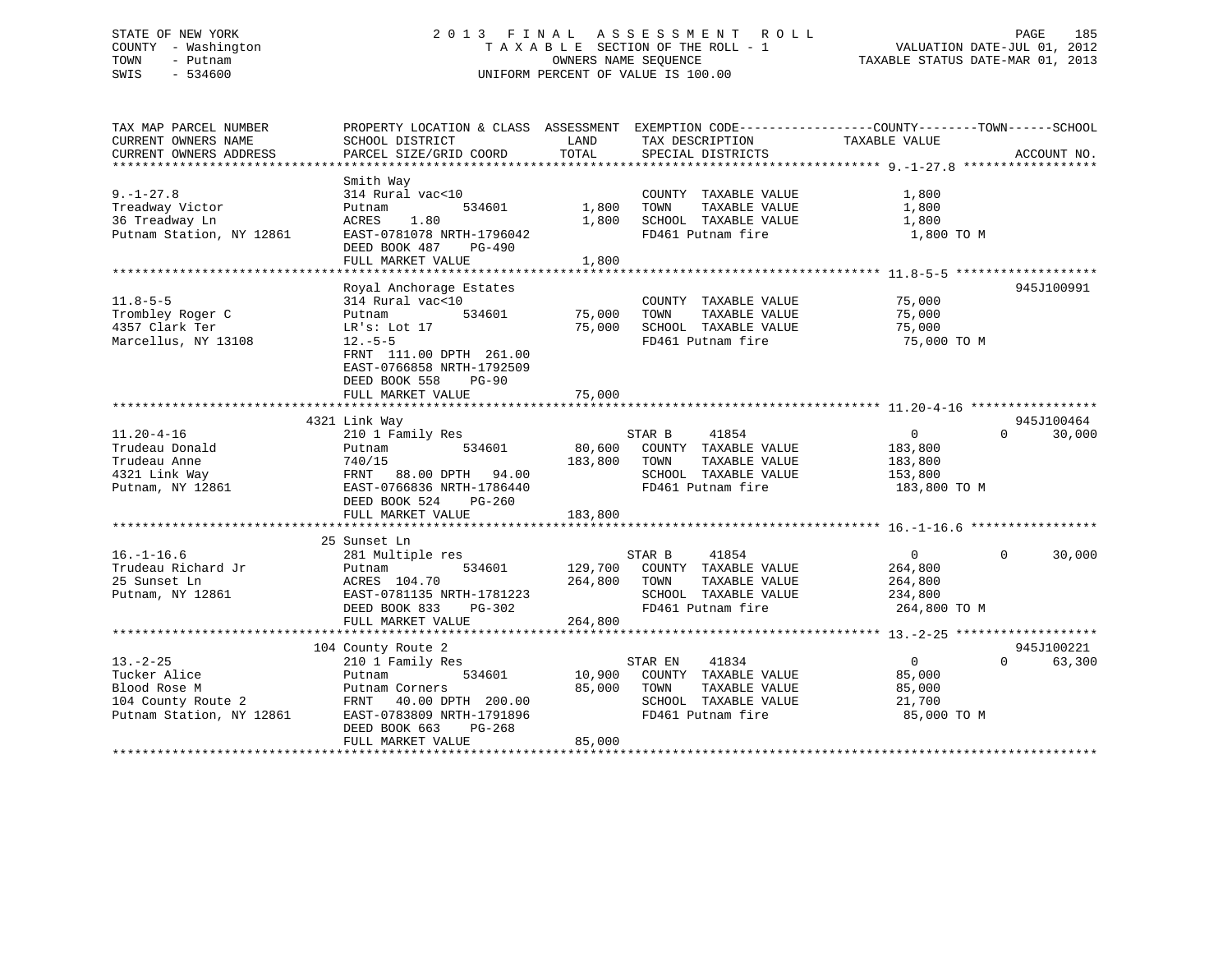STATE OF NEW YORK
COUNTY - Washington
TOWN - Putnam
SWIS - 534600

2013 FINAL ASSESSMENT ROLL
TAXABLE SECTION OF THE ROLL - 1
OWNERS NAME SEQUENCE
UNIFORM PERCENT OF VALUE IS 100.00

VALUATION DATE-JUL 01, 2012
TAXABLE STATUS DATE-MAR 01, 2013

| TAX MAP PARCEL NUMBER / CURRENT OWNERS NAME / CURRENT OWNERS ADDRESS | PROPERTY LOCATION & CLASS / SCHOOL DISTRICT / PARCEL SIZE/GRID COORD | ASSESSMENT LAND / TOTAL | EXEMPTION CODE / TAX DESCRIPTION / SPECIAL DISTRICTS | COUNTY TAXABLE VALUE | TOWN | SCHOOL | ACCOUNT NO. |
|---|---|---|---|---|---|---|---|
| 9.-1-27.8 | Smith Way | | | | | | |
| Treadway Victor | 314 Rural vac<10 | | COUNTY TAXABLE VALUE | 1,800 | | | |
| 36 Treadway Ln | Putnam 534601 | 1,800 | TOWN TAXABLE VALUE | 1,800 | | | |
| Putnam Station, NY 12861 | ACRES 1.80 | 1,800 | SCHOOL TAXABLE VALUE | 1,800 | | | |
| | EAST-0781078 NRTH-1796042 | | FD461 Putnam fire | 1,800 TO M | | | |
| | DEED BOOK 487 PG-490 | | | | | | |
| | FULL MARKET VALUE | 1,800 | | | | | |
| 11.8-5-5 | Royal Anchorage Estates | | | | | | 945J100991 |
| Trombley Roger C | 314 Rural vac<10 | | COUNTY TAXABLE VALUE | 75,000 | | | |
| 4357 Clark Ter | Putnam 534601 | 75,000 | TOWN TAXABLE VALUE | 75,000 | | | |
| Marcellus, NY 13108 | LR's: Lot 17 | 75,000 | SCHOOL TAXABLE VALUE | 75,000 | | | |
| | 12.-5-5 | | FD461 Putnam fire | 75,000 TO M | | | |
| | FRNT 111.00 DPTH 261.00 | | | | | | |
| | EAST-0766858 NRTH-1792509 | | | | | | |
| | DEED BOOK 558 PG-90 | | | | | | |
| | FULL MARKET VALUE | 75,000 | | | | | |
| 11.20-4-16 | 4321 Link Way | | | | | | 945J100464 |
| Trudeau Donald | 210 1 Family Res | | STAR B 41854 | 0 | 0 | 30,000 | |
| Trudeau Anne | Putnam 534601 | 80,600 | COUNTY TAXABLE VALUE | 183,800 | | | |
| 4321 Link Way | 740/15 | 183,800 | TOWN TAXABLE VALUE | 183,800 | | | |
| Putnam, NY 12861 | FRNT 88.00 DPTH 94.00 | | SCHOOL TAXABLE VALUE | 153,800 | | | |
| | EAST-0766836 NRTH-1786440 | | FD461 Putnam fire | 183,800 TO M | | | |
| | DEED BOOK 524 PG-260 | | | | | | |
| | FULL MARKET VALUE | 183,800 | | | | | |
| 16.-1-16.6 | 25 Sunset Ln | | | | | | |
| Trudeau Richard Jr | 281 Multiple res | | STAR B 41854 | 0 | 0 | 30,000 | |
| 25 Sunset Ln | Putnam 534601 | 129,700 | COUNTY TAXABLE VALUE | 264,800 | | | |
| Putnam, NY 12861 | ACRES 104.70 | 264,800 | TOWN TAXABLE VALUE | 264,800 | | | |
| | EAST-0781135 NRTH-1781223 | | SCHOOL TAXABLE VALUE | 234,800 | | | |
| | DEED BOOK 833 PG-302 | | FD461 Putnam fire | 264,800 TO M | | | |
| | FULL MARKET VALUE | 264,800 | | | | | |
| 13.-2-25 | 104 County Route 2 | | | | | | 945J100221 |
| Tucker Alice | 210 1 Family Res | | STAR EN 41834 | 0 | 0 | 63,300 | |
| Blood Rose M | Putnam 534601 | 10,900 | COUNTY TAXABLE VALUE | 85,000 | | | |
| 104 County Route 2 | Putnam Corners | 85,000 | TOWN TAXABLE VALUE | 85,000 | | | |
| Putnam Station, NY 12861 | FRNT 40.00 DPTH 200.00 | | SCHOOL TAXABLE VALUE | 21,700 | | | |
| | EAST-0783809 NRTH-1791896 | | FD461 Putnam fire | 85,000 TO M | | | |
| | DEED BOOK 663 PG-268 | | | | | | |
| | FULL MARKET VALUE | 85,000 | | | | | |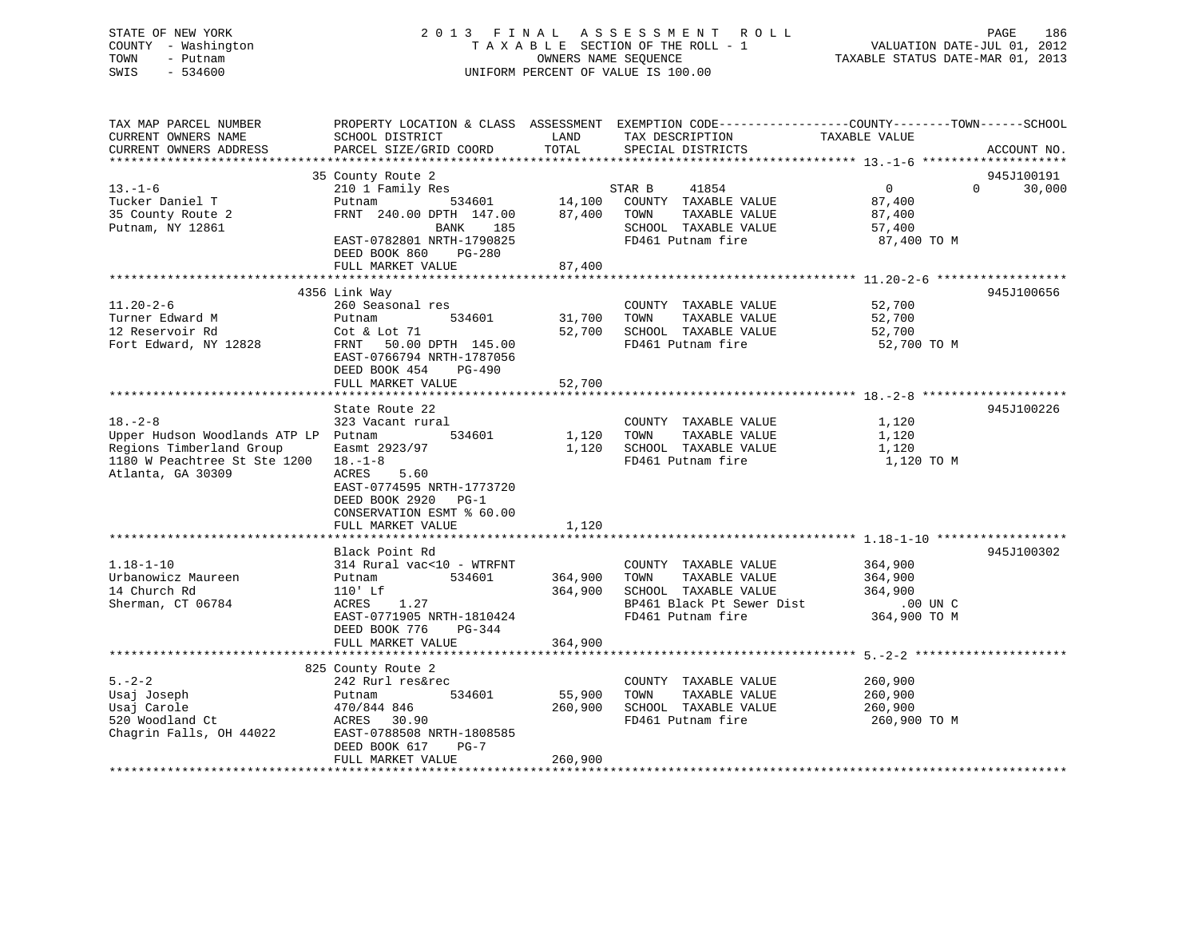STATE OF NEW YORK
COUNTY - Washington
TOWN - Putnam
SWIS - 534600

2 0 1 3 F I N A L A S S E S S M E N T R O L L
T A X A B L E SECTION OF THE ROLL - 1
OWNERS NAME SEQUENCE
UNIFORM PERCENT OF VALUE IS 100.00

VALUATION DATE-JUL 01, 2012
TAXABLE STATUS DATE-MAR 01, 2013

| TAX MAP PARCEL NUMBER / CURRENT OWNERS NAME / CURRENT OWNERS ADDRESS | PROPERTY LOCATION & CLASS / SCHOOL DISTRICT / PARCEL SIZE/GRID COORD | ASSESSMENT LAND / TOTAL | EXEMPTION CODE / TAX DESCRIPTION / SPECIAL DISTRICTS | COUNTY TAXABLE VALUE | TOWN | SCHOOL | ACCOUNT NO. |
|---|---|---|---|---|---|---|---|
| 13.-1-6 | 35 County Route 2 | | | | | | 945J100191 |
| Tucker Daniel T | 210 1 Family Res | | STAR B 41854 | 0 | 0 | 30,000 | |
| 35 County Route 2 | Putnam 534601 | 14,100 | COUNTY TAXABLE VALUE | 87,400 | | | |
| Putnam, NY 12861 | FRNT 240.00 DPTH 147.00 | 87,400 | TOWN TAXABLE VALUE | 87,400 | | | |
| | BANK 185 | | SCHOOL TAXABLE VALUE | 57,400 | | | |
| | EAST-0782801 NRTH-1790825 | | FD461 Putnam fire | 87,400 TO M | | | |
| | DEED BOOK 860 PG-280 | | | | | | |
| | FULL MARKET VALUE | 87,400 | | | | | |
| 11.20-2-6 | 4356 Link Way | | | | | | 945J100656 |
| Turner Edward M | 260 Seasonal res | | COUNTY TAXABLE VALUE | 52,700 | | | |
| 12 Reservoir Rd | Putnam 534601 | 31,700 | TOWN TAXABLE VALUE | 52,700 | | | |
| Fort Edward, NY 12828 | Cot & Lot 71 | 52,700 | SCHOOL TAXABLE VALUE | 52,700 | | | |
| | FRNT 50.00 DPTH 145.00 | | FD461 Putnam fire | 52,700 TO M | | | |
| | EAST-0766794 NRTH-1787056 | | | | | | |
| | DEED BOOK 454 PG-490 | | | | | | |
| | FULL MARKET VALUE | 52,700 | | | | | |
| 18.-2-8 | State Route 22 | | | | | | 945J100226 |
| Upper Hudson Woodlands ATP LP | 323 Vacant rural | | COUNTY TAXABLE VALUE | 1,120 | | | |
| Regions Timberland Group | Putnam 534601 | 1,120 | TOWN TAXABLE VALUE | 1,120 | | | |
| 1180 W Peachtree St Ste 1200 | Easmt 2923/97 | 1,120 | SCHOOL TAXABLE VALUE | 1,120 | | | |
| Atlanta, GA 30309 | 18.-1-8 | | FD461 Putnam fire | 1,120 TO M | | | |
| | ACRES 5.60 | | | | | | |
| | EAST-0774595 NRTH-1773720 | | | | | | |
| | DEED BOOK 2920 PG-1 | | | | | | |
| | CONSERVATION ESMT % 60.00 | | | | | | |
| | FULL MARKET VALUE | 1,120 | | | | | |
| 1.18-1-10 | Black Point Rd | | | | | | 945J100302 |
| Urbanowicz Maureen | 314 Rural vac<10 - WTRFNT | | COUNTY TAXABLE VALUE | 364,900 | | | |
| 14 Church Rd | Putnam 534601 | 364,900 | TOWN TAXABLE VALUE | 364,900 | | | |
| Sherman, CT 06784 | 110' Lf | 364,900 | SCHOOL TAXABLE VALUE | 364,900 | | | |
| | ACRES 1.27 | | BP461 Black Pt Sewer Dist | .00 UN C | | | |
| | EAST-0771905 NRTH-1810424 | | FD461 Putnam fire | 364,900 TO M | | | |
| | DEED BOOK 776 PG-344 | | | | | | |
| | FULL MARKET VALUE | 364,900 | | | | | |
| 5.-2-2 | 825 County Route 2 | | | | | | |
| Usaj Joseph | 242 Rurl res&rec | | COUNTY TAXABLE VALUE | 260,900 | | | |
| Usaj Carole | Putnam 534601 | 55,900 | TOWN TAXABLE VALUE | 260,900 | | | |
| 520 Woodland Ct | 470/844 846 | 260,900 | SCHOOL TAXABLE VALUE | 260,900 | | | |
| Chagrin Falls, OH 44022 | ACRES 30.90 | | FD461 Putnam fire | 260,900 TO M | | | |
| | EAST-0788508 NRTH-1808585 | | | | | | |
| | DEED BOOK 617 PG-7 | | | | | | |
| | FULL MARKET VALUE | 260,900 | | | | | |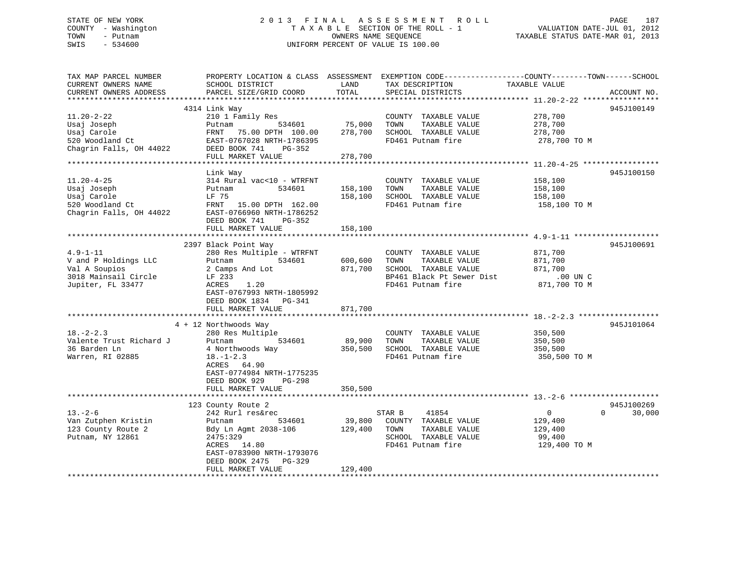STATE OF NEW YORK
COUNTY - Washington
TOWN - Putnam
SWIS - 534600

2013 FINAL ASSESSMENT ROLL
TAXABLE SECTION OF THE ROLL - 1
OWNERS NAME SEQUENCE
UNIFORM PERCENT OF VALUE IS 100.00

VALUATION DATE-JUL 01, 2012
TAXABLE STATUS DATE-MAR 01, 2013

| TAX MAP PARCEL NUMBER / CURRENT OWNERS NAME / CURRENT OWNERS ADDRESS | PROPERTY LOCATION & CLASS / SCHOOL DISTRICT / PARCEL SIZE/GRID COORD | ASSESSMENT LAND / TOTAL | EXEMPTION CODE / TAX DESCRIPTION / SPECIAL DISTRICTS | COUNTY | TOWN | SCHOOL / TAXABLE VALUE | ACCOUNT NO. |
|---|---|---|---|---|---|---|---|
| **11.20-2-22** | 4314 Link Way | | | | | | 945J100149 |
| 11.20-2-22 | 210 1 Family Res | | COUNTY TAXABLE VALUE | 278,700 | | | |
| Usaj Joseph | Putnam 534601 | 75,000 | TOWN TAXABLE VALUE | | 278,700 | | |
| Usaj Carole | FRNT 75.00 DPTH 100.00 | 278,700 | SCHOOL TAXABLE VALUE | | | 278,700 | |
| 520 Woodland Ct | EAST-0767028 NRTH-1786395 | | FD461 Putnam fire | 278,700 TO M | | | |
| Chagrin Falls, OH 44022 | DEED BOOK 741 PG-352 | | | | | | |
| | FULL MARKET VALUE | 278,700 | | | | | |
| **11.20-4-25** | Link Way | | | | | | 945J100150 |
| 11.20-4-25 | 314 Rural vac<10 - WTRFNT | | COUNTY TAXABLE VALUE | 158,100 | | | |
| Usaj Joseph | Putnam 534601 | 158,100 | TOWN TAXABLE VALUE | | 158,100 | | |
| Usaj Carole | LF 75 | 158,100 | SCHOOL TAXABLE VALUE | | | 158,100 | |
| 520 Woodland Ct | FRNT 15.00 DPTH 162.00 | | FD461 Putnam fire | 158,100 TO M | | | |
| Chagrin Falls, OH 44022 | EAST-0766960 NRTH-1786252 | | | | | | |
| | DEED BOOK 741 PG-352 | | | | | | |
| | FULL MARKET VALUE | 158,100 | | | | | |
| **4.9-1-11** | 2397 Black Point Way | | | | | | 945J100691 |
| 4.9-1-11 | 280 Res Multiple - WTRFNT | | COUNTY TAXABLE VALUE | 871,700 | | | |
| V and P Holdings LLC | Putnam 534601 | 600,600 | TOWN TAXABLE VALUE | | 871,700 | | |
| Val A Soupios | 2 Camps And Lot | 871,700 | SCHOOL TAXABLE VALUE | | | 871,700 | |
| 3018 Mainsail Circle | LF 233 | | BP461 Black Pt Sewer Dist | .00 UN C | | | |
| Jupiter, FL 33477 | ACRES 1.20 | | FD461 Putnam fire | 871,700 TO M | | | |
| | EAST-0767993 NRTH-1805992 | | | | | | |
| | DEED BOOK 1834 PG-341 | | | | | | |
| | FULL MARKET VALUE | 871,700 | | | | | |
| **18.-2-2.3** | 4 + 12 Northwoods Way | | | | | | 945J101064 |
| 18.-2-2.3 | 280 Res Multiple | | COUNTY TAXABLE VALUE | 350,500 | | | |
| Valente Trust Richard J | Putnam 534601 | 89,900 | TOWN TAXABLE VALUE | | 350,500 | | |
| 36 Barden Ln | 4 Northwoods Way | 350,500 | SCHOOL TAXABLE VALUE | | | 350,500 | |
| Warren, RI 02885 | 18.-1-2.3 | | FD461 Putnam fire | 350,500 TO M | | | |
| | ACRES 64.90 | | | | | | |
| | EAST-0774984 NRTH-1775235 | | | | | | |
| | DEED BOOK 929 PG-298 | | | | | | |
| | FULL MARKET VALUE | 350,500 | | | | | |
| **13.-2-6** | 123 County Route 2 | | | | | | 945J100269 |
| 13.-2-6 | 242 Rurl res&rec | | STAR B 41854 | 0 | 0 | 30,000 | |
| Van Zutphen Kristin | Putnam 534601 | 39,800 | COUNTY TAXABLE VALUE | 129,400 | | | |
| 123 County Route 2 | Bdy Ln Agmt 2038-106 | 129,400 | TOWN TAXABLE VALUE | | 129,400 | | |
| Putnam, NY 12861 | 2475:329 | | SCHOOL TAXABLE VALUE | | | 99,400 | |
| | ACRES 14.80 | | FD461 Putnam fire | 129,400 TO M | | | |
| | EAST-0783900 NRTH-1793076 | | | | | | |
| | DEED BOOK 2475 PG-329 | | | | | | |
| | FULL MARKET VALUE | 129,400 | | | | | |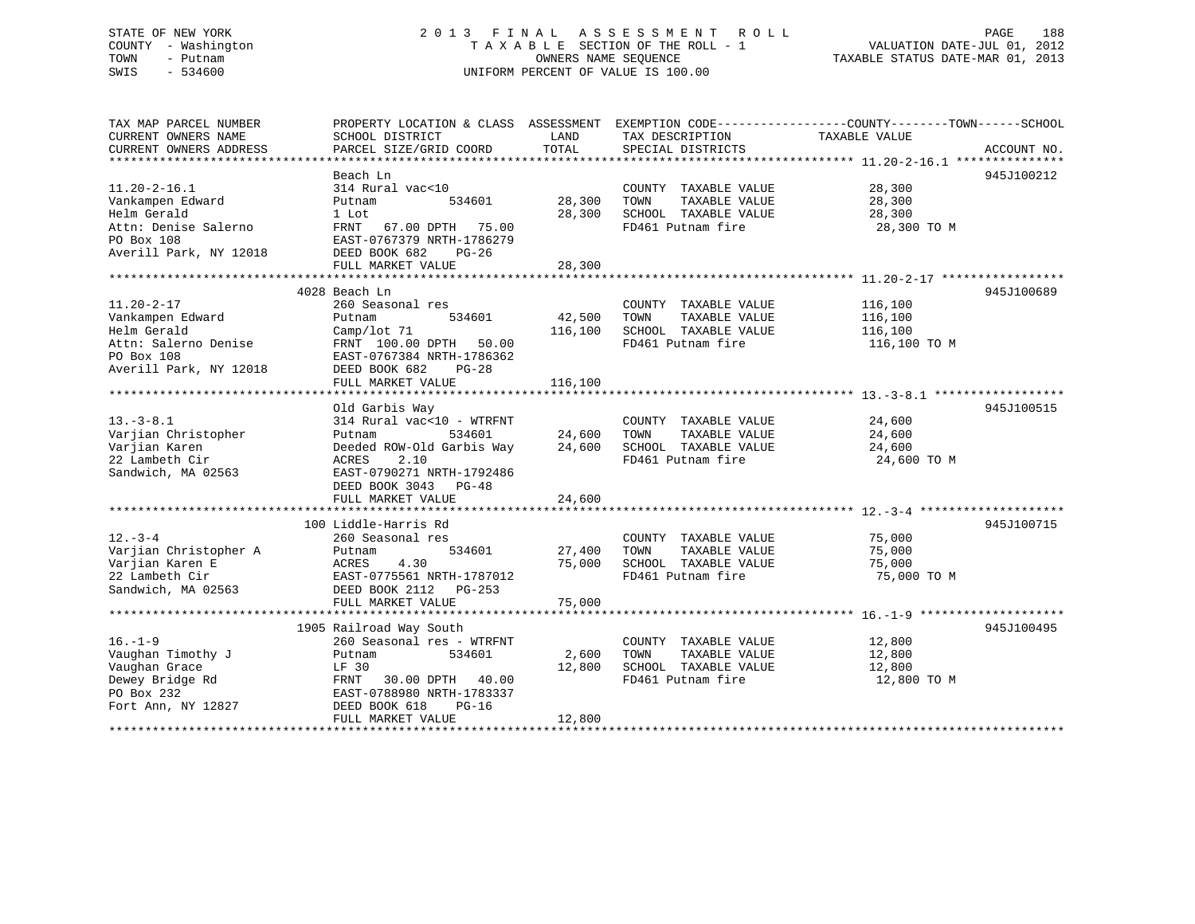STATE OF NEW YORK
COUNTY - Washington
TOWN - Putnam
SWIS - 534600

2013 FINAL ASSESSMENT ROLL
TAXABLE SECTION OF THE ROLL - 1
OWNERS NAME SEQUENCE
UNIFORM PERCENT OF VALUE IS 100.00

VALUATION DATE-JUL 01, 2012
TAXABLE STATUS DATE-MAR 01, 2013

| TAX MAP PARCEL NUMBER / CURRENT OWNERS NAME / CURRENT OWNERS ADDRESS | PROPERTY LOCATION & CLASS / SCHOOL DISTRICT / PARCEL SIZE/GRID COORD | ASSESSMENT LAND / TOTAL | EXEMPTION CODE / TAX DESCRIPTION / SPECIAL DISTRICTS | TAXABLE VALUE (COUNTY / TOWN / SCHOOL) | ACCOUNT NO. |
|---|---|---|---|---|---|
| **11.20-2-16.1** | Beach Ln | | | | 945J100212 |
| 11.20-2-16.1 | 314 Rural vac<10 | | COUNTY TAXABLE VALUE | 28,300 | |
| Vankampen Edward | Putnam 534601 | 28,300 | TOWN TAXABLE VALUE | 28,300 | |
| Helm Gerald | 1 Lot | 28,300 | SCHOOL TAXABLE VALUE | 28,300 | |
| Attn: Denise Salerno | FRNT 67.00 DPTH 75.00 | | FD461 Putnam fire | 28,300 TO M | |
| PO Box 108 | EAST-0767379 NRTH-1786279 | | | | |
| Averill Park, NY 12018 | DEED BOOK 682 PG-26 | | | | |
| | FULL MARKET VALUE | 28,300 | | | |
| **11.20-2-17** | 4028 Beach Ln | | | | 945J100689 |
| 11.20-2-17 | 260 Seasonal res | | COUNTY TAXABLE VALUE | 116,100 | |
| Vankampen Edward | Putnam 534601 | 42,500 | TOWN TAXABLE VALUE | 116,100 | |
| Helm Gerald | Camp/lot 71 | 116,100 | SCHOOL TAXABLE VALUE | 116,100 | |
| Attn: Salerno Denise | FRNT 100.00 DPTH 50.00 | | FD461 Putnam fire | 116,100 TO M | |
| PO Box 108 | EAST-0767384 NRTH-1786362 | | | | |
| Averill Park, NY 12018 | DEED BOOK 682 PG-28 | | | | |
| | FULL MARKET VALUE | 116,100 | | | |
| **13.-3-8.1** | Old Garbis Way | | | | 945J100515 |
| 13.-3-8.1 | 314 Rural vac<10 - WTRFNT | | COUNTY TAXABLE VALUE | 24,600 | |
| Varjian Christopher | Putnam 534601 | 24,600 | TOWN TAXABLE VALUE | 24,600 | |
| Varjian Karen | Deeded ROW-Old Garbis Way | 24,600 | SCHOOL TAXABLE VALUE | 24,600 | |
| 22 Lambeth Cir | ACRES 2.10 | | FD461 Putnam fire | 24,600 TO M | |
| Sandwich, MA 02563 | EAST-0790271 NRTH-1792486 | | | | |
| | DEED BOOK 3043 PG-48 | | | | |
| | FULL MARKET VALUE | 24,600 | | | |
| **12.-3-4** | 100 Liddle-Harris Rd | | | | 945J100715 |
| 12.-3-4 | 260 Seasonal res | | COUNTY TAXABLE VALUE | 75,000 | |
| Varjian Christopher A | Putnam 534601 | 27,400 | TOWN TAXABLE VALUE | 75,000 | |
| Varjian Karen E | ACRES 4.30 | 75,000 | SCHOOL TAXABLE VALUE | 75,000 | |
| 22 Lambeth Cir | EAST-0775561 NRTH-1787012 | | FD461 Putnam fire | 75,000 TO M | |
| Sandwich, MA 02563 | DEED BOOK 2112 PG-253 | | | | |
| | FULL MARKET VALUE | 75,000 | | | |
| **16.-1-9** | 1905 Railroad Way South | | | | 945J100495 |
| 16.-1-9 | 260 Seasonal res - WTRFNT | | COUNTY TAXABLE VALUE | 12,800 | |
| Vaughan Timothy J | Putnam 534601 | 2,600 | TOWN TAXABLE VALUE | 12,800 | |
| Vaughan Grace | LF 30 | 12,800 | SCHOOL TAXABLE VALUE | 12,800 | |
| Dewey Bridge Rd | FRNT 30.00 DPTH 40.00 | | FD461 Putnam fire | 12,800 TO M | |
| PO Box 232 | EAST-0788980 NRTH-1783337 | | | | |
| Fort Ann, NY 12827 | DEED BOOK 618 PG-16 | | | | |
| | FULL MARKET VALUE | 12,800 | | | |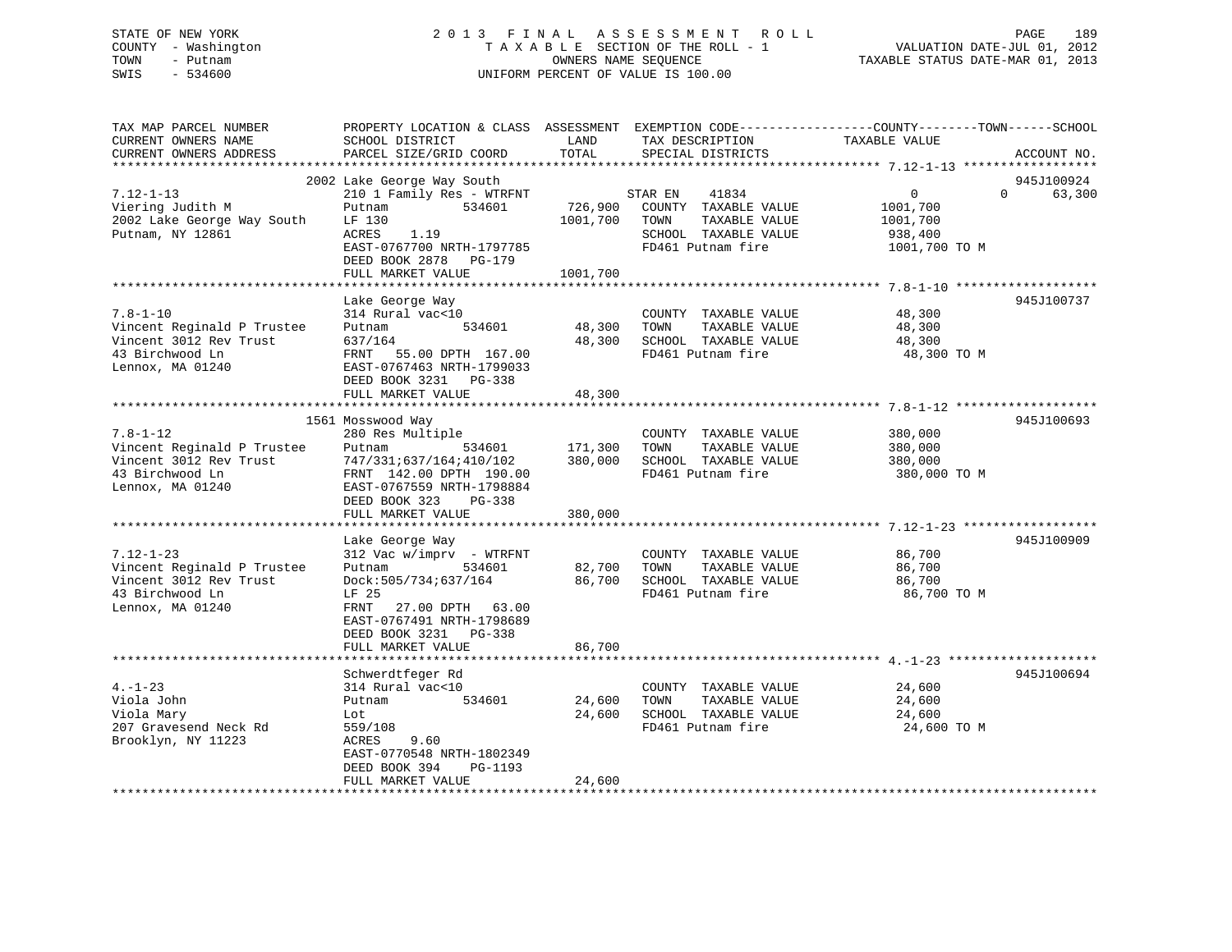STATE OF NEW YORK
COUNTY - Washington
TOWN - Putnam
SWIS - 534600

2 0 1 3 F I N A L A S S E S S M E N T R O L L
T A X A B L E SECTION OF THE ROLL - 1
OWNERS NAME SEQUENCE
UNIFORM PERCENT OF VALUE IS 100.00

VALUATION DATE-JUL 01, 2012
TAXABLE STATUS DATE-MAR 01, 2013

| TAX MAP PARCEL NUMBER / CURRENT OWNERS NAME / CURRENT OWNERS ADDRESS | PROPERTY LOCATION & CLASS / SCHOOL DISTRICT / PARCEL SIZE/GRID COORD | ASSESSMENT LAND / TOTAL | EXEMPTION CODE / TAX DESCRIPTION / SPECIAL DISTRICTS | COUNTY / TOWN / SCHOOL TAXABLE VALUE | ACCOUNT NO. |
|---|---|---|---|---|---|
| **7.12-1-13** | 2002 Lake George Way South | | | | 945J100924 |
| 7.12-1-13 | 210 1 Family Res - WTRFNT | | STAR EN 41834 | 0 0 63,300 | |
| Viering Judith M | Putnam 534601 | 726,900 | COUNTY TAXABLE VALUE | 1001,700 | |
| 2002 Lake George Way South | LF 130 | 1001,700 | TOWN TAXABLE VALUE | 1001,700 | |
| Putnam, NY 12861 | ACRES 1.19 | | SCHOOL TAXABLE VALUE | 938,400 | |
| | EAST-0767700 NRTH-1797785 | | FD461 Putnam fire | 1001,700 TO M | |
| | DEED BOOK 2878 PG-179 | | | | |
| | FULL MARKET VALUE | 1001,700 | | | |
| **7.8-1-10** | Lake George Way | | | | 945J100737 |
| 7.8-1-10 | 314 Rural vac<10 | | COUNTY TAXABLE VALUE | 48,300 | |
| Vincent Reginald P Trustee | Putnam 534601 | 48,300 | TOWN TAXABLE VALUE | 48,300 | |
| Vincent 3012 Rev Trust | 637/164 | 48,300 | SCHOOL TAXABLE VALUE | 48,300 | |
| 43 Birchwood Ln | FRNT 55.00 DPTH 167.00 | | FD461 Putnam fire | 48,300 TO M | |
| Lennox, MA 01240 | EAST-0767463 NRTH-1799033 | | | | |
| | DEED BOOK 3231 PG-338 | | | | |
| | FULL MARKET VALUE | 48,300 | | | |
| **7.8-1-12** | 1561 Mosswood Way | | | | 945J100693 |
| 7.8-1-12 | 280 Res Multiple | | COUNTY TAXABLE VALUE | 380,000 | |
| Vincent Reginald P Trustee | Putnam 534601 | 171,300 | TOWN TAXABLE VALUE | 380,000 | |
| Vincent 3012 Rev Trust | 747/331;637/164;410/102 | 380,000 | SCHOOL TAXABLE VALUE | 380,000 | |
| 43 Birchwood Ln | FRNT 142.00 DPTH 190.00 | | FD461 Putnam fire | 380,000 TO M | |
| Lennox, MA 01240 | EAST-0767559 NRTH-1798884 | | | | |
| | DEED BOOK 323 PG-338 | | | | |
| | FULL MARKET VALUE | 380,000 | | | |
| **7.12-1-23** | Lake George Way | | | | 945J100909 |
| 7.12-1-23 | 312 Vac w/imprv - WTRFNT | | COUNTY TAXABLE VALUE | 86,700 | |
| Vincent Reginald P Trustee | Putnam 534601 | 82,700 | TOWN TAXABLE VALUE | 86,700 | |
| Vincent 3012 Rev Trust | Dock:505/734;637/164 | 86,700 | SCHOOL TAXABLE VALUE | 86,700 | |
| 43 Birchwood Ln | LF 25 | | FD461 Putnam fire | 86,700 TO M | |
| Lennox, MA 01240 | FRNT 27.00 DPTH 63.00 | | | | |
| | EAST-0767491 NRTH-1798689 | | | | |
| | DEED BOOK 3231 PG-338 | | | | |
| | FULL MARKET VALUE | 86,700 | | | |
| **4.-1-23** | Schwerdtfeger Rd | | | | 945J100694 |
| 4.-1-23 | 314 Rural vac<10 | | COUNTY TAXABLE VALUE | 24,600 | |
| Viola John | Putnam 534601 | 24,600 | TOWN TAXABLE VALUE | 24,600 | |
| Viola Mary | Lot | 24,600 | SCHOOL TAXABLE VALUE | 24,600 | |
| 207 Gravesend Neck Rd | 559/108 | | FD461 Putnam fire | 24,600 TO M | |
| Brooklyn, NY 11223 | ACRES 9.60 | | | | |
| | EAST-0770548 NRTH-1802349 | | | | |
| | DEED BOOK 394 PG-1193 | | | | |
| | FULL MARKET VALUE | 24,600 | | | |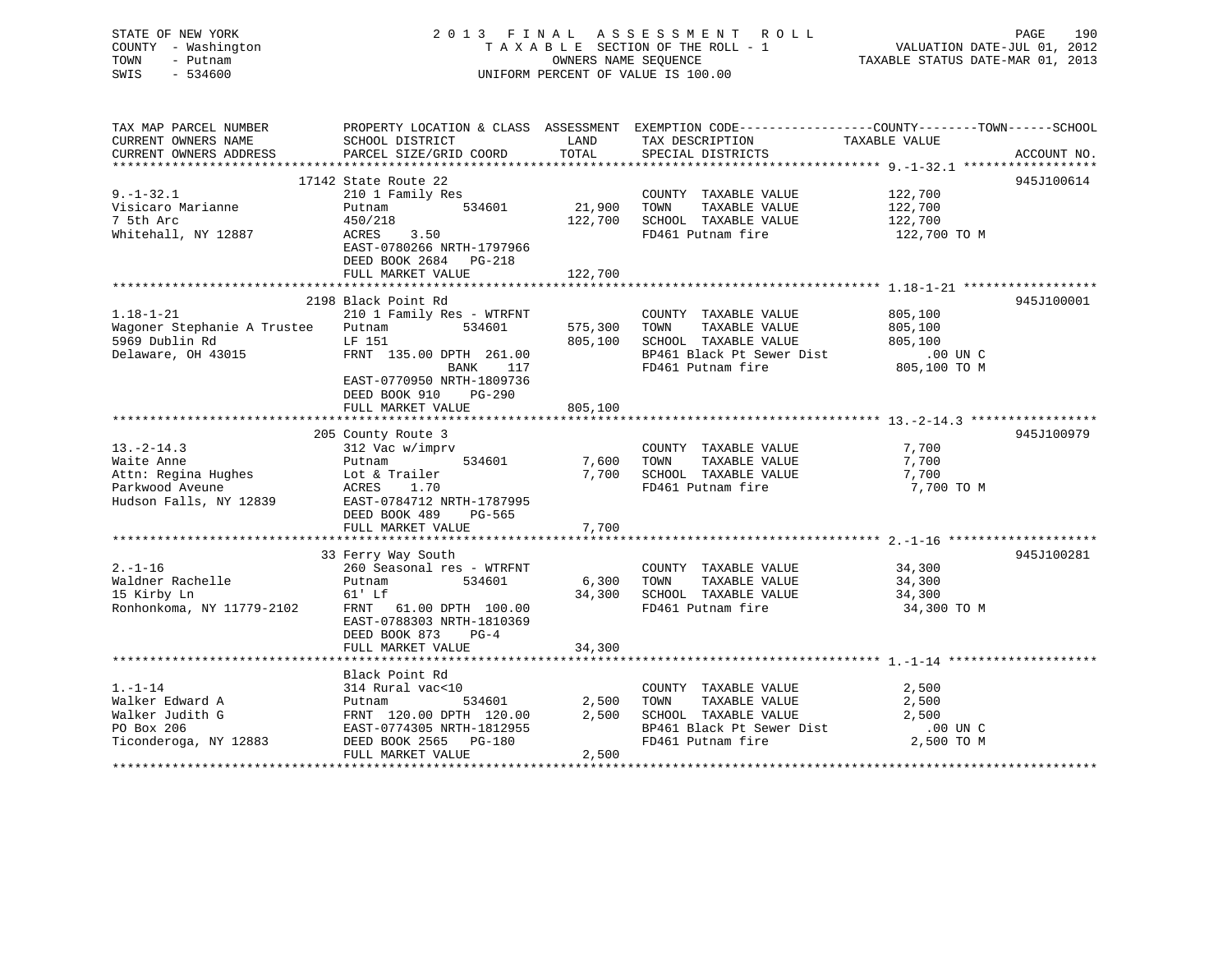STATE OF NEW YORK
COUNTY - Washington
TOWN - Putnam
SWIS - 534600

2 0 1 3 F I N A L A S S E S S M E N T R O L L
T A X A B L E SECTION OF THE ROLL - 1
OWNERS NAME SEQUENCE
UNIFORM PERCENT OF VALUE IS 100.00

VALUATION DATE-JUL 01, 2012
TAXABLE STATUS DATE-MAR 01, 2013

```
TAX MAP PARCEL NUMBER          PROPERTY LOCATION & CLASS  ASSESSMENT  EXEMPTION CODE------------------COUNTY--------TOWN------SCHOOL
CURRENT OWNERS NAME            SCHOOL DISTRICT               LAND      TAX DESCRIPTION             TAXABLE VALUE
CURRENT OWNERS ADDRESS         PARCEL SIZE/GRID COORD        TOTAL     SPECIAL DISTRICTS                                    ACCOUNT NO.
******************************************************************************************************* 9.-1-32.1 ******************
                         17142 State Route 22                                                                       945J100614
9.-1-32.1                      210 1 Family Res                        COUNTY  TAXABLE VALUE            122,700
Visicaro Marianne              Putnam          534601        21,900    TOWN    TAXABLE VALUE            122,700
7 5th Arc                      450/218                      122,700    SCHOOL  TAXABLE VALUE            122,700
Whitehall, NY 12887            ACRES     3.50                          FD461 Putnam fire                 122,700 TO M
                               EAST-0780266 NRTH-1797966
                               DEED BOOK 2684    PG-218
                               FULL MARKET VALUE            122,700
******************************************************************************************************* 1.18-1-21 ******************
                         2198 Black Point Rd                                                                        945J100001
1.18-1-21                      210 1 Family Res - WTRFNT               COUNTY  TAXABLE VALUE            805,100
Wagoner Stephanie A Trustee    Putnam          534601       575,300    TOWN    TAXABLE VALUE            805,100
5969 Dublin Rd                 LF 151                       805,100    SCHOOL  TAXABLE VALUE            805,100
Delaware, OH 43015             FRNT  135.00 DPTH  261.00               BP461 Black Pt Sewer Dist              .00 UN C
                                              BANK     117             FD461 Putnam fire                 805,100 TO M
                               EAST-0770950 NRTH-1809736
                               DEED BOOK 910     PG-290
                               FULL MARKET VALUE            805,100
******************************************************************************************************* 13.-2-14.3 *****************
                         205 County Route 3                                                                         945J100979
13.-2-14.3                     312 Vac w/imprv                         COUNTY  TAXABLE VALUE              7,700
Waite Anne                     Putnam          534601         7,600    TOWN    TAXABLE VALUE              7,700
Attn: Regina Hughes            Lot & Trailer                  7,700    SCHOOL  TAXABLE VALUE              7,700
Parkwood Aveune                ACRES     1.70                          FD461 Putnam fire                   7,700 TO M
Hudson Falls, NY 12839         EAST-0784712 NRTH-1787995
                               DEED BOOK 489     PG-565
                               FULL MARKET VALUE              7,700
******************************************************************************************************* 2.-1-16 ********************
                         33 Ferry Way South                                                                         945J100281
2.-1-16                        260 Seasonal res - WTRFNT               COUNTY  TAXABLE VALUE             34,300
Waldner Rachelle               Putnam          534601         6,300    TOWN    TAXABLE VALUE             34,300
15 Kirby Ln                    61' Lf                        34,300    SCHOOL  TAXABLE VALUE             34,300
Ronhonkoma, NY 11779-2102      FRNT   61.00 DPTH  100.00               FD461 Putnam fire                  34,300 TO M
                               EAST-0788303 NRTH-1810369
                               DEED BOOK 873     PG-4
                               FULL MARKET VALUE             34,300
******************************************************************************************************* 1.-1-14 ********************
                               Black Point Rd
1.-1-14                        314 Rural vac<10                        COUNTY  TAXABLE VALUE              2,500
Walker Edward A                Putnam          534601         2,500    TOWN    TAXABLE VALUE              2,500
Walker Judith G                FRNT  120.00 DPTH  120.00      2,500    SCHOOL  TAXABLE VALUE              2,500
PO Box 206                     EAST-0774305 NRTH-1812955               BP461 Black Pt Sewer Dist              .00 UN C
Ticonderoga, NY 12883          DEED BOOK 2565    PG-180                FD461 Putnam fire                   2,500 TO M
                               FULL MARKET VALUE              2,500
************************************************************************************************************************************
```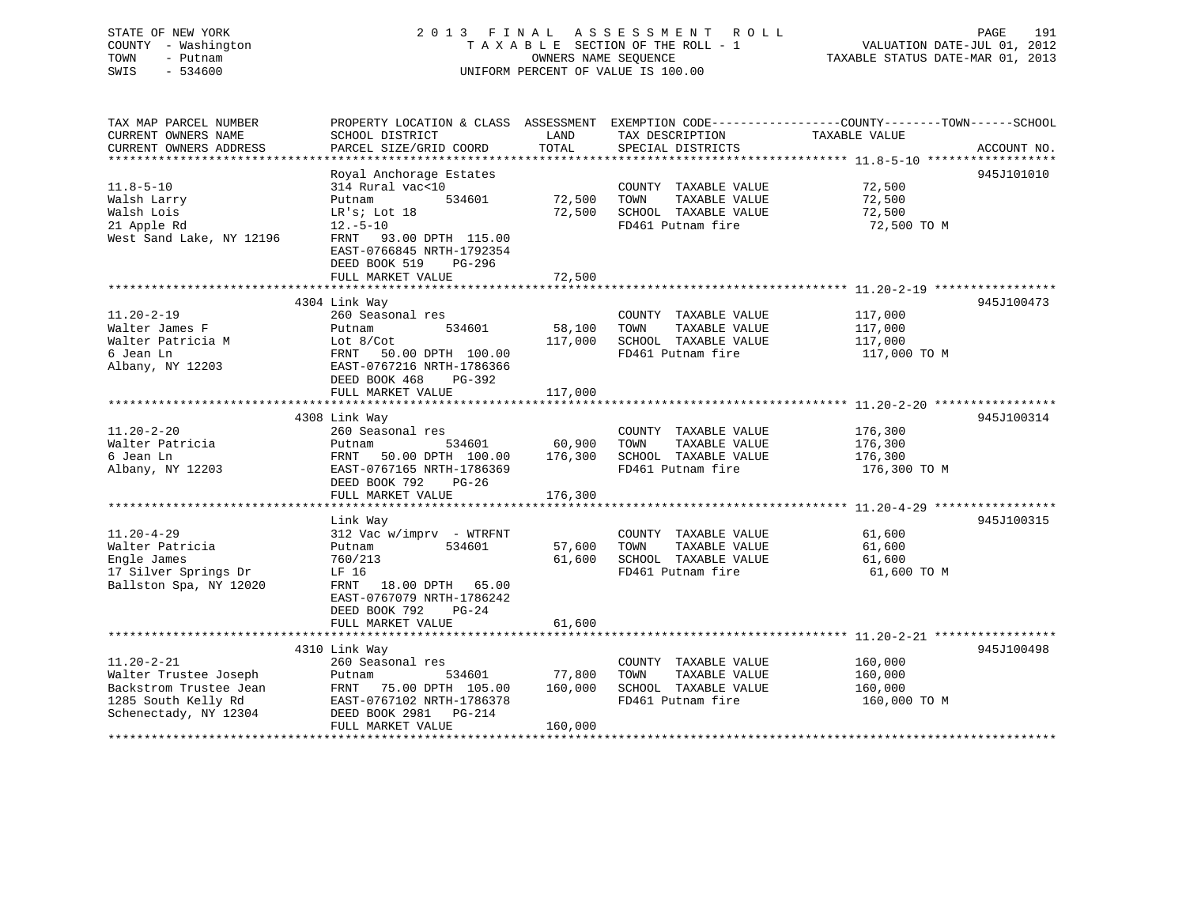STATE OF NEW YORK
COUNTY - Washington
TOWN - Putnam
SWIS - 534600

2013 FINAL ASSESSMENT ROLL
TAXABLE SECTION OF THE ROLL - 1
OWNERS NAME SEQUENCE
UNIFORM PERCENT OF VALUE IS 100.00

VALUATION DATE-JUL 01, 2012
TAXABLE STATUS DATE-MAR 01, 2013

| TAX MAP PARCEL NUMBER / CURRENT OWNERS NAME / CURRENT OWNERS ADDRESS | PROPERTY LOCATION & CLASS / SCHOOL DISTRICT / PARCEL SIZE/GRID COORD | ASSESSMENT LAND | TOTAL | EXEMPTION CODE / TAX DESCRIPTION / SPECIAL DISTRICTS | TAXABLE VALUE (COUNTY--TOWN--SCHOOL) | ACCOUNT NO. |
|---|---|---|---|---|---|---|
| 11.8-5-10 | Royal Anchorage Estates | | | | | 945J101010 |
| | 314 Rural vac<10 | | | COUNTY TAXABLE VALUE | 72,500 | |
| Walsh Larry | Putnam 534601 | 72,500 | | TOWN TAXABLE VALUE | 72,500 | |
| Walsh Lois | LR's; Lot 18 | | 72,500 | SCHOOL TAXABLE VALUE | 72,500 | |
| 21 Apple Rd | 12.-5-10 | | | FD461 Putnam fire | 72,500 TO M | |
| West Sand Lake, NY 12196 | FRNT 93.00 DPTH 115.00 | | | | | |
| | EAST-0766845 NRTH-1792354 | | | | | |
| | DEED BOOK 519 PG-296 | | | | | |
| | FULL MARKET VALUE | | 72,500 | | | |
| 11.20-2-19 | 4304 Link Way | | | | | 945J100473 |
| | 260 Seasonal res | | | COUNTY TAXABLE VALUE | 117,000 | |
| Walter James F | Putnam 534601 | 58,100 | | TOWN TAXABLE VALUE | 117,000 | |
| Walter Patricia M | Lot 8/Cot | | 117,000 | SCHOOL TAXABLE VALUE | 117,000 | |
| 6 Jean Ln | FRNT 50.00 DPTH 100.00 | | | FD461 Putnam fire | 117,000 TO M | |
| Albany, NY 12203 | EAST-0767216 NRTH-1786366 | | | | | |
| | DEED BOOK 468 PG-392 | | | | | |
| | FULL MARKET VALUE | | 117,000 | | | |
| 11.20-2-20 | 4308 Link Way | | | | | 945J100314 |
| | 260 Seasonal res | | | COUNTY TAXABLE VALUE | 176,300 | |
| Walter Patricia | Putnam 534601 | 60,900 | | TOWN TAXABLE VALUE | 176,300 | |
| 6 Jean Ln | FRNT 50.00 DPTH 100.00 | | 176,300 | SCHOOL TAXABLE VALUE | 176,300 | |
| Albany, NY 12203 | EAST-0767165 NRTH-1786369 | | | FD461 Putnam fire | 176,300 TO M | |
| | DEED BOOK 792 PG-26 | | | | | |
| | FULL MARKET VALUE | | 176,300 | | | |
| 11.20-4-29 | Link Way | | | | | 945J100315 |
| | 312 Vac w/imprv - WTRFNT | | | COUNTY TAXABLE VALUE | 61,600 | |
| Walter Patricia | Putnam 534601 | 57,600 | | TOWN TAXABLE VALUE | 61,600 | |
| Engle James | 760/213 | | 61,600 | SCHOOL TAXABLE VALUE | 61,600 | |
| 17 Silver Springs Dr | LF 16 | | | FD461 Putnam fire | 61,600 TO M | |
| Ballston Spa, NY 12020 | FRNT 18.00 DPTH 65.00 | | | | | |
| | EAST-0767079 NRTH-1786242 | | | | | |
| | DEED BOOK 792 PG-24 | | | | | |
| | FULL MARKET VALUE | | 61,600 | | | |
| 11.20-2-21 | 4310 Link Way | | | | | 945J100498 |
| | 260 Seasonal res | | | COUNTY TAXABLE VALUE | 160,000 | |
| Walter Trustee Joseph | Putnam 534601 | 77,800 | | TOWN TAXABLE VALUE | 160,000 | |
| Backstrom Trustee Jean | FRNT 75.00 DPTH 105.00 | | 160,000 | SCHOOL TAXABLE VALUE | 160,000 | |
| 1285 South Kelly Rd | EAST-0767102 NRTH-1786378 | | | FD461 Putnam fire | 160,000 TO M | |
| Schenectady, NY 12304 | DEED BOOK 2981 PG-214 | | | | | |
| | FULL MARKET VALUE | | 160,000 | | | |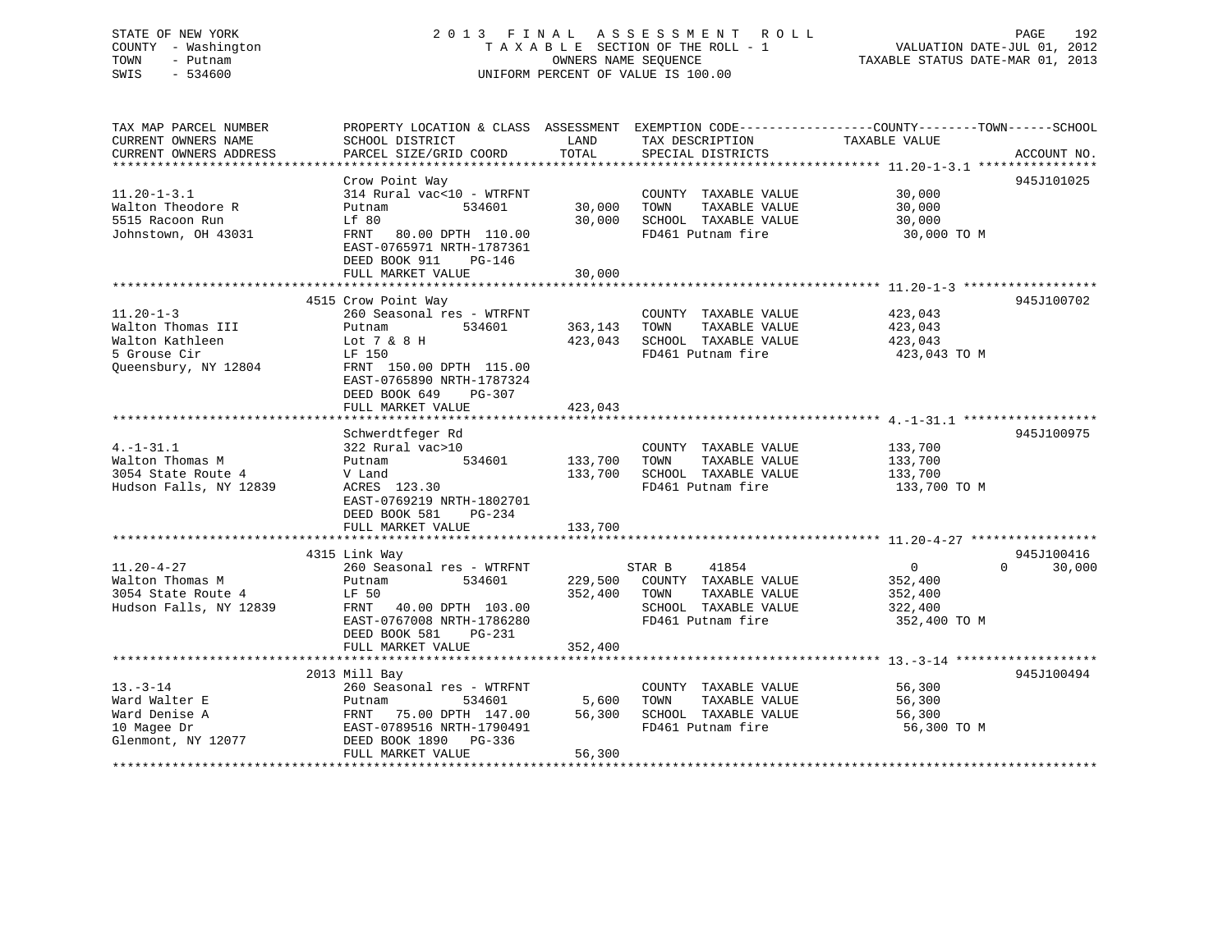STATE OF NEW YORK
COUNTY - Washington
TOWN - Putnam
SWIS - 534600

# 2013 FINAL ASSESSMENT ROLL
TAXABLE SECTION OF THE ROLL - 1
OWNERS NAME SEQUENCE
UNIFORM PERCENT OF VALUE IS 100.00

VALUATION DATE-JUL 01, 2012
TAXABLE STATUS DATE-MAR 01, 2013

| TAX MAP PARCEL NUMBER / CURRENT OWNERS NAME / CURRENT OWNERS ADDRESS | PROPERTY LOCATION & CLASS / SCHOOL DISTRICT / PARCEL SIZE/GRID COORD | ASSESSMENT LAND / TOTAL | EXEMPTION CODE / TAX DESCRIPTION / SPECIAL DISTRICTS | COUNTY / TOWN / SCHOOL TAXABLE VALUE | ACCOUNT NO. |
|---|---|---|---|---|---|
| 11.20-1-3.1 | Crow Point Way | | | | 945J101025 |
| Walton Theodore R | 314 Rural vac<10 - WTRFNT | | COUNTY TAXABLE VALUE | 30,000 | |
| 5515 Racoon Run | Putnam 534601 | 30,000 | TOWN TAXABLE VALUE | 30,000 | |
| Johnstown, OH 43031 | Lf 80 | 30,000 | SCHOOL TAXABLE VALUE | 30,000 | |
| | FRNT 80.00 DPTH 110.00 | | FD461 Putnam fire | 30,000 TO M | |
| | EAST-0765971 NRTH-1787361 | | | | |
| | DEED BOOK 911 PG-146 | | | | |
| | FULL MARKET VALUE | 30,000 | | | |
| 11.20-1-3 | 4515 Crow Point Way | | | | 945J100702 |
| Walton Thomas III | 260 Seasonal res - WTRFNT | | COUNTY TAXABLE VALUE | 423,043 | |
| Walton Kathleen | Putnam 534601 | 363,143 | TOWN TAXABLE VALUE | 423,043 | |
| 5 Grouse Cir | Lot 7 & 8 H | 423,043 | SCHOOL TAXABLE VALUE | 423,043 | |
| Queensbury, NY 12804 | LF 150 | | FD461 Putnam fire | 423,043 TO M | |
| | FRNT 150.00 DPTH 115.00 | | | | |
| | EAST-0765890 NRTH-1787324 | | | | |
| | DEED BOOK 649 PG-307 | | | | |
| | FULL MARKET VALUE | 423,043 | | | |
| 4.-1-31.1 | Schwerdtfeger Rd | | | | 945J100975 |
| Walton Thomas M | 322 Rural vac>10 | | COUNTY TAXABLE VALUE | 133,700 | |
| 3054 State Route 4 | Putnam 534601 | 133,700 | TOWN TAXABLE VALUE | 133,700 | |
| Hudson Falls, NY 12839 | V Land | 133,700 | SCHOOL TAXABLE VALUE | 133,700 | |
| | ACRES 123.30 | | FD461 Putnam fire | 133,700 TO M | |
| | EAST-0769219 NRTH-1802701 | | | | |
| | DEED BOOK 581 PG-234 | | | | |
| | FULL MARKET VALUE | 133,700 | | | |
| 11.20-4-27 | 4315 Link Way | | | | 945J100416 |
| Walton Thomas M | 260 Seasonal res - WTRFNT | | STAR B 41854 | 0 0 30,000 | |
| 3054 State Route 4 | Putnam 534601 | 229,500 | COUNTY TAXABLE VALUE | 352,400 | |
| Hudson Falls, NY 12839 | LF 50 | 352,400 | TOWN TAXABLE VALUE | 352,400 | |
| | FRNT 40.00 DPTH 103.00 | | SCHOOL TAXABLE VALUE | 322,400 | |
| | EAST-0767008 NRTH-1786280 | | FD461 Putnam fire | 352,400 TO M | |
| | DEED BOOK 581 PG-231 | | | | |
| | FULL MARKET VALUE | 352,400 | | | |
| 13.-3-14 | 2013 Mill Bay | | | | 945J100494 |
| Ward Walter E | 260 Seasonal res - WTRFNT | | COUNTY TAXABLE VALUE | 56,300 | |
| Ward Denise A | Putnam 534601 | 5,600 | TOWN TAXABLE VALUE | 56,300 | |
| 10 Magee Dr | FRNT 75.00 DPTH 147.00 | 56,300 | SCHOOL TAXABLE VALUE | 56,300 | |
| Glenmont, NY 12077 | EAST-0789516 NRTH-1790491 | | FD461 Putnam fire | 56,300 TO M | |
| | DEED BOOK 1890 PG-336 | | | | |
| | FULL MARKET VALUE | 56,300 | | | |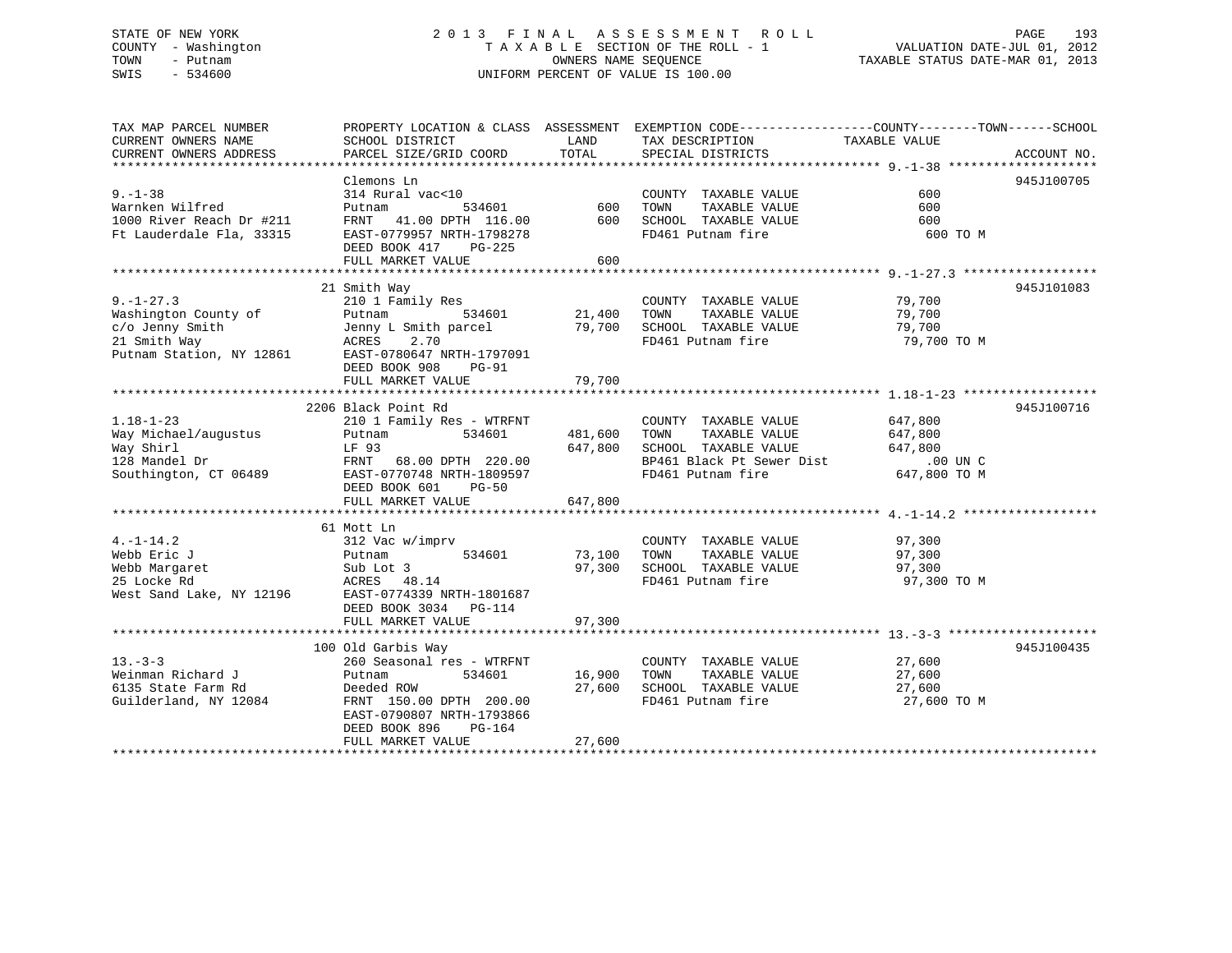STATE OF NEW YORK
COUNTY - Washington
TOWN - Putnam
SWIS - 534600

2013 FINAL ASSESSMENT ROLL
TAXABLE SECTION OF THE ROLL - 1
OWNERS NAME SEQUENCE
UNIFORM PERCENT OF VALUE IS 100.00

VALUATION DATE-JUL 01, 2012
TAXABLE STATUS DATE-MAR 01, 2013

| TAX MAP PARCEL NUMBER / CURRENT OWNERS NAME / CURRENT OWNERS ADDRESS | PROPERTY LOCATION & CLASS / SCHOOL DISTRICT / PARCEL SIZE/GRID COORD | ASSESSMENT LAND / TOTAL | EXEMPTION CODE / TAX DESCRIPTION / SPECIAL DISTRICTS | COUNTY--------TOWN------SCHOOL TAXABLE VALUE | ACCOUNT NO. |
|---|---|---|---|---|---|
| 9.-1-38 | Clemons Ln | | | | 945J100705 |
| Warnken Wilfred | 314 Rural vac<10 | | COUNTY TAXABLE VALUE | 600 | |
| 1000 River Reach Dr #211 | Putnam 534601 | 600 | TOWN TAXABLE VALUE | 600 | |
| Ft Lauderdale Fla, 33315 | FRNT 41.00 DPTH 116.00 | 600 | SCHOOL TAXABLE VALUE | 600 | |
| | EAST-0779957 NRTH-1798278 | | FD461 Putnam fire | 600 TO M | |
| | DEED BOOK 417 PG-225 | | | | |
| | FULL MARKET VALUE | 600 | | | |
| 9.-1-27.3 | 21 Smith Way | | | | 945J101083 |
| Washington County of | 210 1 Family Res | | COUNTY TAXABLE VALUE | 79,700 | |
| c/o Jenny Smith | Putnam 534601 | 21,400 | TOWN TAXABLE VALUE | 79,700 | |
| 21 Smith Way | Jenny L Smith parcel | 79,700 | SCHOOL TAXABLE VALUE | 79,700 | |
| Putnam Station, NY 12861 | ACRES 2.70 | | FD461 Putnam fire | 79,700 TO M | |
| | EAST-0780647 NRTH-1797091 | | | | |
| | DEED BOOK 908 PG-91 | | | | |
| | FULL MARKET VALUE | 79,700 | | | |
| 1.18-1-23 | 2206 Black Point Rd | | | | 945J100716 |
| Way Michael/augustus | 210 1 Family Res - WTRFNT | | COUNTY TAXABLE VALUE | 647,800 | |
| Way Shirl | Putnam 534601 | 481,600 | TOWN TAXABLE VALUE | 647,800 | |
| 128 Mandel Dr | LF 93 | 647,800 | SCHOOL TAXABLE VALUE | 647,800 | |
| Southington, CT 06489 | FRNT 68.00 DPTH 220.00 | | BP461 Black Pt Sewer Dist | .00 UN C | |
| | EAST-0770748 NRTH-1809597 | | FD461 Putnam fire | 647,800 TO M | |
| | DEED BOOK 601 PG-50 | | | | |
| | FULL MARKET VALUE | 647,800 | | | |
| 4.-1-14.2 | 61 Mott Ln | | | | |
| Webb Eric J | 312 Vac w/imprv | | COUNTY TAXABLE VALUE | 97,300 | |
| Webb Margaret | Putnam 534601 | 73,100 | TOWN TAXABLE VALUE | 97,300 | |
| 25 Locke Rd | Sub Lot 3 | 97,300 | SCHOOL TAXABLE VALUE | 97,300 | |
| West Sand Lake, NY 12196 | ACRES 48.14 | | FD461 Putnam fire | 97,300 TO M | |
| | EAST-0774339 NRTH-1801687 | | | | |
| | DEED BOOK 3034 PG-114 | | | | |
| | FULL MARKET VALUE | 97,300 | | | |
| 13.-3-3 | 100 Old Garbis Way | | | | 945J100435 |
| Weinman Richard J | 260 Seasonal res - WTRFNT | | COUNTY TAXABLE VALUE | 27,600 | |
| 6135 State Farm Rd | Putnam 534601 | 16,900 | TOWN TAXABLE VALUE | 27,600 | |
| Guilderland, NY 12084 | Deeded ROW | 27,600 | SCHOOL TAXABLE VALUE | 27,600 | |
| | FRNT 150.00 DPTH 200.00 | | FD461 Putnam fire | 27,600 TO M | |
| | EAST-0790807 NRTH-1793866 | | | | |
| | DEED BOOK 896 PG-164 | | | | |
| | FULL MARKET VALUE | 27,600 | | | |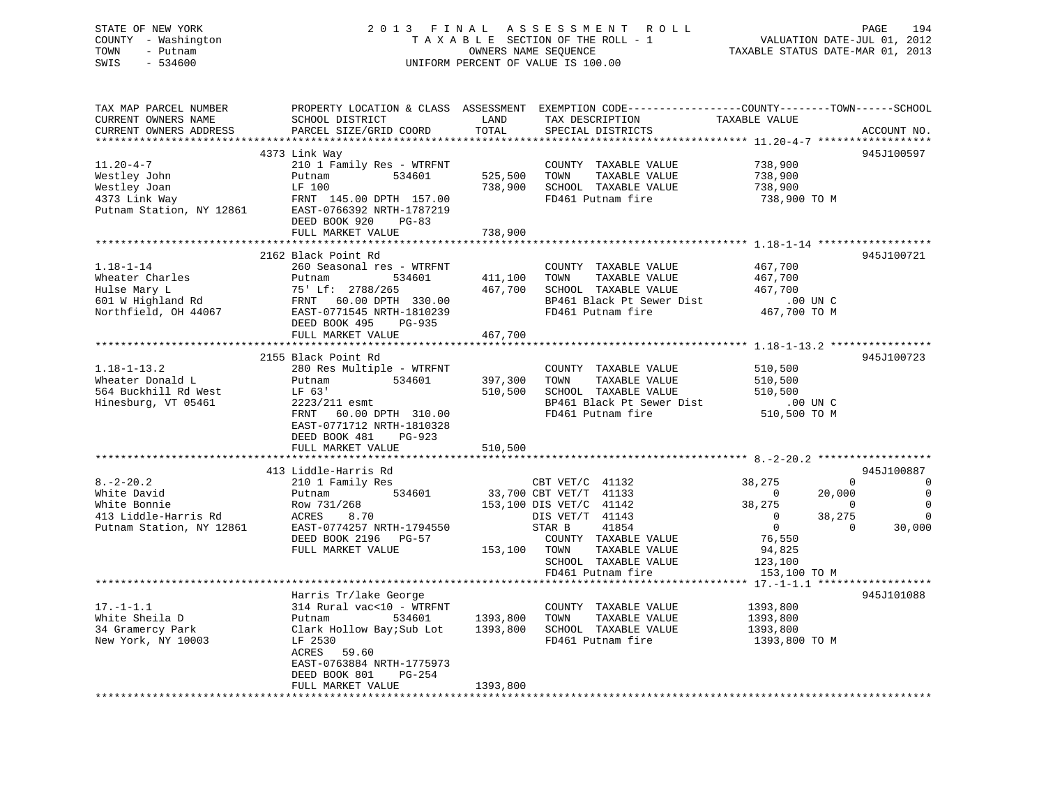STATE OF NEW YORK
COUNTY - Washington
TOWN - Putnam
SWIS - 534600

2 0 1 3 F I N A L A S S E S S M E N T R O L L
T A X A B L E SECTION OF THE ROLL - 1
OWNERS NAME SEQUENCE
UNIFORM PERCENT OF VALUE IS 100.00

VALUATION DATE-JUL 01, 2012
TAXABLE STATUS DATE-MAR 01, 2013

| TAX MAP PARCEL NUMBER / CURRENT OWNERS NAME / CURRENT OWNERS ADDRESS | PROPERTY LOCATION & CLASS / SCHOOL DISTRICT / PARCEL SIZE/GRID COORD | ASSESSMENT LAND / TOTAL | EXEMPTION CODE / TAX DESCRIPTION / SPECIAL DISTRICTS | COUNTY TAXABLE VALUE | TOWN | SCHOOL | ACCOUNT NO. |
|---|---|---|---|---|---|---|---|
| **11.20-4-7** | 4373 Link Way | | | | | | 945J100597 |
| 11.20-4-7 | 210 1 Family Res - WTRFNT | | COUNTY TAXABLE VALUE | 738,900 | | | |
| Westley John | Putnam 534601 | 525,500 | TOWN TAXABLE VALUE | 738,900 | | | |
| Westley Joan | LF 100 | 738,900 | SCHOOL TAXABLE VALUE | 738,900 | | | |
| 4373 Link Way | FRNT 145.00 DPTH 157.00 | | FD461 Putnam fire | 738,900 TO M | | | |
| Putnam Station, NY 12861 | EAST-0766392 NRTH-1787219 | | | | | | |
| | DEED BOOK 920 PG-83 | | | | | | |
| | FULL MARKET VALUE | 738,900 | | | | | |
| **1.18-1-14** | 2162 Black Point Rd | | | | | | 945J100721 |
| 1.18-1-14 | 260 Seasonal res - WTRFNT | | COUNTY TAXABLE VALUE | 467,700 | | | |
| Wheater Charles | Putnam 534601 | 411,100 | TOWN TAXABLE VALUE | 467,700 | | | |
| Hulse Mary L | 75' Lf: 2788/265 | 467,700 | SCHOOL TAXABLE VALUE | 467,700 | | | |
| 601 W Highland Rd | FRNT 60.00 DPTH 330.00 | | BP461 Black Pt Sewer Dist | .00 UN C | | | |
| Northfield, OH 44067 | EAST-0771545 NRTH-1810239 | | FD461 Putnam fire | 467,700 TO M | | | |
| | DEED BOOK 495 PG-935 | | | | | | |
| | FULL MARKET VALUE | 467,700 | | | | | |
| **1.18-1-13.2** | 2155 Black Point Rd | | | | | | 945J100723 |
| 1.18-1-13.2 | 280 Res Multiple - WTRFNT | | COUNTY TAXABLE VALUE | 510,500 | | | |
| Wheater Donald L | Putnam 534601 | 397,300 | TOWN TAXABLE VALUE | 510,500 | | | |
| 564 Buckhill Rd West | LF 63' | 510,500 | SCHOOL TAXABLE VALUE | 510,500 | | | |
| Hinesburg, VT 05461 | 2223/211 esmt | | BP461 Black Pt Sewer Dist | .00 UN C | | | |
| | FRNT 60.00 DPTH 310.00 | | FD461 Putnam fire | 510,500 TO M | | | |
| | EAST-0771712 NRTH-1810328 | | | | | | |
| | DEED BOOK 481 PG-923 | | | | | | |
| | FULL MARKET VALUE | 510,500 | | | | | |
| **8.-2-20.2** | 413 Liddle-Harris Rd | | | | | | 945J100887 |
| 8.-2-20.2 | 210 1 Family Res | | CBT VET/C 41132 | 38,275 | 0 | 0 | |
| White David | Putnam 534601 | 33,700 | CBT VET/T 41133 | 0 | 20,000 | 0 | |
| White Bonnie | Row 731/268 | 153,100 | DIS VET/C 41142 | 38,275 | 0 | 0 | |
| 413 Liddle-Harris Rd | ACRES 8.70 | | DIS VET/T 41143 | 0 | 38,275 | 0 | |
| Putnam Station, NY 12861 | EAST-0774257 NRTH-1794550 | | STAR B 41854 | 0 | 0 | 30,000 | |
| | DEED BOOK 2196 PG-57 | | COUNTY TAXABLE VALUE | 76,550 | | | |
| | FULL MARKET VALUE | 153,100 | TOWN TAXABLE VALUE | 94,825 | | | |
| | | | SCHOOL TAXABLE VALUE | 123,100 | | | |
| | | | FD461 Putnam fire | 153,100 TO M | | | |
| **17.-1-1.1** | Harris Tr/lake George | | | | | | 945J101088 |
| 17.-1-1.1 | 314 Rural vac<10 - WTRFNT | | COUNTY TAXABLE VALUE | 1393,800 | | | |
| White Sheila D | Putnam 534601 | 1393,800 | TOWN TAXABLE VALUE | 1393,800 | | | |
| 34 Gramercy Park | Clark Hollow Bay;Sub Lot | 1393,800 | SCHOOL TAXABLE VALUE | 1393,800 | | | |
| New York, NY 10003 | LF 2530 | | FD461 Putnam fire | 1393,800 TO M | | | |
| | ACRES 59.60 | | | | | | |
| | EAST-0763884 NRTH-1775973 | | | | | | |
| | DEED BOOK 801 PG-254 | | | | | | |
| | FULL MARKET VALUE | 1393,800 | | | | | |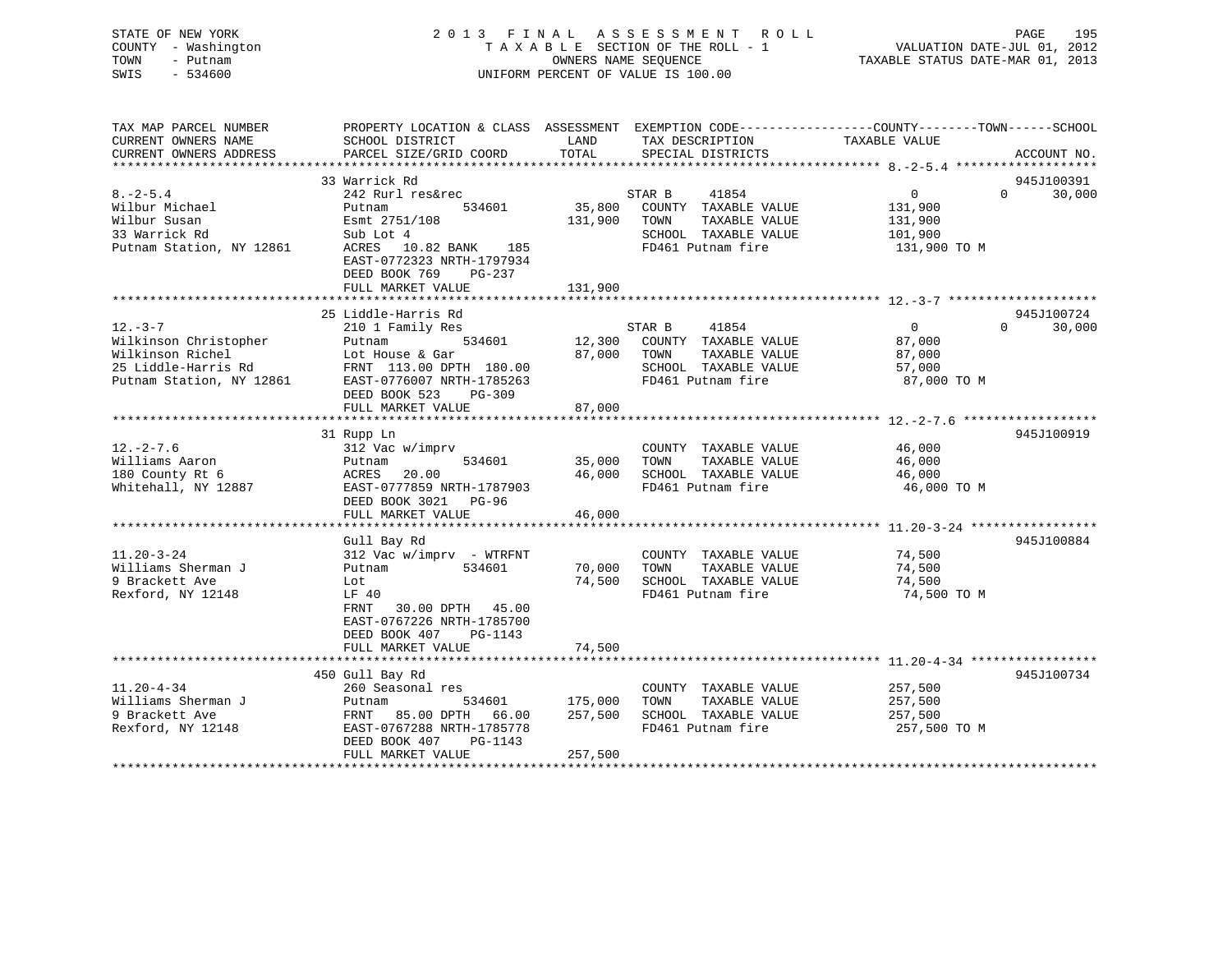STATE OF NEW YORK
COUNTY - Washington
TOWN - Putnam
SWIS - 534600

2013 FINAL ASSESSMENT ROLL
TAXABLE SECTION OF THE ROLL - 1
OWNERS NAME SEQUENCE
UNIFORM PERCENT OF VALUE IS 100.00

VALUATION DATE-JUL 01, 2012
TAXABLE STATUS DATE-MAR 01, 2013

```
TAX MAP PARCEL NUMBER          PROPERTY LOCATION & CLASS  ASSESSMENT  EXEMPTION CODE------------------COUNTY--------TOWN------SCHOOL
CURRENT OWNERS NAME            SCHOOL DISTRICT               LAND      TAX DESCRIPTION              TAXABLE VALUE
CURRENT OWNERS ADDRESS         PARCEL SIZE/GRID COORD        TOTAL     SPECIAL DISTRICTS                                     ACCOUNT NO.
******************************************************************************************************* 8.-2-5.4 *******************
                               33 Warrick Rd                                                                                  945J100391
8.-2-5.4                       242 Rurl res&rec                    STAR B      41854                   0            0      30,000
Wilbur Michael                 Putnam            534601    35,800    COUNTY  TAXABLE VALUE          131,900
Wilbur Susan                   Esmt 2751/108              131,900    TOWN    TAXABLE VALUE          131,900
33 Warrick Rd                  Sub Lot 4                             SCHOOL  TAXABLE VALUE          101,900
Putnam Station, NY 12861       ACRES  10.82 BANK    185              FD461 Putnam fire               131,900 TO M
                               EAST-0772323 NRTH-1797934
                               DEED BOOK 769    PG-237
                               FULL MARKET VALUE          131,900
******************************************************************************************************* 12.-3-7 ********************
                               25 Liddle-Harris Rd                                                                            945J100724
12.-3-7                        210 1 Family Res                    STAR B      41854                   0            0      30,000
Wilkinson Christopher          Putnam            534601    12,300    COUNTY  TAXABLE VALUE           87,000
Wilkinson Richel               Lot House & Gar             87,000    TOWN    TAXABLE VALUE           87,000
25 Liddle-Harris Rd            FRNT 113.00 DPTH 180.00               SCHOOL  TAXABLE VALUE           57,000
Putnam Station, NY 12861       EAST-0776007 NRTH-1785263             FD461 Putnam fire                87,000 TO M
                               DEED BOOK 523    PG-309
                               FULL MARKET VALUE           87,000
******************************************************************************************************* 12.-2-7.6 ******************
                               31 Rupp Ln                                                                                     945J100919
12.-2-7.6                      312 Vac w/imprv                       COUNTY  TAXABLE VALUE           46,000
Williams Aaron                 Putnam            534601    35,000    TOWN    TAXABLE VALUE           46,000
180 County Rt 6                ACRES  20.00                46,000    SCHOOL  TAXABLE VALUE           46,000
Whitehall, NY 12887            EAST-0777859 NRTH-1787903             FD461 Putnam fire                46,000 TO M
                               DEED BOOK 3021   PG-96
                               FULL MARKET VALUE           46,000
******************************************************************************************************* 11.20-3-24 *****************
                               Gull Bay Rd                                                                                    945J100884
11.20-3-24                     312 Vac w/imprv  - WTRFNT             COUNTY  TAXABLE VALUE           74,500
Williams Sherman J             Putnam            534601    70,000    TOWN    TAXABLE VALUE           74,500
9 Brackett Ave                 Lot                         74,500    SCHOOL  TAXABLE VALUE           74,500
Rexford, NY 12148              LF 40                                 FD461 Putnam fire                74,500 TO M
                               FRNT  30.00 DPTH  45.00
                               EAST-0767226 NRTH-1785700
                               DEED BOOK 407    PG-1143
                               FULL MARKET VALUE           74,500
******************************************************************************************************* 11.20-4-34 *****************
                               450 Gull Bay Rd                                                                                945J100734
11.20-4-34                     260 Seasonal res                      COUNTY  TAXABLE VALUE          257,500
Williams Sherman J             Putnam            534601   175,000    TOWN    TAXABLE VALUE          257,500
9 Brackett Ave                 FRNT  85.00 DPTH  66.00    257,500    SCHOOL  TAXABLE VALUE          257,500
Rexford, NY 12148              EAST-0767288 NRTH-1785778             FD461 Putnam fire               257,500 TO M
                               DEED BOOK 407    PG-1143
                               FULL MARKET VALUE          257,500
************************************************************************************************************************************
```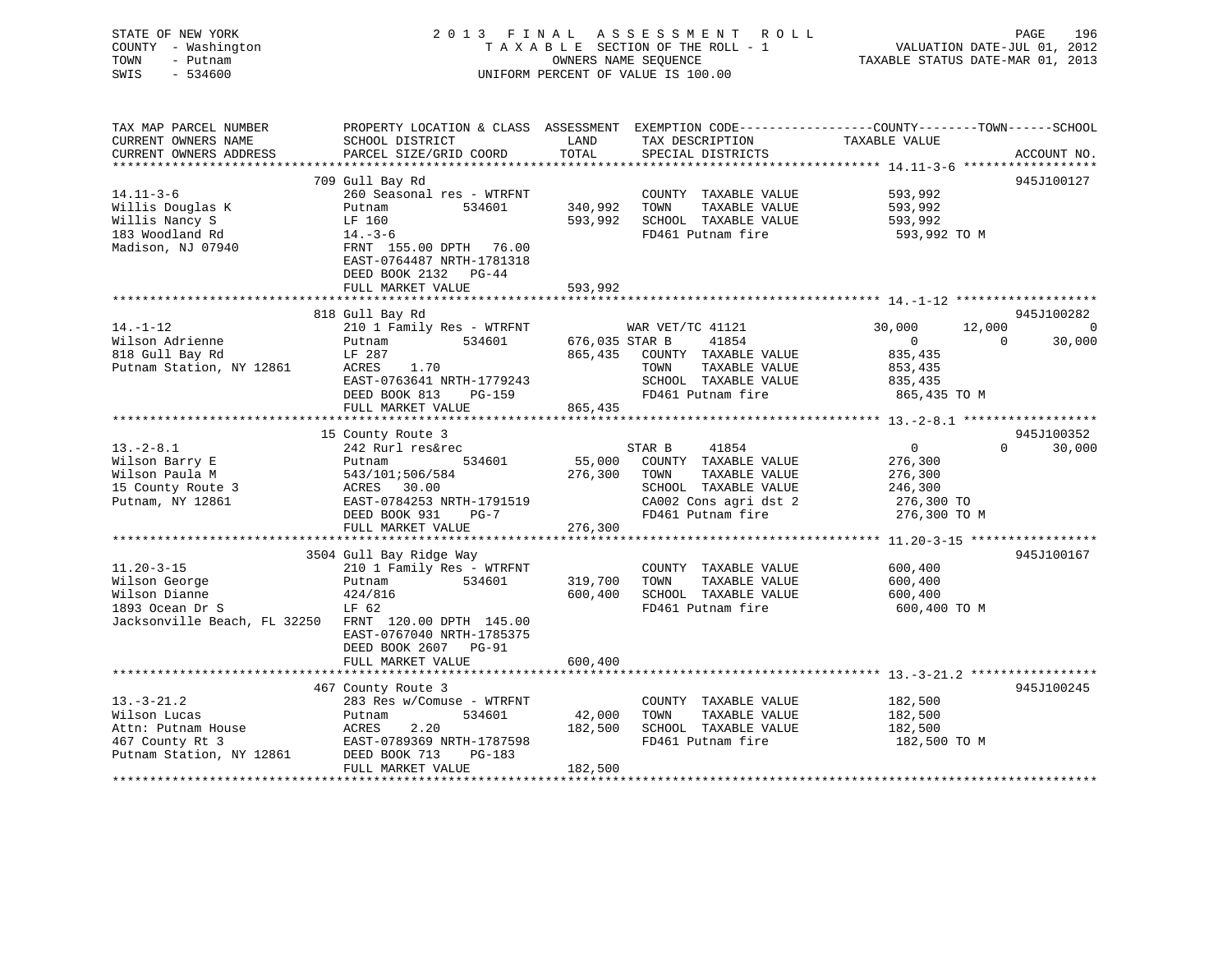STATE OF NEW YORK
COUNTY - Washington
TOWN - Putnam
SWIS - 534600

2 0 1 3 F I N A L A S S E S S M E N T R O L L
T A X A B L E SECTION OF THE ROLL - 1
OWNERS NAME SEQUENCE
UNIFORM PERCENT OF VALUE IS 100.00

VALUATION DATE-JUL 01, 2012
TAXABLE STATUS DATE-MAR 01, 2013

```
TAX MAP PARCEL NUMBER          PROPERTY LOCATION & CLASS  ASSESSMENT  EXEMPTION CODE------------------COUNTY--------TOWN------SCHOOL
CURRENT OWNERS NAME            SCHOOL DISTRICT              LAND      TAX DESCRIPTION            TAXABLE VALUE
CURRENT OWNERS ADDRESS         PARCEL SIZE/GRID COORD       TOTAL     SPECIAL DISTRICTS                                   ACCOUNT NO.
****************************************************************************************************** 14.11-3-6 ******************
                               709 Gull Bay Rd                                                                          945J100127
14.11-3-6                      260 Seasonal res - WTRFNT             COUNTY  TAXABLE VALUE          593,992
Willis Douglas K               Putnam          534601      340,992   TOWN    TAXABLE VALUE          593,992
Willis Nancy S                 LF 160                      593,992   SCHOOL  TAXABLE VALUE          593,992
183 Woodland Rd                14.-3-6                               FD461 Putnam fire               593,992 TO M
Madison, NJ 07940              FRNT 155.00 DPTH  76.00
                               EAST-0764487 NRTH-1781318
                               DEED BOOK 2132   PG-44
                               FULL MARKET VALUE           593,992
****************************************************************************************************** 14.-1-12 *******************
                               818 Gull Bay Rd                                                                          945J100282
14.-1-12                       210 1 Family Res - WTRFNT             WAR VET/TC 41121             30,000      12,000           0
Wilson Adrienne                Putnam          534601      676,035 STAR B      41854                   0           0      30,000
818 Gull Bay Rd                LF 287                      865,435   COUNTY  TAXABLE VALUE          835,435
Putnam Station, NY 12861       ACRES     1.70                        TOWN    TAXABLE VALUE          853,435
                               EAST-0763641 NRTH-1779243             SCHOOL  TAXABLE VALUE          835,435
                               DEED BOOK 813    PG-159               FD461 Putnam fire               865,435 TO M
                               FULL MARKET VALUE           865,435
****************************************************************************************************** 13.-2-8.1 ******************
                               15 County Route 3                                                                        945J100352
13.-2-8.1                      242 Rurl res&rec                      STAR B      41854                   0           0      30,000
Wilson Barry E                 Putnam          534601       55,000   COUNTY  TAXABLE VALUE          276,300
Wilson Paula M                 543/101;506/584             276,300   TOWN    TAXABLE VALUE          276,300
15 County Route 3              ACRES    30.00                        SCHOOL  TAXABLE VALUE          246,300
Putnam, NY 12861               EAST-0784253 NRTH-1791519             CA002 Cons agri dst 2           276,300 TO
                               DEED BOOK 931    PG-7                 FD461 Putnam fire               276,300 TO M
                               FULL MARKET VALUE           276,300
****************************************************************************************************** 11.20-3-15 *****************
                               3504 Gull Bay Ridge Way                                                                  945J100167
11.20-3-15                     210 1 Family Res - WTRFNT             COUNTY  TAXABLE VALUE          600,400
Wilson George                  Putnam          534601      319,700   TOWN    TAXABLE VALUE          600,400
Wilson Dianne                  424/816                     600,400   SCHOOL  TAXABLE VALUE          600,400
1893 Ocean Dr S                LF 62                                 FD461 Putnam fire               600,400 TO M
Jacksonville Beach, FL 32250   FRNT 120.00 DPTH 145.00
                               EAST-0767040 NRTH-1785375
                               DEED BOOK 2607   PG-91
                               FULL MARKET VALUE           600,400
****************************************************************************************************** 13.-3-21.2 *****************
                               467 County Route 3                                                                       945J100245
13.-3-21.2                     283 Res w/Comuse - WTRFNT             COUNTY  TAXABLE VALUE          182,500
Wilson Lucas                   Putnam          534601       42,000   TOWN    TAXABLE VALUE          182,500
Attn: Putnam House             ACRES     2.20              182,500   SCHOOL  TAXABLE VALUE          182,500
467 County Rt 3                EAST-0789369 NRTH-1787598             FD461 Putnam fire               182,500 TO M
Putnam Station, NY 12861       DEED BOOK 713    PG-183
                               FULL MARKET VALUE           182,500
************************************************************************************************************************************
```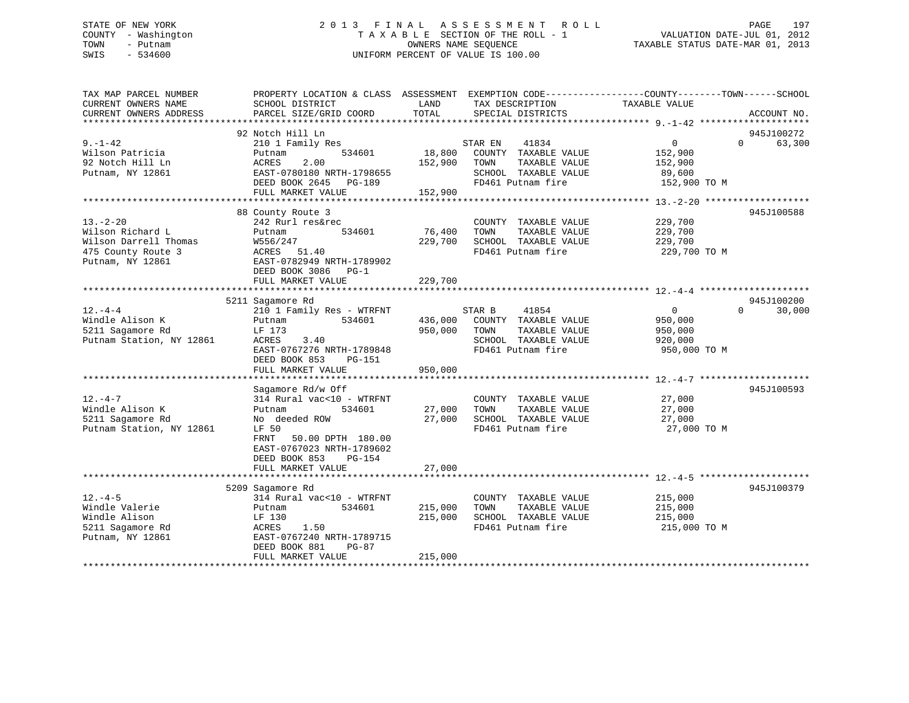STATE OF NEW YORK
COUNTY - Washington
TOWN - Putnam
SWIS - 534600

2013 FINAL ASSESSMENT ROLL
TAXABLE SECTION OF THE ROLL - 1
OWNERS NAME SEQUENCE
UNIFORM PERCENT OF VALUE IS 100.00

VALUATION DATE-JUL 01, 2012
TAXABLE STATUS DATE-MAR 01, 2013

| TAX MAP PARCEL NUMBER / CURRENT OWNERS NAME / CURRENT OWNERS ADDRESS | PROPERTY LOCATION & CLASS / SCHOOL DISTRICT / PARCEL SIZE/GRID COORD | ASSESSMENT LAND / TOTAL | EXEMPTION CODE / TAX DESCRIPTION / SPECIAL DISTRICTS | COUNTY TAXABLE VALUE | TOWN | SCHOOL | ACCOUNT NO. |
|---|---|---|---|---|---|---|---|
| **9.-1-42** | 92 Notch Hill Ln | | | | | | 945J100272 |
| Wilson Patricia | 210 1 Family Res | | STAR EN 41834 | 0 | 0 | 63,300 | |
| 92 Notch Hill Ln | Putnam 534601 | 18,800 | COUNTY TAXABLE VALUE | 152,900 | | | |
| Putnam, NY 12861 | ACRES 2.00 | 152,900 | TOWN TAXABLE VALUE | 152,900 | | | |
| | EAST-0780180 NRTH-1798655 | | SCHOOL TAXABLE VALUE | 89,600 | | | |
| | DEED BOOK 2645 PG-189 | | FD461 Putnam fire | 152,900 TO M | | | |
| | FULL MARKET VALUE | 152,900 | | | | | |
| **13.-2-20** | 88 County Route 3 | | | | | | 945J100588 |
| Wilson Richard L | 242 Rurl res&rec | | COUNTY TAXABLE VALUE | 229,700 | | | |
| Wilson Darrell Thomas | Putnam 534601 | 76,400 | TOWN TAXABLE VALUE | 229,700 | | | |
| 475 County Route 3 | W556/247 | 229,700 | SCHOOL TAXABLE VALUE | 229,700 | | | |
| Putnam, NY 12861 | ACRES 51.40 | | FD461 Putnam fire | 229,700 TO M | | | |
| | EAST-0782949 NRTH-1789902 | | | | | | |
| | DEED BOOK 3086 PG-1 | | | | | | |
| | FULL MARKET VALUE | 229,700 | | | | | |
| **12.-4-4** | 5211 Sagamore Rd | | | | | | 945J100200 |
| Windle Alison K | 210 1 Family Res - WTRFNT | | STAR B 41854 | 0 | 0 | 30,000 | |
| 5211 Sagamore Rd | Putnam 534601 | 436,000 | COUNTY TAXABLE VALUE | 950,000 | | | |
| Putnam Station, NY 12861 | LF 173 | 950,000 | TOWN TAXABLE VALUE | 950,000 | | | |
| | ACRES 3.40 | | SCHOOL TAXABLE VALUE | 920,000 | | | |
| | EAST-0767276 NRTH-1789848 | | FD461 Putnam fire | 950,000 TO M | | | |
| | DEED BOOK 853 PG-151 | | | | | | |
| | FULL MARKET VALUE | 950,000 | | | | | |
| **12.-4-7** | Sagamore Rd/w Off | | | | | | 945J100593 |
| Windle Alison K | 314 Rural vac<10 - WTRFNT | | COUNTY TAXABLE VALUE | 27,000 | | | |
| 5211 Sagamore Rd | Putnam 534601 | 27,000 | TOWN TAXABLE VALUE | 27,000 | | | |
| Putnam Station, NY 12861 | No deeded ROW | 27,000 | SCHOOL TAXABLE VALUE | 27,000 | | | |
| | LF 50 | | FD461 Putnam fire | 27,000 TO M | | | |
| | FRNT 50.00 DPTH 180.00 | | | | | | |
| | EAST-0767023 NRTH-1789602 | | | | | | |
| | DEED BOOK 853 PG-154 | | | | | | |
| | FULL MARKET VALUE | 27,000 | | | | | |
| **12.-4-5** | 5209 Sagamore Rd | | | | | | 945J100379 |
| Windle Valerie | 314 Rural vac<10 - WTRFNT | | COUNTY TAXABLE VALUE | 215,000 | | | |
| Windle Alison | Putnam 534601 | 215,000 | TOWN TAXABLE VALUE | 215,000 | | | |
| 5211 Sagamore Rd | LF 130 | 215,000 | SCHOOL TAXABLE VALUE | 215,000 | | | |
| Putnam, NY 12861 | ACRES 1.50 | | FD461 Putnam fire | 215,000 TO M | | | |
| | EAST-0767240 NRTH-1789715 | | | | | | |
| | DEED BOOK 881 PG-87 | | | | | | |
| | FULL MARKET VALUE | 215,000 | | | | | |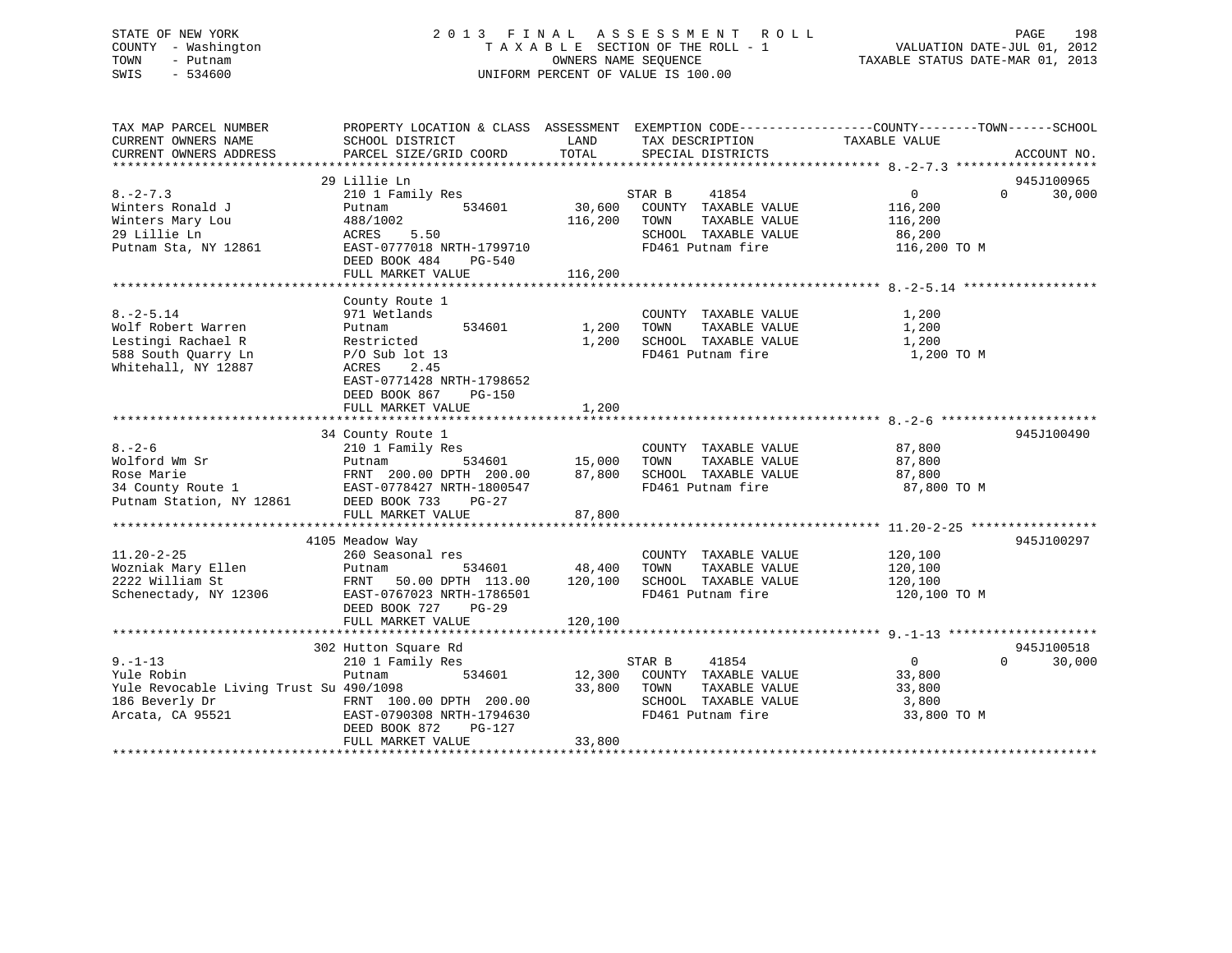STATE OF NEW YORK
COUNTY - Washington
TOWN - Putnam
SWIS - 534600

2013 FINAL ASSESSMENT ROLL
TAXABLE SECTION OF THE ROLL - 1
OWNERS NAME SEQUENCE
UNIFORM PERCENT OF VALUE IS 100.00

VALUATION DATE-JUL 01, 2012
TAXABLE STATUS DATE-MAR 01, 2013

| TAX MAP PARCEL NUMBER / CURRENT OWNERS NAME / CURRENT OWNERS ADDRESS | PROPERTY LOCATION & CLASS / SCHOOL DISTRICT / PARCEL SIZE/GRID COORD | ASSESSMENT LAND | TOTAL | EXEMPTION CODE / TAX DESCRIPTION / SPECIAL DISTRICTS | COUNTY / TOWN TAXABLE VALUE | SCHOOL | ACCOUNT NO. |
|---|---|---|---|---|---|---|---|
| 8.-2-7.3 | 29 Lillie Ln | | | | | | 945J100965 |
| 8.-2-7.3 | 210 1 Family Res | | | STAR B 41854 | 0 | 0 30,000 | |
| Winters Ronald J | Putnam 534601 | 30,600 | | COUNTY TAXABLE VALUE | 116,200 | | |
| Winters Mary Lou | 488/1002 | | 116,200 | TOWN TAXABLE VALUE | 116,200 | | |
| 29 Lillie Ln | ACRES 5.50 | | | SCHOOL TAXABLE VALUE | 86,200 | | |
| Putnam Sta, NY 12861 | EAST-0777018 NRTH-1799710 | | | FD461 Putnam fire | 116,200 TO M | | |
| | DEED BOOK 484 PG-540 | | | | | | |
| | FULL MARKET VALUE | | 116,200 | | | | |
| 8.-2-5.14 | County Route 1 | | | | | | |
| 8.-2-5.14 | 971 Wetlands | | | COUNTY TAXABLE VALUE | 1,200 | | |
| Wolf Robert Warren | Putnam 534601 | 1,200 | | TOWN TAXABLE VALUE | 1,200 | | |
| Lestingi Rachael R | Restricted | | 1,200 | SCHOOL TAXABLE VALUE | 1,200 | | |
| 588 South Quarry Ln | P/O Sub lot 13 | | | FD461 Putnam fire | 1,200 TO M | | |
| Whitehall, NY 12887 | ACRES 2.45 | | | | | | |
| | EAST-0771428 NRTH-1798652 | | | | | | |
| | DEED BOOK 867 PG-150 | | | | | | |
| | FULL MARKET VALUE | | 1,200 | | | | |
| 8.-2-6 | 34 County Route 1 | | | | | | 945J100490 |
| 8.-2-6 | 210 1 Family Res | | | COUNTY TAXABLE VALUE | 87,800 | | |
| Wolford Wm Sr | Putnam 534601 | 15,000 | | TOWN TAXABLE VALUE | 87,800 | | |
| Rose Marie | FRNT 200.00 DPTH 200.00 | | 87,800 | SCHOOL TAXABLE VALUE | 87,800 | | |
| 34 County Route 1 | EAST-0778427 NRTH-1800547 | | | FD461 Putnam fire | 87,800 TO M | | |
| Putnam Station, NY 12861 | DEED BOOK 733 PG-27 | | | | | | |
| | FULL MARKET VALUE | | 87,800 | | | | |
| 11.20-2-25 | 4105 Meadow Way | | | | | | 945J100297 |
| 11.20-2-25 | 260 Seasonal res | | | COUNTY TAXABLE VALUE | 120,100 | | |
| Wozniak Mary Ellen | Putnam 534601 | 48,400 | | TOWN TAXABLE VALUE | 120,100 | | |
| 2222 William St | FRNT 50.00 DPTH 113.00 | | 120,100 | SCHOOL TAXABLE VALUE | 120,100 | | |
| Schenectady, NY 12306 | EAST-0767023 NRTH-1786501 | | | FD461 Putnam fire | 120,100 TO M | | |
| | DEED BOOK 727 PG-29 | | | | | | |
| | FULL MARKET VALUE | | 120,100 | | | | |
| 9.-1-13 | 302 Hutton Square Rd | | | | | | 945J100518 |
| 9.-1-13 | 210 1 Family Res | | | STAR B 41854 | 0 | 0 30,000 | |
| Yule Robin | Putnam 534601 | 12,300 | | COUNTY TAXABLE VALUE | 33,800 | | |
| Yule Revocable Living Trust Su | 490/1098 | | 33,800 | TOWN TAXABLE VALUE | 33,800 | | |
| 186 Beverly Dr | FRNT 100.00 DPTH 200.00 | | | SCHOOL TAXABLE VALUE | 3,800 | | |
| Arcata, CA 95521 | EAST-0790308 NRTH-1794630 | | | FD461 Putnam fire | 33,800 TO M | | |
| | DEED BOOK 872 PG-127 | | | | | | |
| | FULL MARKET VALUE | | 33,800 | | | | |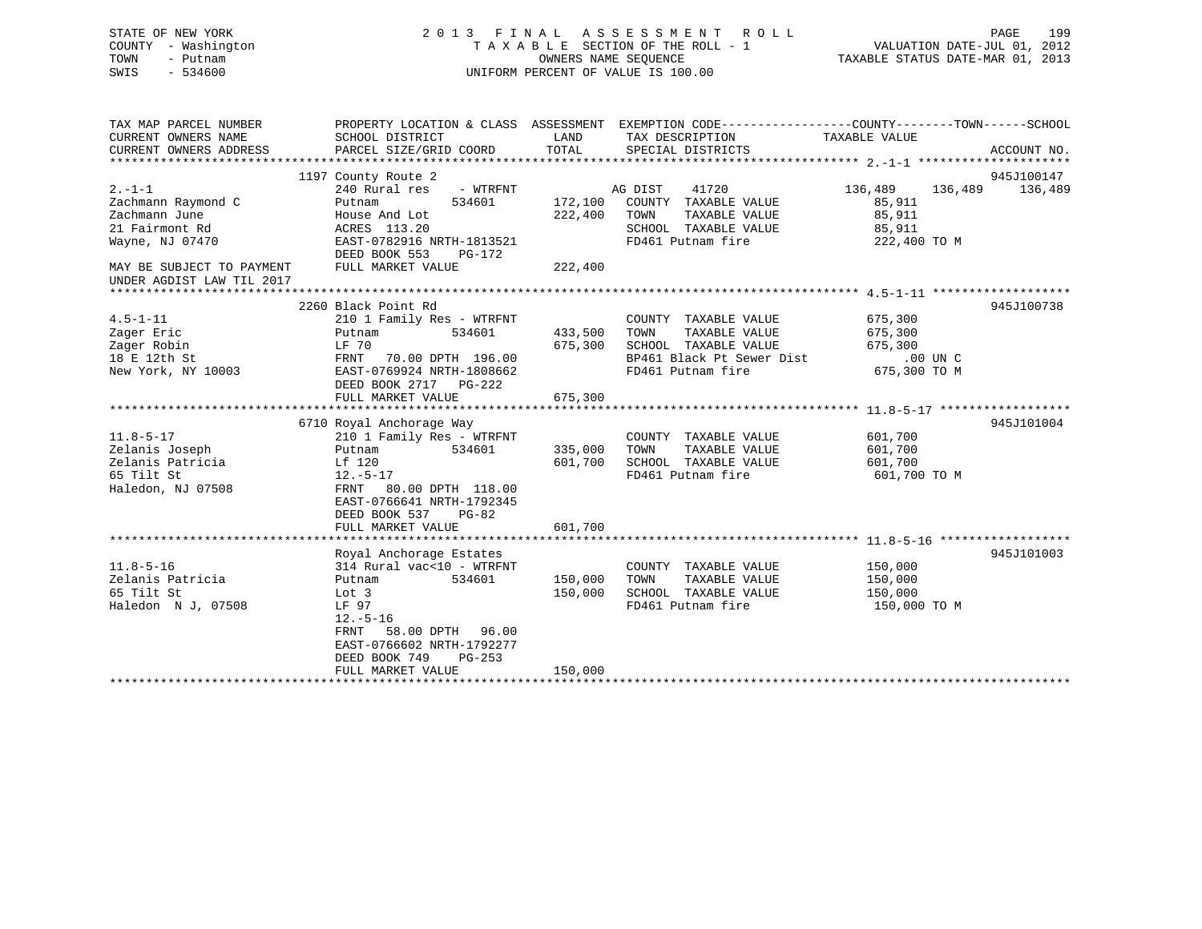STATE OF NEW YORK
COUNTY - Washington
TOWN - Putnam
SWIS - 534600

2 0 1 3 F I N A L A S S E S S M E N T R O L L
T A X A B L E SECTION OF THE ROLL - 1
OWNERS NAME SEQUENCE
UNIFORM PERCENT OF VALUE IS 100.00

VALUATION DATE-JUL 01, 2012
TAXABLE STATUS DATE-MAR 01, 2013

```
TAX MAP PARCEL NUMBER          PROPERTY LOCATION & CLASS  ASSESSMENT  EXEMPTION CODE------------------COUNTY--------TOWN------SCHOOL
CURRENT OWNERS NAME            SCHOOL DISTRICT               LAND      TAX DESCRIPTION              TAXABLE VALUE
CURRENT OWNERS ADDRESS         PARCEL SIZE/GRID COORD        TOTAL     SPECIAL DISTRICTS                                        ACCOUNT NO.
******************************************************************************************************* 2.-1-1 *********************
                               1197 County Route 2                                                                              945J100147
2.-1-1                         240 Rural res    - WTRFNT          AG DIST    41720              136,489    136,489    136,489
Zachmann Raymond C             Putnam          534601     172,100  COUNTY  TAXABLE VALUE          85,911
Zachmann June                  House And Lot              222,400  TOWN    TAXABLE VALUE          85,911
21 Fairmont Rd                 ACRES  113.20                       SCHOOL  TAXABLE VALUE          85,911
Wayne, NJ 07470                EAST-0782916 NRTH-1813521           FD461 Putnam fire             222,400 TO M
                               DEED BOOK 553    PG-172
MAY BE SUBJECT TO PAYMENT      FULL MARKET VALUE          222,400
UNDER AGDIST LAW TIL 2017
******************************************************************************************************* 4.5-1-11 *******************
                               2260 Black Point Rd                                                                              945J100738
4.5-1-11                       210 1 Family Res - WTRFNT           COUNTY  TAXABLE VALUE         675,300
Zager Eric                     Putnam          534601     433,500  TOWN    TAXABLE VALUE         675,300
Zager Robin                    LF 70                      675,300  SCHOOL  TAXABLE VALUE         675,300
18 E 12th St                   FRNT   70.00 DPTH 196.00            BP461 Black Pt Sewer Dist         .00 UN C
New York, NY 10003             EAST-0769924 NRTH-1808662           FD461 Putnam fire             675,300 TO M
                               DEED BOOK 2717   PG-222
                               FULL MARKET VALUE          675,300
******************************************************************************************************* 11.8-5-17 ******************
                               6710 Royal Anchorage Way                                                                         945J101004
11.8-5-17                      210 1 Family Res - WTRFNT           COUNTY  TAXABLE VALUE         601,700
Zelanis Joseph                 Putnam          534601     335,000  TOWN    TAXABLE VALUE         601,700
Zelanis Patricia               Lf 120                     601,700  SCHOOL  TAXABLE VALUE         601,700
65 Tilt St                     12.-5-17                            FD461 Putnam fire             601,700 TO M
Haledon, NJ 07508              FRNT   80.00 DPTH 118.00
                               EAST-0766641 NRTH-1792345
                               DEED BOOK 537    PG-82
                               FULL MARKET VALUE          601,700
******************************************************************************************************* 11.8-5-16 ******************
                               Royal Anchorage Estates                                                                          945J101003
11.8-5-16                      314 Rural vac<10 - WTRFNT           COUNTY  TAXABLE VALUE         150,000
Zelanis Patricia               Putnam          534601     150,000  TOWN    TAXABLE VALUE         150,000
65 Tilt St                     Lot 3                      150,000  SCHOOL  TAXABLE VALUE         150,000
Haledon  N J, 07508            LF 97                               FD461 Putnam fire             150,000 TO M
                               12.-5-16
                               FRNT   58.00 DPTH  96.00
                               EAST-0766602 NRTH-1792277
                               DEED BOOK 749    PG-253
                               FULL MARKET VALUE          150,000
************************************************************************************************************************************
```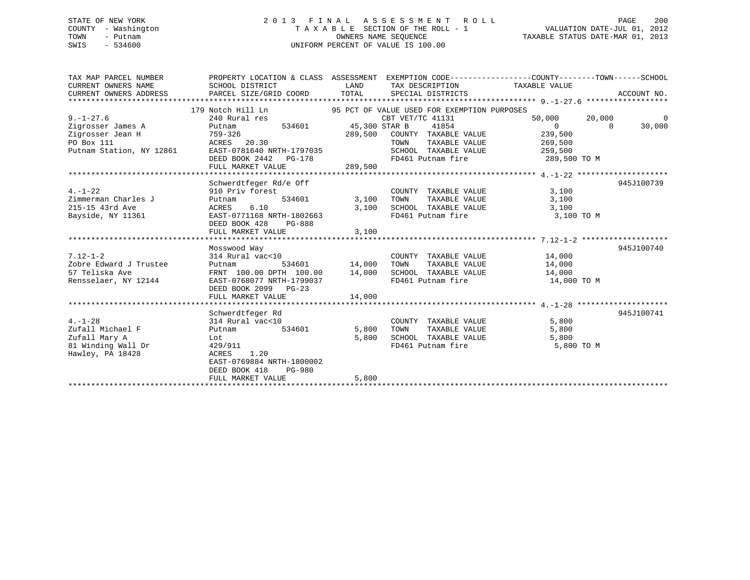STATE OF NEW YORK
COUNTY - Washington
TOWN - Putnam
SWIS - 534600

2 0 1 3 F I N A L A S S E S S M E N T R O L L
T A X A B L E SECTION OF THE ROLL - 1
OWNERS NAME SEQUENCE
UNIFORM PERCENT OF VALUE IS 100.00

VALUATION DATE-JUL 01, 2012
TAXABLE STATUS DATE-MAR 01, 2013

```
TAX MAP PARCEL NUMBER          PROPERTY LOCATION & CLASS  ASSESSMENT  EXEMPTION CODE------------------COUNTY--------TOWN------SCHOOL
CURRENT OWNERS NAME            SCHOOL DISTRICT              LAND      TAX DESCRIPTION            TAXABLE VALUE
CURRENT OWNERS ADDRESS         PARCEL SIZE/GRID COORD       TOTAL     SPECIAL DISTRICTS                                    ACCOUNT NO.
******************************************************************************************************* 9.-1-27.6 ******************
                               179 Notch Hill Ln                95 PCT OF VALUE USED FOR EXEMPTION PURPOSES
9.-1-27.6                      240 Rural res                       CBT VET/TC 41131          50,000      20,000             0
Zigrosser James A              Putnam           534601      45,300 STAR B      41854              0           0        30,000
Zigrosser Jean H               759-326                     289,500   COUNTY  TAXABLE VALUE         239,500
PO Box 111                     ACRES  20.30                          TOWN    TAXABLE VALUE         269,500
Putnam Station, NY 12861       EAST-0781640 NRTH-1797035             SCHOOL  TAXABLE VALUE         259,500
                               DEED BOOK 2442   PG-178               FD461 Putnam fire             289,500 TO M
                               FULL MARKET VALUE           289,500
******************************************************************************************************* 4.-1-22 ********************
                               Schwerdtfeger Rd/e Off                                                               945J100739
4.-1-22                        910 Priv forest                       COUNTY  TAXABLE VALUE           3,100
Zimmerman Charles J            Putnam           534601       3,100   TOWN    TAXABLE VALUE           3,100
215-15 43rd Ave                ACRES   6.10                  3,100   SCHOOL  TAXABLE VALUE           3,100
Bayside, NY 11361              EAST-0771168 NRTH-1802663             FD461 Putnam fire               3,100 TO M
                               DEED BOOK 428    PG-888
                               FULL MARKET VALUE             3,100
******************************************************************************************************* 7.12-1-2 *******************
                               Mosswood Way                                                                         945J100740
7.12-1-2                       314 Rural vac<10                      COUNTY  TAXABLE VALUE          14,000
Zobre Edward J Trustee         Putnam           534601      14,000   TOWN    TAXABLE VALUE          14,000
57 Teliska Ave                 FRNT 100.00 DPTH 100.00      14,000   SCHOOL  TAXABLE VALUE          14,000
Rensselaer, NY 12144           EAST-0768077 NRTH-1799037             FD461 Putnam fire              14,000 TO M
                               DEED BOOK 2099   PG-23
                               FULL MARKET VALUE            14,000
******************************************************************************************************* 4.-1-28 ********************
                               Schwerdtfeger Rd                                                                     945J100741
4.-1-28                        314 Rural vac<10                      COUNTY  TAXABLE VALUE           5,800
Zufall Michael F               Putnam           534601       5,800   TOWN    TAXABLE VALUE           5,800
Zufall Mary A                  Lot                           5,800   SCHOOL  TAXABLE VALUE           5,800
81 Winding Wall Dr             429/911                               FD461 Putnam fire               5,800 TO M
Hawley, PA 18428               ACRES   1.20
                               EAST-0769884 NRTH-1800002
                               DEED BOOK 418    PG-980
                               FULL MARKET VALUE             5,800
************************************************************************************************************************************
```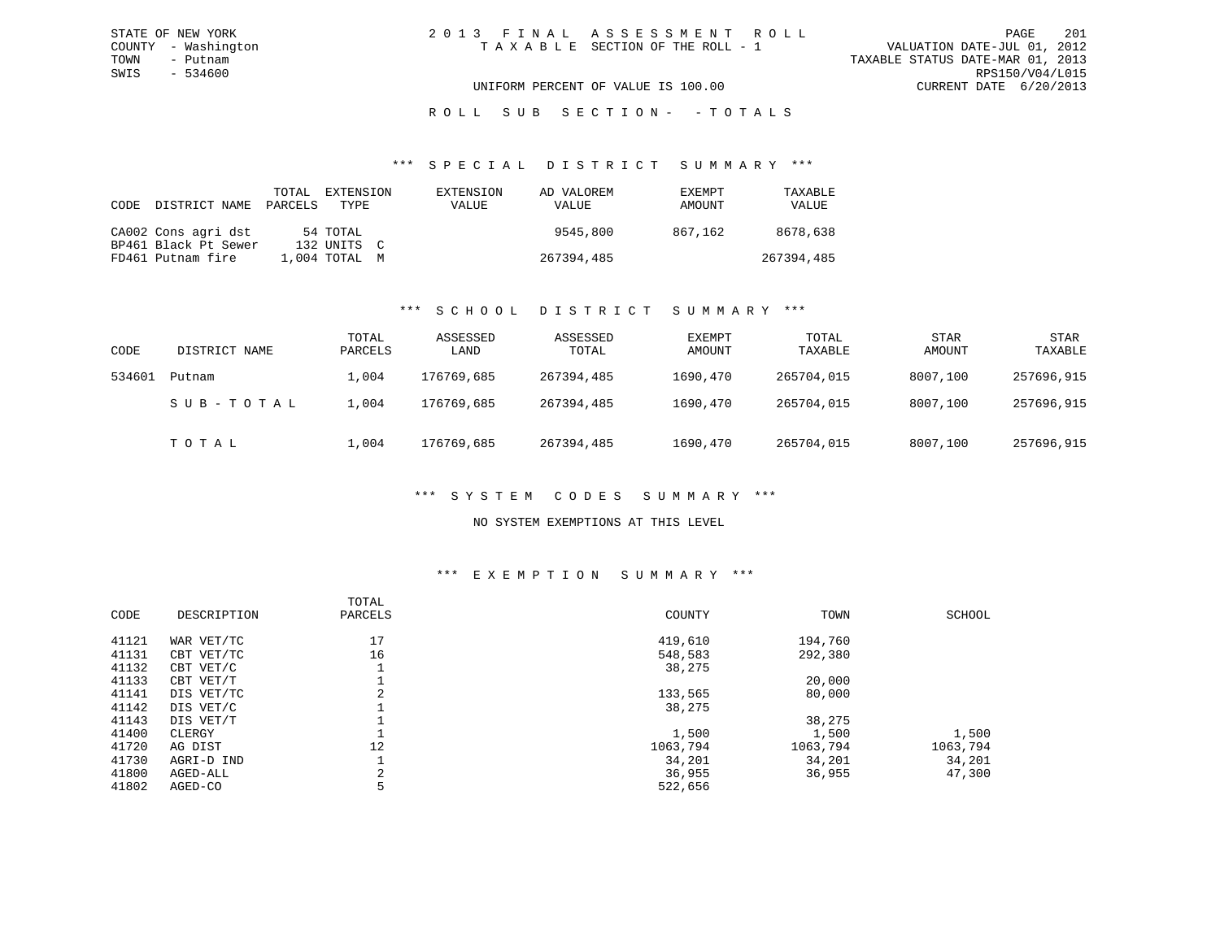STATE OF NEW YORK
COUNTY - Washington
TOWN - Putnam
SWIS - 534600

2 0 1 3 F I N A L A S S E S S M E N T R O L L
T A X A B L E SECTION OF THE ROLL - 1

VALUATION DATE-JUL 01, 2012
TAXABLE STATUS DATE-MAR 01, 2013
RPS150/V04/L015
CURRENT DATE 6/20/2013

UNIFORM PERCENT OF VALUE IS 100.00

R O L L S U B S E C T I O N - - T O T A L S

*** S P E C I A L D I S T R I C T S U M M A R Y ***

| CODE | DISTRICT NAME | TOTAL PARCELS | EXTENSION TYPE | EXTENSION VALUE | AD VALOREM VALUE | EXEMPT AMOUNT | TAXABLE VALUE |
|---|---|---|---|---|---|---|---|
| CA002 | Cons agri dst | 54 | TOTAL | | 9545,800 | 867,162 | 8678,638 |
| BP461 | Black Pt Sewer | 132 | UNITS C | | | | |
| FD461 | Putnam fire | 1,004 | TOTAL M | | 267394,485 | | 267394,485 |

*** S C H O O L D I S T R I C T S U M M A R Y ***

| CODE | DISTRICT NAME | TOTAL PARCELS | ASSESSED LAND | ASSESSED TOTAL | EXEMPT AMOUNT | TOTAL TAXABLE | STAR AMOUNT | STAR TAXABLE |
|---|---|---|---|---|---|---|---|---|
| 534601 | Putnam | 1,004 | 176769,685 | 267394,485 | 1690,470 | 265704,015 | 8007,100 | 257696,915 |
| | S U B - T O T A L | 1,004 | 176769,685 | 267394,485 | 1690,470 | 265704,015 | 8007,100 | 257696,915 |
| | T O T A L | 1,004 | 176769,685 | 267394,485 | 1690,470 | 265704,015 | 8007,100 | 257696,915 |

*** S Y S T E M C O D E S S U M M A R Y ***

NO SYSTEM EXEMPTIONS AT THIS LEVEL

*** E X E M P T I O N S U M M A R Y ***

| CODE | DESCRIPTION | TOTAL PARCELS | COUNTY | TOWN | SCHOOL |
|---|---|---|---|---|---|
| 41121 | WAR VET/TC | 17 | 419,610 | 194,760 | |
| 41131 | CBT VET/TC | 16 | 548,583 | 292,380 | |
| 41132 | CBT VET/C | 1 | 38,275 | | |
| 41133 | CBT VET/T | 1 | | 20,000 | |
| 41141 | DIS VET/TC | 2 | 133,565 | 80,000 | |
| 41142 | DIS VET/C | 1 | 38,275 | | |
| 41143 | DIS VET/T | 1 | | 38,275 | |
| 41400 | CLERGY | 1 | 1,500 | 1,500 | 1,500 |
| 41720 | AG DIST | 12 | 1063,794 | 1063,794 | 1063,794 |
| 41730 | AGRI-D IND | 1 | 34,201 | 34,201 | 34,201 |
| 41800 | AGED-ALL | 2 | 36,955 | 36,955 | 47,300 |
| 41802 | AGED-CO | 5 | 522,656 | | |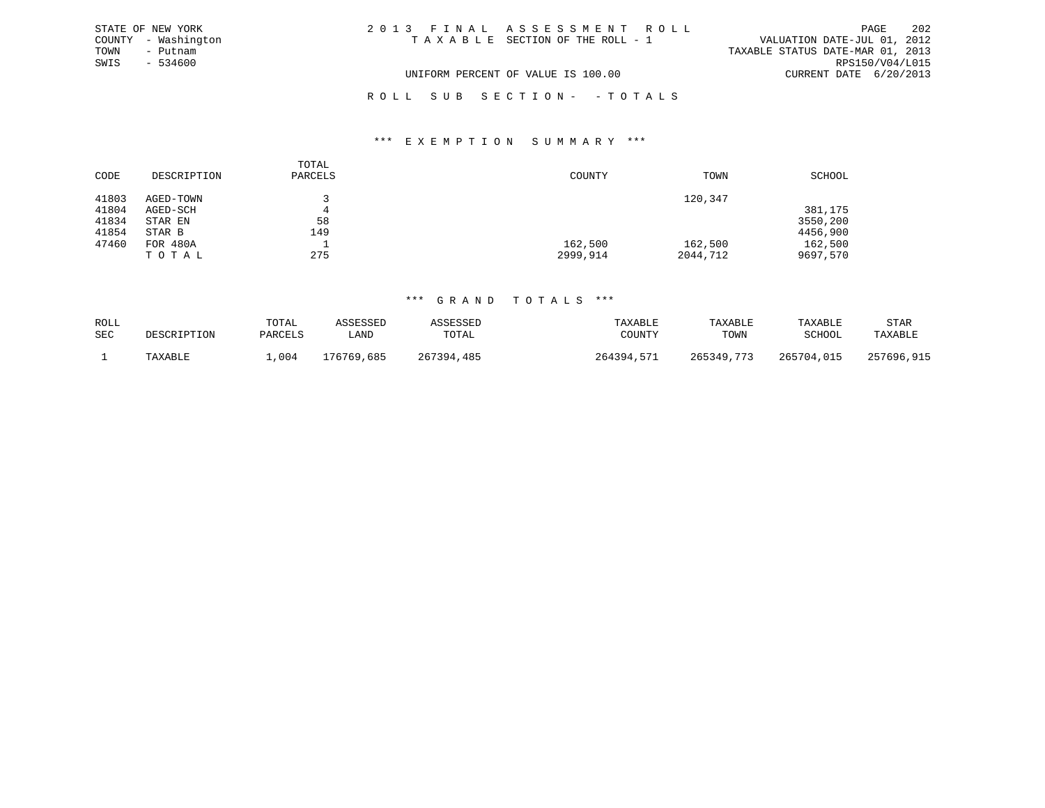STATE OF NEW YORK
COUNTY - Washington
TOWN - Putnam
SWIS - 534600

2 0 1 3 F I N A L A S S E S S M E N T R O L L
T A X A B L E SECTION OF THE ROLL - 1

VALUATION DATE-JUL 01, 2012
TAXABLE STATUS DATE-MAR 01, 2013
RPS150/V04/L015
CURRENT DATE 6/20/2013

UNIFORM PERCENT OF VALUE IS 100.00

R O L L S U B S E C T I O N - - T O T A L S

### *** E X E M P T I O N S U M M A R Y ***

| CODE | DESCRIPTION | TOTAL PARCELS | COUNTY | TOWN | SCHOOL |
|---|---|---|---|---|---|
| 41803 | AGED-TOWN | 3 | | 120,347 | |
| 41804 | AGED-SCH | 4 | | | 381,175 |
| 41834 | STAR EN | 58 | | | 3550,200 |
| 41854 | STAR B | 149 | | | 4456,900 |
| 47460 | FOR 480A | 1 | 162,500 | 162,500 | 162,500 |
| | T O T A L | 275 | 2999,914 | 2044,712 | 9697,570 |

### *** G R A N D T O T A L S ***

| ROLL SEC | DESCRIPTION | TOTAL PARCELS | ASSESSED LAND | ASSESSED TOTAL | TAXABLE COUNTY | TAXABLE TOWN | TAXABLE SCHOOL | STAR TAXABLE |
|---|---|---|---|---|---|---|---|---|
| 1 | TAXABLE | 1,004 | 176769,685 | 267394,485 | 264394,571 | 265349,773 | 265704,015 | 257696,915 |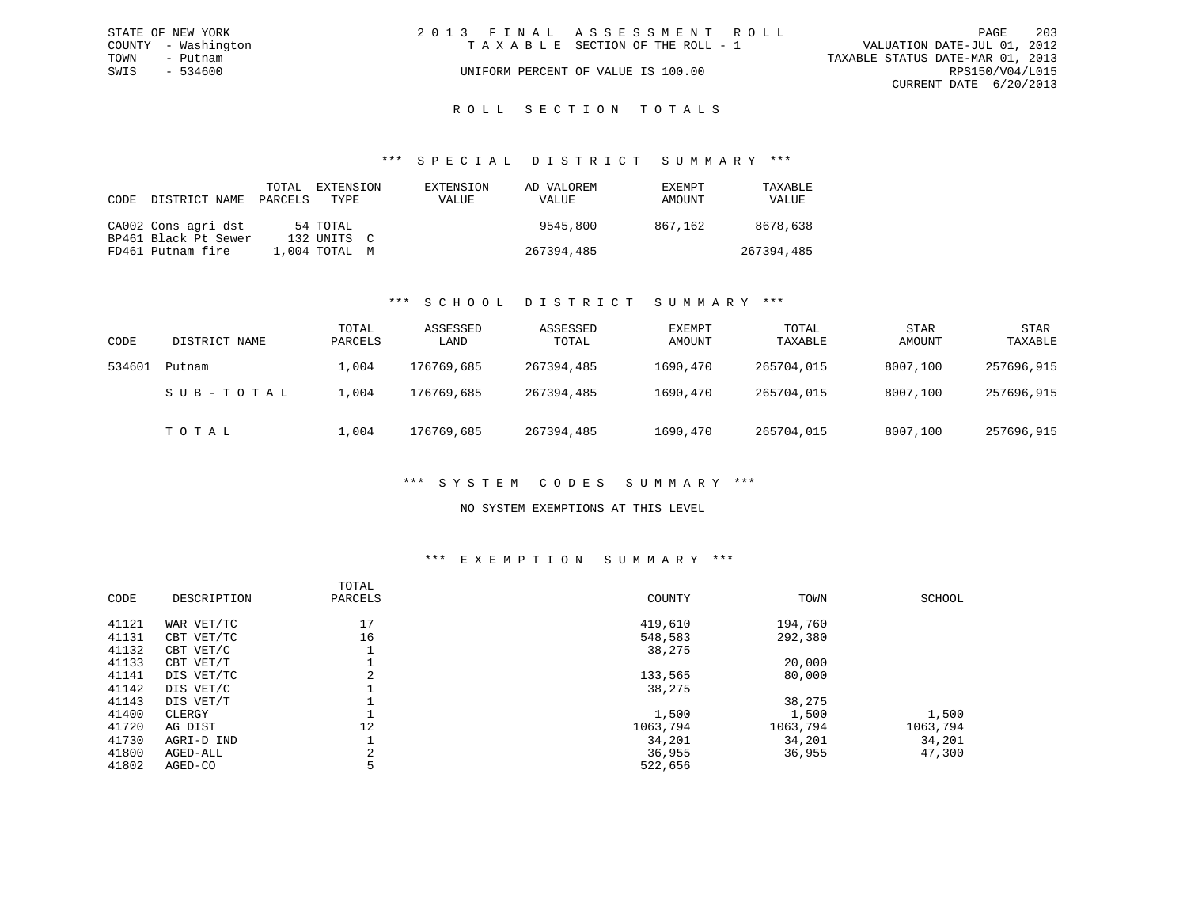STATE OF NEW YORK
COUNTY - Washington
TOWN - Putnam
SWIS - 534600

# 2013 FINAL ASSESSMENT ROLL
TAXABLE SECTION OF THE ROLL - 1
UNIFORM PERCENT OF VALUE IS 100.00

VALUATION DATE-JUL 01, 2012
TAXABLE STATUS DATE-MAR 01, 2013
RPS150/V04/L015
CURRENT DATE 6/20/2013

## ROLL SECTION TOTALS

### *** SPECIAL DISTRICT SUMMARY ***

| CODE | DISTRICT NAME | TOTAL PARCELS | EXTENSION TYPE | EXTENSION VALUE | AD VALOREM VALUE | EXEMPT AMOUNT | TAXABLE VALUE |
|---|---|---|---|---|---|---|---|
| CA002 | Cons agri dst | 54 | TOTAL | | 9545,800 | 867,162 | 8678,638 |
| BP461 | Black Pt Sewer | 132 | UNITS C | | | | |
| FD461 | Putnam fire | 1,004 | TOTAL M | | 267394,485 | | 267394,485 |

### *** SCHOOL DISTRICT SUMMARY ***

| CODE | DISTRICT NAME | TOTAL PARCELS | ASSESSED LAND | ASSESSED TOTAL | EXEMPT AMOUNT | TOTAL TAXABLE | STAR AMOUNT | STAR TAXABLE |
|---|---|---|---|---|---|---|---|---|
| 534601 | Putnam | 1,004 | 176769,685 | 267394,485 | 1690,470 | 265704,015 | 8007,100 | 257696,915 |
| | SUB-TOTAL | 1,004 | 176769,685 | 267394,485 | 1690,470 | 265704,015 | 8007,100 | 257696,915 |
| | TOTAL | 1,004 | 176769,685 | 267394,485 | 1690,470 | 265704,015 | 8007,100 | 257696,915 |

### *** SYSTEM CODES SUMMARY ***

NO SYSTEM EXEMPTIONS AT THIS LEVEL

### *** EXEMPTION SUMMARY ***

| CODE | DESCRIPTION | TOTAL PARCELS | COUNTY | TOWN | SCHOOL |
|---|---|---|---|---|---|
| 41121 | WAR VET/TC | 17 | 419,610 | 194,760 | |
| 41131 | CBT VET/TC | 16 | 548,583 | 292,380 | |
| 41132 | CBT VET/C | 1 | 38,275 | | |
| 41133 | CBT VET/T | 1 | | 20,000 | |
| 41141 | DIS VET/TC | 2 | 133,565 | 80,000 | |
| 41142 | DIS VET/C | 1 | 38,275 | | |
| 41143 | DIS VET/T | 1 | | 38,275 | |
| 41400 | CLERGY | 1 | 1,500 | 1,500 | 1,500 |
| 41720 | AG DIST | 12 | 1063,794 | 1063,794 | 1063,794 |
| 41730 | AGRI-D IND | 1 | 34,201 | 34,201 | 34,201 |
| 41800 | AGED-ALL | 2 | 36,955 | 36,955 | 47,300 |
| 41802 | AGED-CO | 5 | 522,656 | | |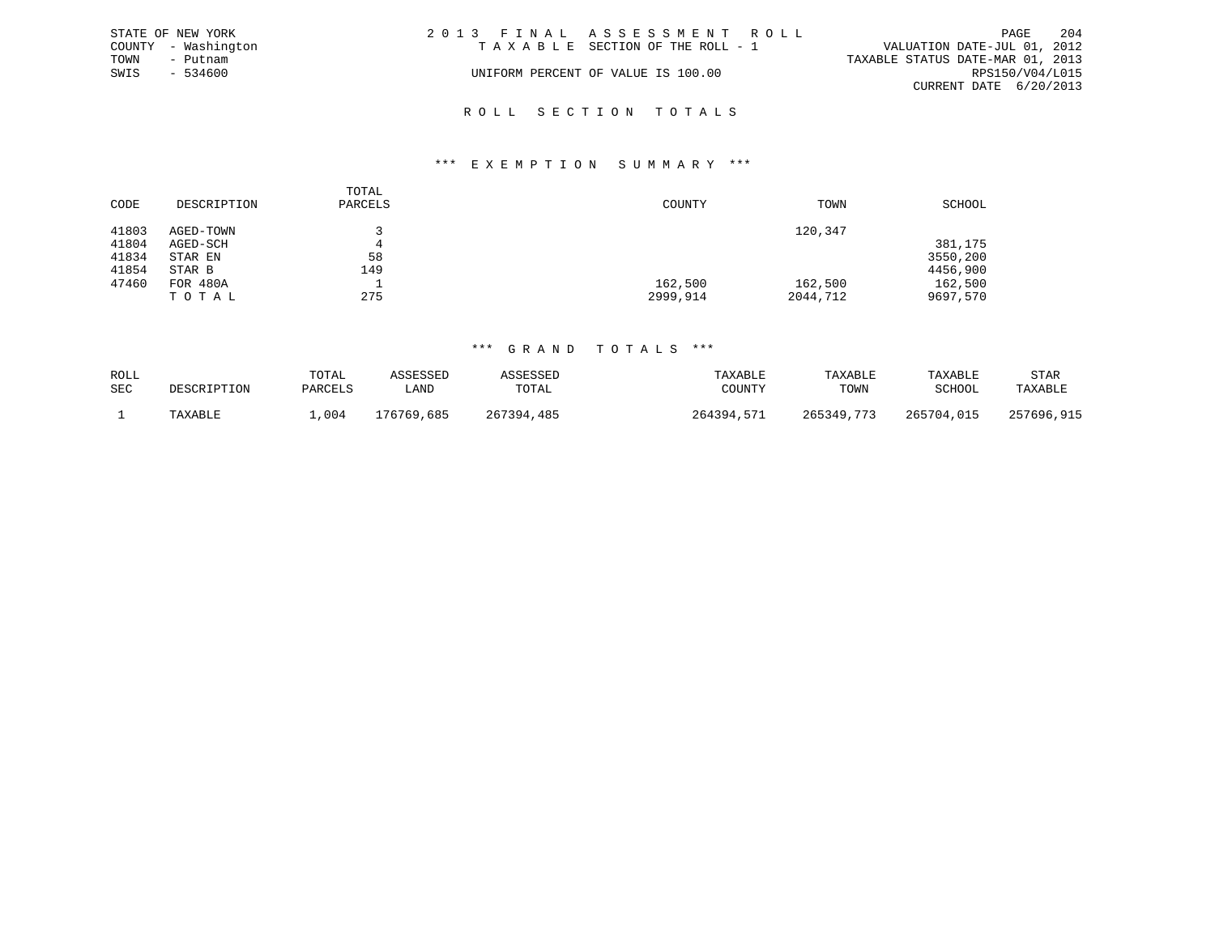STATE OF NEW YORK
COUNTY - Washington
TOWN - Putnam
SWIS - 534600

2013 FINAL ASSESSMENT ROLL
TAXABLE SECTION OF THE ROLL - 1
UNIFORM PERCENT OF VALUE IS 100.00

VALUATION DATE-JUL 01, 2012
TAXABLE STATUS DATE-MAR 01, 2013
RPS150/V04/L015
CURRENT DATE 6/20/2013

## ROLL SECTION TOTALS

### *** EXEMPTION SUMMARY ***

| CODE | DESCRIPTION | TOTAL PARCELS | COUNTY | TOWN | SCHOOL |
|---|---|---|---|---|---|
| 41803 | AGED-TOWN | 3 | | 120,347 | |
| 41804 | AGED-SCH | 4 | | | 381,175 |
| 41834 | STAR EN | 58 | | | 3550,200 |
| 41854 | STAR B | 149 | | | 4456,900 |
| 47460 | FOR 480A | 1 | 162,500 | 162,500 | 162,500 |
| | TOTAL | 275 | 2999,914 | 2044,712 | 9697,570 |

### *** GRAND TOTALS ***

| ROLL SEC | DESCRIPTION | TOTAL PARCELS | ASSESSED LAND | ASSESSED TOTAL | TAXABLE COUNTY | TAXABLE TOWN | TAXABLE SCHOOL | STAR TAXABLE |
|---|---|---|---|---|---|---|---|---|
| 1 | TAXABLE | 1,004 | 176769,685 | 267394,485 | 264394,571 | 265349,773 | 265704,015 | 257696,915 |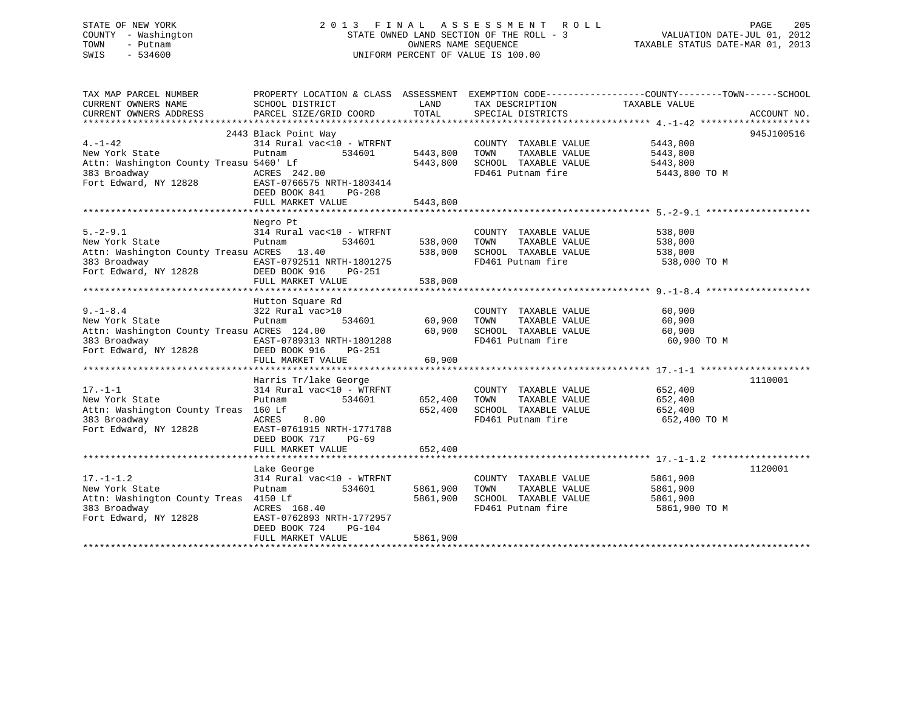STATE OF NEW YORK
COUNTY - Washington
TOWN - Putnam
SWIS - 534600

2 0 1 3 F I N A L A S S E S S M E N T R O L L
STATE OWNED LAND SECTION OF THE ROLL - 3
OWNERS NAME SEQUENCE
UNIFORM PERCENT OF VALUE IS 100.00

VALUATION DATE-JUL 01, 2012
TAXABLE STATUS DATE-MAR 01, 2013

| TAX MAP PARCEL NUMBER / CURRENT OWNERS NAME / CURRENT OWNERS ADDRESS | PROPERTY LOCATION & CLASS / SCHOOL DISTRICT / PARCEL SIZE/GRID COORD | ASSESSMENT LAND | ASSESSMENT TOTAL | EXEMPTION CODE / TAX DESCRIPTION / SPECIAL DISTRICTS | TAXABLE VALUE (COUNTY / TOWN / SCHOOL) | ACCOUNT NO. |
|---|---|---|---|---|---|---|
| 4.-1-42 | 2443 Black Point Way | | | | | 945J100516 |
| New York State | 314 Rural vac<10 - WTRFNT | | | COUNTY TAXABLE VALUE | 5443,800 | |
| Attn: Washington County Treasu | Putnam 534601 | 5443,800 | | TOWN TAXABLE VALUE | 5443,800 | |
| 383 Broadway | 5460' Lf | | 5443,800 | SCHOOL TAXABLE VALUE | 5443,800 | |
| Fort Edward, NY 12828 | ACRES 242.00 | | | FD461 Putnam fire | 5443,800 TO M | |
| | EAST-0766575 NRTH-1803414 | | | | | |
| | DEED BOOK 841 PG-208 | | | | | |
| | FULL MARKET VALUE | | 5443,800 | | | |
| 5.-2-9.1 | Negro Pt | | | | | |
| New York State | 314 Rural vac<10 - WTRFNT | | | COUNTY TAXABLE VALUE | 538,000 | |
| Attn: Washington County Treasu | Putnam 534601 | 538,000 | | TOWN TAXABLE VALUE | 538,000 | |
| 383 Broadway | ACRES 13.40 | | 538,000 | SCHOOL TAXABLE VALUE | 538,000 | |
| Fort Edward, NY 12828 | EAST-0792511 NRTH-1801275 | | | FD461 Putnam fire | 538,000 TO M | |
| | DEED BOOK 916 PG-251 | | | | | |
| | FULL MARKET VALUE | | 538,000 | | | |
| 9.-1-8.4 | Hutton Square Rd | | | | | |
| New York State | 322 Rural vac>10 | | | COUNTY TAXABLE VALUE | 60,900 | |
| Attn: Washington County Treasu | Putnam 534601 | 60,900 | | TOWN TAXABLE VALUE | 60,900 | |
| 383 Broadway | ACRES 124.00 | | 60,900 | SCHOOL TAXABLE VALUE | 60,900 | |
| Fort Edward, NY 12828 | EAST-0789313 NRTH-1801288 | | | FD461 Putnam fire | 60,900 TO M | |
| | DEED BOOK 916 PG-251 | | | | | |
| | FULL MARKET VALUE | | 60,900 | | | |
| 17.-1-1 | Harris Tr/lake George | | | | | 1110001 |
| New York State | 314 Rural vac<10 - WTRFNT | | | COUNTY TAXABLE VALUE | 652,400 | |
| Attn: Washington County Treas | Putnam 534601 | 652,400 | | TOWN TAXABLE VALUE | 652,400 | |
| 383 Broadway | 160 Lf | | 652,400 | SCHOOL TAXABLE VALUE | 652,400 | |
| Fort Edward, NY 12828 | ACRES 8.00 | | | FD461 Putnam fire | 652,400 TO M | |
| | EAST-0761915 NRTH-1771788 | | | | | |
| | DEED BOOK 717 PG-69 | | | | | |
| | FULL MARKET VALUE | | 652,400 | | | |
| 17.-1-1.2 | Lake George | | | | | 1120001 |
| New York State | 314 Rural vac<10 - WTRFNT | | | COUNTY TAXABLE VALUE | 5861,900 | |
| Attn: Washington County Treas | Putnam 534601 | 5861,900 | | TOWN TAXABLE VALUE | 5861,900 | |
| 383 Broadway | 4150 Lf | | 5861,900 | SCHOOL TAXABLE VALUE | 5861,900 | |
| Fort Edward, NY 12828 | ACRES 168.40 | | | FD461 Putnam fire | 5861,900 TO M | |
| | EAST-0762893 NRTH-1772957 | | | | | |
| | DEED BOOK 724 PG-104 | | | | | |
| | FULL MARKET VALUE | | 5861,900 | | | |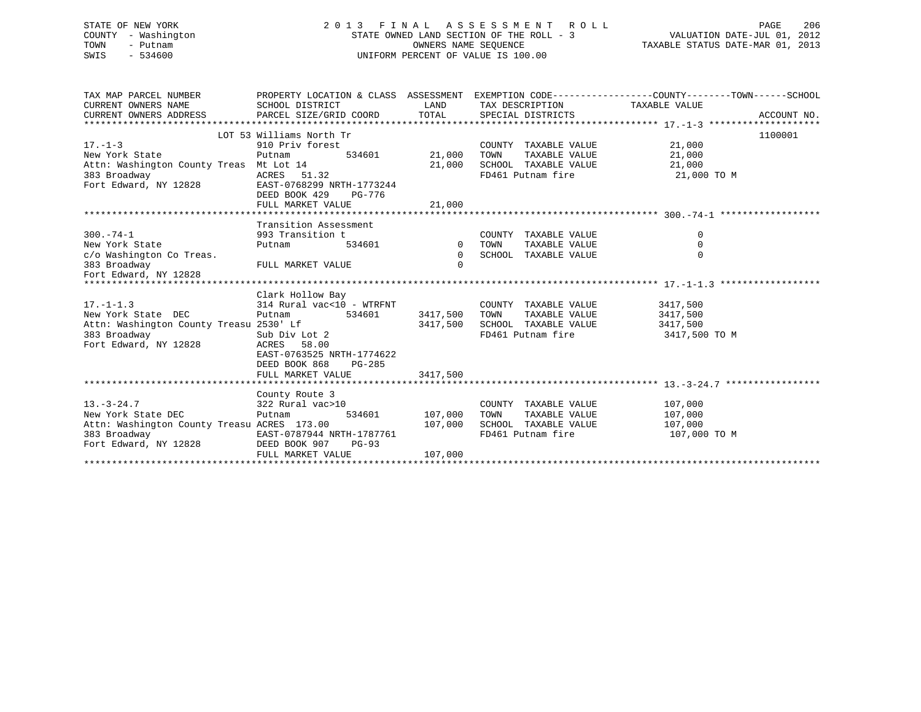STATE OF NEW YORK
COUNTY - Washington
TOWN - Putnam
SWIS - 534600

# 2013 FINAL ASSESSMENT ROLL
STATE OWNED LAND SECTION OF THE ROLL - 3
OWNERS NAME SEQUENCE
UNIFORM PERCENT OF VALUE IS 100.00

VALUATION DATE-JUL 01, 2012
TAXABLE STATUS DATE-MAR 01, 2013

| TAX MAP PARCEL NUMBER / CURRENT OWNERS NAME / CURRENT OWNERS ADDRESS | PROPERTY LOCATION & CLASS / SCHOOL DISTRICT / PARCEL SIZE/GRID COORD | ASSESSMENT LAND | TOTAL | EXEMPTION CODE / TAX DESCRIPTION / SPECIAL DISTRICTS | TAXABLE VALUE (COUNTY--TOWN--SCHOOL) | ACCOUNT NO. |
|---|---|---|---|---|---|---|
| 17.-1-3 | LOT 53 Williams North Tr | | | | | 1100001 |
| New York State | 910 Priv forest | | | COUNTY TAXABLE VALUE | 21,000 | |
| Attn: Washington County Treas | Putnam 534601 | 21,000 | | TOWN TAXABLE VALUE | 21,000 | |
| 383 Broadway | Mt Lot 14 | | 21,000 | SCHOOL TAXABLE VALUE | 21,000 | |
| Fort Edward, NY 12828 | ACRES 51.32 | | | FD461 Putnam fire | 21,000 TO M | |
| | EAST-0768299 NRTH-1773244 | | | | | |
| | DEED BOOK 429 PG-776 | | | | | |
| | FULL MARKET VALUE | | 21,000 | | | |
| 300.-74-1 | Transition Assessment | | | | | |
| New York State | 993 Transition t | | | COUNTY TAXABLE VALUE | 0 | |
| c/o Washington Co Treas. | Putnam 534601 | 0 | | TOWN TAXABLE VALUE | 0 | |
| 383 Broadway | | | 0 | SCHOOL TAXABLE VALUE | 0 | |
| Fort Edward, NY 12828 | FULL MARKET VALUE | | 0 | | | |
| 17.-1-1.3 | Clark Hollow Bay | | | | | |
| New York State DEC | 314 Rural vac<10 - WTRFNT | | | COUNTY TAXABLE VALUE | 3417,500 | |
| Attn: Washington County Treasu | Putnam 534601 | 3417,500 | | TOWN TAXABLE VALUE | 3417,500 | |
| 383 Broadway | 2530' Lf | | 3417,500 | SCHOOL TAXABLE VALUE | 3417,500 | |
| Fort Edward, NY 12828 | Sub Div Lot 2 | | | FD461 Putnam fire | 3417,500 TO M | |
| | ACRES 58.00 | | | | | |
| | EAST-0763525 NRTH-1774622 | | | | | |
| | DEED BOOK 868 PG-285 | | | | | |
| | FULL MARKET VALUE | | 3417,500 | | | |
| 13.-3-24.7 | County Route 3 | | | | | |
| New York State DEC | 322 Rural vac>10 | | | COUNTY TAXABLE VALUE | 107,000 | |
| Attn: Washington County Treasu | Putnam 534601 | 107,000 | | TOWN TAXABLE VALUE | 107,000 | |
| 383 Broadway | ACRES 173.00 | | 107,000 | SCHOOL TAXABLE VALUE | 107,000 | |
| Fort Edward, NY 12828 | EAST-0787944 NRTH-1787761 | | | FD461 Putnam fire | 107,000 TO M | |
| | DEED BOOK 907 PG-93 | | | | | |
| | FULL MARKET VALUE | | 107,000 | | | |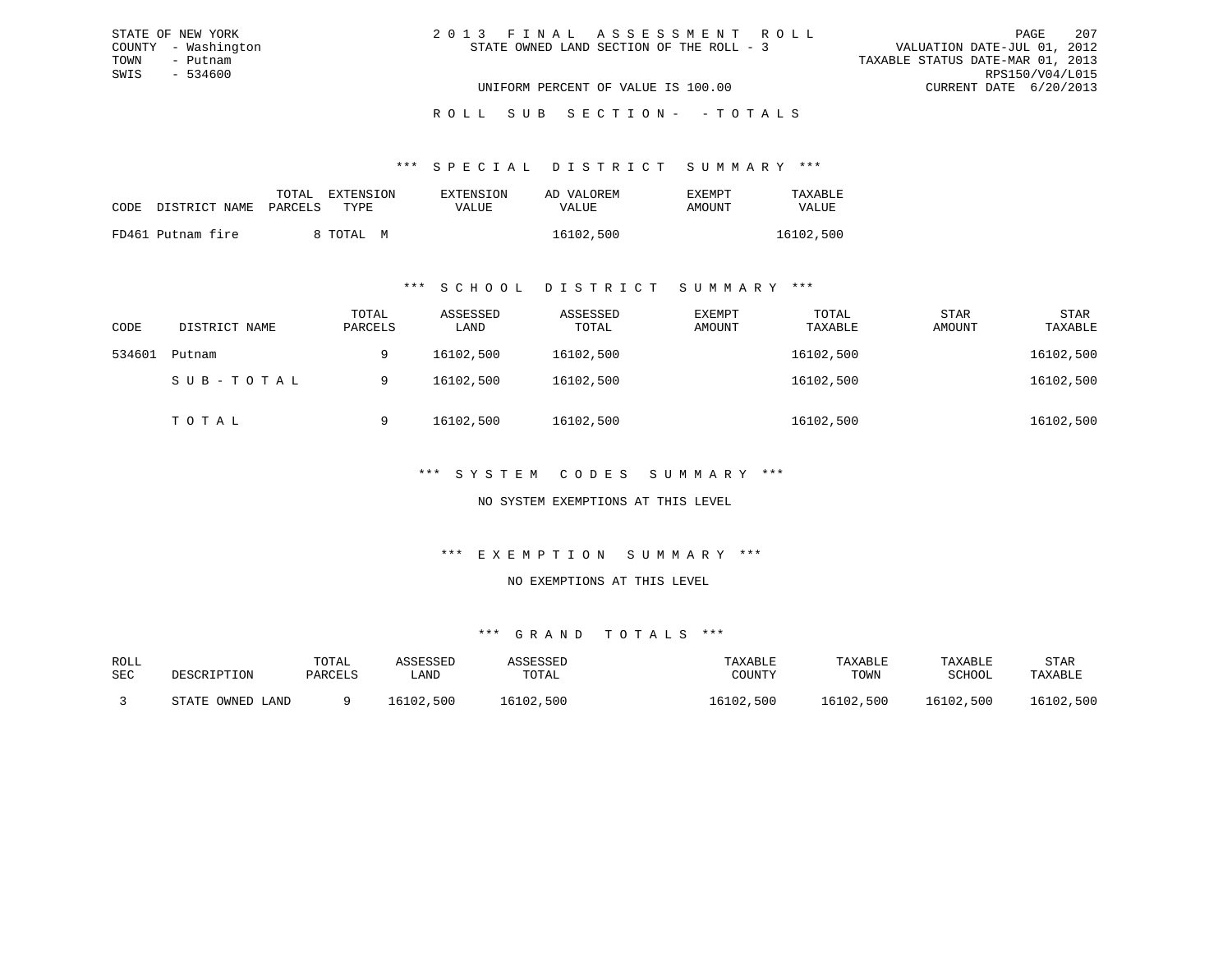STATE OF NEW YORK
COUNTY - Washington
TOWN - Putnam
SWIS - 534600

# 2013 FINAL ASSESSMENT ROLL

STATE OWNED LAND SECTION OF THE ROLL - 3

VALUATION DATE-JUL 01, 2012
TAXABLE STATUS DATE-MAR 01, 2013
RPS150/V04/L015
CURRENT DATE 6/20/2013

UNIFORM PERCENT OF VALUE IS 100.00

## ROLL SUB SECTION- - TOTALS

### *** SPECIAL DISTRICT SUMMARY ***

| CODE | DISTRICT NAME | TOTAL PARCELS | EXTENSION TYPE | EXTENSION VALUE | AD VALOREM VALUE | EXEMPT AMOUNT | TAXABLE VALUE |
|---|---|---|---|---|---|---|---|
| FD461 | Putnam fire | 8 | TOTAL M | | 16102,500 | | 16102,500 |

### *** SCHOOL DISTRICT SUMMARY ***

| CODE | DISTRICT NAME | TOTAL PARCELS | ASSESSED LAND | ASSESSED TOTAL | EXEMPT AMOUNT | TOTAL TAXABLE | STAR AMOUNT | STAR TAXABLE |
|---|---|---|---|---|---|---|---|---|
| 534601 | Putnam | 9 | 16102,500 | 16102,500 | | 16102,500 | | 16102,500 |
| | SUB-TOTAL | 9 | 16102,500 | 16102,500 | | 16102,500 | | 16102,500 |
| | TOTAL | 9 | 16102,500 | 16102,500 | | 16102,500 | | 16102,500 |

### *** SYSTEM CODES SUMMARY ***

NO SYSTEM EXEMPTIONS AT THIS LEVEL

### *** EXEMPTION SUMMARY ***

NO EXEMPTIONS AT THIS LEVEL

### *** GRAND TOTALS ***

| ROLL SEC | DESCRIPTION | TOTAL PARCELS | ASSESSED LAND | ASSESSED TOTAL | TAXABLE COUNTY | TAXABLE TOWN | TAXABLE SCHOOL | STAR TAXABLE |
|---|---|---|---|---|---|---|---|---|
| 3 | STATE OWNED LAND | 9 | 16102,500 | 16102,500 | 16102,500 | 16102,500 | 16102,500 | 16102,500 |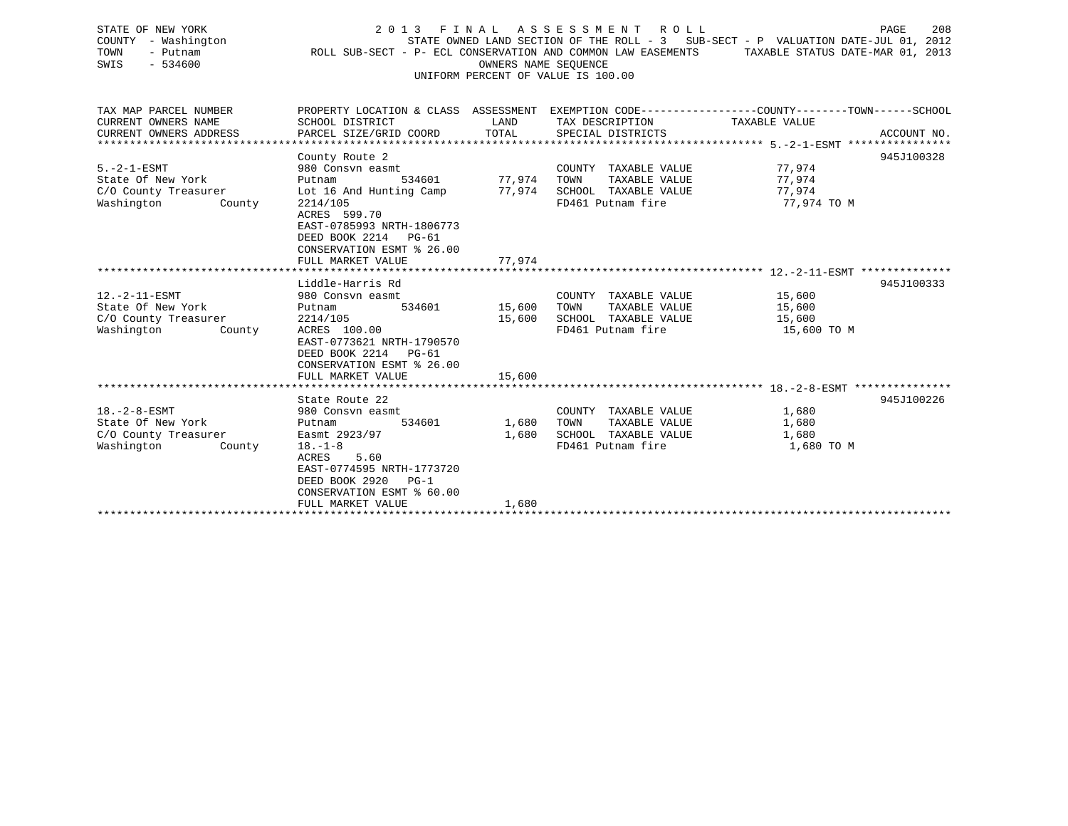STATE OF NEW YORK
COUNTY - Washington
TOWN - Putnam
SWIS - 534600

2 0 1 3 F I N A L A S S E S S M E N T R O L L
STATE OWNED LAND SECTION OF THE ROLL - 3 SUB-SECT - P VALUATION DATE-JUL 01, 2012
ROLL SUB-SECT - P- ECL CONSERVATION AND COMMON LAW EASEMENTS TAXABLE STATUS DATE-MAR 01, 2013
OWNERS NAME SEQUENCE
UNIFORM PERCENT OF VALUE IS 100.00

| TAX MAP PARCEL NUMBER / CURRENT OWNERS NAME / CURRENT OWNERS ADDRESS | PROPERTY LOCATION & CLASS / SCHOOL DISTRICT / PARCEL SIZE/GRID COORD | ASSESSMENT LAND | TOTAL | EXEMPTION CODE / TAX DESCRIPTION / SPECIAL DISTRICTS | COUNTY / TOWN / SCHOOL TAXABLE VALUE | ACCOUNT NO. |
|---|---|---|---|---|---|---|
| **5.-2-1-ESMT** | County Route 2 | | | | | 945J100328 |
| 5.-2-1-ESMT | 980 Consvn easmt | | | COUNTY TAXABLE VALUE | 77,974 | |
| State Of New York | Putnam 534601 | 77,974 | | TOWN TAXABLE VALUE | 77,974 | |
| C/O County Treasurer | Lot 16 And Hunting Camp | | 77,974 | SCHOOL TAXABLE VALUE | 77,974 | |
| Washington County | 2214/105 | | | FD461 Putnam fire | 77,974 TO M | |
| | ACRES 599.70 | | | | | |
| | EAST-0785993 NRTH-1806773 | | | | | |
| | DEED BOOK 2214 PG-61 | | | | | |
| | CONSERVATION ESMT % 26.00 | | | | | |
| | FULL MARKET VALUE | | 77,974 | | | |
| **12.-2-11-ESMT** | Liddle-Harris Rd | | | | | 945J100333 |
| 12.-2-11-ESMT | 980 Consvn easmt | | | COUNTY TAXABLE VALUE | 15,600 | |
| State Of New York | Putnam 534601 | 15,600 | | TOWN TAXABLE VALUE | 15,600 | |
| C/O County Treasurer | 2214/105 | | 15,600 | SCHOOL TAXABLE VALUE | 15,600 | |
| Washington County | ACRES 100.00 | | | FD461 Putnam fire | 15,600 TO M | |
| | EAST-0773621 NRTH-1790570 | | | | | |
| | DEED BOOK 2214 PG-61 | | | | | |
| | CONSERVATION ESMT % 26.00 | | | | | |
| | FULL MARKET VALUE | | 15,600 | | | |
| **18.-2-8-ESMT** | State Route 22 | | | | | 945J100226 |
| 18.-2-8-ESMT | 980 Consvn easmt | | | COUNTY TAXABLE VALUE | 1,680 | |
| State Of New York | Putnam 534601 | 1,680 | | TOWN TAXABLE VALUE | 1,680 | |
| C/O County Treasurer | Easmt 2923/97 | | 1,680 | SCHOOL TAXABLE VALUE | 1,680 | |
| Washington County | 18.-1-8 | | | FD461 Putnam fire | 1,680 TO M | |
| | ACRES 5.60 | | | | | |
| | EAST-0774595 NRTH-1773720 | | | | | |
| | DEED BOOK 2920 PG-1 | | | | | |
| | CONSERVATION ESMT % 60.00 | | | | | |
| | FULL MARKET VALUE | | 1,680 | | | |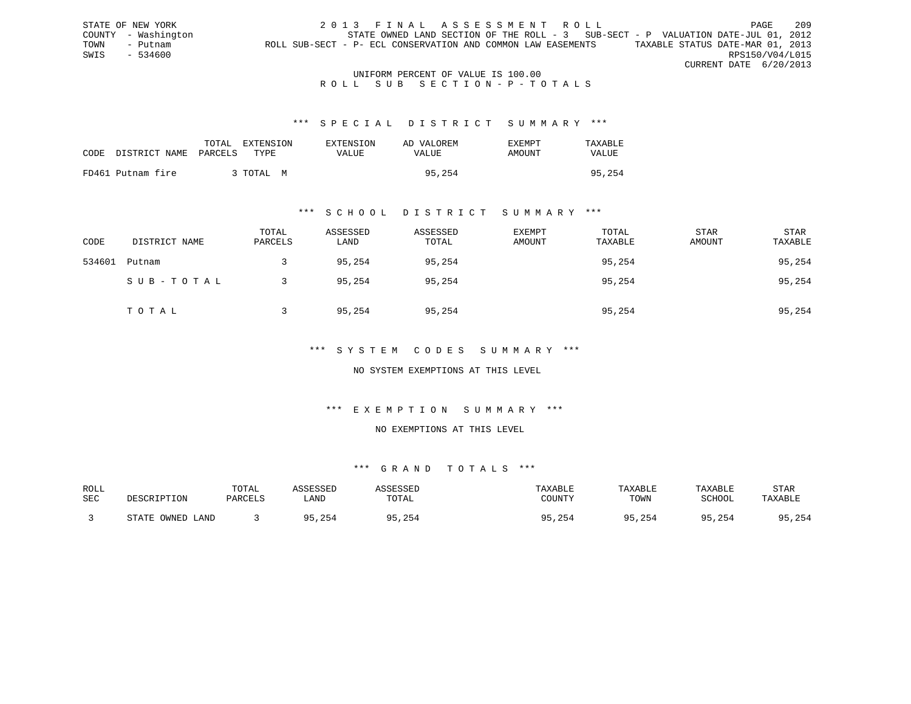STATE OF NEW YORK
COUNTY - Washington
TOWN - Putnam
SWIS - 534600

2 0 1 3 F I N A L A S S E S S M E N T R O L L
STATE OWNED LAND SECTION OF THE ROLL - 3 SUB-SECT - P VALUATION DATE-JUL 01, 2012
ROLL SUB-SECT - P- ECL CONSERVATION AND COMMON LAW EASEMENTS TAXABLE STATUS DATE-MAR 01, 2013
RPS150/V04/L015
CURRENT DATE 6/20/2013

UNIFORM PERCENT OF VALUE IS 100.00
R O L L S U B S E C T I O N - P - T O T A L S

*** S P E C I A L D I S T R I C T S U M M A R Y ***

| CODE | DISTRICT NAME | TOTAL PARCELS | EXTENSION TYPE | EXTENSION VALUE | AD VALOREM VALUE | EXEMPT AMOUNT | TAXABLE VALUE |
|---|---|---|---|---|---|---|---|
| FD461 | Putnam fire | 3 | TOTAL M | | 95,254 | | 95,254 |

*** S C H O O L D I S T R I C T S U M M A R Y ***

| CODE | DISTRICT NAME | TOTAL PARCELS | ASSESSED LAND | ASSESSED TOTAL | EXEMPT AMOUNT | TOTAL TAXABLE | STAR AMOUNT | STAR TAXABLE |
|---|---|---|---|---|---|---|---|---|
| 534601 | Putnam | 3 | 95,254 | 95,254 | | 95,254 | | 95,254 |
| | S U B - T O T A L | 3 | 95,254 | 95,254 | | 95,254 | | 95,254 |
| | T O T A L | 3 | 95,254 | 95,254 | | 95,254 | | 95,254 |

*** S Y S T E M C O D E S S U M M A R Y ***

NO SYSTEM EXEMPTIONS AT THIS LEVEL

*** E X E M P T I O N S U M M A R Y ***

NO EXEMPTIONS AT THIS LEVEL

*** G R A N D T O T A L S ***

| ROLL SEC | DESCRIPTION | TOTAL PARCELS | ASSESSED LAND | ASSESSED TOTAL | TAXABLE COUNTY | TAXABLE TOWN | TAXABLE SCHOOL | STAR TAXABLE |
|---|---|---|---|---|---|---|---|---|
| 3 | STATE OWNED LAND | 3 | 95,254 | 95,254 | 95,254 | 95,254 | 95,254 | 95,254 |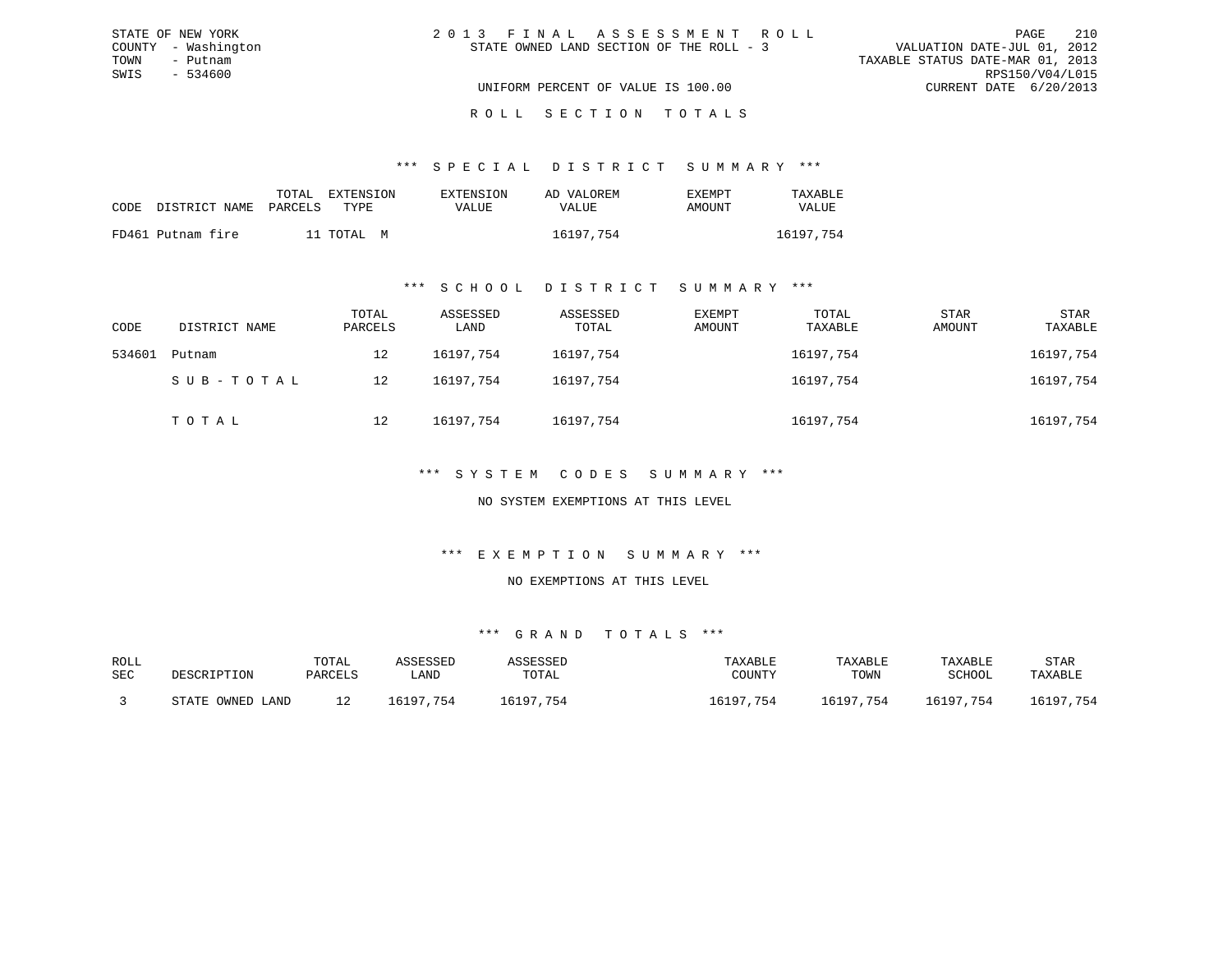STATE OF NEW YORK
COUNTY - Washington
TOWN - Putnam
SWIS - 534600

2 0 1 3 F I N A L A S S E S S M E N T R O L L
STATE OWNED LAND SECTION OF THE ROLL - 3

VALUATION DATE-JUL 01, 2012
TAXABLE STATUS DATE-MAR 01, 2013
RPS150/V04/L015
CURRENT DATE 6/20/2013

UNIFORM PERCENT OF VALUE IS 100.00

## R O L L S E C T I O N T O T A L S

### *** S P E C I A L D I S T R I C T S U M M A R Y ***

| CODE | DISTRICT NAME | TOTAL PARCELS | EXTENSION TYPE | EXTENSION VALUE | AD VALOREM VALUE | EXEMPT AMOUNT | TAXABLE VALUE |
|---|---|---|---|---|---|---|---|
| FD461 | Putnam fire | 11 | TOTAL M | | 16197,754 | | 16197,754 |

### *** S C H O O L D I S T R I C T S U M M A R Y ***

| CODE | DISTRICT NAME | TOTAL PARCELS | ASSESSED LAND | ASSESSED TOTAL | EXEMPT AMOUNT | TOTAL TAXABLE | STAR AMOUNT | STAR TAXABLE |
|---|---|---|---|---|---|---|---|---|
| 534601 | Putnam | 12 | 16197,754 | 16197,754 | | 16197,754 | | 16197,754 |
| | S U B - T O T A L | 12 | 16197,754 | 16197,754 | | 16197,754 | | 16197,754 |
| | T O T A L | 12 | 16197,754 | 16197,754 | | 16197,754 | | 16197,754 |

### *** S Y S T E M C O D E S S U M M A R Y ***

NO SYSTEM EXEMPTIONS AT THIS LEVEL

### *** E X E M P T I O N S U M M A R Y ***

NO EXEMPTIONS AT THIS LEVEL

### *** G R A N D T O T A L S ***

| ROLL SEC | DESCRIPTION | TOTAL PARCELS | ASSESSED LAND | ASSESSED TOTAL | TAXABLE COUNTY | TAXABLE TOWN | TAXABLE SCHOOL | STAR TAXABLE |
|---|---|---|---|---|---|---|---|---|
| 3 | STATE OWNED LAND | 12 | 16197,754 | 16197,754 | 16197,754 | 16197,754 | 16197,754 | 16197,754 |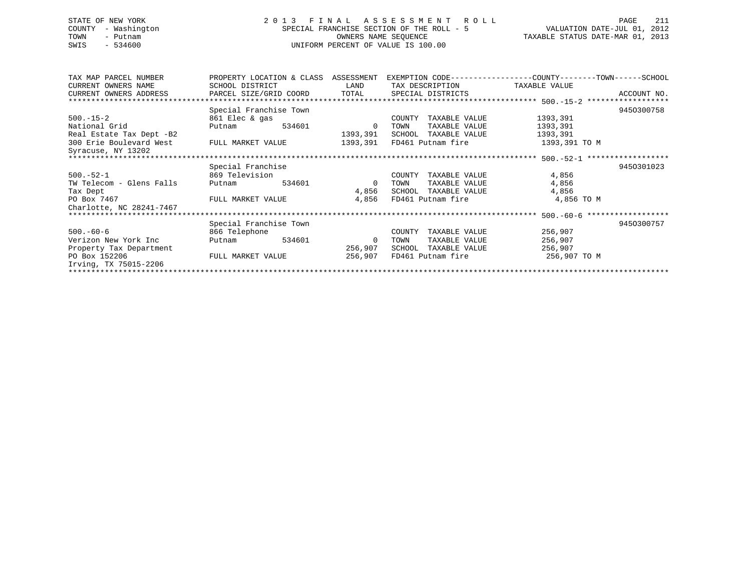STATE OF NEW YORK
COUNTY - Washington
TOWN - Putnam
SWIS - 534600

2013 FINAL ASSESSMENT ROLL
SPECIAL FRANCHISE SECTION OF THE ROLL - 5
OWNERS NAME SEQUENCE
UNIFORM PERCENT OF VALUE IS 100.00

VALUATION DATE-JUL 01, 2012
TAXABLE STATUS DATE-MAR 01, 2013

| TAX MAP PARCEL NUMBER / CURRENT OWNERS NAME / CURRENT OWNERS ADDRESS | PROPERTY LOCATION & CLASS / SCHOOL DISTRICT / PARCEL SIZE/GRID COORD | ASSESSMENT LAND / TOTAL | EXEMPTION CODE / TAX DESCRIPTION / SPECIAL DISTRICTS | TAXABLE VALUE (COUNTY--TOWN--SCHOOL) | ACCOUNT NO. |
|---|---|---|---|---|---|
| **500.-15-2** | Special Franchise Town | | | | 945O300758 |
| 500.-15-2 | 861 Elec & gas | | COUNTY TAXABLE VALUE | 1393,391 | |
| National Grid | Putnam 534601 | 0 | TOWN TAXABLE VALUE | 1393,391 | |
| Real Estate Tax Dept -B2 | | 1393,391 | SCHOOL TAXABLE VALUE | 1393,391 | |
| 300 Erie Boulevard West | FULL MARKET VALUE | 1393,391 | FD461 Putnam fire | 1393,391 TO M | |
| Syracuse, NY 13202 | | | | | |
| **500.-52-1** | Special Franchise | | | | 945O301023 |
| 500.-52-1 | 869 Television | | COUNTY TAXABLE VALUE | 4,856 | |
| TW Telecom - Glens Falls | Putnam 534601 | 0 | TOWN TAXABLE VALUE | 4,856 | |
| Tax Dept | | 4,856 | SCHOOL TAXABLE VALUE | 4,856 | |
| PO Box 7467 | FULL MARKET VALUE | 4,856 | FD461 Putnam fire | 4,856 TO M | |
| Charlotte, NC 28241-7467 | | | | | |
| **500.-60-6** | Special Franchise Town | | | | 945O300757 |
| 500.-60-6 | 866 Telephone | | COUNTY TAXABLE VALUE | 256,907 | |
| Verizon New York Inc | Putnam 534601 | 0 | TOWN TAXABLE VALUE | 256,907 | |
| Property Tax Department | | 256,907 | SCHOOL TAXABLE VALUE | 256,907 | |
| PO Box 152206 | FULL MARKET VALUE | 256,907 | FD461 Putnam fire | 256,907 TO M | |
| Irving, TX 75015-2206 | | | | | |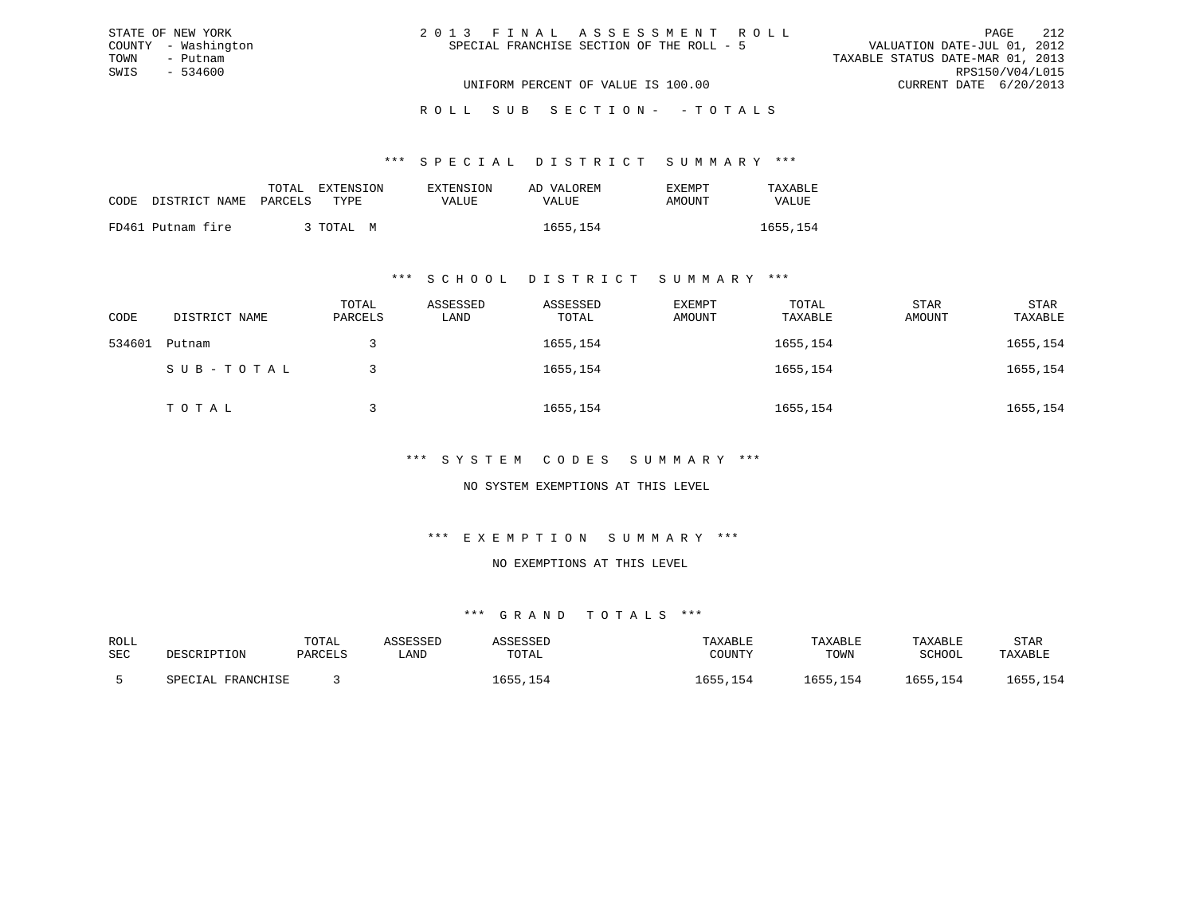STATE OF NEW YORK
COUNTY - Washington
TOWN - Putnam
SWIS - 534600

2013 FINAL ASSESSMENT ROLL
SPECIAL FRANCHISE SECTION OF THE ROLL - 5

VALUATION DATE-JUL 01, 2012
TAXABLE STATUS DATE-MAR 01, 2013
RPS150/V04/L015
CURRENT DATE 6/20/2013

UNIFORM PERCENT OF VALUE IS 100.00

ROLL SUB SECTION- - TOTALS

### *** SPECIAL DISTRICT SUMMARY ***

| CODE | DISTRICT NAME | TOTAL PARCELS | EXTENSION TYPE | EXTENSION VALUE | AD VALOREM VALUE | EXEMPT AMOUNT | TAXABLE VALUE |
|---|---|---|---|---|---|---|---|
| FD461 | Putnam fire | 3 | TOTAL M | | 1655,154 | | 1655,154 |

### *** SCHOOL DISTRICT SUMMARY ***

| CODE | DISTRICT NAME | TOTAL PARCELS | ASSESSED LAND | ASSESSED TOTAL | EXEMPT AMOUNT | TOTAL TAXABLE | STAR AMOUNT | STAR TAXABLE |
|---|---|---|---|---|---|---|---|---|
| 534601 | Putnam | 3 | | 1655,154 | | 1655,154 | | 1655,154 |
| | SUB-TOTAL | 3 | | 1655,154 | | 1655,154 | | 1655,154 |
| | TOTAL | 3 | | 1655,154 | | 1655,154 | | 1655,154 |

### *** SYSTEM CODES SUMMARY ***

NO SYSTEM EXEMPTIONS AT THIS LEVEL

### *** EXEMPTION SUMMARY ***

NO EXEMPTIONS AT THIS LEVEL

### *** GRAND TOTALS ***

| ROLL SEC | DESCRIPTION | TOTAL PARCELS | ASSESSED LAND | ASSESSED TOTAL | TAXABLE COUNTY | TAXABLE TOWN | TAXABLE SCHOOL | STAR TAXABLE |
|---|---|---|---|---|---|---|---|---|
| 5 | SPECIAL FRANCHISE | 3 | | 1655,154 | 1655,154 | 1655,154 | 1655,154 | 1655,154 |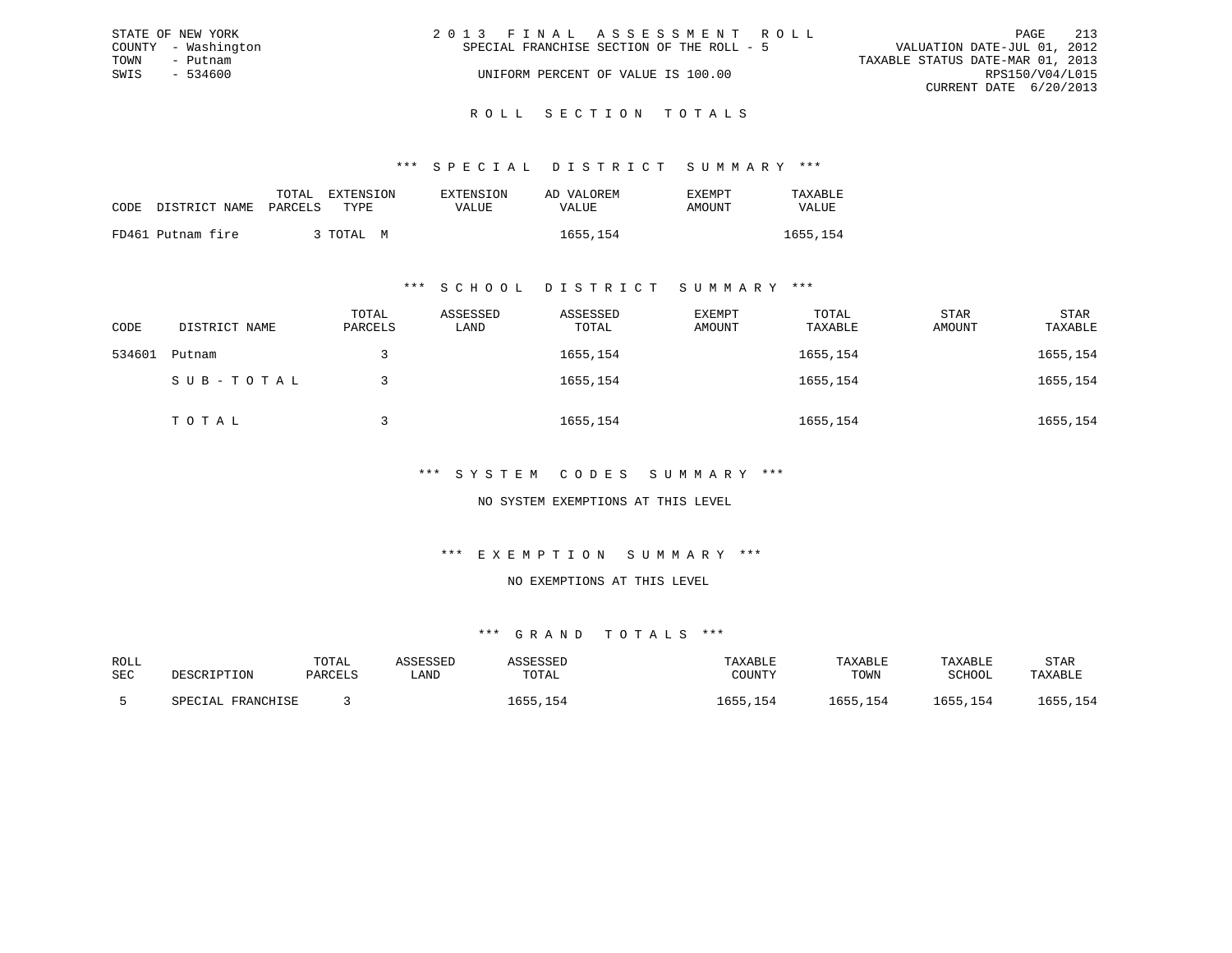STATE OF NEW YORK
COUNTY - Washington
TOWN - Putnam
SWIS - 534600

2 0 1 3 F I N A L A S S E S S M E N T R O L L
SPECIAL FRANCHISE SECTION OF THE ROLL - 5
UNIFORM PERCENT OF VALUE IS 100.00

VALUATION DATE-JUL 01, 2012
TAXABLE STATUS DATE-MAR 01, 2013
RPS150/V04/L015
CURRENT DATE 6/20/2013

## R O L L S E C T I O N T O T A L S

### \*\*\* S P E C I A L D I S T R I C T S U M M A R Y \*\*\*

| CODE | DISTRICT NAME | TOTAL PARCELS | EXTENSION TYPE | EXTENSION VALUE | AD VALOREM VALUE | EXEMPT AMOUNT | TAXABLE VALUE |
|---|---|---|---|---|---|---|---|
| FD461 | Putnam fire | 3 | TOTAL M | | 1655,154 | | 1655,154 |

### \*\*\* S C H O O L D I S T R I C T S U M M A R Y \*\*\*

| CODE | DISTRICT NAME | TOTAL PARCELS | ASSESSED LAND | ASSESSED TOTAL | EXEMPT AMOUNT | TOTAL TAXABLE | STAR AMOUNT | STAR TAXABLE |
|---|---|---|---|---|---|---|---|---|
| 534601 | Putnam | 3 | | 1655,154 | | 1655,154 | | 1655,154 |
| | S U B - T O T A L | 3 | | 1655,154 | | 1655,154 | | 1655,154 |
| | T O T A L | 3 | | 1655,154 | | 1655,154 | | 1655,154 |

### \*\*\* S Y S T E M C O D E S S U M M A R Y \*\*\*

NO SYSTEM EXEMPTIONS AT THIS LEVEL

### \*\*\* E X E M P T I O N S U M M A R Y \*\*\*

NO EXEMPTIONS AT THIS LEVEL

### \*\*\* G R A N D T O T A L S \*\*\*

| ROLL SEC | DESCRIPTION | TOTAL PARCELS | ASSESSED LAND | ASSESSED TOTAL | TAXABLE COUNTY | TAXABLE TOWN | TAXABLE SCHOOL | STAR TAXABLE |
|---|---|---|---|---|---|---|---|---|
| 5 | SPECIAL FRANCHISE | 3 | | 1655,154 | 1655,154 | 1655,154 | 1655,154 | 1655,154 |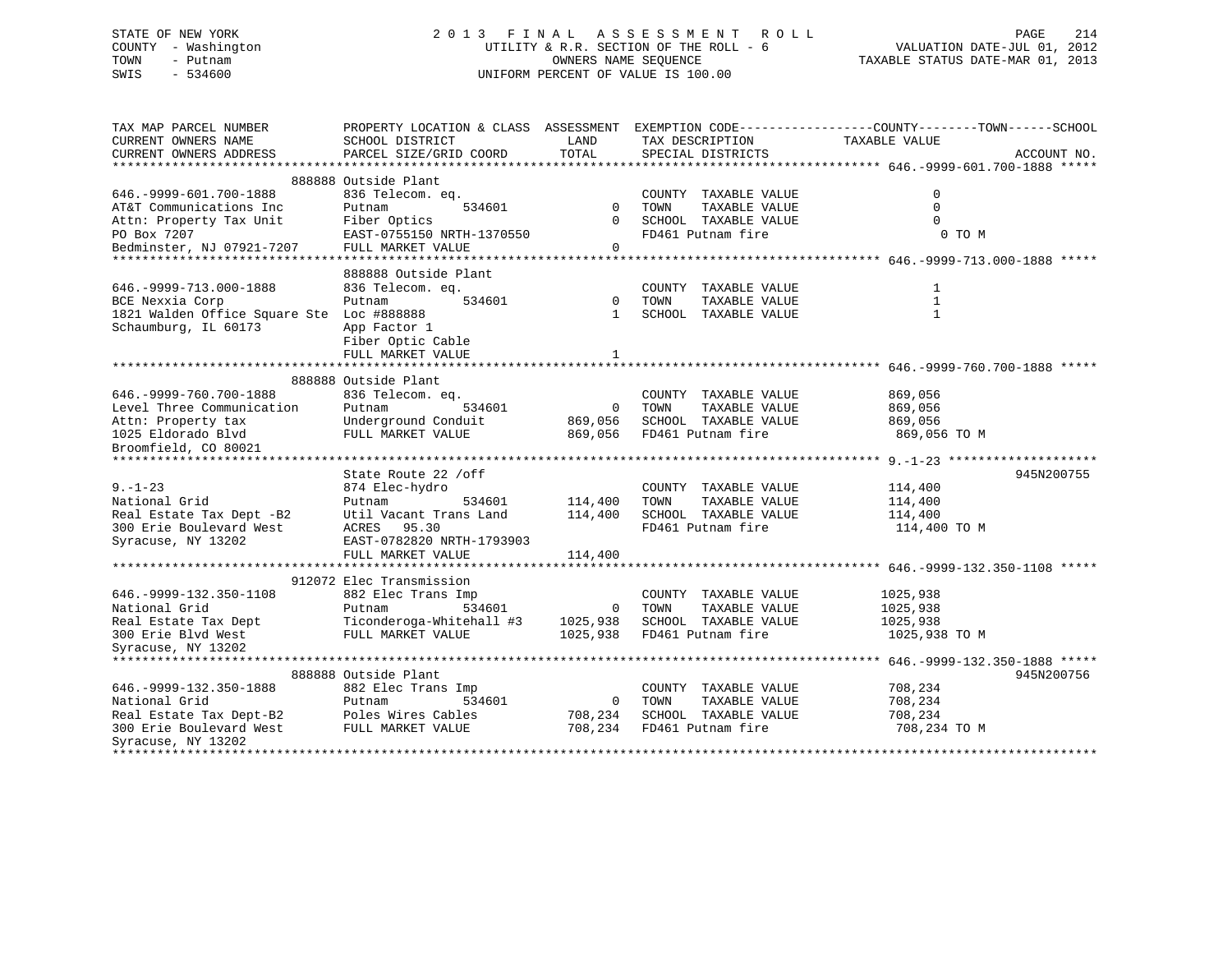STATE OF NEW YORK
COUNTY - Washington
TOWN - Putnam
SWIS - 534600

2013 FINAL ASSESSMENT ROLL
UTILITY & R.R. SECTION OF THE ROLL - 6
OWNERS NAME SEQUENCE
UNIFORM PERCENT OF VALUE IS 100.00

VALUATION DATE-JUL 01, 2012
TAXABLE STATUS DATE-MAR 01, 2013

| TAX MAP PARCEL NUMBER / CURRENT OWNERS NAME / CURRENT OWNERS ADDRESS | PROPERTY LOCATION & CLASS / SCHOOL DISTRICT / PARCEL SIZE/GRID COORD | ASSESSMENT LAND | TOTAL | EXEMPTION CODE / TAX DESCRIPTION / SPECIAL DISTRICTS | COUNTY--------TOWN------SCHOOL TAXABLE VALUE | ACCOUNT NO. |
|---|---|---|---|---|---|---|
| **646.-9999-601.700-1888** | 888888 Outside Plant | | | | | |
| 646.-9999-601.700-1888 | 836 Telecom. eq. | | | COUNTY TAXABLE VALUE | 0 | |
| AT&T Communications Inc | Putnam 534601 | 0 | | TOWN TAXABLE VALUE | 0 | |
| Attn: Property Tax Unit | Fiber Optics | | 0 | SCHOOL TAXABLE VALUE | 0 | |
| PO Box 7207 | EAST-0755150 NRTH-1370550 | | | FD461 Putnam fire | 0 TO M | |
| Bedminster, NJ 07921-7207 | FULL MARKET VALUE | | 0 | | | |
| **646.-9999-713.000-1888** | 888888 Outside Plant | | | | | |
| 646.-9999-713.000-1888 | 836 Telecom. eq. | | | COUNTY TAXABLE VALUE | 1 | |
| BCE Nexxia Corp | Putnam 534601 | 0 | | TOWN TAXABLE VALUE | 1 | |
| 1821 Walden Office Square Ste | Loc #888888 | | 1 | SCHOOL TAXABLE VALUE | 1 | |
| Schaumburg, IL 60173 | App Factor 1 | | | | | |
| | Fiber Optic Cable | | | | | |
| | FULL MARKET VALUE | | 1 | | | |
| **646.-9999-760.700-1888** | 888888 Outside Plant | | | | | |
| 646.-9999-760.700-1888 | 836 Telecom. eq. | | | COUNTY TAXABLE VALUE | 869,056 | |
| Level Three Communication | Putnam 534601 | 0 | | TOWN TAXABLE VALUE | 869,056 | |
| Attn: Property tax | Underground Conduit | | 869,056 | SCHOOL TAXABLE VALUE | 869,056 | |
| 1025 Eldorado Blvd | FULL MARKET VALUE | | 869,056 | FD461 Putnam fire | 869,056 TO M | |
| Broomfield, CO 80021 | | | | | | |
| **9.-1-23** | State Route 22 /off | | | | | 945N200755 |
| 9.-1-23 | 874 Elec-hydro | | | COUNTY TAXABLE VALUE | 114,400 | |
| National Grid | Putnam 534601 | 114,400 | | TOWN TAXABLE VALUE | 114,400 | |
| Real Estate Tax Dept -B2 | Util Vacant Trans Land | | 114,400 | SCHOOL TAXABLE VALUE | 114,400 | |
| 300 Erie Boulevard West | ACRES 95.30 | | | FD461 Putnam fire | 114,400 TO M | |
| Syracuse, NY 13202 | EAST-0782820 NRTH-1793903 | | | | | |
| | FULL MARKET VALUE | | 114,400 | | | |
| **646.-9999-132.350-1108** | 912072 Elec Transmission | | | | | |
| 646.-9999-132.350-1108 | 882 Elec Trans Imp | | | COUNTY TAXABLE VALUE | 1025,938 | |
| National Grid | Putnam 534601 | 0 | | TOWN TAXABLE VALUE | 1025,938 | |
| Real Estate Tax Dept | Ticonderoga-Whitehall #3 | | 1025,938 | SCHOOL TAXABLE VALUE | 1025,938 | |
| 300 Erie Blvd West | FULL MARKET VALUE | | 1025,938 | FD461 Putnam fire | 1025,938 TO M | |
| Syracuse, NY 13202 | | | | | | |
| **646.-9999-132.350-1888** | 888888 Outside Plant | | | | | 945N200756 |
| 646.-9999-132.350-1888 | 882 Elec Trans Imp | | | COUNTY TAXABLE VALUE | 708,234 | |
| National Grid | Putnam 534601 | 0 | | TOWN TAXABLE VALUE | 708,234 | |
| Real Estate Tax Dept-B2 | Poles Wires Cables | | 708,234 | SCHOOL TAXABLE VALUE | 708,234 | |
| 300 Erie Boulevard West | FULL MARKET VALUE | | 708,234 | FD461 Putnam fire | 708,234 TO M | |
| Syracuse, NY 13202 | | | | | | |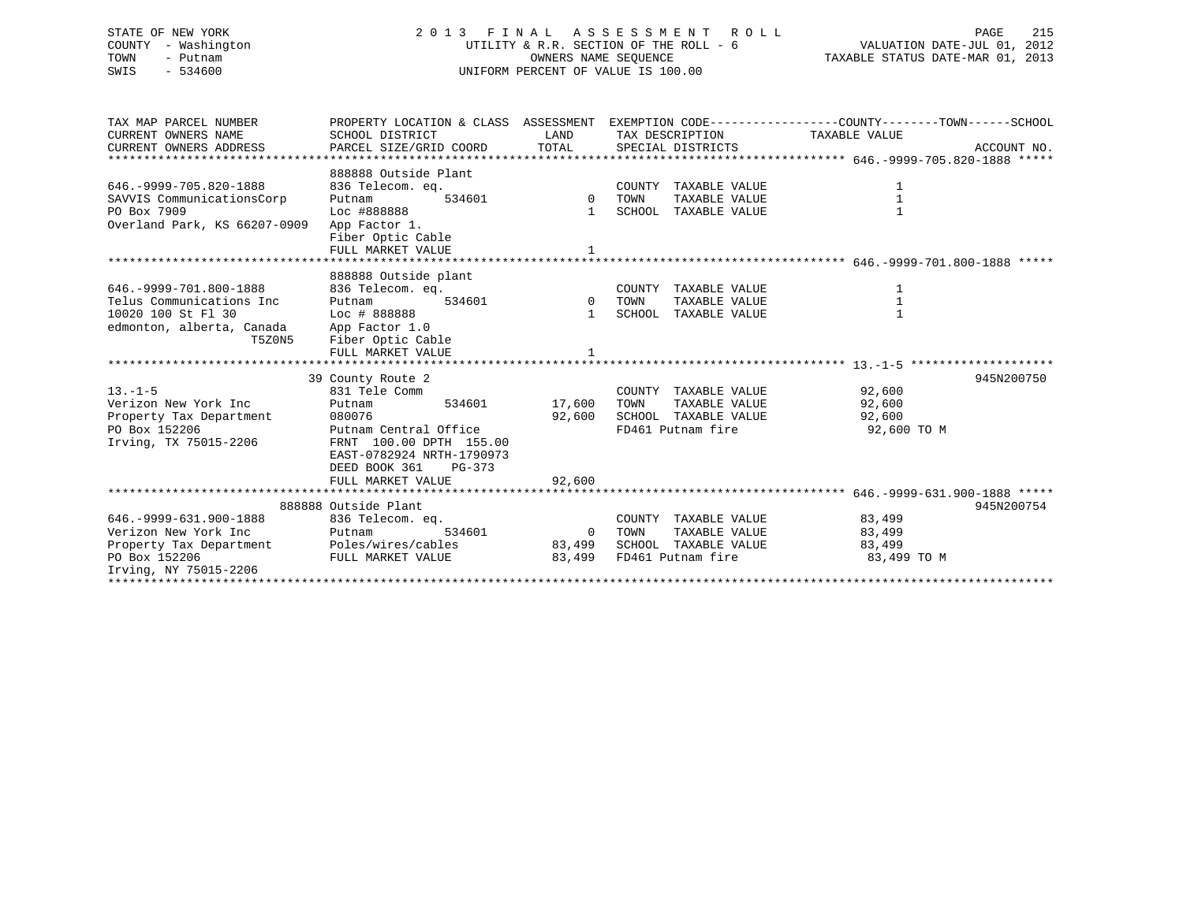STATE OF NEW YORK
COUNTY - Washington
TOWN - Putnam
SWIS - 534600

2 0 1 3 F I N A L A S S E S S M E N T R O L L
UTILITY & R.R. SECTION OF THE ROLL - 6
OWNERS NAME SEQUENCE
UNIFORM PERCENT OF VALUE IS 100.00

VALUATION DATE-JUL 01, 2012
TAXABLE STATUS DATE-MAR 01, 2013

| TAX MAP PARCEL NUMBER / CURRENT OWNERS NAME / CURRENT OWNERS ADDRESS | PROPERTY LOCATION & CLASS / SCHOOL DISTRICT / PARCEL SIZE/GRID COORD | ASSESSMENT LAND | ASSESSMENT TOTAL | EXEMPTION CODE / TAX DESCRIPTION / SPECIAL DISTRICTS | TAXABLE VALUE (COUNTY / TOWN / SCHOOL) | ACCOUNT NO. |
|---|---|---|---|---|---|---|
| **646.-9999-705.820-1888** | 888888 Outside Plant | | | | | |
| 646.-9999-705.820-1888 | 836 Telecom. eq. | | | COUNTY TAXABLE VALUE | 1 | |
| SAVVIS CommunicationsCorp | Putnam 534601 | 0 | | TOWN TAXABLE VALUE | 1 | |
| PO Box 7909 | Loc #888888 | | 1 | SCHOOL TAXABLE VALUE | 1 | |
| Overland Park, KS 66207-0909 | App Factor 1. | | | | | |
| | Fiber Optic Cable | | | | | |
| | FULL MARKET VALUE | | 1 | | | |
| **646.-9999-701.800-1888** | 888888 Outside plant | | | | | |
| 646.-9999-701.800-1888 | 836 Telecom. eq. | | | COUNTY TAXABLE VALUE | 1 | |
| Telus Communications Inc | Putnam 534601 | 0 | | TOWN TAXABLE VALUE | 1 | |
| 10020 100 St Fl 30 | Loc # 888888 | | 1 | SCHOOL TAXABLE VALUE | 1 | |
| edmonton, alberta, Canada T5Z0N5 | App Factor 1.0 | | | | | |
| | Fiber Optic Cable | | | | | |
| | FULL MARKET VALUE | | 1 | | | |
| **13.-1-5** | 39 County Route 2 | | | | | 945N200750 |
| 13.-1-5 | 831 Tele Comm | | | COUNTY TAXABLE VALUE | 92,600 | |
| Verizon New York Inc | Putnam 534601 | 17,600 | | TOWN TAXABLE VALUE | 92,600 | |
| Property Tax Department | 080076 | | 92,600 | SCHOOL TAXABLE VALUE | 92,600 | |
| PO Box 152206 | Putnam Central Office | | | FD461 Putnam fire | 92,600 TO M | |
| Irving, TX 75015-2206 | FRNT 100.00 DPTH 155.00 | | | | | |
| | EAST-0782924 NRTH-1790973 | | | | | |
| | DEED BOOK 361 PG-373 | | | | | |
| | FULL MARKET VALUE | | 92,600 | | | |
| **646.-9999-631.900-1888** | 888888 Outside Plant | | | | | 945N200754 |
| 646.-9999-631.900-1888 | 836 Telecom. eq. | | | COUNTY TAXABLE VALUE | 83,499 | |
| Verizon New York Inc | Putnam 534601 | 0 | | TOWN TAXABLE VALUE | 83,499 | |
| Property Tax Department | Poles/wires/cables | | 83,499 | SCHOOL TAXABLE VALUE | 83,499 | |
| PO Box 152206 | FULL MARKET VALUE | | 83,499 | FD461 Putnam fire | 83,499 TO M | |
| Irving, NY 75015-2206 | | | | | | |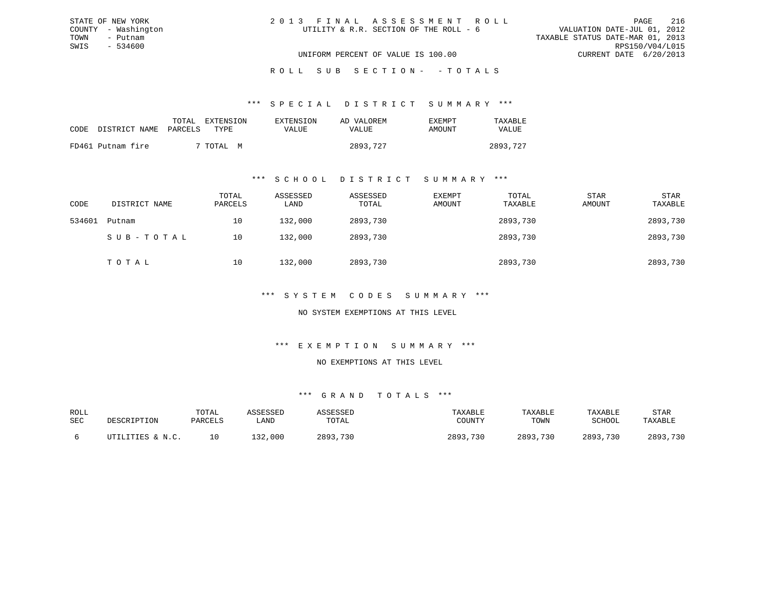STATE OF NEW YORK
COUNTY - Washington
TOWN - Putnam
SWIS - 534600

# 2 0 1 3 F I N A L A S S E S S M E N T R O L L

UTILITY & R.R. SECTION OF THE ROLL - 6

UNIFORM PERCENT OF VALUE IS 100.00

VALUATION DATE-JUL 01, 2012
TAXABLE STATUS DATE-MAR 01, 2013
RPS150/V04/L015
CURRENT DATE 6/20/2013

## R O L L S U B S E C T I O N - - T O T A L S

### *** S P E C I A L D I S T R I C T S U M M A R Y ***

| CODE DISTRICT NAME | TOTAL PARCELS | EXTENSION TYPE | EXTENSION VALUE | AD VALOREM VALUE | EXEMPT AMOUNT | TAXABLE VALUE |
|---|---|---|---|---|---|---|
| FD461 Putnam fire | 7 | TOTAL M | | 2893,727 | | 2893,727 |

### *** S C H O O L D I S T R I C T S U M M A R Y ***

| CODE | DISTRICT NAME | TOTAL PARCELS | ASSESSED LAND | ASSESSED TOTAL | EXEMPT AMOUNT | TOTAL TAXABLE | STAR AMOUNT | STAR TAXABLE |
|---|---|---|---|---|---|---|---|---|
| 534601 | Putnam | 10 | 132,000 | 2893,730 | | 2893,730 | | 2893,730 |
| | S U B - T O T A L | 10 | 132,000 | 2893,730 | | 2893,730 | | 2893,730 |
| | T O T A L | 10 | 132,000 | 2893,730 | | 2893,730 | | 2893,730 |

### *** S Y S T E M C O D E S S U M M A R Y ***

NO SYSTEM EXEMPTIONS AT THIS LEVEL

### *** E X E M P T I O N S U M M A R Y ***

NO EXEMPTIONS AT THIS LEVEL

### *** G R A N D T O T A L S ***

| ROLL SEC | DESCRIPTION | TOTAL PARCELS | ASSESSED LAND | ASSESSED TOTAL | TAXABLE COUNTY | TAXABLE TOWN | TAXABLE SCHOOL | STAR TAXABLE |
|---|---|---|---|---|---|---|---|---|
| 6 | UTILITIES & N.C. | 10 | 132,000 | 2893,730 | 2893,730 | 2893,730 | 2893,730 | 2893,730 |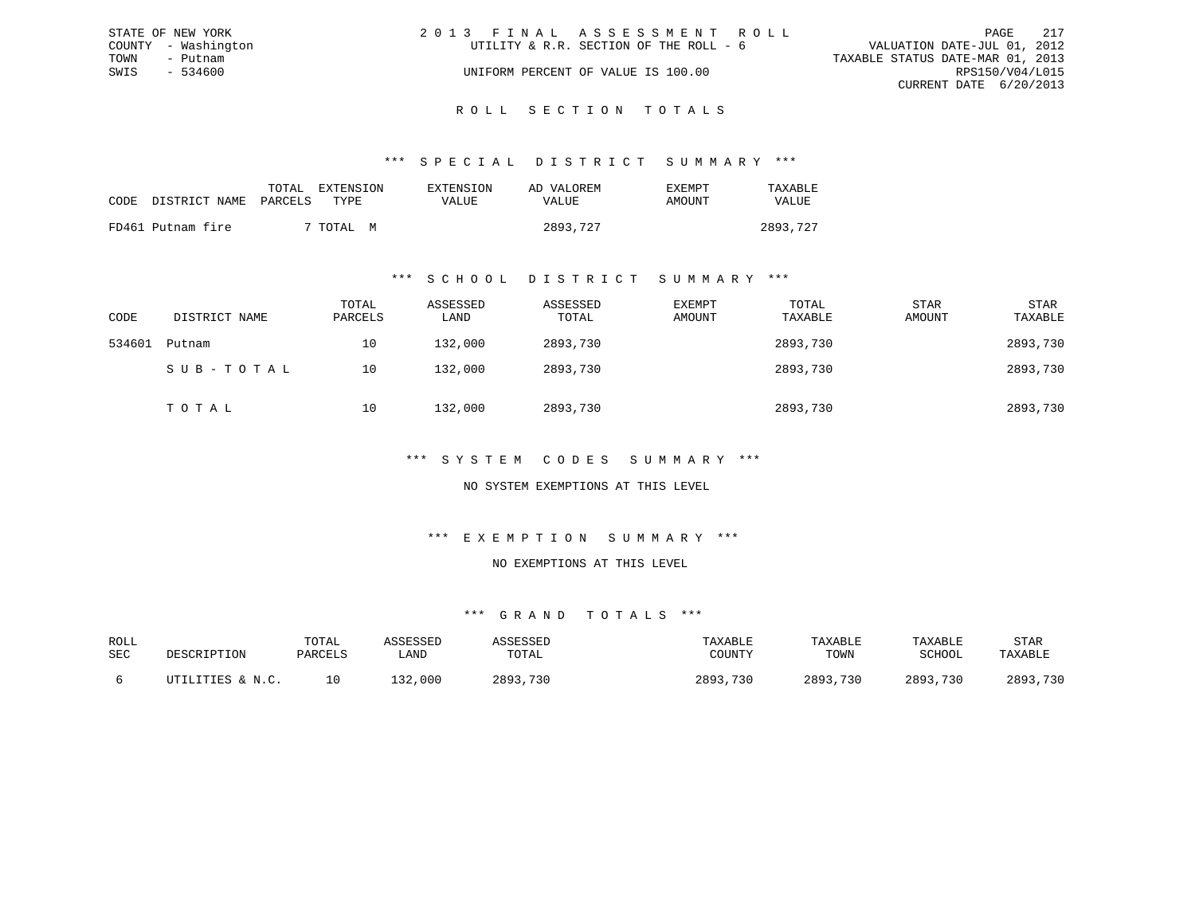STATE OF NEW YORK
COUNTY - Washington
TOWN - Putnam
SWIS - 534600

2013 FINAL ASSESSMENT ROLL
UTILITY & R.R. SECTION OF THE ROLL - 6
UNIFORM PERCENT OF VALUE IS 100.00

VALUATION DATE-JUL 01, 2012
TAXABLE STATUS DATE-MAR 01, 2013
RPS150/V04/L015
CURRENT DATE 6/20/2013

## ROLL SECTION TOTALS

### *** SPECIAL DISTRICT SUMMARY ***

| CODE | DISTRICT NAME | TOTAL PARCELS | EXTENSION TYPE | EXTENSION VALUE | AD VALOREM VALUE | EXEMPT AMOUNT | TAXABLE VALUE |
|---|---|---|---|---|---|---|---|
| FD461 | Putnam fire | 7 | TOTAL M | | 2893,727 | | 2893,727 |

### *** SCHOOL DISTRICT SUMMARY ***

| CODE | DISTRICT NAME | TOTAL PARCELS | ASSESSED LAND | ASSESSED TOTAL | EXEMPT AMOUNT | TOTAL TAXABLE | STAR AMOUNT | STAR TAXABLE |
|---|---|---|---|---|---|---|---|---|
| 534601 | Putnam | 10 | 132,000 | 2893,730 | | 2893,730 | | 2893,730 |
| | SUB-TOTAL | 10 | 132,000 | 2893,730 | | 2893,730 | | 2893,730 |
| | TOTAL | 10 | 132,000 | 2893,730 | | 2893,730 | | 2893,730 |

### *** SYSTEM CODES SUMMARY ***

NO SYSTEM EXEMPTIONS AT THIS LEVEL

### *** EXEMPTION SUMMARY ***

NO EXEMPTIONS AT THIS LEVEL

### *** GRAND TOTALS ***

| ROLL SEC | DESCRIPTION | TOTAL PARCELS | ASSESSED LAND | ASSESSED TOTAL | TAXABLE COUNTY | TAXABLE TOWN | TAXABLE SCHOOL | STAR TAXABLE |
|---|---|---|---|---|---|---|---|---|
| 6 | UTILITIES & N.C. | 10 | 132,000 | 2893,730 | 2893,730 | 2893,730 | 2893,730 | 2893,730 |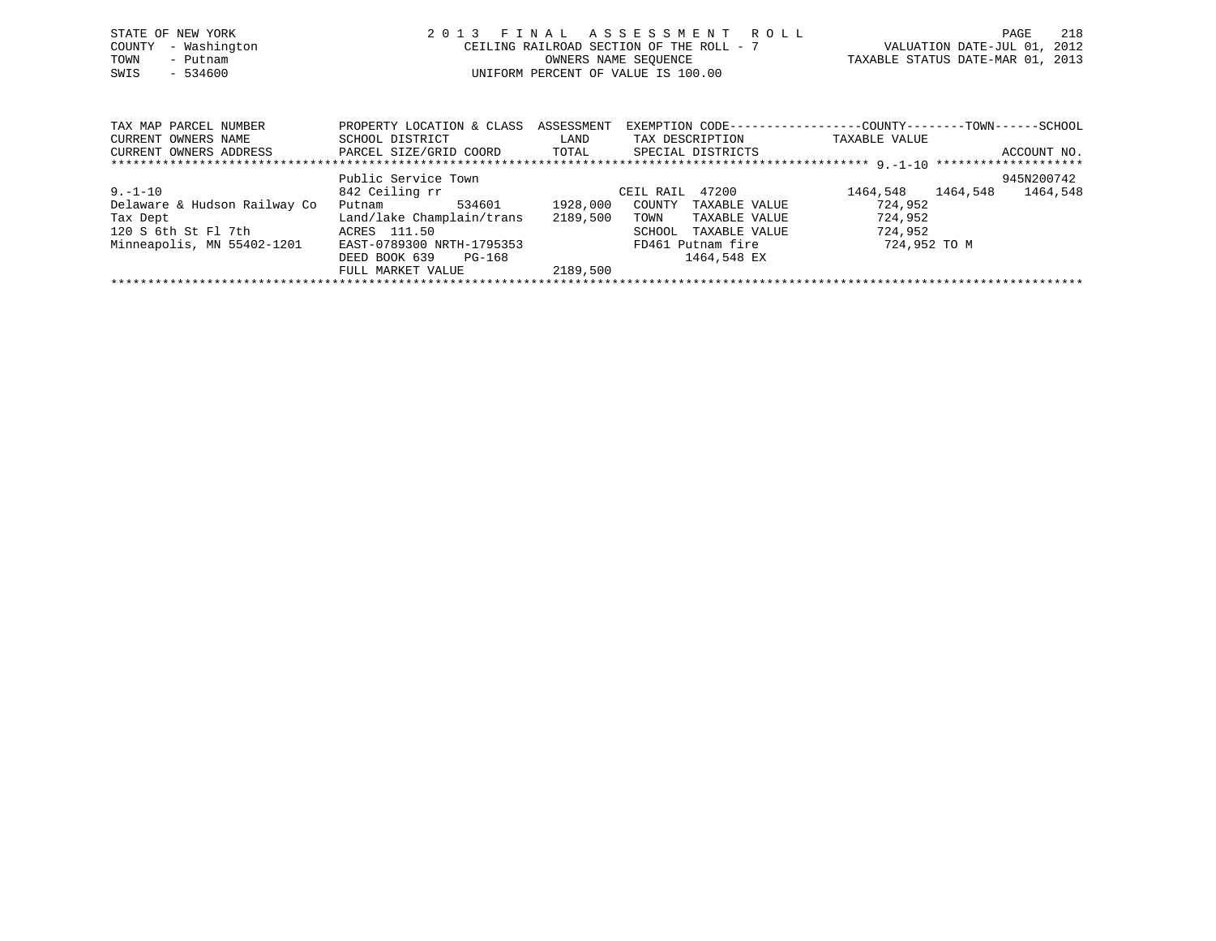STATE OF NEW YORK
COUNTY - Washington
TOWN - Putnam
SWIS - 534600

2 0 1 3 F I N A L A S S E S S M E N T R O L L
CEILING RAILROAD SECTION OF THE ROLL - 7
OWNERS NAME SEQUENCE
UNIFORM PERCENT OF VALUE IS 100.00

VALUATION DATE-JUL 01, 2012
TAXABLE STATUS DATE-MAR 01, 2013

| TAX MAP PARCEL NUMBER / CURRENT OWNERS NAME / CURRENT OWNERS ADDRESS | PROPERTY LOCATION & CLASS / SCHOOL DISTRICT / PARCEL SIZE/GRID COORD | ASSESSMENT LAND / TOTAL | EXEMPTION CODE / TAX DESCRIPTION / SPECIAL DISTRICTS | COUNTY TAXABLE VALUE | TOWN | SCHOOL / ACCOUNT NO. |
|---|---|---|---|---|---|---|
| 9.-1-10 | Public Service Town | | | | | 945N200742 |
| 9.-1-10 | 842 Ceiling rr | | CEIL RAIL 47200 | 1464,548 | 1464,548 | 1464,548 |
| Delaware & Hudson Railway Co | Putnam 534601 | 1928,000 | COUNTY TAXABLE VALUE | 724,952 | | |
| Tax Dept | Land/lake Champlain/trans | 2189,500 | TOWN TAXABLE VALUE | 724,952 | | |
| 120 S 6th St Fl 7th | ACRES 111.50 | | SCHOOL TAXABLE VALUE | 724,952 | | |
| Minneapolis, MN 55402-1201 | EAST-0789300 NRTH-1795353 | | FD461 Putnam fire | 724,952 TO M | | |
| | DEED BOOK 639 PG-168 | | 1464,548 EX | | | |
| | FULL MARKET VALUE | 2189,500 | | | | |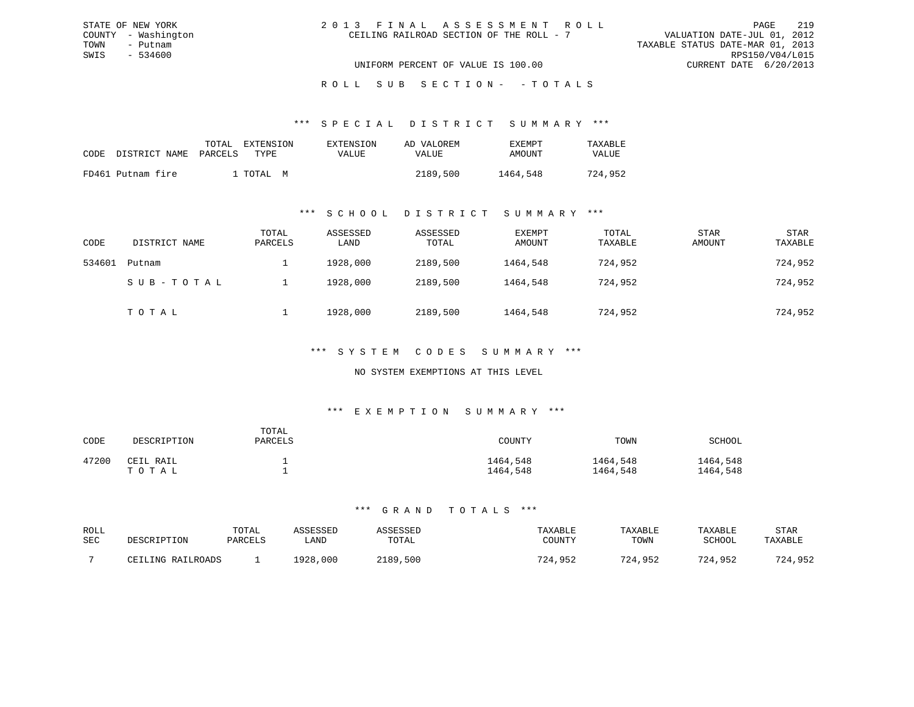STATE OF NEW YORK
COUNTY - Washington
TOWN - Putnam
SWIS - 534600

2 0 1 3 F I N A L A S S E S S M E N T R O L L
CEILING RAILROAD SECTION OF THE ROLL - 7

VALUATION DATE-JUL 01, 2012
TAXABLE STATUS DATE-MAR 01, 2013
RPS150/V04/L015
CURRENT DATE 6/20/2013

UNIFORM PERCENT OF VALUE IS 100.00

R O L L S U B S E C T I O N - - T O T A L S

*** S P E C I A L D I S T R I C T S U M M A R Y ***

| CODE | DISTRICT NAME | TOTAL PARCELS | EXTENSION TYPE | EXTENSION VALUE | AD VALOREM VALUE | EXEMPT AMOUNT | TAXABLE VALUE |
|---|---|---|---|---|---|---|---|
| FD461 | Putnam fire | 1 | TOTAL M | | 2189,500 | 1464,548 | 724,952 |

*** S C H O O L D I S T R I C T S U M M A R Y ***

| CODE | DISTRICT NAME | TOTAL PARCELS | ASSESSED LAND | ASSESSED TOTAL | EXEMPT AMOUNT | TOTAL TAXABLE | STAR AMOUNT | STAR TAXABLE |
|---|---|---|---|---|---|---|---|---|
| 534601 | Putnam | 1 | 1928,000 | 2189,500 | 1464,548 | 724,952 | | 724,952 |
| | S U B - T O T A L | 1 | 1928,000 | 2189,500 | 1464,548 | 724,952 | | 724,952 |
| | T O T A L | 1 | 1928,000 | 2189,500 | 1464,548 | 724,952 | | 724,952 |

*** S Y S T E M C O D E S S U M M A R Y ***

NO SYSTEM EXEMPTIONS AT THIS LEVEL

*** E X E M P T I O N S U M M A R Y ***

| CODE | DESCRIPTION | TOTAL PARCELS | COUNTY | TOWN | SCHOOL |
|---|---|---|---|---|---|
| 47200 | CEIL RAIL | 1 | 1464,548 | 1464,548 | 1464,548 |
| | T O T A L | 1 | 1464,548 | 1464,548 | 1464,548 |

*** G R A N D T O T A L S ***

| ROLL SEC | DESCRIPTION | TOTAL PARCELS | ASSESSED LAND | ASSESSED TOTAL | TAXABLE COUNTY | TAXABLE TOWN | TAXABLE SCHOOL | STAR TAXABLE |
|---|---|---|---|---|---|---|---|---|
| 7 | CEILING RAILROADS | 1 | 1928,000 | 2189,500 | 724,952 | 724,952 | 724,952 | 724,952 |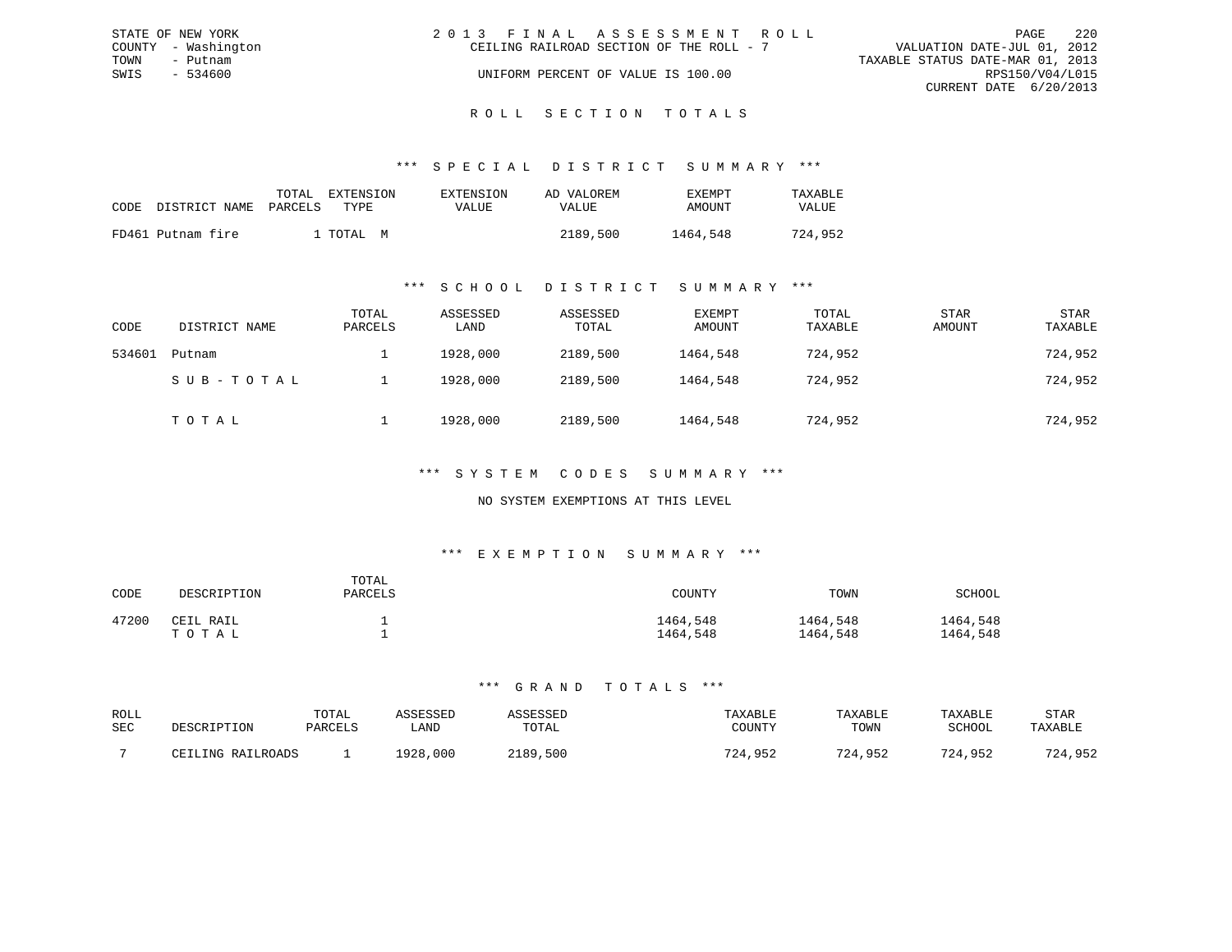STATE OF NEW YORK
COUNTY - Washington
TOWN - Putnam
SWIS - 534600

2013 FINAL ASSESSMENT ROLL
CEILING RAILROAD SECTION OF THE ROLL - 7
UNIFORM PERCENT OF VALUE IS 100.00

VALUATION DATE-JUL 01, 2012
TAXABLE STATUS DATE-MAR 01, 2013
RPS150/V04/L015
CURRENT DATE 6/20/2013

## ROLL SECTION TOTALS

### *** SPECIAL DISTRICT SUMMARY ***

| CODE | DISTRICT NAME | TOTAL PARCELS | EXTENSION TYPE | EXTENSION VALUE | AD VALOREM VALUE | EXEMPT AMOUNT | TAXABLE VALUE |
|---|---|---|---|---|---|---|---|
| FD461 | Putnam fire | 1 | TOTAL M | | 2189,500 | 1464,548 | 724,952 |

### *** SCHOOL DISTRICT SUMMARY ***

| CODE | DISTRICT NAME | TOTAL PARCELS | ASSESSED LAND | ASSESSED TOTAL | EXEMPT AMOUNT | TOTAL TAXABLE | STAR AMOUNT | STAR TAXABLE |
|---|---|---|---|---|---|---|---|---|
| 534601 | Putnam | 1 | 1928,000 | 2189,500 | 1464,548 | 724,952 | | 724,952 |
| | SUB-TOTAL | 1 | 1928,000 | 2189,500 | 1464,548 | 724,952 | | 724,952 |
| | TOTAL | 1 | 1928,000 | 2189,500 | 1464,548 | 724,952 | | 724,952 |

### *** SYSTEM CODES SUMMARY ***

NO SYSTEM EXEMPTIONS AT THIS LEVEL

### *** EXEMPTION SUMMARY ***

| CODE | DESCRIPTION | TOTAL PARCELS | COUNTY | TOWN | SCHOOL |
|---|---|---|---|---|---|
| 47200 | CEIL RAIL | 1 | 1464,548 | 1464,548 | 1464,548 |
| | TOTAL | 1 | 1464,548 | 1464,548 | 1464,548 |

### *** GRAND TOTALS ***

| ROLL SEC | DESCRIPTION | TOTAL PARCELS | ASSESSED LAND | ASSESSED TOTAL | TAXABLE COUNTY | TAXABLE TOWN | TAXABLE SCHOOL | STAR TAXABLE |
|---|---|---|---|---|---|---|---|---|
| 7 | CEILING RAILROADS | 1 | 1928,000 | 2189,500 | 724,952 | 724,952 | 724,952 | 724,952 |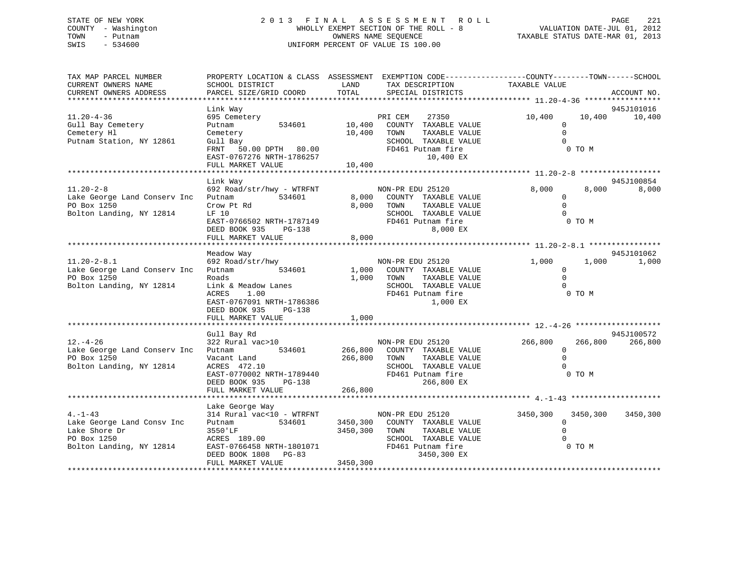STATE OF NEW YORK
COUNTY - Washington
TOWN - Putnam
SWIS - 534600

# 2013 FINAL ASSESSMENT ROLL

WHOLLY EXEMPT SECTION OF THE ROLL - 8
OWNERS NAME SEQUENCE
UNIFORM PERCENT OF VALUE IS 100.00

VALUATION DATE-JUL 01, 2012
TAXABLE STATUS DATE-MAR 01, 2013

| TAX MAP PARCEL NUMBER / CURRENT OWNERS NAME / CURRENT OWNERS ADDRESS | PROPERTY LOCATION & CLASS / SCHOOL DISTRICT / PARCEL SIZE/GRID COORD | ASSESSMENT LAND / TOTAL | EXEMPTION CODE / TAX DESCRIPTION / SPECIAL DISTRICTS | COUNTY TAXABLE VALUE | TOWN | SCHOOL / ACCOUNT NO. |
|---|---|---|---|---|---|---|
| | Link Way | | | | | 945J101016 |
| 11.20-4-36 | 695 Cemetery | | PRI CEM 27350 | 10,400 | 10,400 | 10,400 |
| Gull Bay Cemetery | Putnam 534601 | 10,400 | COUNTY TAXABLE VALUE | 0 | | |
| Cemetery Hl | Cemetery | 10,400 | TOWN TAXABLE VALUE | 0 | | |
| Putnam Station, NY 12861 | Gull Bay | | SCHOOL TAXABLE VALUE | 0 | | |
| | FRNT 50.00 DPTH 80.00 | | FD461 Putnam fire | 0 TO M | | |
| | EAST-0767276 NRTH-1786257 | | 10,400 EX | | | |
| | FULL MARKET VALUE | 10,400 | | | | |
| | Link Way | | | | | 945J100854 |
| 11.20-2-8 | 692 Road/str/hwy - WTRFNT | | NON-PR EDU 25120 | 8,000 | 8,000 | 8,000 |
| Lake George Land Conserv Inc | Putnam 534601 | 8,000 | COUNTY TAXABLE VALUE | 0 | | |
| PO Box 1250 | Crow Pt Rd | 8,000 | TOWN TAXABLE VALUE | 0 | | |
| Bolton Landing, NY 12814 | LF 10 | | SCHOOL TAXABLE VALUE | 0 | | |
| | EAST-0766502 NRTH-1787149 | | FD461 Putnam fire | 0 TO M | | |
| | DEED BOOK 935 PG-138 | | 8,000 EX | | | |
| | FULL MARKET VALUE | 8,000 | | | | |
| | Meadow Way | | | | | 945J101062 |
| 11.20-2-8.1 | 692 Road/str/hwy | | NON-PR EDU 25120 | 1,000 | 1,000 | 1,000 |
| Lake George Land Conserv Inc | Putnam 534601 | 1,000 | COUNTY TAXABLE VALUE | 0 | | |
| PO Box 1250 | Roads | 1,000 | TOWN TAXABLE VALUE | 0 | | |
| Bolton Landing, NY 12814 | Link & Meadow Lanes | | SCHOOL TAXABLE VALUE | 0 | | |
| | ACRES 1.00 | | FD461 Putnam fire | 0 TO M | | |
| | EAST-0767091 NRTH-1786386 | | 1,000 EX | | | |
| | DEED BOOK 935 PG-138 | | | | | |
| | FULL MARKET VALUE | 1,000 | | | | |
| | Gull Bay Rd | | | | | 945J100572 |
| 12.-4-26 | 322 Rural vac>10 | | NON-PR EDU 25120 | 266,800 | 266,800 | 266,800 |
| Lake George Land Conserv Inc | Putnam 534601 | 266,800 | COUNTY TAXABLE VALUE | 0 | | |
| PO Box 1250 | Vacant Land | 266,800 | TOWN TAXABLE VALUE | 0 | | |
| Bolton Landing, NY 12814 | ACRES 472.10 | | SCHOOL TAXABLE VALUE | 0 | | |
| | EAST-0770002 NRTH-1789440 | | FD461 Putnam fire | 0 TO M | | |
| | DEED BOOK 935 PG-138 | | 266,800 EX | | | |
| | FULL MARKET VALUE | 266,800 | | | | |
| | Lake George Way | | | | | |
| 4.-1-43 | 314 Rural vac<10 - WTRFNT | | NON-PR EDU 25120 | 3450,300 | 3450,300 | 3450,300 |
| Lake George Land Consv Inc | Putnam 534601 | 3450,300 | COUNTY TAXABLE VALUE | 0 | | |
| Lake Shore Dr | 3550'LF | 3450,300 | TOWN TAXABLE VALUE | 0 | | |
| PO Box 1250 | ACRES 189.00 | | SCHOOL TAXABLE VALUE | 0 | | |
| Bolton Landing, NY 12814 | EAST-0766458 NRTH-1801071 | | FD461 Putnam fire | 0 TO M | | |
| | DEED BOOK 1808 PG-83 | | 3450,300 EX | | | |
| | FULL MARKET VALUE | 3450,300 | | | | |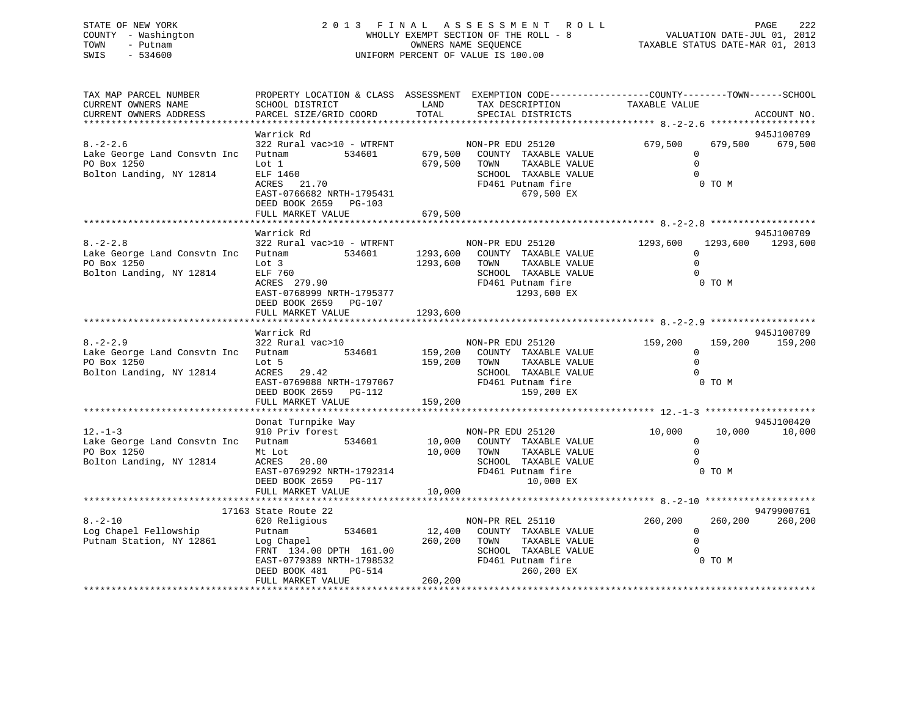STATE OF NEW YORK
COUNTY - Washington
TOWN - Putnam
SWIS - 534600

2013 FINAL ASSESSMENT ROLL
WHOLLY EXEMPT SECTION OF THE ROLL - 8
OWNERS NAME SEQUENCE
UNIFORM PERCENT OF VALUE IS 100.00

VALUATION DATE-JUL 01, 2012
TAXABLE STATUS DATE-MAR 01, 2013

| TAX MAP PARCEL NUMBER / CURRENT OWNERS NAME / CURRENT OWNERS ADDRESS | PROPERTY LOCATION & CLASS / SCHOOL DISTRICT / PARCEL SIZE/GRID COORD | ASSESSMENT LAND | TOTAL | EXEMPTION CODE / TAX DESCRIPTION / SPECIAL DISTRICTS | COUNTY TAXABLE VALUE | TOWN | SCHOOL / ACCOUNT NO. |
|---|---|---|---|---|---|---|---|
| 8.-2-2.6 | Warrick Rd | | | | | | 945J100709 |
| | 322 Rural vac>10 - WTRFNT | | | NON-PR EDU 25120 | 679,500 | 679,500 | 679,500 |
| Lake George Land Consvtn Inc | Putnam 534601 | 679,500 | | COUNTY TAXABLE VALUE | 0 | | |
| PO Box 1250 | Lot 1 | | 679,500 | TOWN TAXABLE VALUE | 0 | | |
| Bolton Landing, NY 12814 | ELF 1460 | | | SCHOOL TAXABLE VALUE | 0 | | |
| | ACRES 21.70 | | | FD461 Putnam fire | 0 TO M | | |
| | EAST-0766682 NRTH-1795431 | | | 679,500 EX | | | |
| | DEED BOOK 2659 PG-103 | | | | | | |
| | FULL MARKET VALUE | | 679,500 | | | | |
| 8.-2-2.8 | Warrick Rd | | | | | | 945J100709 |
| | 322 Rural vac>10 - WTRFNT | | | NON-PR EDU 25120 | 1293,600 | 1293,600 | 1293,600 |
| Lake George Land Consvtn Inc | Putnam 534601 | 1293,600 | | COUNTY TAXABLE VALUE | 0 | | |
| PO Box 1250 | Lot 3 | | 1293,600 | TOWN TAXABLE VALUE | 0 | | |
| Bolton Landing, NY 12814 | ELF 760 | | | SCHOOL TAXABLE VALUE | 0 | | |
| | ACRES 279.90 | | | FD461 Putnam fire | 0 TO M | | |
| | EAST-0768999 NRTH-1795377 | | | 1293,600 EX | | | |
| | DEED BOOK 2659 PG-107 | | | | | | |
| | FULL MARKET VALUE | | 1293,600 | | | | |
| 8.-2-2.9 | Warrick Rd | | | | | | 945J100709 |
| | 322 Rural vac>10 | | | NON-PR EDU 25120 | 159,200 | 159,200 | 159,200 |
| Lake George Land Consvtn Inc | Putnam 534601 | 159,200 | | COUNTY TAXABLE VALUE | 0 | | |
| PO Box 1250 | Lot 5 | | 159,200 | TOWN TAXABLE VALUE | 0 | | |
| Bolton Landing, NY 12814 | ACRES 29.42 | | | SCHOOL TAXABLE VALUE | 0 | | |
| | EAST-0769088 NRTH-1797067 | | | FD461 Putnam fire | 0 TO M | | |
| | DEED BOOK 2659 PG-112 | | | 159,200 EX | | | |
| | FULL MARKET VALUE | | 159,200 | | | | |
| 12.-1-3 | Donat Turnpike Way | | | | | | 945J100420 |
| | 910 Priv forest | | | NON-PR EDU 25120 | 10,000 | 10,000 | 10,000 |
| Lake George Land Consvtn Inc | Putnam 534601 | 10,000 | | COUNTY TAXABLE VALUE | 0 | | |
| PO Box 1250 | Mt Lot | | 10,000 | TOWN TAXABLE VALUE | 0 | | |
| Bolton Landing, NY 12814 | ACRES 20.00 | | | SCHOOL TAXABLE VALUE | 0 | | |
| | EAST-0769292 NRTH-1792314 | | | FD461 Putnam fire | 0 TO M | | |
| | DEED BOOK 2659 PG-117 | | | 10,000 EX | | | |
| | FULL MARKET VALUE | | 10,000 | | | | |
| 8.-2-10 | 17163 State Route 22 | | | | | | 9479900761 |
| | 620 Religious | | | NON-PR REL 25110 | 260,200 | 260,200 | 260,200 |
| Log Chapel Fellowship | Putnam 534601 | 12,400 | | COUNTY TAXABLE VALUE | 0 | | |
| Putnam Station, NY 12861 | Log Chapel | | 260,200 | TOWN TAXABLE VALUE | 0 | | |
| | FRNT 134.00 DPTH 161.00 | | | SCHOOL TAXABLE VALUE | 0 | | |
| | EAST-0779389 NRTH-1798532 | | | FD461 Putnam fire | 0 TO M | | |
| | DEED BOOK 481 PG-514 | | | 260,200 EX | | | |
| | FULL MARKET VALUE | | 260,200 | | | | |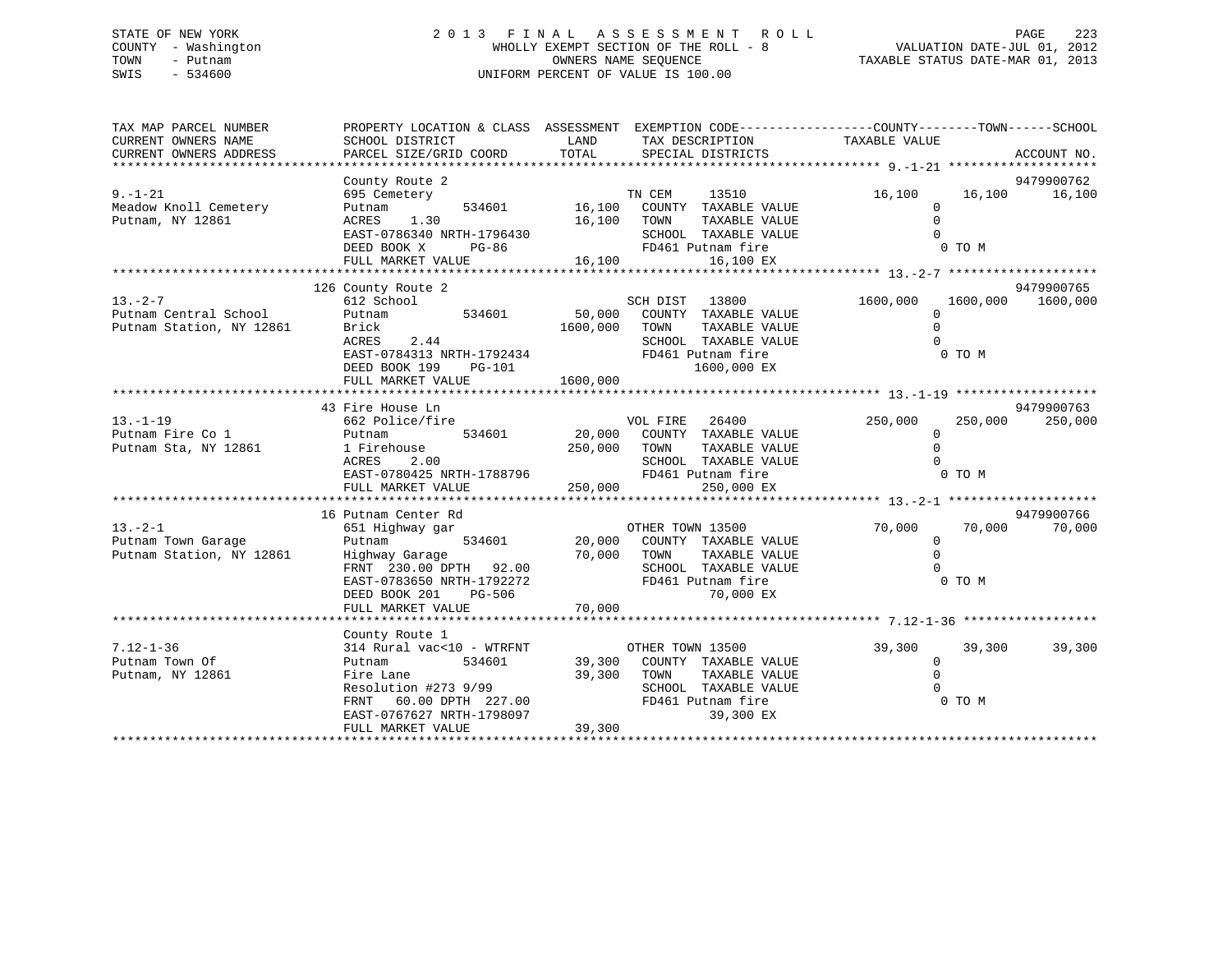STATE OF NEW YORK
COUNTY - Washington
TOWN - Putnam
SWIS - 534600

# 2013 FINAL ASSESSMENT ROLL

WHOLLY EXEMPT SECTION OF THE ROLL - 8
OWNERS NAME SEQUENCE
UNIFORM PERCENT OF VALUE IS 100.00

VALUATION DATE-JUL 01, 2012
TAXABLE STATUS DATE-MAR 01, 2013

| TAX MAP PARCEL NUMBER / CURRENT OWNERS NAME / CURRENT OWNERS ADDRESS | PROPERTY LOCATION & CLASS / SCHOOL DISTRICT / PARCEL SIZE/GRID COORD | ASSESSMENT LAND / TOTAL | EXEMPTION CODE / TAX DESCRIPTION / SPECIAL DISTRICTS | COUNTY TAXABLE VALUE | TOWN | SCHOOL | ACCOUNT NO. |
|---|---|---|---|---|---|---|---|
| 9.-1-21 | County Route 2 | | | | | | 9479900762 |
| Meadow Knoll Cemetery | 695 Cemetery | | TN CEM 13510 | 16,100 | 16,100 | 16,100 | |
| Putnam, NY 12861 | Putnam 534601 | 16,100 | COUNTY TAXABLE VALUE | 0 | | | |
| | ACRES 1.30 | 16,100 | TOWN TAXABLE VALUE | 0 | | | |
| | EAST-0786340 NRTH-1796430 | | SCHOOL TAXABLE VALUE | 0 | | | |
| | DEED BOOK X PG-86 | | FD461 Putnam fire | 0 TO M | | | |
| | FULL MARKET VALUE | 16,100 | 16,100 EX | | | | |
| 13.-2-7 | 126 County Route 2 | | | | | | 9479900765 |
| Putnam Central School | 612 School | | SCH DIST 13800 | 1600,000 | 1600,000 | 1600,000 | |
| Putnam Station, NY 12861 | Putnam 534601 | 50,000 | COUNTY TAXABLE VALUE | 0 | | | |
| | Brick | 1600,000 | TOWN TAXABLE VALUE | 0 | | | |
| | ACRES 2.44 | | SCHOOL TAXABLE VALUE | 0 | | | |
| | EAST-0784313 NRTH-1792434 | | FD461 Putnam fire | 0 TO M | | | |
| | DEED BOOK 199 PG-101 | | 1600,000 EX | | | | |
| | FULL MARKET VALUE | 1600,000 | | | | | |
| 13.-1-19 | 43 Fire House Ln | | | | | | 9479900763 |
| Putnam Fire Co 1 | 662 Police/fire | | VOL FIRE 26400 | 250,000 | 250,000 | 250,000 | |
| Putnam Sta, NY 12861 | Putnam 534601 | 20,000 | COUNTY TAXABLE VALUE | 0 | | | |
| | 1 Firehouse | 250,000 | TOWN TAXABLE VALUE | 0 | | | |
| | ACRES 2.00 | | SCHOOL TAXABLE VALUE | 0 | | | |
| | EAST-0780425 NRTH-1788796 | | FD461 Putnam fire | 0 TO M | | | |
| | FULL MARKET VALUE | 250,000 | 250,000 EX | | | | |
| 13.-2-1 | 16 Putnam Center Rd | | | | | | 9479900766 |
| Putnam Town Garage | 651 Highway gar | | OTHER TOWN 13500 | 70,000 | 70,000 | 70,000 | |
| Putnam Station, NY 12861 | Putnam 534601 | 20,000 | COUNTY TAXABLE VALUE | 0 | | | |
| | Highway Garage | 70,000 | TOWN TAXABLE VALUE | 0 | | | |
| | FRNT 230.00 DPTH 92.00 | | SCHOOL TAXABLE VALUE | 0 | | | |
| | EAST-0783650 NRTH-1792272 | | FD461 Putnam fire | 0 TO M | | | |
| | DEED BOOK 201 PG-506 | | 70,000 EX | | | | |
| | FULL MARKET VALUE | 70,000 | | | | | |
| 7.12-1-36 | County Route 1 | | | | | | |
| Putnam Town Of | 314 Rural vac<10 - WTRFNT | | OTHER TOWN 13500 | 39,300 | 39,300 | 39,300 | |
| Putnam, NY 12861 | Putnam 534601 | 39,300 | COUNTY TAXABLE VALUE | 0 | | | |
| | Fire Lane | 39,300 | TOWN TAXABLE VALUE | 0 | | | |
| | Resolution #273 9/99 | | SCHOOL TAXABLE VALUE | 0 | | | |
| | FRNT 60.00 DPTH 227.00 | | FD461 Putnam fire | 0 TO M | | | |
| | EAST-0767627 NRTH-1798097 | | 39,300 EX | | | | |
| | FULL MARKET VALUE | 39,300 | | | | | |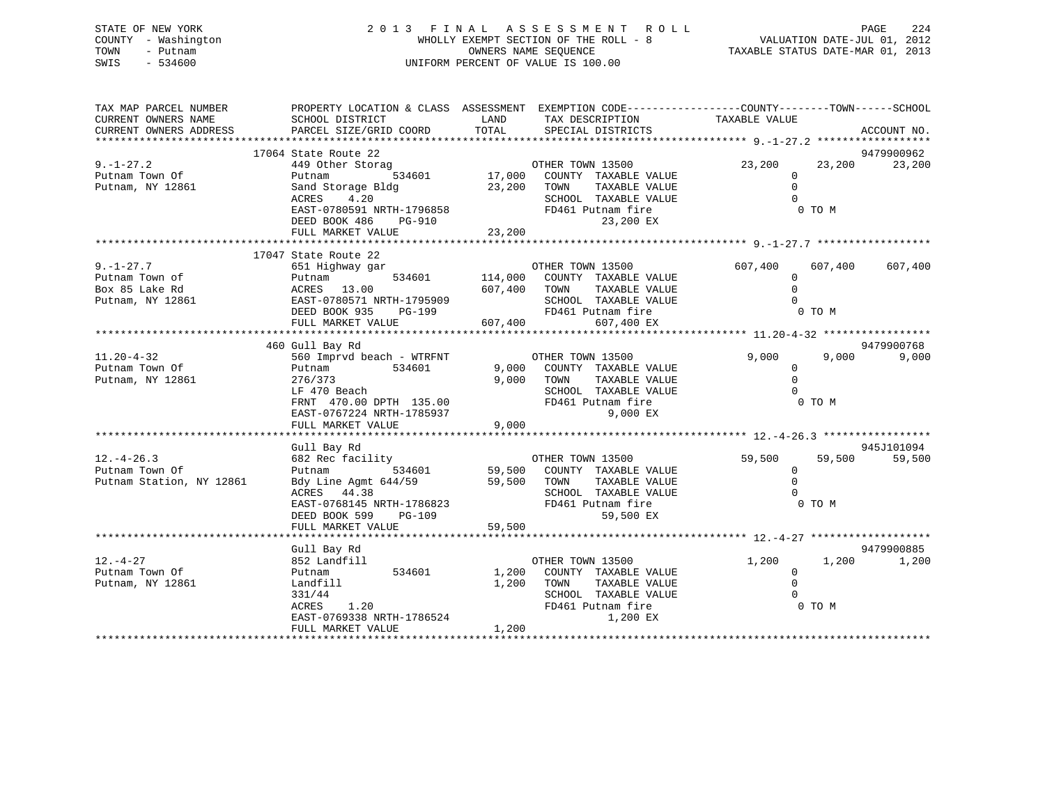STATE OF NEW YORK
COUNTY - Washington
TOWN - Putnam
SWIS - 534600

2 0 1 3 F I N A L A S S E S S M E N T R O L L
WHOLLY EXEMPT SECTION OF THE ROLL - 8
OWNERS NAME SEQUENCE
UNIFORM PERCENT OF VALUE IS 100.00

VALUATION DATE-JUL 01, 2012
TAXABLE STATUS DATE-MAR 01, 2013

| TAX MAP PARCEL NUMBER / CURRENT OWNERS NAME / CURRENT OWNERS ADDRESS | PROPERTY LOCATION & CLASS / SCHOOL DISTRICT / PARCEL SIZE/GRID COORD | ASSESSMENT LAND / TOTAL | EXEMPTION CODE / TAX DESCRIPTION / SPECIAL DISTRICTS | COUNTY TAXABLE VALUE | TOWN | SCHOOL / ACCOUNT NO. |
|---|---|---|---|---|---|---|
| **9.-1-27.2** | 17064 State Route 22 | | | | | 9479900962 |
| 9.-1-27.2 | 449 Other Storag | | OTHER TOWN 13500 | 23,200 | 23,200 | 23,200 |
| Putnam Town Of | Putnam 534601 | 17,000 | COUNTY TAXABLE VALUE | 0 | | |
| Putnam, NY 12861 | Sand Storage Bldg | 23,200 | TOWN TAXABLE VALUE | 0 | | |
| | ACRES 4.20 | | SCHOOL TAXABLE VALUE | 0 | | |
| | EAST-0780591 NRTH-1796858 | | FD461 Putnam fire | 0 TO M | | |
| | DEED BOOK 486 PG-910 | | 23,200 EX | | | |
| | FULL MARKET VALUE | 23,200 | | | | |
| **9.-1-27.7** | 17047 State Route 22 | | | | | |
| 9.-1-27.7 | 651 Highway gar | | OTHER TOWN 13500 | 607,400 | 607,400 | 607,400 |
| Putnam Town of | Putnam 534601 | 114,000 | COUNTY TAXABLE VALUE | 0 | | |
| Box 85 Lake Rd | ACRES 13.00 | 607,400 | TOWN TAXABLE VALUE | 0 | | |
| Putnam, NY 12861 | EAST-0780571 NRTH-1795909 | | SCHOOL TAXABLE VALUE | 0 | | |
| | DEED BOOK 935 PG-199 | | FD461 Putnam fire | 0 TO M | | |
| | FULL MARKET VALUE | 607,400 | 607,400 EX | | | |
| **11.20-4-32** | 460 Gull Bay Rd | | | | | 9479900768 |
| 11.20-4-32 | 560 Imprvd beach - WTRFNT | | OTHER TOWN 13500 | 9,000 | 9,000 | 9,000 |
| Putnam Town Of | Putnam 534601 | 9,000 | COUNTY TAXABLE VALUE | 0 | | |
| Putnam, NY 12861 | 276/373 | 9,000 | TOWN TAXABLE VALUE | 0 | | |
| | LF 470 Beach | | SCHOOL TAXABLE VALUE | 0 | | |
| | FRNT 470.00 DPTH 135.00 | | FD461 Putnam fire | 0 TO M | | |
| | EAST-0767224 NRTH-1785937 | | 9,000 EX | | | |
| | FULL MARKET VALUE | 9,000 | | | | |
| **12.-4-26.3** | Gull Bay Rd | | | | | 945J101094 |
| 12.-4-26.3 | 682 Rec facility | | OTHER TOWN 13500 | 59,500 | 59,500 | 59,500 |
| Putnam Town Of | Putnam 534601 | 59,500 | COUNTY TAXABLE VALUE | 0 | | |
| Putnam Station, NY 12861 | Bdy Line Agmt 644/59 | 59,500 | TOWN TAXABLE VALUE | 0 | | |
| | ACRES 44.38 | | SCHOOL TAXABLE VALUE | 0 | | |
| | EAST-0768145 NRTH-1786823 | | FD461 Putnam fire | 0 TO M | | |
| | DEED BOOK 599 PG-109 | | 59,500 EX | | | |
| | FULL MARKET VALUE | 59,500 | | | | |
| **12.-4-27** | Gull Bay Rd | | | | | 9479900885 |
| 12.-4-27 | 852 Landfill | | OTHER TOWN 13500 | 1,200 | 1,200 | 1,200 |
| Putnam Town Of | Putnam 534601 | 1,200 | COUNTY TAXABLE VALUE | 0 | | |
| Putnam, NY 12861 | Landfill | 1,200 | TOWN TAXABLE VALUE | 0 | | |
| | 331/44 | | SCHOOL TAXABLE VALUE | 0 | | |
| | ACRES 1.20 | | FD461 Putnam fire | 0 TO M | | |
| | EAST-0769338 NRTH-1786524 | | 1,200 EX | | | |
| | FULL MARKET VALUE | 1,200 | | | | |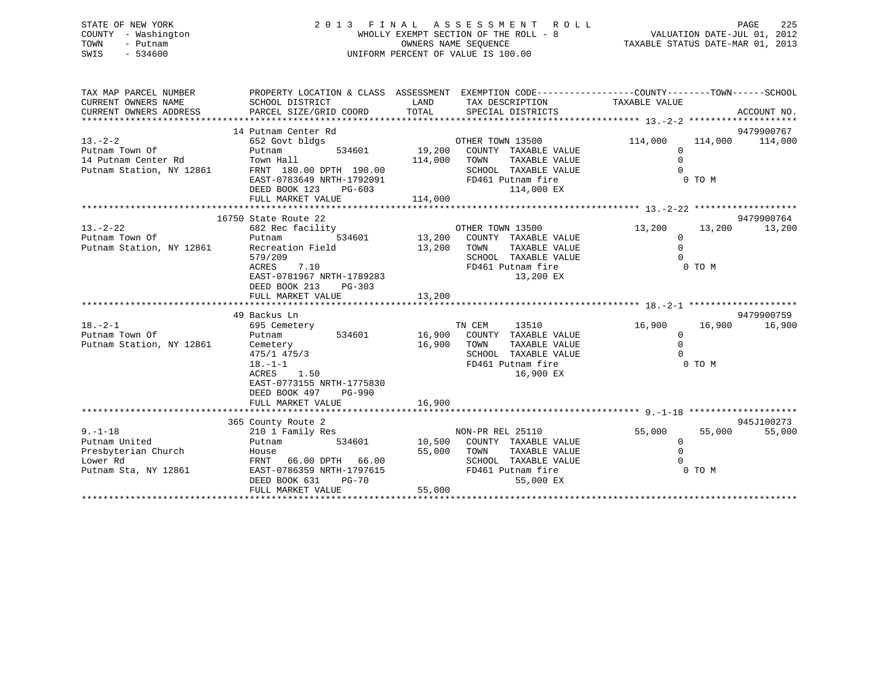STATE OF NEW YORK
COUNTY - Washington
TOWN - Putnam
SWIS - 534600

2 0 1 3 F I N A L A S S E S S M E N T R O L L
WHOLLY EXEMPT SECTION OF THE ROLL - 8
OWNERS NAME SEQUENCE
UNIFORM PERCENT OF VALUE IS 100.00

VALUATION DATE-JUL 01, 2012
TAXABLE STATUS DATE-MAR 01, 2013

```
TAX MAP PARCEL NUMBER          PROPERTY LOCATION & CLASS  ASSESSMENT  EXEMPTION CODE------------------COUNTY--------TOWN------SCHOOL
CURRENT OWNERS NAME            SCHOOL DISTRICT               LAND      TAX DESCRIPTION            TAXABLE VALUE
CURRENT OWNERS ADDRESS         PARCEL SIZE/GRID COORD        TOTAL     SPECIAL DISTRICTS                                       ACCOUNT NO.
*********************************************************************************************** 13.-2-2 *******************
                               14 Putnam Center Rd                                                                          9479900767
13.-2-2                        652 Govt bldgs                         OTHER TOWN 13500          114,000     114,000     114,000
Putnam Town Of                 Putnam          534601      19,200   COUNTY  TAXABLE VALUE            0
14 Putnam Center Rd            Town Hall                  114,000   TOWN    TAXABLE VALUE            0
Putnam Station, NY 12861       FRNT 180.00 DPTH 190.00              SCHOOL  TAXABLE VALUE            0
                               EAST-0783649 NRTH-1792091            FD461 Putnam fire                 0 TO M
                               DEED BOOK 123    PG-603                    114,000 EX
                               FULL MARKET VALUE          114,000
*********************************************************************************************** 13.-2-22 ******************
                               16750 State Route 22                                                                         9479900764
13.-2-22                       682 Rec facility                       OTHER TOWN 13500           13,200      13,200      13,200
Putnam Town Of                 Putnam          534601      13,200   COUNTY  TAXABLE VALUE            0
Putnam Station, NY 12861       Recreation Field            13,200   TOWN    TAXABLE VALUE            0
                               579/209                              SCHOOL  TAXABLE VALUE            0
                               ACRES    7.10                        FD461 Putnam fire                 0 TO M
                               EAST-0781967 NRTH-1789283                   13,200 EX
                               DEED BOOK 213    PG-303
                               FULL MARKET VALUE           13,200
*********************************************************************************************** 18.-2-1 *******************
                               49 Backus Ln                                                                                 9479900759
18.-2-1                        695 Cemetery                           TN CEM     13510           16,900      16,900      16,900
Putnam Town Of                 Putnam          534601      16,900   COUNTY  TAXABLE VALUE            0
Putnam Station, NY 12861       Cemetery                    16,900   TOWN    TAXABLE VALUE            0
                               475/1 475/3                          SCHOOL  TAXABLE VALUE            0
                               18.-1-1                              FD461 Putnam fire                 0 TO M
                               ACRES    1.50                               16,900 EX
                               EAST-0773155 NRTH-1775830
                               DEED BOOK 497    PG-990
                               FULL MARKET VALUE           16,900
*********************************************************************************************** 9.-1-18 *******************
                               365 County Route 2                                                                           945J100273
9.-1-18                        210 1 Family Res                       NON-PR REL 25110           55,000      55,000      55,000
Putnam United                  Putnam          534601      10,500   COUNTY  TAXABLE VALUE            0
Presbyterian Church            House                       55,000   TOWN    TAXABLE VALUE            0
Lower Rd                       FRNT  66.00 DPTH  66.00              SCHOOL  TAXABLE VALUE            0
Putnam Sta, NY 12861           EAST-0786359 NRTH-1797615            FD461 Putnam fire                 0 TO M
                               DEED BOOK 631    PG-70                      55,000 EX
                               FULL MARKET VALUE           55,000
****************************************************************************************************************************
```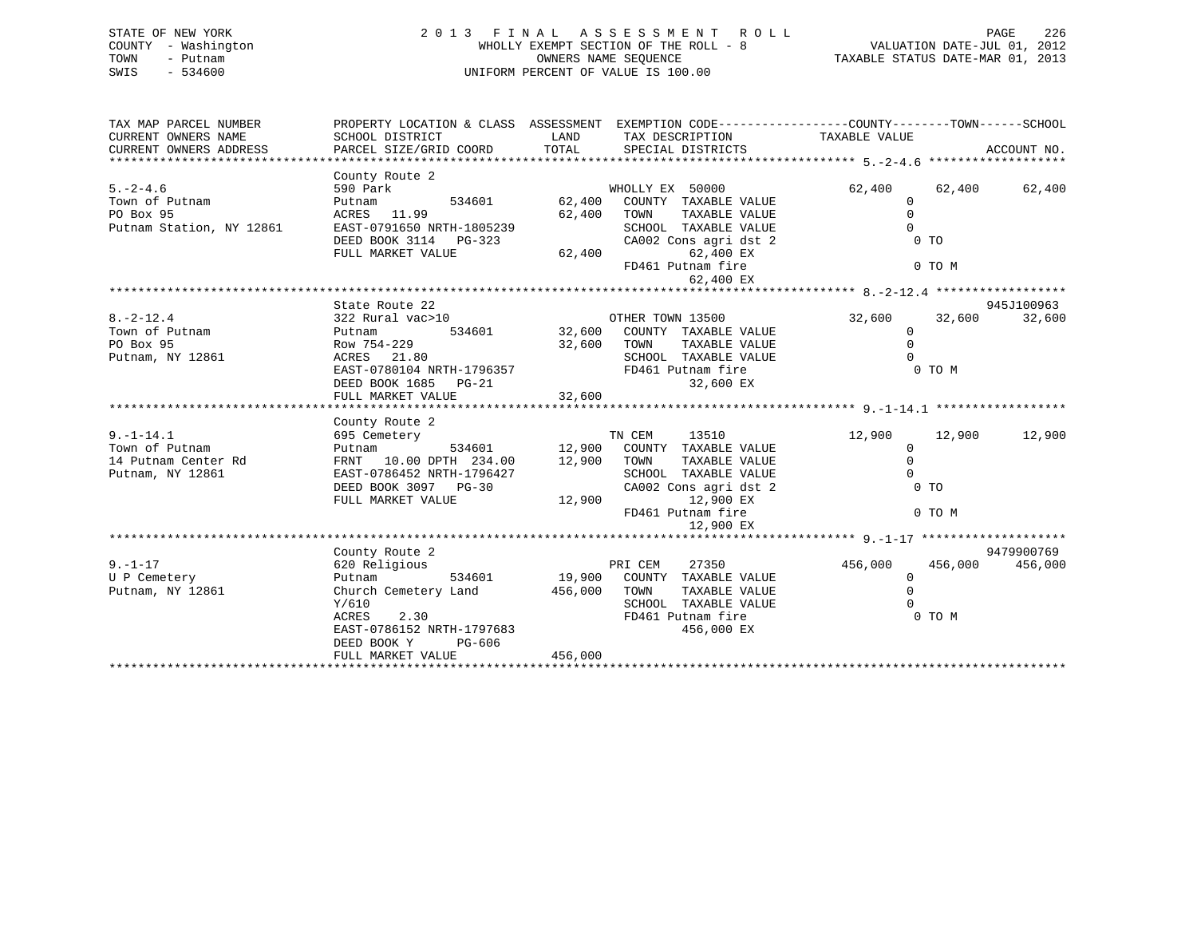STATE OF NEW YORK
COUNTY - Washington
TOWN - Putnam
SWIS - 534600

# 2013 FINAL ASSESSMENT ROLL

WHOLLY EXEMPT SECTION OF THE ROLL - 8
OWNERS NAME SEQUENCE
UNIFORM PERCENT OF VALUE IS 100.00

VALUATION DATE-JUL 01, 2012
TAXABLE STATUS DATE-MAR 01, 2013

```
TAX MAP PARCEL NUMBER      PROPERTY LOCATION & CLASS  ASSESSMENT  EXEMPTION CODE------------------COUNTY--------TOWN------SCHOOL
CURRENT OWNERS NAME        SCHOOL DISTRICT               LAND      TAX DESCRIPTION            TAXABLE VALUE
CURRENT OWNERS ADDRESS     PARCEL SIZE/GRID COORD       TOTAL      SPECIAL DISTRICTS                                   ACCOUNT NO.
******************************************************************************************** 5.-2-4.6 *******************
                           County Route 2
5.-2-4.6                   590 Park                               WHOLLY EX 50000            62,400      62,400      62,400
Town of Putnam             Putnam          534601      62,400     COUNTY  TAXABLE VALUE             0
PO Box 95                  ACRES  11.99                62,400     TOWN    TAXABLE VALUE             0
Putnam Station, NY 12861   EAST-0791650 NRTH-1805239              SCHOOL  TAXABLE VALUE             0
                           DEED BOOK 3114   PG-323                CA002 Cons agri dst 2              0 TO
                           FULL MARKET VALUE           62,400           62,400 EX
                                                                  FD461 Putnam fire                  0 TO M
                                                                        62,400 EX
******************************************************************************************** 8.-2-12.4 ******************
                           State Route 22                                                                      945J100963
8.-2-12.4                  322 Rural vac>10                       OTHER TOWN 13500           32,600      32,600      32,600
Town of Putnam             Putnam          534601      32,600     COUNTY  TAXABLE VALUE             0
PO Box 95                  Row 754-229                 32,600     TOWN    TAXABLE VALUE             0
Putnam, NY 12861           ACRES  21.80                           SCHOOL  TAXABLE VALUE             0
                           EAST-0780104 NRTH-1796357              FD461 Putnam fire                  0 TO M
                           DEED BOOK 1685   PG-21                       32,600 EX
                           FULL MARKET VALUE           32,600
******************************************************************************************** 9.-1-14.1 ******************
                           County Route 2
9.-1-14.1                  695 Cemetery                           TN CEM     13510           12,900      12,900      12,900
Town of Putnam             Putnam          534601      12,900     COUNTY  TAXABLE VALUE             0
14 Putnam Center Rd        FRNT  10.00 DPTH 234.00     12,900     TOWN    TAXABLE VALUE             0
Putnam, NY 12861           EAST-0786452 NRTH-1796427              SCHOOL  TAXABLE VALUE             0
                           DEED BOOK 3097   PG-30                 CA002 Cons agri dst 2              0 TO
                           FULL MARKET VALUE           12,900           12,900 EX
                                                                  FD461 Putnam fire                  0 TO M
                                                                        12,900 EX
******************************************************************************************** 9.-1-17 ********************
                           County Route 2                                                                      9479900769
9.-1-17                    620 Religious                          PRI CEM    27350          456,000     456,000     456,000
U P Cemetery               Putnam          534601      19,900     COUNTY  TAXABLE VALUE             0
Putnam, NY 12861           Church Cemetery Land       456,000     TOWN    TAXABLE VALUE             0
                           Y/610                                  SCHOOL  TAXABLE VALUE             0
                           ACRES   2.30                           FD461 Putnam fire                  0 TO M
                           EAST-0786152 NRTH-1797683                   456,000 EX
                           DEED BOOK Y      PG-606
                           FULL MARKET VALUE          456,000
***************************************************************************************************************************
```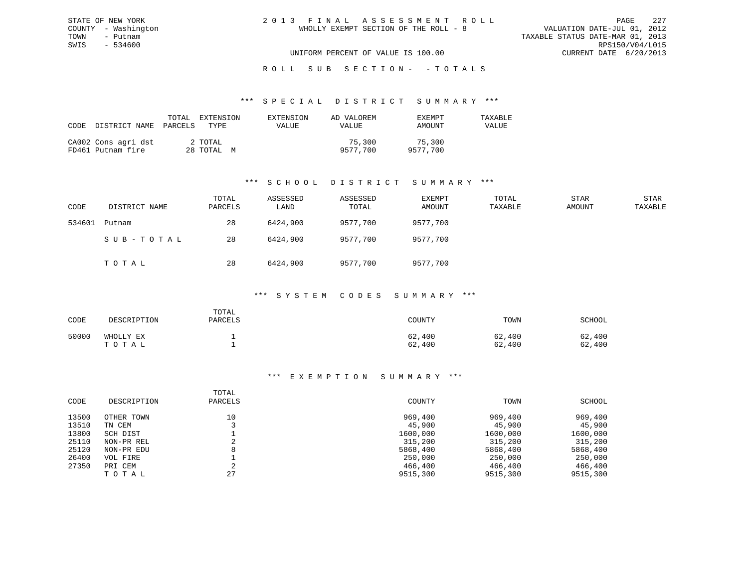STATE OF NEW YORK
COUNTY - Washington
TOWN - Putnam
SWIS - 534600

2 0 1 3 F I N A L A S S E S S M E N T R O L L
WHOLLY EXEMPT SECTION OF THE ROLL - 8

VALUATION DATE-JUL 01, 2012
TAXABLE STATUS DATE-MAR 01, 2013
RPS150/V04/L015
CURRENT DATE 6/20/2013

UNIFORM PERCENT OF VALUE IS 100.00

R O L L S U B S E C T I O N - - T O T A L S

### *** S P E C I A L D I S T R I C T S U M M A R Y ***

| CODE | DISTRICT NAME | TOTAL PARCELS | EXTENSION TYPE | EXTENSION VALUE | AD VALOREM VALUE | EXEMPT AMOUNT | TAXABLE VALUE |
|---|---|---|---|---|---|---|---|
| CA002 | Cons agri dst | 2 | TOTAL | | 75,300 | 75,300 | |
| FD461 | Putnam fire | 28 | TOTAL M | | 9577,700 | 9577,700 | |

### *** S C H O O L D I S T R I C T S U M M A R Y ***

| CODE | DISTRICT NAME | TOTAL PARCELS | ASSESSED LAND | ASSESSED TOTAL | EXEMPT AMOUNT | TOTAL TAXABLE | STAR AMOUNT | STAR TAXABLE |
|---|---|---|---|---|---|---|---|---|
| 534601 | Putnam | 28 | 6424,900 | 9577,700 | 9577,700 | | | |
| | S U B - T O T A L | 28 | 6424,900 | 9577,700 | 9577,700 | | | |
| | T O T A L | 28 | 6424,900 | 9577,700 | 9577,700 | | | |

### *** S Y S T E M C O D E S S U M M A R Y ***

| CODE | DESCRIPTION | TOTAL PARCELS | COUNTY | TOWN | SCHOOL |
|---|---|---|---|---|---|
| 50000 | WHOLLY EX | 1 | 62,400 | 62,400 | 62,400 |
| | T O T A L | 1 | 62,400 | 62,400 | 62,400 |

### *** E X E M P T I O N S U M M A R Y ***

| CODE | DESCRIPTION | TOTAL PARCELS | COUNTY | TOWN | SCHOOL |
|---|---|---|---|---|---|
| 13500 | OTHER TOWN | 10 | 969,400 | 969,400 | 969,400 |
| 13510 | TN CEM | 3 | 45,900 | 45,900 | 45,900 |
| 13800 | SCH DIST | 1 | 1600,000 | 1600,000 | 1600,000 |
| 25110 | NON-PR REL | 2 | 315,200 | 315,200 | 315,200 |
| 25120 | NON-PR EDU | 8 | 5868,400 | 5868,400 | 5868,400 |
| 26400 | VOL FIRE | 1 | 250,000 | 250,000 | 250,000 |
| 27350 | PRI CEM | 2 | 466,400 | 466,400 | 466,400 |
| | T O T A L | 27 | 9515,300 | 9515,300 | 9515,300 |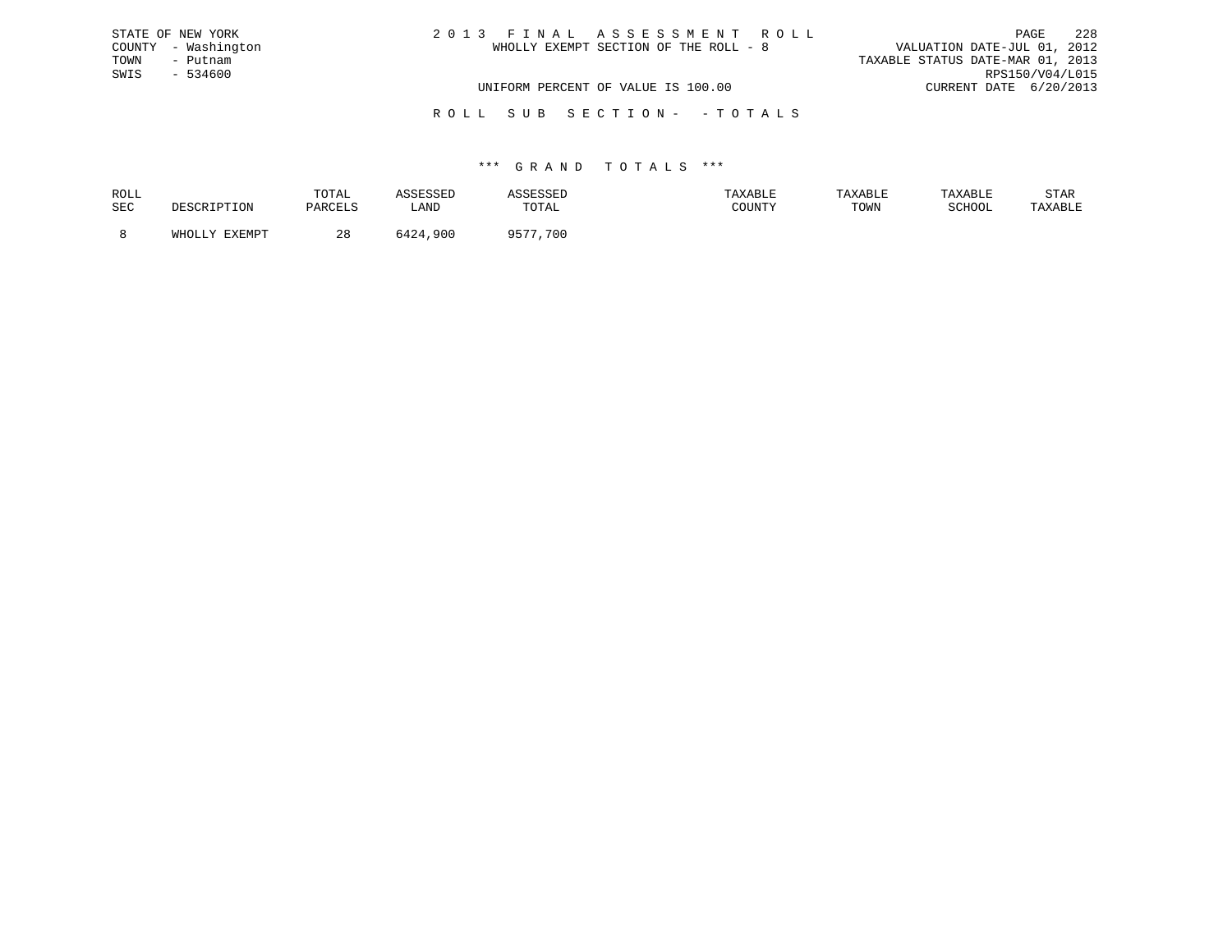STATE OF NEW YORK
COUNTY - Washington
TOWN - Putnam
SWIS - 534600

2 0 1 3 F I N A L A S S E S S M E N T R O L L
WHOLLY EXEMPT SECTION OF THE ROLL - 8

VALUATION DATE-JUL 01, 2012
TAXABLE STATUS DATE-MAR 01, 2013
RPS150/V04/L015
CURRENT DATE 6/20/2013

UNIFORM PERCENT OF VALUE IS 100.00

R O L L S U B S E C T I O N - - T O T A L S

\*\*\* G R A N D T O T A L S \*\*\*

| ROLL SEC | DESCRIPTION | TOTAL PARCELS | ASSESSED LAND | ASSESSED TOTAL | TAXABLE COUNTY | TAXABLE TOWN | TAXABLE SCHOOL | STAR TAXABLE |
|---|---|---|---|---|---|---|---|---|
| 8 | WHOLLY EXEMPT | 28 | 6424,900 | 9577,700 | | | | |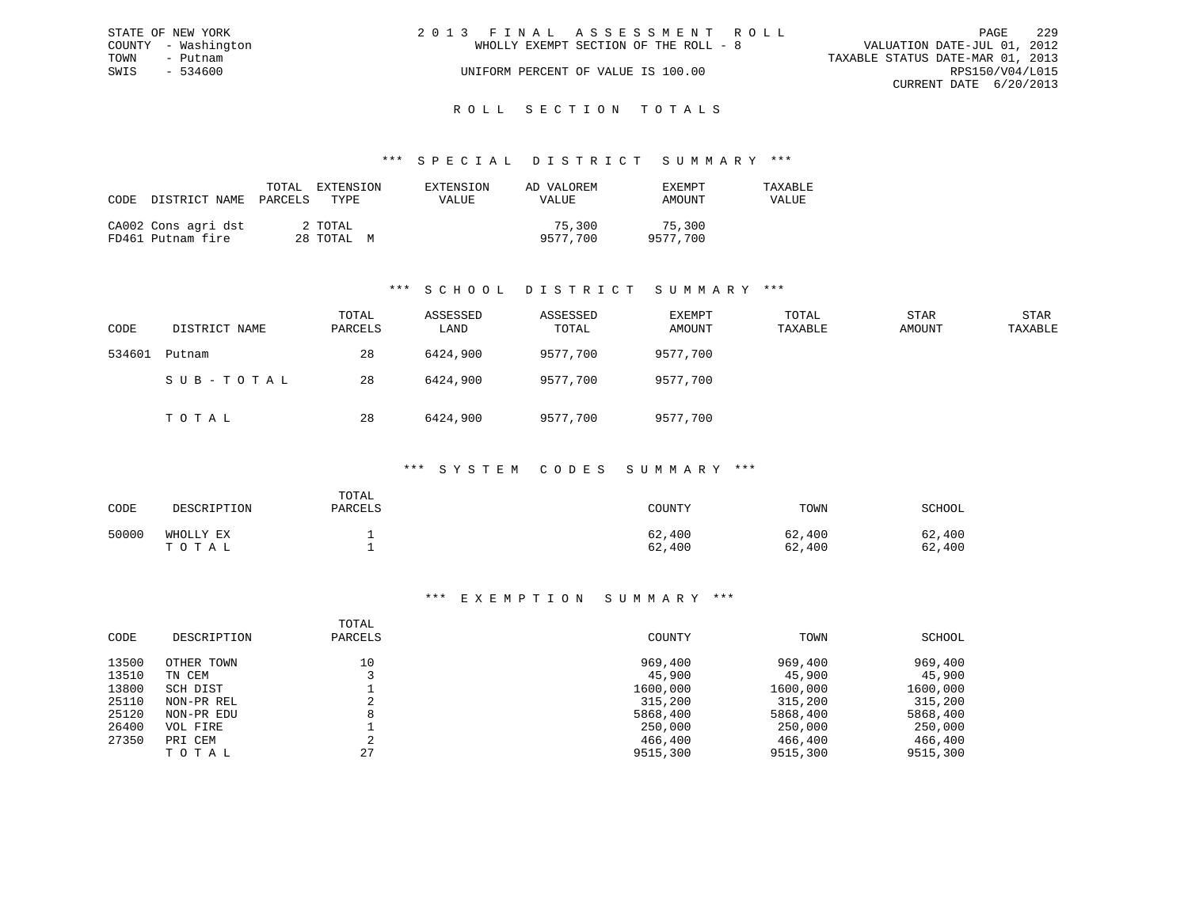STATE OF NEW YORK
COUNTY - Washington
TOWN - Putnam
SWIS - 534600

2013 FINAL ASSESSMENT ROLL
WHOLLY EXEMPT SECTION OF THE ROLL - 8
UNIFORM PERCENT OF VALUE IS 100.00

VALUATION DATE-JUL 01, 2012
TAXABLE STATUS DATE-MAR 01, 2013
RPS150/V04/L015
CURRENT DATE 6/20/2013

## ROLL SECTION TOTALS

### *** SPECIAL DISTRICT SUMMARY ***

| CODE | DISTRICT NAME | TOTAL PARCELS | EXTENSION TYPE | EXTENSION VALUE | AD VALOREM VALUE | EXEMPT AMOUNT | TAXABLE VALUE |
|---|---|---|---|---|---|---|---|
| CA002 | Cons agri dst | 2 | TOTAL | | 75,300 | 75,300 | |
| FD461 | Putnam fire | 28 | TOTAL M | | 9577,700 | 9577,700 | |

### *** SCHOOL DISTRICT SUMMARY ***

| CODE | DISTRICT NAME | TOTAL PARCELS | ASSESSED LAND | ASSESSED TOTAL | EXEMPT AMOUNT | TOTAL TAXABLE | STAR AMOUNT | STAR TAXABLE |
|---|---|---|---|---|---|---|---|---|
| 534601 | Putnam | 28 | 6424,900 | 9577,700 | 9577,700 | | | |
| | SUB-TOTAL | 28 | 6424,900 | 9577,700 | 9577,700 | | | |
| | TOTAL | 28 | 6424,900 | 9577,700 | 9577,700 | | | |

### *** SYSTEM CODES SUMMARY ***

| CODE | DESCRIPTION | TOTAL PARCELS | COUNTY | TOWN | SCHOOL |
|---|---|---|---|---|---|
| 50000 | WHOLLY EX | 1 | 62,400 | 62,400 | 62,400 |
| | TOTAL | 1 | 62,400 | 62,400 | 62,400 |

### *** EXEMPTION SUMMARY ***

| CODE | DESCRIPTION | TOTAL PARCELS | COUNTY | TOWN | SCHOOL |
|---|---|---|---|---|---|
| 13500 | OTHER TOWN | 10 | 969,400 | 969,400 | 969,400 |
| 13510 | TN CEM | 3 | 45,900 | 45,900 | 45,900 |
| 13800 | SCH DIST | 1 | 1600,000 | 1600,000 | 1600,000 |
| 25110 | NON-PR REL | 2 | 315,200 | 315,200 | 315,200 |
| 25120 | NON-PR EDU | 8 | 5868,400 | 5868,400 | 5868,400 |
| 26400 | VOL FIRE | 1 | 250,000 | 250,000 | 250,000 |
| 27350 | PRI CEM | 2 | 466,400 | 466,400 | 466,400 |
| | TOTAL | 27 | 9515,300 | 9515,300 | 9515,300 |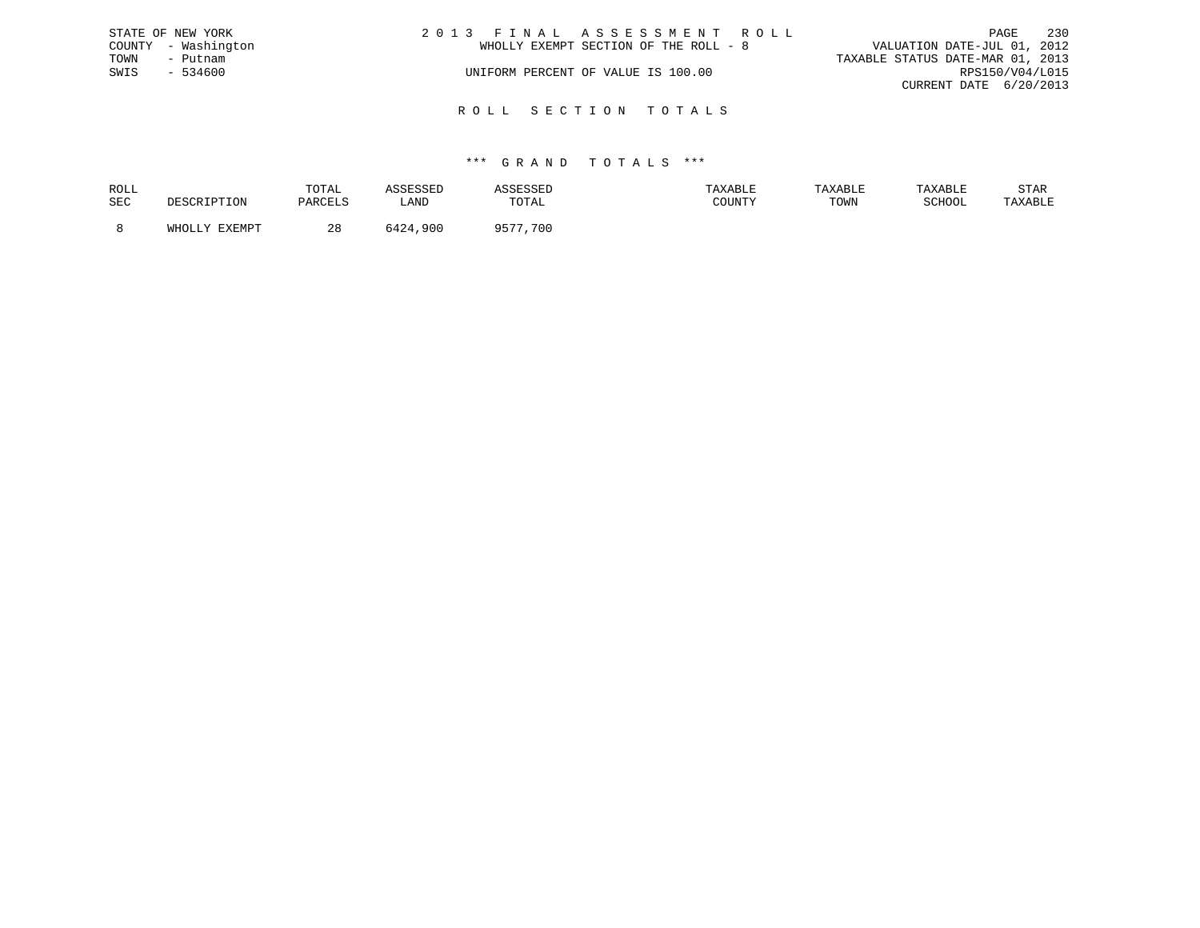STATE OF NEW YORK
COUNTY - Washington
TOWN - Putnam
SWIS - 534600

# 2013 FINAL ASSESSMENT ROLL

WHOLLY EXEMPT SECTION OF THE ROLL - 8

UNIFORM PERCENT OF VALUE IS 100.00

VALUATION DATE-JUL 01, 2012
TAXABLE STATUS DATE-MAR 01, 2013
RPS150/V04/L015
CURRENT DATE 6/20/2013

## ROLL SECTION TOTALS

### *** GRAND TOTALS ***

| ROLL SEC | DESCRIPTION | TOTAL PARCELS | ASSESSED LAND | ASSESSED TOTAL | TAXABLE COUNTY | TAXABLE TOWN | TAXABLE SCHOOL | STAR TAXABLE |
|---|---|---|---|---|---|---|---|---|
| 8 | WHOLLY EXEMPT | 28 | 6424,900 | 9577,700 | | | | |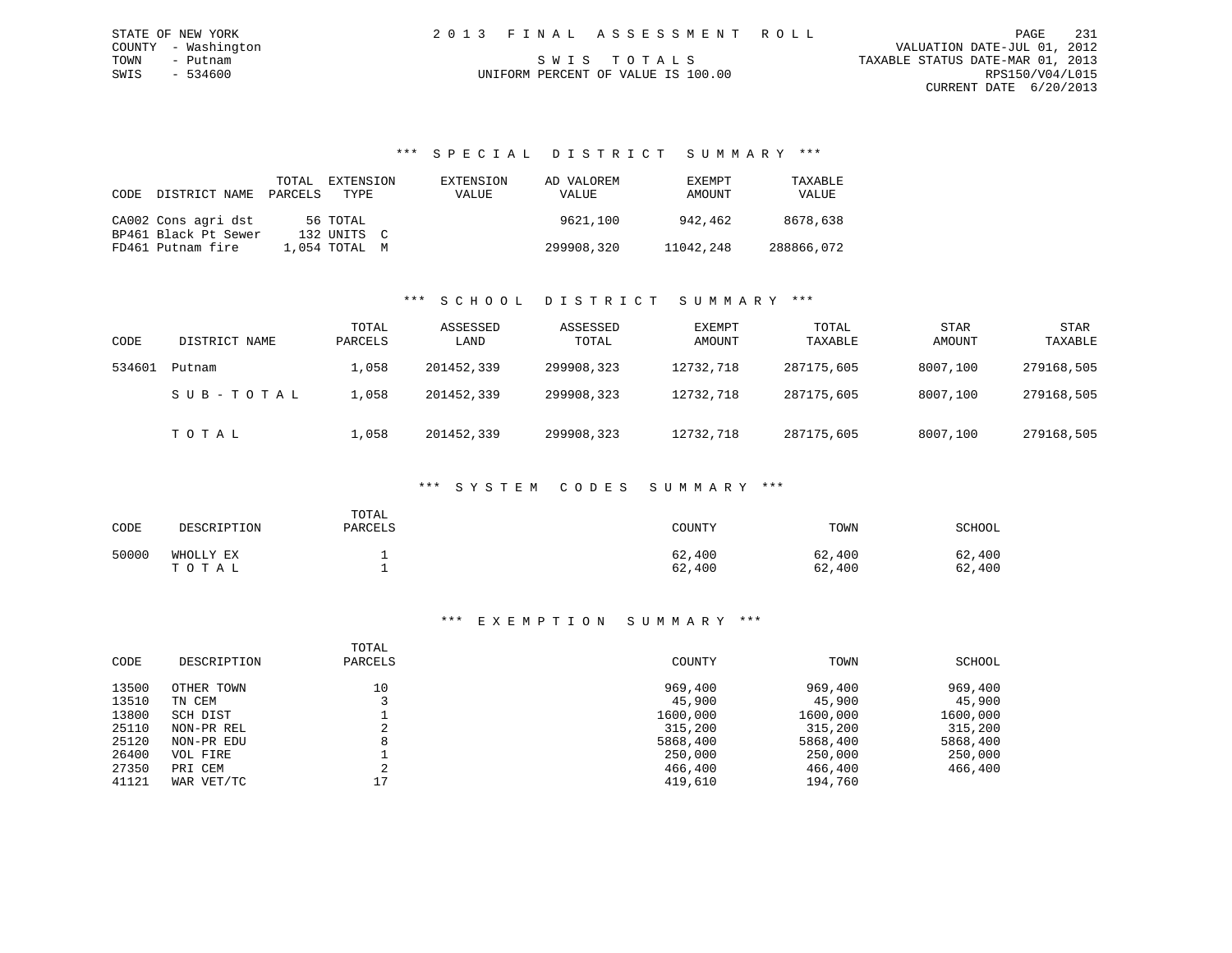STATE OF NEW YORK
COUNTY - Washington
TOWN - Putnam
SWIS - 534600

2 0 1 3 F I N A L A S S E S S M E N T R O L L

S W I S T O T A L S

UNIFORM PERCENT OF VALUE IS 100.00

VALUATION DATE-JUL 01, 2012
TAXABLE STATUS DATE-MAR 01, 2013
RPS150/V04/L015
CURRENT DATE 6/20/2013

## *** S P E C I A L D I S T R I C T S U M M A R Y ***

| CODE | DISTRICT NAME | TOTAL PARCELS | EXTENSION TYPE | EXTENSION VALUE | AD VALOREM VALUE | EXEMPT AMOUNT | TAXABLE VALUE |
|---|---|---|---|---|---|---|---|
| CA002 | Cons agri dst | 56 | TOTAL | | 9621,100 | 942,462 | 8678,638 |
| BP461 | Black Pt Sewer | 132 | UNITS C | | | | |
| FD461 | Putnam fire | 1,054 | TOTAL M | | 299908,320 | 11042,248 | 288866,072 |

## *** S C H O O L D I S T R I C T S U M M A R Y ***

| CODE | DISTRICT NAME | TOTAL PARCELS | ASSESSED LAND | ASSESSED TOTAL | EXEMPT AMOUNT | TOTAL TAXABLE | STAR AMOUNT | STAR TAXABLE |
|---|---|---|---|---|---|---|---|---|
| 534601 | Putnam | 1,058 | 201452,339 | 299908,323 | 12732,718 | 287175,605 | 8007,100 | 279168,505 |
| | S U B - T O T A L | 1,058 | 201452,339 | 299908,323 | 12732,718 | 287175,605 | 8007,100 | 279168,505 |
| | T O T A L | 1,058 | 201452,339 | 299908,323 | 12732,718 | 287175,605 | 8007,100 | 279168,505 |

## *** S Y S T E M C O D E S S U M M A R Y ***

| CODE | DESCRIPTION | TOTAL PARCELS | COUNTY | TOWN | SCHOOL |
|---|---|---|---|---|---|
| 50000 | WHOLLY EX | 1 | 62,400 | 62,400 | 62,400 |
| | T O T A L | 1 | 62,400 | 62,400 | 62,400 |

## *** E X E M P T I O N S U M M A R Y ***

| CODE | DESCRIPTION | TOTAL PARCELS | COUNTY | TOWN | SCHOOL |
|---|---|---|---|---|---|
| 13500 | OTHER TOWN | 10 | 969,400 | 969,400 | 969,400 |
| 13510 | TN CEM | 3 | 45,900 | 45,900 | 45,900 |
| 13800 | SCH DIST | 1 | 1600,000 | 1600,000 | 1600,000 |
| 25110 | NON-PR REL | 2 | 315,200 | 315,200 | 315,200 |
| 25120 | NON-PR EDU | 8 | 5868,400 | 5868,400 | 5868,400 |
| 26400 | VOL FIRE | 1 | 250,000 | 250,000 | 250,000 |
| 27350 | PRI CEM | 2 | 466,400 | 466,400 | 466,400 |
| 41121 | WAR VET/TC | 17 | 419,610 | 194,760 | |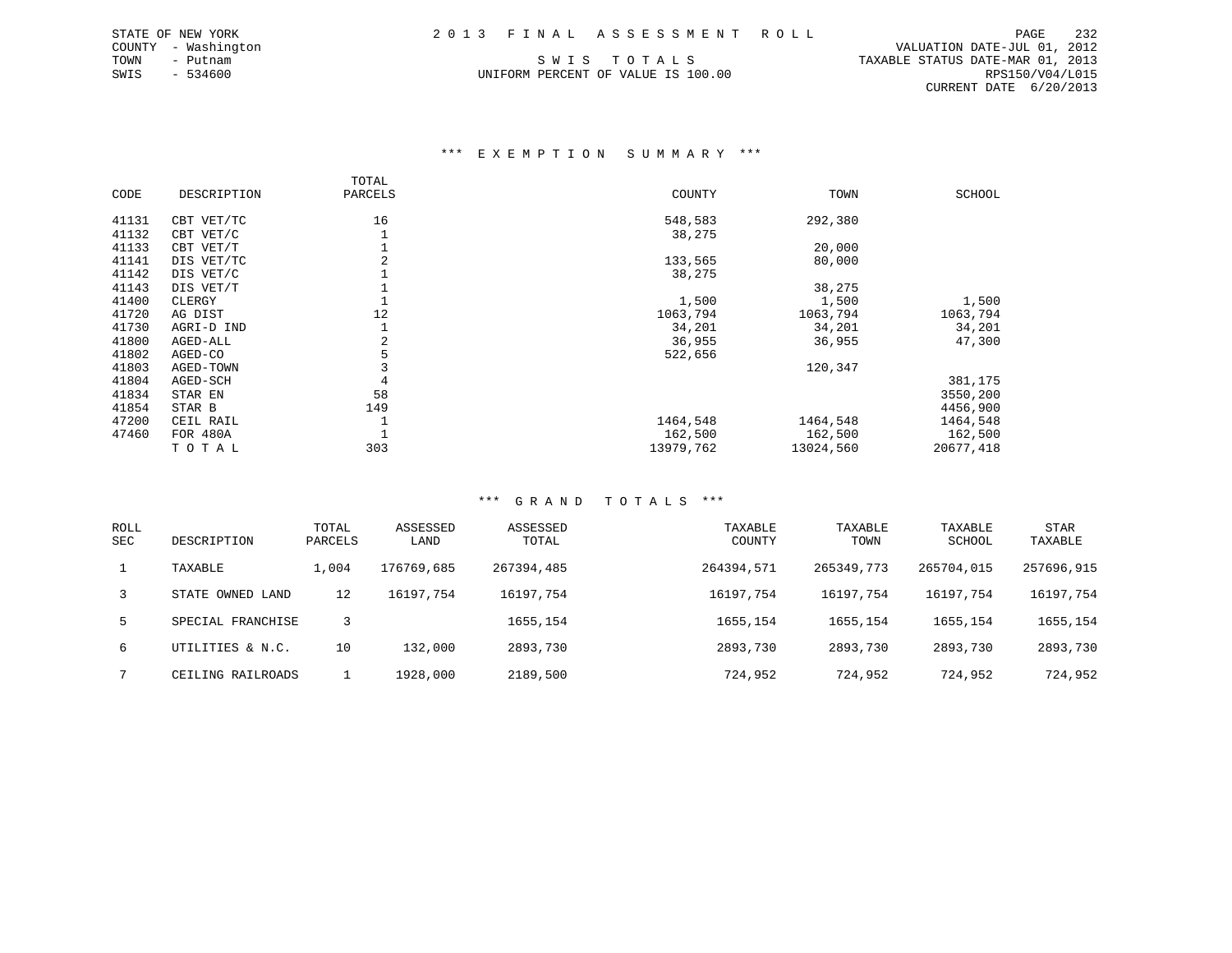STATE OF NEW YORK — 2013 FINAL ASSESSMENT ROLL
COUNTY - Washington
TOWN - Putnam
SWIS - 534600

SWIS TOTALS
UNIFORM PERCENT OF VALUE IS 100.00

VALUATION DATE-JUL 01, 2012
TAXABLE STATUS DATE-MAR 01, 2013
RPS150/V04/L015
CURRENT DATE 6/20/2013

### *** EXEMPTION SUMMARY ***

| CODE | DESCRIPTION | TOTAL PARCELS | COUNTY | TOWN | SCHOOL |
|---|---|---|---|---|---|
| 41131 | CBT VET/TC | 16 | 548,583 | 292,380 | |
| 41132 | CBT VET/C | 1 | 38,275 | | |
| 41133 | CBT VET/T | 1 | | 20,000 | |
| 41141 | DIS VET/TC | 2 | 133,565 | 80,000 | |
| 41142 | DIS VET/C | 1 | 38,275 | | |
| 41143 | DIS VET/T | 1 | | 38,275 | |
| 41400 | CLERGY | 1 | 1,500 | 1,500 | 1,500 |
| 41720 | AG DIST | 12 | 1063,794 | 1063,794 | 1063,794 |
| 41730 | AGRI-D IND | 1 | 34,201 | 34,201 | 34,201 |
| 41800 | AGED-ALL | 2 | 36,955 | 36,955 | 47,300 |
| 41802 | AGED-CO | 5 | 522,656 | | |
| 41803 | AGED-TOWN | 3 | | 120,347 | |
| 41804 | AGED-SCH | 4 | | | 381,175 |
| 41834 | STAR EN | 58 | | | 3550,200 |
| 41854 | STAR B | 149 | | | 4456,900 |
| 47200 | CEIL RAIL | 1 | 1464,548 | 1464,548 | 1464,548 |
| 47460 | FOR 480A | 1 | 162,500 | 162,500 | 162,500 |
| | TOTAL | 303 | 13979,762 | 13024,560 | 20677,418 |

### *** GRAND TOTALS ***

| ROLL SEC | DESCRIPTION | TOTAL PARCELS | ASSESSED LAND | ASSESSED TOTAL | TAXABLE COUNTY | TAXABLE TOWN | TAXABLE SCHOOL | STAR TAXABLE |
|---|---|---|---|---|---|---|---|---|
| 1 | TAXABLE | 1,004 | 176769,685 | 267394,485 | 264394,571 | 265349,773 | 265704,015 | 257696,915 |
| 3 | STATE OWNED LAND | 12 | 16197,754 | 16197,754 | 16197,754 | 16197,754 | 16197,754 | 16197,754 |
| 5 | SPECIAL FRANCHISE | 3 | | 1655,154 | 1655,154 | 1655,154 | 1655,154 | 1655,154 |
| 6 | UTILITIES & N.C. | 10 | 132,000 | 2893,730 | 2893,730 | 2893,730 | 2893,730 | 2893,730 |
| 7 | CEILING RAILROADS | 1 | 1928,000 | 2189,500 | 724,952 | 724,952 | 724,952 | 724,952 |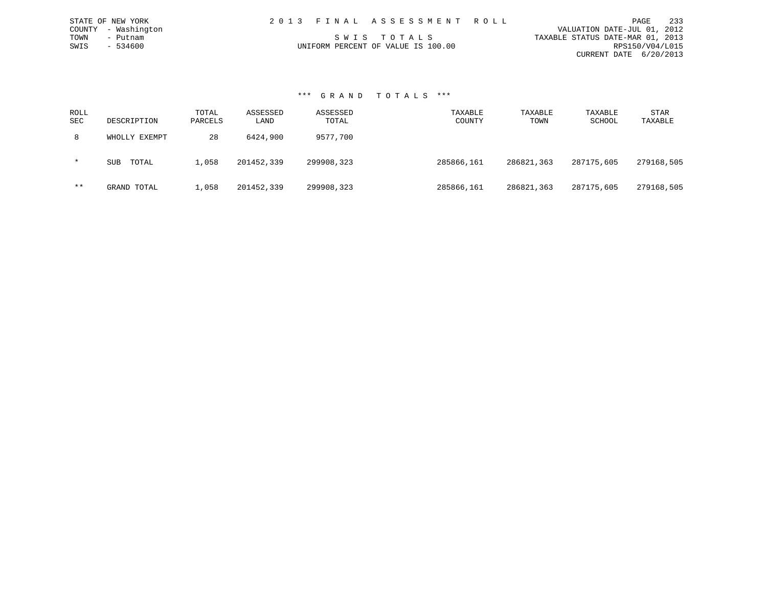STATE OF NEW YORK
COUNTY - Washington
TOWN - Putnam
SWIS - 534600

# 2013 FINAL ASSESSMENT ROLL

SWIS TOTALS
UNIFORM PERCENT OF VALUE IS 100.00

VALUATION DATE-JUL 01, 2012
TAXABLE STATUS DATE-MAR 01, 2013
RPS150/V04/L015
CURRENT DATE 6/20/2013

## *** GRAND TOTALS ***

| ROLL SEC | DESCRIPTION | TOTAL PARCELS | ASSESSED LAND | ASSESSED TOTAL | TAXABLE COUNTY | TAXABLE TOWN | TAXABLE SCHOOL | STAR TAXABLE |
|---|---|---|---|---|---|---|---|---|
| 8 | WHOLLY EXEMPT | 28 | 6424,900 | 9577,700 | | | | |
| * | SUB TOTAL | 1,058 | 201452,339 | 299908,323 | 285866,161 | 286821,363 | 287175,605 | 279168,505 |
| ** | GRAND TOTAL | 1,058 | 201452,339 | 299908,323 | 285866,161 | 286821,363 | 287175,605 | 279168,505 |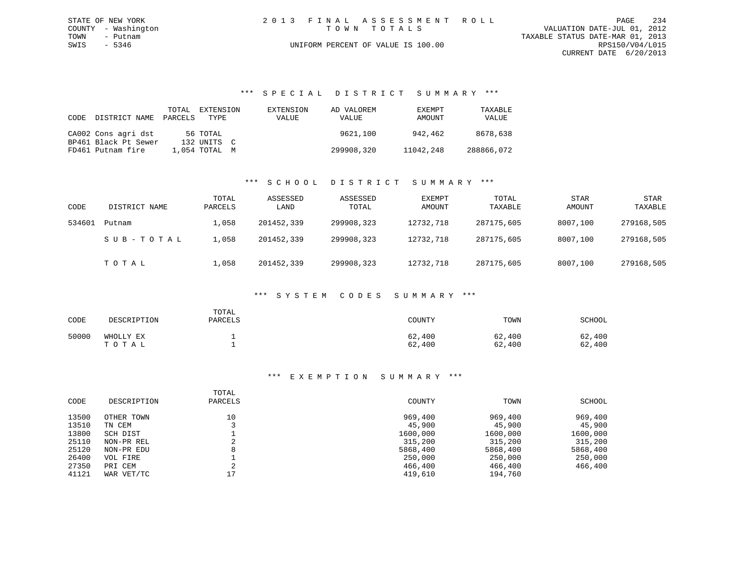STATE OF NEW YORK
COUNTY - Washington
TOWN - Putnam
SWIS - 5346

2 0 1 3 F I N A L A S S E S S M E N T R O L L
T O W N T O T A L S

UNIFORM PERCENT OF VALUE IS 100.00

VALUATION DATE-JUL 01, 2012
TAXABLE STATUS DATE-MAR 01, 2013
RPS150/V04/L015
CURRENT DATE 6/20/2013

### *** S P E C I A L D I S T R I C T S U M M A R Y ***

| CODE | DISTRICT NAME | TOTAL PARCELS | EXTENSION TYPE | EXTENSION VALUE | AD VALOREM VALUE | EXEMPT AMOUNT | TAXABLE VALUE |
|---|---|---|---|---|---|---|---|
| CA002 | Cons agri dst | 56 | TOTAL | | 9621,100 | 942,462 | 8678,638 |
| BP461 | Black Pt Sewer | 132 | UNITS C | | | | |
| FD461 | Putnam fire | 1,054 | TOTAL M | | 299908,320 | 11042,248 | 288866,072 |

### *** S C H O O L D I S T R I C T S U M M A R Y ***

| CODE | DISTRICT NAME | TOTAL PARCELS | ASSESSED LAND | ASSESSED TOTAL | EXEMPT AMOUNT | TOTAL TAXABLE | STAR AMOUNT | STAR TAXABLE |
|---|---|---|---|---|---|---|---|---|
| 534601 | Putnam | 1,058 | 201452,339 | 299908,323 | 12732,718 | 287175,605 | 8007,100 | 279168,505 |
| | S U B - T O T A L | 1,058 | 201452,339 | 299908,323 | 12732,718 | 287175,605 | 8007,100 | 279168,505 |
| | T O T A L | 1,058 | 201452,339 | 299908,323 | 12732,718 | 287175,605 | 8007,100 | 279168,505 |

### *** S Y S T E M C O D E S S U M M A R Y ***

| CODE | DESCRIPTION | TOTAL PARCELS | COUNTY | TOWN | SCHOOL |
|---|---|---|---|---|---|
| 50000 | WHOLLY EX | 1 | 62,400 | 62,400 | 62,400 |
| | T O T A L | 1 | 62,400 | 62,400 | 62,400 |

### *** E X E M P T I O N S U M M A R Y ***

| CODE | DESCRIPTION | TOTAL PARCELS | COUNTY | TOWN | SCHOOL |
|---|---|---|---|---|---|
| 13500 | OTHER TOWN | 10 | 969,400 | 969,400 | 969,400 |
| 13510 | TN CEM | 3 | 45,900 | 45,900 | 45,900 |
| 13800 | SCH DIST | 1 | 1600,000 | 1600,000 | 1600,000 |
| 25110 | NON-PR REL | 2 | 315,200 | 315,200 | 315,200 |
| 25120 | NON-PR EDU | 8 | 5868,400 | 5868,400 | 5868,400 |
| 26400 | VOL FIRE | 1 | 250,000 | 250,000 | 250,000 |
| 27350 | PRI CEM | 2 | 466,400 | 466,400 | 466,400 |
| 41121 | WAR VET/TC | 17 | 419,610 | 194,760 | |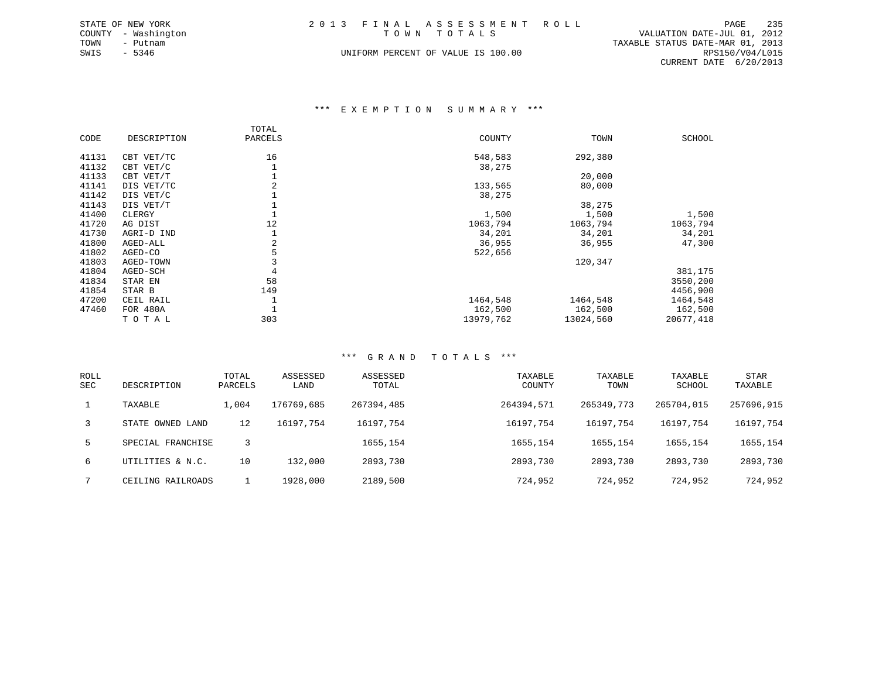STATE OF NEW YORK
COUNTY - Washington
TOWN - Putnam
SWIS - 5346

# 2 0 1 3 F I N A L A S S E S S M E N T R O L L
## T O W N T O T A L S

UNIFORM PERCENT OF VALUE IS 100.00

VALUATION DATE-JUL 01, 2012
TAXABLE STATUS DATE-MAR 01, 2013
RPS150/V04/L015
CURRENT DATE 6/20/2013

### *** E X E M P T I O N S U M M A R Y ***

| CODE | DESCRIPTION | TOTAL PARCELS | COUNTY | TOWN | SCHOOL |
|---|---|---|---|---|---|
| 41131 | CBT VET/TC | 16 | 548,583 | 292,380 | |
| 41132 | CBT VET/C | 1 | 38,275 | | |
| 41133 | CBT VET/T | 1 | | 20,000 | |
| 41141 | DIS VET/TC | 2 | 133,565 | 80,000 | |
| 41142 | DIS VET/C | 1 | 38,275 | | |
| 41143 | DIS VET/T | 1 | | 38,275 | |
| 41400 | CLERGY | 1 | 1,500 | 1,500 | 1,500 |
| 41720 | AG DIST | 12 | 1063,794 | 1063,794 | 1063,794 |
| 41730 | AGRI-D IND | 1 | 34,201 | 34,201 | 34,201 |
| 41800 | AGED-ALL | 2 | 36,955 | 36,955 | 47,300 |
| 41802 | AGED-CO | 5 | 522,656 | | |
| 41803 | AGED-TOWN | 3 | | 120,347 | |
| 41804 | AGED-SCH | 4 | | | 381,175 |
| 41834 | STAR EN | 58 | | | 3550,200 |
| 41854 | STAR B | 149 | | | 4456,900 |
| 47200 | CEIL RAIL | 1 | 1464,548 | 1464,548 | 1464,548 |
| 47460 | FOR 480A | 1 | 162,500 | 162,500 | 162,500 |
| | T O T A L | 303 | 13979,762 | 13024,560 | 20677,418 |

### *** G R A N D T O T A L S ***

| ROLL SEC | DESCRIPTION | TOTAL PARCELS | ASSESSED LAND | ASSESSED TOTAL | TAXABLE COUNTY | TAXABLE TOWN | TAXABLE SCHOOL | STAR TAXABLE |
|---|---|---|---|---|---|---|---|---|
| 1 | TAXABLE | 1,004 | 176769,685 | 267394,485 | 264394,571 | 265349,773 | 265704,015 | 257696,915 |
| 3 | STATE OWNED LAND | 12 | 16197,754 | 16197,754 | 16197,754 | 16197,754 | 16197,754 | 16197,754 |
| 5 | SPECIAL FRANCHISE | 3 | | 1655,154 | 1655,154 | 1655,154 | 1655,154 | 1655,154 |
| 6 | UTILITIES & N.C. | 10 | 132,000 | 2893,730 | 2893,730 | 2893,730 | 2893,730 | 2893,730 |
| 7 | CEILING RAILROADS | 1 | 1928,000 | 2189,500 | 724,952 | 724,952 | 724,952 | 724,952 |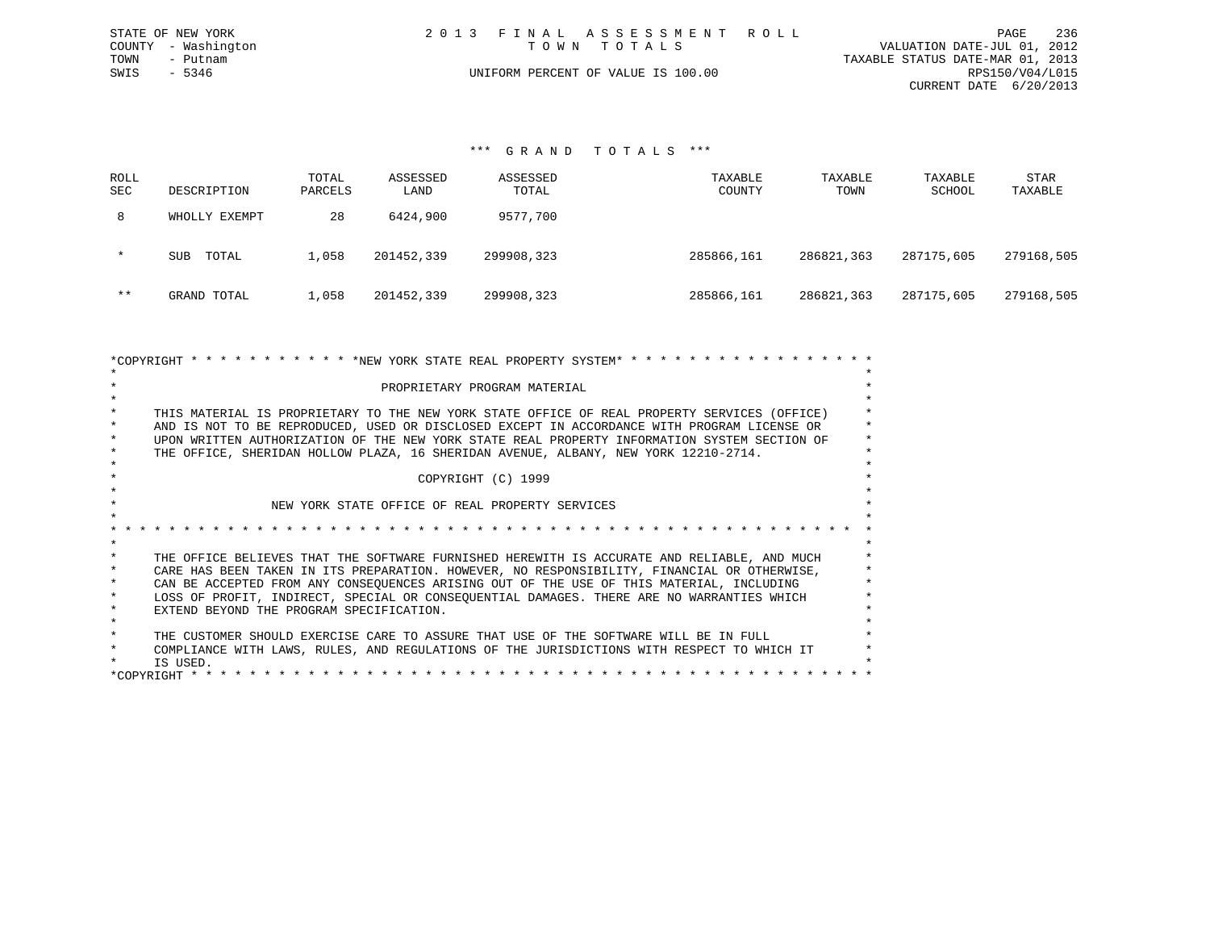STATE OF NEW YORK
COUNTY - Washington
TOWN - Putnam
SWIS - 5346

2 0 1 3 F I N A L A S S E S S M E N T R O L L
T O W N T O T A L S
UNIFORM PERCENT OF VALUE IS 100.00

VALUATION DATE-JUL 01, 2012
TAXABLE STATUS DATE-MAR 01, 2013
RPS150/V04/L015
CURRENT DATE 6/20/2013

### *** G R A N D T O T A L S ***

| ROLL SEC | DESCRIPTION | TOTAL PARCELS | ASSESSED LAND | ASSESSED TOTAL | TAXABLE COUNTY | TAXABLE TOWN | TAXABLE SCHOOL | STAR TAXABLE |
|---|---|---|---|---|---|---|---|---|
| 8 | WHOLLY EXEMPT | 28 | 6424,900 | 9577,700 | | | | |
| * | SUB TOTAL | 1,058 | 201452,339 | 299908,323 | 285866,161 | 286821,363 | 287175,605 | 279168,505 |
| ** | GRAND TOTAL | 1,058 | 201452,339 | 299908,323 | 285866,161 | 286821,363 | 287175,605 | 279168,505 |

*COPYRIGHT * * * * * * * * * * * *NEW YORK STATE REAL PROPERTY SYSTEM* * * * * * * * * * * * * * * * * *

PROPRIETARY PROGRAM MATERIAL

THIS MATERIAL IS PROPRIETARY TO THE NEW YORK STATE OFFICE OF REAL PROPERTY SERVICES (OFFICE) AND IS NOT TO BE REPRODUCED, USED OR DISCLOSED EXCEPT IN ACCORDANCE WITH PROGRAM LICENSE OR UPON WRITTEN AUTHORIZATION OF THE NEW YORK STATE REAL PROPERTY INFORMATION SYSTEM SECTION OF THE OFFICE, SHERIDAN HOLLOW PLAZA, 16 SHERIDAN AVENUE, ALBANY, NEW YORK 12210-2714.

COPYRIGHT (C) 1999

NEW YORK STATE OFFICE OF REAL PROPERTY SERVICES

THE OFFICE BELIEVES THAT THE SOFTWARE FURNISHED HEREWITH IS ACCURATE AND RELIABLE, AND MUCH CARE HAS BEEN TAKEN IN ITS PREPARATION. HOWEVER, NO RESPONSIBILITY, FINANCIAL OR OTHERWISE, CAN BE ACCEPTED FROM ANY CONSEQUENCES ARISING OUT OF THE USE OF THIS MATERIAL, INCLUDING LOSS OF PROFIT, INDIRECT, SPECIAL OR CONSEQUENTIAL DAMAGES. THERE ARE NO WARRANTIES WHICH EXTEND BEYOND THE PROGRAM SPECIFICATION.

THE CUSTOMER SHOULD EXERCISE CARE TO ASSURE THAT USE OF THE SOFTWARE WILL BE IN FULL COMPLIANCE WITH LAWS, RULES, AND REGULATIONS OF THE JURISDICTIONS WITH RESPECT TO WHICH IT IS USED.

*COPYRIGHT * * * * * * * * * * * * * * * * * * * * * * * * * * * * * * * * * * * * * * * * * * * * * *